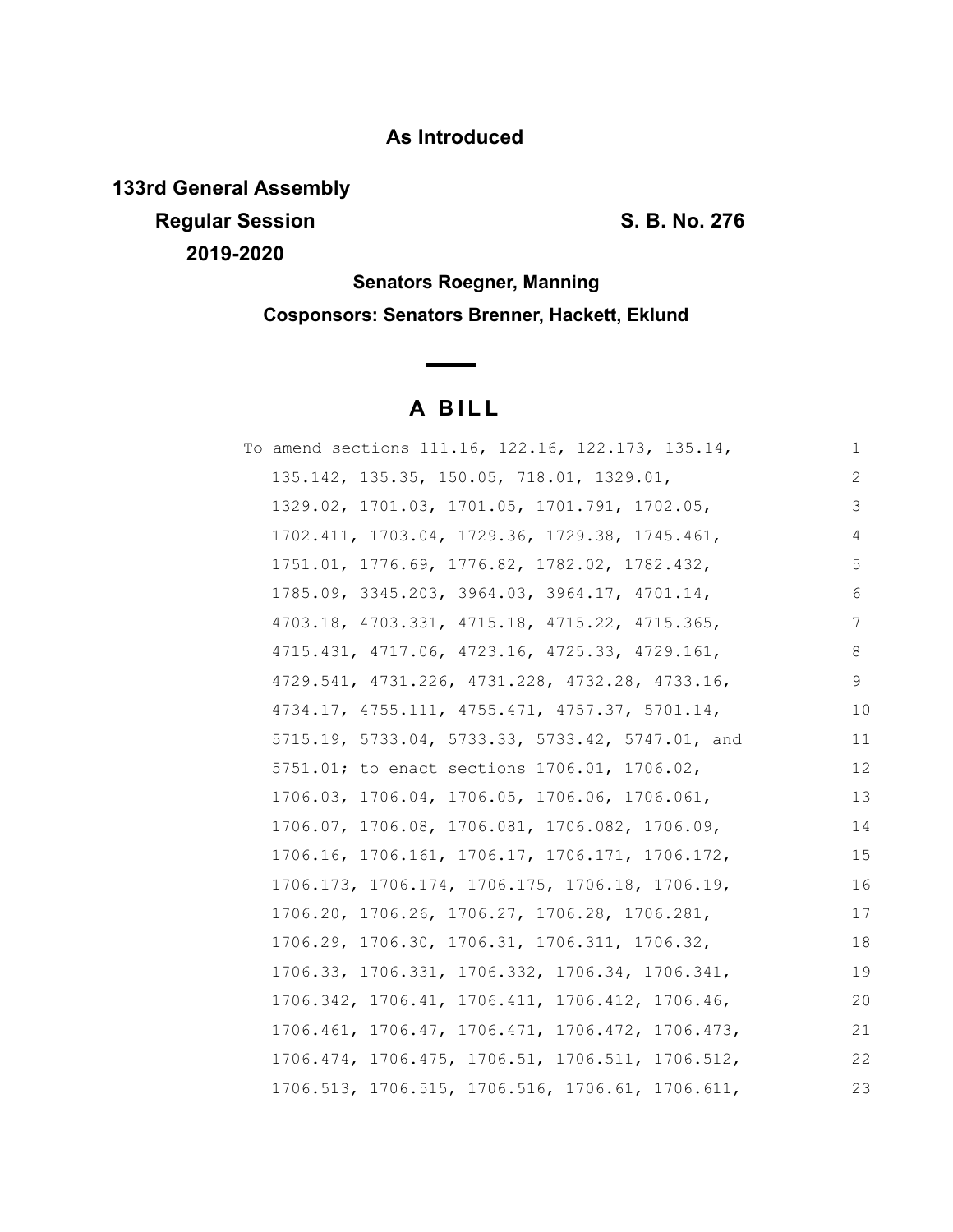**As Introduced**

**133rd General Assembly**

**Regular Session** **S. B. No. 276**

**2019-2020**

**Senators Roegner, Manning**

**Cosponsors: Senators Brenner, Hackett, Eklund**

# A BILL

| | |
|---|---|
| To amend sections 111.16, 122.16, 122.173, 135.14, | 1 |
| 135.142, 135.35, 150.05, 718.01, 1329.01, | 2 |
| 1329.02, 1701.03, 1701.05, 1701.791, 1702.05, | 3 |
| 1702.411, 1703.04, 1729.36, 1729.38, 1745.461, | 4 |
| 1751.01, 1776.69, 1776.82, 1782.02, 1782.432, | 5 |
| 1785.09, 3345.203, 3964.03, 3964.17, 4701.14, | 6 |
| 4703.18, 4703.331, 4715.18, 4715.22, 4715.365, | 7 |
| 4715.431, 4717.06, 4723.16, 4725.33, 4729.161, | 8 |
| 4729.541, 4731.226, 4731.228, 4732.28, 4733.16, | 9 |
| 4734.17, 4755.111, 4755.471, 4757.37, 5701.14, | 10 |
| 5715.19, 5733.04, 5733.33, 5733.42, 5747.01, and | 11 |
| 5751.01; to enact sections 1706.01, 1706.02, | 12 |
| 1706.03, 1706.04, 1706.05, 1706.06, 1706.061, | 13 |
| 1706.07, 1706.08, 1706.081, 1706.082, 1706.09, | 14 |
| 1706.16, 1706.161, 1706.17, 1706.171, 1706.172, | 15 |
| 1706.173, 1706.174, 1706.175, 1706.18, 1706.19, | 16 |
| 1706.20, 1706.26, 1706.27, 1706.28, 1706.281, | 17 |
| 1706.29, 1706.30, 1706.31, 1706.311, 1706.32, | 18 |
| 1706.33, 1706.331, 1706.332, 1706.34, 1706.341, | 19 |
| 1706.342, 1706.41, 1706.411, 1706.412, 1706.46, | 20 |
| 1706.461, 1706.47, 1706.471, 1706.472, 1706.473, | 21 |
| 1706.474, 1706.475, 1706.51, 1706.511, 1706.512, | 22 |
| 1706.513, 1706.515, 1706.516, 1706.61, 1706.611, | 23 |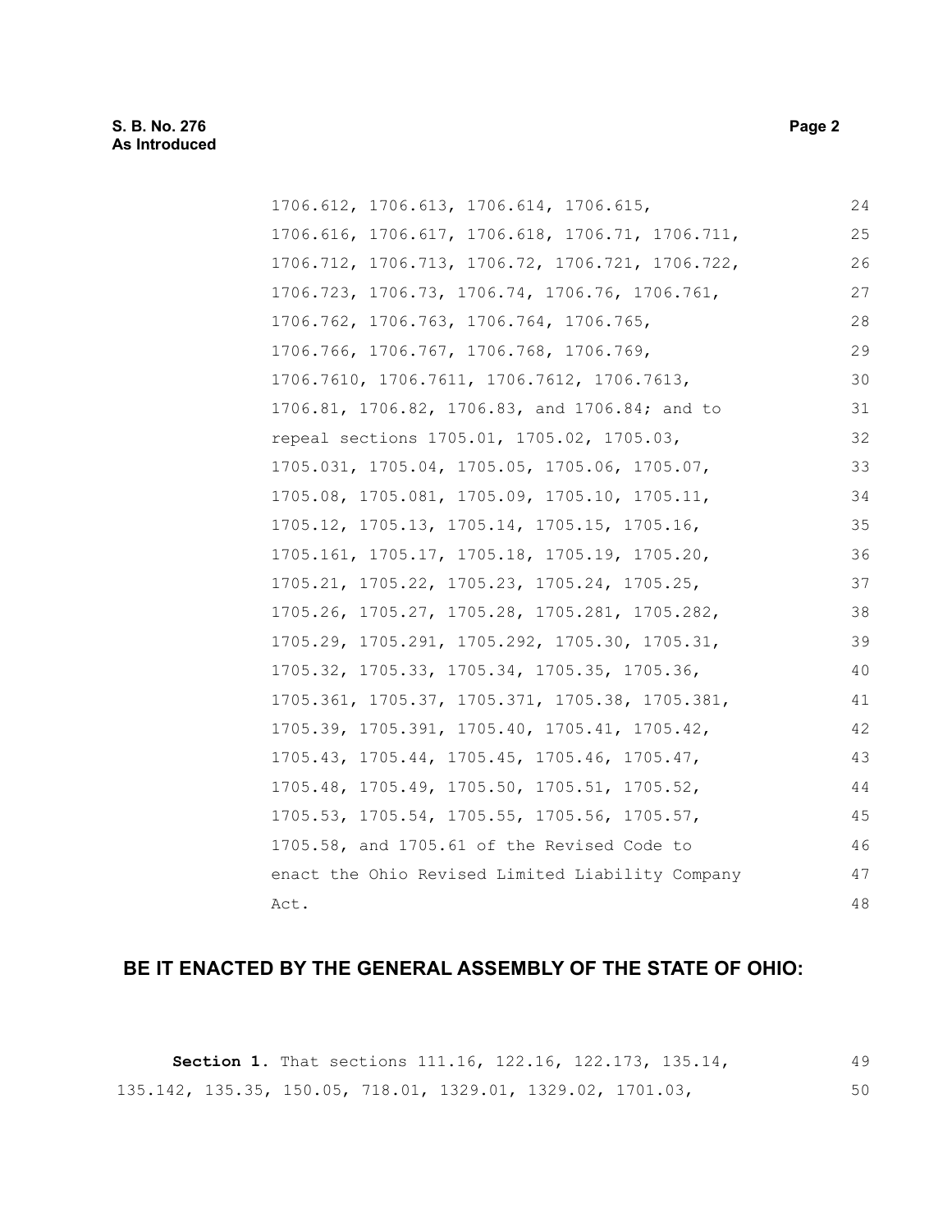1706.612, 1706.613, 1706.614, 1706.615, 1706.616, 1706.617, 1706.618, 1706.71, 1706.711, 1706.712, 1706.713, 1706.72, 1706.721, 1706.722, 1706.723, 1706.73, 1706.74, 1706.76, 1706.761, 1706.762, 1706.763, 1706.764, 1706.765, 1706.766, 1706.767, 1706.768, 1706.769, 1706.7610, 1706.7611, 1706.7612, 1706.7613, 1706.81, 1706.82, 1706.83, and 1706.84; and to repeal sections 1705.01, 1705.02, 1705.03, 1705.031, 1705.04, 1705.05, 1705.06, 1705.07, 1705.08, 1705.081, 1705.09, 1705.10, 1705.11, 1705.12, 1705.13, 1705.14, 1705.15, 1705.16, 1705.161, 1705.17, 1705.18, 1705.19, 1705.20, 1705.21, 1705.22, 1705.23, 1705.24, 1705.25, 1705.26, 1705.27, 1705.28, 1705.281, 1705.282, 1705.29, 1705.291, 1705.292, 1705.30, 1705.31, 1705.32, 1705.33, 1705.34, 1705.35, 1705.36, 1705.361, 1705.37, 1705.371, 1705.38, 1705.381, 1705.39, 1705.391, 1705.40, 1705.41, 1705.42, 1705.43, 1705.44, 1705.45, 1705.46, 1705.47, 1705.48, 1705.49, 1705.50, 1705.51, 1705.52, 1705.53, 1705.54, 1705.55, 1705.56, 1705.57, 1705.58, and 1705.61 of the Revised Code to enact the Ohio Revised Limited Liability Company Act.

**BE IT ENACTED BY THE GENERAL ASSEMBLY OF THE STATE OF OHIO:**

**Section 1.** That sections 111.16, 122.16, 122.173, 135.14, 135.142, 135.35, 150.05, 718.01, 1329.01, 1329.02, 1701.03,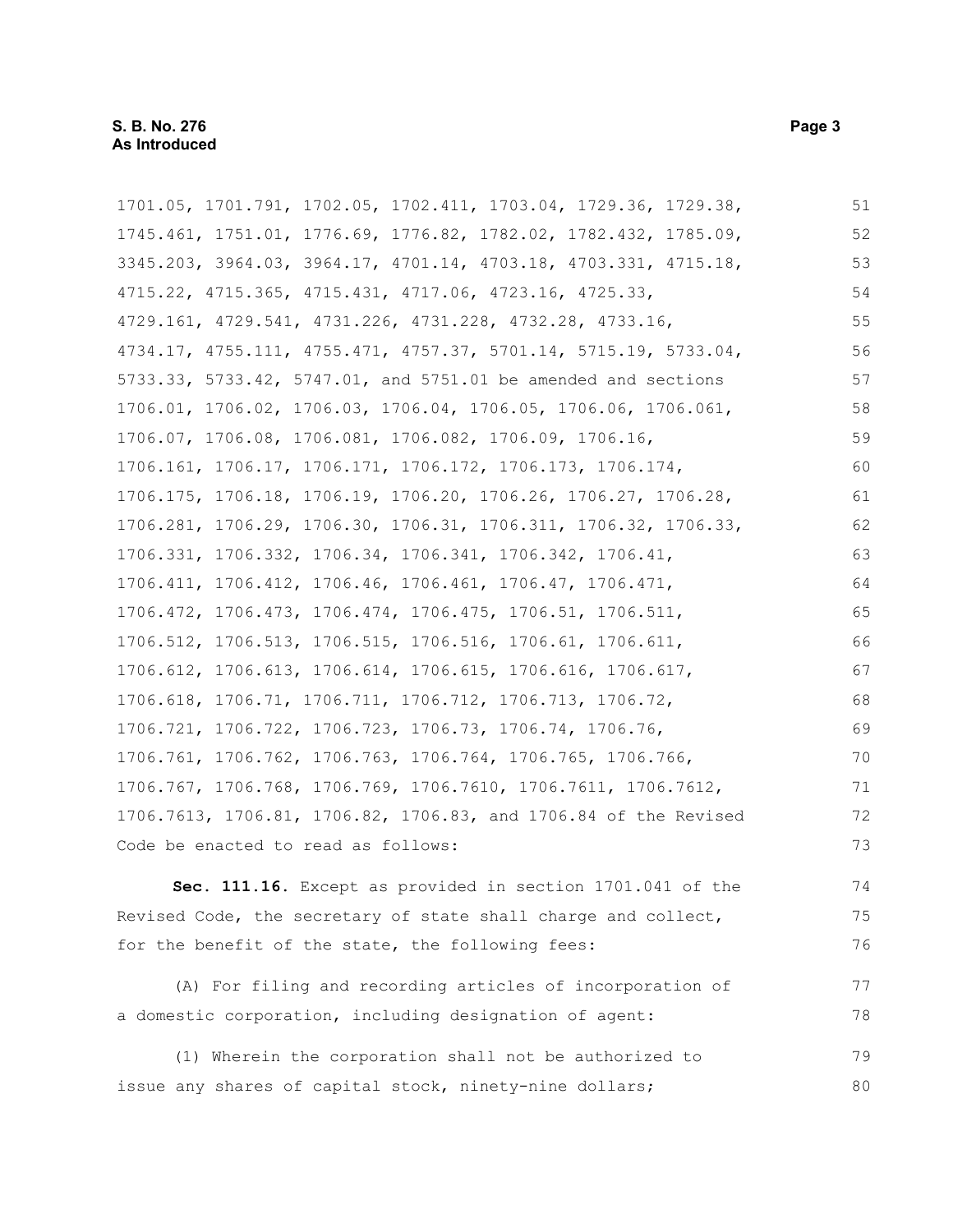1701.05, 1701.791, 1702.05, 1702.411, 1703.04, 1729.36, 1729.38, 1745.461, 1751.01, 1776.69, 1776.82, 1782.02, 1782.432, 1785.09, 3345.203, 3964.03, 3964.17, 4701.14, 4703.18, 4703.331, 4715.18, 4715.22, 4715.365, 4715.431, 4717.06, 4723.16, 4725.33, 4729.161, 4729.541, 4731.226, 4731.228, 4732.28, 4733.16, 4734.17, 4755.111, 4755.471, 4757.37, 5701.14, 5715.19, 5733.04, 5733.33, 5733.42, 5747.01, and 5751.01 be amended and sections 1706.01, 1706.02, 1706.03, 1706.04, 1706.05, 1706.06, 1706.061, 1706.07, 1706.08, 1706.081, 1706.082, 1706.09, 1706.16, 1706.161, 1706.17, 1706.171, 1706.172, 1706.173, 1706.174, 1706.175, 1706.18, 1706.19, 1706.20, 1706.26, 1706.27, 1706.28, 1706.281, 1706.29, 1706.30, 1706.31, 1706.311, 1706.32, 1706.33, 1706.331, 1706.332, 1706.34, 1706.341, 1706.342, 1706.41, 1706.411, 1706.412, 1706.46, 1706.461, 1706.47, 1706.471, 1706.472, 1706.473, 1706.474, 1706.475, 1706.51, 1706.511, 1706.512, 1706.513, 1706.515, 1706.516, 1706.61, 1706.611, 1706.612, 1706.613, 1706.614, 1706.615, 1706.616, 1706.617, 1706.618, 1706.71, 1706.711, 1706.712, 1706.713, 1706.72, 1706.721, 1706.722, 1706.723, 1706.73, 1706.74, 1706.76, 1706.761, 1706.762, 1706.763, 1706.764, 1706.765, 1706.766, 1706.767, 1706.768, 1706.769, 1706.7610, 1706.7611, 1706.7612, 1706.7613, 1706.81, 1706.82, 1706.83, and 1706.84 of the Revised Code be enacted to read as follows:

**Sec. 111.16.** Except as provided in section 1701.041 of the Revised Code, the secretary of state shall charge and collect, for the benefit of the state, the following fees:

(A) For filing and recording articles of incorporation of a domestic corporation, including designation of agent:

(1) Wherein the corporation shall not be authorized to issue any shares of capital stock, ninety-nine dollars;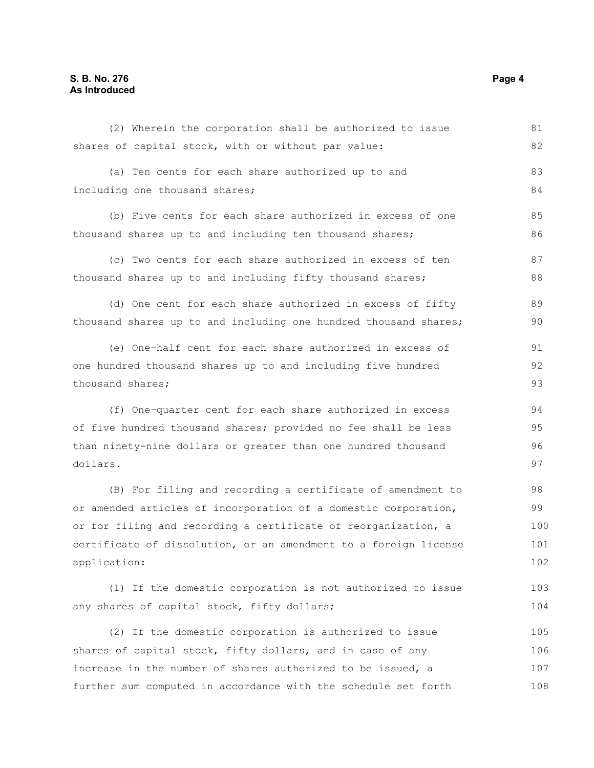(2) Wherein the corporation shall be authorized to issue shares of capital stock, with or without par value:

(a) Ten cents for each share authorized up to and including one thousand shares;

(b) Five cents for each share authorized in excess of one thousand shares up to and including ten thousand shares;

(c) Two cents for each share authorized in excess of ten thousand shares up to and including fifty thousand shares;

(d) One cent for each share authorized in excess of fifty thousand shares up to and including one hundred thousand shares;

(e) One-half cent for each share authorized in excess of one hundred thousand shares up to and including five hundred thousand shares;

(f) One-quarter cent for each share authorized in excess of five hundred thousand shares; provided no fee shall be less than ninety-nine dollars or greater than one hundred thousand dollars.

(B) For filing and recording a certificate of amendment to or amended articles of incorporation of a domestic corporation, or for filing and recording a certificate of reorganization, a certificate of dissolution, or an amendment to a foreign license application:

(1) If the domestic corporation is not authorized to issue any shares of capital stock, fifty dollars;

(2) If the domestic corporation is authorized to issue shares of capital stock, fifty dollars, and in case of any increase in the number of shares authorized to be issued, a further sum computed in accordance with the schedule set forth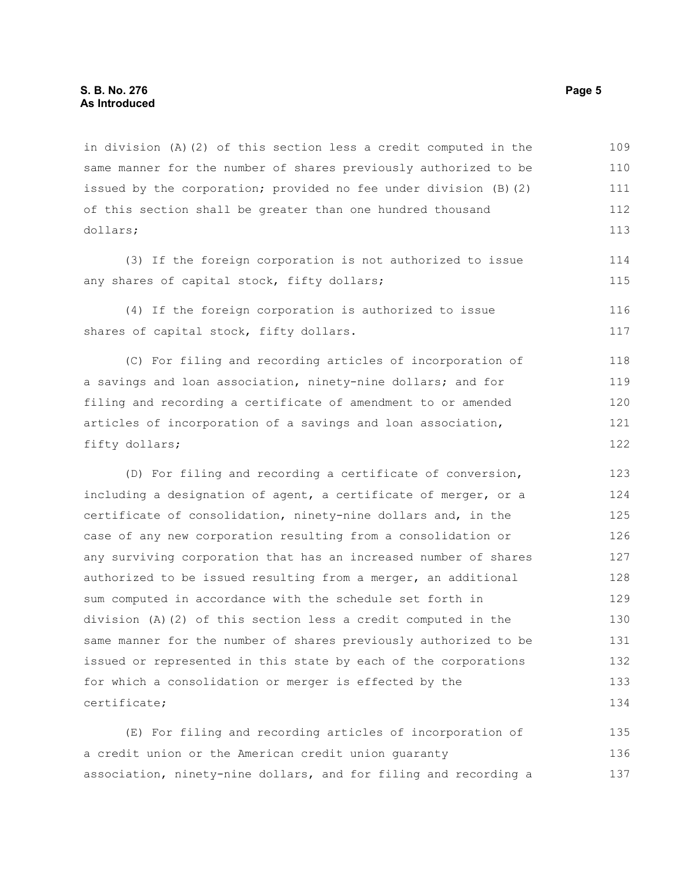in division (A)(2) of this section less a credit computed in the same manner for the number of shares previously authorized to be issued by the corporation; provided no fee under division (B)(2) of this section shall be greater than one hundred thousand dollars;

(3) If the foreign corporation is not authorized to issue any shares of capital stock, fifty dollars;

(4) If the foreign corporation is authorized to issue shares of capital stock, fifty dollars.

(C) For filing and recording articles of incorporation of a savings and loan association, ninety-nine dollars; and for filing and recording a certificate of amendment to or amended articles of incorporation of a savings and loan association, fifty dollars;

(D) For filing and recording a certificate of conversion, including a designation of agent, a certificate of merger, or a certificate of consolidation, ninety-nine dollars and, in the case of any new corporation resulting from a consolidation or any surviving corporation that has an increased number of shares authorized to be issued resulting from a merger, an additional sum computed in accordance with the schedule set forth in division (A)(2) of this section less a credit computed in the same manner for the number of shares previously authorized to be issued or represented in this state by each of the corporations for which a consolidation or merger is effected by the certificate;

(E) For filing and recording articles of incorporation of a credit union or the American credit union guaranty association, ninety-nine dollars, and for filing and recording a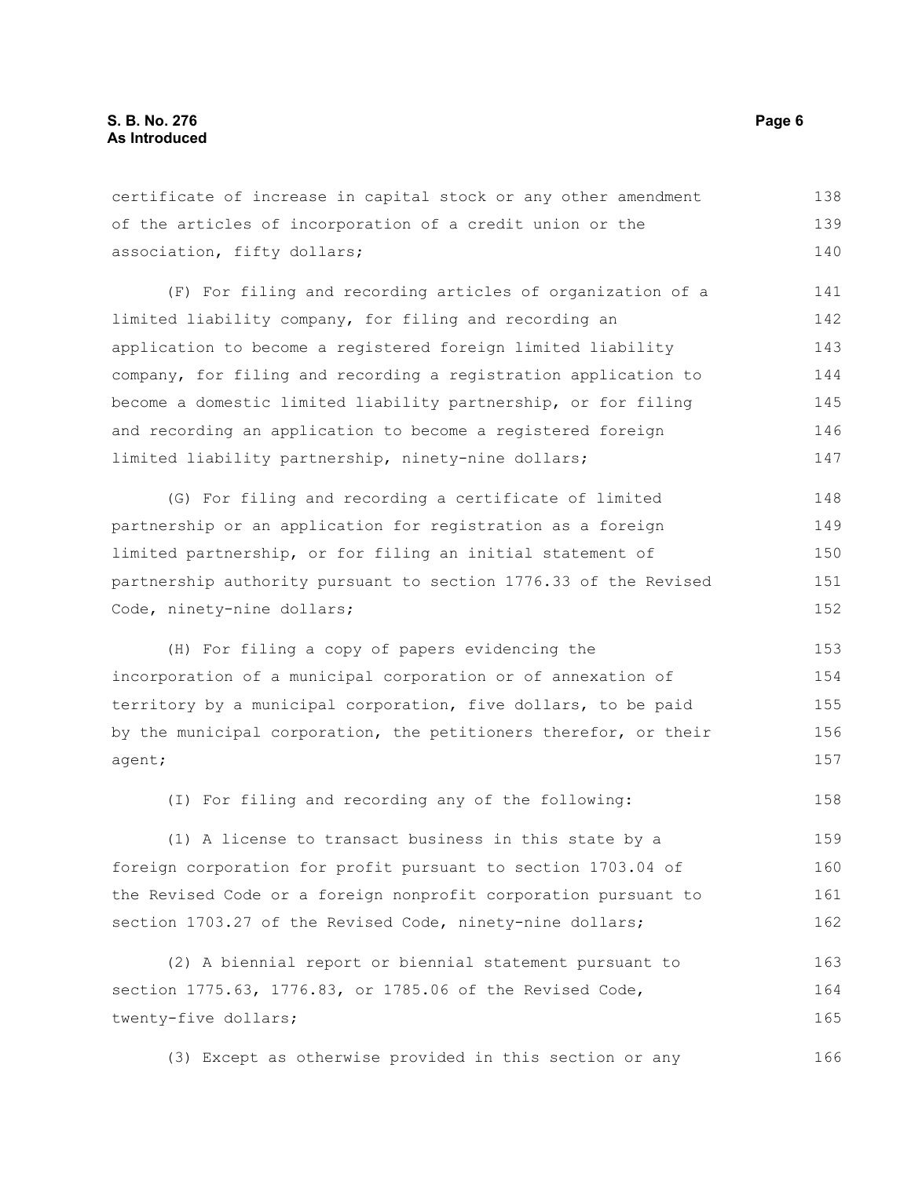certificate of increase in capital stock or any other amendment of the articles of incorporation of a credit union or the association, fifty dollars;

(F) For filing and recording articles of organization of a limited liability company, for filing and recording an application to become a registered foreign limited liability company, for filing and recording a registration application to become a domestic limited liability partnership, or for filing and recording an application to become a registered foreign limited liability partnership, ninety-nine dollars;

(G) For filing and recording a certificate of limited partnership or an application for registration as a foreign limited partnership, or for filing an initial statement of partnership authority pursuant to section 1776.33 of the Revised Code, ninety-nine dollars;

(H) For filing a copy of papers evidencing the incorporation of a municipal corporation or of annexation of territory by a municipal corporation, five dollars, to be paid by the municipal corporation, the petitioners therefor, or their agent;

(I) For filing and recording any of the following:

(1) A license to transact business in this state by a foreign corporation for profit pursuant to section 1703.04 of the Revised Code or a foreign nonprofit corporation pursuant to section 1703.27 of the Revised Code, ninety-nine dollars;

(2) A biennial report or biennial statement pursuant to section 1775.63, 1776.83, or 1785.06 of the Revised Code, twenty-five dollars;

(3) Except as otherwise provided in this section or any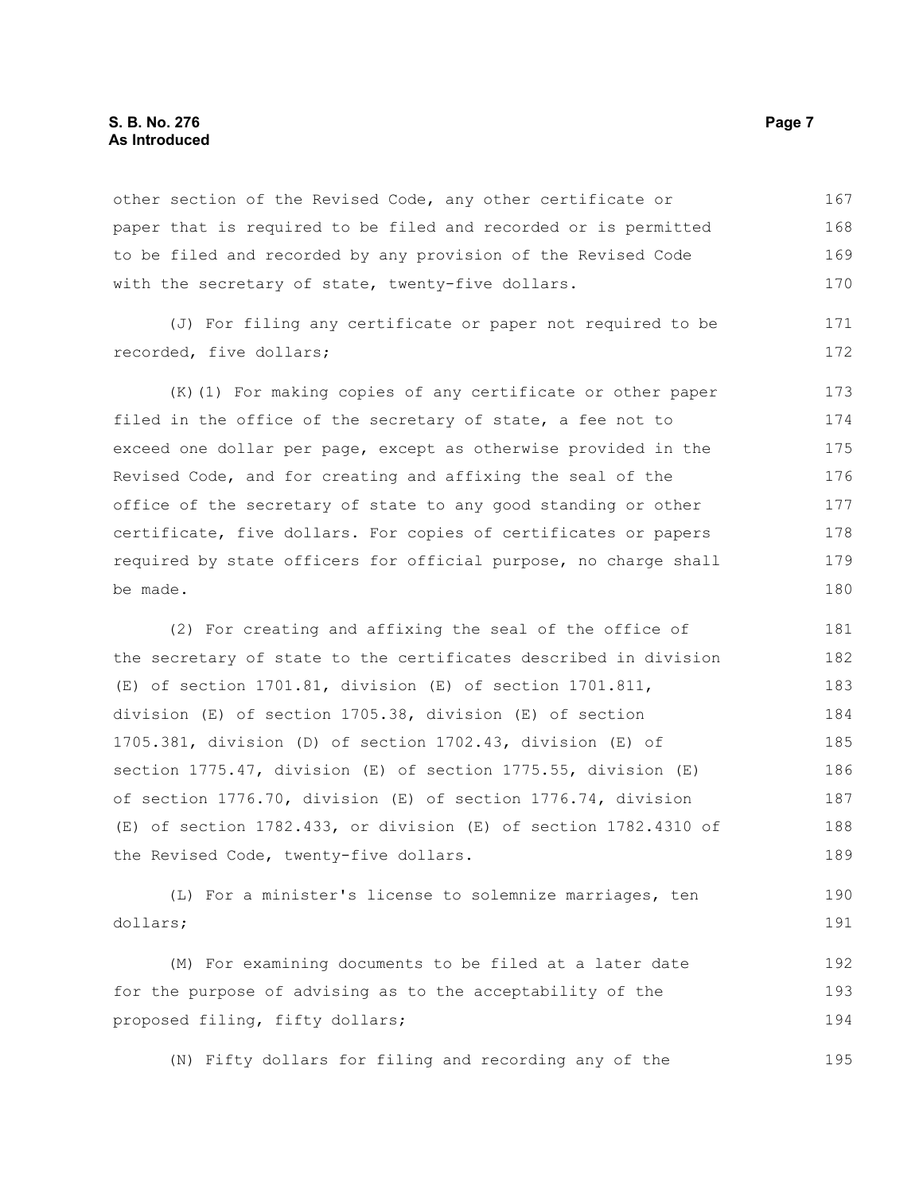other section of the Revised Code, any other certificate or paper that is required to be filed and recorded or is permitted to be filed and recorded by any provision of the Revised Code with the secretary of state, twenty-five dollars.

(J) For filing any certificate or paper not required to be recorded, five dollars;

(K)(1) For making copies of any certificate or other paper filed in the office of the secretary of state, a fee not to exceed one dollar per page, except as otherwise provided in the Revised Code, and for creating and affixing the seal of the office of the secretary of state to any good standing or other certificate, five dollars. For copies of certificates or papers required by state officers for official purpose, no charge shall be made.

(2) For creating and affixing the seal of the office of the secretary of state to the certificates described in division (E) of section 1701.81, division (E) of section 1701.811, division (E) of section 1705.38, division (E) of section 1705.381, division (D) of section 1702.43, division (E) of section 1775.47, division (E) of section 1775.55, division (E) of section 1776.70, division (E) of section 1776.74, division (E) of section 1782.433, or division (E) of section 1782.4310 of the Revised Code, twenty-five dollars.

(L) For a minister's license to solemnize marriages, ten dollars;

(M) For examining documents to be filed at a later date for the purpose of advising as to the acceptability of the proposed filing, fifty dollars;

(N) Fifty dollars for filing and recording any of the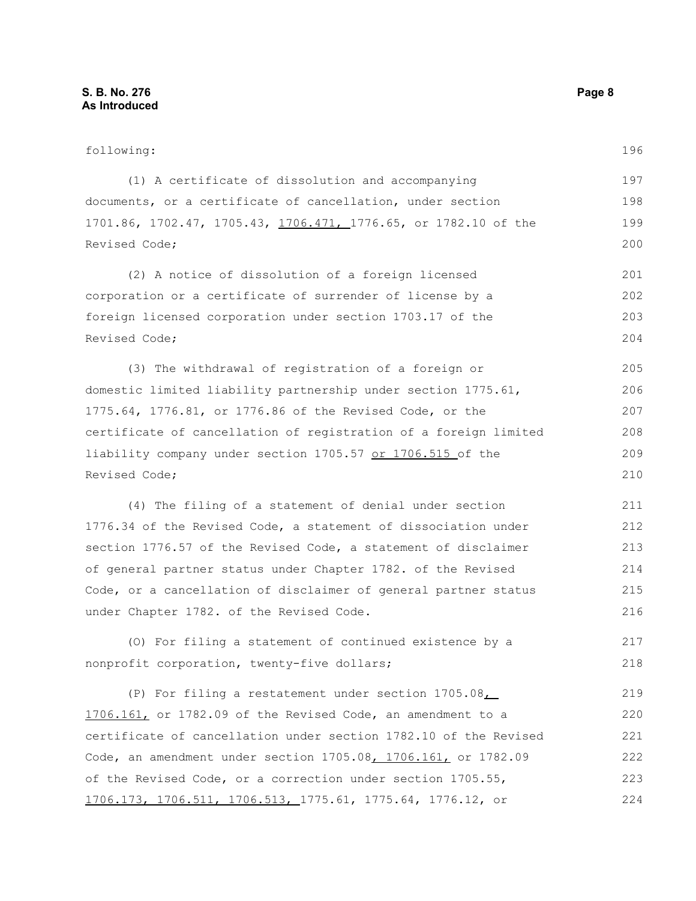following:

(1) A certificate of dissolution and accompanying documents, or a certificate of cancellation, under section 1701.86, 1702.47, 1705.43, 1706.471, 1776.65, or 1782.10 of the Revised Code;

(2) A notice of dissolution of a foreign licensed corporation or a certificate of surrender of license by a foreign licensed corporation under section 1703.17 of the Revised Code;

(3) The withdrawal of registration of a foreign or domestic limited liability partnership under section 1775.61, 1775.64, 1776.81, or 1776.86 of the Revised Code, or the certificate of cancellation of registration of a foreign limited liability company under section 1705.57 or 1706.515 of the Revised Code;

(4) The filing of a statement of denial under section 1776.34 of the Revised Code, a statement of dissociation under section 1776.57 of the Revised Code, a statement of disclaimer of general partner status under Chapter 1782. of the Revised Code, or a cancellation of disclaimer of general partner status under Chapter 1782. of the Revised Code.

(O) For filing a statement of continued existence by a nonprofit corporation, twenty-five dollars;

(P) For filing a restatement under section 1705.08, 1706.161, or 1782.09 of the Revised Code, an amendment to a certificate of cancellation under section 1782.10 of the Revised Code, an amendment under section 1705.08, 1706.161, or 1782.09 of the Revised Code, or a correction under section 1705.55, 1706.173, 1706.511, 1706.513, 1775.61, 1775.64, 1776.12, or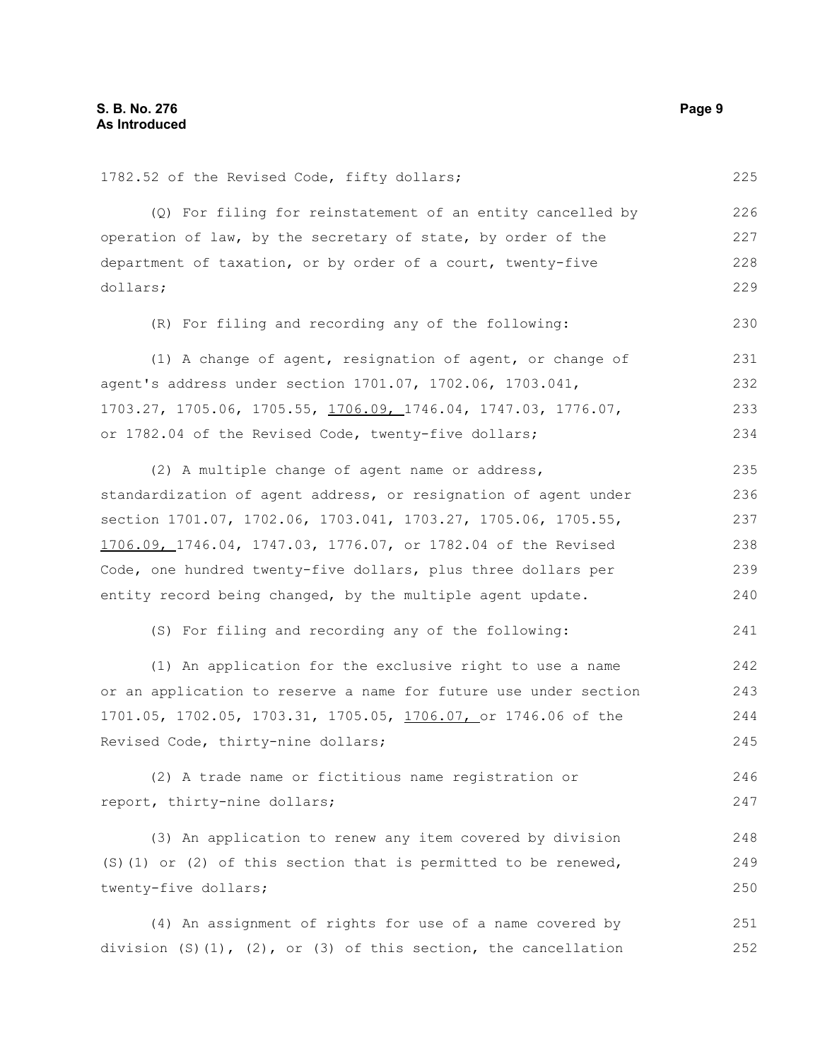1782.52 of the Revised Code, fifty dollars;

(Q) For filing for reinstatement of an entity cancelled by operation of law, by the secretary of state, by order of the department of taxation, or by order of a court, twenty-five dollars;

(R) For filing and recording any of the following:

(1) A change of agent, resignation of agent, or change of agent's address under section 1701.07, 1702.06, 1703.041, 1703.27, 1705.06, 1705.55, 1706.09, 1746.04, 1747.03, 1776.07, or 1782.04 of the Revised Code, twenty-five dollars;

(2) A multiple change of agent name or address, standardization of agent address, or resignation of agent under section 1701.07, 1702.06, 1703.041, 1703.27, 1705.06, 1705.55, 1706.09, 1746.04, 1747.03, 1776.07, or 1782.04 of the Revised Code, one hundred twenty-five dollars, plus three dollars per entity record being changed, by the multiple agent update.

(S) For filing and recording any of the following:

(1) An application for the exclusive right to use a name or an application to reserve a name for future use under section 1701.05, 1702.05, 1703.31, 1705.05, 1706.07, or 1746.06 of the Revised Code, thirty-nine dollars;

(2) A trade name or fictitious name registration or report, thirty-nine dollars;

(3) An application to renew any item covered by division (S)(1) or (2) of this section that is permitted to be renewed, twenty-five dollars;

(4) An assignment of rights for use of a name covered by division (S)(1), (2), or (3) of this section, the cancellation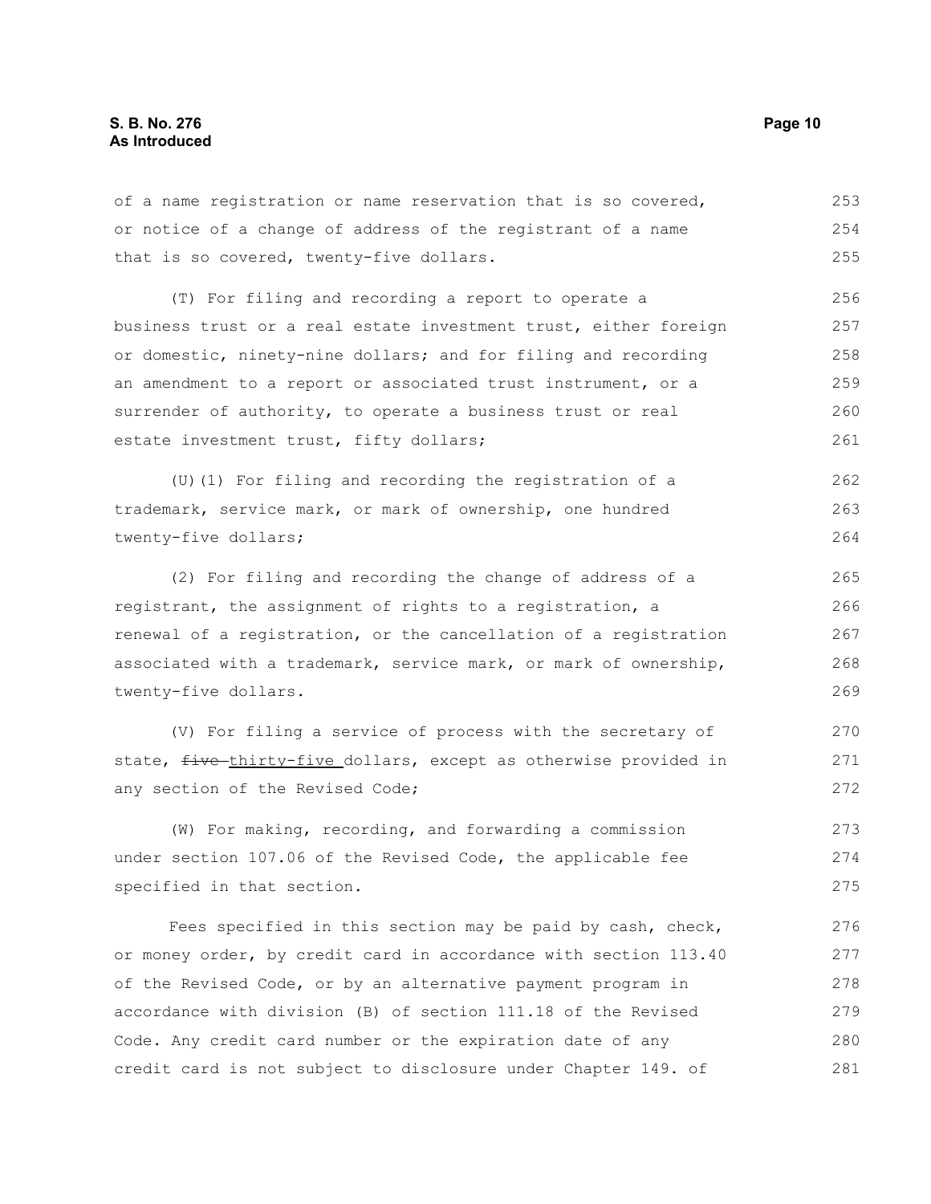of a name registration or name reservation that is so covered, or notice of a change of address of the registrant of a name that is so covered, twenty-five dollars.

(T) For filing and recording a report to operate a business trust or a real estate investment trust, either foreign or domestic, ninety-nine dollars; and for filing and recording an amendment to a report or associated trust instrument, or a surrender of authority, to operate a business trust or real estate investment trust, fifty dollars;

(U)(1) For filing and recording the registration of a trademark, service mark, or mark of ownership, one hundred twenty-five dollars;

(2) For filing and recording the change of address of a registrant, the assignment of rights to a registration, a renewal of a registration, or the cancellation of a registration associated with a trademark, service mark, or mark of ownership, twenty-five dollars.

(V) For filing a service of process with the secretary of state, ~~five~~ thirty-five dollars, except as otherwise provided in any section of the Revised Code;

(W) For making, recording, and forwarding a commission under section 107.06 of the Revised Code, the applicable fee specified in that section.

Fees specified in this section may be paid by cash, check, or money order, by credit card in accordance with section 113.40 of the Revised Code, or by an alternative payment program in accordance with division (B) of section 111.18 of the Revised Code. Any credit card number or the expiration date of any credit card is not subject to disclosure under Chapter 149. of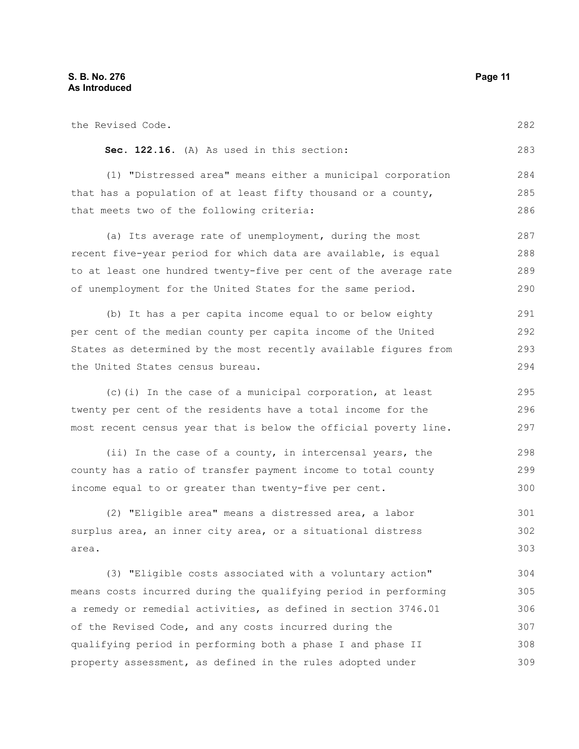the Revised Code.

**Sec. 122.16.** (A) As used in this section:

(1) "Distressed area" means either a municipal corporation that has a population of at least fifty thousand or a county, that meets two of the following criteria:

(a) Its average rate of unemployment, during the most recent five-year period for which data are available, is equal to at least one hundred twenty-five per cent of the average rate of unemployment for the United States for the same period.

(b) It has a per capita income equal to or below eighty per cent of the median county per capita income of the United States as determined by the most recently available figures from the United States census bureau.

(c)(i) In the case of a municipal corporation, at least twenty per cent of the residents have a total income for the most recent census year that is below the official poverty line.

(ii) In the case of a county, in intercensal years, the county has a ratio of transfer payment income to total county income equal to or greater than twenty-five per cent.

(2) "Eligible area" means a distressed area, a labor surplus area, an inner city area, or a situational distress area.

(3) "Eligible costs associated with a voluntary action" means costs incurred during the qualifying period in performing a remedy or remedial activities, as defined in section 3746.01 of the Revised Code, and any costs incurred during the qualifying period in performing both a phase I and phase II property assessment, as defined in the rules adopted under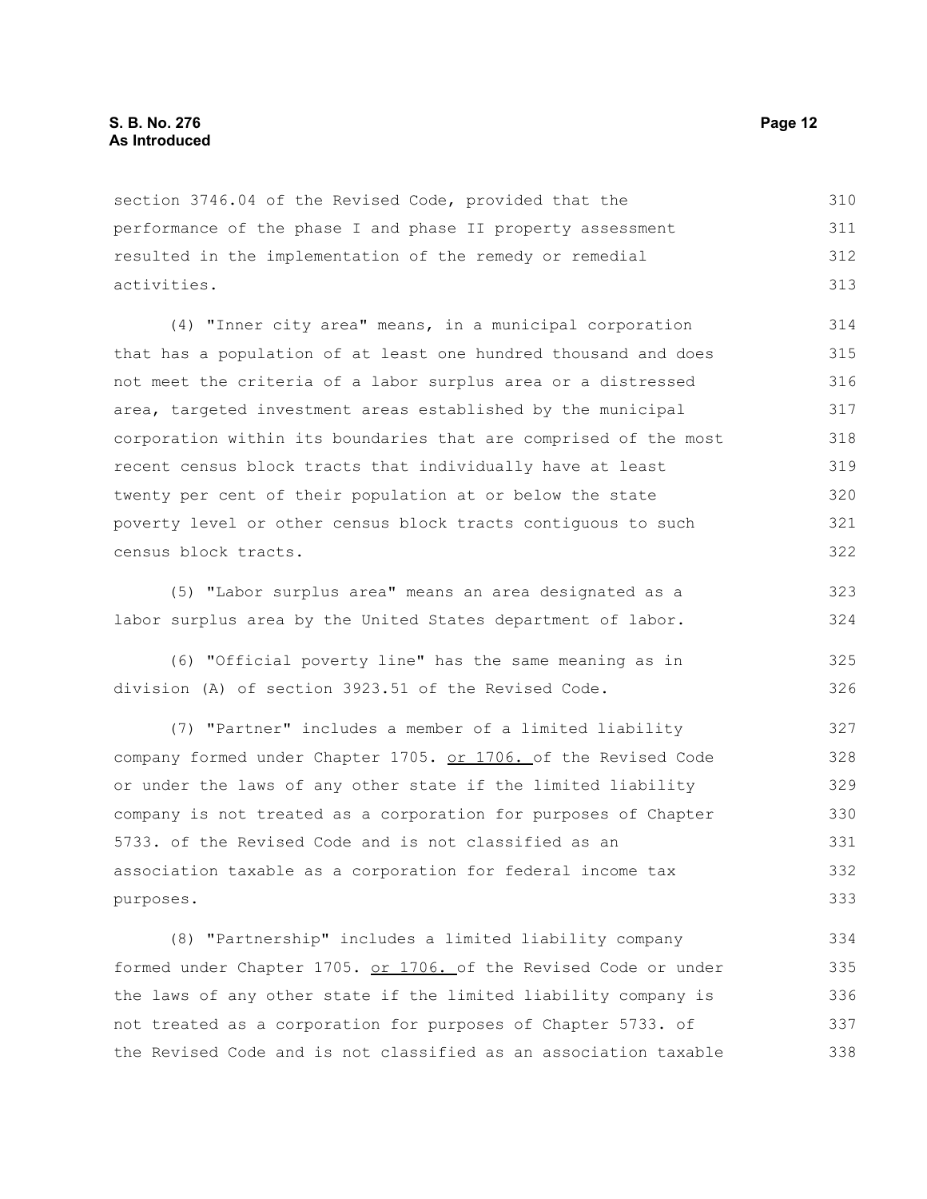section 3746.04 of the Revised Code, provided that the performance of the phase I and phase II property assessment resulted in the implementation of the remedy or remedial activities.

(4) "Inner city area" means, in a municipal corporation that has a population of at least one hundred thousand and does not meet the criteria of a labor surplus area or a distressed area, targeted investment areas established by the municipal corporation within its boundaries that are comprised of the most recent census block tracts that individually have at least twenty per cent of their population at or below the state poverty level or other census block tracts contiguous to such census block tracts.

(5) "Labor surplus area" means an area designated as a labor surplus area by the United States department of labor.

(6) "Official poverty line" has the same meaning as in division (A) of section 3923.51 of the Revised Code.

(7) "Partner" includes a member of a limited liability company formed under Chapter 1705. or 1706. of the Revised Code or under the laws of any other state if the limited liability company is not treated as a corporation for purposes of Chapter 5733. of the Revised Code and is not classified as an association taxable as a corporation for federal income tax purposes.

(8) "Partnership" includes a limited liability company formed under Chapter 1705. or 1706. of the Revised Code or under the laws of any other state if the limited liability company is not treated as a corporation for purposes of Chapter 5733. of the Revised Code and is not classified as an association taxable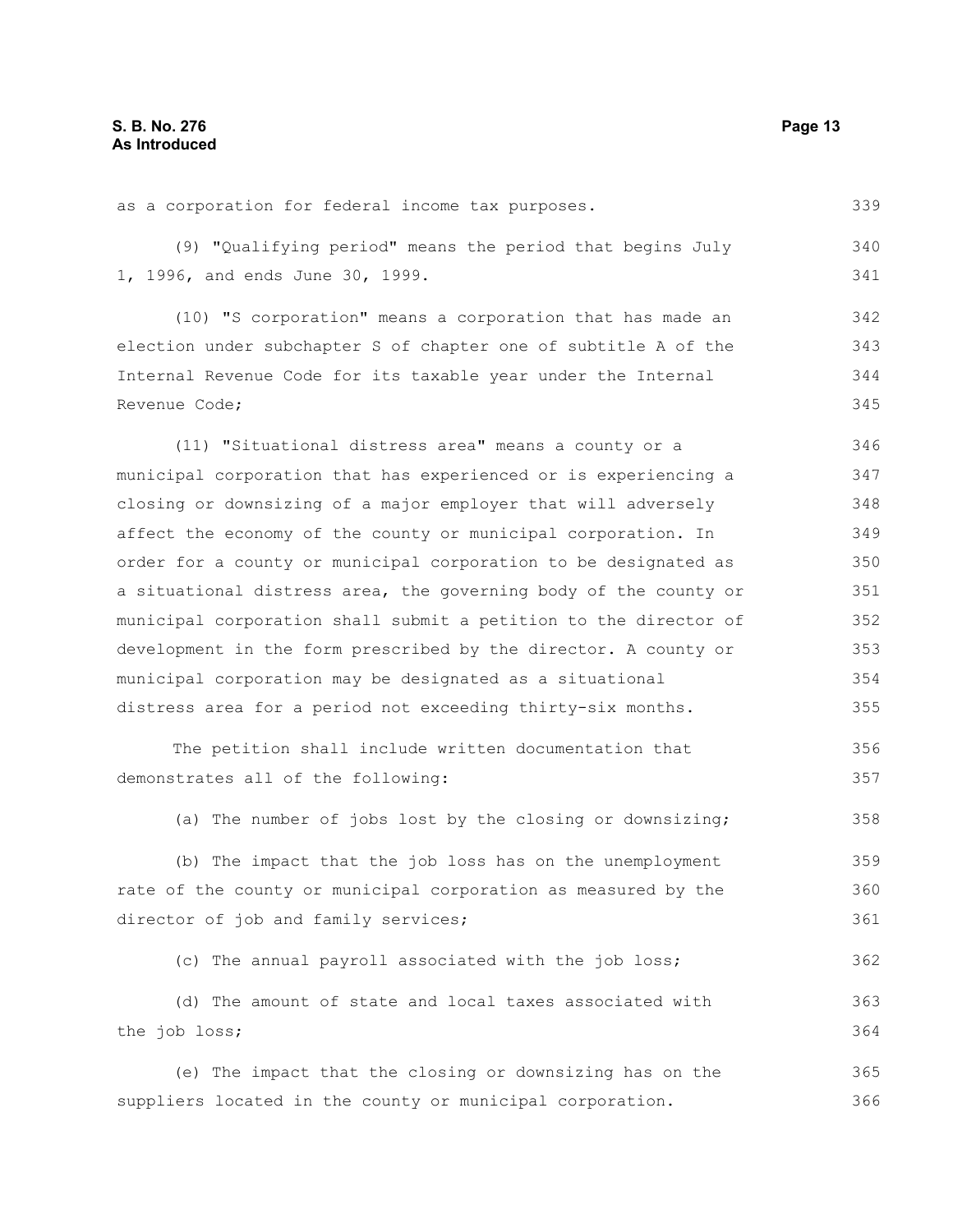as a corporation for federal income tax purposes.

(9) "Qualifying period" means the period that begins July 1, 1996, and ends June 30, 1999.

(10) "S corporation" means a corporation that has made an election under subchapter S of chapter one of subtitle A of the Internal Revenue Code for its taxable year under the Internal Revenue Code;

(11) "Situational distress area" means a county or a municipal corporation that has experienced or is experiencing a closing or downsizing of a major employer that will adversely affect the economy of the county or municipal corporation. In order for a county or municipal corporation to be designated as a situational distress area, the governing body of the county or municipal corporation shall submit a petition to the director of development in the form prescribed by the director. A county or municipal corporation may be designated as a situational distress area for a period not exceeding thirty-six months.

The petition shall include written documentation that demonstrates all of the following:

(a) The number of jobs lost by the closing or downsizing;

(b) The impact that the job loss has on the unemployment rate of the county or municipal corporation as measured by the director of job and family services;

(c) The annual payroll associated with the job loss;

(d) The amount of state and local taxes associated with the job loss;

(e) The impact that the closing or downsizing has on the suppliers located in the county or municipal corporation.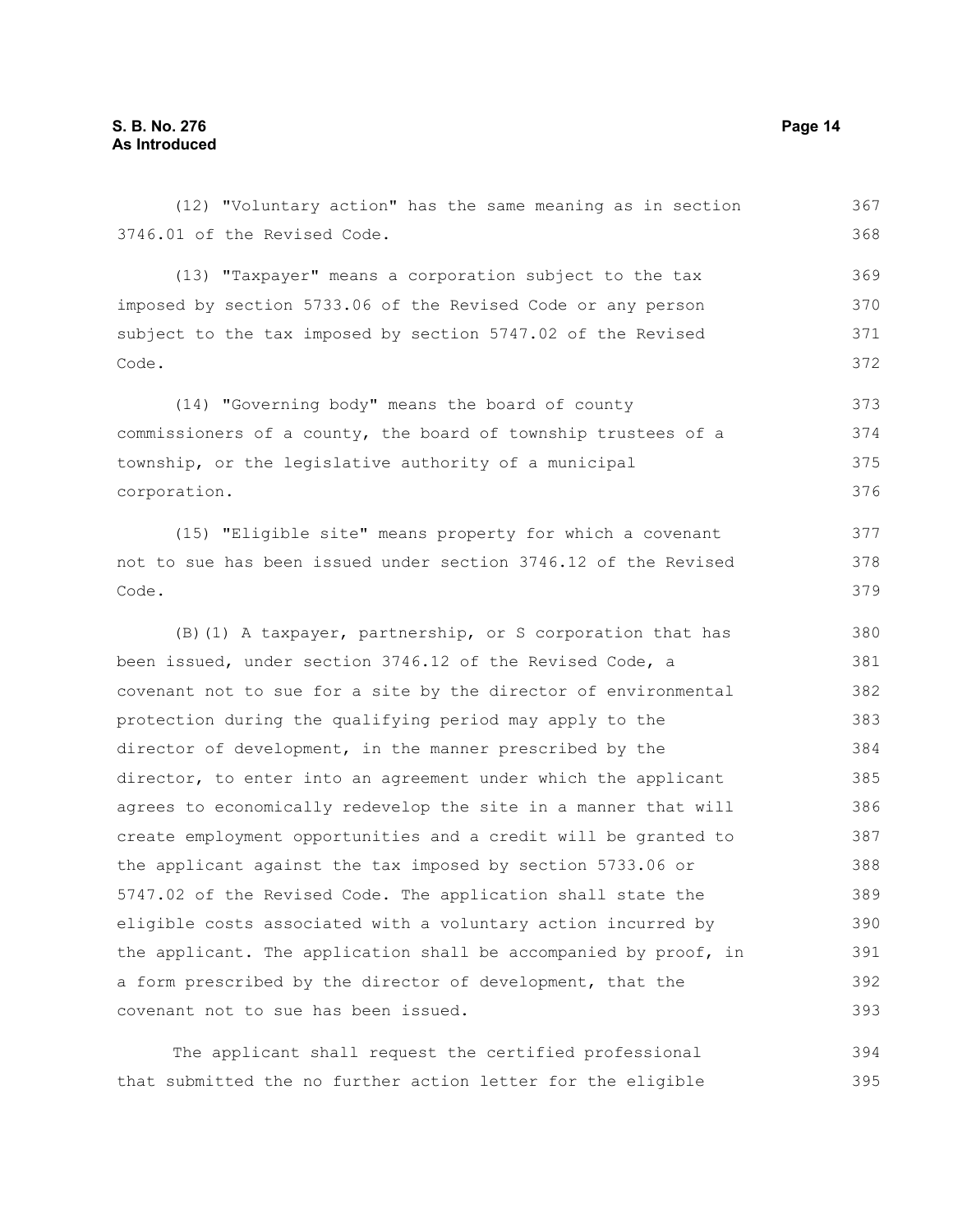(12) "Voluntary action" has the same meaning as in section 3746.01 of the Revised Code.

(13) "Taxpayer" means a corporation subject to the tax imposed by section 5733.06 of the Revised Code or any person subject to the tax imposed by section 5747.02 of the Revised Code.

(14) "Governing body" means the board of county commissioners of a county, the board of township trustees of a township, or the legislative authority of a municipal corporation.

(15) "Eligible site" means property for which a covenant not to sue has been issued under section 3746.12 of the Revised Code.

(B)(1) A taxpayer, partnership, or S corporation that has been issued, under section 3746.12 of the Revised Code, a covenant not to sue for a site by the director of environmental protection during the qualifying period may apply to the director of development, in the manner prescribed by the director, to enter into an agreement under which the applicant agrees to economically redevelop the site in a manner that will create employment opportunities and a credit will be granted to the applicant against the tax imposed by section 5733.06 or 5747.02 of the Revised Code. The application shall state the eligible costs associated with a voluntary action incurred by the applicant. The application shall be accompanied by proof, in a form prescribed by the director of development, that the covenant not to sue has been issued.

The applicant shall request the certified professional that submitted the no further action letter for the eligible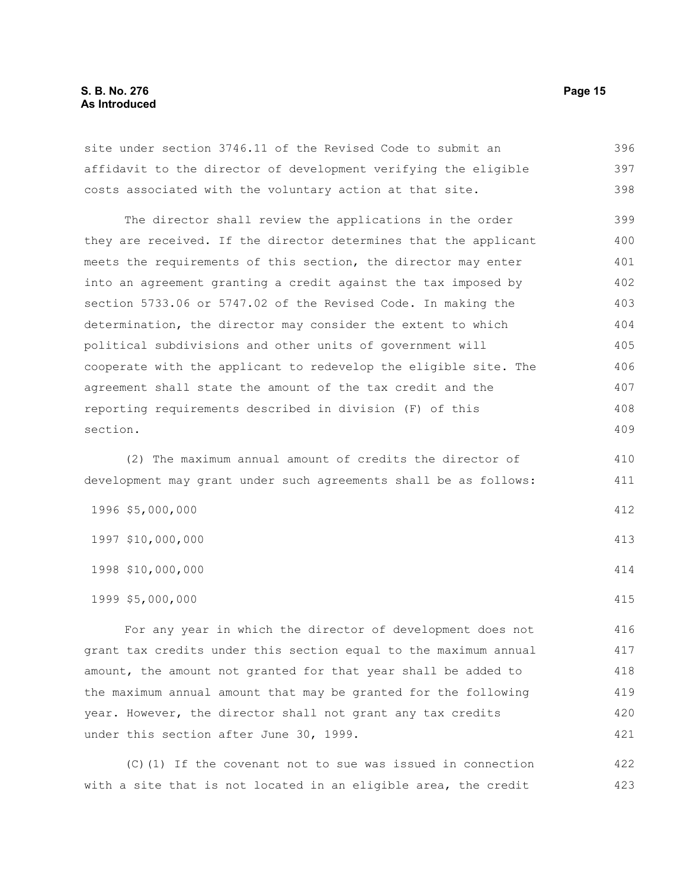site under section 3746.11 of the Revised Code to submit an affidavit to the director of development verifying the eligible costs associated with the voluntary action at that site.

The director shall review the applications in the order they are received. If the director determines that the applicant meets the requirements of this section, the director may enter into an agreement granting a credit against the tax imposed by section 5733.06 or 5747.02 of the Revised Code. In making the determination, the director may consider the extent to which political subdivisions and other units of government will cooperate with the applicant to redevelop the eligible site. The agreement shall state the amount of the tax credit and the reporting requirements described in division (F) of this section.

(2) The maximum annual amount of credits the director of development may grant under such agreements shall be as follows:

1996 $5,000,000

1997 $10,000,000

1998 $10,000,000

1999 $5,000,000

For any year in which the director of development does not grant tax credits under this section equal to the maximum annual amount, the amount not granted for that year shall be added to the maximum annual amount that may be granted for the following year. However, the director shall not grant any tax credits under this section after June 30, 1999.

(C)(1) If the covenant not to sue was issued in connection with a site that is not located in an eligible area, the credit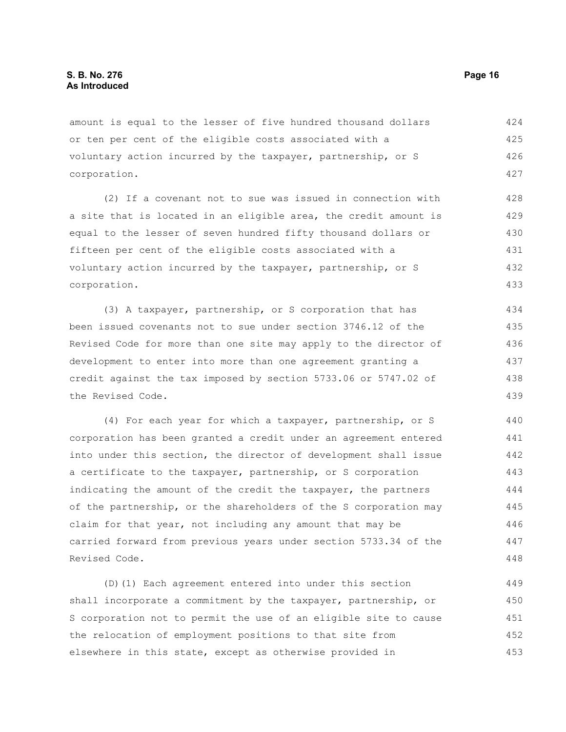amount is equal to the lesser of five hundred thousand dollars or ten per cent of the eligible costs associated with a voluntary action incurred by the taxpayer, partnership, or S corporation.

(2) If a covenant not to sue was issued in connection with a site that is located in an eligible area, the credit amount is equal to the lesser of seven hundred fifty thousand dollars or fifteen per cent of the eligible costs associated with a voluntary action incurred by the taxpayer, partnership, or S corporation.

(3) A taxpayer, partnership, or S corporation that has been issued covenants not to sue under section 3746.12 of the Revised Code for more than one site may apply to the director of development to enter into more than one agreement granting a credit against the tax imposed by section 5733.06 or 5747.02 of the Revised Code.

(4) For each year for which a taxpayer, partnership, or S corporation has been granted a credit under an agreement entered into under this section, the director of development shall issue a certificate to the taxpayer, partnership, or S corporation indicating the amount of the credit the taxpayer, the partners of the partnership, or the shareholders of the S corporation may claim for that year, not including any amount that may be carried forward from previous years under section 5733.34 of the Revised Code.

(D)(1) Each agreement entered into under this section shall incorporate a commitment by the taxpayer, partnership, or S corporation not to permit the use of an eligible site to cause the relocation of employment positions to that site from elsewhere in this state, except as otherwise provided in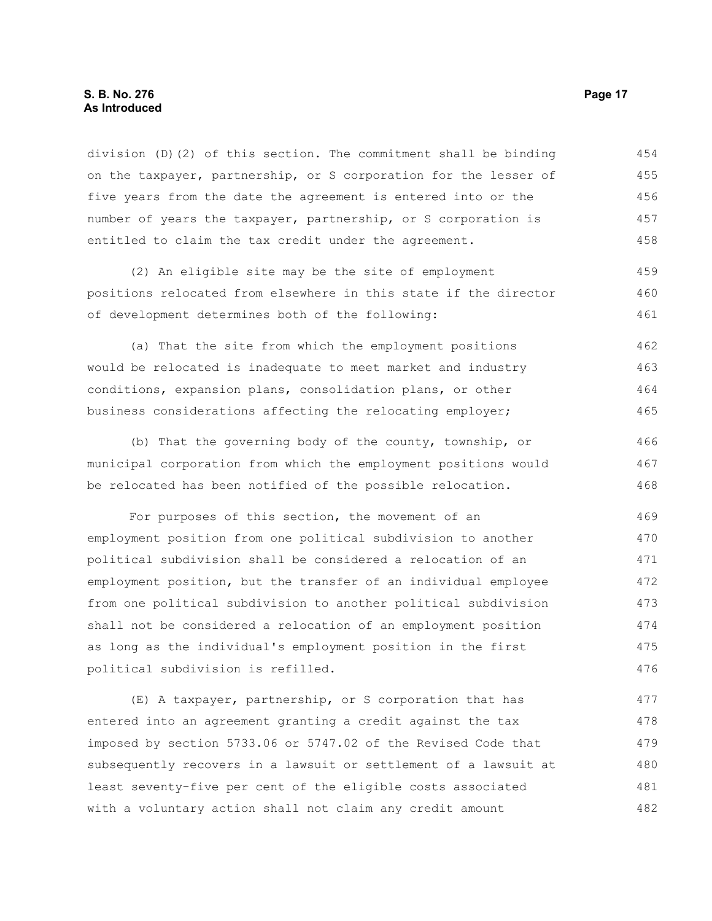division (D)(2) of this section. The commitment shall be binding on the taxpayer, partnership, or S corporation for the lesser of five years from the date the agreement is entered into or the number of years the taxpayer, partnership, or S corporation is entitled to claim the tax credit under the agreement.

(2) An eligible site may be the site of employment positions relocated from elsewhere in this state if the director of development determines both of the following:

(a) That the site from which the employment positions would be relocated is inadequate to meet market and industry conditions, expansion plans, consolidation plans, or other business considerations affecting the relocating employer;

(b) That the governing body of the county, township, or municipal corporation from which the employment positions would be relocated has been notified of the possible relocation.

For purposes of this section, the movement of an employment position from one political subdivision to another political subdivision shall be considered a relocation of an employment position, but the transfer of an individual employee from one political subdivision to another political subdivision shall not be considered a relocation of an employment position as long as the individual's employment position in the first political subdivision is refilled.

(E) A taxpayer, partnership, or S corporation that has entered into an agreement granting a credit against the tax imposed by section 5733.06 or 5747.02 of the Revised Code that subsequently recovers in a lawsuit or settlement of a lawsuit at least seventy-five per cent of the eligible costs associated with a voluntary action shall not claim any credit amount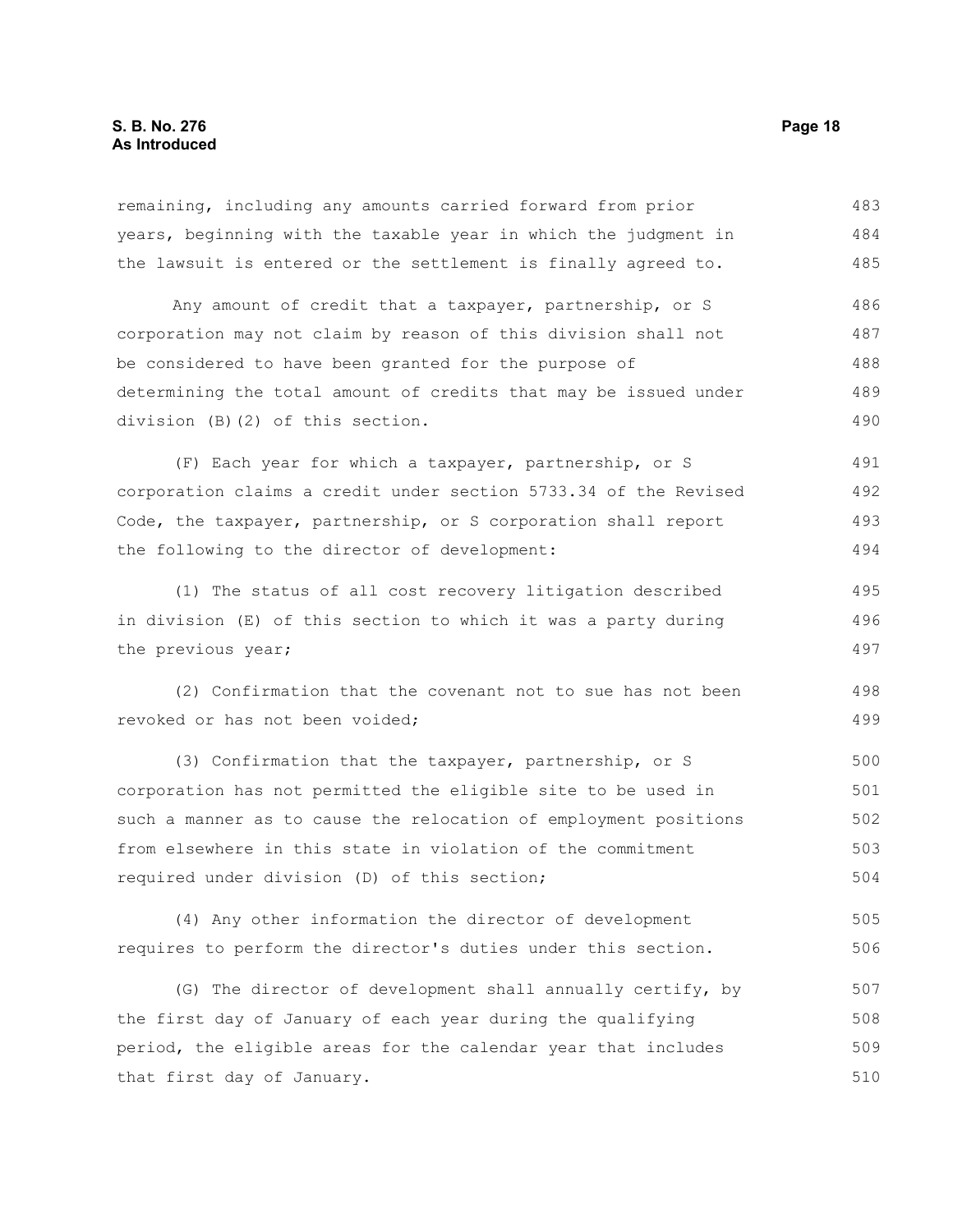remaining, including any amounts carried forward from prior years, beginning with the taxable year in which the judgment in the lawsuit is entered or the settlement is finally agreed to.

Any amount of credit that a taxpayer, partnership, or S corporation may not claim by reason of this division shall not be considered to have been granted for the purpose of determining the total amount of credits that may be issued under division (B)(2) of this section.

(F) Each year for which a taxpayer, partnership, or S corporation claims a credit under section 5733.34 of the Revised Code, the taxpayer, partnership, or S corporation shall report the following to the director of development:

(1) The status of all cost recovery litigation described in division (E) of this section to which it was a party during the previous year;

(2) Confirmation that the covenant not to sue has not been revoked or has not been voided;

(3) Confirmation that the taxpayer, partnership, or S corporation has not permitted the eligible site to be used in such a manner as to cause the relocation of employment positions from elsewhere in this state in violation of the commitment required under division (D) of this section;

(4) Any other information the director of development requires to perform the director's duties under this section.

(G) The director of development shall annually certify, by the first day of January of each year during the qualifying period, the eligible areas for the calendar year that includes that first day of January.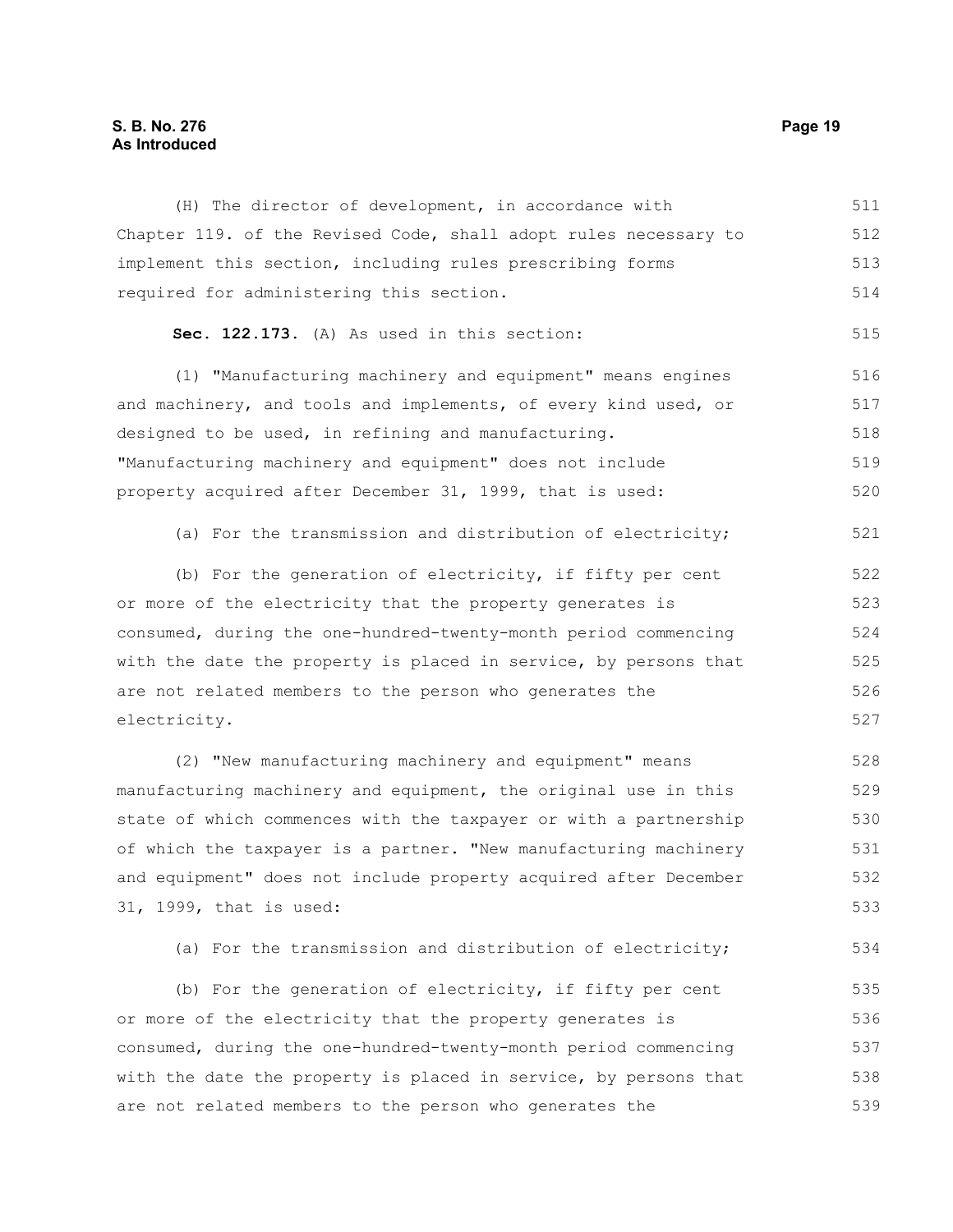(H) The director of development, in accordance with Chapter 119. of the Revised Code, shall adopt rules necessary to implement this section, including rules prescribing forms required for administering this section.

**Sec. 122.173.** (A) As used in this section:

(1) "Manufacturing machinery and equipment" means engines and machinery, and tools and implements, of every kind used, or designed to be used, in refining and manufacturing. "Manufacturing machinery and equipment" does not include property acquired after December 31, 1999, that is used:

(a) For the transmission and distribution of electricity;

(b) For the generation of electricity, if fifty per cent or more of the electricity that the property generates is consumed, during the one-hundred-twenty-month period commencing with the date the property is placed in service, by persons that are not related members to the person who generates the electricity.

(2) "New manufacturing machinery and equipment" means manufacturing machinery and equipment, the original use in this state of which commences with the taxpayer or with a partnership of which the taxpayer is a partner. "New manufacturing machinery and equipment" does not include property acquired after December 31, 1999, that is used:

(a) For the transmission and distribution of electricity;

(b) For the generation of electricity, if fifty per cent or more of the electricity that the property generates is consumed, during the one-hundred-twenty-month period commencing with the date the property is placed in service, by persons that are not related members to the person who generates the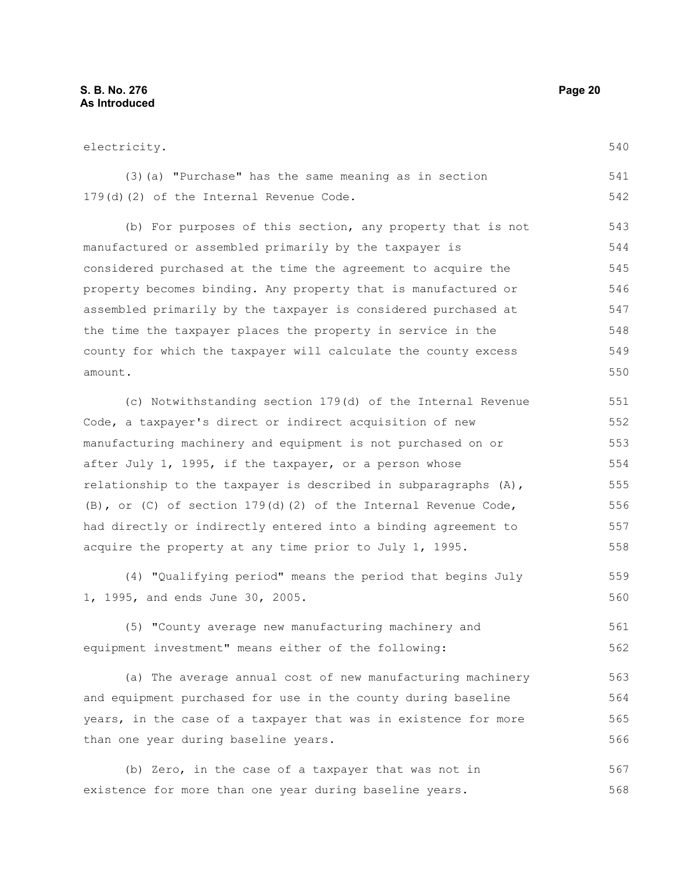electricity.

(3)(a) "Purchase" has the same meaning as in section 179(d)(2) of the Internal Revenue Code.

(b) For purposes of this section, any property that is not manufactured or assembled primarily by the taxpayer is considered purchased at the time the agreement to acquire the property becomes binding. Any property that is manufactured or assembled primarily by the taxpayer is considered purchased at the time the taxpayer places the property in service in the county for which the taxpayer will calculate the county excess amount.

(c) Notwithstanding section 179(d) of the Internal Revenue Code, a taxpayer's direct or indirect acquisition of new manufacturing machinery and equipment is not purchased on or after July 1, 1995, if the taxpayer, or a person whose relationship to the taxpayer is described in subparagraphs (A), (B), or (C) of section 179(d)(2) of the Internal Revenue Code, had directly or indirectly entered into a binding agreement to acquire the property at any time prior to July 1, 1995.

(4) "Qualifying period" means the period that begins July 1, 1995, and ends June 30, 2005.

(5) "County average new manufacturing machinery and equipment investment" means either of the following:

(a) The average annual cost of new manufacturing machinery and equipment purchased for use in the county during baseline years, in the case of a taxpayer that was in existence for more than one year during baseline years.

(b) Zero, in the case of a taxpayer that was not in existence for more than one year during baseline years.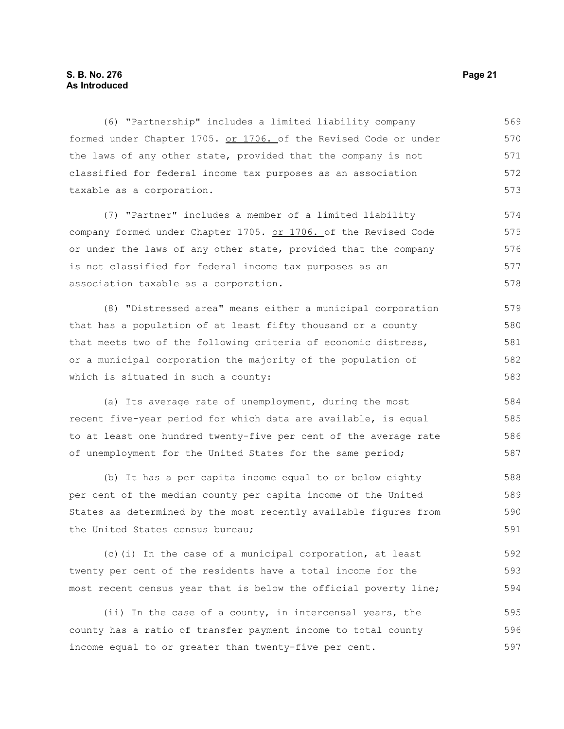(6) "Partnership" includes a limited liability company formed under Chapter 1705. or 1706. of the Revised Code or under the laws of any other state, provided that the company is not classified for federal income tax purposes as an association taxable as a corporation.

(7) "Partner" includes a member of a limited liability company formed under Chapter 1705. or 1706. of the Revised Code or under the laws of any other state, provided that the company is not classified for federal income tax purposes as an association taxable as a corporation.

(8) "Distressed area" means either a municipal corporation that has a population of at least fifty thousand or a county that meets two of the following criteria of economic distress, or a municipal corporation the majority of the population of which is situated in such a county:

(a) Its average rate of unemployment, during the most recent five-year period for which data are available, is equal to at least one hundred twenty-five per cent of the average rate of unemployment for the United States for the same period;

(b) It has a per capita income equal to or below eighty per cent of the median county per capita income of the United States as determined by the most recently available figures from the United States census bureau;

(c)(i) In the case of a municipal corporation, at least twenty per cent of the residents have a total income for the most recent census year that is below the official poverty line;

(ii) In the case of a county, in intercensal years, the county has a ratio of transfer payment income to total county income equal to or greater than twenty-five per cent.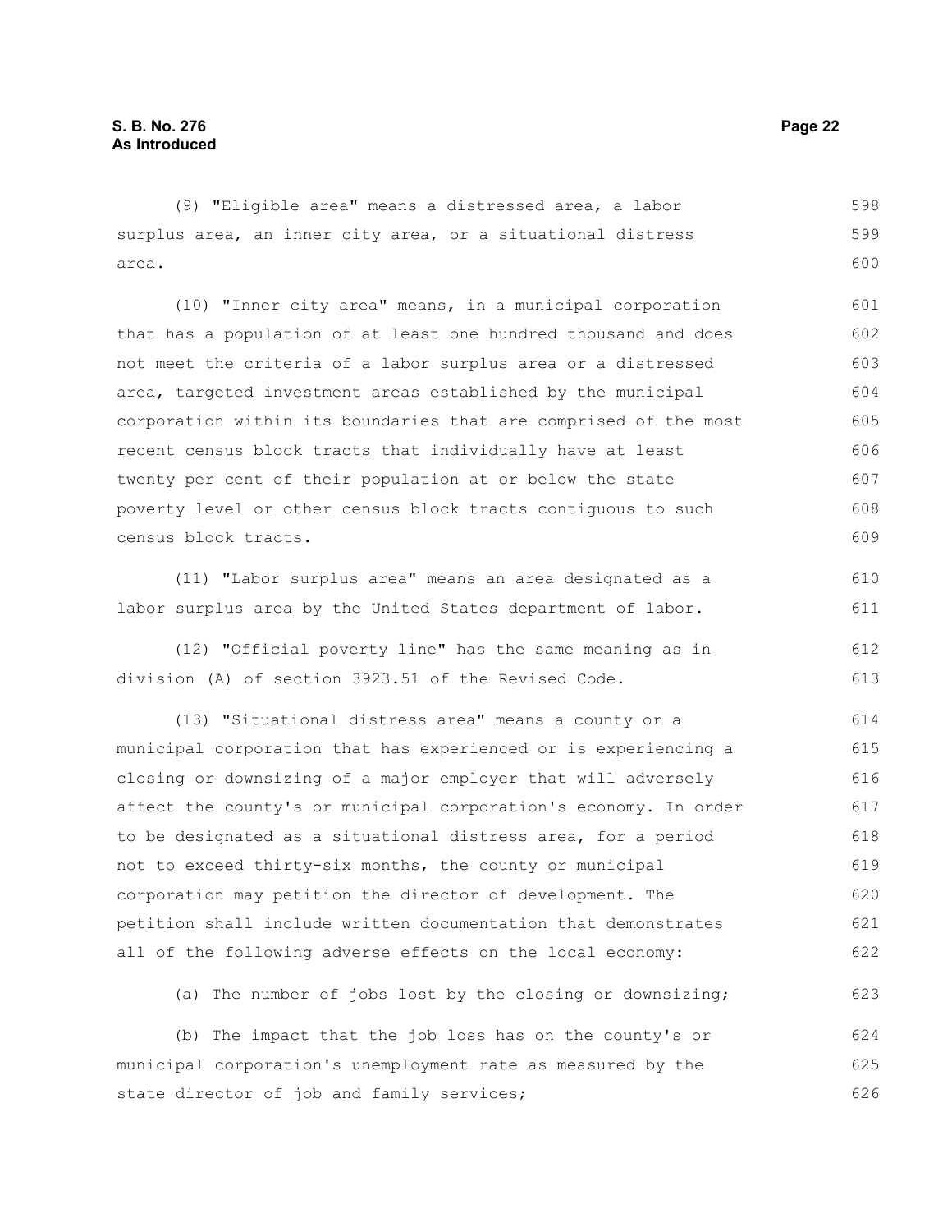(9) "Eligible area" means a distressed area, a labor surplus area, an inner city area, or a situational distress area.

(10) "Inner city area" means, in a municipal corporation that has a population of at least one hundred thousand and does not meet the criteria of a labor surplus area or a distressed area, targeted investment areas established by the municipal corporation within its boundaries that are comprised of the most recent census block tracts that individually have at least twenty per cent of their population at or below the state poverty level or other census block tracts contiguous to such census block tracts.

(11) "Labor surplus area" means an area designated as a labor surplus area by the United States department of labor.

(12) "Official poverty line" has the same meaning as in division (A) of section 3923.51 of the Revised Code.

(13) "Situational distress area" means a county or a municipal corporation that has experienced or is experiencing a closing or downsizing of a major employer that will adversely affect the county's or municipal corporation's economy. In order to be designated as a situational distress area, for a period not to exceed thirty-six months, the county or municipal corporation may petition the director of development. The petition shall include written documentation that demonstrates all of the following adverse effects on the local economy:

(a) The number of jobs lost by the closing or downsizing;

(b) The impact that the job loss has on the county's or municipal corporation's unemployment rate as measured by the state director of job and family services;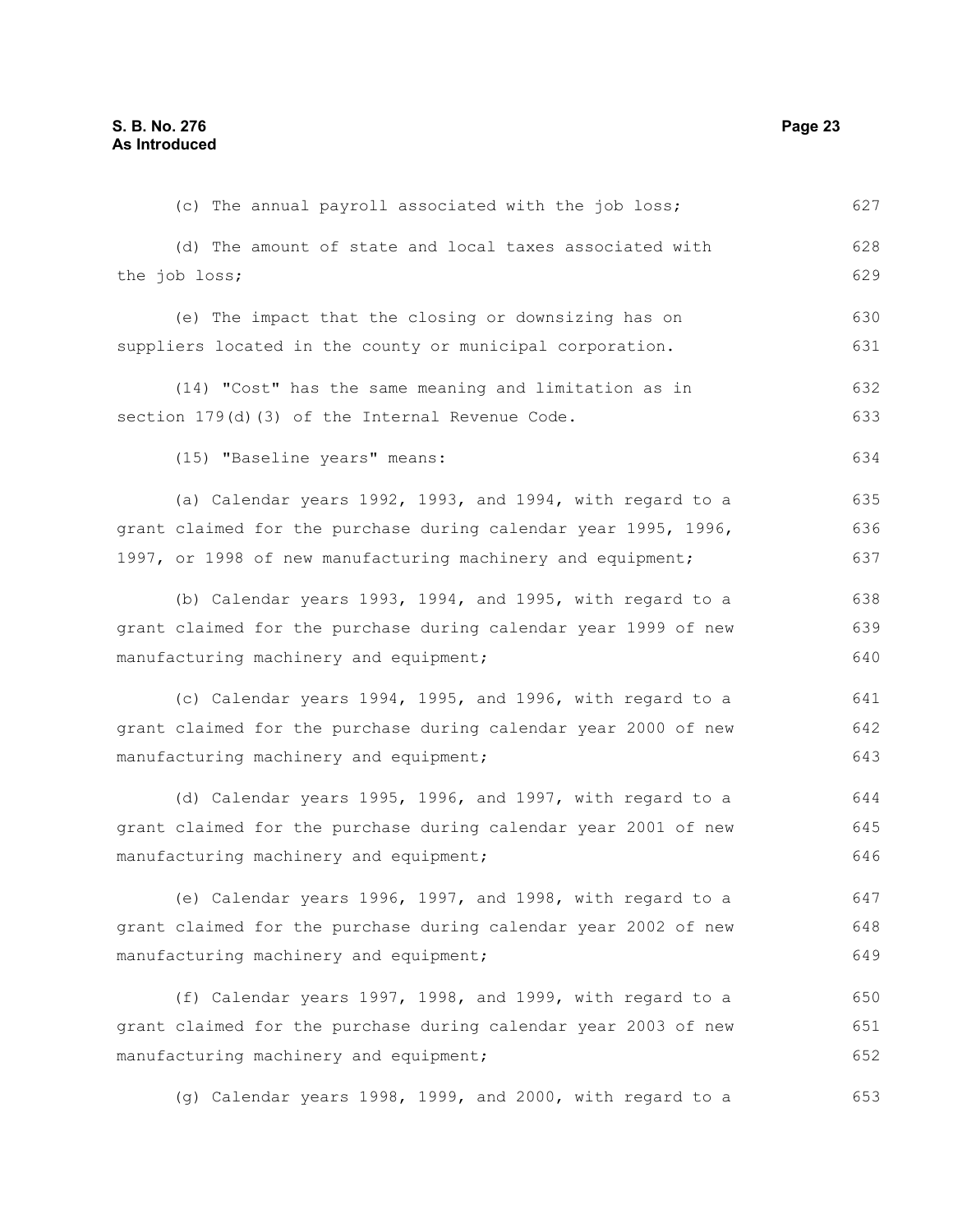(c) The annual payroll associated with the job loss;

(d) The amount of state and local taxes associated with the job loss;

(e) The impact that the closing or downsizing has on suppliers located in the county or municipal corporation.

(14) "Cost" has the same meaning and limitation as in section 179(d)(3) of the Internal Revenue Code.

(15) "Baseline years" means:

(a) Calendar years 1992, 1993, and 1994, with regard to a grant claimed for the purchase during calendar year 1995, 1996, 1997, or 1998 of new manufacturing machinery and equipment;

(b) Calendar years 1993, 1994, and 1995, with regard to a grant claimed for the purchase during calendar year 1999 of new manufacturing machinery and equipment;

(c) Calendar years 1994, 1995, and 1996, with regard to a grant claimed for the purchase during calendar year 2000 of new manufacturing machinery and equipment;

(d) Calendar years 1995, 1996, and 1997, with regard to a grant claimed for the purchase during calendar year 2001 of new manufacturing machinery and equipment;

(e) Calendar years 1996, 1997, and 1998, with regard to a grant claimed for the purchase during calendar year 2002 of new manufacturing machinery and equipment;

(f) Calendar years 1997, 1998, and 1999, with regard to a grant claimed for the purchase during calendar year 2003 of new manufacturing machinery and equipment;

(g) Calendar years 1998, 1999, and 2000, with regard to a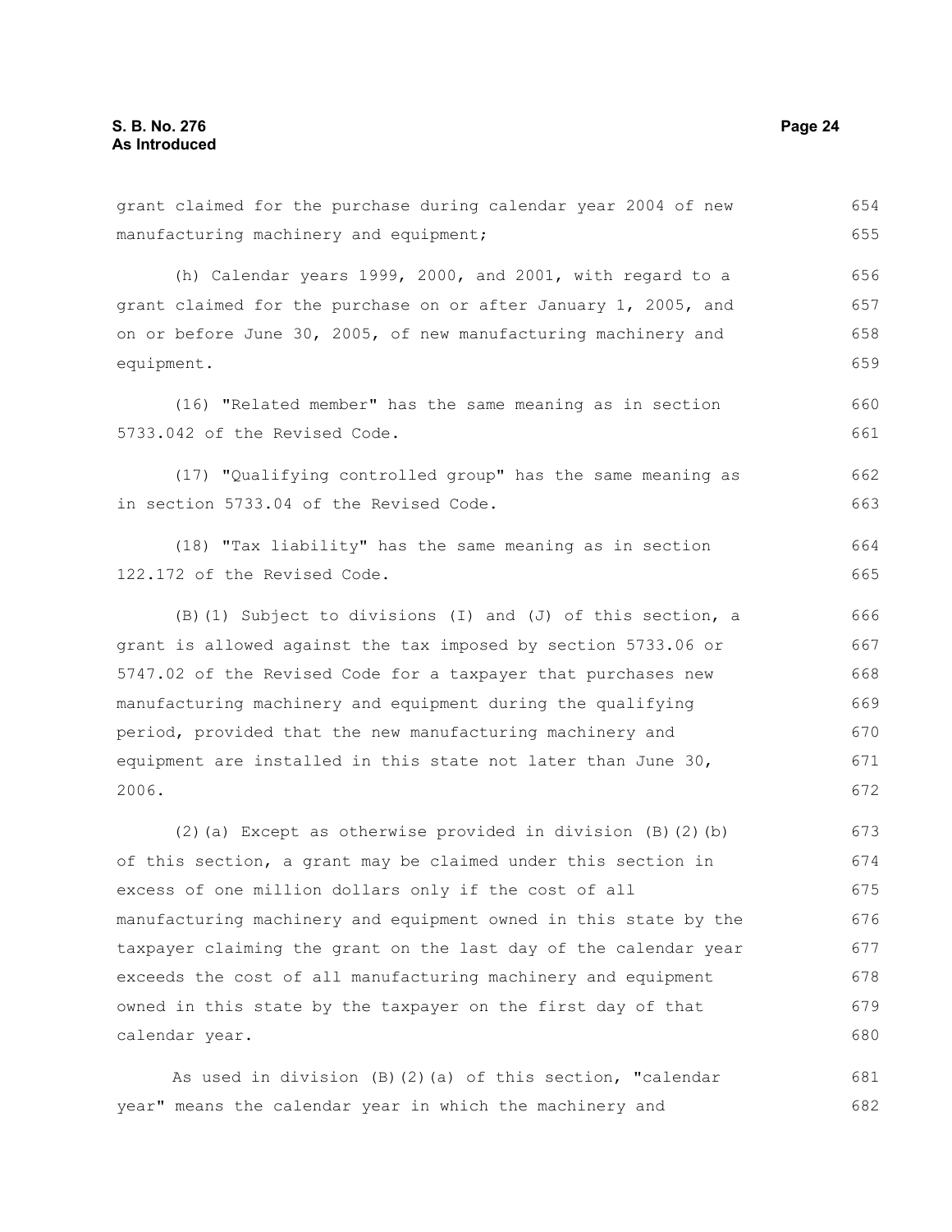grant claimed for the purchase during calendar year 2004 of new manufacturing machinery and equipment;

(h) Calendar years 1999, 2000, and 2001, with regard to a grant claimed for the purchase on or after January 1, 2005, and on or before June 30, 2005, of new manufacturing machinery and equipment.

(16) "Related member" has the same meaning as in section 5733.042 of the Revised Code.

(17) "Qualifying controlled group" has the same meaning as in section 5733.04 of the Revised Code.

(18) "Tax liability" has the same meaning as in section 122.172 of the Revised Code.

(B)(1) Subject to divisions (I) and (J) of this section, a grant is allowed against the tax imposed by section 5733.06 or 5747.02 of the Revised Code for a taxpayer that purchases new manufacturing machinery and equipment during the qualifying period, provided that the new manufacturing machinery and equipment are installed in this state not later than June 30, 2006.

(2)(a) Except as otherwise provided in division (B)(2)(b) of this section, a grant may be claimed under this section in excess of one million dollars only if the cost of all manufacturing machinery and equipment owned in this state by the taxpayer claiming the grant on the last day of the calendar year exceeds the cost of all manufacturing machinery and equipment owned in this state by the taxpayer on the first day of that calendar year.

As used in division (B)(2)(a) of this section, "calendar year" means the calendar year in which the machinery and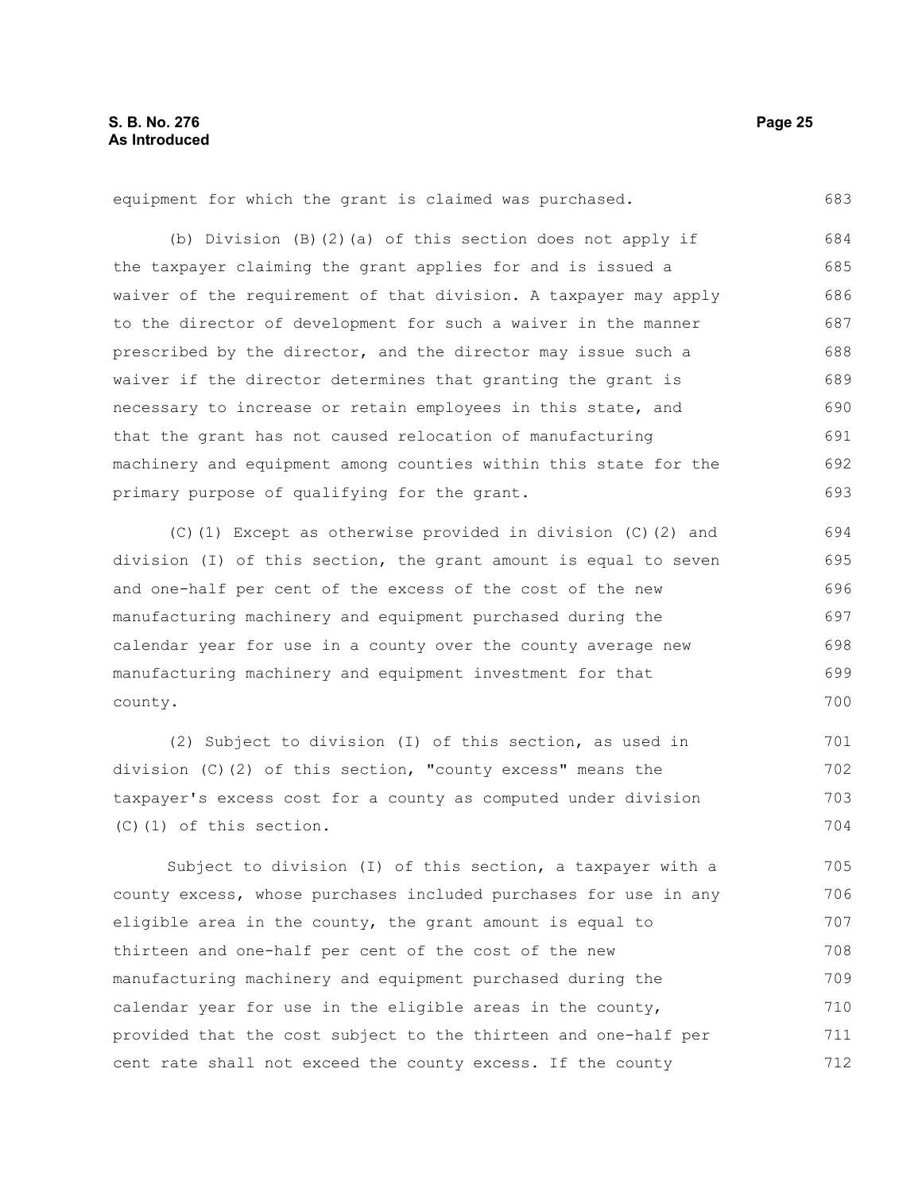equipment for which the grant is claimed was purchased.

(b) Division (B)(2)(a) of this section does not apply if the taxpayer claiming the grant applies for and is issued a waiver of the requirement of that division. A taxpayer may apply to the director of development for such a waiver in the manner prescribed by the director, and the director may issue such a waiver if the director determines that granting the grant is necessary to increase or retain employees in this state, and that the grant has not caused relocation of manufacturing machinery and equipment among counties within this state for the primary purpose of qualifying for the grant.

(C)(1) Except as otherwise provided in division (C)(2) and division (I) of this section, the grant amount is equal to seven and one-half per cent of the excess of the cost of the new manufacturing machinery and equipment purchased during the calendar year for use in a county over the county average new manufacturing machinery and equipment investment for that county.

(2) Subject to division (I) of this section, as used in division (C)(2) of this section, "county excess" means the taxpayer's excess cost for a county as computed under division (C)(1) of this section.

Subject to division (I) of this section, a taxpayer with a county excess, whose purchases included purchases for use in any eligible area in the county, the grant amount is equal to thirteen and one-half per cent of the cost of the new manufacturing machinery and equipment purchased during the calendar year for use in the eligible areas in the county, provided that the cost subject to the thirteen and one-half per cent rate shall not exceed the county excess. If the county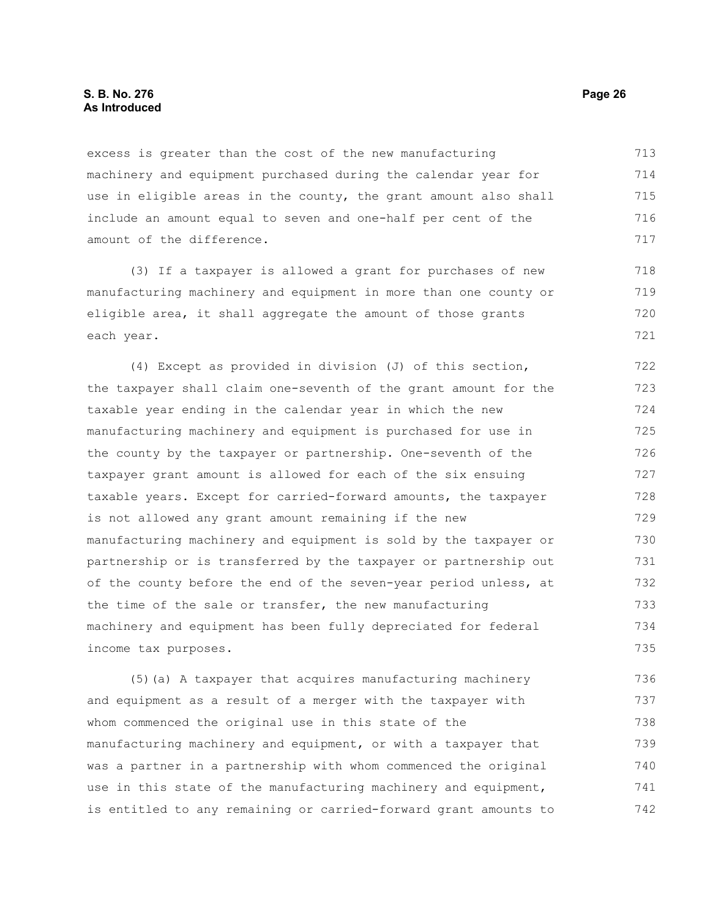excess is greater than the cost of the new manufacturing machinery and equipment purchased during the calendar year for use in eligible areas in the county, the grant amount also shall include an amount equal to seven and one-half per cent of the amount of the difference.

(3) If a taxpayer is allowed a grant for purchases of new manufacturing machinery and equipment in more than one county or eligible area, it shall aggregate the amount of those grants each year.

(4) Except as provided in division (J) of this section, the taxpayer shall claim one-seventh of the grant amount for the taxable year ending in the calendar year in which the new manufacturing machinery and equipment is purchased for use in the county by the taxpayer or partnership. One-seventh of the taxpayer grant amount is allowed for each of the six ensuing taxable years. Except for carried-forward amounts, the taxpayer is not allowed any grant amount remaining if the new manufacturing machinery and equipment is sold by the taxpayer or partnership or is transferred by the taxpayer or partnership out of the county before the end of the seven-year period unless, at the time of the sale or transfer, the new manufacturing machinery and equipment has been fully depreciated for federal income tax purposes.

(5)(a) A taxpayer that acquires manufacturing machinery and equipment as a result of a merger with the taxpayer with whom commenced the original use in this state of the manufacturing machinery and equipment, or with a taxpayer that was a partner in a partnership with whom commenced the original use in this state of the manufacturing machinery and equipment, is entitled to any remaining or carried-forward grant amounts to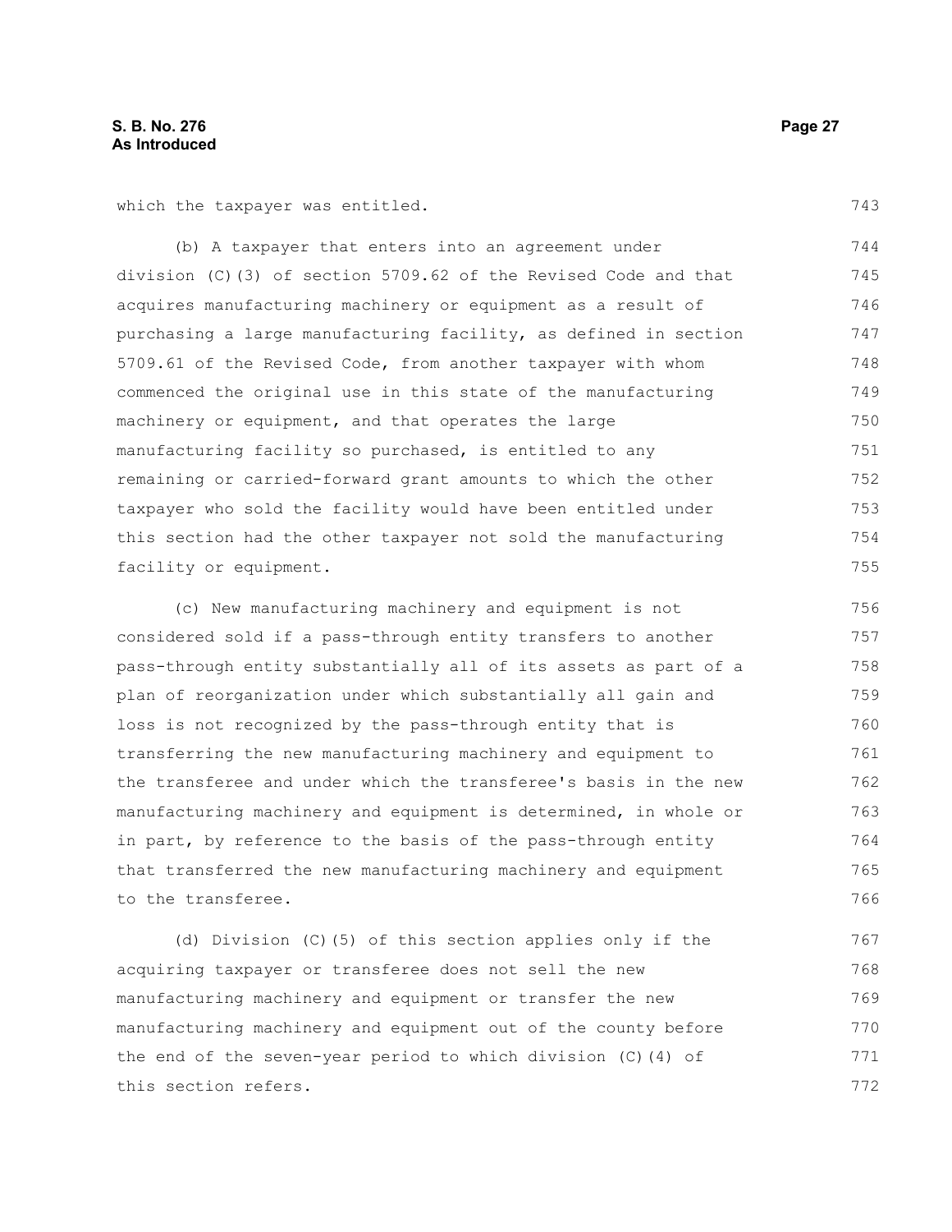which the taxpayer was entitled.

(b) A taxpayer that enters into an agreement under division (C)(3) of section 5709.62 of the Revised Code and that acquires manufacturing machinery or equipment as a result of purchasing a large manufacturing facility, as defined in section 5709.61 of the Revised Code, from another taxpayer with whom commenced the original use in this state of the manufacturing machinery or equipment, and that operates the large manufacturing facility so purchased, is entitled to any remaining or carried-forward grant amounts to which the other taxpayer who sold the facility would have been entitled under this section had the other taxpayer not sold the manufacturing facility or equipment.

(c) New manufacturing machinery and equipment is not considered sold if a pass-through entity transfers to another pass-through entity substantially all of its assets as part of a plan of reorganization under which substantially all gain and loss is not recognized by the pass-through entity that is transferring the new manufacturing machinery and equipment to the transferee and under which the transferee's basis in the new manufacturing machinery and equipment is determined, in whole or in part, by reference to the basis of the pass-through entity that transferred the new manufacturing machinery and equipment to the transferee.

(d) Division (C)(5) of this section applies only if the acquiring taxpayer or transferee does not sell the new manufacturing machinery and equipment or transfer the new manufacturing machinery and equipment out of the county before the end of the seven-year period to which division (C)(4) of this section refers.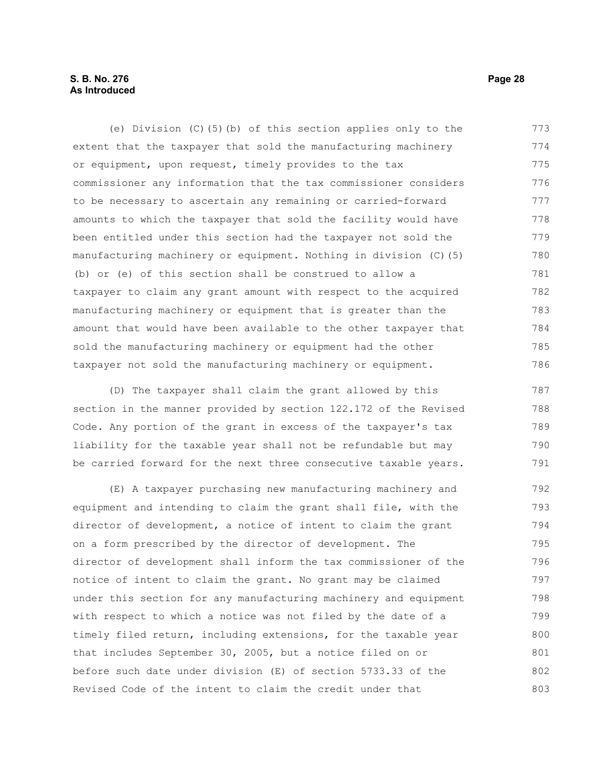(e) Division (C)(5)(b) of this section applies only to the extent that the taxpayer that sold the manufacturing machinery or equipment, upon request, timely provides to the tax commissioner any information that the tax commissioner considers to be necessary to ascertain any remaining or carried-forward amounts to which the taxpayer that sold the facility would have been entitled under this section had the taxpayer not sold the manufacturing machinery or equipment. Nothing in division (C)(5)(b) or (e) of this section shall be construed to allow a taxpayer to claim any grant amount with respect to the acquired manufacturing machinery or equipment that is greater than the amount that would have been available to the other taxpayer that sold the manufacturing machinery or equipment had the other taxpayer not sold the manufacturing machinery or equipment.

(D) The taxpayer shall claim the grant allowed by this section in the manner provided by section 122.172 of the Revised Code. Any portion of the grant in excess of the taxpayer's tax liability for the taxable year shall not be refundable but may be carried forward for the next three consecutive taxable years.

(E) A taxpayer purchasing new manufacturing machinery and equipment and intending to claim the grant shall file, with the director of development, a notice of intent to claim the grant on a form prescribed by the director of development. The director of development shall inform the tax commissioner of the notice of intent to claim the grant. No grant may be claimed under this section for any manufacturing machinery and equipment with respect to which a notice was not filed by the date of a timely filed return, including extensions, for the taxable year that includes September 30, 2005, but a notice filed on or before such date under division (E) of section 5733.33 of the Revised Code of the intent to claim the credit under that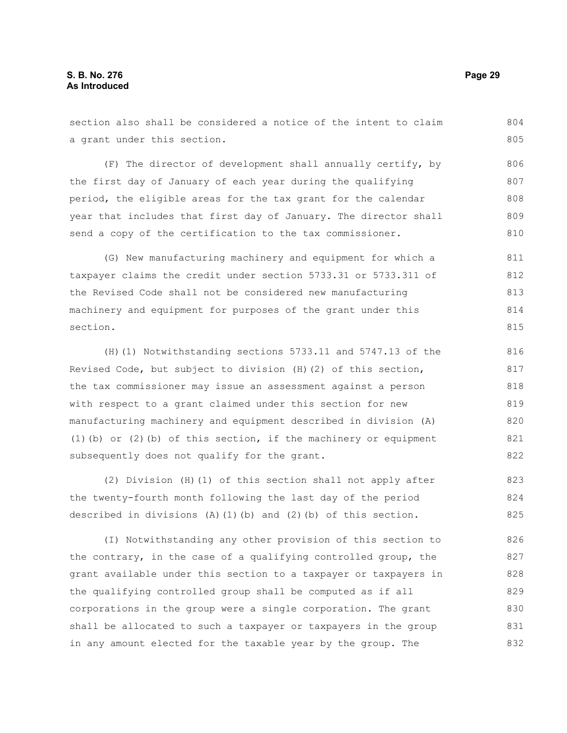section also shall be considered a notice of the intent to claim a grant under this section.

(F) The director of development shall annually certify, by the first day of January of each year during the qualifying period, the eligible areas for the tax grant for the calendar year that includes that first day of January. The director shall send a copy of the certification to the tax commissioner.

(G) New manufacturing machinery and equipment for which a taxpayer claims the credit under section 5733.31 or 5733.311 of the Revised Code shall not be considered new manufacturing machinery and equipment for purposes of the grant under this section.

(H)(1) Notwithstanding sections 5733.11 and 5747.13 of the Revised Code, but subject to division (H)(2) of this section, the tax commissioner may issue an assessment against a person with respect to a grant claimed under this section for new manufacturing machinery and equipment described in division (A)(1)(b) or (2)(b) of this section, if the machinery or equipment subsequently does not qualify for the grant.

(2) Division (H)(1) of this section shall not apply after the twenty-fourth month following the last day of the period described in divisions (A)(1)(b) and (2)(b) of this section.

(I) Notwithstanding any other provision of this section to the contrary, in the case of a qualifying controlled group, the grant available under this section to a taxpayer or taxpayers in the qualifying controlled group shall be computed as if all corporations in the group were a single corporation. The grant shall be allocated to such a taxpayer or taxpayers in the group in any amount elected for the taxable year by the group. The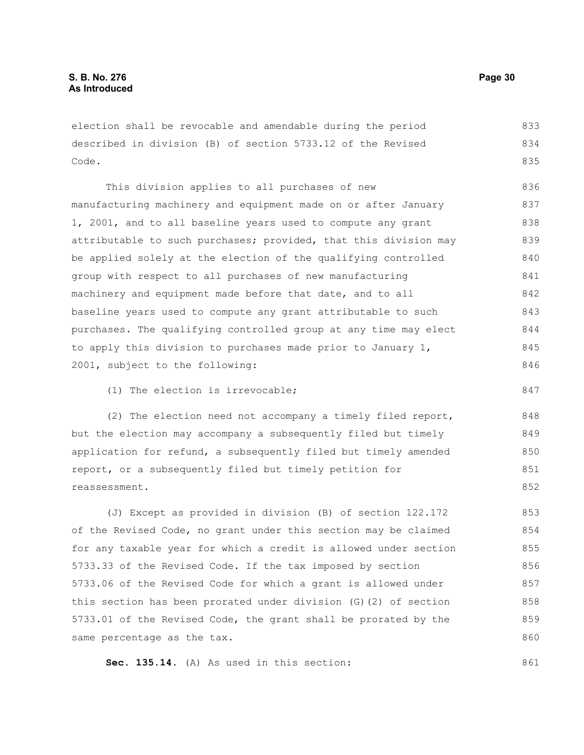election shall be revocable and amendable during the period described in division (B) of section 5733.12 of the Revised Code.

This division applies to all purchases of new manufacturing machinery and equipment made on or after January 1, 2001, and to all baseline years used to compute any grant attributable to such purchases; provided, that this division may be applied solely at the election of the qualifying controlled group with respect to all purchases of new manufacturing machinery and equipment made before that date, and to all baseline years used to compute any grant attributable to such purchases. The qualifying controlled group at any time may elect to apply this division to purchases made prior to January 1, 2001, subject to the following:

(1) The election is irrevocable;

(2) The election need not accompany a timely filed report, but the election may accompany a subsequently filed but timely application for refund, a subsequently filed but timely amended report, or a subsequently filed but timely petition for reassessment.

(J) Except as provided in division (B) of section 122.172 of the Revised Code, no grant under this section may be claimed for any taxable year for which a credit is allowed under section 5733.33 of the Revised Code. If the tax imposed by section 5733.06 of the Revised Code for which a grant is allowed under this section has been prorated under division (G)(2) of section 5733.01 of the Revised Code, the grant shall be prorated by the same percentage as the tax.

**Sec. 135.14.** (A) As used in this section: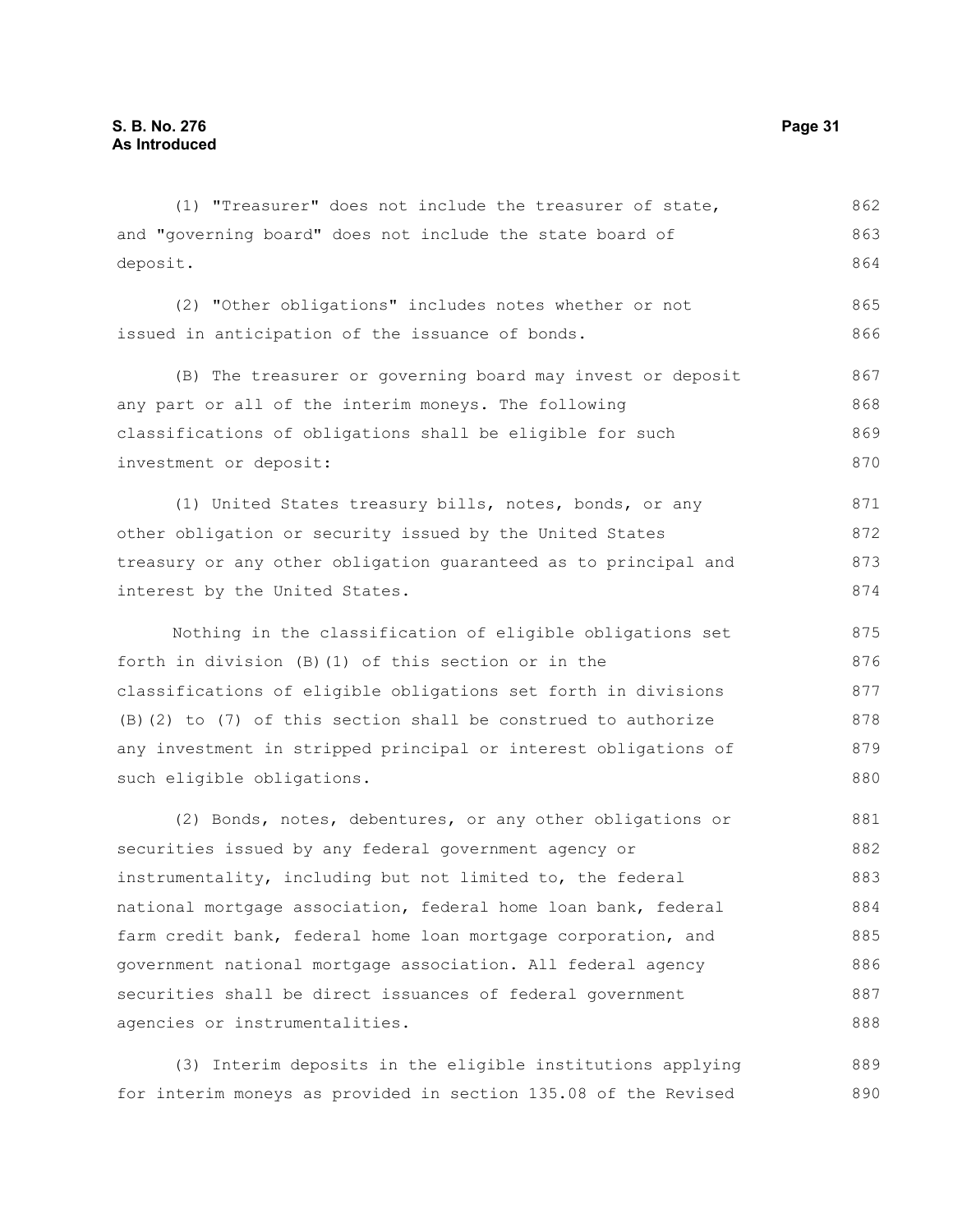(1) "Treasurer" does not include the treasurer of state, and "governing board" does not include the state board of deposit.

(2) "Other obligations" includes notes whether or not issued in anticipation of the issuance of bonds.

(B) The treasurer or governing board may invest or deposit any part or all of the interim moneys. The following classifications of obligations shall be eligible for such investment or deposit:

(1) United States treasury bills, notes, bonds, or any other obligation or security issued by the United States treasury or any other obligation guaranteed as to principal and interest by the United States.

Nothing in the classification of eligible obligations set forth in division (B)(1) of this section or in the classifications of eligible obligations set forth in divisions (B)(2) to (7) of this section shall be construed to authorize any investment in stripped principal or interest obligations of such eligible obligations.

(2) Bonds, notes, debentures, or any other obligations or securities issued by any federal government agency or instrumentality, including but not limited to, the federal national mortgage association, federal home loan bank, federal farm credit bank, federal home loan mortgage corporation, and government national mortgage association. All federal agency securities shall be direct issuances of federal government agencies or instrumentalities.

(3) Interim deposits in the eligible institutions applying for interim moneys as provided in section 135.08 of the Revised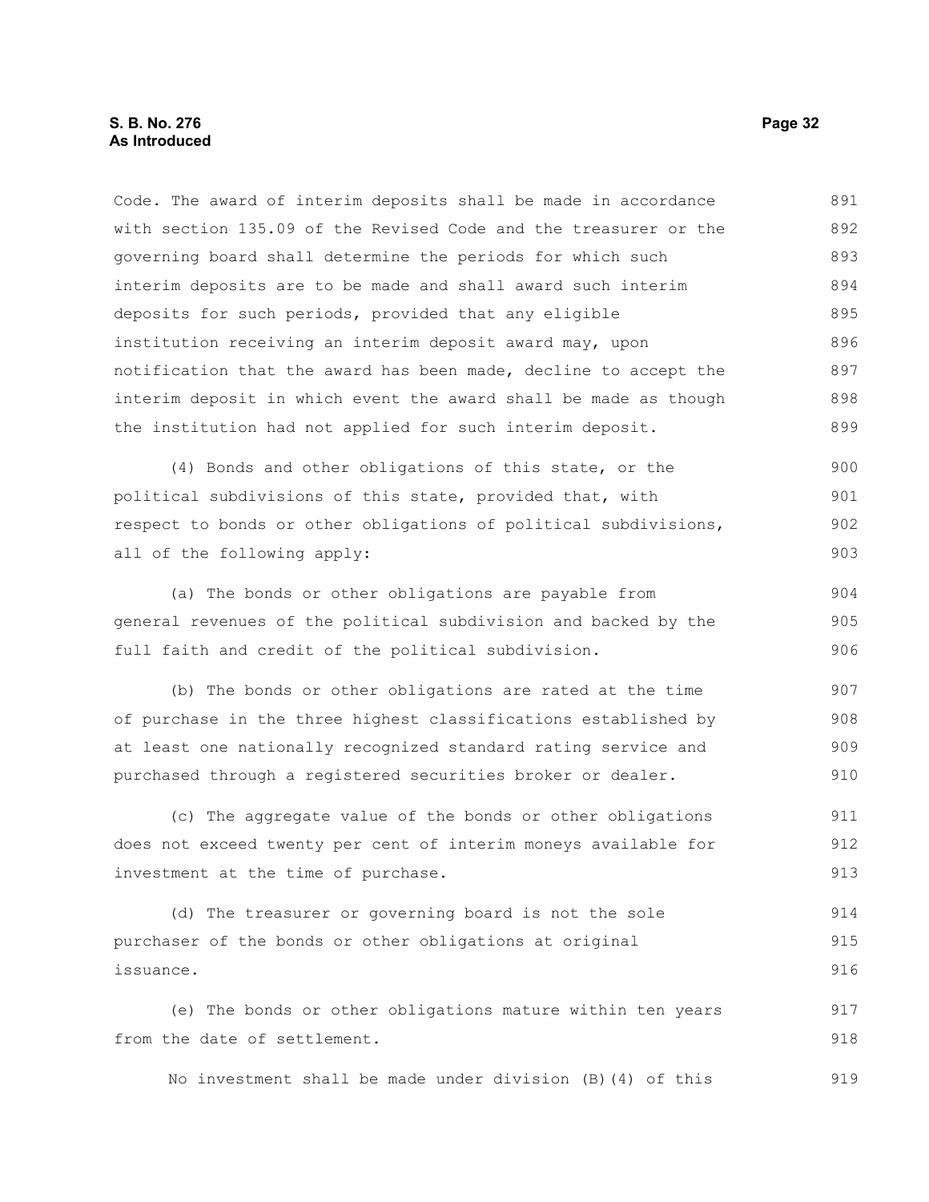Code. The award of interim deposits shall be made in accordance with section 135.09 of the Revised Code and the treasurer or the governing board shall determine the periods for which such interim deposits are to be made and shall award such interim deposits for such periods, provided that any eligible institution receiving an interim deposit award may, upon notification that the award has been made, decline to accept the interim deposit in which event the award shall be made as though the institution had not applied for such interim deposit.

(4) Bonds and other obligations of this state, or the political subdivisions of this state, provided that, with respect to bonds or other obligations of political subdivisions, all of the following apply:

(a) The bonds or other obligations are payable from general revenues of the political subdivision and backed by the full faith and credit of the political subdivision.

(b) The bonds or other obligations are rated at the time of purchase in the three highest classifications established by at least one nationally recognized standard rating service and purchased through a registered securities broker or dealer.

(c) The aggregate value of the bonds or other obligations does not exceed twenty per cent of interim moneys available for investment at the time of purchase.

(d) The treasurer or governing board is not the sole purchaser of the bonds or other obligations at original issuance.

(e) The bonds or other obligations mature within ten years from the date of settlement.

No investment shall be made under division (B)(4) of this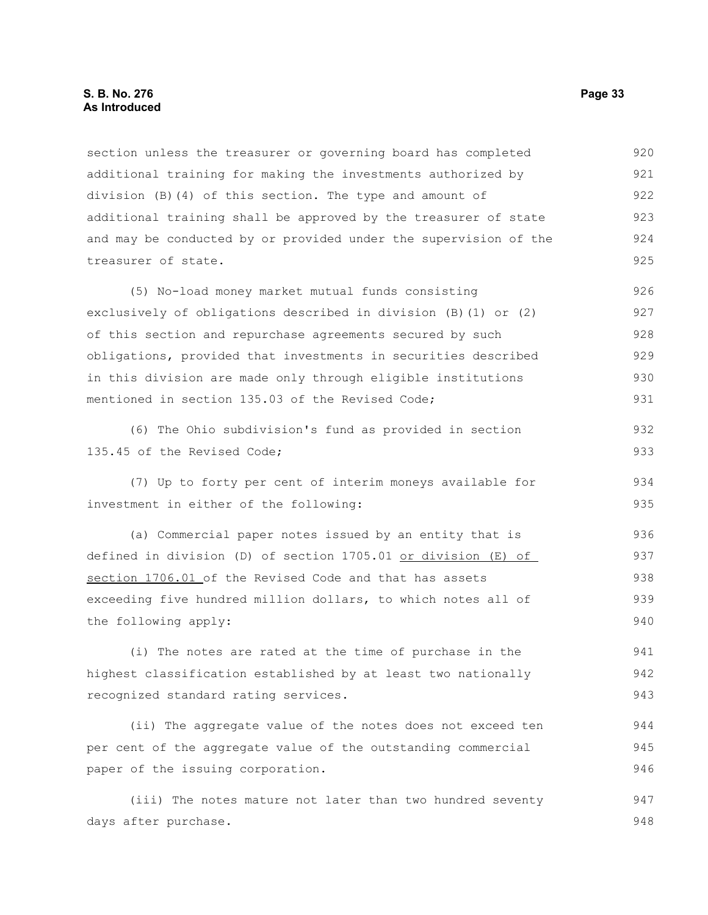section unless the treasurer or governing board has completed additional training for making the investments authorized by division (B)(4) of this section. The type and amount of additional training shall be approved by the treasurer of state and may be conducted by or provided under the supervision of the treasurer of state.

(5) No-load money market mutual funds consisting exclusively of obligations described in division (B)(1) or (2) of this section and repurchase agreements secured by such obligations, provided that investments in securities described in this division are made only through eligible institutions mentioned in section 135.03 of the Revised Code;

(6) The Ohio subdivision's fund as provided in section 135.45 of the Revised Code;

(7) Up to forty per cent of interim moneys available for investment in either of the following:

(a) Commercial paper notes issued by an entity that is defined in division (D) of section 1705.01 or division (E) of section 1706.01 of the Revised Code and that has assets exceeding five hundred million dollars, to which notes all of the following apply:

(i) The notes are rated at the time of purchase in the highest classification established by at least two nationally recognized standard rating services.

(ii) The aggregate value of the notes does not exceed ten per cent of the aggregate value of the outstanding commercial paper of the issuing corporation.

(iii) The notes mature not later than two hundred seventy days after purchase.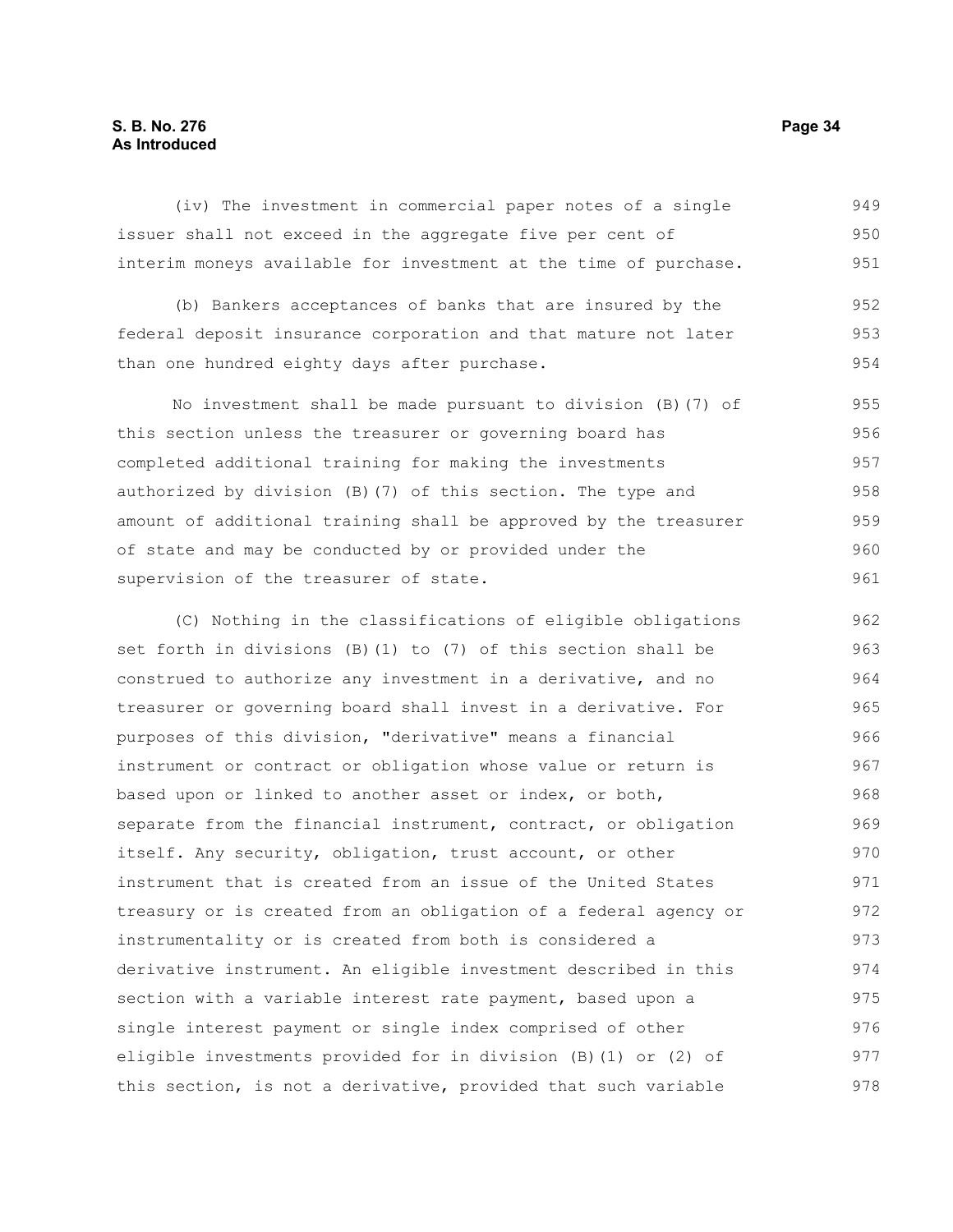(iv) The investment in commercial paper notes of a single issuer shall not exceed in the aggregate five per cent of interim moneys available for investment at the time of purchase.

(b) Bankers acceptances of banks that are insured by the federal deposit insurance corporation and that mature not later than one hundred eighty days after purchase.

No investment shall be made pursuant to division (B)(7) of this section unless the treasurer or governing board has completed additional training for making the investments authorized by division (B)(7) of this section. The type and amount of additional training shall be approved by the treasurer of state and may be conducted by or provided under the supervision of the treasurer of state.

(C) Nothing in the classifications of eligible obligations set forth in divisions (B)(1) to (7) of this section shall be construed to authorize any investment in a derivative, and no treasurer or governing board shall invest in a derivative. For purposes of this division, "derivative" means a financial instrument or contract or obligation whose value or return is based upon or linked to another asset or index, or both, separate from the financial instrument, contract, or obligation itself. Any security, obligation, trust account, or other instrument that is created from an issue of the United States treasury or is created from an obligation of a federal agency or instrumentality or is created from both is considered a derivative instrument. An eligible investment described in this section with a variable interest rate payment, based upon a single interest payment or single index comprised of other eligible investments provided for in division (B)(1) or (2) of this section, is not a derivative, provided that such variable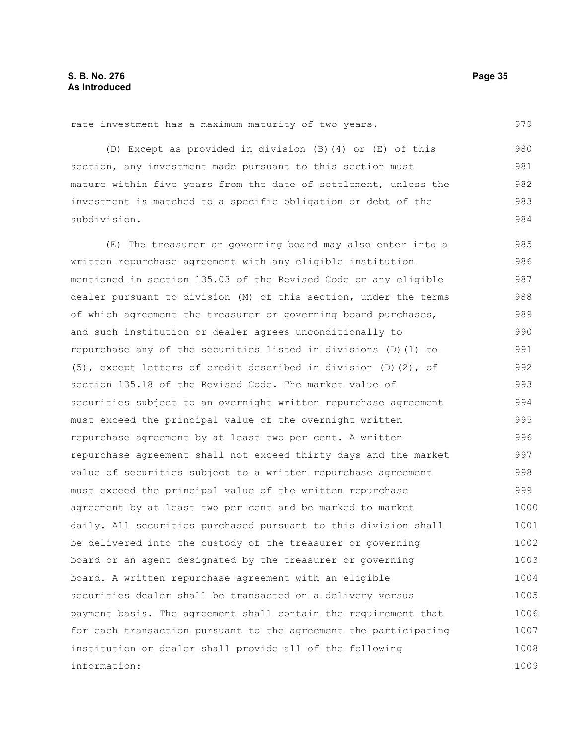rate investment has a maximum maturity of two years.

(D) Except as provided in division (B)(4) or (E) of this section, any investment made pursuant to this section must mature within five years from the date of settlement, unless the investment is matched to a specific obligation or debt of the subdivision.

(E) The treasurer or governing board may also enter into a written repurchase agreement with any eligible institution mentioned in section 135.03 of the Revised Code or any eligible dealer pursuant to division (M) of this section, under the terms of which agreement the treasurer or governing board purchases, and such institution or dealer agrees unconditionally to repurchase any of the securities listed in divisions (D)(1) to (5), except letters of credit described in division (D)(2), of section 135.18 of the Revised Code. The market value of securities subject to an overnight written repurchase agreement must exceed the principal value of the overnight written repurchase agreement by at least two per cent. A written repurchase agreement shall not exceed thirty days and the market value of securities subject to a written repurchase agreement must exceed the principal value of the written repurchase agreement by at least two per cent and be marked to market daily. All securities purchased pursuant to this division shall be delivered into the custody of the treasurer or governing board or an agent designated by the treasurer or governing board. A written repurchase agreement with an eligible securities dealer shall be transacted on a delivery versus payment basis. The agreement shall contain the requirement that for each transaction pursuant to the agreement the participating institution or dealer shall provide all of the following information: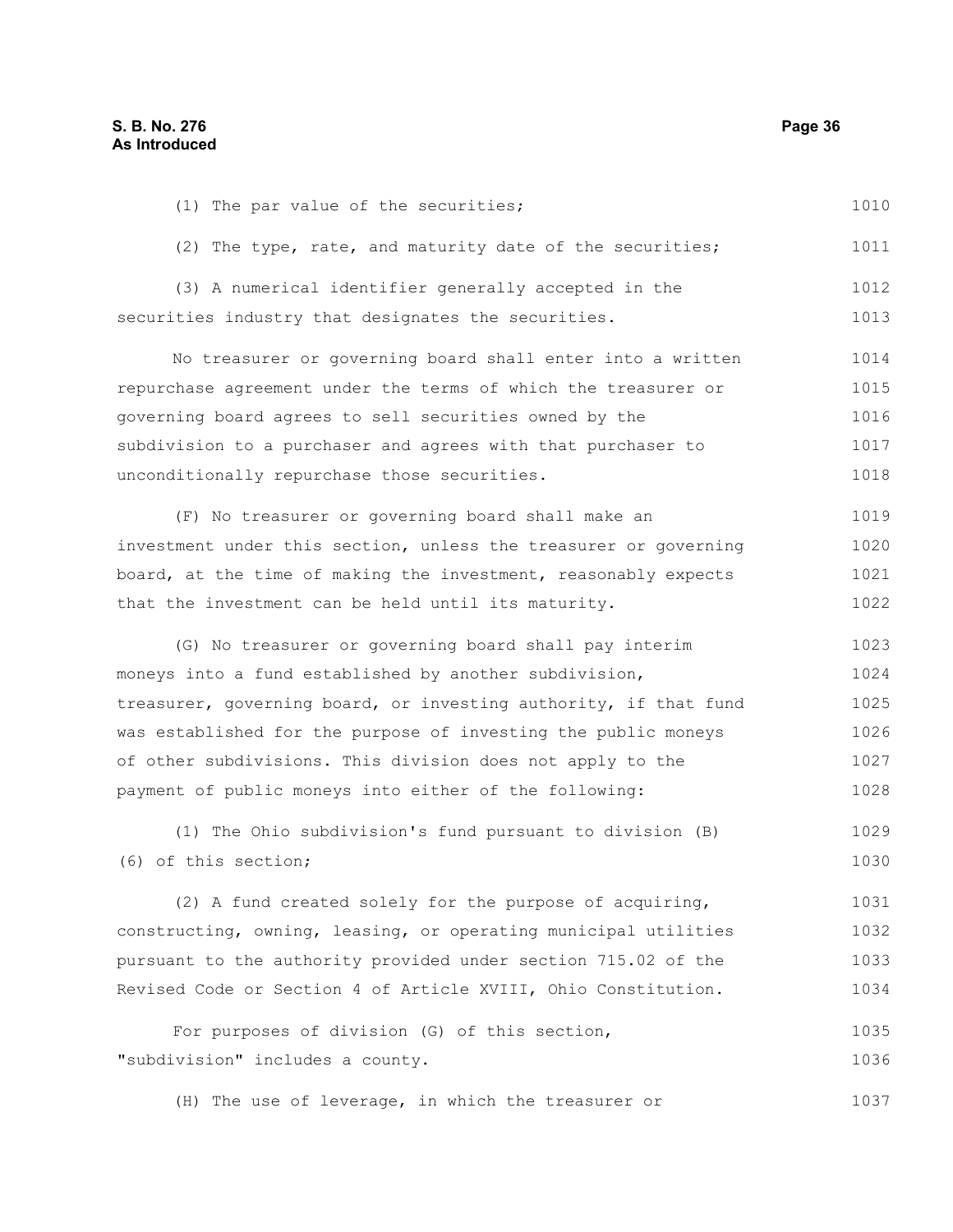(1) The par value of the securities;

(2) The type, rate, and maturity date of the securities;

(3) A numerical identifier generally accepted in the securities industry that designates the securities.

No treasurer or governing board shall enter into a written repurchase agreement under the terms of which the treasurer or governing board agrees to sell securities owned by the subdivision to a purchaser and agrees with that purchaser to unconditionally repurchase those securities.

(F) No treasurer or governing board shall make an investment under this section, unless the treasurer or governing board, at the time of making the investment, reasonably expects that the investment can be held until its maturity.

(G) No treasurer or governing board shall pay interim moneys into a fund established by another subdivision, treasurer, governing board, or investing authority, if that fund was established for the purpose of investing the public moneys of other subdivisions. This division does not apply to the payment of public moneys into either of the following:

(1) The Ohio subdivision's fund pursuant to division (B)(6) of this section;

(2) A fund created solely for the purpose of acquiring, constructing, owning, leasing, or operating municipal utilities pursuant to the authority provided under section 715.02 of the Revised Code or Section 4 of Article XVIII, Ohio Constitution.

For purposes of division (G) of this section, "subdivision" includes a county.

(H) The use of leverage, in which the treasurer or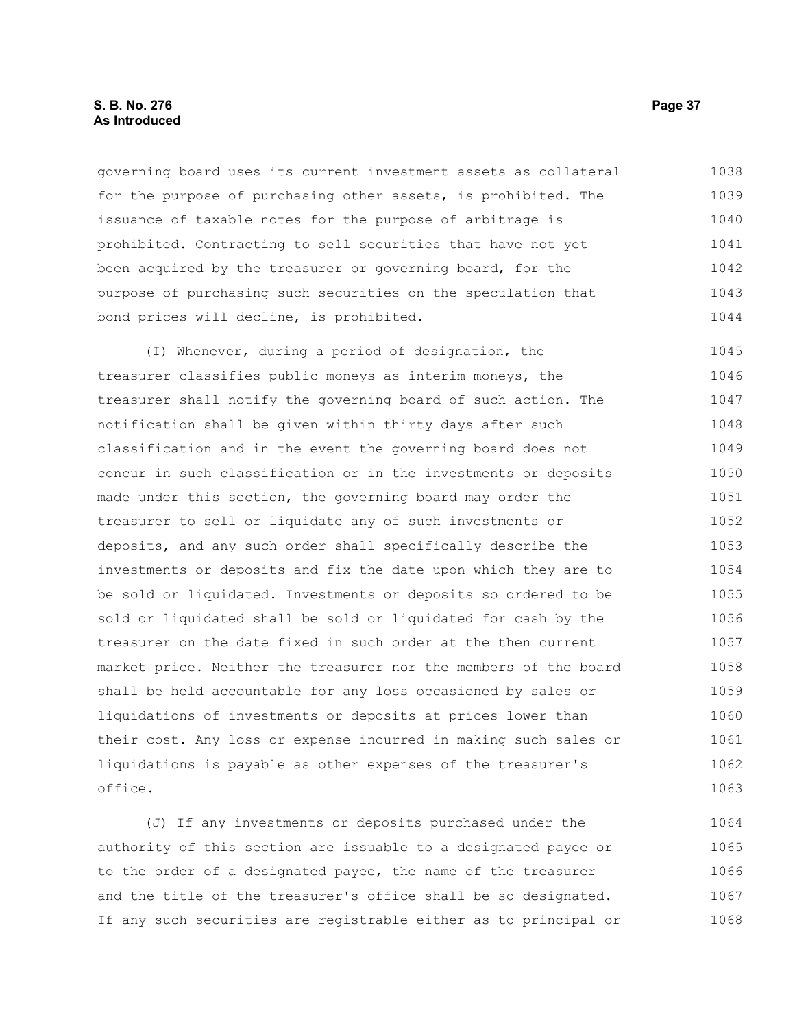governing board uses its current investment assets as collateral for the purpose of purchasing other assets, is prohibited. The issuance of taxable notes for the purpose of arbitrage is prohibited. Contracting to sell securities that have not yet been acquired by the treasurer or governing board, for the purpose of purchasing such securities on the speculation that bond prices will decline, is prohibited.

(I) Whenever, during a period of designation, the treasurer classifies public moneys as interim moneys, the treasurer shall notify the governing board of such action. The notification shall be given within thirty days after such classification and in the event the governing board does not concur in such classification or in the investments or deposits made under this section, the governing board may order the treasurer to sell or liquidate any of such investments or deposits, and any such order shall specifically describe the investments or deposits and fix the date upon which they are to be sold or liquidated. Investments or deposits so ordered to be sold or liquidated shall be sold or liquidated for cash by the treasurer on the date fixed in such order at the then current market price. Neither the treasurer nor the members of the board shall be held accountable for any loss occasioned by sales or liquidations of investments or deposits at prices lower than their cost. Any loss or expense incurred in making such sales or liquidations is payable as other expenses of the treasurer's office.

(J) If any investments or deposits purchased under the authority of this section are issuable to a designated payee or to the order of a designated payee, the name of the treasurer and the title of the treasurer's office shall be so designated. If any such securities are registrable either as to principal or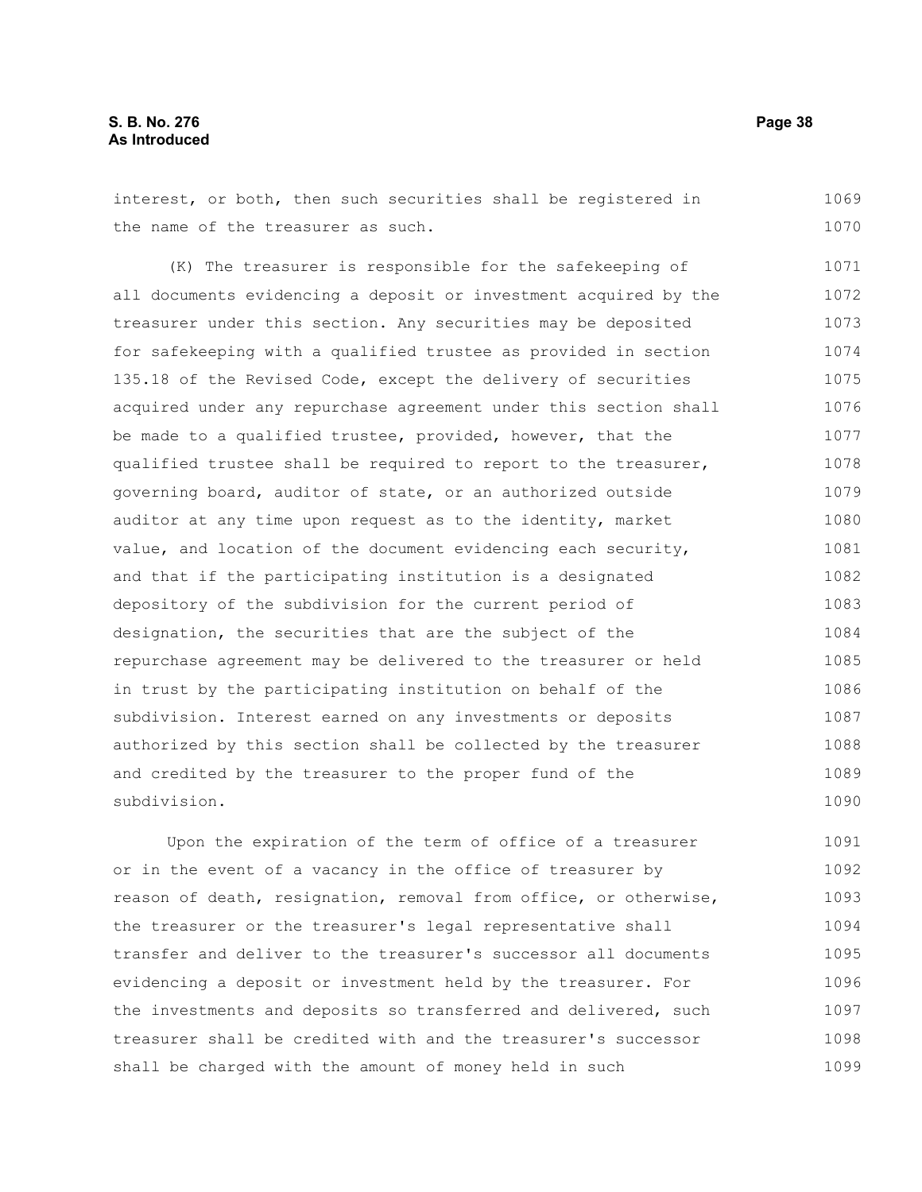interest, or both, then such securities shall be registered in the name of the treasurer as such.

(K) The treasurer is responsible for the safekeeping of all documents evidencing a deposit or investment acquired by the treasurer under this section. Any securities may be deposited for safekeeping with a qualified trustee as provided in section 135.18 of the Revised Code, except the delivery of securities acquired under any repurchase agreement under this section shall be made to a qualified trustee, provided, however, that the qualified trustee shall be required to report to the treasurer, governing board, auditor of state, or an authorized outside auditor at any time upon request as to the identity, market value, and location of the document evidencing each security, and that if the participating institution is a designated depository of the subdivision for the current period of designation, the securities that are the subject of the repurchase agreement may be delivered to the treasurer or held in trust by the participating institution on behalf of the subdivision. Interest earned on any investments or deposits authorized by this section shall be collected by the treasurer and credited by the treasurer to the proper fund of the subdivision.

Upon the expiration of the term of office of a treasurer or in the event of a vacancy in the office of treasurer by reason of death, resignation, removal from office, or otherwise, the treasurer or the treasurer's legal representative shall transfer and deliver to the treasurer's successor all documents evidencing a deposit or investment held by the treasurer. For the investments and deposits so transferred and delivered, such treasurer shall be credited with and the treasurer's successor shall be charged with the amount of money held in such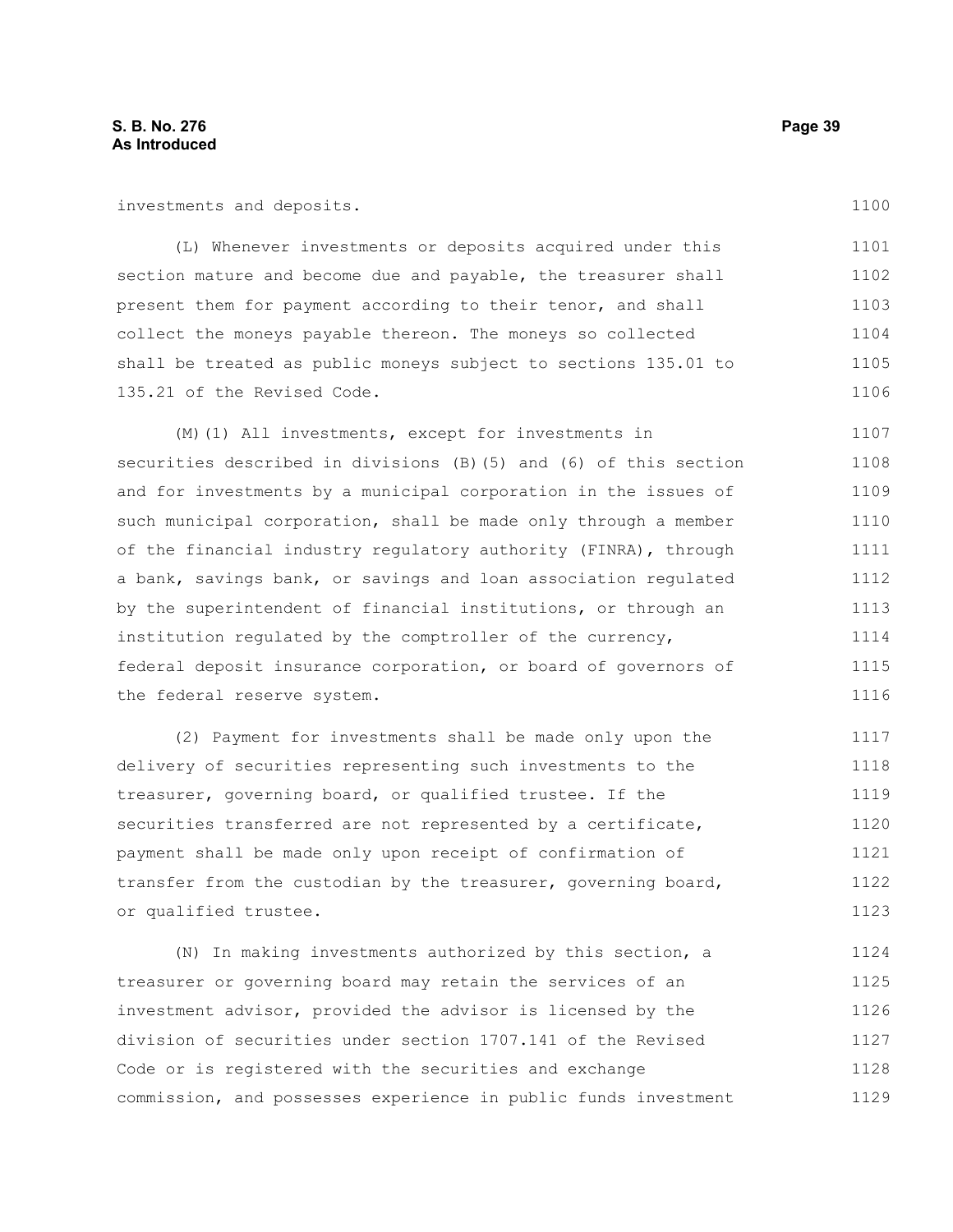investments and deposits.

(L) Whenever investments or deposits acquired under this section mature and become due and payable, the treasurer shall present them for payment according to their tenor, and shall collect the moneys payable thereon. The moneys so collected shall be treated as public moneys subject to sections 135.01 to 135.21 of the Revised Code.

(M)(1) All investments, except for investments in securities described in divisions (B)(5) and (6) of this section and for investments by a municipal corporation in the issues of such municipal corporation, shall be made only through a member of the financial industry regulatory authority (FINRA), through a bank, savings bank, or savings and loan association regulated by the superintendent of financial institutions, or through an institution regulated by the comptroller of the currency, federal deposit insurance corporation, or board of governors of the federal reserve system.

(2) Payment for investments shall be made only upon the delivery of securities representing such investments to the treasurer, governing board, or qualified trustee. If the securities transferred are not represented by a certificate, payment shall be made only upon receipt of confirmation of transfer from the custodian by the treasurer, governing board, or qualified trustee.

(N) In making investments authorized by this section, a treasurer or governing board may retain the services of an investment advisor, provided the advisor is licensed by the division of securities under section 1707.141 of the Revised Code or is registered with the securities and exchange commission, and possesses experience in public funds investment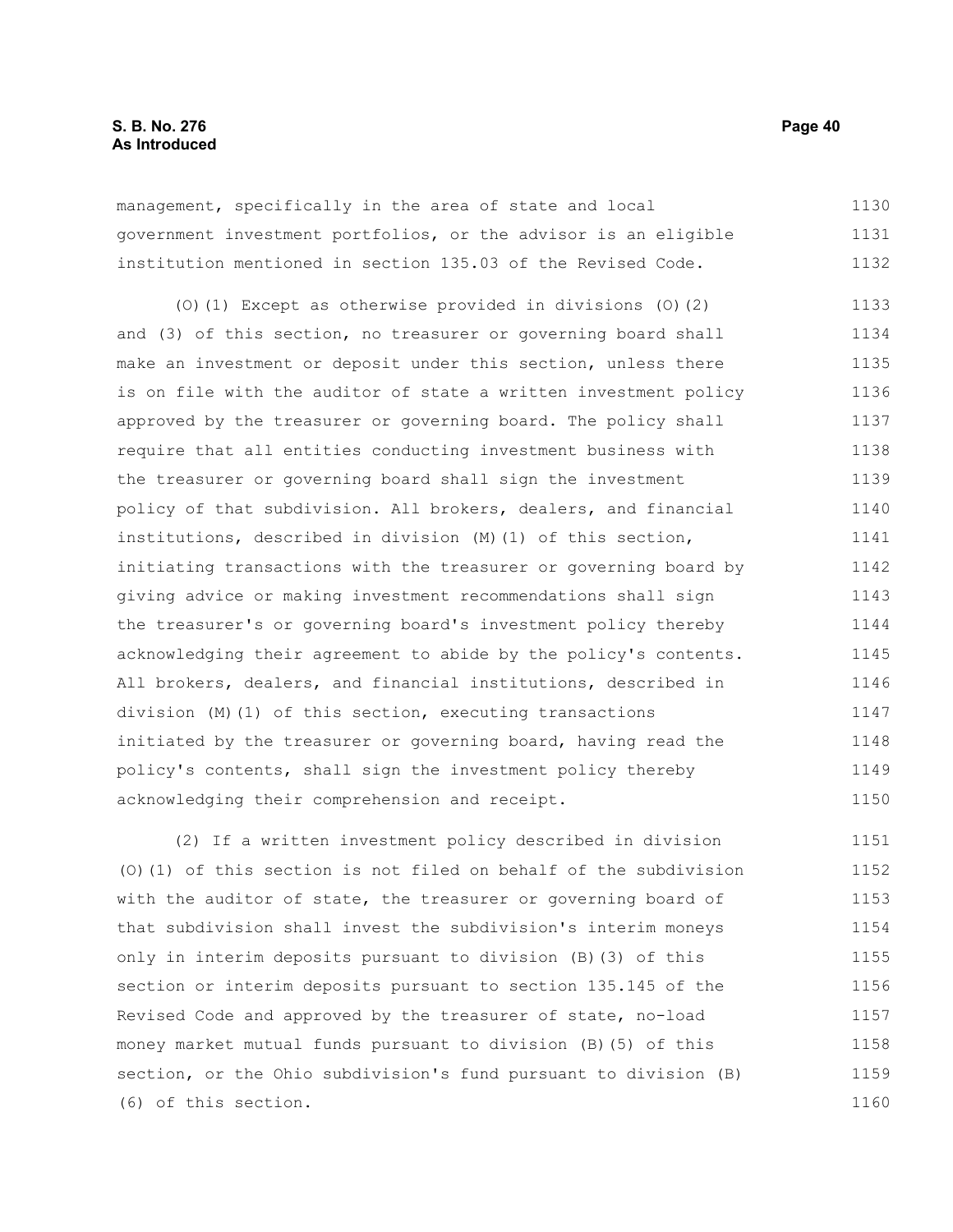management, specifically in the area of state and local government investment portfolios, or the advisor is an eligible institution mentioned in section 135.03 of the Revised Code.

(O)(1) Except as otherwise provided in divisions (O)(2) and (3) of this section, no treasurer or governing board shall make an investment or deposit under this section, unless there is on file with the auditor of state a written investment policy approved by the treasurer or governing board. The policy shall require that all entities conducting investment business with the treasurer or governing board shall sign the investment policy of that subdivision. All brokers, dealers, and financial institutions, described in division (M)(1) of this section, initiating transactions with the treasurer or governing board by giving advice or making investment recommendations shall sign the treasurer's or governing board's investment policy thereby acknowledging their agreement to abide by the policy's contents. All brokers, dealers, and financial institutions, described in division (M)(1) of this section, executing transactions initiated by the treasurer or governing board, having read the policy's contents, shall sign the investment policy thereby acknowledging their comprehension and receipt.

(2) If a written investment policy described in division (O)(1) of this section is not filed on behalf of the subdivision with the auditor of state, the treasurer or governing board of that subdivision shall invest the subdivision's interim moneys only in interim deposits pursuant to division (B)(3) of this section or interim deposits pursuant to section 135.145 of the Revised Code and approved by the treasurer of state, no-load money market mutual funds pursuant to division (B)(5) of this section, or the Ohio subdivision's fund pursuant to division (B)(6) of this section.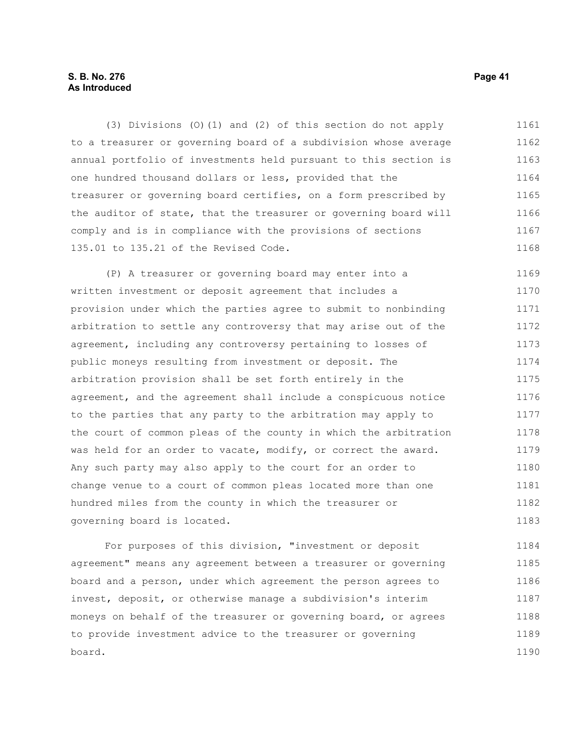(3) Divisions (O)(1) and (2) of this section do not apply to a treasurer or governing board of a subdivision whose average annual portfolio of investments held pursuant to this section is one hundred thousand dollars or less, provided that the treasurer or governing board certifies, on a form prescribed by the auditor of state, that the treasurer or governing board will comply and is in compliance with the provisions of sections 135.01 to 135.21 of the Revised Code.

(P) A treasurer or governing board may enter into a written investment or deposit agreement that includes a provision under which the parties agree to submit to nonbinding arbitration to settle any controversy that may arise out of the agreement, including any controversy pertaining to losses of public moneys resulting from investment or deposit. The arbitration provision shall be set forth entirely in the agreement, and the agreement shall include a conspicuous notice to the parties that any party to the arbitration may apply to the court of common pleas of the county in which the arbitration was held for an order to vacate, modify, or correct the award. Any such party may also apply to the court for an order to change venue to a court of common pleas located more than one hundred miles from the county in which the treasurer or governing board is located.

For purposes of this division, "investment or deposit agreement" means any agreement between a treasurer or governing board and a person, under which agreement the person agrees to invest, deposit, or otherwise manage a subdivision's interim moneys on behalf of the treasurer or governing board, or agrees to provide investment advice to the treasurer or governing board.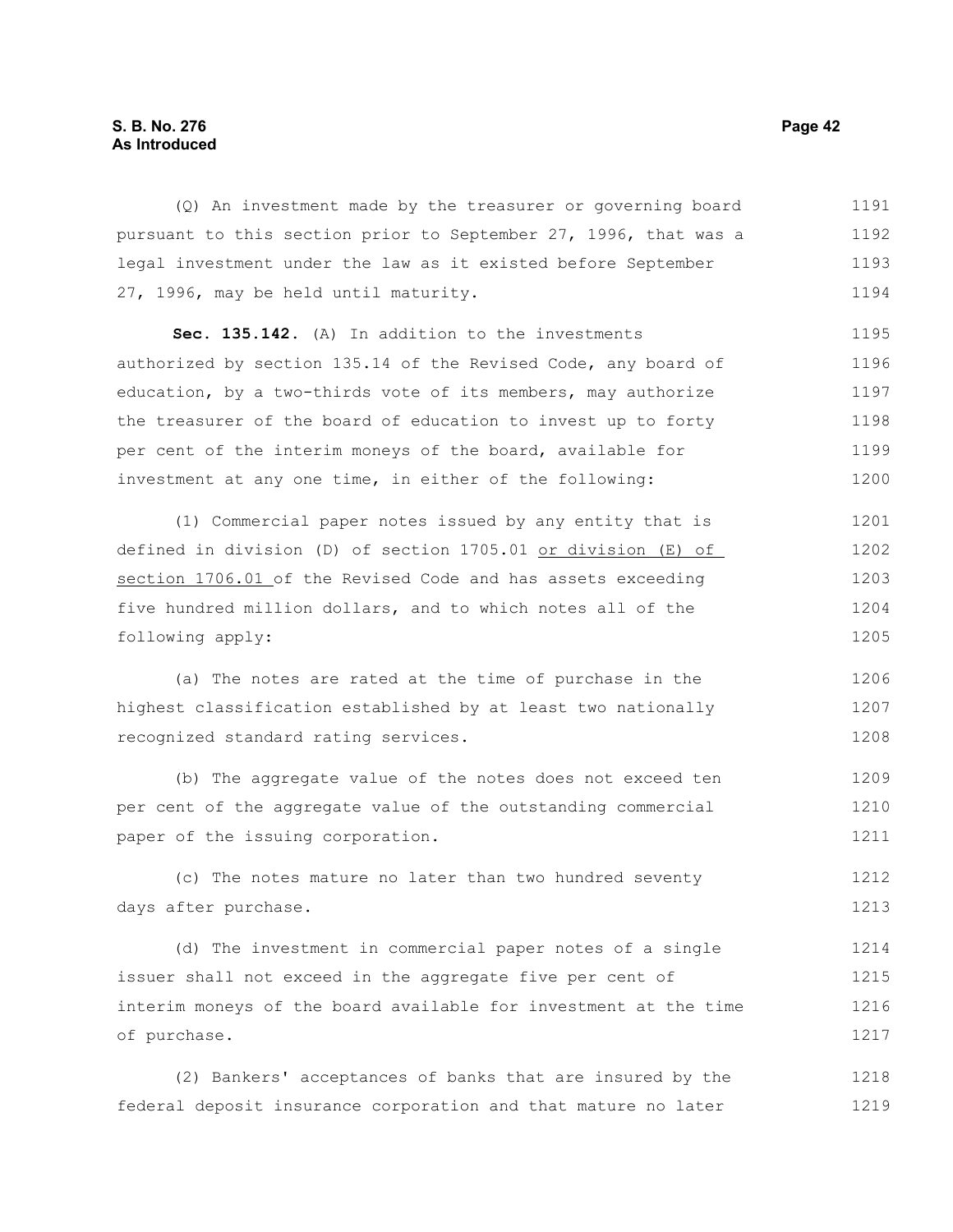(Q) An investment made by the treasurer or governing board pursuant to this section prior to September 27, 1996, that was a legal investment under the law as it existed before September 27, 1996, may be held until maturity.

**Sec. 135.142.** (A) In addition to the investments authorized by section 135.14 of the Revised Code, any board of education, by a two-thirds vote of its members, may authorize the treasurer of the board of education to invest up to forty per cent of the interim moneys of the board, available for investment at any one time, in either of the following:

(1) Commercial paper notes issued by any entity that is defined in division (D) of section 1705.01 <u>or division (E) of section 1706.01</u> of the Revised Code and has assets exceeding five hundred million dollars, and to which notes all of the following apply:

(a) The notes are rated at the time of purchase in the highest classification established by at least two nationally recognized standard rating services.

(b) The aggregate value of the notes does not exceed ten per cent of the aggregate value of the outstanding commercial paper of the issuing corporation.

(c) The notes mature no later than two hundred seventy days after purchase.

(d) The investment in commercial paper notes of a single issuer shall not exceed in the aggregate five per cent of interim moneys of the board available for investment at the time of purchase.

(2) Bankers' acceptances of banks that are insured by the federal deposit insurance corporation and that mature no later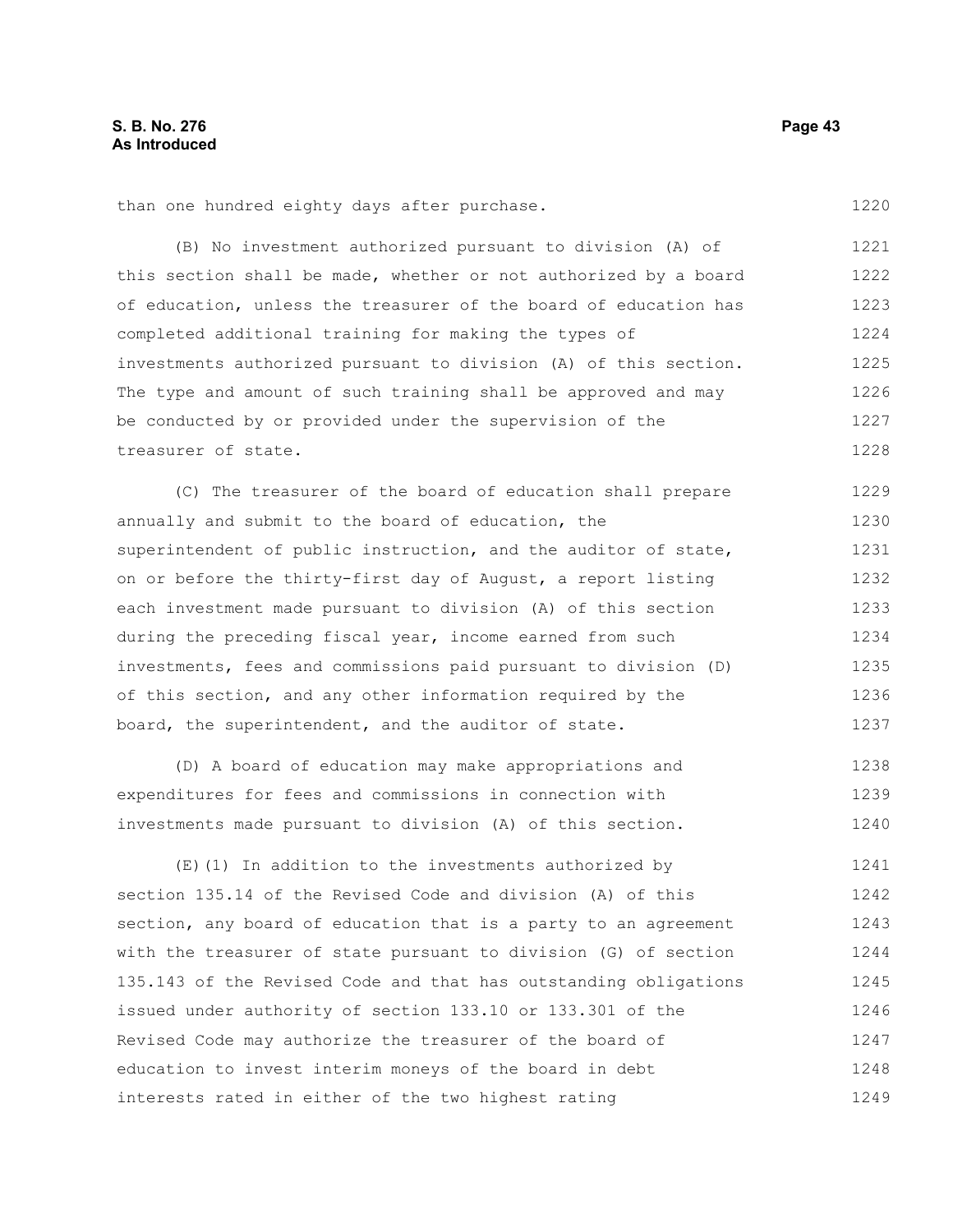than one hundred eighty days after purchase.

(B) No investment authorized pursuant to division (A) of this section shall be made, whether or not authorized by a board of education, unless the treasurer of the board of education has completed additional training for making the types of investments authorized pursuant to division (A) of this section. The type and amount of such training shall be approved and may be conducted by or provided under the supervision of the treasurer of state.

(C) The treasurer of the board of education shall prepare annually and submit to the board of education, the superintendent of public instruction, and the auditor of state, on or before the thirty-first day of August, a report listing each investment made pursuant to division (A) of this section during the preceding fiscal year, income earned from such investments, fees and commissions paid pursuant to division (D) of this section, and any other information required by the board, the superintendent, and the auditor of state.

(D) A board of education may make appropriations and expenditures for fees and commissions in connection with investments made pursuant to division (A) of this section.

(E)(1) In addition to the investments authorized by section 135.14 of the Revised Code and division (A) of this section, any board of education that is a party to an agreement with the treasurer of state pursuant to division (G) of section 135.143 of the Revised Code and that has outstanding obligations issued under authority of section 133.10 or 133.301 of the Revised Code may authorize the treasurer of the board of education to invest interim moneys of the board in debt interests rated in either of the two highest rating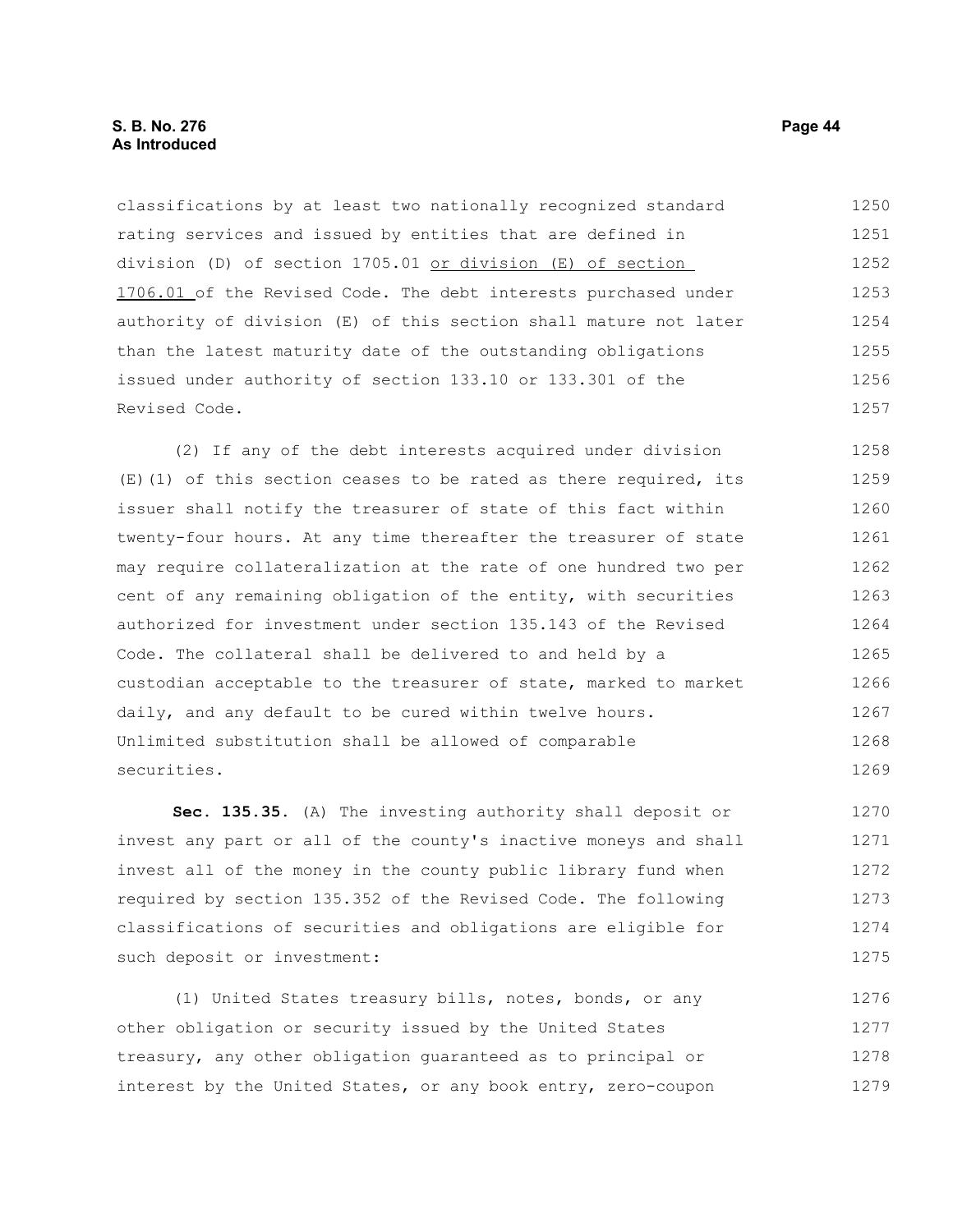classifications by at least two nationally recognized standard rating services and issued by entities that are defined in division (D) of section 1705.01 <u>or division (E) of section 1706.01</u> of the Revised Code. The debt interests purchased under authority of division (E) of this section shall mature not later than the latest maturity date of the outstanding obligations issued under authority of section 133.10 or 133.301 of the Revised Code.

(2) If any of the debt interests acquired under division (E)(1) of this section ceases to be rated as there required, its issuer shall notify the treasurer of state of this fact within twenty-four hours. At any time thereafter the treasurer of state may require collateralization at the rate of one hundred two per cent of any remaining obligation of the entity, with securities authorized for investment under section 135.143 of the Revised Code. The collateral shall be delivered to and held by a custodian acceptable to the treasurer of state, marked to market daily, and any default to be cured within twelve hours. Unlimited substitution shall be allowed of comparable securities.

**Sec. 135.35.** (A) The investing authority shall deposit or invest any part or all of the county's inactive moneys and shall invest all of the money in the county public library fund when required by section 135.352 of the Revised Code. The following classifications of securities and obligations are eligible for such deposit or investment:

(1) United States treasury bills, notes, bonds, or any other obligation or security issued by the United States treasury, any other obligation guaranteed as to principal or interest by the United States, or any book entry, zero-coupon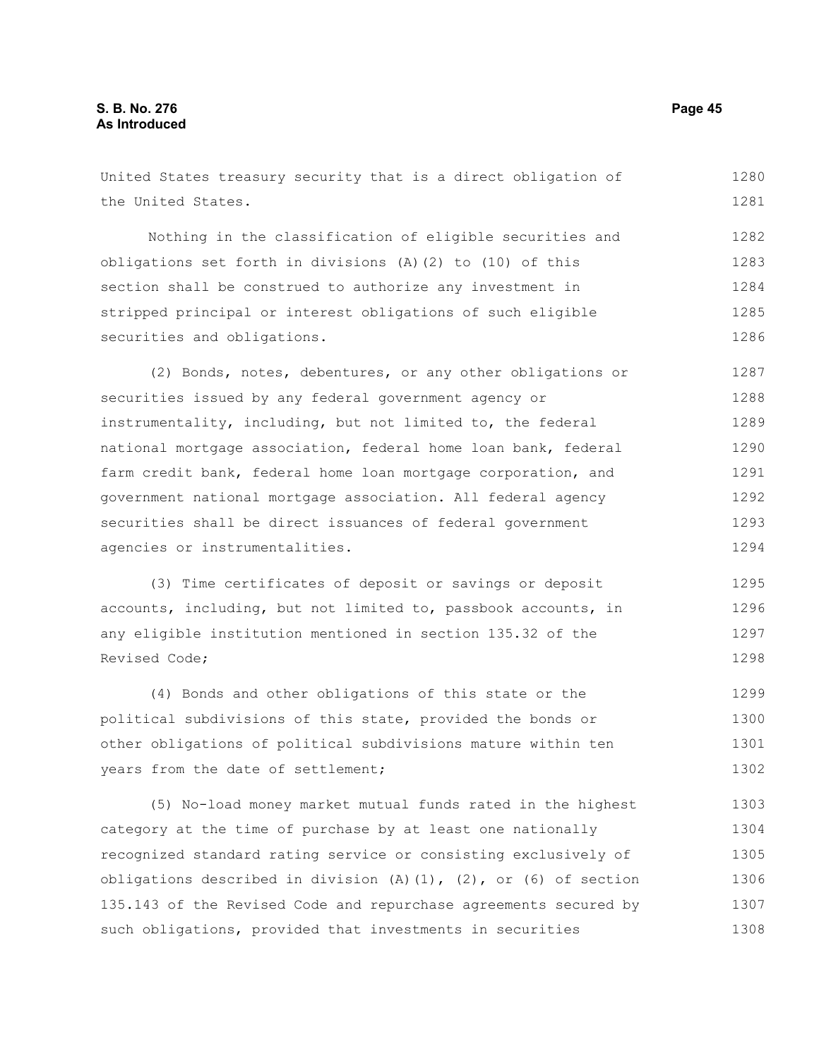United States treasury security that is a direct obligation of the United States.

Nothing in the classification of eligible securities and obligations set forth in divisions (A)(2) to (10) of this section shall be construed to authorize any investment in stripped principal or interest obligations of such eligible securities and obligations.

(2) Bonds, notes, debentures, or any other obligations or securities issued by any federal government agency or instrumentality, including, but not limited to, the federal national mortgage association, federal home loan bank, federal farm credit bank, federal home loan mortgage corporation, and government national mortgage association. All federal agency securities shall be direct issuances of federal government agencies or instrumentalities.

(3) Time certificates of deposit or savings or deposit accounts, including, but not limited to, passbook accounts, in any eligible institution mentioned in section 135.32 of the Revised Code;

(4) Bonds and other obligations of this state or the political subdivisions of this state, provided the bonds or other obligations of political subdivisions mature within ten years from the date of settlement;

(5) No-load money market mutual funds rated in the highest category at the time of purchase by at least one nationally recognized standard rating service or consisting exclusively of obligations described in division (A)(1), (2), or (6) of section 135.143 of the Revised Code and repurchase agreements secured by such obligations, provided that investments in securities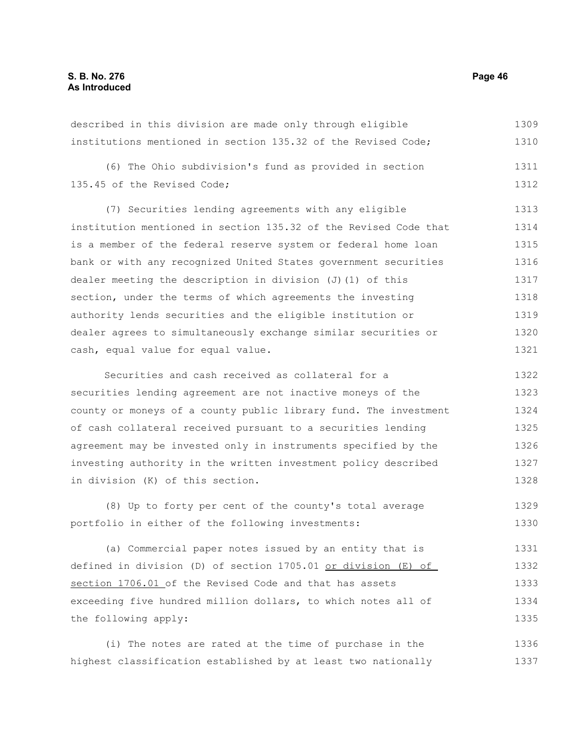described in this division are made only through eligible institutions mentioned in section 135.32 of the Revised Code;

(6) The Ohio subdivision's fund as provided in section 135.45 of the Revised Code;

(7) Securities lending agreements with any eligible institution mentioned in section 135.32 of the Revised Code that is a member of the federal reserve system or federal home loan bank or with any recognized United States government securities dealer meeting the description in division (J)(1) of this section, under the terms of which agreements the investing authority lends securities and the eligible institution or dealer agrees to simultaneously exchange similar securities or cash, equal value for equal value.

Securities and cash received as collateral for a securities lending agreement are not inactive moneys of the county or moneys of a county public library fund. The investment of cash collateral received pursuant to a securities lending agreement may be invested only in instruments specified by the investing authority in the written investment policy described in division (K) of this section.

(8) Up to forty per cent of the county's total average portfolio in either of the following investments:

(a) Commercial paper notes issued by an entity that is defined in division (D) of section 1705.01 <u>or division (E) of section 1706.01</u> of the Revised Code and that has assets exceeding five hundred million dollars, to which notes all of the following apply:

(i) The notes are rated at the time of purchase in the highest classification established by at least two nationally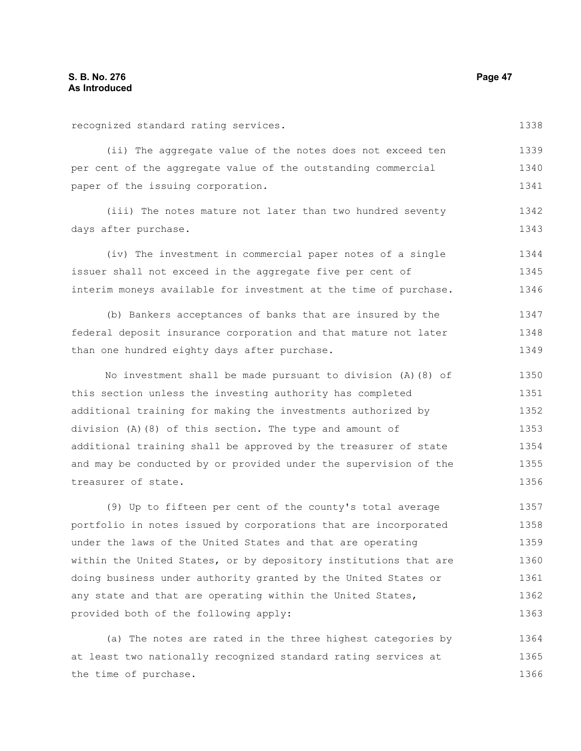recognized standard rating services.

(ii) The aggregate value of the notes does not exceed ten per cent of the aggregate value of the outstanding commercial paper of the issuing corporation.

(iii) The notes mature not later than two hundred seventy days after purchase.

(iv) The investment in commercial paper notes of a single issuer shall not exceed in the aggregate five per cent of interim moneys available for investment at the time of purchase.

(b) Bankers acceptances of banks that are insured by the federal deposit insurance corporation and that mature not later than one hundred eighty days after purchase.

No investment shall be made pursuant to division (A)(8) of this section unless the investing authority has completed additional training for making the investments authorized by division (A)(8) of this section. The type and amount of additional training shall be approved by the treasurer of state and may be conducted by or provided under the supervision of the treasurer of state.

(9) Up to fifteen per cent of the county's total average portfolio in notes issued by corporations that are incorporated under the laws of the United States and that are operating within the United States, or by depository institutions that are doing business under authority granted by the United States or any state and that are operating within the United States, provided both of the following apply:

(a) The notes are rated in the three highest categories by at least two nationally recognized standard rating services at the time of purchase.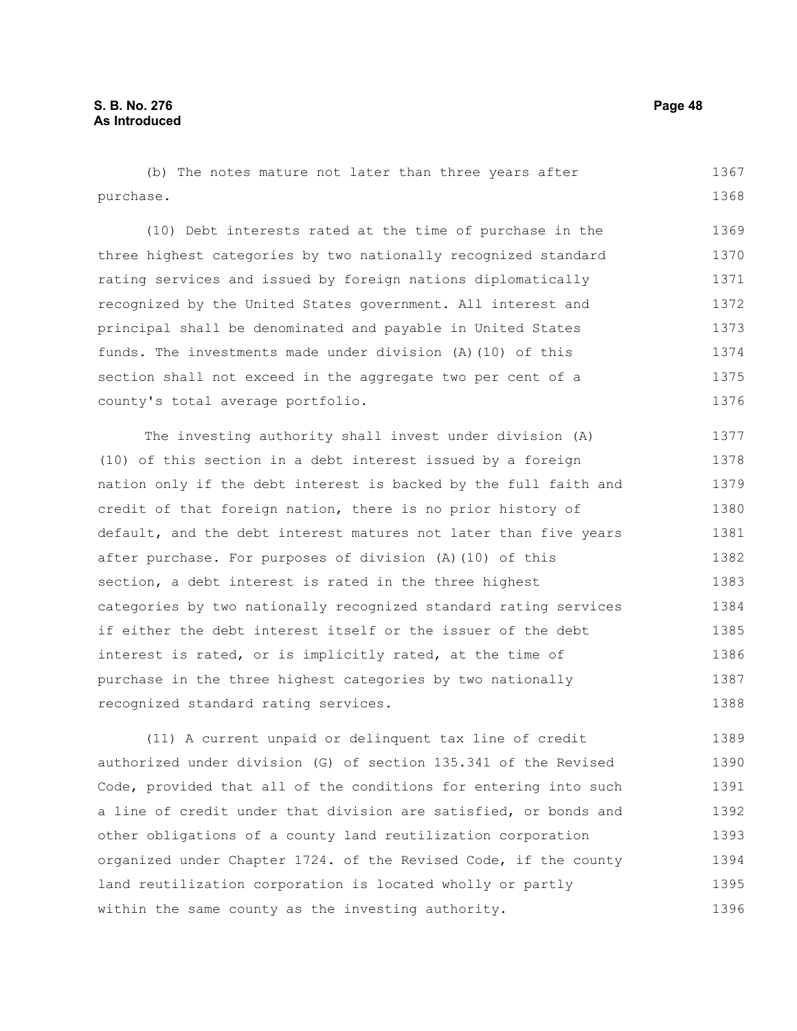(b) The notes mature not later than three years after purchase.

(10) Debt interests rated at the time of purchase in the three highest categories by two nationally recognized standard rating services and issued by foreign nations diplomatically recognized by the United States government. All interest and principal shall be denominated and payable in United States funds. The investments made under division (A)(10) of this section shall not exceed in the aggregate two per cent of a county's total average portfolio.

The investing authority shall invest under division (A)(10) of this section in a debt interest issued by a foreign nation only if the debt interest is backed by the full faith and credit of that foreign nation, there is no prior history of default, and the debt interest matures not later than five years after purchase. For purposes of division (A)(10) of this section, a debt interest is rated in the three highest categories by two nationally recognized standard rating services if either the debt interest itself or the issuer of the debt interest is rated, or is implicitly rated, at the time of purchase in the three highest categories by two nationally recognized standard rating services.

(11) A current unpaid or delinquent tax line of credit authorized under division (G) of section 135.341 of the Revised Code, provided that all of the conditions for entering into such a line of credit under that division are satisfied, or bonds and other obligations of a county land reutilization corporation organized under Chapter 1724. of the Revised Code, if the county land reutilization corporation is located wholly or partly within the same county as the investing authority.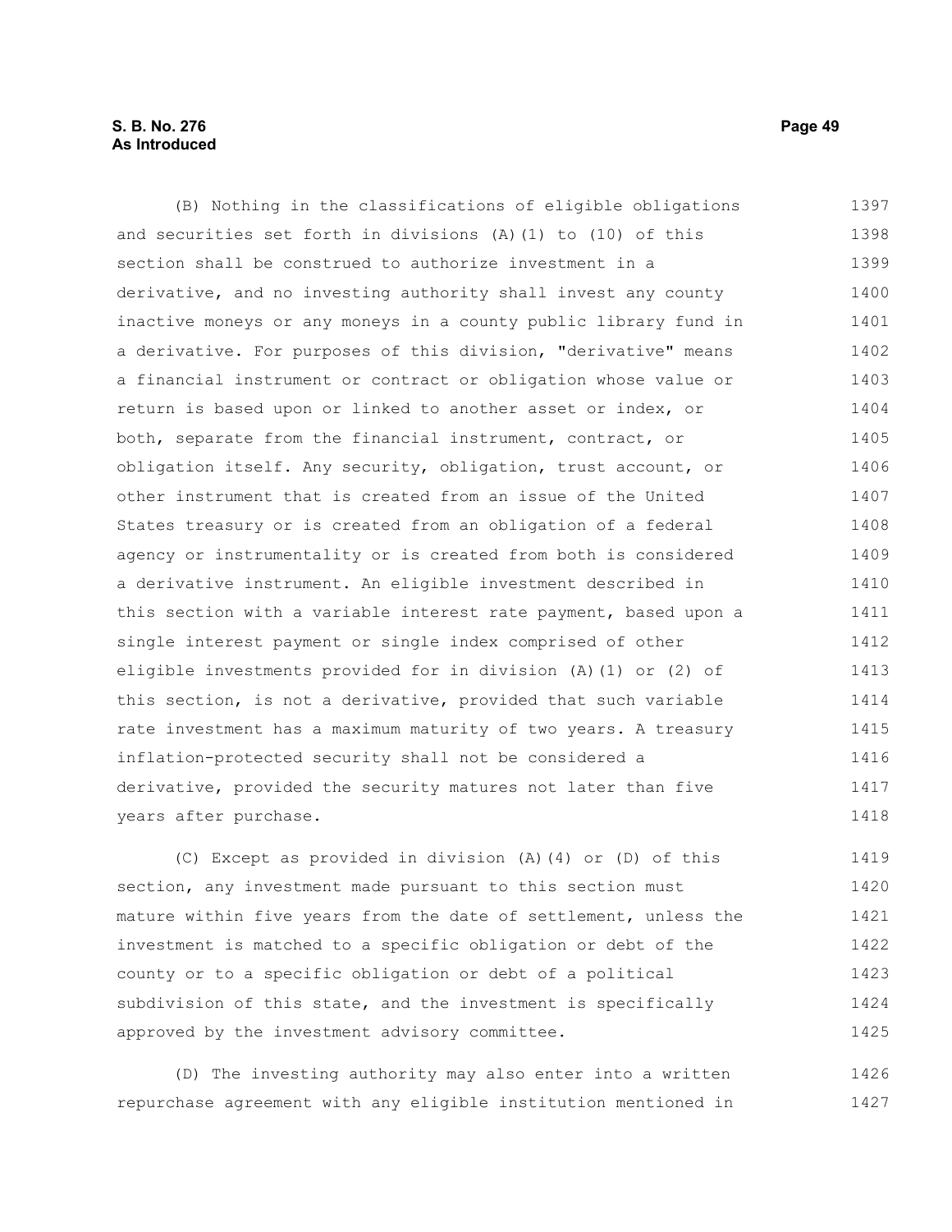(B) Nothing in the classifications of eligible obligations and securities set forth in divisions (A)(1) to (10) of this section shall be construed to authorize investment in a derivative, and no investing authority shall invest any county inactive moneys or any moneys in a county public library fund in a derivative. For purposes of this division, "derivative" means a financial instrument or contract or obligation whose value or return is based upon or linked to another asset or index, or both, separate from the financial instrument, contract, or obligation itself. Any security, obligation, trust account, or other instrument that is created from an issue of the United States treasury or is created from an obligation of a federal agency or instrumentality or is created from both is considered a derivative instrument. An eligible investment described in this section with a variable interest rate payment, based upon a single interest payment or single index comprised of other eligible investments provided for in division (A)(1) or (2) of this section, is not a derivative, provided that such variable rate investment has a maximum maturity of two years. A treasury inflation-protected security shall not be considered a derivative, provided the security matures not later than five years after purchase.

(C) Except as provided in division (A)(4) or (D) of this section, any investment made pursuant to this section must mature within five years from the date of settlement, unless the investment is matched to a specific obligation or debt of the county or to a specific obligation or debt of a political subdivision of this state, and the investment is specifically approved by the investment advisory committee.

(D) The investing authority may also enter into a written repurchase agreement with any eligible institution mentioned in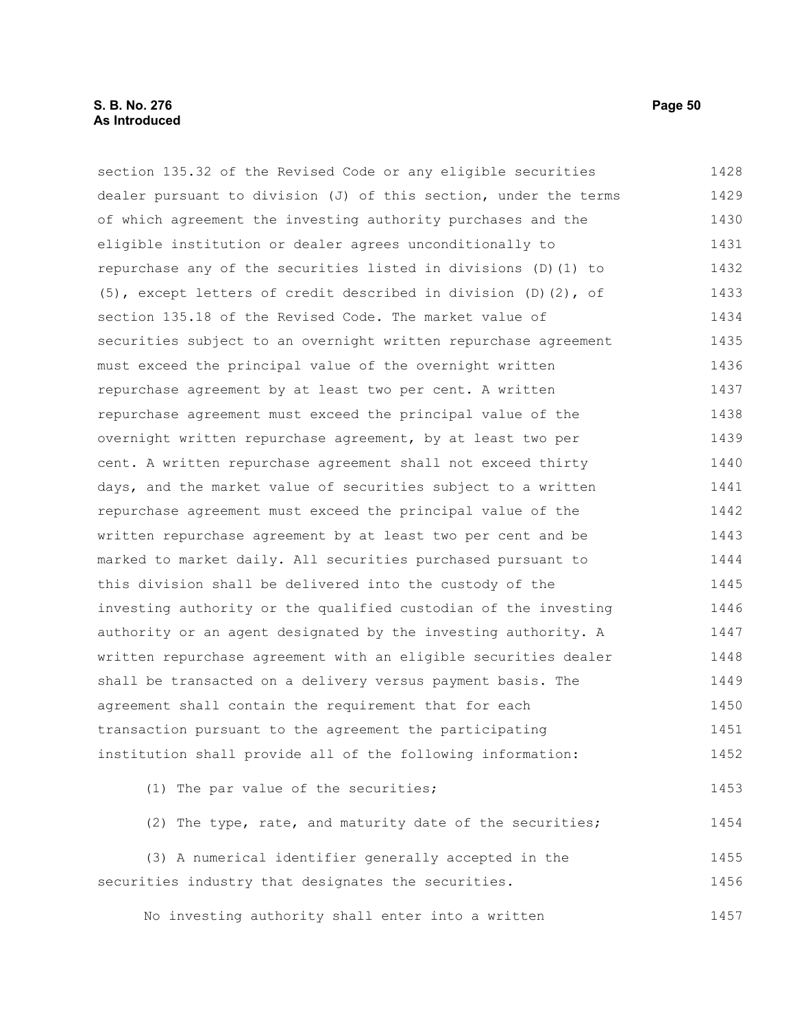section 135.32 of the Revised Code or any eligible securities dealer pursuant to division (J) of this section, under the terms of which agreement the investing authority purchases and the eligible institution or dealer agrees unconditionally to repurchase any of the securities listed in divisions (D)(1) to (5), except letters of credit described in division (D)(2), of section 135.18 of the Revised Code. The market value of securities subject to an overnight written repurchase agreement must exceed the principal value of the overnight written repurchase agreement by at least two per cent. A written repurchase agreement must exceed the principal value of the overnight written repurchase agreement, by at least two per cent. A written repurchase agreement shall not exceed thirty days, and the market value of securities subject to a written repurchase agreement must exceed the principal value of the written repurchase agreement by at least two per cent and be marked to market daily. All securities purchased pursuant to this division shall be delivered into the custody of the investing authority or the qualified custodian of the investing authority or an agent designated by the investing authority. A written repurchase agreement with an eligible securities dealer shall be transacted on a delivery versus payment basis. The agreement shall contain the requirement that for each transaction pursuant to the agreement the participating institution shall provide all of the following information:

(1) The par value of the securities;

(2) The type, rate, and maturity date of the securities;

(3) A numerical identifier generally accepted in the securities industry that designates the securities.

No investing authority shall enter into a written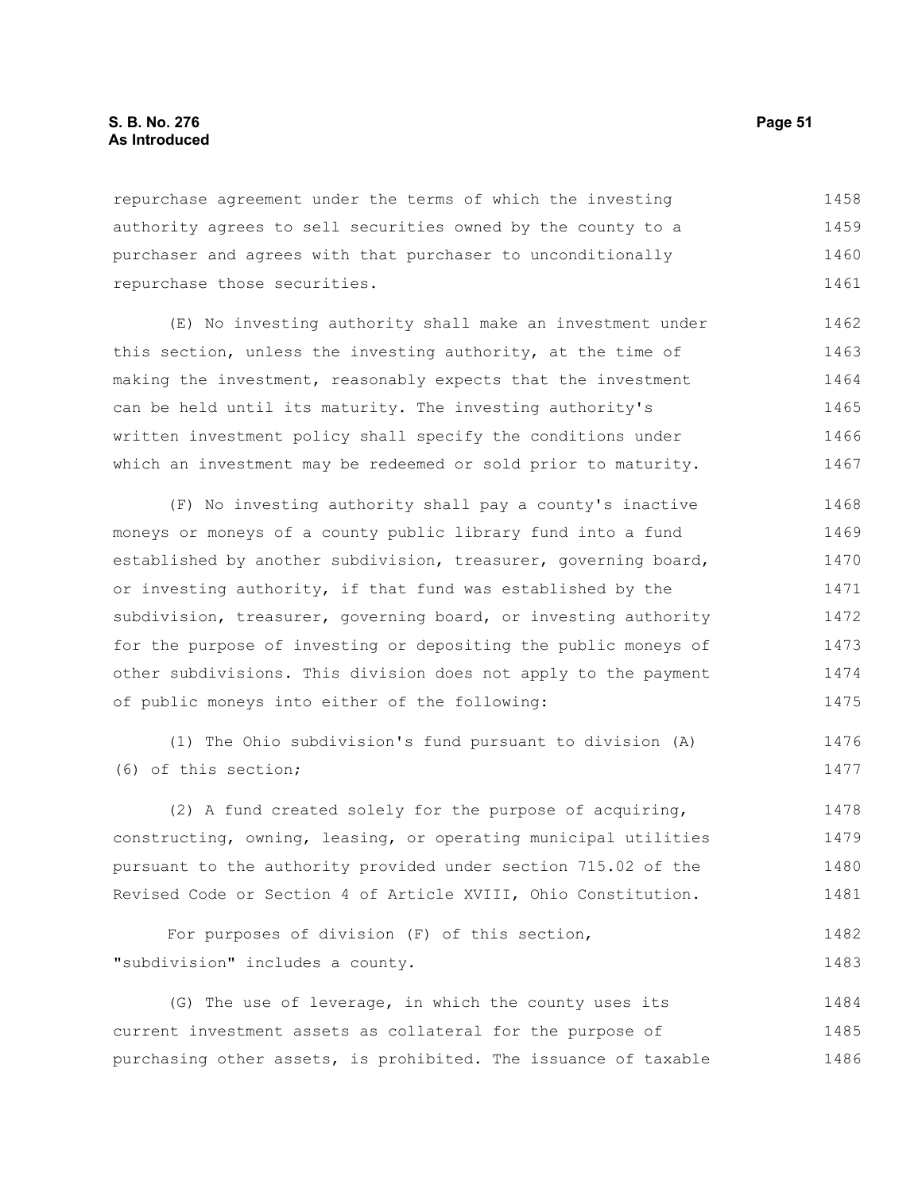repurchase agreement under the terms of which the investing authority agrees to sell securities owned by the county to a purchaser and agrees with that purchaser to unconditionally repurchase those securities.

(E) No investing authority shall make an investment under this section, unless the investing authority, at the time of making the investment, reasonably expects that the investment can be held until its maturity. The investing authority's written investment policy shall specify the conditions under which an investment may be redeemed or sold prior to maturity.

(F) No investing authority shall pay a county's inactive moneys or moneys of a county public library fund into a fund established by another subdivision, treasurer, governing board, or investing authority, if that fund was established by the subdivision, treasurer, governing board, or investing authority for the purpose of investing or depositing the public moneys of other subdivisions. This division does not apply to the payment of public moneys into either of the following:

(1) The Ohio subdivision's fund pursuant to division (A)(6) of this section;

(2) A fund created solely for the purpose of acquiring, constructing, owning, leasing, or operating municipal utilities pursuant to the authority provided under section 715.02 of the Revised Code or Section 4 of Article XVIII, Ohio Constitution.

For purposes of division (F) of this section, "subdivision" includes a county.

(G) The use of leverage, in which the county uses its current investment assets as collateral for the purpose of purchasing other assets, is prohibited. The issuance of taxable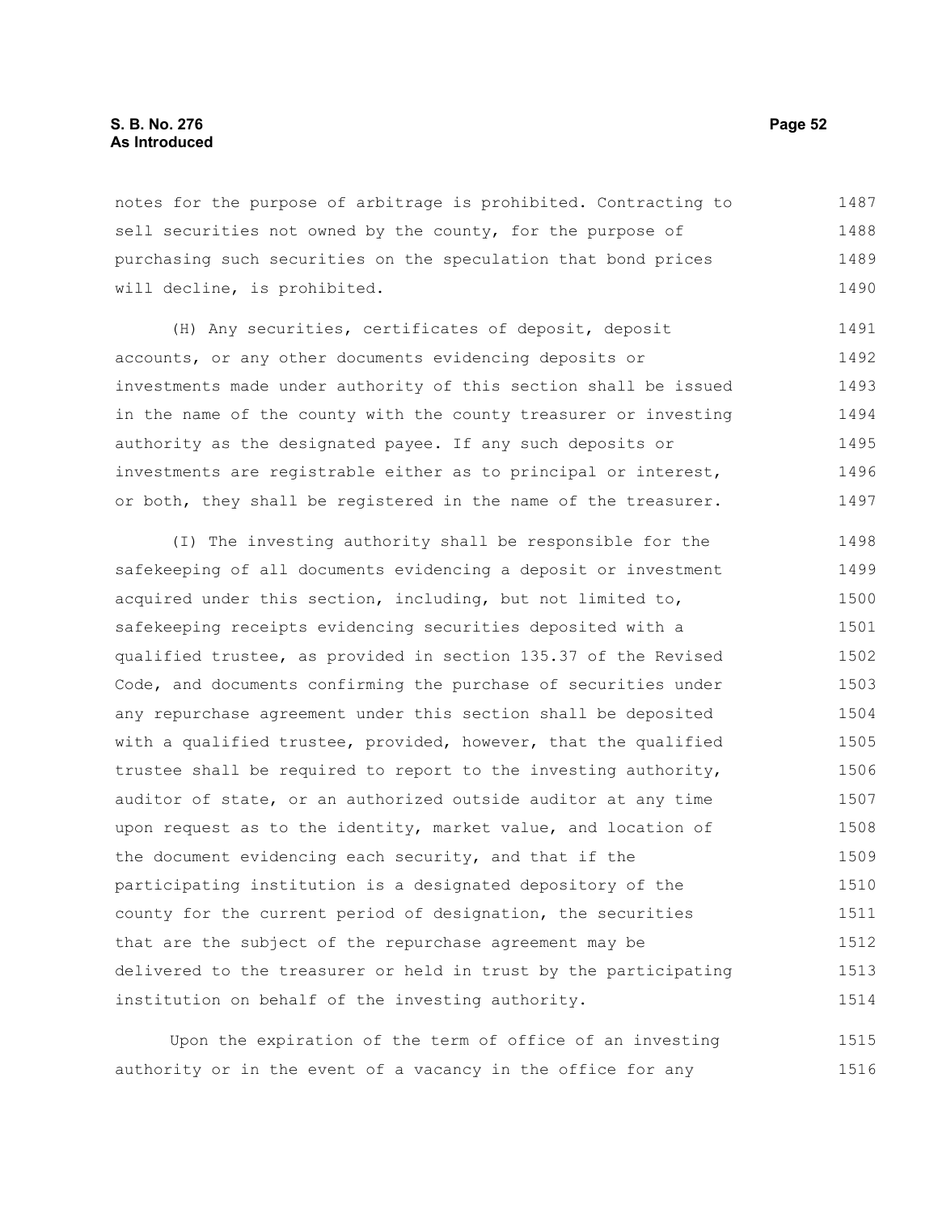notes for the purpose of arbitrage is prohibited. Contracting to sell securities not owned by the county, for the purpose of purchasing such securities on the speculation that bond prices will decline, is prohibited.

(H) Any securities, certificates of deposit, deposit accounts, or any other documents evidencing deposits or investments made under authority of this section shall be issued in the name of the county with the county treasurer or investing authority as the designated payee. If any such deposits or investments are registrable either as to principal or interest, or both, they shall be registered in the name of the treasurer.

(I) The investing authority shall be responsible for the safekeeping of all documents evidencing a deposit or investment acquired under this section, including, but not limited to, safekeeping receipts evidencing securities deposited with a qualified trustee, as provided in section 135.37 of the Revised Code, and documents confirming the purchase of securities under any repurchase agreement under this section shall be deposited with a qualified trustee, provided, however, that the qualified trustee shall be required to report to the investing authority, auditor of state, or an authorized outside auditor at any time upon request as to the identity, market value, and location of the document evidencing each security, and that if the participating institution is a designated depository of the county for the current period of designation, the securities that are the subject of the repurchase agreement may be delivered to the treasurer or held in trust by the participating institution on behalf of the investing authority.

Upon the expiration of the term of office of an investing authority or in the event of a vacancy in the office for any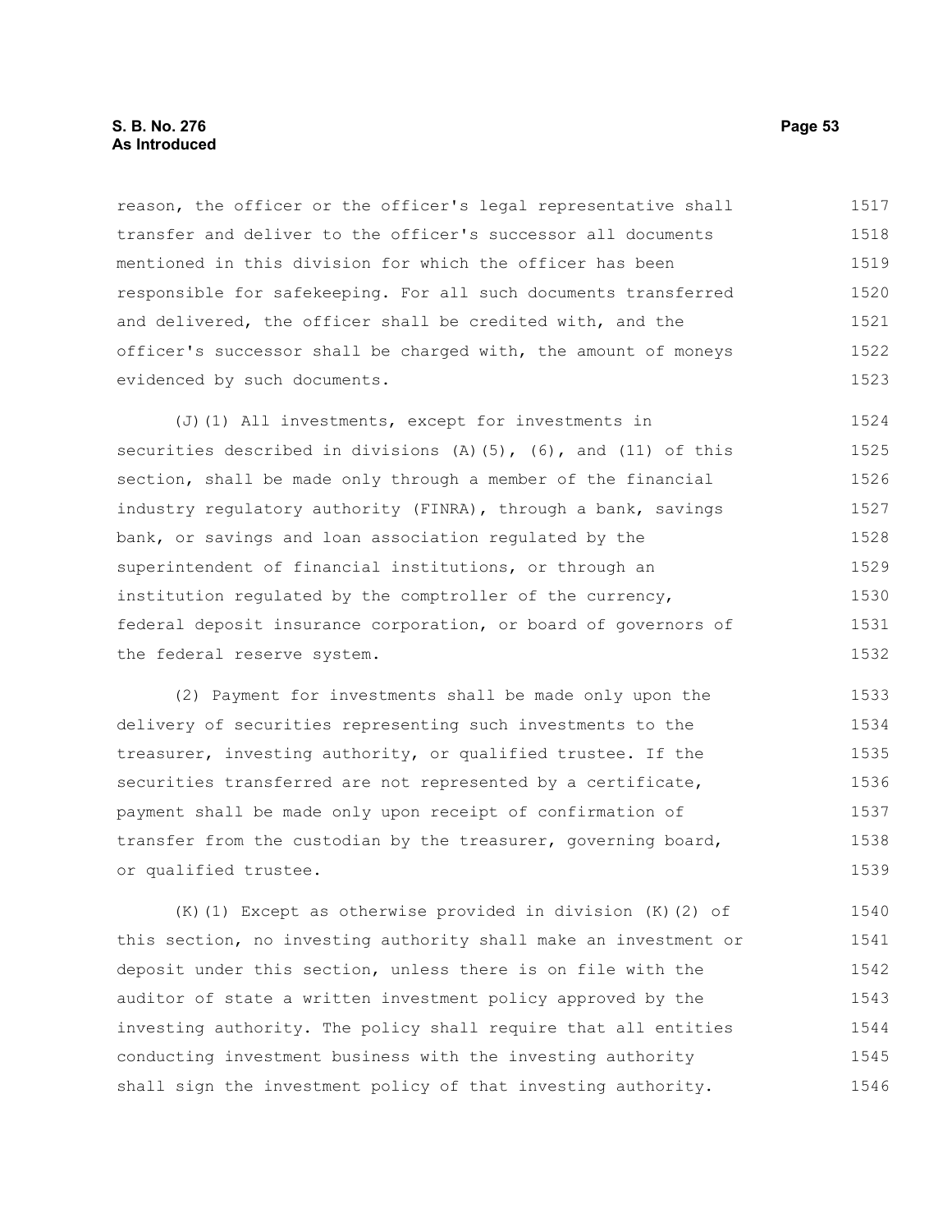reason, the officer or the officer's legal representative shall transfer and deliver to the officer's successor all documents mentioned in this division for which the officer has been responsible for safekeeping. For all such documents transferred and delivered, the officer shall be credited with, and the officer's successor shall be charged with, the amount of moneys evidenced by such documents.

(J)(1) All investments, except for investments in securities described in divisions (A)(5), (6), and (11) of this section, shall be made only through a member of the financial industry regulatory authority (FINRA), through a bank, savings bank, or savings and loan association regulated by the superintendent of financial institutions, or through an institution regulated by the comptroller of the currency, federal deposit insurance corporation, or board of governors of the federal reserve system.

(2) Payment for investments shall be made only upon the delivery of securities representing such investments to the treasurer, investing authority, or qualified trustee. If the securities transferred are not represented by a certificate, payment shall be made only upon receipt of confirmation of transfer from the custodian by the treasurer, governing board, or qualified trustee.

(K)(1) Except as otherwise provided in division (K)(2) of this section, no investing authority shall make an investment or deposit under this section, unless there is on file with the auditor of state a written investment policy approved by the investing authority. The policy shall require that all entities conducting investment business with the investing authority shall sign the investment policy of that investing authority.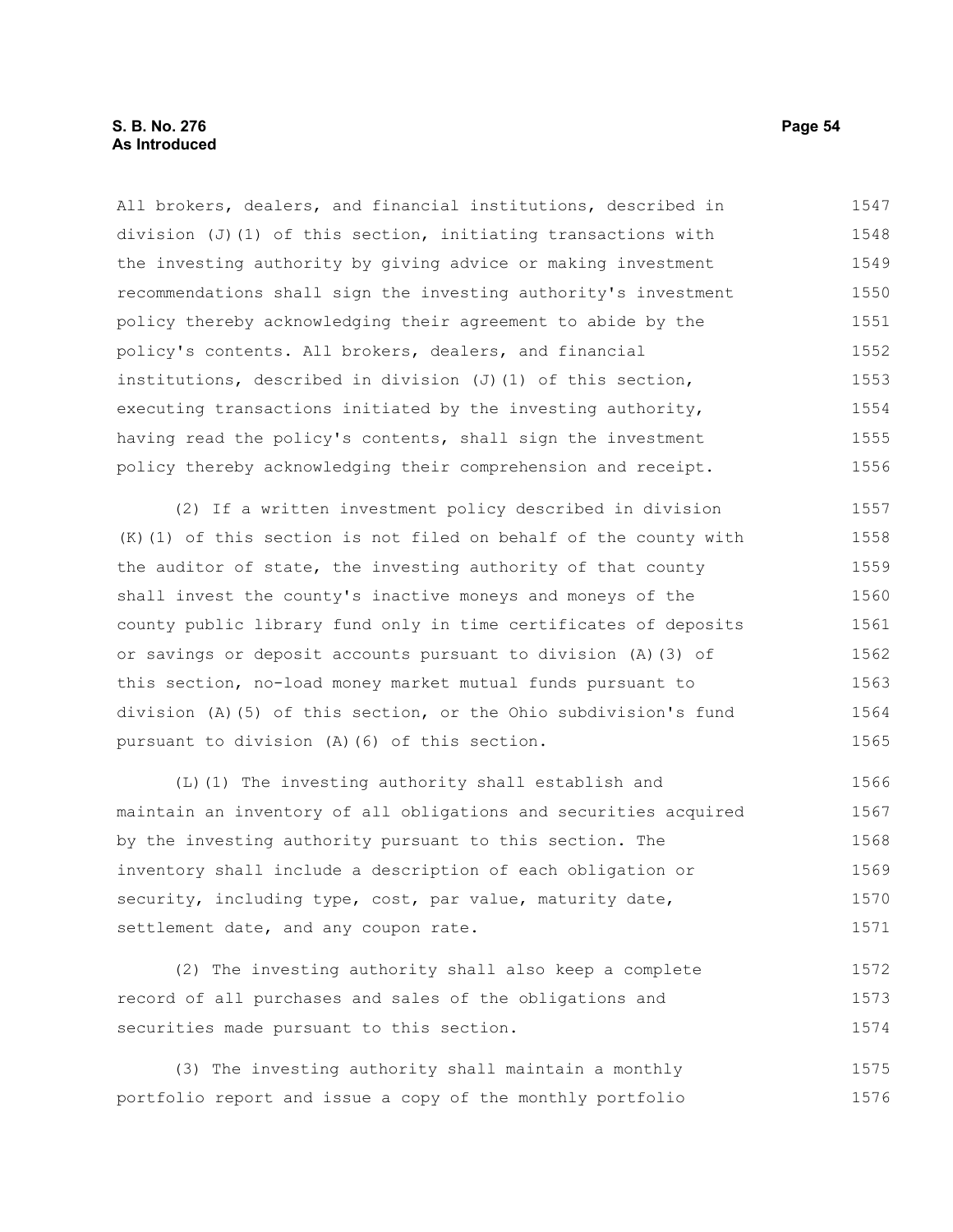All brokers, dealers, and financial institutions, described in division (J)(1) of this section, initiating transactions with the investing authority by giving advice or making investment recommendations shall sign the investing authority's investment policy thereby acknowledging their agreement to abide by the policy's contents. All brokers, dealers, and financial institutions, described in division (J)(1) of this section, executing transactions initiated by the investing authority, having read the policy's contents, shall sign the investment policy thereby acknowledging their comprehension and receipt.

(2) If a written investment policy described in division (K)(1) of this section is not filed on behalf of the county with the auditor of state, the investing authority of that county shall invest the county's inactive moneys and moneys of the county public library fund only in time certificates of deposits or savings or deposit accounts pursuant to division (A)(3) of this section, no-load money market mutual funds pursuant to division (A)(5) of this section, or the Ohio subdivision's fund pursuant to division (A)(6) of this section.

(L)(1) The investing authority shall establish and maintain an inventory of all obligations and securities acquired by the investing authority pursuant to this section. The inventory shall include a description of each obligation or security, including type, cost, par value, maturity date, settlement date, and any coupon rate.

(2) The investing authority shall also keep a complete record of all purchases and sales of the obligations and securities made pursuant to this section.

(3) The investing authority shall maintain a monthly portfolio report and issue a copy of the monthly portfolio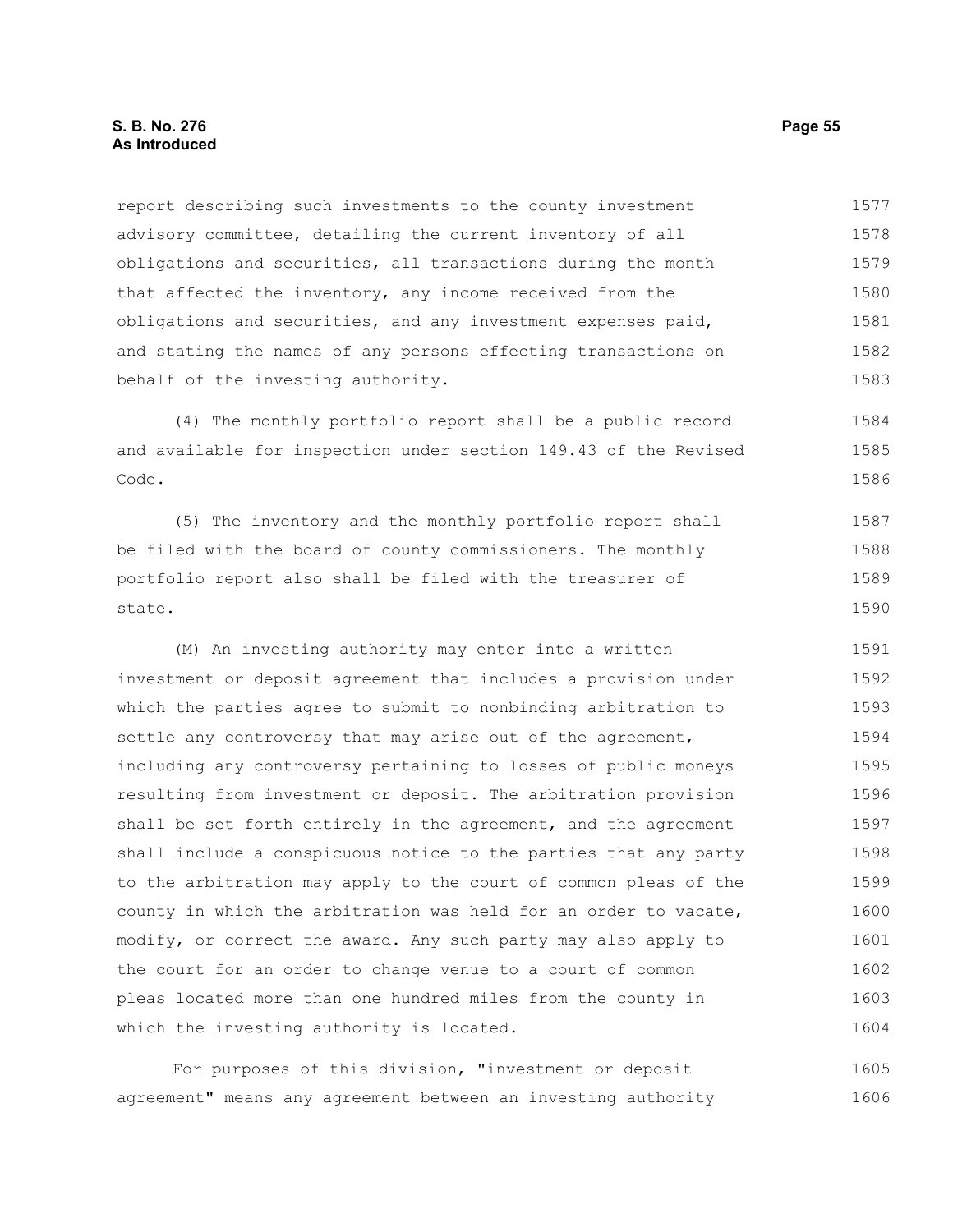report describing such investments to the county investment advisory committee, detailing the current inventory of all obligations and securities, all transactions during the month that affected the inventory, any income received from the obligations and securities, and any investment expenses paid, and stating the names of any persons effecting transactions on behalf of the investing authority.

(4) The monthly portfolio report shall be a public record and available for inspection under section 149.43 of the Revised Code.

(5) The inventory and the monthly portfolio report shall be filed with the board of county commissioners. The monthly portfolio report also shall be filed with the treasurer of state.

(M) An investing authority may enter into a written investment or deposit agreement that includes a provision under which the parties agree to submit to nonbinding arbitration to settle any controversy that may arise out of the agreement, including any controversy pertaining to losses of public moneys resulting from investment or deposit. The arbitration provision shall be set forth entirely in the agreement, and the agreement shall include a conspicuous notice to the parties that any party to the arbitration may apply to the court of common pleas of the county in which the arbitration was held for an order to vacate, modify, or correct the award. Any such party may also apply to the court for an order to change venue to a court of common pleas located more than one hundred miles from the county in which the investing authority is located.

For purposes of this division, "investment or deposit agreement" means any agreement between an investing authority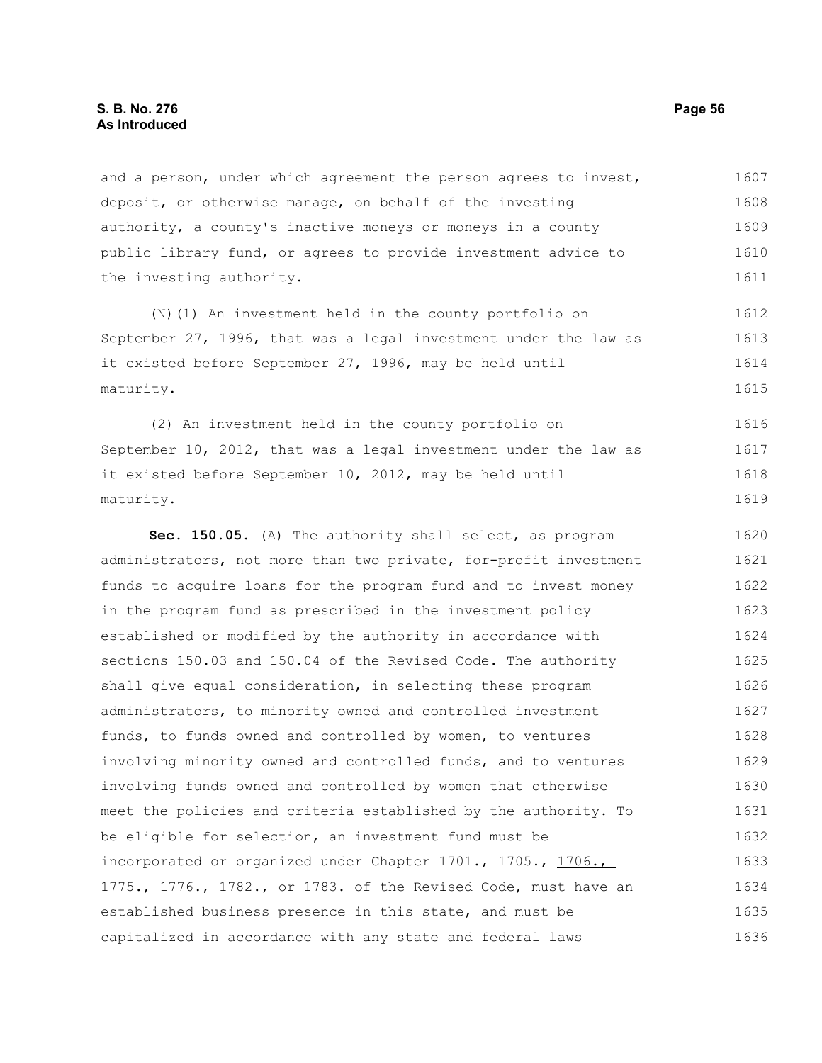and a person, under which agreement the person agrees to invest, deposit, or otherwise manage, on behalf of the investing authority, a county's inactive moneys or moneys in a county public library fund, or agrees to provide investment advice to the investing authority.

(N)(1) An investment held in the county portfolio on September 27, 1996, that was a legal investment under the law as it existed before September 27, 1996, may be held until maturity.

(2) An investment held in the county portfolio on September 10, 2012, that was a legal investment under the law as it existed before September 10, 2012, may be held until maturity.

**Sec. 150.05.** (A) The authority shall select, as program administrators, not more than two private, for-profit investment funds to acquire loans for the program fund and to invest money in the program fund as prescribed in the investment policy established or modified by the authority in accordance with sections 150.03 and 150.04 of the Revised Code. The authority shall give equal consideration, in selecting these program administrators, to minority owned and controlled investment funds, to funds owned and controlled by women, to ventures involving minority owned and controlled funds, and to ventures involving funds owned and controlled by women that otherwise meet the policies and criteria established by the authority. To be eligible for selection, an investment fund must be incorporated or organized under Chapter 1701., 1705., 1706., 1775., 1776., 1782., or 1783. of the Revised Code, must have an established business presence in this state, and must be capitalized in accordance with any state and federal laws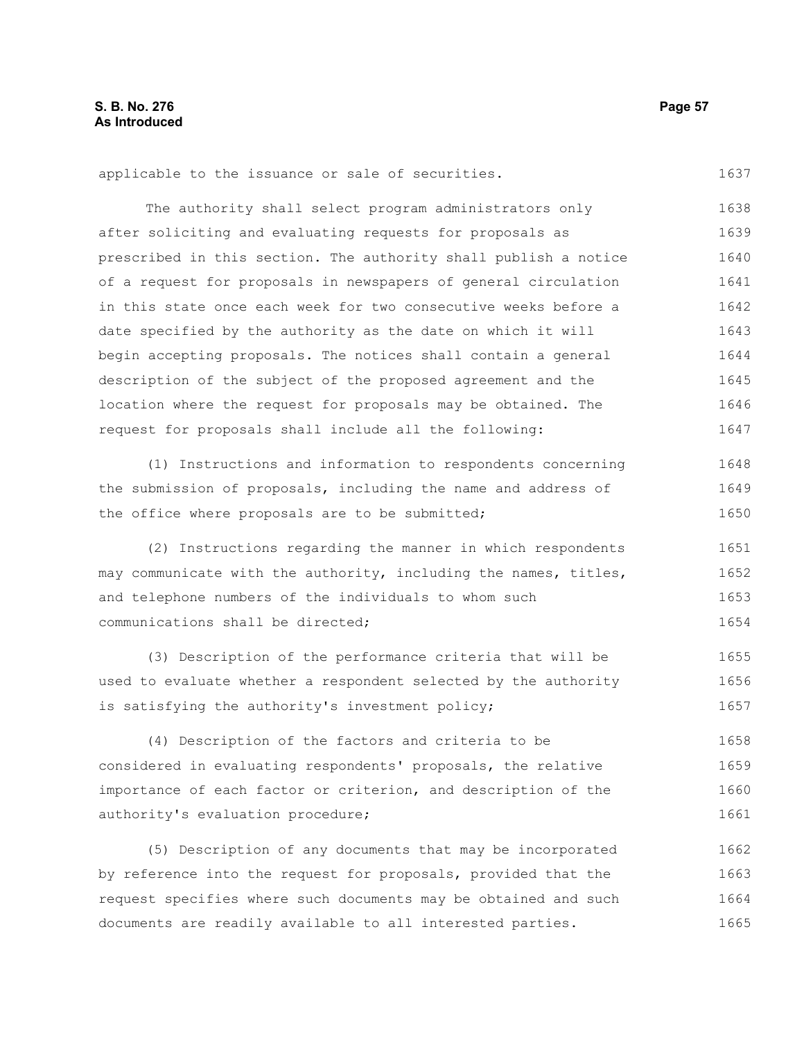applicable to the issuance or sale of securities.

The authority shall select program administrators only after soliciting and evaluating requests for proposals as prescribed in this section. The authority shall publish a notice of a request for proposals in newspapers of general circulation in this state once each week for two consecutive weeks before a date specified by the authority as the date on which it will begin accepting proposals. The notices shall contain a general description of the subject of the proposed agreement and the location where the request for proposals may be obtained. The request for proposals shall include all the following:

(1) Instructions and information to respondents concerning the submission of proposals, including the name and address of the office where proposals are to be submitted;

(2) Instructions regarding the manner in which respondents may communicate with the authority, including the names, titles, and telephone numbers of the individuals to whom such communications shall be directed;

(3) Description of the performance criteria that will be used to evaluate whether a respondent selected by the authority is satisfying the authority's investment policy;

(4) Description of the factors and criteria to be considered in evaluating respondents' proposals, the relative importance of each factor or criterion, and description of the authority's evaluation procedure;

(5) Description of any documents that may be incorporated by reference into the request for proposals, provided that the request specifies where such documents may be obtained and such documents are readily available to all interested parties.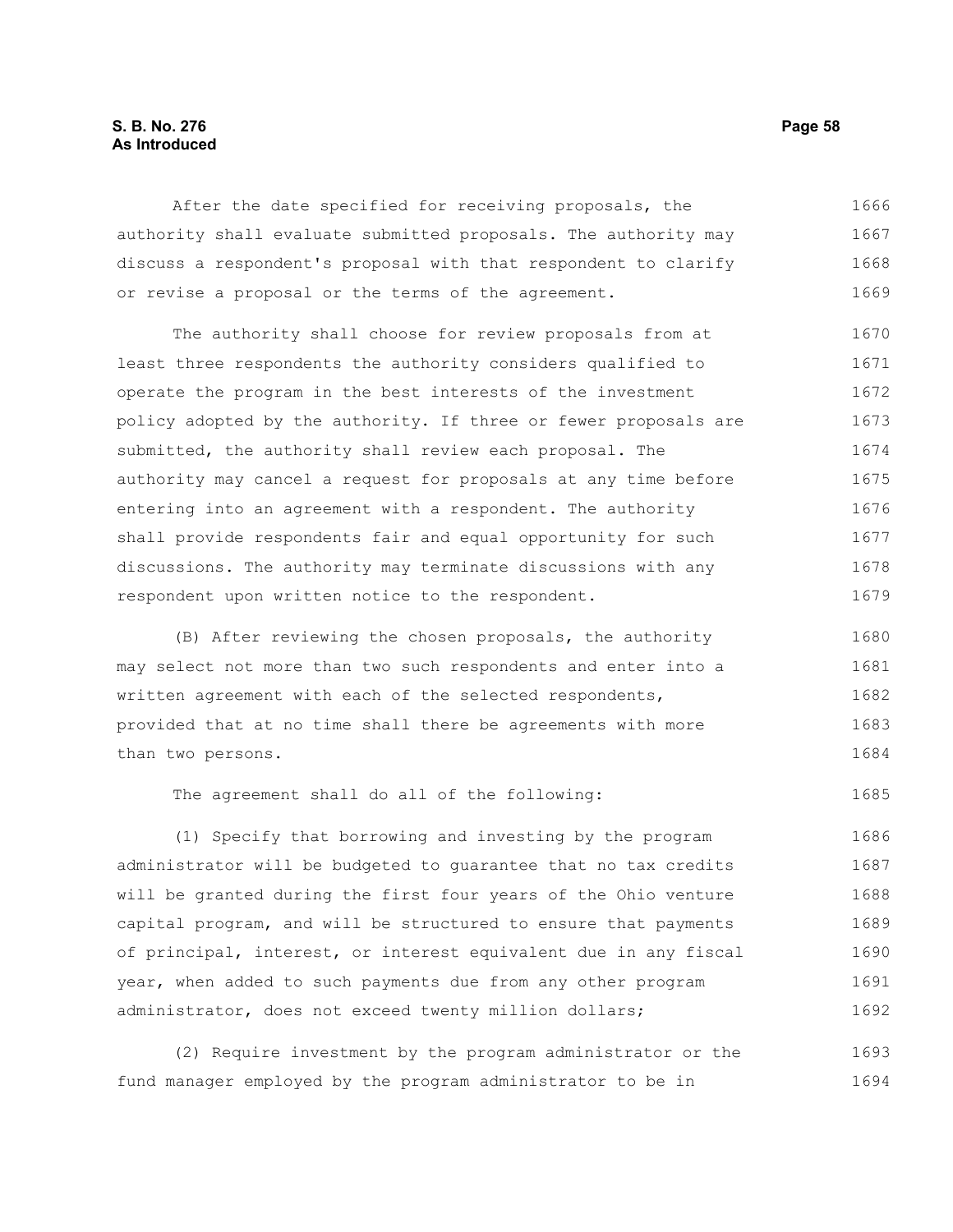After the date specified for receiving proposals, the authority shall evaluate submitted proposals. The authority may discuss a respondent's proposal with that respondent to clarify or revise a proposal or the terms of the agreement.

The authority shall choose for review proposals from at least three respondents the authority considers qualified to operate the program in the best interests of the investment policy adopted by the authority. If three or fewer proposals are submitted, the authority shall review each proposal. The authority may cancel a request for proposals at any time before entering into an agreement with a respondent. The authority shall provide respondents fair and equal opportunity for such discussions. The authority may terminate discussions with any respondent upon written notice to the respondent.

(B) After reviewing the chosen proposals, the authority may select not more than two such respondents and enter into a written agreement with each of the selected respondents, provided that at no time shall there be agreements with more than two persons.

The agreement shall do all of the following:

(1) Specify that borrowing and investing by the program administrator will be budgeted to guarantee that no tax credits will be granted during the first four years of the Ohio venture capital program, and will be structured to ensure that payments of principal, interest, or interest equivalent due in any fiscal year, when added to such payments due from any other program administrator, does not exceed twenty million dollars;

(2) Require investment by the program administrator or the fund manager employed by the program administrator to be in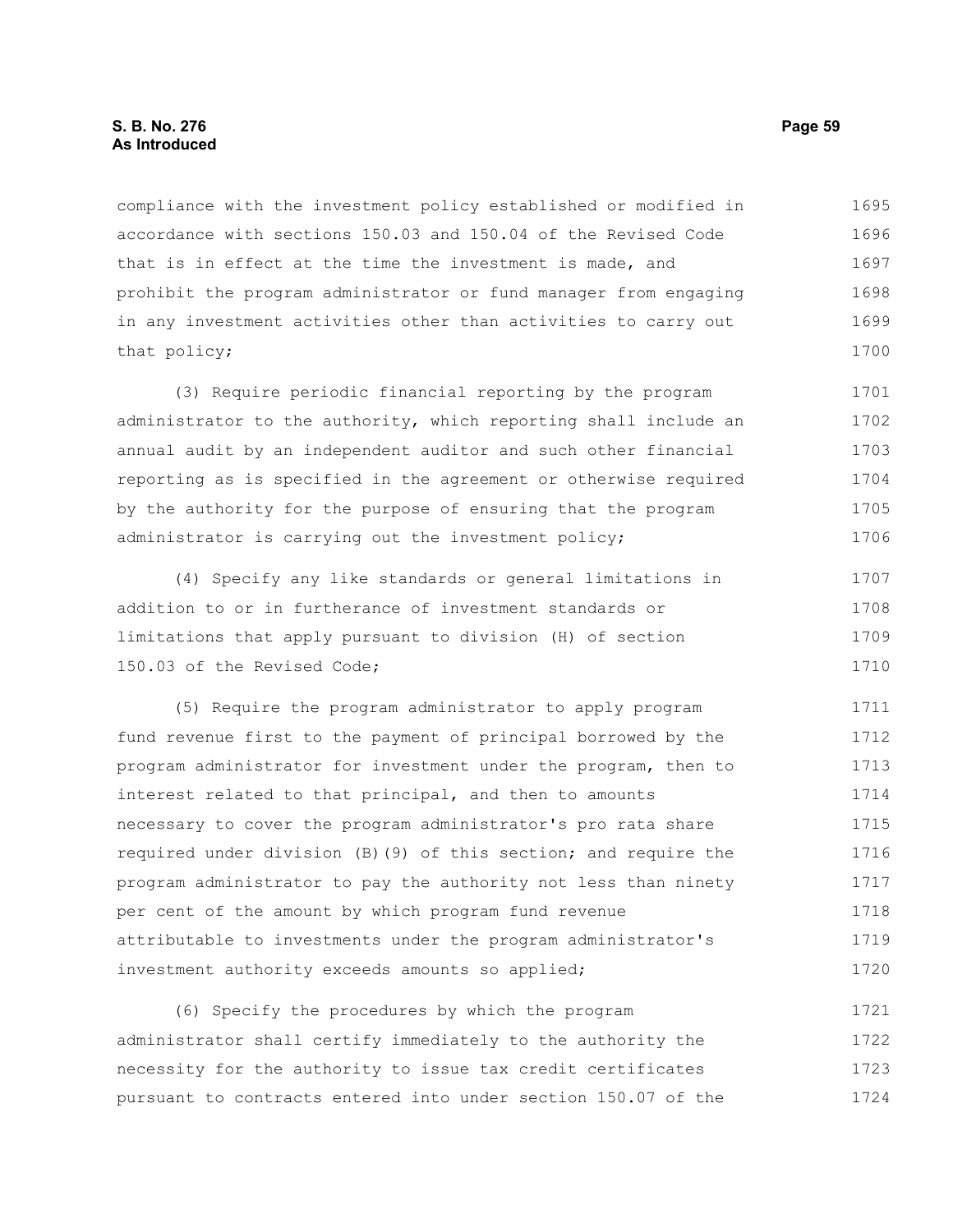compliance with the investment policy established or modified in accordance with sections 150.03 and 150.04 of the Revised Code that is in effect at the time the investment is made, and prohibit the program administrator or fund manager from engaging in any investment activities other than activities to carry out that policy;

(3) Require periodic financial reporting by the program administrator to the authority, which reporting shall include an annual audit by an independent auditor and such other financial reporting as is specified in the agreement or otherwise required by the authority for the purpose of ensuring that the program administrator is carrying out the investment policy;

(4) Specify any like standards or general limitations in addition to or in furtherance of investment standards or limitations that apply pursuant to division (H) of section 150.03 of the Revised Code;

(5) Require the program administrator to apply program fund revenue first to the payment of principal borrowed by the program administrator for investment under the program, then to interest related to that principal, and then to amounts necessary to cover the program administrator's pro rata share required under division (B)(9) of this section; and require the program administrator to pay the authority not less than ninety per cent of the amount by which program fund revenue attributable to investments under the program administrator's investment authority exceeds amounts so applied;

(6) Specify the procedures by which the program administrator shall certify immediately to the authority the necessity for the authority to issue tax credit certificates pursuant to contracts entered into under section 150.07 of the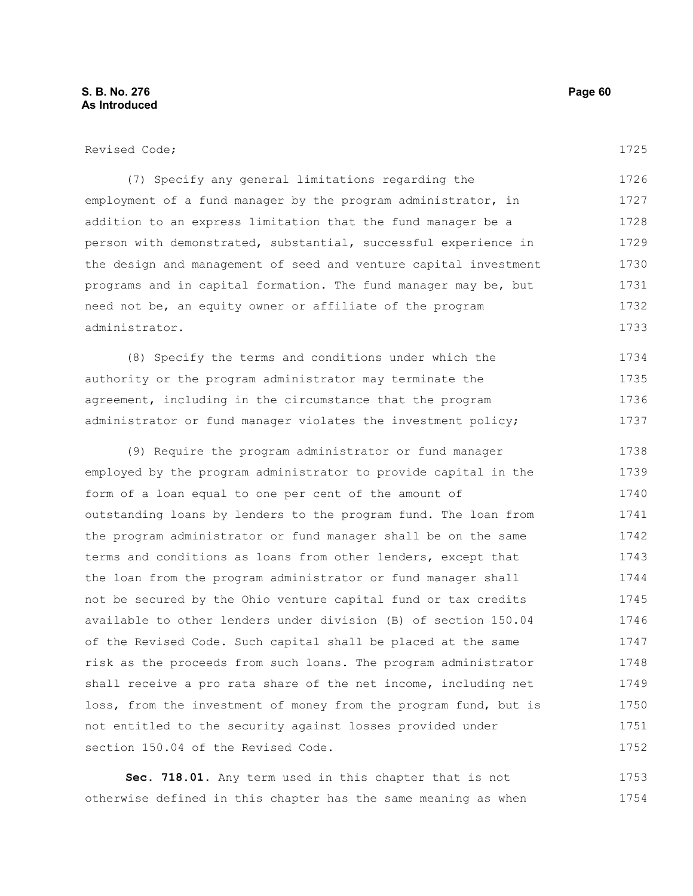Revised Code;

(7) Specify any general limitations regarding the employment of a fund manager by the program administrator, in addition to an express limitation that the fund manager be a person with demonstrated, substantial, successful experience in the design and management of seed and venture capital investment programs and in capital formation. The fund manager may be, but need not be, an equity owner or affiliate of the program administrator.

(8) Specify the terms and conditions under which the authority or the program administrator may terminate the agreement, including in the circumstance that the program administrator or fund manager violates the investment policy;

(9) Require the program administrator or fund manager employed by the program administrator to provide capital in the form of a loan equal to one per cent of the amount of outstanding loans by lenders to the program fund. The loan from the program administrator or fund manager shall be on the same terms and conditions as loans from other lenders, except that the loan from the program administrator or fund manager shall not be secured by the Ohio venture capital fund or tax credits available to other lenders under division (B) of section 150.04 of the Revised Code. Such capital shall be placed at the same risk as the proceeds from such loans. The program administrator shall receive a pro rata share of the net income, including net loss, from the investment of money from the program fund, but is not entitled to the security against losses provided under section 150.04 of the Revised Code.

**Sec. 718.01.** Any term used in this chapter that is not otherwise defined in this chapter has the same meaning as when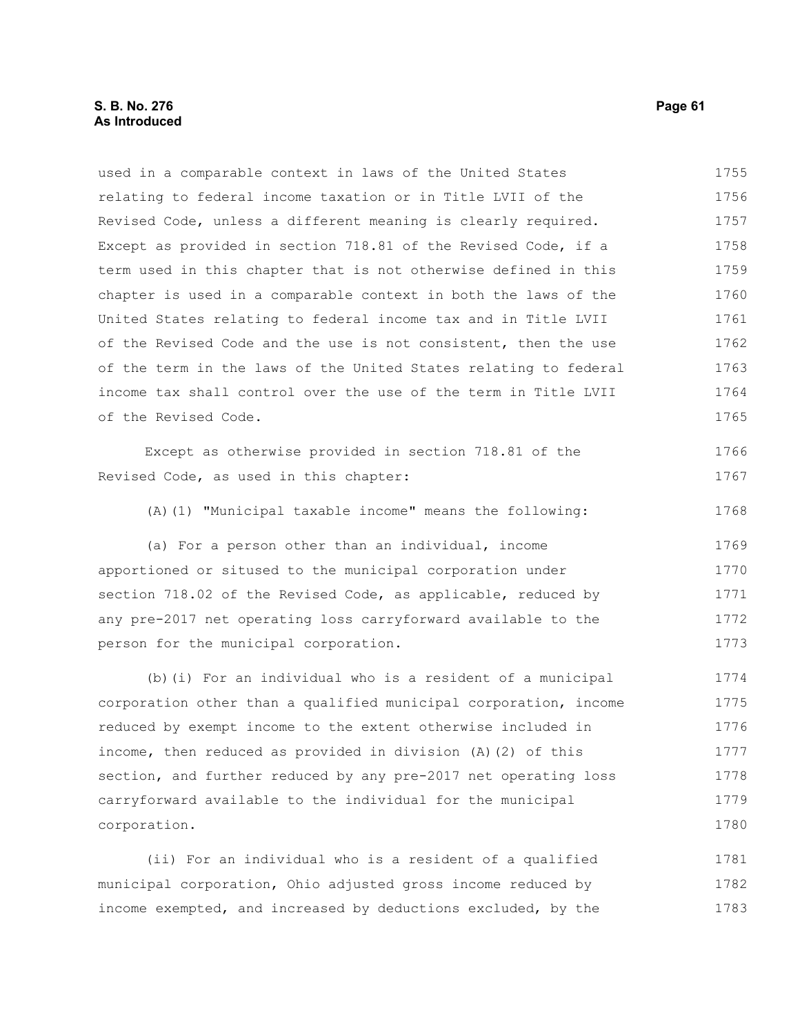used in a comparable context in laws of the United States relating to federal income taxation or in Title LVII of the Revised Code, unless a different meaning is clearly required. Except as provided in section 718.81 of the Revised Code, if a term used in this chapter that is not otherwise defined in this chapter is used in a comparable context in both the laws of the United States relating to federal income tax and in Title LVII of the Revised Code and the use is not consistent, then the use of the term in the laws of the United States relating to federal income tax shall control over the use of the term in Title LVII of the Revised Code.

Except as otherwise provided in section 718.81 of the Revised Code, as used in this chapter:

(A)(1) "Municipal taxable income" means the following:

(a) For a person other than an individual, income apportioned or sitused to the municipal corporation under section 718.02 of the Revised Code, as applicable, reduced by any pre-2017 net operating loss carryforward available to the person for the municipal corporation.

(b)(i) For an individual who is a resident of a municipal corporation other than a qualified municipal corporation, income reduced by exempt income to the extent otherwise included in income, then reduced as provided in division (A)(2) of this section, and further reduced by any pre-2017 net operating loss carryforward available to the individual for the municipal corporation.

(ii) For an individual who is a resident of a qualified municipal corporation, Ohio adjusted gross income reduced by income exempted, and increased by deductions excluded, by the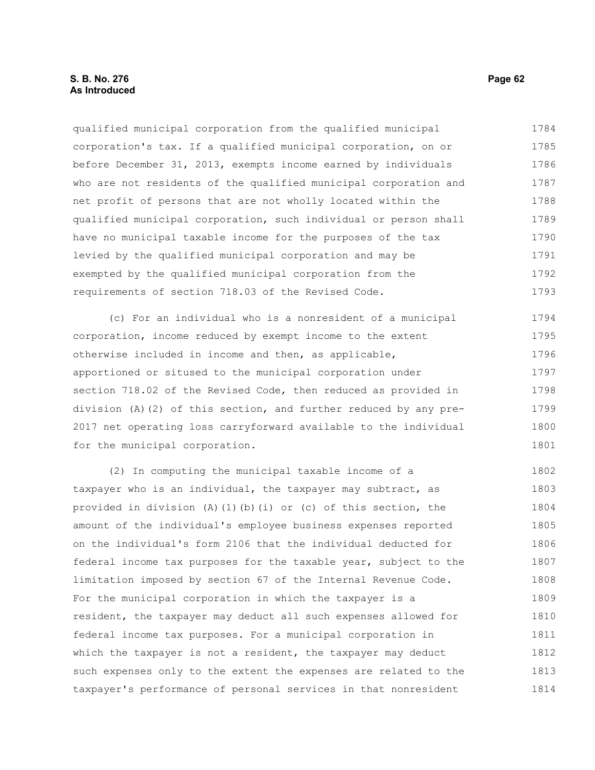qualified municipal corporation from the qualified municipal corporation's tax. If a qualified municipal corporation, on or before December 31, 2013, exempts income earned by individuals who are not residents of the qualified municipal corporation and net profit of persons that are not wholly located within the qualified municipal corporation, such individual or person shall have no municipal taxable income for the purposes of the tax levied by the qualified municipal corporation and may be exempted by the qualified municipal corporation from the requirements of section 718.03 of the Revised Code.

(c) For an individual who is a nonresident of a municipal corporation, income reduced by exempt income to the extent otherwise included in income and then, as applicable, apportioned or sitused to the municipal corporation under section 718.02 of the Revised Code, then reduced as provided in division (A)(2) of this section, and further reduced by any pre-2017 net operating loss carryforward available to the individual for the municipal corporation.

(2) In computing the municipal taxable income of a taxpayer who is an individual, the taxpayer may subtract, as provided in division (A)(1)(b)(i) or (c) of this section, the amount of the individual's employee business expenses reported on the individual's form 2106 that the individual deducted for federal income tax purposes for the taxable year, subject to the limitation imposed by section 67 of the Internal Revenue Code. For the municipal corporation in which the taxpayer is a resident, the taxpayer may deduct all such expenses allowed for federal income tax purposes. For a municipal corporation in which the taxpayer is not a resident, the taxpayer may deduct such expenses only to the extent the expenses are related to the taxpayer's performance of personal services in that nonresident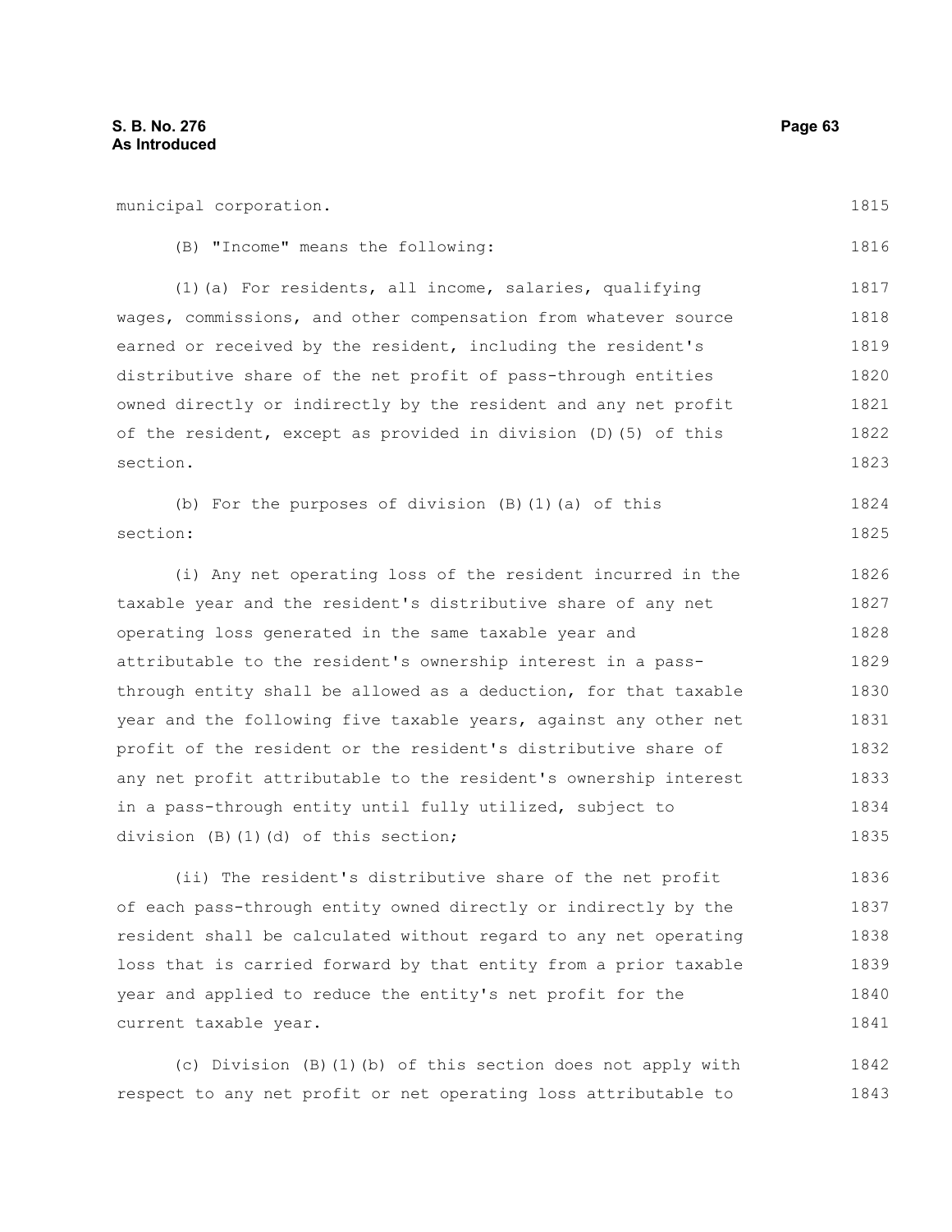municipal corporation.

(B) "Income" means the following:

(1)(a) For residents, all income, salaries, qualifying wages, commissions, and other compensation from whatever source earned or received by the resident, including the resident's distributive share of the net profit of pass-through entities owned directly or indirectly by the resident and any net profit of the resident, except as provided in division (D)(5) of this section.

(b) For the purposes of division (B)(1)(a) of this section:

(i) Any net operating loss of the resident incurred in the taxable year and the resident's distributive share of any net operating loss generated in the same taxable year and attributable to the resident's ownership interest in a pass-through entity shall be allowed as a deduction, for that taxable year and the following five taxable years, against any other net profit of the resident or the resident's distributive share of any net profit attributable to the resident's ownership interest in a pass-through entity until fully utilized, subject to division (B)(1)(d) of this section;

(ii) The resident's distributive share of the net profit of each pass-through entity owned directly or indirectly by the resident shall be calculated without regard to any net operating loss that is carried forward by that entity from a prior taxable year and applied to reduce the entity's net profit for the current taxable year.

(c) Division (B)(1)(b) of this section does not apply with respect to any net profit or net operating loss attributable to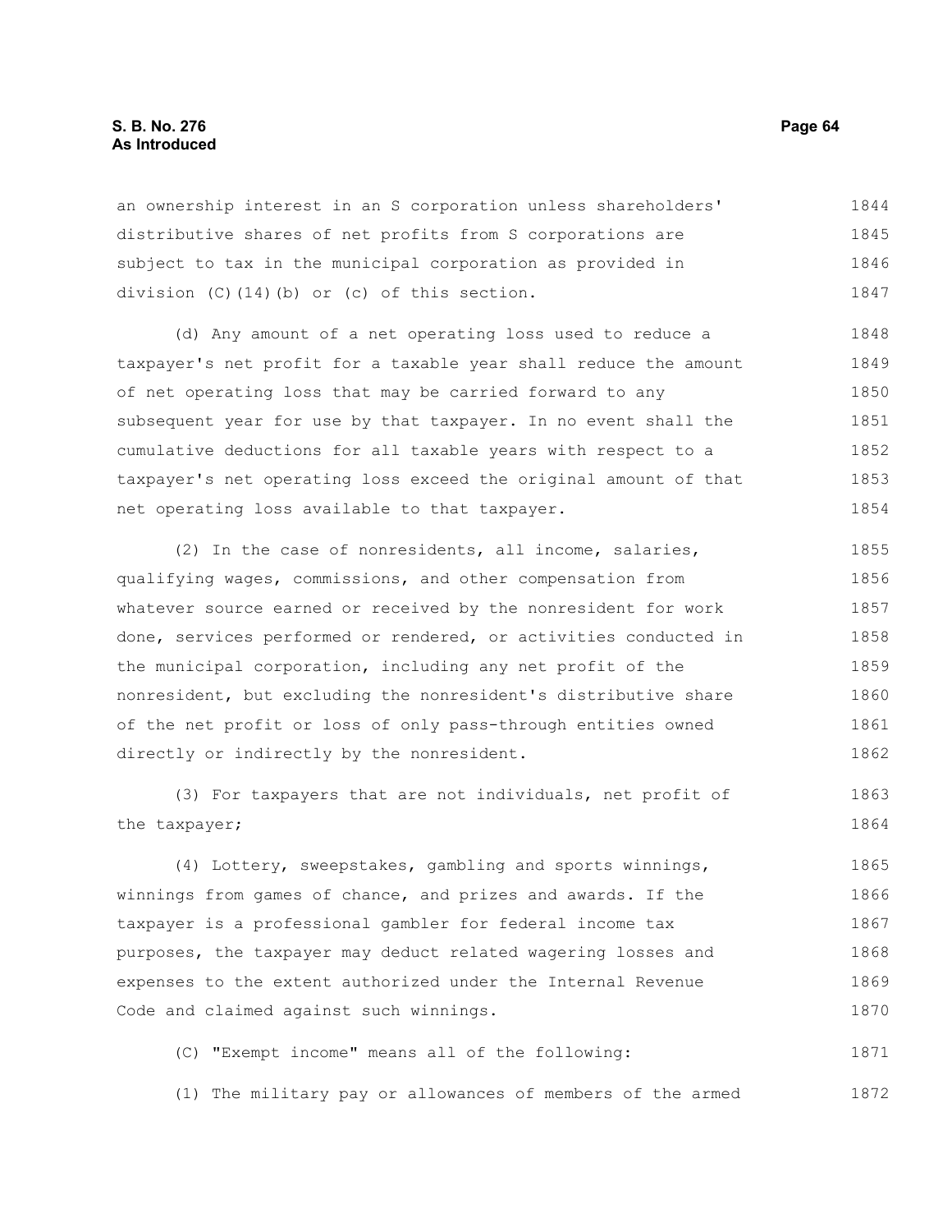an ownership interest in an S corporation unless shareholders' distributive shares of net profits from S corporations are subject to tax in the municipal corporation as provided in division (C)(14)(b) or (c) of this section.

(d) Any amount of a net operating loss used to reduce a taxpayer's net profit for a taxable year shall reduce the amount of net operating loss that may be carried forward to any subsequent year for use by that taxpayer. In no event shall the cumulative deductions for all taxable years with respect to a taxpayer's net operating loss exceed the original amount of that net operating loss available to that taxpayer.

(2) In the case of nonresidents, all income, salaries, qualifying wages, commissions, and other compensation from whatever source earned or received by the nonresident for work done, services performed or rendered, or activities conducted in the municipal corporation, including any net profit of the nonresident, but excluding the nonresident's distributive share of the net profit or loss of only pass-through entities owned directly or indirectly by the nonresident.

(3) For taxpayers that are not individuals, net profit of the taxpayer;

(4) Lottery, sweepstakes, gambling and sports winnings, winnings from games of chance, and prizes and awards. If the taxpayer is a professional gambler for federal income tax purposes, the taxpayer may deduct related wagering losses and expenses to the extent authorized under the Internal Revenue Code and claimed against such winnings.

(C) "Exempt income" means all of the following:

(1) The military pay or allowances of members of the armed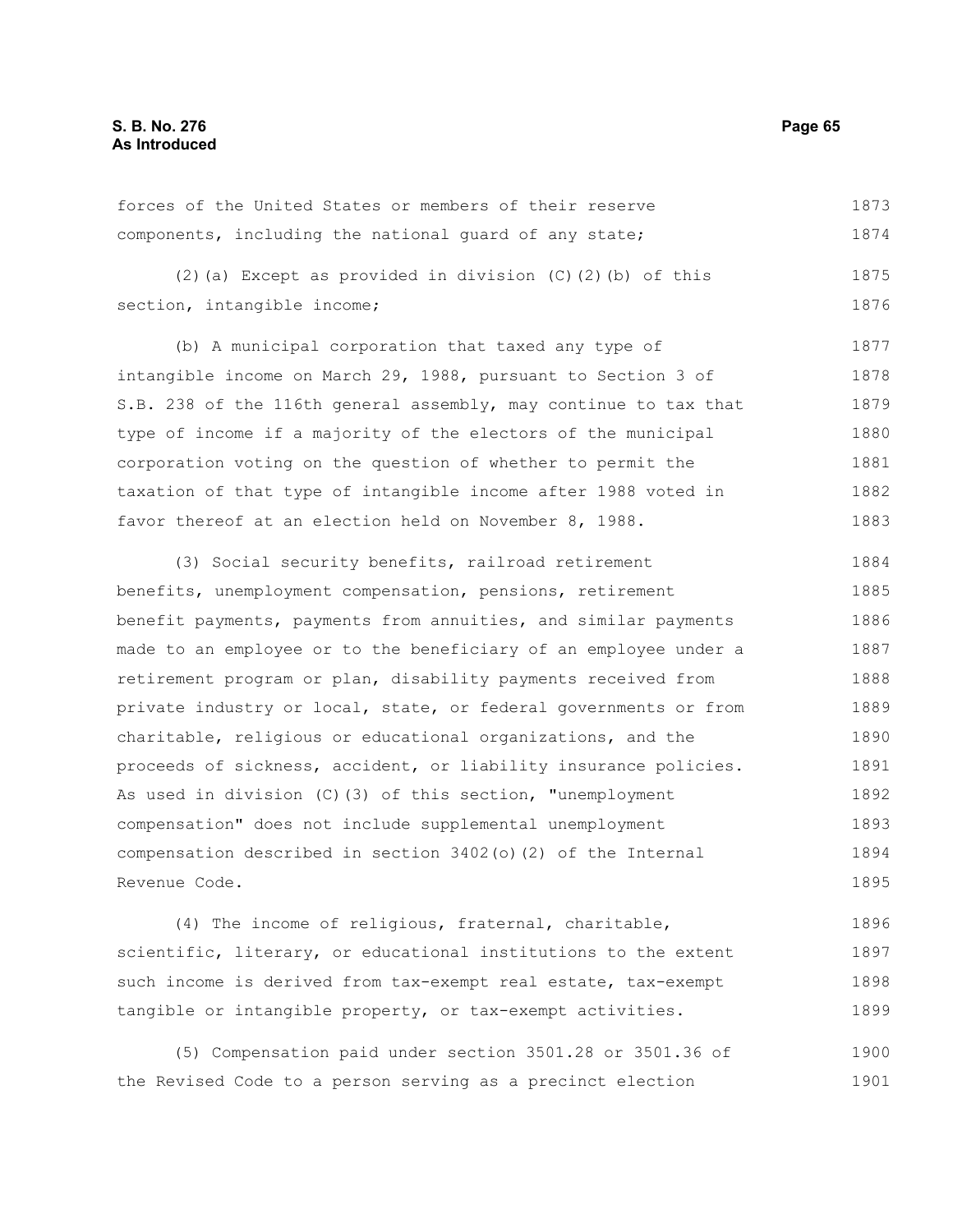forces of the United States or members of their reserve components, including the national guard of any state;

(2)(a) Except as provided in division (C)(2)(b) of this section, intangible income;

(b) A municipal corporation that taxed any type of intangible income on March 29, 1988, pursuant to Section 3 of S.B. 238 of the 116th general assembly, may continue to tax that type of income if a majority of the electors of the municipal corporation voting on the question of whether to permit the taxation of that type of intangible income after 1988 voted in favor thereof at an election held on November 8, 1988.

(3) Social security benefits, railroad retirement benefits, unemployment compensation, pensions, retirement benefit payments, payments from annuities, and similar payments made to an employee or to the beneficiary of an employee under a retirement program or plan, disability payments received from private industry or local, state, or federal governments or from charitable, religious or educational organizations, and the proceeds of sickness, accident, or liability insurance policies. As used in division (C)(3) of this section, "unemployment compensation" does not include supplemental unemployment compensation described in section 3402(o)(2) of the Internal Revenue Code.

(4) The income of religious, fraternal, charitable, scientific, literary, or educational institutions to the extent such income is derived from tax-exempt real estate, tax-exempt tangible or intangible property, or tax-exempt activities.

(5) Compensation paid under section 3501.28 or 3501.36 of the Revised Code to a person serving as a precinct election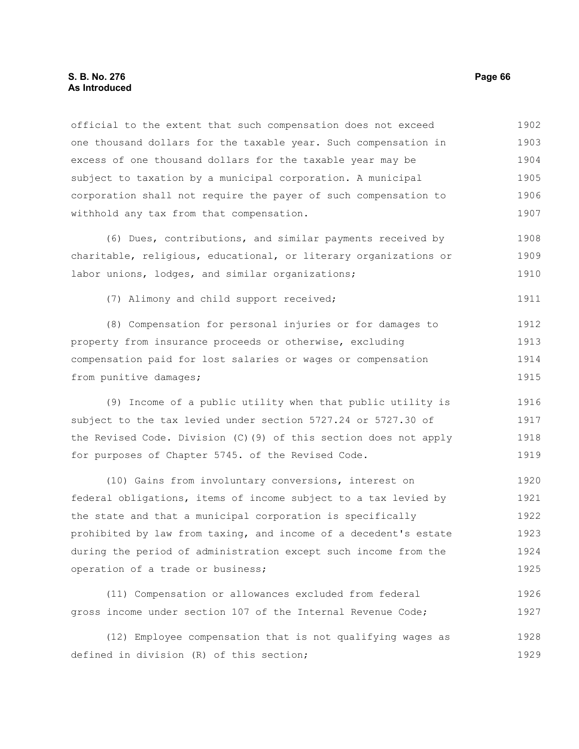official to the extent that such compensation does not exceed one thousand dollars for the taxable year. Such compensation in excess of one thousand dollars for the taxable year may be subject to taxation by a municipal corporation. A municipal corporation shall not require the payer of such compensation to withhold any tax from that compensation.

(6) Dues, contributions, and similar payments received by charitable, religious, educational, or literary organizations or labor unions, lodges, and similar organizations;

(7) Alimony and child support received;

(8) Compensation for personal injuries or for damages to property from insurance proceeds or otherwise, excluding compensation paid for lost salaries or wages or compensation from punitive damages;

(9) Income of a public utility when that public utility is subject to the tax levied under section 5727.24 or 5727.30 of the Revised Code. Division (C)(9) of this section does not apply for purposes of Chapter 5745. of the Revised Code.

(10) Gains from involuntary conversions, interest on federal obligations, items of income subject to a tax levied by the state and that a municipal corporation is specifically prohibited by law from taxing, and income of a decedent's estate during the period of administration except such income from the operation of a trade or business;

(11) Compensation or allowances excluded from federal gross income under section 107 of the Internal Revenue Code;

(12) Employee compensation that is not qualifying wages as defined in division (R) of this section;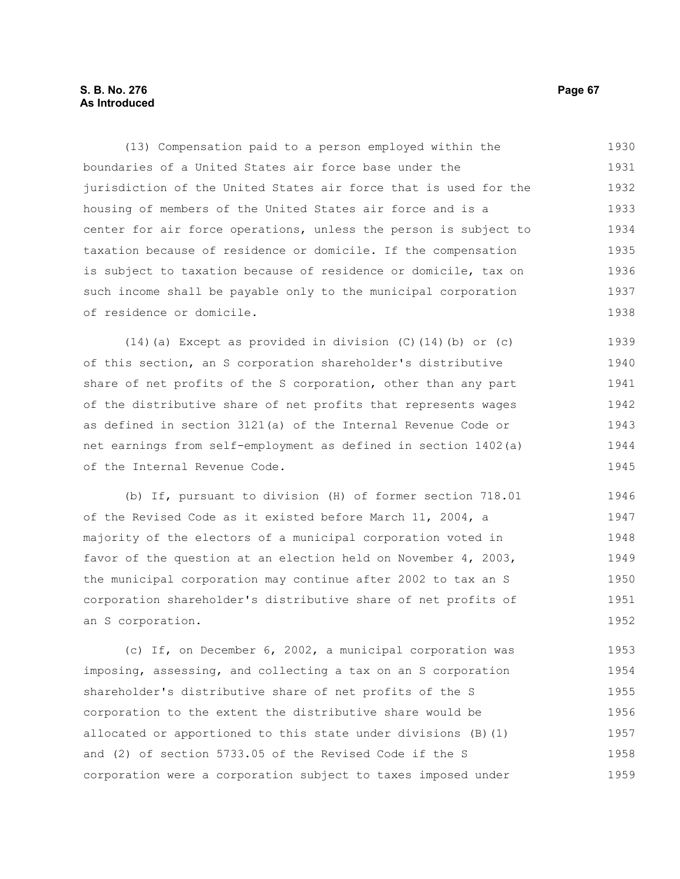(13) Compensation paid to a person employed within the boundaries of a United States air force base under the jurisdiction of the United States air force that is used for the housing of members of the United States air force and is a center for air force operations, unless the person is subject to taxation because of residence or domicile. If the compensation is subject to taxation because of residence or domicile, tax on such income shall be payable only to the municipal corporation of residence or domicile.

(14)(a) Except as provided in division (C)(14)(b) or (c) of this section, an S corporation shareholder's distributive share of net profits of the S corporation, other than any part of the distributive share of net profits that represents wages as defined in section 3121(a) of the Internal Revenue Code or net earnings from self-employment as defined in section 1402(a) of the Internal Revenue Code.

(b) If, pursuant to division (H) of former section 718.01 of the Revised Code as it existed before March 11, 2004, a majority of the electors of a municipal corporation voted in favor of the question at an election held on November 4, 2003, the municipal corporation may continue after 2002 to tax an S corporation shareholder's distributive share of net profits of an S corporation.

(c) If, on December 6, 2002, a municipal corporation was imposing, assessing, and collecting a tax on an S corporation shareholder's distributive share of net profits of the S corporation to the extent the distributive share would be allocated or apportioned to this state under divisions (B)(1) and (2) of section 5733.05 of the Revised Code if the S corporation were a corporation subject to taxes imposed under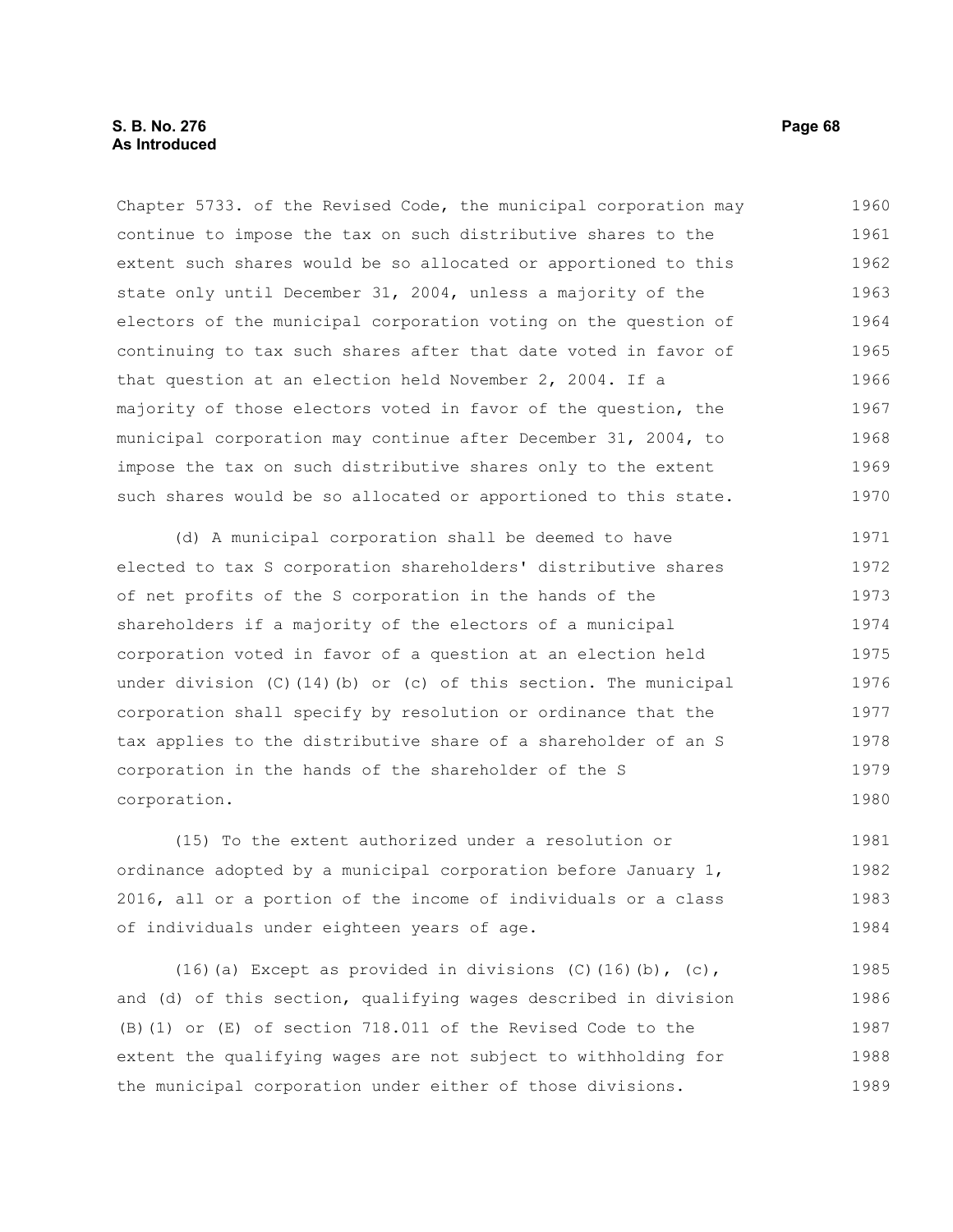Chapter 5733. of the Revised Code, the municipal corporation may continue to impose the tax on such distributive shares to the extent such shares would be so allocated or apportioned to this state only until December 31, 2004, unless a majority of the electors of the municipal corporation voting on the question of continuing to tax such shares after that date voted in favor of that question at an election held November 2, 2004. If a majority of those electors voted in favor of the question, the municipal corporation may continue after December 31, 2004, to impose the tax on such distributive shares only to the extent such shares would be so allocated or apportioned to this state.

(d) A municipal corporation shall be deemed to have elected to tax S corporation shareholders' distributive shares of net profits of the S corporation in the hands of the shareholders if a majority of the electors of a municipal corporation voted in favor of a question at an election held under division (C)(14)(b) or (c) of this section. The municipal corporation shall specify by resolution or ordinance that the tax applies to the distributive share of a shareholder of an S corporation in the hands of the shareholder of the S corporation.

(15) To the extent authorized under a resolution or ordinance adopted by a municipal corporation before January 1, 2016, all or a portion of the income of individuals or a class of individuals under eighteen years of age.

(16)(a) Except as provided in divisions (C)(16)(b), (c), and (d) of this section, qualifying wages described in division (B)(1) or (E) of section 718.011 of the Revised Code to the extent the qualifying wages are not subject to withholding for the municipal corporation under either of those divisions.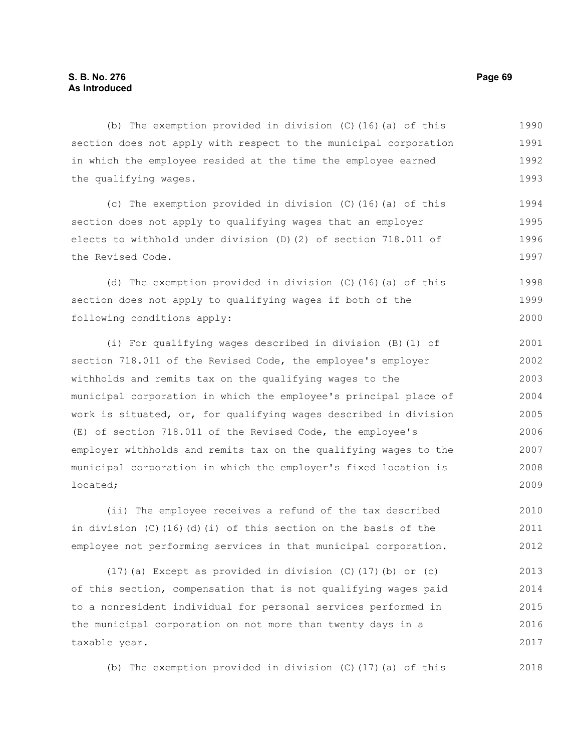(b) The exemption provided in division (C)(16)(a) of this section does not apply with respect to the municipal corporation in which the employee resided at the time the employee earned the qualifying wages.

(c) The exemption provided in division (C)(16)(a) of this section does not apply to qualifying wages that an employer elects to withhold under division (D)(2) of section 718.011 of the Revised Code.

(d) The exemption provided in division (C)(16)(a) of this section does not apply to qualifying wages if both of the following conditions apply:

(i) For qualifying wages described in division (B)(1) of section 718.011 of the Revised Code, the employee's employer withholds and remits tax on the qualifying wages to the municipal corporation in which the employee's principal place of work is situated, or, for qualifying wages described in division (E) of section 718.011 of the Revised Code, the employee's employer withholds and remits tax on the qualifying wages to the municipal corporation in which the employer's fixed location is located;

(ii) The employee receives a refund of the tax described in division (C)(16)(d)(i) of this section on the basis of the employee not performing services in that municipal corporation.

(17)(a) Except as provided in division (C)(17)(b) or (c) of this section, compensation that is not qualifying wages paid to a nonresident individual for personal services performed in the municipal corporation on not more than twenty days in a taxable year.

(b) The exemption provided in division (C)(17)(a) of this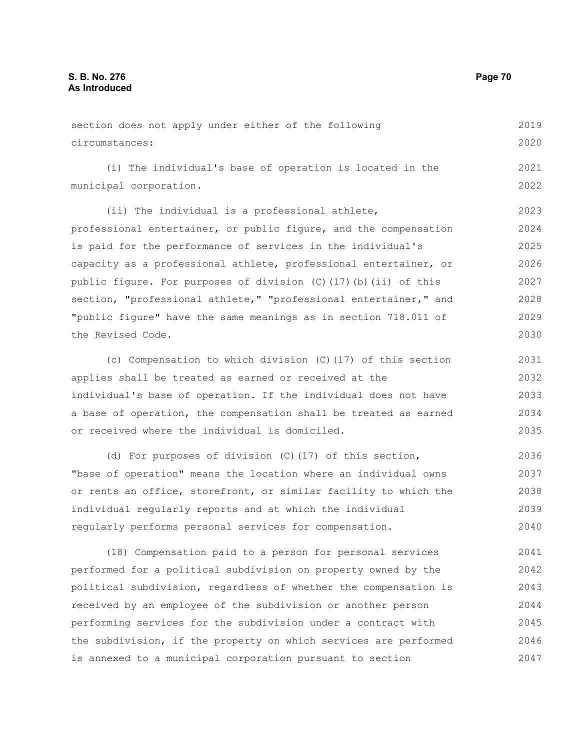section does not apply under either of the following circumstances:

(i) The individual's base of operation is located in the municipal corporation.

(ii) The individual is a professional athlete, professional entertainer, or public figure, and the compensation is paid for the performance of services in the individual's capacity as a professional athlete, professional entertainer, or public figure. For purposes of division (C)(17)(b)(ii) of this section, "professional athlete," "professional entertainer," and "public figure" have the same meanings as in section 718.011 of the Revised Code.

(c) Compensation to which division (C)(17) of this section applies shall be treated as earned or received at the individual's base of operation. If the individual does not have a base of operation, the compensation shall be treated as earned or received where the individual is domiciled.

(d) For purposes of division (C)(17) of this section, "base of operation" means the location where an individual owns or rents an office, storefront, or similar facility to which the individual regularly reports and at which the individual regularly performs personal services for compensation.

(18) Compensation paid to a person for personal services performed for a political subdivision on property owned by the political subdivision, regardless of whether the compensation is received by an employee of the subdivision or another person performing services for the subdivision under a contract with the subdivision, if the property on which services are performed is annexed to a municipal corporation pursuant to section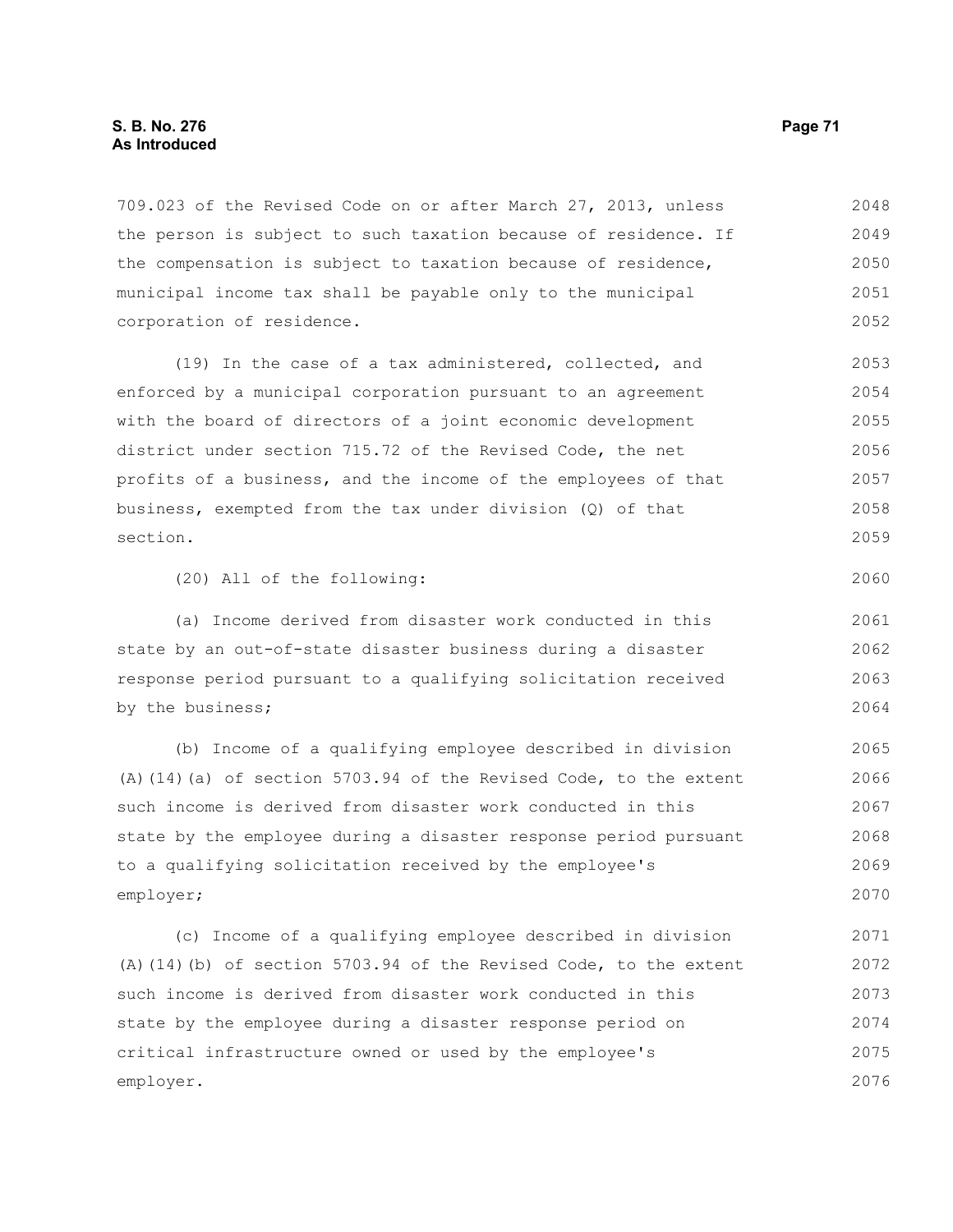709.023 of the Revised Code on or after March 27, 2013, unless the person is subject to such taxation because of residence. If the compensation is subject to taxation because of residence, municipal income tax shall be payable only to the municipal corporation of residence.

(19) In the case of a tax administered, collected, and enforced by a municipal corporation pursuant to an agreement with the board of directors of a joint economic development district under section 715.72 of the Revised Code, the net profits of a business, and the income of the employees of that business, exempted from the tax under division (Q) of that section.

(20) All of the following:

(a) Income derived from disaster work conducted in this state by an out-of-state disaster business during a disaster response period pursuant to a qualifying solicitation received by the business;

(b) Income of a qualifying employee described in division (A)(14)(a) of section 5703.94 of the Revised Code, to the extent such income is derived from disaster work conducted in this state by the employee during a disaster response period pursuant to a qualifying solicitation received by the employee's employer;

(c) Income of a qualifying employee described in division (A)(14)(b) of section 5703.94 of the Revised Code, to the extent such income is derived from disaster work conducted in this state by the employee during a disaster response period on critical infrastructure owned or used by the employee's employer.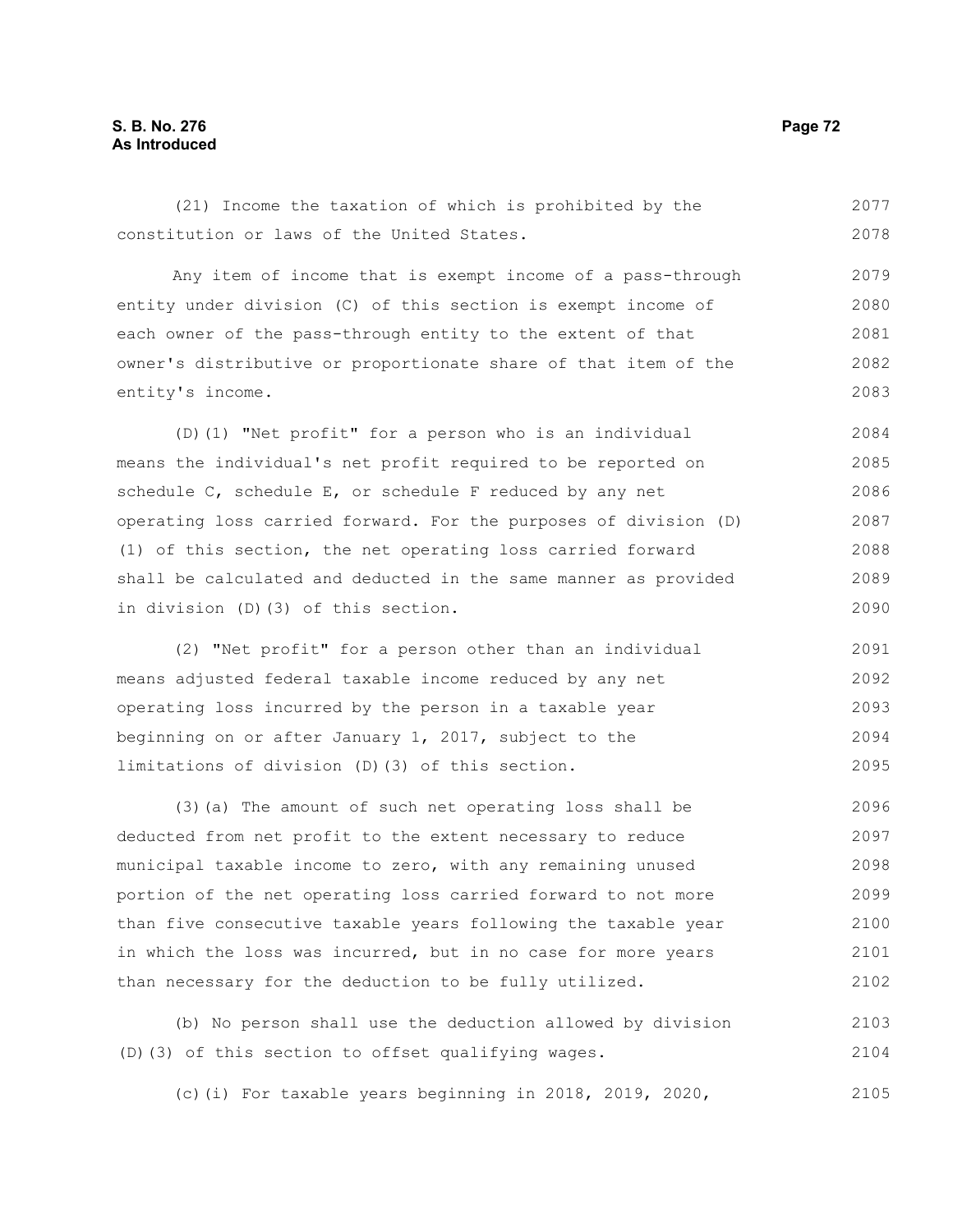(21) Income the taxation of which is prohibited by the constitution or laws of the United States.

Any item of income that is exempt income of a pass-through entity under division (C) of this section is exempt income of each owner of the pass-through entity to the extent of that owner's distributive or proportionate share of that item of the entity's income.

(D)(1) "Net profit" for a person who is an individual means the individual's net profit required to be reported on schedule C, schedule E, or schedule F reduced by any net operating loss carried forward. For the purposes of division (D)(1) of this section, the net operating loss carried forward shall be calculated and deducted in the same manner as provided in division (D)(3) of this section.

(2) "Net profit" for a person other than an individual means adjusted federal taxable income reduced by any net operating loss incurred by the person in a taxable year beginning on or after January 1, 2017, subject to the limitations of division (D)(3) of this section.

(3)(a) The amount of such net operating loss shall be deducted from net profit to the extent necessary to reduce municipal taxable income to zero, with any remaining unused portion of the net operating loss carried forward to not more than five consecutive taxable years following the taxable year in which the loss was incurred, but in no case for more years than necessary for the deduction to be fully utilized.

(b) No person shall use the deduction allowed by division (D)(3) of this section to offset qualifying wages.

(c)(i) For taxable years beginning in 2018, 2019, 2020,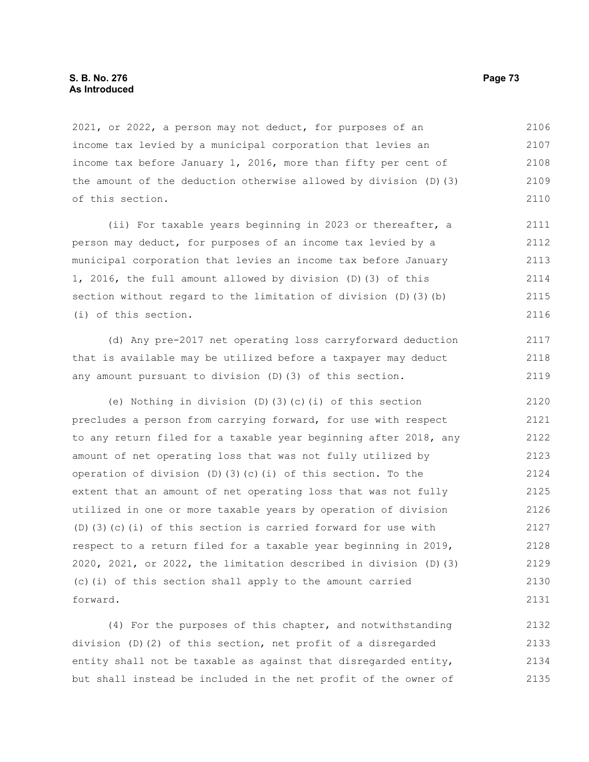2021, or 2022, a person may not deduct, for purposes of an income tax levied by a municipal corporation that levies an income tax before January 1, 2016, more than fifty per cent of the amount of the deduction otherwise allowed by division (D)(3) of this section.

(ii) For taxable years beginning in 2023 or thereafter, a person may deduct, for purposes of an income tax levied by a municipal corporation that levies an income tax before January 1, 2016, the full amount allowed by division (D)(3) of this section without regard to the limitation of division (D)(3)(b)(i) of this section.

(d) Any pre-2017 net operating loss carryforward deduction that is available may be utilized before a taxpayer may deduct any amount pursuant to division (D)(3) of this section.

(e) Nothing in division (D)(3)(c)(i) of this section precludes a person from carrying forward, for use with respect to any return filed for a taxable year beginning after 2018, any amount of net operating loss that was not fully utilized by operation of division (D)(3)(c)(i) of this section. To the extent that an amount of net operating loss that was not fully utilized in one or more taxable years by operation of division (D)(3)(c)(i) of this section is carried forward for use with respect to a return filed for a taxable year beginning in 2019, 2020, 2021, or 2022, the limitation described in division (D)(3)(c)(i) of this section shall apply to the amount carried forward.

(4) For the purposes of this chapter, and notwithstanding division (D)(2) of this section, net profit of a disregarded entity shall not be taxable as against that disregarded entity, but shall instead be included in the net profit of the owner of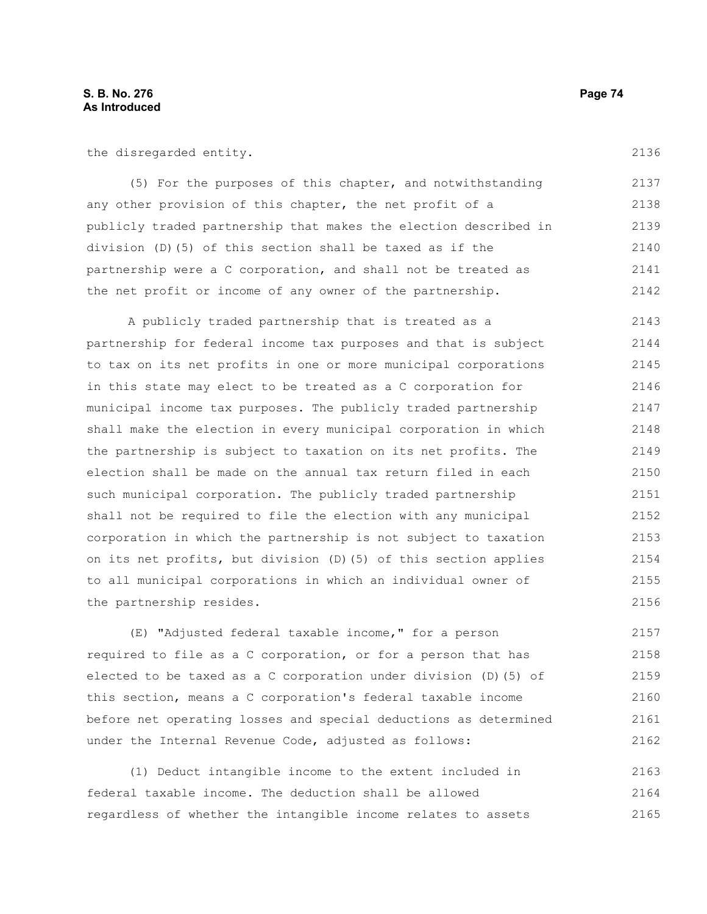the disregarded entity.

(5) For the purposes of this chapter, and notwithstanding any other provision of this chapter, the net profit of a publicly traded partnership that makes the election described in division (D)(5) of this section shall be taxed as if the partnership were a C corporation, and shall not be treated as the net profit or income of any owner of the partnership.

A publicly traded partnership that is treated as a partnership for federal income tax purposes and that is subject to tax on its net profits in one or more municipal corporations in this state may elect to be treated as a C corporation for municipal income tax purposes. The publicly traded partnership shall make the election in every municipal corporation in which the partnership is subject to taxation on its net profits. The election shall be made on the annual tax return filed in each such municipal corporation. The publicly traded partnership shall not be required to file the election with any municipal corporation in which the partnership is not subject to taxation on its net profits, but division (D)(5) of this section applies to all municipal corporations in which an individual owner of the partnership resides.

(E) "Adjusted federal taxable income," for a person required to file as a C corporation, or for a person that has elected to be taxed as a C corporation under division (D)(5) of this section, means a C corporation's federal taxable income before net operating losses and special deductions as determined under the Internal Revenue Code, adjusted as follows:

(1) Deduct intangible income to the extent included in federal taxable income. The deduction shall be allowed regardless of whether the intangible income relates to assets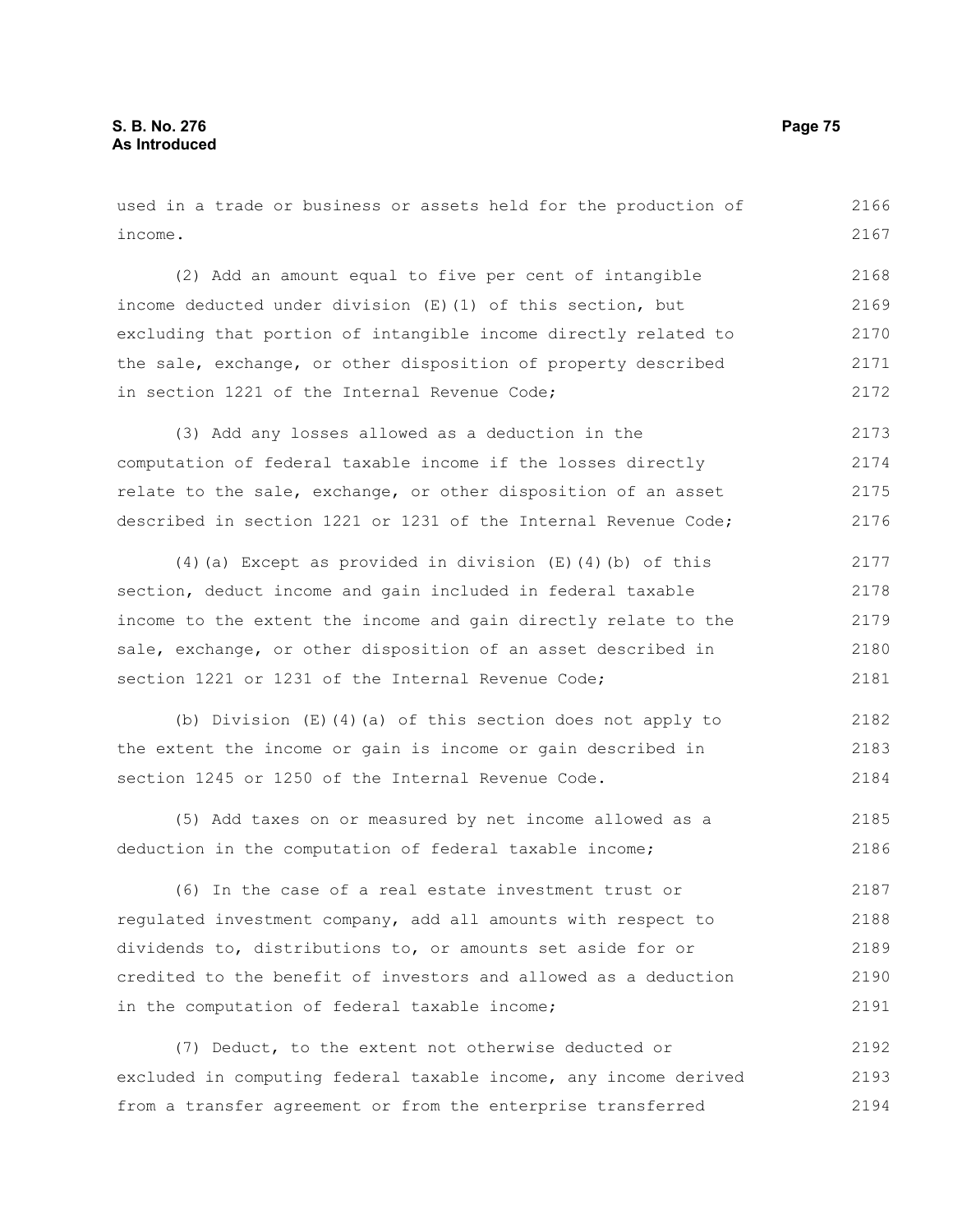used in a trade or business or assets held for the production of income.

(2) Add an amount equal to five per cent of intangible income deducted under division (E)(1) of this section, but excluding that portion of intangible income directly related to the sale, exchange, or other disposition of property described in section 1221 of the Internal Revenue Code;

(3) Add any losses allowed as a deduction in the computation of federal taxable income if the losses directly relate to the sale, exchange, or other disposition of an asset described in section 1221 or 1231 of the Internal Revenue Code;

(4)(a) Except as provided in division (E)(4)(b) of this section, deduct income and gain included in federal taxable income to the extent the income and gain directly relate to the sale, exchange, or other disposition of an asset described in section 1221 or 1231 of the Internal Revenue Code;

(b) Division (E)(4)(a) of this section does not apply to the extent the income or gain is income or gain described in section 1245 or 1250 of the Internal Revenue Code.

(5) Add taxes on or measured by net income allowed as a deduction in the computation of federal taxable income;

(6) In the case of a real estate investment trust or regulated investment company, add all amounts with respect to dividends to, distributions to, or amounts set aside for or credited to the benefit of investors and allowed as a deduction in the computation of federal taxable income;

(7) Deduct, to the extent not otherwise deducted or excluded in computing federal taxable income, any income derived from a transfer agreement or from the enterprise transferred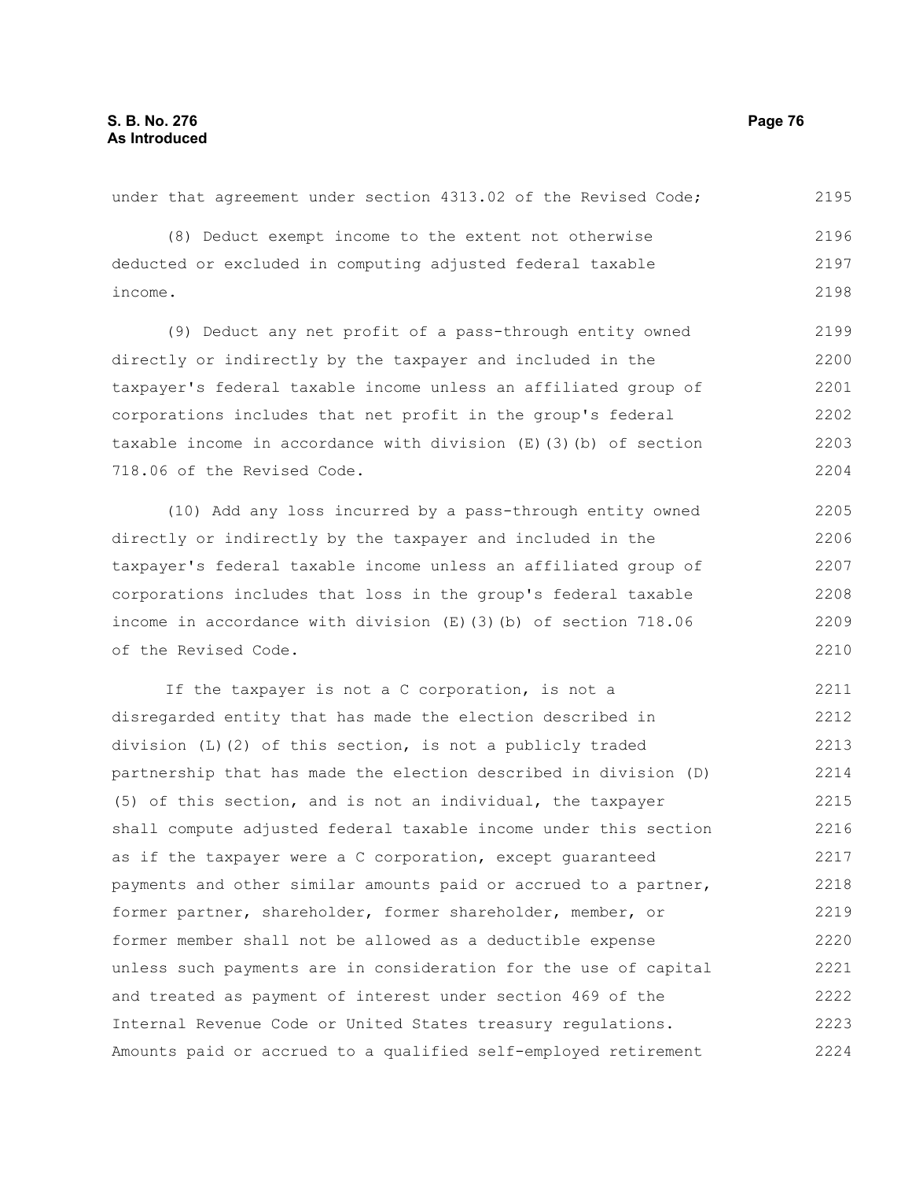under that agreement under section 4313.02 of the Revised Code;

(8) Deduct exempt income to the extent not otherwise deducted or excluded in computing adjusted federal taxable income.

(9) Deduct any net profit of a pass-through entity owned directly or indirectly by the taxpayer and included in the taxpayer's federal taxable income unless an affiliated group of corporations includes that net profit in the group's federal taxable income in accordance with division (E)(3)(b) of section 718.06 of the Revised Code.

(10) Add any loss incurred by a pass-through entity owned directly or indirectly by the taxpayer and included in the taxpayer's federal taxable income unless an affiliated group of corporations includes that loss in the group's federal taxable income in accordance with division (E)(3)(b) of section 718.06 of the Revised Code.

If the taxpayer is not a C corporation, is not a disregarded entity that has made the election described in division (L)(2) of this section, is not a publicly traded partnership that has made the election described in division (D)(5) of this section, and is not an individual, the taxpayer shall compute adjusted federal taxable income under this section as if the taxpayer were a C corporation, except guaranteed payments and other similar amounts paid or accrued to a partner, former partner, shareholder, former shareholder, member, or former member shall not be allowed as a deductible expense unless such payments are in consideration for the use of capital and treated as payment of interest under section 469 of the Internal Revenue Code or United States treasury regulations. Amounts paid or accrued to a qualified self-employed retirement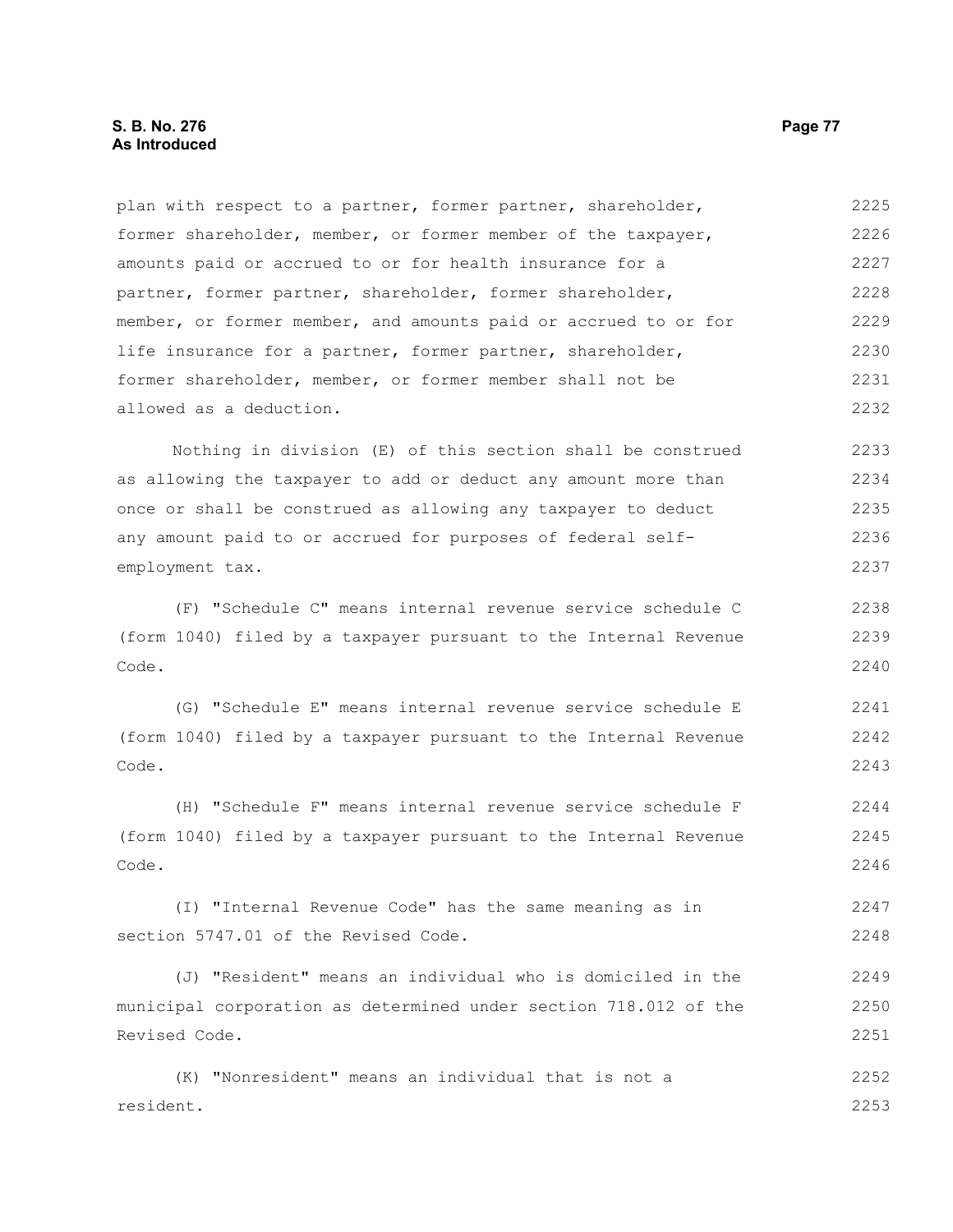plan with respect to a partner, former partner, shareholder, former shareholder, member, or former member of the taxpayer, amounts paid or accrued to or for health insurance for a partner, former partner, shareholder, former shareholder, member, or former member, and amounts paid or accrued to or for life insurance for a partner, former partner, shareholder, former shareholder, member, or former member shall not be allowed as a deduction.

Nothing in division (E) of this section shall be construed as allowing the taxpayer to add or deduct any amount more than once or shall be construed as allowing any taxpayer to deduct any amount paid to or accrued for purposes of federal self-employment tax.

(F) "Schedule C" means internal revenue service schedule C (form 1040) filed by a taxpayer pursuant to the Internal Revenue Code.

(G) "Schedule E" means internal revenue service schedule E (form 1040) filed by a taxpayer pursuant to the Internal Revenue Code.

(H) "Schedule F" means internal revenue service schedule F (form 1040) filed by a taxpayer pursuant to the Internal Revenue Code.

(I) "Internal Revenue Code" has the same meaning as in section 5747.01 of the Revised Code.

(J) "Resident" means an individual who is domiciled in the municipal corporation as determined under section 718.012 of the Revised Code.

(K) "Nonresident" means an individual that is not a resident.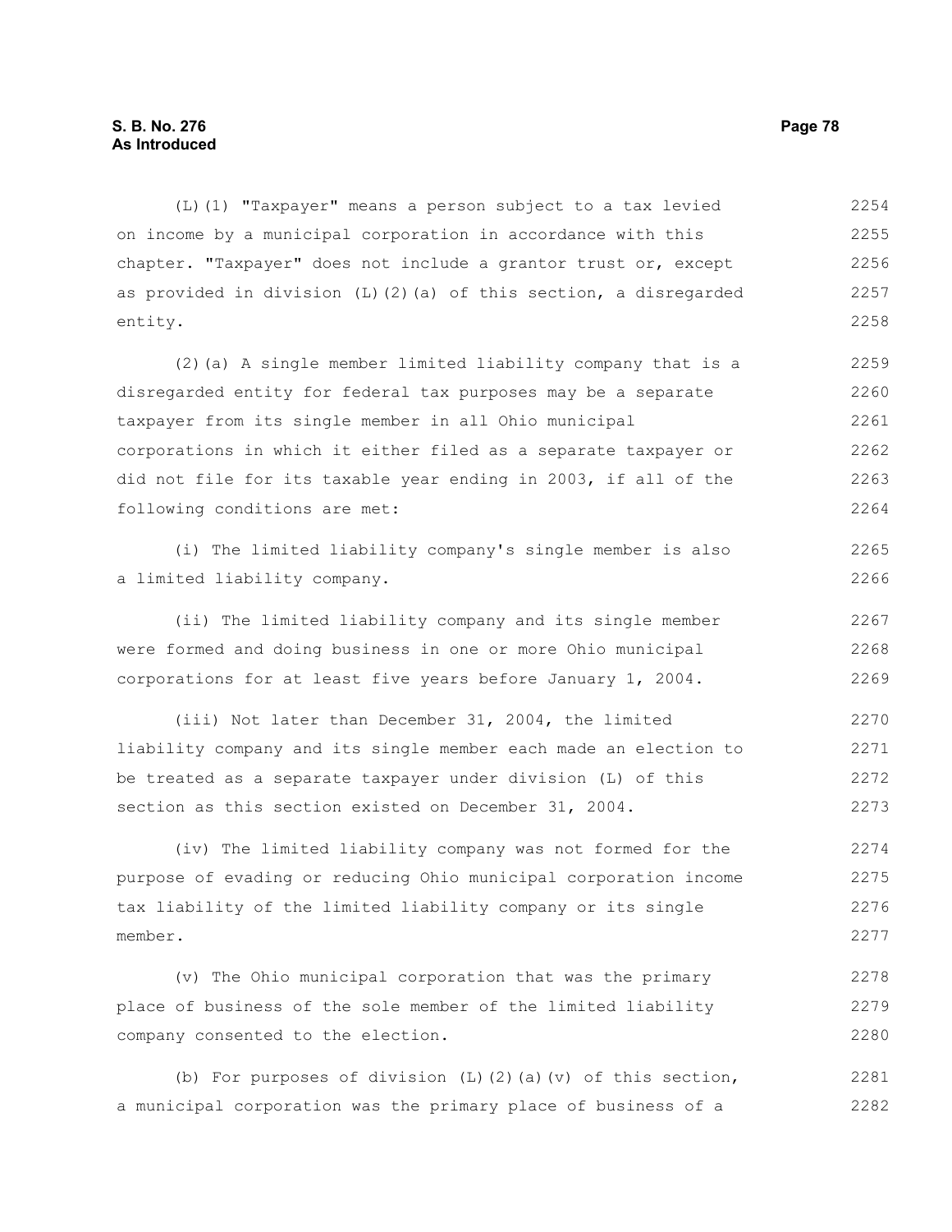(L)(1) "Taxpayer" means a person subject to a tax levied on income by a municipal corporation in accordance with this chapter. "Taxpayer" does not include a grantor trust or, except as provided in division (L)(2)(a) of this section, a disregarded entity.

(2)(a) A single member limited liability company that is a disregarded entity for federal tax purposes may be a separate taxpayer from its single member in all Ohio municipal corporations in which it either filed as a separate taxpayer or did not file for its taxable year ending in 2003, if all of the following conditions are met:

(i) The limited liability company's single member is also a limited liability company.

(ii) The limited liability company and its single member were formed and doing business in one or more Ohio municipal corporations for at least five years before January 1, 2004.

(iii) Not later than December 31, 2004, the limited liability company and its single member each made an election to be treated as a separate taxpayer under division (L) of this section as this section existed on December 31, 2004.

(iv) The limited liability company was not formed for the purpose of evading or reducing Ohio municipal corporation income tax liability of the limited liability company or its single member.

(v) The Ohio municipal corporation that was the primary place of business of the sole member of the limited liability company consented to the election.

(b) For purposes of division (L)(2)(a)(v) of this section, a municipal corporation was the primary place of business of a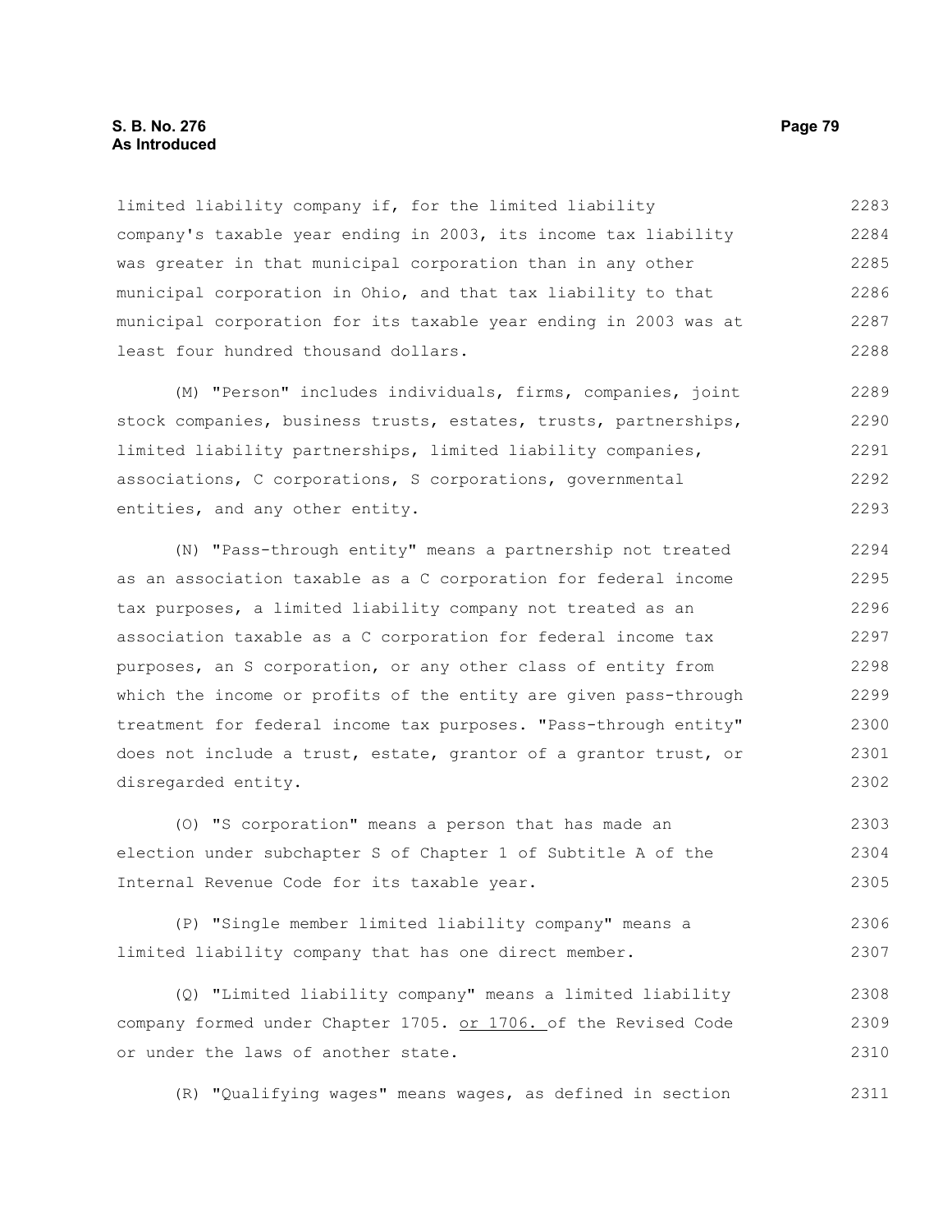limited liability company if, for the limited liability company's taxable year ending in 2003, its income tax liability was greater in that municipal corporation than in any other municipal corporation in Ohio, and that tax liability to that municipal corporation for its taxable year ending in 2003 was at least four hundred thousand dollars.

(M) "Person" includes individuals, firms, companies, joint stock companies, business trusts, estates, trusts, partnerships, limited liability partnerships, limited liability companies, associations, C corporations, S corporations, governmental entities, and any other entity.

(N) "Pass-through entity" means a partnership not treated as an association taxable as a C corporation for federal income tax purposes, a limited liability company not treated as an association taxable as a C corporation for federal income tax purposes, an S corporation, or any other class of entity from which the income or profits of the entity are given pass-through treatment for federal income tax purposes. "Pass-through entity" does not include a trust, estate, grantor of a grantor trust, or disregarded entity.

(O) "S corporation" means a person that has made an election under subchapter S of Chapter 1 of Subtitle A of the Internal Revenue Code for its taxable year.

(P) "Single member limited liability company" means a limited liability company that has one direct member.

(Q) "Limited liability company" means a limited liability company formed under Chapter 1705. <u>or 1706.</u> of the Revised Code or under the laws of another state.

(R) "Qualifying wages" means wages, as defined in section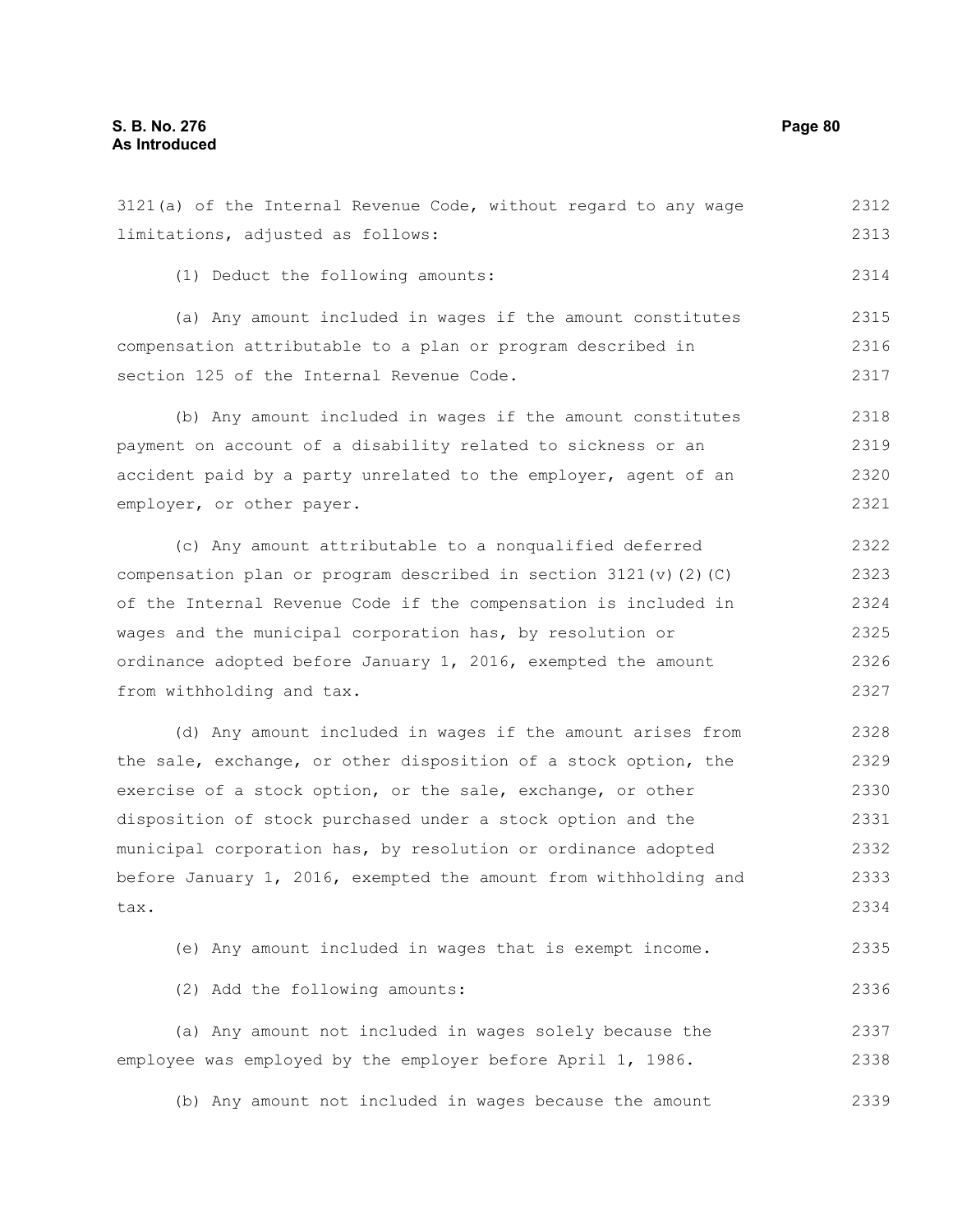3121(a) of the Internal Revenue Code, without regard to any wage limitations, adjusted as follows:

(1) Deduct the following amounts:

(a) Any amount included in wages if the amount constitutes compensation attributable to a plan or program described in section 125 of the Internal Revenue Code.

(b) Any amount included in wages if the amount constitutes payment on account of a disability related to sickness or an accident paid by a party unrelated to the employer, agent of an employer, or other payer.

(c) Any amount attributable to a nonqualified deferred compensation plan or program described in section 3121(v)(2)(C) of the Internal Revenue Code if the compensation is included in wages and the municipal corporation has, by resolution or ordinance adopted before January 1, 2016, exempted the amount from withholding and tax.

(d) Any amount included in wages if the amount arises from the sale, exchange, or other disposition of a stock option, the exercise of a stock option, or the sale, exchange, or other disposition of stock purchased under a stock option and the municipal corporation has, by resolution or ordinance adopted before January 1, 2016, exempted the amount from withholding and tax.

(e) Any amount included in wages that is exempt income.

(2) Add the following amounts:

(a) Any amount not included in wages solely because the employee was employed by the employer before April 1, 1986.

(b) Any amount not included in wages because the amount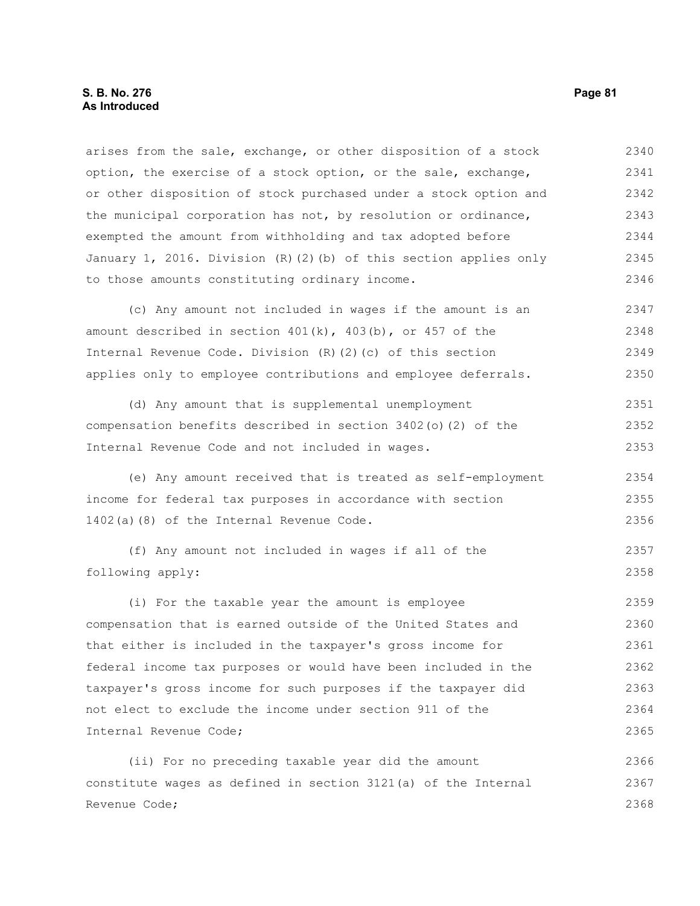arises from the sale, exchange, or other disposition of a stock option, the exercise of a stock option, or the sale, exchange, or other disposition of stock purchased under a stock option and the municipal corporation has not, by resolution or ordinance, exempted the amount from withholding and tax adopted before January 1, 2016. Division (R)(2)(b) of this section applies only to those amounts constituting ordinary income.

(c) Any amount not included in wages if the amount is an amount described in section 401(k), 403(b), or 457 of the Internal Revenue Code. Division (R)(2)(c) of this section applies only to employee contributions and employee deferrals.

(d) Any amount that is supplemental unemployment compensation benefits described in section 3402(o)(2) of the Internal Revenue Code and not included in wages.

(e) Any amount received that is treated as self-employment income for federal tax purposes in accordance with section 1402(a)(8) of the Internal Revenue Code.

(f) Any amount not included in wages if all of the following apply:

(i) For the taxable year the amount is employee compensation that is earned outside of the United States and that either is included in the taxpayer's gross income for federal income tax purposes or would have been included in the taxpayer's gross income for such purposes if the taxpayer did not elect to exclude the income under section 911 of the Internal Revenue Code;

(ii) For no preceding taxable year did the amount constitute wages as defined in section 3121(a) of the Internal Revenue Code;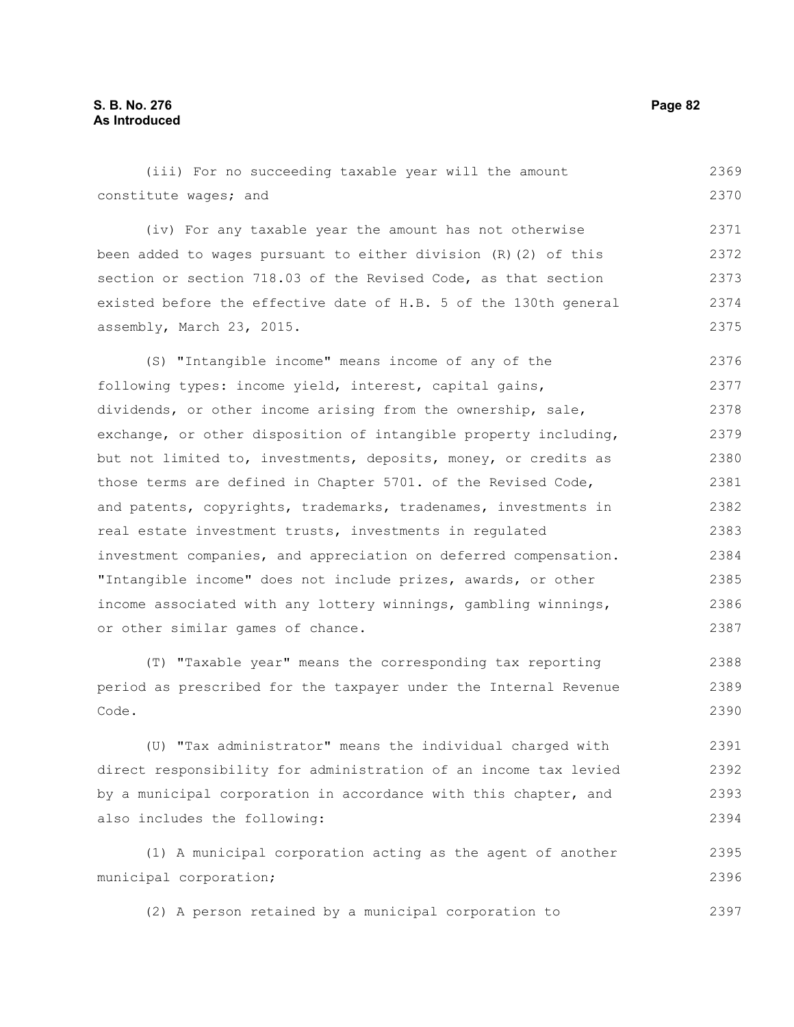(iii) For no succeeding taxable year will the amount constitute wages; and

(iv) For any taxable year the amount has not otherwise been added to wages pursuant to either division (R)(2) of this section or section 718.03 of the Revised Code, as that section existed before the effective date of H.B. 5 of the 130th general assembly, March 23, 2015.

(S) "Intangible income" means income of any of the following types: income yield, interest, capital gains, dividends, or other income arising from the ownership, sale, exchange, or other disposition of intangible property including, but not limited to, investments, deposits, money, or credits as those terms are defined in Chapter 5701. of the Revised Code, and patents, copyrights, trademarks, tradenames, investments in real estate investment trusts, investments in regulated investment companies, and appreciation on deferred compensation. "Intangible income" does not include prizes, awards, or other income associated with any lottery winnings, gambling winnings, or other similar games of chance.

(T) "Taxable year" means the corresponding tax reporting period as prescribed for the taxpayer under the Internal Revenue Code.

(U) "Tax administrator" means the individual charged with direct responsibility for administration of an income tax levied by a municipal corporation in accordance with this chapter, and also includes the following:

(1) A municipal corporation acting as the agent of another municipal corporation;

(2) A person retained by a municipal corporation to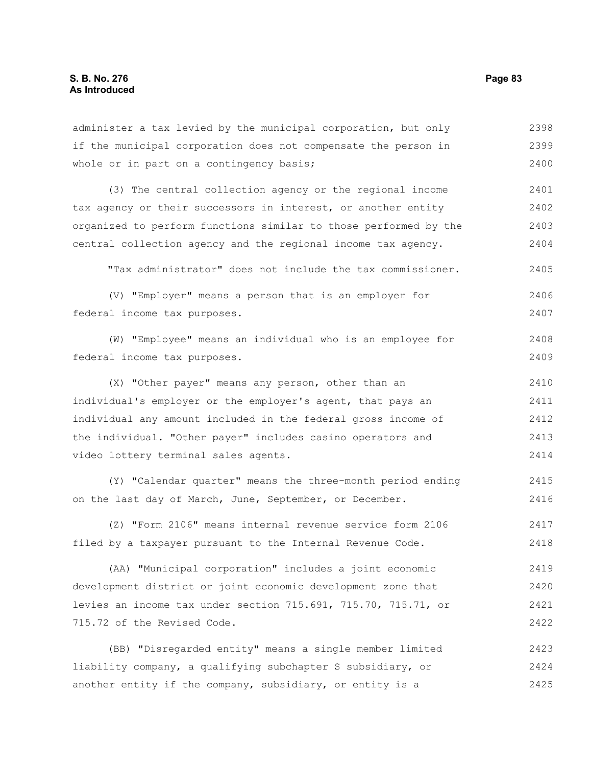administer a tax levied by the municipal corporation, but only if the municipal corporation does not compensate the person in whole or in part on a contingency basis;

(3) The central collection agency or the regional income tax agency or their successors in interest, or another entity organized to perform functions similar to those performed by the central collection agency and the regional income tax agency.

"Tax administrator" does not include the tax commissioner.

(V) "Employer" means a person that is an employer for federal income tax purposes.

(W) "Employee" means an individual who is an employee for federal income tax purposes.

(X) "Other payer" means any person, other than an individual's employer or the employer's agent, that pays an individual any amount included in the federal gross income of the individual. "Other payer" includes casino operators and video lottery terminal sales agents.

(Y) "Calendar quarter" means the three-month period ending on the last day of March, June, September, or December.

(Z) "Form 2106" means internal revenue service form 2106 filed by a taxpayer pursuant to the Internal Revenue Code.

(AA) "Municipal corporation" includes a joint economic development district or joint economic development zone that levies an income tax under section 715.691, 715.70, 715.71, or 715.72 of the Revised Code.

(BB) "Disregarded entity" means a single member limited liability company, a qualifying subchapter S subsidiary, or another entity if the company, subsidiary, or entity is a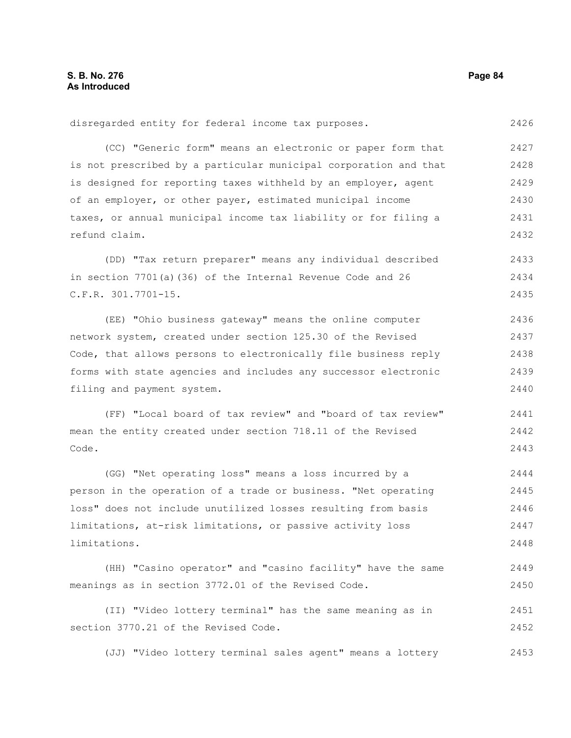disregarded entity for federal income tax purposes.

(CC) "Generic form" means an electronic or paper form that is not prescribed by a particular municipal corporation and that is designed for reporting taxes withheld by an employer, agent of an employer, or other payer, estimated municipal income taxes, or annual municipal income tax liability or for filing a refund claim.

(DD) "Tax return preparer" means any individual described in section 7701(a)(36) of the Internal Revenue Code and 26 C.F.R. 301.7701-15.

(EE) "Ohio business gateway" means the online computer network system, created under section 125.30 of the Revised Code, that allows persons to electronically file business reply forms with state agencies and includes any successor electronic filing and payment system.

(FF) "Local board of tax review" and "board of tax review" mean the entity created under section 718.11 of the Revised Code.

(GG) "Net operating loss" means a loss incurred by a person in the operation of a trade or business. "Net operating loss" does not include unutilized losses resulting from basis limitations, at-risk limitations, or passive activity loss limitations.

(HH) "Casino operator" and "casino facility" have the same meanings as in section 3772.01 of the Revised Code.

(II) "Video lottery terminal" has the same meaning as in section 3770.21 of the Revised Code.

(JJ) "Video lottery terminal sales agent" means a lottery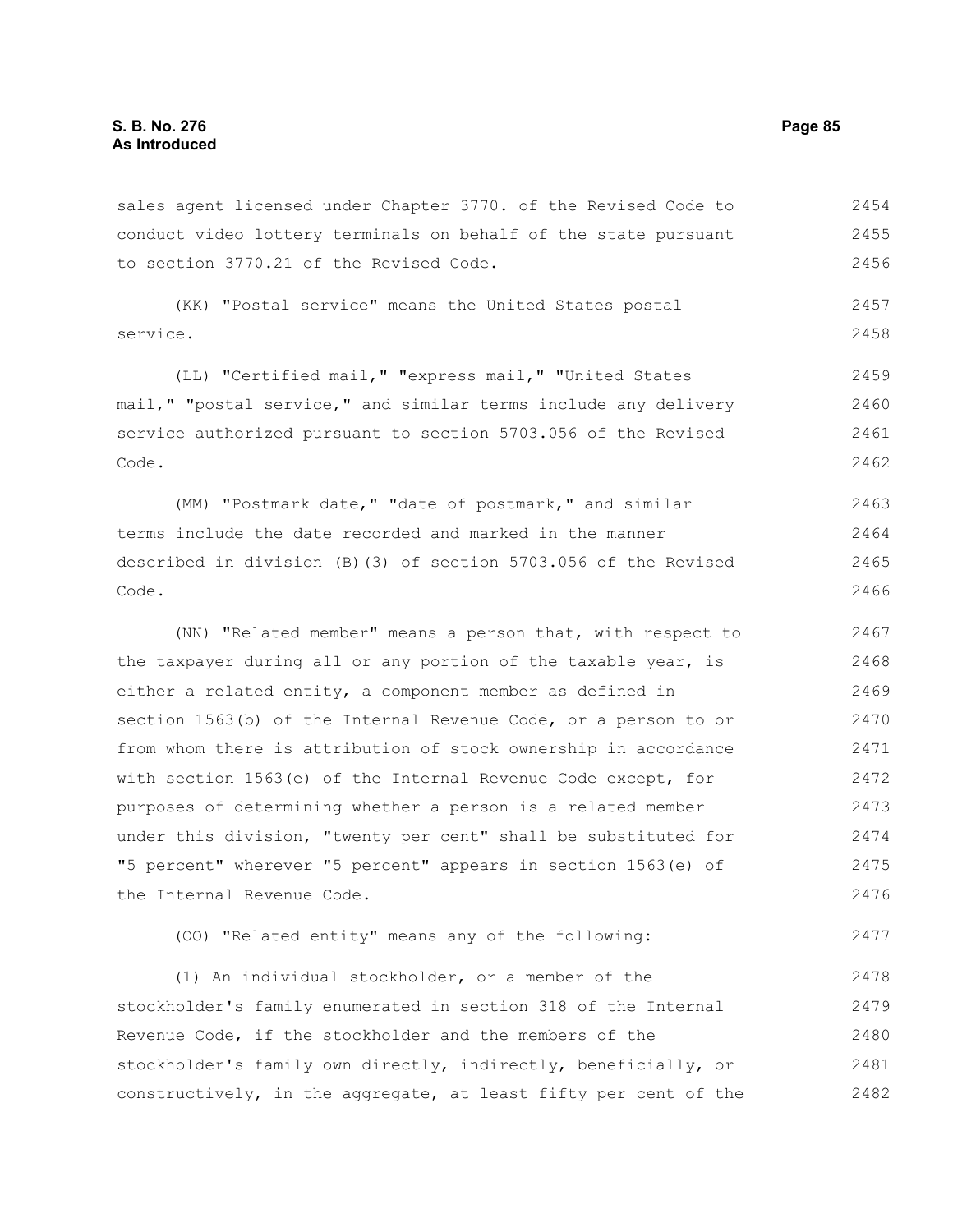sales agent licensed under Chapter 3770. of the Revised Code to conduct video lottery terminals on behalf of the state pursuant to section 3770.21 of the Revised Code.

(KK) "Postal service" means the United States postal service.

(LL) "Certified mail," "express mail," "United States mail," "postal service," and similar terms include any delivery service authorized pursuant to section 5703.056 of the Revised Code.

(MM) "Postmark date," "date of postmark," and similar terms include the date recorded and marked in the manner described in division (B)(3) of section 5703.056 of the Revised Code.

(NN) "Related member" means a person that, with respect to the taxpayer during all or any portion of the taxable year, is either a related entity, a component member as defined in section 1563(b) of the Internal Revenue Code, or a person to or from whom there is attribution of stock ownership in accordance with section 1563(e) of the Internal Revenue Code except, for purposes of determining whether a person is a related member under this division, "twenty per cent" shall be substituted for "5 percent" wherever "5 percent" appears in section 1563(e) of the Internal Revenue Code.

(OO) "Related entity" means any of the following:

(1) An individual stockholder, or a member of the stockholder's family enumerated in section 318 of the Internal Revenue Code, if the stockholder and the members of the stockholder's family own directly, indirectly, beneficially, or constructively, in the aggregate, at least fifty per cent of the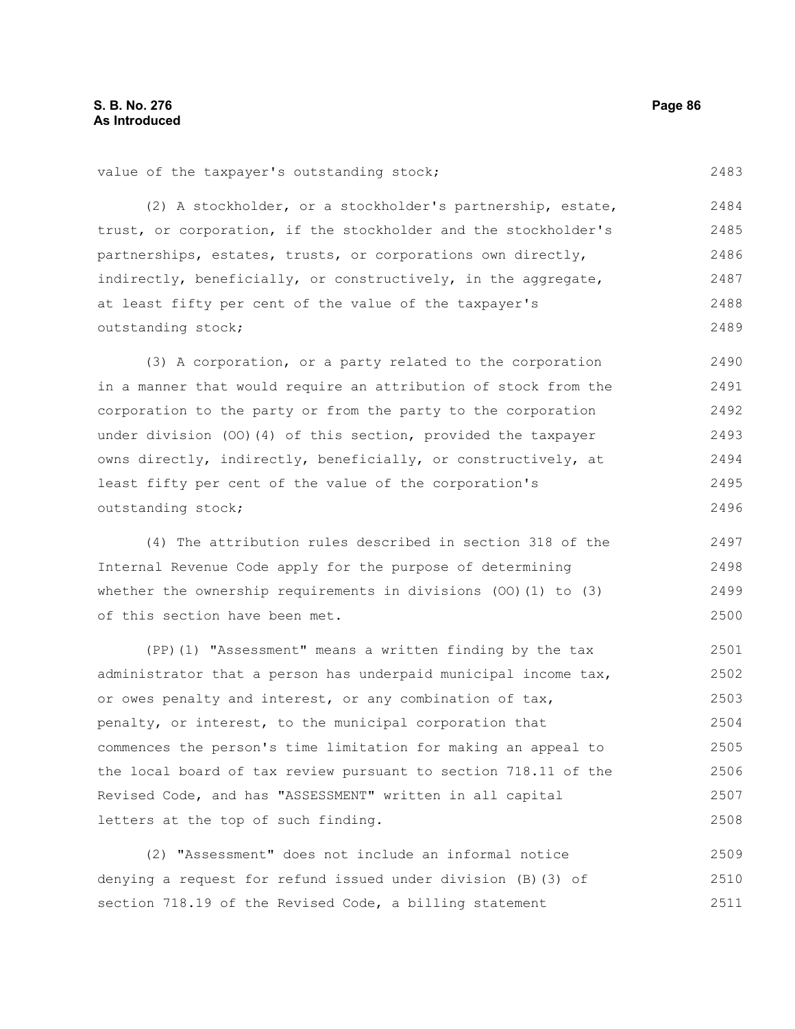value of the taxpayer's outstanding stock;

(2) A stockholder, or a stockholder's partnership, estate, trust, or corporation, if the stockholder and the stockholder's partnerships, estates, trusts, or corporations own directly, indirectly, beneficially, or constructively, in the aggregate, at least fifty per cent of the value of the taxpayer's outstanding stock;

(3) A corporation, or a party related to the corporation in a manner that would require an attribution of stock from the corporation to the party or from the party to the corporation under division (OO)(4) of this section, provided the taxpayer owns directly, indirectly, beneficially, or constructively, at least fifty per cent of the value of the corporation's outstanding stock;

(4) The attribution rules described in section 318 of the Internal Revenue Code apply for the purpose of determining whether the ownership requirements in divisions (OO)(1) to (3) of this section have been met.

(PP)(1) "Assessment" means a written finding by the tax administrator that a person has underpaid municipal income tax, or owes penalty and interest, or any combination of tax, penalty, or interest, to the municipal corporation that commences the person's time limitation for making an appeal to the local board of tax review pursuant to section 718.11 of the Revised Code, and has "ASSESSMENT" written in all capital letters at the top of such finding.

(2) "Assessment" does not include an informal notice denying a request for refund issued under division (B)(3) of section 718.19 of the Revised Code, a billing statement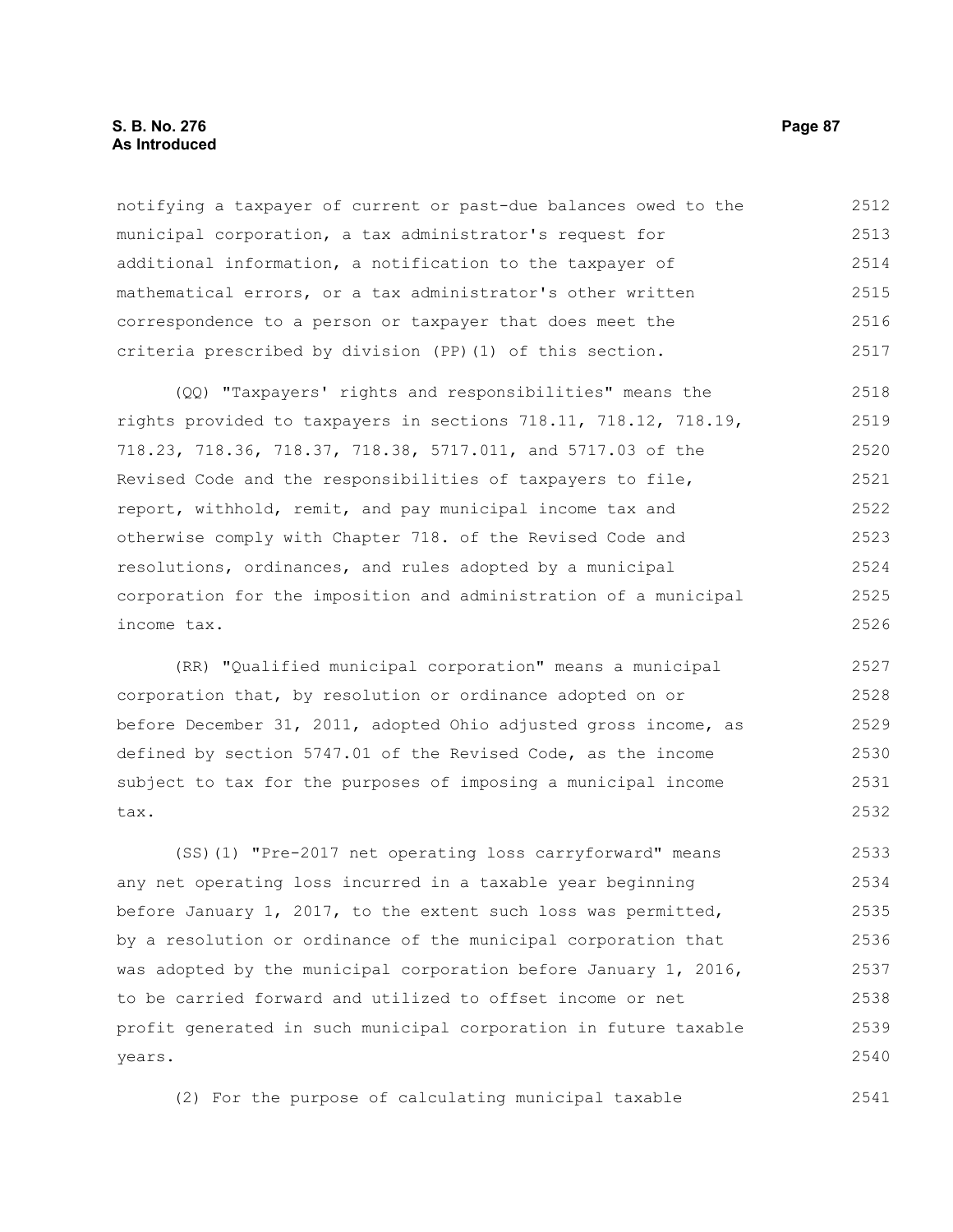notifying a taxpayer of current or past-due balances owed to the municipal corporation, a tax administrator's request for additional information, a notification to the taxpayer of mathematical errors, or a tax administrator's other written correspondence to a person or taxpayer that does meet the criteria prescribed by division (PP)(1) of this section.

(QQ) "Taxpayers' rights and responsibilities" means the rights provided to taxpayers in sections 718.11, 718.12, 718.19, 718.23, 718.36, 718.37, 718.38, 5717.011, and 5717.03 of the Revised Code and the responsibilities of taxpayers to file, report, withhold, remit, and pay municipal income tax and otherwise comply with Chapter 718. of the Revised Code and resolutions, ordinances, and rules adopted by a municipal corporation for the imposition and administration of a municipal income tax.

(RR) "Qualified municipal corporation" means a municipal corporation that, by resolution or ordinance adopted on or before December 31, 2011, adopted Ohio adjusted gross income, as defined by section 5747.01 of the Revised Code, as the income subject to tax for the purposes of imposing a municipal income tax.

(SS)(1) "Pre-2017 net operating loss carryforward" means any net operating loss incurred in a taxable year beginning before January 1, 2017, to the extent such loss was permitted, by a resolution or ordinance of the municipal corporation that was adopted by the municipal corporation before January 1, 2016, to be carried forward and utilized to offset income or net profit generated in such municipal corporation in future taxable years.

(2) For the purpose of calculating municipal taxable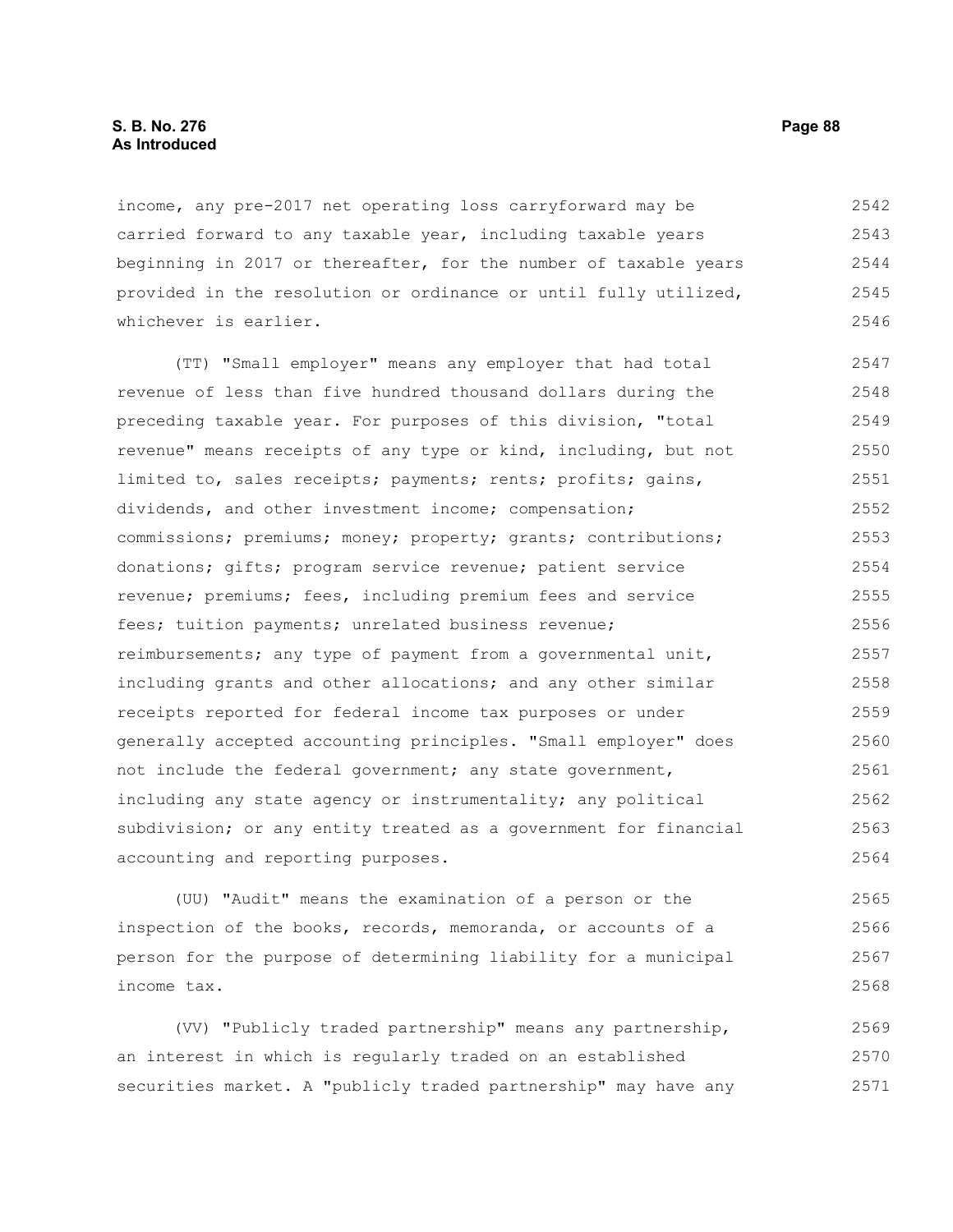income, any pre-2017 net operating loss carryforward may be carried forward to any taxable year, including taxable years beginning in 2017 or thereafter, for the number of taxable years provided in the resolution or ordinance or until fully utilized, whichever is earlier.

(TT) "Small employer" means any employer that had total revenue of less than five hundred thousand dollars during the preceding taxable year. For purposes of this division, "total revenue" means receipts of any type or kind, including, but not limited to, sales receipts; payments; rents; profits; gains, dividends, and other investment income; compensation; commissions; premiums; money; property; grants; contributions; donations; gifts; program service revenue; patient service revenue; premiums; fees, including premium fees and service fees; tuition payments; unrelated business revenue; reimbursements; any type of payment from a governmental unit, including grants and other allocations; and any other similar receipts reported for federal income tax purposes or under generally accepted accounting principles. "Small employer" does not include the federal government; any state government, including any state agency or instrumentality; any political subdivision; or any entity treated as a government for financial accounting and reporting purposes.

(UU) "Audit" means the examination of a person or the inspection of the books, records, memoranda, or accounts of a person for the purpose of determining liability for a municipal income tax.

(VV) "Publicly traded partnership" means any partnership, an interest in which is regularly traded on an established securities market. A "publicly traded partnership" may have any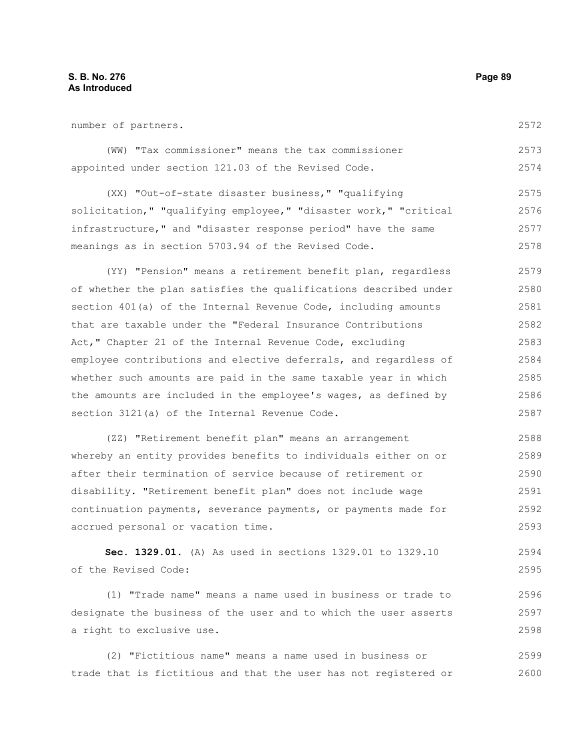number of partners.

(WW) "Tax commissioner" means the tax commissioner appointed under section 121.03 of the Revised Code.

(XX) "Out-of-state disaster business," "qualifying solicitation," "qualifying employee," "disaster work," "critical infrastructure," and "disaster response period" have the same meanings as in section 5703.94 of the Revised Code.

(YY) "Pension" means a retirement benefit plan, regardless of whether the plan satisfies the qualifications described under section 401(a) of the Internal Revenue Code, including amounts that are taxable under the "Federal Insurance Contributions Act," Chapter 21 of the Internal Revenue Code, excluding employee contributions and elective deferrals, and regardless of whether such amounts are paid in the same taxable year in which the amounts are included in the employee's wages, as defined by section 3121(a) of the Internal Revenue Code.

(ZZ) "Retirement benefit plan" means an arrangement whereby an entity provides benefits to individuals either on or after their termination of service because of retirement or disability. "Retirement benefit plan" does not include wage continuation payments, severance payments, or payments made for accrued personal or vacation time.

**Sec. 1329.01.** (A) As used in sections 1329.01 to 1329.10 of the Revised Code:

(1) "Trade name" means a name used in business or trade to designate the business of the user and to which the user asserts a right to exclusive use.

(2) "Fictitious name" means a name used in business or trade that is fictitious and that the user has not registered or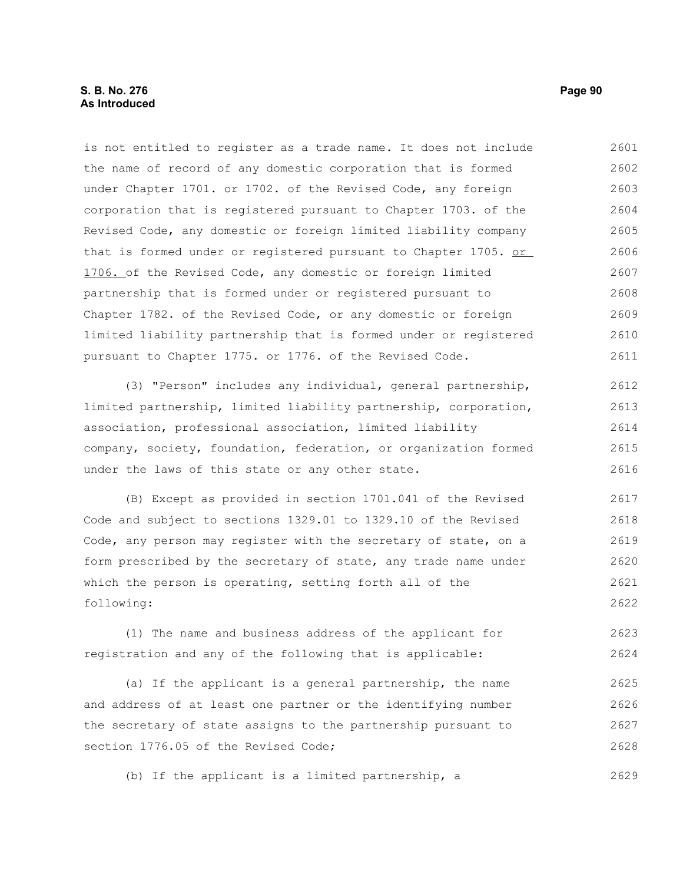is not entitled to register as a trade name. It does not include the name of record of any domestic corporation that is formed under Chapter 1701. or 1702. of the Revised Code, any foreign corporation that is registered pursuant to Chapter 1703. of the Revised Code, any domestic or foreign limited liability company that is formed under or registered pursuant to Chapter 1705. or 1706. of the Revised Code, any domestic or foreign limited partnership that is formed under or registered pursuant to Chapter 1782. of the Revised Code, or any domestic or foreign limited liability partnership that is formed under or registered pursuant to Chapter 1775. or 1776. of the Revised Code.

(3) "Person" includes any individual, general partnership, limited partnership, limited liability partnership, corporation, association, professional association, limited liability company, society, foundation, federation, or organization formed under the laws of this state or any other state.

(B) Except as provided in section 1701.041 of the Revised Code and subject to sections 1329.01 to 1329.10 of the Revised Code, any person may register with the secretary of state, on a form prescribed by the secretary of state, any trade name under which the person is operating, setting forth all of the following:

(1) The name and business address of the applicant for registration and any of the following that is applicable:

(a) If the applicant is a general partnership, the name and address of at least one partner or the identifying number the secretary of state assigns to the partnership pursuant to section 1776.05 of the Revised Code;

(b) If the applicant is a limited partnership, a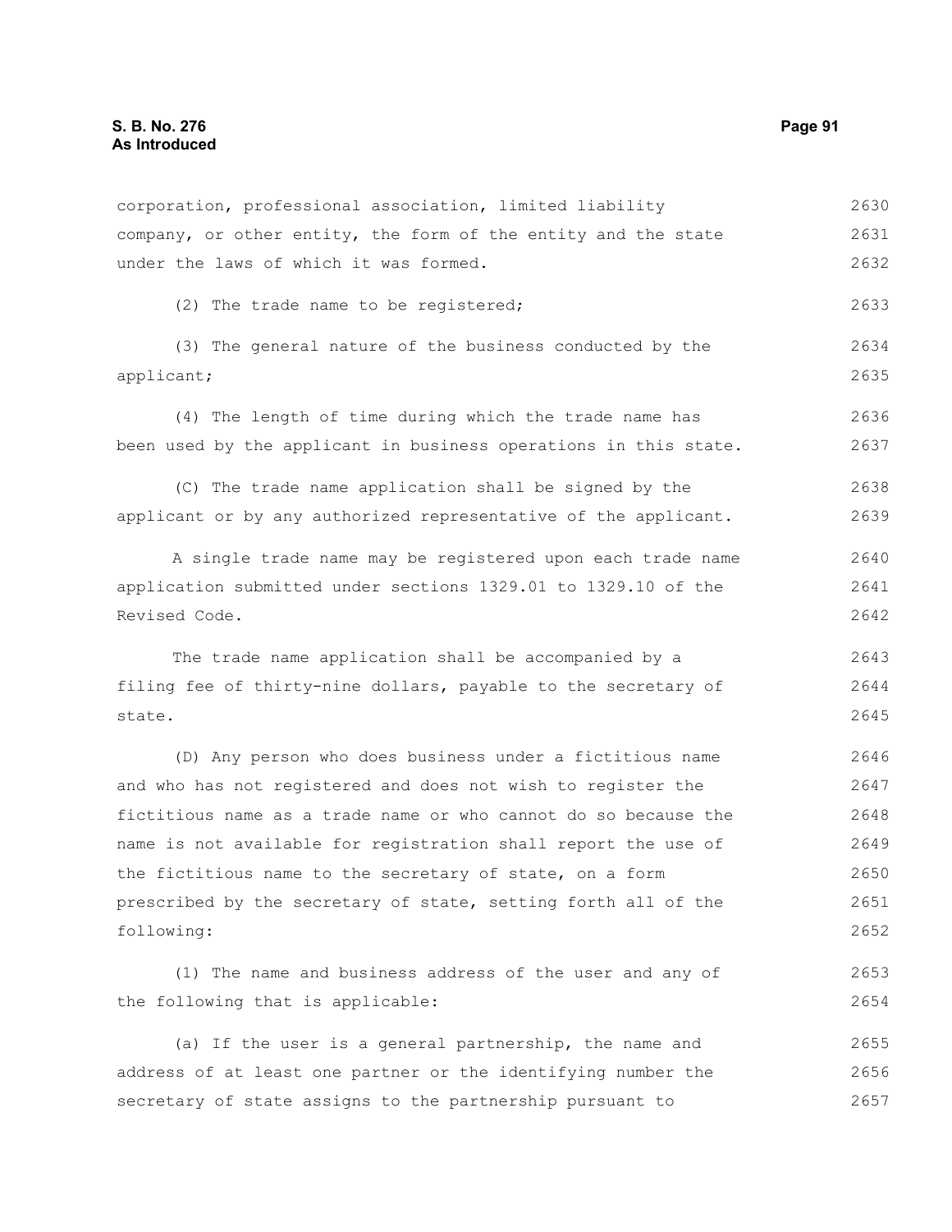corporation, professional association, limited liability company, or other entity, the form of the entity and the state under the laws of which it was formed.

(2) The trade name to be registered;

(3) The general nature of the business conducted by the applicant;

(4) The length of time during which the trade name has been used by the applicant in business operations in this state.

(C) The trade name application shall be signed by the applicant or by any authorized representative of the applicant.

A single trade name may be registered upon each trade name application submitted under sections 1329.01 to 1329.10 of the Revised Code.

The trade name application shall be accompanied by a filing fee of thirty-nine dollars, payable to the secretary of state.

(D) Any person who does business under a fictitious name and who has not registered and does not wish to register the fictitious name as a trade name or who cannot do so because the name is not available for registration shall report the use of the fictitious name to the secretary of state, on a form prescribed by the secretary of state, setting forth all of the following:

(1) The name and business address of the user and any of the following that is applicable:

(a) If the user is a general partnership, the name and address of at least one partner or the identifying number the secretary of state assigns to the partnership pursuant to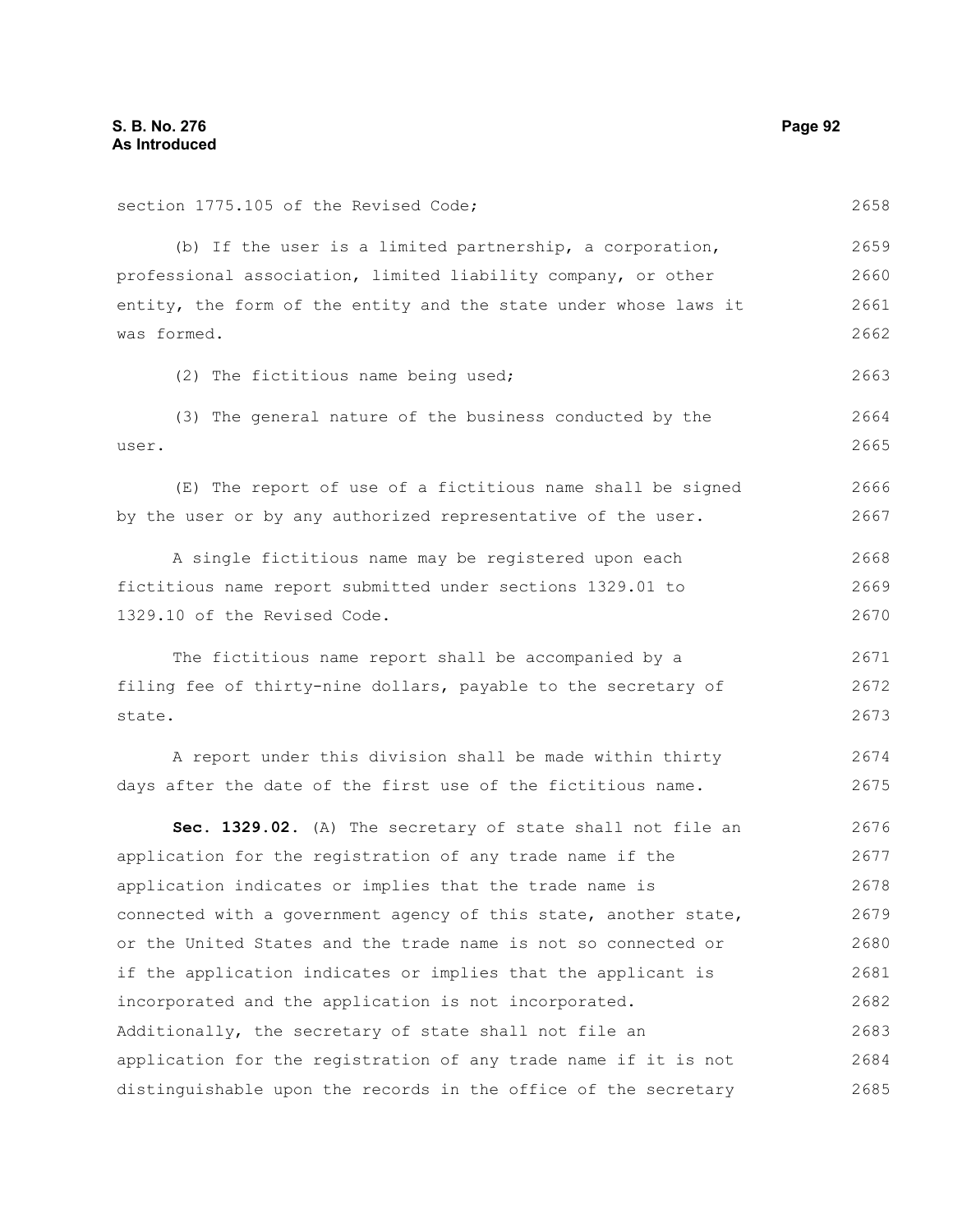section 1775.105 of the Revised Code;

(b) If the user is a limited partnership, a corporation, professional association, limited liability company, or other entity, the form of the entity and the state under whose laws it was formed.

(2) The fictitious name being used;

(3) The general nature of the business conducted by the user.

(E) The report of use of a fictitious name shall be signed by the user or by any authorized representative of the user.

A single fictitious name may be registered upon each fictitious name report submitted under sections 1329.01 to 1329.10 of the Revised Code.

The fictitious name report shall be accompanied by a filing fee of thirty-nine dollars, payable to the secretary of state.

A report under this division shall be made within thirty days after the date of the first use of the fictitious name.

**Sec. 1329.02.** (A) The secretary of state shall not file an application for the registration of any trade name if the application indicates or implies that the trade name is connected with a government agency of this state, another state, or the United States and the trade name is not so connected or if the application indicates or implies that the applicant is incorporated and the application is not incorporated. Additionally, the secretary of state shall not file an application for the registration of any trade name if it is not distinguishable upon the records in the office of the secretary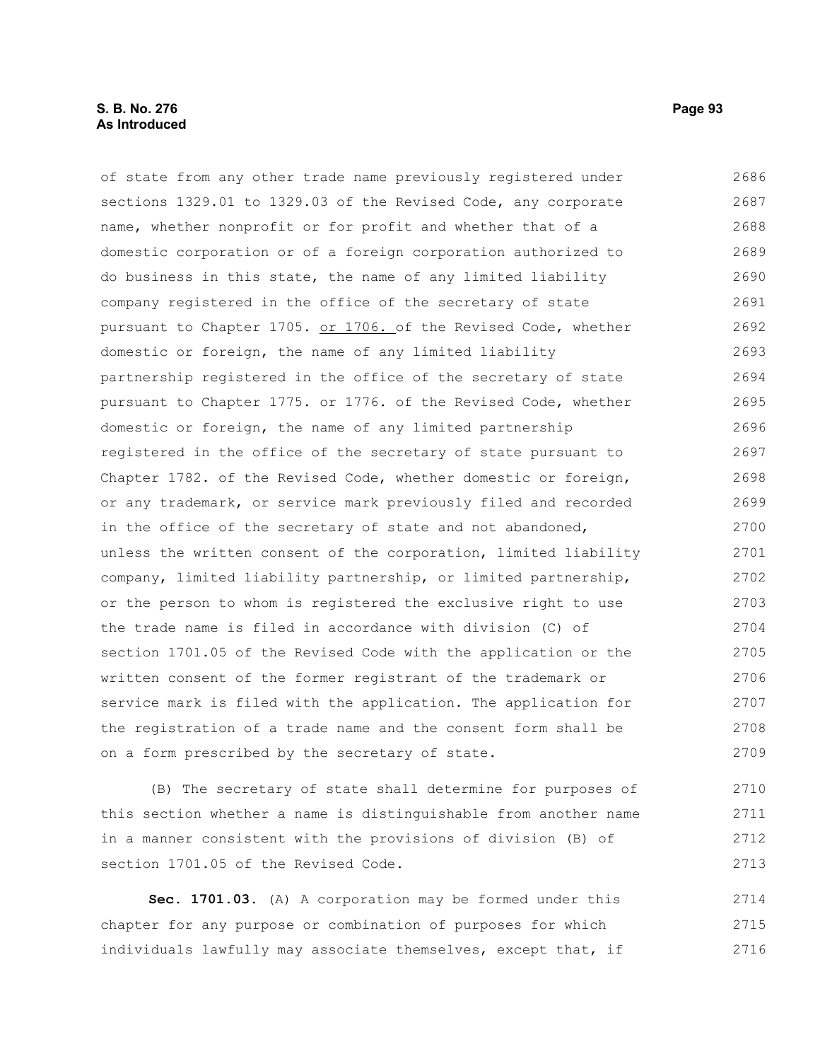of state from any other trade name previously registered under sections 1329.01 to 1329.03 of the Revised Code, any corporate name, whether nonprofit or for profit and whether that of a domestic corporation or of a foreign corporation authorized to do business in this state, the name of any limited liability company registered in the office of the secretary of state pursuant to Chapter 1705. <u>or 1706.</u> of the Revised Code, whether domestic or foreign, the name of any limited liability partnership registered in the office of the secretary of state pursuant to Chapter 1775. or 1776. of the Revised Code, whether domestic or foreign, the name of any limited partnership registered in the office of the secretary of state pursuant to Chapter 1782. of the Revised Code, whether domestic or foreign, or any trademark, or service mark previously filed and recorded in the office of the secretary of state and not abandoned, unless the written consent of the corporation, limited liability company, limited liability partnership, or limited partnership, or the person to whom is registered the exclusive right to use the trade name is filed in accordance with division (C) of section 1701.05 of the Revised Code with the application or the written consent of the former registrant of the trademark or service mark is filed with the application. The application for the registration of a trade name and the consent form shall be on a form prescribed by the secretary of state.

(B) The secretary of state shall determine for purposes of this section whether a name is distinguishable from another name in a manner consistent with the provisions of division (B) of section 1701.05 of the Revised Code.

**Sec. 1701.03.** (A) A corporation may be formed under this chapter for any purpose or combination of purposes for which individuals lawfully may associate themselves, except that, if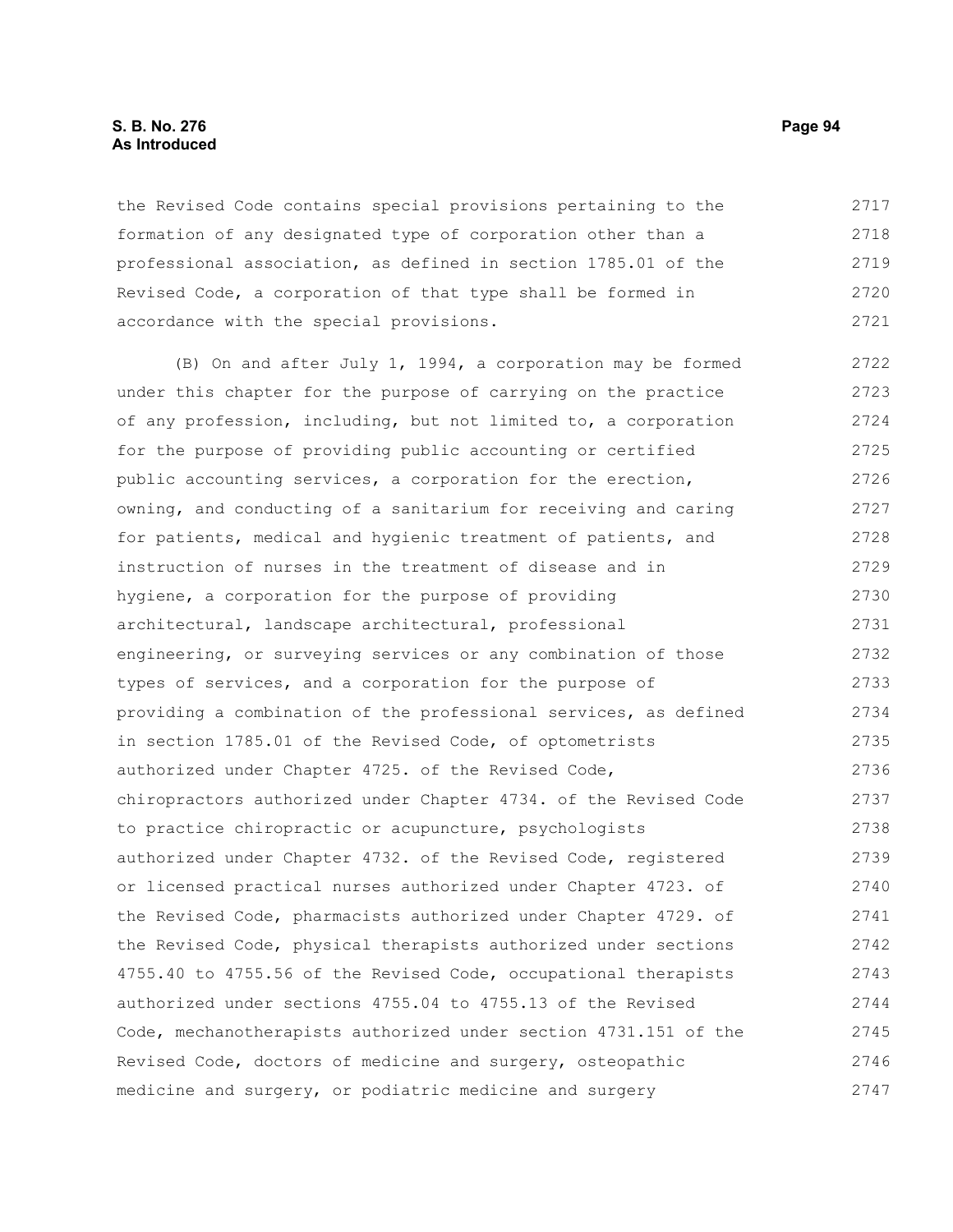the Revised Code contains special provisions pertaining to the formation of any designated type of corporation other than a professional association, as defined in section 1785.01 of the Revised Code, a corporation of that type shall be formed in accordance with the special provisions.

(B) On and after July 1, 1994, a corporation may be formed under this chapter for the purpose of carrying on the practice of any profession, including, but not limited to, a corporation for the purpose of providing public accounting or certified public accounting services, a corporation for the erection, owning, and conducting of a sanitarium for receiving and caring for patients, medical and hygienic treatment of patients, and instruction of nurses in the treatment of disease and in hygiene, a corporation for the purpose of providing architectural, landscape architectural, professional engineering, or surveying services or any combination of those types of services, and a corporation for the purpose of providing a combination of the professional services, as defined in section 1785.01 of the Revised Code, of optometrists authorized under Chapter 4725. of the Revised Code, chiropractors authorized under Chapter 4734. of the Revised Code to practice chiropractic or acupuncture, psychologists authorized under Chapter 4732. of the Revised Code, registered or licensed practical nurses authorized under Chapter 4723. of the Revised Code, pharmacists authorized under Chapter 4729. of the Revised Code, physical therapists authorized under sections 4755.40 to 4755.56 of the Revised Code, occupational therapists authorized under sections 4755.04 to 4755.13 of the Revised Code, mechanotherapists authorized under section 4731.151 of the Revised Code, doctors of medicine and surgery, osteopathic medicine and surgery, or podiatric medicine and surgery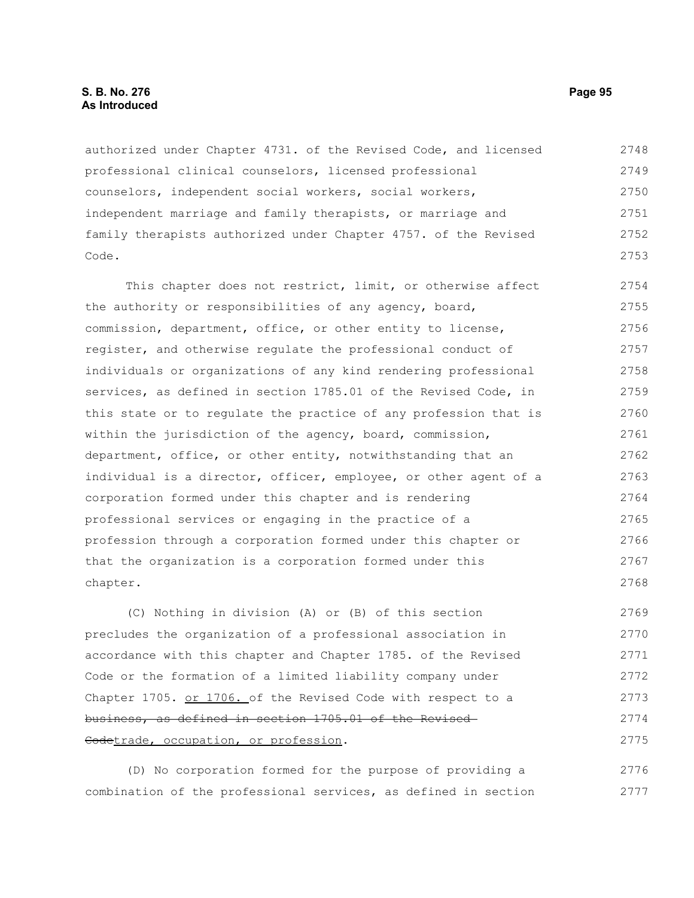authorized under Chapter 4731. of the Revised Code, and licensed professional clinical counselors, licensed professional counselors, independent social workers, social workers, independent marriage and family therapists, or marriage and family therapists authorized under Chapter 4757. of the Revised Code.

This chapter does not restrict, limit, or otherwise affect the authority or responsibilities of any agency, board, commission, department, office, or other entity to license, register, and otherwise regulate the professional conduct of individuals or organizations of any kind rendering professional services, as defined in section 1785.01 of the Revised Code, in this state or to regulate the practice of any profession that is within the jurisdiction of the agency, board, commission, department, office, or other entity, notwithstanding that an individual is a director, officer, employee, or other agent of a corporation formed under this chapter and is rendering professional services or engaging in the practice of a profession through a corporation formed under this chapter or that the organization is a corporation formed under this chapter.

(C) Nothing in division (A) or (B) of this section precludes the organization of a professional association in accordance with this chapter and Chapter 1785. of the Revised Code or the formation of a limited liability company under Chapter 1705. <u>or 1706.</u> of the Revised Code with respect to a ~~business, as defined in section 1705.01 of the Revised Code~~<u>trade, occupation, or profession</u>.

(D) No corporation formed for the purpose of providing a combination of the professional services, as defined in section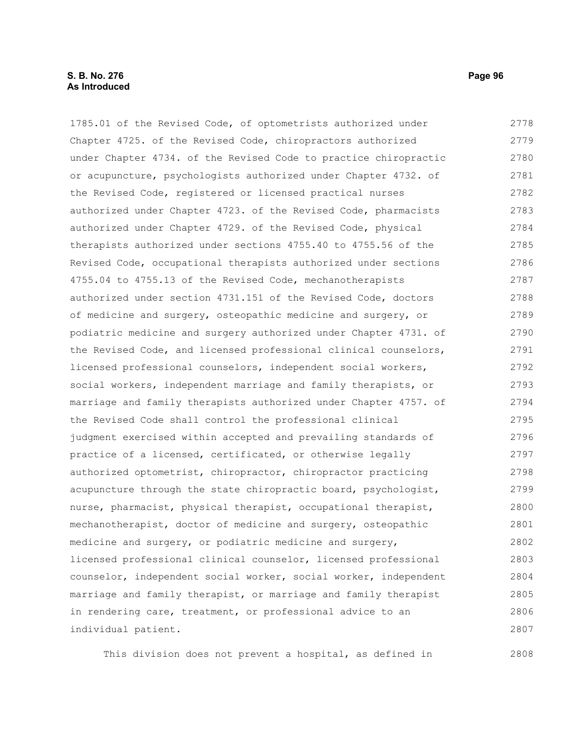1785.01 of the Revised Code, of optometrists authorized under Chapter 4725. of the Revised Code, chiropractors authorized under Chapter 4734. of the Revised Code to practice chiropractic or acupuncture, psychologists authorized under Chapter 4732. of the Revised Code, registered or licensed practical nurses authorized under Chapter 4723. of the Revised Code, pharmacists authorized under Chapter 4729. of the Revised Code, physical therapists authorized under sections 4755.40 to 4755.56 of the Revised Code, occupational therapists authorized under sections 4755.04 to 4755.13 of the Revised Code, mechanotherapists authorized under section 4731.151 of the Revised Code, doctors of medicine and surgery, osteopathic medicine and surgery, or podiatric medicine and surgery authorized under Chapter 4731. of the Revised Code, and licensed professional clinical counselors, licensed professional counselors, independent social workers, social workers, independent marriage and family therapists, or marriage and family therapists authorized under Chapter 4757. of the Revised Code shall control the professional clinical judgment exercised within accepted and prevailing standards of practice of a licensed, certificated, or otherwise legally authorized optometrist, chiropractor, chiropractor practicing acupuncture through the state chiropractic board, psychologist, nurse, pharmacist, physical therapist, occupational therapist, mechanotherapist, doctor of medicine and surgery, osteopathic medicine and surgery, or podiatric medicine and surgery, licensed professional clinical counselor, licensed professional counselor, independent social worker, social worker, independent marriage and family therapist, or marriage and family therapist in rendering care, treatment, or professional advice to an individual patient.

This division does not prevent a hospital, as defined in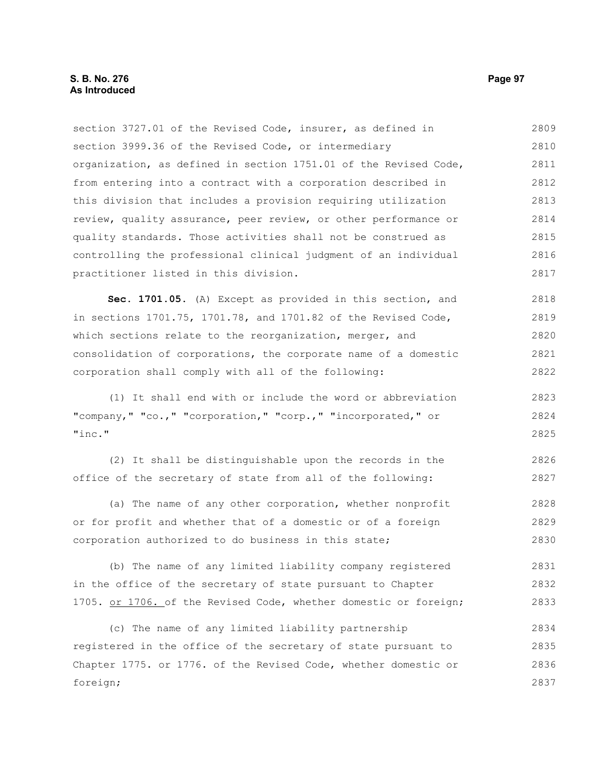section 3727.01 of the Revised Code, insurer, as defined in section 3999.36 of the Revised Code, or intermediary organization, as defined in section 1751.01 of the Revised Code, from entering into a contract with a corporation described in this division that includes a provision requiring utilization review, quality assurance, peer review, or other performance or quality standards. Those activities shall not be construed as controlling the professional clinical judgment of an individual practitioner listed in this division.

**Sec. 1701.05.** (A) Except as provided in this section, and in sections 1701.75, 1701.78, and 1701.82 of the Revised Code, which sections relate to the reorganization, merger, and consolidation of corporations, the corporate name of a domestic corporation shall comply with all of the following:

(1) It shall end with or include the word or abbreviation "company," "co.," "corporation," "corp.," "incorporated," or "inc."

(2) It shall be distinguishable upon the records in the office of the secretary of state from all of the following:

(a) The name of any other corporation, whether nonprofit or for profit and whether that of a domestic or of a foreign corporation authorized to do business in this state;

(b) The name of any limited liability company registered in the office of the secretary of state pursuant to Chapter 1705. <u>or 1706.</u> of the Revised Code, whether domestic or foreign;

(c) The name of any limited liability partnership registered in the office of the secretary of state pursuant to Chapter 1775. or 1776. of the Revised Code, whether domestic or foreign;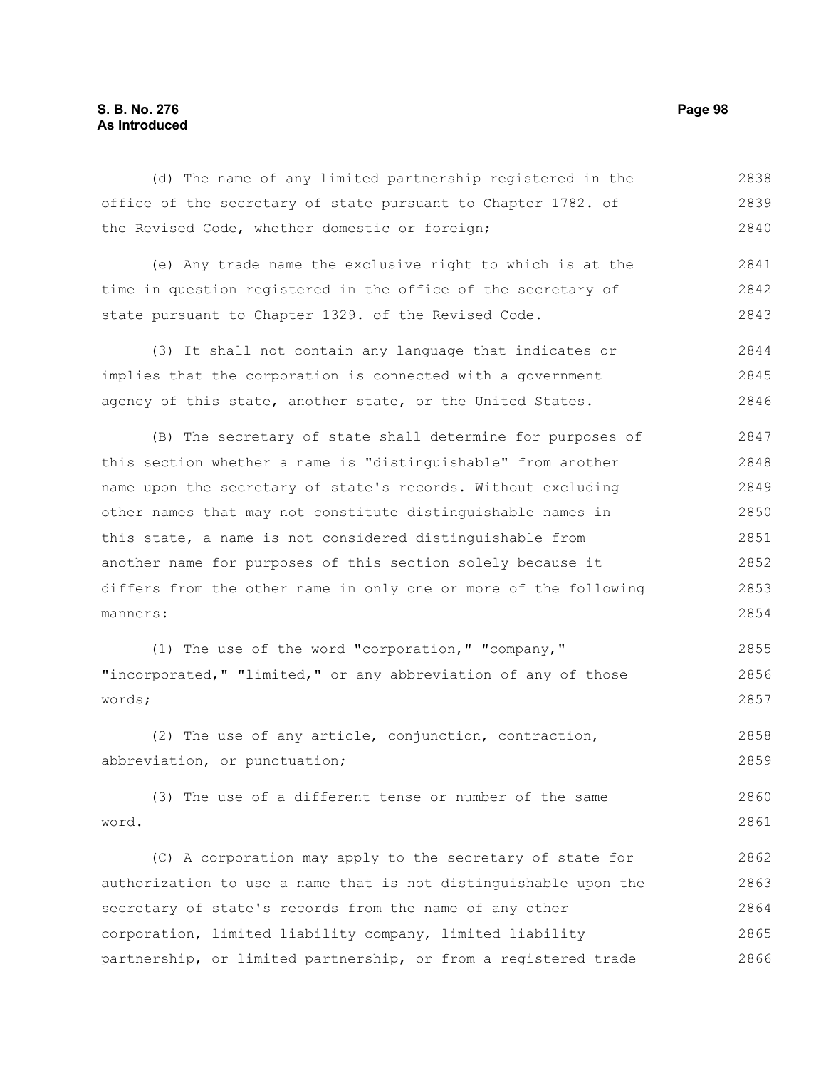(d) The name of any limited partnership registered in the office of the secretary of state pursuant to Chapter 1782. of the Revised Code, whether domestic or foreign;

(e) Any trade name the exclusive right to which is at the time in question registered in the office of the secretary of state pursuant to Chapter 1329. of the Revised Code.

(3) It shall not contain any language that indicates or implies that the corporation is connected with a government agency of this state, another state, or the United States.

(B) The secretary of state shall determine for purposes of this section whether a name is "distinguishable" from another name upon the secretary of state's records. Without excluding other names that may not constitute distinguishable names in this state, a name is not considered distinguishable from another name for purposes of this section solely because it differs from the other name in only one or more of the following manners:

(1) The use of the word "corporation," "company," "incorporated," "limited," or any abbreviation of any of those words;

(2) The use of any article, conjunction, contraction, abbreviation, or punctuation;

(3) The use of a different tense or number of the same word.

(C) A corporation may apply to the secretary of state for authorization to use a name that is not distinguishable upon the secretary of state's records from the name of any other corporation, limited liability company, limited liability partnership, or limited partnership, or from a registered trade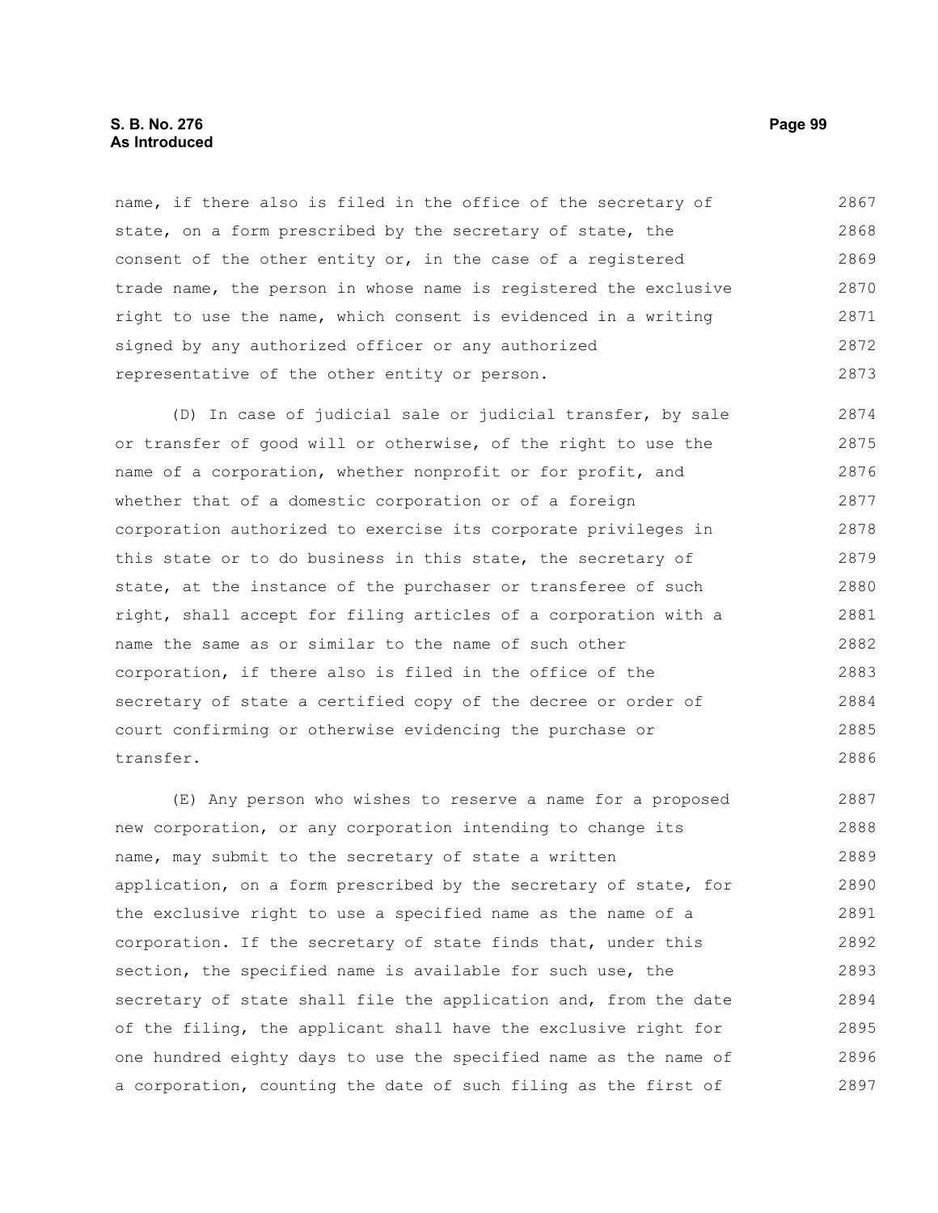name, if there also is filed in the office of the secretary of state, on a form prescribed by the secretary of state, the consent of the other entity or, in the case of a registered trade name, the person in whose name is registered the exclusive right to use the name, which consent is evidenced in a writing signed by any authorized officer or any authorized representative of the other entity or person.

(D) In case of judicial sale or judicial transfer, by sale or transfer of good will or otherwise, of the right to use the name of a corporation, whether nonprofit or for profit, and whether that of a domestic corporation or of a foreign corporation authorized to exercise its corporate privileges in this state or to do business in this state, the secretary of state, at the instance of the purchaser or transferee of such right, shall accept for filing articles of a corporation with a name the same as or similar to the name of such other corporation, if there also is filed in the office of the secretary of state a certified copy of the decree or order of court confirming or otherwise evidencing the purchase or transfer.

(E) Any person who wishes to reserve a name for a proposed new corporation, or any corporation intending to change its name, may submit to the secretary of state a written application, on a form prescribed by the secretary of state, for the exclusive right to use a specified name as the name of a corporation. If the secretary of state finds that, under this section, the specified name is available for such use, the secretary of state shall file the application and, from the date of the filing, the applicant shall have the exclusive right for one hundred eighty days to use the specified name as the name of a corporation, counting the date of such filing as the first of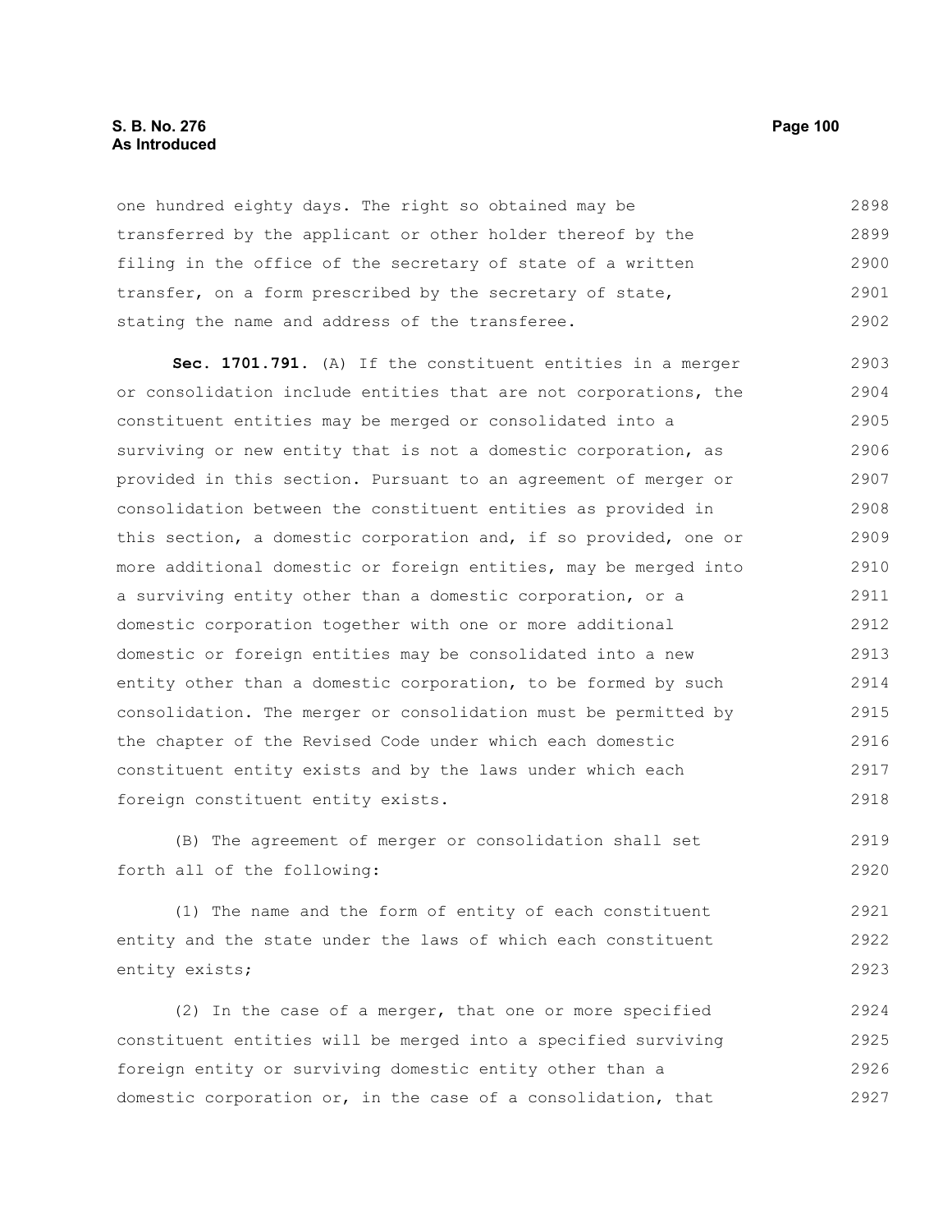one hundred eighty days. The right so obtained may be transferred by the applicant or other holder thereof by the filing in the office of the secretary of state of a written transfer, on a form prescribed by the secretary of state, stating the name and address of the transferee.

**Sec. 1701.791.** (A) If the constituent entities in a merger or consolidation include entities that are not corporations, the constituent entities may be merged or consolidated into a surviving or new entity that is not a domestic corporation, as provided in this section. Pursuant to an agreement of merger or consolidation between the constituent entities as provided in this section, a domestic corporation and, if so provided, one or more additional domestic or foreign entities, may be merged into a surviving entity other than a domestic corporation, or a domestic corporation together with one or more additional domestic or foreign entities may be consolidated into a new entity other than a domestic corporation, to be formed by such consolidation. The merger or consolidation must be permitted by the chapter of the Revised Code under which each domestic constituent entity exists and by the laws under which each foreign constituent entity exists.

(B) The agreement of merger or consolidation shall set forth all of the following:

(1) The name and the form of entity of each constituent entity and the state under the laws of which each constituent entity exists;

(2) In the case of a merger, that one or more specified constituent entities will be merged into a specified surviving foreign entity or surviving domestic entity other than a domestic corporation or, in the case of a consolidation, that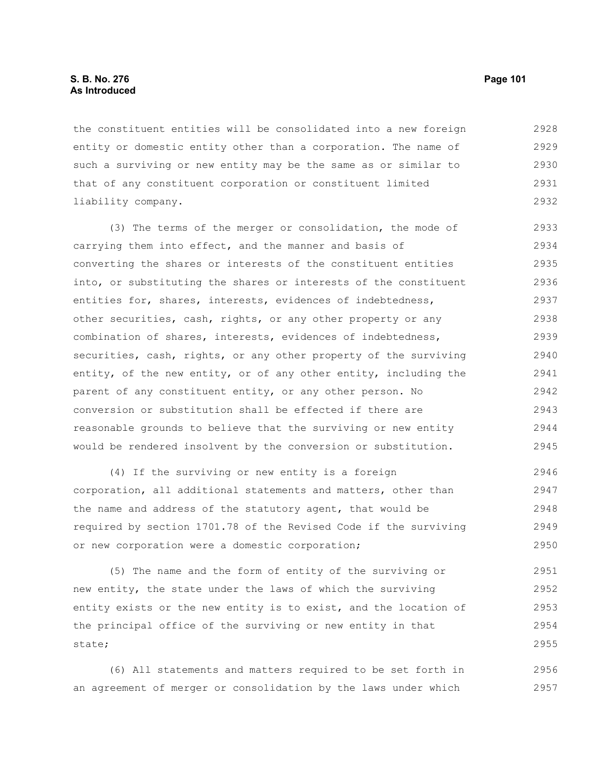the constituent entities will be consolidated into a new foreign entity or domestic entity other than a corporation. The name of such a surviving or new entity may be the same as or similar to that of any constituent corporation or constituent limited liability company.

(3) The terms of the merger or consolidation, the mode of carrying them into effect, and the manner and basis of converting the shares or interests of the constituent entities into, or substituting the shares or interests of the constituent entities for, shares, interests, evidences of indebtedness, other securities, cash, rights, or any other property or any combination of shares, interests, evidences of indebtedness, securities, cash, rights, or any other property of the surviving entity, of the new entity, or of any other entity, including the parent of any constituent entity, or any other person. No conversion or substitution shall be effected if there are reasonable grounds to believe that the surviving or new entity would be rendered insolvent by the conversion or substitution.

(4) If the surviving or new entity is a foreign corporation, all additional statements and matters, other than the name and address of the statutory agent, that would be required by section 1701.78 of the Revised Code if the surviving or new corporation were a domestic corporation;

(5) The name and the form of entity of the surviving or new entity, the state under the laws of which the surviving entity exists or the new entity is to exist, and the location of the principal office of the surviving or new entity in that state;

(6) All statements and matters required to be set forth in an agreement of merger or consolidation by the laws under which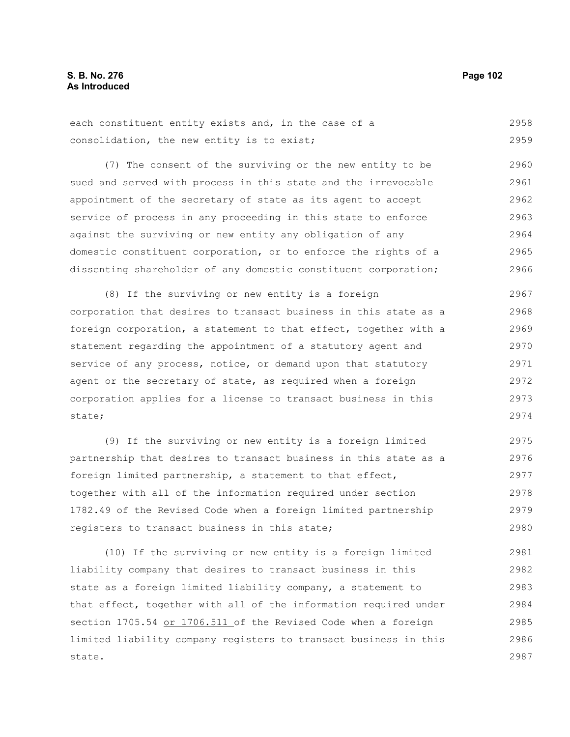each constituent entity exists and, in the case of a consolidation, the new entity is to exist;

(7) The consent of the surviving or the new entity to be sued and served with process in this state and the irrevocable appointment of the secretary of state as its agent to accept service of process in any proceeding in this state to enforce against the surviving or new entity any obligation of any domestic constituent corporation, or to enforce the rights of a dissenting shareholder of any domestic constituent corporation;

(8) If the surviving or new entity is a foreign corporation that desires to transact business in this state as a foreign corporation, a statement to that effect, together with a statement regarding the appointment of a statutory agent and service of any process, notice, or demand upon that statutory agent or the secretary of state, as required when a foreign corporation applies for a license to transact business in this state;

(9) If the surviving or new entity is a foreign limited partnership that desires to transact business in this state as a foreign limited partnership, a statement to that effect, together with all of the information required under section 1782.49 of the Revised Code when a foreign limited partnership registers to transact business in this state;

(10) If the surviving or new entity is a foreign limited liability company that desires to transact business in this state as a foreign limited liability company, a statement to that effect, together with all of the information required under section 1705.54 <u>or 1706.511</u> of the Revised Code when a foreign limited liability company registers to transact business in this state.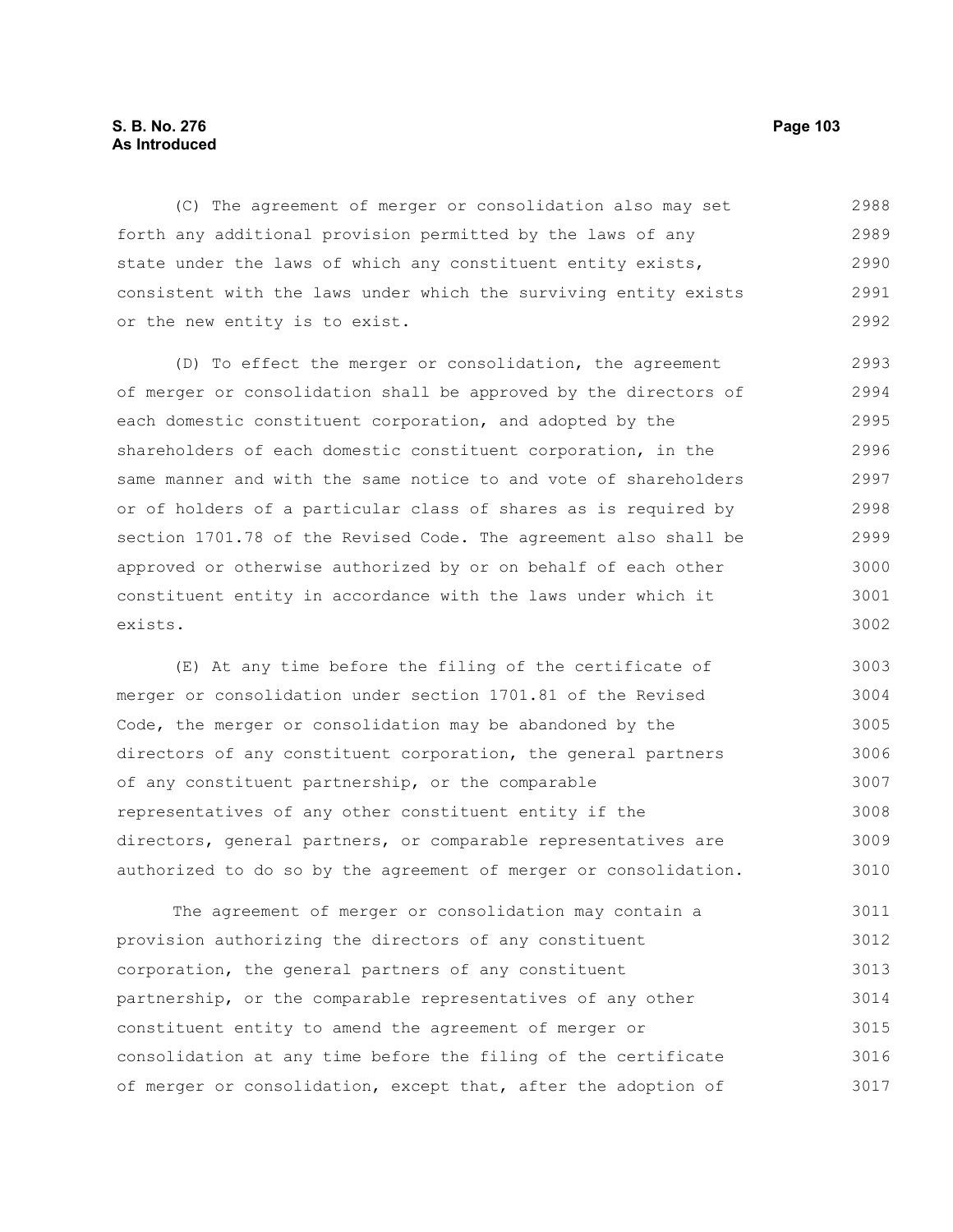(C) The agreement of merger or consolidation also may set forth any additional provision permitted by the laws of any state under the laws of which any constituent entity exists, consistent with the laws under which the surviving entity exists or the new entity is to exist.

(D) To effect the merger or consolidation, the agreement of merger or consolidation shall be approved by the directors of each domestic constituent corporation, and adopted by the shareholders of each domestic constituent corporation, in the same manner and with the same notice to and vote of shareholders or of holders of a particular class of shares as is required by section 1701.78 of the Revised Code. The agreement also shall be approved or otherwise authorized by or on behalf of each other constituent entity in accordance with the laws under which it exists.

(E) At any time before the filing of the certificate of merger or consolidation under section 1701.81 of the Revised Code, the merger or consolidation may be abandoned by the directors of any constituent corporation, the general partners of any constituent partnership, or the comparable representatives of any other constituent entity if the directors, general partners, or comparable representatives are authorized to do so by the agreement of merger or consolidation.

The agreement of merger or consolidation may contain a provision authorizing the directors of any constituent corporation, the general partners of any constituent partnership, or the comparable representatives of any other constituent entity to amend the agreement of merger or consolidation at any time before the filing of the certificate of merger or consolidation, except that, after the adoption of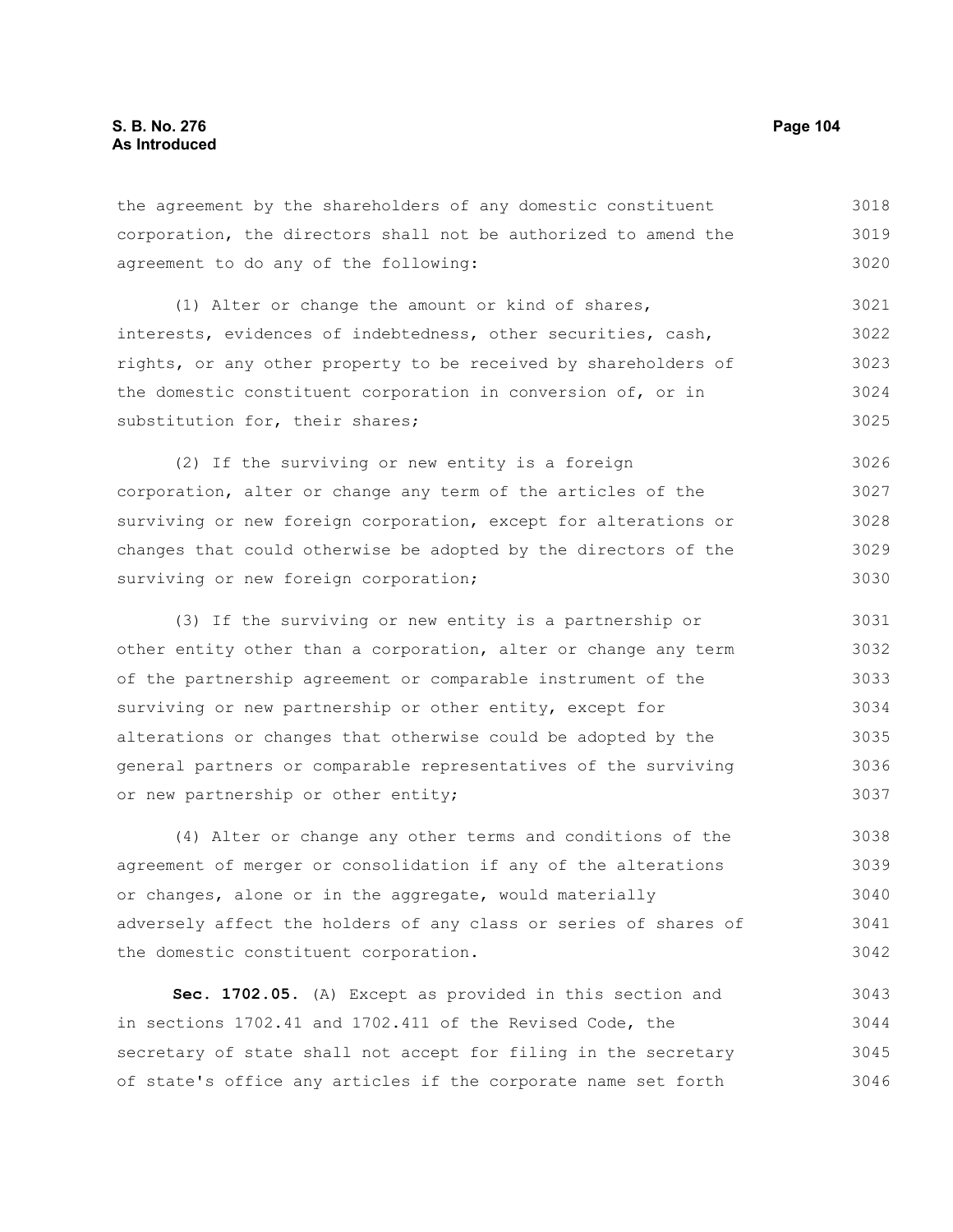the agreement by the shareholders of any domestic constituent corporation, the directors shall not be authorized to amend the agreement to do any of the following:

(1) Alter or change the amount or kind of shares, interests, evidences of indebtedness, other securities, cash, rights, or any other property to be received by shareholders of the domestic constituent corporation in conversion of, or in substitution for, their shares;

(2) If the surviving or new entity is a foreign corporation, alter or change any term of the articles of the surviving or new foreign corporation, except for alterations or changes that could otherwise be adopted by the directors of the surviving or new foreign corporation;

(3) If the surviving or new entity is a partnership or other entity other than a corporation, alter or change any term of the partnership agreement or comparable instrument of the surviving or new partnership or other entity, except for alterations or changes that otherwise could be adopted by the general partners or comparable representatives of the surviving or new partnership or other entity;

(4) Alter or change any other terms and conditions of the agreement of merger or consolidation if any of the alterations or changes, alone or in the aggregate, would materially adversely affect the holders of any class or series of shares of the domestic constituent corporation.

**Sec. 1702.05.** (A) Except as provided in this section and in sections 1702.41 and 1702.411 of the Revised Code, the secretary of state shall not accept for filing in the secretary of state's office any articles if the corporate name set forth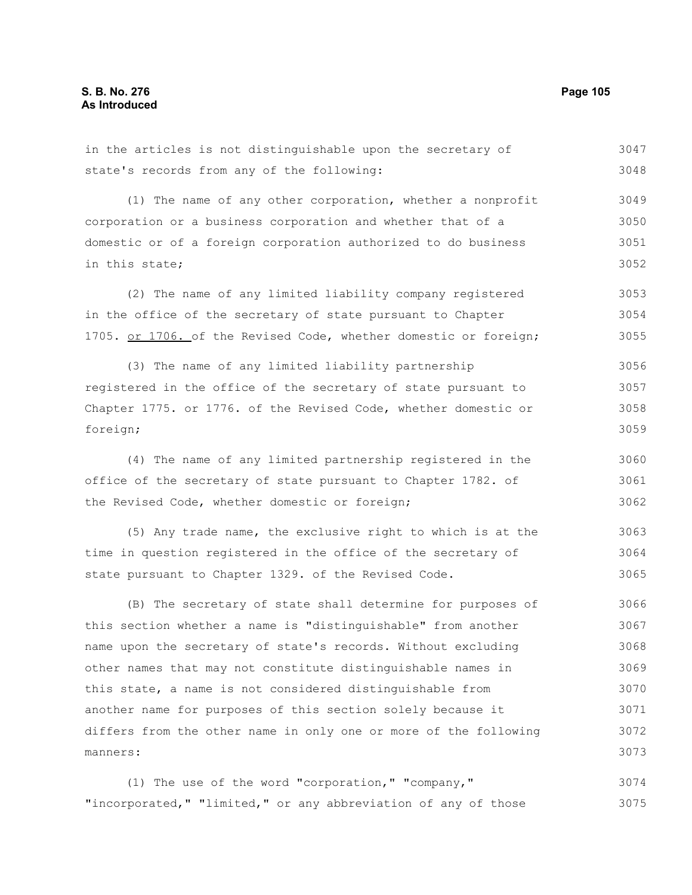in the articles is not distinguishable upon the secretary of state's records from any of the following:

(1) The name of any other corporation, whether a nonprofit corporation or a business corporation and whether that of a domestic or of a foreign corporation authorized to do business in this state;

(2) The name of any limited liability company registered in the office of the secretary of state pursuant to Chapter 1705. <u>or 1706.</u> of the Revised Code, whether domestic or foreign;

(3) The name of any limited liability partnership registered in the office of the secretary of state pursuant to Chapter 1775. or 1776. of the Revised Code, whether domestic or foreign;

(4) The name of any limited partnership registered in the office of the secretary of state pursuant to Chapter 1782. of the Revised Code, whether domestic or foreign;

(5) Any trade name, the exclusive right to which is at the time in question registered in the office of the secretary of state pursuant to Chapter 1329. of the Revised Code.

(B) The secretary of state shall determine for purposes of this section whether a name is "distinguishable" from another name upon the secretary of state's records. Without excluding other names that may not constitute distinguishable names in this state, a name is not considered distinguishable from another name for purposes of this section solely because it differs from the other name in only one or more of the following manners:

(1) The use of the word "corporation," "company," "incorporated," "limited," or any abbreviation of any of those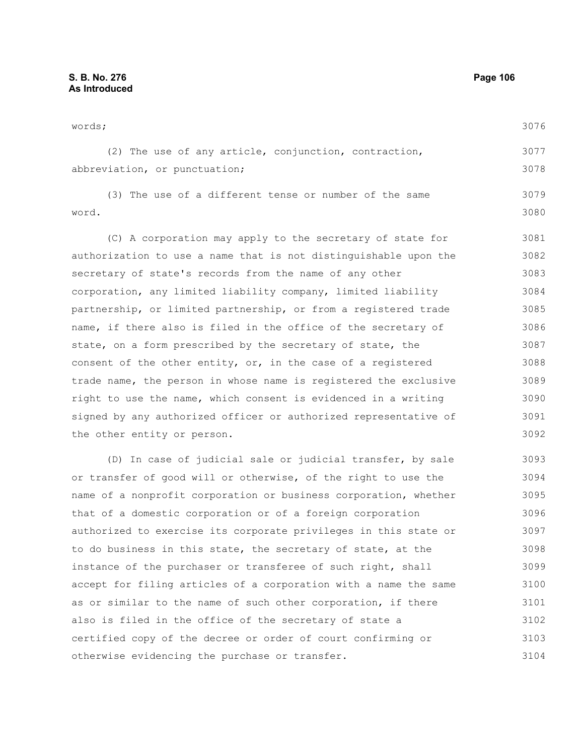words;

(2) The use of any article, conjunction, contraction, abbreviation, or punctuation;

(3) The use of a different tense or number of the same word.

(C) A corporation may apply to the secretary of state for authorization to use a name that is not distinguishable upon the secretary of state's records from the name of any other corporation, any limited liability company, limited liability partnership, or limited partnership, or from a registered trade name, if there also is filed in the office of the secretary of state, on a form prescribed by the secretary of state, the consent of the other entity, or, in the case of a registered trade name, the person in whose name is registered the exclusive right to use the name, which consent is evidenced in a writing signed by any authorized officer or authorized representative of the other entity or person.

(D) In case of judicial sale or judicial transfer, by sale or transfer of good will or otherwise, of the right to use the name of a nonprofit corporation or business corporation, whether that of a domestic corporation or of a foreign corporation authorized to exercise its corporate privileges in this state or to do business in this state, the secretary of state, at the instance of the purchaser or transferee of such right, shall accept for filing articles of a corporation with a name the same as or similar to the name of such other corporation, if there also is filed in the office of the secretary of state a certified copy of the decree or order of court confirming or otherwise evidencing the purchase or transfer.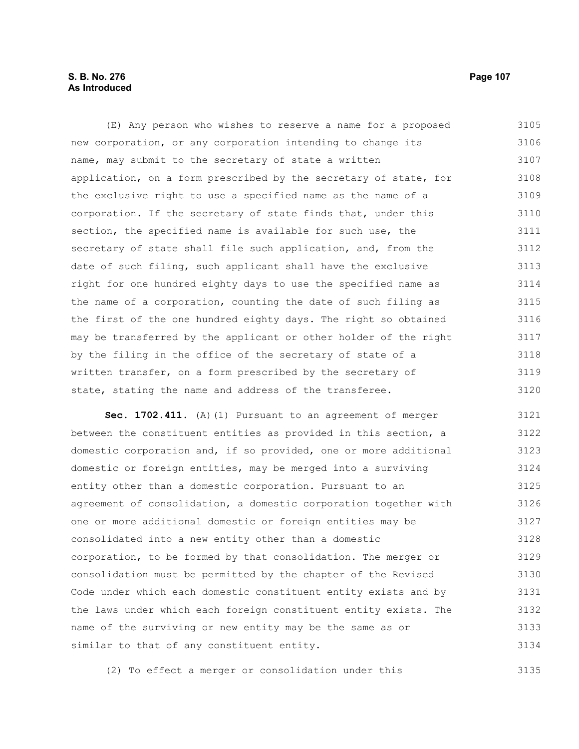(E) Any person who wishes to reserve a name for a proposed new corporation, or any corporation intending to change its name, may submit to the secretary of state a written application, on a form prescribed by the secretary of state, for the exclusive right to use a specified name as the name of a corporation. If the secretary of state finds that, under this section, the specified name is available for such use, the secretary of state shall file such application, and, from the date of such filing, such applicant shall have the exclusive right for one hundred eighty days to use the specified name as the name of a corporation, counting the date of such filing as the first of the one hundred eighty days. The right so obtained may be transferred by the applicant or other holder of the right by the filing in the office of the secretary of state of a written transfer, on a form prescribed by the secretary of state, stating the name and address of the transferee.

**Sec. 1702.411.** (A)(1) Pursuant to an agreement of merger between the constituent entities as provided in this section, a domestic corporation and, if so provided, one or more additional domestic or foreign entities, may be merged into a surviving entity other than a domestic corporation. Pursuant to an agreement of consolidation, a domestic corporation together with one or more additional domestic or foreign entities may be consolidated into a new entity other than a domestic corporation, to be formed by that consolidation. The merger or consolidation must be permitted by the chapter of the Revised Code under which each domestic constituent entity exists and by the laws under which each foreign constituent entity exists. The name of the surviving or new entity may be the same as or similar to that of any constituent entity.

(2) To effect a merger or consolidation under this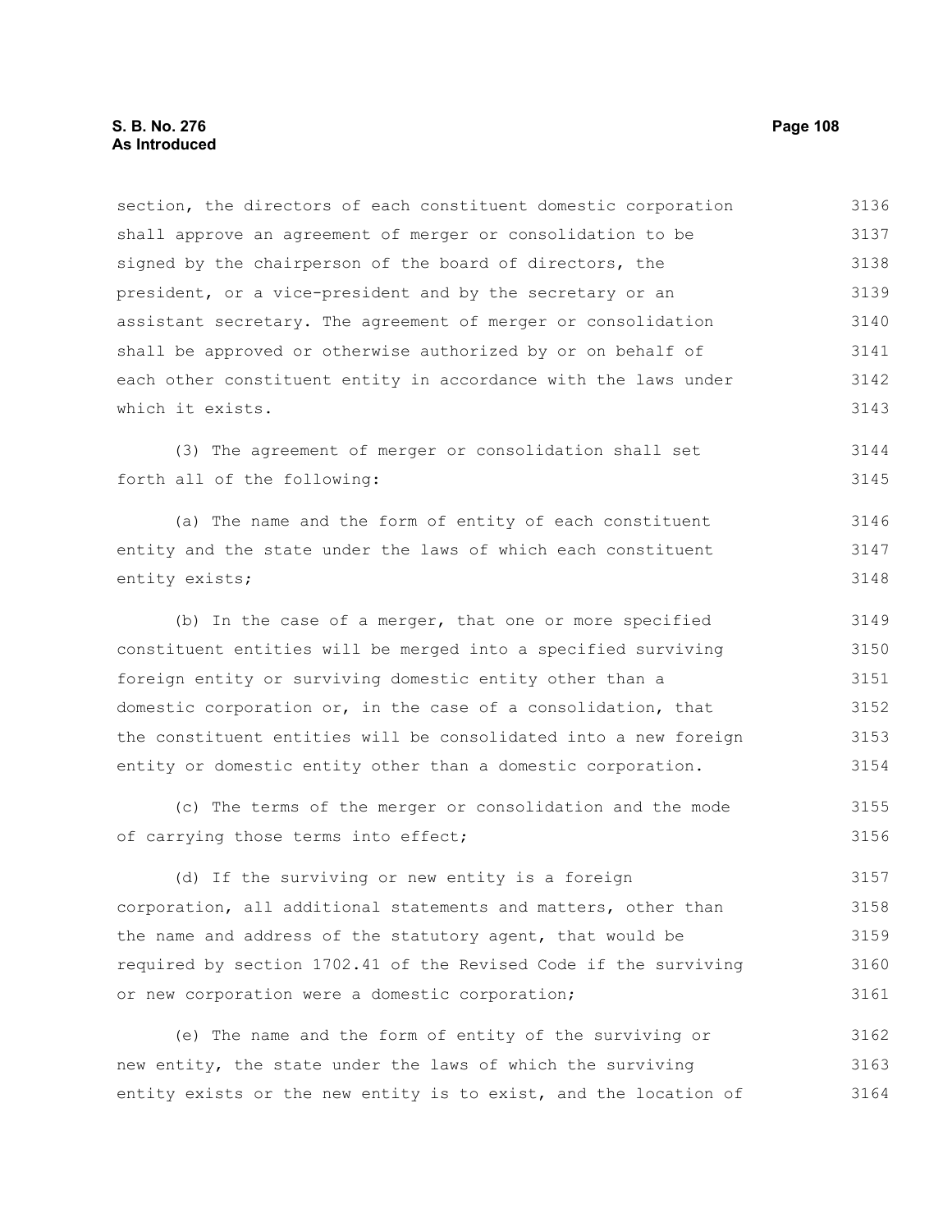section, the directors of each constituent domestic corporation shall approve an agreement of merger or consolidation to be signed by the chairperson of the board of directors, the president, or a vice-president and by the secretary or an assistant secretary. The agreement of merger or consolidation shall be approved or otherwise authorized by or on behalf of each other constituent entity in accordance with the laws under which it exists.

(3) The agreement of merger or consolidation shall set forth all of the following:

(a) The name and the form of entity of each constituent entity and the state under the laws of which each constituent entity exists;

(b) In the case of a merger, that one or more specified constituent entities will be merged into a specified surviving foreign entity or surviving domestic entity other than a domestic corporation or, in the case of a consolidation, that the constituent entities will be consolidated into a new foreign entity or domestic entity other than a domestic corporation.

(c) The terms of the merger or consolidation and the mode of carrying those terms into effect;

(d) If the surviving or new entity is a foreign corporation, all additional statements and matters, other than the name and address of the statutory agent, that would be required by section 1702.41 of the Revised Code if the surviving or new corporation were a domestic corporation;

(e) The name and the form of entity of the surviving or new entity, the state under the laws of which the surviving entity exists or the new entity is to exist, and the location of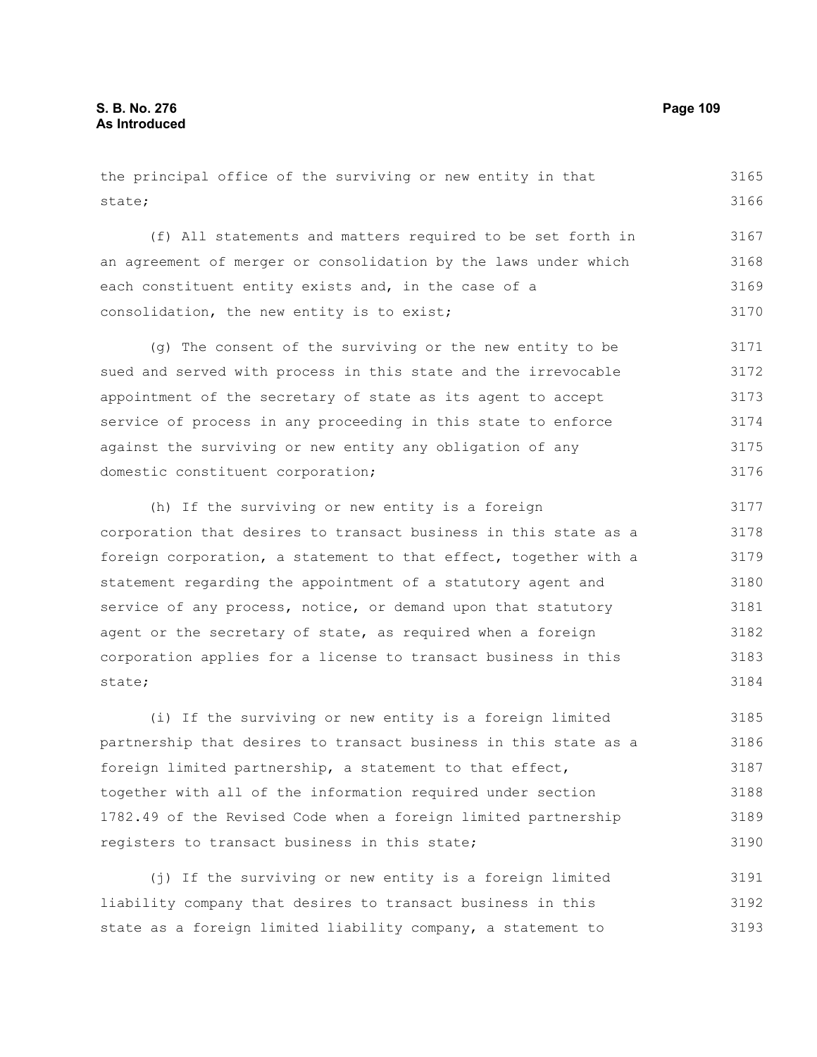the principal office of the surviving or new entity in that state;

(f) All statements and matters required to be set forth in an agreement of merger or consolidation by the laws under which each constituent entity exists and, in the case of a consolidation, the new entity is to exist;

(g) The consent of the surviving or the new entity to be sued and served with process in this state and the irrevocable appointment of the secretary of state as its agent to accept service of process in any proceeding in this state to enforce against the surviving or new entity any obligation of any domestic constituent corporation;

(h) If the surviving or new entity is a foreign corporation that desires to transact business in this state as a foreign corporation, a statement to that effect, together with a statement regarding the appointment of a statutory agent and service of any process, notice, or demand upon that statutory agent or the secretary of state, as required when a foreign corporation applies for a license to transact business in this state;

(i) If the surviving or new entity is a foreign limited partnership that desires to transact business in this state as a foreign limited partnership, a statement to that effect, together with all of the information required under section 1782.49 of the Revised Code when a foreign limited partnership registers to transact business in this state;

(j) If the surviving or new entity is a foreign limited liability company that desires to transact business in this state as a foreign limited liability company, a statement to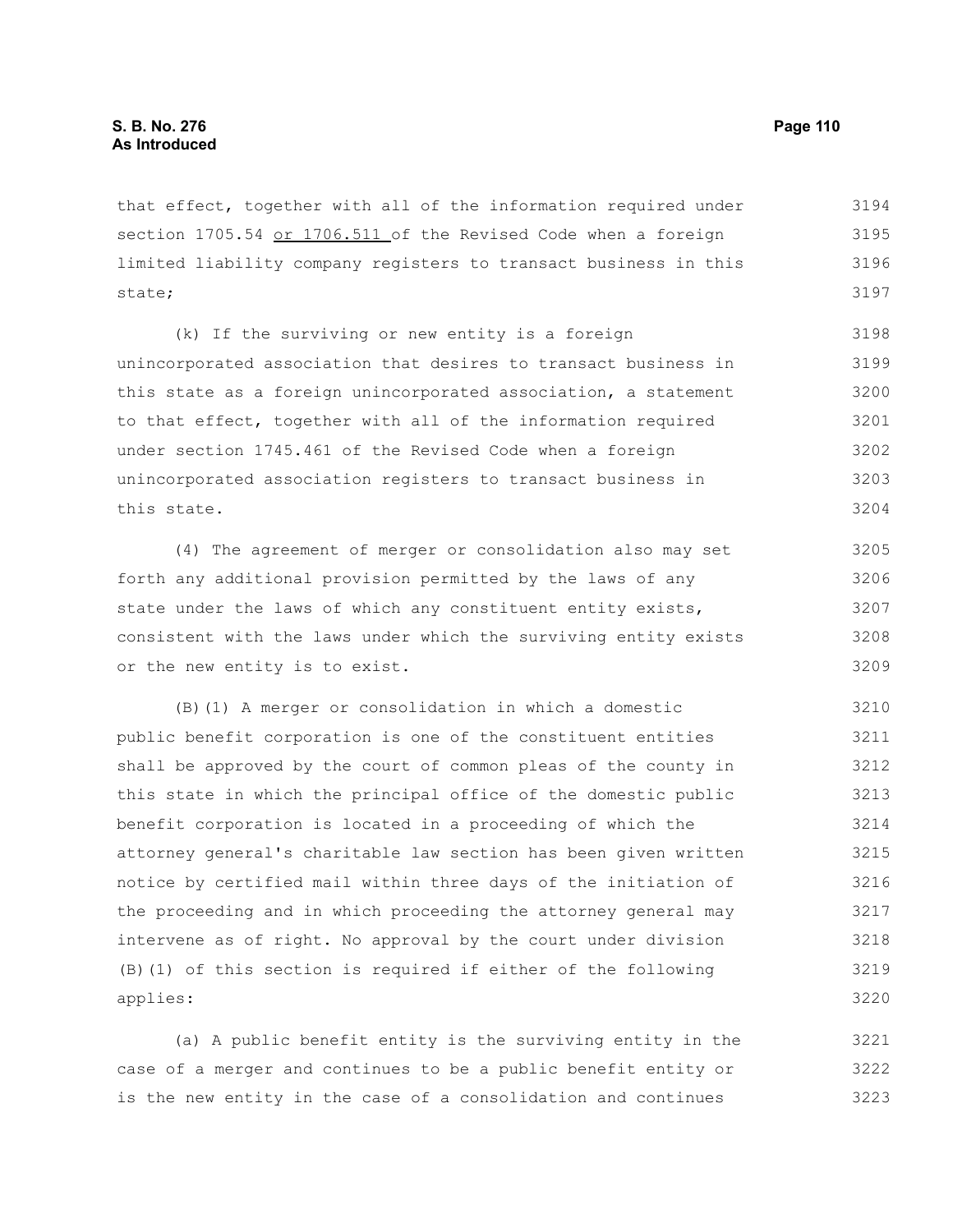that effect, together with all of the information required under section 1705.54 or 1706.511 of the Revised Code when a foreign limited liability company registers to transact business in this state;

(k) If the surviving or new entity is a foreign unincorporated association that desires to transact business in this state as a foreign unincorporated association, a statement to that effect, together with all of the information required under section 1745.461 of the Revised Code when a foreign unincorporated association registers to transact business in this state.

(4) The agreement of merger or consolidation also may set forth any additional provision permitted by the laws of any state under the laws of which any constituent entity exists, consistent with the laws under which the surviving entity exists or the new entity is to exist.

(B)(1) A merger or consolidation in which a domestic public benefit corporation is one of the constituent entities shall be approved by the court of common pleas of the county in this state in which the principal office of the domestic public benefit corporation is located in a proceeding of which the attorney general's charitable law section has been given written notice by certified mail within three days of the initiation of the proceeding and in which proceeding the attorney general may intervene as of right. No approval by the court under division (B)(1) of this section is required if either of the following applies:

(a) A public benefit entity is the surviving entity in the case of a merger and continues to be a public benefit entity or is the new entity in the case of a consolidation and continues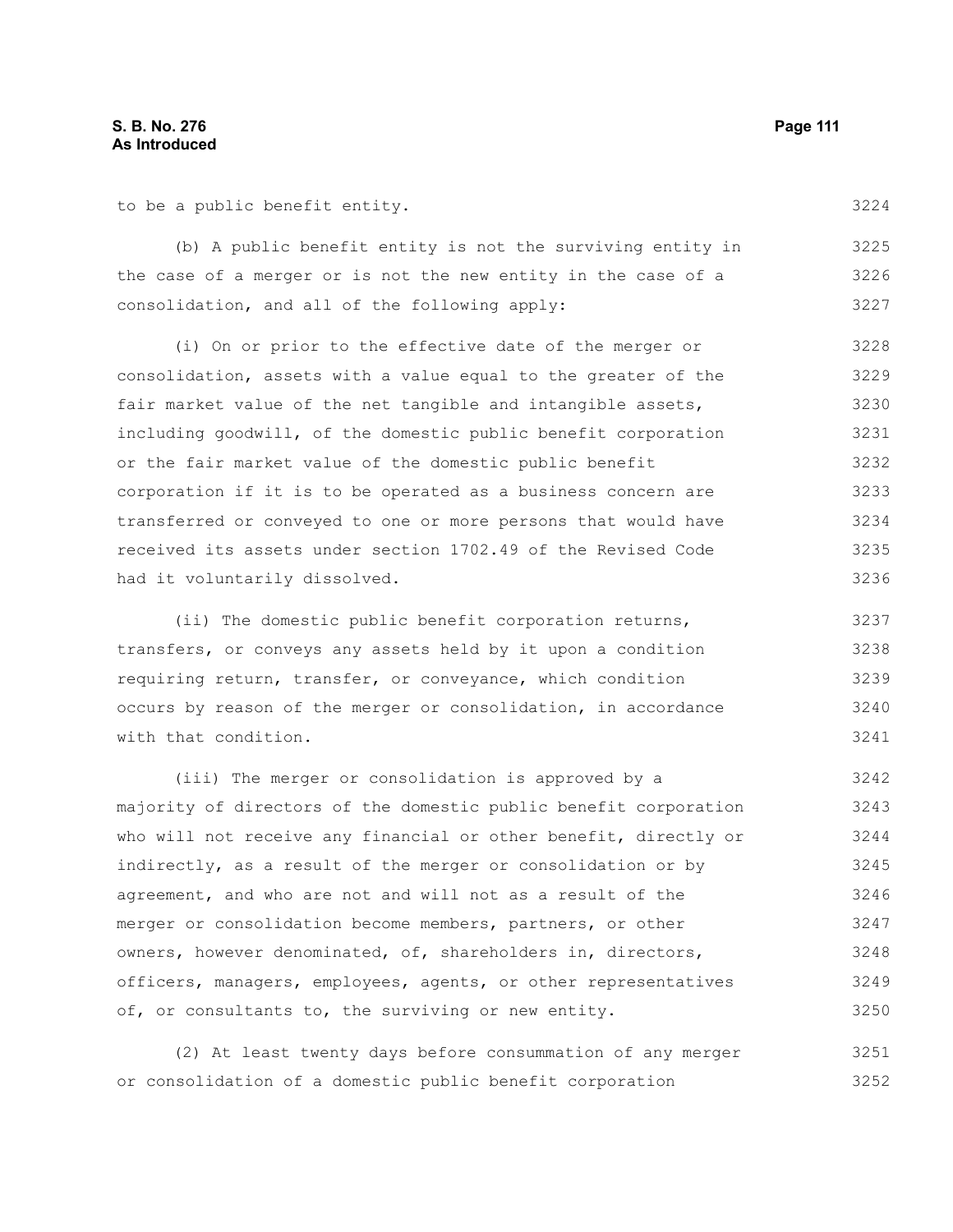to be a public benefit entity.

(b) A public benefit entity is not the surviving entity in the case of a merger or is not the new entity in the case of a consolidation, and all of the following apply:

(i) On or prior to the effective date of the merger or consolidation, assets with a value equal to the greater of the fair market value of the net tangible and intangible assets, including goodwill, of the domestic public benefit corporation or the fair market value of the domestic public benefit corporation if it is to be operated as a business concern are transferred or conveyed to one or more persons that would have received its assets under section 1702.49 of the Revised Code had it voluntarily dissolved.

(ii) The domestic public benefit corporation returns, transfers, or conveys any assets held by it upon a condition requiring return, transfer, or conveyance, which condition occurs by reason of the merger or consolidation, in accordance with that condition.

(iii) The merger or consolidation is approved by a majority of directors of the domestic public benefit corporation who will not receive any financial or other benefit, directly or indirectly, as a result of the merger or consolidation or by agreement, and who are not and will not as a result of the merger or consolidation become members, partners, or other owners, however denominated, of, shareholders in, directors, officers, managers, employees, agents, or other representatives of, or consultants to, the surviving or new entity.

(2) At least twenty days before consummation of any merger or consolidation of a domestic public benefit corporation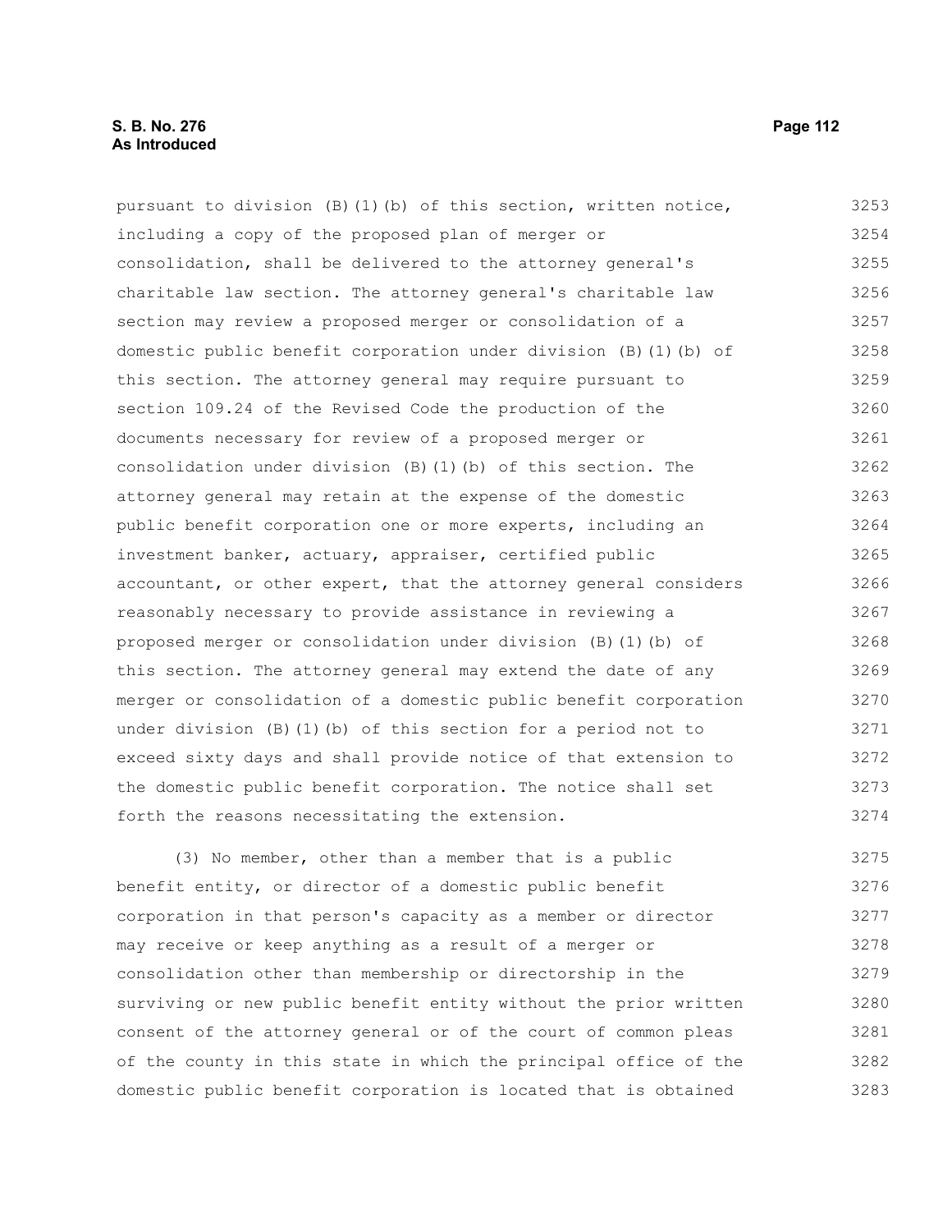pursuant to division (B)(1)(b) of this section, written notice, including a copy of the proposed plan of merger or consolidation, shall be delivered to the attorney general's charitable law section. The attorney general's charitable law section may review a proposed merger or consolidation of a domestic public benefit corporation under division (B)(1)(b) of this section. The attorney general may require pursuant to section 109.24 of the Revised Code the production of the documents necessary for review of a proposed merger or consolidation under division (B)(1)(b) of this section. The attorney general may retain at the expense of the domestic public benefit corporation one or more experts, including an investment banker, actuary, appraiser, certified public accountant, or other expert, that the attorney general considers reasonably necessary to provide assistance in reviewing a proposed merger or consolidation under division (B)(1)(b) of this section. The attorney general may extend the date of any merger or consolidation of a domestic public benefit corporation under division (B)(1)(b) of this section for a period not to exceed sixty days and shall provide notice of that extension to the domestic public benefit corporation. The notice shall set forth the reasons necessitating the extension.

(3) No member, other than a member that is a public benefit entity, or director of a domestic public benefit corporation in that person's capacity as a member or director may receive or keep anything as a result of a merger or consolidation other than membership or directorship in the surviving or new public benefit entity without the prior written consent of the attorney general or of the court of common pleas of the county in this state in which the principal office of the domestic public benefit corporation is located that is obtained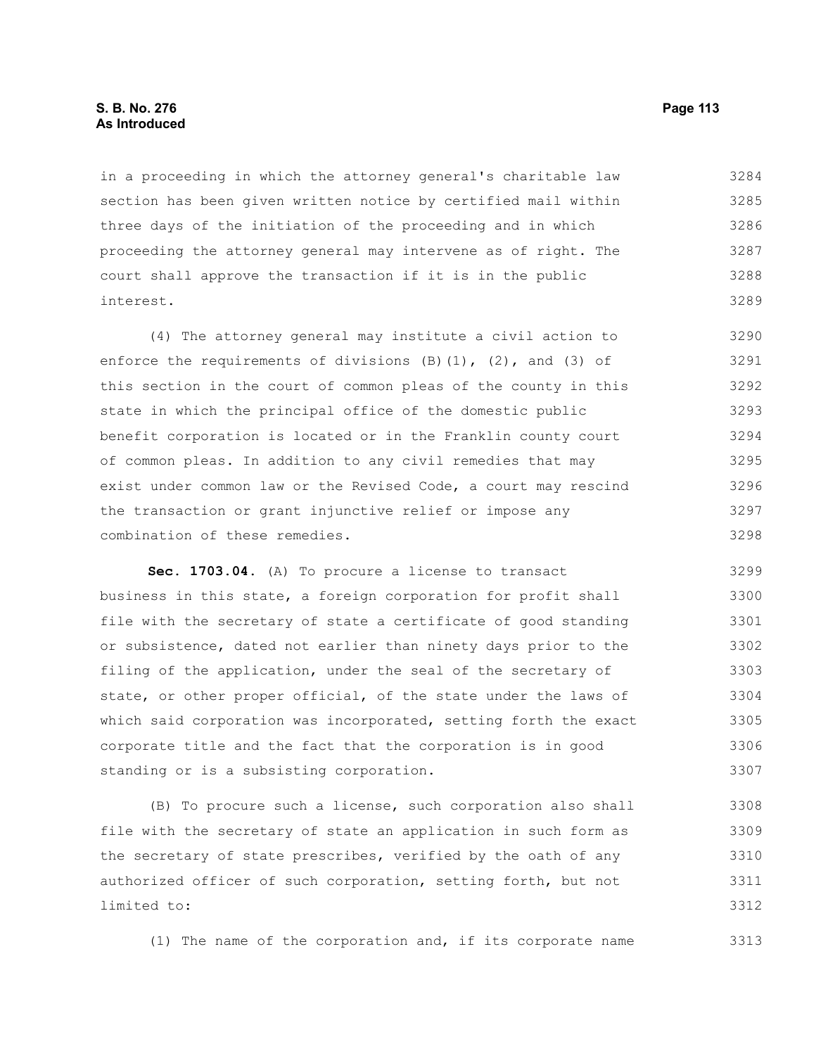in a proceeding in which the attorney general's charitable law section has been given written notice by certified mail within three days of the initiation of the proceeding and in which proceeding the attorney general may intervene as of right. The court shall approve the transaction if it is in the public interest.

(4) The attorney general may institute a civil action to enforce the requirements of divisions (B)(1), (2), and (3) of this section in the court of common pleas of the county in this state in which the principal office of the domestic public benefit corporation is located or in the Franklin county court of common pleas. In addition to any civil remedies that may exist under common law or the Revised Code, a court may rescind the transaction or grant injunctive relief or impose any combination of these remedies.

**Sec. 1703.04.** (A) To procure a license to transact business in this state, a foreign corporation for profit shall file with the secretary of state a certificate of good standing or subsistence, dated not earlier than ninety days prior to the filing of the application, under the seal of the secretary of state, or other proper official, of the state under the laws of which said corporation was incorporated, setting forth the exact corporate title and the fact that the corporation is in good standing or is a subsisting corporation.

(B) To procure such a license, such corporation also shall file with the secretary of state an application in such form as the secretary of state prescribes, verified by the oath of any authorized officer of such corporation, setting forth, but not limited to:

(1) The name of the corporation and, if its corporate name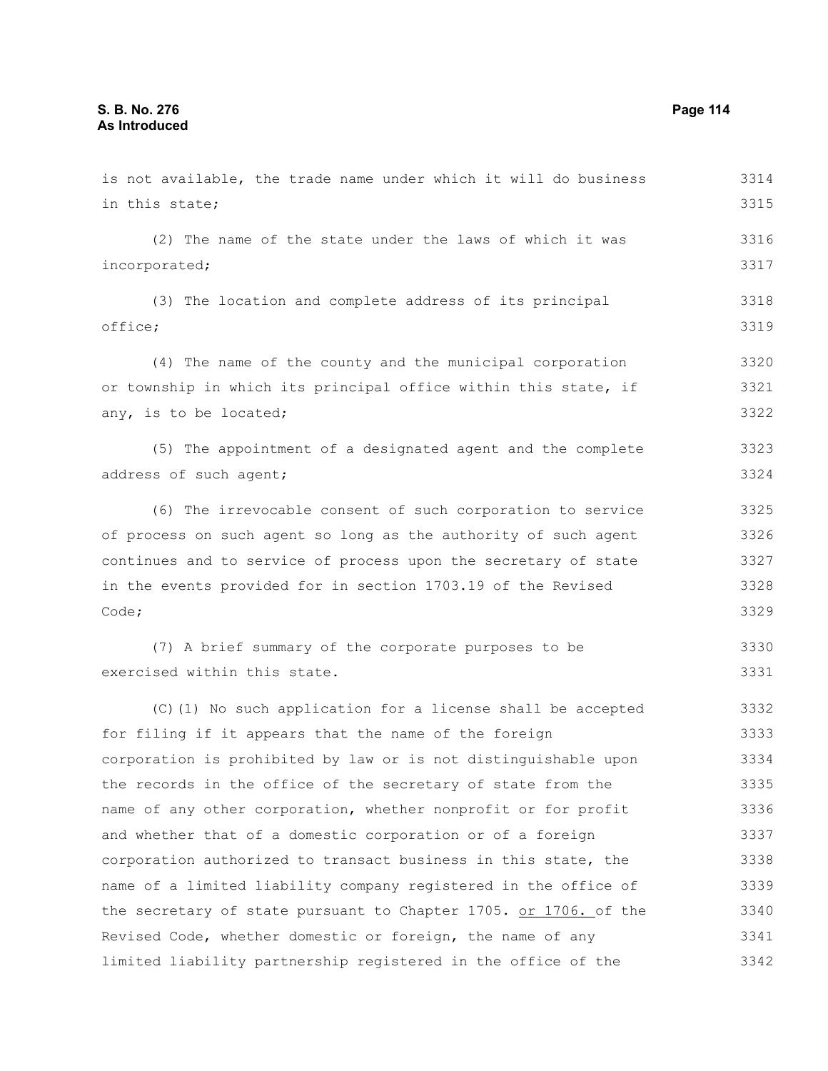is not available, the trade name under which it will do business in this state;

(2) The name of the state under the laws of which it was incorporated;

(3) The location and complete address of its principal office;

(4) The name of the county and the municipal corporation or township in which its principal office within this state, if any, is to be located;

(5) The appointment of a designated agent and the complete address of such agent;

(6) The irrevocable consent of such corporation to service of process on such agent so long as the authority of such agent continues and to service of process upon the secretary of state in the events provided for in section 1703.19 of the Revised Code;

(7) A brief summary of the corporate purposes to be exercised within this state.

(C)(1) No such application for a license shall be accepted for filing if it appears that the name of the foreign corporation is prohibited by law or is not distinguishable upon the records in the office of the secretary of state from the name of any other corporation, whether nonprofit or for profit and whether that of a domestic corporation or of a foreign corporation authorized to transact business in this state, the name of a limited liability company registered in the office of the secretary of state pursuant to Chapter 1705. or 1706. of the Revised Code, whether domestic or foreign, the name of any limited liability partnership registered in the office of the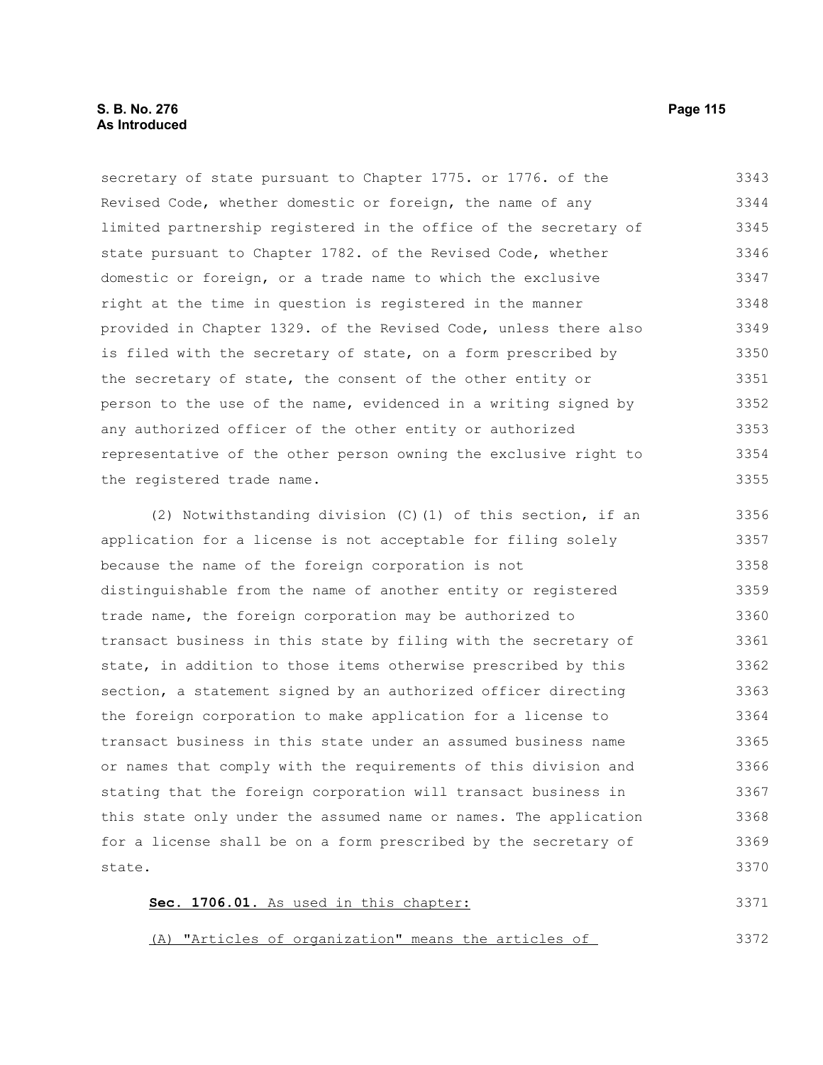secretary of state pursuant to Chapter 1775. or 1776. of the Revised Code, whether domestic or foreign, the name of any limited partnership registered in the office of the secretary of state pursuant to Chapter 1782. of the Revised Code, whether domestic or foreign, or a trade name to which the exclusive right at the time in question is registered in the manner provided in Chapter 1329. of the Revised Code, unless there also is filed with the secretary of state, on a form prescribed by the secretary of state, the consent of the other entity or person to the use of the name, evidenced in a writing signed by any authorized officer of the other entity or authorized representative of the other person owning the exclusive right to the registered trade name.

(2) Notwithstanding division (C)(1) of this section, if an application for a license is not acceptable for filing solely because the name of the foreign corporation is not distinguishable from the name of another entity or registered trade name, the foreign corporation may be authorized to transact business in this state by filing with the secretary of state, in addition to those items otherwise prescribed by this section, a statement signed by an authorized officer directing the foreign corporation to make application for a license to transact business in this state under an assumed business name or names that comply with the requirements of this division and stating that the foreign corporation will transact business in this state only under the assumed name or names. The application for a license shall be on a form prescribed by the secretary of state.

**Sec. 1706.01.** As used in this chapter:

(A) "Articles of organization" means the articles of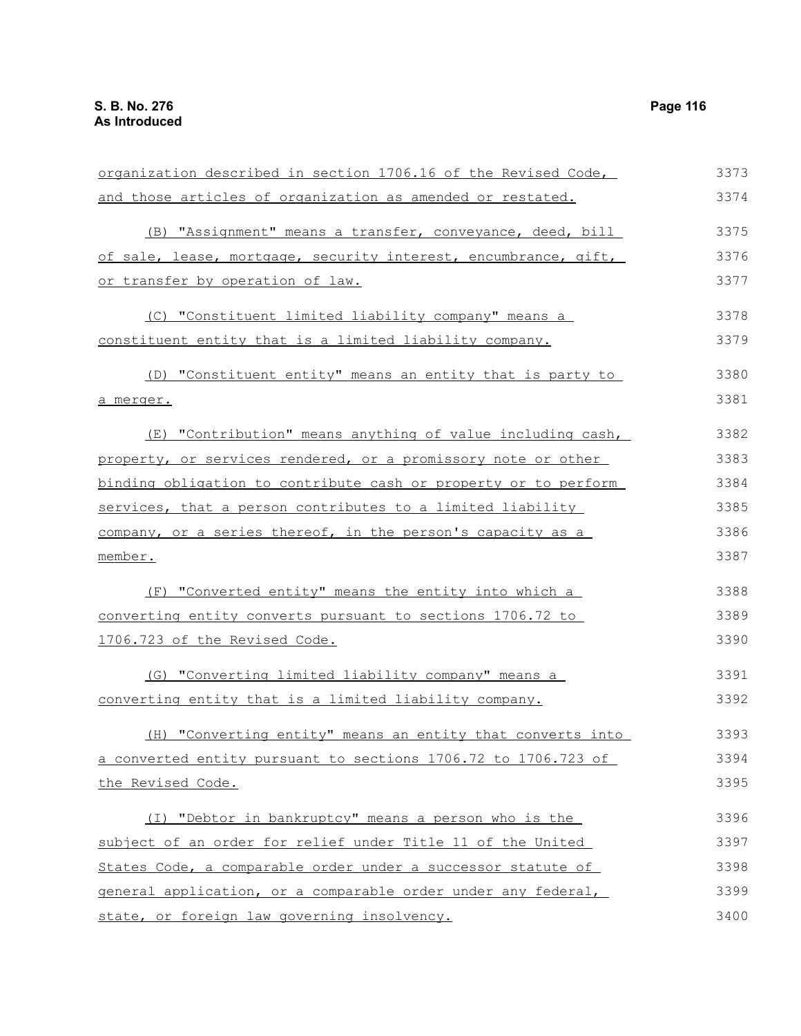organization described in section 1706.16 of the Revised Code, and those articles of organization as amended or restated.

(B) "Assignment" means a transfer, conveyance, deed, bill of sale, lease, mortgage, security interest, encumbrance, gift, or transfer by operation of law.

(C) "Constituent limited liability company" means a constituent entity that is a limited liability company.

(D) "Constituent entity" means an entity that is party to a merger.

(E) "Contribution" means anything of value including cash, property, or services rendered, or a promissory note or other binding obligation to contribute cash or property or to perform services, that a person contributes to a limited liability company, or a series thereof, in the person's capacity as a member.

(F) "Converted entity" means the entity into which a converting entity converts pursuant to sections 1706.72 to 1706.723 of the Revised Code.

(G) "Converting limited liability company" means a converting entity that is a limited liability company.

(H) "Converting entity" means an entity that converts into a converted entity pursuant to sections 1706.72 to 1706.723 of the Revised Code.

(I) "Debtor in bankruptcy" means a person who is the subject of an order for relief under Title 11 of the United States Code, a comparable order under a successor statute of general application, or a comparable order under any federal, state, or foreign law governing insolvency.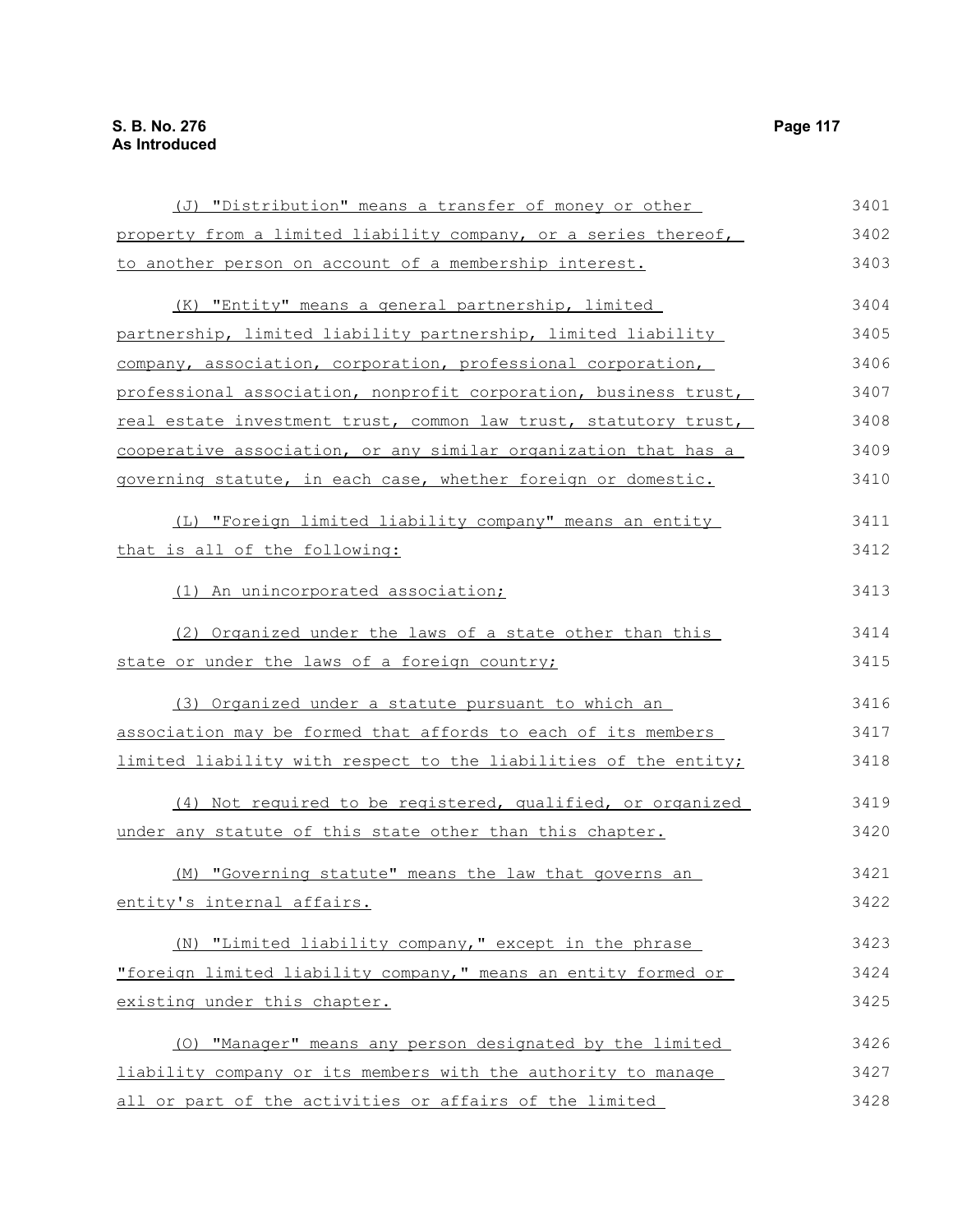(J) "Distribution" means a transfer of money or other property from a limited liability company, or a series thereof, to another person on account of a membership interest.

(K) "Entity" means a general partnership, limited partnership, limited liability partnership, limited liability company, association, corporation, professional corporation, professional association, nonprofit corporation, business trust, real estate investment trust, common law trust, statutory trust, cooperative association, or any similar organization that has a governing statute, in each case, whether foreign or domestic.

(L) "Foreign limited liability company" means an entity that is all of the following:

(1) An unincorporated association;

(2) Organized under the laws of a state other than this state or under the laws of a foreign country;

(3) Organized under a statute pursuant to which an association may be formed that affords to each of its members limited liability with respect to the liabilities of the entity;

(4) Not required to be registered, qualified, or organized under any statute of this state other than this chapter.

(M) "Governing statute" means the law that governs an entity's internal affairs.

(N) "Limited liability company," except in the phrase "foreign limited liability company," means an entity formed or existing under this chapter.

(O) "Manager" means any person designated by the limited liability company or its members with the authority to manage all or part of the activities or affairs of the limited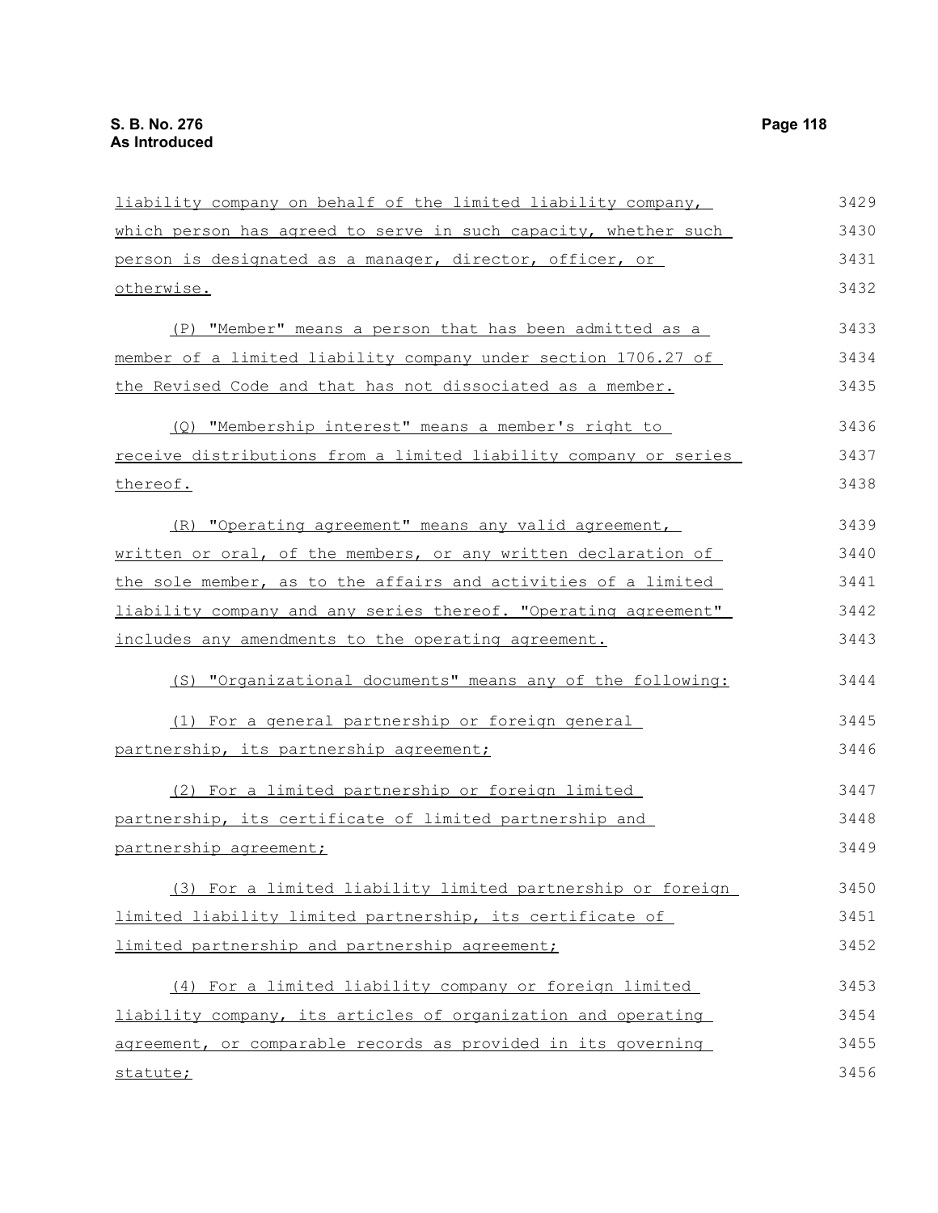liability company on behalf of the limited liability company, which person has agreed to serve in such capacity, whether such person is designated as a manager, director, officer, or otherwise.

(P) "Member" means a person that has been admitted as a member of a limited liability company under section 1706.27 of the Revised Code and that has not dissociated as a member.

(Q) "Membership interest" means a member's right to receive distributions from a limited liability company or series thereof.

(R) "Operating agreement" means any valid agreement, written or oral, of the members, or any written declaration of the sole member, as to the affairs and activities of a limited liability company and any series thereof. "Operating agreement" includes any amendments to the operating agreement.

(S) "Organizational documents" means any of the following:

(1) For a general partnership or foreign general partnership, its partnership agreement;

(2) For a limited partnership or foreign limited partnership, its certificate of limited partnership and partnership agreement;

(3) For a limited liability limited partnership or foreign limited liability limited partnership, its certificate of limited partnership and partnership agreement;

(4) For a limited liability company or foreign limited liability company, its articles of organization and operating agreement, or comparable records as provided in its governing statute;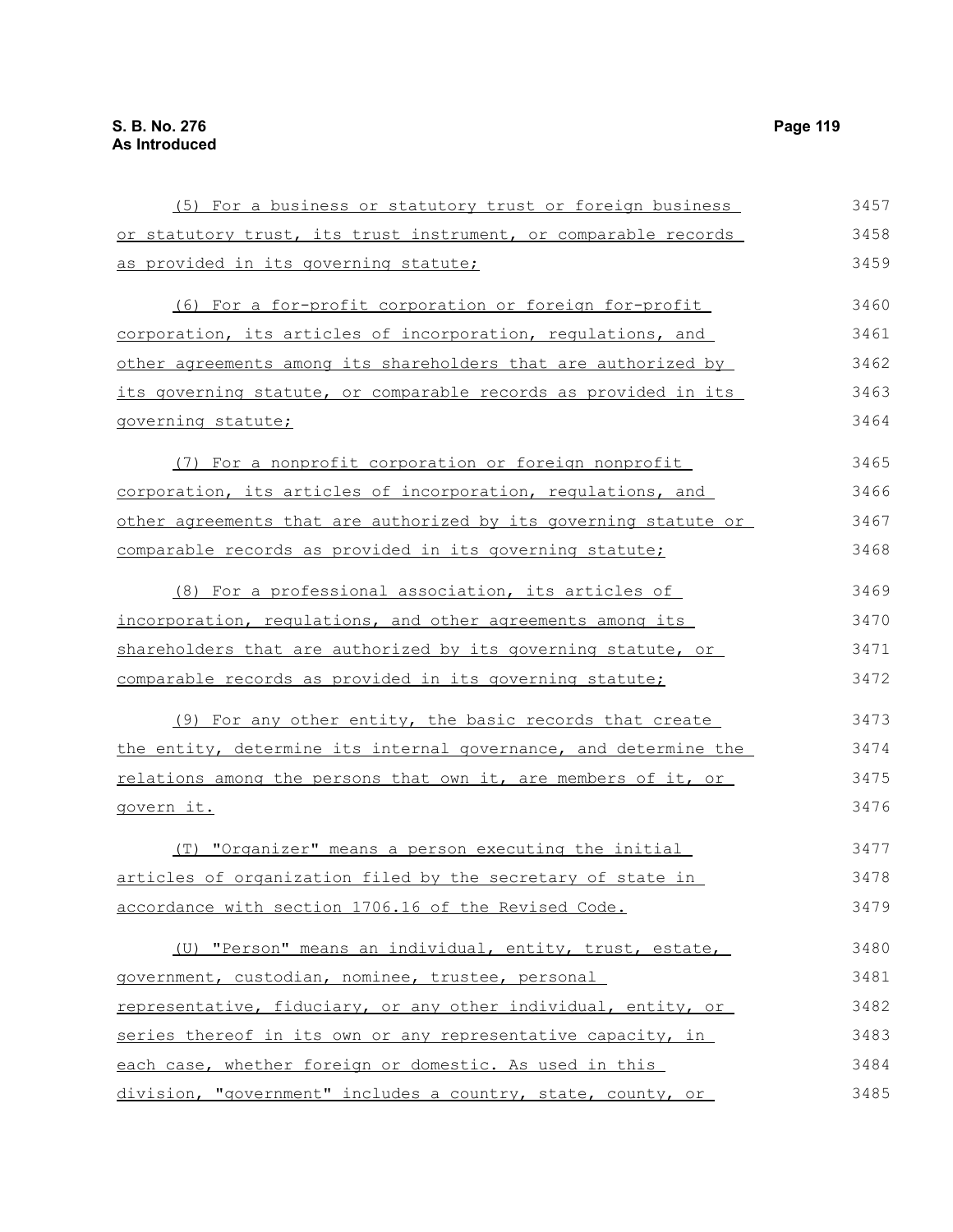(5) For a business or statutory trust or foreign business or statutory trust, its trust instrument, or comparable records as provided in its governing statute;

(6) For a for-profit corporation or foreign for-profit corporation, its articles of incorporation, regulations, and other agreements among its shareholders that are authorized by its governing statute, or comparable records as provided in its governing statute;

(7) For a nonprofit corporation or foreign nonprofit corporation, its articles of incorporation, regulations, and other agreements that are authorized by its governing statute or comparable records as provided in its governing statute;

(8) For a professional association, its articles of incorporation, regulations, and other agreements among its shareholders that are authorized by its governing statute, or comparable records as provided in its governing statute;

(9) For any other entity, the basic records that create the entity, determine its internal governance, and determine the relations among the persons that own it, are members of it, or govern it.

(T) "Organizer" means a person executing the initial articles of organization filed by the secretary of state in accordance with section 1706.16 of the Revised Code.

(U) "Person" means an individual, entity, trust, estate, government, custodian, nominee, trustee, personal representative, fiduciary, or any other individual, entity, or series thereof in its own or any representative capacity, in each case, whether foreign or domestic. As used in this division, "government" includes a country, state, county, or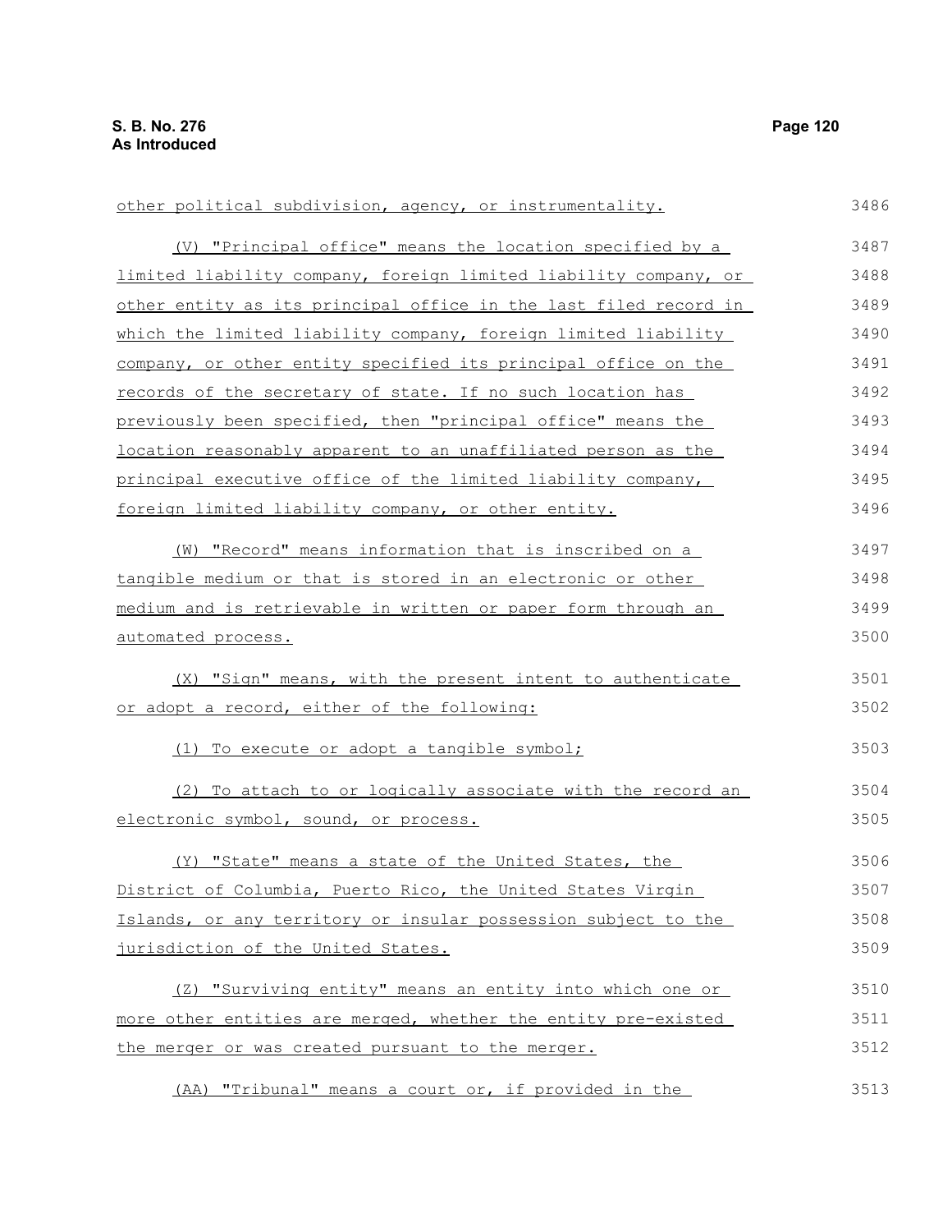other political subdivision, agency, or instrumentality.

(V) "Principal office" means the location specified by a limited liability company, foreign limited liability company, or other entity as its principal office in the last filed record in which the limited liability company, foreign limited liability company, or other entity specified its principal office on the records of the secretary of state. If no such location has previously been specified, then "principal office" means the location reasonably apparent to an unaffiliated person as the principal executive office of the limited liability company, foreign limited liability company, or other entity.

(W) "Record" means information that is inscribed on a tangible medium or that is stored in an electronic or other medium and is retrievable in written or paper form through an automated process.

(X) "Sign" means, with the present intent to authenticate or adopt a record, either of the following:

(1) To execute or adopt a tangible symbol;

(2) To attach to or logically associate with the record an electronic symbol, sound, or process.

(Y) "State" means a state of the United States, the District of Columbia, Puerto Rico, the United States Virgin Islands, or any territory or insular possession subject to the jurisdiction of the United States.

(Z) "Surviving entity" means an entity into which one or more other entities are merged, whether the entity pre-existed the merger or was created pursuant to the merger.

(AA) "Tribunal" means a court or, if provided in the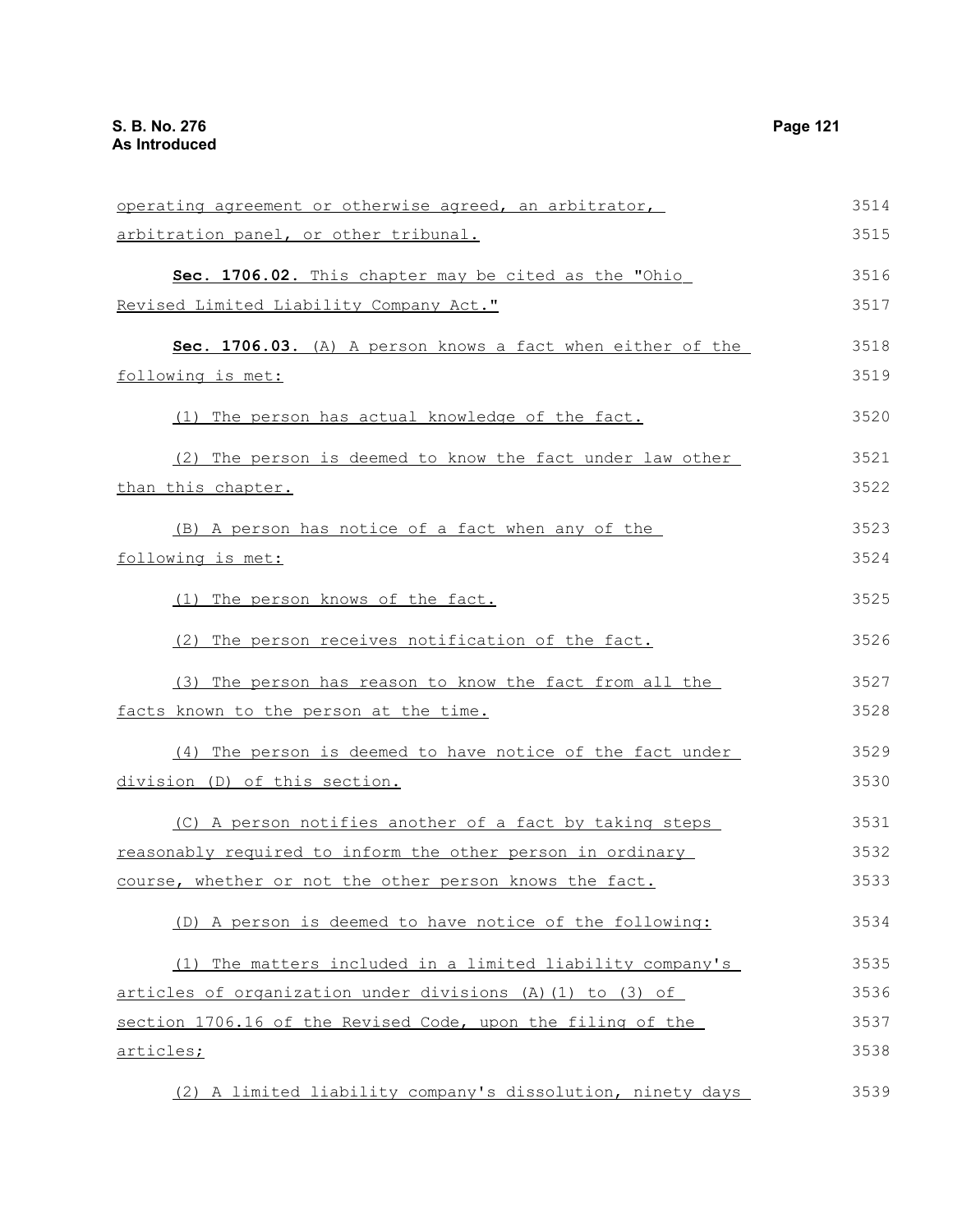operating agreement or otherwise agreed, an arbitrator, arbitration panel, or other tribunal.

**Sec. 1706.02.** This chapter may be cited as the "Ohio Revised Limited Liability Company Act."

**Sec. 1706.03.** (A) A person knows a fact when either of the following is met:

(1) The person has actual knowledge of the fact.

(2) The person is deemed to know the fact under law other than this chapter.

(B) A person has notice of a fact when any of the following is met:

(1) The person knows of the fact.

(2) The person receives notification of the fact.

(3) The person has reason to know the fact from all the facts known to the person at the time.

(4) The person is deemed to have notice of the fact under division (D) of this section.

(C) A person notifies another of a fact by taking steps reasonably required to inform the other person in ordinary course, whether or not the other person knows the fact.

(D) A person is deemed to have notice of the following:

(1) The matters included in a limited liability company's articles of organization under divisions (A)(1) to (3) of section 1706.16 of the Revised Code, upon the filing of the articles;

(2) A limited liability company's dissolution, ninety days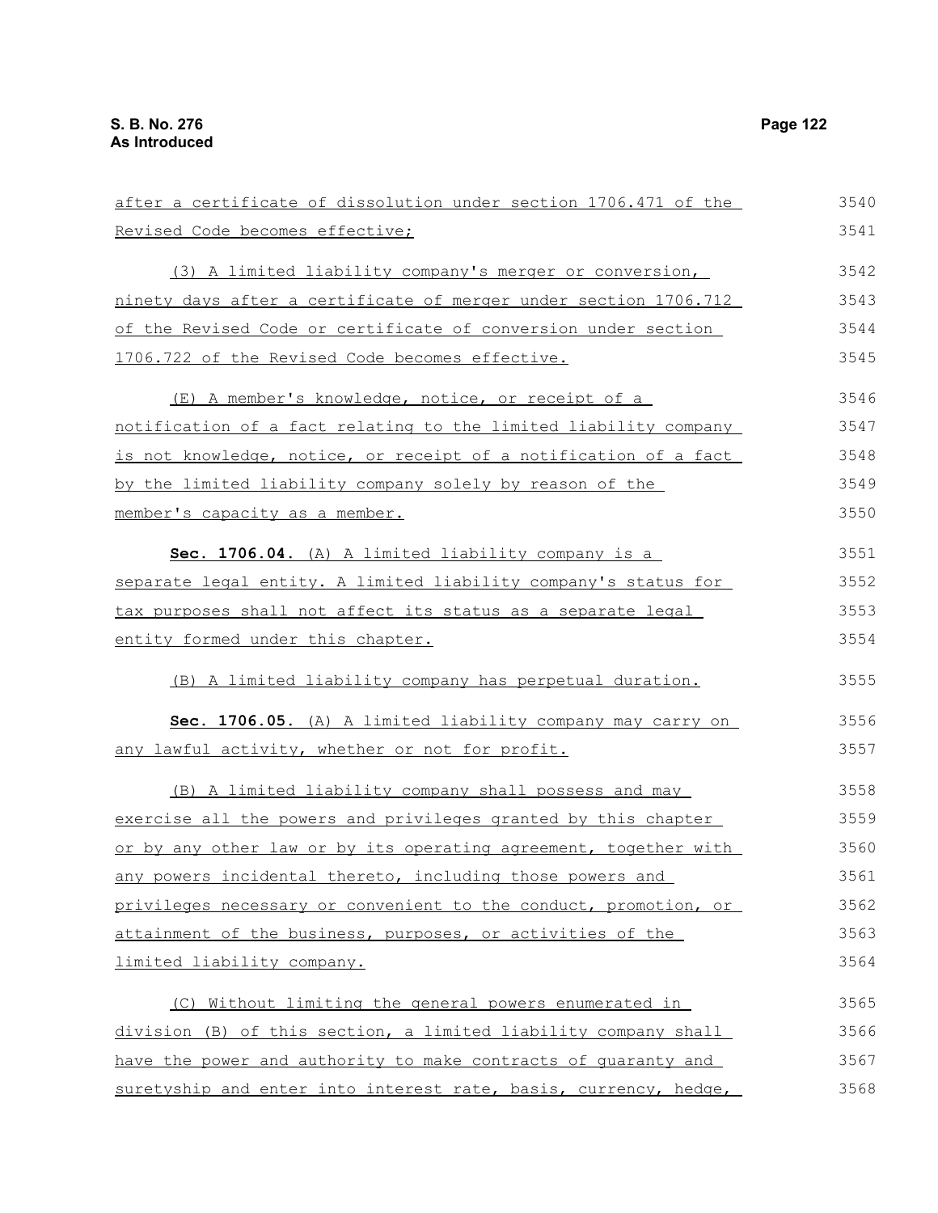after a certificate of dissolution under section 1706.471 of the Revised Code becomes effective;

(3) A limited liability company's merger or conversion, ninety days after a certificate of merger under section 1706.712 of the Revised Code or certificate of conversion under section 1706.722 of the Revised Code becomes effective.

(E) A member's knowledge, notice, or receipt of a notification of a fact relating to the limited liability company is not knowledge, notice, or receipt of a notification of a fact by the limited liability company solely by reason of the member's capacity as a member.

**Sec. 1706.04.** (A) A limited liability company is a separate legal entity. A limited liability company's status for tax purposes shall not affect its status as a separate legal entity formed under this chapter.

(B) A limited liability company has perpetual duration.

**Sec. 1706.05.** (A) A limited liability company may carry on any lawful activity, whether or not for profit.

(B) A limited liability company shall possess and may exercise all the powers and privileges granted by this chapter or by any other law or by its operating agreement, together with any powers incidental thereto, including those powers and privileges necessary or convenient to the conduct, promotion, or attainment of the business, purposes, or activities of the limited liability company.

(C) Without limiting the general powers enumerated in division (B) of this section, a limited liability company shall have the power and authority to make contracts of guaranty and suretyship and enter into interest rate, basis, currency, hedge,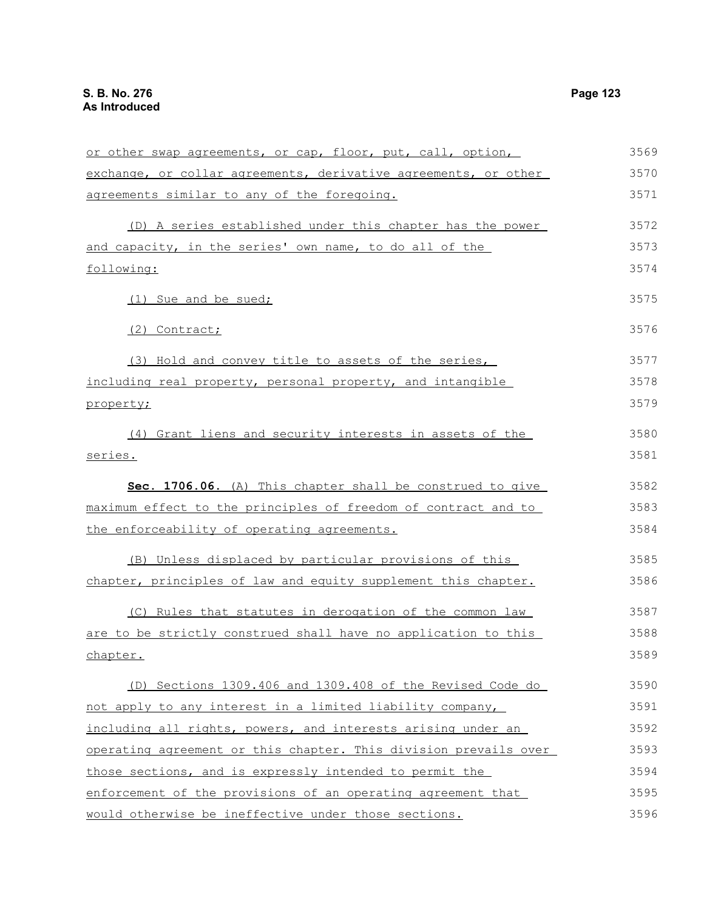or other swap agreements, or cap, floor, put, call, option, exchange, or collar agreements, derivative agreements, or other agreements similar to any of the foregoing.

(D) A series established under this chapter has the power and capacity, in the series' own name, to do all of the following:

(1) Sue and be sued;

(2) Contract;

(3) Hold and convey title to assets of the series, including real property, personal property, and intangible property;

(4) Grant liens and security interests in assets of the series.

**Sec. 1706.06.** (A) This chapter shall be construed to give maximum effect to the principles of freedom of contract and to the enforceability of operating agreements.

(B) Unless displaced by particular provisions of this chapter, principles of law and equity supplement this chapter.

(C) Rules that statutes in derogation of the common law are to be strictly construed shall have no application to this chapter.

(D) Sections 1309.406 and 1309.408 of the Revised Code do not apply to any interest in a limited liability company, including all rights, powers, and interests arising under an operating agreement or this chapter. This division prevails over those sections, and is expressly intended to permit the enforcement of the provisions of an operating agreement that would otherwise be ineffective under those sections.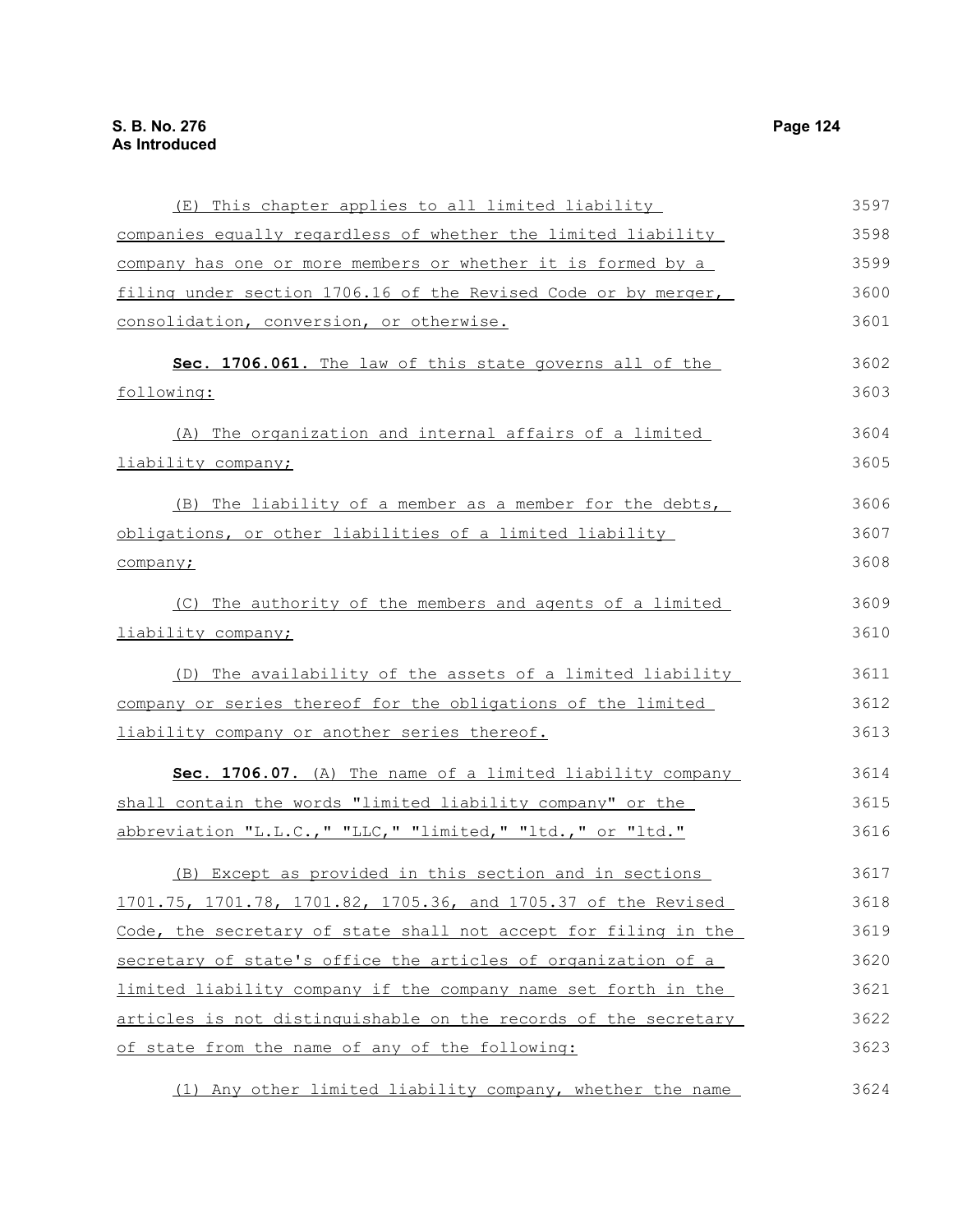(E) This chapter applies to all limited liability companies equally regardless of whether the limited liability company has one or more members or whether it is formed by a filing under section 1706.16 of the Revised Code or by merger, consolidation, conversion, or otherwise.

**Sec. 1706.061.** The law of this state governs all of the following:

(A) The organization and internal affairs of a limited liability company;

(B) The liability of a member as a member for the debts, obligations, or other liabilities of a limited liability company;

(C) The authority of the members and agents of a limited liability company;

(D) The availability of the assets of a limited liability company or series thereof for the obligations of the limited liability company or another series thereof.

**Sec. 1706.07.** (A) The name of a limited liability company shall contain the words "limited liability company" or the abbreviation "L.L.C.," "LLC," "limited," "ltd.," or "ltd."

(B) Except as provided in this section and in sections 1701.75, 1701.78, 1701.82, 1705.36, and 1705.37 of the Revised Code, the secretary of state shall not accept for filing in the secretary of state's office the articles of organization of a limited liability company if the company name set forth in the articles is not distinguishable on the records of the secretary of state from the name of any of the following:

(1) Any other limited liability company, whether the name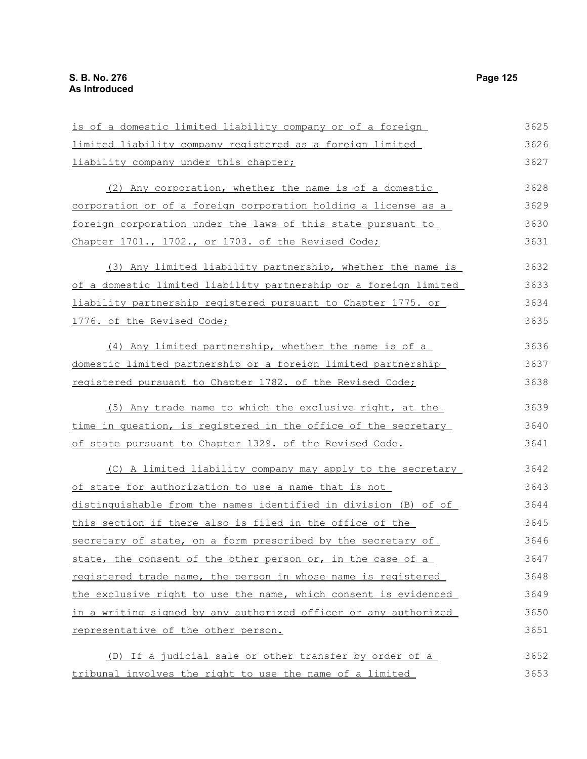is of a domestic limited liability company or of a foreign limited liability company registered as a foreign limited liability company under this chapter;

(2) Any corporation, whether the name is of a domestic corporation or of a foreign corporation holding a license as a foreign corporation under the laws of this state pursuant to Chapter 1701., 1702., or 1703. of the Revised Code;

(3) Any limited liability partnership, whether the name is of a domestic limited liability partnership or a foreign limited liability partnership registered pursuant to Chapter 1775. or 1776. of the Revised Code;

(4) Any limited partnership, whether the name is of a domestic limited partnership or a foreign limited partnership registered pursuant to Chapter 1782. of the Revised Code;

(5) Any trade name to which the exclusive right, at the time in question, is registered in the office of the secretary of state pursuant to Chapter 1329. of the Revised Code.

(C) A limited liability company may apply to the secretary of state for authorization to use a name that is not distinguishable from the names identified in division (B) of of this section if there also is filed in the office of the secretary of state, on a form prescribed by the secretary of state, the consent of the other person or, in the case of a registered trade name, the person in whose name is registered the exclusive right to use the name, which consent is evidenced in a writing signed by any authorized officer or any authorized representative of the other person.

(D) If a judicial sale or other transfer by order of a tribunal involves the right to use the name of a limited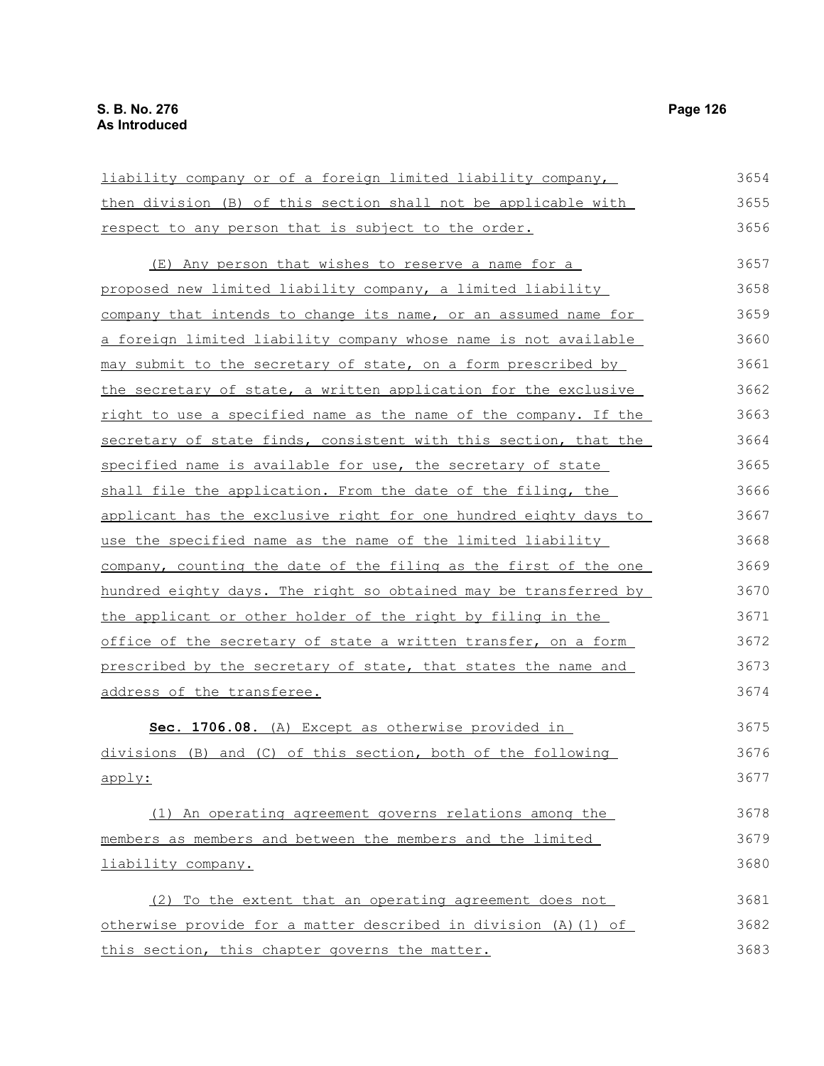liability company or of a foreign limited liability company, then division (B) of this section shall not be applicable with respect to any person that is subject to the order.

(E) Any person that wishes to reserve a name for a proposed new limited liability company, a limited liability company that intends to change its name, or an assumed name for a foreign limited liability company whose name is not available may submit to the secretary of state, on a form prescribed by the secretary of state, a written application for the exclusive right to use a specified name as the name of the company. If the secretary of state finds, consistent with this section, that the specified name is available for use, the secretary of state shall file the application. From the date of the filing, the applicant has the exclusive right for one hundred eighty days to use the specified name as the name of the limited liability company, counting the date of the filing as the first of the one hundred eighty days. The right so obtained may be transferred by the applicant or other holder of the right by filing in the office of the secretary of state a written transfer, on a form prescribed by the secretary of state, that states the name and address of the transferee.

**Sec. 1706.08.** (A) Except as otherwise provided in divisions (B) and (C) of this section, both of the following apply:

(1) An operating agreement governs relations among the members as members and between the members and the limited liability company.

(2) To the extent that an operating agreement does not otherwise provide for a matter described in division (A)(1) of this section, this chapter governs the matter.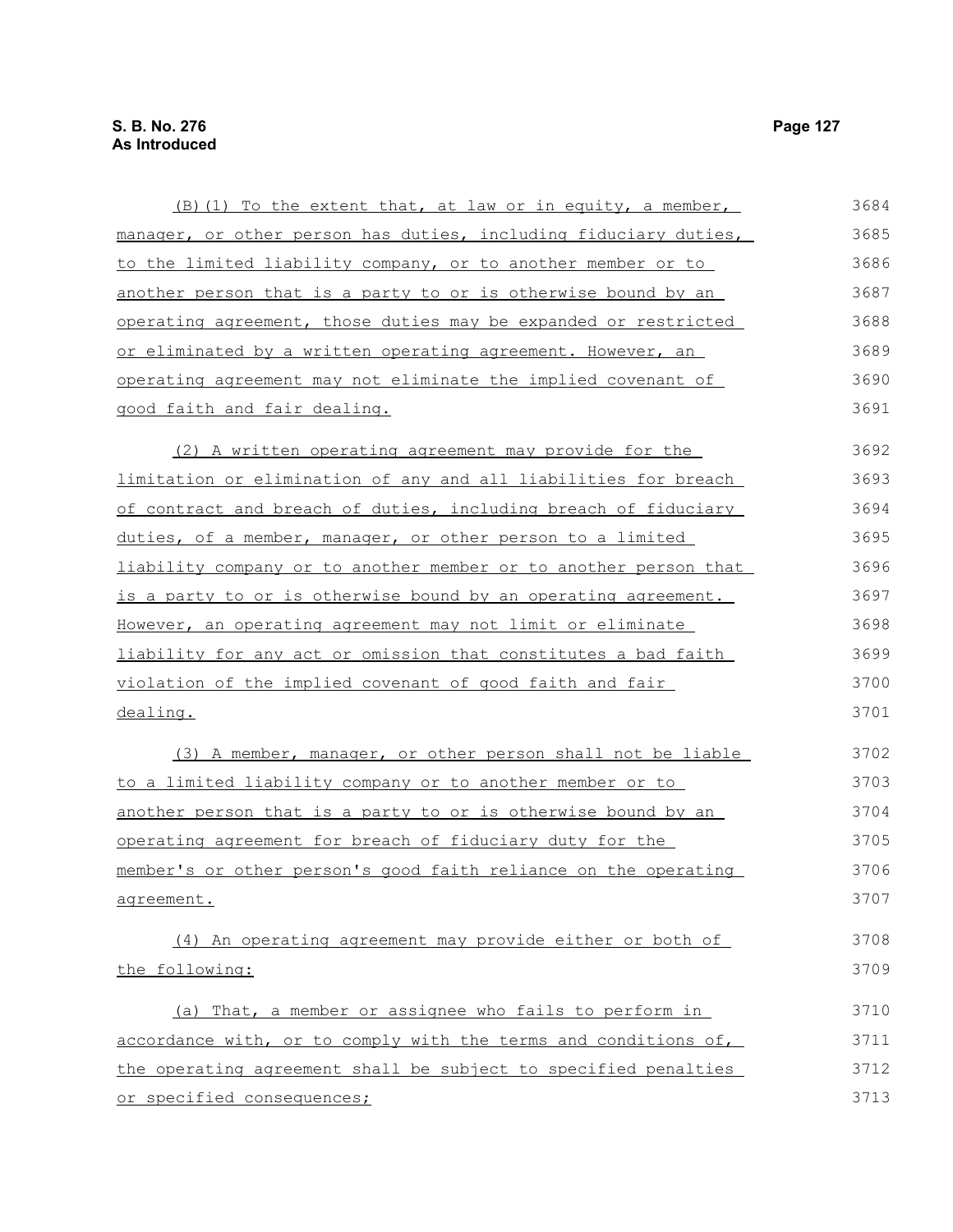(B)(1) To the extent that, at law or in equity, a member, manager, or other person has duties, including fiduciary duties, to the limited liability company, or to another member or to another person that is a party to or is otherwise bound by an operating agreement, those duties may be expanded or restricted or eliminated by a written operating agreement. However, an operating agreement may not eliminate the implied covenant of good faith and fair dealing.

(2) A written operating agreement may provide for the limitation or elimination of any and all liabilities for breach of contract and breach of duties, including breach of fiduciary duties, of a member, manager, or other person to a limited liability company or to another member or to another person that is a party to or is otherwise bound by an operating agreement. However, an operating agreement may not limit or eliminate liability for any act or omission that constitutes a bad faith violation of the implied covenant of good faith and fair dealing.

(3) A member, manager, or other person shall not be liable to a limited liability company or to another member or to another person that is a party to or is otherwise bound by an operating agreement for breach of fiduciary duty for the member's or other person's good faith reliance on the operating agreement.

(4) An operating agreement may provide either or both of the following:

(a) That, a member or assignee who fails to perform in accordance with, or to comply with the terms and conditions of, the operating agreement shall be subject to specified penalties or specified consequences;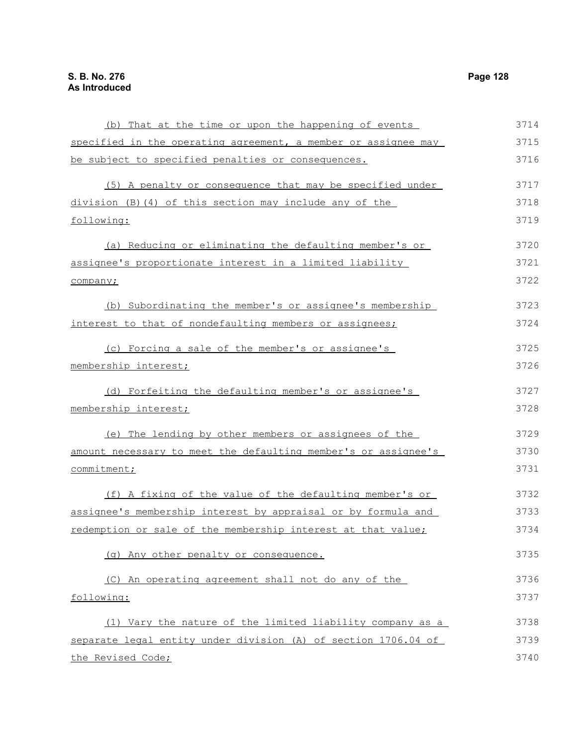(b) That at the time or upon the happening of events specified in the operating agreement, a member or assignee may be subject to specified penalties or consequences.

(5) A penalty or consequence that may be specified under division (B)(4) of this section may include any of the following:

(a) Reducing or eliminating the defaulting member's or assignee's proportionate interest in a limited liability company;

(b) Subordinating the member's or assignee's membership interest to that of nondefaulting members or assignees;

(c) Forcing a sale of the member's or assignee's membership interest;

(d) Forfeiting the defaulting member's or assignee's membership interest;

(e) The lending by other members or assignees of the amount necessary to meet the defaulting member's or assignee's commitment;

(f) A fixing of the value of the defaulting member's or assignee's membership interest by appraisal or by formula and redemption or sale of the membership interest at that value;

(g) Any other penalty or consequence.

(C) An operating agreement shall not do any of the following:

(1) Vary the nature of the limited liability company as a separate legal entity under division (A) of section 1706.04 of the Revised Code;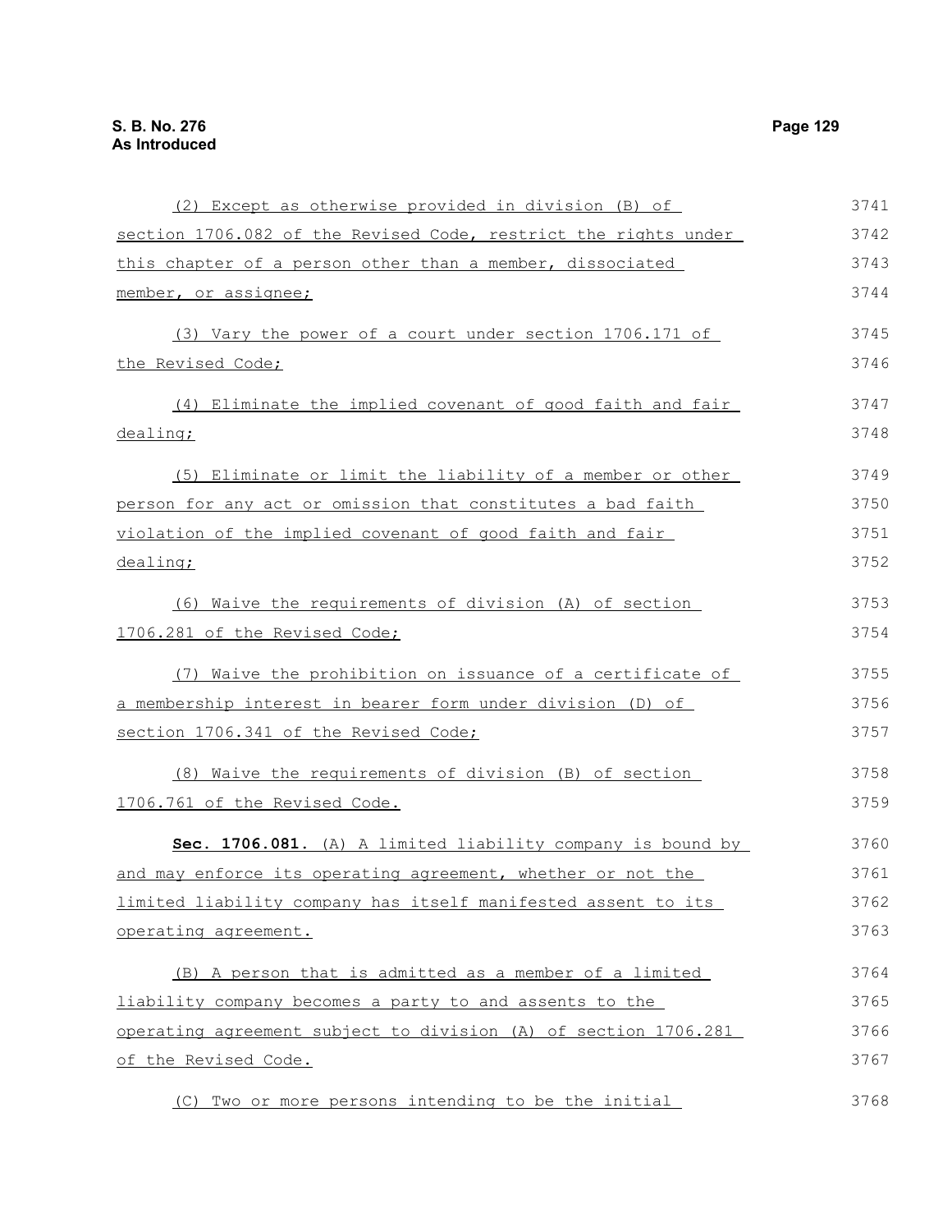(2) Except as otherwise provided in division (B) of section 1706.082 of the Revised Code, restrict the rights under this chapter of a person other than a member, dissociated member, or assignee;

(3) Vary the power of a court under section 1706.171 of the Revised Code;

(4) Eliminate the implied covenant of good faith and fair dealing;

(5) Eliminate or limit the liability of a member or other person for any act or omission that constitutes a bad faith violation of the implied covenant of good faith and fair dealing;

(6) Waive the requirements of division (A) of section 1706.281 of the Revised Code;

(7) Waive the prohibition on issuance of a certificate of a membership interest in bearer form under division (D) of section 1706.341 of the Revised Code;

(8) Waive the requirements of division (B) of section 1706.761 of the Revised Code.

**Sec. 1706.081.** (A) A limited liability company is bound by and may enforce its operating agreement, whether or not the limited liability company has itself manifested assent to its operating agreement.

(B) A person that is admitted as a member of a limited liability company becomes a party to and assents to the operating agreement subject to division (A) of section 1706.281 of the Revised Code.

(C) Two or more persons intending to be the initial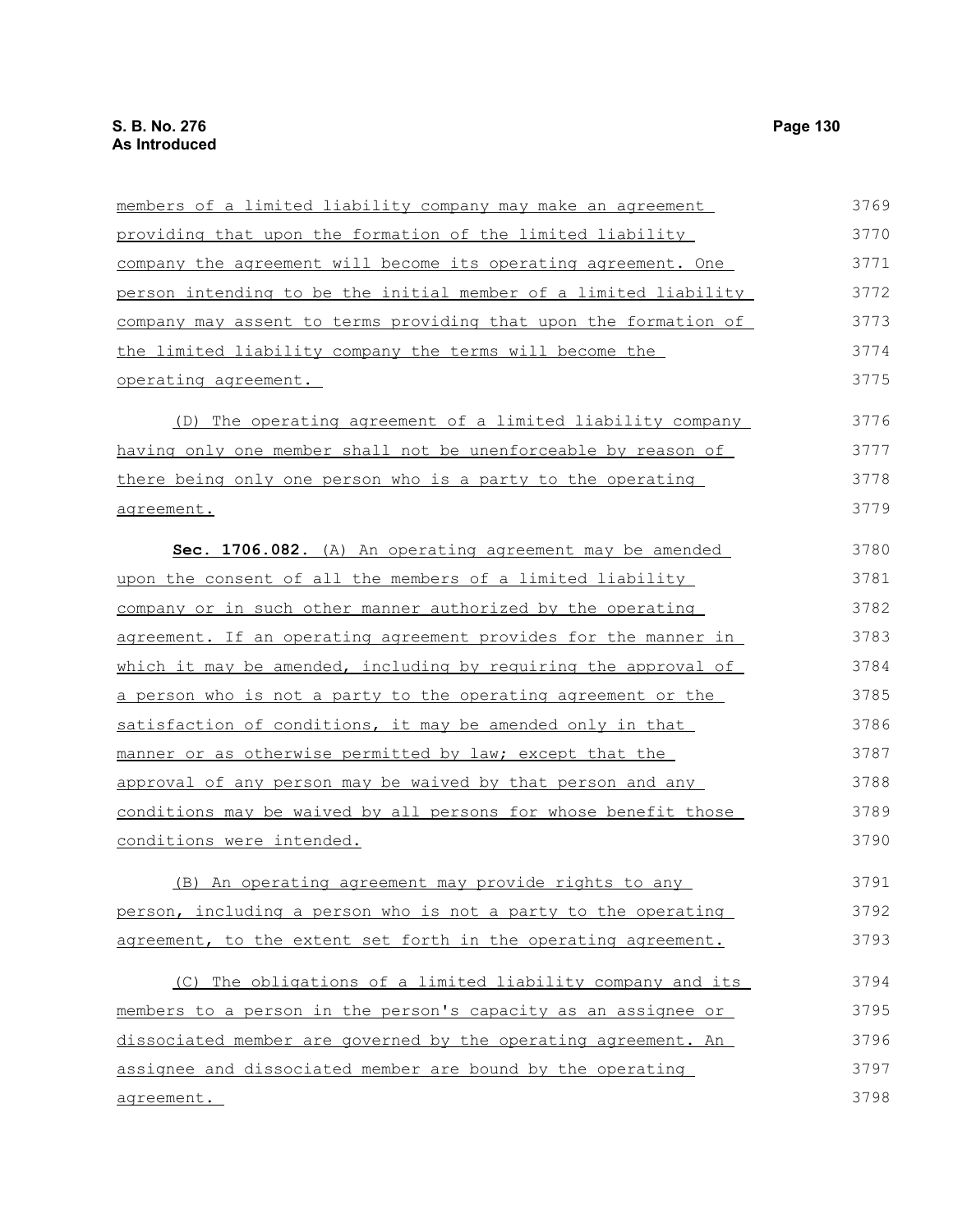members of a limited liability company may make an agreement providing that upon the formation of the limited liability company the agreement will become its operating agreement. One person intending to be the initial member of a limited liability company may assent to terms providing that upon the formation of the limited liability company the terms will become the operating agreement.

(D) The operating agreement of a limited liability company having only one member shall not be unenforceable by reason of there being only one person who is a party to the operating agreement.

**Sec. 1706.082.** (A) An operating agreement may be amended upon the consent of all the members of a limited liability company or in such other manner authorized by the operating agreement. If an operating agreement provides for the manner in which it may be amended, including by requiring the approval of a person who is not a party to the operating agreement or the satisfaction of conditions, it may be amended only in that manner or as otherwise permitted by law; except that the approval of any person may be waived by that person and any conditions may be waived by all persons for whose benefit those conditions were intended.

(B) An operating agreement may provide rights to any person, including a person who is not a party to the operating agreement, to the extent set forth in the operating agreement.

(C) The obligations of a limited liability company and its members to a person in the person's capacity as an assignee or dissociated member are governed by the operating agreement. An assignee and dissociated member are bound by the operating agreement.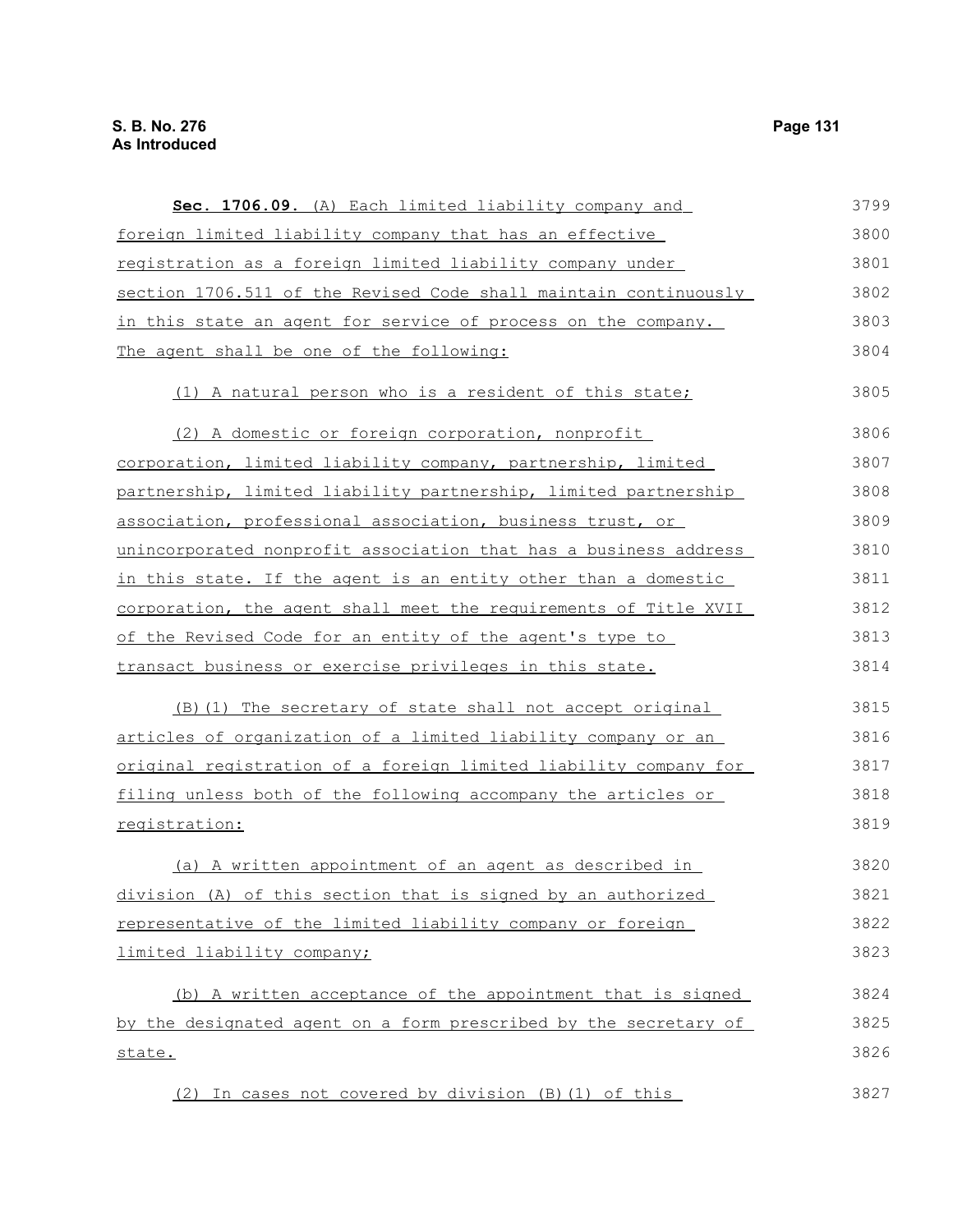**Sec. 1706.09.** (A) Each limited liability company and foreign limited liability company that has an effective registration as a foreign limited liability company under section 1706.511 of the Revised Code shall maintain continuously in this state an agent for service of process on the company. The agent shall be one of the following:

(1) A natural person who is a resident of this state;

(2) A domestic or foreign corporation, nonprofit corporation, limited liability company, partnership, limited partnership, limited liability partnership, limited partnership association, professional association, business trust, or unincorporated nonprofit association that has a business address in this state. If the agent is an entity other than a domestic corporation, the agent shall meet the requirements of Title XVII of the Revised Code for an entity of the agent's type to transact business or exercise privileges in this state.

(B)(1) The secretary of state shall not accept original articles of organization of a limited liability company or an original registration of a foreign limited liability company for filing unless both of the following accompany the articles or registration:

(a) A written appointment of an agent as described in division (A) of this section that is signed by an authorized representative of the limited liability company or foreign limited liability company;

(b) A written acceptance of the appointment that is signed by the designated agent on a form prescribed by the secretary of state.

(2) In cases not covered by division (B)(1) of this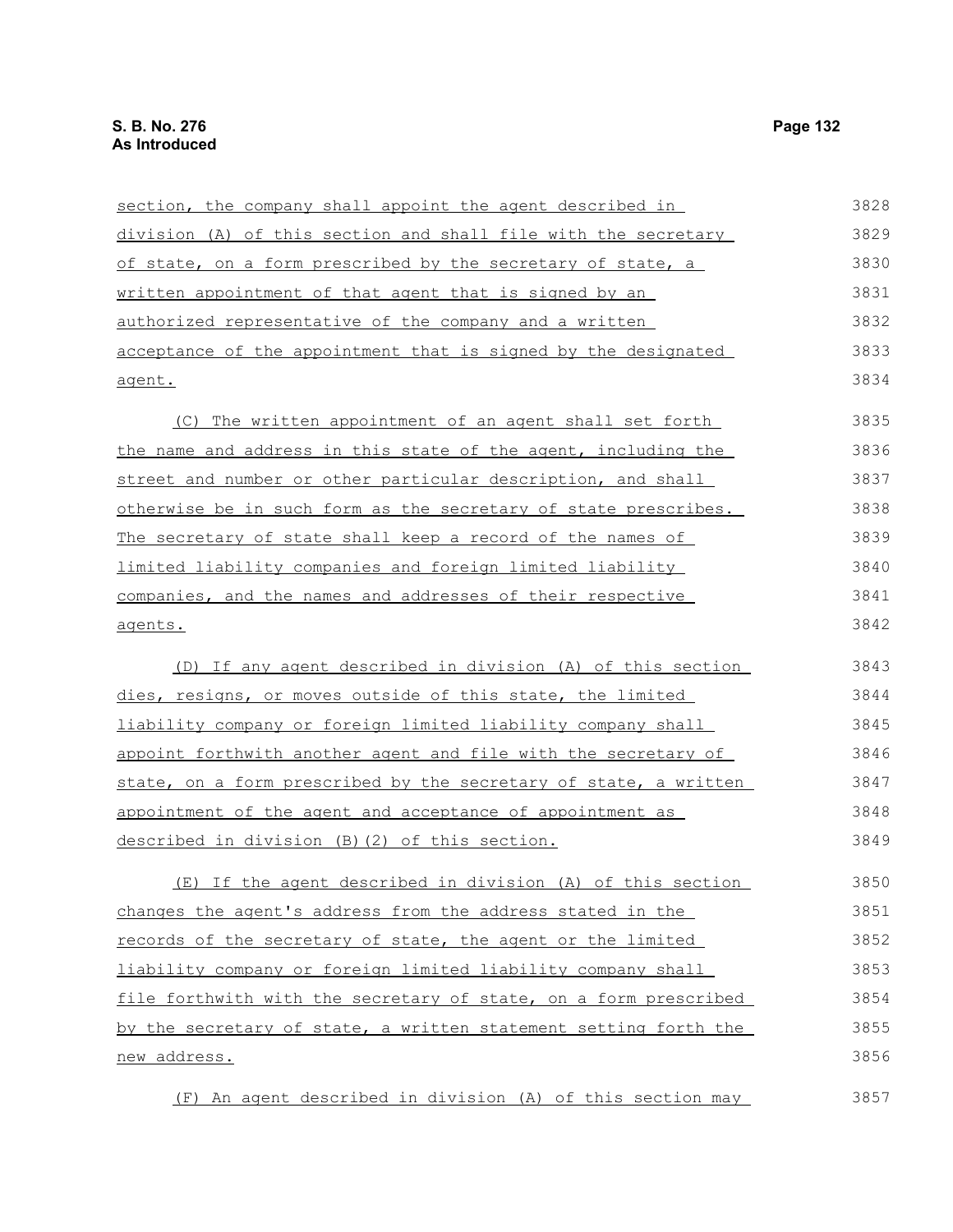section, the company shall appoint the agent described in division (A) of this section and shall file with the secretary of state, on a form prescribed by the secretary of state, a written appointment of that agent that is signed by an authorized representative of the company and a written acceptance of the appointment that is signed by the designated agent.

(C) The written appointment of an agent shall set forth the name and address in this state of the agent, including the street and number or other particular description, and shall otherwise be in such form as the secretary of state prescribes. The secretary of state shall keep a record of the names of limited liability companies and foreign limited liability companies, and the names and addresses of their respective agents.

(D) If any agent described in division (A) of this section dies, resigns, or moves outside of this state, the limited liability company or foreign limited liability company shall appoint forthwith another agent and file with the secretary of state, on a form prescribed by the secretary of state, a written appointment of the agent and acceptance of appointment as described in division (B)(2) of this section.

(E) If the agent described in division (A) of this section changes the agent's address from the address stated in the records of the secretary of state, the agent or the limited liability company or foreign limited liability company shall file forthwith with the secretary of state, on a form prescribed by the secretary of state, a written statement setting forth the new address.

(F) An agent described in division (A) of this section may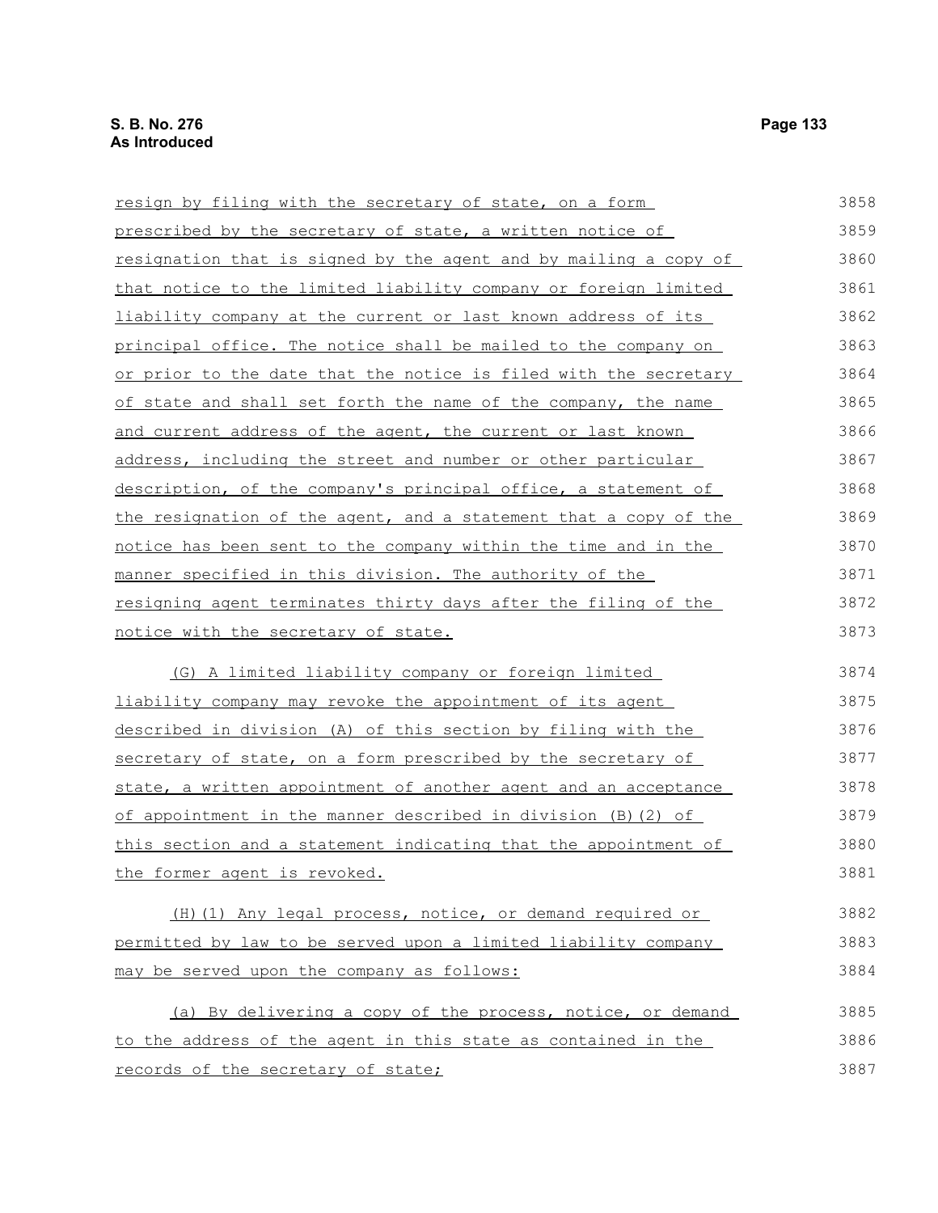resign by filing with the secretary of state, on a form prescribed by the secretary of state, a written notice of resignation that is signed by the agent and by mailing a copy of that notice to the limited liability company or foreign limited liability company at the current or last known address of its principal office. The notice shall be mailed to the company on or prior to the date that the notice is filed with the secretary of state and shall set forth the name of the company, the name and current address of the agent, the current or last known address, including the street and number or other particular description, of the company's principal office, a statement of the resignation of the agent, and a statement that a copy of the notice has been sent to the company within the time and in the manner specified in this division. The authority of the resigning agent terminates thirty days after the filing of the notice with the secretary of state.

(G) A limited liability company or foreign limited liability company may revoke the appointment of its agent described in division (A) of this section by filing with the secretary of state, on a form prescribed by the secretary of state, a written appointment of another agent and an acceptance of appointment in the manner described in division (B)(2) of this section and a statement indicating that the appointment of the former agent is revoked.

(H)(1) Any legal process, notice, or demand required or permitted by law to be served upon a limited liability company may be served upon the company as follows:

(a) By delivering a copy of the process, notice, or demand to the address of the agent in this state as contained in the records of the secretary of state;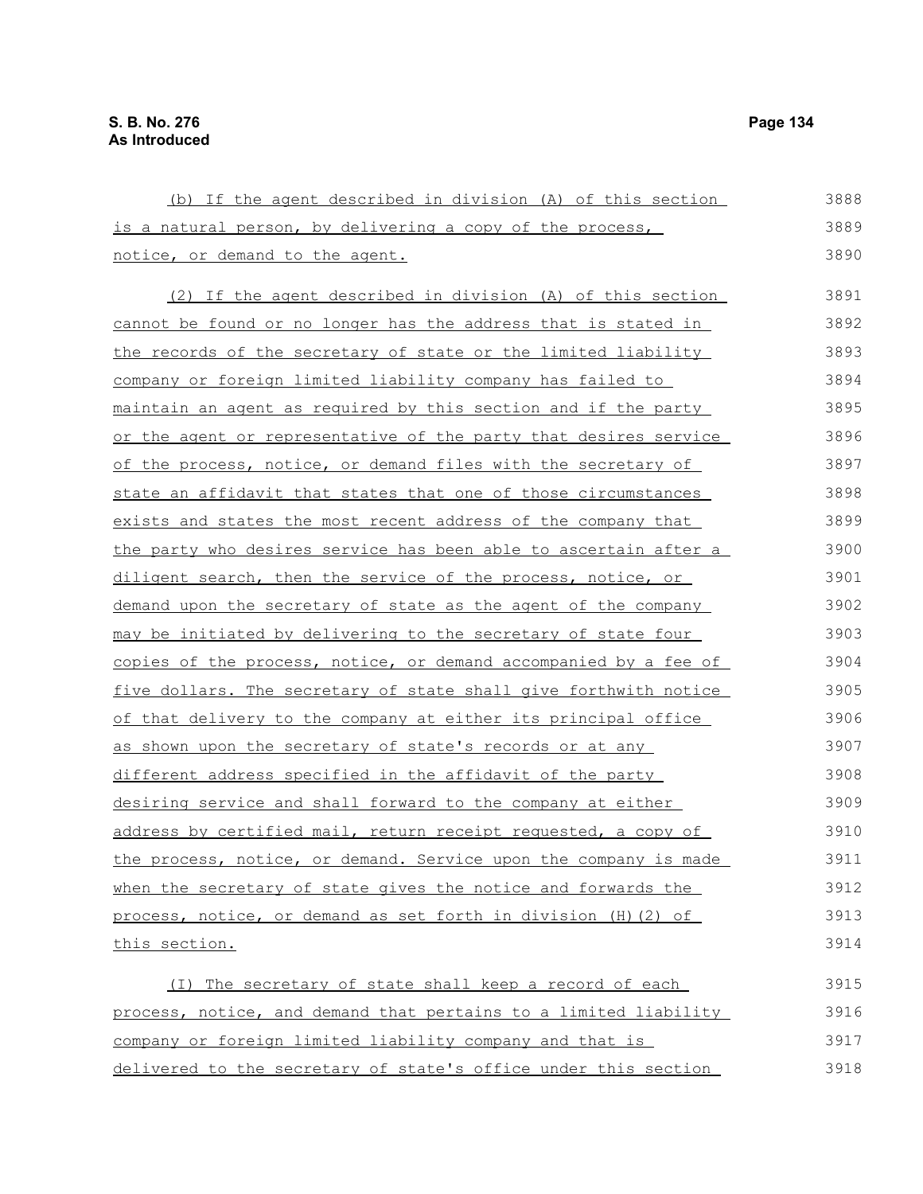(b) If the agent described in division (A) of this section is a natural person, by delivering a copy of the process, notice, or demand to the agent.

(2) If the agent described in division (A) of this section cannot be found or no longer has the address that is stated in the records of the secretary of state or the limited liability company or foreign limited liability company has failed to maintain an agent as required by this section and if the party or the agent or representative of the party that desires service of the process, notice, or demand files with the secretary of state an affidavit that states that one of those circumstances exists and states the most recent address of the company that the party who desires service has been able to ascertain after a diligent search, then the service of the process, notice, or demand upon the secretary of state as the agent of the company may be initiated by delivering to the secretary of state four copies of the process, notice, or demand accompanied by a fee of five dollars. The secretary of state shall give forthwith notice of that delivery to the company at either its principal office as shown upon the secretary of state's records or at any different address specified in the affidavit of the party desiring service and shall forward to the company at either address by certified mail, return receipt requested, a copy of the process, notice, or demand. Service upon the company is made when the secretary of state gives the notice and forwards the process, notice, or demand as set forth in division (H)(2) of this section.

(I) The secretary of state shall keep a record of each process, notice, and demand that pertains to a limited liability company or foreign limited liability company and that is delivered to the secretary of state's office under this section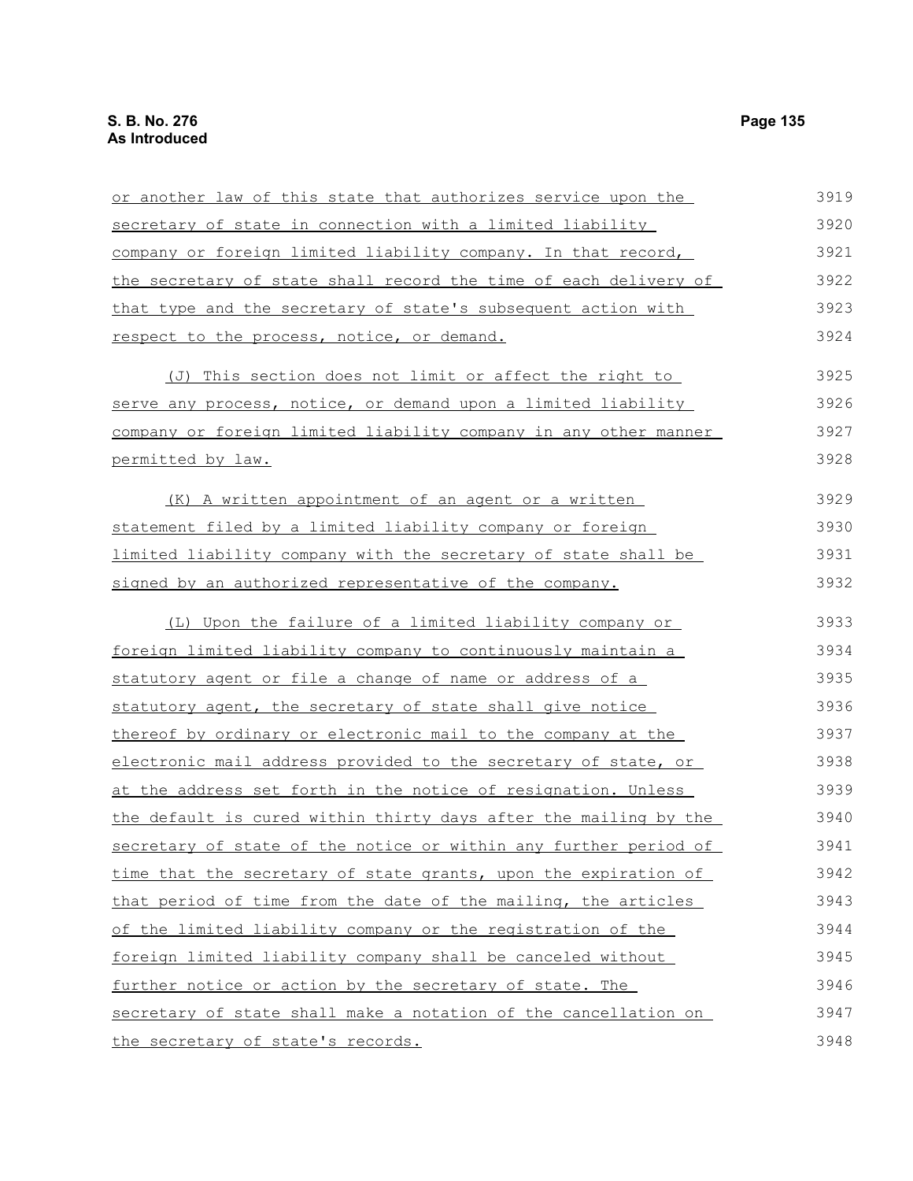or another law of this state that authorizes service upon the secretary of state in connection with a limited liability company or foreign limited liability company. In that record, the secretary of state shall record the time of each delivery of that type and the secretary of state's subsequent action with respect to the process, notice, or demand.

(J) This section does not limit or affect the right to serve any process, notice, or demand upon a limited liability company or foreign limited liability company in any other manner permitted by law.

(K) A written appointment of an agent or a written statement filed by a limited liability company or foreign limited liability company with the secretary of state shall be signed by an authorized representative of the company.

(L) Upon the failure of a limited liability company or foreign limited liability company to continuously maintain a statutory agent or file a change of name or address of a statutory agent, the secretary of state shall give notice thereof by ordinary or electronic mail to the company at the electronic mail address provided to the secretary of state, or at the address set forth in the notice of resignation. Unless the default is cured within thirty days after the mailing by the secretary of state of the notice or within any further period of time that the secretary of state grants, upon the expiration of that period of time from the date of the mailing, the articles of the limited liability company or the registration of the foreign limited liability company shall be canceled without further notice or action by the secretary of state. The secretary of state shall make a notation of the cancellation on the secretary of state's records.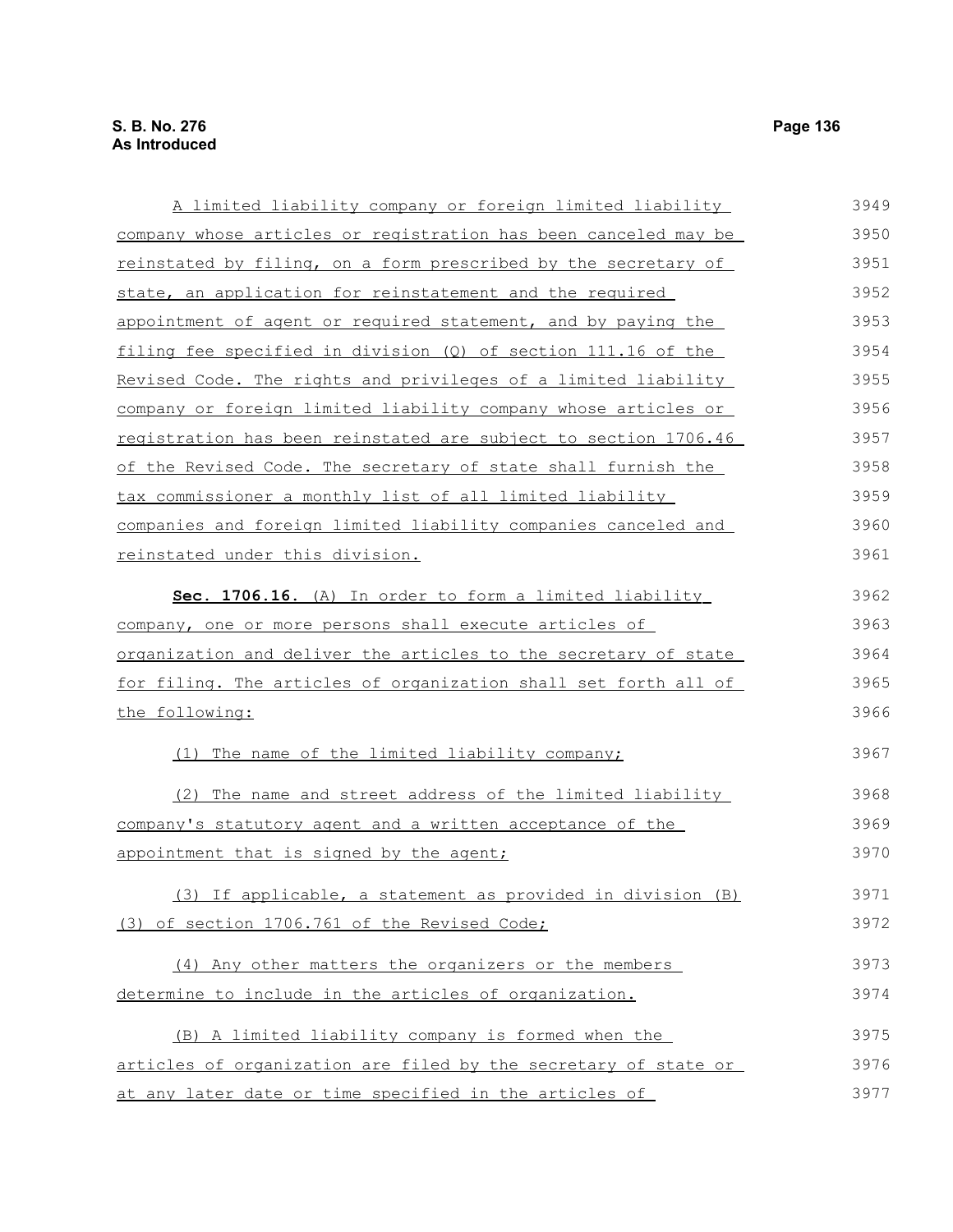A limited liability company or foreign limited liability company whose articles or registration has been canceled may be reinstated by filing, on a form prescribed by the secretary of state, an application for reinstatement and the required appointment of agent or required statement, and by paying the filing fee specified in division (Q) of section 111.16 of the Revised Code. The rights and privileges of a limited liability company or foreign limited liability company whose articles or registration has been reinstated are subject to section 1706.46 of the Revised Code. The secretary of state shall furnish the tax commissioner a monthly list of all limited liability companies and foreign limited liability companies canceled and reinstated under this division.

**Sec. 1706.16.** (A) In order to form a limited liability company, one or more persons shall execute articles of organization and deliver the articles to the secretary of state for filing. The articles of organization shall set forth all of the following:

(1) The name of the limited liability company;

(2) The name and street address of the limited liability company's statutory agent and a written acceptance of the appointment that is signed by the agent;

(3) If applicable, a statement as provided in division (B)(3) of section 1706.761 of the Revised Code;

(4) Any other matters the organizers or the members determine to include in the articles of organization.

(B) A limited liability company is formed when the articles of organization are filed by the secretary of state or at any later date or time specified in the articles of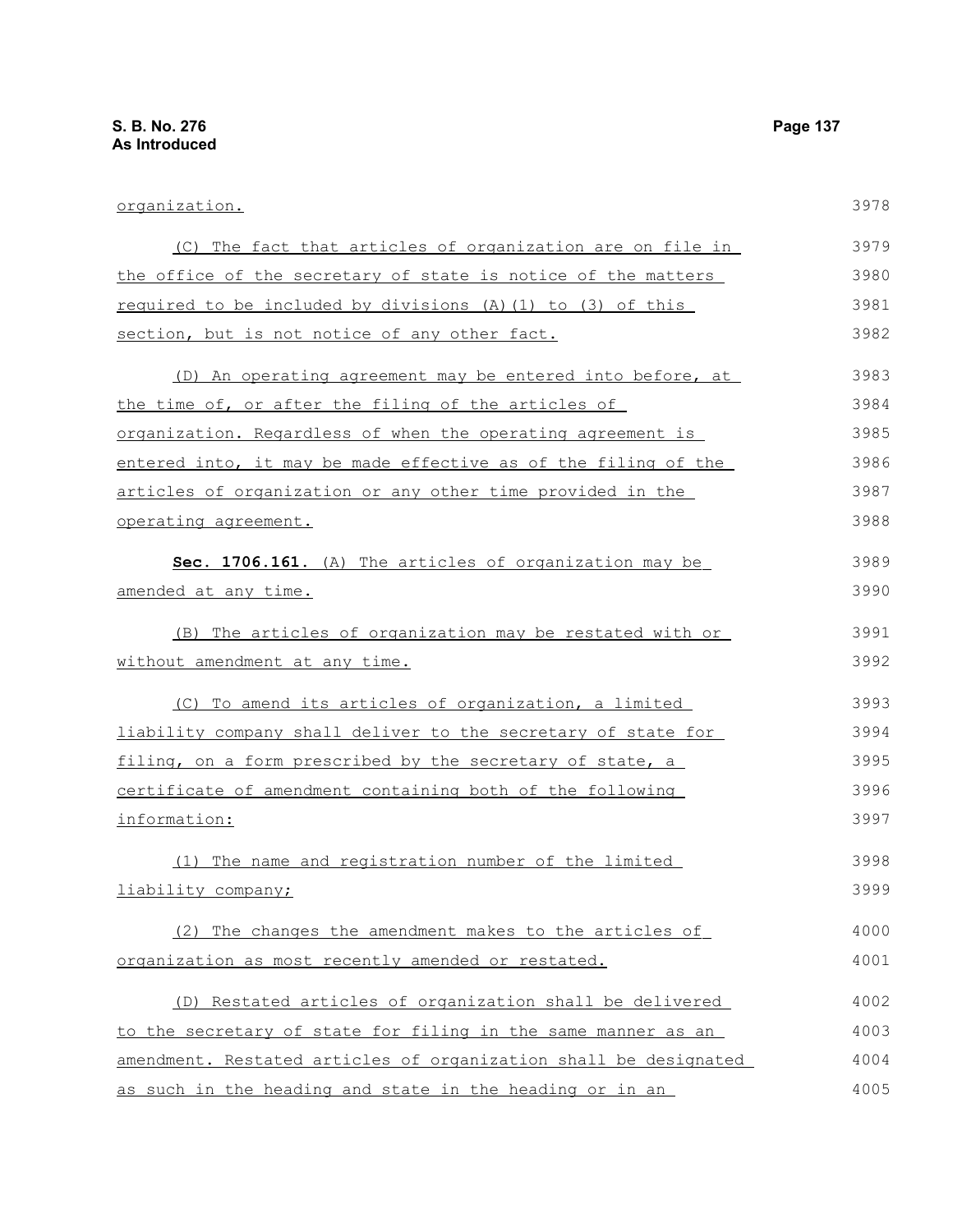organization.

(C) The fact that articles of organization are on file in the office of the secretary of state is notice of the matters required to be included by divisions (A)(1) to (3) of this section, but is not notice of any other fact.

(D) An operating agreement may be entered into before, at the time of, or after the filing of the articles of organization. Regardless of when the operating agreement is entered into, it may be made effective as of the filing of the articles of organization or any other time provided in the operating agreement.

**Sec. 1706.161.** (A) The articles of organization may be amended at any time.

(B) The articles of organization may be restated with or without amendment at any time.

(C) To amend its articles of organization, a limited liability company shall deliver to the secretary of state for filing, on a form prescribed by the secretary of state, a certificate of amendment containing both of the following information:

(1) The name and registration number of the limited liability company;

(2) The changes the amendment makes to the articles of organization as most recently amended or restated.

(D) Restated articles of organization shall be delivered to the secretary of state for filing in the same manner as an amendment. Restated articles of organization shall be designated as such in the heading and state in the heading or in an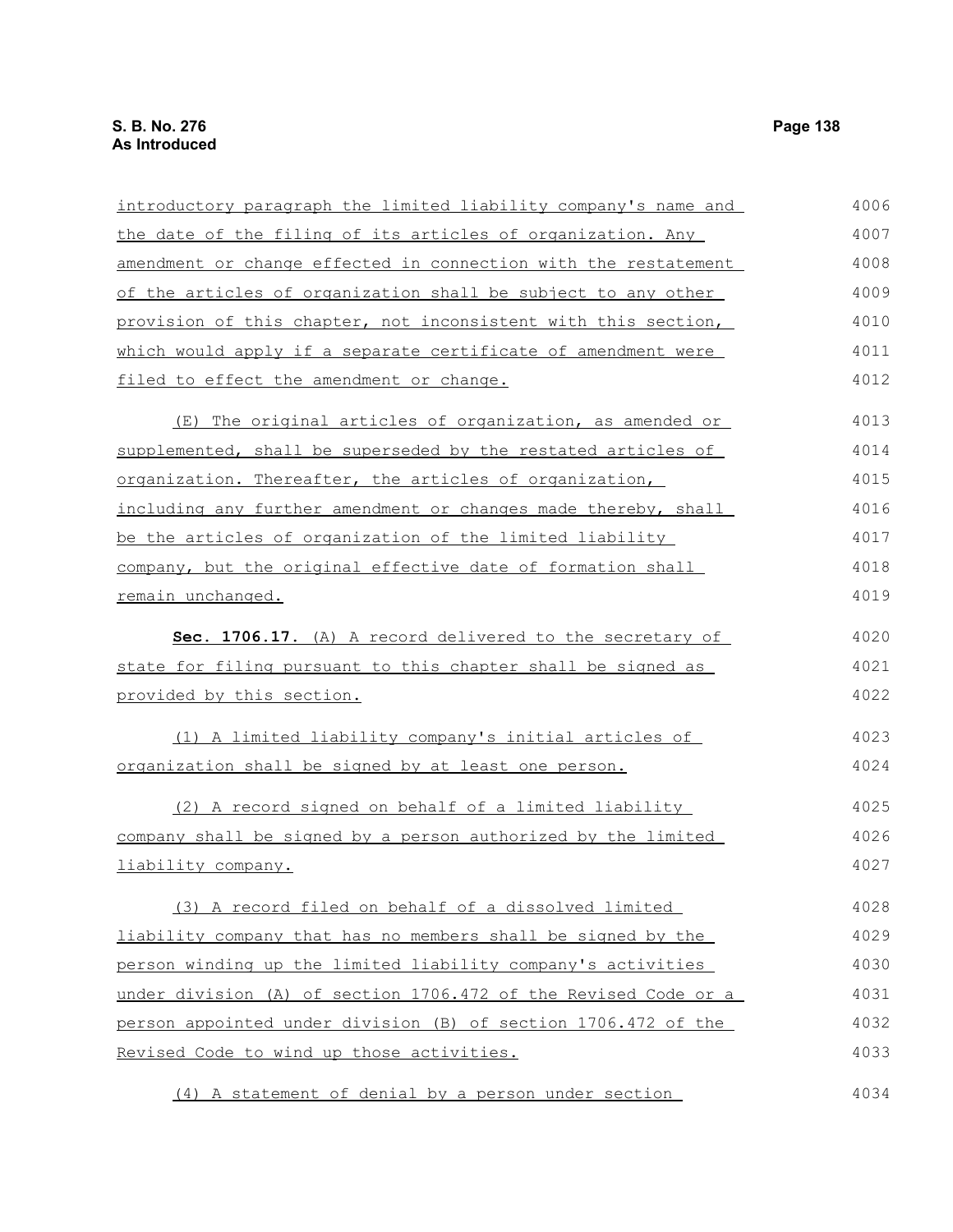introductory paragraph the limited liability company's name and the date of the filing of its articles of organization. Any amendment or change effected in connection with the restatement of the articles of organization shall be subject to any other provision of this chapter, not inconsistent with this section, which would apply if a separate certificate of amendment were filed to effect the amendment or change.

(E) The original articles of organization, as amended or supplemented, shall be superseded by the restated articles of organization. Thereafter, the articles of organization, including any further amendment or changes made thereby, shall be the articles of organization of the limited liability company, but the original effective date of formation shall remain unchanged.

**Sec. 1706.17.** (A) A record delivered to the secretary of state for filing pursuant to this chapter shall be signed as provided by this section.

(1) A limited liability company's initial articles of organization shall be signed by at least one person.

(2) A record signed on behalf of a limited liability company shall be signed by a person authorized by the limited liability company.

(3) A record filed on behalf of a dissolved limited liability company that has no members shall be signed by the person winding up the limited liability company's activities under division (A) of section 1706.472 of the Revised Code or a person appointed under division (B) of section 1706.472 of the Revised Code to wind up those activities.

(4) A statement of denial by a person under section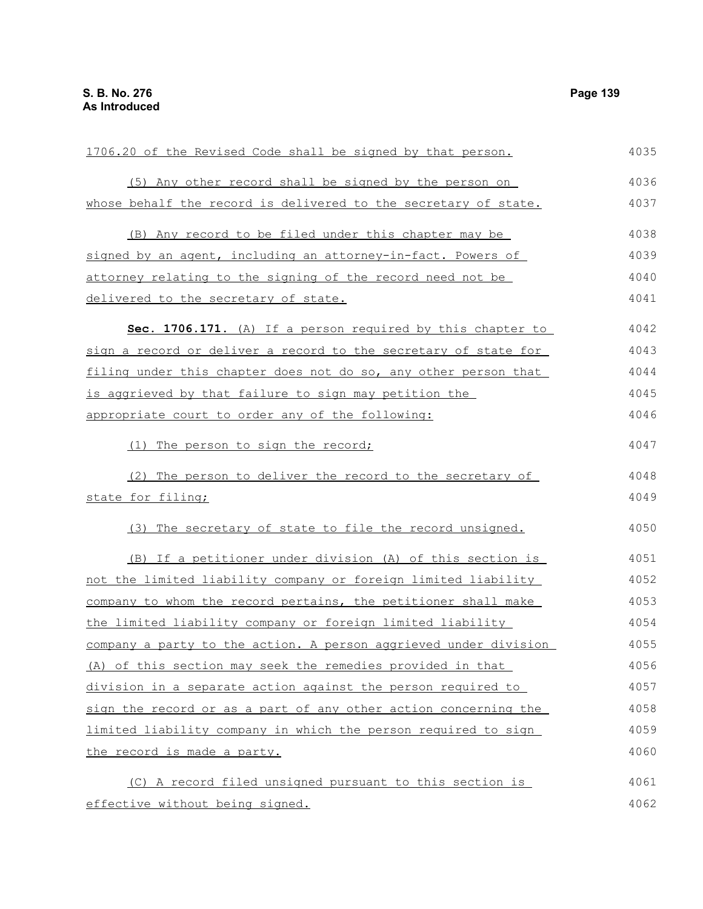1706.20 of the Revised Code shall be signed by that person.

(5) Any other record shall be signed by the person on whose behalf the record is delivered to the secretary of state.

(B) Any record to be filed under this chapter may be signed by an agent, including an attorney-in-fact. Powers of attorney relating to the signing of the record need not be delivered to the secretary of state.

**Sec. 1706.171.** (A) If a person required by this chapter to sign a record or deliver a record to the secretary of state for filing under this chapter does not do so, any other person that is aggrieved by that failure to sign may petition the appropriate court to order any of the following:

(1) The person to sign the record;

(2) The person to deliver the record to the secretary of state for filing;

(3) The secretary of state to file the record unsigned.

(B) If a petitioner under division (A) of this section is not the limited liability company or foreign limited liability company to whom the record pertains, the petitioner shall make the limited liability company or foreign limited liability company a party to the action. A person aggrieved under division (A) of this section may seek the remedies provided in that division in a separate action against the person required to sign the record or as a part of any other action concerning the limited liability company in which the person required to sign the record is made a party.

(C) A record filed unsigned pursuant to this section is effective without being signed.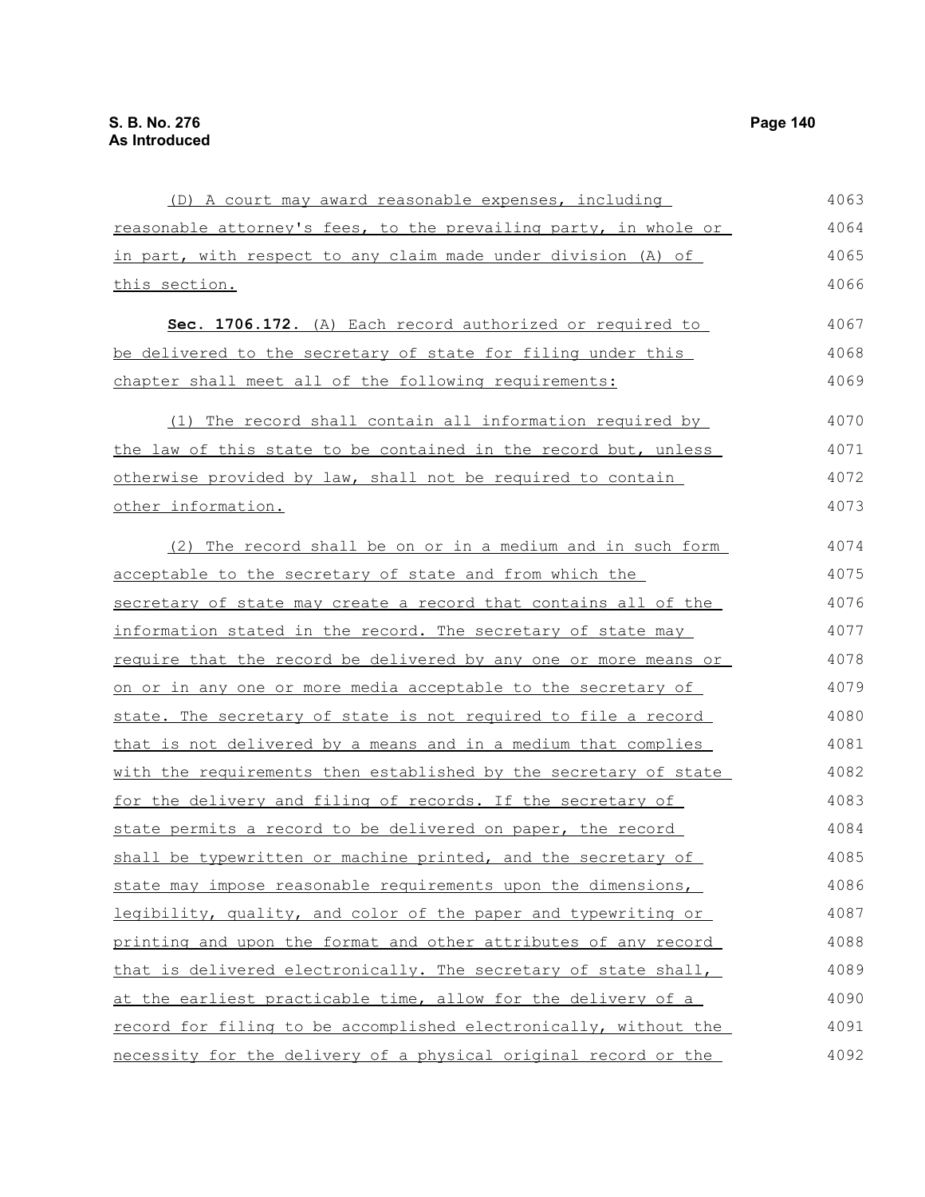(D) A court may award reasonable expenses, including reasonable attorney's fees, to the prevailing party, in whole or in part, with respect to any claim made under division (A) of this section.

**Sec. 1706.172.** (A) Each record authorized or required to be delivered to the secretary of state for filing under this chapter shall meet all of the following requirements:

(1) The record shall contain all information required by the law of this state to be contained in the record but, unless otherwise provided by law, shall not be required to contain other information.

(2) The record shall be on or in a medium and in such form acceptable to the secretary of state and from which the secretary of state may create a record that contains all of the information stated in the record. The secretary of state may require that the record be delivered by any one or more means or on or in any one or more media acceptable to the secretary of state. The secretary of state is not required to file a record that is not delivered by a means and in a medium that complies with the requirements then established by the secretary of state for the delivery and filing of records. If the secretary of state permits a record to be delivered on paper, the record shall be typewritten or machine printed, and the secretary of state may impose reasonable requirements upon the dimensions, legibility, quality, and color of the paper and typewriting or printing and upon the format and other attributes of any record that is delivered electronically. The secretary of state shall, at the earliest practicable time, allow for the delivery of a record for filing to be accomplished electronically, without the necessity for the delivery of a physical original record or the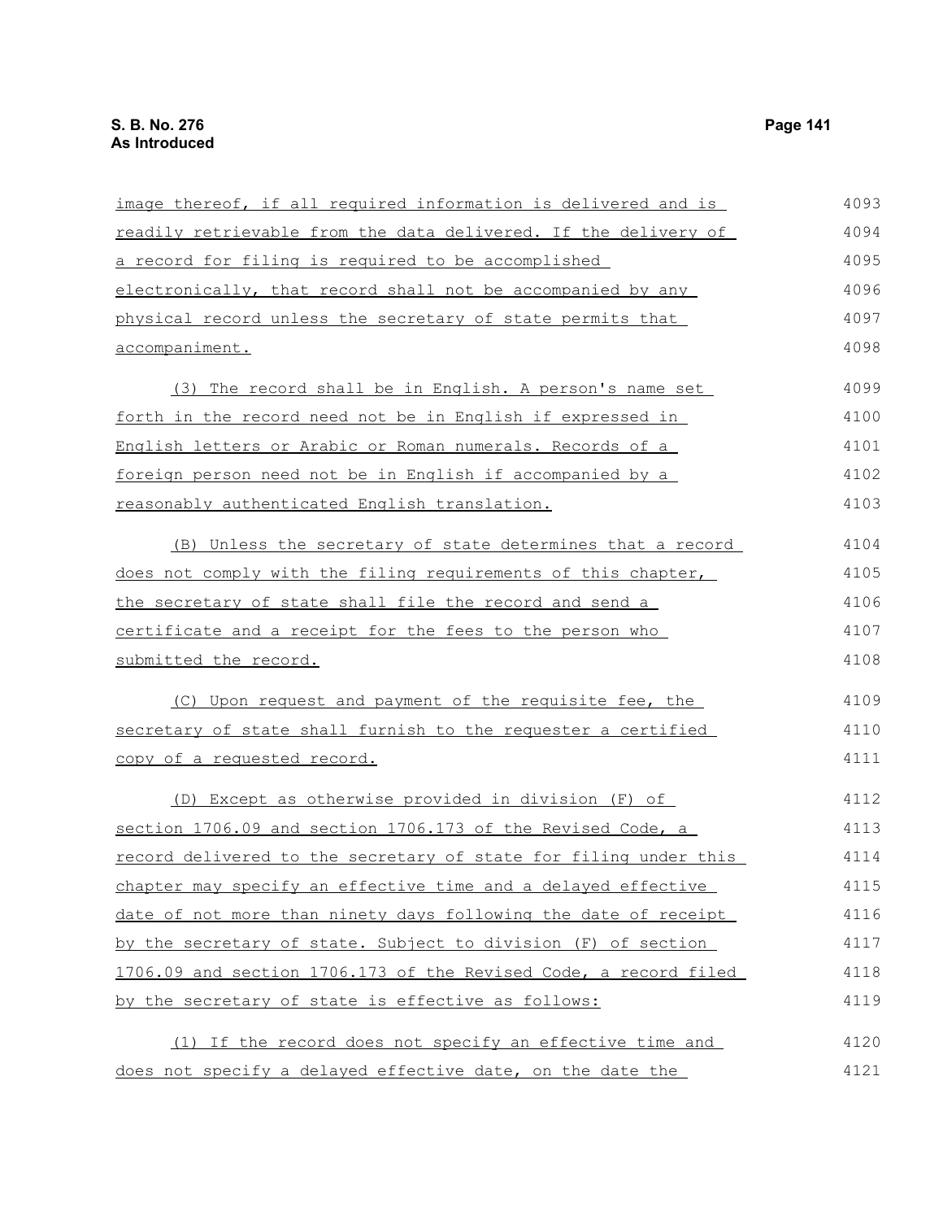image thereof, if all required information is delivered and is readily retrievable from the data delivered. If the delivery of a record for filing is required to be accomplished electronically, that record shall not be accompanied by any physical record unless the secretary of state permits that accompaniment.

(3) The record shall be in English. A person's name set forth in the record need not be in English if expressed in English letters or Arabic or Roman numerals. Records of a foreign person need not be in English if accompanied by a reasonably authenticated English translation.

(B) Unless the secretary of state determines that a record does not comply with the filing requirements of this chapter, the secretary of state shall file the record and send a certificate and a receipt for the fees to the person who submitted the record.

(C) Upon request and payment of the requisite fee, the secretary of state shall furnish to the requester a certified copy of a requested record.

(D) Except as otherwise provided in division (F) of section 1706.09 and section 1706.173 of the Revised Code, a record delivered to the secretary of state for filing under this chapter may specify an effective time and a delayed effective date of not more than ninety days following the date of receipt by the secretary of state. Subject to division (F) of section 1706.09 and section 1706.173 of the Revised Code, a record filed by the secretary of state is effective as follows:

(1) If the record does not specify an effective time and does not specify a delayed effective date, on the date the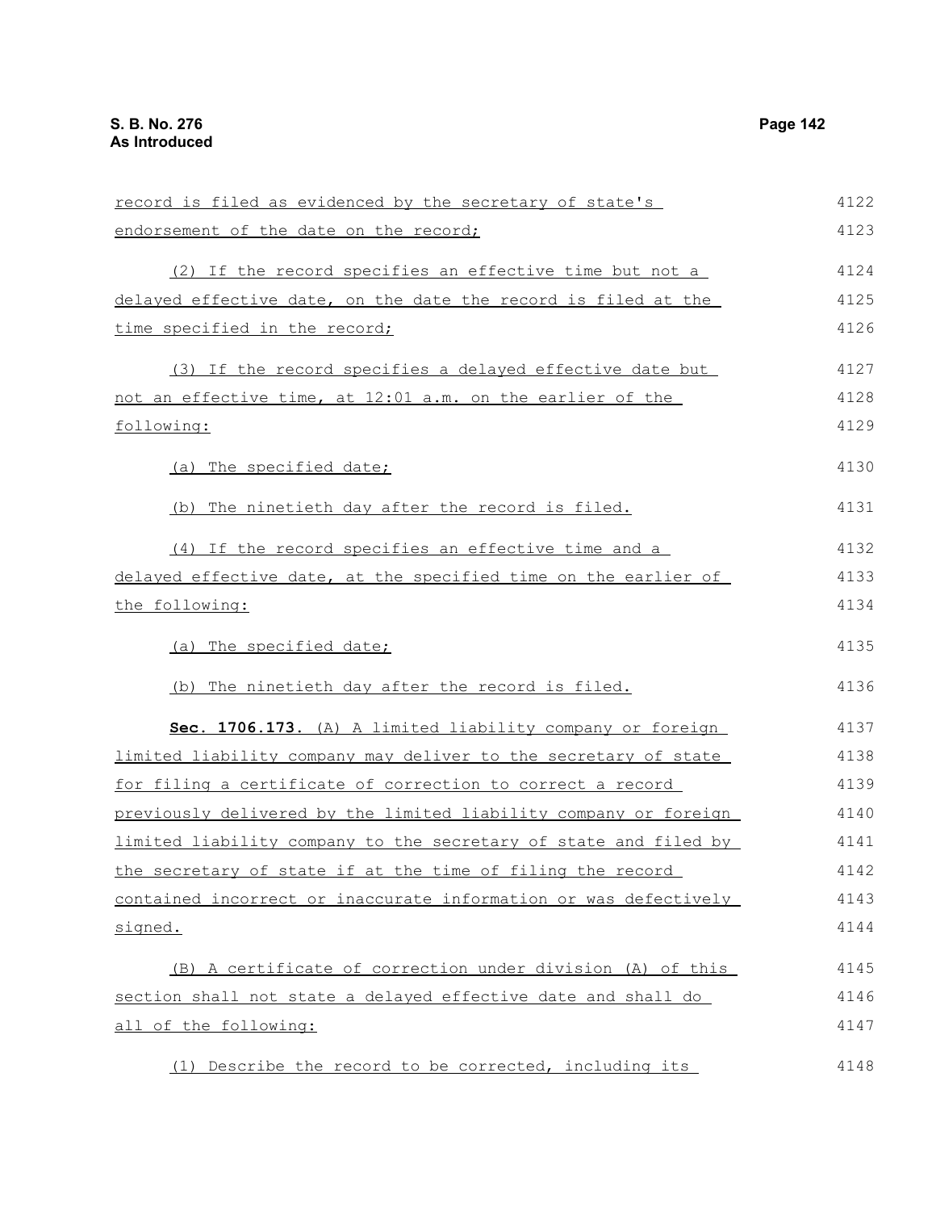record is filed as evidenced by the secretary of state's endorsement of the date on the record;

(2) If the record specifies an effective time but not a delayed effective date, on the date the record is filed at the time specified in the record;

(3) If the record specifies a delayed effective date but not an effective time, at 12:01 a.m. on the earlier of the following:

(a) The specified date;

(b) The ninetieth day after the record is filed.

(4) If the record specifies an effective time and a delayed effective date, at the specified time on the earlier of the following:

(a) The specified date;

(b) The ninetieth day after the record is filed.

**Sec. 1706.173.** (A) A limited liability company or foreign limited liability company may deliver to the secretary of state for filing a certificate of correction to correct a record previously delivered by the limited liability company or foreign limited liability company to the secretary of state and filed by the secretary of state if at the time of filing the record contained incorrect or inaccurate information or was defectively signed.

(B) A certificate of correction under division (A) of this section shall not state a delayed effective date and shall do all of the following:

(1) Describe the record to be corrected, including its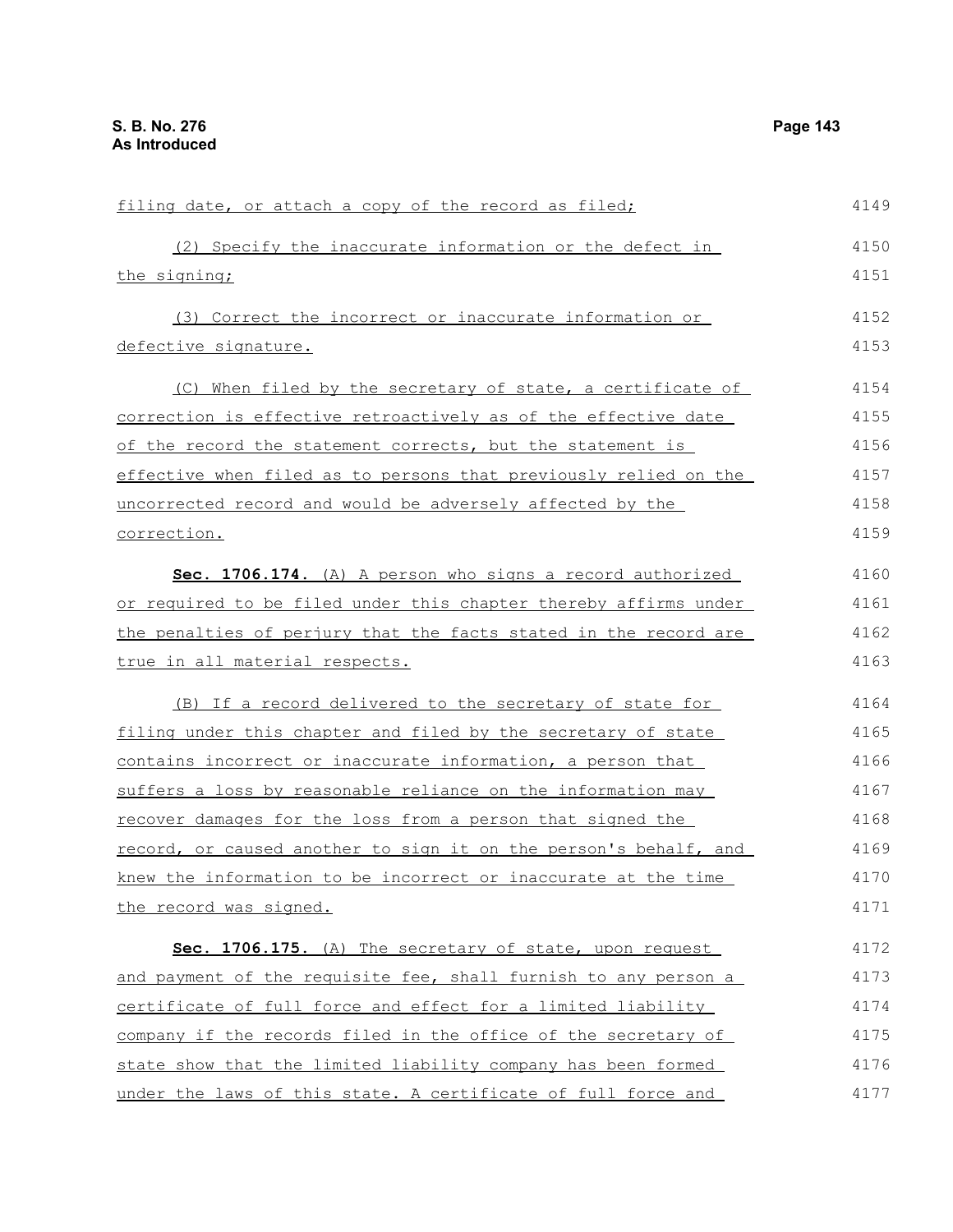filing date, or attach a copy of the record as filed;

(2) Specify the inaccurate information or the defect in the signing;

(3) Correct the incorrect or inaccurate information or defective signature.

(C) When filed by the secretary of state, a certificate of correction is effective retroactively as of the effective date of the record the statement corrects, but the statement is effective when filed as to persons that previously relied on the uncorrected record and would be adversely affected by the correction.

**Sec. 1706.174.** (A) A person who signs a record authorized or required to be filed under this chapter thereby affirms under the penalties of perjury that the facts stated in the record are true in all material respects.

(B) If a record delivered to the secretary of state for filing under this chapter and filed by the secretary of state contains incorrect or inaccurate information, a person that suffers a loss by reasonable reliance on the information may recover damages for the loss from a person that signed the record, or caused another to sign it on the person's behalf, and knew the information to be incorrect or inaccurate at the time the record was signed.

**Sec. 1706.175.** (A) The secretary of state, upon request and payment of the requisite fee, shall furnish to any person a certificate of full force and effect for a limited liability company if the records filed in the office of the secretary of state show that the limited liability company has been formed under the laws of this state. A certificate of full force and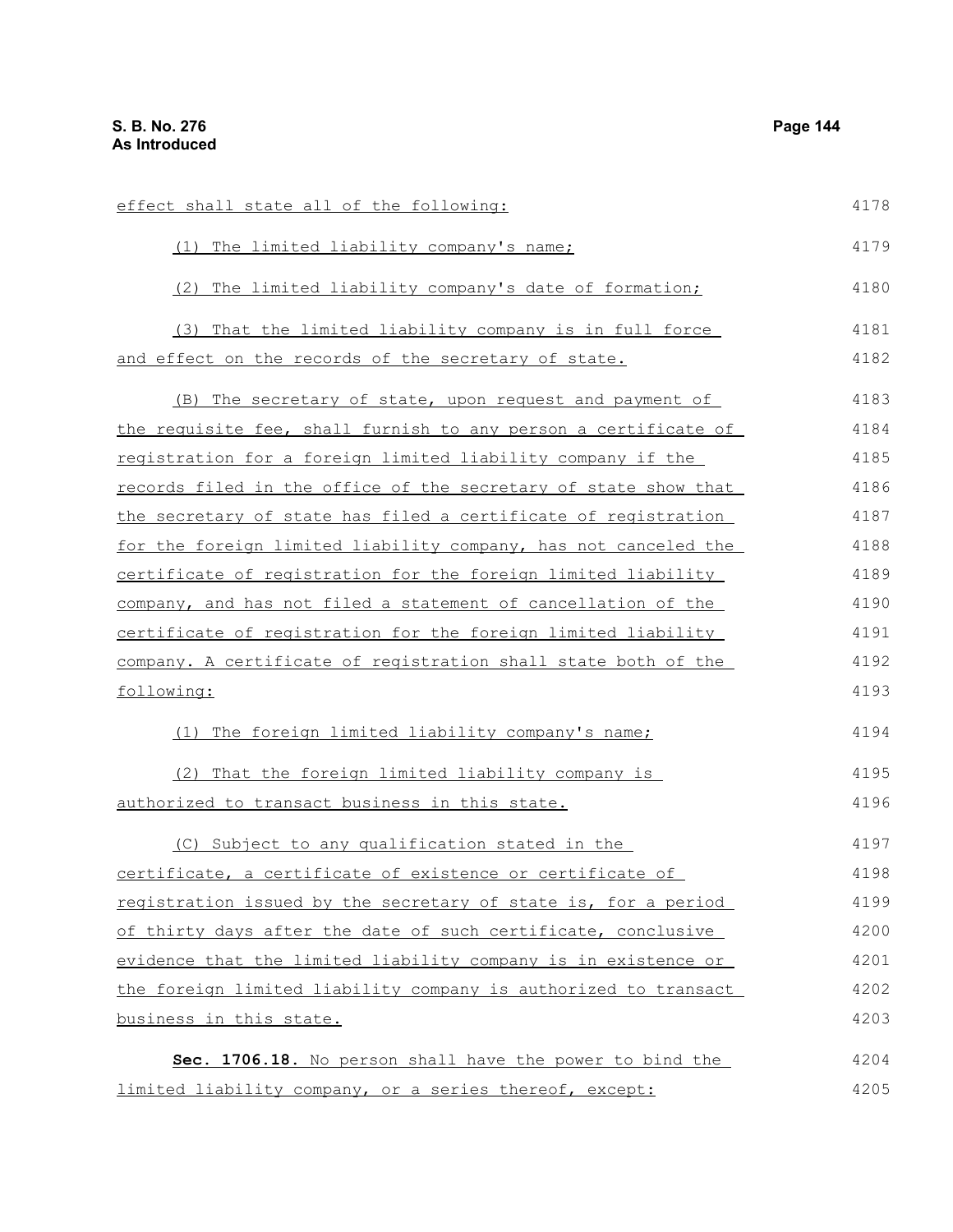effect shall state all of the following:

(1) The limited liability company's name;

(2) The limited liability company's date of formation;

(3) That the limited liability company is in full force and effect on the records of the secretary of state.

(B) The secretary of state, upon request and payment of the requisite fee, shall furnish to any person a certificate of registration for a foreign limited liability company if the records filed in the office of the secretary of state show that the secretary of state has filed a certificate of registration for the foreign limited liability company, has not canceled the certificate of registration for the foreign limited liability company, and has not filed a statement of cancellation of the certificate of registration for the foreign limited liability company. A certificate of registration shall state both of the following:

(1) The foreign limited liability company's name;

(2) That the foreign limited liability company is authorized to transact business in this state.

(C) Subject to any qualification stated in the certificate, a certificate of existence or certificate of registration issued by the secretary of state is, for a period of thirty days after the date of such certificate, conclusive evidence that the limited liability company is in existence or the foreign limited liability company is authorized to transact business in this state.

**Sec. 1706.18.** No person shall have the power to bind the limited liability company, or a series thereof, except: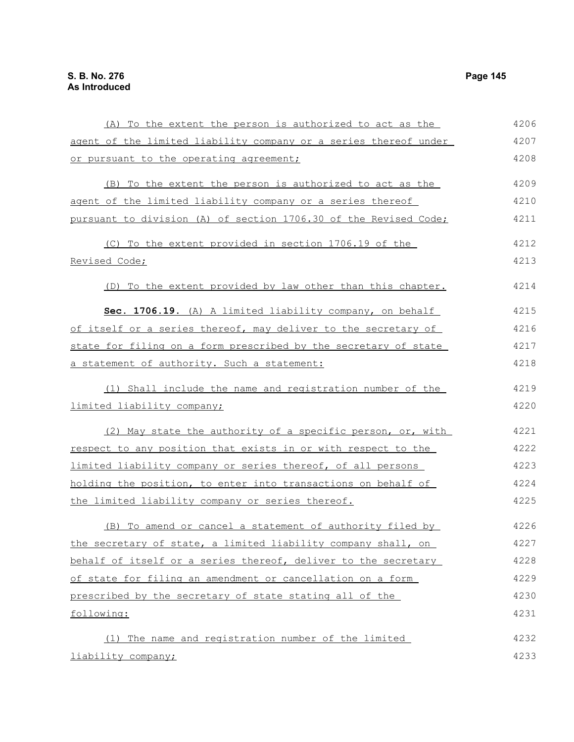(A) To the extent the person is authorized to act as the agent of the limited liability company or a series thereof under or pursuant to the operating agreement;

(B) To the extent the person is authorized to act as the agent of the limited liability company or a series thereof pursuant to division (A) of section 1706.30 of the Revised Code;

(C) To the extent provided in section 1706.19 of the Revised Code;

(D) To the extent provided by law other than this chapter.

**Sec. 1706.19.** (A) A limited liability company, on behalf of itself or a series thereof, may deliver to the secretary of state for filing on a form prescribed by the secretary of state a statement of authority. Such a statement:

(1) Shall include the name and registration number of the limited liability company;

(2) May state the authority of a specific person, or, with respect to any position that exists in or with respect to the limited liability company or series thereof, of all persons holding the position, to enter into transactions on behalf of the limited liability company or series thereof.

(B) To amend or cancel a statement of authority filed by the secretary of state, a limited liability company shall, on behalf of itself or a series thereof, deliver to the secretary of state for filing an amendment or cancellation on a form prescribed by the secretary of state stating all of the following:

(1) The name and registration number of the limited liability company;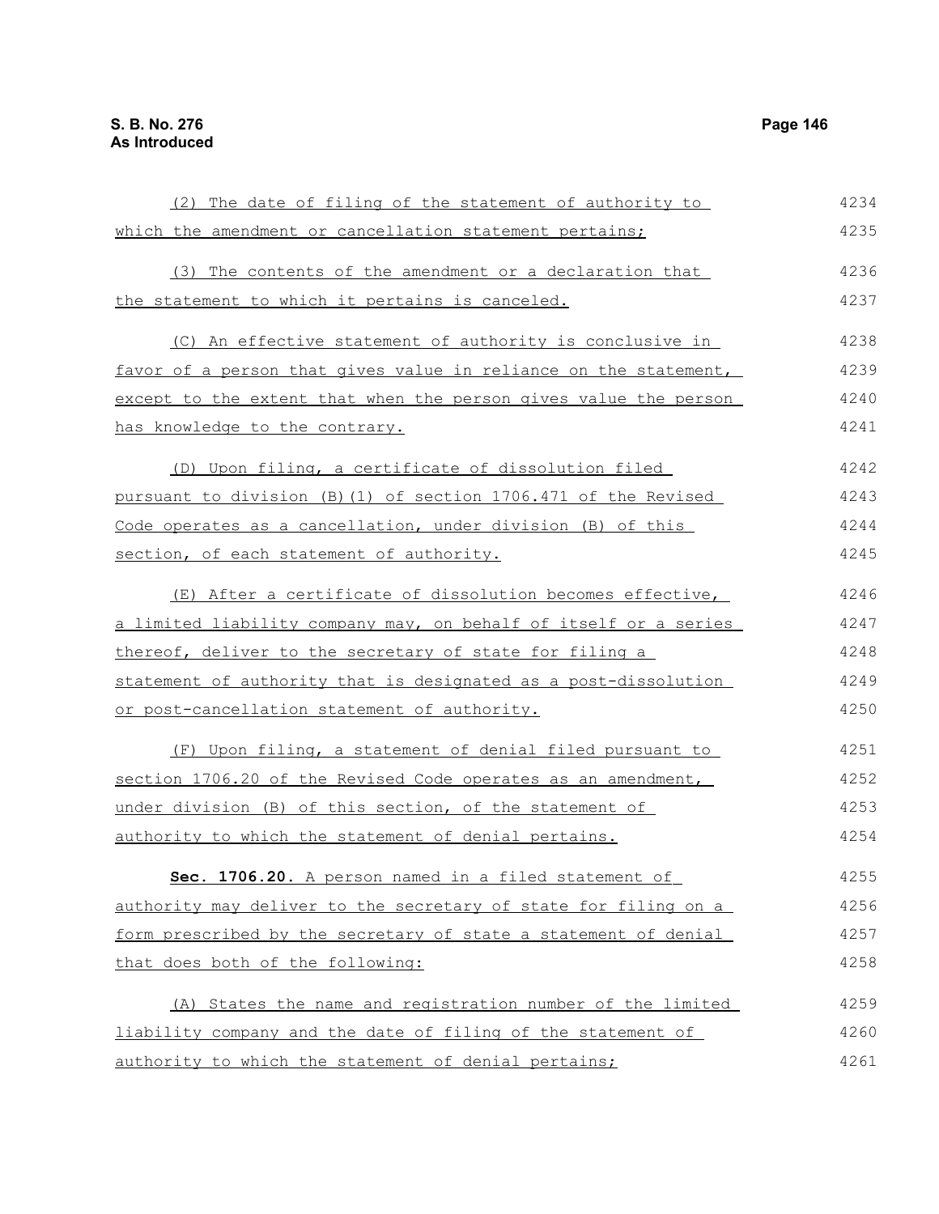(2) The date of filing of the statement of authority to which the amendment or cancellation statement pertains;

(3) The contents of the amendment or a declaration that the statement to which it pertains is canceled.

(C) An effective statement of authority is conclusive in favor of a person that gives value in reliance on the statement, except to the extent that when the person gives value the person has knowledge to the contrary.

(D) Upon filing, a certificate of dissolution filed pursuant to division (B)(1) of section 1706.471 of the Revised Code operates as a cancellation, under division (B) of this section, of each statement of authority.

(E) After a certificate of dissolution becomes effective, a limited liability company may, on behalf of itself or a series thereof, deliver to the secretary of state for filing a statement of authority that is designated as a post-dissolution or post-cancellation statement of authority.

(F) Upon filing, a statement of denial filed pursuant to section 1706.20 of the Revised Code operates as an amendment, under division (B) of this section, of the statement of authority to which the statement of denial pertains.

**Sec. 1706.20.** A person named in a filed statement of authority may deliver to the secretary of state for filing on a form prescribed by the secretary of state a statement of denial that does both of the following:

(A) States the name and registration number of the limited liability company and the date of filing of the statement of authority to which the statement of denial pertains;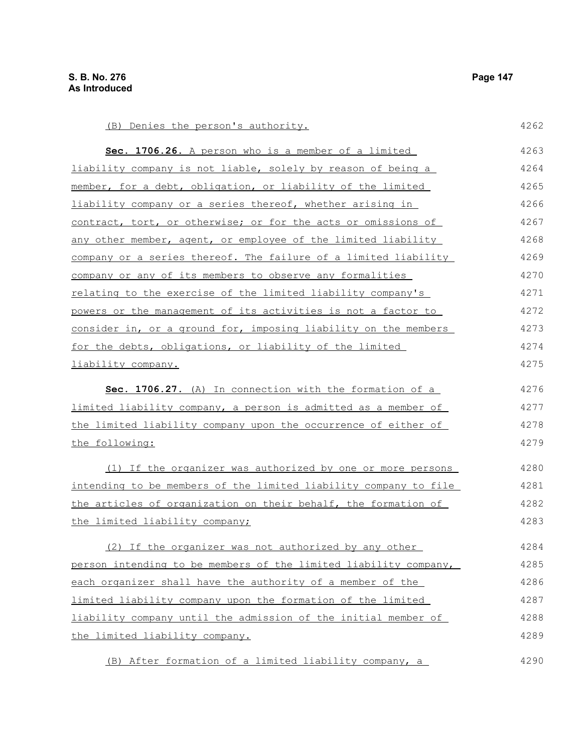(B) Denies the person's authority.

**Sec. 1706.26.** A person who is a member of a limited liability company is not liable, solely by reason of being a member, for a debt, obligation, or liability of the limited liability company or a series thereof, whether arising in contract, tort, or otherwise; or for the acts or omissions of any other member, agent, or employee of the limited liability company or a series thereof. The failure of a limited liability company or any of its members to observe any formalities relating to the exercise of the limited liability company's powers or the management of its activities is not a factor to consider in, or a ground for, imposing liability on the members for the debts, obligations, or liability of the limited liability company.

**Sec. 1706.27.** (A) In connection with the formation of a limited liability company, a person is admitted as a member of the limited liability company upon the occurrence of either of the following:

(1) If the organizer was authorized by one or more persons intending to be members of the limited liability company to file the articles of organization on their behalf, the formation of the limited liability company;

(2) If the organizer was not authorized by any other person intending to be members of the limited liability company, each organizer shall have the authority of a member of the limited liability company upon the formation of the limited liability company until the admission of the initial member of the limited liability company.

(B) After formation of a limited liability company, a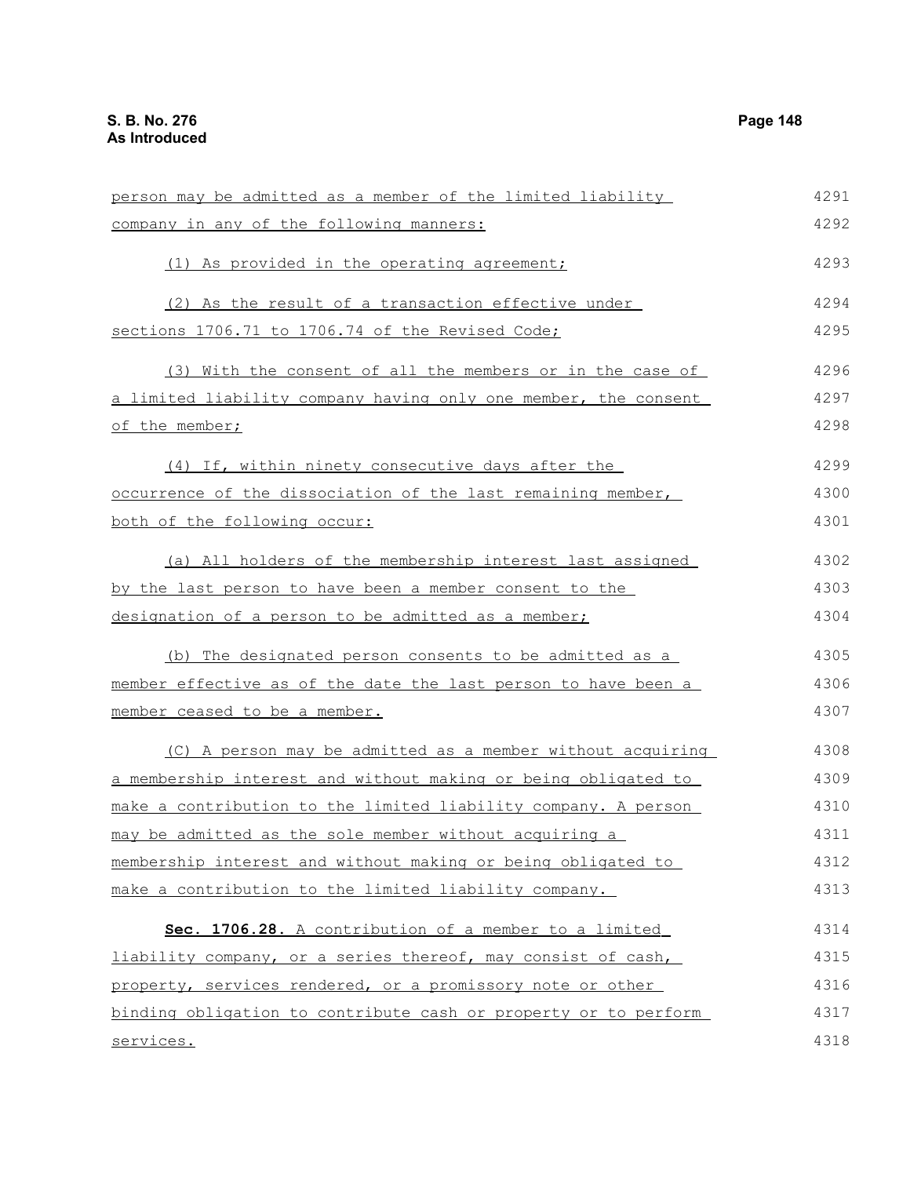person may be admitted as a member of the limited liability company in any of the following manners:

(1) As provided in the operating agreement;

(2) As the result of a transaction effective under sections 1706.71 to 1706.74 of the Revised Code;

(3) With the consent of all the members or in the case of a limited liability company having only one member, the consent of the member;

(4) If, within ninety consecutive days after the occurrence of the dissociation of the last remaining member, both of the following occur:

(a) All holders of the membership interest last assigned by the last person to have been a member consent to the designation of a person to be admitted as a member;

(b) The designated person consents to be admitted as a member effective as of the date the last person to have been a member ceased to be a member.

(C) A person may be admitted as a member without acquiring a membership interest and without making or being obligated to make a contribution to the limited liability company. A person may be admitted as the sole member without acquiring a membership interest and without making or being obligated to make a contribution to the limited liability company.

**Sec. 1706.28.** A contribution of a member to a limited liability company, or a series thereof, may consist of cash, property, services rendered, or a promissory note or other binding obligation to contribute cash or property or to perform services.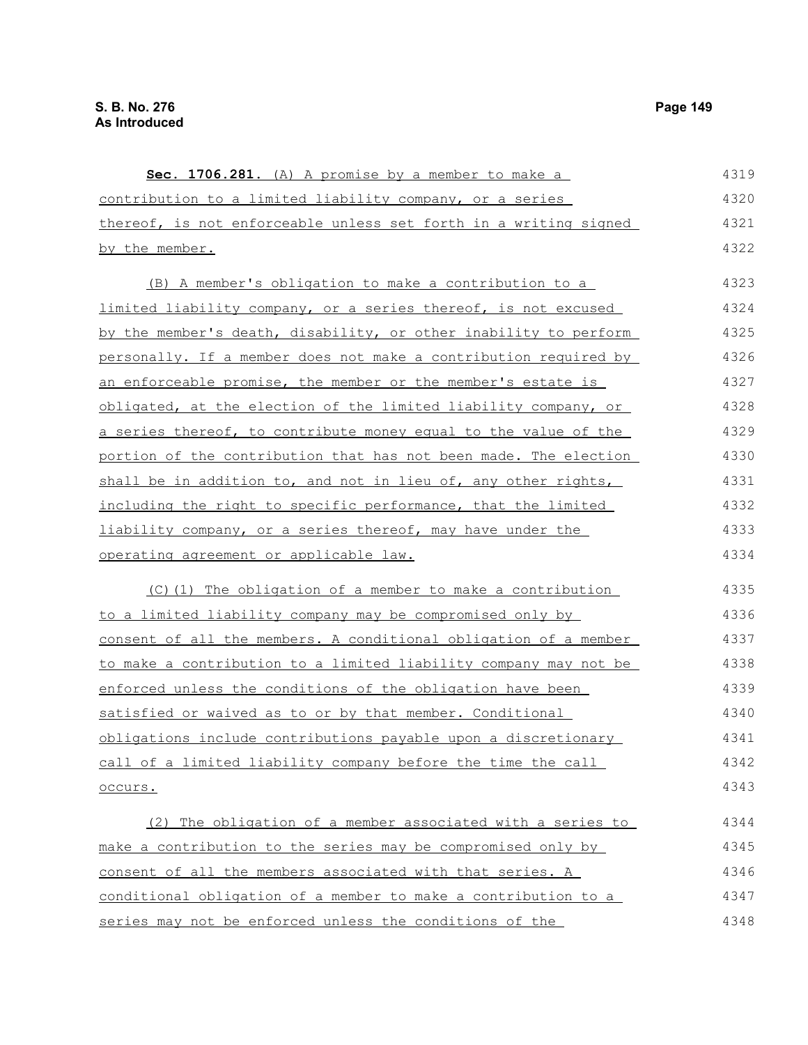**Sec. 1706.281.** (A) A promise by a member to make a contribution to a limited liability company, or a series thereof, is not enforceable unless set forth in a writing signed by the member.

(B) A member's obligation to make a contribution to a limited liability company, or a series thereof, is not excused by the member's death, disability, or other inability to perform personally. If a member does not make a contribution required by an enforceable promise, the member or the member's estate is obligated, at the election of the limited liability company, or a series thereof, to contribute money equal to the value of the portion of the contribution that has not been made. The election shall be in addition to, and not in lieu of, any other rights, including the right to specific performance, that the limited liability company, or a series thereof, may have under the operating agreement or applicable law.

(C)(1) The obligation of a member to make a contribution to a limited liability company may be compromised only by consent of all the members. A conditional obligation of a member to make a contribution to a limited liability company may not be enforced unless the conditions of the obligation have been satisfied or waived as to or by that member. Conditional obligations include contributions payable upon a discretionary call of a limited liability company before the time the call occurs.

(2) The obligation of a member associated with a series to make a contribution to the series may be compromised only by consent of all the members associated with that series. A conditional obligation of a member to make a contribution to a series may not be enforced unless the conditions of the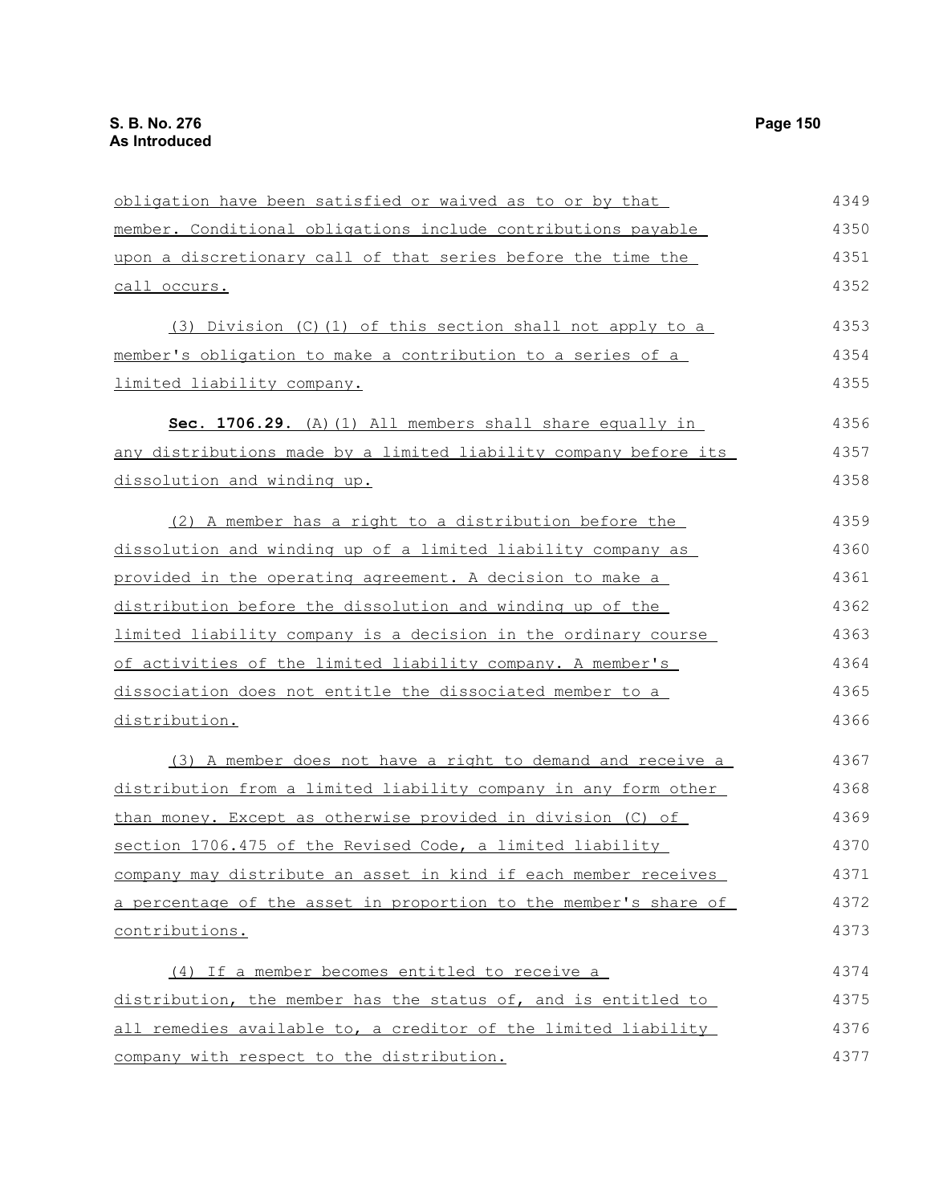obligation have been satisfied or waived as to or by that member. Conditional obligations include contributions payable upon a discretionary call of that series before the time the call occurs.

(3) Division (C)(1) of this section shall not apply to a member's obligation to make a contribution to a series of a limited liability company.

**Sec. 1706.29.** (A)(1) All members shall share equally in any distributions made by a limited liability company before its dissolution and winding up.

(2) A member has a right to a distribution before the dissolution and winding up of a limited liability company as provided in the operating agreement. A decision to make a distribution before the dissolution and winding up of the limited liability company is a decision in the ordinary course of activities of the limited liability company. A member's dissociation does not entitle the dissociated member to a distribution.

(3) A member does not have a right to demand and receive a distribution from a limited liability company in any form other than money. Except as otherwise provided in division (C) of section 1706.475 of the Revised Code, a limited liability company may distribute an asset in kind if each member receives a percentage of the asset in proportion to the member's share of contributions.

(4) If a member becomes entitled to receive a distribution, the member has the status of, and is entitled to all remedies available to, a creditor of the limited liability company with respect to the distribution.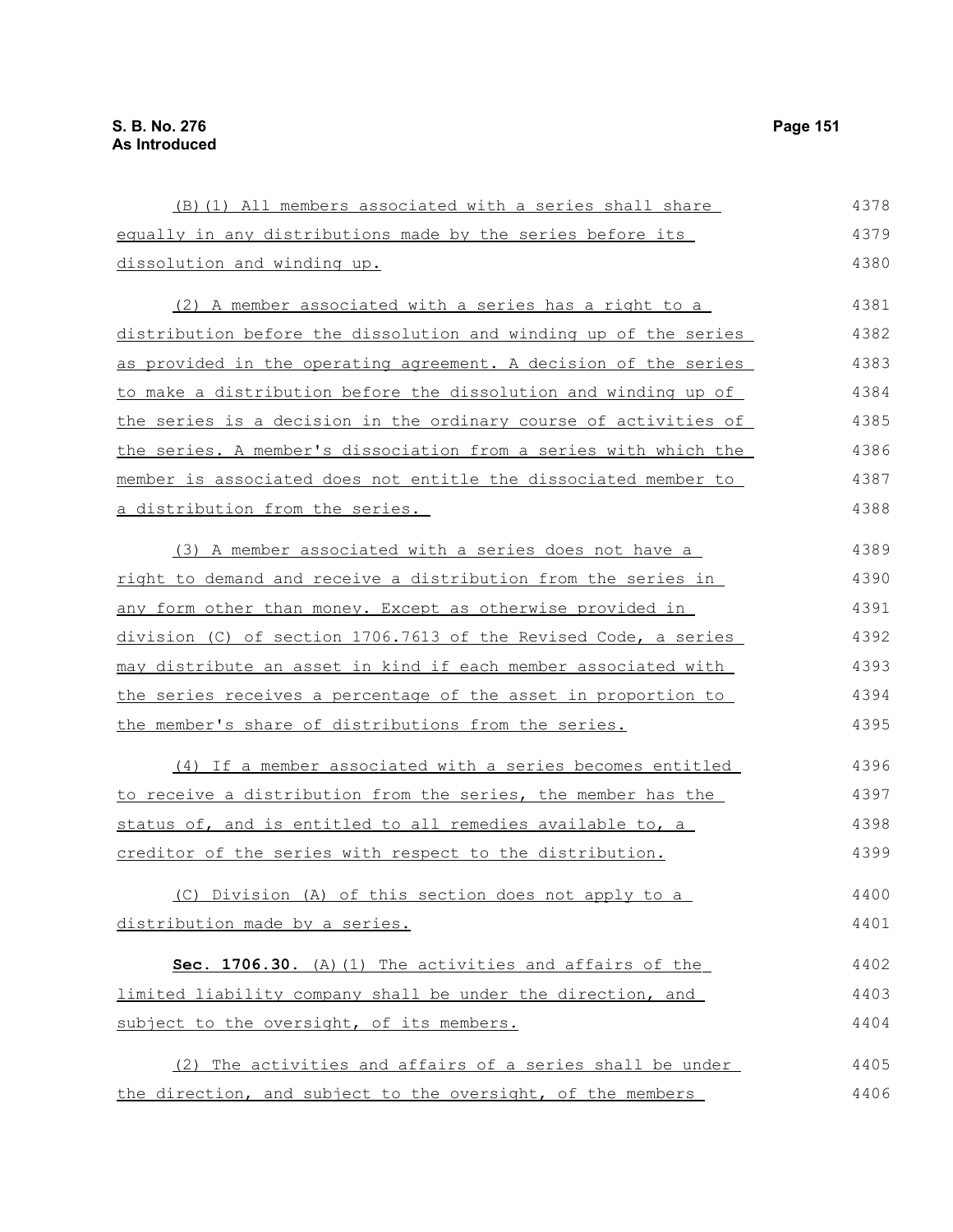(B)(1) All members associated with a series shall share equally in any distributions made by the series before its dissolution and winding up.

(2) A member associated with a series has a right to a distribution before the dissolution and winding up of the series as provided in the operating agreement. A decision of the series to make a distribution before the dissolution and winding up of the series is a decision in the ordinary course of activities of the series. A member's dissociation from a series with which the member is associated does not entitle the dissociated member to a distribution from the series.

(3) A member associated with a series does not have a right to demand and receive a distribution from the series in any form other than money. Except as otherwise provided in division (C) of section 1706.7613 of the Revised Code, a series may distribute an asset in kind if each member associated with the series receives a percentage of the asset in proportion to the member's share of distributions from the series.

(4) If a member associated with a series becomes entitled to receive a distribution from the series, the member has the status of, and is entitled to all remedies available to, a creditor of the series with respect to the distribution.

(C) Division (A) of this section does not apply to a distribution made by a series.

**Sec. 1706.30.** (A)(1) The activities and affairs of the limited liability company shall be under the direction, and subject to the oversight, of its members.

(2) The activities and affairs of a series shall be under the direction, and subject to the oversight, of the members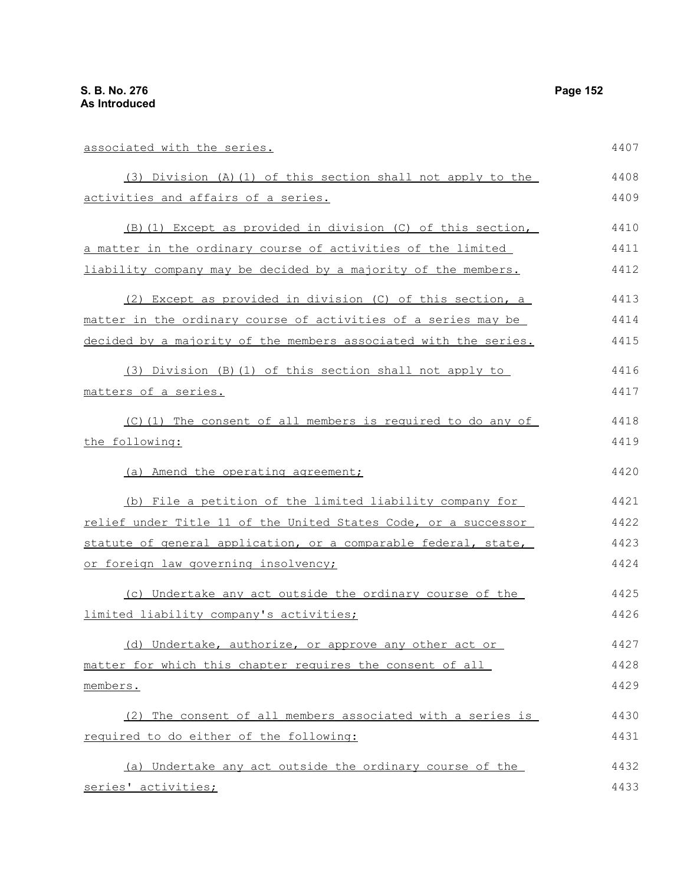associated with the series.

(3) Division (A)(1) of this section shall not apply to the activities and affairs of a series.

(B)(1) Except as provided in division (C) of this section, a matter in the ordinary course of activities of the limited liability company may be decided by a majority of the members.

(2) Except as provided in division (C) of this section, a matter in the ordinary course of activities of a series may be decided by a majority of the members associated with the series.

(3) Division (B)(1) of this section shall not apply to matters of a series.

(C)(1) The consent of all members is required to do any of the following:

(a) Amend the operating agreement;

(b) File a petition of the limited liability company for relief under Title 11 of the United States Code, or a successor statute of general application, or a comparable federal, state, or foreign law governing insolvency;

(c) Undertake any act outside the ordinary course of the limited liability company's activities;

(d) Undertake, authorize, or approve any other act or matter for which this chapter requires the consent of all members.

(2) The consent of all members associated with a series is required to do either of the following:

(a) Undertake any act outside the ordinary course of the series' activities;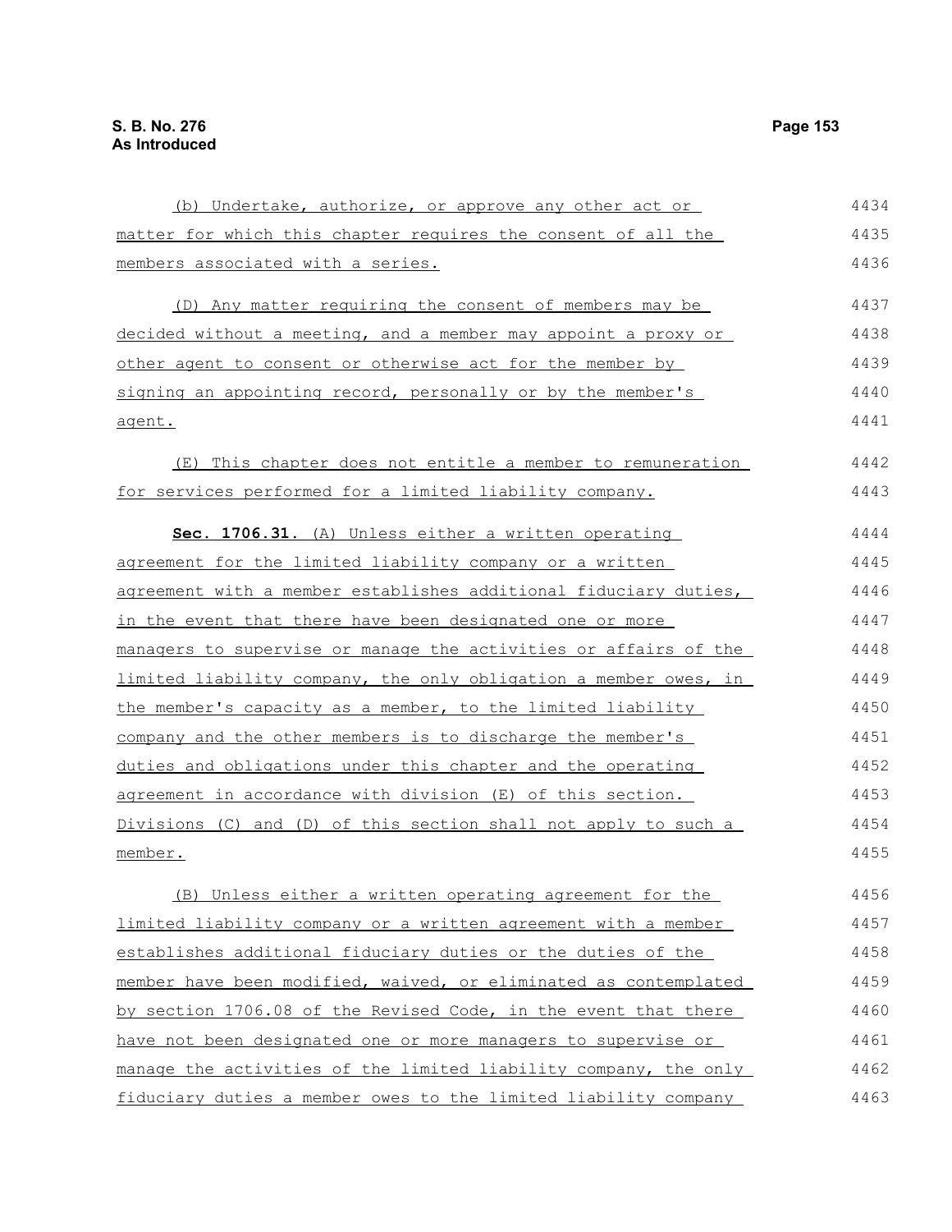(b) Undertake, authorize, or approve any other act or matter for which this chapter requires the consent of all the members associated with a series.

(D) Any matter requiring the consent of members may be decided without a meeting, and a member may appoint a proxy or other agent to consent or otherwise act for the member by signing an appointing record, personally or by the member's agent.

(E) This chapter does not entitle a member to remuneration for services performed for a limited liability company.

**Sec. 1706.31.** (A) Unless either a written operating agreement for the limited liability company or a written agreement with a member establishes additional fiduciary duties, in the event that there have been designated one or more managers to supervise or manage the activities or affairs of the limited liability company, the only obligation a member owes, in the member's capacity as a member, to the limited liability company and the other members is to discharge the member's duties and obligations under this chapter and the operating agreement in accordance with division (E) of this section. Divisions (C) and (D) of this section shall not apply to such a member.

(B) Unless either a written operating agreement for the limited liability company or a written agreement with a member establishes additional fiduciary duties or the duties of the member have been modified, waived, or eliminated as contemplated by section 1706.08 of the Revised Code, in the event that there have not been designated one or more managers to supervise or manage the activities of the limited liability company, the only fiduciary duties a member owes to the limited liability company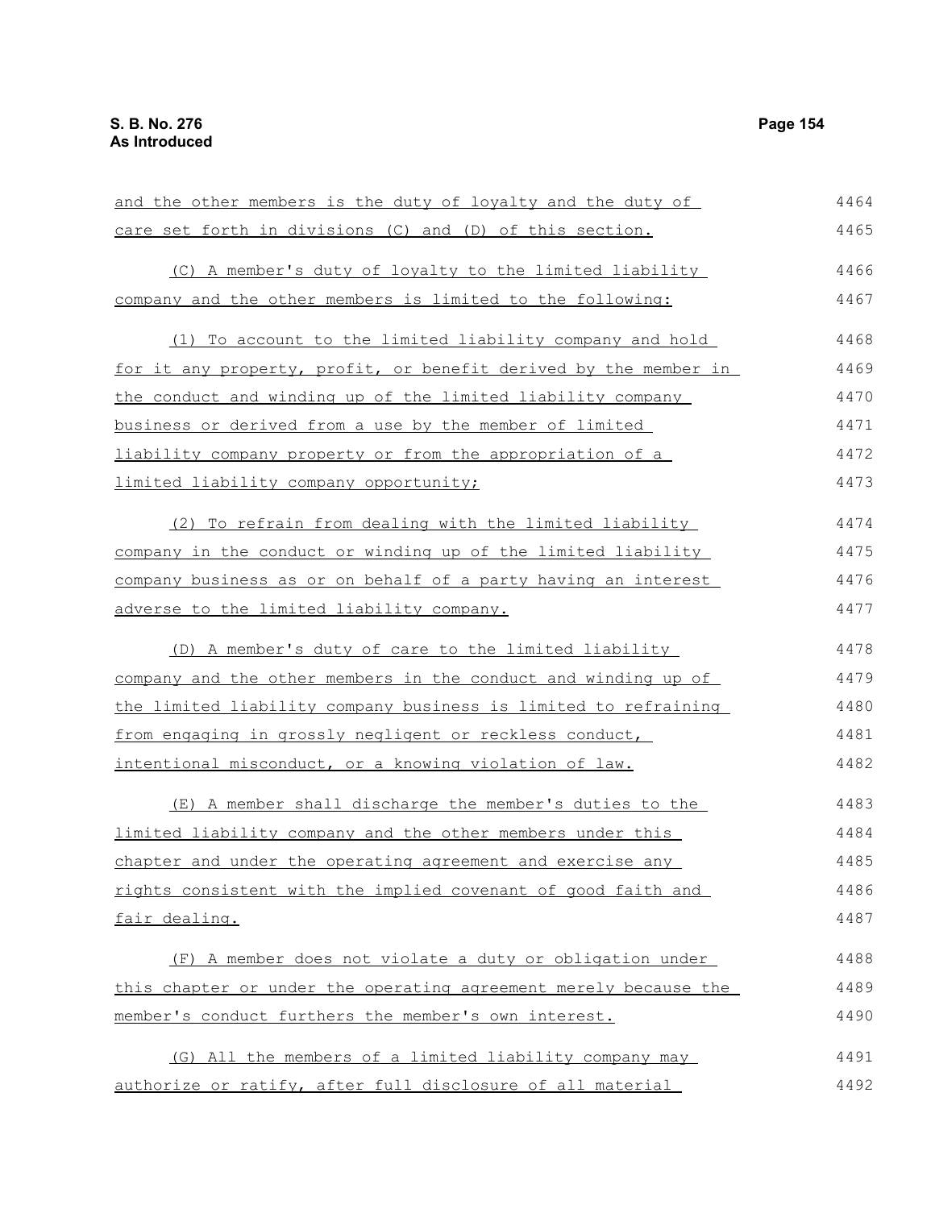and the other members is the duty of loyalty and the duty of care set forth in divisions (C) and (D) of this section.

(C) A member's duty of loyalty to the limited liability company and the other members is limited to the following:

(1) To account to the limited liability company and hold for it any property, profit, or benefit derived by the member in the conduct and winding up of the limited liability company business or derived from a use by the member of limited liability company property or from the appropriation of a limited liability company opportunity;

(2) To refrain from dealing with the limited liability company in the conduct or winding up of the limited liability company business as or on behalf of a party having an interest adverse to the limited liability company.

(D) A member's duty of care to the limited liability company and the other members in the conduct and winding up of the limited liability company business is limited to refraining from engaging in grossly negligent or reckless conduct, intentional misconduct, or a knowing violation of law.

(E) A member shall discharge the member's duties to the limited liability company and the other members under this chapter and under the operating agreement and exercise any rights consistent with the implied covenant of good faith and fair dealing.

(F) A member does not violate a duty or obligation under this chapter or under the operating agreement merely because the member's conduct furthers the member's own interest.

(G) All the members of a limited liability company may authorize or ratify, after full disclosure of all material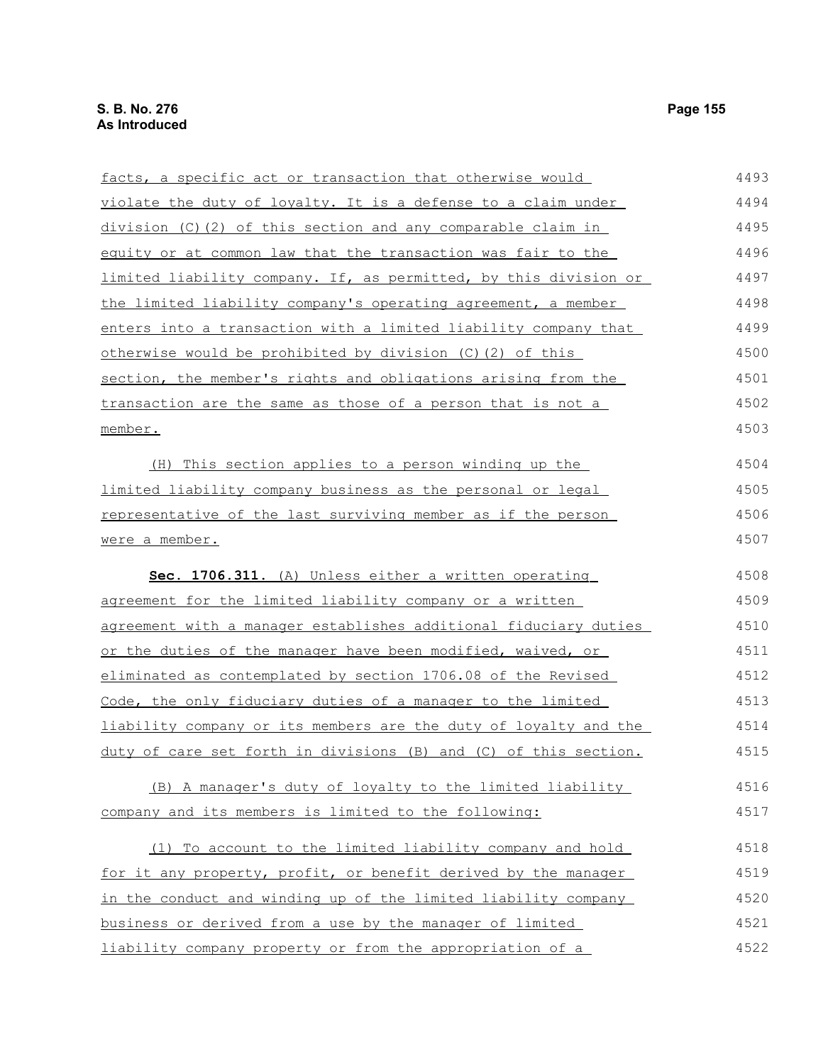facts, a specific act or transaction that otherwise would violate the duty of loyalty. It is a defense to a claim under division (C)(2) of this section and any comparable claim in equity or at common law that the transaction was fair to the limited liability company. If, as permitted, by this division or the limited liability company's operating agreement, a member enters into a transaction with a limited liability company that otherwise would be prohibited by division (C)(2) of this section, the member's rights and obligations arising from the transaction are the same as those of a person that is not a member.

(H) This section applies to a person winding up the limited liability company business as the personal or legal representative of the last surviving member as if the person were a member.

**Sec. 1706.311.** (A) Unless either a written operating agreement for the limited liability company or a written agreement with a manager establishes additional fiduciary duties or the duties of the manager have been modified, waived, or eliminated as contemplated by section 1706.08 of the Revised Code, the only fiduciary duties of a manager to the limited liability company or its members are the duty of loyalty and the duty of care set forth in divisions (B) and (C) of this section.

(B) A manager's duty of loyalty to the limited liability company and its members is limited to the following:

(1) To account to the limited liability company and hold for it any property, profit, or benefit derived by the manager in the conduct and winding up of the limited liability company business or derived from a use by the manager of limited liability company property or from the appropriation of a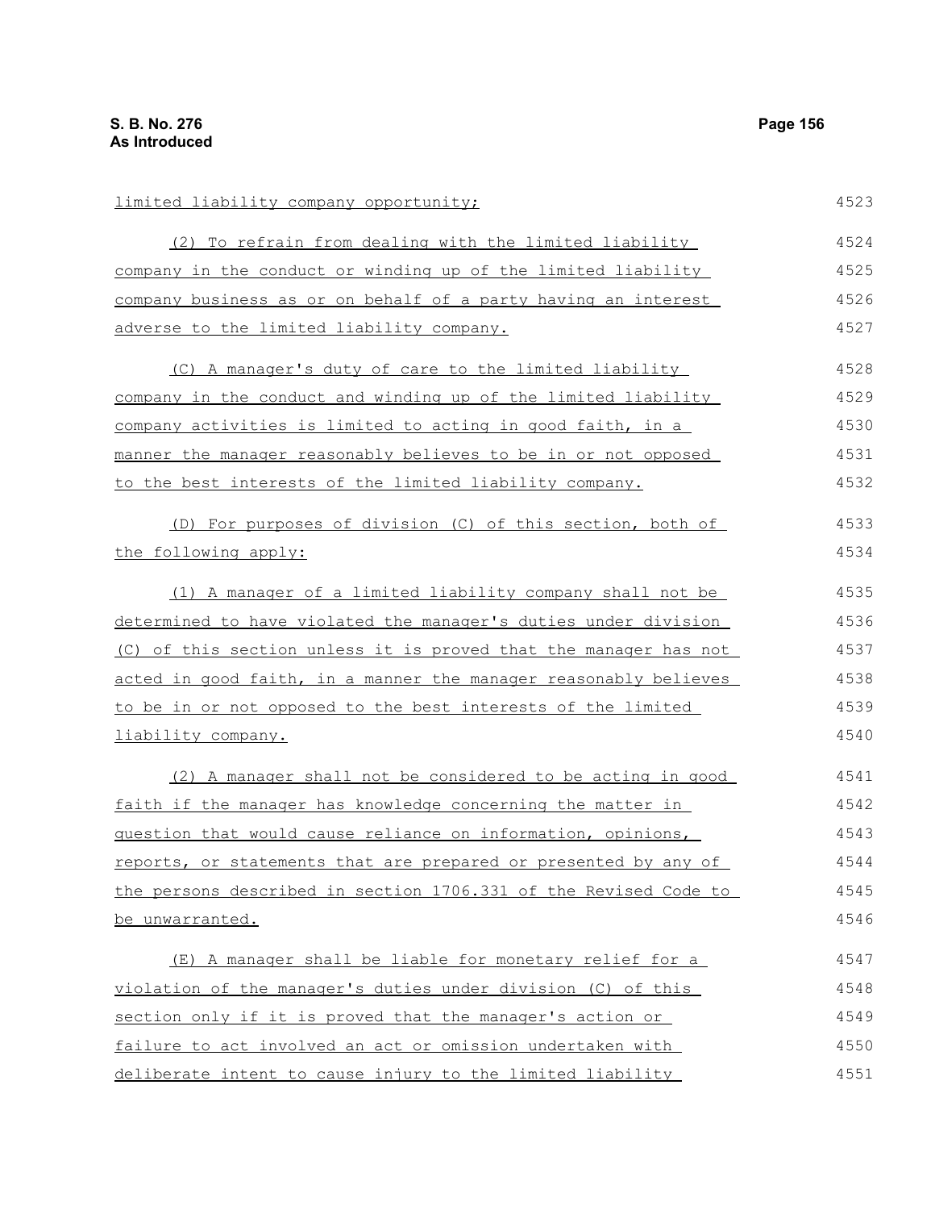limited liability company opportunity;

(2) To refrain from dealing with the limited liability company in the conduct or winding up of the limited liability company business as or on behalf of a party having an interest adverse to the limited liability company.

(C) A manager's duty of care to the limited liability company in the conduct and winding up of the limited liability company activities is limited to acting in good faith, in a manner the manager reasonably believes to be in or not opposed to the best interests of the limited liability company.

(D) For purposes of division (C) of this section, both of the following apply:

(1) A manager of a limited liability company shall not be determined to have violated the manager's duties under division (C) of this section unless it is proved that the manager has not acted in good faith, in a manner the manager reasonably believes to be in or not opposed to the best interests of the limited liability company.

(2) A manager shall not be considered to be acting in good faith if the manager has knowledge concerning the matter in question that would cause reliance on information, opinions, reports, or statements that are prepared or presented by any of the persons described in section 1706.331 of the Revised Code to be unwarranted.

(E) A manager shall be liable for monetary relief for a violation of the manager's duties under division (C) of this section only if it is proved that the manager's action or failure to act involved an act or omission undertaken with deliberate intent to cause injury to the limited liability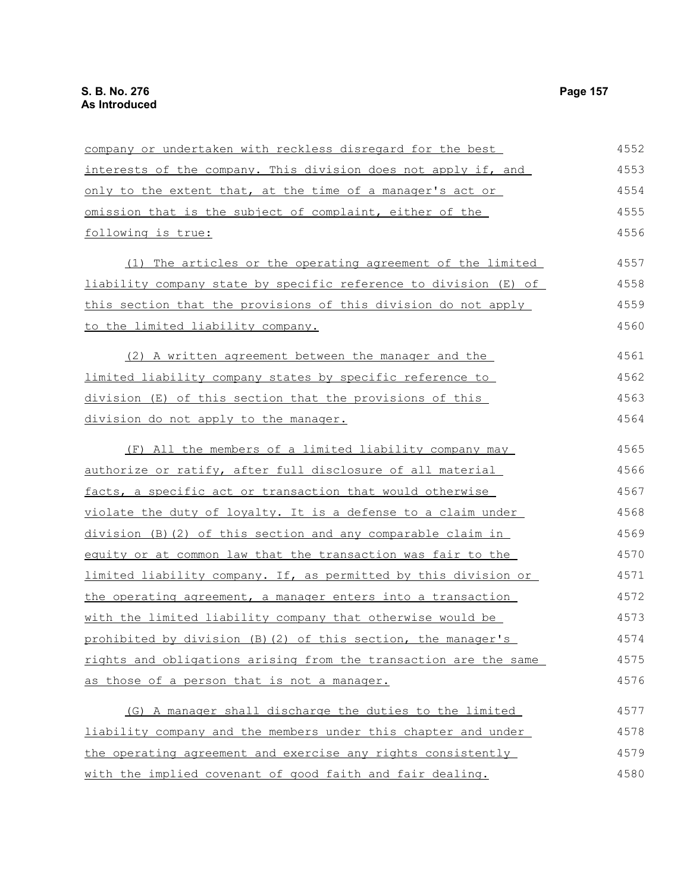company or undertaken with reckless disregard for the best interests of the company. This division does not apply if, and only to the extent that, at the time of a manager's act or omission that is the subject of complaint, either of the following is true:

(1) The articles or the operating agreement of the limited liability company state by specific reference to division (E) of this section that the provisions of this division do not apply to the limited liability company.

(2) A written agreement between the manager and the limited liability company states by specific reference to division (E) of this section that the provisions of this division do not apply to the manager.

(F) All the members of a limited liability company may authorize or ratify, after full disclosure of all material facts, a specific act or transaction that would otherwise violate the duty of loyalty. It is a defense to a claim under division (B)(2) of this section and any comparable claim in equity or at common law that the transaction was fair to the limited liability company. If, as permitted by this division or the operating agreement, a manager enters into a transaction with the limited liability company that otherwise would be prohibited by division (B)(2) of this section, the manager's rights and obligations arising from the transaction are the same as those of a person that is not a manager.

(G) A manager shall discharge the duties to the limited liability company and the members under this chapter and under the operating agreement and exercise any rights consistently with the implied covenant of good faith and fair dealing.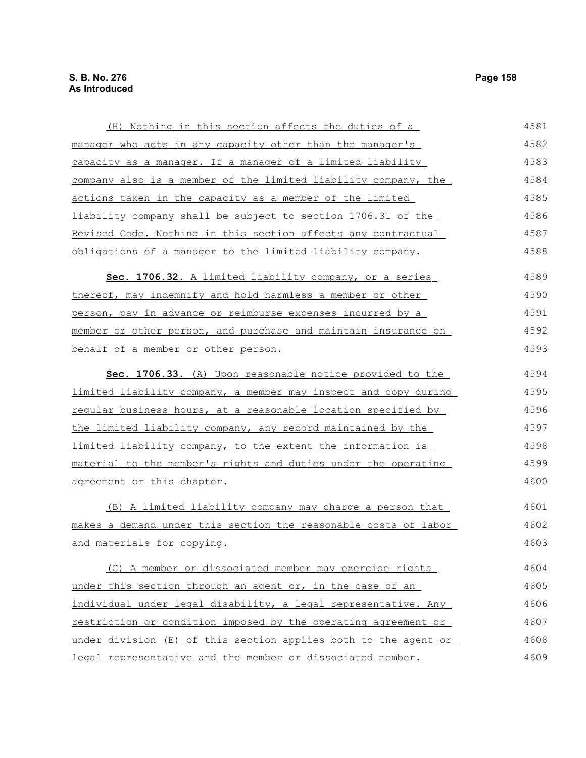(H) Nothing in this section affects the duties of a manager who acts in any capacity other than the manager's capacity as a manager. If a manager of a limited liability company also is a member of the limited liability company, the actions taken in the capacity as a member of the limited liability company shall be subject to section 1706.31 of the Revised Code. Nothing in this section affects any contractual obligations of a manager to the limited liability company.

**Sec. 1706.32.** A limited liability company, or a series thereof, may indemnify and hold harmless a member or other person, pay in advance or reimburse expenses incurred by a member or other person, and purchase and maintain insurance on behalf of a member or other person.

**Sec. 1706.33.** (A) Upon reasonable notice provided to the limited liability company, a member may inspect and copy during regular business hours, at a reasonable location specified by the limited liability company, any record maintained by the limited liability company, to the extent the information is material to the member's rights and duties under the operating agreement or this chapter.

(B) A limited liability company may charge a person that makes a demand under this section the reasonable costs of labor and materials for copying.

(C) A member or dissociated member may exercise rights under this section through an agent or, in the case of an individual under legal disability, a legal representative. Any restriction or condition imposed by the operating agreement or under division (E) of this section applies both to the agent or legal representative and the member or dissociated member.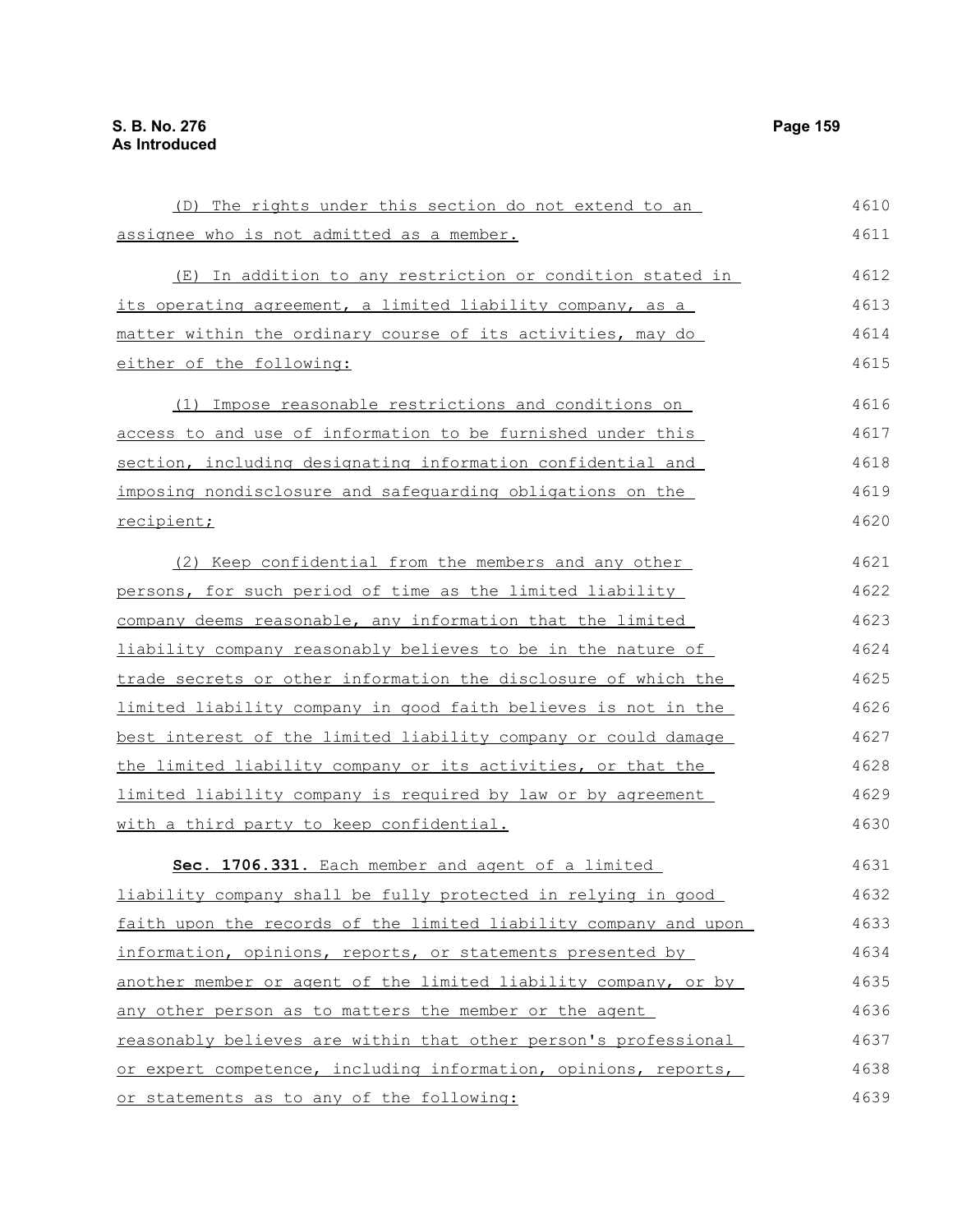(D) The rights under this section do not extend to an assignee who is not admitted as a member.

(E) In addition to any restriction or condition stated in its operating agreement, a limited liability company, as a matter within the ordinary course of its activities, may do either of the following:

(1) Impose reasonable restrictions and conditions on access to and use of information to be furnished under this section, including designating information confidential and imposing nondisclosure and safeguarding obligations on the recipient;

(2) Keep confidential from the members and any other persons, for such period of time as the limited liability company deems reasonable, any information that the limited liability company reasonably believes to be in the nature of trade secrets or other information the disclosure of which the limited liability company in good faith believes is not in the best interest of the limited liability company or could damage the limited liability company or its activities, or that the limited liability company is required by law or by agreement with a third party to keep confidential.

**Sec. 1706.331.** Each member and agent of a limited liability company shall be fully protected in relying in good faith upon the records of the limited liability company and upon information, opinions, reports, or statements presented by another member or agent of the limited liability company, or by any other person as to matters the member or the agent reasonably believes are within that other person's professional or expert competence, including information, opinions, reports, or statements as to any of the following: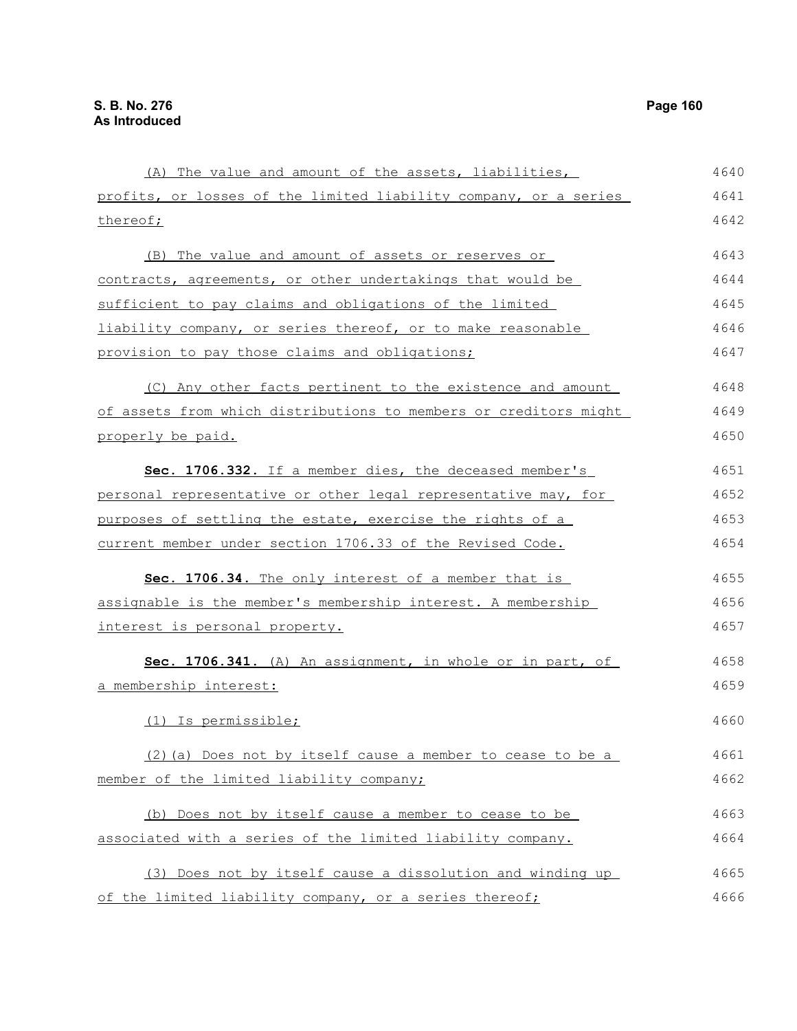(A) The value and amount of the assets, liabilities, profits, or losses of the limited liability company, or a series thereof;

(B) The value and amount of assets or reserves or contracts, agreements, or other undertakings that would be sufficient to pay claims and obligations of the limited liability company, or series thereof, or to make reasonable provision to pay those claims and obligations;

(C) Any other facts pertinent to the existence and amount of assets from which distributions to members or creditors might properly be paid.

**Sec. 1706.332.** If a member dies, the deceased member's personal representative or other legal representative may, for purposes of settling the estate, exercise the rights of a current member under section 1706.33 of the Revised Code.

**Sec. 1706.34.** The only interest of a member that is assignable is the member's membership interest. A membership interest is personal property.

**Sec. 1706.341.** (A) An assignment, in whole or in part, of a membership interest:

(1) Is permissible;

(2)(a) Does not by itself cause a member to cease to be a member of the limited liability company;

(b) Does not by itself cause a member to cease to be associated with a series of the limited liability company.

(3) Does not by itself cause a dissolution and winding up of the limited liability company, or a series thereof;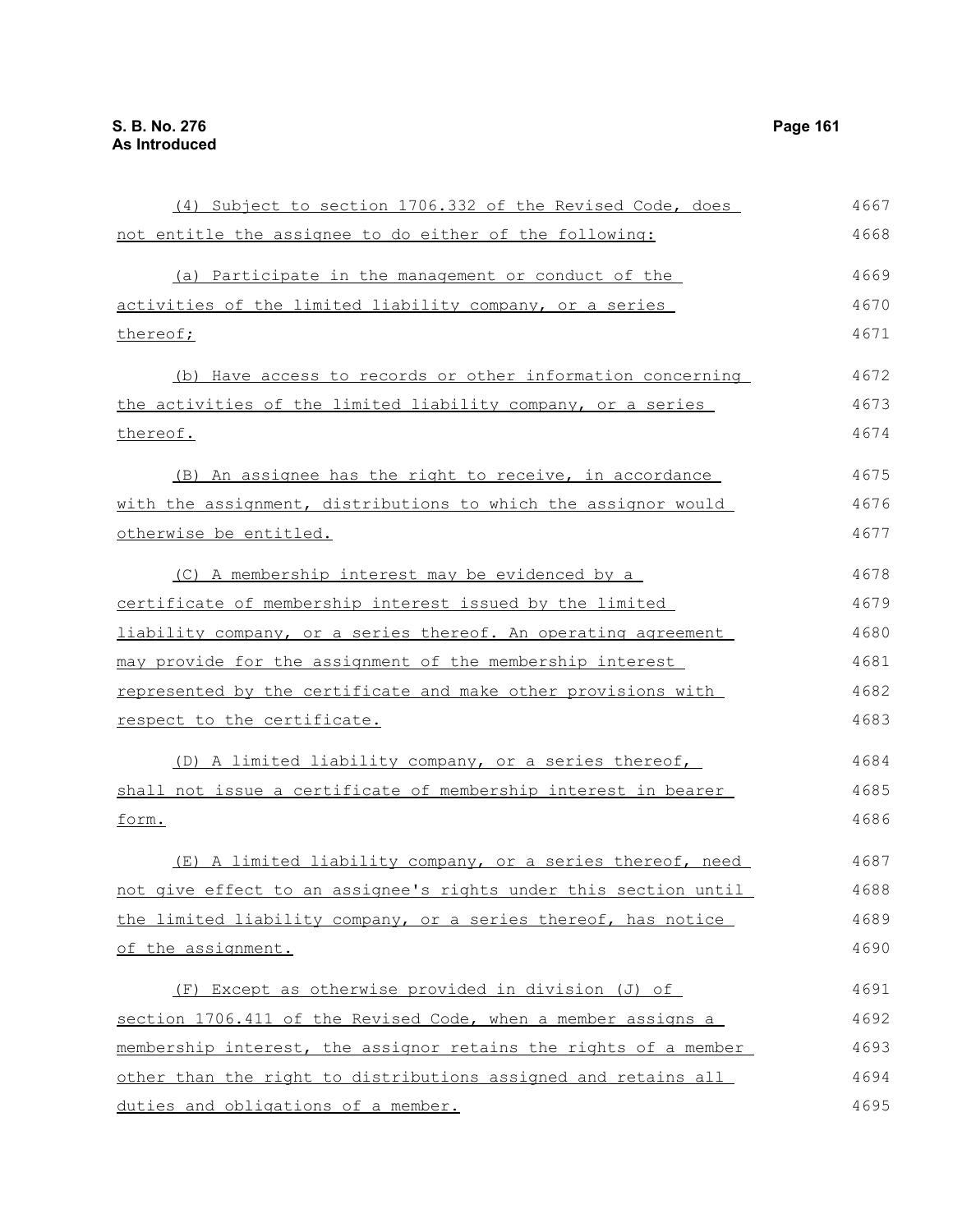(4) Subject to section 1706.332 of the Revised Code, does not entitle the assignee to do either of the following:

(a) Participate in the management or conduct of the activities of the limited liability company, or a series thereof;

(b) Have access to records or other information concerning the activities of the limited liability company, or a series thereof.

(B) An assignee has the right to receive, in accordance with the assignment, distributions to which the assignor would otherwise be entitled.

(C) A membership interest may be evidenced by a certificate of membership interest issued by the limited liability company, or a series thereof. An operating agreement may provide for the assignment of the membership interest represented by the certificate and make other provisions with respect to the certificate.

(D) A limited liability company, or a series thereof, shall not issue a certificate of membership interest in bearer form.

(E) A limited liability company, or a series thereof, need not give effect to an assignee's rights under this section until the limited liability company, or a series thereof, has notice of the assignment.

(F) Except as otherwise provided in division (J) of section 1706.411 of the Revised Code, when a member assigns a membership interest, the assignor retains the rights of a member other than the right to distributions assigned and retains all duties and obligations of a member.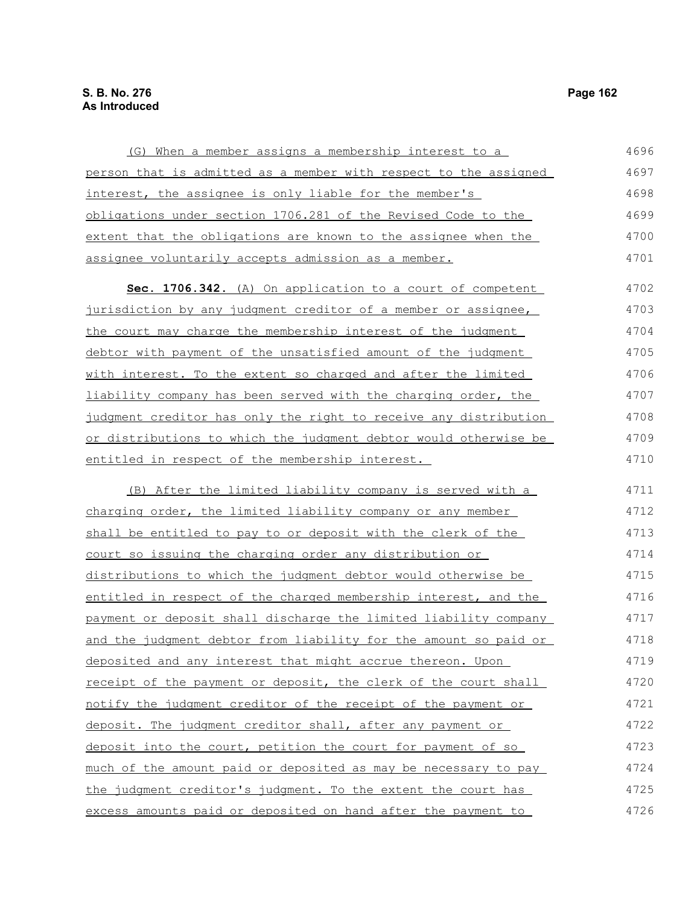(G) When a member assigns a membership interest to a person that is admitted as a member with respect to the assigned interest, the assignee is only liable for the member's obligations under section 1706.281 of the Revised Code to the extent that the obligations are known to the assignee when the assignee voluntarily accepts admission as a member.

**Sec. 1706.342.** (A) On application to a court of competent jurisdiction by any judgment creditor of a member or assignee, the court may charge the membership interest of the judgment debtor with payment of the unsatisfied amount of the judgment with interest. To the extent so charged and after the limited liability company has been served with the charging order, the judgment creditor has only the right to receive any distribution or distributions to which the judgment debtor would otherwise be entitled in respect of the membership interest.

(B) After the limited liability company is served with a charging order, the limited liability company or any member shall be entitled to pay to or deposit with the clerk of the court so issuing the charging order any distribution or distributions to which the judgment debtor would otherwise be entitled in respect of the charged membership interest, and the payment or deposit shall discharge the limited liability company and the judgment debtor from liability for the amount so paid or deposited and any interest that might accrue thereon. Upon receipt of the payment or deposit, the clerk of the court shall notify the judgment creditor of the receipt of the payment or deposit. The judgment creditor shall, after any payment or deposit into the court, petition the court for payment of so much of the amount paid or deposited as may be necessary to pay the judgment creditor's judgment. To the extent the court has excess amounts paid or deposited on hand after the payment to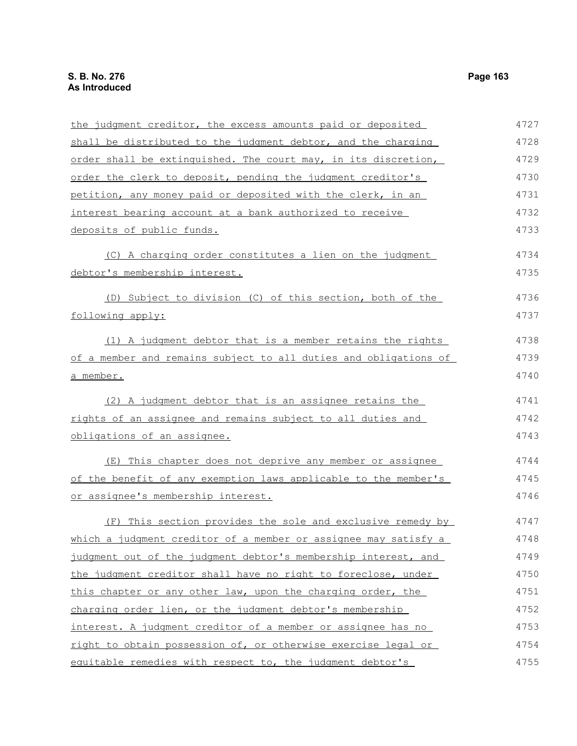the judgment creditor, the excess amounts paid or deposited shall be distributed to the judgment debtor, and the charging order shall be extinguished. The court may, in its discretion, order the clerk to deposit, pending the judgment creditor's petition, any money paid or deposited with the clerk, in an interest bearing account at a bank authorized to receive deposits of public funds.

(C) A charging order constitutes a lien on the judgment debtor's membership interest.

(D) Subject to division (C) of this section, both of the following apply:

(1) A judgment debtor that is a member retains the rights of a member and remains subject to all duties and obligations of a member.

(2) A judgment debtor that is an assignee retains the rights of an assignee and remains subject to all duties and obligations of an assignee.

(E) This chapter does not deprive any member or assignee of the benefit of any exemption laws applicable to the member's or assignee's membership interest.

(F) This section provides the sole and exclusive remedy by which a judgment creditor of a member or assignee may satisfy a judgment out of the judgment debtor's membership interest, and the judgment creditor shall have no right to foreclose, under this chapter or any other law, upon the charging order, the charging order lien, or the judgment debtor's membership interest. A judgment creditor of a member or assignee has no right to obtain possession of, or otherwise exercise legal or equitable remedies with respect to, the judgment debtor's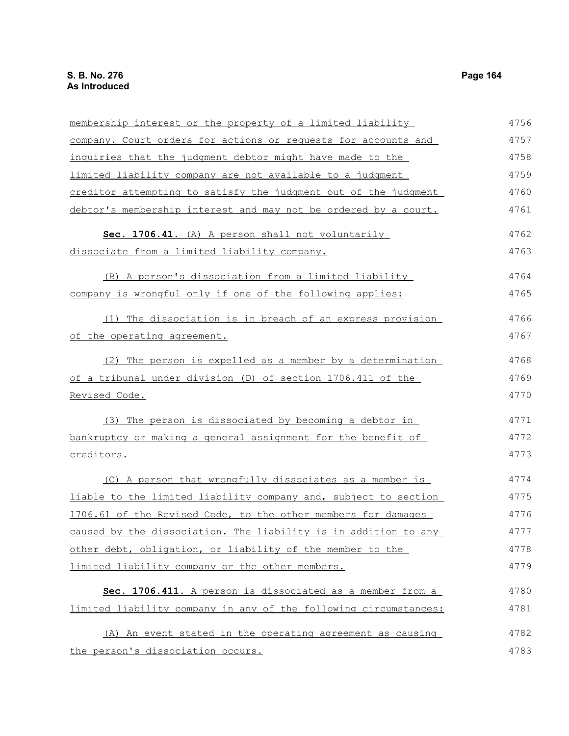membership interest or the property of a limited liability company. Court orders for actions or requests for accounts and inquiries that the judgment debtor might have made to the limited liability company are not available to a judgment creditor attempting to satisfy the judgment out of the judgment debtor's membership interest and may not be ordered by a court.

**Sec. 1706.41.** (A) A person shall not voluntarily dissociate from a limited liability company.

(B) A person's dissociation from a limited liability company is wrongful only if one of the following applies:

(1) The dissociation is in breach of an express provision of the operating agreement.

(2) The person is expelled as a member by a determination of a tribunal under division (D) of section 1706.411 of the Revised Code.

(3) The person is dissociated by becoming a debtor in bankruptcy or making a general assignment for the benefit of creditors.

(C) A person that wrongfully dissociates as a member is liable to the limited liability company and, subject to section 1706.61 of the Revised Code, to the other members for damages caused by the dissociation. The liability is in addition to any other debt, obligation, or liability of the member to the limited liability company or the other members.

**Sec. 1706.411.** A person is dissociated as a member from a limited liability company in any of the following circumstances:

(A) An event stated in the operating agreement as causing the person's dissociation occurs.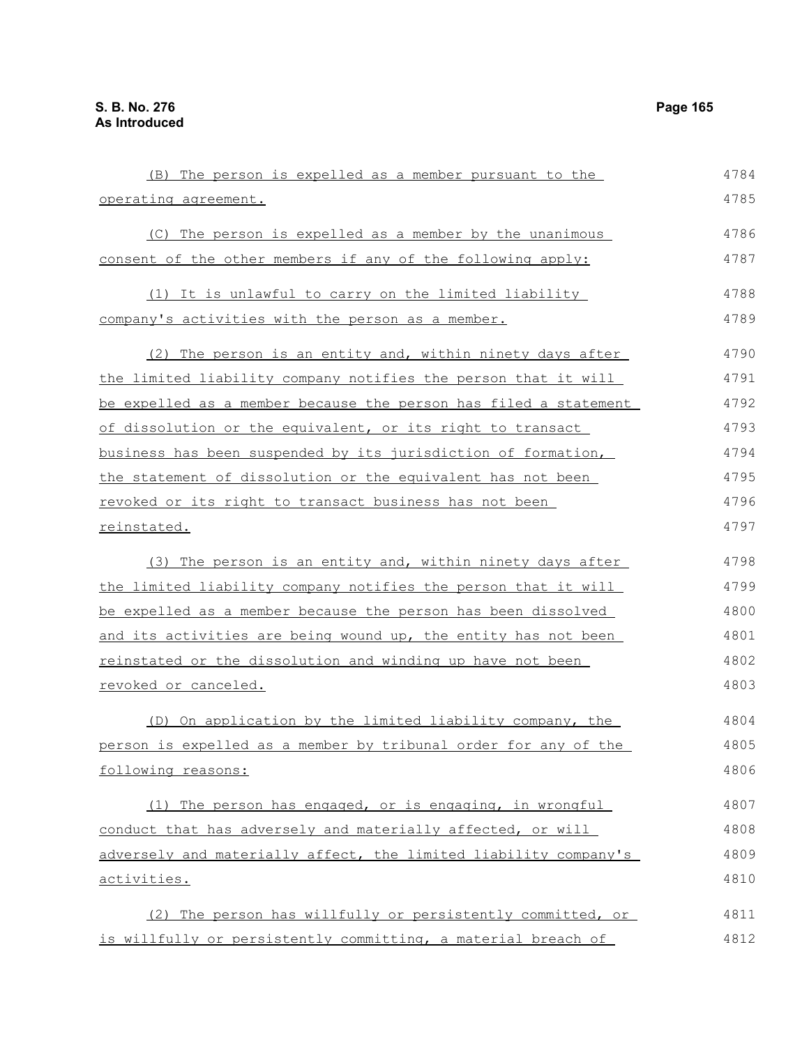(B) The person is expelled as a member pursuant to the operating agreement.

(C) The person is expelled as a member by the unanimous consent of the other members if any of the following apply:

(1) It is unlawful to carry on the limited liability company's activities with the person as a member.

(2) The person is an entity and, within ninety days after the limited liability company notifies the person that it will be expelled as a member because the person has filed a statement of dissolution or the equivalent, or its right to transact business has been suspended by its jurisdiction of formation, the statement of dissolution or the equivalent has not been revoked or its right to transact business has not been reinstated.

(3) The person is an entity and, within ninety days after the limited liability company notifies the person that it will be expelled as a member because the person has been dissolved and its activities are being wound up, the entity has not been reinstated or the dissolution and winding up have not been revoked or canceled.

(D) On application by the limited liability company, the person is expelled as a member by tribunal order for any of the following reasons:

(1) The person has engaged, or is engaging, in wrongful conduct that has adversely and materially affected, or will adversely and materially affect, the limited liability company's activities.

(2) The person has willfully or persistently committed, or is willfully or persistently committing, a material breach of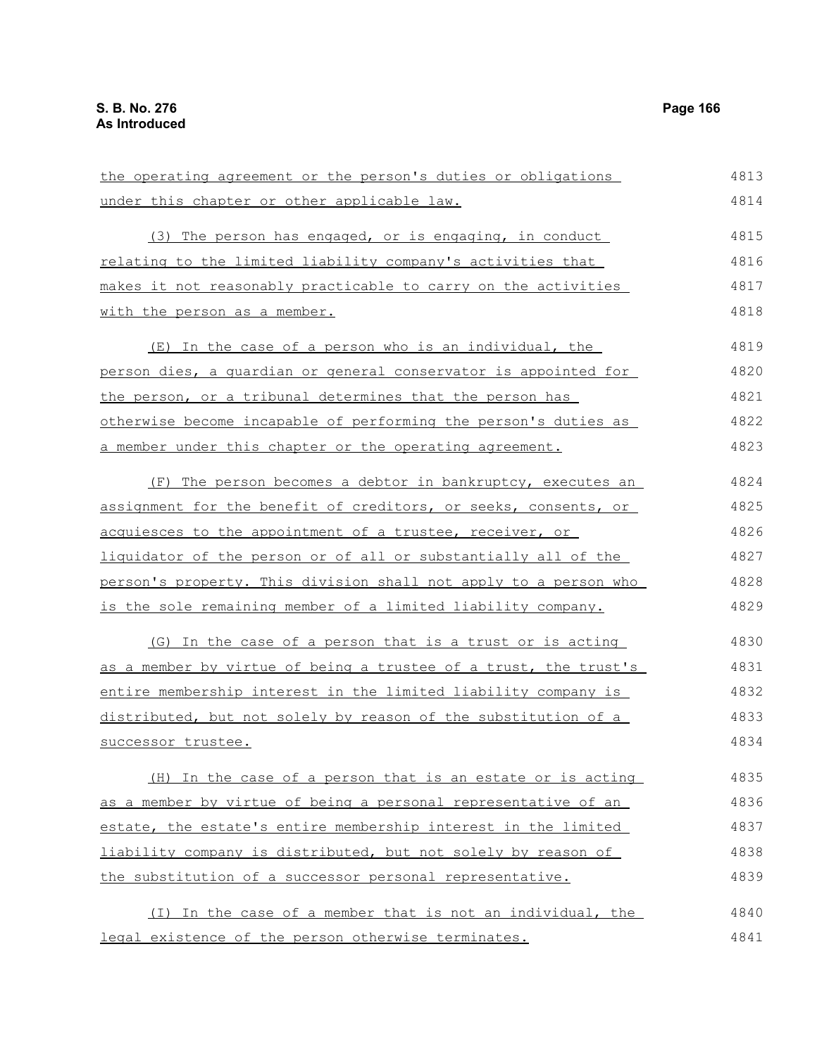the operating agreement or the person's duties or obligations under this chapter or other applicable law.

(3) The person has engaged, or is engaging, in conduct relating to the limited liability company's activities that makes it not reasonably practicable to carry on the activities with the person as a member.

(E) In the case of a person who is an individual, the person dies, a guardian or general conservator is appointed for the person, or a tribunal determines that the person has otherwise become incapable of performing the person's duties as a member under this chapter or the operating agreement.

(F) The person becomes a debtor in bankruptcy, executes an assignment for the benefit of creditors, or seeks, consents, or acquiesces to the appointment of a trustee, receiver, or liquidator of the person or of all or substantially all of the person's property. This division shall not apply to a person who is the sole remaining member of a limited liability company.

(G) In the case of a person that is a trust or is acting as a member by virtue of being a trustee of a trust, the trust's entire membership interest in the limited liability company is distributed, but not solely by reason of the substitution of a successor trustee.

(H) In the case of a person that is an estate or is acting as a member by virtue of being a personal representative of an estate, the estate's entire membership interest in the limited liability company is distributed, but not solely by reason of the substitution of a successor personal representative.

(I) In the case of a member that is not an individual, the legal existence of the person otherwise terminates.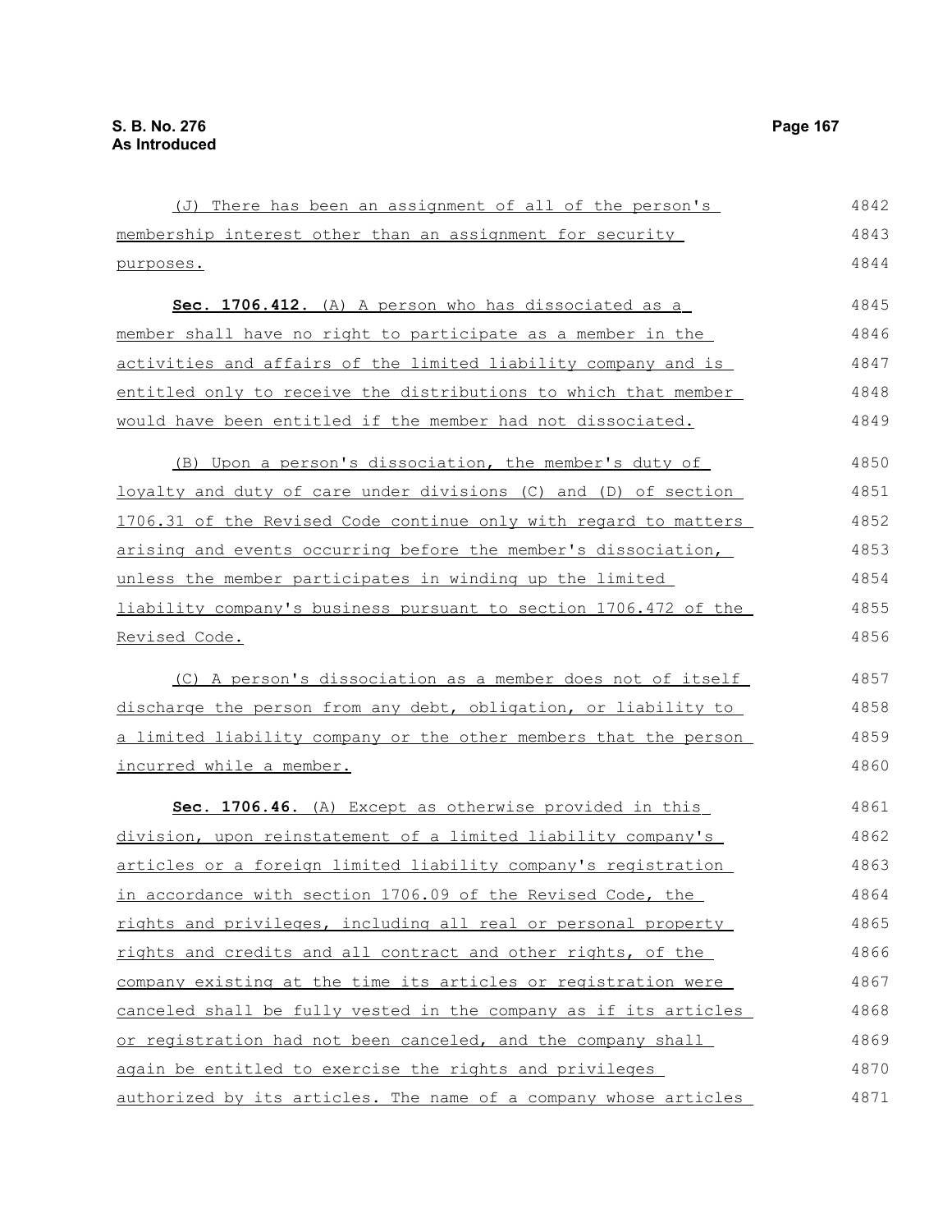(J) There has been an assignment of all of the person's membership interest other than an assignment for security purposes.

**Sec. 1706.412.** (A) A person who has dissociated as a member shall have no right to participate as a member in the activities and affairs of the limited liability company and is entitled only to receive the distributions to which that member would have been entitled if the member had not dissociated.

(B) Upon a person's dissociation, the member's duty of loyalty and duty of care under divisions (C) and (D) of section 1706.31 of the Revised Code continue only with regard to matters arising and events occurring before the member's dissociation, unless the member participates in winding up the limited liability company's business pursuant to section 1706.472 of the Revised Code.

(C) A person's dissociation as a member does not of itself discharge the person from any debt, obligation, or liability to a limited liability company or the other members that the person incurred while a member.

**Sec. 1706.46.** (A) Except as otherwise provided in this division, upon reinstatement of a limited liability company's articles or a foreign limited liability company's registration in accordance with section 1706.09 of the Revised Code, the rights and privileges, including all real or personal property rights and credits and all contract and other rights, of the company existing at the time its articles or registration were canceled shall be fully vested in the company as if its articles or registration had not been canceled, and the company shall again be entitled to exercise the rights and privileges authorized by its articles. The name of a company whose articles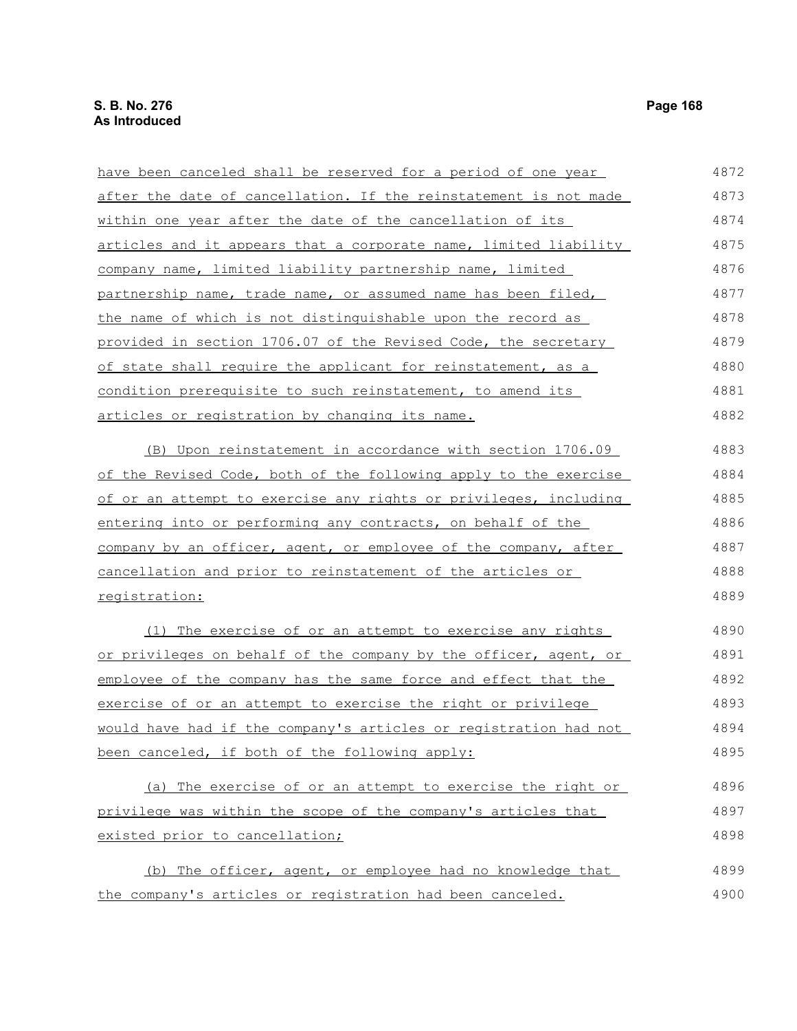have been canceled shall be reserved for a period of one year after the date of cancellation. If the reinstatement is not made within one year after the date of the cancellation of its articles and it appears that a corporate name, limited liability company name, limited liability partnership name, limited partnership name, trade name, or assumed name has been filed, the name of which is not distinguishable upon the record as provided in section 1706.07 of the Revised Code, the secretary of state shall require the applicant for reinstatement, as a condition prerequisite to such reinstatement, to amend its articles or registration by changing its name.

(B) Upon reinstatement in accordance with section 1706.09 of the Revised Code, both of the following apply to the exercise of or an attempt to exercise any rights or privileges, including entering into or performing any contracts, on behalf of the company by an officer, agent, or employee of the company, after cancellation and prior to reinstatement of the articles or registration:

(1) The exercise of or an attempt to exercise any rights or privileges on behalf of the company by the officer, agent, or employee of the company has the same force and effect that the exercise of or an attempt to exercise the right or privilege would have had if the company's articles or registration had not been canceled, if both of the following apply:

(a) The exercise of or an attempt to exercise the right or privilege was within the scope of the company's articles that existed prior to cancellation;

(b) The officer, agent, or employee had no knowledge that the company's articles or registration had been canceled.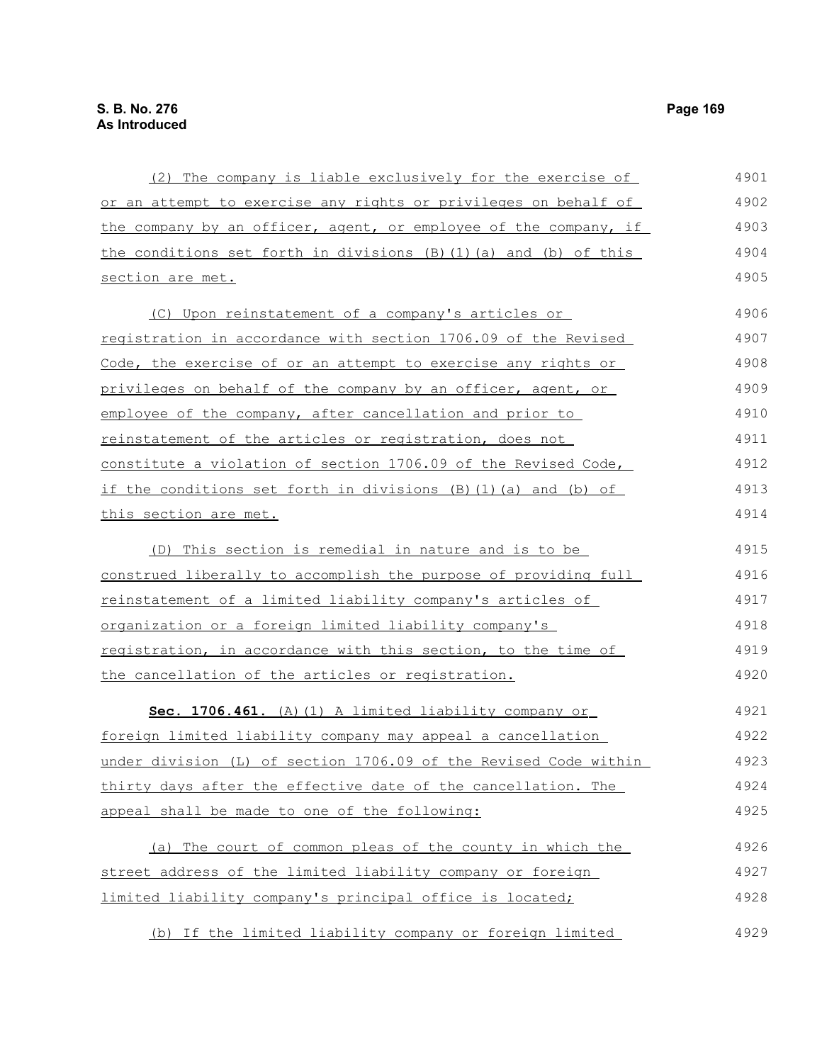(2) The company is liable exclusively for the exercise of or an attempt to exercise any rights or privileges on behalf of the company by an officer, agent, or employee of the company, if the conditions set forth in divisions (B)(1)(a) and (b) of this section are met.

(C) Upon reinstatement of a company's articles or registration in accordance with section 1706.09 of the Revised Code, the exercise of or an attempt to exercise any rights or privileges on behalf of the company by an officer, agent, or employee of the company, after cancellation and prior to reinstatement of the articles or registration, does not constitute a violation of section 1706.09 of the Revised Code, if the conditions set forth in divisions (B)(1)(a) and (b) of this section are met.

(D) This section is remedial in nature and is to be construed liberally to accomplish the purpose of providing full reinstatement of a limited liability company's articles of organization or a foreign limited liability company's registration, in accordance with this section, to the time of the cancellation of the articles or registration.

**Sec. 1706.461.** (A)(1) A limited liability company or foreign limited liability company may appeal a cancellation under division (L) of section 1706.09 of the Revised Code within thirty days after the effective date of the cancellation. The appeal shall be made to one of the following:

(a) The court of common pleas of the county in which the street address of the limited liability company or foreign limited liability company's principal office is located;

(b) If the limited liability company or foreign limited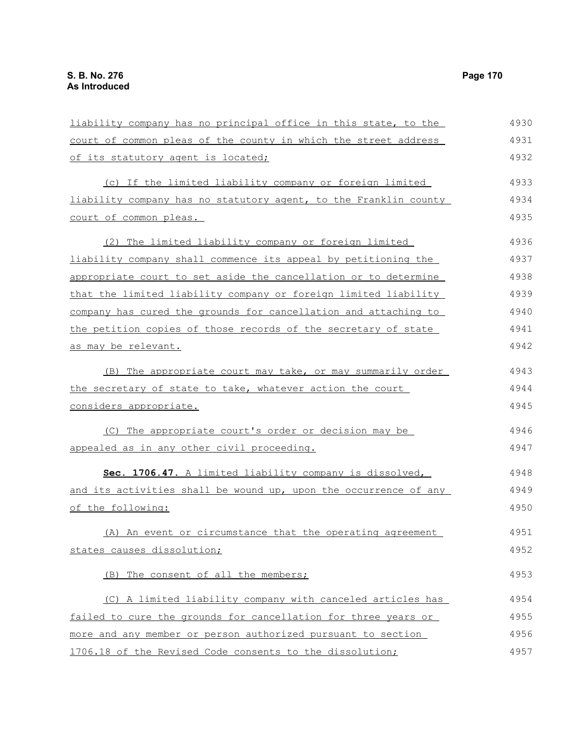liability company has no principal office in this state, to the court of common pleas of the county in which the street address of its statutory agent is located;

(c) If the limited liability company or foreign limited liability company has no statutory agent, to the Franklin county court of common pleas.

(2) The limited liability company or foreign limited liability company shall commence its appeal by petitioning the appropriate court to set aside the cancellation or to determine that the limited liability company or foreign limited liability company has cured the grounds for cancellation and attaching to the petition copies of those records of the secretary of state as may be relevant.

(B) The appropriate court may take, or may summarily order the secretary of state to take, whatever action the court considers appropriate.

(C) The appropriate court's order or decision may be appealed as in any other civil proceeding.

**Sec. 1706.47.** A limited liability company is dissolved, and its activities shall be wound up, upon the occurrence of any of the following:

(A) An event or circumstance that the operating agreement states causes dissolution;

(B) The consent of all the members;

(C) A limited liability company with canceled articles has failed to cure the grounds for cancellation for three years or more and any member or person authorized pursuant to section 1706.18 of the Revised Code consents to the dissolution;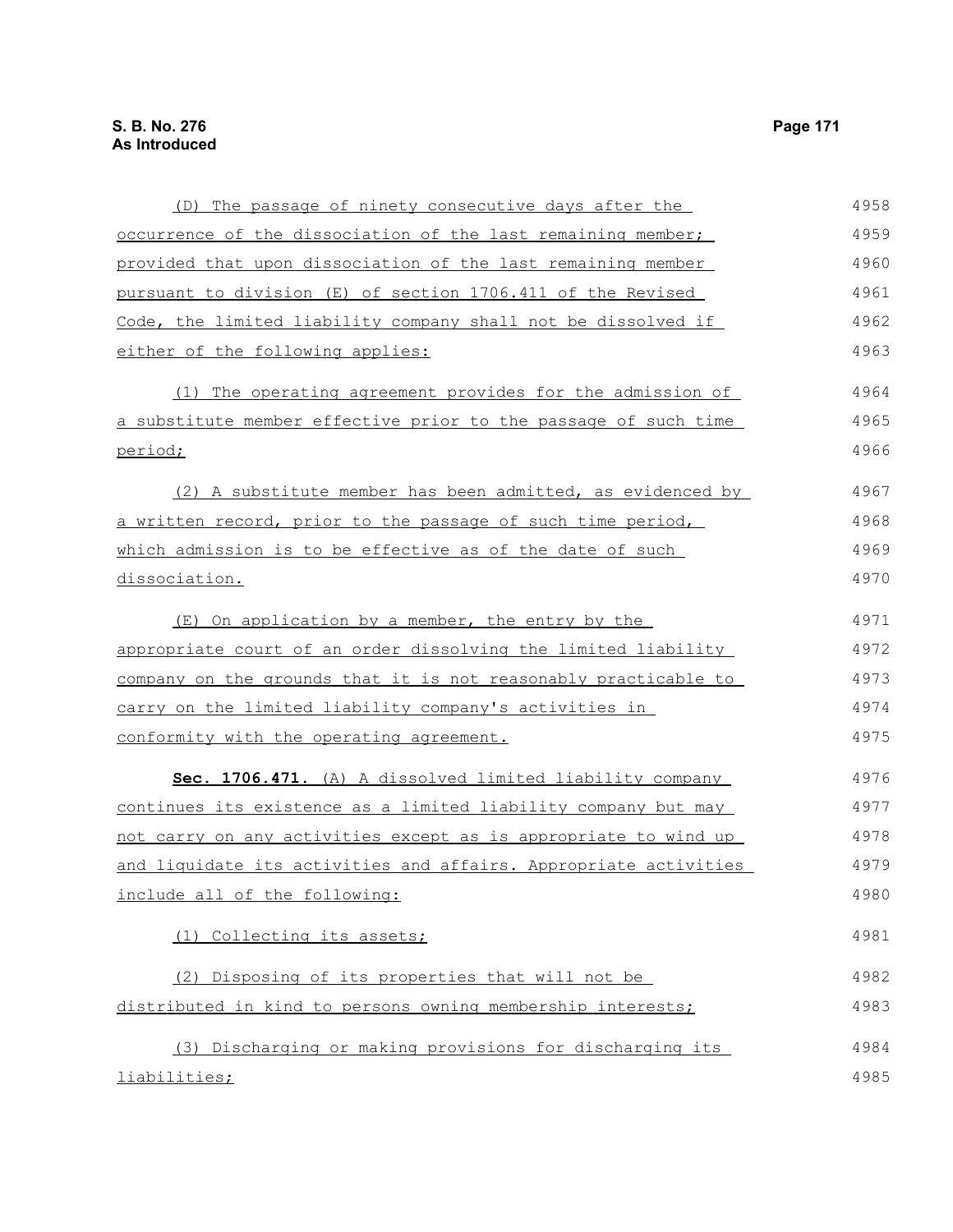(D) The passage of ninety consecutive days after the occurrence of the dissociation of the last remaining member; provided that upon dissociation of the last remaining member pursuant to division (E) of section 1706.411 of the Revised Code, the limited liability company shall not be dissolved if either of the following applies:

(1) The operating agreement provides for the admission of a substitute member effective prior to the passage of such time period;

(2) A substitute member has been admitted, as evidenced by a written record, prior to the passage of such time period, which admission is to be effective as of the date of such dissociation.

(E) On application by a member, the entry by the appropriate court of an order dissolving the limited liability company on the grounds that it is not reasonably practicable to carry on the limited liability company's activities in conformity with the operating agreement.

**Sec. 1706.471.** (A) A dissolved limited liability company continues its existence as a limited liability company but may not carry on any activities except as is appropriate to wind up and liquidate its activities and affairs. Appropriate activities include all of the following:

(1) Collecting its assets;

(2) Disposing of its properties that will not be distributed in kind to persons owning membership interests;

(3) Discharging or making provisions for discharging its liabilities;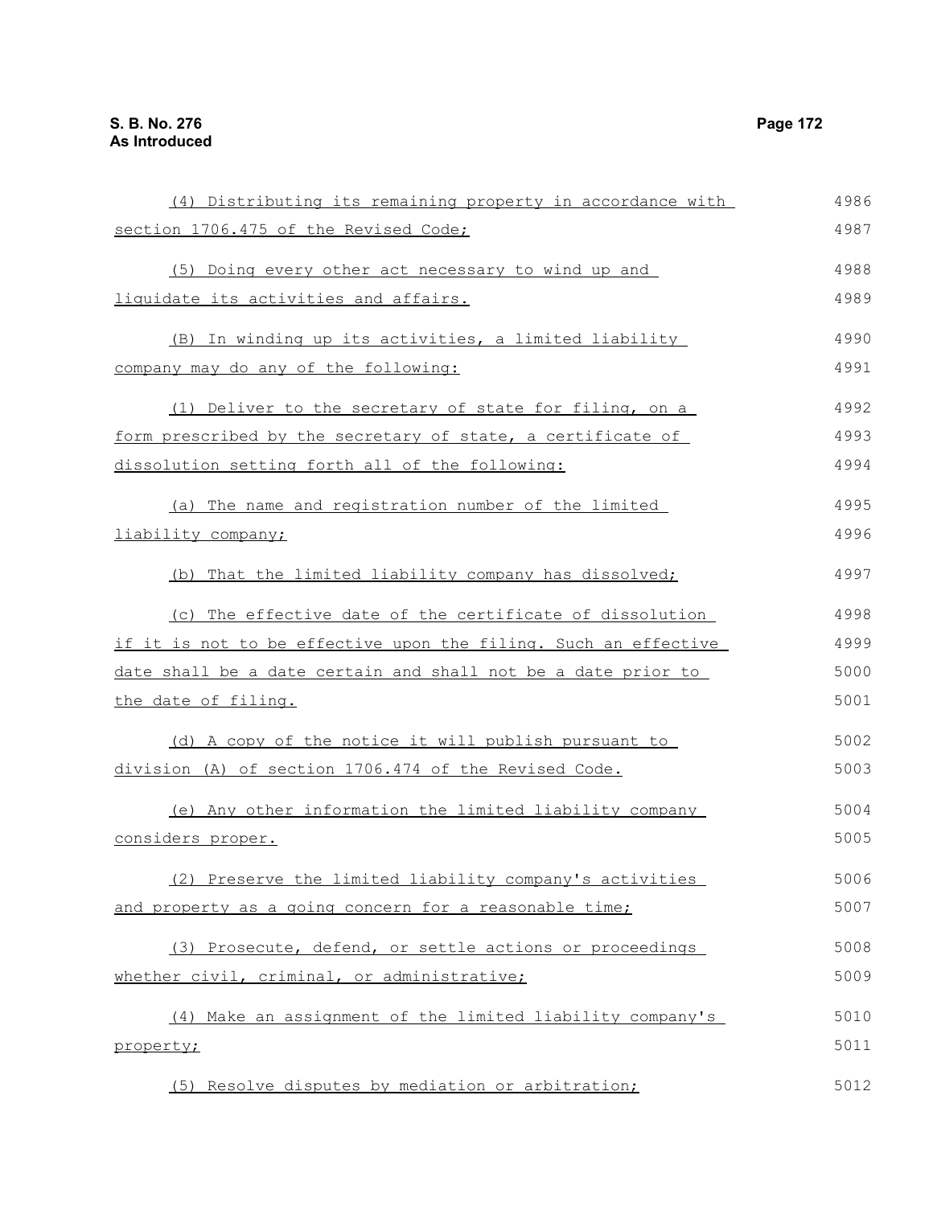(4) Distributing its remaining property in accordance with section 1706.475 of the Revised Code;

(5) Doing every other act necessary to wind up and liquidate its activities and affairs.

(B) In winding up its activities, a limited liability company may do any of the following:

(1) Deliver to the secretary of state for filing, on a form prescribed by the secretary of state, a certificate of dissolution setting forth all of the following:

(a) The name and registration number of the limited liability company;

(b) That the limited liability company has dissolved;

(c) The effective date of the certificate of dissolution if it is not to be effective upon the filing. Such an effective date shall be a date certain and shall not be a date prior to the date of filing.

(d) A copy of the notice it will publish pursuant to division (A) of section 1706.474 of the Revised Code.

(e) Any other information the limited liability company considers proper.

(2) Preserve the limited liability company's activities and property as a going concern for a reasonable time;

(3) Prosecute, defend, or settle actions or proceedings whether civil, criminal, or administrative;

(4) Make an assignment of the limited liability company's property;

(5) Resolve disputes by mediation or arbitration;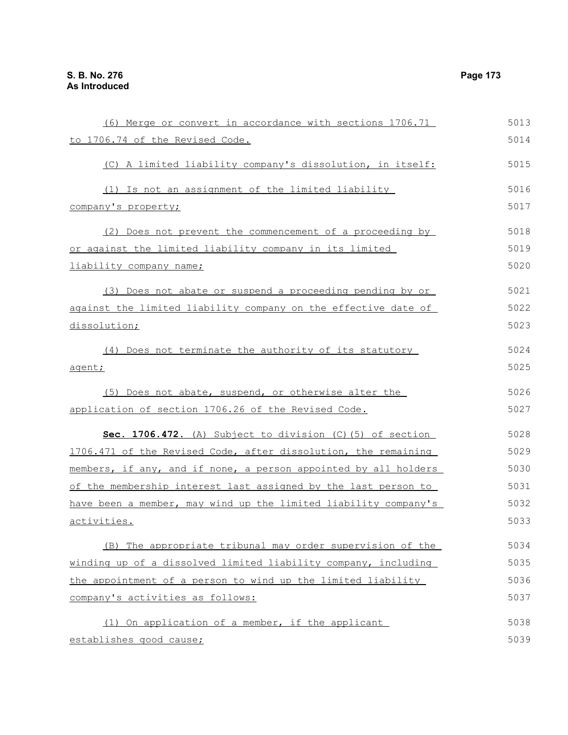(6) Merge or convert in accordance with sections 1706.71 to 1706.74 of the Revised Code.

(C) A limited liability company's dissolution, in itself:

(1) Is not an assignment of the limited liability company's property;

(2) Does not prevent the commencement of a proceeding by or against the limited liability company in its limited liability company name;

(3) Does not abate or suspend a proceeding pending by or against the limited liability company on the effective date of dissolution;

(4) Does not terminate the authority of its statutory agent;

(5) Does not abate, suspend, or otherwise alter the application of section 1706.26 of the Revised Code.

**Sec. 1706.472.** (A) Subject to division (C)(5) of section 1706.471 of the Revised Code, after dissolution, the remaining members, if any, and if none, a person appointed by all holders of the membership interest last assigned by the last person to have been a member, may wind up the limited liability company's activities.

(B) The appropriate tribunal may order supervision of the winding up of a dissolved limited liability company, including the appointment of a person to wind up the limited liability company's activities as follows:

(1) On application of a member, if the applicant establishes good cause;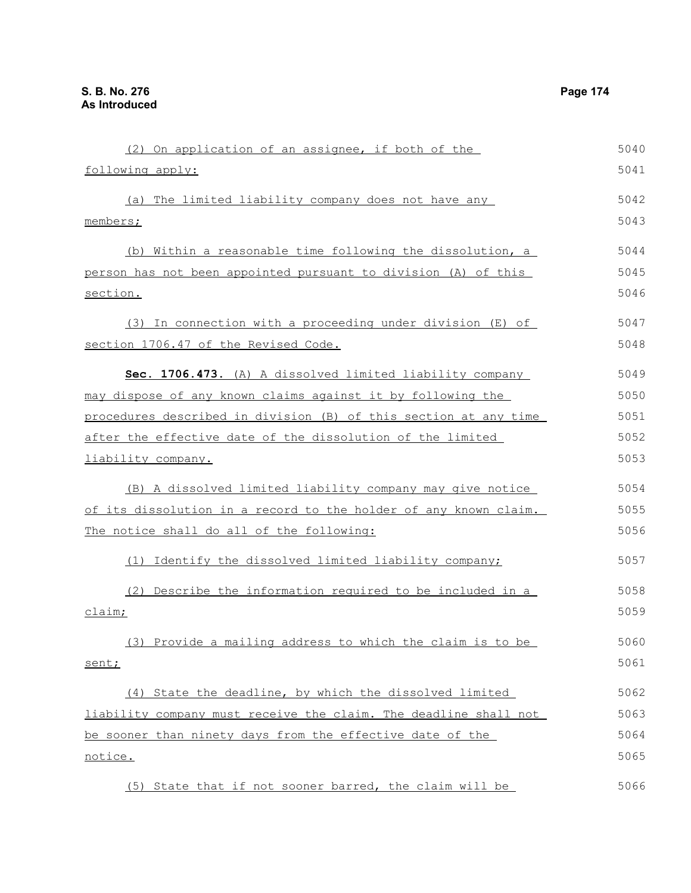(2) On application of an assignee, if both of the following apply:

(a) The limited liability company does not have any members;

(b) Within a reasonable time following the dissolution, a person has not been appointed pursuant to division (A) of this section.

(3) In connection with a proceeding under division (E) of section 1706.47 of the Revised Code.

**Sec. 1706.473.** (A) A dissolved limited liability company may dispose of any known claims against it by following the procedures described in division (B) of this section at any time after the effective date of the dissolution of the limited liability company.

(B) A dissolved limited liability company may give notice of its dissolution in a record to the holder of any known claim. The notice shall do all of the following:

(1) Identify the dissolved limited liability company;

(2) Describe the information required to be included in a claim;

(3) Provide a mailing address to which the claim is to be sent;

(4) State the deadline, by which the dissolved limited liability company must receive the claim. The deadline shall not be sooner than ninety days from the effective date of the notice.

(5) State that if not sooner barred, the claim will be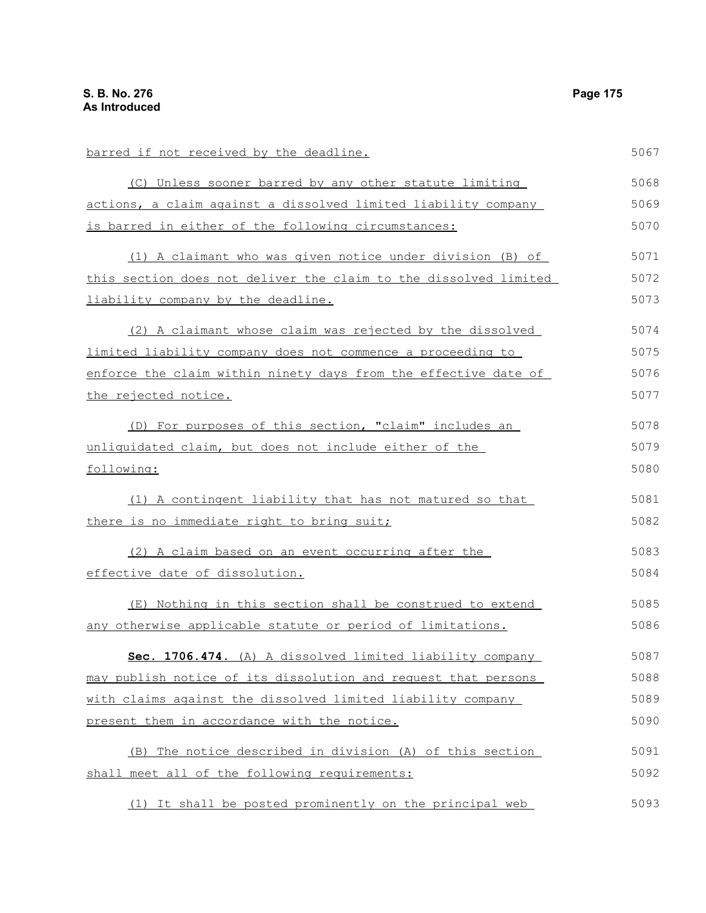barred if not received by the deadline.

(C) Unless sooner barred by any other statute limiting actions, a claim against a dissolved limited liability company is barred in either of the following circumstances:

(1) A claimant who was given notice under division (B) of this section does not deliver the claim to the dissolved limited liability company by the deadline.

(2) A claimant whose claim was rejected by the dissolved limited liability company does not commence a proceeding to enforce the claim within ninety days from the effective date of the rejected notice.

(D) For purposes of this section, "claim" includes an unliquidated claim, but does not include either of the following:

(1) A contingent liability that has not matured so that there is no immediate right to bring suit;

(2) A claim based on an event occurring after the effective date of dissolution.

(E) Nothing in this section shall be construed to extend any otherwise applicable statute or period of limitations.

**Sec. 1706.474.** (A) A dissolved limited liability company may publish notice of its dissolution and request that persons with claims against the dissolved limited liability company present them in accordance with the notice.

(B) The notice described in division (A) of this section shall meet all of the following requirements:

(1) It shall be posted prominently on the principal web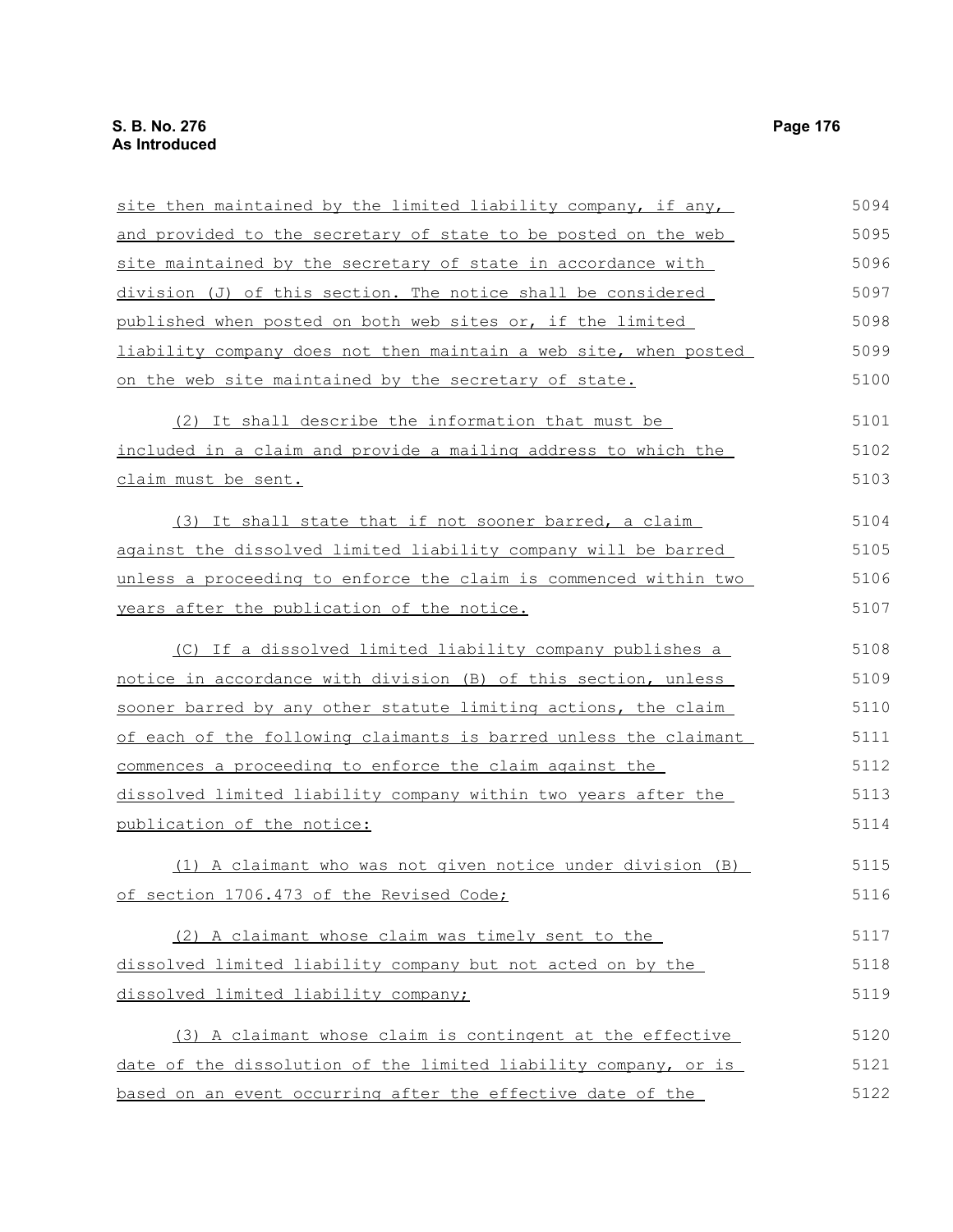site then maintained by the limited liability company, if any, and provided to the secretary of state to be posted on the web site maintained by the secretary of state in accordance with division (J) of this section. The notice shall be considered published when posted on both web sites or, if the limited liability company does not then maintain a web site, when posted on the web site maintained by the secretary of state.

(2) It shall describe the information that must be included in a claim and provide a mailing address to which the claim must be sent.

(3) It shall state that if not sooner barred, a claim against the dissolved limited liability company will be barred unless a proceeding to enforce the claim is commenced within two years after the publication of the notice.

(C) If a dissolved limited liability company publishes a notice in accordance with division (B) of this section, unless sooner barred by any other statute limiting actions, the claim of each of the following claimants is barred unless the claimant commences a proceeding to enforce the claim against the dissolved limited liability company within two years after the publication of the notice:

(1) A claimant who was not given notice under division (B) of section 1706.473 of the Revised Code;

(2) A claimant whose claim was timely sent to the dissolved limited liability company but not acted on by the dissolved limited liability company;

(3) A claimant whose claim is contingent at the effective date of the dissolution of the limited liability company, or is based on an event occurring after the effective date of the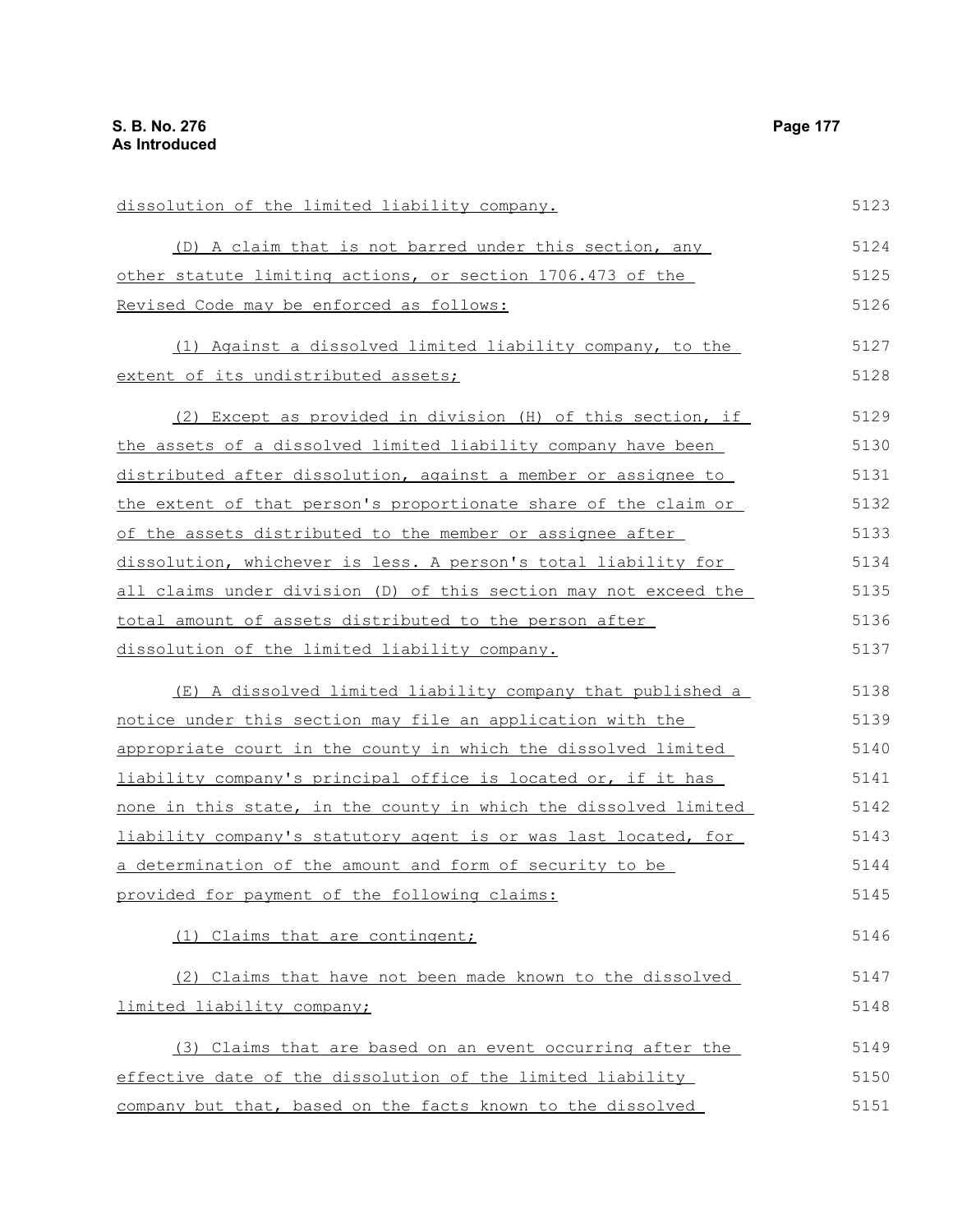dissolution of the limited liability company.

(D) A claim that is not barred under this section, any other statute limiting actions, or section 1706.473 of the Revised Code may be enforced as follows:

(1) Against a dissolved limited liability company, to the extent of its undistributed assets;

(2) Except as provided in division (H) of this section, if the assets of a dissolved limited liability company have been distributed after dissolution, against a member or assignee to the extent of that person's proportionate share of the claim or of the assets distributed to the member or assignee after dissolution, whichever is less. A person's total liability for all claims under division (D) of this section may not exceed the total amount of assets distributed to the person after dissolution of the limited liability company.

(E) A dissolved limited liability company that published a notice under this section may file an application with the appropriate court in the county in which the dissolved limited liability company's principal office is located or, if it has none in this state, in the county in which the dissolved limited liability company's statutory agent is or was last located, for a determination of the amount and form of security to be provided for payment of the following claims:

(1) Claims that are contingent;

(2) Claims that have not been made known to the dissolved limited liability company;

(3) Claims that are based on an event occurring after the effective date of the dissolution of the limited liability company but that, based on the facts known to the dissolved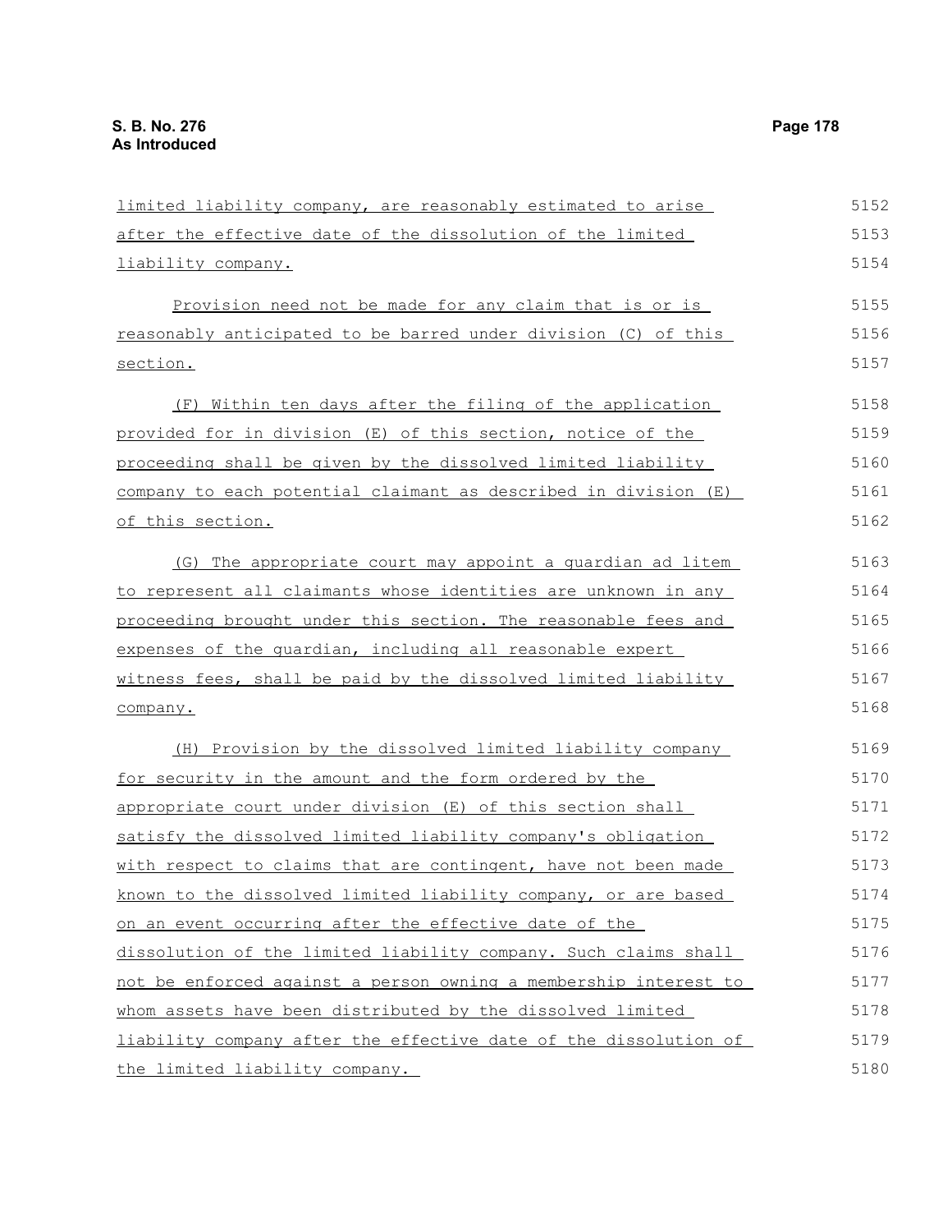limited liability company, are reasonably estimated to arise after the effective date of the dissolution of the limited liability company.

Provision need not be made for any claim that is or is reasonably anticipated to be barred under division (C) of this section.

(F) Within ten days after the filing of the application provided for in division (E) of this section, notice of the proceeding shall be given by the dissolved limited liability company to each potential claimant as described in division (E) of this section.

(G) The appropriate court may appoint a guardian ad litem to represent all claimants whose identities are unknown in any proceeding brought under this section. The reasonable fees and expenses of the guardian, including all reasonable expert witness fees, shall be paid by the dissolved limited liability company.

(H) Provision by the dissolved limited liability company for security in the amount and the form ordered by the appropriate court under division (E) of this section shall satisfy the dissolved limited liability company's obligation with respect to claims that are contingent, have not been made known to the dissolved limited liability company, or are based on an event occurring after the effective date of the dissolution of the limited liability company. Such claims shall not be enforced against a person owning a membership interest to whom assets have been distributed by the dissolved limited liability company after the effective date of the dissolution of the limited liability company.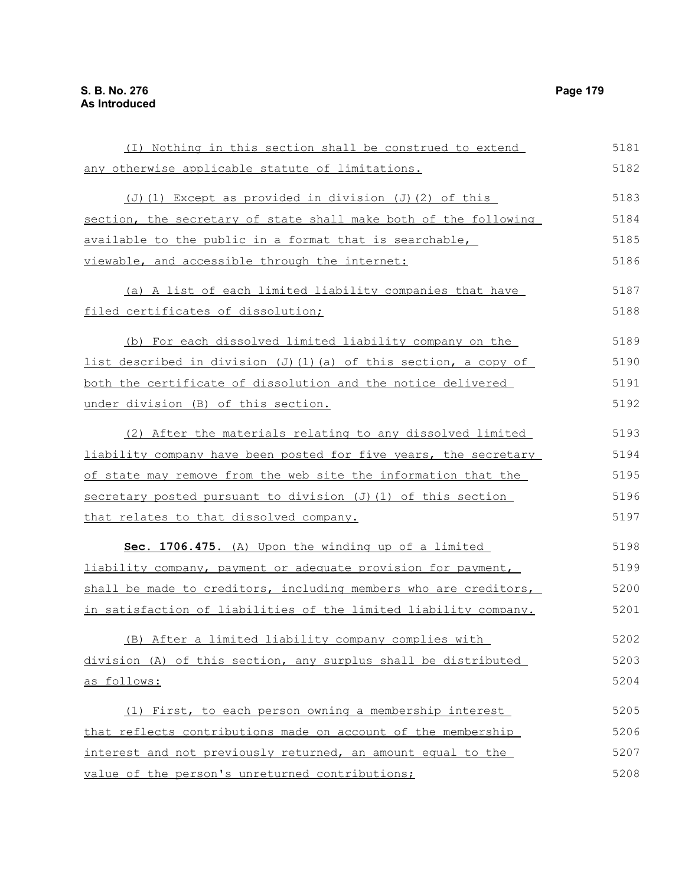(I) Nothing in this section shall be construed to extend any otherwise applicable statute of limitations.

(J)(1) Except as provided in division (J)(2) of this section, the secretary of state shall make both of the following available to the public in a format that is searchable, viewable, and accessible through the internet:

(a) A list of each limited liability companies that have filed certificates of dissolution;

(b) For each dissolved limited liability company on the list described in division (J)(1)(a) of this section, a copy of both the certificate of dissolution and the notice delivered under division (B) of this section.

(2) After the materials relating to any dissolved limited liability company have been posted for five years, the secretary of state may remove from the web site the information that the secretary posted pursuant to division (J)(1) of this section that relates to that dissolved company.

**Sec. 1706.475.** (A) Upon the winding up of a limited liability company, payment or adequate provision for payment, shall be made to creditors, including members who are creditors, in satisfaction of liabilities of the limited liability company.

(B) After a limited liability company complies with division (A) of this section, any surplus shall be distributed as follows:

(1) First, to each person owning a membership interest that reflects contributions made on account of the membership interest and not previously returned, an amount equal to the value of the person's unreturned contributions;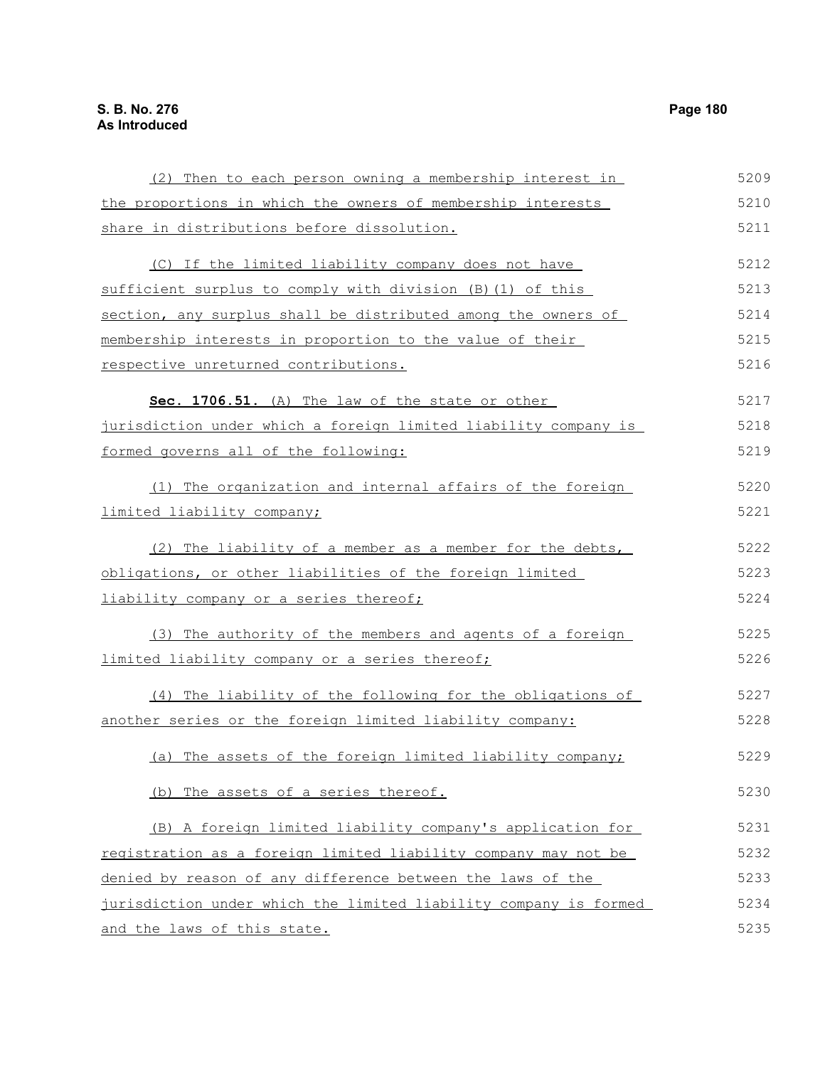(2) Then to each person owning a membership interest in the proportions in which the owners of membership interests share in distributions before dissolution.

(C) If the limited liability company does not have sufficient surplus to comply with division (B)(1) of this section, any surplus shall be distributed among the owners of membership interests in proportion to the value of their respective unreturned contributions.

**Sec. 1706.51.** (A) The law of the state or other jurisdiction under which a foreign limited liability company is formed governs all of the following:

(1) The organization and internal affairs of the foreign limited liability company;

(2) The liability of a member as a member for the debts, obligations, or other liabilities of the foreign limited liability company or a series thereof;

(3) The authority of the members and agents of a foreign limited liability company or a series thereof;

(4) The liability of the following for the obligations of another series or the foreign limited liability company:

(a) The assets of the foreign limited liability company;

(b) The assets of a series thereof.

(B) A foreign limited liability company's application for registration as a foreign limited liability company may not be denied by reason of any difference between the laws of the jurisdiction under which the limited liability company is formed and the laws of this state.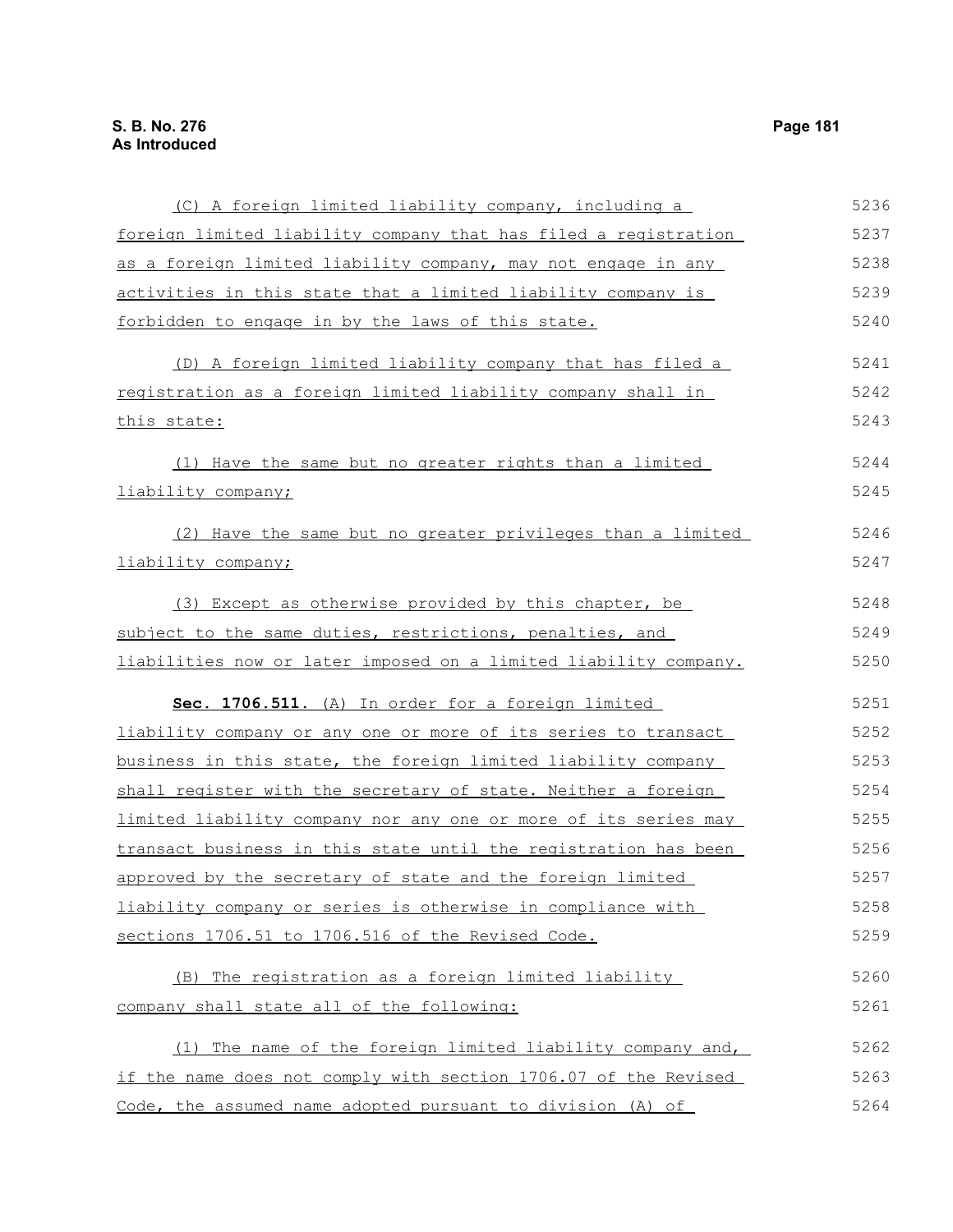(C) A foreign limited liability company, including a foreign limited liability company that has filed a registration as a foreign limited liability company, may not engage in any activities in this state that a limited liability company is forbidden to engage in by the laws of this state.

(D) A foreign limited liability company that has filed a registration as a foreign limited liability company shall in this state:

(1) Have the same but no greater rights than a limited liability company;

(2) Have the same but no greater privileges than a limited liability company;

(3) Except as otherwise provided by this chapter, be subject to the same duties, restrictions, penalties, and liabilities now or later imposed on a limited liability company.

**Sec. 1706.511.** (A) In order for a foreign limited liability company or any one or more of its series to transact business in this state, the foreign limited liability company shall register with the secretary of state. Neither a foreign limited liability company nor any one or more of its series may transact business in this state until the registration has been approved by the secretary of state and the foreign limited liability company or series is otherwise in compliance with sections 1706.51 to 1706.516 of the Revised Code.

(B) The registration as a foreign limited liability company shall state all of the following:

(1) The name of the foreign limited liability company and, if the name does not comply with section 1706.07 of the Revised Code, the assumed name adopted pursuant to division (A) of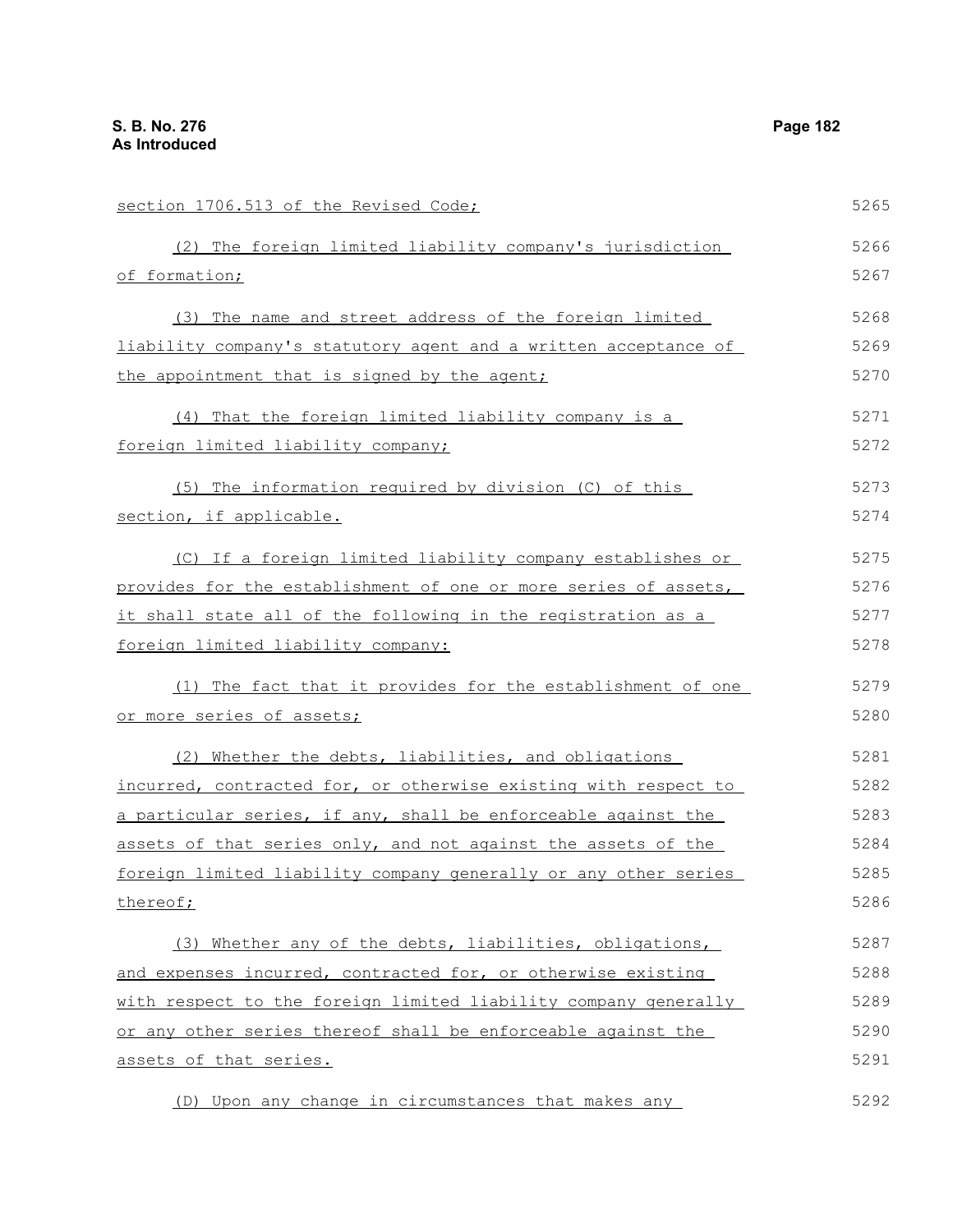section 1706.513 of the Revised Code;

(2) The foreign limited liability company's jurisdiction of formation;

(3) The name and street address of the foreign limited liability company's statutory agent and a written acceptance of the appointment that is signed by the agent;

(4) That the foreign limited liability company is a foreign limited liability company;

(5) The information required by division (C) of this section, if applicable.

(C) If a foreign limited liability company establishes or provides for the establishment of one or more series of assets, it shall state all of the following in the registration as a foreign limited liability company:

(1) The fact that it provides for the establishment of one or more series of assets;

(2) Whether the debts, liabilities, and obligations incurred, contracted for, or otherwise existing with respect to a particular series, if any, shall be enforceable against the assets of that series only, and not against the assets of the foreign limited liability company generally or any other series thereof;

(3) Whether any of the debts, liabilities, obligations, and expenses incurred, contracted for, or otherwise existing with respect to the foreign limited liability company generally or any other series thereof shall be enforceable against the assets of that series.

(D) Upon any change in circumstances that makes any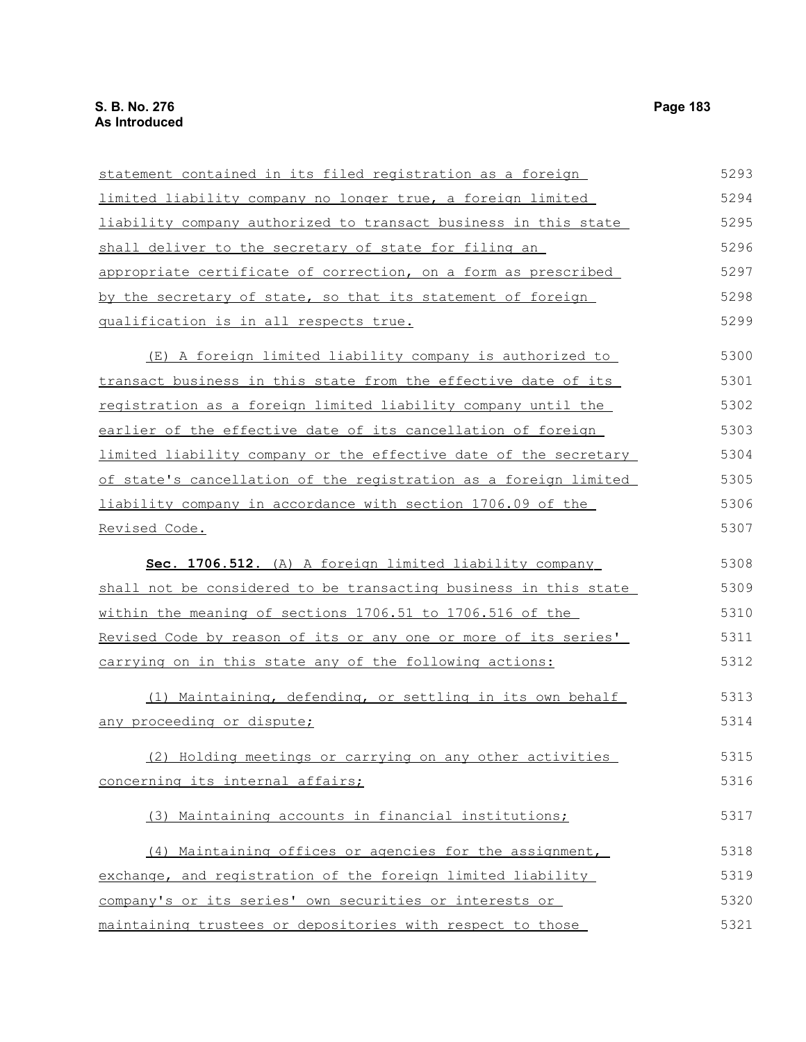statement contained in its filed registration as a foreign limited liability company no longer true, a foreign limited liability company authorized to transact business in this state shall deliver to the secretary of state for filing an appropriate certificate of correction, on a form as prescribed by the secretary of state, so that its statement of foreign qualification is in all respects true.

(E) A foreign limited liability company is authorized to transact business in this state from the effective date of its registration as a foreign limited liability company until the earlier of the effective date of its cancellation of foreign limited liability company or the effective date of the secretary of state's cancellation of the registration as a foreign limited liability company in accordance with section 1706.09 of the Revised Code.

**Sec. 1706.512.** (A) A foreign limited liability company shall not be considered to be transacting business in this state within the meaning of sections 1706.51 to 1706.516 of the Revised Code by reason of its or any one or more of its series' carrying on in this state any of the following actions:

(1) Maintaining, defending, or settling in its own behalf any proceeding or dispute;

(2) Holding meetings or carrying on any other activities concerning its internal affairs;

(3) Maintaining accounts in financial institutions;

(4) Maintaining offices or agencies for the assignment, exchange, and registration of the foreign limited liability company's or its series' own securities or interests or maintaining trustees or depositories with respect to those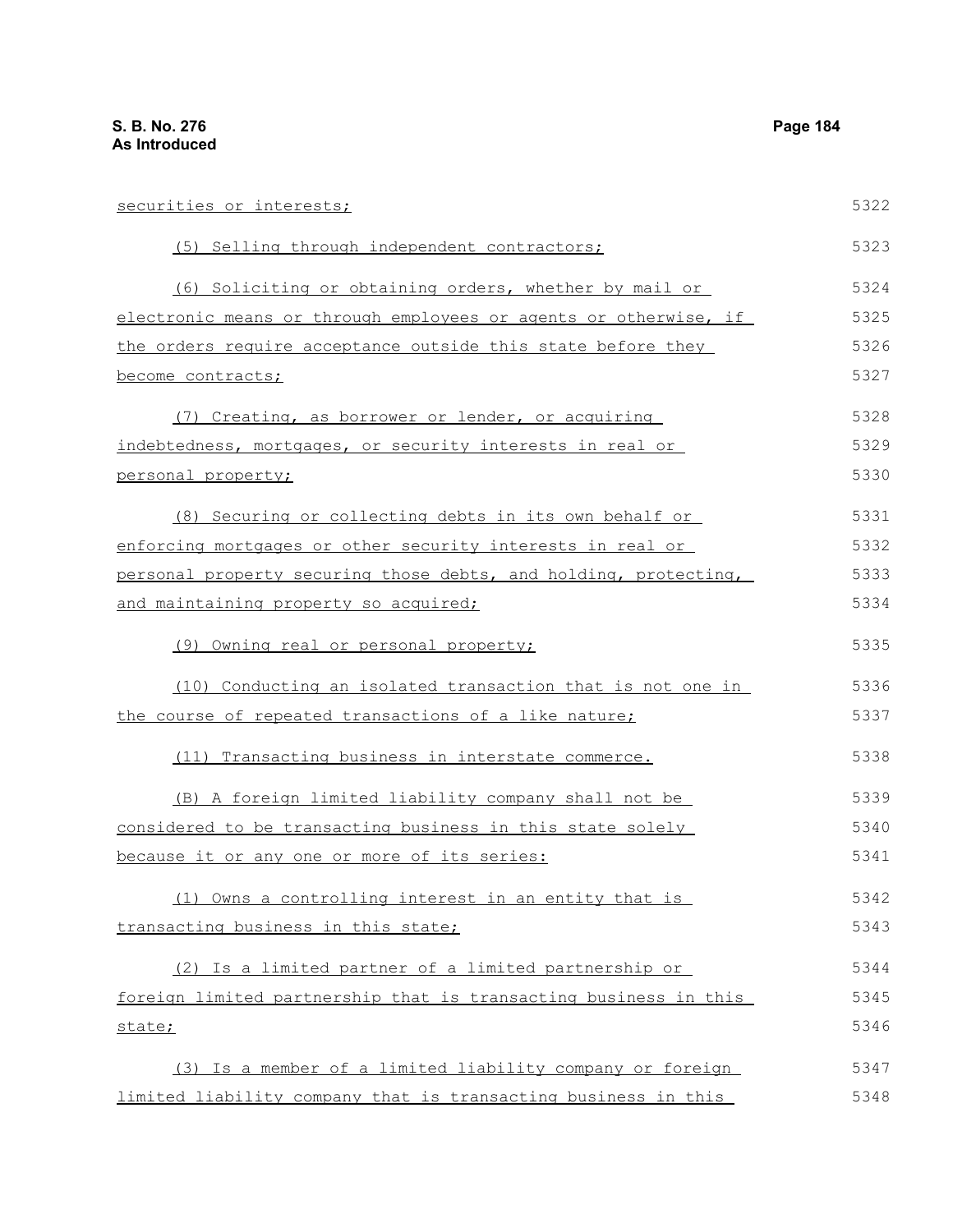securities or interests;

(5) Selling through independent contractors;

(6) Soliciting or obtaining orders, whether by mail or electronic means or through employees or agents or otherwise, if the orders require acceptance outside this state before they become contracts;

(7) Creating, as borrower or lender, or acquiring indebtedness, mortgages, or security interests in real or personal property;

(8) Securing or collecting debts in its own behalf or enforcing mortgages or other security interests in real or personal property securing those debts, and holding, protecting, and maintaining property so acquired;

(9) Owning real or personal property;

(10) Conducting an isolated transaction that is not one in the course of repeated transactions of a like nature;

(11) Transacting business in interstate commerce.

(B) A foreign limited liability company shall not be considered to be transacting business in this state solely because it or any one or more of its series:

(1) Owns a controlling interest in an entity that is transacting business in this state;

(2) Is a limited partner of a limited partnership or foreign limited partnership that is transacting business in this state;

(3) Is a member of a limited liability company or foreign limited liability company that is transacting business in this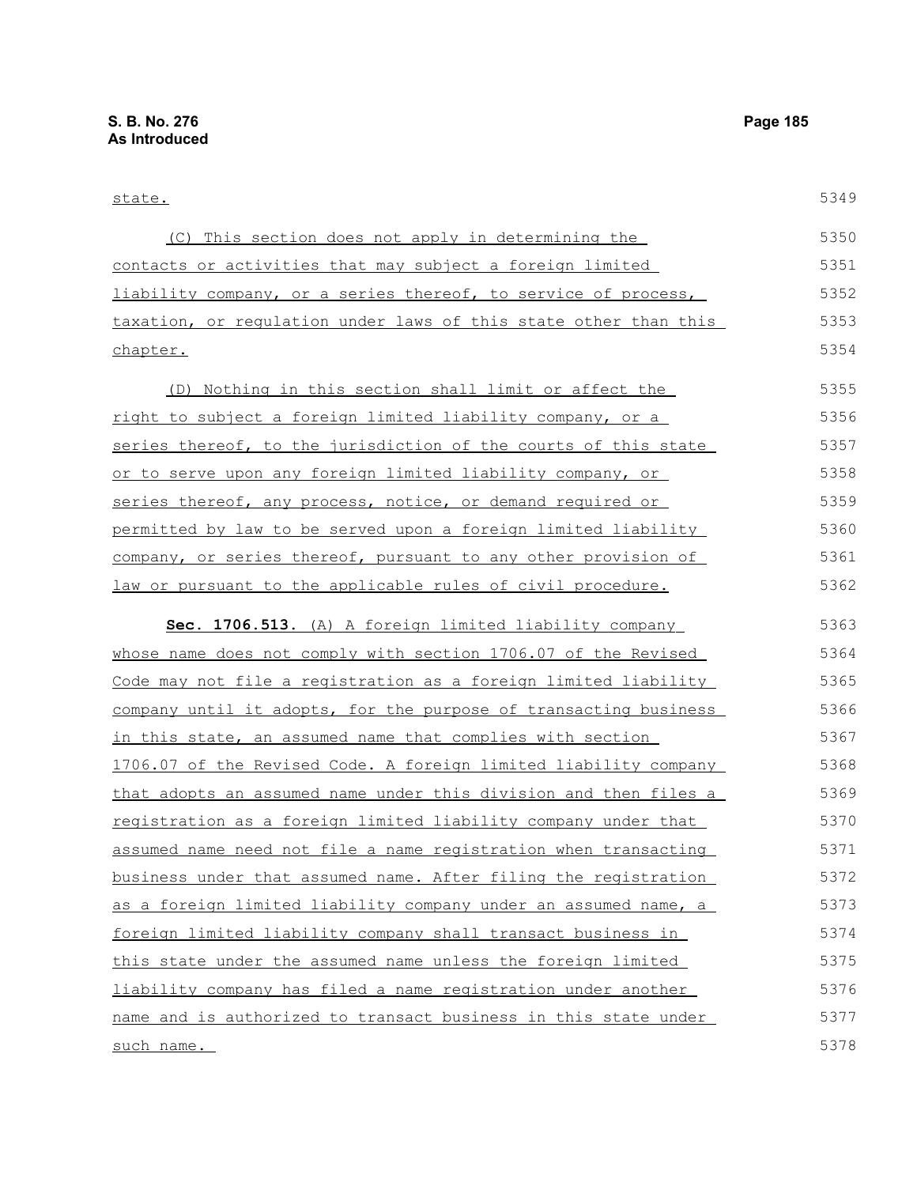state.

(C) This section does not apply in determining the contacts or activities that may subject a foreign limited liability company, or a series thereof, to service of process, taxation, or regulation under laws of this state other than this chapter.

(D) Nothing in this section shall limit or affect the right to subject a foreign limited liability company, or a series thereof, to the jurisdiction of the courts of this state or to serve upon any foreign limited liability company, or series thereof, any process, notice, or demand required or permitted by law to be served upon a foreign limited liability company, or series thereof, pursuant to any other provision of law or pursuant to the applicable rules of civil procedure.

**Sec. 1706.513.** (A) A foreign limited liability company whose name does not comply with section 1706.07 of the Revised Code may not file a registration as a foreign limited liability company until it adopts, for the purpose of transacting business in this state, an assumed name that complies with section 1706.07 of the Revised Code. A foreign limited liability company that adopts an assumed name under this division and then files a registration as a foreign limited liability company under that assumed name need not file a name registration when transacting business under that assumed name. After filing the registration as a foreign limited liability company under an assumed name, a foreign limited liability company shall transact business in this state under the assumed name unless the foreign limited liability company has filed a name registration under another name and is authorized to transact business in this state under such name.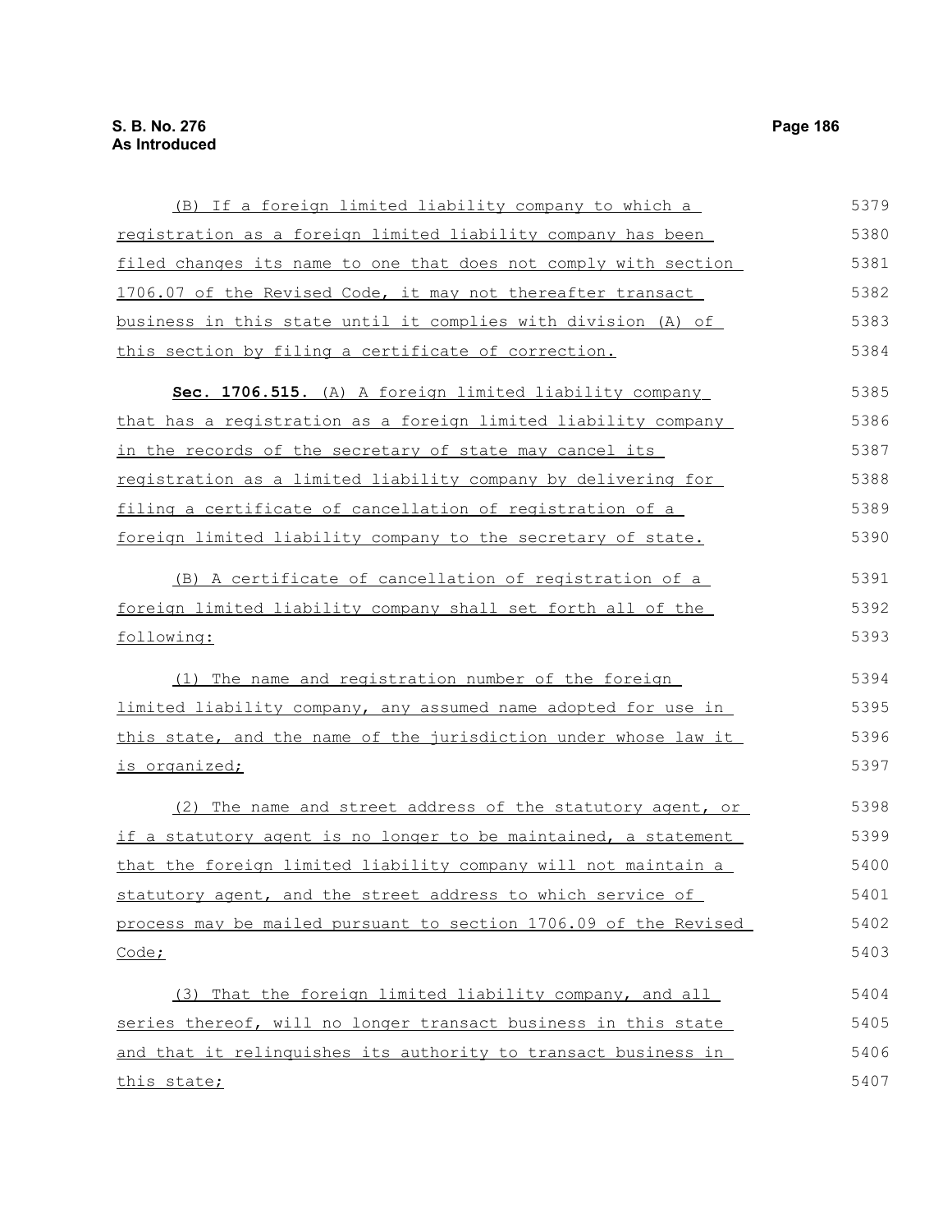(B) If a foreign limited liability company to which a registration as a foreign limited liability company has been filed changes its name to one that does not comply with section 1706.07 of the Revised Code, it may not thereafter transact business in this state until it complies with division (A) of this section by filing a certificate of correction.

**Sec. 1706.515.** (A) A foreign limited liability company that has a registration as a foreign limited liability company in the records of the secretary of state may cancel its registration as a limited liability company by delivering for filing a certificate of cancellation of registration of a foreign limited liability company to the secretary of state.

(B) A certificate of cancellation of registration of a foreign limited liability company shall set forth all of the following:

(1) The name and registration number of the foreign limited liability company, any assumed name adopted for use in this state, and the name of the jurisdiction under whose law it is organized;

(2) The name and street address of the statutory agent, or if a statutory agent is no longer to be maintained, a statement that the foreign limited liability company will not maintain a statutory agent, and the street address to which service of process may be mailed pursuant to section 1706.09 of the Revised Code;

(3) That the foreign limited liability company, and all series thereof, will no longer transact business in this state and that it relinquishes its authority to transact business in this state;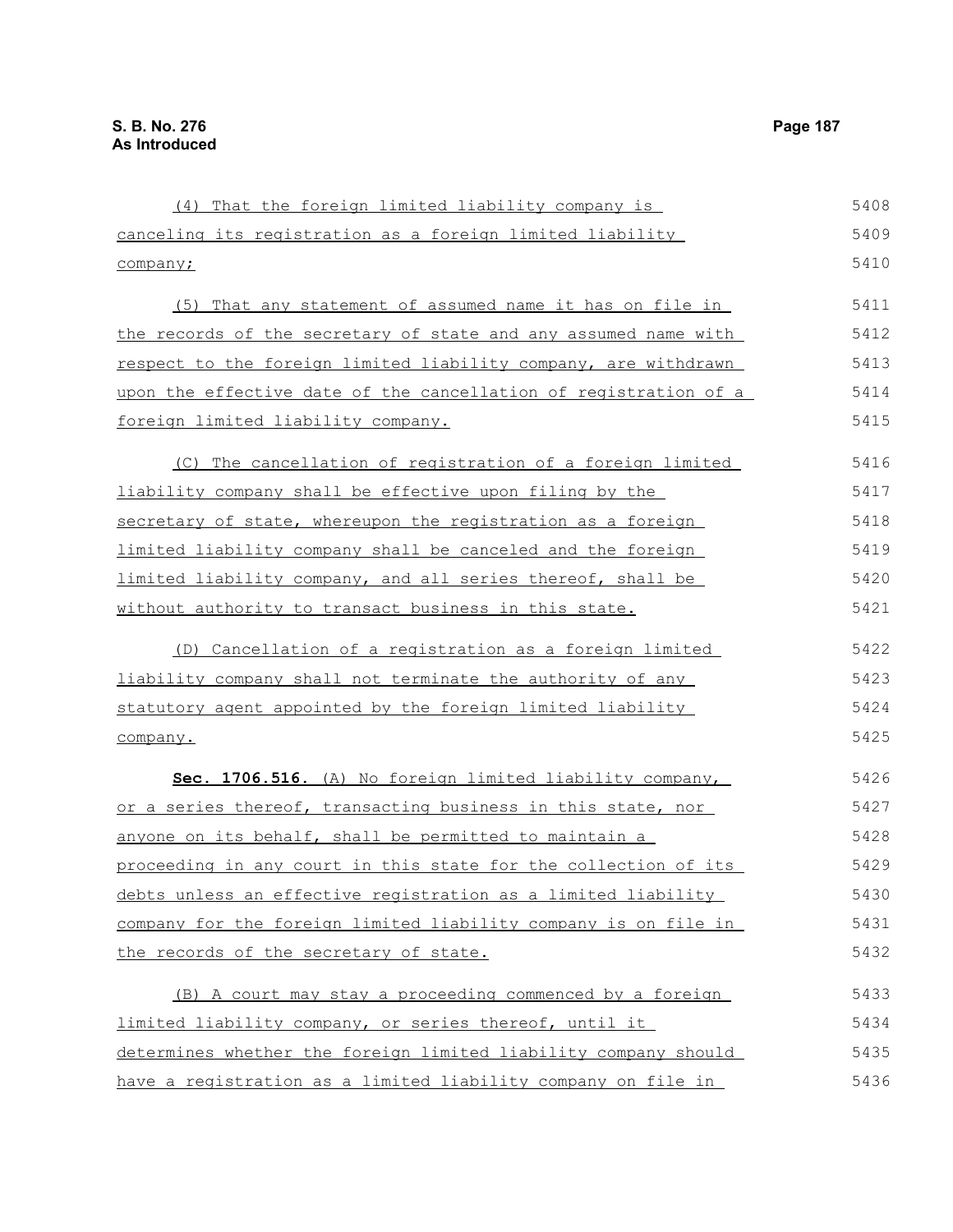(4) That the foreign limited liability company is canceling its registration as a foreign limited liability company;

(5) That any statement of assumed name it has on file in the records of the secretary of state and any assumed name with respect to the foreign limited liability company, are withdrawn upon the effective date of the cancellation of registration of a foreign limited liability company.

(C) The cancellation of registration of a foreign limited liability company shall be effective upon filing by the secretary of state, whereupon the registration as a foreign limited liability company shall be canceled and the foreign limited liability company, and all series thereof, shall be without authority to transact business in this state.

(D) Cancellation of a registration as a foreign limited liability company shall not terminate the authority of any statutory agent appointed by the foreign limited liability company.

**Sec. 1706.516.** (A) No foreign limited liability company, or a series thereof, transacting business in this state, nor anyone on its behalf, shall be permitted to maintain a proceeding in any court in this state for the collection of its debts unless an effective registration as a limited liability company for the foreign limited liability company is on file in the records of the secretary of state.

(B) A court may stay a proceeding commenced by a foreign limited liability company, or series thereof, until it determines whether the foreign limited liability company should have a registration as a limited liability company on file in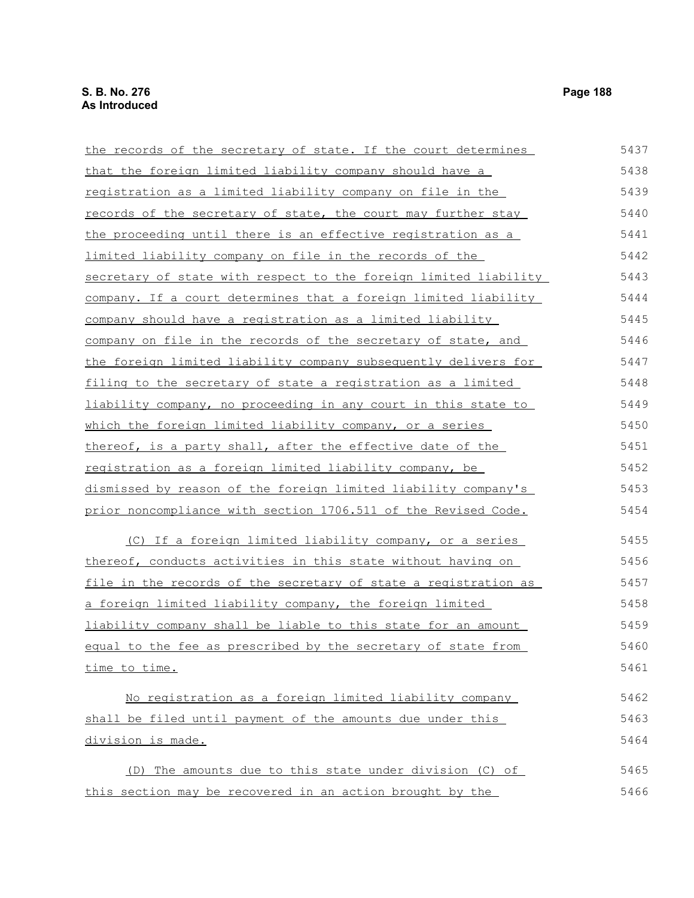the records of the secretary of state. If the court determines that the foreign limited liability company should have a registration as a limited liability company on file in the records of the secretary of state, the court may further stay the proceeding until there is an effective registration as a limited liability company on file in the records of the secretary of state with respect to the foreign limited liability company. If a court determines that a foreign limited liability company should have a registration as a limited liability company on file in the records of the secretary of state, and the foreign limited liability company subsequently delivers for filing to the secretary of state a registration as a limited liability company, no proceeding in any court in this state to which the foreign limited liability company, or a series thereof, is a party shall, after the effective date of the registration as a foreign limited liability company, be dismissed by reason of the foreign limited liability company's prior noncompliance with section 1706.511 of the Revised Code.

(C) If a foreign limited liability company, or a series thereof, conducts activities in this state without having on file in the records of the secretary of state a registration as a foreign limited liability company, the foreign limited liability company shall be liable to this state for an amount equal to the fee as prescribed by the secretary of state from time to time.

No registration as a foreign limited liability company shall be filed until payment of the amounts due under this division is made.

(D) The amounts due to this state under division (C) of this section may be recovered in an action brought by the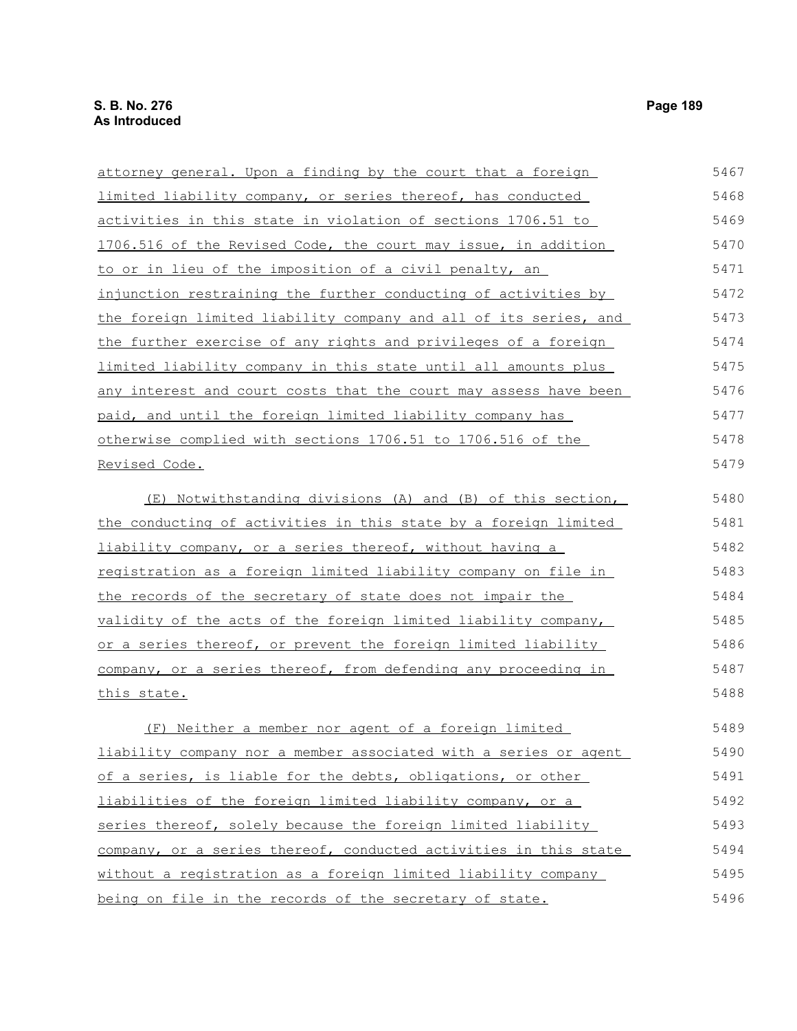attorney general. Upon a finding by the court that a foreign limited liability company, or series thereof, has conducted activities in this state in violation of sections 1706.51 to 1706.516 of the Revised Code, the court may issue, in addition to or in lieu of the imposition of a civil penalty, an injunction restraining the further conducting of activities by the foreign limited liability company and all of its series, and the further exercise of any rights and privileges of a foreign limited liability company in this state until all amounts plus any interest and court costs that the court may assess have been paid, and until the foreign limited liability company has otherwise complied with sections 1706.51 to 1706.516 of the Revised Code.

(E) Notwithstanding divisions (A) and (B) of this section, the conducting of activities in this state by a foreign limited liability company, or a series thereof, without having a registration as a foreign limited liability company on file in the records of the secretary of state does not impair the validity of the acts of the foreign limited liability company, or a series thereof, or prevent the foreign limited liability company, or a series thereof, from defending any proceeding in this state.

(F) Neither a member nor agent of a foreign limited liability company nor a member associated with a series or agent of a series, is liable for the debts, obligations, or other liabilities of the foreign limited liability company, or a series thereof, solely because the foreign limited liability company, or a series thereof, conducted activities in this state without a registration as a foreign limited liability company being on file in the records of the secretary of state.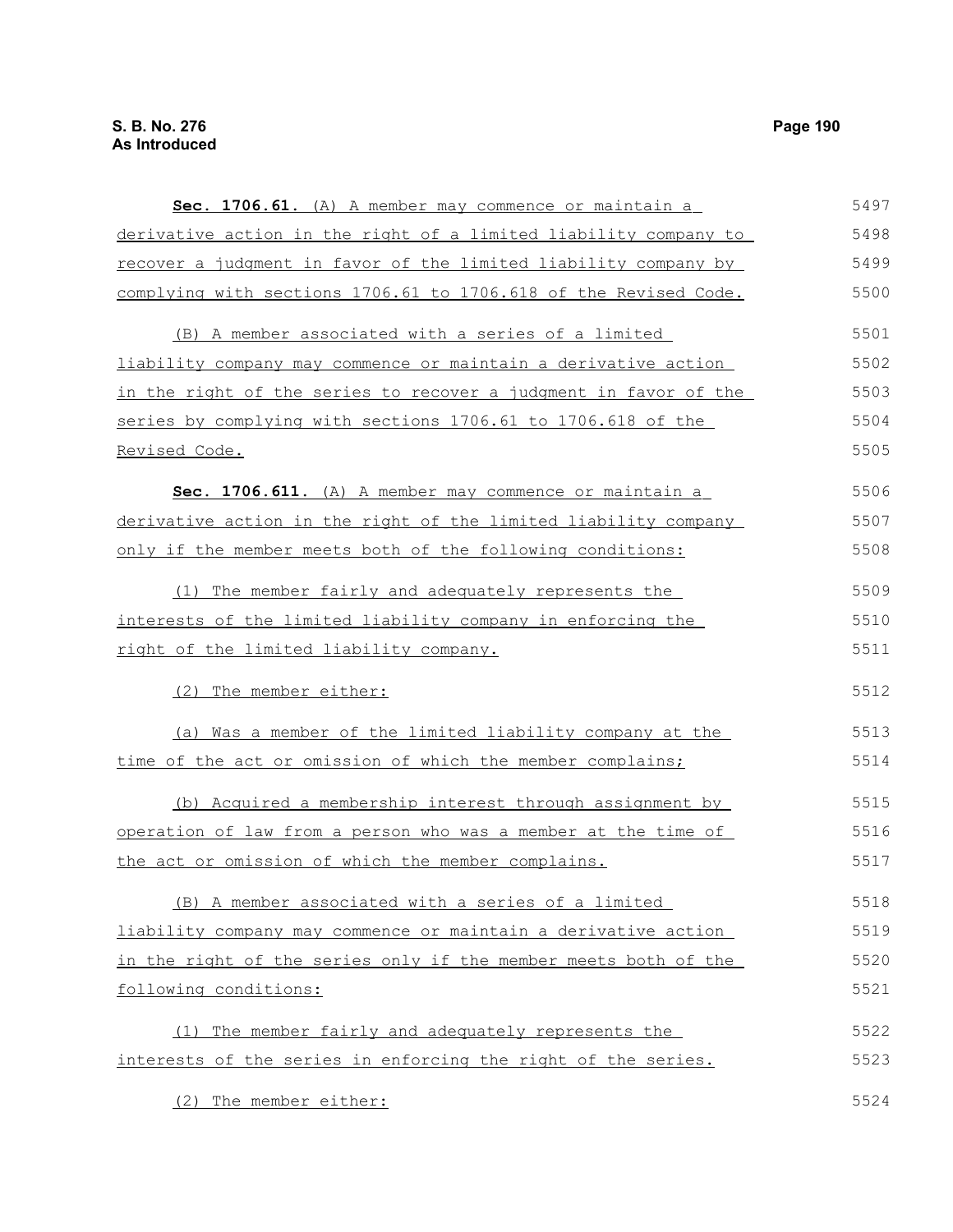**Sec. 1706.61.** (A) A member may commence or maintain a derivative action in the right of a limited liability company to recover a judgment in favor of the limited liability company by complying with sections 1706.61 to 1706.618 of the Revised Code.

(B) A member associated with a series of a limited liability company may commence or maintain a derivative action in the right of the series to recover a judgment in favor of the series by complying with sections 1706.61 to 1706.618 of the Revised Code.

**Sec. 1706.611.** (A) A member may commence or maintain a derivative action in the right of the limited liability company only if the member meets both of the following conditions:

(1) The member fairly and adequately represents the interests of the limited liability company in enforcing the right of the limited liability company.

(2) The member either:

(a) Was a member of the limited liability company at the time of the act or omission of which the member complains;

(b) Acquired a membership interest through assignment by operation of law from a person who was a member at the time of the act or omission of which the member complains.

(B) A member associated with a series of a limited liability company may commence or maintain a derivative action in the right of the series only if the member meets both of the following conditions:

(1) The member fairly and adequately represents the interests of the series in enforcing the right of the series.

(2) The member either: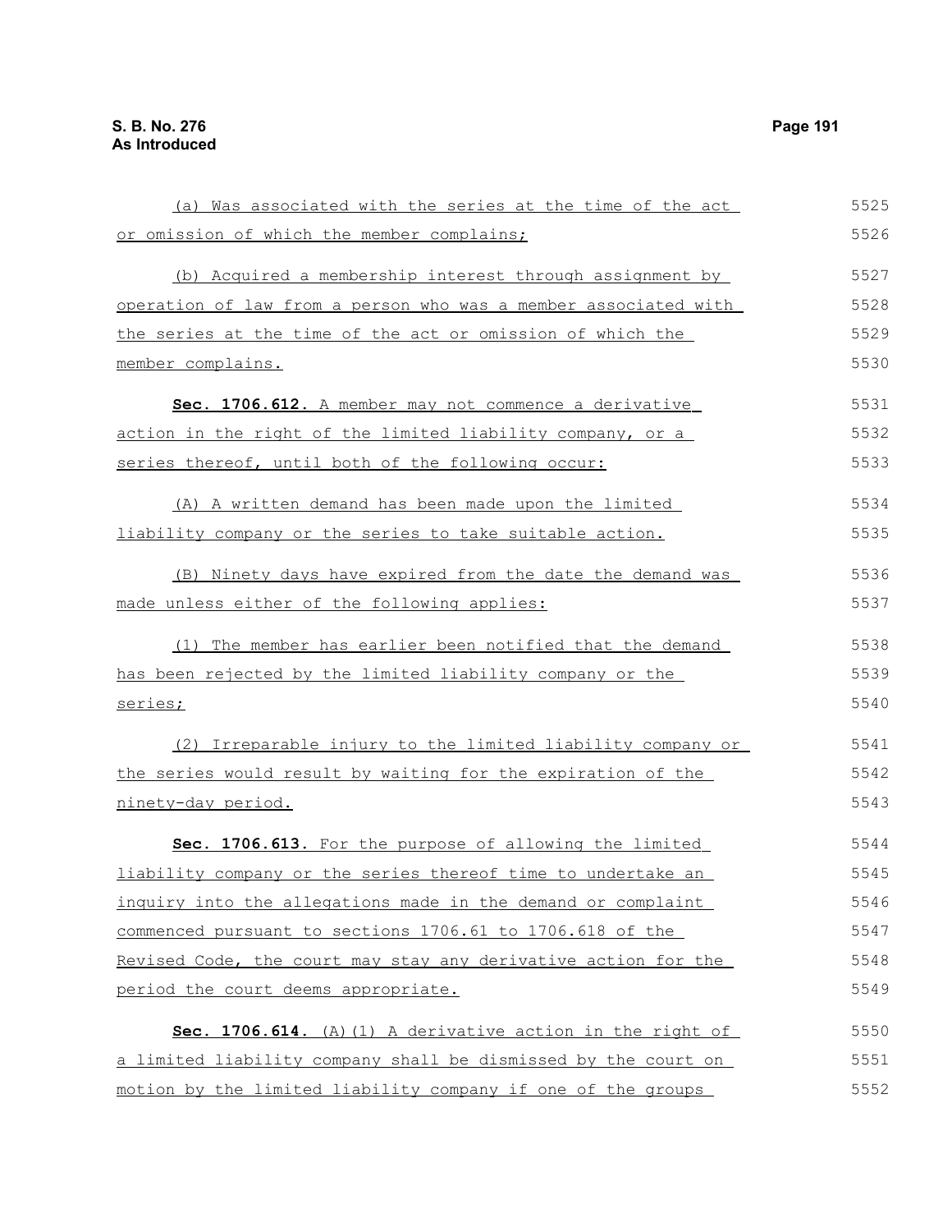(a) Was associated with the series at the time of the act or omission of which the member complains;

(b) Acquired a membership interest through assignment by operation of law from a person who was a member associated with the series at the time of the act or omission of which the member complains.

**Sec. 1706.612.** A member may not commence a derivative action in the right of the limited liability company, or a series thereof, until both of the following occur:

(A) A written demand has been made upon the limited liability company or the series to take suitable action.

(B) Ninety days have expired from the date the demand was made unless either of the following applies:

(1) The member has earlier been notified that the demand has been rejected by the limited liability company or the series;

(2) Irreparable injury to the limited liability company or the series would result by waiting for the expiration of the ninety-day period.

**Sec. 1706.613.** For the purpose of allowing the limited liability company or the series thereof time to undertake an inquiry into the allegations made in the demand or complaint commenced pursuant to sections 1706.61 to 1706.618 of the Revised Code, the court may stay any derivative action for the period the court deems appropriate.

**Sec. 1706.614.** (A)(1) A derivative action in the right of a limited liability company shall be dismissed by the court on motion by the limited liability company if one of the groups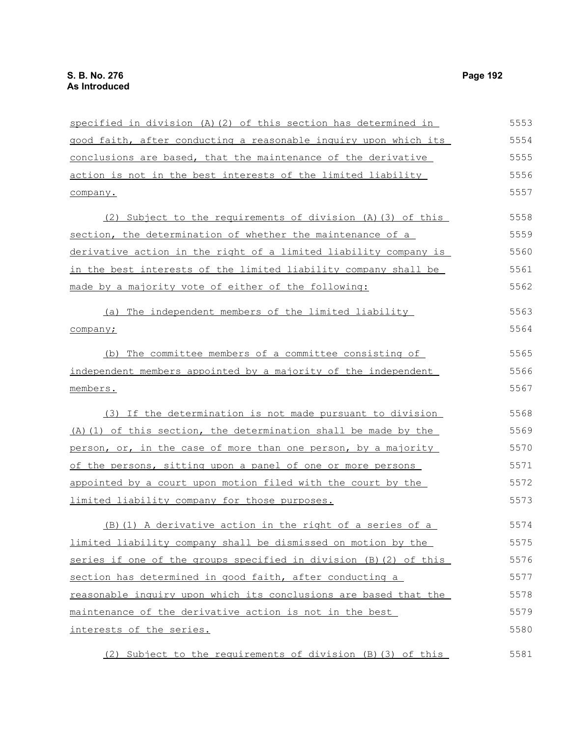specified in division (A)(2) of this section has determined in good faith, after conducting a reasonable inquiry upon which its conclusions are based, that the maintenance of the derivative action is not in the best interests of the limited liability company.

(2) Subject to the requirements of division (A)(3) of this section, the determination of whether the maintenance of a derivative action in the right of a limited liability company is in the best interests of the limited liability company shall be made by a majority vote of either of the following:

(a) The independent members of the limited liability company;

(b) The committee members of a committee consisting of independent members appointed by a majority of the independent members.

(3) If the determination is not made pursuant to division (A)(1) of this section, the determination shall be made by the person, or, in the case of more than one person, by a majority of the persons, sitting upon a panel of one or more persons appointed by a court upon motion filed with the court by the limited liability company for those purposes.

(B)(1) A derivative action in the right of a series of a limited liability company shall be dismissed on motion by the series if one of the groups specified in division (B)(2) of this section has determined in good faith, after conducting a reasonable inquiry upon which its conclusions are based that the maintenance of the derivative action is not in the best interests of the series.

(2) Subject to the requirements of division (B)(3) of this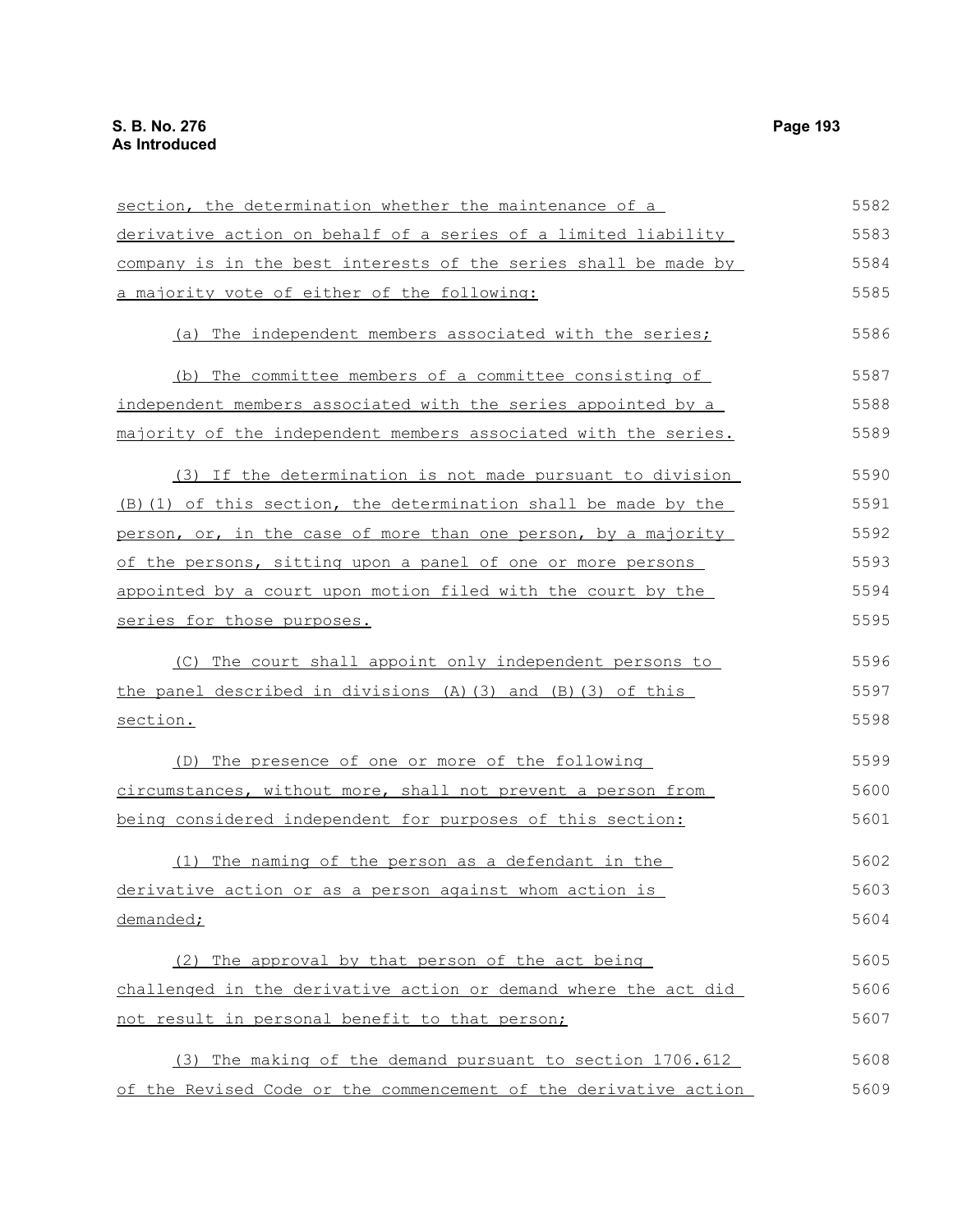section, the determination whether the maintenance of a derivative action on behalf of a series of a limited liability company is in the best interests of the series shall be made by a majority vote of either of the following:

(a) The independent members associated with the series;

(b) The committee members of a committee consisting of independent members associated with the series appointed by a majority of the independent members associated with the series.

(3) If the determination is not made pursuant to division (B)(1) of this section, the determination shall be made by the person, or, in the case of more than one person, by a majority of the persons, sitting upon a panel of one or more persons appointed by a court upon motion filed with the court by the series for those purposes.

(C) The court shall appoint only independent persons to the panel described in divisions (A)(3) and (B)(3) of this section.

(D) The presence of one or more of the following circumstances, without more, shall not prevent a person from being considered independent for purposes of this section:

(1) The naming of the person as a defendant in the derivative action or as a person against whom action is demanded;

(2) The approval by that person of the act being challenged in the derivative action or demand where the act did not result in personal benefit to that person;

(3) The making of the demand pursuant to section 1706.612 of the Revised Code or the commencement of the derivative action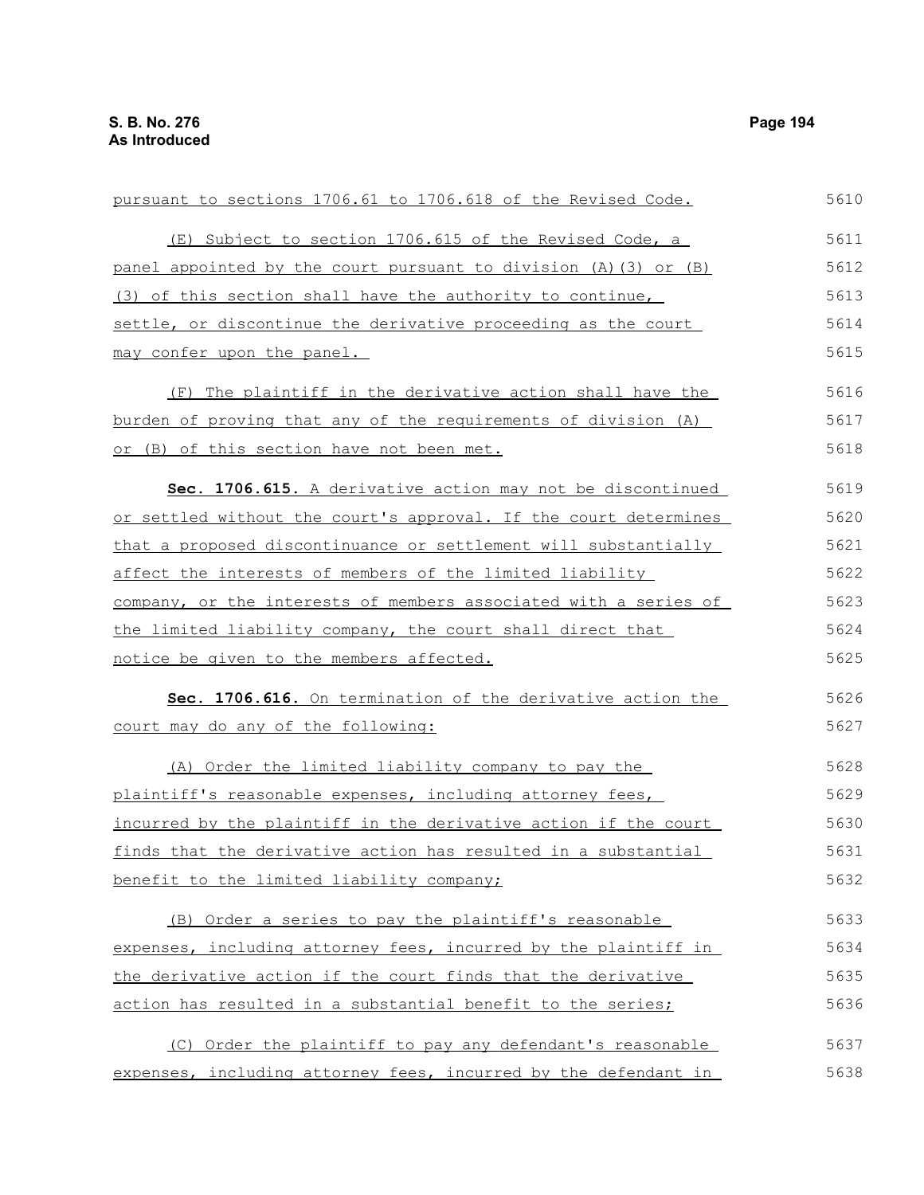pursuant to sections 1706.61 to 1706.618 of the Revised Code.

(E) Subject to section 1706.615 of the Revised Code, a panel appointed by the court pursuant to division (A)(3) or (B)(3) of this section shall have the authority to continue, settle, or discontinue the derivative proceeding as the court may confer upon the panel.

(F) The plaintiff in the derivative action shall have the burden of proving that any of the requirements of division (A) or (B) of this section have not been met.

**Sec. 1706.615.** A derivative action may not be discontinued or settled without the court's approval. If the court determines that a proposed discontinuance or settlement will substantially affect the interests of members of the limited liability company, or the interests of members associated with a series of the limited liability company, the court shall direct that notice be given to the members affected.

**Sec. 1706.616.** On termination of the derivative action the court may do any of the following:

(A) Order the limited liability company to pay the plaintiff's reasonable expenses, including attorney fees, incurred by the plaintiff in the derivative action if the court finds that the derivative action has resulted in a substantial benefit to the limited liability company;

(B) Order a series to pay the plaintiff's reasonable expenses, including attorney fees, incurred by the plaintiff in the derivative action if the court finds that the derivative action has resulted in a substantial benefit to the series;

(C) Order the plaintiff to pay any defendant's reasonable expenses, including attorney fees, incurred by the defendant in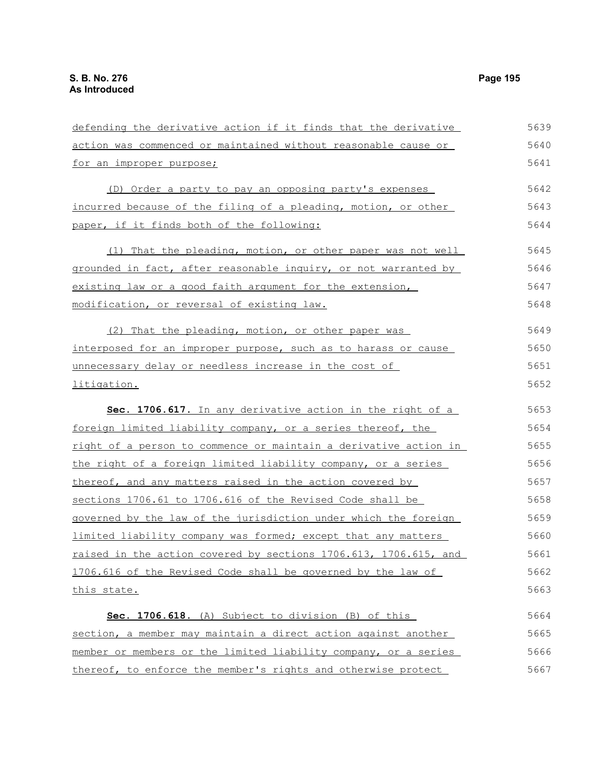defending the derivative action if it finds that the derivative action was commenced or maintained without reasonable cause or for an improper purpose;

(D) Order a party to pay an opposing party's expenses incurred because of the filing of a pleading, motion, or other paper, if it finds both of the following:

(1) That the pleading, motion, or other paper was not well grounded in fact, after reasonable inquiry, or not warranted by existing law or a good faith argument for the extension, modification, or reversal of existing law.

(2) That the pleading, motion, or other paper was interposed for an improper purpose, such as to harass or cause unnecessary delay or needless increase in the cost of litigation.

**Sec. 1706.617.** In any derivative action in the right of a foreign limited liability company, or a series thereof, the right of a person to commence or maintain a derivative action in the right of a foreign limited liability company, or a series thereof, and any matters raised in the action covered by sections 1706.61 to 1706.616 of the Revised Code shall be governed by the law of the jurisdiction under which the foreign limited liability company was formed; except that any matters raised in the action covered by sections 1706.613, 1706.615, and 1706.616 of the Revised Code shall be governed by the law of this state.

**Sec. 1706.618.** (A) Subject to division (B) of this section, a member may maintain a direct action against another member or members or the limited liability company, or a series thereof, to enforce the member's rights and otherwise protect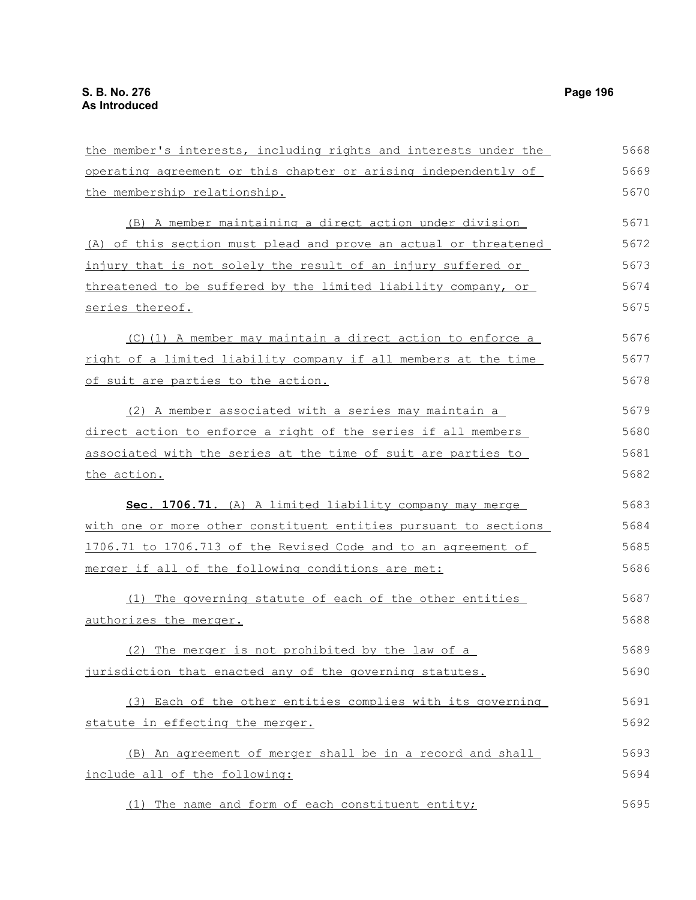the member's interests, including rights and interests under the operating agreement or this chapter or arising independently of the membership relationship.

(B) A member maintaining a direct action under division (A) of this section must plead and prove an actual or threatened injury that is not solely the result of an injury suffered or threatened to be suffered by the limited liability company, or series thereof.

(C)(1) A member may maintain a direct action to enforce a right of a limited liability company if all members at the time of suit are parties to the action.

(2) A member associated with a series may maintain a direct action to enforce a right of the series if all members associated with the series at the time of suit are parties to the action.

**Sec. 1706.71.** (A) A limited liability company may merge with one or more other constituent entities pursuant to sections 1706.71 to 1706.713 of the Revised Code and to an agreement of merger if all of the following conditions are met:

(1) The governing statute of each of the other entities authorizes the merger.

(2) The merger is not prohibited by the law of a jurisdiction that enacted any of the governing statutes.

(3) Each of the other entities complies with its governing statute in effecting the merger.

(B) An agreement of merger shall be in a record and shall include all of the following:

(1) The name and form of each constituent entity;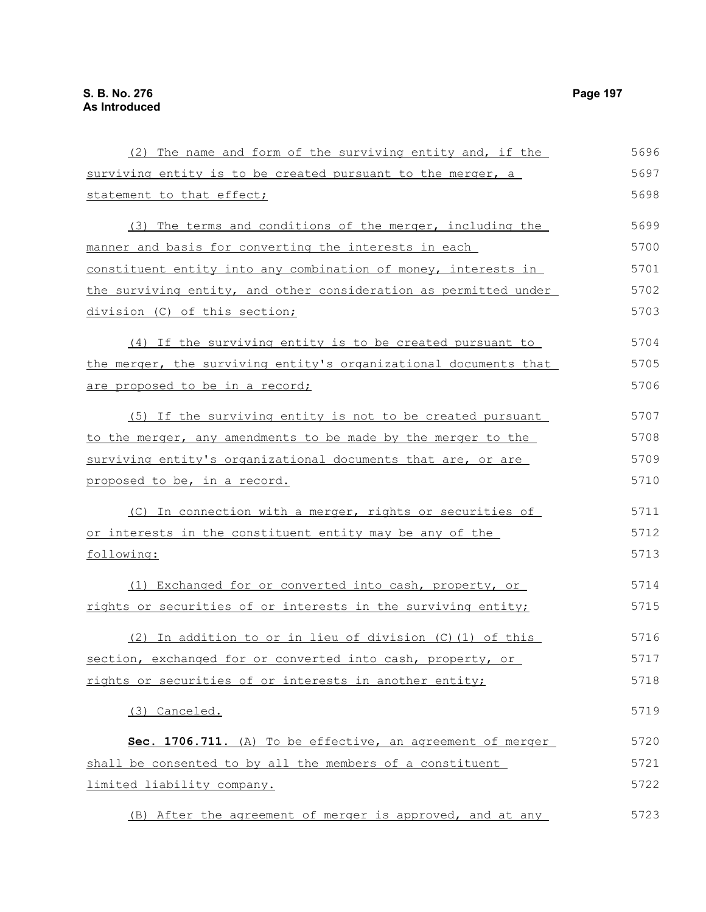(2) The name and form of the surviving entity and, if the surviving entity is to be created pursuant to the merger, a statement to that effect;

(3) The terms and conditions of the merger, including the manner and basis for converting the interests in each constituent entity into any combination of money, interests in the surviving entity, and other consideration as permitted under division (C) of this section;

(4) If the surviving entity is to be created pursuant to the merger, the surviving entity's organizational documents that are proposed to be in a record;

(5) If the surviving entity is not to be created pursuant to the merger, any amendments to be made by the merger to the surviving entity's organizational documents that are, or are proposed to be, in a record.

(C) In connection with a merger, rights or securities of or interests in the constituent entity may be any of the following:

(1) Exchanged for or converted into cash, property, or rights or securities of or interests in the surviving entity;

(2) In addition to or in lieu of division (C)(1) of this section, exchanged for or converted into cash, property, or rights or securities of or interests in another entity;

(3) Canceled.

**Sec. 1706.711.** (A) To be effective, an agreement of merger shall be consented to by all the members of a constituent limited liability company.

(B) After the agreement of merger is approved, and at any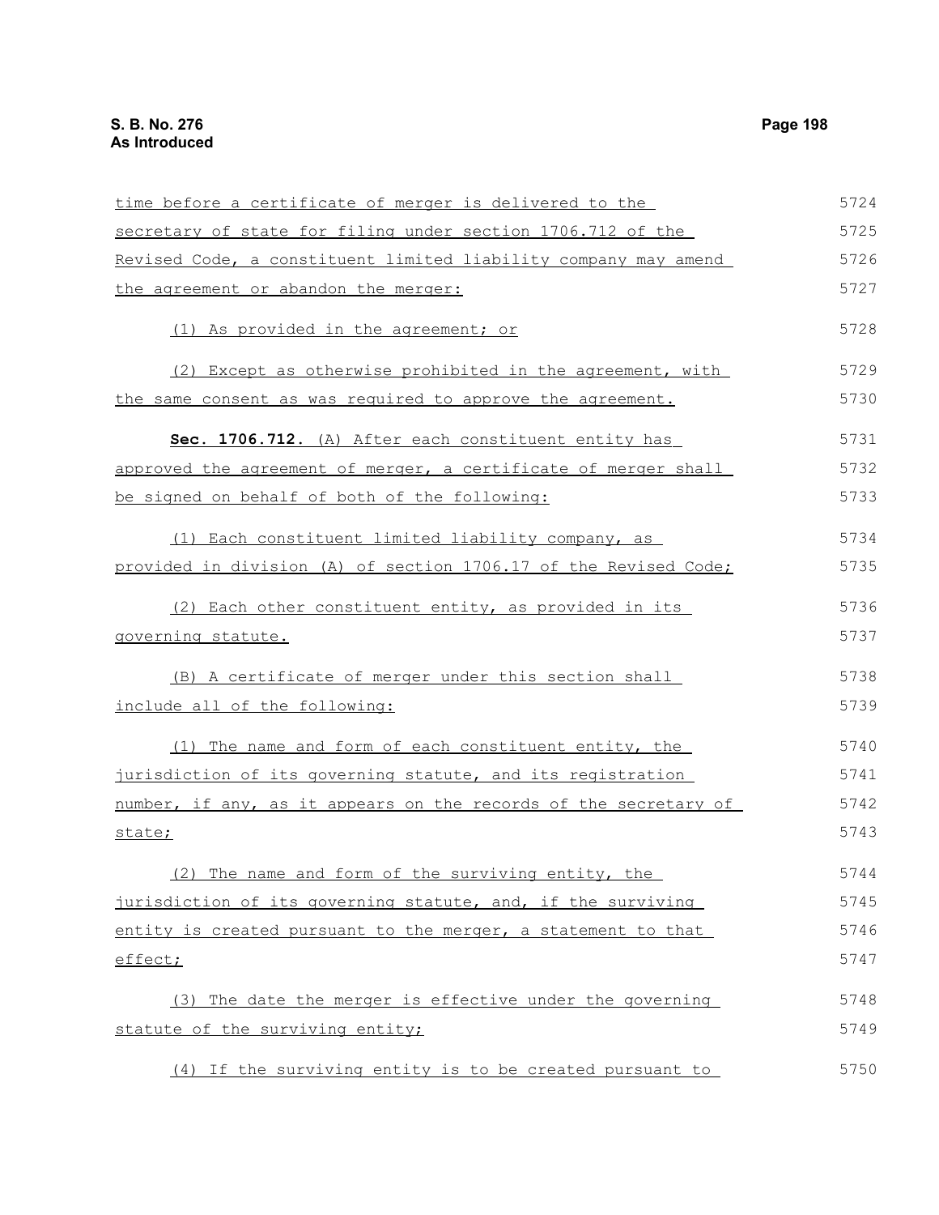time before a certificate of merger is delivered to the secretary of state for filing under section 1706.712 of the Revised Code, a constituent limited liability company may amend the agreement or abandon the merger:

(1) As provided in the agreement; or

(2) Except as otherwise prohibited in the agreement, with the same consent as was required to approve the agreement.

**Sec. 1706.712.** (A) After each constituent entity has approved the agreement of merger, a certificate of merger shall be signed on behalf of both of the following:

(1) Each constituent limited liability company, as provided in division (A) of section 1706.17 of the Revised Code;

(2) Each other constituent entity, as provided in its governing statute.

(B) A certificate of merger under this section shall include all of the following:

(1) The name and form of each constituent entity, the jurisdiction of its governing statute, and its registration number, if any, as it appears on the records of the secretary of state;

(2) The name and form of the surviving entity, the jurisdiction of its governing statute, and, if the surviving entity is created pursuant to the merger, a statement to that effect;

(3) The date the merger is effective under the governing statute of the surviving entity;

(4) If the surviving entity is to be created pursuant to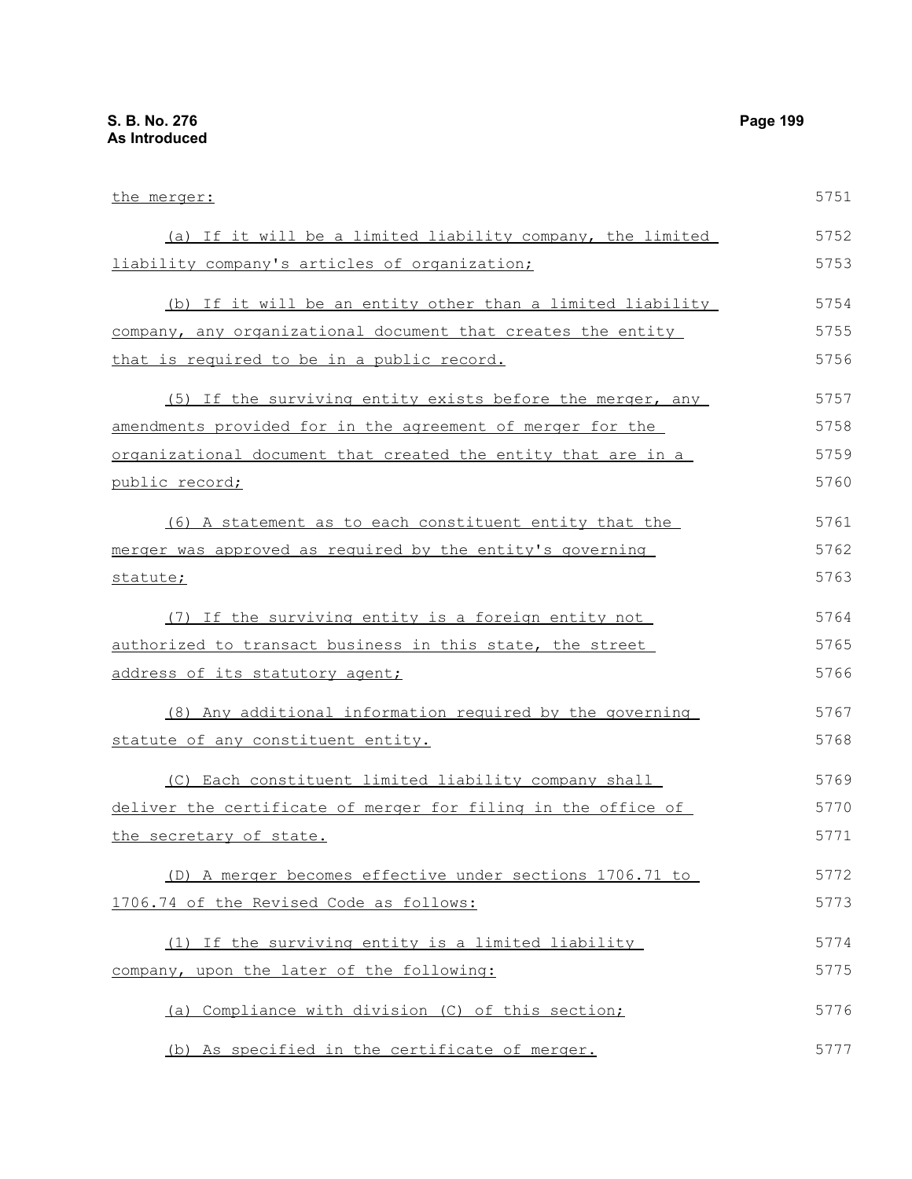the merger:

(a) If it will be a limited liability company, the limited liability company's articles of organization;

(b) If it will be an entity other than a limited liability company, any organizational document that creates the entity that is required to be in a public record.

(5) If the surviving entity exists before the merger, any amendments provided for in the agreement of merger for the organizational document that created the entity that are in a public record;

(6) A statement as to each constituent entity that the merger was approved as required by the entity's governing statute;

(7) If the surviving entity is a foreign entity not authorized to transact business in this state, the street address of its statutory agent;

(8) Any additional information required by the governing statute of any constituent entity.

(C) Each constituent limited liability company shall deliver the certificate of merger for filing in the office of the secretary of state.

(D) A merger becomes effective under sections 1706.71 to 1706.74 of the Revised Code as follows:

(1) If the surviving entity is a limited liability company, upon the later of the following:

(a) Compliance with division (C) of this section;

(b) As specified in the certificate of merger.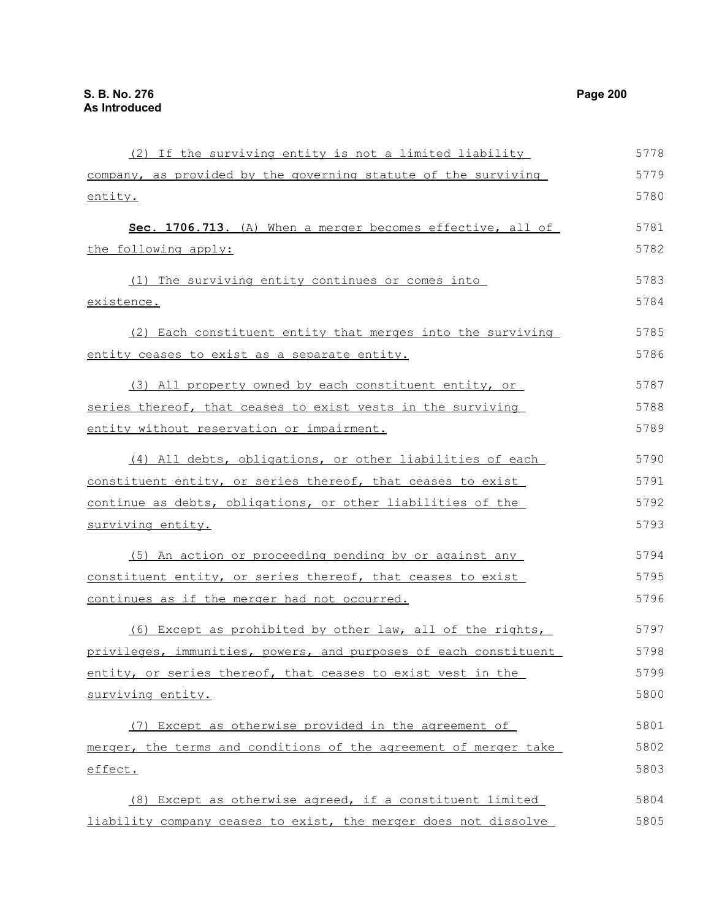(2) If the surviving entity is not a limited liability company, as provided by the governing statute of the surviving entity.

**Sec. 1706.713.** (A) When a merger becomes effective, all of the following apply:

(1) The surviving entity continues or comes into existence.

(2) Each constituent entity that merges into the surviving entity ceases to exist as a separate entity.

(3) All property owned by each constituent entity, or series thereof, that ceases to exist vests in the surviving entity without reservation or impairment.

(4) All debts, obligations, or other liabilities of each constituent entity, or series thereof, that ceases to exist continue as debts, obligations, or other liabilities of the surviving entity.

(5) An action or proceeding pending by or against any constituent entity, or series thereof, that ceases to exist continues as if the merger had not occurred.

(6) Except as prohibited by other law, all of the rights, privileges, immunities, powers, and purposes of each constituent entity, or series thereof, that ceases to exist vest in the surviving entity.

(7) Except as otherwise provided in the agreement of merger, the terms and conditions of the agreement of merger take effect.

(8) Except as otherwise agreed, if a constituent limited liability company ceases to exist, the merger does not dissolve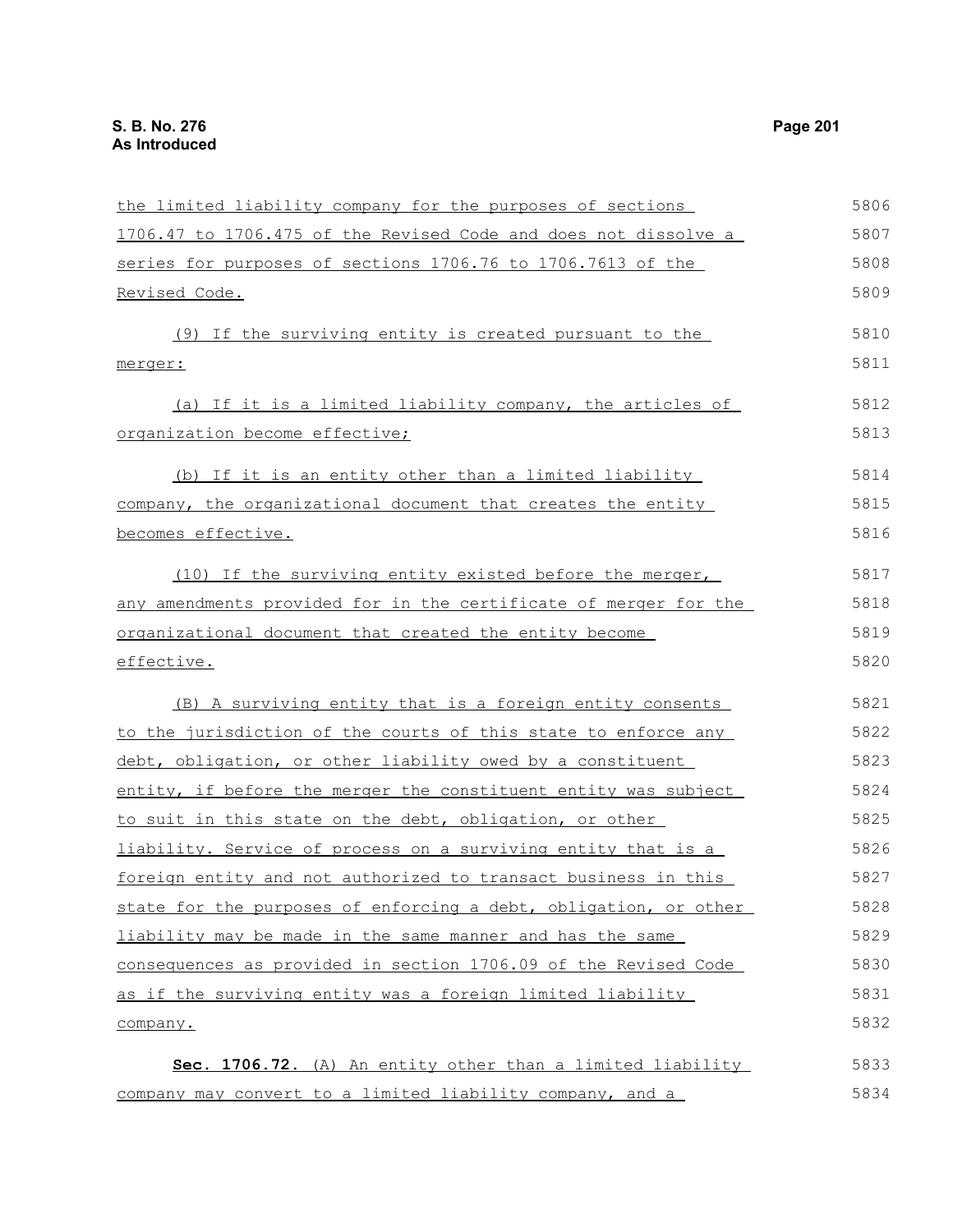the limited liability company for the purposes of sections 1706.47 to 1706.475 of the Revised Code and does not dissolve a series for purposes of sections 1706.76 to 1706.7613 of the Revised Code.

(9) If the surviving entity is created pursuant to the merger:

(a) If it is a limited liability company, the articles of organization become effective;

(b) If it is an entity other than a limited liability company, the organizational document that creates the entity becomes effective.

(10) If the surviving entity existed before the merger, any amendments provided for in the certificate of merger for the organizational document that created the entity become effective.

(B) A surviving entity that is a foreign entity consents to the jurisdiction of the courts of this state to enforce any debt, obligation, or other liability owed by a constituent entity, if before the merger the constituent entity was subject to suit in this state on the debt, obligation, or other liability. Service of process on a surviving entity that is a foreign entity and not authorized to transact business in this state for the purposes of enforcing a debt, obligation, or other liability may be made in the same manner and has the same consequences as provided in section 1706.09 of the Revised Code as if the surviving entity was a foreign limited liability company.

**Sec. 1706.72.** (A) An entity other than a limited liability company may convert to a limited liability company, and a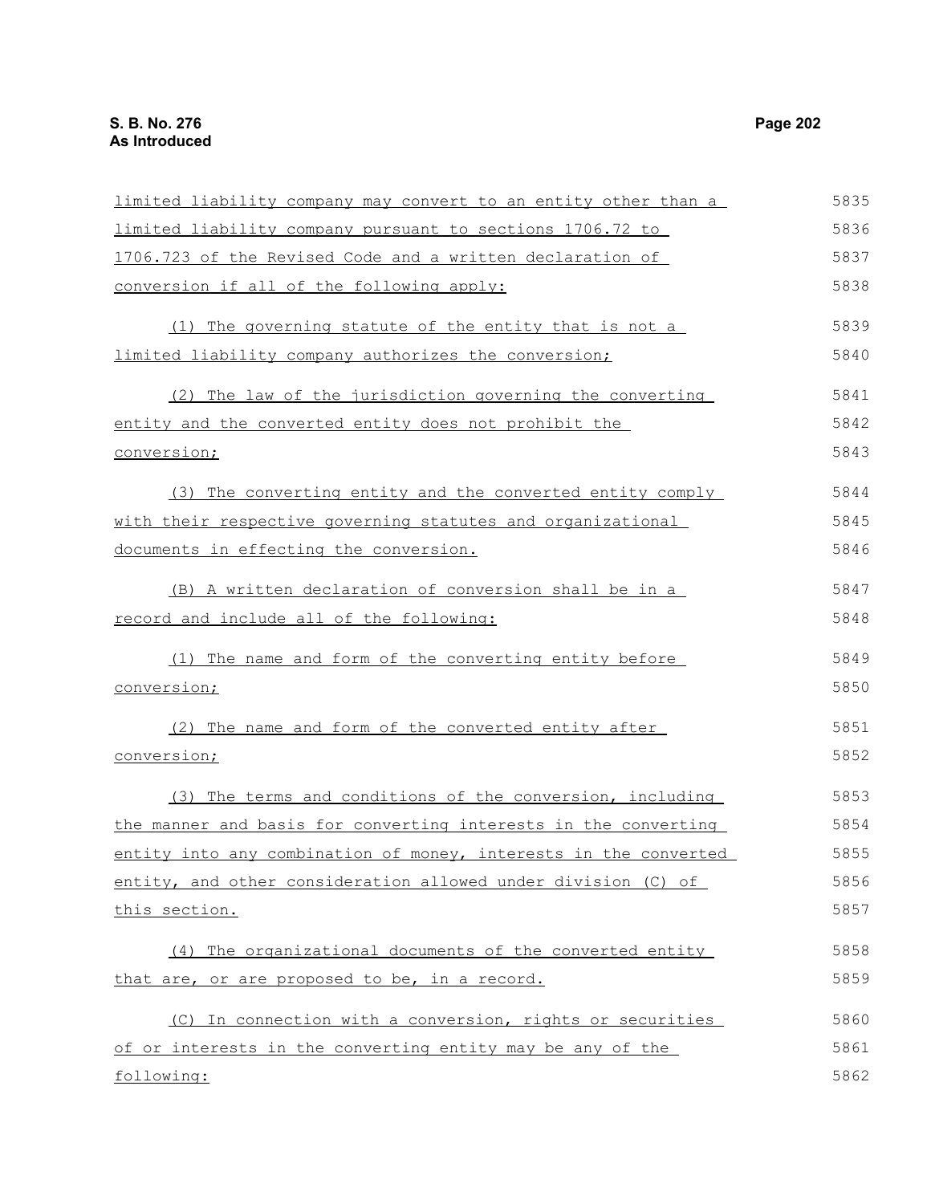limited liability company may convert to an entity other than a limited liability company pursuant to sections 1706.72 to 1706.723 of the Revised Code and a written declaration of conversion if all of the following apply:

(1) The governing statute of the entity that is not a limited liability company authorizes the conversion;

(2) The law of the jurisdiction governing the converting entity and the converted entity does not prohibit the conversion;

(3) The converting entity and the converted entity comply with their respective governing statutes and organizational documents in effecting the conversion.

(B) A written declaration of conversion shall be in a record and include all of the following:

(1) The name and form of the converting entity before conversion;

(2) The name and form of the converted entity after conversion;

(3) The terms and conditions of the conversion, including the manner and basis for converting interests in the converting entity into any combination of money, interests in the converted entity, and other consideration allowed under division (C) of this section.

(4) The organizational documents of the converted entity that are, or are proposed to be, in a record.

(C) In connection with a conversion, rights or securities of or interests in the converting entity may be any of the following: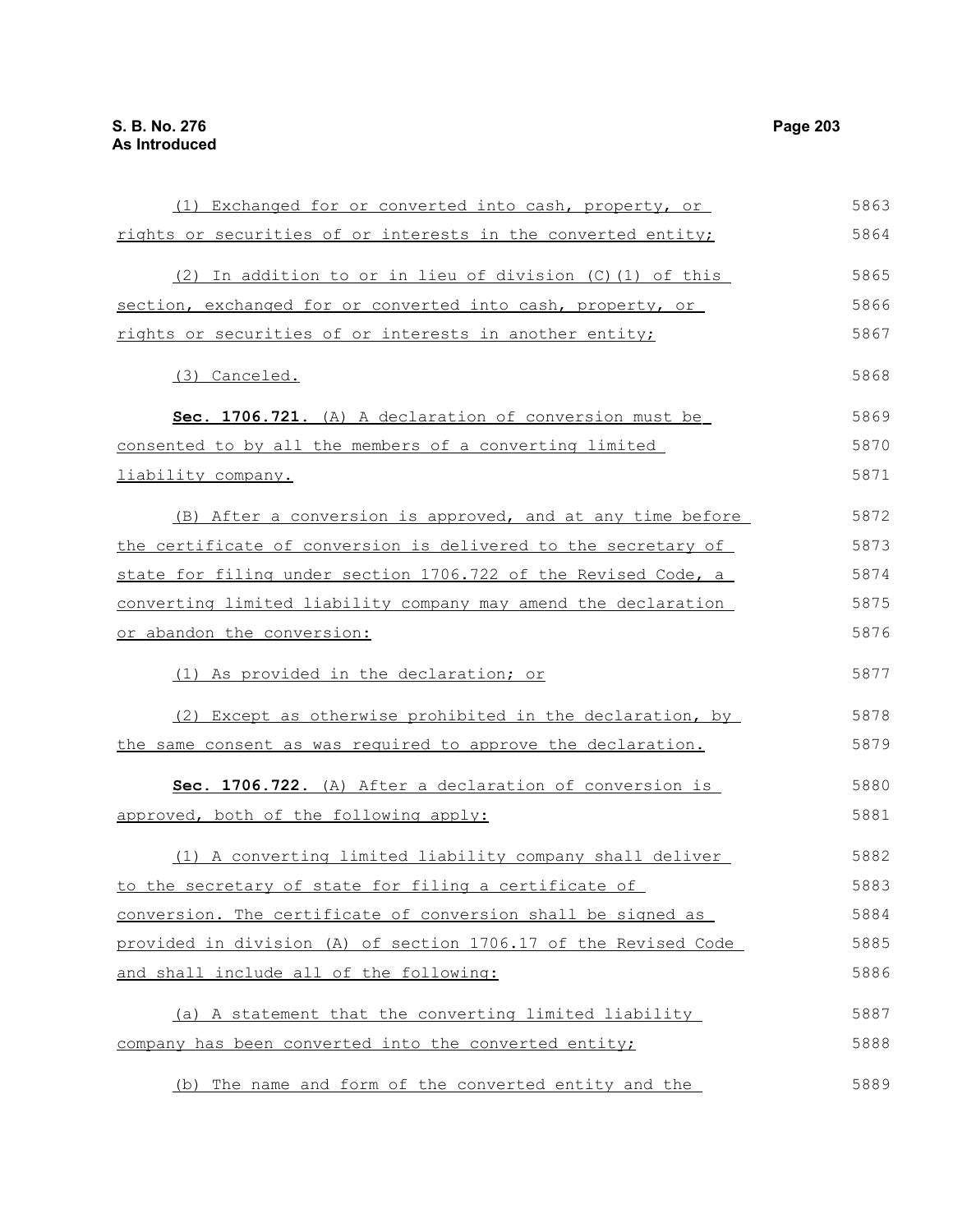(1) Exchanged for or converted into cash, property, or rights or securities of or interests in the converted entity;

(2) In addition to or in lieu of division (C)(1) of this section, exchanged for or converted into cash, property, or rights or securities of or interests in another entity;

(3) Canceled.

**Sec. 1706.721.** (A) A declaration of conversion must be consented to by all the members of a converting limited liability company.

(B) After a conversion is approved, and at any time before the certificate of conversion is delivered to the secretary of state for filing under section 1706.722 of the Revised Code, a converting limited liability company may amend the declaration or abandon the conversion:

(1) As provided in the declaration; or

(2) Except as otherwise prohibited in the declaration, by the same consent as was required to approve the declaration.

**Sec. 1706.722.** (A) After a declaration of conversion is approved, both of the following apply:

(1) A converting limited liability company shall deliver to the secretary of state for filing a certificate of conversion. The certificate of conversion shall be signed as provided in division (A) of section 1706.17 of the Revised Code and shall include all of the following:

(a) A statement that the converting limited liability company has been converted into the converted entity;

(b) The name and form of the converted entity and the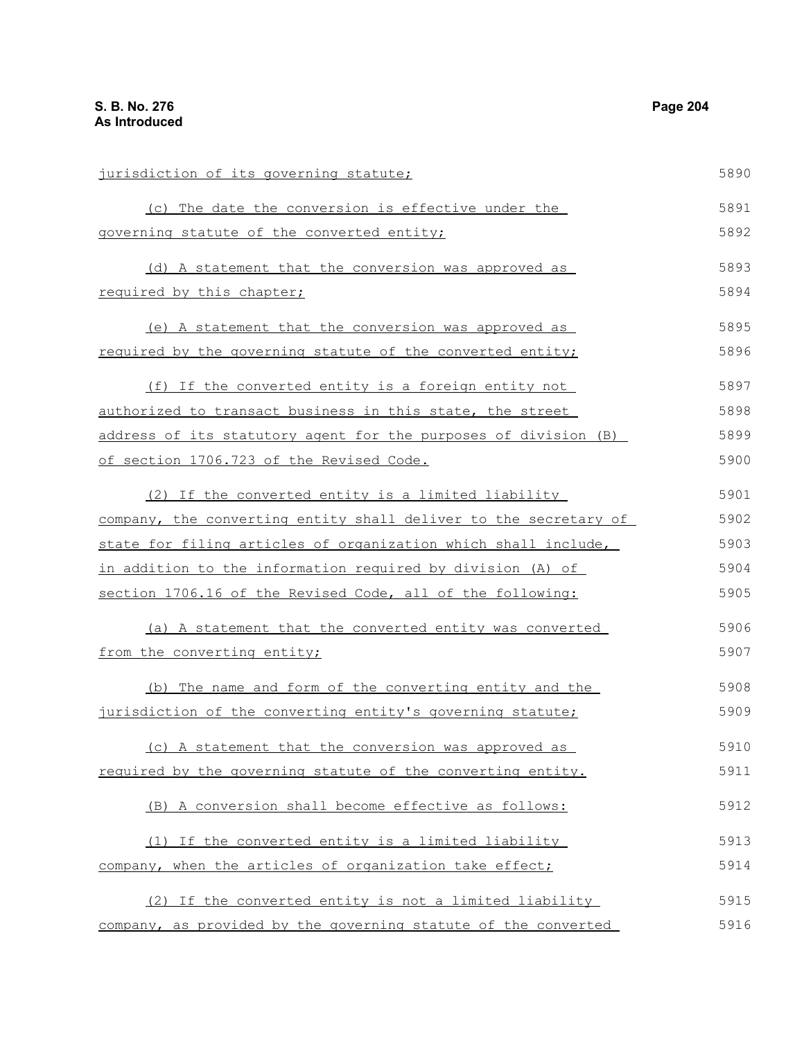jurisdiction of its governing statute;

(c) The date the conversion is effective under the governing statute of the converted entity;

(d) A statement that the conversion was approved as required by this chapter;

(e) A statement that the conversion was approved as required by the governing statute of the converted entity;

(f) If the converted entity is a foreign entity not authorized to transact business in this state, the street address of its statutory agent for the purposes of division (B) of section 1706.723 of the Revised Code.

(2) If the converted entity is a limited liability company, the converting entity shall deliver to the secretary of state for filing articles of organization which shall include, in addition to the information required by division (A) of section 1706.16 of the Revised Code, all of the following:

(a) A statement that the converted entity was converted from the converting entity;

(b) The name and form of the converting entity and the jurisdiction of the converting entity's governing statute;

(c) A statement that the conversion was approved as required by the governing statute of the converting entity.

(B) A conversion shall become effective as follows:

(1) If the converted entity is a limited liability company, when the articles of organization take effect;

(2) If the converted entity is not a limited liability company, as provided by the governing statute of the converted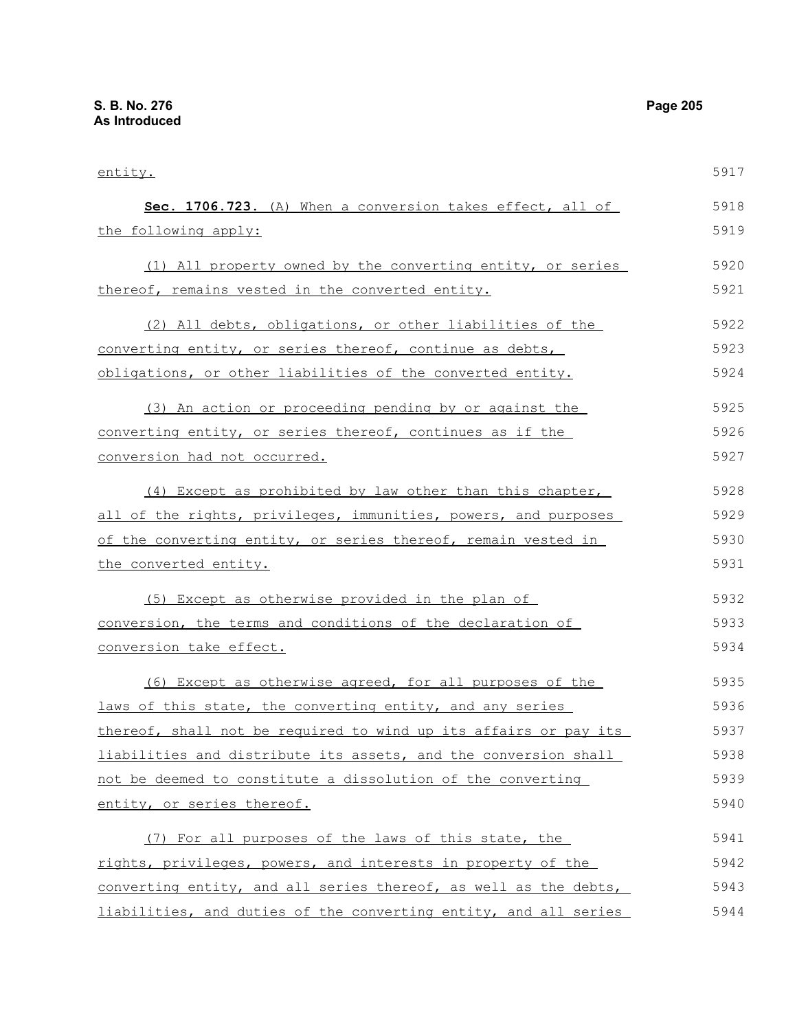entity.

**Sec. 1706.723.** (A) When a conversion takes effect, all of the following apply:

(1) All property owned by the converting entity, or series thereof, remains vested in the converted entity.

(2) All debts, obligations, or other liabilities of the converting entity, or series thereof, continue as debts, obligations, or other liabilities of the converted entity.

(3) An action or proceeding pending by or against the converting entity, or series thereof, continues as if the conversion had not occurred.

(4) Except as prohibited by law other than this chapter, all of the rights, privileges, immunities, powers, and purposes of the converting entity, or series thereof, remain vested in the converted entity.

(5) Except as otherwise provided in the plan of conversion, the terms and conditions of the declaration of conversion take effect.

(6) Except as otherwise agreed, for all purposes of the laws of this state, the converting entity, and any series thereof, shall not be required to wind up its affairs or pay its liabilities and distribute its assets, and the conversion shall not be deemed to constitute a dissolution of the converting entity, or series thereof.

(7) For all purposes of the laws of this state, the rights, privileges, powers, and interests in property of the converting entity, and all series thereof, as well as the debts, liabilities, and duties of the converting entity, and all series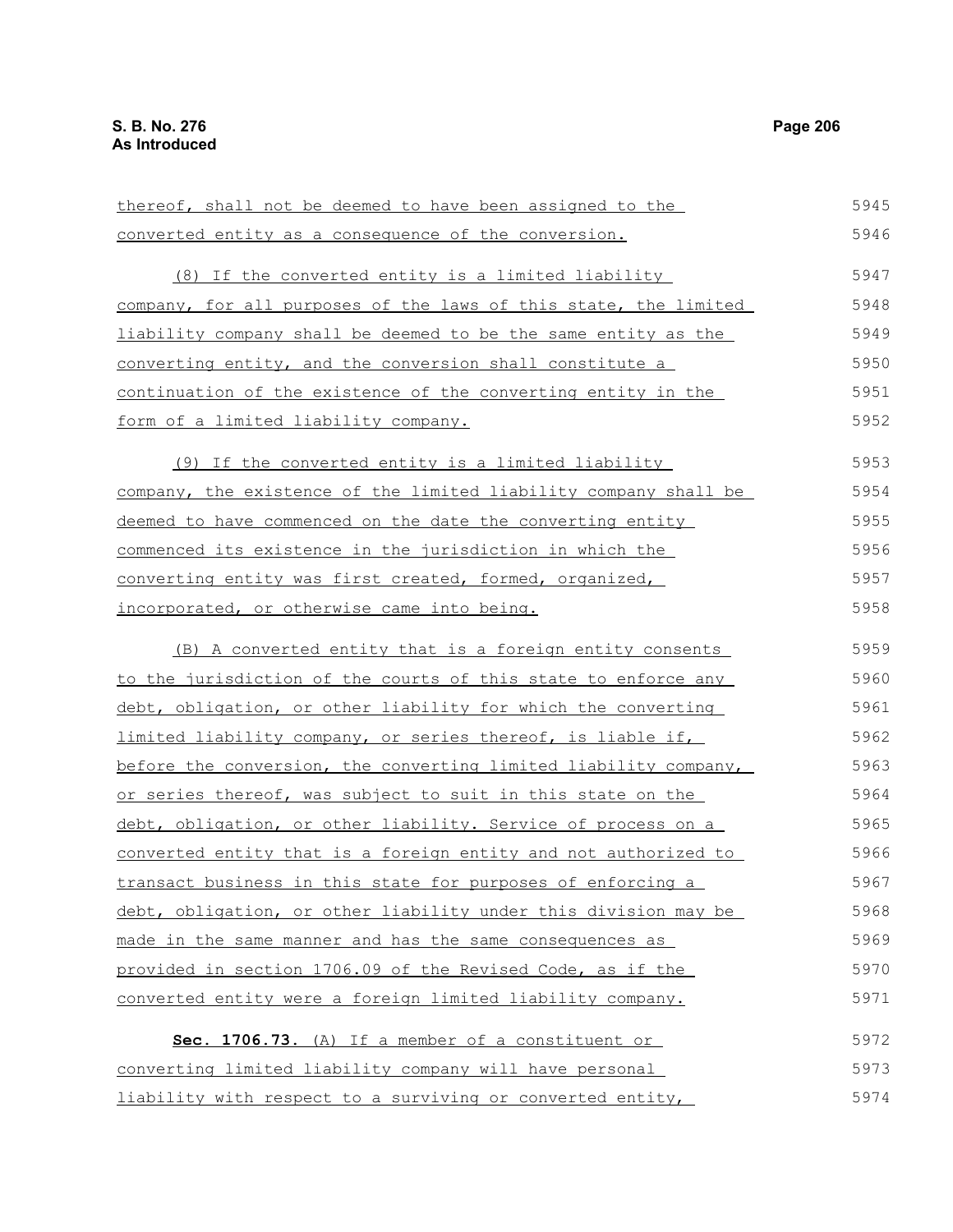thereof, shall not be deemed to have been assigned to the converted entity as a consequence of the conversion.

(8) If the converted entity is a limited liability company, for all purposes of the laws of this state, the limited liability company shall be deemed to be the same entity as the converting entity, and the conversion shall constitute a continuation of the existence of the converting entity in the form of a limited liability company.

(9) If the converted entity is a limited liability company, the existence of the limited liability company shall be deemed to have commenced on the date the converting entity commenced its existence in the jurisdiction in which the converting entity was first created, formed, organized, incorporated, or otherwise came into being.

(B) A converted entity that is a foreign entity consents to the jurisdiction of the courts of this state to enforce any debt, obligation, or other liability for which the converting limited liability company, or series thereof, is liable if, before the conversion, the converting limited liability company, or series thereof, was subject to suit in this state on the debt, obligation, or other liability. Service of process on a converted entity that is a foreign entity and not authorized to transact business in this state for purposes of enforcing a debt, obligation, or other liability under this division may be made in the same manner and has the same consequences as provided in section 1706.09 of the Revised Code, as if the converted entity were a foreign limited liability company.

**Sec. 1706.73.** (A) If a member of a constituent or converting limited liability company will have personal liability with respect to a surviving or converted entity,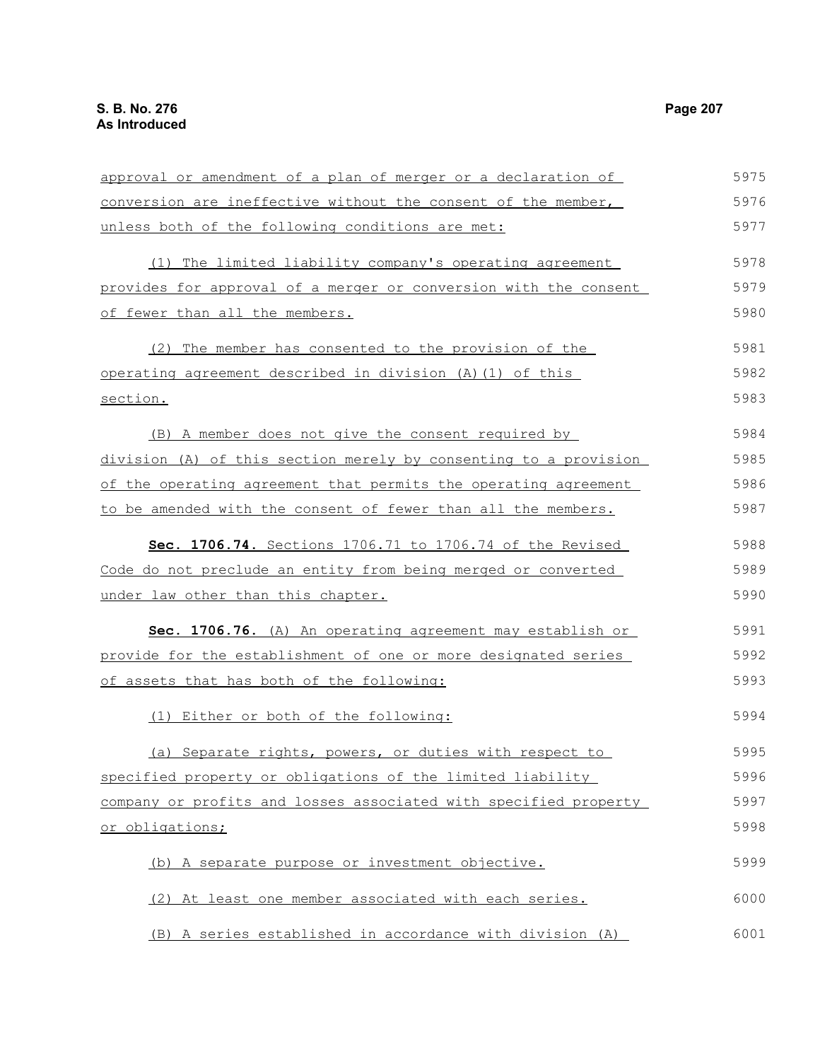approval or amendment of a plan of merger or a declaration of conversion are ineffective without the consent of the member, unless both of the following conditions are met:

(1) The limited liability company's operating agreement provides for approval of a merger or conversion with the consent of fewer than all the members.

(2) The member has consented to the provision of the operating agreement described in division (A)(1) of this section.

(B) A member does not give the consent required by division (A) of this section merely by consenting to a provision of the operating agreement that permits the operating agreement to be amended with the consent of fewer than all the members.

**Sec. 1706.74.** Sections 1706.71 to 1706.74 of the Revised Code do not preclude an entity from being merged or converted under law other than this chapter.

**Sec. 1706.76.** (A) An operating agreement may establish or provide for the establishment of one or more designated series of assets that has both of the following:

(1) Either or both of the following:

(a) Separate rights, powers, or duties with respect to specified property or obligations of the limited liability company or profits and losses associated with specified property or obligations;

(b) A separate purpose or investment objective.

(2) At least one member associated with each series.

(B) A series established in accordance with division (A)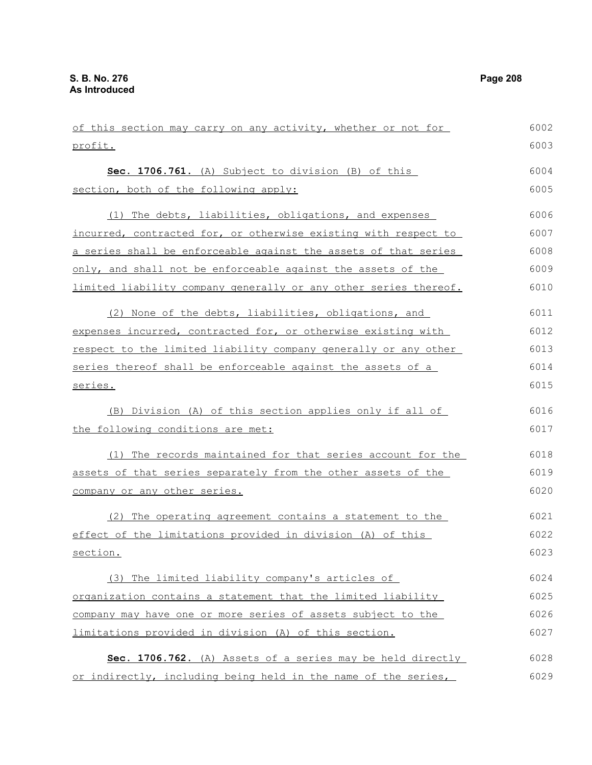of this section may carry on any activity, whether or not for profit.

**Sec. 1706.761.** (A) Subject to division (B) of this section, both of the following apply:

(1) The debts, liabilities, obligations, and expenses incurred, contracted for, or otherwise existing with respect to a series shall be enforceable against the assets of that series only, and shall not be enforceable against the assets of the limited liability company generally or any other series thereof.

(2) None of the debts, liabilities, obligations, and expenses incurred, contracted for, or otherwise existing with respect to the limited liability company generally or any other series thereof shall be enforceable against the assets of a series.

(B) Division (A) of this section applies only if all of the following conditions are met:

(1) The records maintained for that series account for the assets of that series separately from the other assets of the company or any other series.

(2) The operating agreement contains a statement to the effect of the limitations provided in division (A) of this section.

(3) The limited liability company's articles of organization contains a statement that the limited liability company may have one or more series of assets subject to the limitations provided in division (A) of this section.

**Sec. 1706.762.** (A) Assets of a series may be held directly or indirectly, including being held in the name of the series,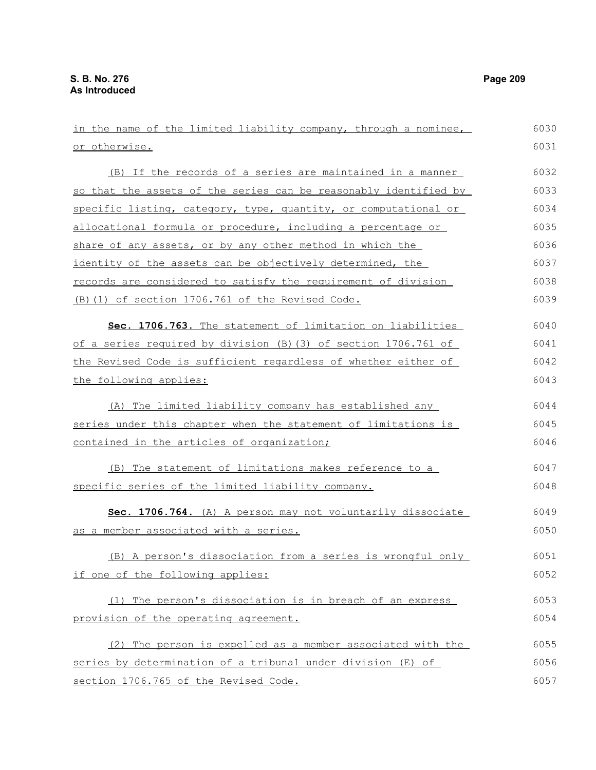in the name of the limited liability company, through a nominee, or otherwise.

(B) If the records of a series are maintained in a manner so that the assets of the series can be reasonably identified by specific listing, category, type, quantity, or computational or allocational formula or procedure, including a percentage or share of any assets, or by any other method in which the identity of the assets can be objectively determined, the records are considered to satisfy the requirement of division (B)(1) of section 1706.761 of the Revised Code.

**Sec. 1706.763.** The statement of limitation on liabilities of a series required by division (B)(3) of section 1706.761 of the Revised Code is sufficient regardless of whether either of the following applies:

(A) The limited liability company has established any series under this chapter when the statement of limitations is contained in the articles of organization;

(B) The statement of limitations makes reference to a specific series of the limited liability company.

**Sec. 1706.764.** (A) A person may not voluntarily dissociate as a member associated with a series.

(B) A person's dissociation from a series is wrongful only if one of the following applies:

(1) The person's dissociation is in breach of an express provision of the operating agreement.

(2) The person is expelled as a member associated with the series by determination of a tribunal under division (E) of section 1706.765 of the Revised Code.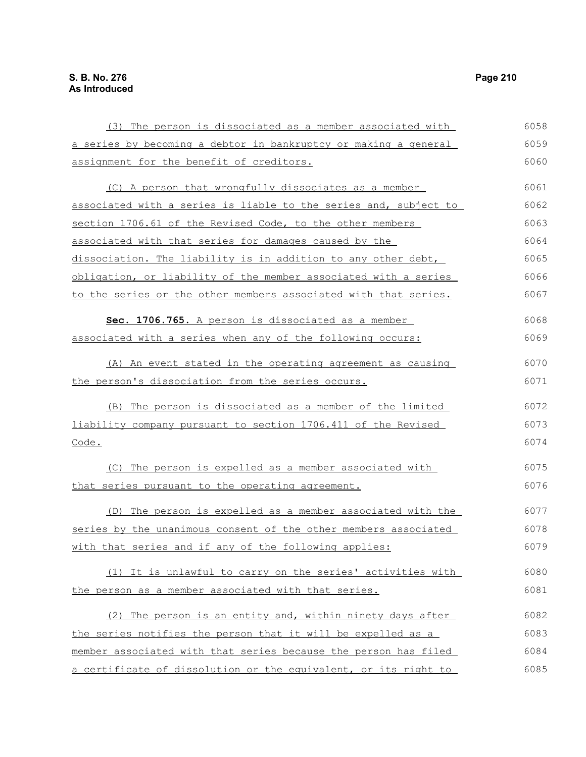(3) The person is dissociated as a member associated with a series by becoming a debtor in bankruptcy or making a general assignment for the benefit of creditors.

(C) A person that wrongfully dissociates as a member associated with a series is liable to the series and, subject to section 1706.61 of the Revised Code, to the other members associated with that series for damages caused by the dissociation. The liability is in addition to any other debt, obligation, or liability of the member associated with a series to the series or the other members associated with that series.

**Sec. 1706.765.** A person is dissociated as a member associated with a series when any of the following occurs:

(A) An event stated in the operating agreement as causing the person's dissociation from the series occurs.

(B) The person is dissociated as a member of the limited liability company pursuant to section 1706.411 of the Revised Code.

(C) The person is expelled as a member associated with that series pursuant to the operating agreement.

(D) The person is expelled as a member associated with the series by the unanimous consent of the other members associated with that series and if any of the following applies:

(1) It is unlawful to carry on the series' activities with the person as a member associated with that series.

(2) The person is an entity and, within ninety days after the series notifies the person that it will be expelled as a member associated with that series because the person has filed a certificate of dissolution or the equivalent, or its right to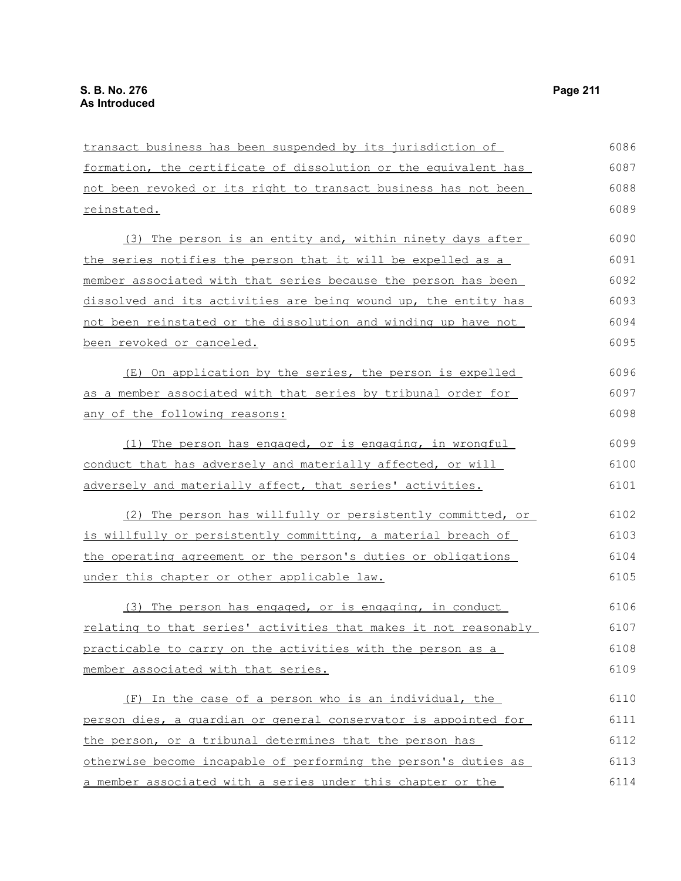transact business has been suspended by its jurisdiction of formation, the certificate of dissolution or the equivalent has not been revoked or its right to transact business has not been reinstated.

(3) The person is an entity and, within ninety days after the series notifies the person that it will be expelled as a member associated with that series because the person has been dissolved and its activities are being wound up, the entity has not been reinstated or the dissolution and winding up have not been revoked or canceled.

(E) On application by the series, the person is expelled as a member associated with that series by tribunal order for any of the following reasons:

(1) The person has engaged, or is engaging, in wrongful conduct that has adversely and materially affected, or will adversely and materially affect, that series' activities.

(2) The person has willfully or persistently committed, or is willfully or persistently committing, a material breach of the operating agreement or the person's duties or obligations under this chapter or other applicable law.

(3) The person has engaged, or is engaging, in conduct relating to that series' activities that makes it not reasonably practicable to carry on the activities with the person as a member associated with that series.

(F) In the case of a person who is an individual, the person dies, a guardian or general conservator is appointed for the person, or a tribunal determines that the person has otherwise become incapable of performing the person's duties as a member associated with a series under this chapter or the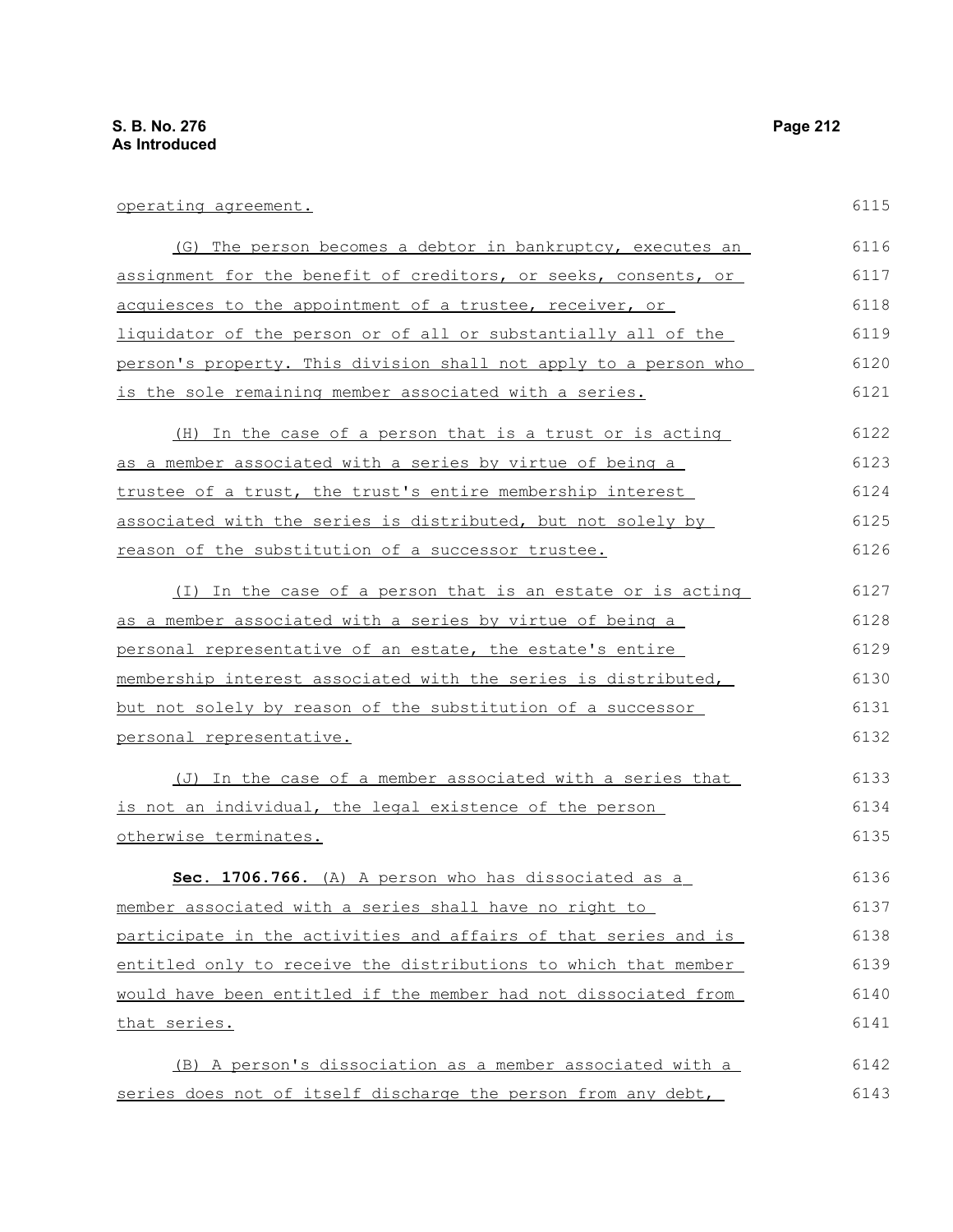operating agreement.

(G) The person becomes a debtor in bankruptcy, executes an assignment for the benefit of creditors, or seeks, consents, or acquiesces to the appointment of a trustee, receiver, or liquidator of the person or of all or substantially all of the person's property. This division shall not apply to a person who is the sole remaining member associated with a series.

(H) In the case of a person that is a trust or is acting as a member associated with a series by virtue of being a trustee of a trust, the trust's entire membership interest associated with the series is distributed, but not solely by reason of the substitution of a successor trustee.

(I) In the case of a person that is an estate or is acting as a member associated with a series by virtue of being a personal representative of an estate, the estate's entire membership interest associated with the series is distributed, but not solely by reason of the substitution of a successor personal representative.

(J) In the case of a member associated with a series that is not an individual, the legal existence of the person otherwise terminates.

**Sec. 1706.766.** (A) A person who has dissociated as a member associated with a series shall have no right to participate in the activities and affairs of that series and is entitled only to receive the distributions to which that member would have been entitled if the member had not dissociated from that series.

(B) A person's dissociation as a member associated with a series does not of itself discharge the person from any debt,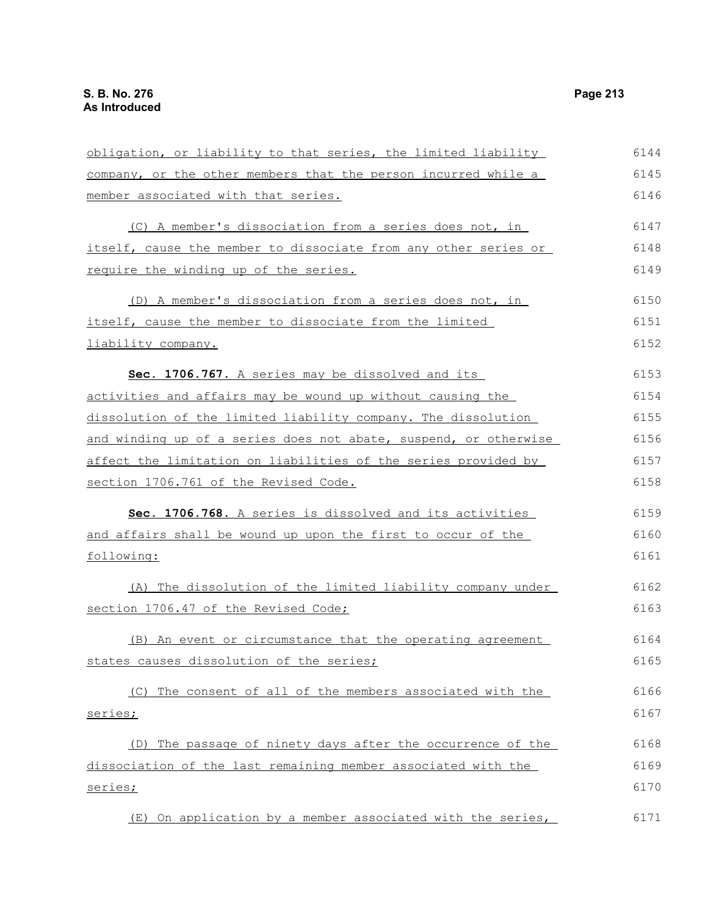obligation, or liability to that series, the limited liability company, or the other members that the person incurred while a member associated with that series.

(C) A member's dissociation from a series does not, in itself, cause the member to dissociate from any other series or require the winding up of the series.

(D) A member's dissociation from a series does not, in itself, cause the member to dissociate from the limited liability company.

**Sec. 1706.767.** A series may be dissolved and its activities and affairs may be wound up without causing the dissolution of the limited liability company. The dissolution and winding up of a series does not abate, suspend, or otherwise affect the limitation on liabilities of the series provided by section 1706.761 of the Revised Code.

**Sec. 1706.768.** A series is dissolved and its activities and affairs shall be wound up upon the first to occur of the following:

(A) The dissolution of the limited liability company under section 1706.47 of the Revised Code;

(B) An event or circumstance that the operating agreement states causes dissolution of the series;

(C) The consent of all of the members associated with the series;

(D) The passage of ninety days after the occurrence of the dissociation of the last remaining member associated with the series;

(E) On application by a member associated with the series,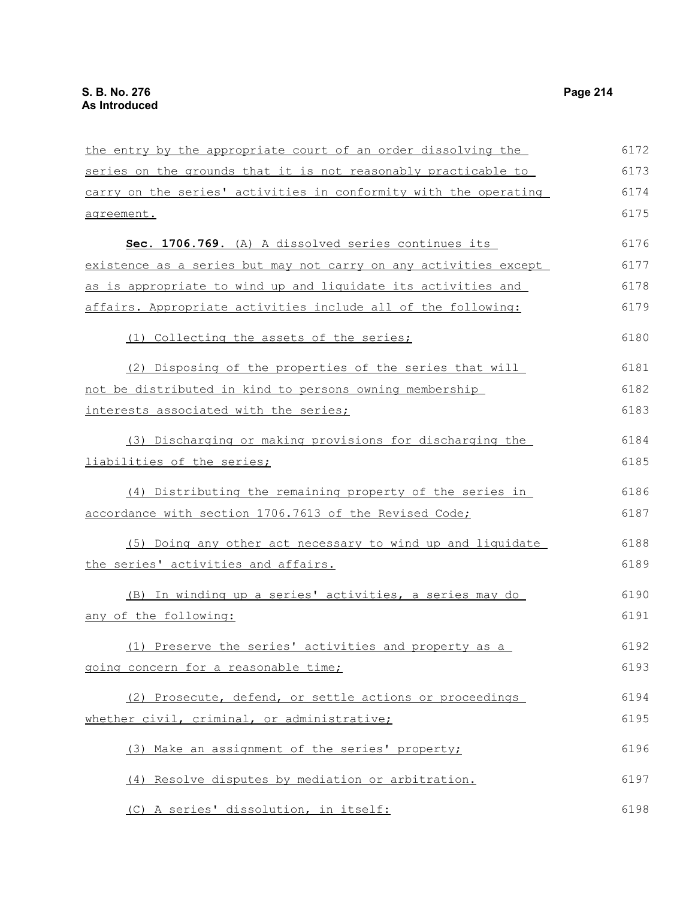the entry by the appropriate court of an order dissolving the series on the grounds that it is not reasonably practicable to carry on the series' activities in conformity with the operating agreement.

**Sec. 1706.769.** (A) A dissolved series continues its existence as a series but may not carry on any activities except as is appropriate to wind up and liquidate its activities and affairs. Appropriate activities include all of the following:

(1) Collecting the assets of the series;

(2) Disposing of the properties of the series that will not be distributed in kind to persons owning membership interests associated with the series;

(3) Discharging or making provisions for discharging the liabilities of the series;

(4) Distributing the remaining property of the series in accordance with section 1706.7613 of the Revised Code;

(5) Doing any other act necessary to wind up and liquidate the series' activities and affairs.

(B) In winding up a series' activities, a series may do any of the following:

(1) Preserve the series' activities and property as a going concern for a reasonable time;

(2) Prosecute, defend, or settle actions or proceedings whether civil, criminal, or administrative;

(3) Make an assignment of the series' property;

(4) Resolve disputes by mediation or arbitration.

(C) A series' dissolution, in itself: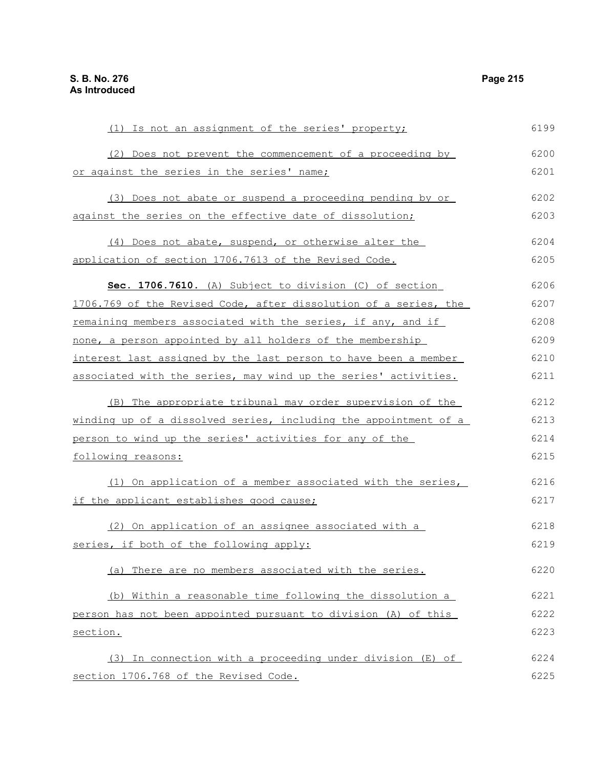(1) Is not an assignment of the series' property;

(2) Does not prevent the commencement of a proceeding by or against the series in the series' name;

(3) Does not abate or suspend a proceeding pending by or against the series on the effective date of dissolution;

(4) Does not abate, suspend, or otherwise alter the application of section 1706.7613 of the Revised Code.

**Sec. 1706.7610.** (A) Subject to division (C) of section 1706.769 of the Revised Code, after dissolution of a series, the remaining members associated with the series, if any, and if none, a person appointed by all holders of the membership interest last assigned by the last person to have been a member associated with the series, may wind up the series' activities.

(B) The appropriate tribunal may order supervision of the winding up of a dissolved series, including the appointment of a person to wind up the series' activities for any of the following reasons:

(1) On application of a member associated with the series, if the applicant establishes good cause;

(2) On application of an assignee associated with a series, if both of the following apply:

(a) There are no members associated with the series.

(b) Within a reasonable time following the dissolution a person has not been appointed pursuant to division (A) of this section.

(3) In connection with a proceeding under division (E) of section 1706.768 of the Revised Code.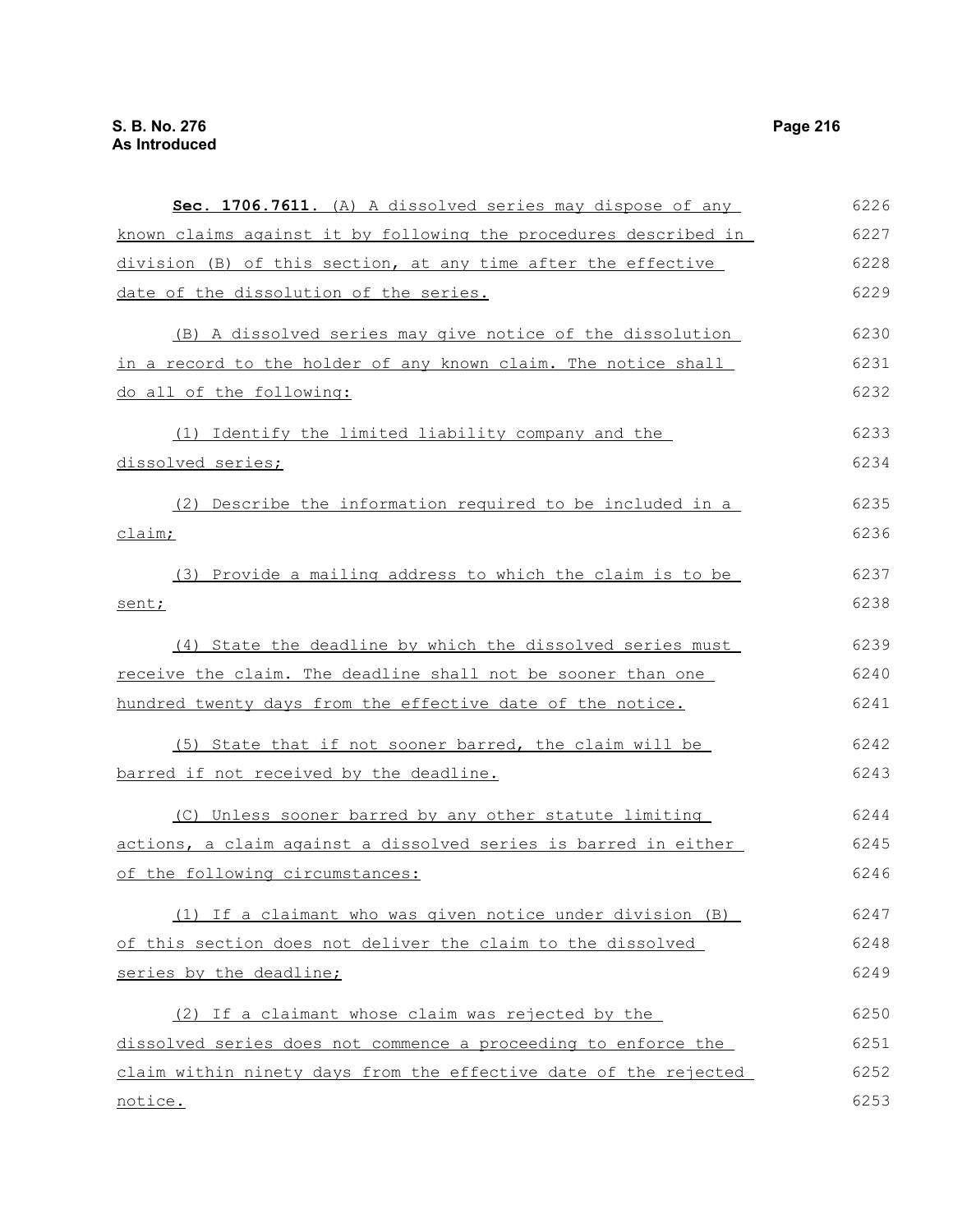**Sec. 1706.7611.** (A) A dissolved series may dispose of any known claims against it by following the procedures described in division (B) of this section, at any time after the effective date of the dissolution of the series.

(B) A dissolved series may give notice of the dissolution in a record to the holder of any known claim. The notice shall do all of the following:

(1) Identify the limited liability company and the dissolved series;

(2) Describe the information required to be included in a claim;

(3) Provide a mailing address to which the claim is to be sent;

(4) State the deadline by which the dissolved series must receive the claim. The deadline shall not be sooner than one hundred twenty days from the effective date of the notice.

(5) State that if not sooner barred, the claim will be barred if not received by the deadline.

(C) Unless sooner barred by any other statute limiting actions, a claim against a dissolved series is barred in either of the following circumstances:

(1) If a claimant who was given notice under division (B) of this section does not deliver the claim to the dissolved series by the deadline;

(2) If a claimant whose claim was rejected by the dissolved series does not commence a proceeding to enforce the claim within ninety days from the effective date of the rejected notice.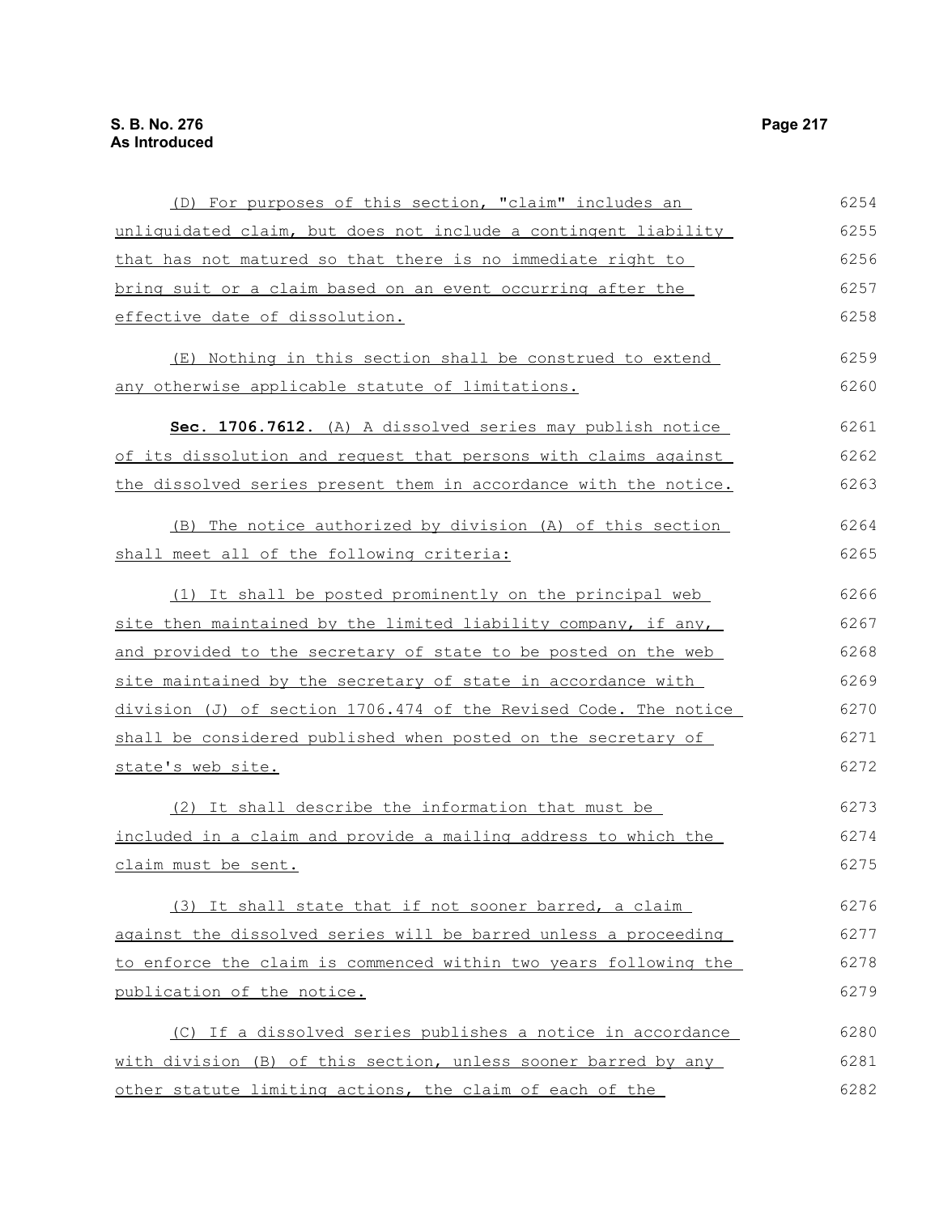(D) For purposes of this section, "claim" includes an unliquidated claim, but does not include a contingent liability that has not matured so that there is no immediate right to bring suit or a claim based on an event occurring after the effective date of dissolution.

(E) Nothing in this section shall be construed to extend any otherwise applicable statute of limitations.

**Sec. 1706.7612.** (A) A dissolved series may publish notice of its dissolution and request that persons with claims against the dissolved series present them in accordance with the notice.

(B) The notice authorized by division (A) of this section shall meet all of the following criteria:

(1) It shall be posted prominently on the principal web site then maintained by the limited liability company, if any, and provided to the secretary of state to be posted on the web site maintained by the secretary of state in accordance with division (J) of section 1706.474 of the Revised Code. The notice shall be considered published when posted on the secretary of state's web site.

(2) It shall describe the information that must be included in a claim and provide a mailing address to which the claim must be sent.

(3) It shall state that if not sooner barred, a claim against the dissolved series will be barred unless a proceeding to enforce the claim is commenced within two years following the publication of the notice.

(C) If a dissolved series publishes a notice in accordance with division (B) of this section, unless sooner barred by any other statute limiting actions, the claim of each of the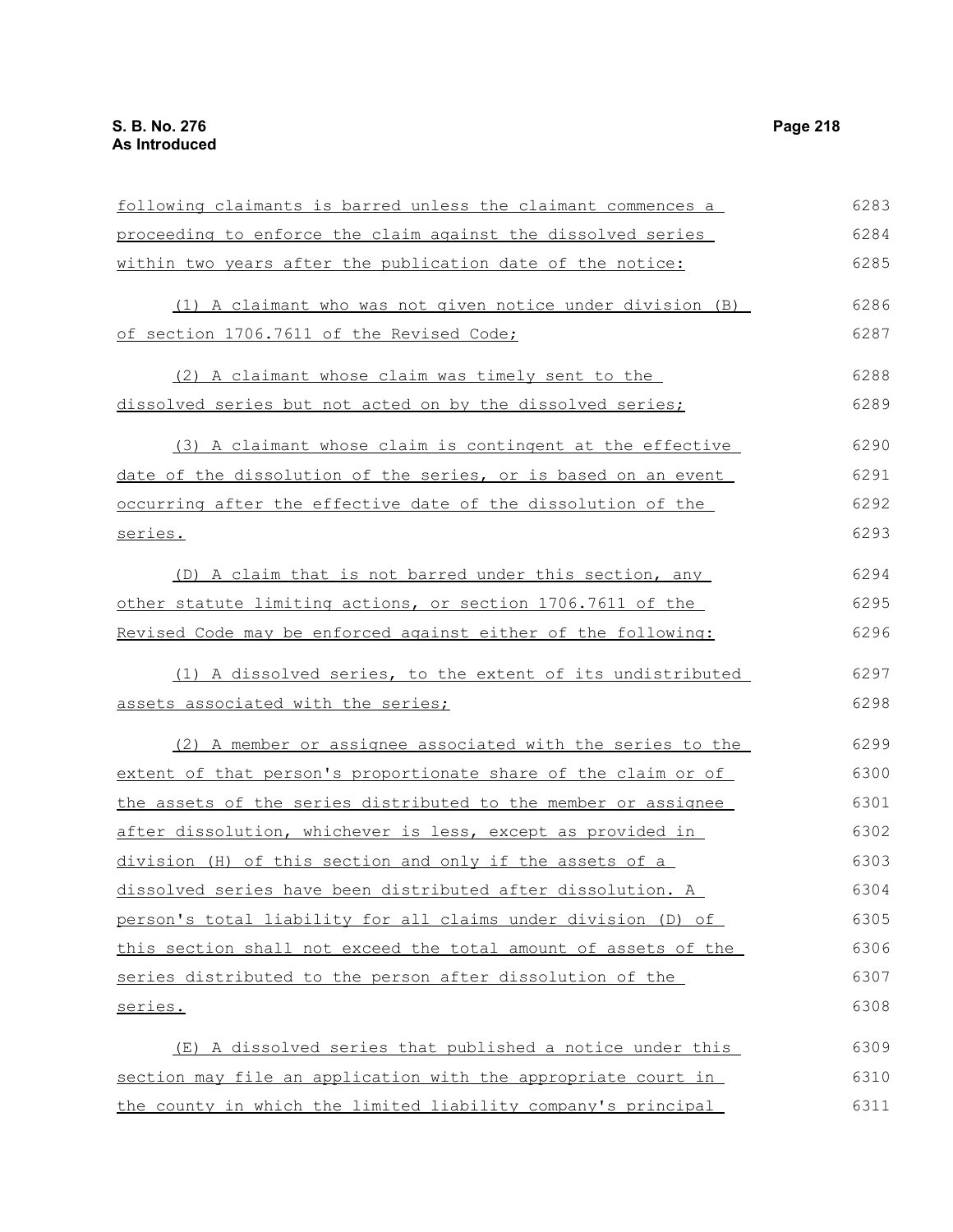following claimants is barred unless the claimant commences a proceeding to enforce the claim against the dissolved series within two years after the publication date of the notice:

(1) A claimant who was not given notice under division (B) of section 1706.7611 of the Revised Code;

(2) A claimant whose claim was timely sent to the dissolved series but not acted on by the dissolved series;

(3) A claimant whose claim is contingent at the effective date of the dissolution of the series, or is based on an event occurring after the effective date of the dissolution of the series.

(D) A claim that is not barred under this section, any other statute limiting actions, or section 1706.7611 of the Revised Code may be enforced against either of the following:

(1) A dissolved series, to the extent of its undistributed assets associated with the series;

(2) A member or assignee associated with the series to the extent of that person's proportionate share of the claim or of the assets of the series distributed to the member or assignee after dissolution, whichever is less, except as provided in division (H) of this section and only if the assets of a dissolved series have been distributed after dissolution. A person's total liability for all claims under division (D) of this section shall not exceed the total amount of assets of the series distributed to the person after dissolution of the series.

(E) A dissolved series that published a notice under this section may file an application with the appropriate court in the county in which the limited liability company's principal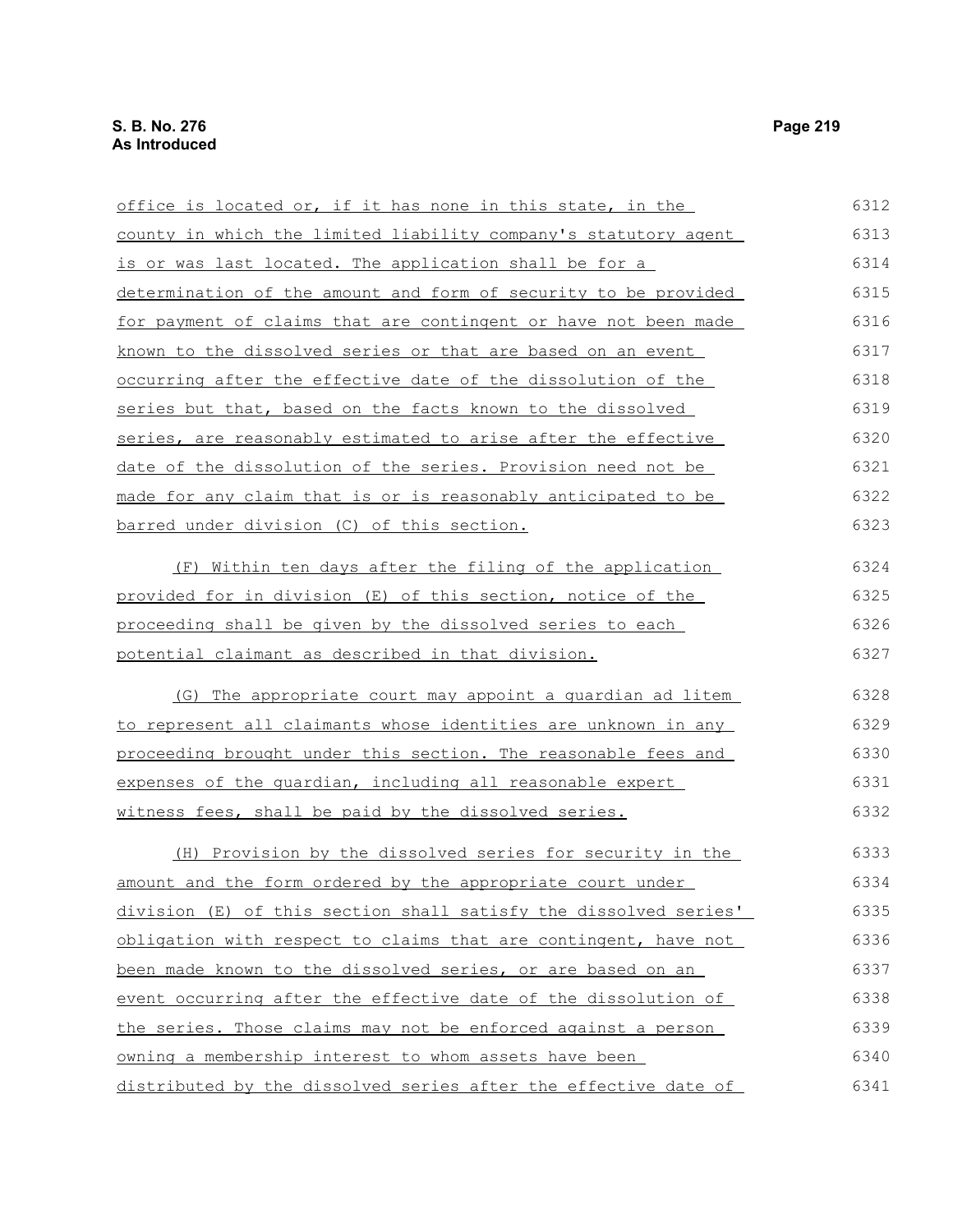office is located or, if it has none in this state, in the county in which the limited liability company's statutory agent is or was last located. The application shall be for a determination of the amount and form of security to be provided for payment of claims that are contingent or have not been made known to the dissolved series or that are based on an event occurring after the effective date of the dissolution of the series but that, based on the facts known to the dissolved series, are reasonably estimated to arise after the effective date of the dissolution of the series. Provision need not be made for any claim that is or is reasonably anticipated to be barred under division (C) of this section.

(F) Within ten days after the filing of the application provided for in division (E) of this section, notice of the proceeding shall be given by the dissolved series to each potential claimant as described in that division.

(G) The appropriate court may appoint a guardian ad litem to represent all claimants whose identities are unknown in any proceeding brought under this section. The reasonable fees and expenses of the guardian, including all reasonable expert witness fees, shall be paid by the dissolved series.

(H) Provision by the dissolved series for security in the amount and the form ordered by the appropriate court under division (E) of this section shall satisfy the dissolved series' obligation with respect to claims that are contingent, have not been made known to the dissolved series, or are based on an event occurring after the effective date of the dissolution of the series. Those claims may not be enforced against a person owning a membership interest to whom assets have been distributed by the dissolved series after the effective date of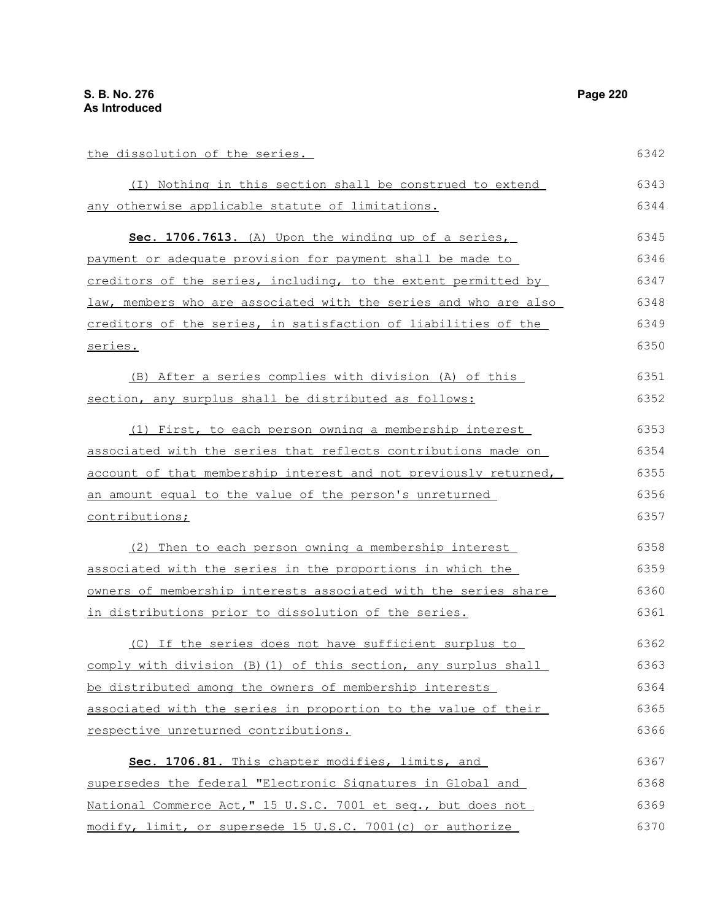the dissolution of the series.

(I) Nothing in this section shall be construed to extend any otherwise applicable statute of limitations.

**Sec. 1706.7613.** (A) Upon the winding up of a series, payment or adequate provision for payment shall be made to creditors of the series, including, to the extent permitted by law, members who are associated with the series and who are also creditors of the series, in satisfaction of liabilities of the series.

(B) After a series complies with division (A) of this section, any surplus shall be distributed as follows:

(1) First, to each person owning a membership interest associated with the series that reflects contributions made on account of that membership interest and not previously returned, an amount equal to the value of the person's unreturned contributions;

(2) Then to each person owning a membership interest associated with the series in the proportions in which the owners of membership interests associated with the series share in distributions prior to dissolution of the series.

(C) If the series does not have sufficient surplus to comply with division (B)(1) of this section, any surplus shall be distributed among the owners of membership interests associated with the series in proportion to the value of their respective unreturned contributions.

**Sec. 1706.81.** This chapter modifies, limits, and supersedes the federal "Electronic Signatures in Global and National Commerce Act," 15 U.S.C. 7001 et seq., but does not modify, limit, or supersede 15 U.S.C. 7001(c) or authorize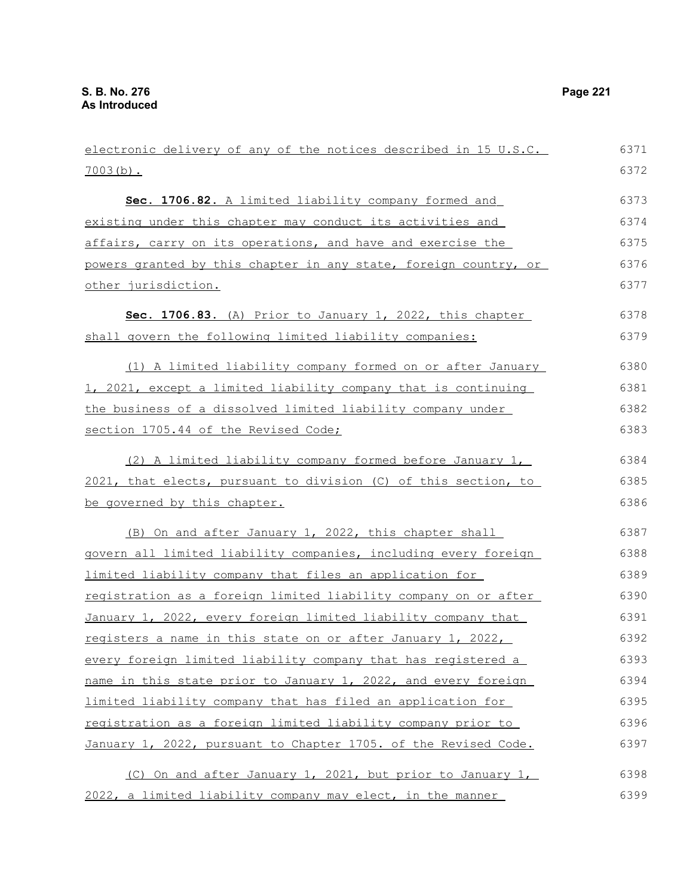electronic delivery of any of the notices described in 15 U.S.C. 7003(b).

**Sec. 1706.82.** A limited liability company formed and existing under this chapter may conduct its activities and affairs, carry on its operations, and have and exercise the powers granted by this chapter in any state, foreign country, or other jurisdiction.

**Sec. 1706.83.** (A) Prior to January 1, 2022, this chapter shall govern the following limited liability companies:

(1) A limited liability company formed on or after January 1, 2021, except a limited liability company that is continuing the business of a dissolved limited liability company under section 1705.44 of the Revised Code;

(2) A limited liability company formed before January 1, 2021, that elects, pursuant to division (C) of this section, to be governed by this chapter.

(B) On and after January 1, 2022, this chapter shall govern all limited liability companies, including every foreign limited liability company that files an application for registration as a foreign limited liability company on or after January 1, 2022, every foreign limited liability company that registers a name in this state on or after January 1, 2022, every foreign limited liability company that has registered a name in this state prior to January 1, 2022, and every foreign limited liability company that has filed an application for registration as a foreign limited liability company prior to January 1, 2022, pursuant to Chapter 1705. of the Revised Code.

(C) On and after January 1, 2021, but prior to January 1, 2022, a limited liability company may elect, in the manner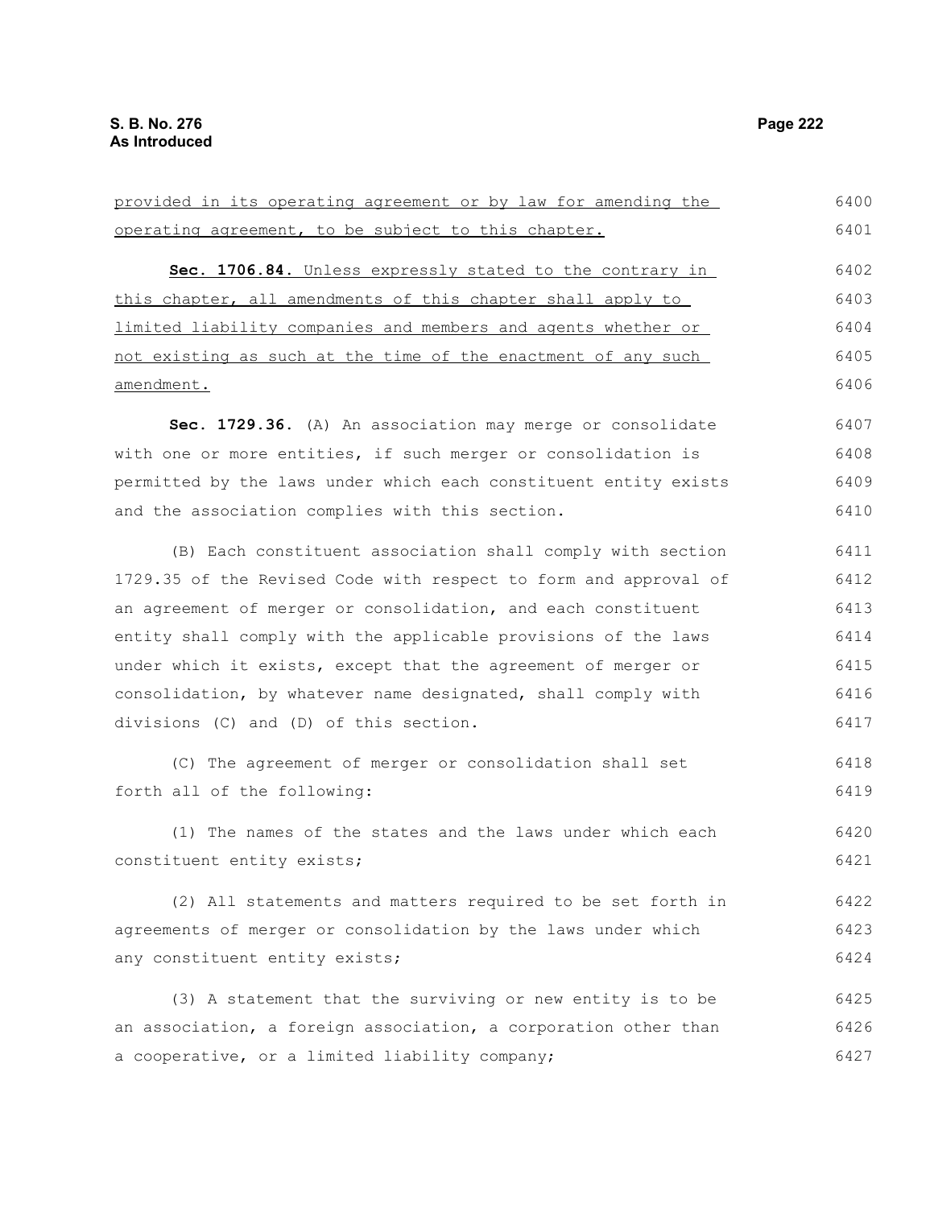provided in its operating agreement or by law for amending the operating agreement, to be subject to this chapter.

**Sec. 1706.84.** Unless expressly stated to the contrary in this chapter, all amendments of this chapter shall apply to limited liability companies and members and agents whether or not existing as such at the time of the enactment of any such amendment.

**Sec. 1729.36.** (A) An association may merge or consolidate with one or more entities, if such merger or consolidation is permitted by the laws under which each constituent entity exists and the association complies with this section.

(B) Each constituent association shall comply with section 1729.35 of the Revised Code with respect to form and approval of an agreement of merger or consolidation, and each constituent entity shall comply with the applicable provisions of the laws under which it exists, except that the agreement of merger or consolidation, by whatever name designated, shall comply with divisions (C) and (D) of this section.

(C) The agreement of merger or consolidation shall set forth all of the following:

(1) The names of the states and the laws under which each constituent entity exists;

(2) All statements and matters required to be set forth in agreements of merger or consolidation by the laws under which any constituent entity exists;

(3) A statement that the surviving or new entity is to be an association, a foreign association, a corporation other than a cooperative, or a limited liability company;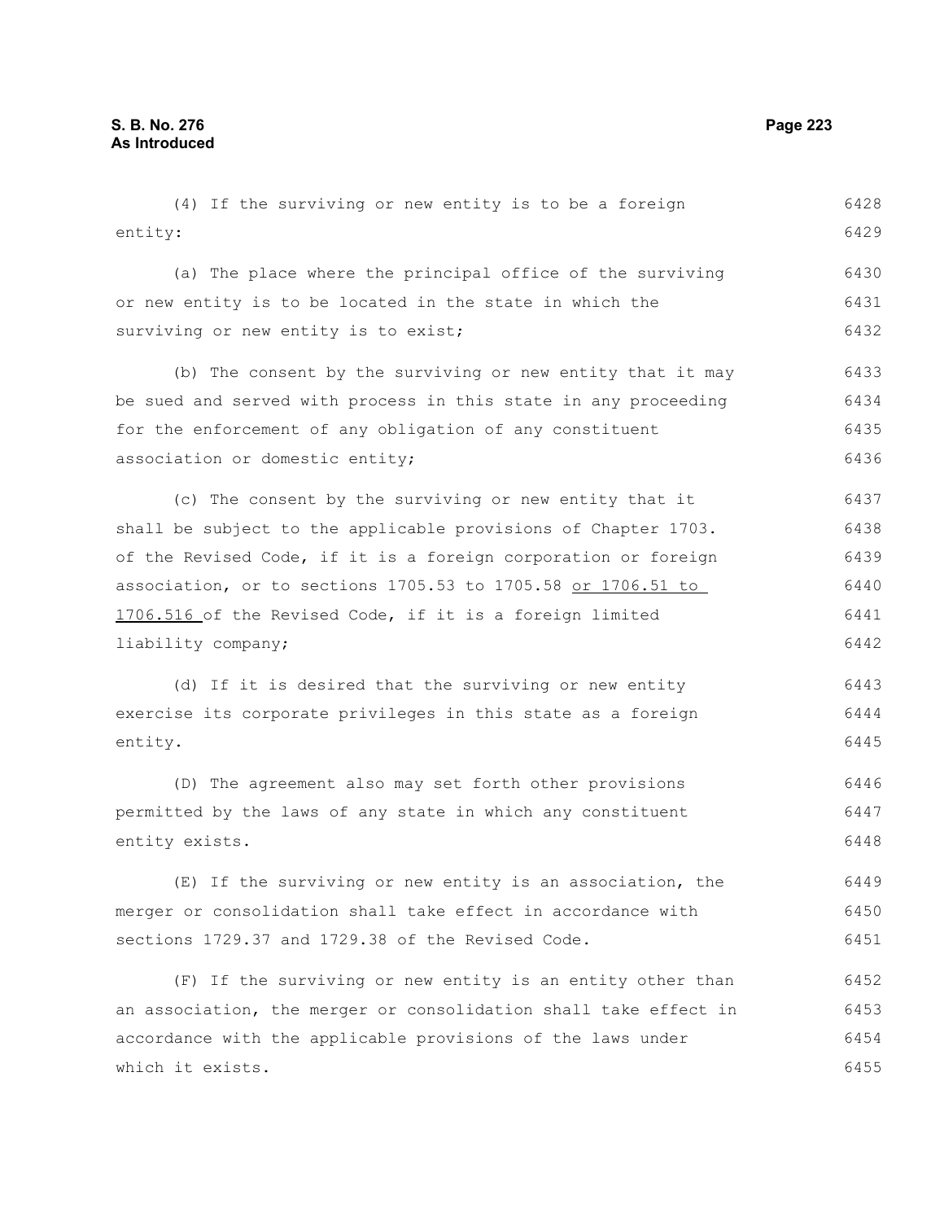(4) If the surviving or new entity is to be a foreign entity:

(a) The place where the principal office of the surviving or new entity is to be located in the state in which the surviving or new entity is to exist;

(b) The consent by the surviving or new entity that it may be sued and served with process in this state in any proceeding for the enforcement of any obligation of any constituent association or domestic entity;

(c) The consent by the surviving or new entity that it shall be subject to the applicable provisions of Chapter 1703. of the Revised Code, if it is a foreign corporation or foreign association, or to sections 1705.53 to 1705.58 or 1706.51 to 1706.516 of the Revised Code, if it is a foreign limited liability company;

(d) If it is desired that the surviving or new entity exercise its corporate privileges in this state as a foreign entity.

(D) The agreement also may set forth other provisions permitted by the laws of any state in which any constituent entity exists.

(E) If the surviving or new entity is an association, the merger or consolidation shall take effect in accordance with sections 1729.37 and 1729.38 of the Revised Code.

(F) If the surviving or new entity is an entity other than an association, the merger or consolidation shall take effect in accordance with the applicable provisions of the laws under which it exists.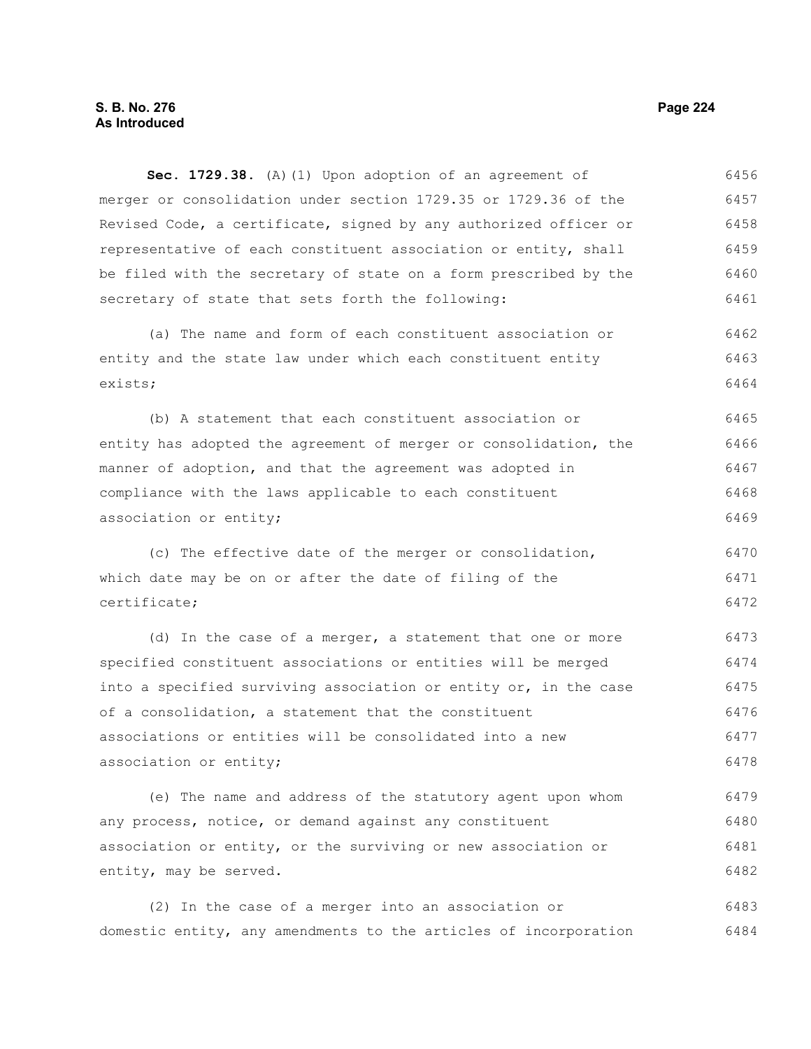**Sec. 1729.38.** (A)(1) Upon adoption of an agreement of merger or consolidation under section 1729.35 or 1729.36 of the Revised Code, a certificate, signed by any authorized officer or representative of each constituent association or entity, shall be filed with the secretary of state on a form prescribed by the secretary of state that sets forth the following:

(a) The name and form of each constituent association or entity and the state law under which each constituent entity exists;

(b) A statement that each constituent association or entity has adopted the agreement of merger or consolidation, the manner of adoption, and that the agreement was adopted in compliance with the laws applicable to each constituent association or entity;

(c) The effective date of the merger or consolidation, which date may be on or after the date of filing of the certificate;

(d) In the case of a merger, a statement that one or more specified constituent associations or entities will be merged into a specified surviving association or entity or, in the case of a consolidation, a statement that the constituent associations or entities will be consolidated into a new association or entity;

(e) The name and address of the statutory agent upon whom any process, notice, or demand against any constituent association or entity, or the surviving or new association or entity, may be served.

(2) In the case of a merger into an association or domestic entity, any amendments to the articles of incorporation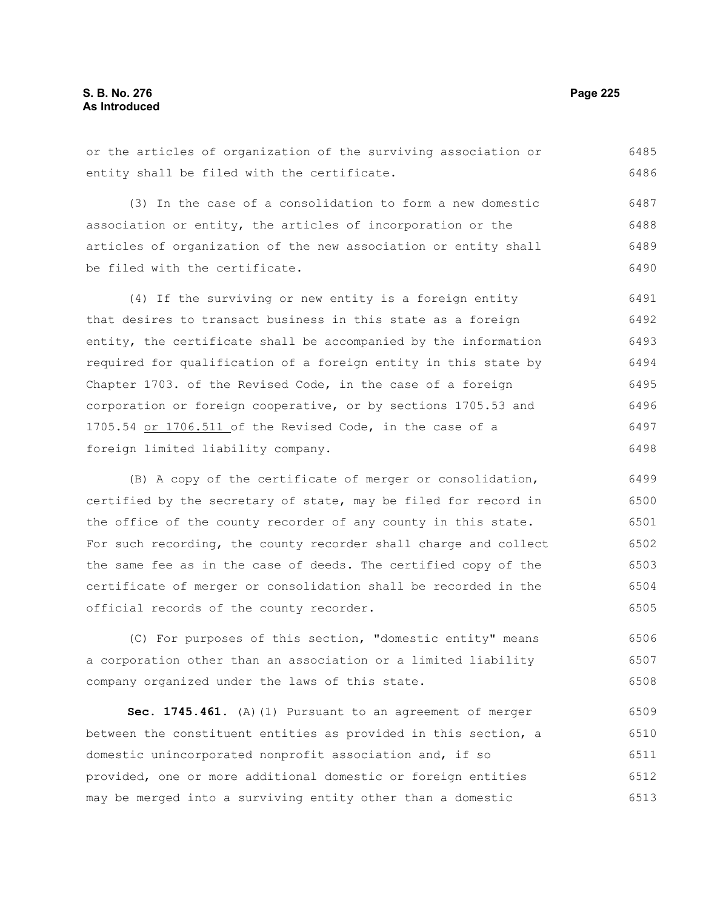or the articles of organization of the surviving association or entity shall be filed with the certificate.

(3) In the case of a consolidation to form a new domestic association or entity, the articles of incorporation or the articles of organization of the new association or entity shall be filed with the certificate.

(4) If the surviving or new entity is a foreign entity that desires to transact business in this state as a foreign entity, the certificate shall be accompanied by the information required for qualification of a foreign entity in this state by Chapter 1703. of the Revised Code, in the case of a foreign corporation or foreign cooperative, or by sections 1705.53 and 1705.54 or 1706.511 of the Revised Code, in the case of a foreign limited liability company.

(B) A copy of the certificate of merger or consolidation, certified by the secretary of state, may be filed for record in the office of the county recorder of any county in this state. For such recording, the county recorder shall charge and collect the same fee as in the case of deeds. The certified copy of the certificate of merger or consolidation shall be recorded in the official records of the county recorder.

(C) For purposes of this section, "domestic entity" means a corporation other than an association or a limited liability company organized under the laws of this state.

**Sec. 1745.461.** (A)(1) Pursuant to an agreement of merger between the constituent entities as provided in this section, a domestic unincorporated nonprofit association and, if so provided, one or more additional domestic or foreign entities may be merged into a surviving entity other than a domestic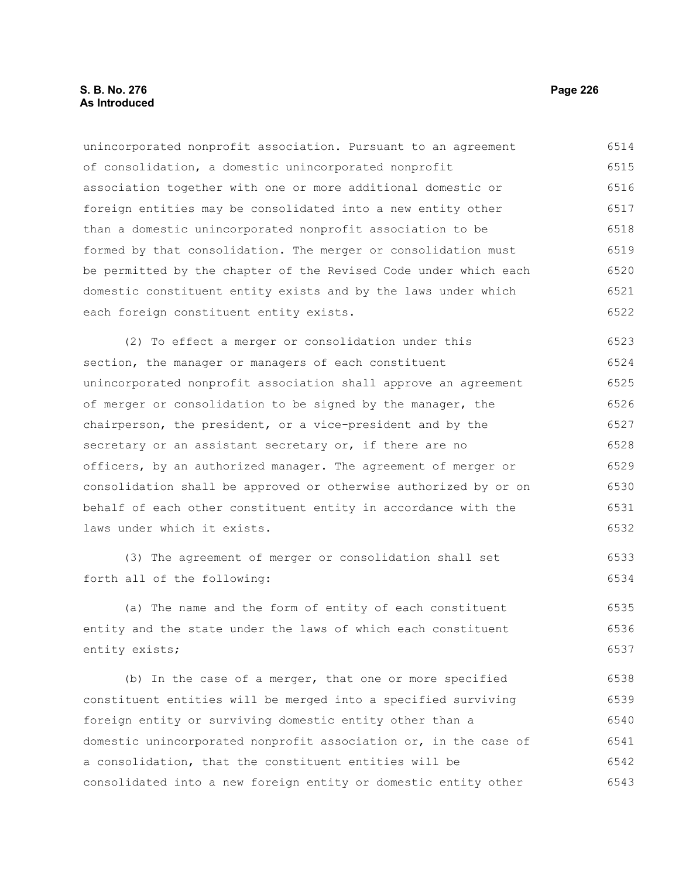unincorporated nonprofit association. Pursuant to an agreement of consolidation, a domestic unincorporated nonprofit association together with one or more additional domestic or foreign entities may be consolidated into a new entity other than a domestic unincorporated nonprofit association to be formed by that consolidation. The merger or consolidation must be permitted by the chapter of the Revised Code under which each domestic constituent entity exists and by the laws under which each foreign constituent entity exists.

(2) To effect a merger or consolidation under this section, the manager or managers of each constituent unincorporated nonprofit association shall approve an agreement of merger or consolidation to be signed by the manager, the chairperson, the president, or a vice-president and by the secretary or an assistant secretary or, if there are no officers, by an authorized manager. The agreement of merger or consolidation shall be approved or otherwise authorized by or on behalf of each other constituent entity in accordance with the laws under which it exists.

(3) The agreement of merger or consolidation shall set forth all of the following:

(a) The name and the form of entity of each constituent entity and the state under the laws of which each constituent entity exists;

(b) In the case of a merger, that one or more specified constituent entities will be merged into a specified surviving foreign entity or surviving domestic entity other than a domestic unincorporated nonprofit association or, in the case of a consolidation, that the constituent entities will be consolidated into a new foreign entity or domestic entity other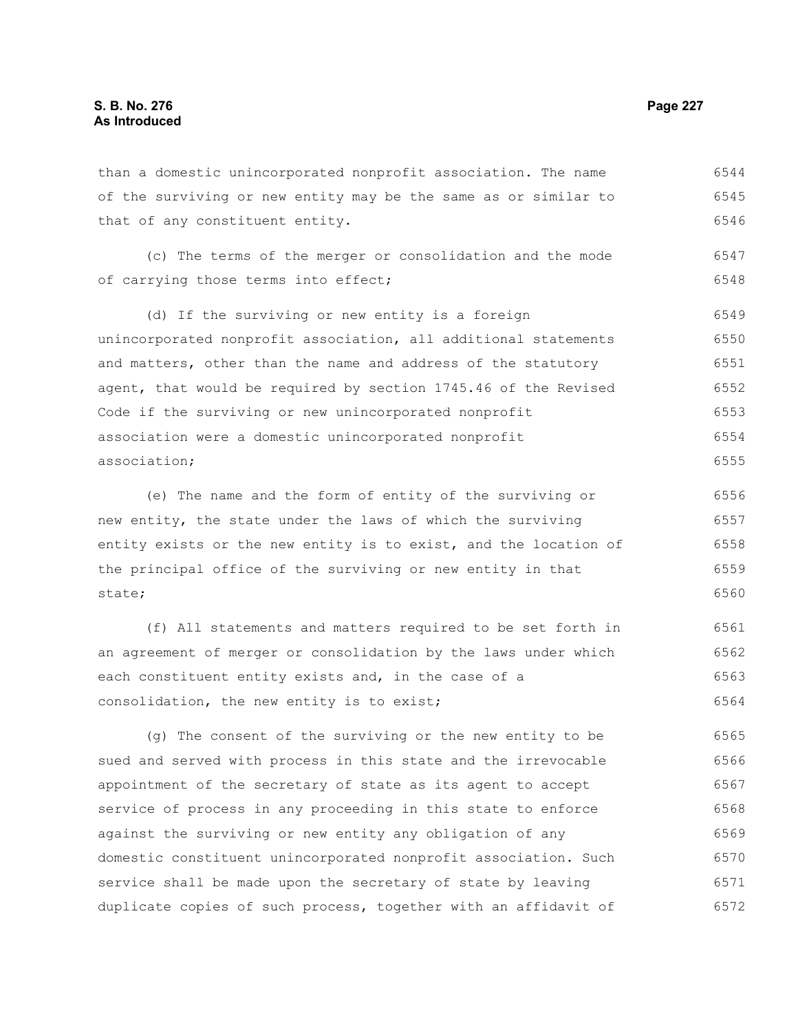than a domestic unincorporated nonprofit association. The name of the surviving or new entity may be the same as or similar to that of any constituent entity.

(c) The terms of the merger or consolidation and the mode of carrying those terms into effect;

(d) If the surviving or new entity is a foreign unincorporated nonprofit association, all additional statements and matters, other than the name and address of the statutory agent, that would be required by section 1745.46 of the Revised Code if the surviving or new unincorporated nonprofit association were a domestic unincorporated nonprofit association;

(e) The name and the form of entity of the surviving or new entity, the state under the laws of which the surviving entity exists or the new entity is to exist, and the location of the principal office of the surviving or new entity in that state;

(f) All statements and matters required to be set forth in an agreement of merger or consolidation by the laws under which each constituent entity exists and, in the case of a consolidation, the new entity is to exist;

(g) The consent of the surviving or the new entity to be sued and served with process in this state and the irrevocable appointment of the secretary of state as its agent to accept service of process in any proceeding in this state to enforce against the surviving or new entity any obligation of any domestic constituent unincorporated nonprofit association. Such service shall be made upon the secretary of state by leaving duplicate copies of such process, together with an affidavit of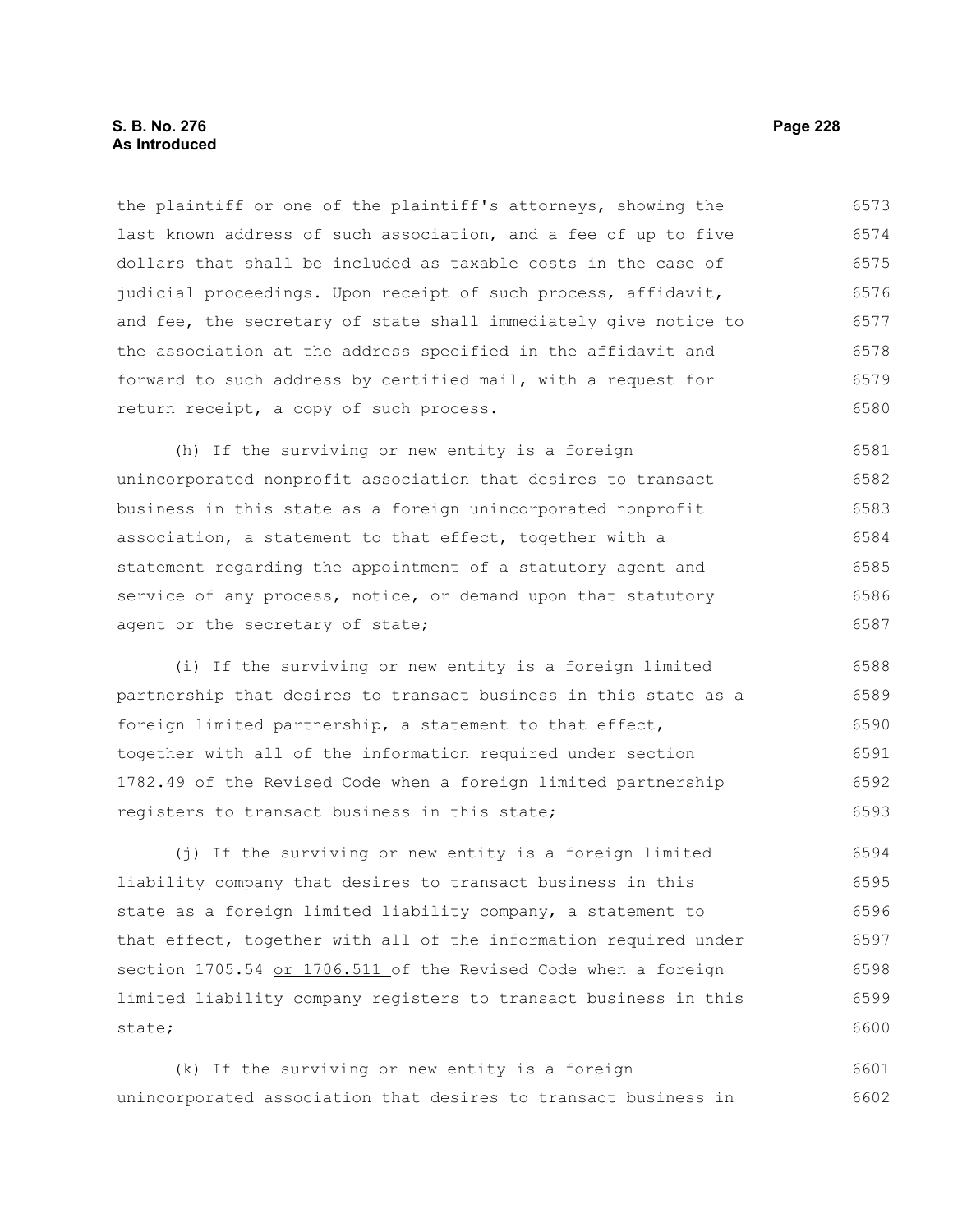the plaintiff or one of the plaintiff's attorneys, showing the last known address of such association, and a fee of up to five dollars that shall be included as taxable costs in the case of judicial proceedings. Upon receipt of such process, affidavit, and fee, the secretary of state shall immediately give notice to the association at the address specified in the affidavit and forward to such address by certified mail, with a request for return receipt, a copy of such process.

(h) If the surviving or new entity is a foreign unincorporated nonprofit association that desires to transact business in this state as a foreign unincorporated nonprofit association, a statement to that effect, together with a statement regarding the appointment of a statutory agent and service of any process, notice, or demand upon that statutory agent or the secretary of state;

(i) If the surviving or new entity is a foreign limited partnership that desires to transact business in this state as a foreign limited partnership, a statement to that effect, together with all of the information required under section 1782.49 of the Revised Code when a foreign limited partnership registers to transact business in this state;

(j) If the surviving or new entity is a foreign limited liability company that desires to transact business in this state as a foreign limited liability company, a statement to that effect, together with all of the information required under section 1705.54 <u>or 1706.511</u> of the Revised Code when a foreign limited liability company registers to transact business in this state;

(k) If the surviving or new entity is a foreign unincorporated association that desires to transact business in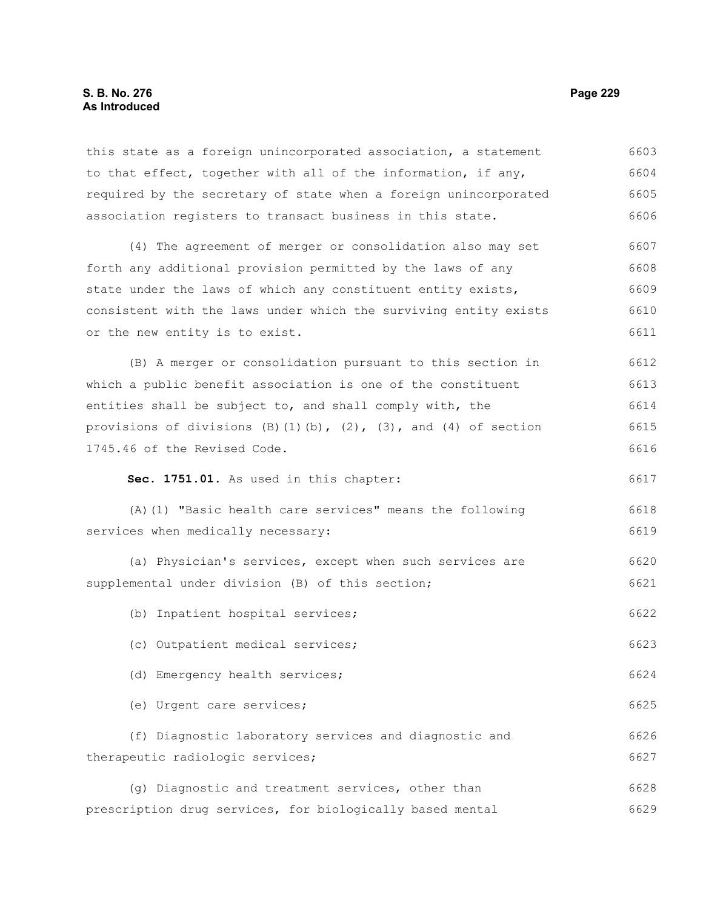this state as a foreign unincorporated association, a statement to that effect, together with all of the information, if any, required by the secretary of state when a foreign unincorporated association registers to transact business in this state.

(4) The agreement of merger or consolidation also may set forth any additional provision permitted by the laws of any state under the laws of which any constituent entity exists, consistent with the laws under which the surviving entity exists or the new entity is to exist.

(B) A merger or consolidation pursuant to this section in which a public benefit association is one of the constituent entities shall be subject to, and shall comply with, the provisions of divisions (B)(1)(b), (2), (3), and (4) of section 1745.46 of the Revised Code.

**Sec. 1751.01.** As used in this chapter:

(A)(1) "Basic health care services" means the following services when medically necessary:

(a) Physician's services, except when such services are supplemental under division (B) of this section;

(b) Inpatient hospital services;

(c) Outpatient medical services;

(d) Emergency health services;

(e) Urgent care services;

(f) Diagnostic laboratory services and diagnostic and therapeutic radiologic services;

(g) Diagnostic and treatment services, other than prescription drug services, for biologically based mental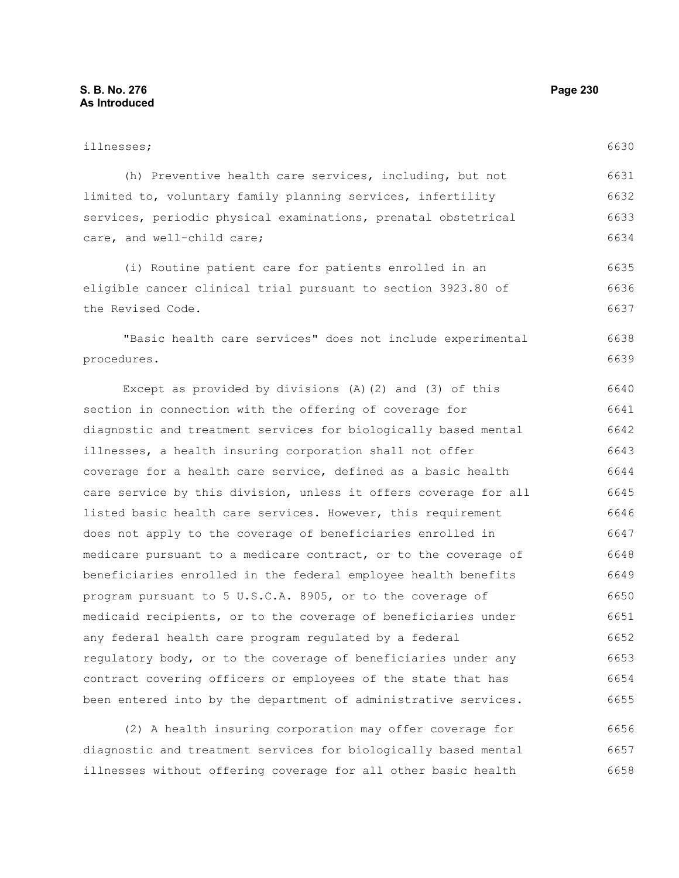illnesses;

(h) Preventive health care services, including, but not limited to, voluntary family planning services, infertility services, periodic physical examinations, prenatal obstetrical care, and well-child care;

(i) Routine patient care for patients enrolled in an eligible cancer clinical trial pursuant to section 3923.80 of the Revised Code.

"Basic health care services" does not include experimental procedures.

Except as provided by divisions (A)(2) and (3) of this section in connection with the offering of coverage for diagnostic and treatment services for biologically based mental illnesses, a health insuring corporation shall not offer coverage for a health care service, defined as a basic health care service by this division, unless it offers coverage for all listed basic health care services. However, this requirement does not apply to the coverage of beneficiaries enrolled in medicare pursuant to a medicare contract, or to the coverage of beneficiaries enrolled in the federal employee health benefits program pursuant to 5 U.S.C.A. 8905, or to the coverage of medicaid recipients, or to the coverage of beneficiaries under any federal health care program regulated by a federal regulatory body, or to the coverage of beneficiaries under any contract covering officers or employees of the state that has been entered into by the department of administrative services.

(2) A health insuring corporation may offer coverage for diagnostic and treatment services for biologically based mental illnesses without offering coverage for all other basic health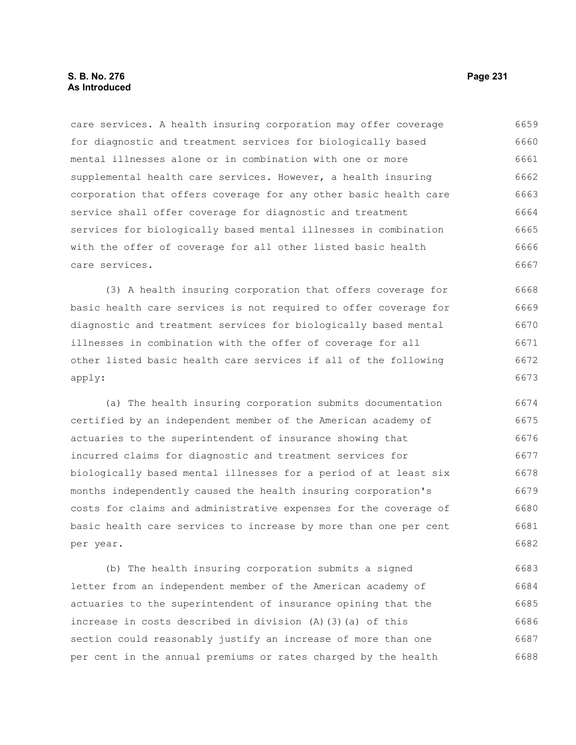care services. A health insuring corporation may offer coverage for diagnostic and treatment services for biologically based mental illnesses alone or in combination with one or more supplemental health care services. However, a health insuring corporation that offers coverage for any other basic health care service shall offer coverage for diagnostic and treatment services for biologically based mental illnesses in combination with the offer of coverage for all other listed basic health care services.

(3) A health insuring corporation that offers coverage for basic health care services is not required to offer coverage for diagnostic and treatment services for biologically based mental illnesses in combination with the offer of coverage for all other listed basic health care services if all of the following apply:

(a) The health insuring corporation submits documentation certified by an independent member of the American academy of actuaries to the superintendent of insurance showing that incurred claims for diagnostic and treatment services for biologically based mental illnesses for a period of at least six months independently caused the health insuring corporation's costs for claims and administrative expenses for the coverage of basic health care services to increase by more than one per cent per year.

(b) The health insuring corporation submits a signed letter from an independent member of the American academy of actuaries to the superintendent of insurance opining that the increase in costs described in division (A)(3)(a) of this section could reasonably justify an increase of more than one per cent in the annual premiums or rates charged by the health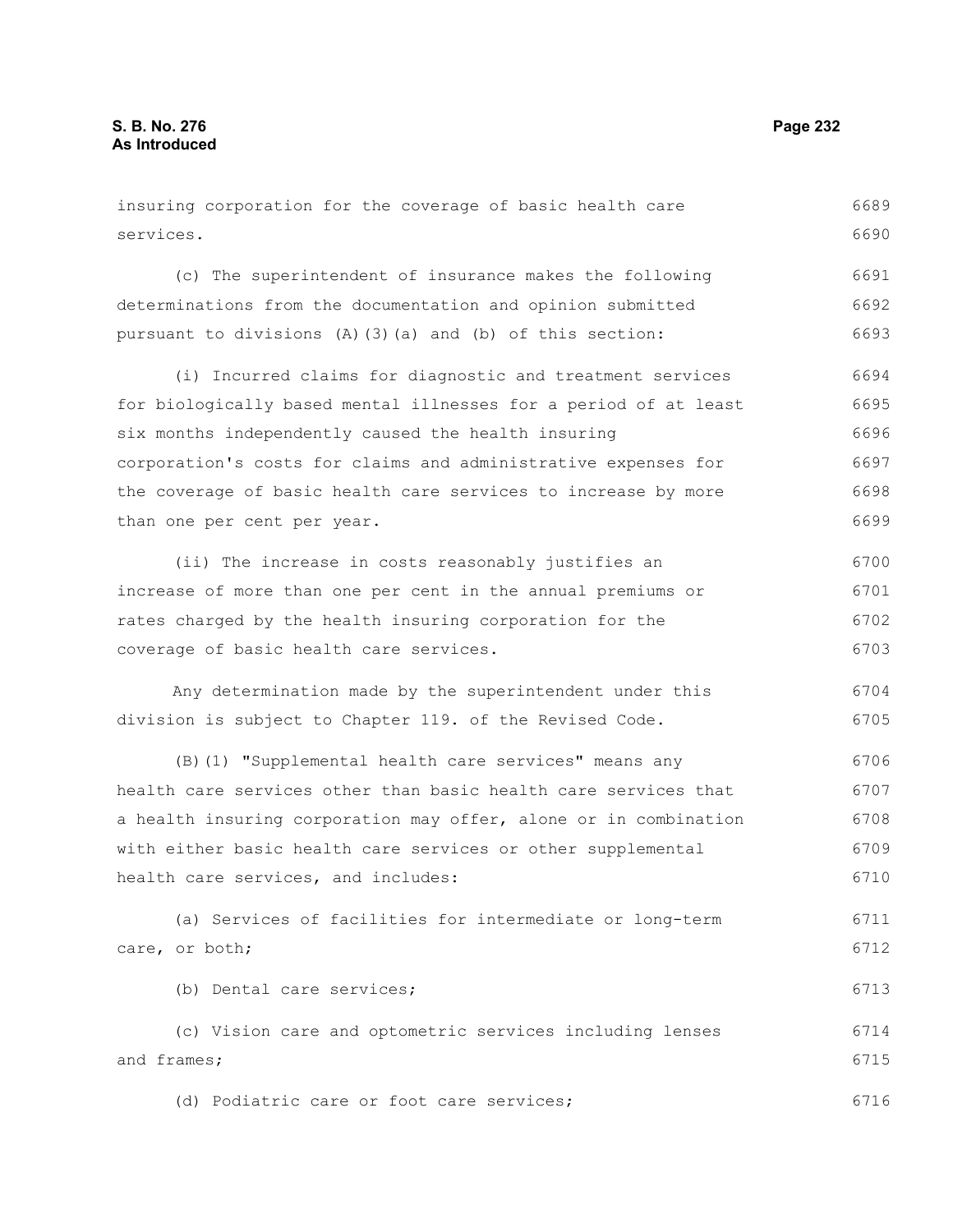insuring corporation for the coverage of basic health care services.

(c) The superintendent of insurance makes the following determinations from the documentation and opinion submitted pursuant to divisions (A)(3)(a) and (b) of this section:

(i) Incurred claims for diagnostic and treatment services for biologically based mental illnesses for a period of at least six months independently caused the health insuring corporation's costs for claims and administrative expenses for the coverage of basic health care services to increase by more than one per cent per year.

(ii) The increase in costs reasonably justifies an increase of more than one per cent in the annual premiums or rates charged by the health insuring corporation for the coverage of basic health care services.

Any determination made by the superintendent under this division is subject to Chapter 119. of the Revised Code.

(B)(1) "Supplemental health care services" means any health care services other than basic health care services that a health insuring corporation may offer, alone or in combination with either basic health care services or other supplemental health care services, and includes:

(a) Services of facilities for intermediate or long-term care, or both;

(b) Dental care services;

(c) Vision care and optometric services including lenses and frames;

(d) Podiatric care or foot care services;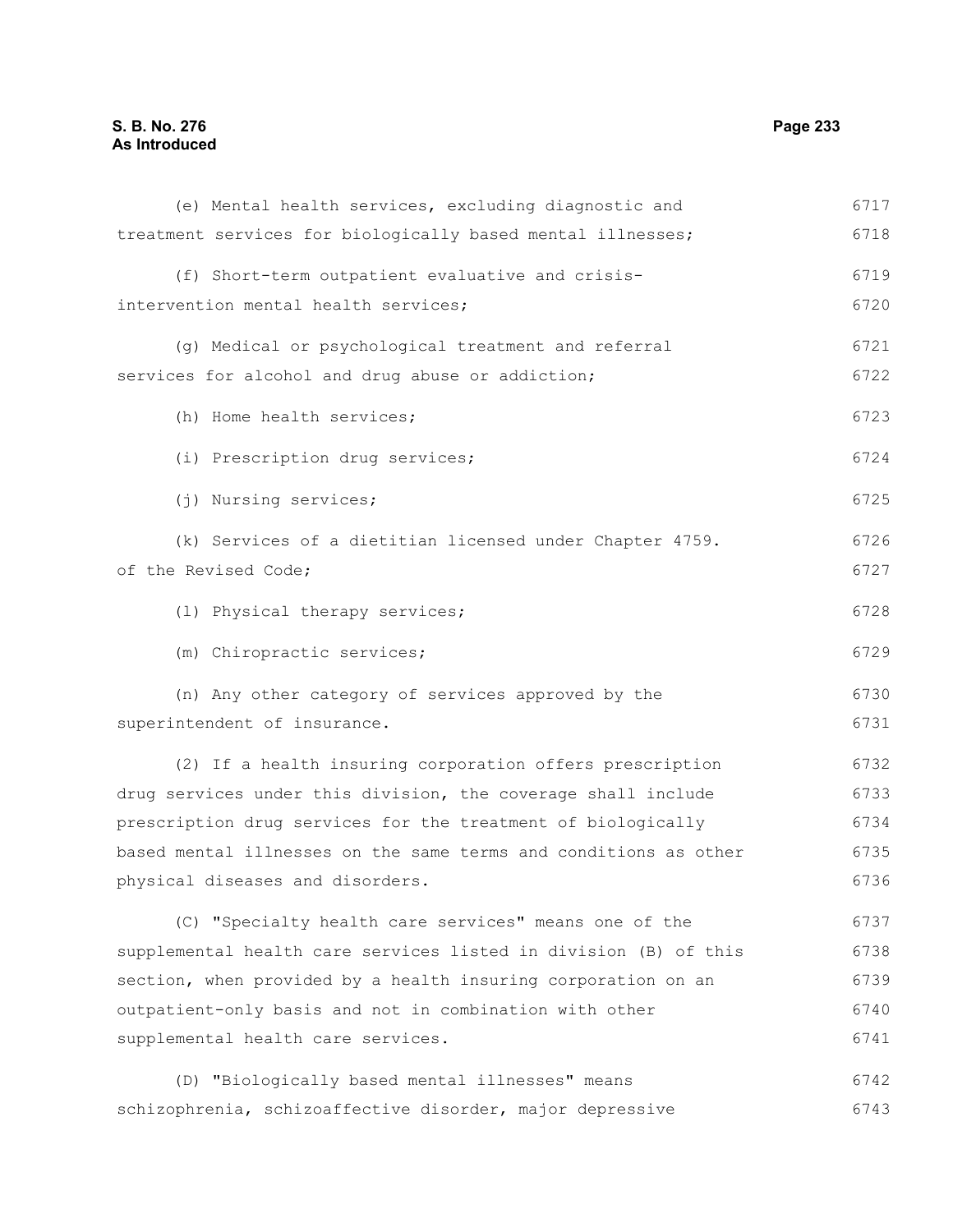(e) Mental health services, excluding diagnostic and treatment services for biologically based mental illnesses;

(f) Short-term outpatient evaluative and crisis-intervention mental health services;

(g) Medical or psychological treatment and referral services for alcohol and drug abuse or addiction;

(h) Home health services;

(i) Prescription drug services;

(j) Nursing services;

(k) Services of a dietitian licensed under Chapter 4759. of the Revised Code;

(l) Physical therapy services;

(m) Chiropractic services;

(n) Any other category of services approved by the superintendent of insurance.

(2) If a health insuring corporation offers prescription drug services under this division, the coverage shall include prescription drug services for the treatment of biologically based mental illnesses on the same terms and conditions as other physical diseases and disorders.

(C) "Specialty health care services" means one of the supplemental health care services listed in division (B) of this section, when provided by a health insuring corporation on an outpatient-only basis and not in combination with other supplemental health care services.

(D) "Biologically based mental illnesses" means schizophrenia, schizoaffective disorder, major depressive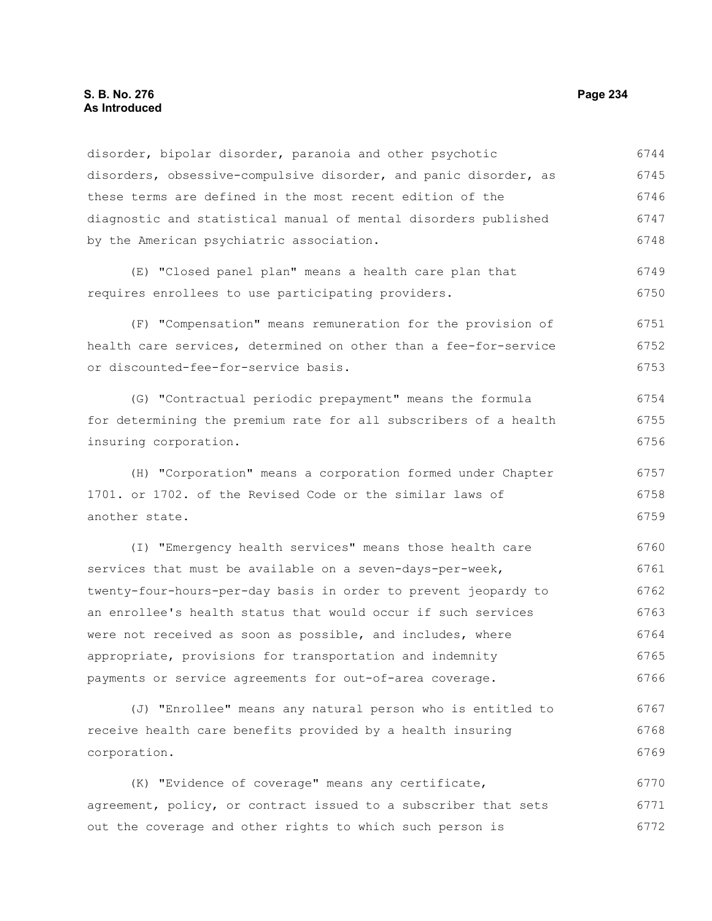disorder, bipolar disorder, paranoia and other psychotic disorders, obsessive-compulsive disorder, and panic disorder, as these terms are defined in the most recent edition of the diagnostic and statistical manual of mental disorders published by the American psychiatric association.

(E) "Closed panel plan" means a health care plan that requires enrollees to use participating providers.

(F) "Compensation" means remuneration for the provision of health care services, determined on other than a fee-for-service or discounted-fee-for-service basis.

(G) "Contractual periodic prepayment" means the formula for determining the premium rate for all subscribers of a health insuring corporation.

(H) "Corporation" means a corporation formed under Chapter 1701. or 1702. of the Revised Code or the similar laws of another state.

(I) "Emergency health services" means those health care services that must be available on a seven-days-per-week, twenty-four-hours-per-day basis in order to prevent jeopardy to an enrollee's health status that would occur if such services were not received as soon as possible, and includes, where appropriate, provisions for transportation and indemnity payments or service agreements for out-of-area coverage.

(J) "Enrollee" means any natural person who is entitled to receive health care benefits provided by a health insuring corporation.

(K) "Evidence of coverage" means any certificate, agreement, policy, or contract issued to a subscriber that sets out the coverage and other rights to which such person is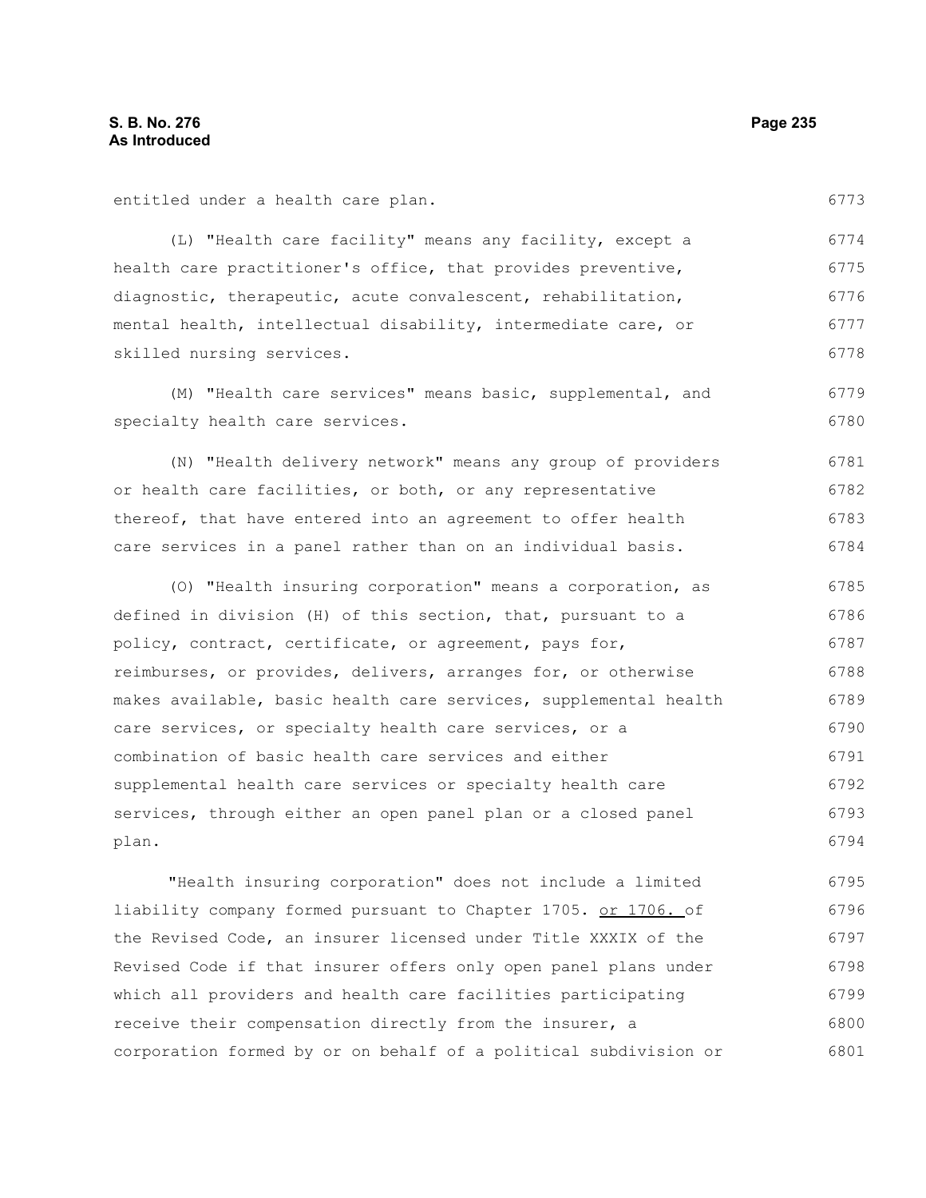entitled under a health care plan.

(L) "Health care facility" means any facility, except a health care practitioner's office, that provides preventive, diagnostic, therapeutic, acute convalescent, rehabilitation, mental health, intellectual disability, intermediate care, or skilled nursing services.

(M) "Health care services" means basic, supplemental, and specialty health care services.

(N) "Health delivery network" means any group of providers or health care facilities, or both, or any representative thereof, that have entered into an agreement to offer health care services in a panel rather than on an individual basis.

(O) "Health insuring corporation" means a corporation, as defined in division (H) of this section, that, pursuant to a policy, contract, certificate, or agreement, pays for, reimburses, or provides, delivers, arranges for, or otherwise makes available, basic health care services, supplemental health care services, or specialty health care services, or a combination of basic health care services and either supplemental health care services or specialty health care services, through either an open panel plan or a closed panel plan.

"Health insuring corporation" does not include a limited liability company formed pursuant to Chapter 1705. or 1706. of the Revised Code, an insurer licensed under Title XXXIX of the Revised Code if that insurer offers only open panel plans under which all providers and health care facilities participating receive their compensation directly from the insurer, a corporation formed by or on behalf of a political subdivision or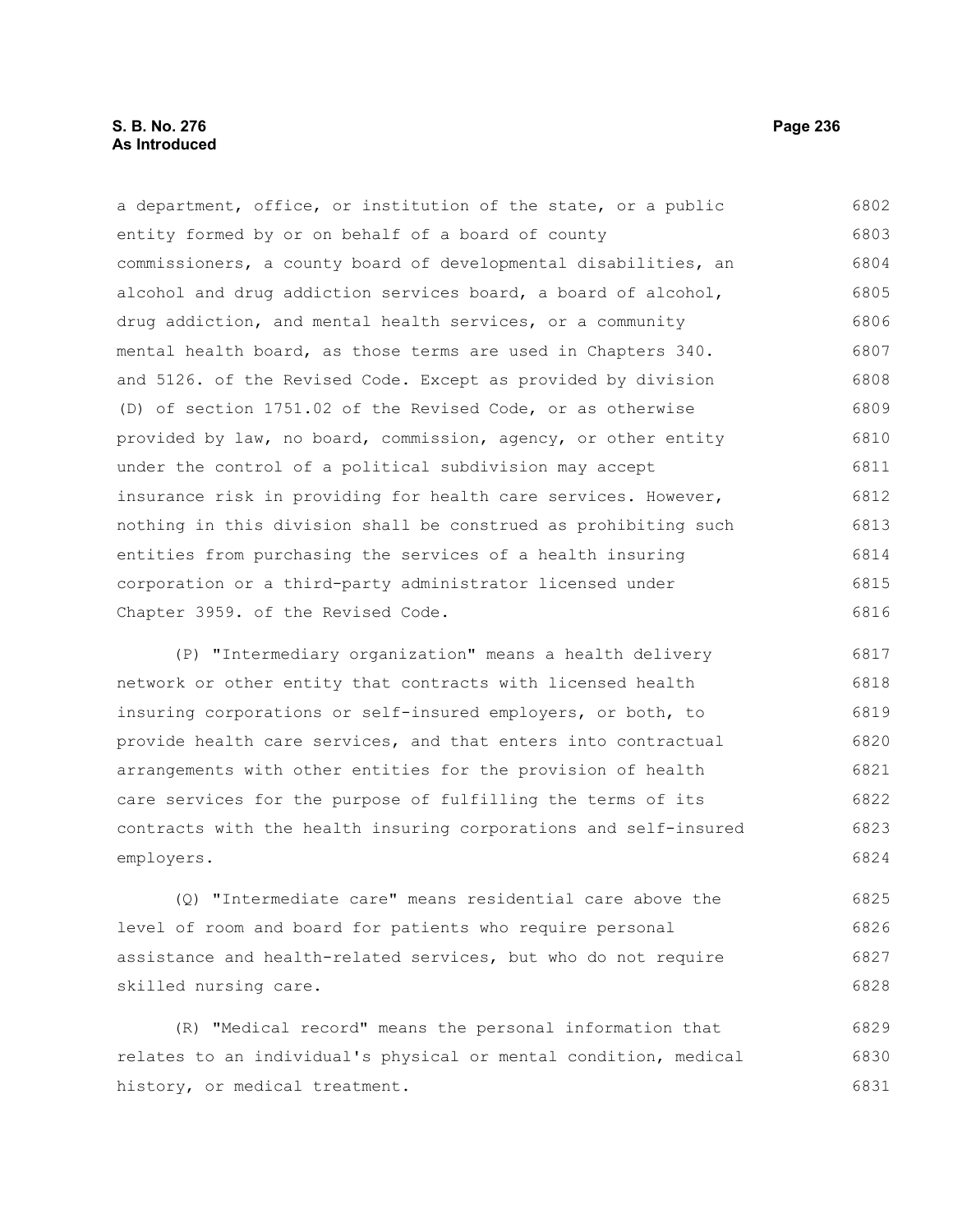a department, office, or institution of the state, or a public entity formed by or on behalf of a board of county commissioners, a county board of developmental disabilities, an alcohol and drug addiction services board, a board of alcohol, drug addiction, and mental health services, or a community mental health board, as those terms are used in Chapters 340. and 5126. of the Revised Code. Except as provided by division (D) of section 1751.02 of the Revised Code, or as otherwise provided by law, no board, commission, agency, or other entity under the control of a political subdivision may accept insurance risk in providing for health care services. However, nothing in this division shall be construed as prohibiting such entities from purchasing the services of a health insuring corporation or a third-party administrator licensed under Chapter 3959. of the Revised Code.

(P) "Intermediary organization" means a health delivery network or other entity that contracts with licensed health insuring corporations or self-insured employers, or both, to provide health care services, and that enters into contractual arrangements with other entities for the provision of health care services for the purpose of fulfilling the terms of its contracts with the health insuring corporations and self-insured employers.

(Q) "Intermediate care" means residential care above the level of room and board for patients who require personal assistance and health-related services, but who do not require skilled nursing care.

(R) "Medical record" means the personal information that relates to an individual's physical or mental condition, medical history, or medical treatment.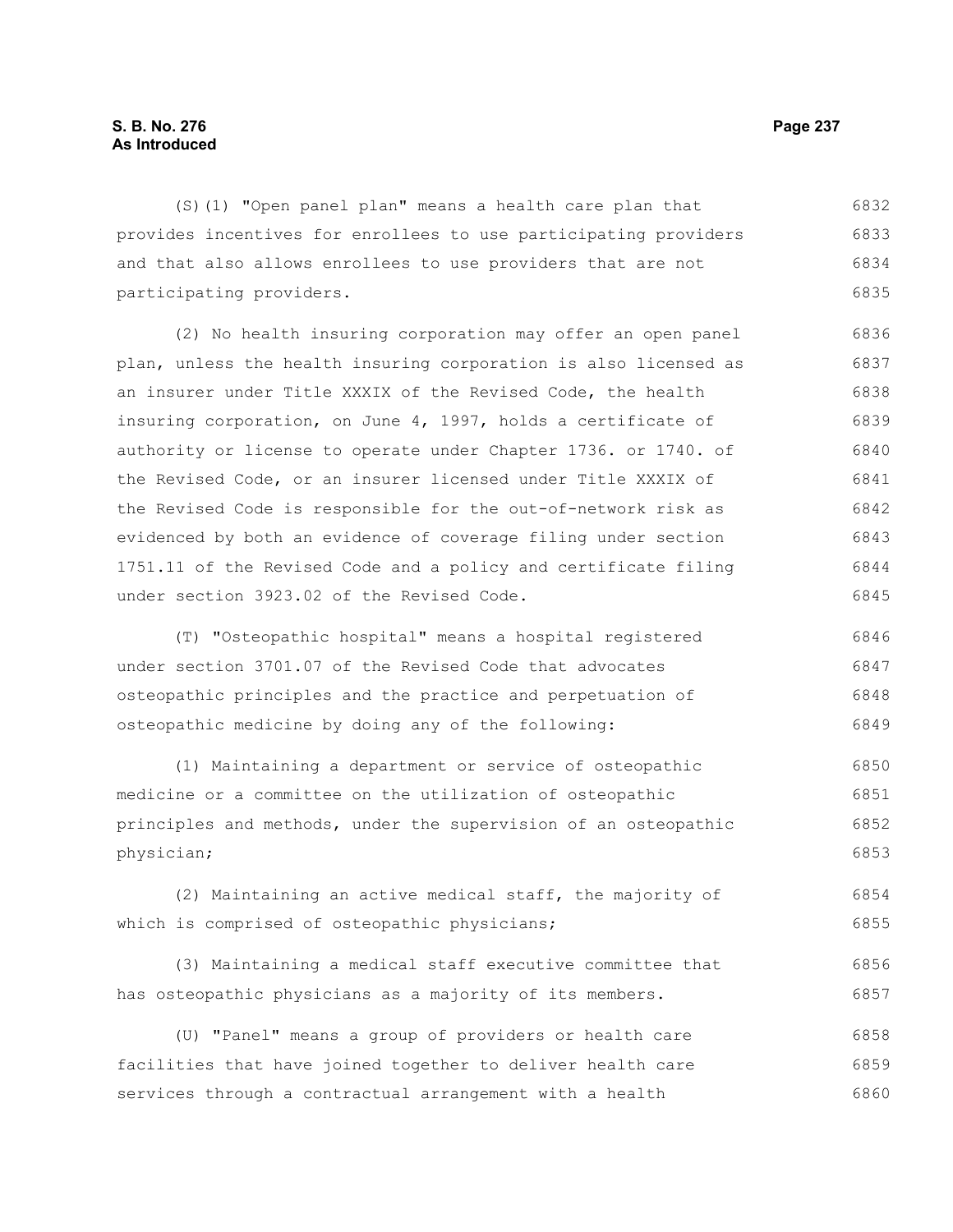(S)(1) "Open panel plan" means a health care plan that provides incentives for enrollees to use participating providers and that also allows enrollees to use providers that are not participating providers.

(2) No health insuring corporation may offer an open panel plan, unless the health insuring corporation is also licensed as an insurer under Title XXXIX of the Revised Code, the health insuring corporation, on June 4, 1997, holds a certificate of authority or license to operate under Chapter 1736. or 1740. of the Revised Code, or an insurer licensed under Title XXXIX of the Revised Code is responsible for the out-of-network risk as evidenced by both an evidence of coverage filing under section 1751.11 of the Revised Code and a policy and certificate filing under section 3923.02 of the Revised Code.

(T) "Osteopathic hospital" means a hospital registered under section 3701.07 of the Revised Code that advocates osteopathic principles and the practice and perpetuation of osteopathic medicine by doing any of the following:

(1) Maintaining a department or service of osteopathic medicine or a committee on the utilization of osteopathic principles and methods, under the supervision of an osteopathic physician;

(2) Maintaining an active medical staff, the majority of which is comprised of osteopathic physicians;

(3) Maintaining a medical staff executive committee that has osteopathic physicians as a majority of its members.

(U) "Panel" means a group of providers or health care facilities that have joined together to deliver health care services through a contractual arrangement with a health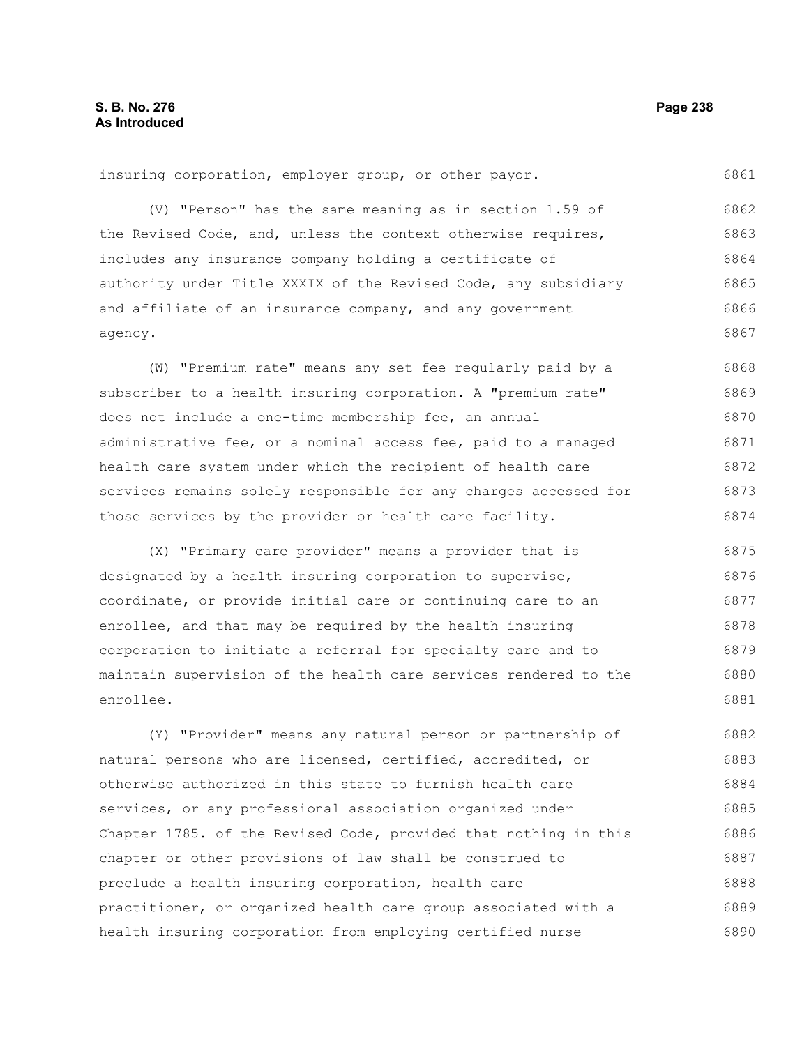insuring corporation, employer group, or other payor.

(V) "Person" has the same meaning as in section 1.59 of the Revised Code, and, unless the context otherwise requires, includes any insurance company holding a certificate of authority under Title XXXIX of the Revised Code, any subsidiary and affiliate of an insurance company, and any government agency.

(W) "Premium rate" means any set fee regularly paid by a subscriber to a health insuring corporation. A "premium rate" does not include a one-time membership fee, an annual administrative fee, or a nominal access fee, paid to a managed health care system under which the recipient of health care services remains solely responsible for any charges accessed for those services by the provider or health care facility.

(X) "Primary care provider" means a provider that is designated by a health insuring corporation to supervise, coordinate, or provide initial care or continuing care to an enrollee, and that may be required by the health insuring corporation to initiate a referral for specialty care and to maintain supervision of the health care services rendered to the enrollee.

(Y) "Provider" means any natural person or partnership of natural persons who are licensed, certified, accredited, or otherwise authorized in this state to furnish health care services, or any professional association organized under Chapter 1785. of the Revised Code, provided that nothing in this chapter or other provisions of law shall be construed to preclude a health insuring corporation, health care practitioner, or organized health care group associated with a health insuring corporation from employing certified nurse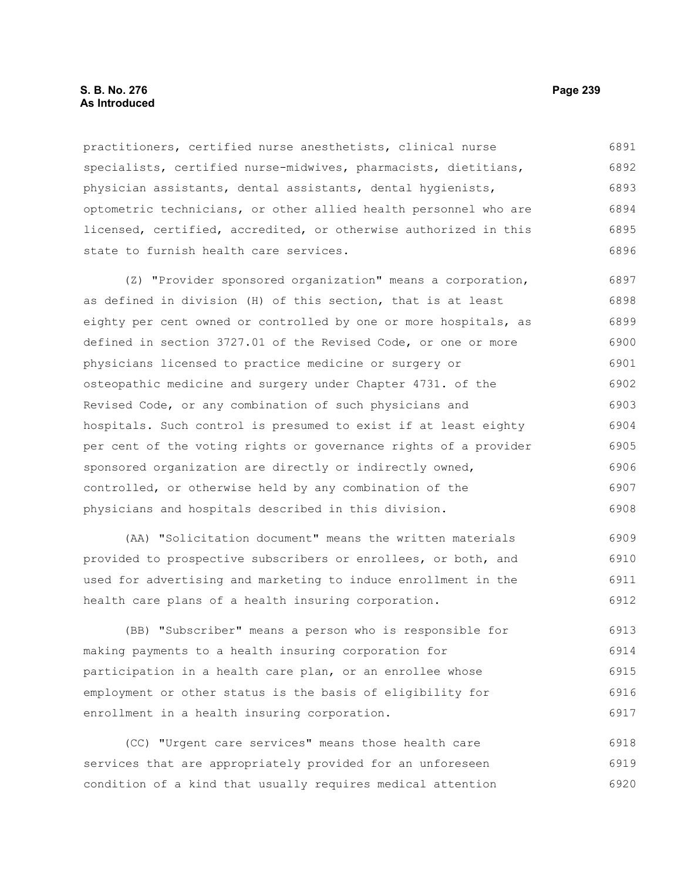practitioners, certified nurse anesthetists, clinical nurse specialists, certified nurse-midwives, pharmacists, dietitians, physician assistants, dental assistants, dental hygienists, optometric technicians, or other allied health personnel who are licensed, certified, accredited, or otherwise authorized in this state to furnish health care services.

(Z) "Provider sponsored organization" means a corporation, as defined in division (H) of this section, that is at least eighty per cent owned or controlled by one or more hospitals, as defined in section 3727.01 of the Revised Code, or one or more physicians licensed to practice medicine or surgery or osteopathic medicine and surgery under Chapter 4731. of the Revised Code, or any combination of such physicians and hospitals. Such control is presumed to exist if at least eighty per cent of the voting rights or governance rights of a provider sponsored organization are directly or indirectly owned, controlled, or otherwise held by any combination of the physicians and hospitals described in this division.

(AA) "Solicitation document" means the written materials provided to prospective subscribers or enrollees, or both, and used for advertising and marketing to induce enrollment in the health care plans of a health insuring corporation.

(BB) "Subscriber" means a person who is responsible for making payments to a health insuring corporation for participation in a health care plan, or an enrollee whose employment or other status is the basis of eligibility for enrollment in a health insuring corporation.

(CC) "Urgent care services" means those health care services that are appropriately provided for an unforeseen condition of a kind that usually requires medical attention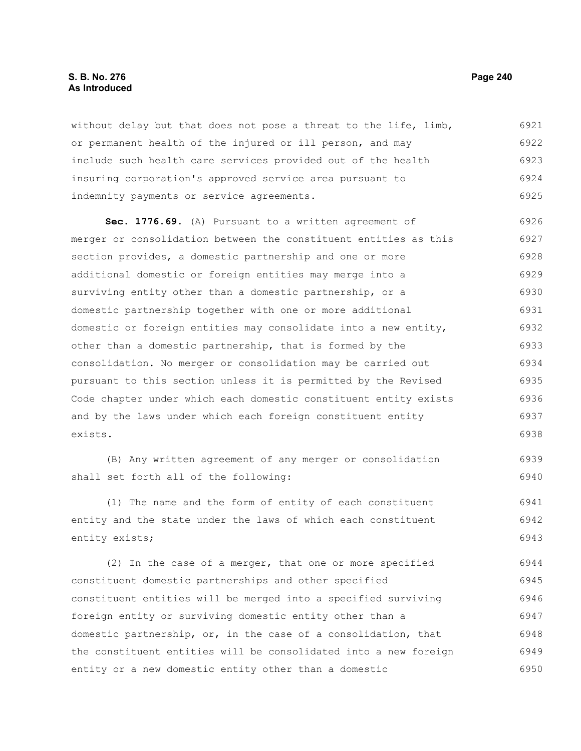without delay but that does not pose a threat to the life, limb, or permanent health of the injured or ill person, and may include such health care services provided out of the health insuring corporation's approved service area pursuant to indemnity payments or service agreements.

**Sec. 1776.69.** (A) Pursuant to a written agreement of merger or consolidation between the constituent entities as this section provides, a domestic partnership and one or more additional domestic or foreign entities may merge into a surviving entity other than a domestic partnership, or a domestic partnership together with one or more additional domestic or foreign entities may consolidate into a new entity, other than a domestic partnership, that is formed by the consolidation. No merger or consolidation may be carried out pursuant to this section unless it is permitted by the Revised Code chapter under which each domestic constituent entity exists and by the laws under which each foreign constituent entity exists.

(B) Any written agreement of any merger or consolidation shall set forth all of the following:

(1) The name and the form of entity of each constituent entity and the state under the laws of which each constituent entity exists;

(2) In the case of a merger, that one or more specified constituent domestic partnerships and other specified constituent entities will be merged into a specified surviving foreign entity or surviving domestic entity other than a domestic partnership, or, in the case of a consolidation, that the constituent entities will be consolidated into a new foreign entity or a new domestic entity other than a domestic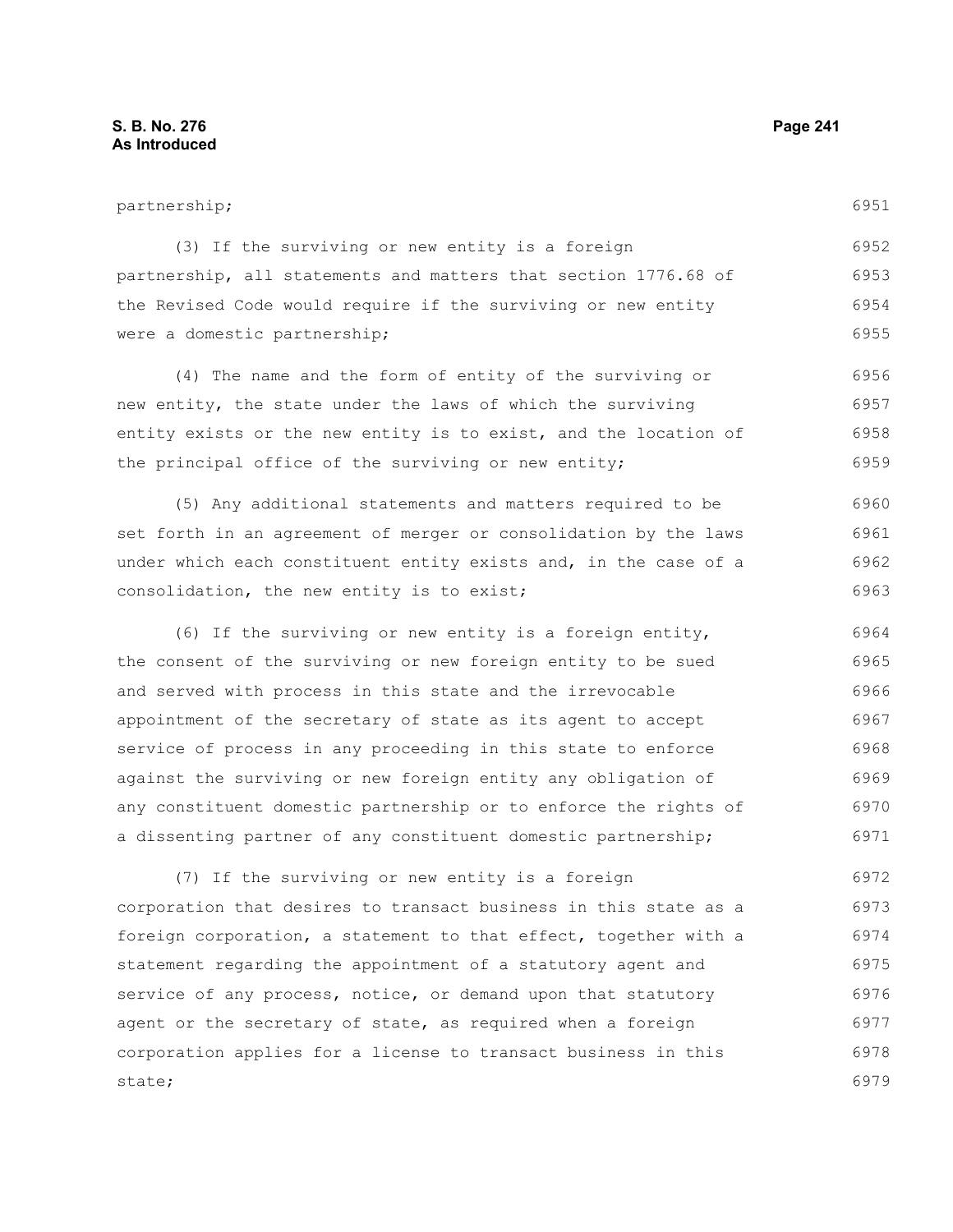partnership;

(3) If the surviving or new entity is a foreign partnership, all statements and matters that section 1776.68 of the Revised Code would require if the surviving or new entity were a domestic partnership;

(4) The name and the form of entity of the surviving or new entity, the state under the laws of which the surviving entity exists or the new entity is to exist, and the location of the principal office of the surviving or new entity;

(5) Any additional statements and matters required to be set forth in an agreement of merger or consolidation by the laws under which each constituent entity exists and, in the case of a consolidation, the new entity is to exist;

(6) If the surviving or new entity is a foreign entity, the consent of the surviving or new foreign entity to be sued and served with process in this state and the irrevocable appointment of the secretary of state as its agent to accept service of process in any proceeding in this state to enforce against the surviving or new foreign entity any obligation of any constituent domestic partnership or to enforce the rights of a dissenting partner of any constituent domestic partnership;

(7) If the surviving or new entity is a foreign corporation that desires to transact business in this state as a foreign corporation, a statement to that effect, together with a statement regarding the appointment of a statutory agent and service of any process, notice, or demand upon that statutory agent or the secretary of state, as required when a foreign corporation applies for a license to transact business in this state;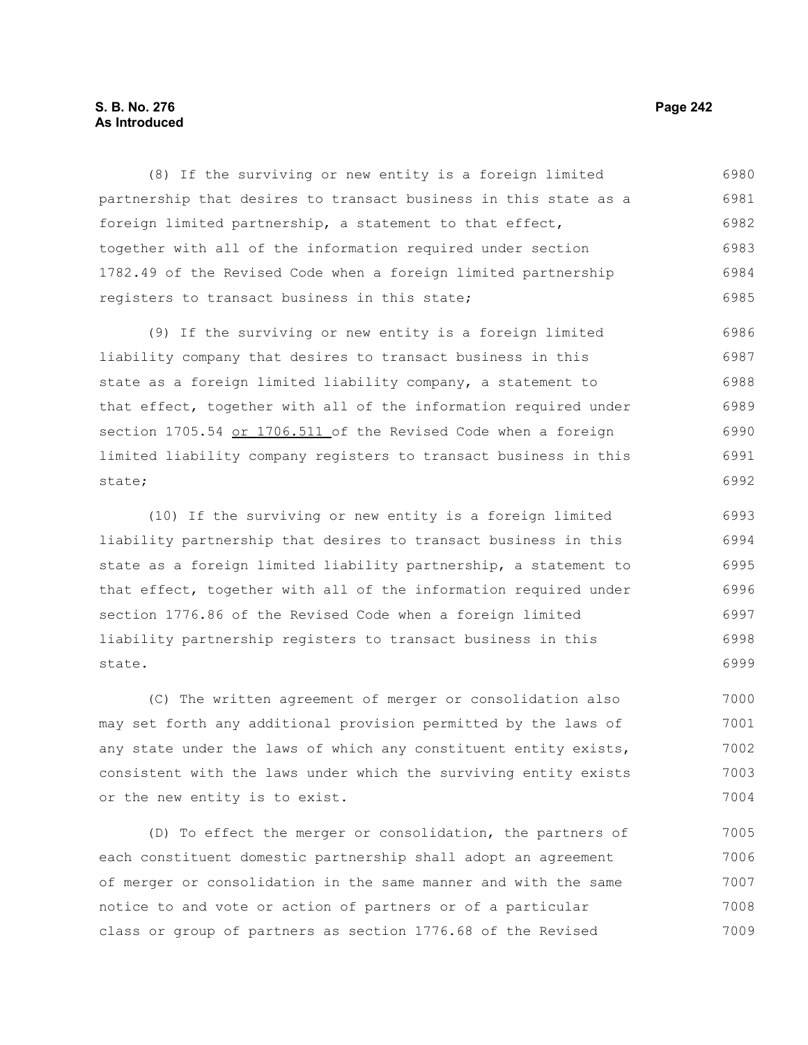(8) If the surviving or new entity is a foreign limited partnership that desires to transact business in this state as a foreign limited partnership, a statement to that effect, together with all of the information required under section 1782.49 of the Revised Code when a foreign limited partnership registers to transact business in this state;

(9) If the surviving or new entity is a foreign limited liability company that desires to transact business in this state as a foreign limited liability company, a statement to that effect, together with all of the information required under section 1705.54 <u>or 1706.511</u> of the Revised Code when a foreign limited liability company registers to transact business in this state;

(10) If the surviving or new entity is a foreign limited liability partnership that desires to transact business in this state as a foreign limited liability partnership, a statement to that effect, together with all of the information required under section 1776.86 of the Revised Code when a foreign limited liability partnership registers to transact business in this state.

(C) The written agreement of merger or consolidation also may set forth any additional provision permitted by the laws of any state under the laws of which any constituent entity exists, consistent with the laws under which the surviving entity exists or the new entity is to exist.

(D) To effect the merger or consolidation, the partners of each constituent domestic partnership shall adopt an agreement of merger or consolidation in the same manner and with the same notice to and vote or action of partners or of a particular class or group of partners as section 1776.68 of the Revised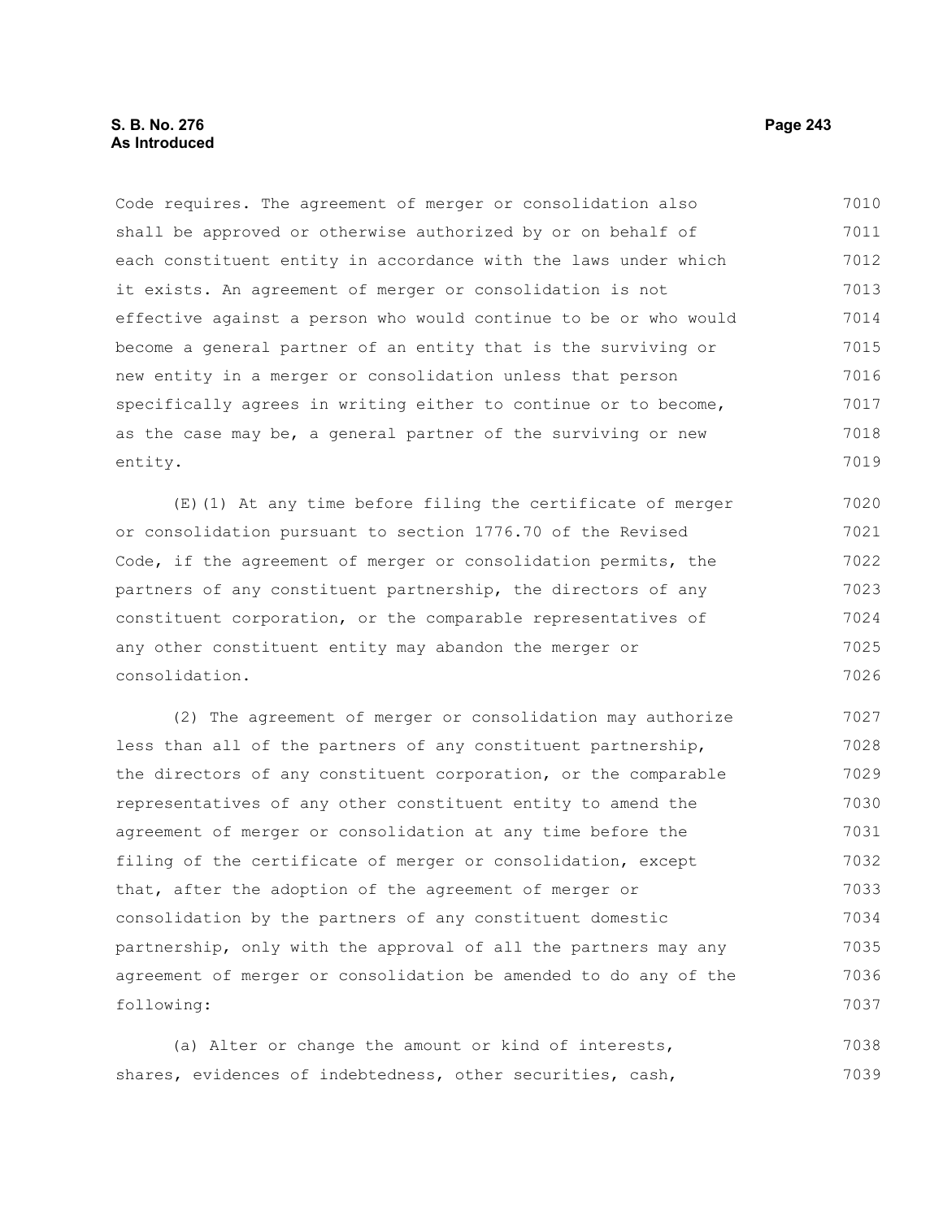Code requires. The agreement of merger or consolidation also shall be approved or otherwise authorized by or on behalf of each constituent entity in accordance with the laws under which it exists. An agreement of merger or consolidation is not effective against a person who would continue to be or who would become a general partner of an entity that is the surviving or new entity in a merger or consolidation unless that person specifically agrees in writing either to continue or to become, as the case may be, a general partner of the surviving or new entity.

(E)(1) At any time before filing the certificate of merger or consolidation pursuant to section 1776.70 of the Revised Code, if the agreement of merger or consolidation permits, the partners of any constituent partnership, the directors of any constituent corporation, or the comparable representatives of any other constituent entity may abandon the merger or consolidation.

(2) The agreement of merger or consolidation may authorize less than all of the partners of any constituent partnership, the directors of any constituent corporation, or the comparable representatives of any other constituent entity to amend the agreement of merger or consolidation at any time before the filing of the certificate of merger or consolidation, except that, after the adoption of the agreement of merger or consolidation by the partners of any constituent domestic partnership, only with the approval of all the partners may any agreement of merger or consolidation be amended to do any of the following:

(a) Alter or change the amount or kind of interests, shares, evidences of indebtedness, other securities, cash,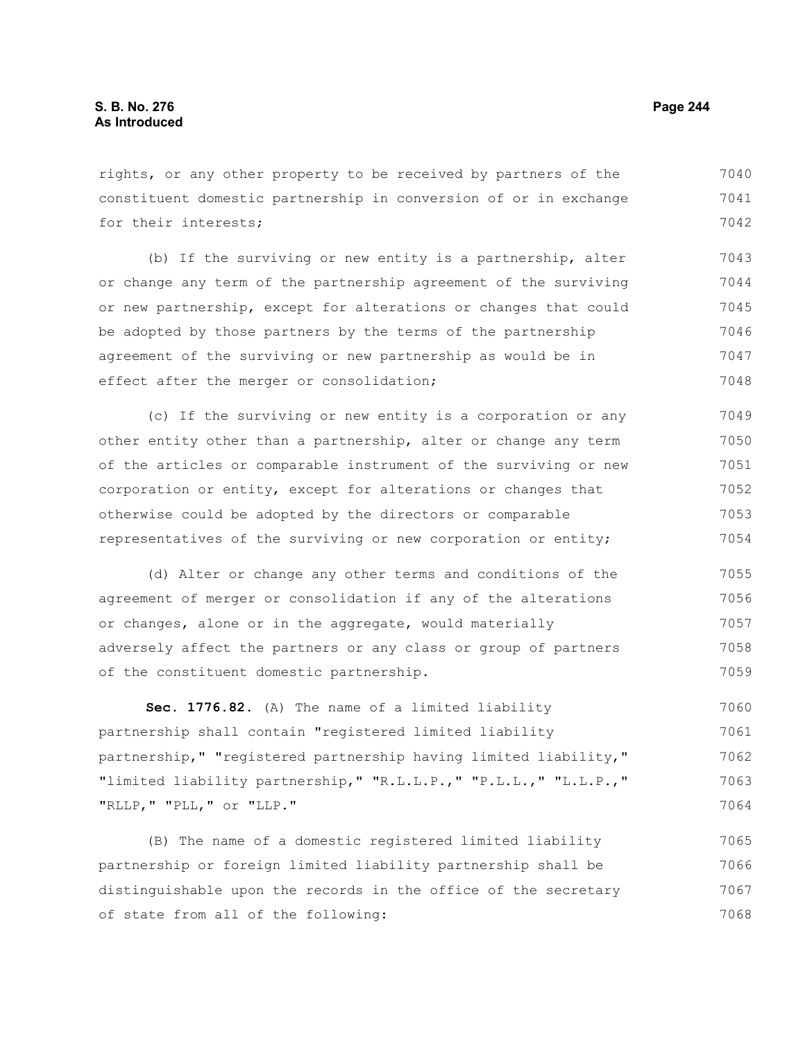rights, or any other property to be received by partners of the constituent domestic partnership in conversion of or in exchange for their interests;

(b) If the surviving or new entity is a partnership, alter or change any term of the partnership agreement of the surviving or new partnership, except for alterations or changes that could be adopted by those partners by the terms of the partnership agreement of the surviving or new partnership as would be in effect after the merger or consolidation;

(c) If the surviving or new entity is a corporation or any other entity other than a partnership, alter or change any term of the articles or comparable instrument of the surviving or new corporation or entity, except for alterations or changes that otherwise could be adopted by the directors or comparable representatives of the surviving or new corporation or entity;

(d) Alter or change any other terms and conditions of the agreement of merger or consolidation if any of the alterations or changes, alone or in the aggregate, would materially adversely affect the partners or any class or group of partners of the constituent domestic partnership.

**Sec. 1776.82.** (A) The name of a limited liability partnership shall contain "registered limited liability partnership," "registered partnership having limited liability," "limited liability partnership," "R.L.L.P.," "P.L.L.," "L.L.P.," "RLLP," "PLL," or "LLP."

(B) The name of a domestic registered limited liability partnership or foreign limited liability partnership shall be distinguishable upon the records in the office of the secretary of state from all of the following: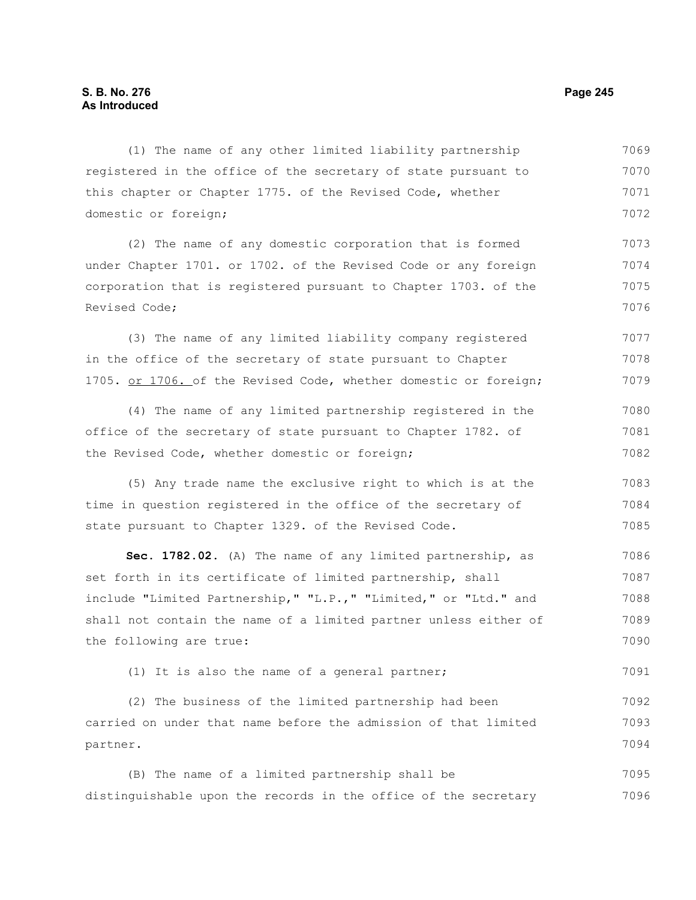(1) The name of any other limited liability partnership registered in the office of the secretary of state pursuant to this chapter or Chapter 1775. of the Revised Code, whether domestic or foreign;

(2) The name of any domestic corporation that is formed under Chapter 1701. or 1702. of the Revised Code or any foreign corporation that is registered pursuant to Chapter 1703. of the Revised Code;

(3) The name of any limited liability company registered in the office of the secretary of state pursuant to Chapter 1705. <u>or 1706.</u> of the Revised Code, whether domestic or foreign;

(4) The name of any limited partnership registered in the office of the secretary of state pursuant to Chapter 1782. of the Revised Code, whether domestic or foreign;

(5) Any trade name the exclusive right to which is at the time in question registered in the office of the secretary of state pursuant to Chapter 1329. of the Revised Code.

**Sec. 1782.02.** (A) The name of any limited partnership, as set forth in its certificate of limited partnership, shall include "Limited Partnership," "L.P.," "Limited," or "Ltd." and shall not contain the name of a limited partner unless either of the following are true:

(1) It is also the name of a general partner;

(2) The business of the limited partnership had been carried on under that name before the admission of that limited partner.

(B) The name of a limited partnership shall be distinguishable upon the records in the office of the secretary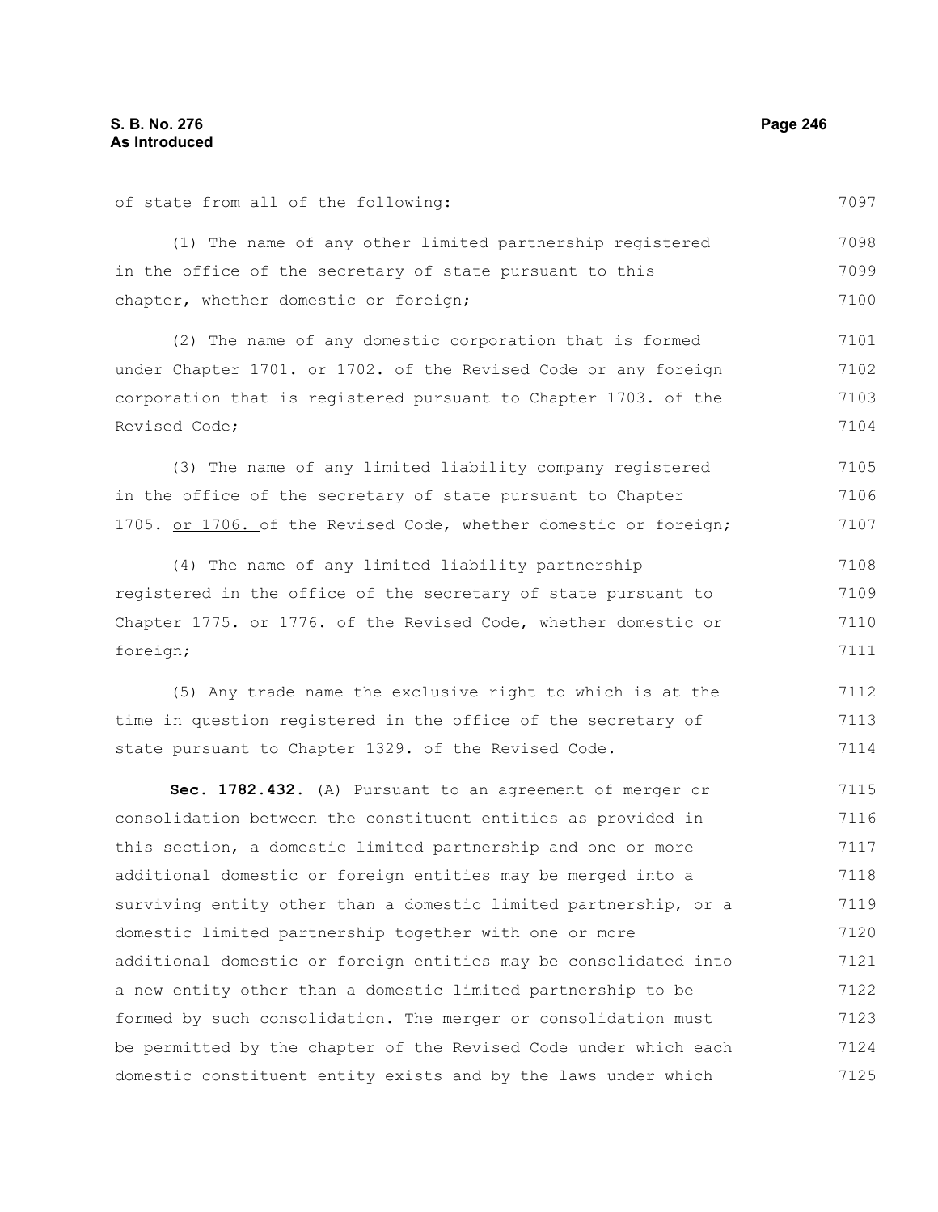of state from all of the following:

(1) The name of any other limited partnership registered in the office of the secretary of state pursuant to this chapter, whether domestic or foreign;

(2) The name of any domestic corporation that is formed under Chapter 1701. or 1702. of the Revised Code or any foreign corporation that is registered pursuant to Chapter 1703. of the Revised Code;

(3) The name of any limited liability company registered in the office of the secretary of state pursuant to Chapter 1705. or 1706. of the Revised Code, whether domestic or foreign;

(4) The name of any limited liability partnership registered in the office of the secretary of state pursuant to Chapter 1775. or 1776. of the Revised Code, whether domestic or foreign;

(5) Any trade name the exclusive right to which is at the time in question registered in the office of the secretary of state pursuant to Chapter 1329. of the Revised Code.

**Sec. 1782.432.** (A) Pursuant to an agreement of merger or consolidation between the constituent entities as provided in this section, a domestic limited partnership and one or more additional domestic or foreign entities may be merged into a surviving entity other than a domestic limited partnership, or a domestic limited partnership together with one or more additional domestic or foreign entities may be consolidated into a new entity other than a domestic limited partnership to be formed by such consolidation. The merger or consolidation must be permitted by the chapter of the Revised Code under which each domestic constituent entity exists and by the laws under which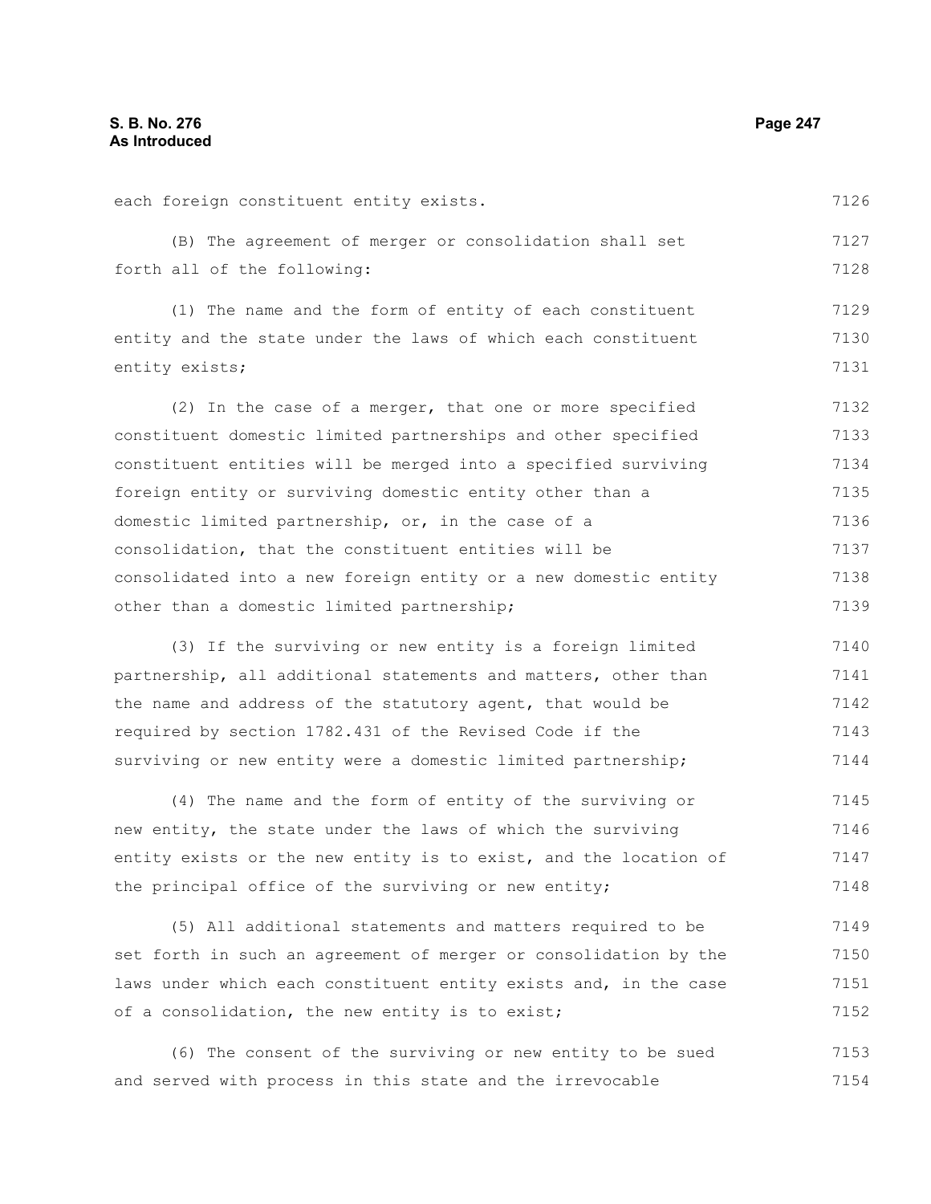each foreign constituent entity exists.

(B) The agreement of merger or consolidation shall set forth all of the following:

(1) The name and the form of entity of each constituent entity and the state under the laws of which each constituent entity exists;

(2) In the case of a merger, that one or more specified constituent domestic limited partnerships and other specified constituent entities will be merged into a specified surviving foreign entity or surviving domestic entity other than a domestic limited partnership, or, in the case of a consolidation, that the constituent entities will be consolidated into a new foreign entity or a new domestic entity other than a domestic limited partnership;

(3) If the surviving or new entity is a foreign limited partnership, all additional statements and matters, other than the name and address of the statutory agent, that would be required by section 1782.431 of the Revised Code if the surviving or new entity were a domestic limited partnership;

(4) The name and the form of entity of the surviving or new entity, the state under the laws of which the surviving entity exists or the new entity is to exist, and the location of the principal office of the surviving or new entity;

(5) All additional statements and matters required to be set forth in such an agreement of merger or consolidation by the laws under which each constituent entity exists and, in the case of a consolidation, the new entity is to exist;

(6) The consent of the surviving or new entity to be sued and served with process in this state and the irrevocable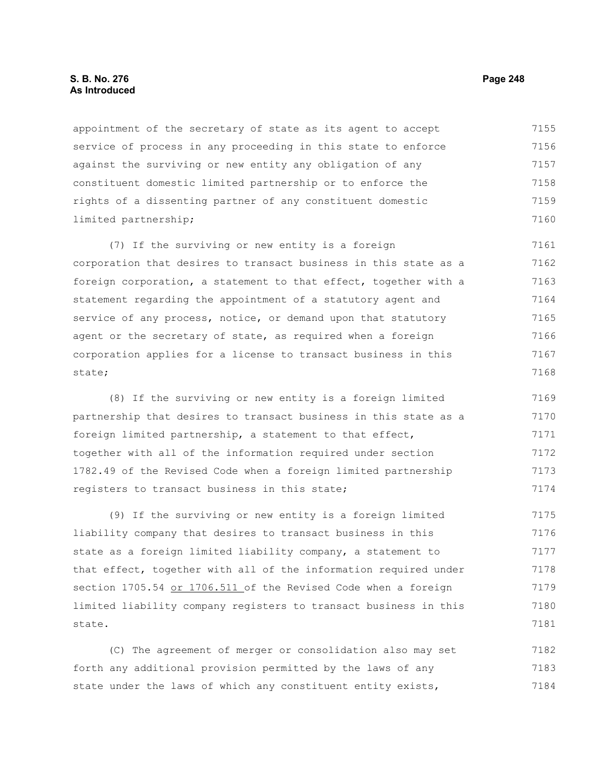appointment of the secretary of state as its agent to accept service of process in any proceeding in this state to enforce against the surviving or new entity any obligation of any constituent domestic limited partnership or to enforce the rights of a dissenting partner of any constituent domestic limited partnership;

(7) If the surviving or new entity is a foreign corporation that desires to transact business in this state as a foreign corporation, a statement to that effect, together with a statement regarding the appointment of a statutory agent and service of any process, notice, or demand upon that statutory agent or the secretary of state, as required when a foreign corporation applies for a license to transact business in this state;

(8) If the surviving or new entity is a foreign limited partnership that desires to transact business in this state as a foreign limited partnership, a statement to that effect, together with all of the information required under section 1782.49 of the Revised Code when a foreign limited partnership registers to transact business in this state;

(9) If the surviving or new entity is a foreign limited liability company that desires to transact business in this state as a foreign limited liability company, a statement to that effect, together with all of the information required under section 1705.54 or 1706.511 of the Revised Code when a foreign limited liability company registers to transact business in this state.

(C) The agreement of merger or consolidation also may set forth any additional provision permitted by the laws of any state under the laws of which any constituent entity exists,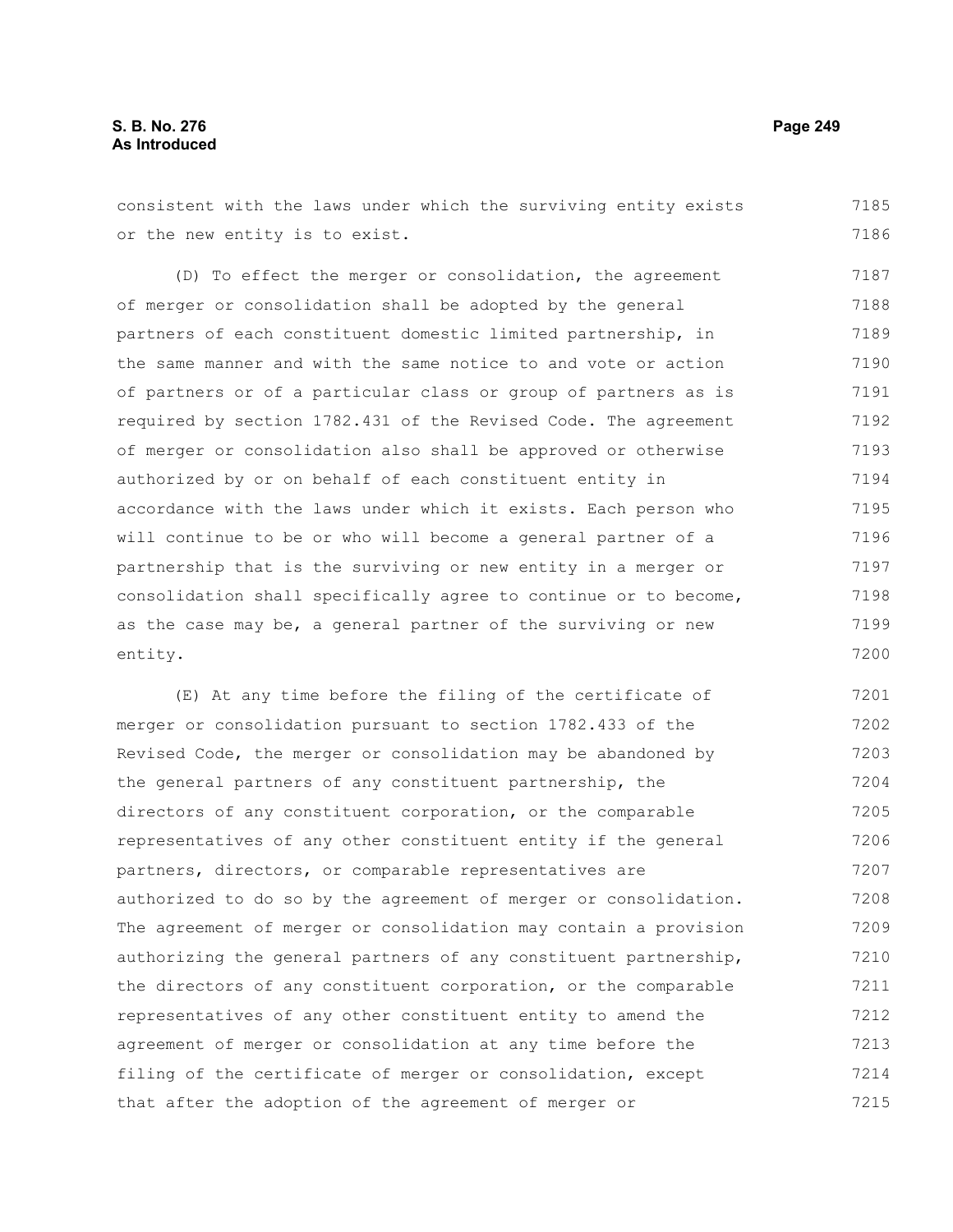consistent with the laws under which the surviving entity exists or the new entity is to exist.

(D) To effect the merger or consolidation, the agreement of merger or consolidation shall be adopted by the general partners of each constituent domestic limited partnership, in the same manner and with the same notice to and vote or action of partners or of a particular class or group of partners as is required by section 1782.431 of the Revised Code. The agreement of merger or consolidation also shall be approved or otherwise authorized by or on behalf of each constituent entity in accordance with the laws under which it exists. Each person who will continue to be or who will become a general partner of a partnership that is the surviving or new entity in a merger or consolidation shall specifically agree to continue or to become, as the case may be, a general partner of the surviving or new entity.

(E) At any time before the filing of the certificate of merger or consolidation pursuant to section 1782.433 of the Revised Code, the merger or consolidation may be abandoned by the general partners of any constituent partnership, the directors of any constituent corporation, or the comparable representatives of any other constituent entity if the general partners, directors, or comparable representatives are authorized to do so by the agreement of merger or consolidation. The agreement of merger or consolidation may contain a provision authorizing the general partners of any constituent partnership, the directors of any constituent corporation, or the comparable representatives of any other constituent entity to amend the agreement of merger or consolidation at any time before the filing of the certificate of merger or consolidation, except that after the adoption of the agreement of merger or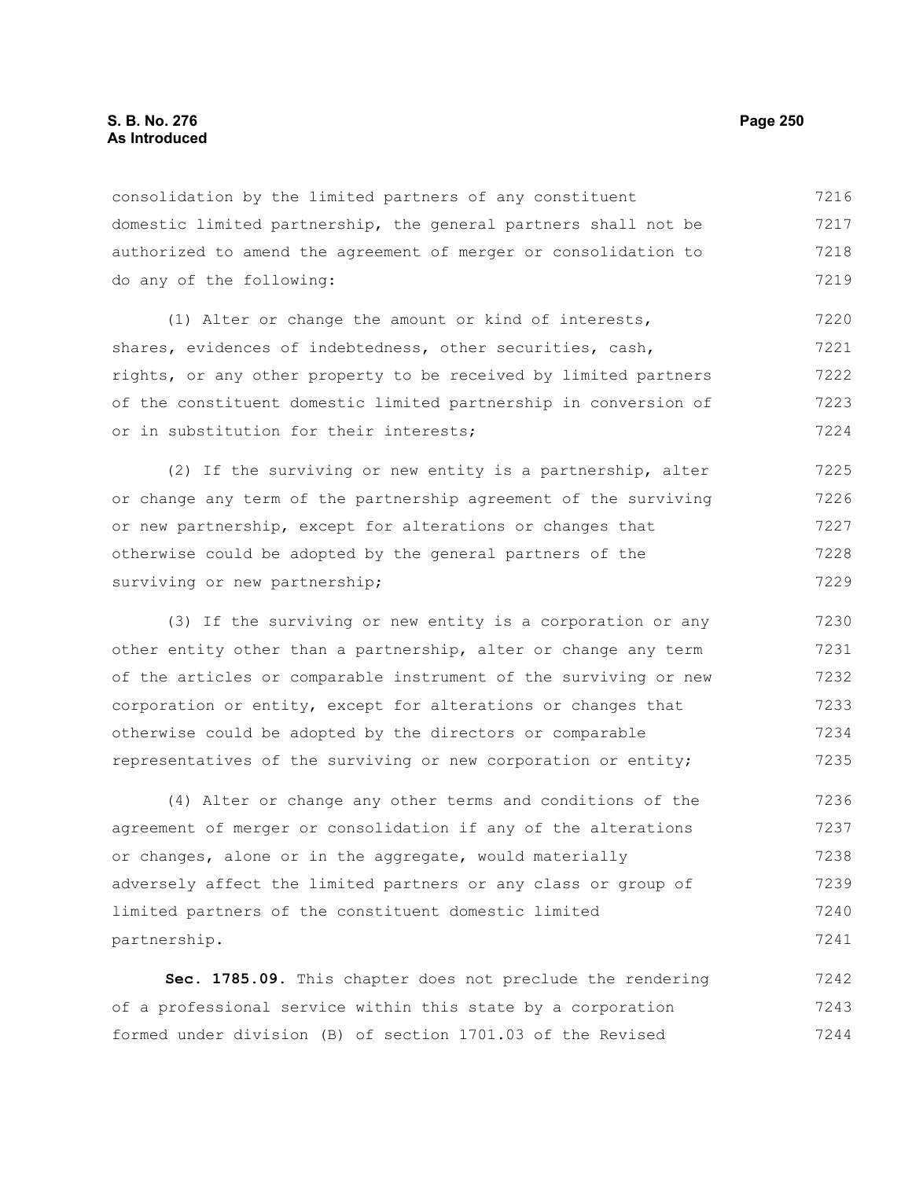consolidation by the limited partners of any constituent domestic limited partnership, the general partners shall not be authorized to amend the agreement of merger or consolidation to do any of the following:

(1) Alter or change the amount or kind of interests, shares, evidences of indebtedness, other securities, cash, rights, or any other property to be received by limited partners of the constituent domestic limited partnership in conversion of or in substitution for their interests;

(2) If the surviving or new entity is a partnership, alter or change any term of the partnership agreement of the surviving or new partnership, except for alterations or changes that otherwise could be adopted by the general partners of the surviving or new partnership;

(3) If the surviving or new entity is a corporation or any other entity other than a partnership, alter or change any term of the articles or comparable instrument of the surviving or new corporation or entity, except for alterations or changes that otherwise could be adopted by the directors or comparable representatives of the surviving or new corporation or entity;

(4) Alter or change any other terms and conditions of the agreement of merger or consolidation if any of the alterations or changes, alone or in the aggregate, would materially adversely affect the limited partners or any class or group of limited partners of the constituent domestic limited partnership.

**Sec. 1785.09.** This chapter does not preclude the rendering of a professional service within this state by a corporation formed under division (B) of section 1701.03 of the Revised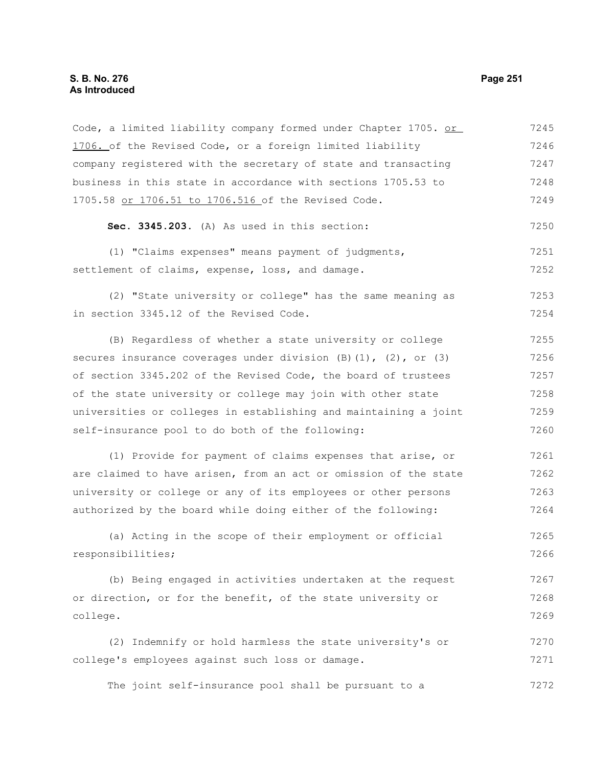Code, a limited liability company formed under Chapter 1705. or 1706. of the Revised Code, or a foreign limited liability company registered with the secretary of state and transacting business in this state in accordance with sections 1705.53 to 1705.58 or 1706.51 to 1706.516 of the Revised Code.

**Sec. 3345.203.** (A) As used in this section:

(1) "Claims expenses" means payment of judgments, settlement of claims, expense, loss, and damage.

(2) "State university or college" has the same meaning as in section 3345.12 of the Revised Code.

(B) Regardless of whether a state university or college secures insurance coverages under division (B)(1), (2), or (3) of section 3345.202 of the Revised Code, the board of trustees of the state university or college may join with other state universities or colleges in establishing and maintaining a joint self-insurance pool to do both of the following:

(1) Provide for payment of claims expenses that arise, or are claimed to have arisen, from an act or omission of the state university or college or any of its employees or other persons authorized by the board while doing either of the following:

(a) Acting in the scope of their employment or official responsibilities;

(b) Being engaged in activities undertaken at the request or direction, or for the benefit, of the state university or college.

(2) Indemnify or hold harmless the state university's or college's employees against such loss or damage.

The joint self-insurance pool shall be pursuant to a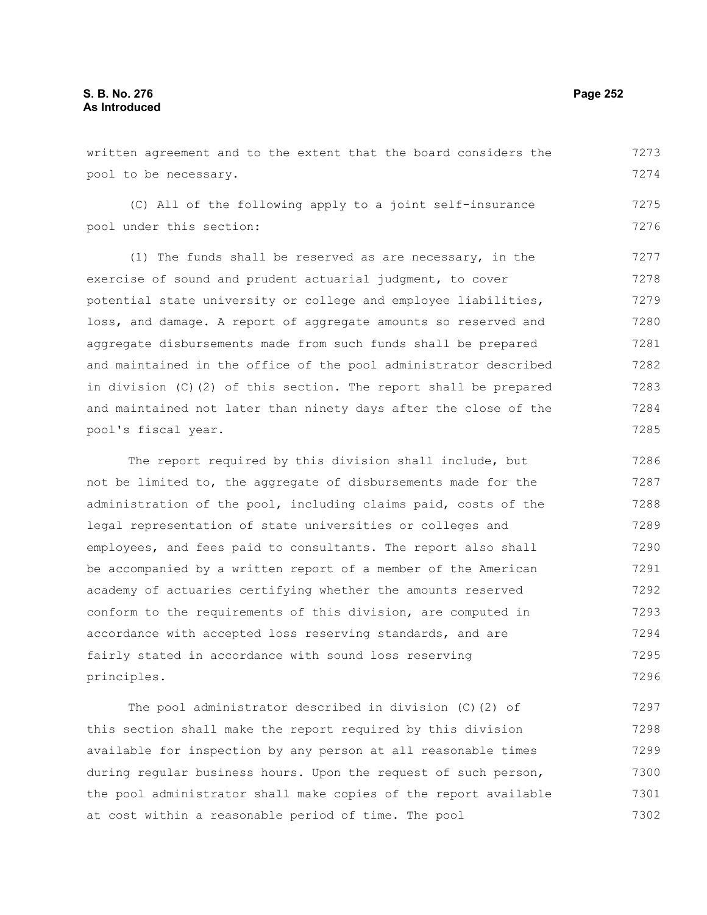written agreement and to the extent that the board considers the pool to be necessary.

(C) All of the following apply to a joint self-insurance pool under this section:

(1) The funds shall be reserved as are necessary, in the exercise of sound and prudent actuarial judgment, to cover potential state university or college and employee liabilities, loss, and damage. A report of aggregate amounts so reserved and aggregate disbursements made from such funds shall be prepared and maintained in the office of the pool administrator described in division (C)(2) of this section. The report shall be prepared and maintained not later than ninety days after the close of the pool's fiscal year.

The report required by this division shall include, but not be limited to, the aggregate of disbursements made for the administration of the pool, including claims paid, costs of the legal representation of state universities or colleges and employees, and fees paid to consultants. The report also shall be accompanied by a written report of a member of the American academy of actuaries certifying whether the amounts reserved conform to the requirements of this division, are computed in accordance with accepted loss reserving standards, and are fairly stated in accordance with sound loss reserving principles.

The pool administrator described in division (C)(2) of this section shall make the report required by this division available for inspection by any person at all reasonable times during regular business hours. Upon the request of such person, the pool administrator shall make copies of the report available at cost within a reasonable period of time. The pool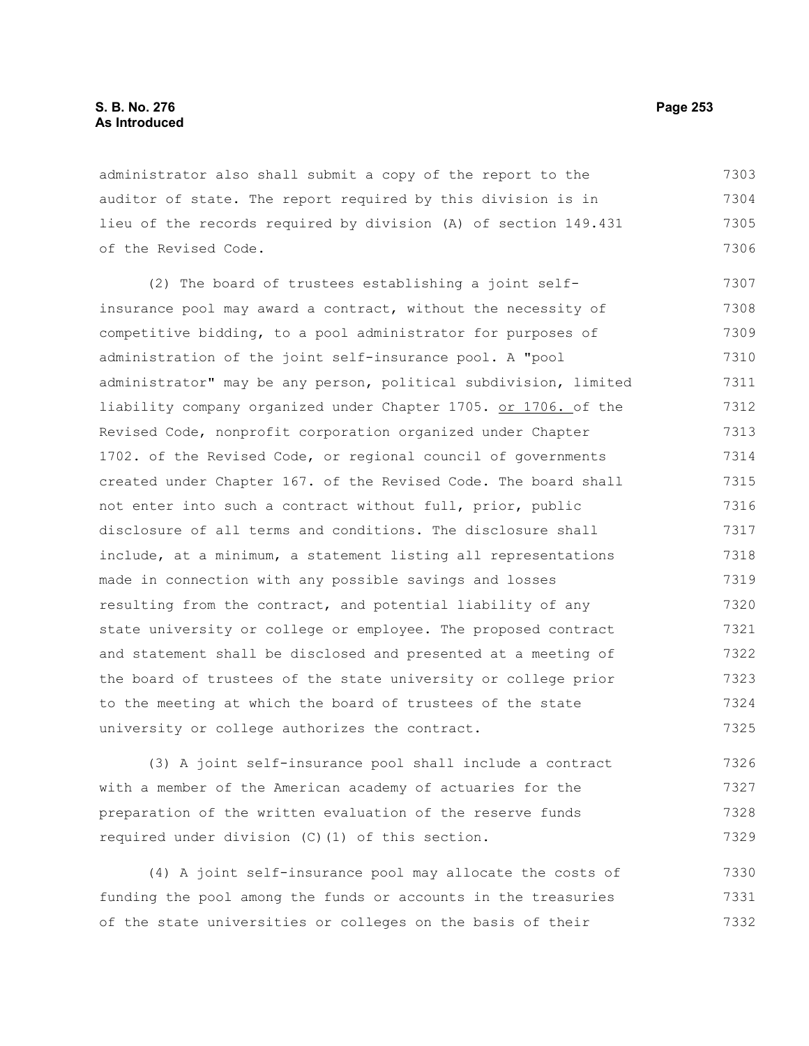administrator also shall submit a copy of the report to the auditor of state. The report required by this division is in lieu of the records required by division (A) of section 149.431 of the Revised Code.

(2) The board of trustees establishing a joint self-insurance pool may award a contract, without the necessity of competitive bidding, to a pool administrator for purposes of administration of the joint self-insurance pool. A "pool administrator" may be any person, political subdivision, limited liability company organized under Chapter 1705. <u>or 1706.</u> of the Revised Code, nonprofit corporation organized under Chapter 1702. of the Revised Code, or regional council of governments created under Chapter 167. of the Revised Code. The board shall not enter into such a contract without full, prior, public disclosure of all terms and conditions. The disclosure shall include, at a minimum, a statement listing all representations made in connection with any possible savings and losses resulting from the contract, and potential liability of any state university or college or employee. The proposed contract and statement shall be disclosed and presented at a meeting of the board of trustees of the state university or college prior to the meeting at which the board of trustees of the state university or college authorizes the contract.

(3) A joint self-insurance pool shall include a contract with a member of the American academy of actuaries for the preparation of the written evaluation of the reserve funds required under division (C)(1) of this section.

(4) A joint self-insurance pool may allocate the costs of funding the pool among the funds or accounts in the treasuries of the state universities or colleges on the basis of their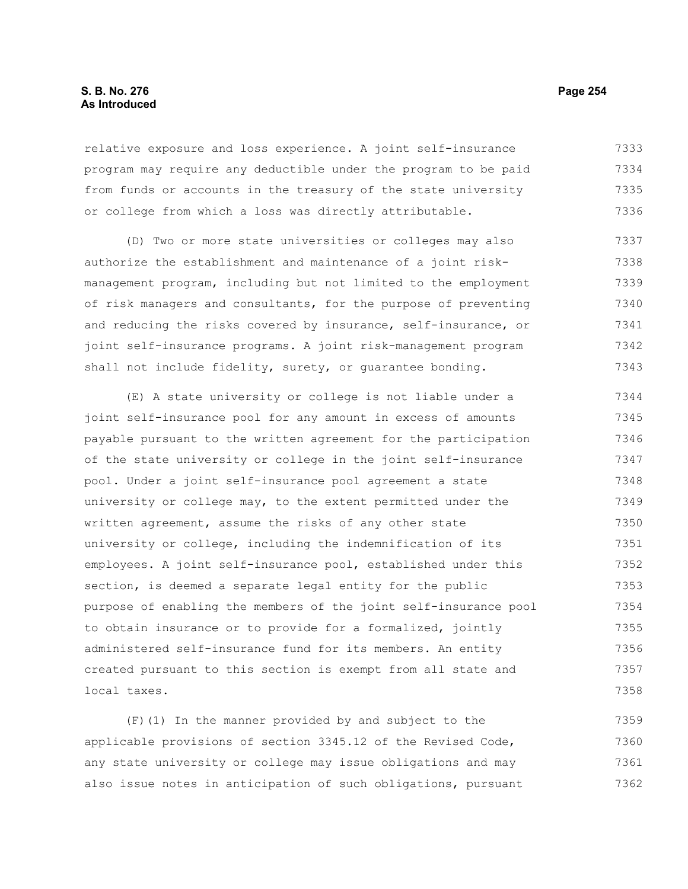relative exposure and loss experience. A joint self-insurance program may require any deductible under the program to be paid from funds or accounts in the treasury of the state university or college from which a loss was directly attributable.

(D) Two or more state universities or colleges may also authorize the establishment and maintenance of a joint risk-management program, including but not limited to the employment of risk managers and consultants, for the purpose of preventing and reducing the risks covered by insurance, self-insurance, or joint self-insurance programs. A joint risk-management program shall not include fidelity, surety, or guarantee bonding.

(E) A state university or college is not liable under a joint self-insurance pool for any amount in excess of amounts payable pursuant to the written agreement for the participation of the state university or college in the joint self-insurance pool. Under a joint self-insurance pool agreement a state university or college may, to the extent permitted under the written agreement, assume the risks of any other state university or college, including the indemnification of its employees. A joint self-insurance pool, established under this section, is deemed a separate legal entity for the public purpose of enabling the members of the joint self-insurance pool to obtain insurance or to provide for a formalized, jointly administered self-insurance fund for its members. An entity created pursuant to this section is exempt from all state and local taxes.

(F)(1) In the manner provided by and subject to the applicable provisions of section 3345.12 of the Revised Code, any state university or college may issue obligations and may also issue notes in anticipation of such obligations, pursuant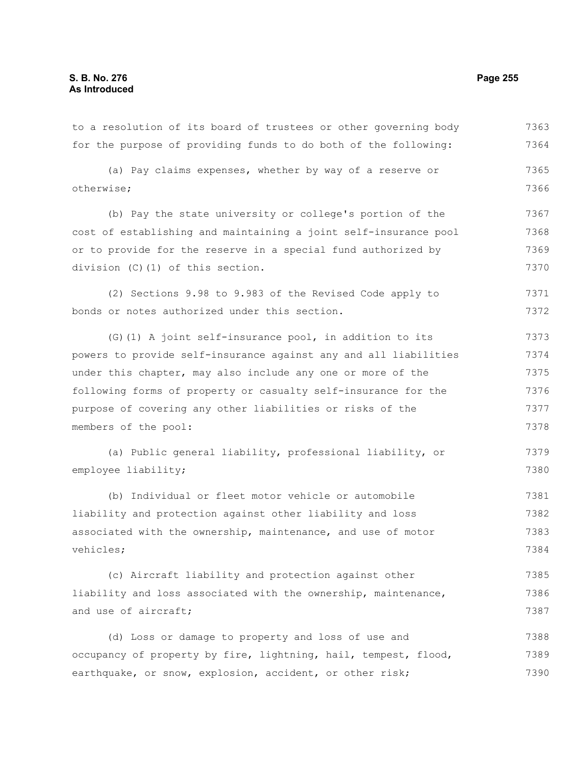to a resolution of its board of trustees or other governing body for the purpose of providing funds to do both of the following:

(a) Pay claims expenses, whether by way of a reserve or otherwise;

(b) Pay the state university or college's portion of the cost of establishing and maintaining a joint self-insurance pool or to provide for the reserve in a special fund authorized by division (C)(1) of this section.

(2) Sections 9.98 to 9.983 of the Revised Code apply to bonds or notes authorized under this section.

(G)(1) A joint self-insurance pool, in addition to its powers to provide self-insurance against any and all liabilities under this chapter, may also include any one or more of the following forms of property or casualty self-insurance for the purpose of covering any other liabilities or risks of the members of the pool:

(a) Public general liability, professional liability, or employee liability;

(b) Individual or fleet motor vehicle or automobile liability and protection against other liability and loss associated with the ownership, maintenance, and use of motor vehicles;

(c) Aircraft liability and protection against other liability and loss associated with the ownership, maintenance, and use of aircraft;

(d) Loss or damage to property and loss of use and occupancy of property by fire, lightning, hail, tempest, flood, earthquake, or snow, explosion, accident, or other risk;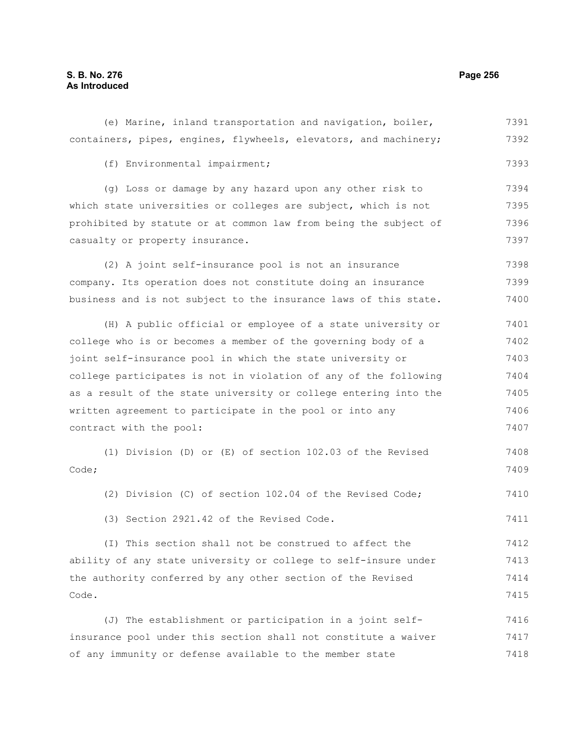(e) Marine, inland transportation and navigation, boiler, containers, pipes, engines, flywheels, elevators, and machinery;

(f) Environmental impairment;

(g) Loss or damage by any hazard upon any other risk to which state universities or colleges are subject, which is not prohibited by statute or at common law from being the subject of casualty or property insurance.

(2) A joint self-insurance pool is not an insurance company. Its operation does not constitute doing an insurance business and is not subject to the insurance laws of this state.

(H) A public official or employee of a state university or college who is or becomes a member of the governing body of a joint self-insurance pool in which the state university or college participates is not in violation of any of the following as a result of the state university or college entering into the written agreement to participate in the pool or into any contract with the pool:

(1) Division (D) or (E) of section 102.03 of the Revised Code;

(2) Division (C) of section 102.04 of the Revised Code;

(3) Section 2921.42 of the Revised Code.

(I) This section shall not be construed to affect the ability of any state university or college to self-insure under the authority conferred by any other section of the Revised Code.

(J) The establishment or participation in a joint self-insurance pool under this section shall not constitute a waiver of any immunity or defense available to the member state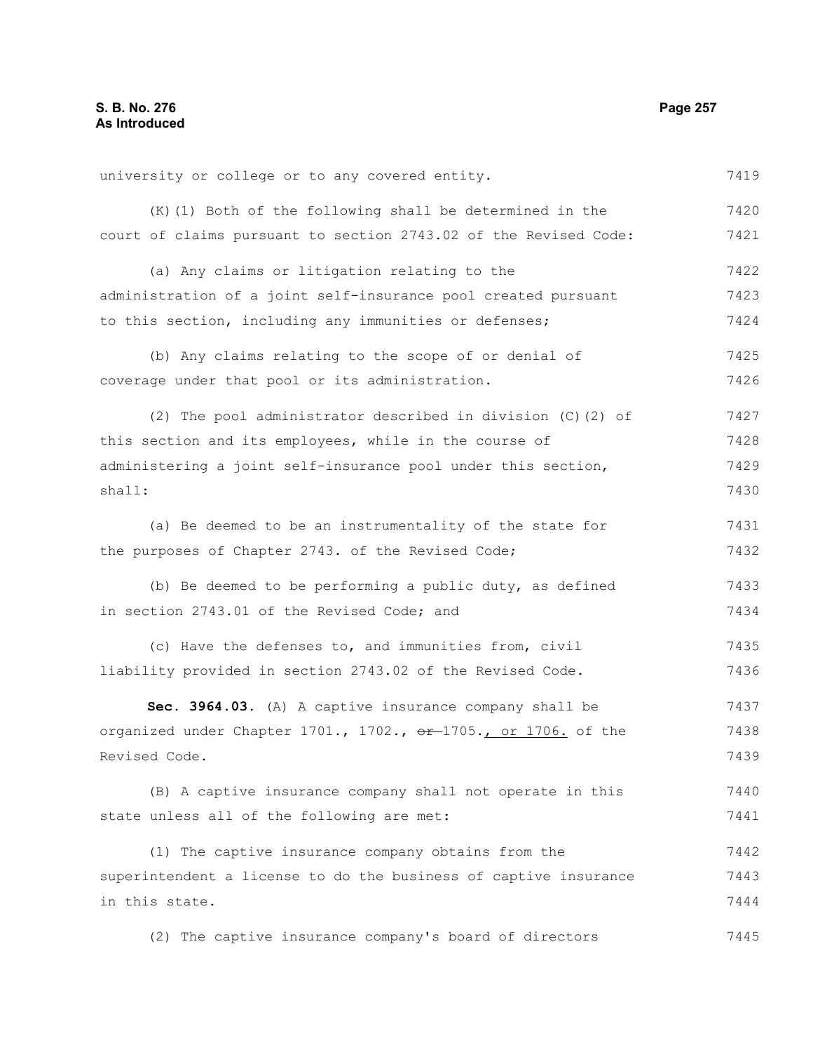university or college or to any covered entity.

(K)(1) Both of the following shall be determined in the court of claims pursuant to section 2743.02 of the Revised Code:

(a) Any claims or litigation relating to the administration of a joint self-insurance pool created pursuant to this section, including any immunities or defenses;

(b) Any claims relating to the scope of or denial of coverage under that pool or its administration.

(2) The pool administrator described in division (C)(2) of this section and its employees, while in the course of administering a joint self-insurance pool under this section, shall:

(a) Be deemed to be an instrumentality of the state for the purposes of Chapter 2743. of the Revised Code;

(b) Be deemed to be performing a public duty, as defined in section 2743.01 of the Revised Code; and

(c) Have the defenses to, and immunities from, civil liability provided in section 2743.02 of the Revised Code.

**Sec. 3964.03.** (A) A captive insurance company shall be organized under Chapter 1701., 1702., ~~or~~ 1705., or 1706. of the Revised Code.

(B) A captive insurance company shall not operate in this state unless all of the following are met:

(1) The captive insurance company obtains from the superintendent a license to do the business of captive insurance in this state.

(2) The captive insurance company's board of directors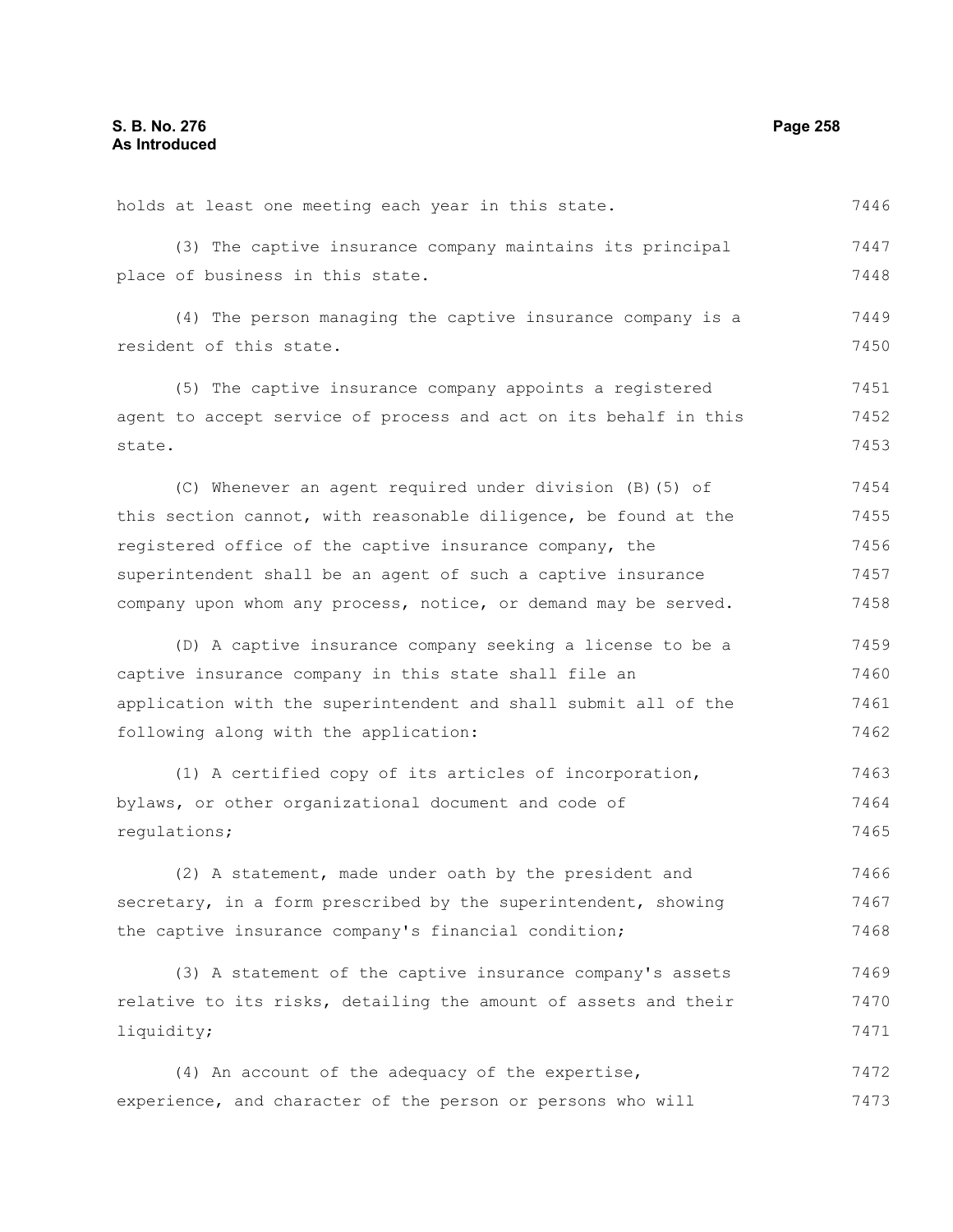holds at least one meeting each year in this state.

(3) The captive insurance company maintains its principal place of business in this state.

(4) The person managing the captive insurance company is a resident of this state.

(5) The captive insurance company appoints a registered agent to accept service of process and act on its behalf in this state.

(C) Whenever an agent required under division (B)(5) of this section cannot, with reasonable diligence, be found at the registered office of the captive insurance company, the superintendent shall be an agent of such a captive insurance company upon whom any process, notice, or demand may be served.

(D) A captive insurance company seeking a license to be a captive insurance company in this state shall file an application with the superintendent and shall submit all of the following along with the application:

(1) A certified copy of its articles of incorporation, bylaws, or other organizational document and code of regulations;

(2) A statement, made under oath by the president and secretary, in a form prescribed by the superintendent, showing the captive insurance company's financial condition;

(3) A statement of the captive insurance company's assets relative to its risks, detailing the amount of assets and their liquidity;

(4) An account of the adequacy of the expertise, experience, and character of the person or persons who will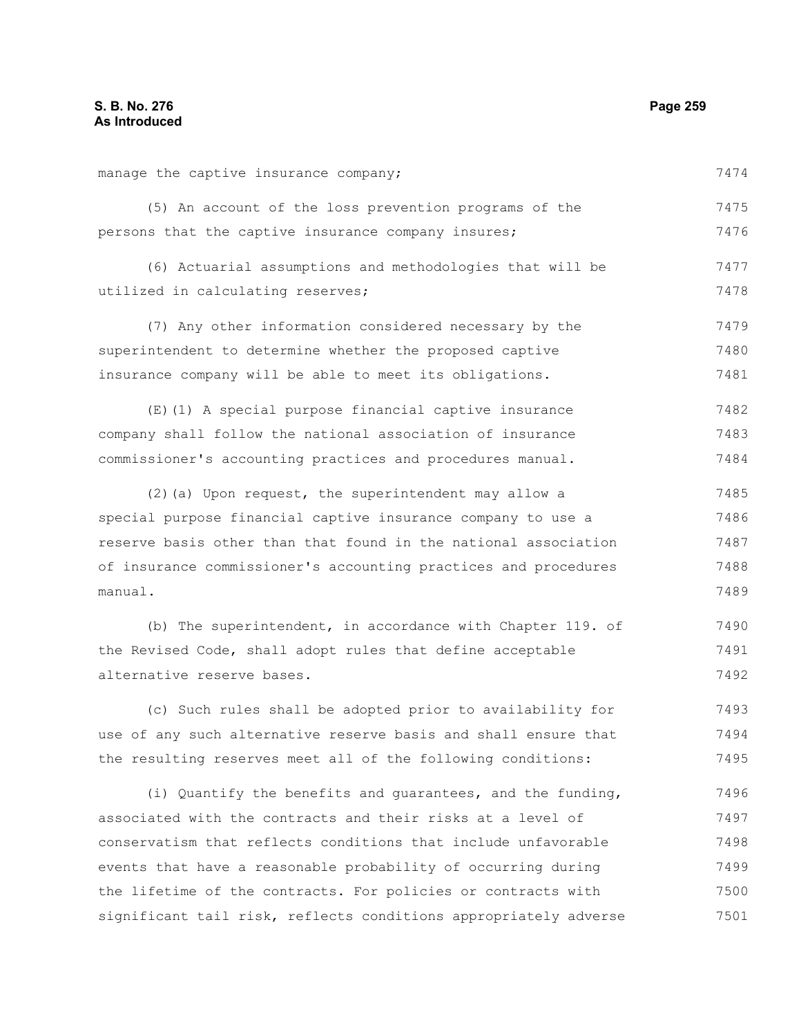manage the captive insurance company;

(5) An account of the loss prevention programs of the persons that the captive insurance company insures;

(6) Actuarial assumptions and methodologies that will be utilized in calculating reserves;

(7) Any other information considered necessary by the superintendent to determine whether the proposed captive insurance company will be able to meet its obligations.

(E)(1) A special purpose financial captive insurance company shall follow the national association of insurance commissioner's accounting practices and procedures manual.

(2)(a) Upon request, the superintendent may allow a special purpose financial captive insurance company to use a reserve basis other than that found in the national association of insurance commissioner's accounting practices and procedures manual.

(b) The superintendent, in accordance with Chapter 119. of the Revised Code, shall adopt rules that define acceptable alternative reserve bases.

(c) Such rules shall be adopted prior to availability for use of any such alternative reserve basis and shall ensure that the resulting reserves meet all of the following conditions:

(i) Quantify the benefits and guarantees, and the funding, associated with the contracts and their risks at a level of conservatism that reflects conditions that include unfavorable events that have a reasonable probability of occurring during the lifetime of the contracts. For policies or contracts with significant tail risk, reflects conditions appropriately adverse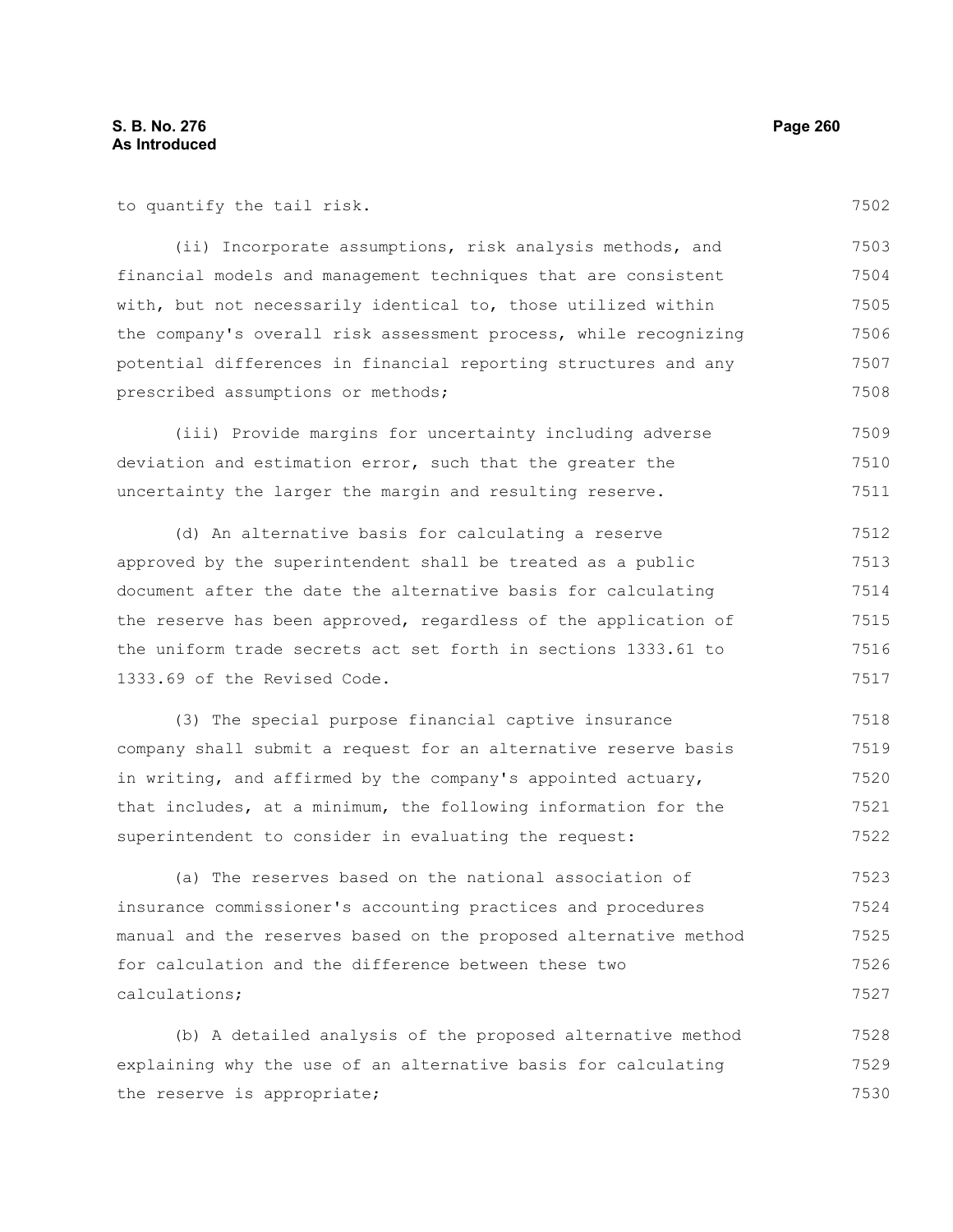to quantify the tail risk.

(ii) Incorporate assumptions, risk analysis methods, and financial models and management techniques that are consistent with, but not necessarily identical to, those utilized within the company's overall risk assessment process, while recognizing potential differences in financial reporting structures and any prescribed assumptions or methods;

(iii) Provide margins for uncertainty including adverse deviation and estimation error, such that the greater the uncertainty the larger the margin and resulting reserve.

(d) An alternative basis for calculating a reserve approved by the superintendent shall be treated as a public document after the date the alternative basis for calculating the reserve has been approved, regardless of the application of the uniform trade secrets act set forth in sections 1333.61 to 1333.69 of the Revised Code.

(3) The special purpose financial captive insurance company shall submit a request for an alternative reserve basis in writing, and affirmed by the company's appointed actuary, that includes, at a minimum, the following information for the superintendent to consider in evaluating the request:

(a) The reserves based on the national association of insurance commissioner's accounting practices and procedures manual and the reserves based on the proposed alternative method for calculation and the difference between these two calculations;

(b) A detailed analysis of the proposed alternative method explaining why the use of an alternative basis for calculating the reserve is appropriate;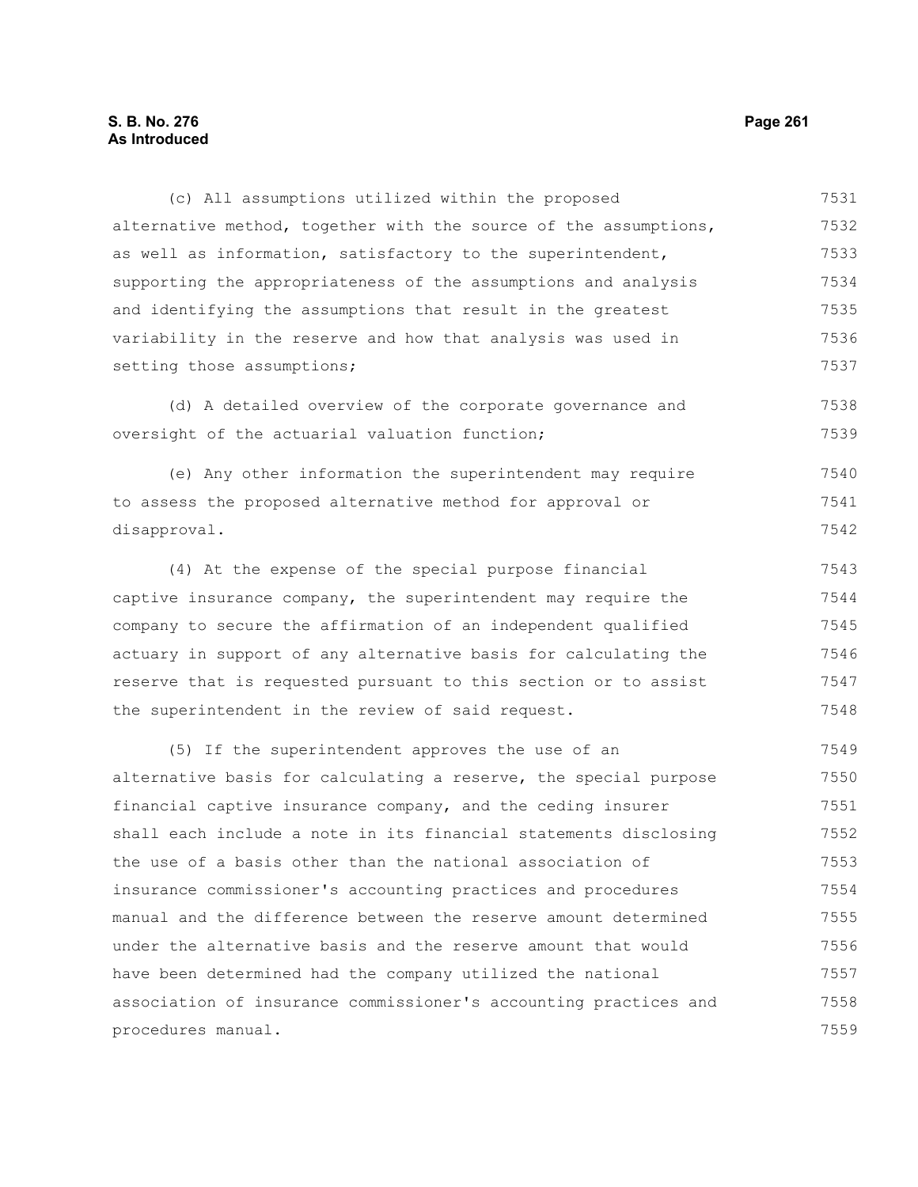(c) All assumptions utilized within the proposed alternative method, together with the source of the assumptions, as well as information, satisfactory to the superintendent, supporting the appropriateness of the assumptions and analysis and identifying the assumptions that result in the greatest variability in the reserve and how that analysis was used in setting those assumptions;

(d) A detailed overview of the corporate governance and oversight of the actuarial valuation function;

(e) Any other information the superintendent may require to assess the proposed alternative method for approval or disapproval.

(4) At the expense of the special purpose financial captive insurance company, the superintendent may require the company to secure the affirmation of an independent qualified actuary in support of any alternative basis for calculating the reserve that is requested pursuant to this section or to assist the superintendent in the review of said request.

(5) If the superintendent approves the use of an alternative basis for calculating a reserve, the special purpose financial captive insurance company, and the ceding insurer shall each include a note in its financial statements disclosing the use of a basis other than the national association of insurance commissioner's accounting practices and procedures manual and the difference between the reserve amount determined under the alternative basis and the reserve amount that would have been determined had the company utilized the national association of insurance commissioner's accounting practices and procedures manual.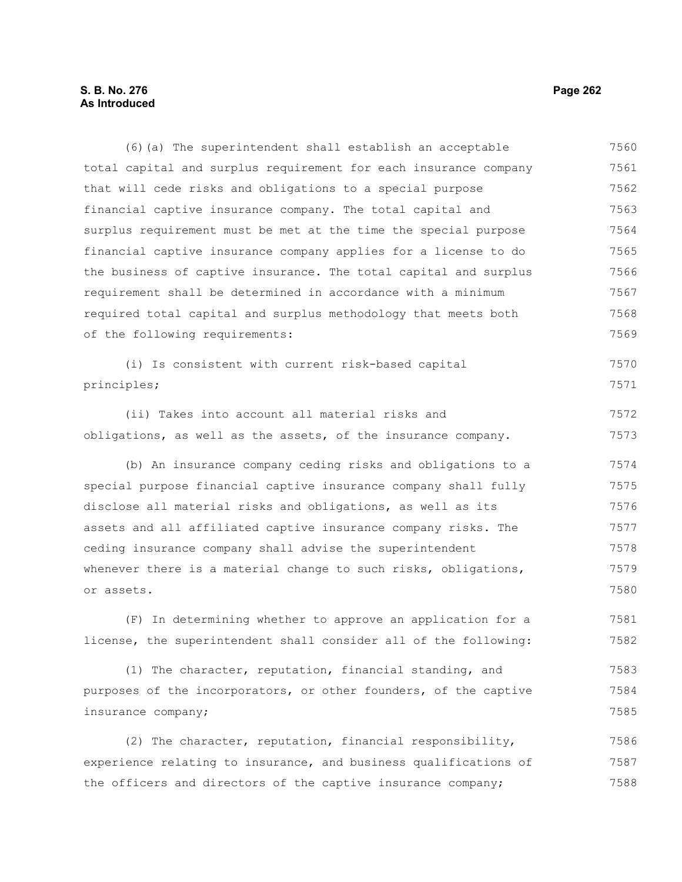(6)(a) The superintendent shall establish an acceptable total capital and surplus requirement for each insurance company that will cede risks and obligations to a special purpose financial captive insurance company. The total capital and surplus requirement must be met at the time the special purpose financial captive insurance company applies for a license to do the business of captive insurance. The total capital and surplus requirement shall be determined in accordance with a minimum required total capital and surplus methodology that meets both of the following requirements:

(i) Is consistent with current risk-based capital principles;

(ii) Takes into account all material risks and obligations, as well as the assets, of the insurance company.

(b) An insurance company ceding risks and obligations to a special purpose financial captive insurance company shall fully disclose all material risks and obligations, as well as its assets and all affiliated captive insurance company risks. The ceding insurance company shall advise the superintendent whenever there is a material change to such risks, obligations, or assets.

(F) In determining whether to approve an application for a license, the superintendent shall consider all of the following:

(1) The character, reputation, financial standing, and purposes of the incorporators, or other founders, of the captive insurance company;

(2) The character, reputation, financial responsibility, experience relating to insurance, and business qualifications of the officers and directors of the captive insurance company;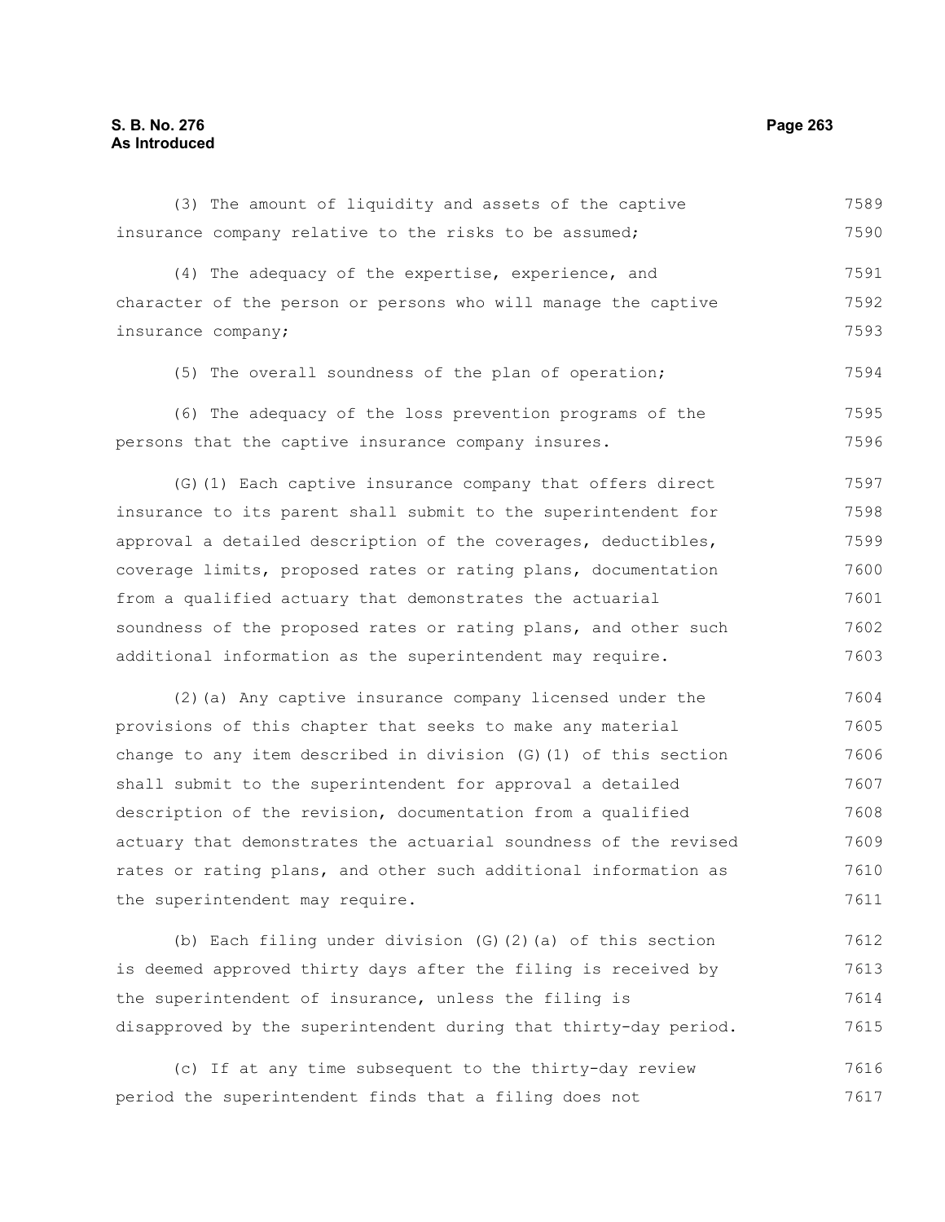(3) The amount of liquidity and assets of the captive insurance company relative to the risks to be assumed;

(4) The adequacy of the expertise, experience, and character of the person or persons who will manage the captive insurance company;

(5) The overall soundness of the plan of operation;

(6) The adequacy of the loss prevention programs of the persons that the captive insurance company insures.

(G)(1) Each captive insurance company that offers direct insurance to its parent shall submit to the superintendent for approval a detailed description of the coverages, deductibles, coverage limits, proposed rates or rating plans, documentation from a qualified actuary that demonstrates the actuarial soundness of the proposed rates or rating plans, and other such additional information as the superintendent may require.

(2)(a) Any captive insurance company licensed under the provisions of this chapter that seeks to make any material change to any item described in division (G)(1) of this section shall submit to the superintendent for approval a detailed description of the revision, documentation from a qualified actuary that demonstrates the actuarial soundness of the revised rates or rating plans, and other such additional information as the superintendent may require.

(b) Each filing under division (G)(2)(a) of this section is deemed approved thirty days after the filing is received by the superintendent of insurance, unless the filing is disapproved by the superintendent during that thirty-day period.

(c) If at any time subsequent to the thirty-day review period the superintendent finds that a filing does not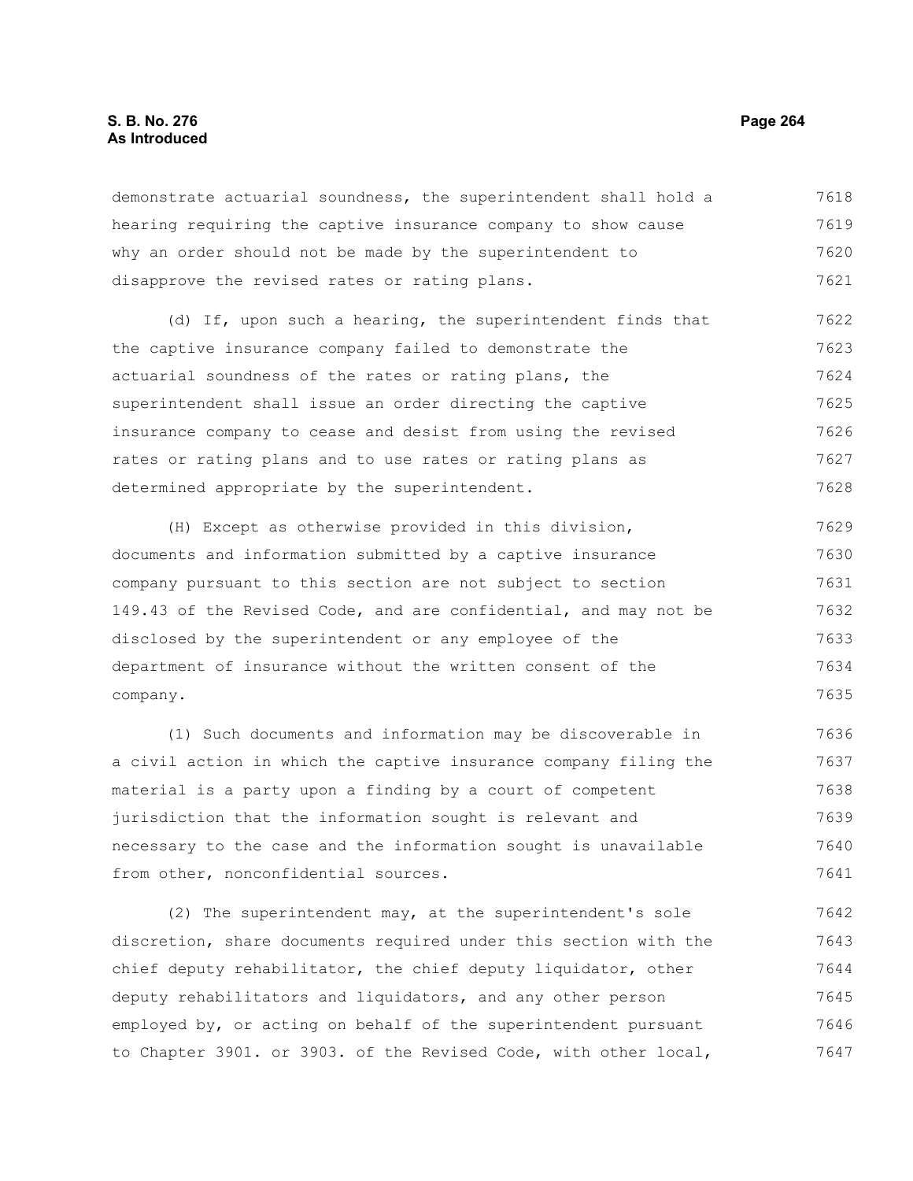demonstrate actuarial soundness, the superintendent shall hold a hearing requiring the captive insurance company to show cause why an order should not be made by the superintendent to disapprove the revised rates or rating plans.

(d) If, upon such a hearing, the superintendent finds that the captive insurance company failed to demonstrate the actuarial soundness of the rates or rating plans, the superintendent shall issue an order directing the captive insurance company to cease and desist from using the revised rates or rating plans and to use rates or rating plans as determined appropriate by the superintendent.

(H) Except as otherwise provided in this division, documents and information submitted by a captive insurance company pursuant to this section are not subject to section 149.43 of the Revised Code, and are confidential, and may not be disclosed by the superintendent or any employee of the department of insurance without the written consent of the company.

(1) Such documents and information may be discoverable in a civil action in which the captive insurance company filing the material is a party upon a finding by a court of competent jurisdiction that the information sought is relevant and necessary to the case and the information sought is unavailable from other, nonconfidential sources.

(2) The superintendent may, at the superintendent's sole discretion, share documents required under this section with the chief deputy rehabilitator, the chief deputy liquidator, other deputy rehabilitators and liquidators, and any other person employed by, or acting on behalf of the superintendent pursuant to Chapter 3901. or 3903. of the Revised Code, with other local,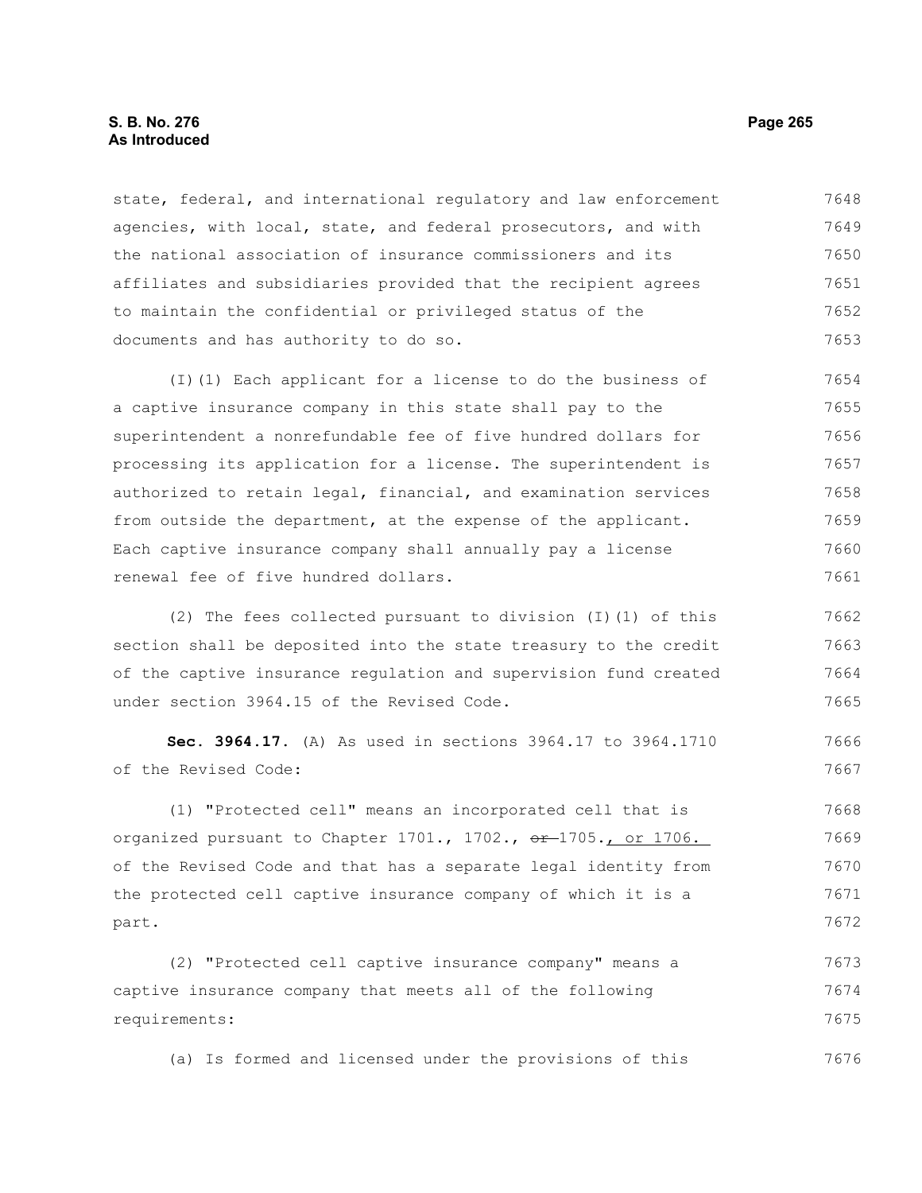state, federal, and international regulatory and law enforcement agencies, with local, state, and federal prosecutors, and with the national association of insurance commissioners and its affiliates and subsidiaries provided that the recipient agrees to maintain the confidential or privileged status of the documents and has authority to do so.

(I)(1) Each applicant for a license to do the business of a captive insurance company in this state shall pay to the superintendent a nonrefundable fee of five hundred dollars for processing its application for a license. The superintendent is authorized to retain legal, financial, and examination services from outside the department, at the expense of the applicant. Each captive insurance company shall annually pay a license renewal fee of five hundred dollars.

(2) The fees collected pursuant to division (I)(1) of this section shall be deposited into the state treasury to the credit of the captive insurance regulation and supervision fund created under section 3964.15 of the Revised Code.

**Sec. 3964.17.** (A) As used in sections 3964.17 to 3964.1710 of the Revised Code:

(1) "Protected cell" means an incorporated cell that is organized pursuant to Chapter 1701., 1702., ~~or~~ 1705., or 1706. of the Revised Code and that has a separate legal identity from the protected cell captive insurance company of which it is a part.

(2) "Protected cell captive insurance company" means a captive insurance company that meets all of the following requirements:

(a) Is formed and licensed under the provisions of this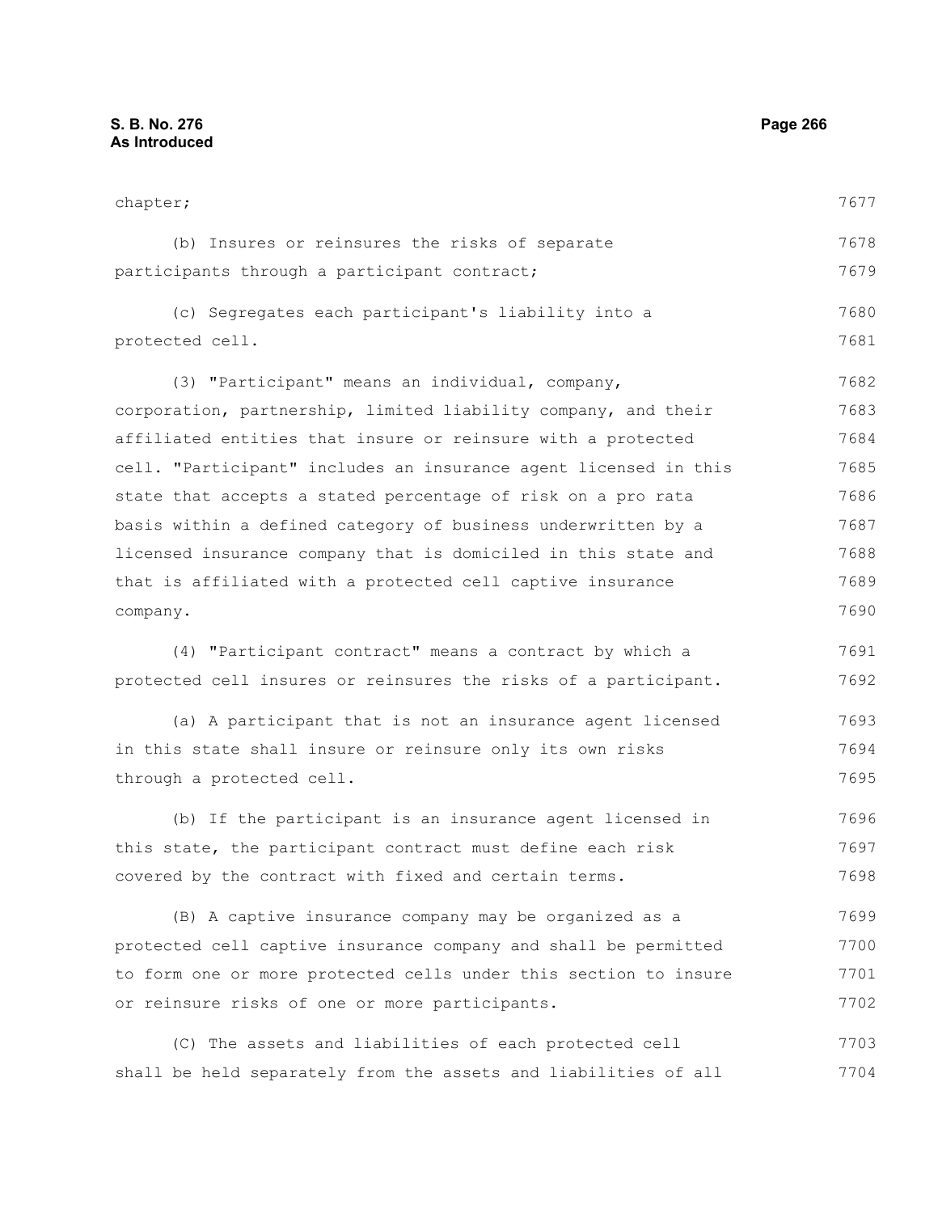chapter;

(b) Insures or reinsures the risks of separate participants through a participant contract;

(c) Segregates each participant's liability into a protected cell.

(3) "Participant" means an individual, company, corporation, partnership, limited liability company, and their affiliated entities that insure or reinsure with a protected cell. "Participant" includes an insurance agent licensed in this state that accepts a stated percentage of risk on a pro rata basis within a defined category of business underwritten by a licensed insurance company that is domiciled in this state and that is affiliated with a protected cell captive insurance company.

(4) "Participant contract" means a contract by which a protected cell insures or reinsures the risks of a participant.

(a) A participant that is not an insurance agent licensed in this state shall insure or reinsure only its own risks through a protected cell.

(b) If the participant is an insurance agent licensed in this state, the participant contract must define each risk covered by the contract with fixed and certain terms.

(B) A captive insurance company may be organized as a protected cell captive insurance company and shall be permitted to form one or more protected cells under this section to insure or reinsure risks of one or more participants.

(C) The assets and liabilities of each protected cell shall be held separately from the assets and liabilities of all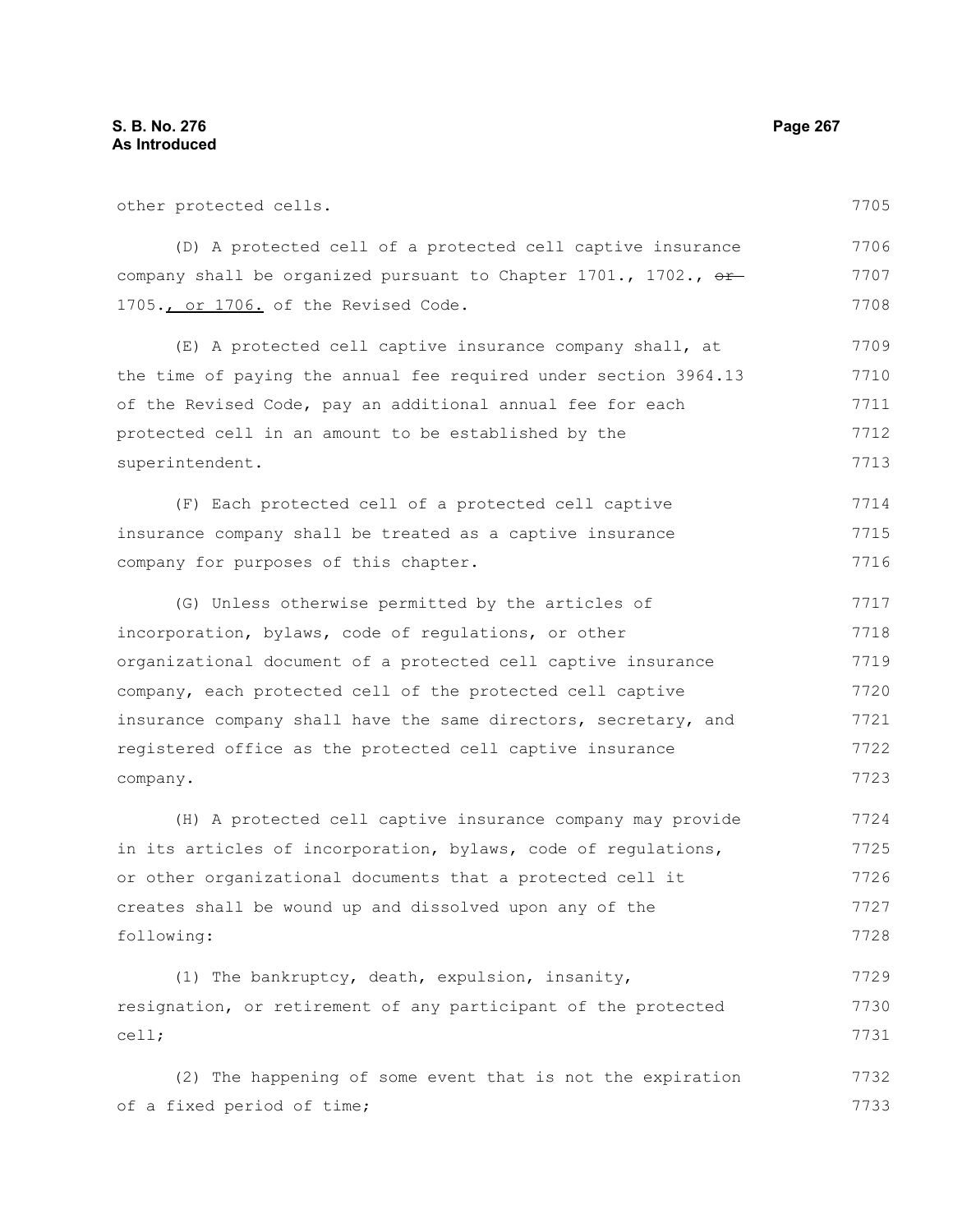other protected cells.

(D) A protected cell of a protected cell captive insurance company shall be organized pursuant to Chapter 1701., 1702., ~~or~~ 1705., or 1706. of the Revised Code.

(E) A protected cell captive insurance company shall, at the time of paying the annual fee required under section 3964.13 of the Revised Code, pay an additional annual fee for each protected cell in an amount to be established by the superintendent.

(F) Each protected cell of a protected cell captive insurance company shall be treated as a captive insurance company for purposes of this chapter.

(G) Unless otherwise permitted by the articles of incorporation, bylaws, code of regulations, or other organizational document of a protected cell captive insurance company, each protected cell of the protected cell captive insurance company shall have the same directors, secretary, and registered office as the protected cell captive insurance company.

(H) A protected cell captive insurance company may provide in its articles of incorporation, bylaws, code of regulations, or other organizational documents that a protected cell it creates shall be wound up and dissolved upon any of the following:

(1) The bankruptcy, death, expulsion, insanity, resignation, or retirement of any participant of the protected cell;

(2) The happening of some event that is not the expiration of a fixed period of time;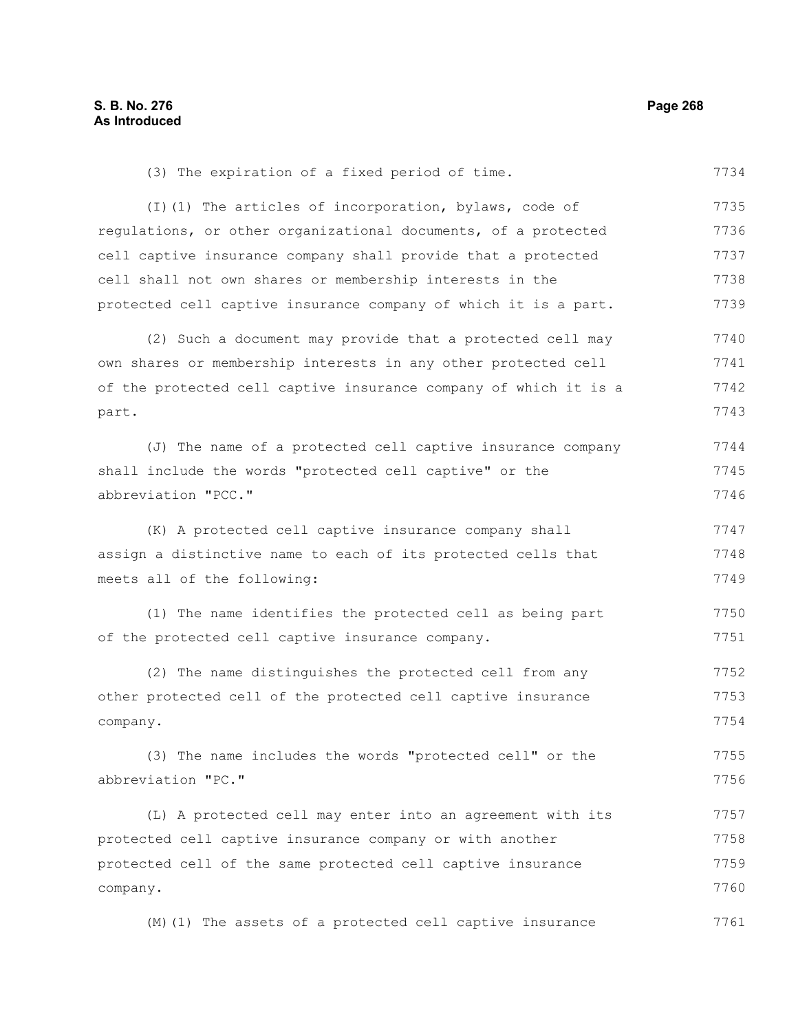(3) The expiration of a fixed period of time.

(I)(1) The articles of incorporation, bylaws, code of regulations, or other organizational documents, of a protected cell captive insurance company shall provide that a protected cell shall not own shares or membership interests in the protected cell captive insurance company of which it is a part.

(2) Such a document may provide that a protected cell may own shares or membership interests in any other protected cell of the protected cell captive insurance company of which it is a part.

(J) The name of a protected cell captive insurance company shall include the words "protected cell captive" or the abbreviation "PCC."

(K) A protected cell captive insurance company shall assign a distinctive name to each of its protected cells that meets all of the following:

(1) The name identifies the protected cell as being part of the protected cell captive insurance company.

(2) The name distinguishes the protected cell from any other protected cell of the protected cell captive insurance company.

(3) The name includes the words "protected cell" or the abbreviation "PC."

(L) A protected cell may enter into an agreement with its protected cell captive insurance company or with another protected cell of the same protected cell captive insurance company.

(M)(1) The assets of a protected cell captive insurance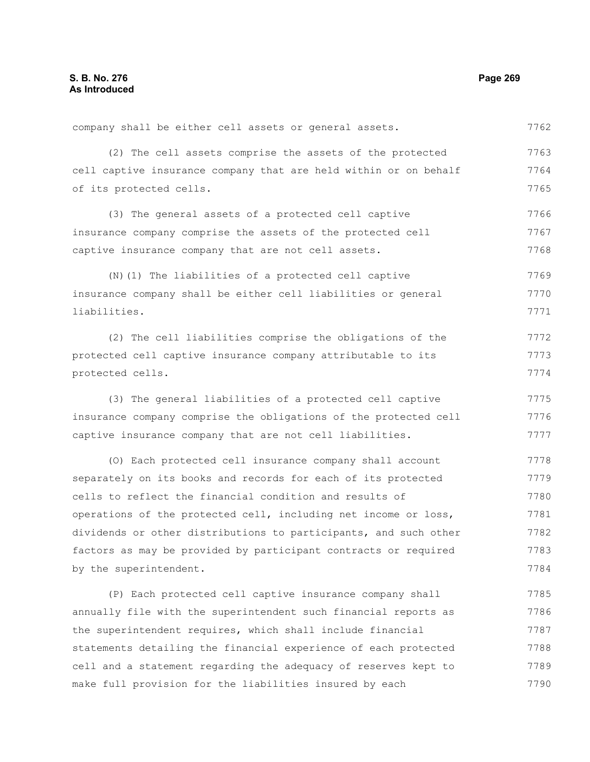company shall be either cell assets or general assets.

(2) The cell assets comprise the assets of the protected cell captive insurance company that are held within or on behalf of its protected cells.

(3) The general assets of a protected cell captive insurance company comprise the assets of the protected cell captive insurance company that are not cell assets.

(N)(1) The liabilities of a protected cell captive insurance company shall be either cell liabilities or general liabilities.

(2) The cell liabilities comprise the obligations of the protected cell captive insurance company attributable to its protected cells.

(3) The general liabilities of a protected cell captive insurance company comprise the obligations of the protected cell captive insurance company that are not cell liabilities.

(O) Each protected cell insurance company shall account separately on its books and records for each of its protected cells to reflect the financial condition and results of operations of the protected cell, including net income or loss, dividends or other distributions to participants, and such other factors as may be provided by participant contracts or required by the superintendent.

(P) Each protected cell captive insurance company shall annually file with the superintendent such financial reports as the superintendent requires, which shall include financial statements detailing the financial experience of each protected cell and a statement regarding the adequacy of reserves kept to make full provision for the liabilities insured by each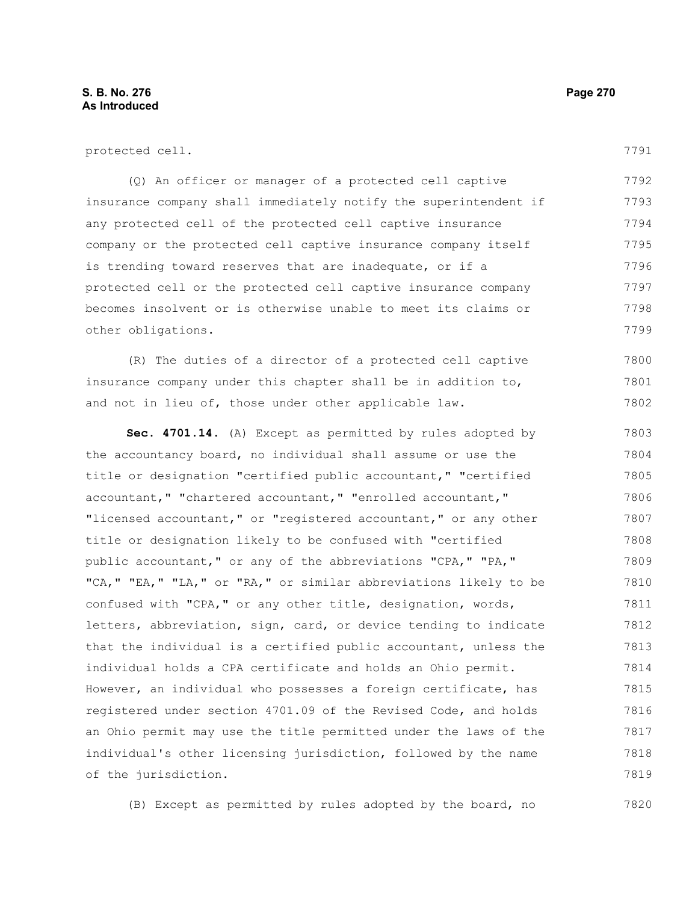protected cell.

(Q) An officer or manager of a protected cell captive insurance company shall immediately notify the superintendent if any protected cell of the protected cell captive insurance company or the protected cell captive insurance company itself is trending toward reserves that are inadequate, or if a protected cell or the protected cell captive insurance company becomes insolvent or is otherwise unable to meet its claims or other obligations.

(R) The duties of a director of a protected cell captive insurance company under this chapter shall be in addition to, and not in lieu of, those under other applicable law.

**Sec. 4701.14.** (A) Except as permitted by rules adopted by the accountancy board, no individual shall assume or use the title or designation "certified public accountant," "certified accountant," "chartered accountant," "enrolled accountant," "licensed accountant," or "registered accountant," or any other title or designation likely to be confused with "certified public accountant," or any of the abbreviations "CPA," "PA," "CA," "EA," "LA," or "RA," or similar abbreviations likely to be confused with "CPA," or any other title, designation, words, letters, abbreviation, sign, card, or device tending to indicate that the individual is a certified public accountant, unless the individual holds a CPA certificate and holds an Ohio permit. However, an individual who possesses a foreign certificate, has registered under section 4701.09 of the Revised Code, and holds an Ohio permit may use the title permitted under the laws of the individual's other licensing jurisdiction, followed by the name of the jurisdiction.

(B) Except as permitted by rules adopted by the board, no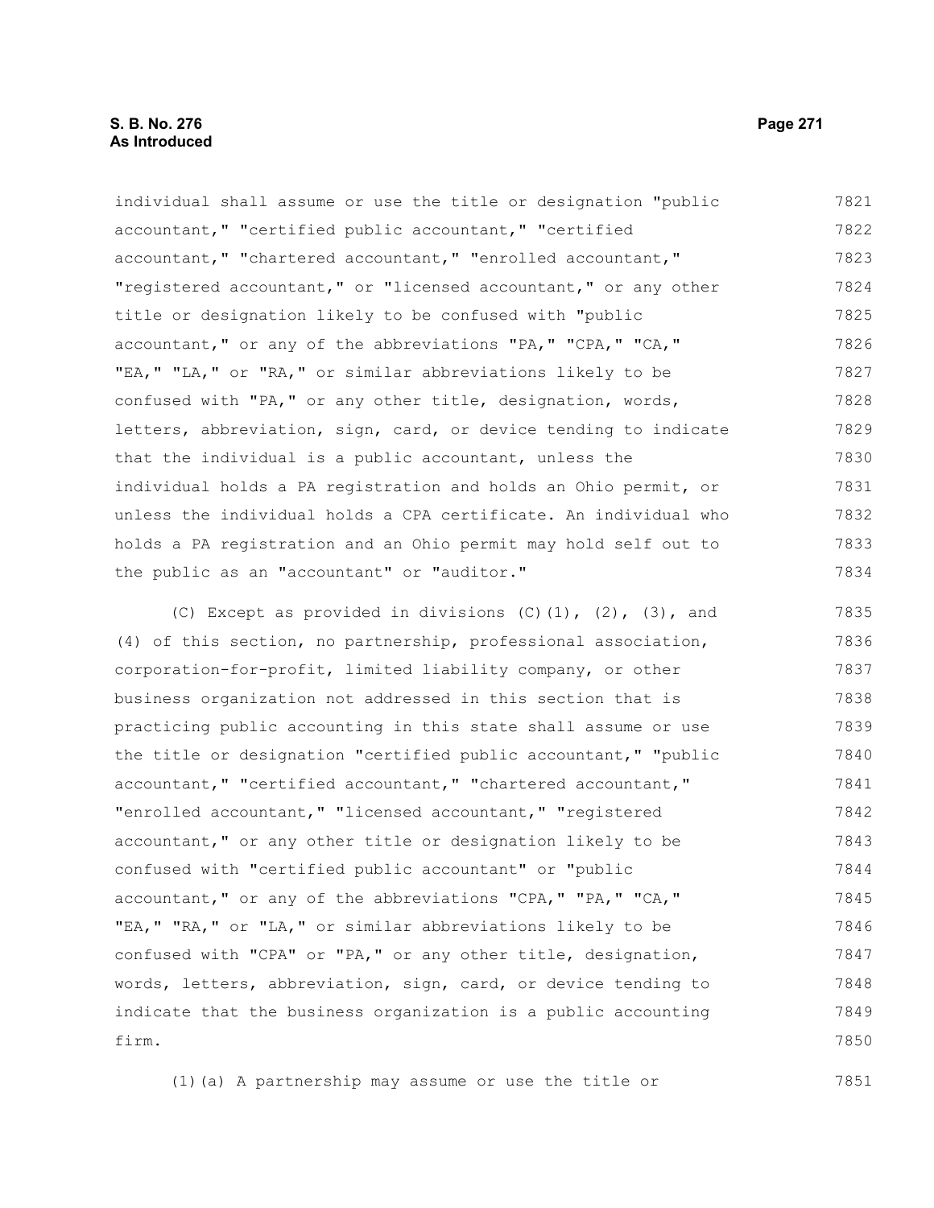individual shall assume or use the title or designation "public accountant," "certified public accountant," "certified accountant," "chartered accountant," "enrolled accountant," "registered accountant," or "licensed accountant," or any other title or designation likely to be confused with "public accountant," or any of the abbreviations "PA," "CPA," "CA," "EA," "LA," or "RA," or similar abbreviations likely to be confused with "PA," or any other title, designation, words, letters, abbreviation, sign, card, or device tending to indicate that the individual is a public accountant, unless the individual holds a PA registration and holds an Ohio permit, or unless the individual holds a CPA certificate. An individual who holds a PA registration and an Ohio permit may hold self out to the public as an "accountant" or "auditor."

(C) Except as provided in divisions (C)(1), (2), (3), and (4) of this section, no partnership, professional association, corporation-for-profit, limited liability company, or other business organization not addressed in this section that is practicing public accounting in this state shall assume or use the title or designation "certified public accountant," "public accountant," "certified accountant," "chartered accountant," "enrolled accountant," "licensed accountant," "registered accountant," or any other title or designation likely to be confused with "certified public accountant" or "public accountant," or any of the abbreviations "CPA," "PA," "CA," "EA," "RA," or "LA," or similar abbreviations likely to be confused with "CPA" or "PA," or any other title, designation, words, letters, abbreviation, sign, card, or device tending to indicate that the business organization is a public accounting firm.

(1)(a) A partnership may assume or use the title or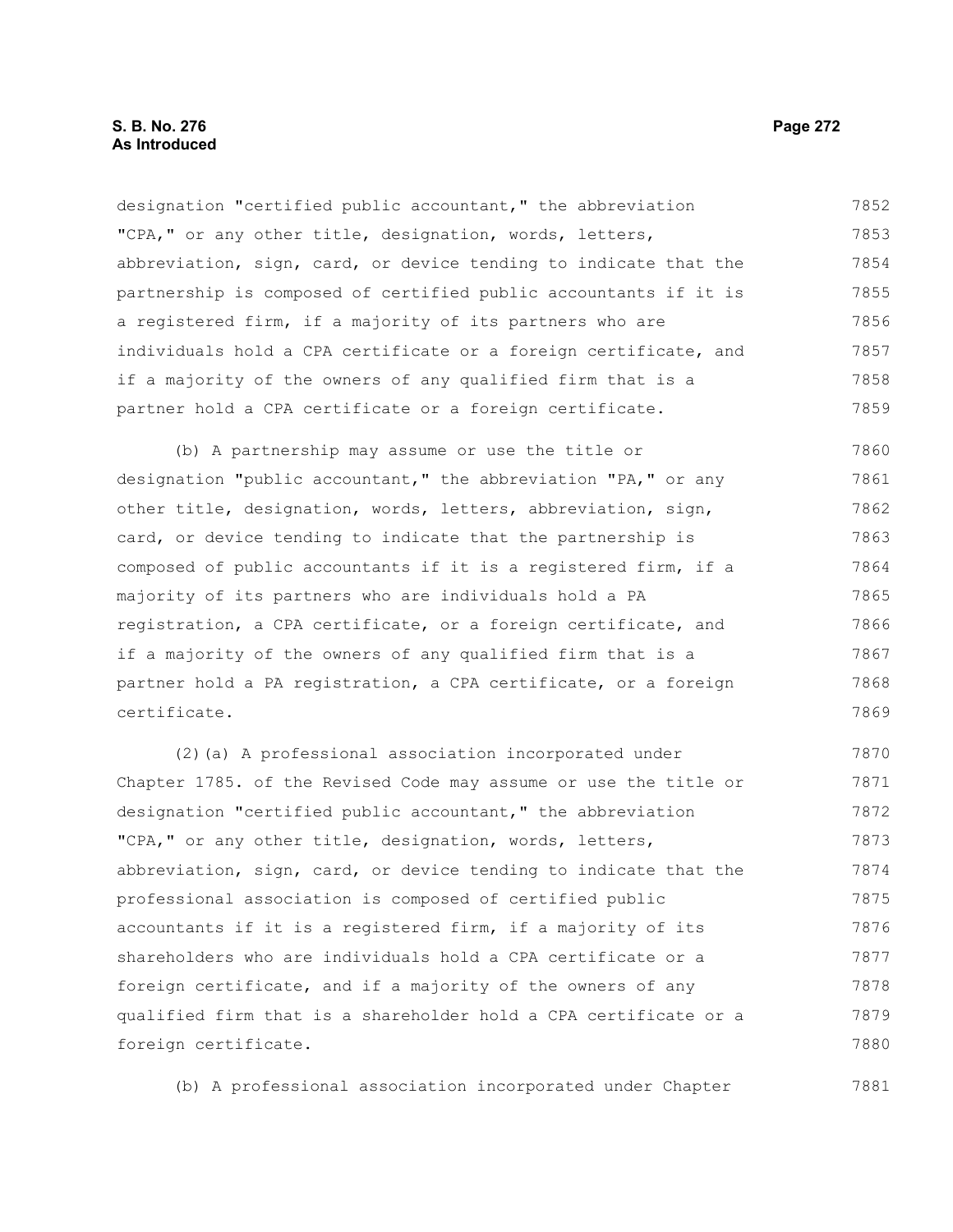designation "certified public accountant," the abbreviation "CPA," or any other title, designation, words, letters, abbreviation, sign, card, or device tending to indicate that the partnership is composed of certified public accountants if it is a registered firm, if a majority of its partners who are individuals hold a CPA certificate or a foreign certificate, and if a majority of the owners of any qualified firm that is a partner hold a CPA certificate or a foreign certificate.

(b) A partnership may assume or use the title or designation "public accountant," the abbreviation "PA," or any other title, designation, words, letters, abbreviation, sign, card, or device tending to indicate that the partnership is composed of public accountants if it is a registered firm, if a majority of its partners who are individuals hold a PA registration, a CPA certificate, or a foreign certificate, and if a majority of the owners of any qualified firm that is a partner hold a PA registration, a CPA certificate, or a foreign certificate.

(2)(a) A professional association incorporated under Chapter 1785. of the Revised Code may assume or use the title or designation "certified public accountant," the abbreviation "CPA," or any other title, designation, words, letters, abbreviation, sign, card, or device tending to indicate that the professional association is composed of certified public accountants if it is a registered firm, if a majority of its shareholders who are individuals hold a CPA certificate or a foreign certificate, and if a majority of the owners of any qualified firm that is a shareholder hold a CPA certificate or a foreign certificate.

(b) A professional association incorporated under Chapter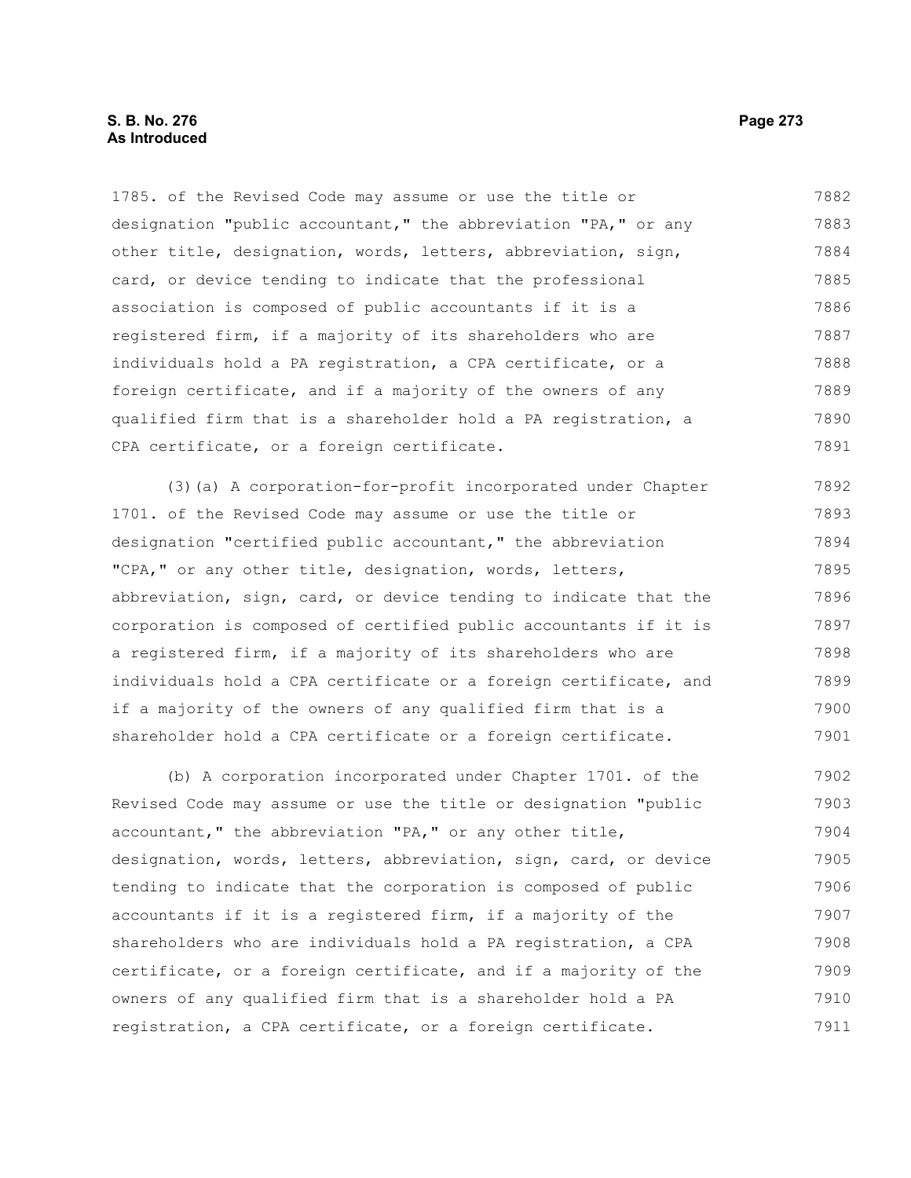1785. of the Revised Code may assume or use the title or designation "public accountant," the abbreviation "PA," or any other title, designation, words, letters, abbreviation, sign, card, or device tending to indicate that the professional association is composed of public accountants if it is a registered firm, if a majority of its shareholders who are individuals hold a PA registration, a CPA certificate, or a foreign certificate, and if a majority of the owners of any qualified firm that is a shareholder hold a PA registration, a CPA certificate, or a foreign certificate.

(3)(a) A corporation-for-profit incorporated under Chapter 1701. of the Revised Code may assume or use the title or designation "certified public accountant," the abbreviation "CPA," or any other title, designation, words, letters, abbreviation, sign, card, or device tending to indicate that the corporation is composed of certified public accountants if it is a registered firm, if a majority of its shareholders who are individuals hold a CPA certificate or a foreign certificate, and if a majority of the owners of any qualified firm that is a shareholder hold a CPA certificate or a foreign certificate.

(b) A corporation incorporated under Chapter 1701. of the Revised Code may assume or use the title or designation "public accountant," the abbreviation "PA," or any other title, designation, words, letters, abbreviation, sign, card, or device tending to indicate that the corporation is composed of public accountants if it is a registered firm, if a majority of the shareholders who are individuals hold a PA registration, a CPA certificate, or a foreign certificate, and if a majority of the owners of any qualified firm that is a shareholder hold a PA registration, a CPA certificate, or a foreign certificate.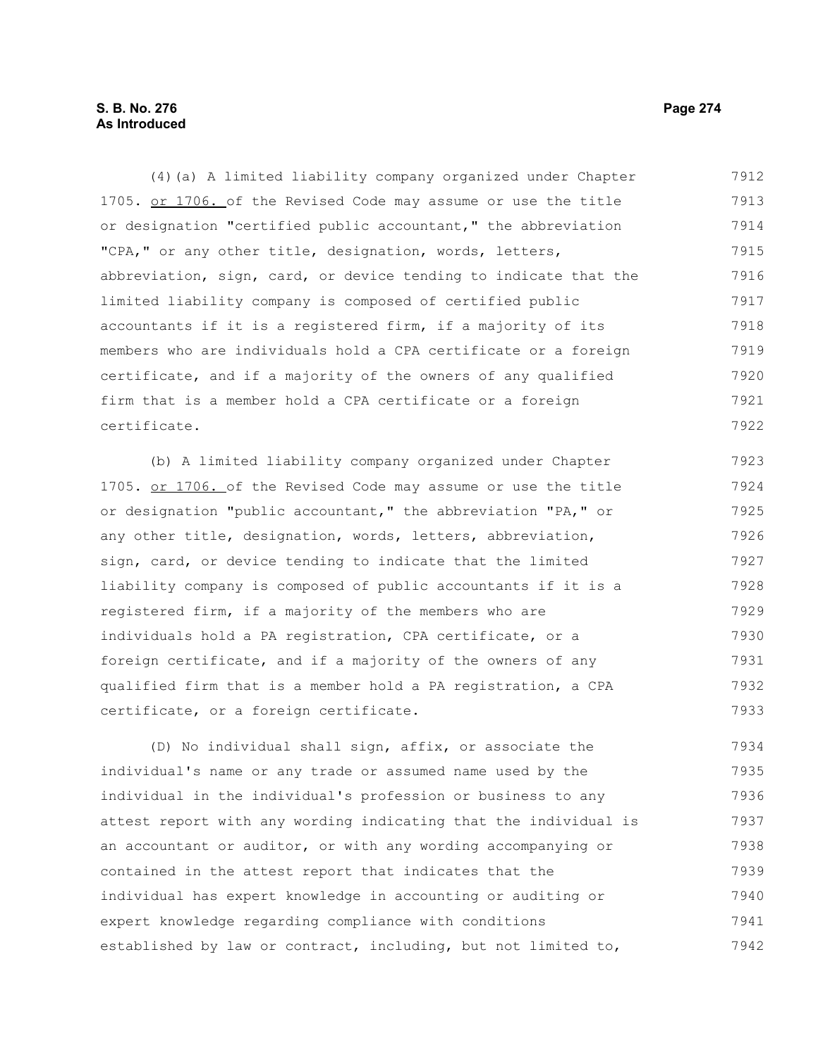(4)(a) A limited liability company organized under Chapter 1705. or 1706. of the Revised Code may assume or use the title or designation "certified public accountant," the abbreviation "CPA," or any other title, designation, words, letters, abbreviation, sign, card, or device tending to indicate that the limited liability company is composed of certified public accountants if it is a registered firm, if a majority of its members who are individuals hold a CPA certificate or a foreign certificate, and if a majority of the owners of any qualified firm that is a member hold a CPA certificate or a foreign certificate.

(b) A limited liability company organized under Chapter 1705. or 1706. of the Revised Code may assume or use the title or designation "public accountant," the abbreviation "PA," or any other title, designation, words, letters, abbreviation, sign, card, or device tending to indicate that the limited liability company is composed of public accountants if it is a registered firm, if a majority of the members who are individuals hold a PA registration, CPA certificate, or a foreign certificate, and if a majority of the owners of any qualified firm that is a member hold a PA registration, a CPA certificate, or a foreign certificate.

(D) No individual shall sign, affix, or associate the individual's name or any trade or assumed name used by the individual in the individual's profession or business to any attest report with any wording indicating that the individual is an accountant or auditor, or with any wording accompanying or contained in the attest report that indicates that the individual has expert knowledge in accounting or auditing or expert knowledge regarding compliance with conditions established by law or contract, including, but not limited to,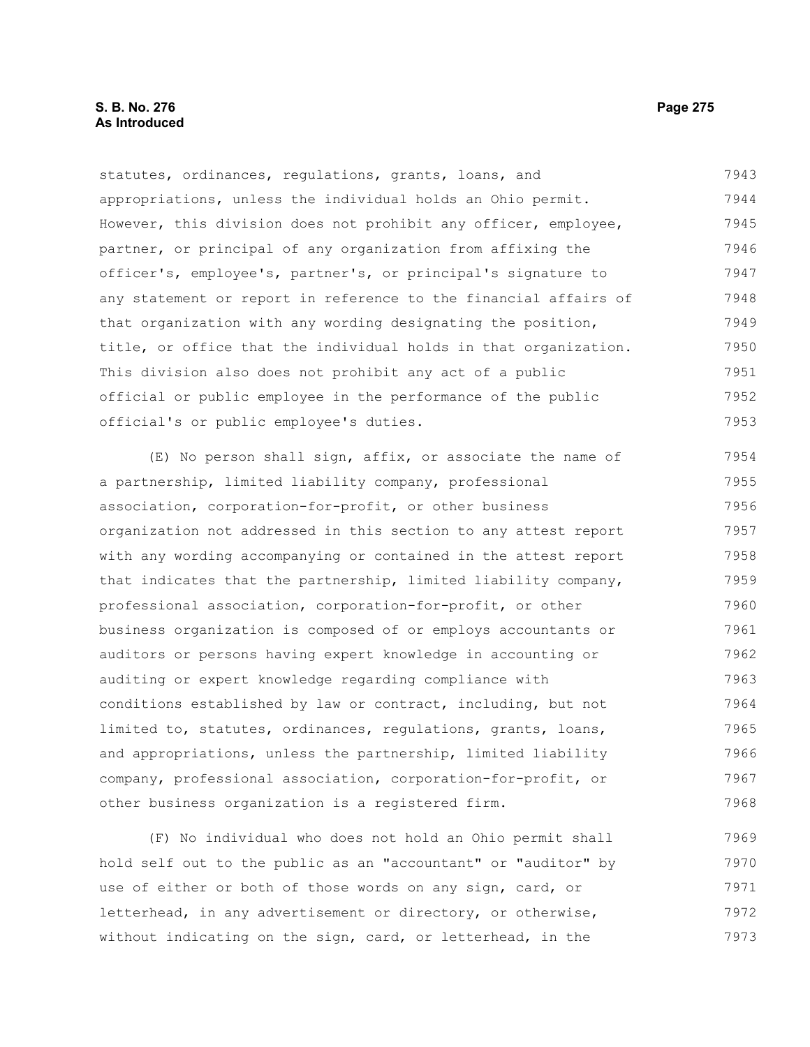statutes, ordinances, regulations, grants, loans, and appropriations, unless the individual holds an Ohio permit. However, this division does not prohibit any officer, employee, partner, or principal of any organization from affixing the officer's, employee's, partner's, or principal's signature to any statement or report in reference to the financial affairs of that organization with any wording designating the position, title, or office that the individual holds in that organization. This division also does not prohibit any act of a public official or public employee in the performance of the public official's or public employee's duties.

(E) No person shall sign, affix, or associate the name of a partnership, limited liability company, professional association, corporation-for-profit, or other business organization not addressed in this section to any attest report with any wording accompanying or contained in the attest report that indicates that the partnership, limited liability company, professional association, corporation-for-profit, or other business organization is composed of or employs accountants or auditors or persons having expert knowledge in accounting or auditing or expert knowledge regarding compliance with conditions established by law or contract, including, but not limited to, statutes, ordinances, regulations, grants, loans, and appropriations, unless the partnership, limited liability company, professional association, corporation-for-profit, or other business organization is a registered firm.

(F) No individual who does not hold an Ohio permit shall hold self out to the public as an "accountant" or "auditor" by use of either or both of those words on any sign, card, or letterhead, in any advertisement or directory, or otherwise, without indicating on the sign, card, or letterhead, in the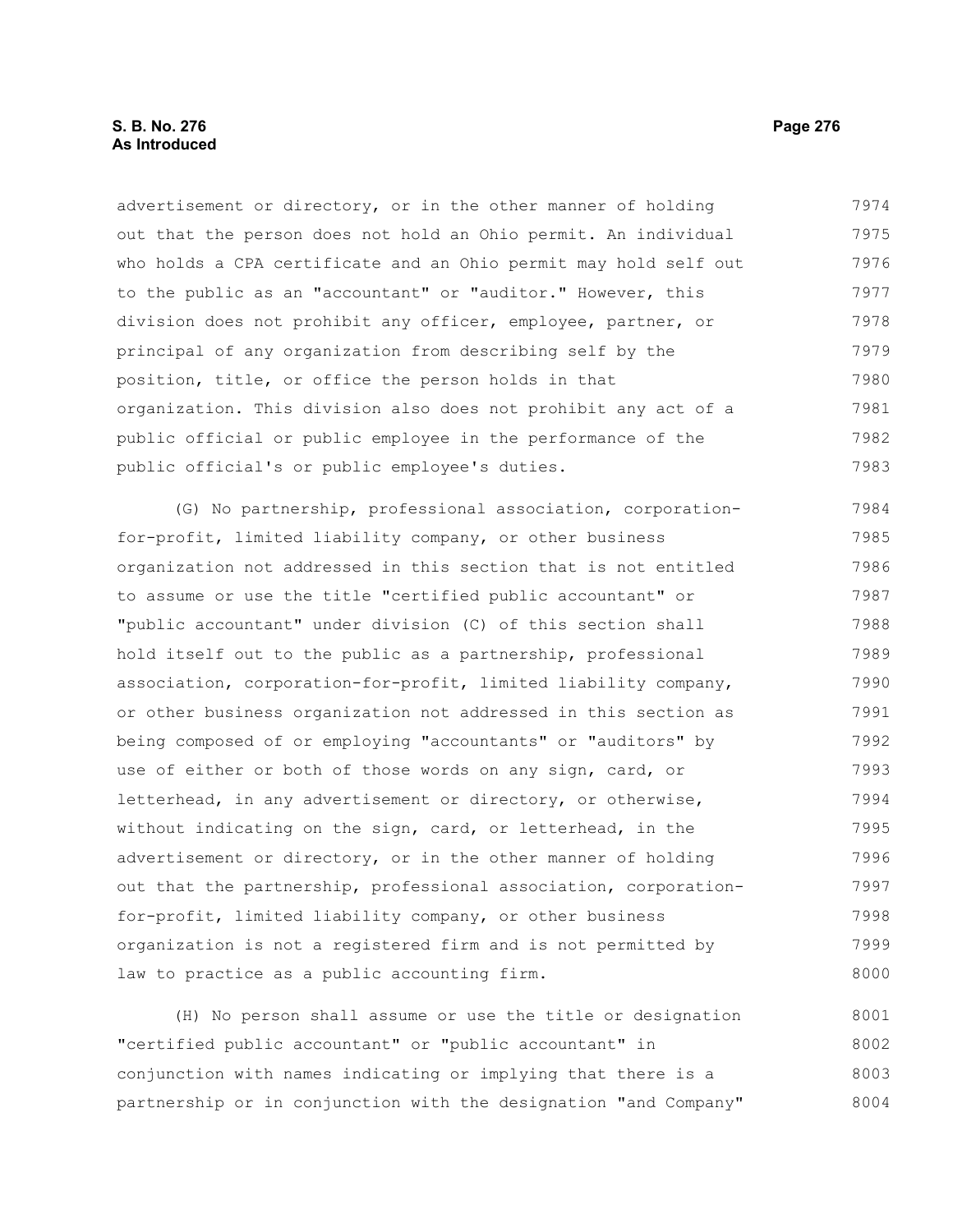advertisement or directory, or in the other manner of holding out that the person does not hold an Ohio permit. An individual who holds a CPA certificate and an Ohio permit may hold self out to the public as an "accountant" or "auditor." However, this division does not prohibit any officer, employee, partner, or principal of any organization from describing self by the position, title, or office the person holds in that organization. This division also does not prohibit any act of a public official or public employee in the performance of the public official's or public employee's duties.

(G) No partnership, professional association, corporation-for-profit, limited liability company, or other business organization not addressed in this section that is not entitled to assume or use the title "certified public accountant" or "public accountant" under division (C) of this section shall hold itself out to the public as a partnership, professional association, corporation-for-profit, limited liability company, or other business organization not addressed in this section as being composed of or employing "accountants" or "auditors" by use of either or both of those words on any sign, card, or letterhead, in any advertisement or directory, or otherwise, without indicating on the sign, card, or letterhead, in the advertisement or directory, or in the other manner of holding out that the partnership, professional association, corporation-for-profit, limited liability company, or other business organization is not a registered firm and is not permitted by law to practice as a public accounting firm.

(H) No person shall assume or use the title or designation "certified public accountant" or "public accountant" in conjunction with names indicating or implying that there is a partnership or in conjunction with the designation "and Company"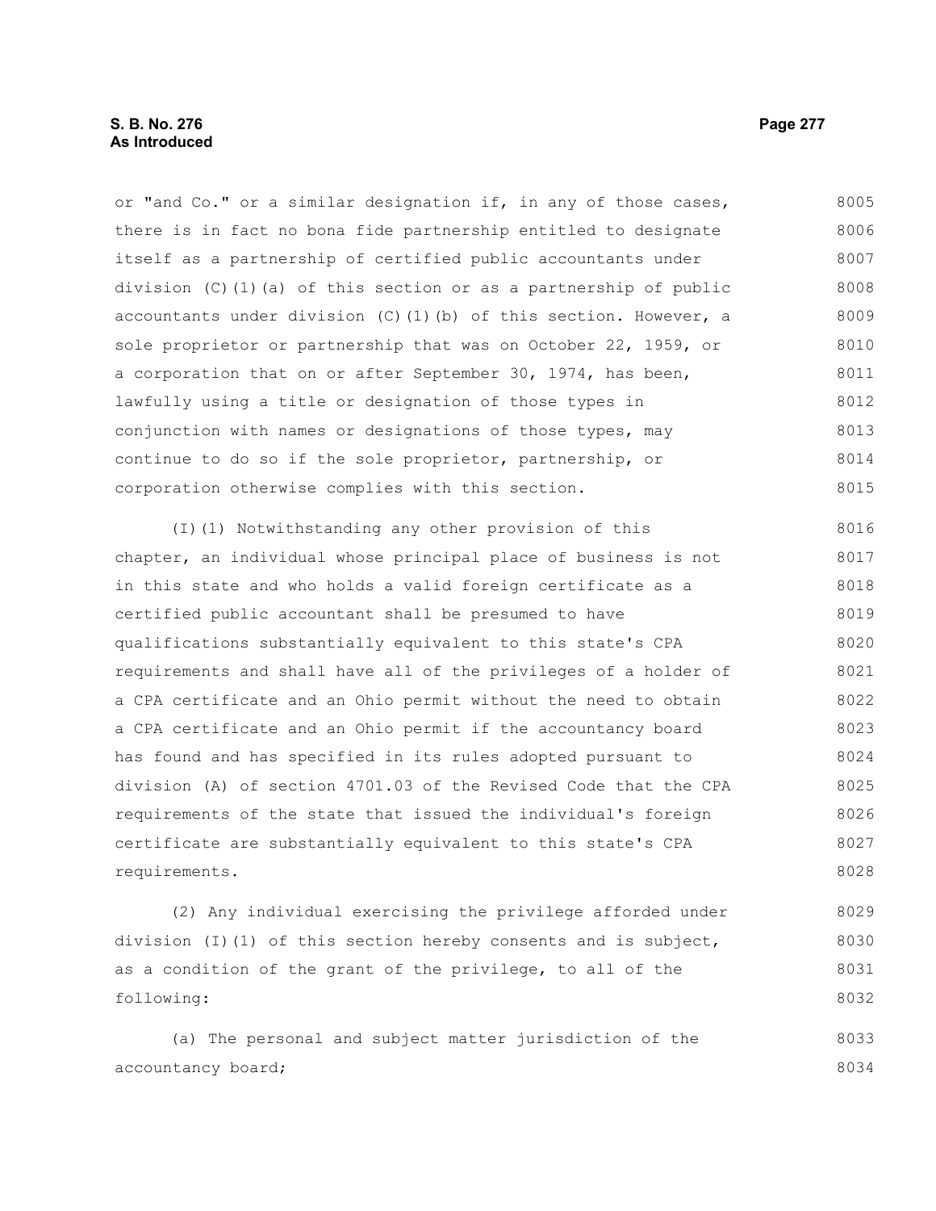or "and Co." or a similar designation if, in any of those cases, there is in fact no bona fide partnership entitled to designate itself as a partnership of certified public accountants under division (C)(1)(a) of this section or as a partnership of public accountants under division (C)(1)(b) of this section. However, a sole proprietor or partnership that was on October 22, 1959, or a corporation that on or after September 30, 1974, has been, lawfully using a title or designation of those types in conjunction with names or designations of those types, may continue to do so if the sole proprietor, partnership, or corporation otherwise complies with this section.

(I)(1) Notwithstanding any other provision of this chapter, an individual whose principal place of business is not in this state and who holds a valid foreign certificate as a certified public accountant shall be presumed to have qualifications substantially equivalent to this state's CPA requirements and shall have all of the privileges of a holder of a CPA certificate and an Ohio permit without the need to obtain a CPA certificate and an Ohio permit if the accountancy board has found and has specified in its rules adopted pursuant to division (A) of section 4701.03 of the Revised Code that the CPA requirements of the state that issued the individual's foreign certificate are substantially equivalent to this state's CPA requirements.

(2) Any individual exercising the privilege afforded under division (I)(1) of this section hereby consents and is subject, as a condition of the grant of the privilege, to all of the following:

(a) The personal and subject matter jurisdiction of the accountancy board;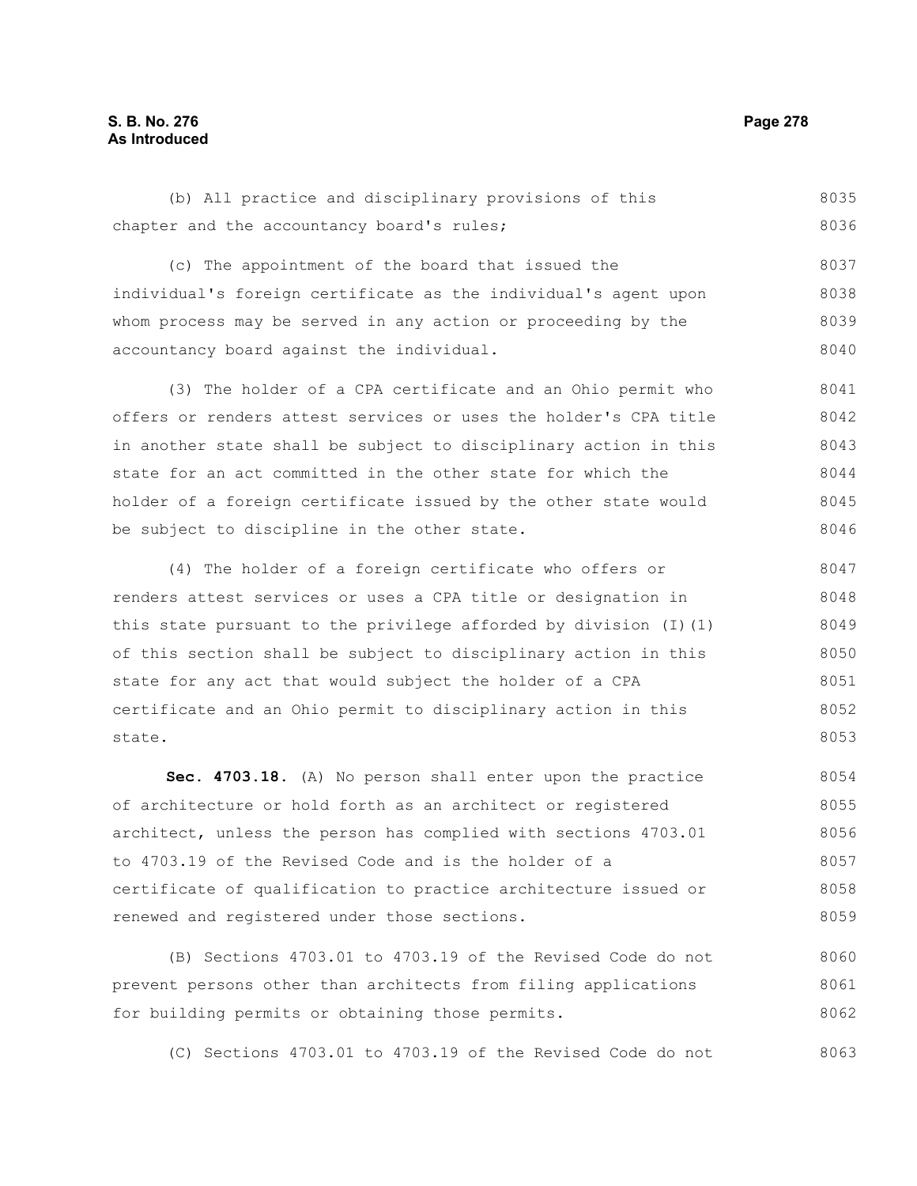(b) All practice and disciplinary provisions of this chapter and the accountancy board's rules;

(c) The appointment of the board that issued the individual's foreign certificate as the individual's agent upon whom process may be served in any action or proceeding by the accountancy board against the individual.

(3) The holder of a CPA certificate and an Ohio permit who offers or renders attest services or uses the holder's CPA title in another state shall be subject to disciplinary action in this state for an act committed in the other state for which the holder of a foreign certificate issued by the other state would be subject to discipline in the other state.

(4) The holder of a foreign certificate who offers or renders attest services or uses a CPA title or designation in this state pursuant to the privilege afforded by division (I)(1) of this section shall be subject to disciplinary action in this state for any act that would subject the holder of a CPA certificate and an Ohio permit to disciplinary action in this state.

**Sec. 4703.18.** (A) No person shall enter upon the practice of architecture or hold forth as an architect or registered architect, unless the person has complied with sections 4703.01 to 4703.19 of the Revised Code and is the holder of a certificate of qualification to practice architecture issued or renewed and registered under those sections.

(B) Sections 4703.01 to 4703.19 of the Revised Code do not prevent persons other than architects from filing applications for building permits or obtaining those permits.

(C) Sections 4703.01 to 4703.19 of the Revised Code do not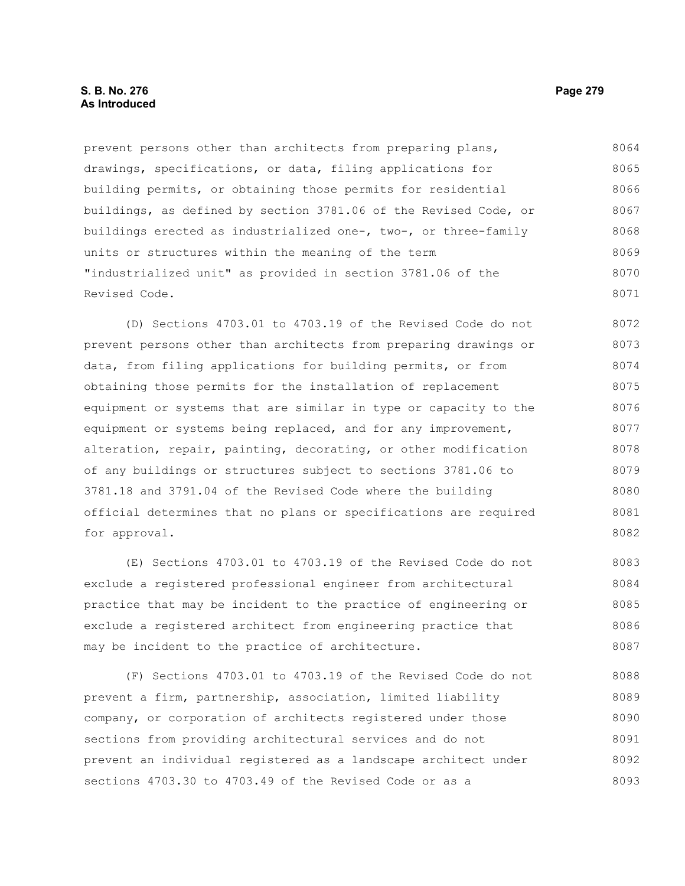prevent persons other than architects from preparing plans, drawings, specifications, or data, filing applications for building permits, or obtaining those permits for residential buildings, as defined by section 3781.06 of the Revised Code, or buildings erected as industrialized one-, two-, or three-family units or structures within the meaning of the term "industrialized unit" as provided in section 3781.06 of the Revised Code.

(D) Sections 4703.01 to 4703.19 of the Revised Code do not prevent persons other than architects from preparing drawings or data, from filing applications for building permits, or from obtaining those permits for the installation of replacement equipment or systems that are similar in type or capacity to the equipment or systems being replaced, and for any improvement, alteration, repair, painting, decorating, or other modification of any buildings or structures subject to sections 3781.06 to 3781.18 and 3791.04 of the Revised Code where the building official determines that no plans or specifications are required for approval.

(E) Sections 4703.01 to 4703.19 of the Revised Code do not exclude a registered professional engineer from architectural practice that may be incident to the practice of engineering or exclude a registered architect from engineering practice that may be incident to the practice of architecture.

(F) Sections 4703.01 to 4703.19 of the Revised Code do not prevent a firm, partnership, association, limited liability company, or corporation of architects registered under those sections from providing architectural services and do not prevent an individual registered as a landscape architect under sections 4703.30 to 4703.49 of the Revised Code or as a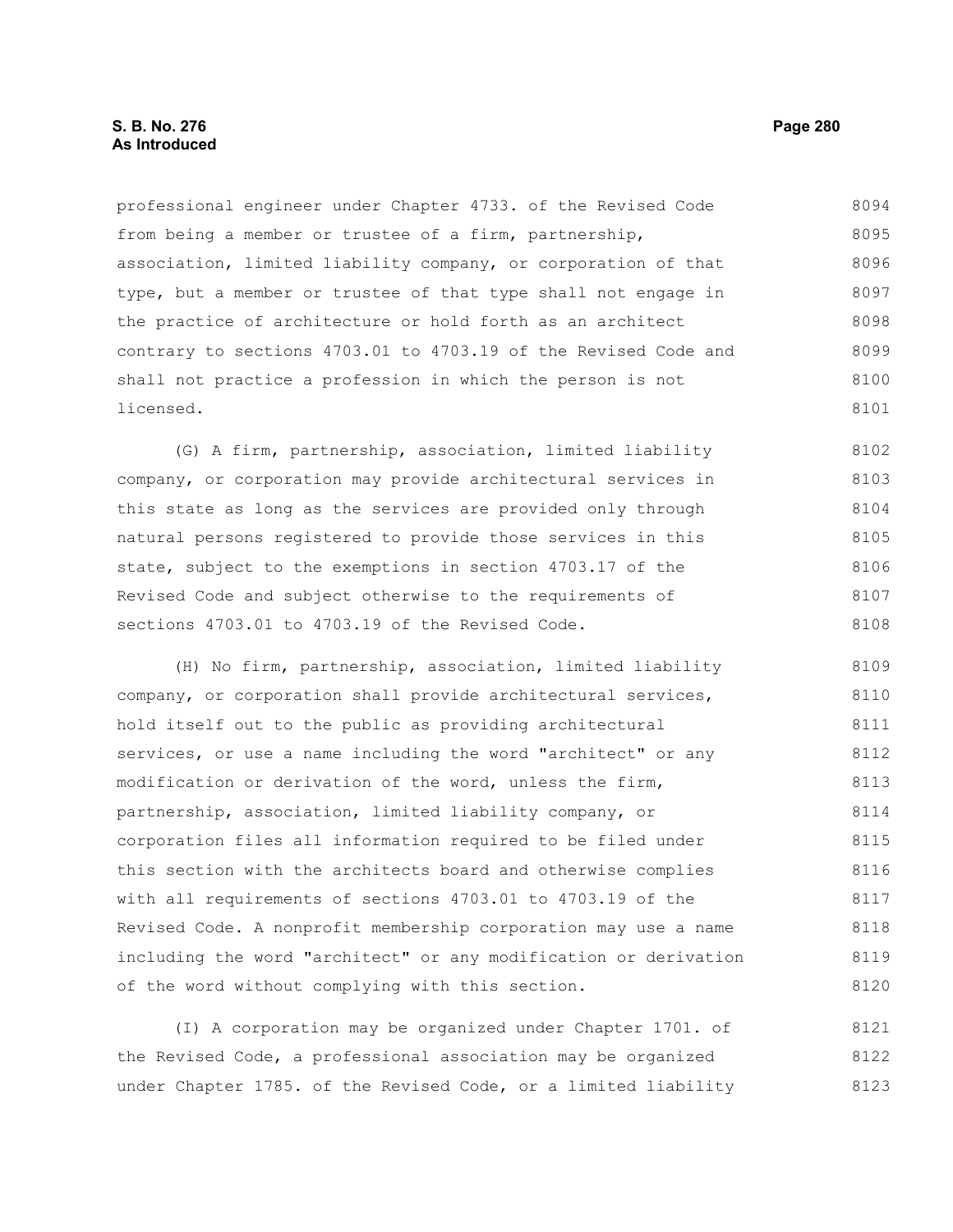professional engineer under Chapter 4733. of the Revised Code from being a member or trustee of a firm, partnership, association, limited liability company, or corporation of that type, but a member or trustee of that type shall not engage in the practice of architecture or hold forth as an architect contrary to sections 4703.01 to 4703.19 of the Revised Code and shall not practice a profession in which the person is not licensed.

(G) A firm, partnership, association, limited liability company, or corporation may provide architectural services in this state as long as the services are provided only through natural persons registered to provide those services in this state, subject to the exemptions in section 4703.17 of the Revised Code and subject otherwise to the requirements of sections 4703.01 to 4703.19 of the Revised Code.

(H) No firm, partnership, association, limited liability company, or corporation shall provide architectural services, hold itself out to the public as providing architectural services, or use a name including the word "architect" or any modification or derivation of the word, unless the firm, partnership, association, limited liability company, or corporation files all information required to be filed under this section with the architects board and otherwise complies with all requirements of sections 4703.01 to 4703.19 of the Revised Code. A nonprofit membership corporation may use a name including the word "architect" or any modification or derivation of the word without complying with this section.

(I) A corporation may be organized under Chapter 1701. of the Revised Code, a professional association may be organized under Chapter 1785. of the Revised Code, or a limited liability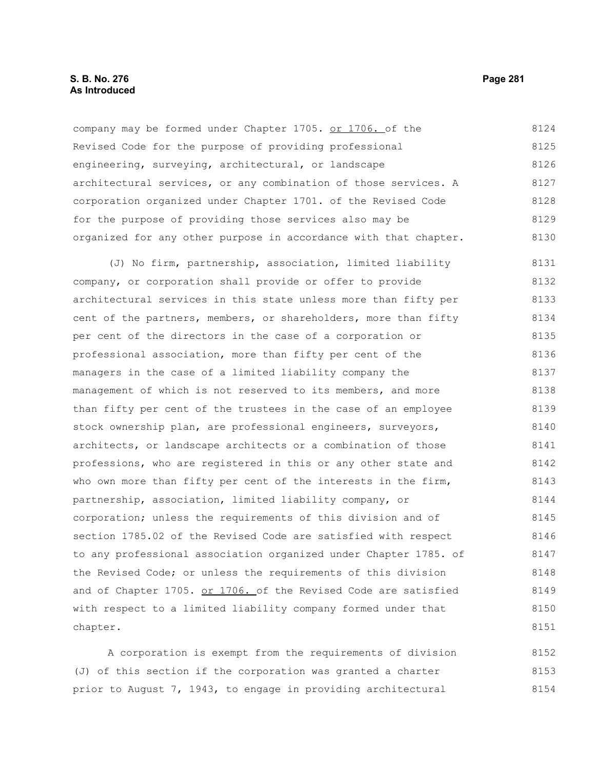company may be formed under Chapter 1705. or 1706. of the Revised Code for the purpose of providing professional engineering, surveying, architectural, or landscape architectural services, or any combination of those services. A corporation organized under Chapter 1701. of the Revised Code for the purpose of providing those services also may be organized for any other purpose in accordance with that chapter.

(J) No firm, partnership, association, limited liability company, or corporation shall provide or offer to provide architectural services in this state unless more than fifty per cent of the partners, members, or shareholders, more than fifty per cent of the directors in the case of a corporation or professional association, more than fifty per cent of the managers in the case of a limited liability company the management of which is not reserved to its members, and more than fifty per cent of the trustees in the case of an employee stock ownership plan, are professional engineers, surveyors, architects, or landscape architects or a combination of those professions, who are registered in this or any other state and who own more than fifty per cent of the interests in the firm, partnership, association, limited liability company, or corporation; unless the requirements of this division and of section 1785.02 of the Revised Code are satisfied with respect to any professional association organized under Chapter 1785. of the Revised Code; or unless the requirements of this division and of Chapter 1705. or 1706. of the Revised Code are satisfied with respect to a limited liability company formed under that chapter.

A corporation is exempt from the requirements of division (J) of this section if the corporation was granted a charter prior to August 7, 1943, to engage in providing architectural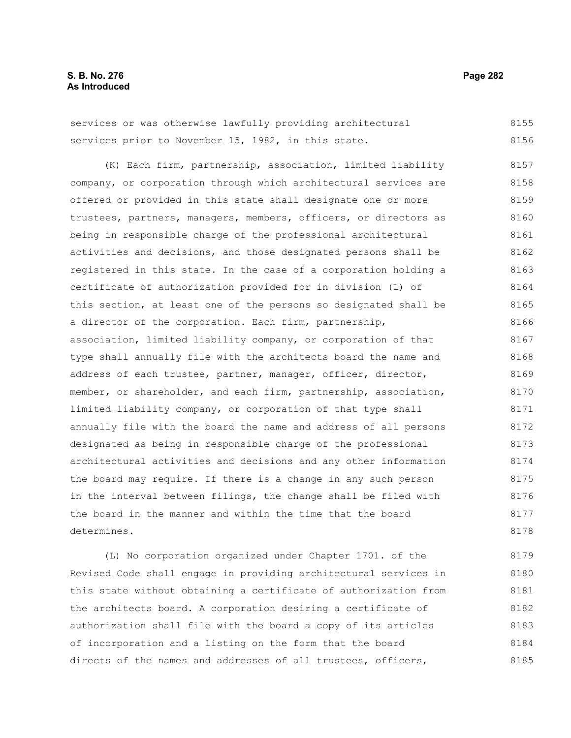services or was otherwise lawfully providing architectural services prior to November 15, 1982, in this state.

(K) Each firm, partnership, association, limited liability company, or corporation through which architectural services are offered or provided in this state shall designate one or more trustees, partners, managers, members, officers, or directors as being in responsible charge of the professional architectural activities and decisions, and those designated persons shall be registered in this state. In the case of a corporation holding a certificate of authorization provided for in division (L) of this section, at least one of the persons so designated shall be a director of the corporation. Each firm, partnership, association, limited liability company, or corporation of that type shall annually file with the architects board the name and address of each trustee, partner, manager, officer, director, member, or shareholder, and each firm, partnership, association, limited liability company, or corporation of that type shall annually file with the board the name and address of all persons designated as being in responsible charge of the professional architectural activities and decisions and any other information the board may require. If there is a change in any such person in the interval between filings, the change shall be filed with the board in the manner and within the time that the board determines.

(L) No corporation organized under Chapter 1701. of the Revised Code shall engage in providing architectural services in this state without obtaining a certificate of authorization from the architects board. A corporation desiring a certificate of authorization shall file with the board a copy of its articles of incorporation and a listing on the form that the board directs of the names and addresses of all trustees, officers,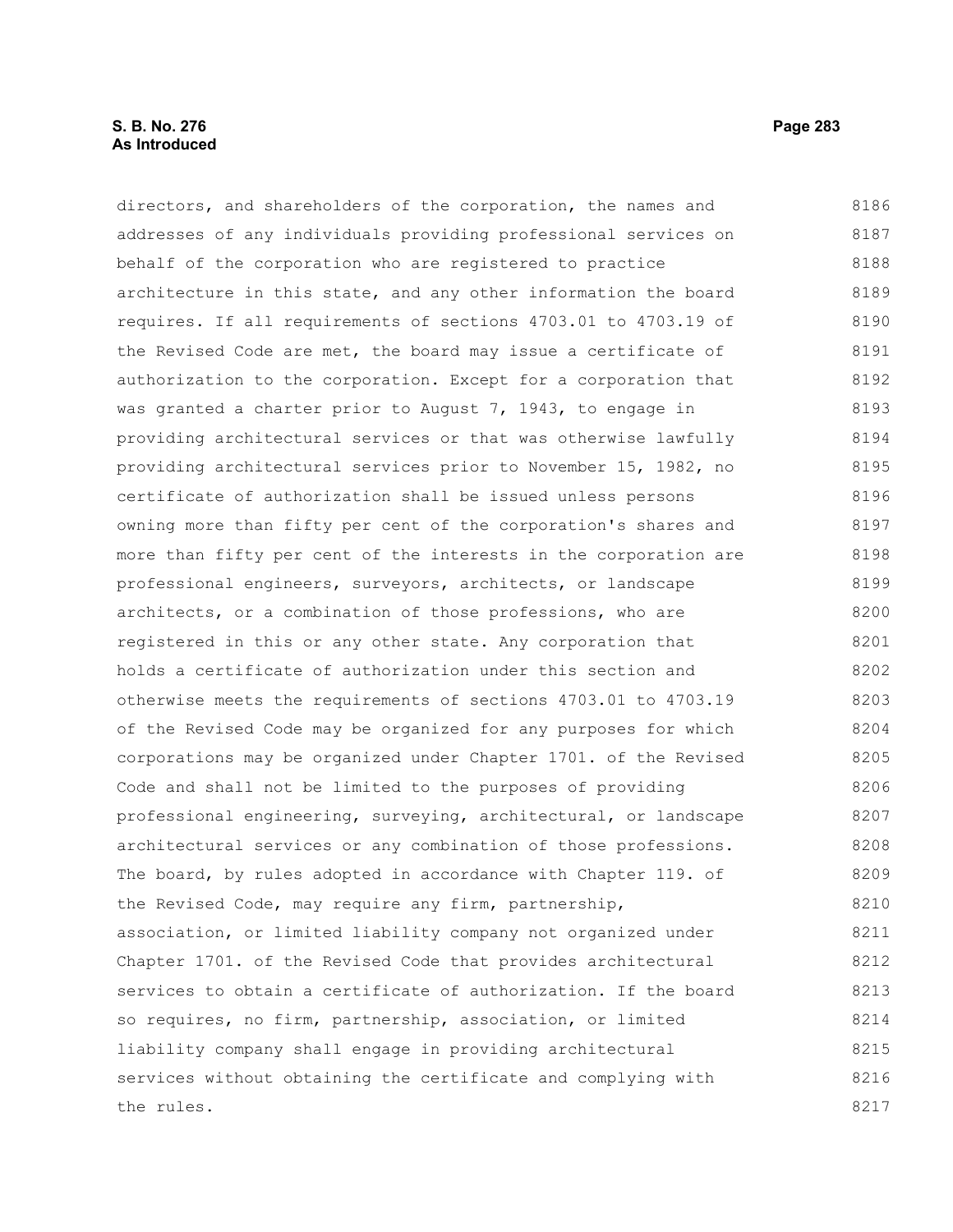directors, and shareholders of the corporation, the names and addresses of any individuals providing professional services on behalf of the corporation who are registered to practice architecture in this state, and any other information the board requires. If all requirements of sections 4703.01 to 4703.19 of the Revised Code are met, the board may issue a certificate of authorization to the corporation. Except for a corporation that was granted a charter prior to August 7, 1943, to engage in providing architectural services or that was otherwise lawfully providing architectural services prior to November 15, 1982, no certificate of authorization shall be issued unless persons owning more than fifty per cent of the corporation's shares and more than fifty per cent of the interests in the corporation are professional engineers, surveyors, architects, or landscape architects, or a combination of those professions, who are registered in this or any other state. Any corporation that holds a certificate of authorization under this section and otherwise meets the requirements of sections 4703.01 to 4703.19 of the Revised Code may be organized for any purposes for which corporations may be organized under Chapter 1701. of the Revised Code and shall not be limited to the purposes of providing professional engineering, surveying, architectural, or landscape architectural services or any combination of those professions. The board, by rules adopted in accordance with Chapter 119. of the Revised Code, may require any firm, partnership, association, or limited liability company not organized under Chapter 1701. of the Revised Code that provides architectural services to obtain a certificate of authorization. If the board so requires, no firm, partnership, association, or limited liability company shall engage in providing architectural services without obtaining the certificate and complying with the rules.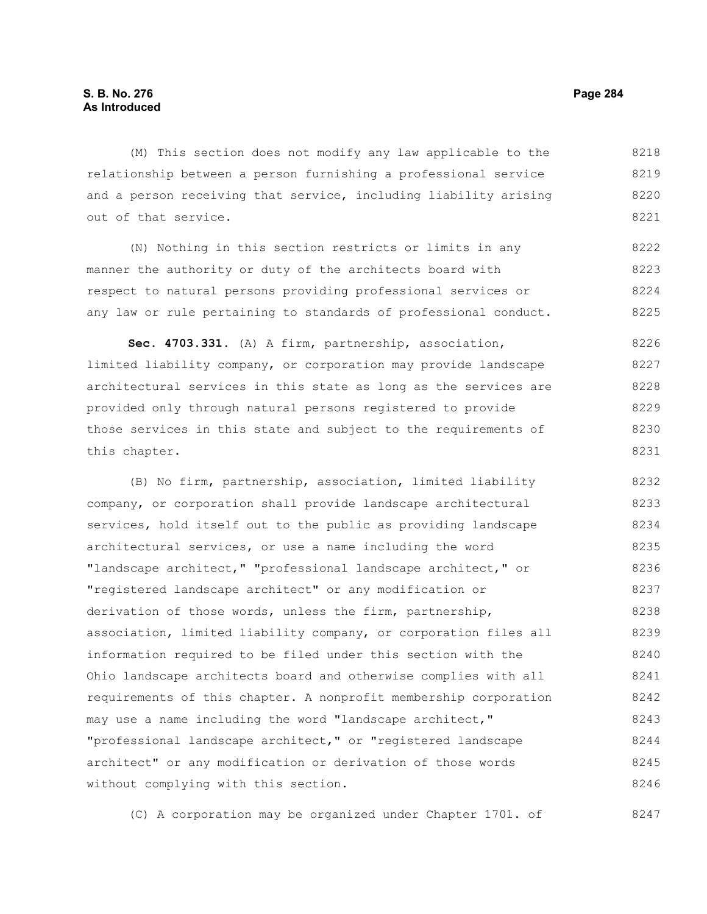(M) This section does not modify any law applicable to the relationship between a person furnishing a professional service and a person receiving that service, including liability arising out of that service.

(N) Nothing in this section restricts or limits in any manner the authority or duty of the architects board with respect to natural persons providing professional services or any law or rule pertaining to standards of professional conduct.

**Sec. 4703.331.** (A) A firm, partnership, association, limited liability company, or corporation may provide landscape architectural services in this state as long as the services are provided only through natural persons registered to provide those services in this state and subject to the requirements of this chapter.

(B) No firm, partnership, association, limited liability company, or corporation shall provide landscape architectural services, hold itself out to the public as providing landscape architectural services, or use a name including the word "landscape architect," "professional landscape architect," or "registered landscape architect" or any modification or derivation of those words, unless the firm, partnership, association, limited liability company, or corporation files all information required to be filed under this section with the Ohio landscape architects board and otherwise complies with all requirements of this chapter. A nonprofit membership corporation may use a name including the word "landscape architect," "professional landscape architect," or "registered landscape architect" or any modification or derivation of those words without complying with this section.

(C) A corporation may be organized under Chapter 1701. of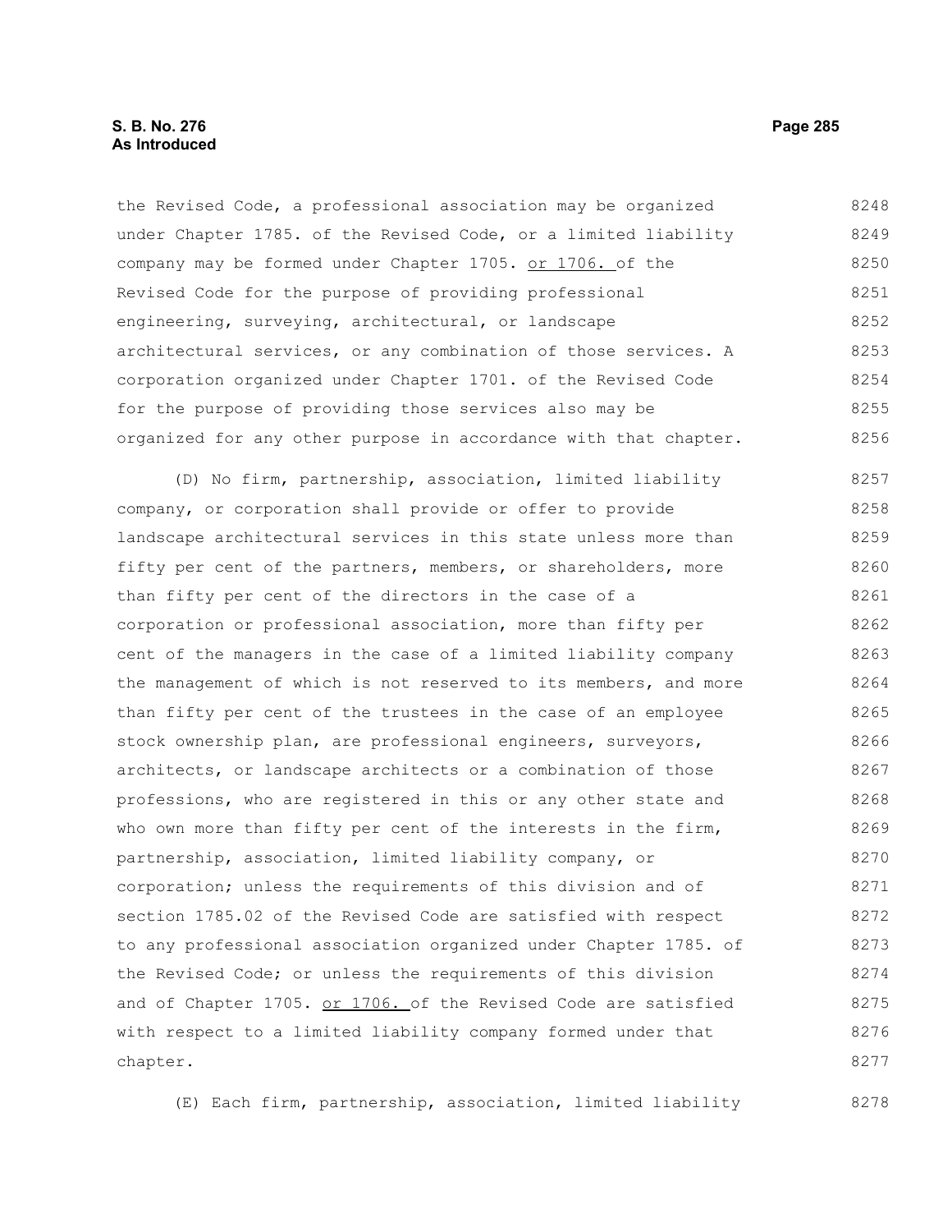the Revised Code, a professional association may be organized under Chapter 1785. of the Revised Code, or a limited liability company may be formed under Chapter 1705. <u>or 1706.</u> of the Revised Code for the purpose of providing professional engineering, surveying, architectural, or landscape architectural services, or any combination of those services. A corporation organized under Chapter 1701. of the Revised Code for the purpose of providing those services also may be organized for any other purpose in accordance with that chapter.

(D) No firm, partnership, association, limited liability company, or corporation shall provide or offer to provide landscape architectural services in this state unless more than fifty per cent of the partners, members, or shareholders, more than fifty per cent of the directors in the case of a corporation or professional association, more than fifty per cent of the managers in the case of a limited liability company the management of which is not reserved to its members, and more than fifty per cent of the trustees in the case of an employee stock ownership plan, are professional engineers, surveyors, architects, or landscape architects or a combination of those professions, who are registered in this or any other state and who own more than fifty per cent of the interests in the firm, partnership, association, limited liability company, or corporation; unless the requirements of this division and of section 1785.02 of the Revised Code are satisfied with respect to any professional association organized under Chapter 1785. of the Revised Code; or unless the requirements of this division and of Chapter 1705. <u>or 1706.</u> of the Revised Code are satisfied with respect to a limited liability company formed under that chapter.

(E) Each firm, partnership, association, limited liability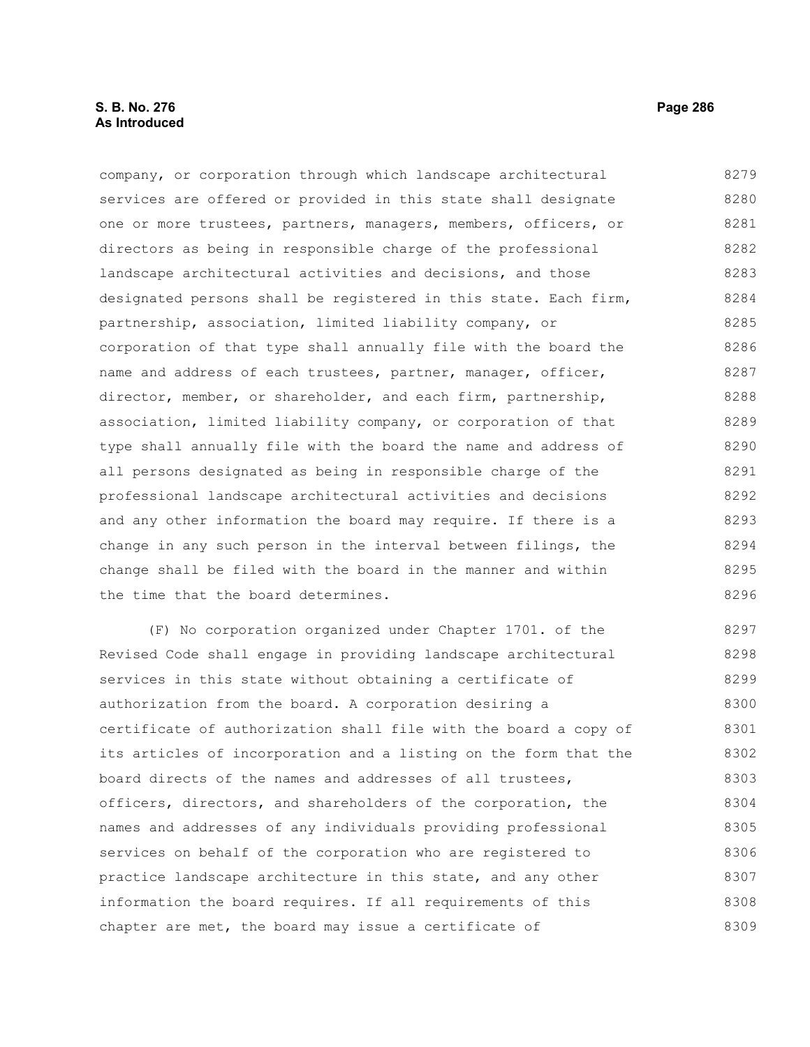company, or corporation through which landscape architectural services are offered or provided in this state shall designate one or more trustees, partners, managers, members, officers, or directors as being in responsible charge of the professional landscape architectural activities and decisions, and those designated persons shall be registered in this state. Each firm, partnership, association, limited liability company, or corporation of that type shall annually file with the board the name and address of each trustees, partner, manager, officer, director, member, or shareholder, and each firm, partnership, association, limited liability company, or corporation of that type shall annually file with the board the name and address of all persons designated as being in responsible charge of the professional landscape architectural activities and decisions and any other information the board may require. If there is a change in any such person in the interval between filings, the change shall be filed with the board in the manner and within the time that the board determines.

(F) No corporation organized under Chapter 1701. of the Revised Code shall engage in providing landscape architectural services in this state without obtaining a certificate of authorization from the board. A corporation desiring a certificate of authorization shall file with the board a copy of its articles of incorporation and a listing on the form that the board directs of the names and addresses of all trustees, officers, directors, and shareholders of the corporation, the names and addresses of any individuals providing professional services on behalf of the corporation who are registered to practice landscape architecture in this state, and any other information the board requires. If all requirements of this chapter are met, the board may issue a certificate of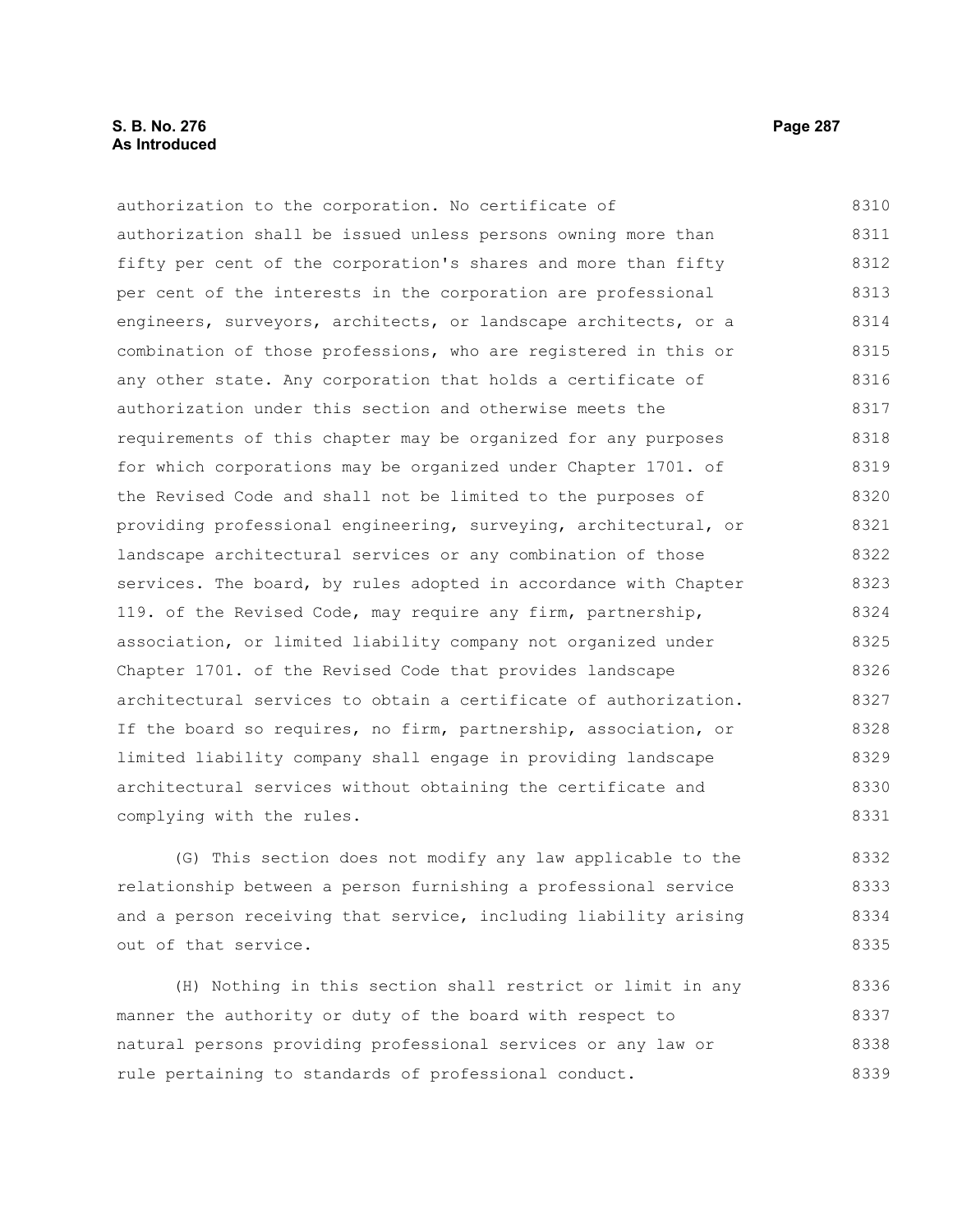authorization to the corporation. No certificate of authorization shall be issued unless persons owning more than fifty per cent of the corporation's shares and more than fifty per cent of the interests in the corporation are professional engineers, surveyors, architects, or landscape architects, or a combination of those professions, who are registered in this or any other state. Any corporation that holds a certificate of authorization under this section and otherwise meets the requirements of this chapter may be organized for any purposes for which corporations may be organized under Chapter 1701. of the Revised Code and shall not be limited to the purposes of providing professional engineering, surveying, architectural, or landscape architectural services or any combination of those services. The board, by rules adopted in accordance with Chapter 119. of the Revised Code, may require any firm, partnership, association, or limited liability company not organized under Chapter 1701. of the Revised Code that provides landscape architectural services to obtain a certificate of authorization. If the board so requires, no firm, partnership, association, or limited liability company shall engage in providing landscape architectural services without obtaining the certificate and complying with the rules.

(G) This section does not modify any law applicable to the relationship between a person furnishing a professional service and a person receiving that service, including liability arising out of that service.

(H) Nothing in this section shall restrict or limit in any manner the authority or duty of the board with respect to natural persons providing professional services or any law or rule pertaining to standards of professional conduct.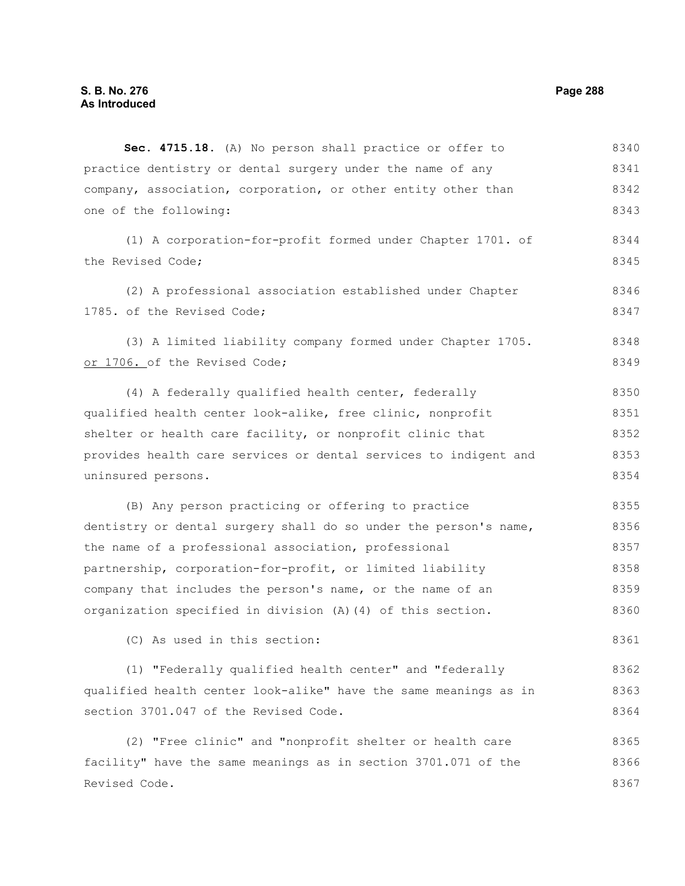**Sec. 4715.18.** (A) No person shall practice or offer to practice dentistry or dental surgery under the name of any company, association, corporation, or other entity other than one of the following:

(1) A corporation-for-profit formed under Chapter 1701. of the Revised Code;

(2) A professional association established under Chapter 1785. of the Revised Code;

(3) A limited liability company formed under Chapter 1705. or 1706. of the Revised Code;

(4) A federally qualified health center, federally qualified health center look-alike, free clinic, nonprofit shelter or health care facility, or nonprofit clinic that provides health care services or dental services to indigent and uninsured persons.

(B) Any person practicing or offering to practice dentistry or dental surgery shall do so under the person's name, the name of a professional association, professional partnership, corporation-for-profit, or limited liability company that includes the person's name, or the name of an organization specified in division (A)(4) of this section.

(C) As used in this section:

(1) "Federally qualified health center" and "federally qualified health center look-alike" have the same meanings as in section 3701.047 of the Revised Code.

(2) "Free clinic" and "nonprofit shelter or health care facility" have the same meanings as in section 3701.071 of the Revised Code.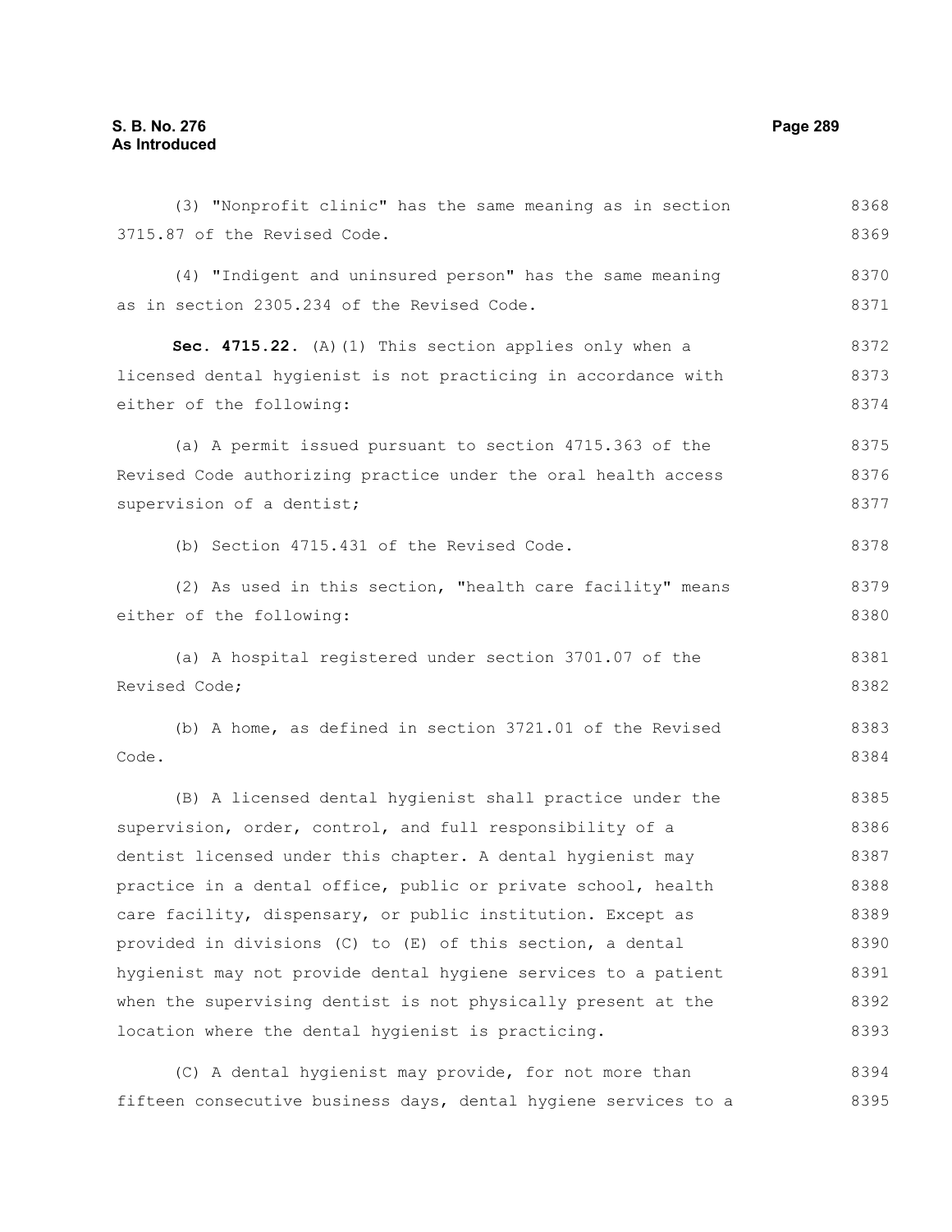(3) "Nonprofit clinic" has the same meaning as in section 3715.87 of the Revised Code.

(4) "Indigent and uninsured person" has the same meaning as in section 2305.234 of the Revised Code.

**Sec. 4715.22.** (A)(1) This section applies only when a licensed dental hygienist is not practicing in accordance with either of the following:

(a) A permit issued pursuant to section 4715.363 of the Revised Code authorizing practice under the oral health access supervision of a dentist;

(b) Section 4715.431 of the Revised Code.

(2) As used in this section, "health care facility" means either of the following:

(a) A hospital registered under section 3701.07 of the Revised Code;

(b) A home, as defined in section 3721.01 of the Revised Code.

(B) A licensed dental hygienist shall practice under the supervision, order, control, and full responsibility of a dentist licensed under this chapter. A dental hygienist may practice in a dental office, public or private school, health care facility, dispensary, or public institution. Except as provided in divisions (C) to (E) of this section, a dental hygienist may not provide dental hygiene services to a patient when the supervising dentist is not physically present at the location where the dental hygienist is practicing.

(C) A dental hygienist may provide, for not more than fifteen consecutive business days, dental hygiene services to a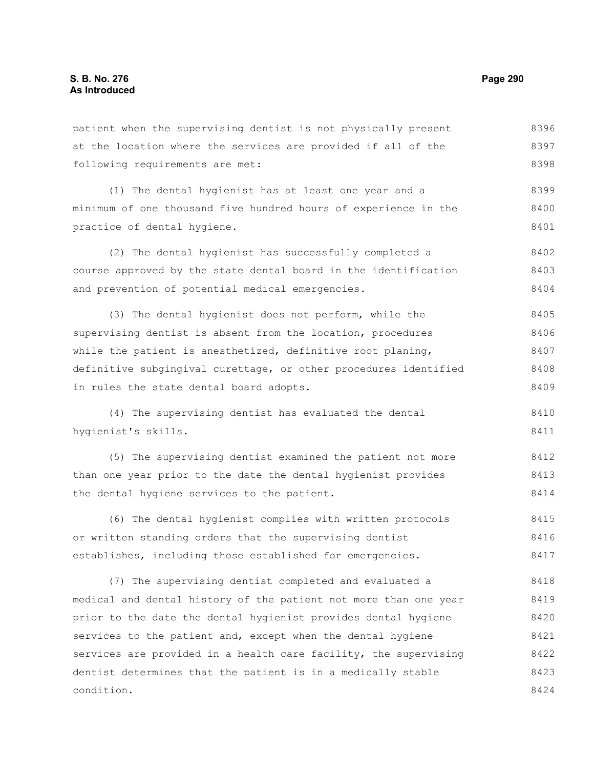patient when the supervising dentist is not physically present at the location where the services are provided if all of the following requirements are met:

(1) The dental hygienist has at least one year and a minimum of one thousand five hundred hours of experience in the practice of dental hygiene.

(2) The dental hygienist has successfully completed a course approved by the state dental board in the identification and prevention of potential medical emergencies.

(3) The dental hygienist does not perform, while the supervising dentist is absent from the location, procedures while the patient is anesthetized, definitive root planing, definitive subgingival curettage, or other procedures identified in rules the state dental board adopts.

(4) The supervising dentist has evaluated the dental hygienist's skills.

(5) The supervising dentist examined the patient not more than one year prior to the date the dental hygienist provides the dental hygiene services to the patient.

(6) The dental hygienist complies with written protocols or written standing orders that the supervising dentist establishes, including those established for emergencies.

(7) The supervising dentist completed and evaluated a medical and dental history of the patient not more than one year prior to the date the dental hygienist provides dental hygiene services to the patient and, except when the dental hygiene services are provided in a health care facility, the supervising dentist determines that the patient is in a medically stable condition.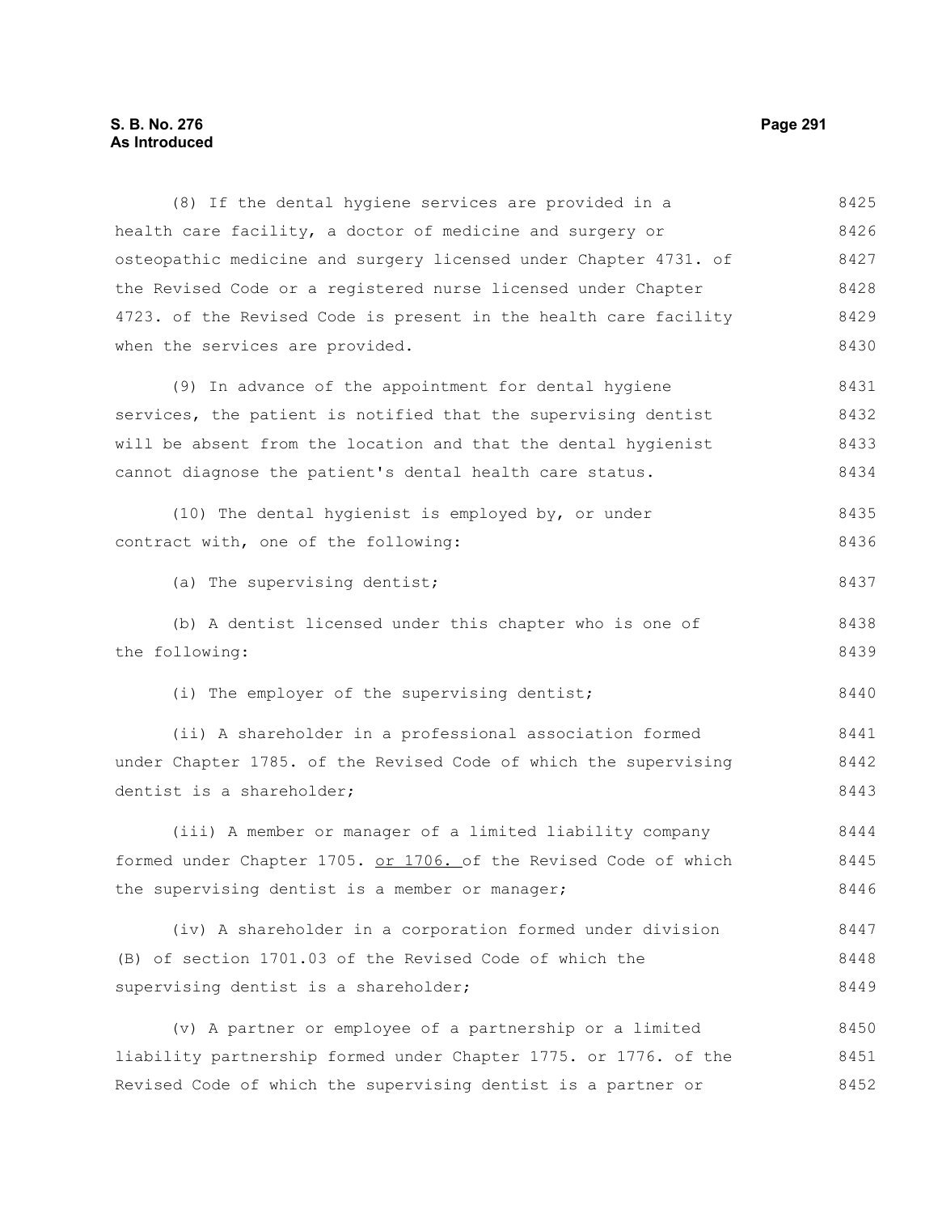(8) If the dental hygiene services are provided in a health care facility, a doctor of medicine and surgery or osteopathic medicine and surgery licensed under Chapter 4731. of the Revised Code or a registered nurse licensed under Chapter 4723. of the Revised Code is present in the health care facility when the services are provided.

(9) In advance of the appointment for dental hygiene services, the patient is notified that the supervising dentist will be absent from the location and that the dental hygienist cannot diagnose the patient's dental health care status.

(10) The dental hygienist is employed by, or under contract with, one of the following:

(a) The supervising dentist;

(b) A dentist licensed under this chapter who is one of the following:

(i) The employer of the supervising dentist;

(ii) A shareholder in a professional association formed under Chapter 1785. of the Revised Code of which the supervising dentist is a shareholder;

(iii) A member or manager of a limited liability company formed under Chapter 1705. <u>or 1706.</u> of the Revised Code of which the supervising dentist is a member or manager;

(iv) A shareholder in a corporation formed under division (B) of section 1701.03 of the Revised Code of which the supervising dentist is a shareholder;

(v) A partner or employee of a partnership or a limited liability partnership formed under Chapter 1775. or 1776. of the Revised Code of which the supervising dentist is a partner or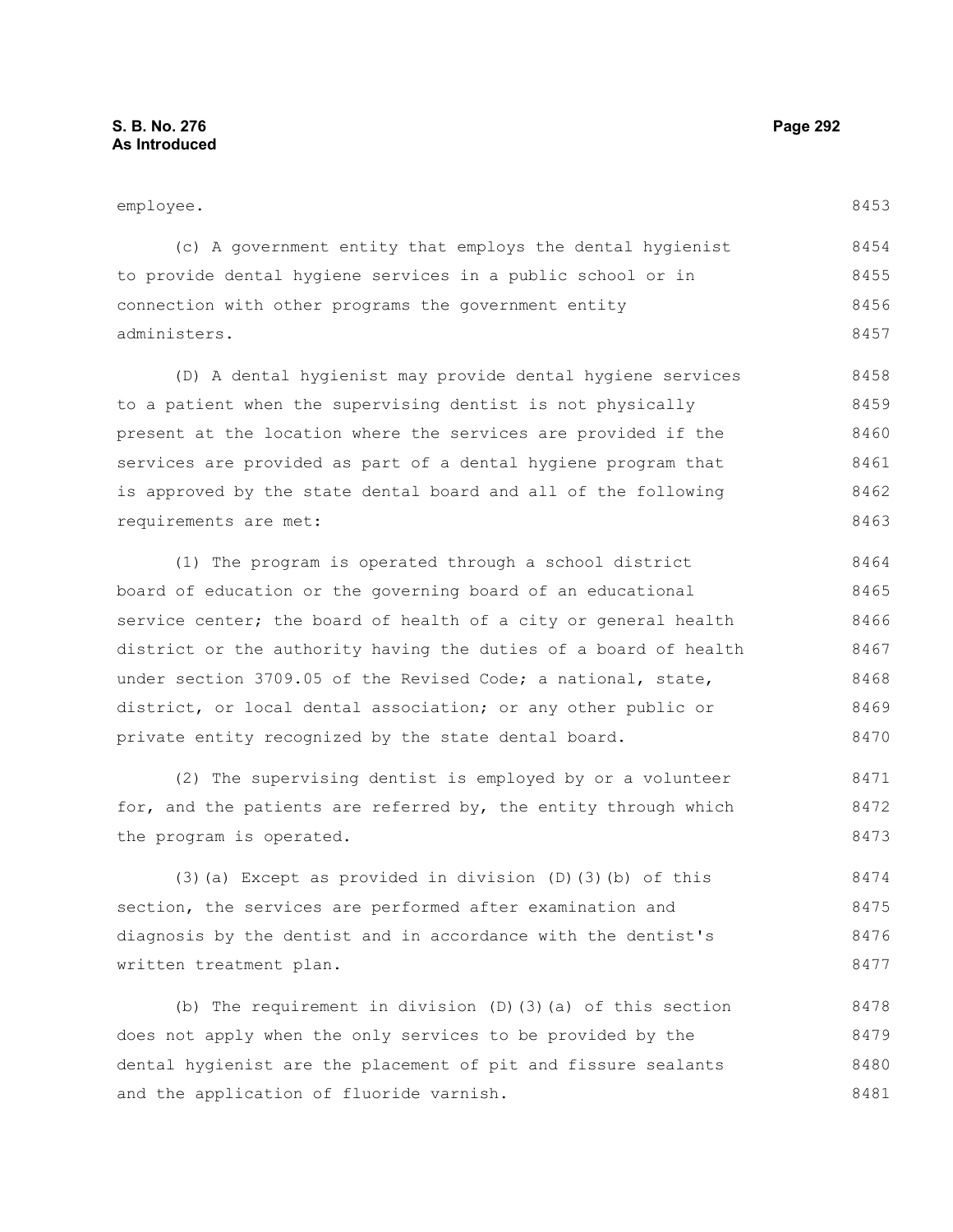employee.

(c) A government entity that employs the dental hygienist to provide dental hygiene services in a public school or in connection with other programs the government entity administers.

(D) A dental hygienist may provide dental hygiene services to a patient when the supervising dentist is not physically present at the location where the services are provided if the services are provided as part of a dental hygiene program that is approved by the state dental board and all of the following requirements are met:

(1) The program is operated through a school district board of education or the governing board of an educational service center; the board of health of a city or general health district or the authority having the duties of a board of health under section 3709.05 of the Revised Code; a national, state, district, or local dental association; or any other public or private entity recognized by the state dental board.

(2) The supervising dentist is employed by or a volunteer for, and the patients are referred by, the entity through which the program is operated.

(3)(a) Except as provided in division (D)(3)(b) of this section, the services are performed after examination and diagnosis by the dentist and in accordance with the dentist's written treatment plan.

(b) The requirement in division (D)(3)(a) of this section does not apply when the only services to be provided by the dental hygienist are the placement of pit and fissure sealants and the application of fluoride varnish.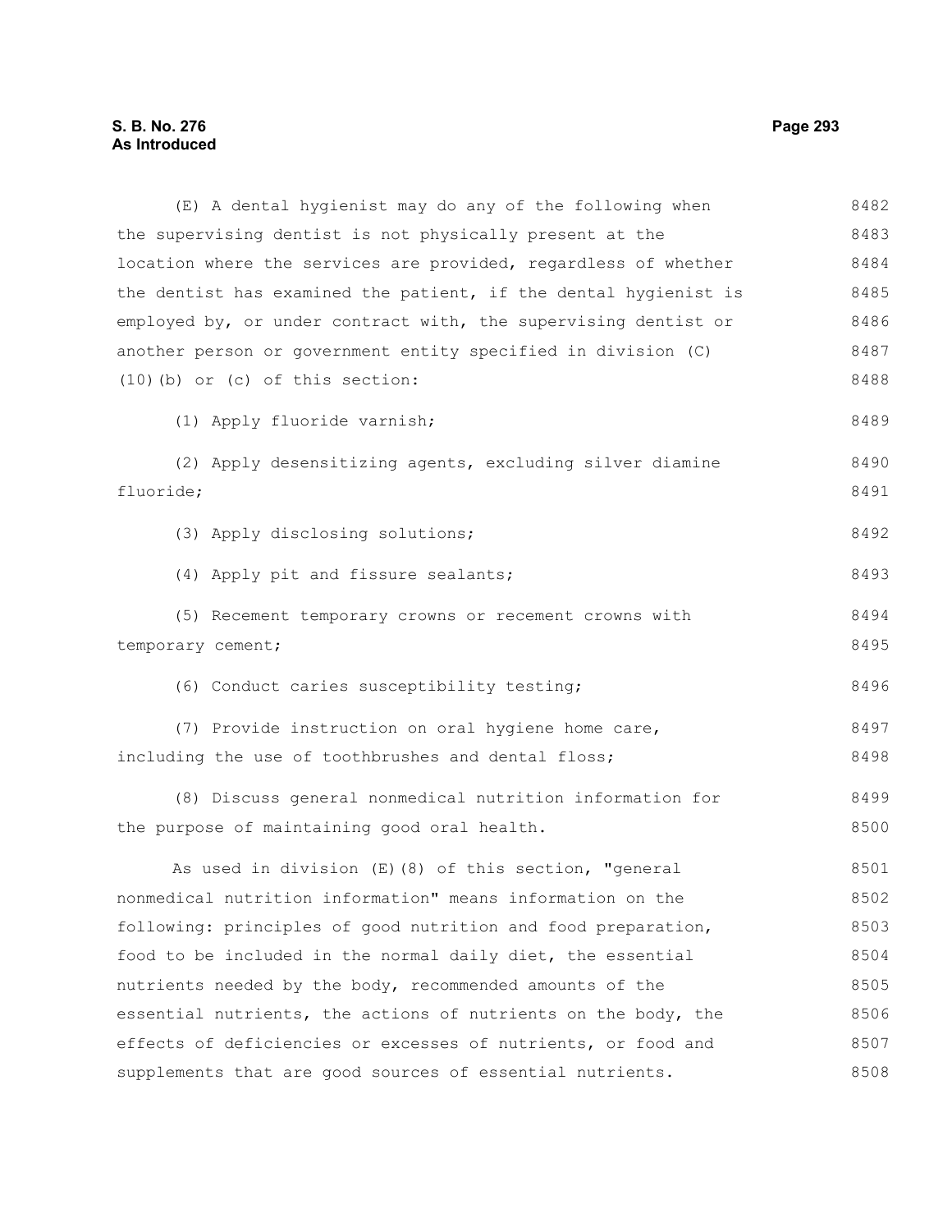(E) A dental hygienist may do any of the following when the supervising dentist is not physically present at the location where the services are provided, regardless of whether the dentist has examined the patient, if the dental hygienist is employed by, or under contract with, the supervising dentist or another person or government entity specified in division (C)(10)(b) or (c) of this section:

(1) Apply fluoride varnish;

(2) Apply desensitizing agents, excluding silver diamine fluoride;

(3) Apply disclosing solutions;

(4) Apply pit and fissure sealants;

(5) Recement temporary crowns or recement crowns with temporary cement;

(6) Conduct caries susceptibility testing;

(7) Provide instruction on oral hygiene home care, including the use of toothbrushes and dental floss;

(8) Discuss general nonmedical nutrition information for the purpose of maintaining good oral health.

As used in division (E)(8) of this section, "general nonmedical nutrition information" means information on the following: principles of good nutrition and food preparation, food to be included in the normal daily diet, the essential nutrients needed by the body, recommended amounts of the essential nutrients, the actions of nutrients on the body, the effects of deficiencies or excesses of nutrients, or food and supplements that are good sources of essential nutrients.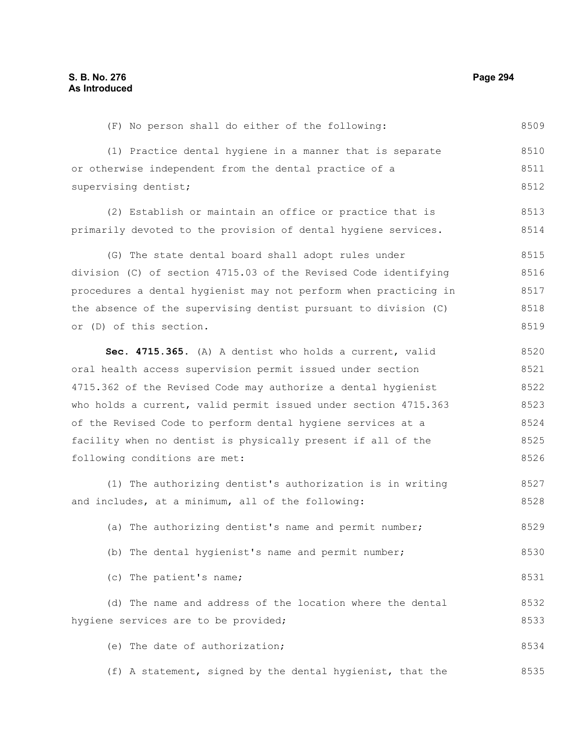(F) No person shall do either of the following:

(1) Practice dental hygiene in a manner that is separate or otherwise independent from the dental practice of a supervising dentist;

(2) Establish or maintain an office or practice that is primarily devoted to the provision of dental hygiene services.

(G) The state dental board shall adopt rules under division (C) of section 4715.03 of the Revised Code identifying procedures a dental hygienist may not perform when practicing in the absence of the supervising dentist pursuant to division (C) or (D) of this section.

**Sec. 4715.365.** (A) A dentist who holds a current, valid oral health access supervision permit issued under section 4715.362 of the Revised Code may authorize a dental hygienist who holds a current, valid permit issued under section 4715.363 of the Revised Code to perform dental hygiene services at a facility when no dentist is physically present if all of the following conditions are met:

(1) The authorizing dentist's authorization is in writing and includes, at a minimum, all of the following:

(a) The authorizing dentist's name and permit number;

(b) The dental hygienist's name and permit number;

(c) The patient's name;

(d) The name and address of the location where the dental hygiene services are to be provided;

(e) The date of authorization;

(f) A statement, signed by the dental hygienist, that the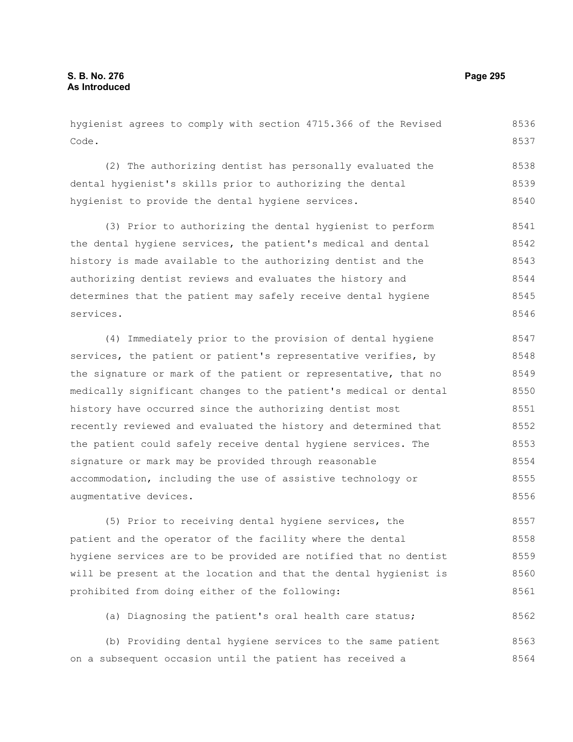hygienist agrees to comply with section 4715.366 of the Revised Code.

(2) The authorizing dentist has personally evaluated the dental hygienist's skills prior to authorizing the dental hygienist to provide the dental hygiene services.

(3) Prior to authorizing the dental hygienist to perform the dental hygiene services, the patient's medical and dental history is made available to the authorizing dentist and the authorizing dentist reviews and evaluates the history and determines that the patient may safely receive dental hygiene services.

(4) Immediately prior to the provision of dental hygiene services, the patient or patient's representative verifies, by the signature or mark of the patient or representative, that no medically significant changes to the patient's medical or dental history have occurred since the authorizing dentist most recently reviewed and evaluated the history and determined that the patient could safely receive dental hygiene services. The signature or mark may be provided through reasonable accommodation, including the use of assistive technology or augmentative devices.

(5) Prior to receiving dental hygiene services, the patient and the operator of the facility where the dental hygiene services are to be provided are notified that no dentist will be present at the location and that the dental hygienist is prohibited from doing either of the following:

(a) Diagnosing the patient's oral health care status;

(b) Providing dental hygiene services to the same patient on a subsequent occasion until the patient has received a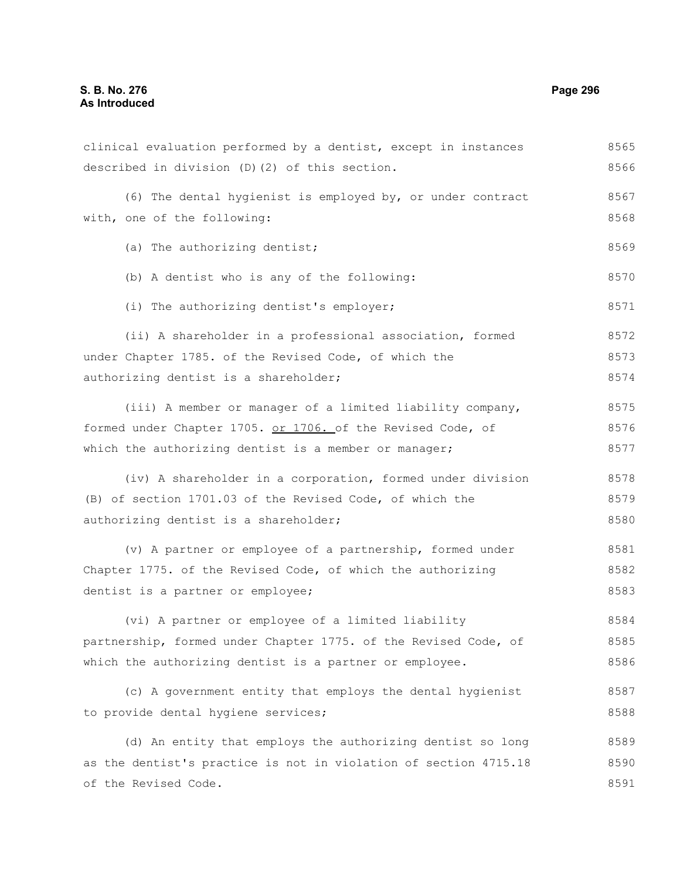clinical evaluation performed by a dentist, except in instances described in division (D)(2) of this section.

(6) The dental hygienist is employed by, or under contract with, one of the following:

(a) The authorizing dentist;

(b) A dentist who is any of the following:

(i) The authorizing dentist's employer;

(ii) A shareholder in a professional association, formed under Chapter 1785. of the Revised Code, of which the authorizing dentist is a shareholder;

(iii) A member or manager of a limited liability company, formed under Chapter 1705. <u>or 1706.</u> of the Revised Code, of which the authorizing dentist is a member or manager;

(iv) A shareholder in a corporation, formed under division (B) of section 1701.03 of the Revised Code, of which the authorizing dentist is a shareholder;

(v) A partner or employee of a partnership, formed under Chapter 1775. of the Revised Code, of which the authorizing dentist is a partner or employee;

(vi) A partner or employee of a limited liability partnership, formed under Chapter 1775. of the Revised Code, of which the authorizing dentist is a partner or employee.

(c) A government entity that employs the dental hygienist to provide dental hygiene services;

(d) An entity that employs the authorizing dentist so long as the dentist's practice is not in violation of section 4715.18 of the Revised Code.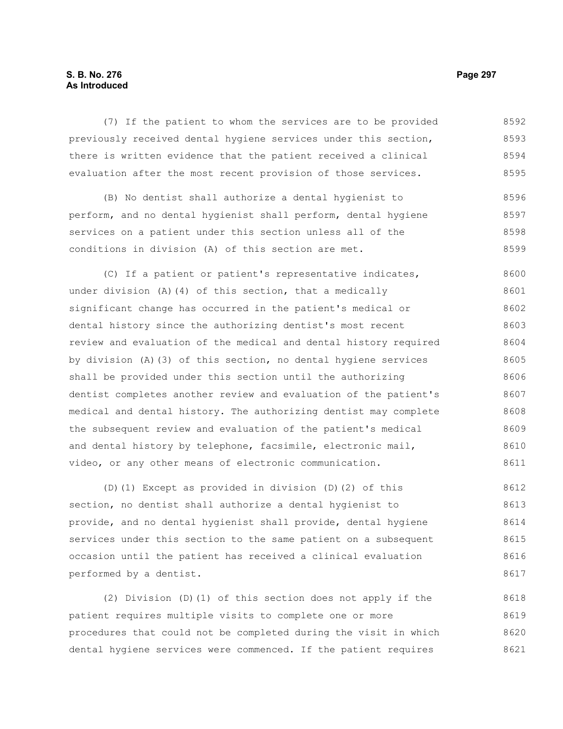(7) If the patient to whom the services are to be provided previously received dental hygiene services under this section, there is written evidence that the patient received a clinical evaluation after the most recent provision of those services.

(B) No dentist shall authorize a dental hygienist to perform, and no dental hygienist shall perform, dental hygiene services on a patient under this section unless all of the conditions in division (A) of this section are met.

(C) If a patient or patient's representative indicates, under division (A)(4) of this section, that a medically significant change has occurred in the patient's medical or dental history since the authorizing dentist's most recent review and evaluation of the medical and dental history required by division (A)(3) of this section, no dental hygiene services shall be provided under this section until the authorizing dentist completes another review and evaluation of the patient's medical and dental history. The authorizing dentist may complete the subsequent review and evaluation of the patient's medical and dental history by telephone, facsimile, electronic mail, video, or any other means of electronic communication.

(D)(1) Except as provided in division (D)(2) of this section, no dentist shall authorize a dental hygienist to provide, and no dental hygienist shall provide, dental hygiene services under this section to the same patient on a subsequent occasion until the patient has received a clinical evaluation performed by a dentist.

(2) Division (D)(1) of this section does not apply if the patient requires multiple visits to complete one or more procedures that could not be completed during the visit in which dental hygiene services were commenced. If the patient requires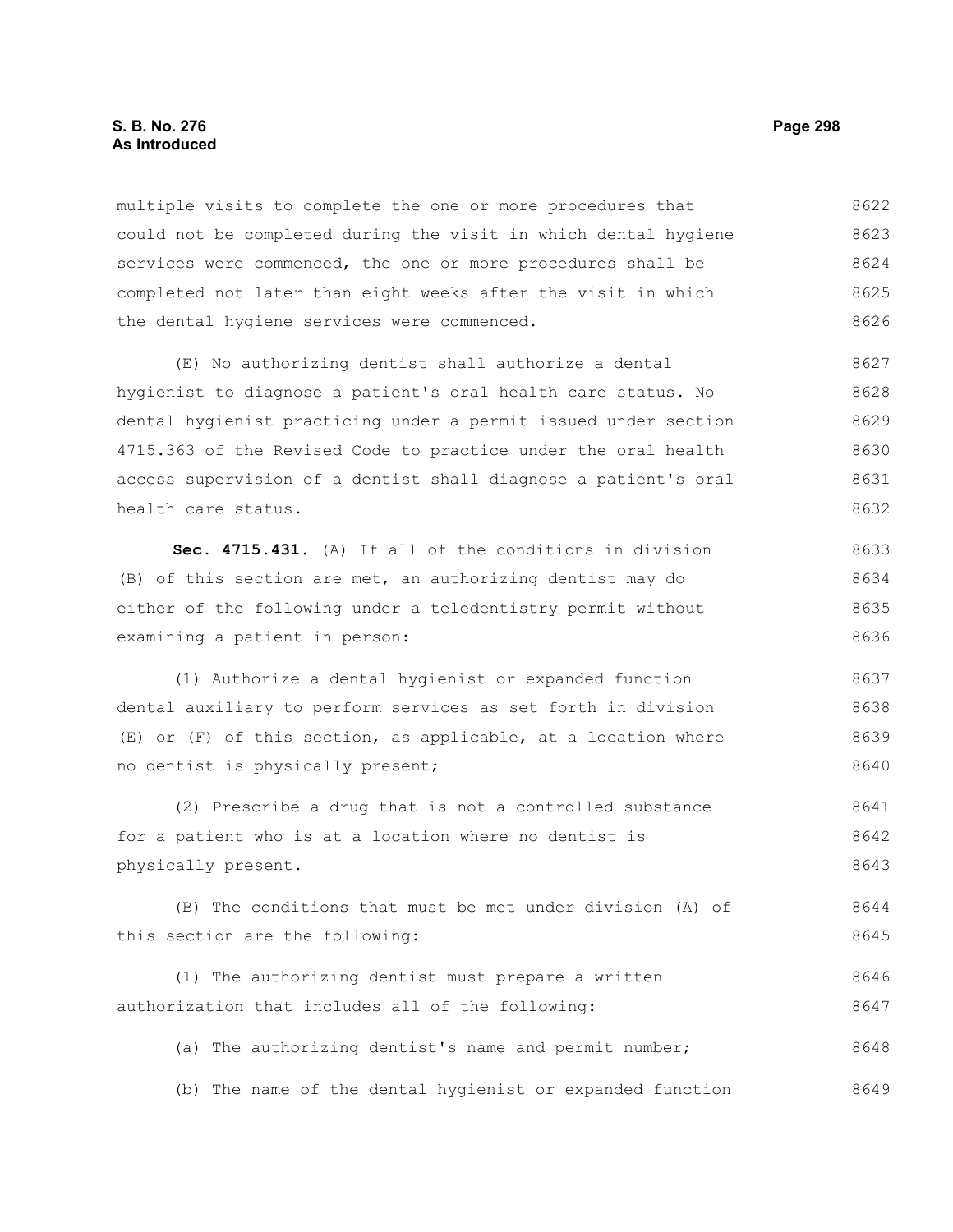multiple visits to complete the one or more procedures that could not be completed during the visit in which dental hygiene services were commenced, the one or more procedures shall be completed not later than eight weeks after the visit in which the dental hygiene services were commenced.

(E) No authorizing dentist shall authorize a dental hygienist to diagnose a patient's oral health care status. No dental hygienist practicing under a permit issued under section 4715.363 of the Revised Code to practice under the oral health access supervision of a dentist shall diagnose a patient's oral health care status.

**Sec. 4715.431.** (A) If all of the conditions in division (B) of this section are met, an authorizing dentist may do either of the following under a teledentistry permit without examining a patient in person:

(1) Authorize a dental hygienist or expanded function dental auxiliary to perform services as set forth in division (E) or (F) of this section, as applicable, at a location where no dentist is physically present;

(2) Prescribe a drug that is not a controlled substance for a patient who is at a location where no dentist is physically present.

(B) The conditions that must be met under division (A) of this section are the following:

(1) The authorizing dentist must prepare a written authorization that includes all of the following:

(a) The authorizing dentist's name and permit number;

(b) The name of the dental hygienist or expanded function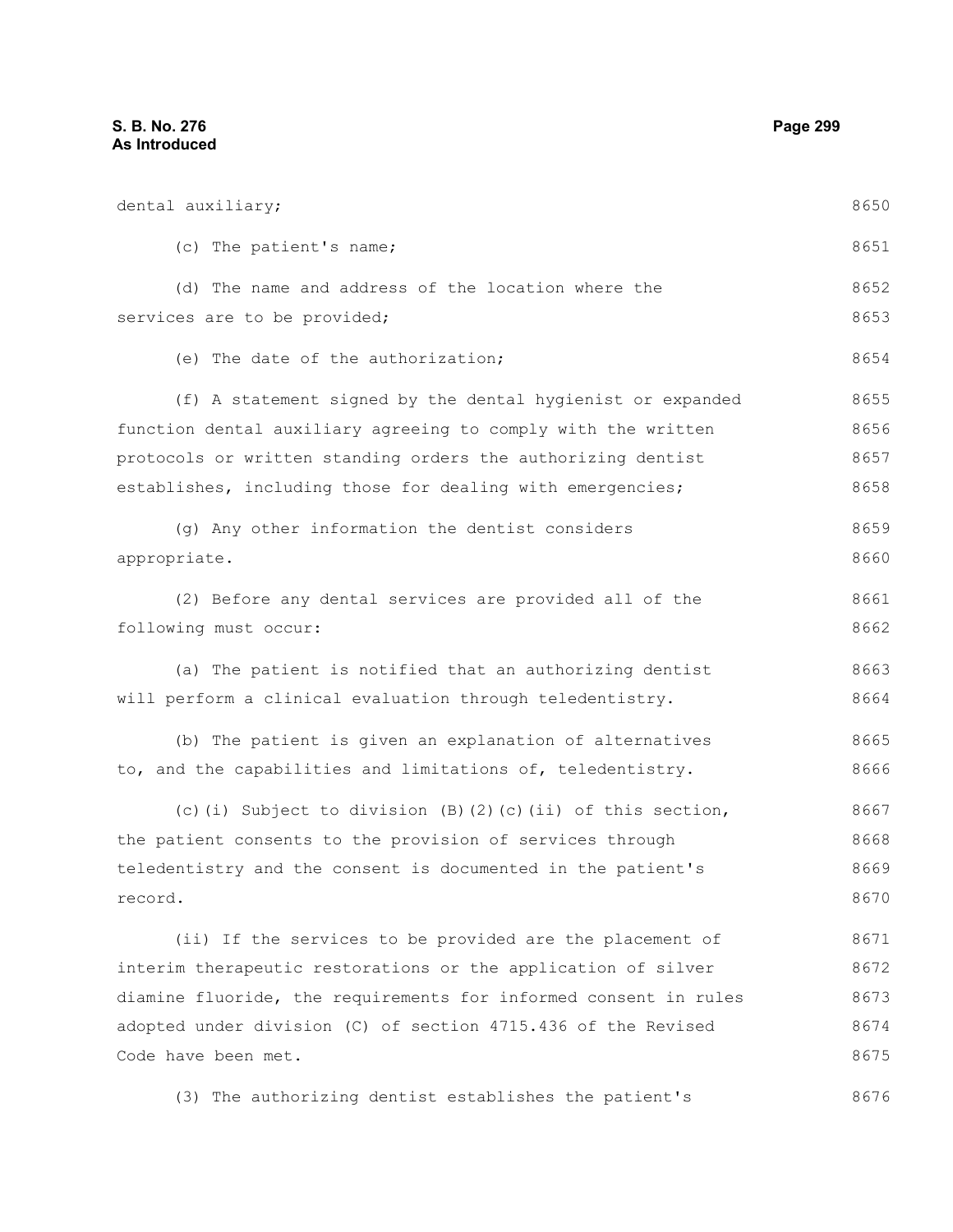dental auxiliary;

(c) The patient's name;

(d) The name and address of the location where the services are to be provided;

(e) The date of the authorization;

(f) A statement signed by the dental hygienist or expanded function dental auxiliary agreeing to comply with the written protocols or written standing orders the authorizing dentist establishes, including those for dealing with emergencies;

(g) Any other information the dentist considers appropriate.

(2) Before any dental services are provided all of the following must occur:

(a) The patient is notified that an authorizing dentist will perform a clinical evaluation through teledentistry.

(b) The patient is given an explanation of alternatives to, and the capabilities and limitations of, teledentistry.

(c)(i) Subject to division (B)(2)(c)(ii) of this section, the patient consents to the provision of services through teledentistry and the consent is documented in the patient's record.

(ii) If the services to be provided are the placement of interim therapeutic restorations or the application of silver diamine fluoride, the requirements for informed consent in rules adopted under division (C) of section 4715.436 of the Revised Code have been met.

(3) The authorizing dentist establishes the patient's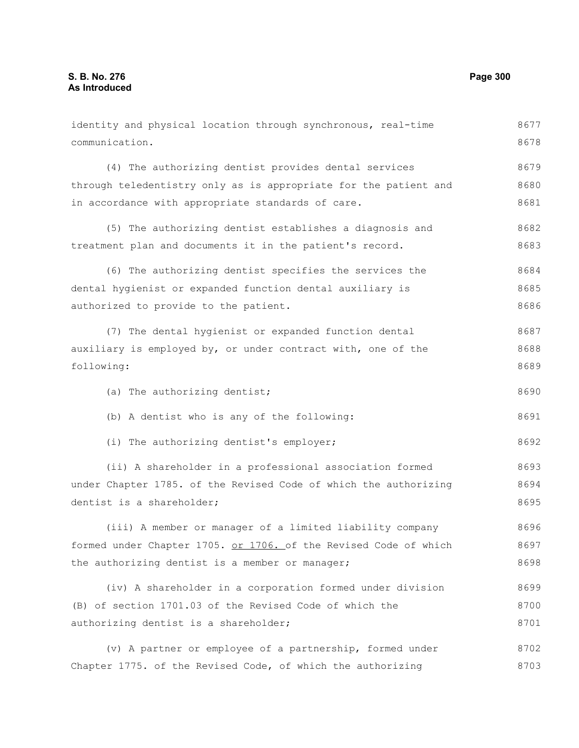identity and physical location through synchronous, real-time communication.

(4) The authorizing dentist provides dental services through teledentistry only as is appropriate for the patient and in accordance with appropriate standards of care.

(5) The authorizing dentist establishes a diagnosis and treatment plan and documents it in the patient's record.

(6) The authorizing dentist specifies the services the dental hygienist or expanded function dental auxiliary is authorized to provide to the patient.

(7) The dental hygienist or expanded function dental auxiliary is employed by, or under contract with, one of the following:

(a) The authorizing dentist;

(b) A dentist who is any of the following:

(i) The authorizing dentist's employer;

(ii) A shareholder in a professional association formed under Chapter 1785. of the Revised Code of which the authorizing dentist is a shareholder;

(iii) A member or manager of a limited liability company formed under Chapter 1705. or 1706. of the Revised Code of which the authorizing dentist is a member or manager;

(iv) A shareholder in a corporation formed under division (B) of section 1701.03 of the Revised Code of which the authorizing dentist is a shareholder;

(v) A partner or employee of a partnership, formed under Chapter 1775. of the Revised Code, of which the authorizing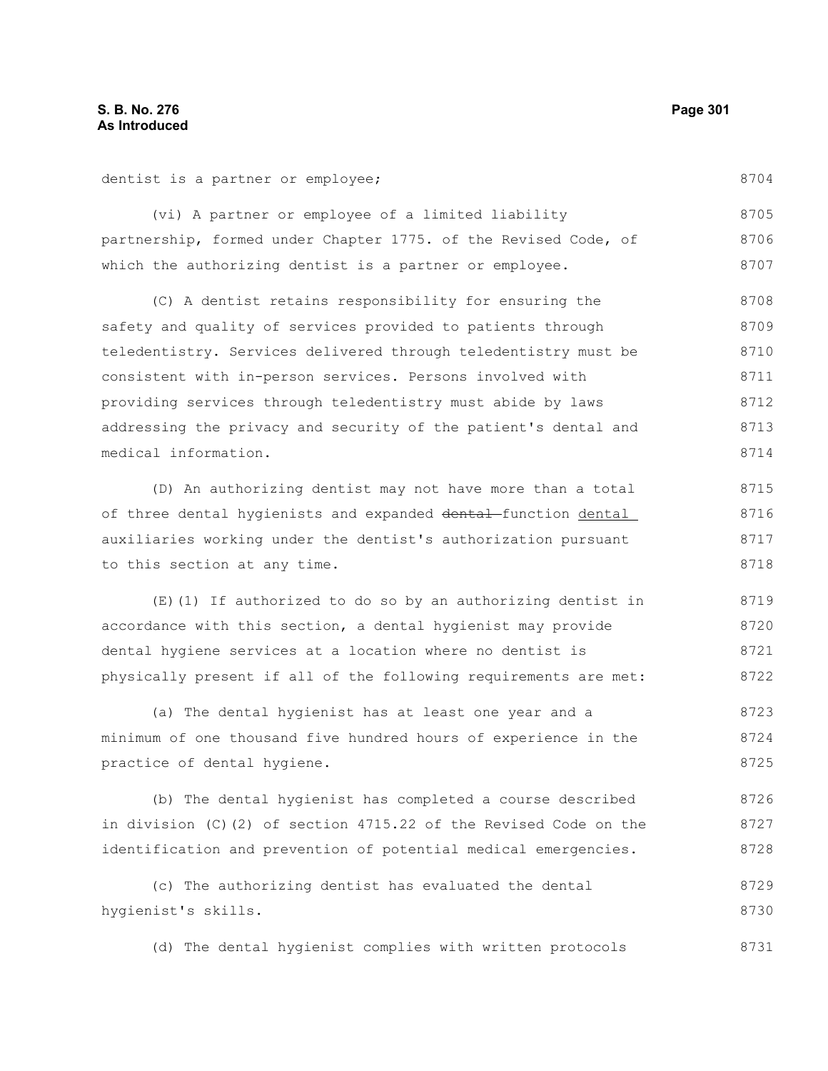dentist is a partner or employee;

(vi) A partner or employee of a limited liability partnership, formed under Chapter 1775. of the Revised Code, of which the authorizing dentist is a partner or employee.

(C) A dentist retains responsibility for ensuring the safety and quality of services provided to patients through teledentistry. Services delivered through teledentistry must be consistent with in-person services. Persons involved with providing services through teledentistry must abide by laws addressing the privacy and security of the patient's dental and medical information.

(D) An authorizing dentist may not have more than a total of three dental hygienists and expanded ~~dental~~ function dental auxiliaries working under the dentist's authorization pursuant to this section at any time.

(E)(1) If authorized to do so by an authorizing dentist in accordance with this section, a dental hygienist may provide dental hygiene services at a location where no dentist is physically present if all of the following requirements are met:

(a) The dental hygienist has at least one year and a minimum of one thousand five hundred hours of experience in the practice of dental hygiene.

(b) The dental hygienist has completed a course described in division (C)(2) of section 4715.22 of the Revised Code on the identification and prevention of potential medical emergencies.

(c) The authorizing dentist has evaluated the dental hygienist's skills.

(d) The dental hygienist complies with written protocols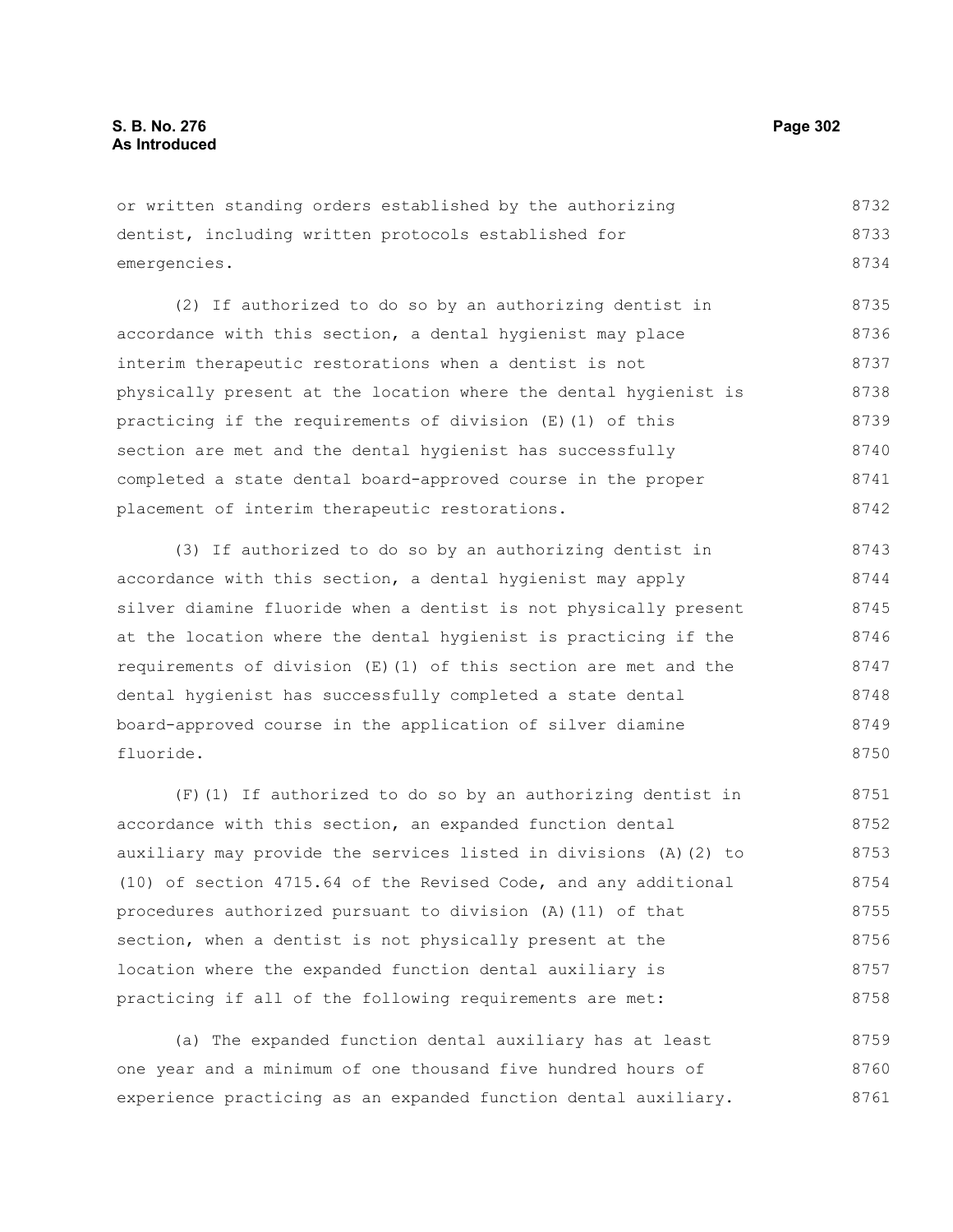or written standing orders established by the authorizing dentist, including written protocols established for emergencies.

(2) If authorized to do so by an authorizing dentist in accordance with this section, a dental hygienist may place interim therapeutic restorations when a dentist is not physically present at the location where the dental hygienist is practicing if the requirements of division (E)(1) of this section are met and the dental hygienist has successfully completed a state dental board-approved course in the proper placement of interim therapeutic restorations.

(3) If authorized to do so by an authorizing dentist in accordance with this section, a dental hygienist may apply silver diamine fluoride when a dentist is not physically present at the location where the dental hygienist is practicing if the requirements of division (E)(1) of this section are met and the dental hygienist has successfully completed a state dental board-approved course in the application of silver diamine fluoride.

(F)(1) If authorized to do so by an authorizing dentist in accordance with this section, an expanded function dental auxiliary may provide the services listed in divisions (A)(2) to (10) of section 4715.64 of the Revised Code, and any additional procedures authorized pursuant to division (A)(11) of that section, when a dentist is not physically present at the location where the expanded function dental auxiliary is practicing if all of the following requirements are met:

(a) The expanded function dental auxiliary has at least one year and a minimum of one thousand five hundred hours of experience practicing as an expanded function dental auxiliary.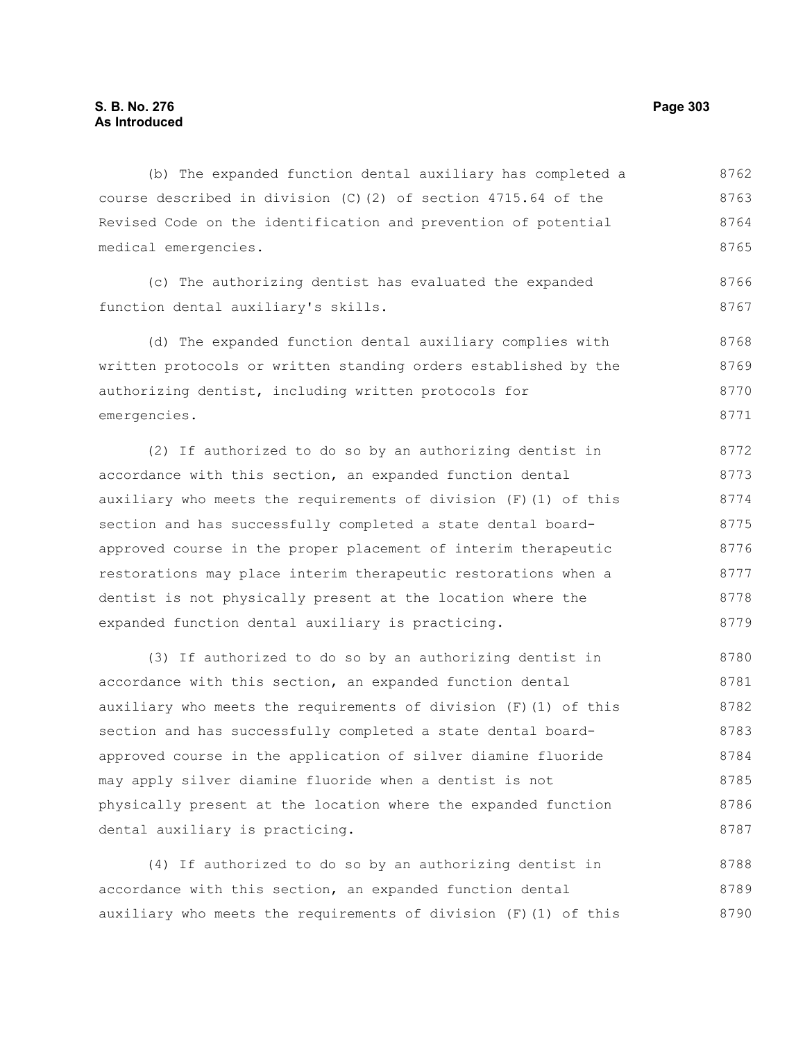(b) The expanded function dental auxiliary has completed a course described in division (C)(2) of section 4715.64 of the Revised Code on the identification and prevention of potential medical emergencies.

(c) The authorizing dentist has evaluated the expanded function dental auxiliary's skills.

(d) The expanded function dental auxiliary complies with written protocols or written standing orders established by the authorizing dentist, including written protocols for emergencies.

(2) If authorized to do so by an authorizing dentist in accordance with this section, an expanded function dental auxiliary who meets the requirements of division (F)(1) of this section and has successfully completed a state dental board-approved course in the proper placement of interim therapeutic restorations may place interim therapeutic restorations when a dentist is not physically present at the location where the expanded function dental auxiliary is practicing.

(3) If authorized to do so by an authorizing dentist in accordance with this section, an expanded function dental auxiliary who meets the requirements of division (F)(1) of this section and has successfully completed a state dental board-approved course in the application of silver diamine fluoride may apply silver diamine fluoride when a dentist is not physically present at the location where the expanded function dental auxiliary is practicing.

(4) If authorized to do so by an authorizing dentist in accordance with this section, an expanded function dental auxiliary who meets the requirements of division (F)(1) of this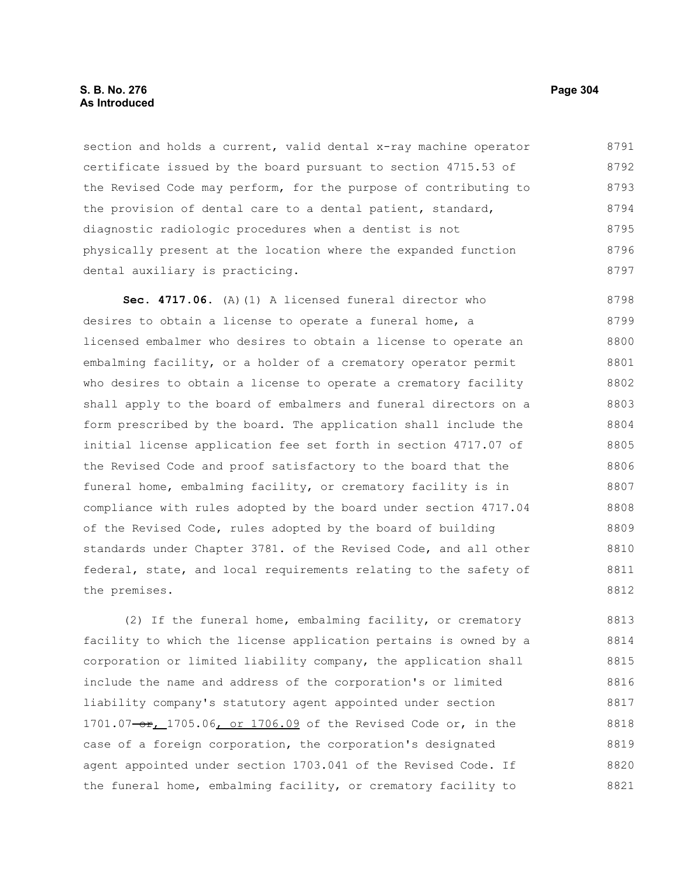section and holds a current, valid dental x-ray machine operator certificate issued by the board pursuant to section 4715.53 of the Revised Code may perform, for the purpose of contributing to the provision of dental care to a dental patient, standard, diagnostic radiologic procedures when a dentist is not physically present at the location where the expanded function dental auxiliary is practicing.

**Sec. 4717.06.** (A)(1) A licensed funeral director who desires to obtain a license to operate a funeral home, a licensed embalmer who desires to obtain a license to operate an embalming facility, or a holder of a crematory operator permit who desires to obtain a license to operate a crematory facility shall apply to the board of embalmers and funeral directors on a form prescribed by the board. The application shall include the initial license application fee set forth in section 4717.07 of the Revised Code and proof satisfactory to the board that the funeral home, embalming facility, or crematory facility is in compliance with rules adopted by the board under section 4717.04 of the Revised Code, rules adopted by the board of building standards under Chapter 3781. of the Revised Code, and all other federal, state, and local requirements relating to the safety of the premises.

(2) If the funeral home, embalming facility, or crematory facility to which the license application pertains is owned by a corporation or limited liability company, the application shall include the name and address of the corporation's or limited liability company's statutory agent appointed under section 1701.07 ~~or~~, 1705.06, or 1706.09 of the Revised Code or, in the case of a foreign corporation, the corporation's designated agent appointed under section 1703.041 of the Revised Code. If the funeral home, embalming facility, or crematory facility to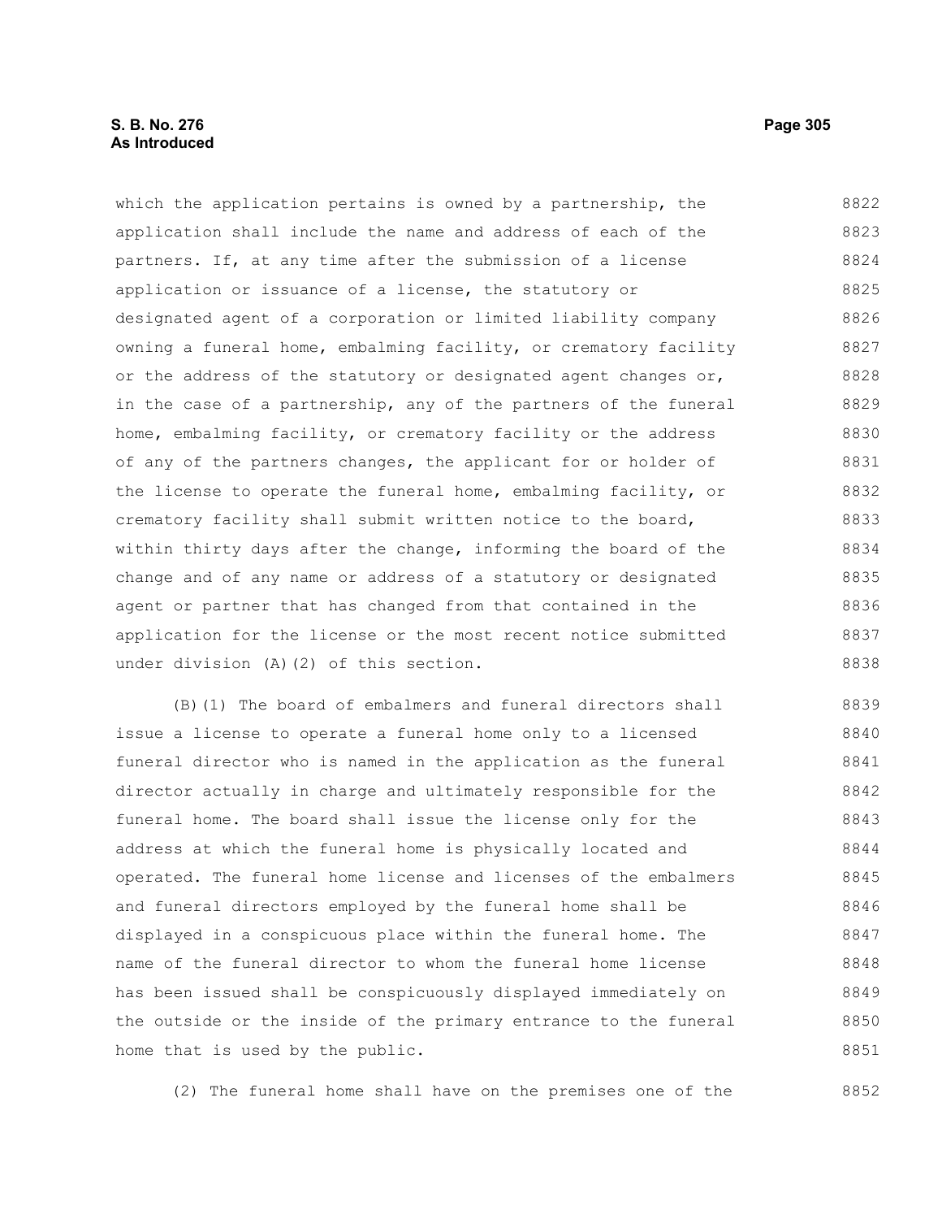which the application pertains is owned by a partnership, the application shall include the name and address of each of the partners. If, at any time after the submission of a license application or issuance of a license, the statutory or designated agent of a corporation or limited liability company owning a funeral home, embalming facility, or crematory facility or the address of the statutory or designated agent changes or, in the case of a partnership, any of the partners of the funeral home, embalming facility, or crematory facility or the address of any of the partners changes, the applicant for or holder of the license to operate the funeral home, embalming facility, or crematory facility shall submit written notice to the board, within thirty days after the change, informing the board of the change and of any name or address of a statutory or designated agent or partner that has changed from that contained in the application for the license or the most recent notice submitted under division (A)(2) of this section.

(B)(1) The board of embalmers and funeral directors shall issue a license to operate a funeral home only to a licensed funeral director who is named in the application as the funeral director actually in charge and ultimately responsible for the funeral home. The board shall issue the license only for the address at which the funeral home is physically located and operated. The funeral home license and licenses of the embalmers and funeral directors employed by the funeral home shall be displayed in a conspicuous place within the funeral home. The name of the funeral director to whom the funeral home license has been issued shall be conspicuously displayed immediately on the outside or the inside of the primary entrance to the funeral home that is used by the public.

(2) The funeral home shall have on the premises one of the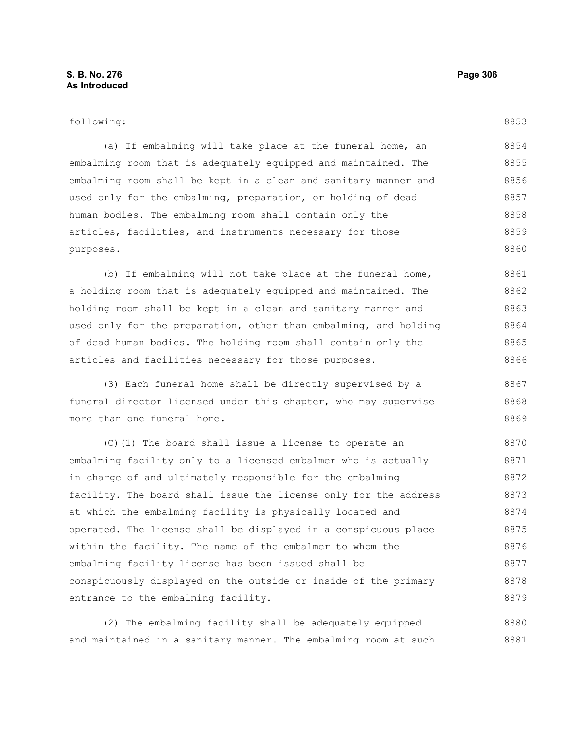following:

(a) If embalming will take place at the funeral home, an embalming room that is adequately equipped and maintained. The embalming room shall be kept in a clean and sanitary manner and used only for the embalming, preparation, or holding of dead human bodies. The embalming room shall contain only the articles, facilities, and instruments necessary for those purposes.

(b) If embalming will not take place at the funeral home, a holding room that is adequately equipped and maintained. The holding room shall be kept in a clean and sanitary manner and used only for the preparation, other than embalming, and holding of dead human bodies. The holding room shall contain only the articles and facilities necessary for those purposes.

(3) Each funeral home shall be directly supervised by a funeral director licensed under this chapter, who may supervise more than one funeral home.

(C)(1) The board shall issue a license to operate an embalming facility only to a licensed embalmer who is actually in charge of and ultimately responsible for the embalming facility. The board shall issue the license only for the address at which the embalming facility is physically located and operated. The license shall be displayed in a conspicuous place within the facility. The name of the embalmer to whom the embalming facility license has been issued shall be conspicuously displayed on the outside or inside of the primary entrance to the embalming facility.

(2) The embalming facility shall be adequately equipped and maintained in a sanitary manner. The embalming room at such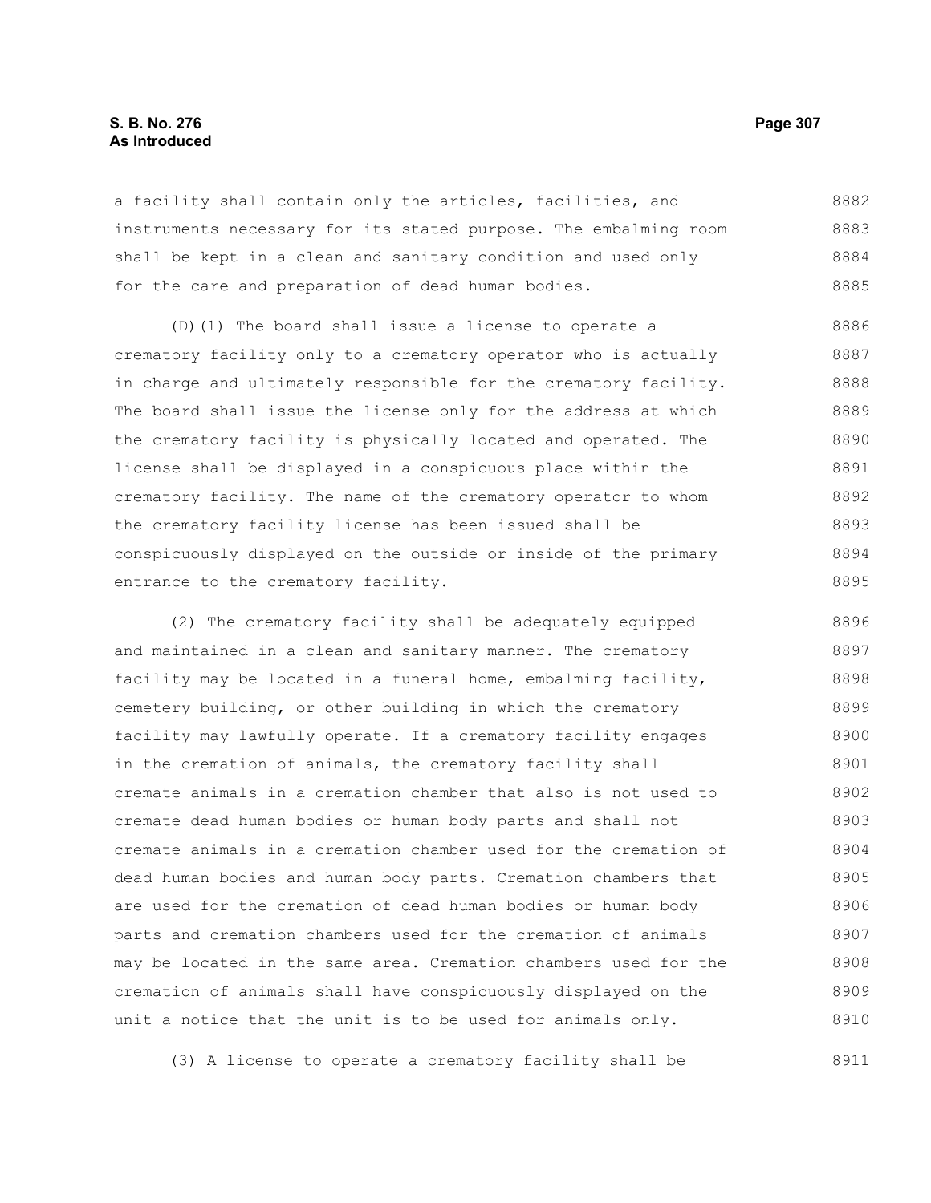a facility shall contain only the articles, facilities, and instruments necessary for its stated purpose. The embalming room shall be kept in a clean and sanitary condition and used only for the care and preparation of dead human bodies.

(D)(1) The board shall issue a license to operate a crematory facility only to a crematory operator who is actually in charge and ultimately responsible for the crematory facility. The board shall issue the license only for the address at which the crematory facility is physically located and operated. The license shall be displayed in a conspicuous place within the crematory facility. The name of the crematory operator to whom the crematory facility license has been issued shall be conspicuously displayed on the outside or inside of the primary entrance to the crematory facility.

(2) The crematory facility shall be adequately equipped and maintained in a clean and sanitary manner. The crematory facility may be located in a funeral home, embalming facility, cemetery building, or other building in which the crematory facility may lawfully operate. If a crematory facility engages in the cremation of animals, the crematory facility shall cremate animals in a cremation chamber that also is not used to cremate dead human bodies or human body parts and shall not cremate animals in a cremation chamber used for the cremation of dead human bodies and human body parts. Cremation chambers that are used for the cremation of dead human bodies or human body parts and cremation chambers used for the cremation of animals may be located in the same area. Cremation chambers used for the cremation of animals shall have conspicuously displayed on the unit a notice that the unit is to be used for animals only.

(3) A license to operate a crematory facility shall be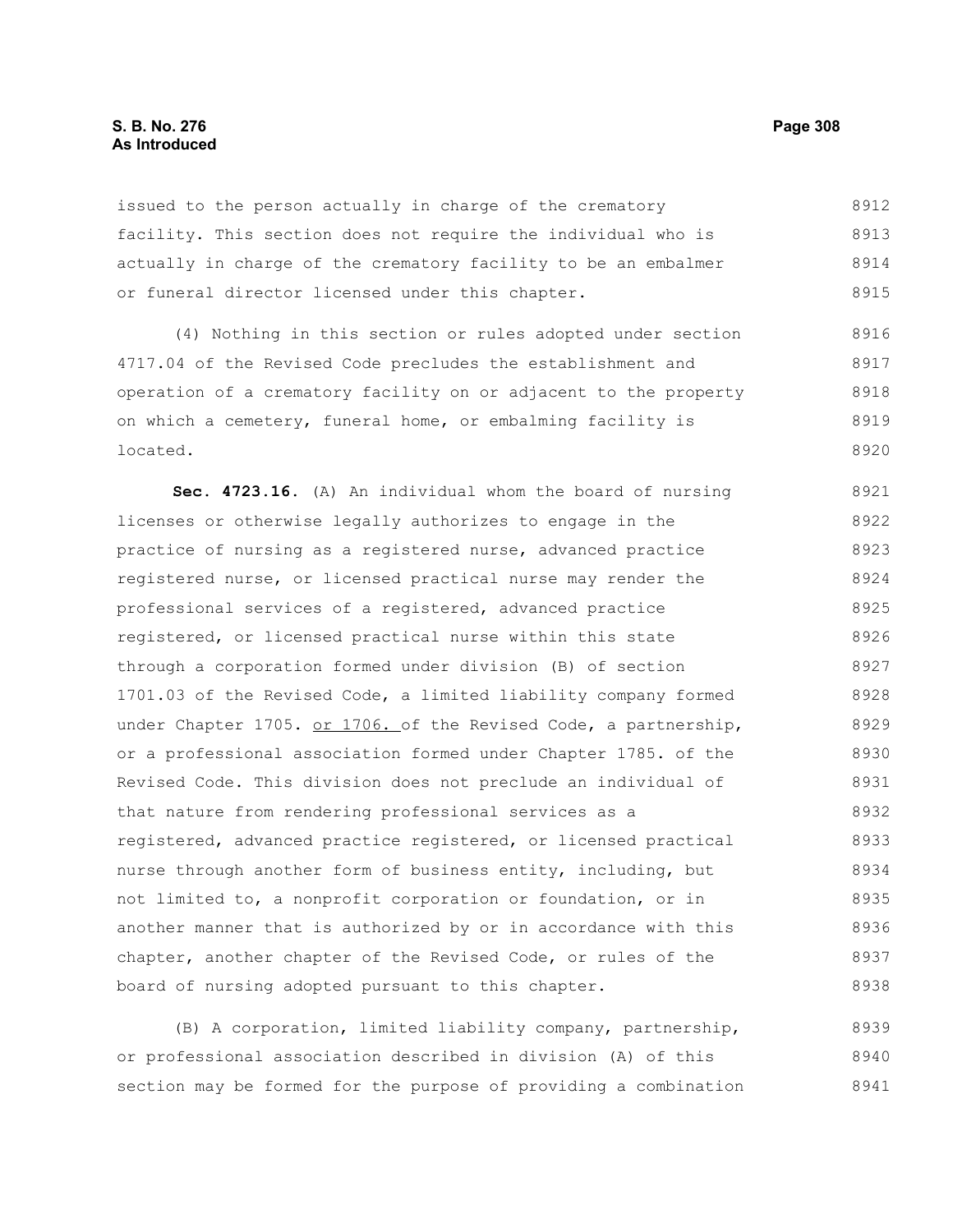issued to the person actually in charge of the crematory facility. This section does not require the individual who is actually in charge of the crematory facility to be an embalmer or funeral director licensed under this chapter.

(4) Nothing in this section or rules adopted under section 4717.04 of the Revised Code precludes the establishment and operation of a crematory facility on or adjacent to the property on which a cemetery, funeral home, or embalming facility is located.

**Sec. 4723.16.** (A) An individual whom the board of nursing licenses or otherwise legally authorizes to engage in the practice of nursing as a registered nurse, advanced practice registered nurse, or licensed practical nurse may render the professional services of a registered, advanced practice registered, or licensed practical nurse within this state through a corporation formed under division (B) of section 1701.03 of the Revised Code, a limited liability company formed under Chapter 1705. <u>or 1706.</u> of the Revised Code, a partnership, or a professional association formed under Chapter 1785. of the Revised Code. This division does not preclude an individual of that nature from rendering professional services as a registered, advanced practice registered, or licensed practical nurse through another form of business entity, including, but not limited to, a nonprofit corporation or foundation, or in another manner that is authorized by or in accordance with this chapter, another chapter of the Revised Code, or rules of the board of nursing adopted pursuant to this chapter.

(B) A corporation, limited liability company, partnership, or professional association described in division (A) of this section may be formed for the purpose of providing a combination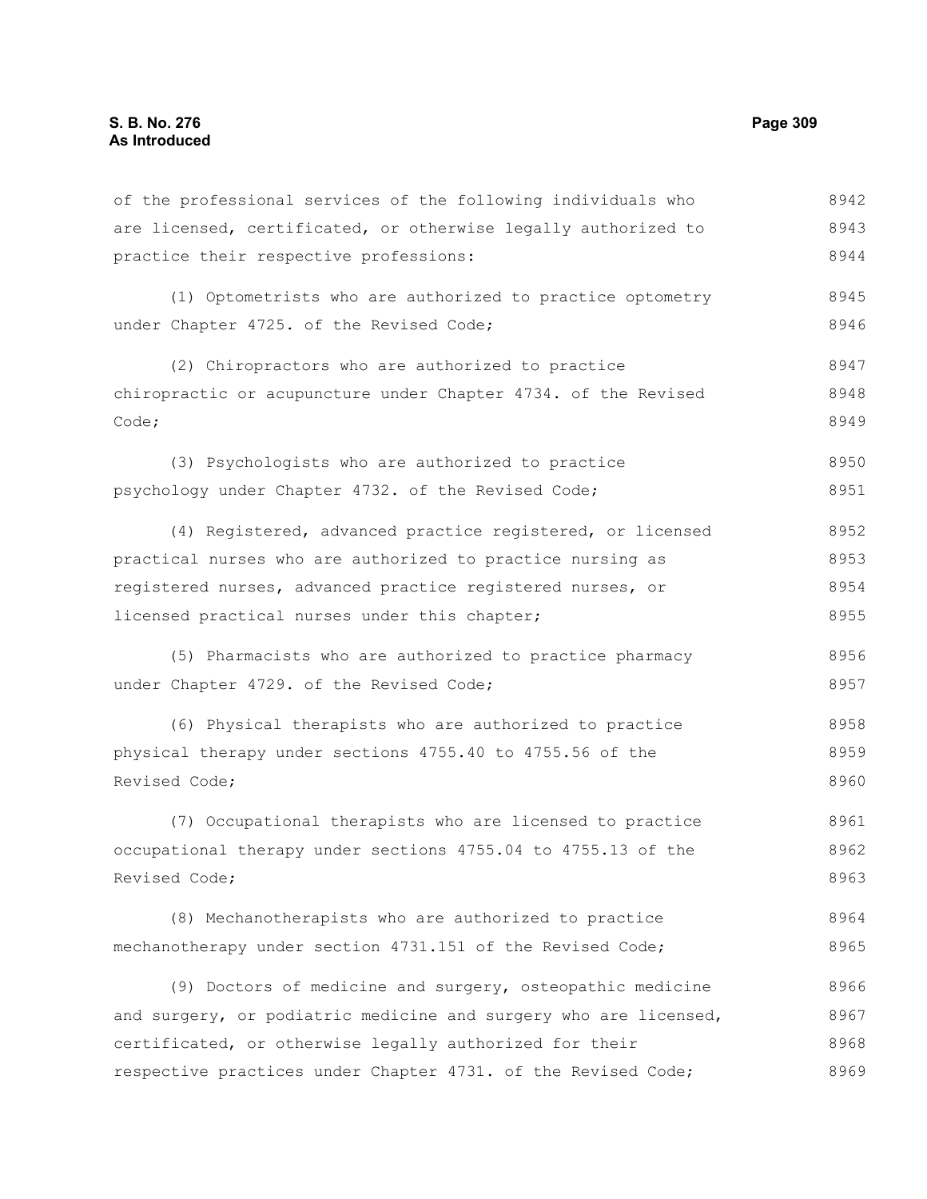of the professional services of the following individuals who are licensed, certificated, or otherwise legally authorized to practice their respective professions:

(1) Optometrists who are authorized to practice optometry under Chapter 4725. of the Revised Code;

(2) Chiropractors who are authorized to practice chiropractic or acupuncture under Chapter 4734. of the Revised Code;

(3) Psychologists who are authorized to practice psychology under Chapter 4732. of the Revised Code;

(4) Registered, advanced practice registered, or licensed practical nurses who are authorized to practice nursing as registered nurses, advanced practice registered nurses, or licensed practical nurses under this chapter;

(5) Pharmacists who are authorized to practice pharmacy under Chapter 4729. of the Revised Code;

(6) Physical therapists who are authorized to practice physical therapy under sections 4755.40 to 4755.56 of the Revised Code;

(7) Occupational therapists who are licensed to practice occupational therapy under sections 4755.04 to 4755.13 of the Revised Code;

(8) Mechanotherapists who are authorized to practice mechanotherapy under section 4731.151 of the Revised Code;

(9) Doctors of medicine and surgery, osteopathic medicine and surgery, or podiatric medicine and surgery who are licensed, certificated, or otherwise legally authorized for their respective practices under Chapter 4731. of the Revised Code;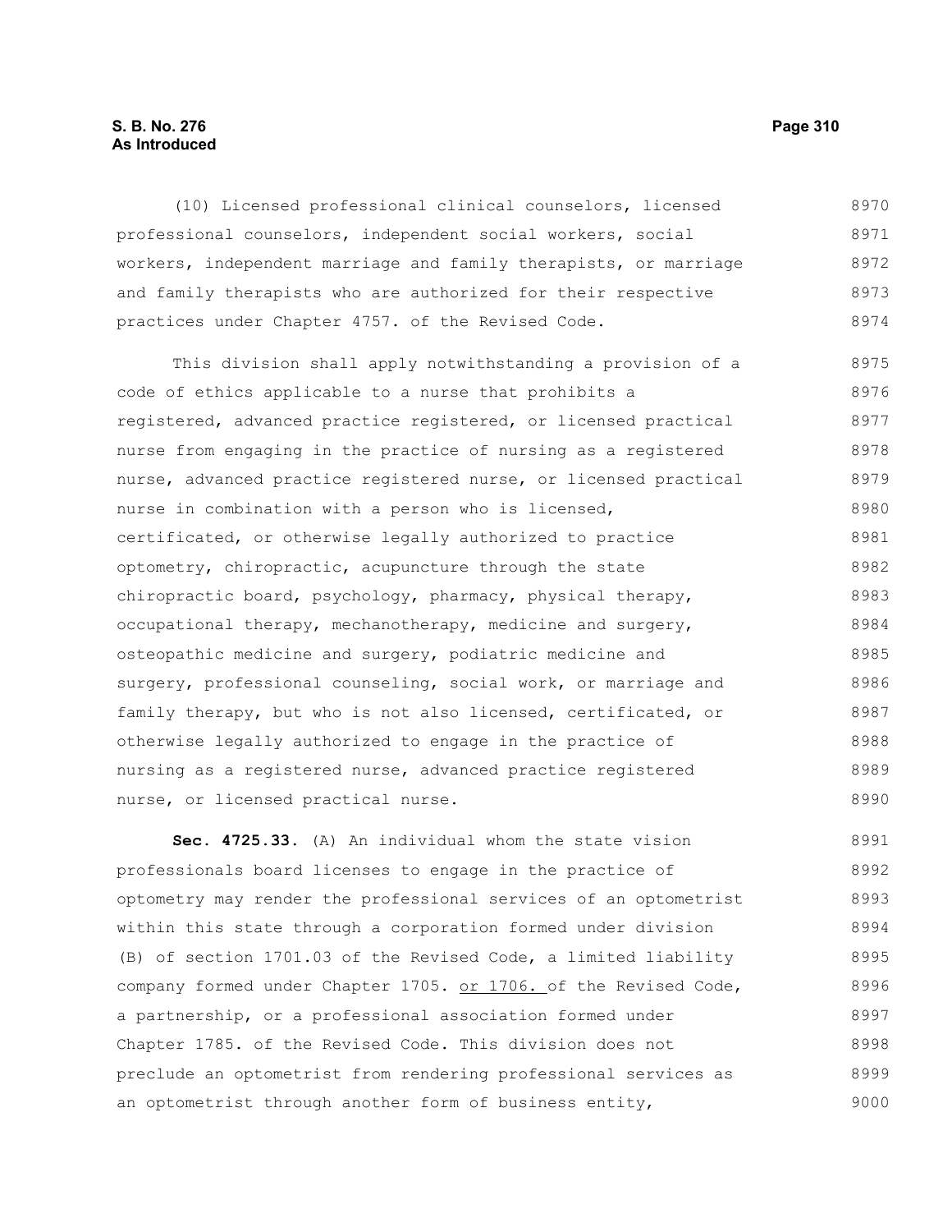(10) Licensed professional clinical counselors, licensed professional counselors, independent social workers, social workers, independent marriage and family therapists, or marriage and family therapists who are authorized for their respective practices under Chapter 4757. of the Revised Code.

This division shall apply notwithstanding a provision of a code of ethics applicable to a nurse that prohibits a registered, advanced practice registered, or licensed practical nurse from engaging in the practice of nursing as a registered nurse, advanced practice registered nurse, or licensed practical nurse in combination with a person who is licensed, certificated, or otherwise legally authorized to practice optometry, chiropractic, acupuncture through the state chiropractic board, psychology, pharmacy, physical therapy, occupational therapy, mechanotherapy, medicine and surgery, osteopathic medicine and surgery, podiatric medicine and surgery, professional counseling, social work, or marriage and family therapy, but who is not also licensed, certificated, or otherwise legally authorized to engage in the practice of nursing as a registered nurse, advanced practice registered nurse, or licensed practical nurse.

**Sec. 4725.33.** (A) An individual whom the state vision professionals board licenses to engage in the practice of optometry may render the professional services of an optometrist within this state through a corporation formed under division (B) of section 1701.03 of the Revised Code, a limited liability company formed under Chapter 1705. or 1706. of the Revised Code, a partnership, or a professional association formed under Chapter 1785. of the Revised Code. This division does not preclude an optometrist from rendering professional services as an optometrist through another form of business entity,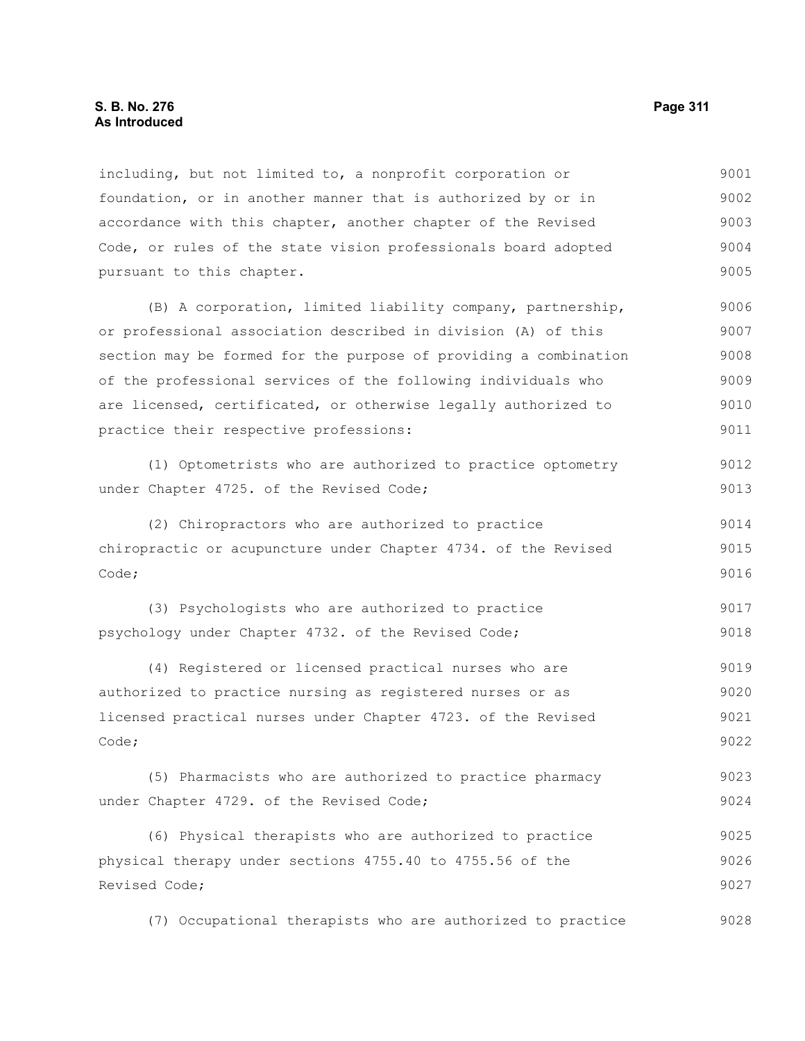including, but not limited to, a nonprofit corporation or foundation, or in another manner that is authorized by or in accordance with this chapter, another chapter of the Revised Code, or rules of the state vision professionals board adopted pursuant to this chapter.

(B) A corporation, limited liability company, partnership, or professional association described in division (A) of this section may be formed for the purpose of providing a combination of the professional services of the following individuals who are licensed, certificated, or otherwise legally authorized to practice their respective professions:

(1) Optometrists who are authorized to practice optometry under Chapter 4725. of the Revised Code;

(2) Chiropractors who are authorized to practice chiropractic or acupuncture under Chapter 4734. of the Revised Code;

(3) Psychologists who are authorized to practice psychology under Chapter 4732. of the Revised Code;

(4) Registered or licensed practical nurses who are authorized to practice nursing as registered nurses or as licensed practical nurses under Chapter 4723. of the Revised Code;

(5) Pharmacists who are authorized to practice pharmacy under Chapter 4729. of the Revised Code;

(6) Physical therapists who are authorized to practice physical therapy under sections 4755.40 to 4755.56 of the Revised Code;

(7) Occupational therapists who are authorized to practice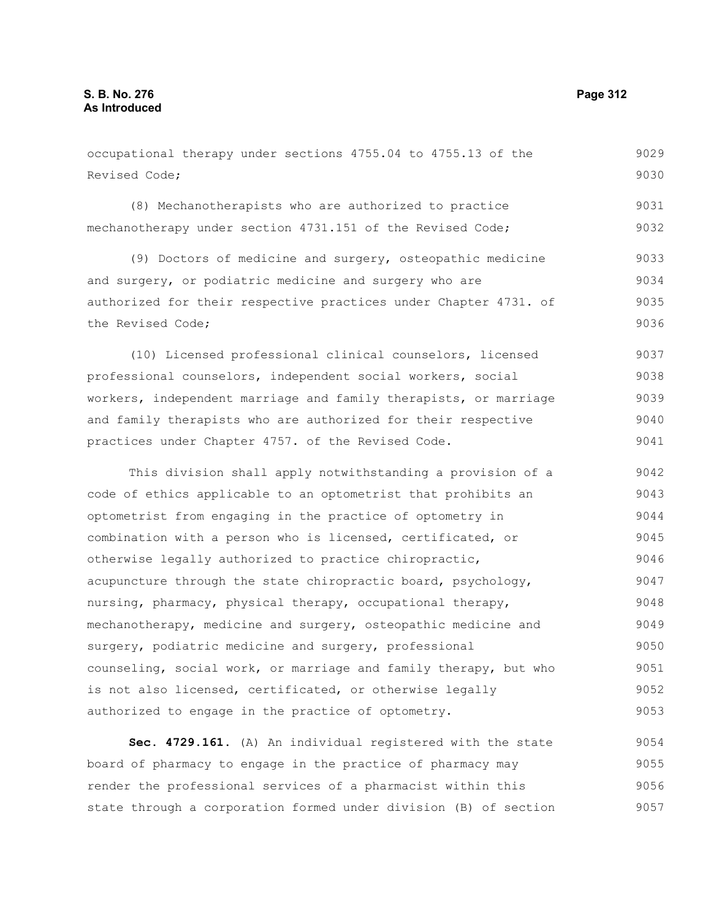occupational therapy under sections 4755.04 to 4755.13 of the Revised Code;

(8) Mechanotherapists who are authorized to practice mechanotherapy under section 4731.151 of the Revised Code;

(9) Doctors of medicine and surgery, osteopathic medicine and surgery, or podiatric medicine and surgery who are authorized for their respective practices under Chapter 4731. of the Revised Code;

(10) Licensed professional clinical counselors, licensed professional counselors, independent social workers, social workers, independent marriage and family therapists, or marriage and family therapists who are authorized for their respective practices under Chapter 4757. of the Revised Code.

This division shall apply notwithstanding a provision of a code of ethics applicable to an optometrist that prohibits an optometrist from engaging in the practice of optometry in combination with a person who is licensed, certificated, or otherwise legally authorized to practice chiropractic, acupuncture through the state chiropractic board, psychology, nursing, pharmacy, physical therapy, occupational therapy, mechanotherapy, medicine and surgery, osteopathic medicine and surgery, podiatric medicine and surgery, professional counseling, social work, or marriage and family therapy, but who is not also licensed, certificated, or otherwise legally authorized to engage in the practice of optometry.

**Sec. 4729.161.** (A) An individual registered with the state board of pharmacy to engage in the practice of pharmacy may render the professional services of a pharmacist within this state through a corporation formed under division (B) of section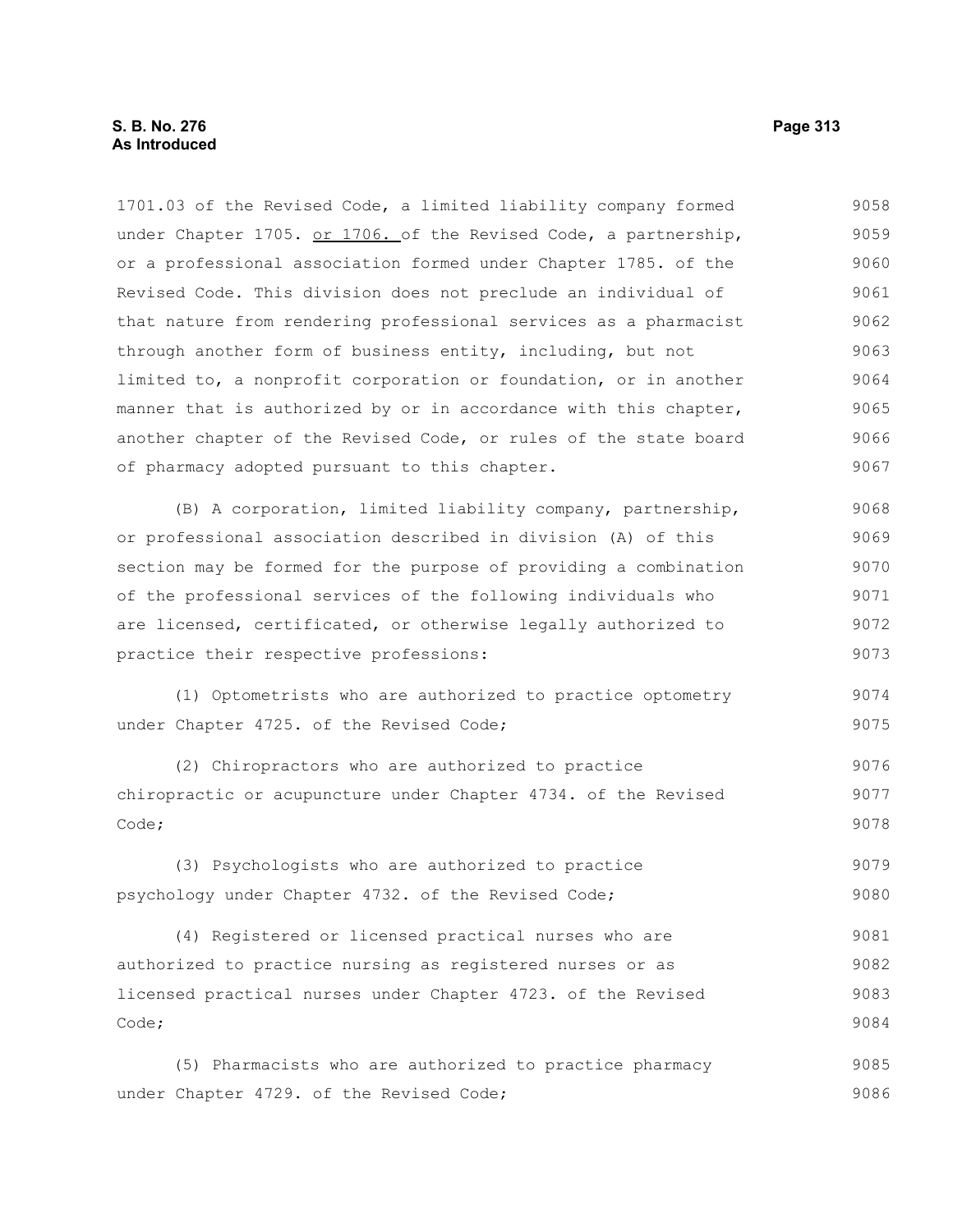1701.03 of the Revised Code, a limited liability company formed under Chapter 1705. <u>or 1706.</u> of the Revised Code, a partnership, or a professional association formed under Chapter 1785. of the Revised Code. This division does not preclude an individual of that nature from rendering professional services as a pharmacist through another form of business entity, including, but not limited to, a nonprofit corporation or foundation, or in another manner that is authorized by or in accordance with this chapter, another chapter of the Revised Code, or rules of the state board of pharmacy adopted pursuant to this chapter.

(B) A corporation, limited liability company, partnership, or professional association described in division (A) of this section may be formed for the purpose of providing a combination of the professional services of the following individuals who are licensed, certificated, or otherwise legally authorized to practice their respective professions:

(1) Optometrists who are authorized to practice optometry under Chapter 4725. of the Revised Code;

(2) Chiropractors who are authorized to practice chiropractic or acupuncture under Chapter 4734. of the Revised Code;

(3) Psychologists who are authorized to practice psychology under Chapter 4732. of the Revised Code;

(4) Registered or licensed practical nurses who are authorized to practice nursing as registered nurses or as licensed practical nurses under Chapter 4723. of the Revised Code;

(5) Pharmacists who are authorized to practice pharmacy under Chapter 4729. of the Revised Code;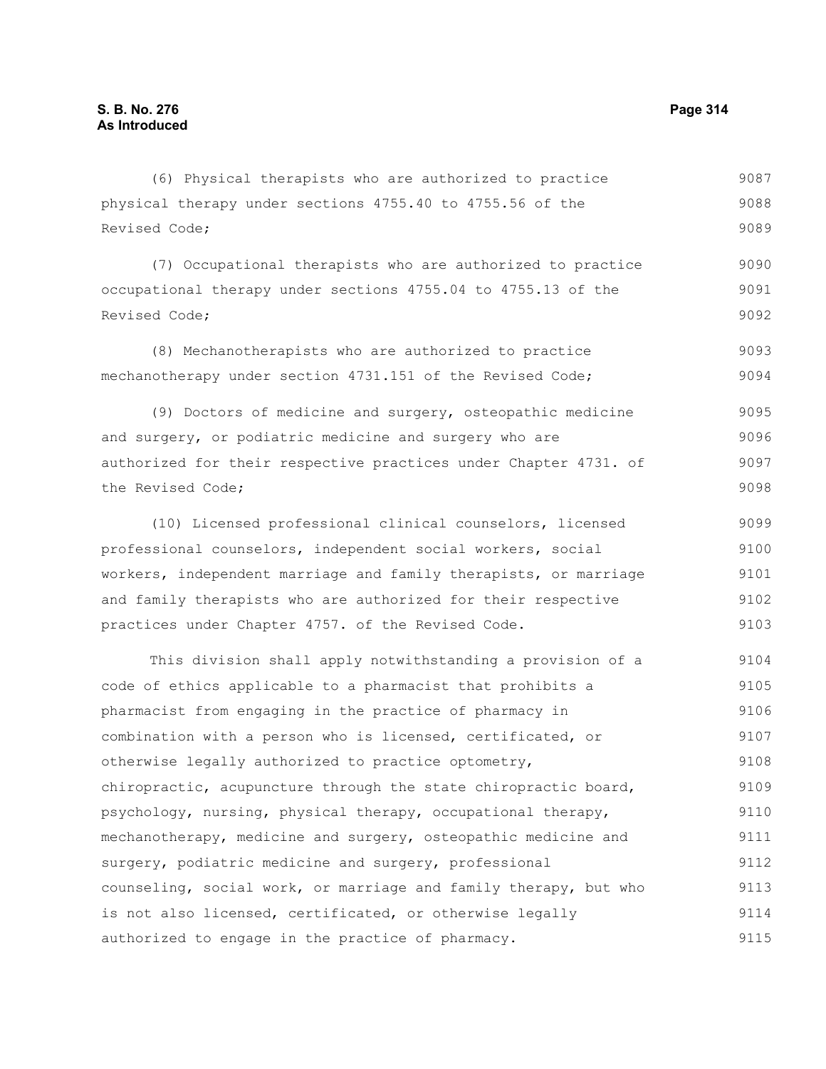(6) Physical therapists who are authorized to practice physical therapy under sections 4755.40 to 4755.56 of the Revised Code;

(7) Occupational therapists who are authorized to practice occupational therapy under sections 4755.04 to 4755.13 of the Revised Code;

(8) Mechanotherapists who are authorized to practice mechanotherapy under section 4731.151 of the Revised Code;

(9) Doctors of medicine and surgery, osteopathic medicine and surgery, or podiatric medicine and surgery who are authorized for their respective practices under Chapter 4731. of the Revised Code;

(10) Licensed professional clinical counselors, licensed professional counselors, independent social workers, social workers, independent marriage and family therapists, or marriage and family therapists who are authorized for their respective practices under Chapter 4757. of the Revised Code.

This division shall apply notwithstanding a provision of a code of ethics applicable to a pharmacist that prohibits a pharmacist from engaging in the practice of pharmacy in combination with a person who is licensed, certificated, or otherwise legally authorized to practice optometry, chiropractic, acupuncture through the state chiropractic board, psychology, nursing, physical therapy, occupational therapy, mechanotherapy, medicine and surgery, osteopathic medicine and surgery, podiatric medicine and surgery, professional counseling, social work, or marriage and family therapy, but who is not also licensed, certificated, or otherwise legally authorized to engage in the practice of pharmacy.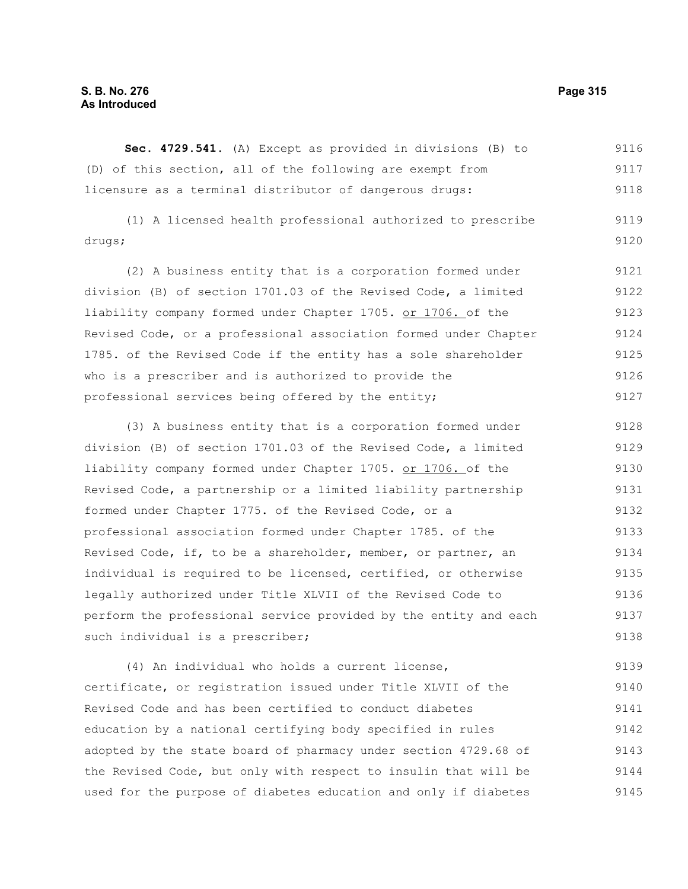**Sec. 4729.541.** (A) Except as provided in divisions (B) to (D) of this section, all of the following are exempt from licensure as a terminal distributor of dangerous drugs:

(1) A licensed health professional authorized to prescribe drugs;

(2) A business entity that is a corporation formed under division (B) of section 1701.03 of the Revised Code, a limited liability company formed under Chapter 1705. or 1706. of the Revised Code, or a professional association formed under Chapter 1785. of the Revised Code if the entity has a sole shareholder who is a prescriber and is authorized to provide the professional services being offered by the entity;

(3) A business entity that is a corporation formed under division (B) of section 1701.03 of the Revised Code, a limited liability company formed under Chapter 1705. or 1706. of the Revised Code, a partnership or a limited liability partnership formed under Chapter 1775. of the Revised Code, or a professional association formed under Chapter 1785. of the Revised Code, if, to be a shareholder, member, or partner, an individual is required to be licensed, certified, or otherwise legally authorized under Title XLVII of the Revised Code to perform the professional service provided by the entity and each such individual is a prescriber;

(4) An individual who holds a current license, certificate, or registration issued under Title XLVII of the Revised Code and has been certified to conduct diabetes education by a national certifying body specified in rules adopted by the state board of pharmacy under section 4729.68 of the Revised Code, but only with respect to insulin that will be used for the purpose of diabetes education and only if diabetes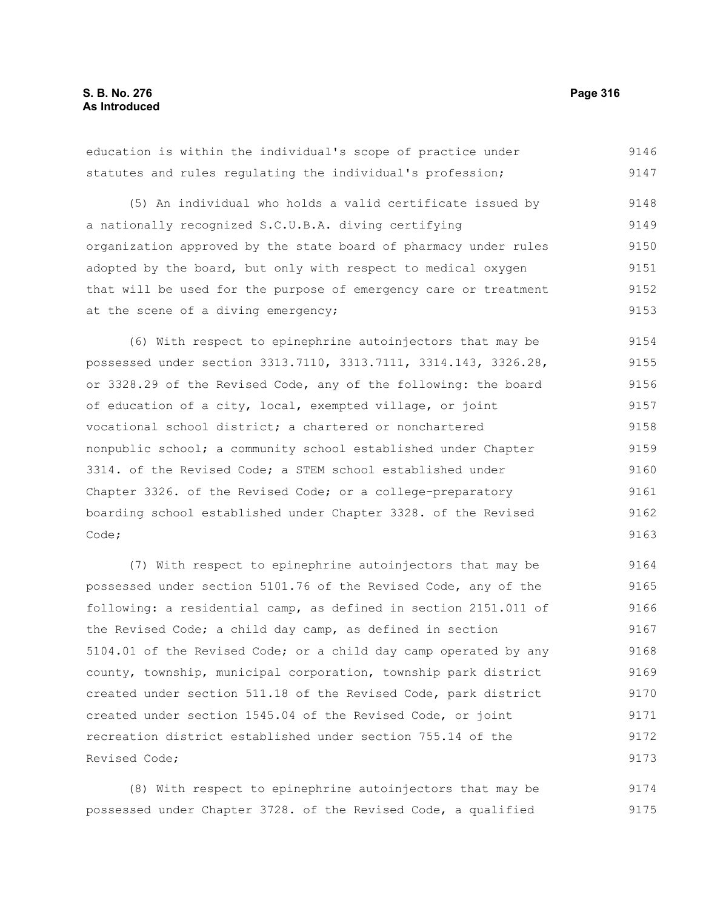education is within the individual's scope of practice under statutes and rules regulating the individual's profession;

(5) An individual who holds a valid certificate issued by a nationally recognized S.C.U.B.A. diving certifying organization approved by the state board of pharmacy under rules adopted by the board, but only with respect to medical oxygen that will be used for the purpose of emergency care or treatment at the scene of a diving emergency;

(6) With respect to epinephrine autoinjectors that may be possessed under section 3313.7110, 3313.7111, 3314.143, 3326.28, or 3328.29 of the Revised Code, any of the following: the board of education of a city, local, exempted village, or joint vocational school district; a chartered or nonchartered nonpublic school; a community school established under Chapter 3314. of the Revised Code; a STEM school established under Chapter 3326. of the Revised Code; or a college-preparatory boarding school established under Chapter 3328. of the Revised Code;

(7) With respect to epinephrine autoinjectors that may be possessed under section 5101.76 of the Revised Code, any of the following: a residential camp, as defined in section 2151.011 of the Revised Code; a child day camp, as defined in section 5104.01 of the Revised Code; or a child day camp operated by any county, township, municipal corporation, township park district created under section 511.18 of the Revised Code, park district created under section 1545.04 of the Revised Code, or joint recreation district established under section 755.14 of the Revised Code;

(8) With respect to epinephrine autoinjectors that may be possessed under Chapter 3728. of the Revised Code, a qualified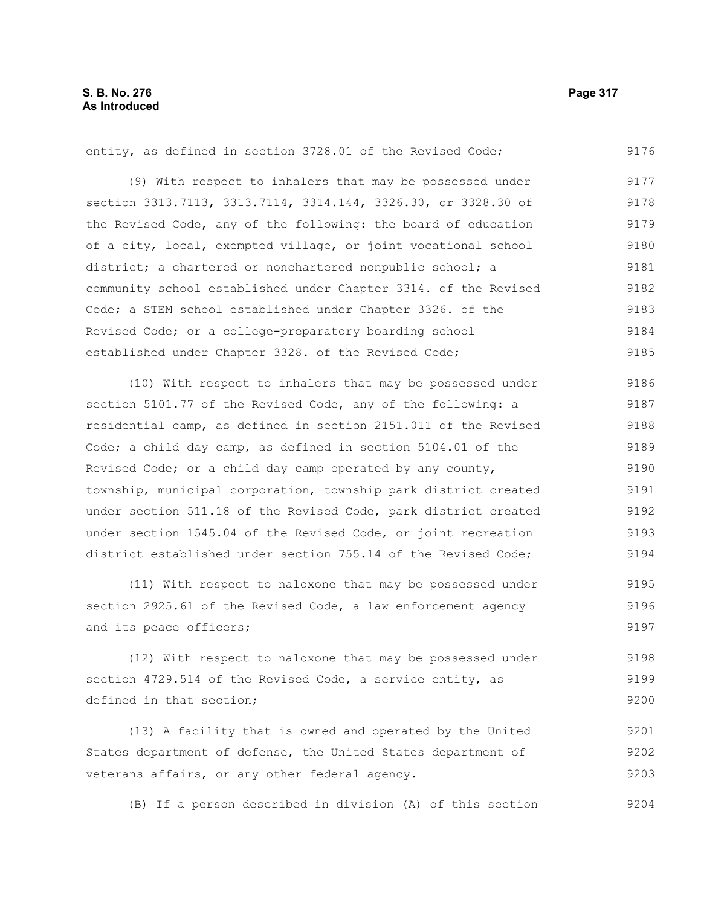entity, as defined in section 3728.01 of the Revised Code;

(9) With respect to inhalers that may be possessed under section 3313.7113, 3313.7114, 3314.144, 3326.30, or 3328.30 of the Revised Code, any of the following: the board of education of a city, local, exempted village, or joint vocational school district; a chartered or nonchartered nonpublic school; a community school established under Chapter 3314. of the Revised Code; a STEM school established under Chapter 3326. of the Revised Code; or a college-preparatory boarding school established under Chapter 3328. of the Revised Code;

(10) With respect to inhalers that may be possessed under section 5101.77 of the Revised Code, any of the following: a residential camp, as defined in section 2151.011 of the Revised Code; a child day camp, as defined in section 5104.01 of the Revised Code; or a child day camp operated by any county, township, municipal corporation, township park district created under section 511.18 of the Revised Code, park district created under section 1545.04 of the Revised Code, or joint recreation district established under section 755.14 of the Revised Code;

(11) With respect to naloxone that may be possessed under section 2925.61 of the Revised Code, a law enforcement agency and its peace officers;

(12) With respect to naloxone that may be possessed under section 4729.514 of the Revised Code, a service entity, as defined in that section;

(13) A facility that is owned and operated by the United States department of defense, the United States department of veterans affairs, or any other federal agency.

(B) If a person described in division (A) of this section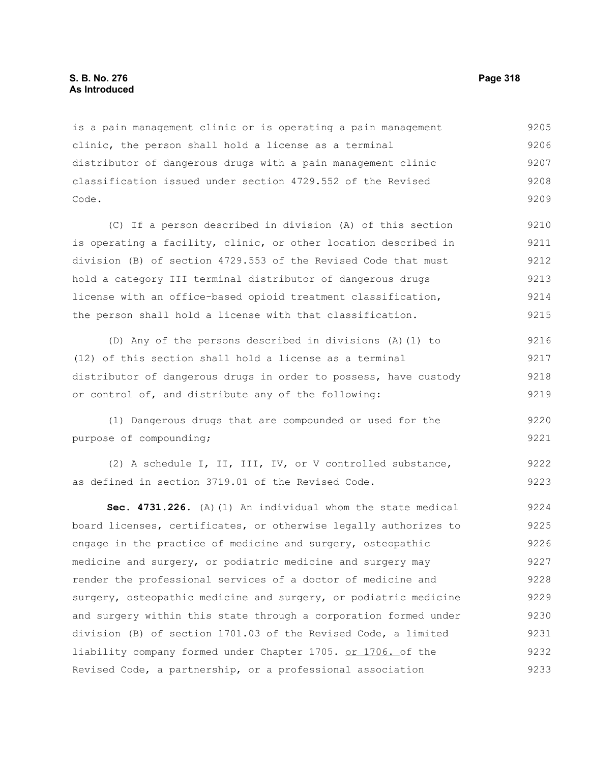is a pain management clinic or is operating a pain management clinic, the person shall hold a license as a terminal distributor of dangerous drugs with a pain management clinic classification issued under section 4729.552 of the Revised Code.

(C) If a person described in division (A) of this section is operating a facility, clinic, or other location described in division (B) of section 4729.553 of the Revised Code that must hold a category III terminal distributor of dangerous drugs license with an office-based opioid treatment classification, the person shall hold a license with that classification.

(D) Any of the persons described in divisions (A)(1) to (12) of this section shall hold a license as a terminal distributor of dangerous drugs in order to possess, have custody or control of, and distribute any of the following:

(1) Dangerous drugs that are compounded or used for the purpose of compounding;

(2) A schedule I, II, III, IV, or V controlled substance, as defined in section 3719.01 of the Revised Code.

**Sec. 4731.226.** (A)(1) An individual whom the state medical board licenses, certificates, or otherwise legally authorizes to engage in the practice of medicine and surgery, osteopathic medicine and surgery, or podiatric medicine and surgery may render the professional services of a doctor of medicine and surgery, osteopathic medicine and surgery, or podiatric medicine and surgery within this state through a corporation formed under division (B) of section 1701.03 of the Revised Code, a limited liability company formed under Chapter 1705. <u>or 1706.</u> of the Revised Code, a partnership, or a professional association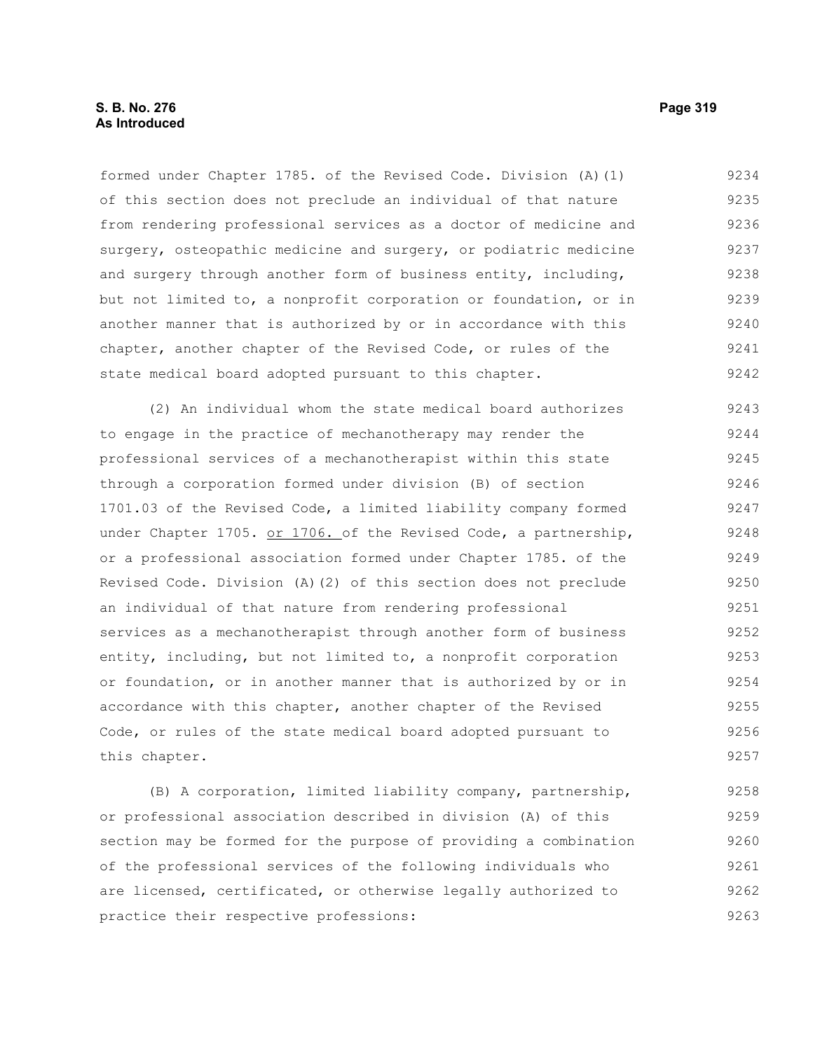formed under Chapter 1785. of the Revised Code. Division (A)(1) of this section does not preclude an individual of that nature from rendering professional services as a doctor of medicine and surgery, osteopathic medicine and surgery, or podiatric medicine and surgery through another form of business entity, including, but not limited to, a nonprofit corporation or foundation, or in another manner that is authorized by or in accordance with this chapter, another chapter of the Revised Code, or rules of the state medical board adopted pursuant to this chapter.

(2) An individual whom the state medical board authorizes to engage in the practice of mechanotherapy may render the professional services of a mechanotherapist within this state through a corporation formed under division (B) of section 1701.03 of the Revised Code, a limited liability company formed under Chapter 1705. or 1706. of the Revised Code, a partnership, or a professional association formed under Chapter 1785. of the Revised Code. Division (A)(2) of this section does not preclude an individual of that nature from rendering professional services as a mechanotherapist through another form of business entity, including, but not limited to, a nonprofit corporation or foundation, or in another manner that is authorized by or in accordance with this chapter, another chapter of the Revised Code, or rules of the state medical board adopted pursuant to this chapter.

(B) A corporation, limited liability company, partnership, or professional association described in division (A) of this section may be formed for the purpose of providing a combination of the professional services of the following individuals who are licensed, certificated, or otherwise legally authorized to practice their respective professions: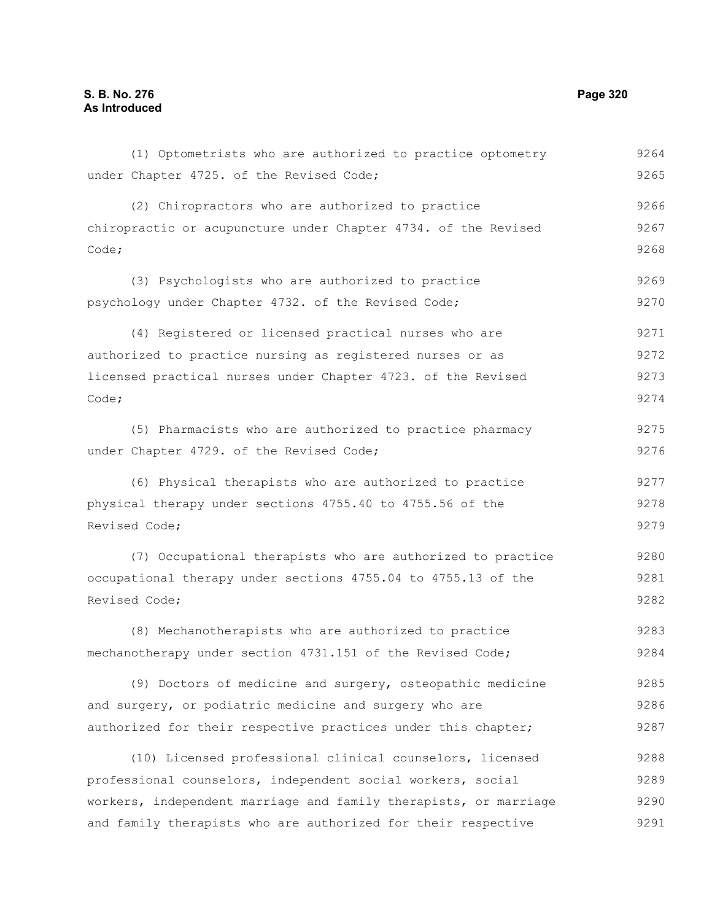(1) Optometrists who are authorized to practice optometry under Chapter 4725. of the Revised Code;

(2) Chiropractors who are authorized to practice chiropractic or acupuncture under Chapter 4734. of the Revised Code;

(3) Psychologists who are authorized to practice psychology under Chapter 4732. of the Revised Code;

(4) Registered or licensed practical nurses who are authorized to practice nursing as registered nurses or as licensed practical nurses under Chapter 4723. of the Revised Code;

(5) Pharmacists who are authorized to practice pharmacy under Chapter 4729. of the Revised Code;

(6) Physical therapists who are authorized to practice physical therapy under sections 4755.40 to 4755.56 of the Revised Code;

(7) Occupational therapists who are authorized to practice occupational therapy under sections 4755.04 to 4755.13 of the Revised Code;

(8) Mechanotherapists who are authorized to practice mechanotherapy under section 4731.151 of the Revised Code;

(9) Doctors of medicine and surgery, osteopathic medicine and surgery, or podiatric medicine and surgery who are authorized for their respective practices under this chapter;

(10) Licensed professional clinical counselors, licensed professional counselors, independent social workers, social workers, independent marriage and family therapists, or marriage and family therapists who are authorized for their respective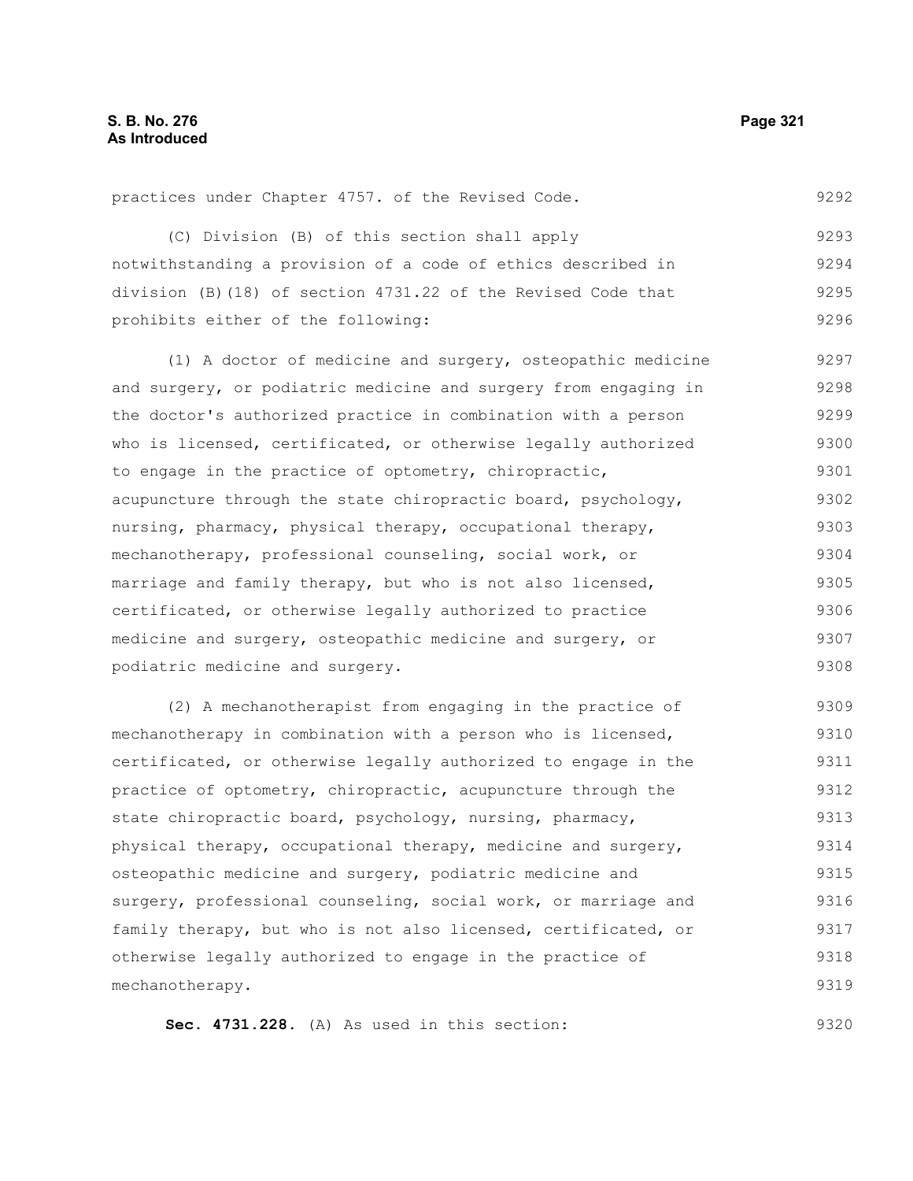practices under Chapter 4757. of the Revised Code.

(C) Division (B) of this section shall apply notwithstanding a provision of a code of ethics described in division (B)(18) of section 4731.22 of the Revised Code that prohibits either of the following:

(1) A doctor of medicine and surgery, osteopathic medicine and surgery, or podiatric medicine and surgery from engaging in the doctor's authorized practice in combination with a person who is licensed, certificated, or otherwise legally authorized to engage in the practice of optometry, chiropractic, acupuncture through the state chiropractic board, psychology, nursing, pharmacy, physical therapy, occupational therapy, mechanotherapy, professional counseling, social work, or marriage and family therapy, but who is not also licensed, certificated, or otherwise legally authorized to practice medicine and surgery, osteopathic medicine and surgery, or podiatric medicine and surgery.

(2) A mechanotherapist from engaging in the practice of mechanotherapy in combination with a person who is licensed, certificated, or otherwise legally authorized to engage in the practice of optometry, chiropractic, acupuncture through the state chiropractic board, psychology, nursing, pharmacy, physical therapy, occupational therapy, medicine and surgery, osteopathic medicine and surgery, podiatric medicine and surgery, professional counseling, social work, or marriage and family therapy, but who is not also licensed, certificated, or otherwise legally authorized to engage in the practice of mechanotherapy.

**Sec. 4731.228.** (A) As used in this section: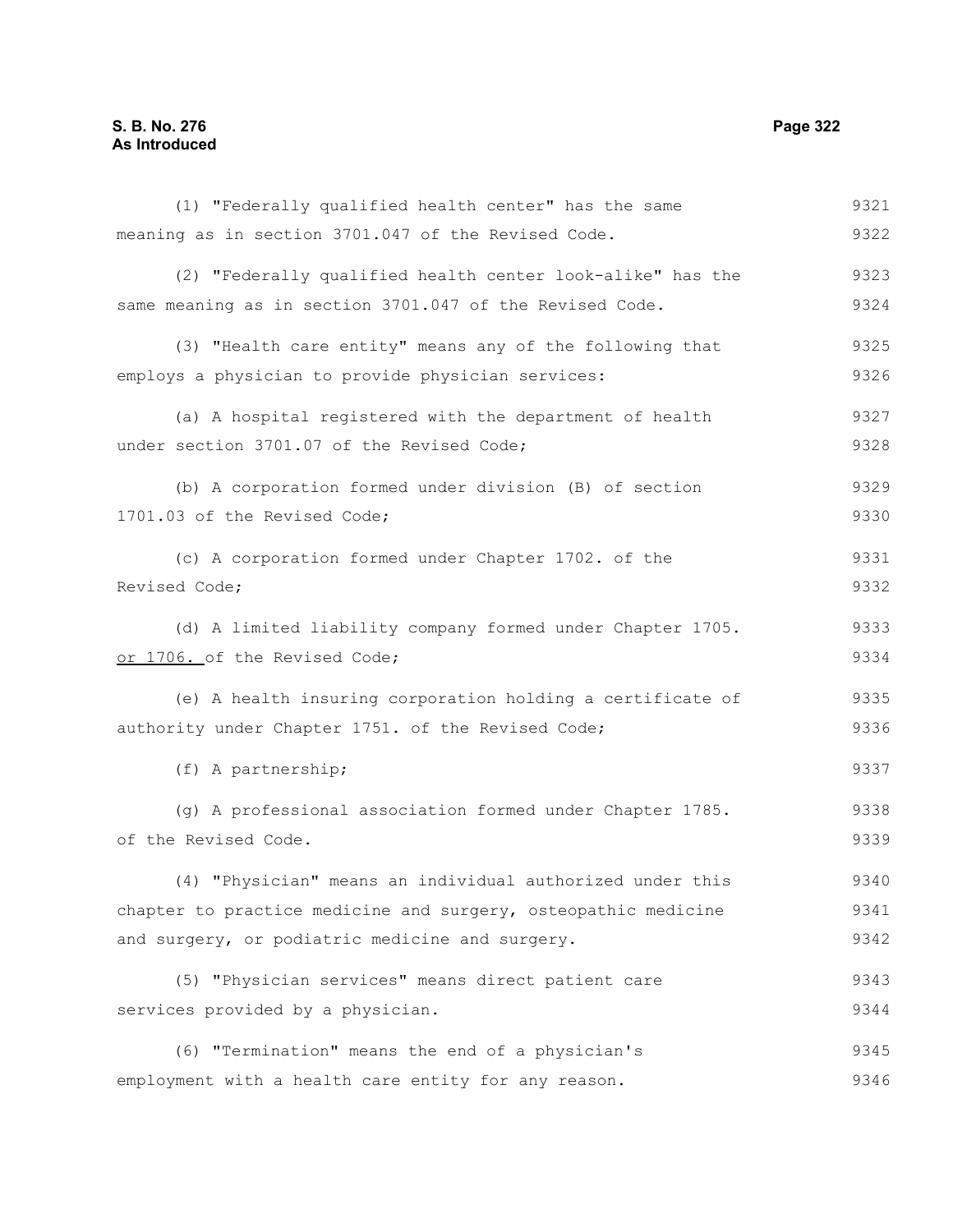(1) "Federally qualified health center" has the same meaning as in section 3701.047 of the Revised Code.

(2) "Federally qualified health center look-alike" has the same meaning as in section 3701.047 of the Revised Code.

(3) "Health care entity" means any of the following that employs a physician to provide physician services:

(a) A hospital registered with the department of health under section 3701.07 of the Revised Code;

(b) A corporation formed under division (B) of section 1701.03 of the Revised Code;

(c) A corporation formed under Chapter 1702. of the Revised Code;

(d) A limited liability company formed under Chapter 1705. or 1706. of the Revised Code;

(e) A health insuring corporation holding a certificate of authority under Chapter 1751. of the Revised Code;

(f) A partnership;

(g) A professional association formed under Chapter 1785. of the Revised Code.

(4) "Physician" means an individual authorized under this chapter to practice medicine and surgery, osteopathic medicine and surgery, or podiatric medicine and surgery.

(5) "Physician services" means direct patient care services provided by a physician.

(6) "Termination" means the end of a physician's employment with a health care entity for any reason.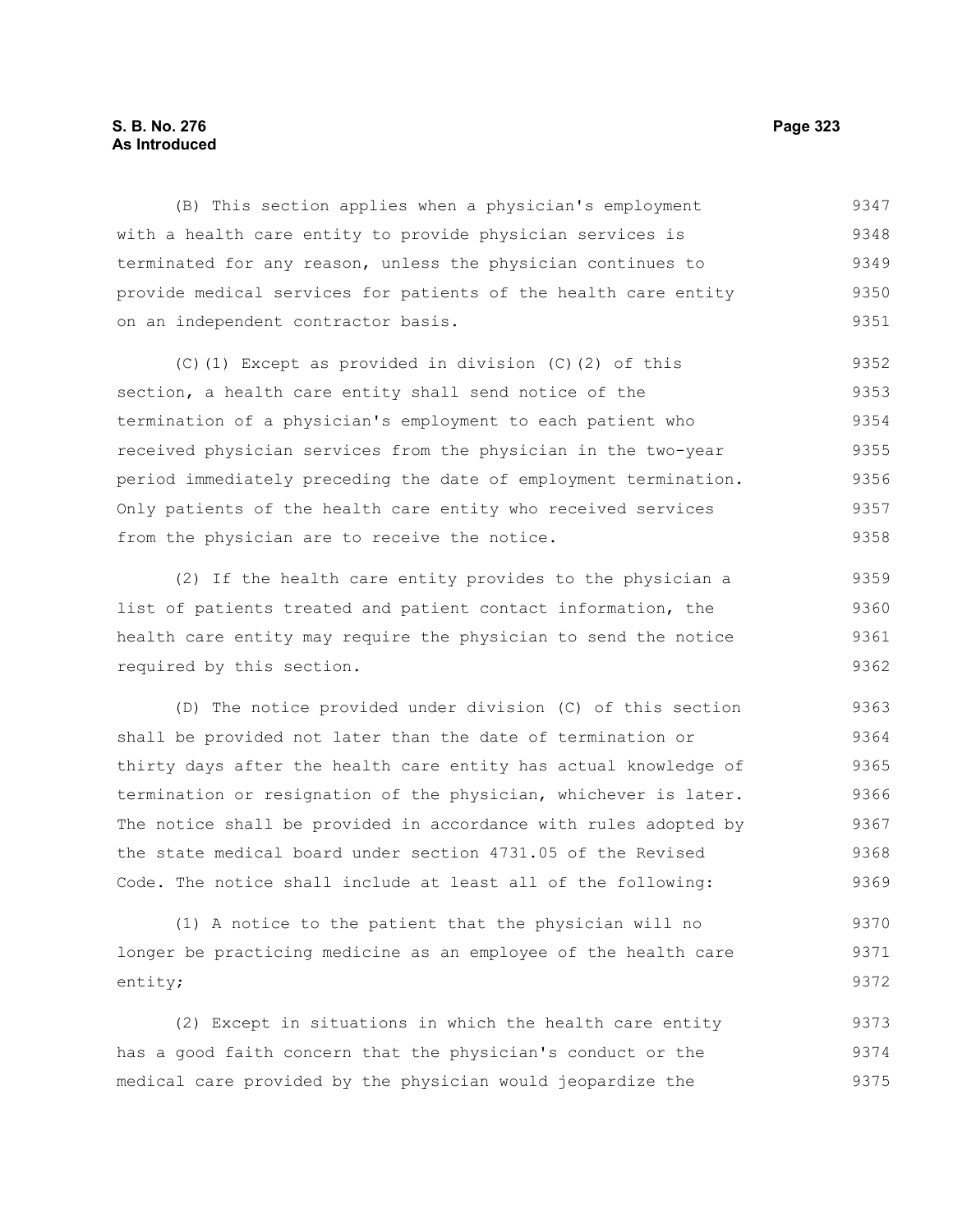(B) This section applies when a physician's employment with a health care entity to provide physician services is terminated for any reason, unless the physician continues to provide medical services for patients of the health care entity on an independent contractor basis.

(C)(1) Except as provided in division (C)(2) of this section, a health care entity shall send notice of the termination of a physician's employment to each patient who received physician services from the physician in the two-year period immediately preceding the date of employment termination. Only patients of the health care entity who received services from the physician are to receive the notice.

(2) If the health care entity provides to the physician a list of patients treated and patient contact information, the health care entity may require the physician to send the notice required by this section.

(D) The notice provided under division (C) of this section shall be provided not later than the date of termination or thirty days after the health care entity has actual knowledge of termination or resignation of the physician, whichever is later. The notice shall be provided in accordance with rules adopted by the state medical board under section 4731.05 of the Revised Code. The notice shall include at least all of the following:

(1) A notice to the patient that the physician will no longer be practicing medicine as an employee of the health care entity;

(2) Except in situations in which the health care entity has a good faith concern that the physician's conduct or the medical care provided by the physician would jeopardize the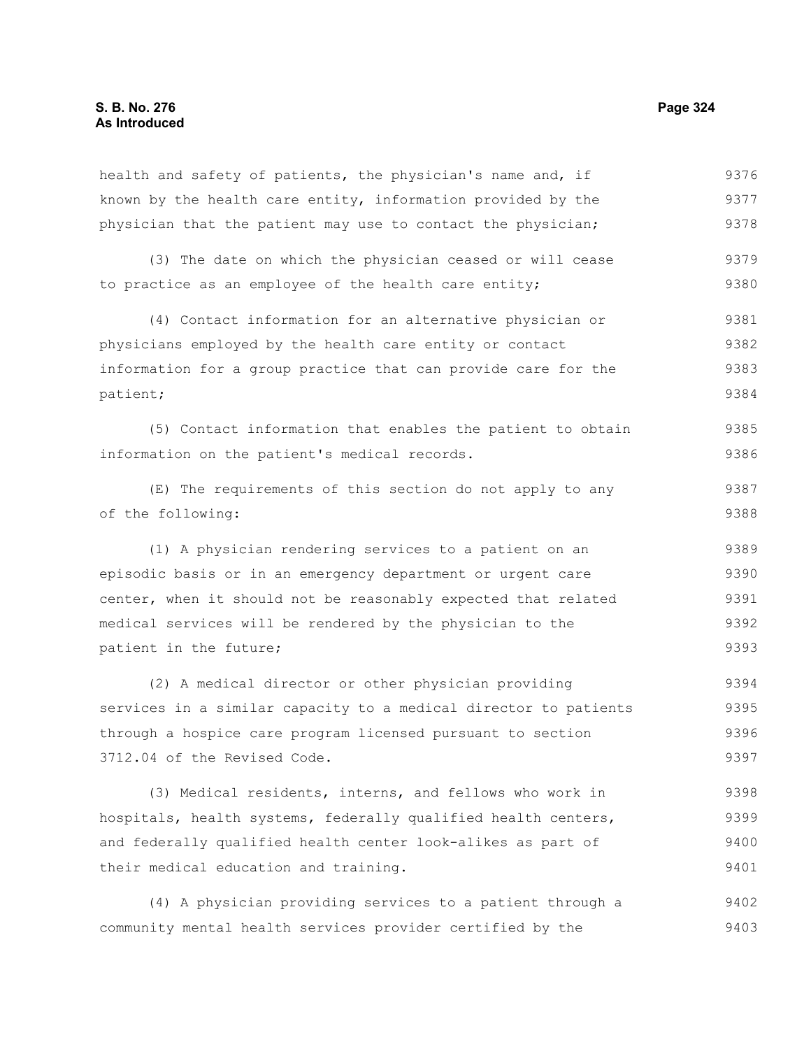health and safety of patients, the physician's name and, if known by the health care entity, information provided by the physician that the patient may use to contact the physician;

(3) The date on which the physician ceased or will cease to practice as an employee of the health care entity;

(4) Contact information for an alternative physician or physicians employed by the health care entity or contact information for a group practice that can provide care for the patient;

(5) Contact information that enables the patient to obtain information on the patient's medical records.

(E) The requirements of this section do not apply to any of the following:

(1) A physician rendering services to a patient on an episodic basis or in an emergency department or urgent care center, when it should not be reasonably expected that related medical services will be rendered by the physician to the patient in the future;

(2) A medical director or other physician providing services in a similar capacity to a medical director to patients through a hospice care program licensed pursuant to section 3712.04 of the Revised Code.

(3) Medical residents, interns, and fellows who work in hospitals, health systems, federally qualified health centers, and federally qualified health center look-alikes as part of their medical education and training.

(4) A physician providing services to a patient through a community mental health services provider certified by the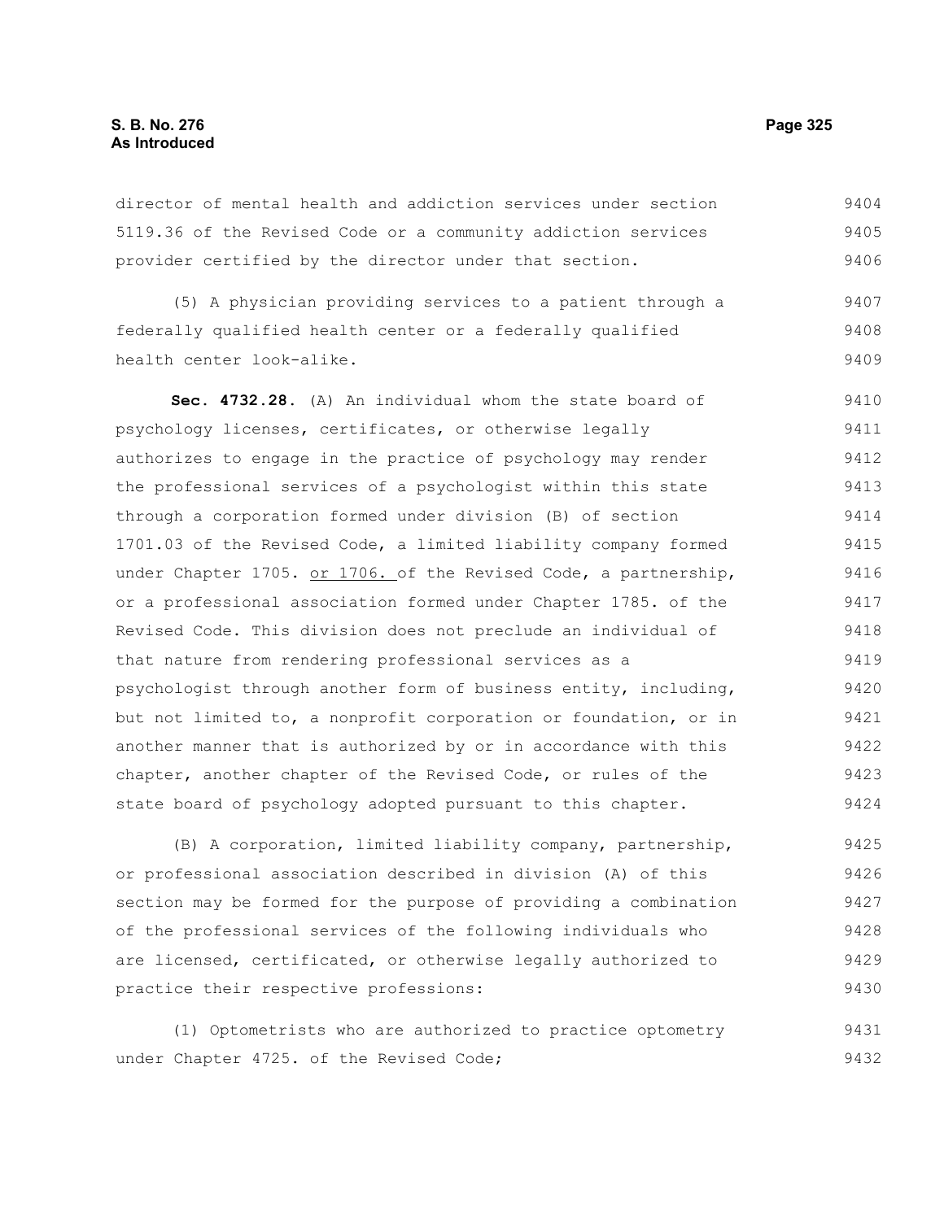director of mental health and addiction services under section 5119.36 of the Revised Code or a community addiction services provider certified by the director under that section.

(5) A physician providing services to a patient through a federally qualified health center or a federally qualified health center look-alike.

**Sec. 4732.28.** (A) An individual whom the state board of psychology licenses, certificates, or otherwise legally authorizes to engage in the practice of psychology may render the professional services of a psychologist within this state through a corporation formed under division (B) of section 1701.03 of the Revised Code, a limited liability company formed under Chapter 1705. <u>or 1706.</u> of the Revised Code, a partnership, or a professional association formed under Chapter 1785. of the Revised Code. This division does not preclude an individual of that nature from rendering professional services as a psychologist through another form of business entity, including, but not limited to, a nonprofit corporation or foundation, or in another manner that is authorized by or in accordance with this chapter, another chapter of the Revised Code, or rules of the state board of psychology adopted pursuant to this chapter.

(B) A corporation, limited liability company, partnership, or professional association described in division (A) of this section may be formed for the purpose of providing a combination of the professional services of the following individuals who are licensed, certificated, or otherwise legally authorized to practice their respective professions:

(1) Optometrists who are authorized to practice optometry under Chapter 4725. of the Revised Code;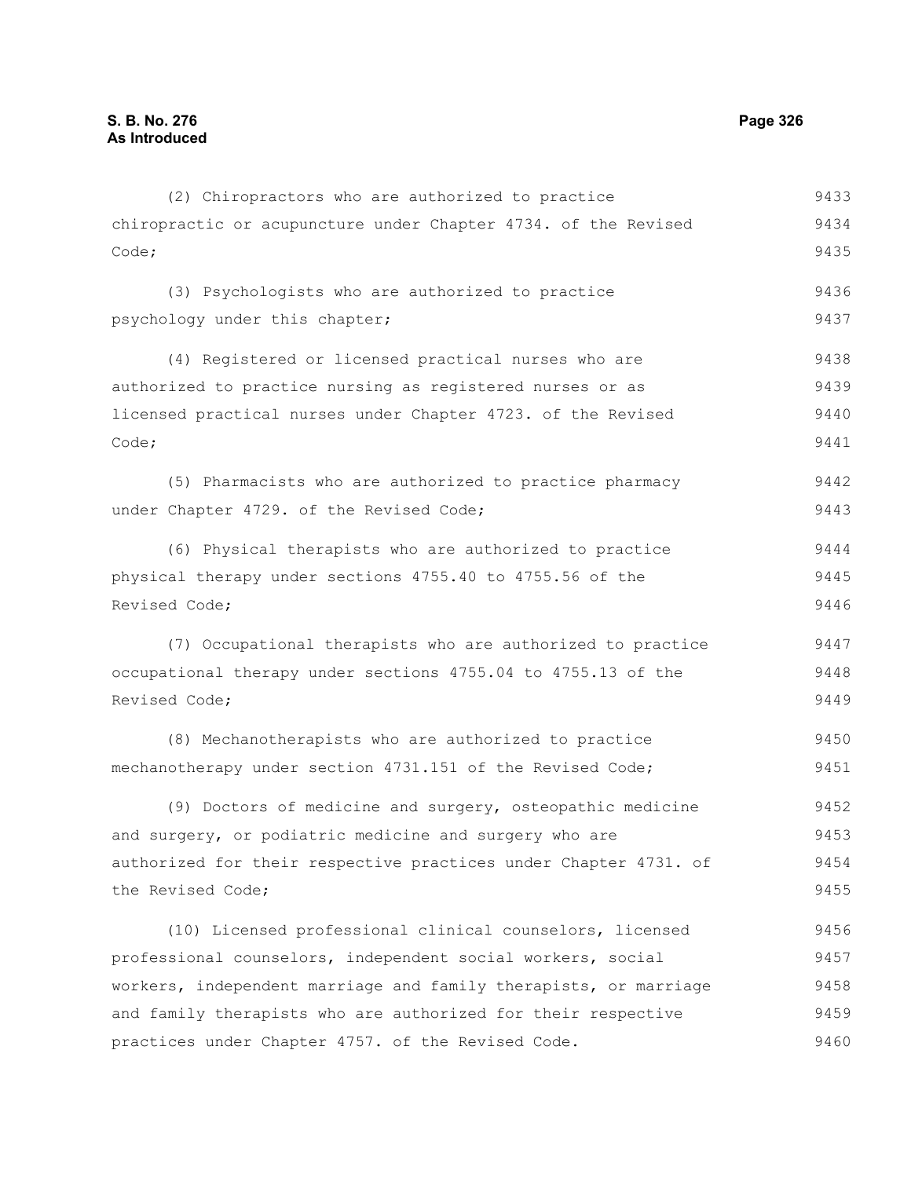(2) Chiropractors who are authorized to practice chiropractic or acupuncture under Chapter 4734. of the Revised Code;

(3) Psychologists who are authorized to practice psychology under this chapter;

(4) Registered or licensed practical nurses who are authorized to practice nursing as registered nurses or as licensed practical nurses under Chapter 4723. of the Revised Code;

(5) Pharmacists who are authorized to practice pharmacy under Chapter 4729. of the Revised Code;

(6) Physical therapists who are authorized to practice physical therapy under sections 4755.40 to 4755.56 of the Revised Code;

(7) Occupational therapists who are authorized to practice occupational therapy under sections 4755.04 to 4755.13 of the Revised Code;

(8) Mechanotherapists who are authorized to practice mechanotherapy under section 4731.151 of the Revised Code;

(9) Doctors of medicine and surgery, osteopathic medicine and surgery, or podiatric medicine and surgery who are authorized for their respective practices under Chapter 4731. of the Revised Code;

(10) Licensed professional clinical counselors, licensed professional counselors, independent social workers, social workers, independent marriage and family therapists, or marriage and family therapists who are authorized for their respective practices under Chapter 4757. of the Revised Code.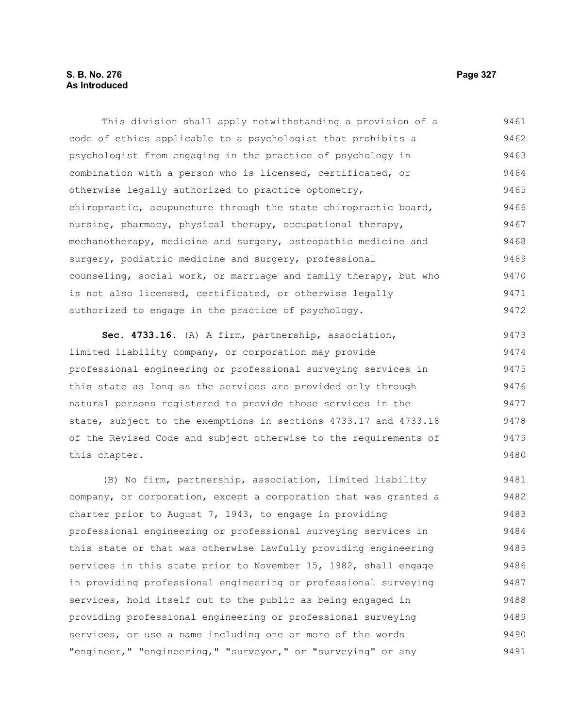This division shall apply notwithstanding a provision of a code of ethics applicable to a psychologist that prohibits a psychologist from engaging in the practice of psychology in combination with a person who is licensed, certificated, or otherwise legally authorized to practice optometry, chiropractic, acupuncture through the state chiropractic board, nursing, pharmacy, physical therapy, occupational therapy, mechanotherapy, medicine and surgery, osteopathic medicine and surgery, podiatric medicine and surgery, professional counseling, social work, or marriage and family therapy, but who is not also licensed, certificated, or otherwise legally authorized to engage in the practice of psychology.

**Sec. 4733.16.** (A) A firm, partnership, association, limited liability company, or corporation may provide professional engineering or professional surveying services in this state as long as the services are provided only through natural persons registered to provide those services in the state, subject to the exemptions in sections 4733.17 and 4733.18 of the Revised Code and subject otherwise to the requirements of this chapter.

(B) No firm, partnership, association, limited liability company, or corporation, except a corporation that was granted a charter prior to August 7, 1943, to engage in providing professional engineering or professional surveying services in this state or that was otherwise lawfully providing engineering services in this state prior to November 15, 1982, shall engage in providing professional engineering or professional surveying services, hold itself out to the public as being engaged in providing professional engineering or professional surveying services, or use a name including one or more of the words "engineer," "engineering," "surveyor," or "surveying" or any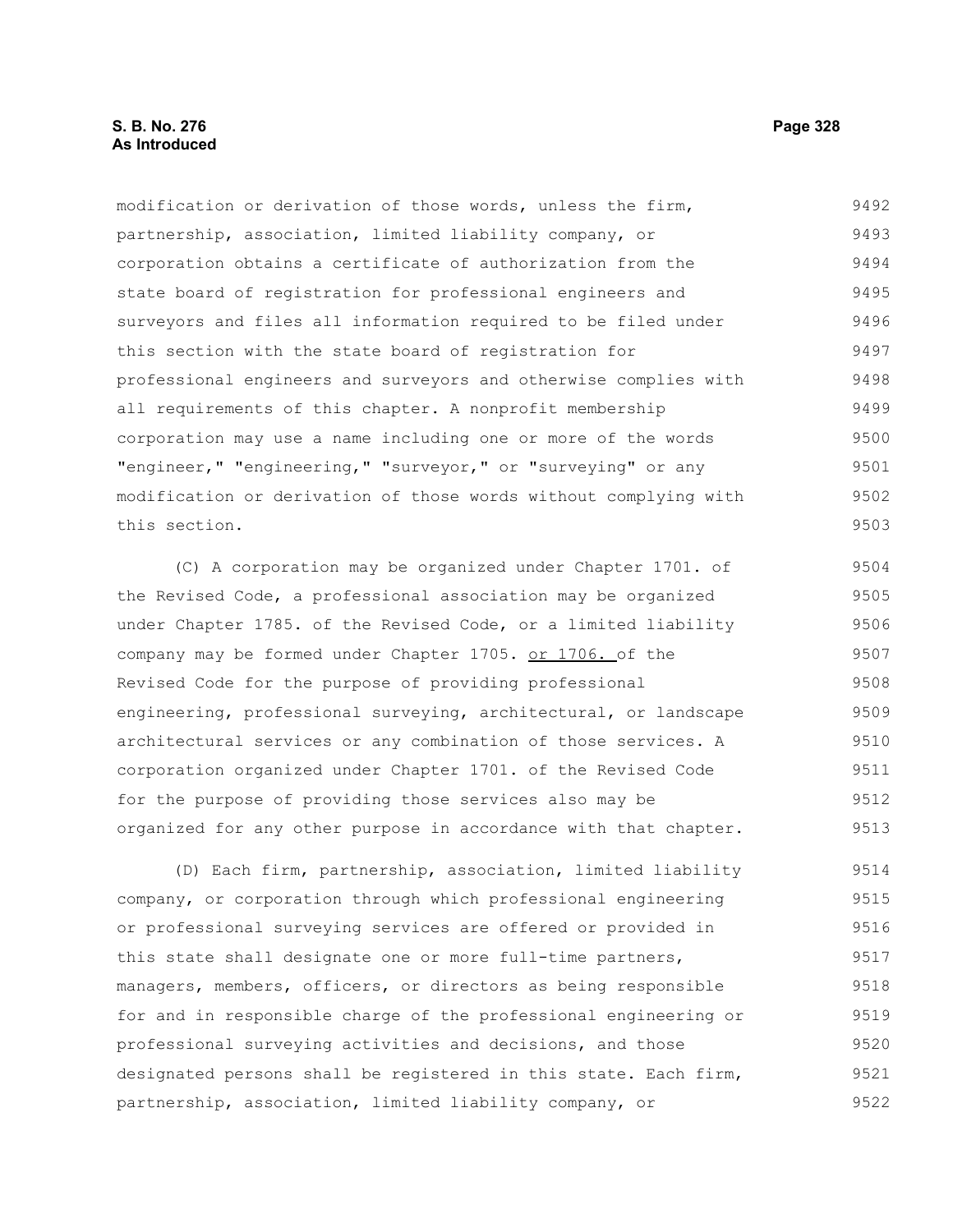modification or derivation of those words, unless the firm, partnership, association, limited liability company, or corporation obtains a certificate of authorization from the state board of registration for professional engineers and surveyors and files all information required to be filed under this section with the state board of registration for professional engineers and surveyors and otherwise complies with all requirements of this chapter. A nonprofit membership corporation may use a name including one or more of the words "engineer," "engineering," "surveyor," or "surveying" or any modification or derivation of those words without complying with this section.

(C) A corporation may be organized under Chapter 1701. of the Revised Code, a professional association may be organized under Chapter 1785. of the Revised Code, or a limited liability company may be formed under Chapter 1705. or 1706. of the Revised Code for the purpose of providing professional engineering, professional surveying, architectural, or landscape architectural services or any combination of those services. A corporation organized under Chapter 1701. of the Revised Code for the purpose of providing those services also may be organized for any other purpose in accordance with that chapter.

(D) Each firm, partnership, association, limited liability company, or corporation through which professional engineering or professional surveying services are offered or provided in this state shall designate one or more full-time partners, managers, members, officers, or directors as being responsible for and in responsible charge of the professional engineering or professional surveying activities and decisions, and those designated persons shall be registered in this state. Each firm, partnership, association, limited liability company, or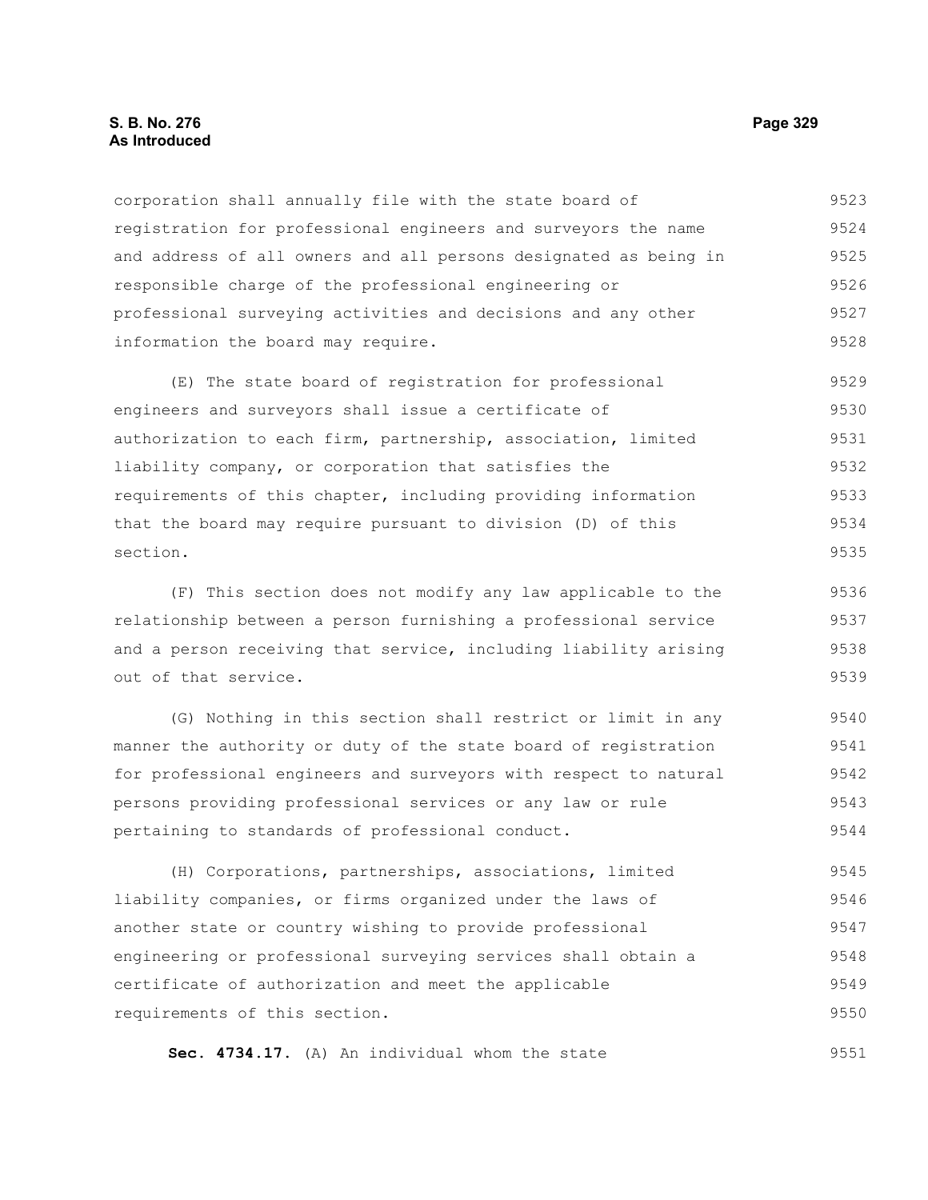corporation shall annually file with the state board of registration for professional engineers and surveyors the name and address of all owners and all persons designated as being in responsible charge of the professional engineering or professional surveying activities and decisions and any other information the board may require.

(E) The state board of registration for professional engineers and surveyors shall issue a certificate of authorization to each firm, partnership, association, limited liability company, or corporation that satisfies the requirements of this chapter, including providing information that the board may require pursuant to division (D) of this section.

(F) This section does not modify any law applicable to the relationship between a person furnishing a professional service and a person receiving that service, including liability arising out of that service.

(G) Nothing in this section shall restrict or limit in any manner the authority or duty of the state board of registration for professional engineers and surveyors with respect to natural persons providing professional services or any law or rule pertaining to standards of professional conduct.

(H) Corporations, partnerships, associations, limited liability companies, or firms organized under the laws of another state or country wishing to provide professional engineering or professional surveying services shall obtain a certificate of authorization and meet the applicable requirements of this section.

**Sec. 4734.17.** (A) An individual whom the state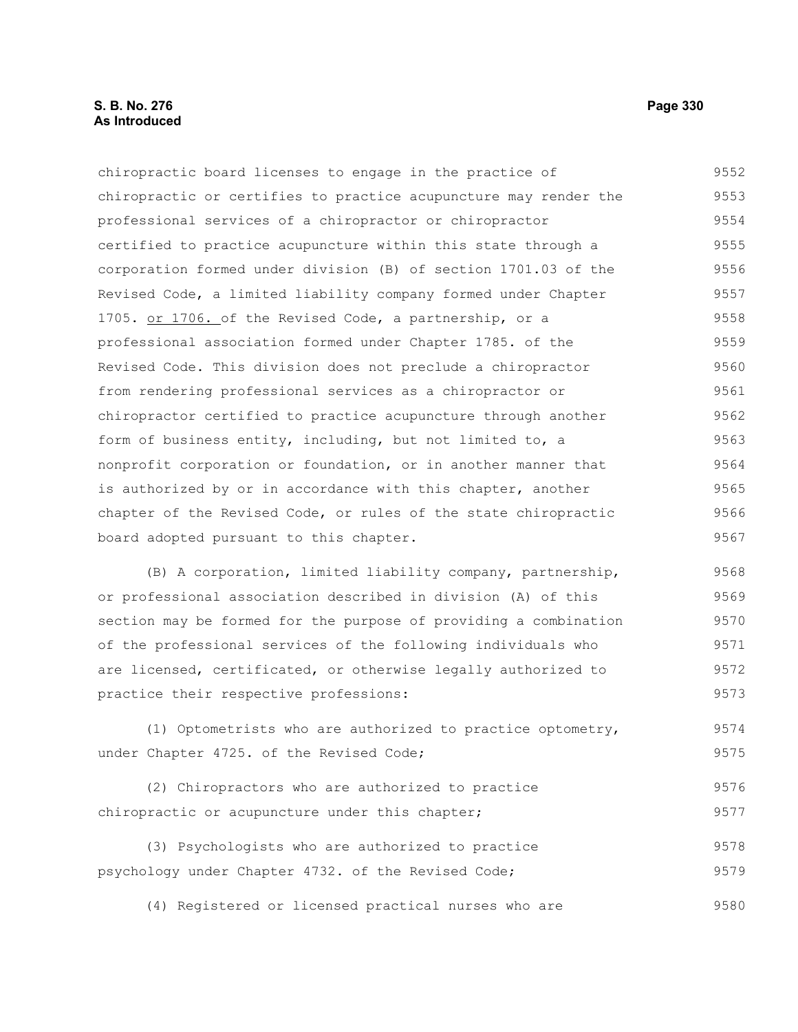chiropractic board licenses to engage in the practice of chiropractic or certifies to practice acupuncture may render the professional services of a chiropractor or chiropractor certified to practice acupuncture within this state through a corporation formed under division (B) of section 1701.03 of the Revised Code, a limited liability company formed under Chapter 1705. or 1706. of the Revised Code, a partnership, or a professional association formed under Chapter 1785. of the Revised Code. This division does not preclude a chiropractor from rendering professional services as a chiropractor or chiropractor certified to practice acupuncture through another form of business entity, including, but not limited to, a nonprofit corporation or foundation, or in another manner that is authorized by or in accordance with this chapter, another chapter of the Revised Code, or rules of the state chiropractic board adopted pursuant to this chapter.

(B) A corporation, limited liability company, partnership, or professional association described in division (A) of this section may be formed for the purpose of providing a combination of the professional services of the following individuals who are licensed, certificated, or otherwise legally authorized to practice their respective professions:

(1) Optometrists who are authorized to practice optometry, under Chapter 4725. of the Revised Code;

(2) Chiropractors who are authorized to practice chiropractic or acupuncture under this chapter;

(3) Psychologists who are authorized to practice psychology under Chapter 4732. of the Revised Code;

(4) Registered or licensed practical nurses who are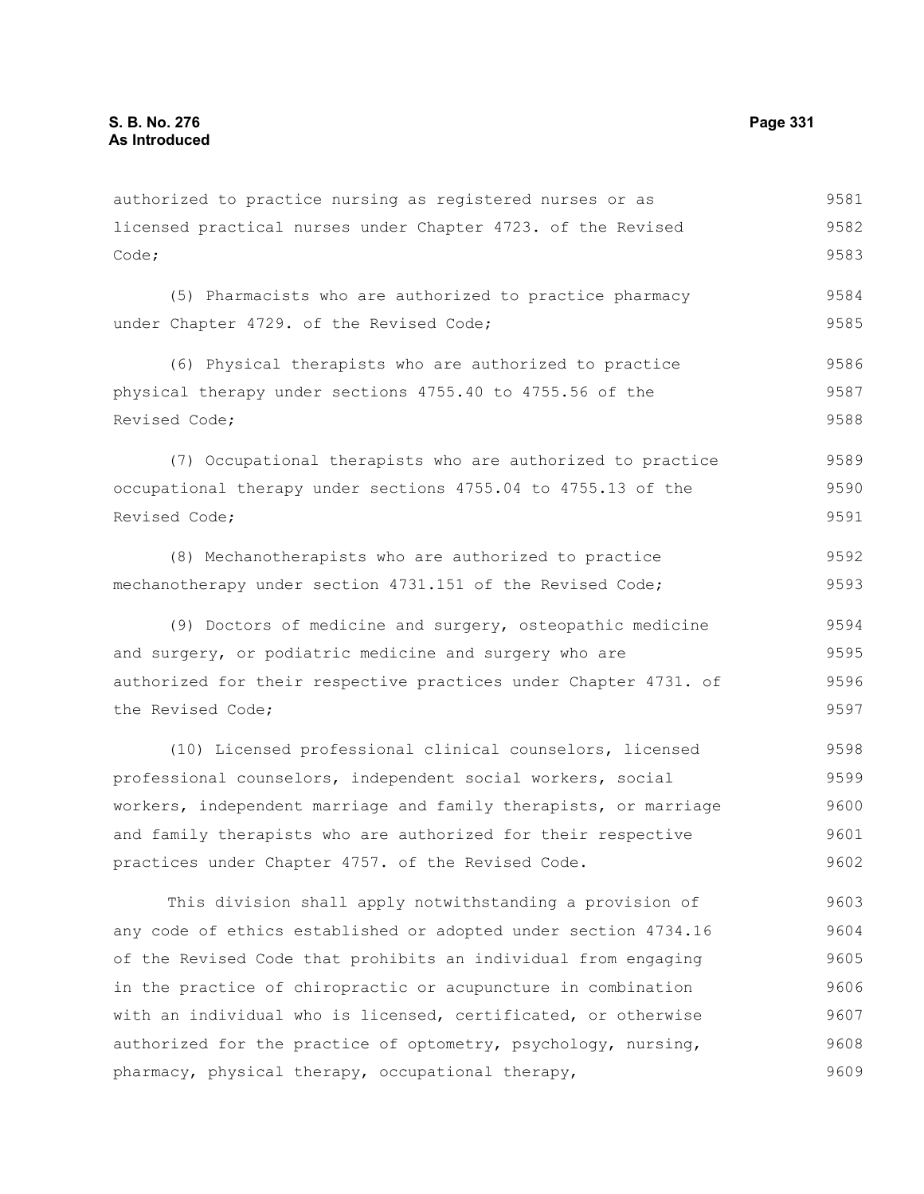authorized to practice nursing as registered nurses or as licensed practical nurses under Chapter 4723. of the Revised Code;

(5) Pharmacists who are authorized to practice pharmacy under Chapter 4729. of the Revised Code;

(6) Physical therapists who are authorized to practice physical therapy under sections 4755.40 to 4755.56 of the Revised Code;

(7) Occupational therapists who are authorized to practice occupational therapy under sections 4755.04 to 4755.13 of the Revised Code;

(8) Mechanotherapists who are authorized to practice mechanotherapy under section 4731.151 of the Revised Code;

(9) Doctors of medicine and surgery, osteopathic medicine and surgery, or podiatric medicine and surgery who are authorized for their respective practices under Chapter 4731. of the Revised Code;

(10) Licensed professional clinical counselors, licensed professional counselors, independent social workers, social workers, independent marriage and family therapists, or marriage and family therapists who are authorized for their respective practices under Chapter 4757. of the Revised Code.

This division shall apply notwithstanding a provision of any code of ethics established or adopted under section 4734.16 of the Revised Code that prohibits an individual from engaging in the practice of chiropractic or acupuncture in combination with an individual who is licensed, certificated, or otherwise authorized for the practice of optometry, psychology, nursing, pharmacy, physical therapy, occupational therapy,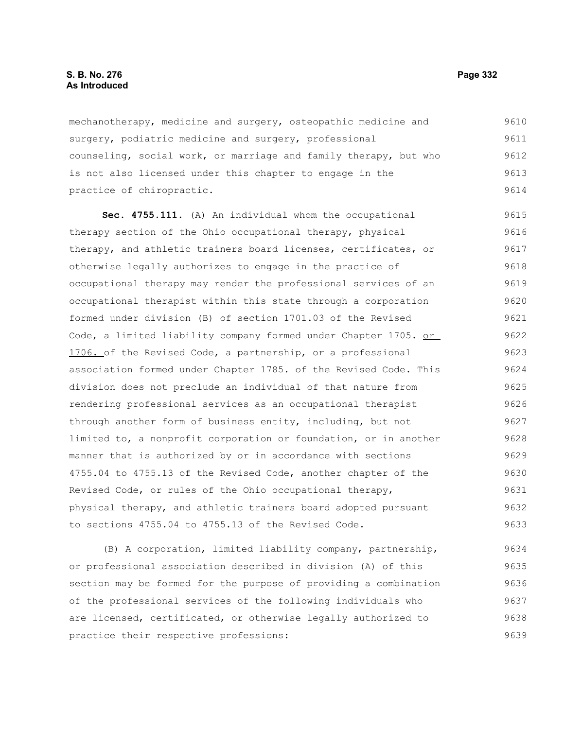mechanotherapy, medicine and surgery, osteopathic medicine and surgery, podiatric medicine and surgery, professional counseling, social work, or marriage and family therapy, but who is not also licensed under this chapter to engage in the practice of chiropractic.

**Sec. 4755.111.** (A) An individual whom the occupational therapy section of the Ohio occupational therapy, physical therapy, and athletic trainers board licenses, certificates, or otherwise legally authorizes to engage in the practice of occupational therapy may render the professional services of an occupational therapist within this state through a corporation formed under division (B) of section 1701.03 of the Revised Code, a limited liability company formed under Chapter 1705. <u>or 1706.</u> of the Revised Code, a partnership, or a professional association formed under Chapter 1785. of the Revised Code. This division does not preclude an individual of that nature from rendering professional services as an occupational therapist through another form of business entity, including, but not limited to, a nonprofit corporation or foundation, or in another manner that is authorized by or in accordance with sections 4755.04 to 4755.13 of the Revised Code, another chapter of the Revised Code, or rules of the Ohio occupational therapy, physical therapy, and athletic trainers board adopted pursuant to sections 4755.04 to 4755.13 of the Revised Code.

(B) A corporation, limited liability company, partnership, or professional association described in division (A) of this section may be formed for the purpose of providing a combination of the professional services of the following individuals who are licensed, certificated, or otherwise legally authorized to practice their respective professions: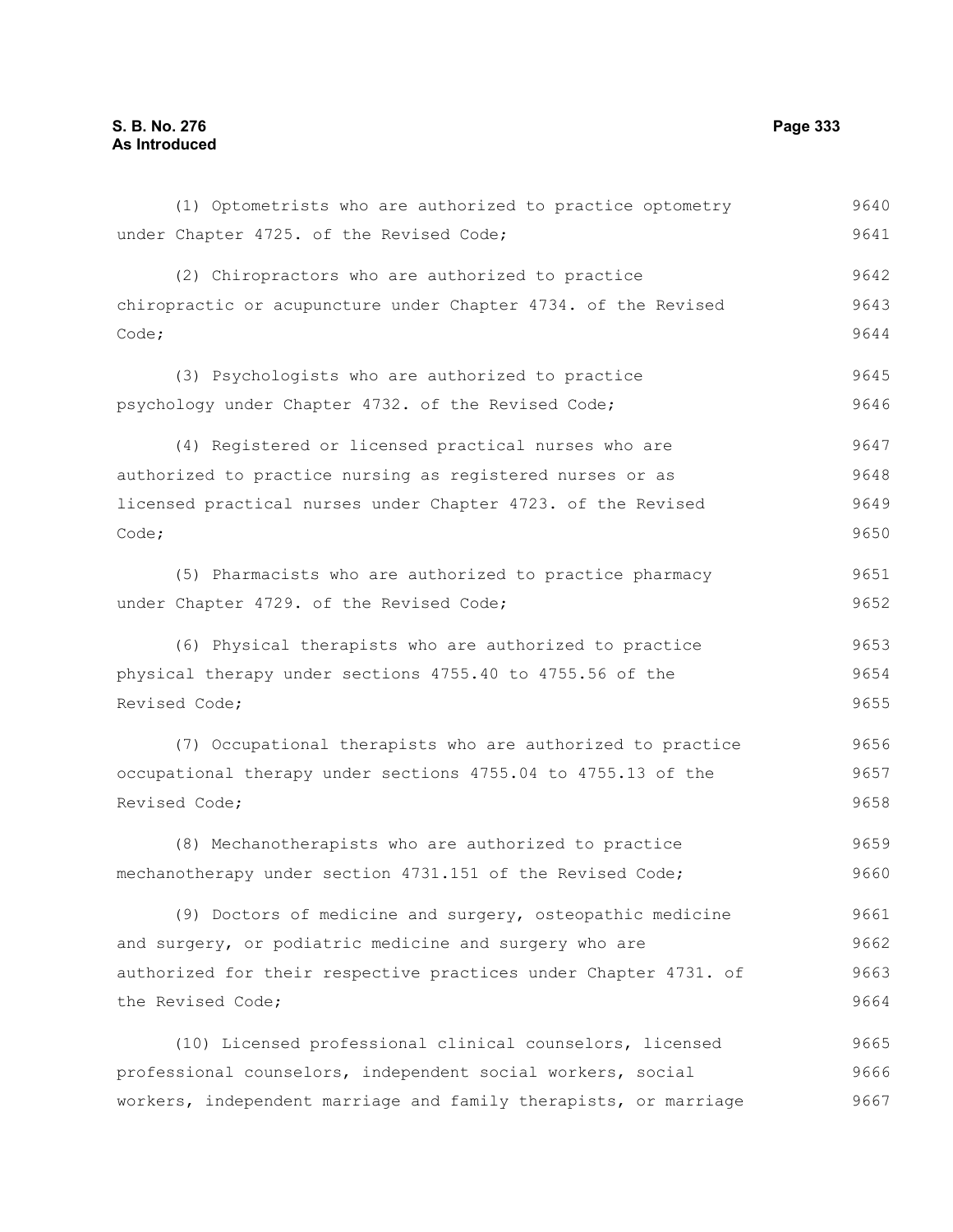(1) Optometrists who are authorized to practice optometry under Chapter 4725. of the Revised Code;

(2) Chiropractors who are authorized to practice chiropractic or acupuncture under Chapter 4734. of the Revised Code;

(3) Psychologists who are authorized to practice psychology under Chapter 4732. of the Revised Code;

(4) Registered or licensed practical nurses who are authorized to practice nursing as registered nurses or as licensed practical nurses under Chapter 4723. of the Revised Code;

(5) Pharmacists who are authorized to practice pharmacy under Chapter 4729. of the Revised Code;

(6) Physical therapists who are authorized to practice physical therapy under sections 4755.40 to 4755.56 of the Revised Code;

(7) Occupational therapists who are authorized to practice occupational therapy under sections 4755.04 to 4755.13 of the Revised Code;

(8) Mechanotherapists who are authorized to practice mechanotherapy under section 4731.151 of the Revised Code;

(9) Doctors of medicine and surgery, osteopathic medicine and surgery, or podiatric medicine and surgery who are authorized for their respective practices under Chapter 4731. of the Revised Code;

(10) Licensed professional clinical counselors, licensed professional counselors, independent social workers, social workers, independent marriage and family therapists, or marriage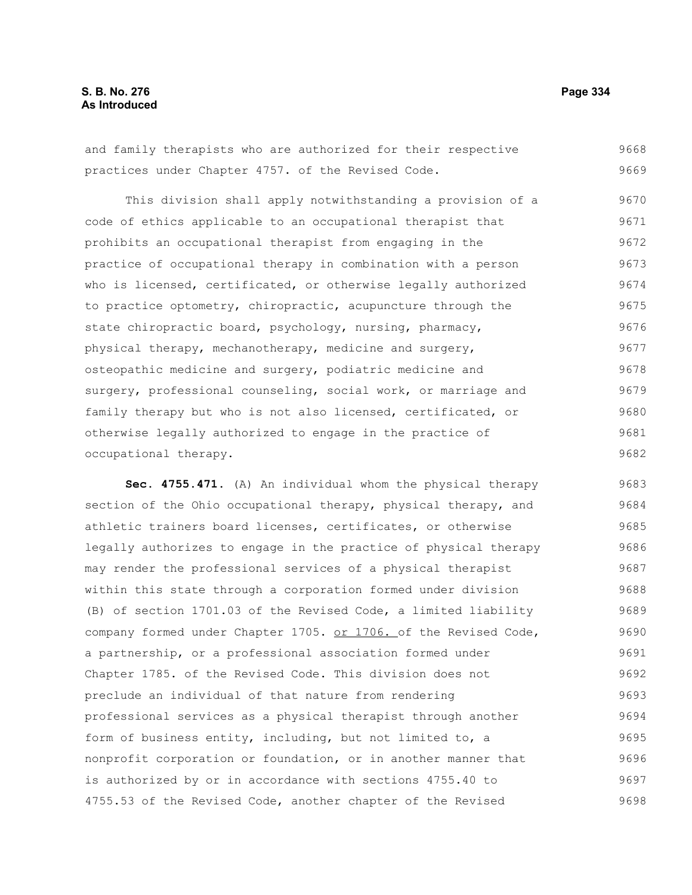and family therapists who are authorized for their respective practices under Chapter 4757. of the Revised Code.

This division shall apply notwithstanding a provision of a code of ethics applicable to an occupational therapist that prohibits an occupational therapist from engaging in the practice of occupational therapy in combination with a person who is licensed, certificated, or otherwise legally authorized to practice optometry, chiropractic, acupuncture through the state chiropractic board, psychology, nursing, pharmacy, physical therapy, mechanotherapy, medicine and surgery, osteopathic medicine and surgery, podiatric medicine and surgery, professional counseling, social work, or marriage and family therapy but who is not also licensed, certificated, or otherwise legally authorized to engage in the practice of occupational therapy.

**Sec. 4755.471.** (A) An individual whom the physical therapy section of the Ohio occupational therapy, physical therapy, and athletic trainers board licenses, certificates, or otherwise legally authorizes to engage in the practice of physical therapy may render the professional services of a physical therapist within this state through a corporation formed under division (B) of section 1701.03 of the Revised Code, a limited liability company formed under Chapter 1705. <u>or 1706.</u> of the Revised Code, a partnership, or a professional association formed under Chapter 1785. of the Revised Code. This division does not preclude an individual of that nature from rendering professional services as a physical therapist through another form of business entity, including, but not limited to, a nonprofit corporation or foundation, or in another manner that is authorized by or in accordance with sections 4755.40 to 4755.53 of the Revised Code, another chapter of the Revised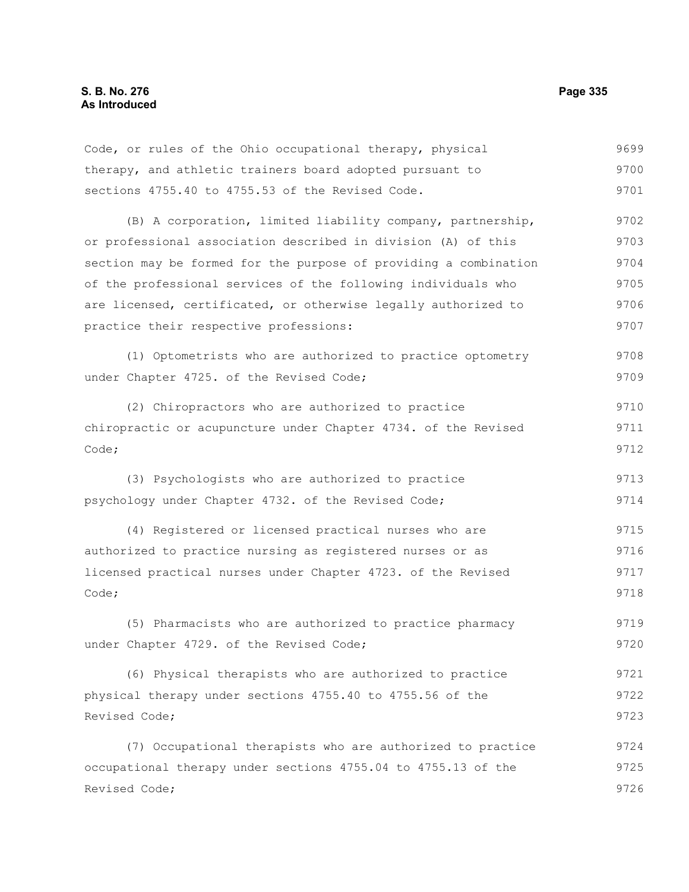Code, or rules of the Ohio occupational therapy, physical therapy, and athletic trainers board adopted pursuant to sections 4755.40 to 4755.53 of the Revised Code.

(B) A corporation, limited liability company, partnership, or professional association described in division (A) of this section may be formed for the purpose of providing a combination of the professional services of the following individuals who are licensed, certificated, or otherwise legally authorized to practice their respective professions:

(1) Optometrists who are authorized to practice optometry under Chapter 4725. of the Revised Code;

(2) Chiropractors who are authorized to practice chiropractic or acupuncture under Chapter 4734. of the Revised Code;

(3) Psychologists who are authorized to practice psychology under Chapter 4732. of the Revised Code;

(4) Registered or licensed practical nurses who are authorized to practice nursing as registered nurses or as licensed practical nurses under Chapter 4723. of the Revised Code;

(5) Pharmacists who are authorized to practice pharmacy under Chapter 4729. of the Revised Code;

(6) Physical therapists who are authorized to practice physical therapy under sections 4755.40 to 4755.56 of the Revised Code;

(7) Occupational therapists who are authorized to practice occupational therapy under sections 4755.04 to 4755.13 of the Revised Code;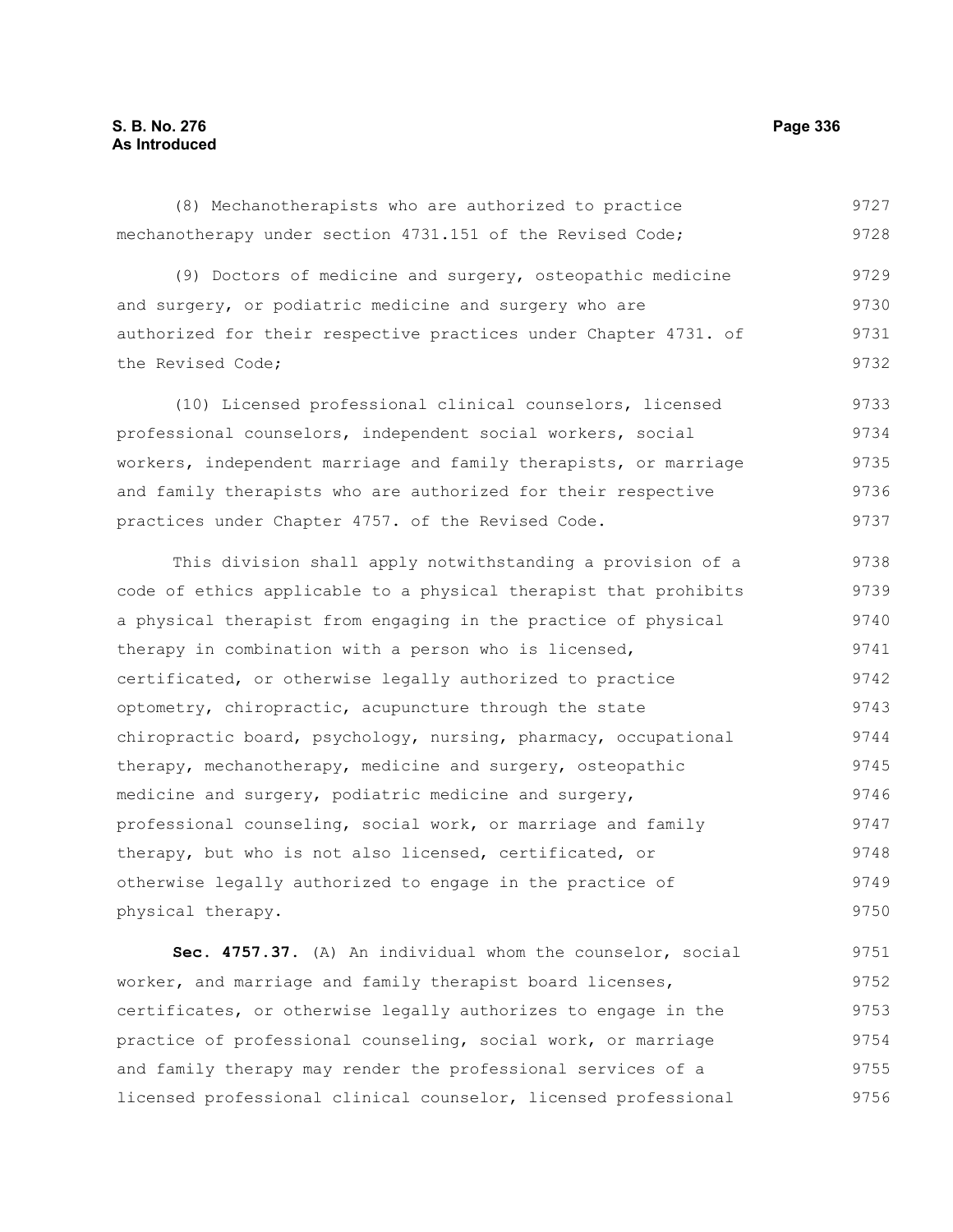(8) Mechanotherapists who are authorized to practice mechanotherapy under section 4731.151 of the Revised Code;

(9) Doctors of medicine and surgery, osteopathic medicine and surgery, or podiatric medicine and surgery who are authorized for their respective practices under Chapter 4731. of the Revised Code;

(10) Licensed professional clinical counselors, licensed professional counselors, independent social workers, social workers, independent marriage and family therapists, or marriage and family therapists who are authorized for their respective practices under Chapter 4757. of the Revised Code.

This division shall apply notwithstanding a provision of a code of ethics applicable to a physical therapist that prohibits a physical therapist from engaging in the practice of physical therapy in combination with a person who is licensed, certificated, or otherwise legally authorized to practice optometry, chiropractic, acupuncture through the state chiropractic board, psychology, nursing, pharmacy, occupational therapy, mechanotherapy, medicine and surgery, osteopathic medicine and surgery, podiatric medicine and surgery, professional counseling, social work, or marriage and family therapy, but who is not also licensed, certificated, or otherwise legally authorized to engage in the practice of physical therapy.

**Sec. 4757.37.** (A) An individual whom the counselor, social worker, and marriage and family therapist board licenses, certificates, or otherwise legally authorizes to engage in the practice of professional counseling, social work, or marriage and family therapy may render the professional services of a licensed professional clinical counselor, licensed professional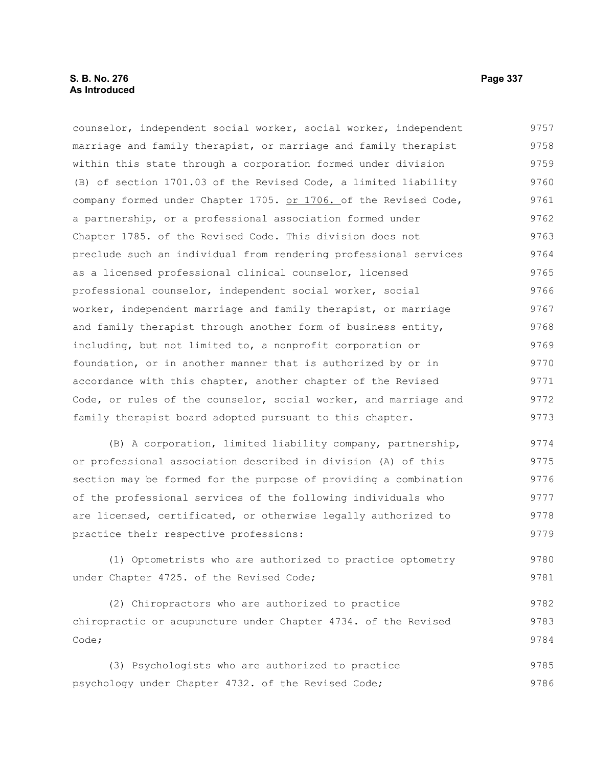counselor, independent social worker, social worker, independent marriage and family therapist, or marriage and family therapist within this state through a corporation formed under division (B) of section 1701.03 of the Revised Code, a limited liability company formed under Chapter 1705. or 1706. of the Revised Code, a partnership, or a professional association formed under Chapter 1785. of the Revised Code. This division does not preclude such an individual from rendering professional services as a licensed professional clinical counselor, licensed professional counselor, independent social worker, social worker, independent marriage and family therapist, or marriage and family therapist through another form of business entity, including, but not limited to, a nonprofit corporation or foundation, or in another manner that is authorized by or in accordance with this chapter, another chapter of the Revised Code, or rules of the counselor, social worker, and marriage and family therapist board adopted pursuant to this chapter.

(B) A corporation, limited liability company, partnership, or professional association described in division (A) of this section may be formed for the purpose of providing a combination of the professional services of the following individuals who are licensed, certificated, or otherwise legally authorized to practice their respective professions:

(1) Optometrists who are authorized to practice optometry under Chapter 4725. of the Revised Code;

(2) Chiropractors who are authorized to practice chiropractic or acupuncture under Chapter 4734. of the Revised Code;

(3) Psychologists who are authorized to practice psychology under Chapter 4732. of the Revised Code;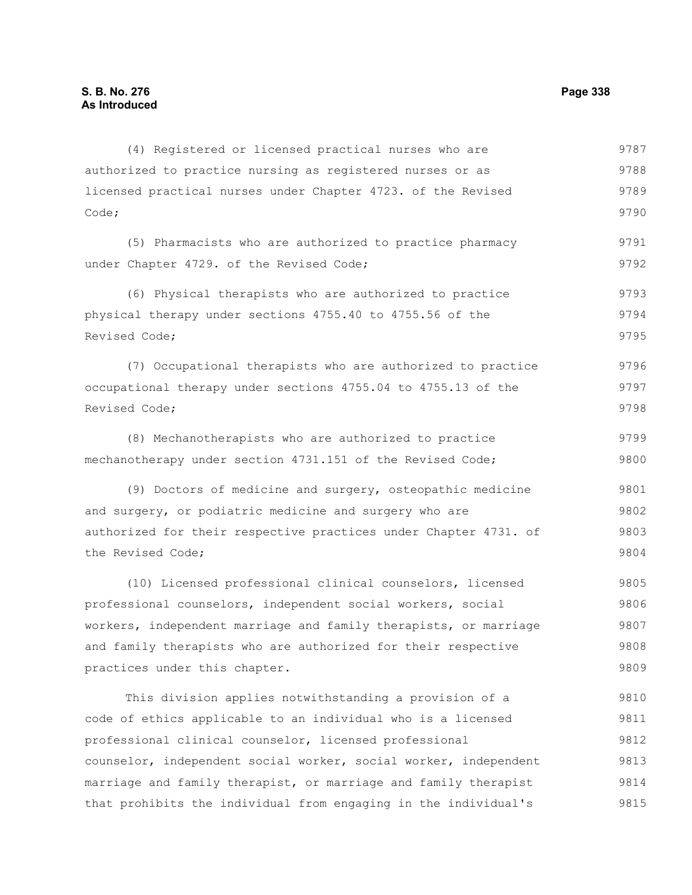(4) Registered or licensed practical nurses who are authorized to practice nursing as registered nurses or as licensed practical nurses under Chapter 4723. of the Revised Code;

(5) Pharmacists who are authorized to practice pharmacy under Chapter 4729. of the Revised Code;

(6) Physical therapists who are authorized to practice physical therapy under sections 4755.40 to 4755.56 of the Revised Code;

(7) Occupational therapists who are authorized to practice occupational therapy under sections 4755.04 to 4755.13 of the Revised Code;

(8) Mechanotherapists who are authorized to practice mechanotherapy under section 4731.151 of the Revised Code;

(9) Doctors of medicine and surgery, osteopathic medicine and surgery, or podiatric medicine and surgery who are authorized for their respective practices under Chapter 4731. of the Revised Code;

(10) Licensed professional clinical counselors, licensed professional counselors, independent social workers, social workers, independent marriage and family therapists, or marriage and family therapists who are authorized for their respective practices under this chapter.

This division applies notwithstanding a provision of a code of ethics applicable to an individual who is a licensed professional clinical counselor, licensed professional counselor, independent social worker, social worker, independent marriage and family therapist, or marriage and family therapist that prohibits the individual from engaging in the individual's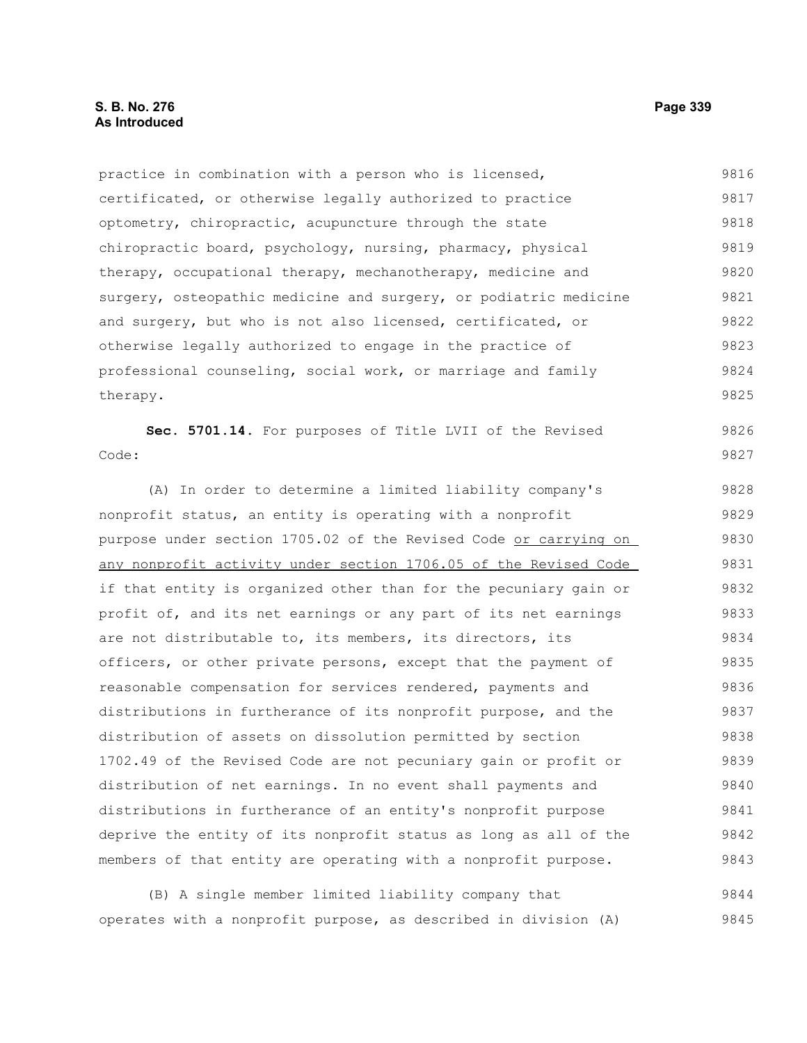practice in combination with a person who is licensed, certificated, or otherwise legally authorized to practice optometry, chiropractic, acupuncture through the state chiropractic board, psychology, nursing, pharmacy, physical therapy, occupational therapy, mechanotherapy, medicine and surgery, osteopathic medicine and surgery, or podiatric medicine and surgery, but who is not also licensed, certificated, or otherwise legally authorized to engage in the practice of professional counseling, social work, or marriage and family therapy.

**Sec. 5701.14.** For purposes of Title LVII of the Revised Code:

(A) In order to determine a limited liability company's nonprofit status, an entity is operating with a nonprofit purpose under section 1705.02 of the Revised Code <u>or carrying on any nonprofit activity under section 1706.05 of the Revised Code</u> if that entity is organized other than for the pecuniary gain or profit of, and its net earnings or any part of its net earnings are not distributable to, its members, its directors, its officers, or other private persons, except that the payment of reasonable compensation for services rendered, payments and distributions in furtherance of its nonprofit purpose, and the distribution of assets on dissolution permitted by section 1702.49 of the Revised Code are not pecuniary gain or profit or distribution of net earnings. In no event shall payments and distributions in furtherance of an entity's nonprofit purpose deprive the entity of its nonprofit status as long as all of the members of that entity are operating with a nonprofit purpose.

(B) A single member limited liability company that operates with a nonprofit purpose, as described in division (A)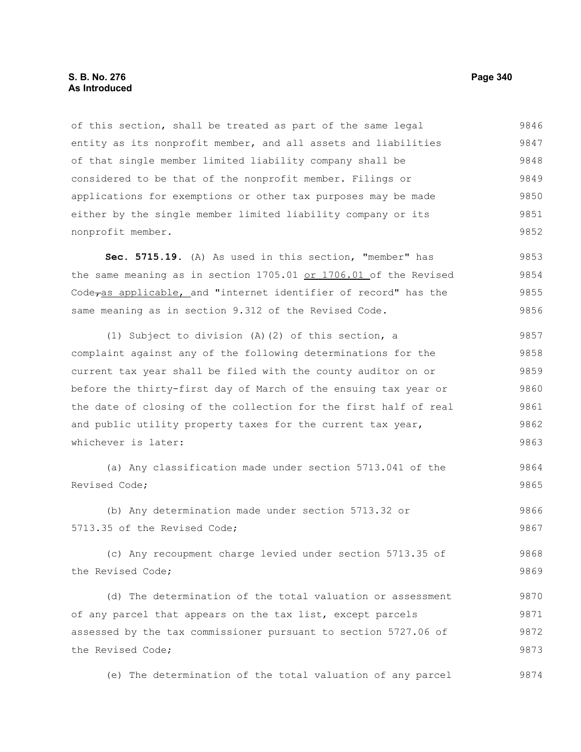of this section, shall be treated as part of the same legal entity as its nonprofit member, and all assets and liabilities of that single member limited liability company shall be considered to be that of the nonprofit member. Filings or applications for exemptions or other tax purposes may be made either by the single member limited liability company or its nonprofit member.

**Sec. 5715.19.** (A) As used in this section, "member" has the same meaning as in section 1705.01 or 1706.01 of the Revised Code, as applicable, and "internet identifier of record" has the same meaning as in section 9.312 of the Revised Code.

(1) Subject to division (A)(2) of this section, a complaint against any of the following determinations for the current tax year shall be filed with the county auditor on or before the thirty-first day of March of the ensuing tax year or the date of closing of the collection for the first half of real and public utility property taxes for the current tax year, whichever is later:

(a) Any classification made under section 5713.041 of the Revised Code;

(b) Any determination made under section 5713.32 or 5713.35 of the Revised Code;

(c) Any recoupment charge levied under section 5713.35 of the Revised Code;

(d) The determination of the total valuation or assessment of any parcel that appears on the tax list, except parcels assessed by the tax commissioner pursuant to section 5727.06 of the Revised Code;

(e) The determination of the total valuation of any parcel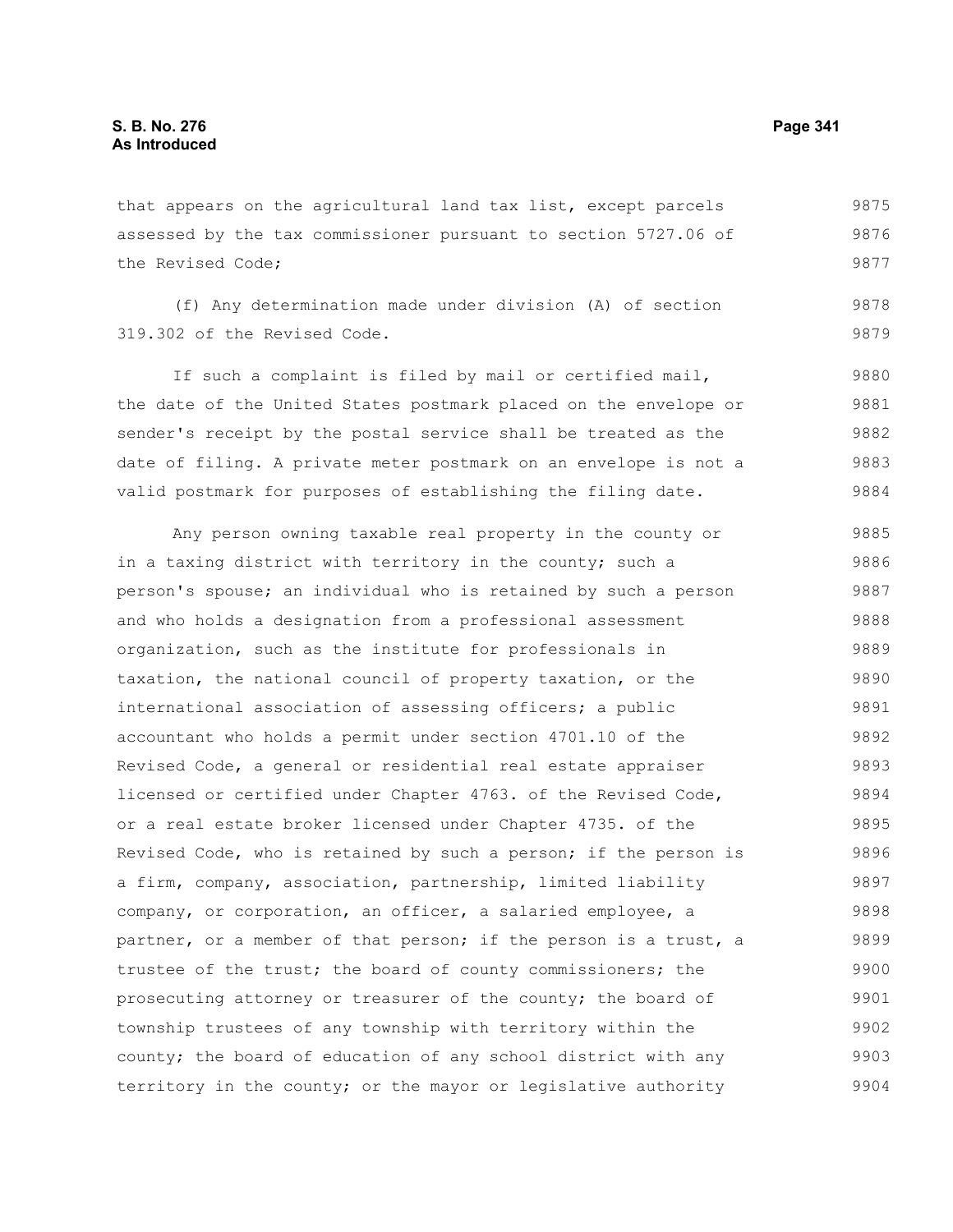that appears on the agricultural land tax list, except parcels assessed by the tax commissioner pursuant to section 5727.06 of the Revised Code;

(f) Any determination made under division (A) of section 319.302 of the Revised Code.

If such a complaint is filed by mail or certified mail, the date of the United States postmark placed on the envelope or sender's receipt by the postal service shall be treated as the date of filing. A private meter postmark on an envelope is not a valid postmark for purposes of establishing the filing date.

Any person owning taxable real property in the county or in a taxing district with territory in the county; such a person's spouse; an individual who is retained by such a person and who holds a designation from a professional assessment organization, such as the institute for professionals in taxation, the national council of property taxation, or the international association of assessing officers; a public accountant who holds a permit under section 4701.10 of the Revised Code, a general or residential real estate appraiser licensed or certified under Chapter 4763. of the Revised Code, or a real estate broker licensed under Chapter 4735. of the Revised Code, who is retained by such a person; if the person is a firm, company, association, partnership, limited liability company, or corporation, an officer, a salaried employee, a partner, or a member of that person; if the person is a trust, a trustee of the trust; the board of county commissioners; the prosecuting attorney or treasurer of the county; the board of township trustees of any township with territory within the county; the board of education of any school district with any territory in the county; or the mayor or legislative authority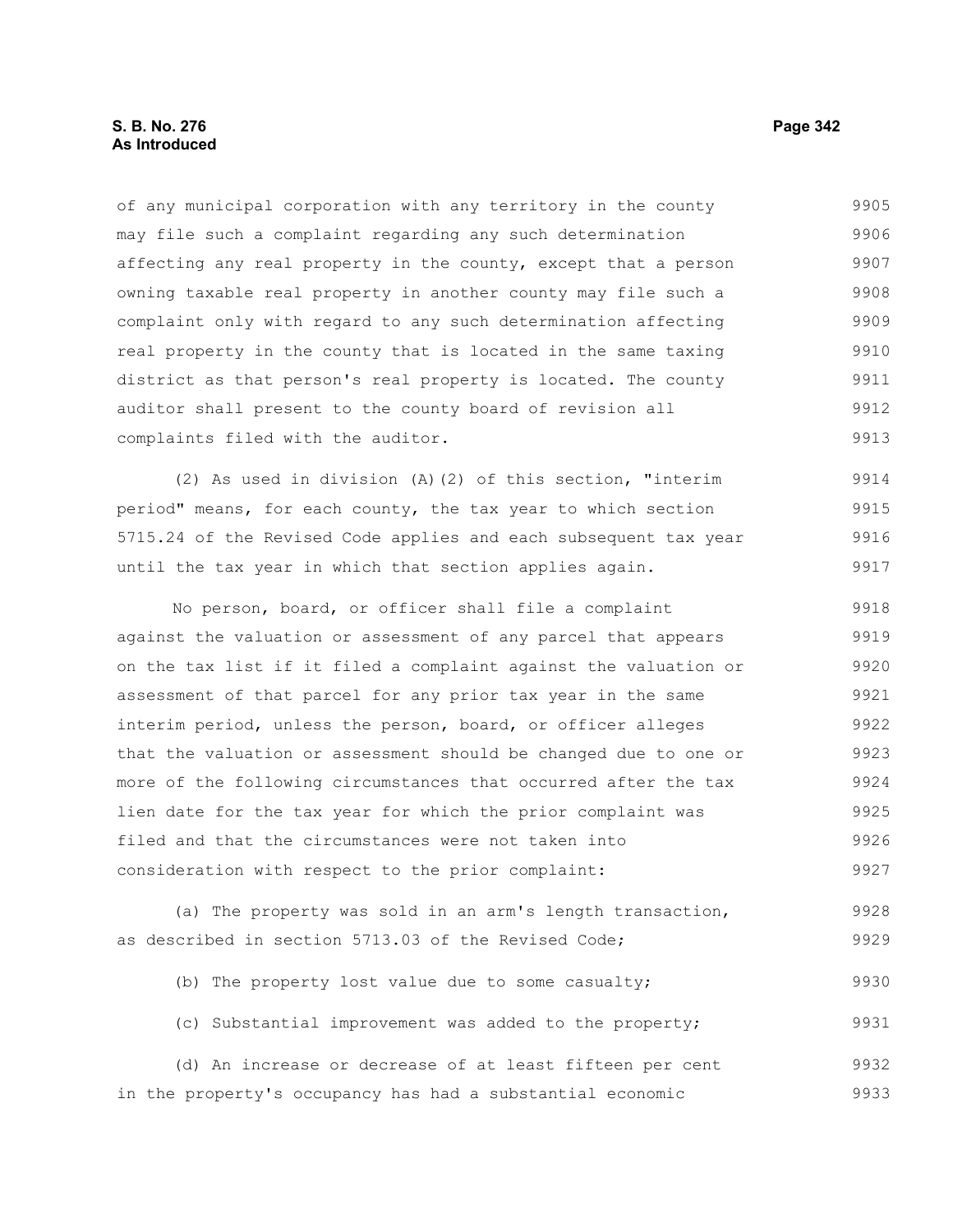of any municipal corporation with any territory in the county may file such a complaint regarding any such determination affecting any real property in the county, except that a person owning taxable real property in another county may file such a complaint only with regard to any such determination affecting real property in the county that is located in the same taxing district as that person's real property is located. The county auditor shall present to the county board of revision all complaints filed with the auditor.

(2) As used in division (A)(2) of this section, "interim period" means, for each county, the tax year to which section 5715.24 of the Revised Code applies and each subsequent tax year until the tax year in which that section applies again.

No person, board, or officer shall file a complaint against the valuation or assessment of any parcel that appears on the tax list if it filed a complaint against the valuation or assessment of that parcel for any prior tax year in the same interim period, unless the person, board, or officer alleges that the valuation or assessment should be changed due to one or more of the following circumstances that occurred after the tax lien date for the tax year for which the prior complaint was filed and that the circumstances were not taken into consideration with respect to the prior complaint:

(a) The property was sold in an arm's length transaction, as described in section 5713.03 of the Revised Code;

(b) The property lost value due to some casualty;

(c) Substantial improvement was added to the property;

(d) An increase or decrease of at least fifteen per cent in the property's occupancy has had a substantial economic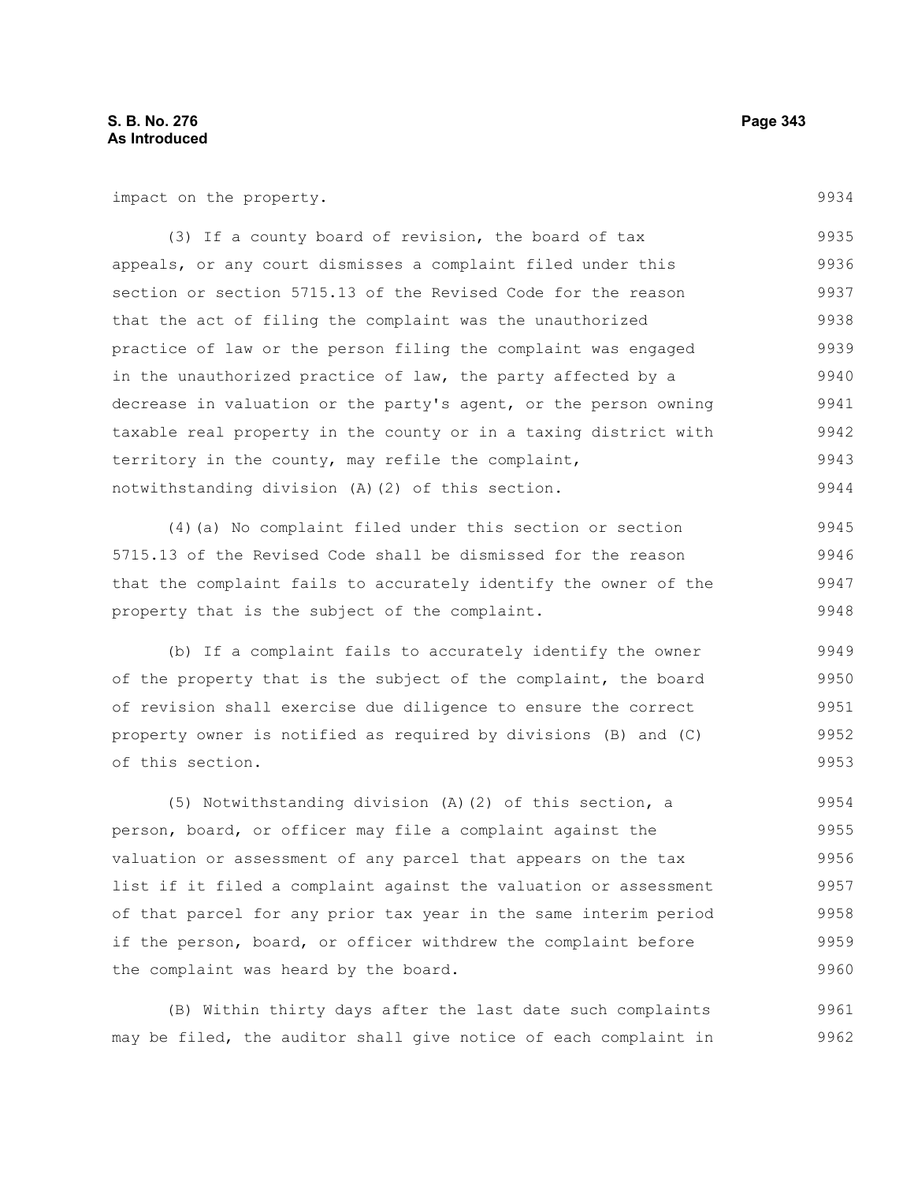impact on the property.

(3) If a county board of revision, the board of tax appeals, or any court dismisses a complaint filed under this section or section 5715.13 of the Revised Code for the reason that the act of filing the complaint was the unauthorized practice of law or the person filing the complaint was engaged in the unauthorized practice of law, the party affected by a decrease in valuation or the party's agent, or the person owning taxable real property in the county or in a taxing district with territory in the county, may refile the complaint, notwithstanding division (A)(2) of this section.

(4)(a) No complaint filed under this section or section 5715.13 of the Revised Code shall be dismissed for the reason that the complaint fails to accurately identify the owner of the property that is the subject of the complaint.

(b) If a complaint fails to accurately identify the owner of the property that is the subject of the complaint, the board of revision shall exercise due diligence to ensure the correct property owner is notified as required by divisions (B) and (C) of this section.

(5) Notwithstanding division (A)(2) of this section, a person, board, or officer may file a complaint against the valuation or assessment of any parcel that appears on the tax list if it filed a complaint against the valuation or assessment of that parcel for any prior tax year in the same interim period if the person, board, or officer withdrew the complaint before the complaint was heard by the board.

(B) Within thirty days after the last date such complaints may be filed, the auditor shall give notice of each complaint in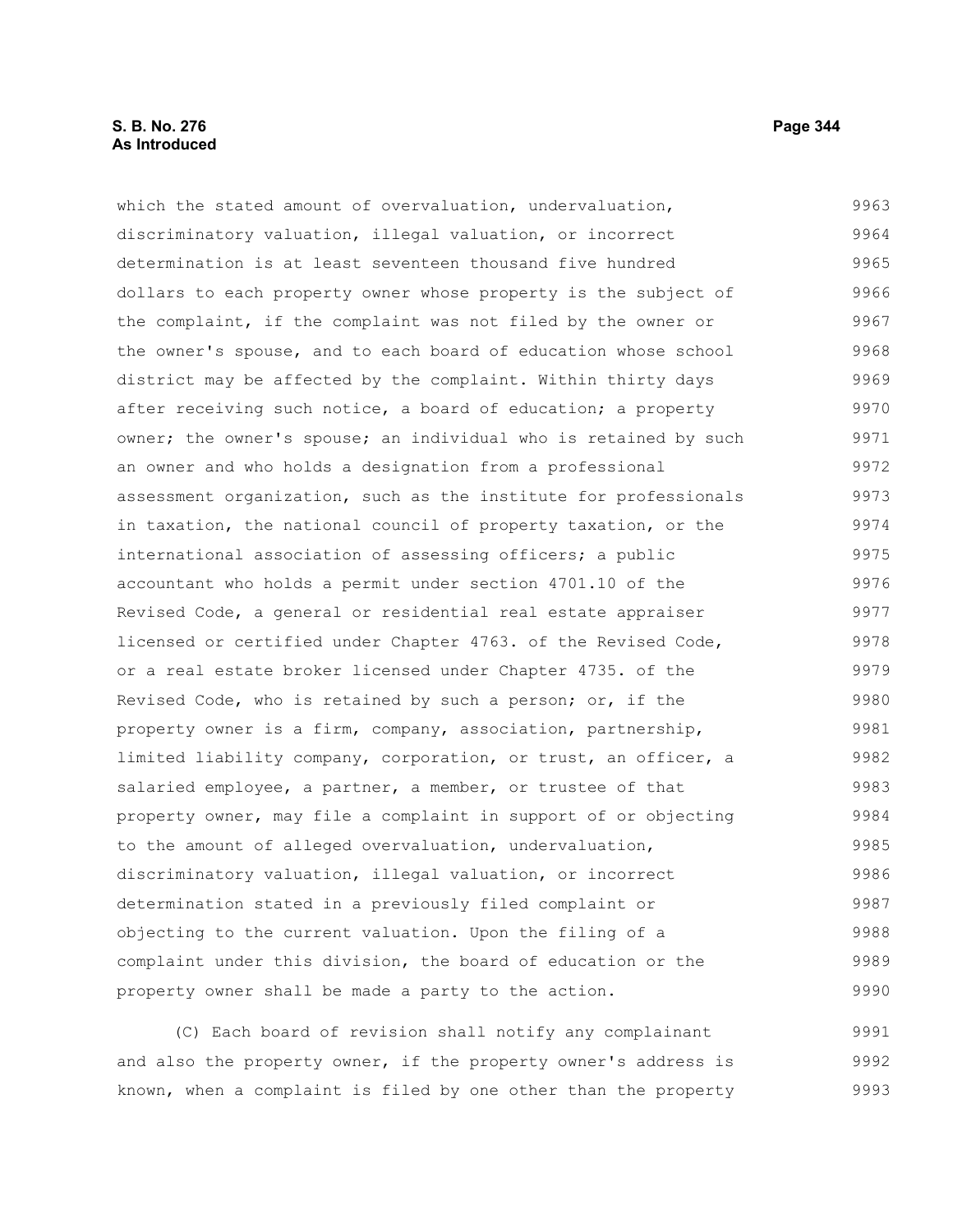which the stated amount of overvaluation, undervaluation, discriminatory valuation, illegal valuation, or incorrect determination is at least seventeen thousand five hundred dollars to each property owner whose property is the subject of the complaint, if the complaint was not filed by the owner or the owner's spouse, and to each board of education whose school district may be affected by the complaint. Within thirty days after receiving such notice, a board of education; a property owner; the owner's spouse; an individual who is retained by such an owner and who holds a designation from a professional assessment organization, such as the institute for professionals in taxation, the national council of property taxation, or the international association of assessing officers; a public accountant who holds a permit under section 4701.10 of the Revised Code, a general or residential real estate appraiser licensed or certified under Chapter 4763. of the Revised Code, or a real estate broker licensed under Chapter 4735. of the Revised Code, who is retained by such a person; or, if the property owner is a firm, company, association, partnership, limited liability company, corporation, or trust, an officer, a salaried employee, a partner, a member, or trustee of that property owner, may file a complaint in support of or objecting to the amount of alleged overvaluation, undervaluation, discriminatory valuation, illegal valuation, or incorrect determination stated in a previously filed complaint or objecting to the current valuation. Upon the filing of a complaint under this division, the board of education or the property owner shall be made a party to the action.

(C) Each board of revision shall notify any complainant and also the property owner, if the property owner's address is known, when a complaint is filed by one other than the property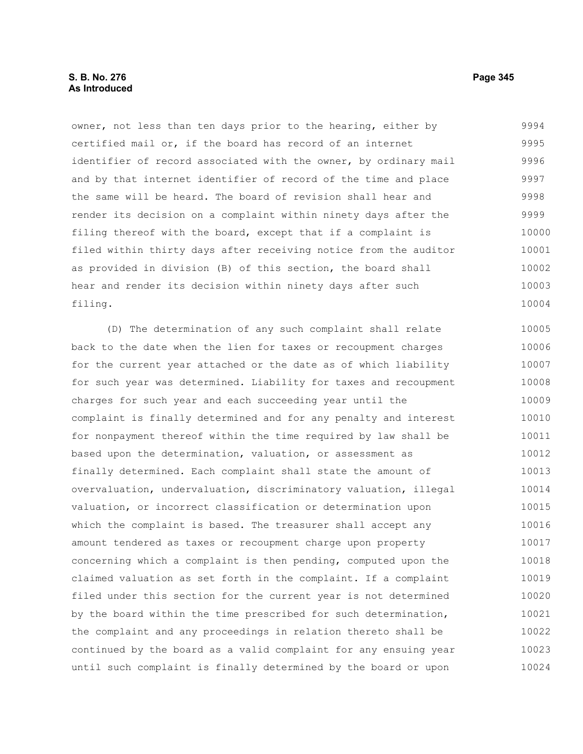owner, not less than ten days prior to the hearing, either by certified mail or, if the board has record of an internet identifier of record associated with the owner, by ordinary mail and by that internet identifier of record of the time and place the same will be heard. The board of revision shall hear and render its decision on a complaint within ninety days after the filing thereof with the board, except that if a complaint is filed within thirty days after receiving notice from the auditor as provided in division (B) of this section, the board shall hear and render its decision within ninety days after such filing.

(D) The determination of any such complaint shall relate back to the date when the lien for taxes or recoupment charges for the current year attached or the date as of which liability for such year was determined. Liability for taxes and recoupment charges for such year and each succeeding year until the complaint is finally determined and for any penalty and interest for nonpayment thereof within the time required by law shall be based upon the determination, valuation, or assessment as finally determined. Each complaint shall state the amount of overvaluation, undervaluation, discriminatory valuation, illegal valuation, or incorrect classification or determination upon which the complaint is based. The treasurer shall accept any amount tendered as taxes or recoupment charge upon property concerning which a complaint is then pending, computed upon the claimed valuation as set forth in the complaint. If a complaint filed under this section for the current year is not determined by the board within the time prescribed for such determination, the complaint and any proceedings in relation thereto shall be continued by the board as a valid complaint for any ensuing year until such complaint is finally determined by the board or upon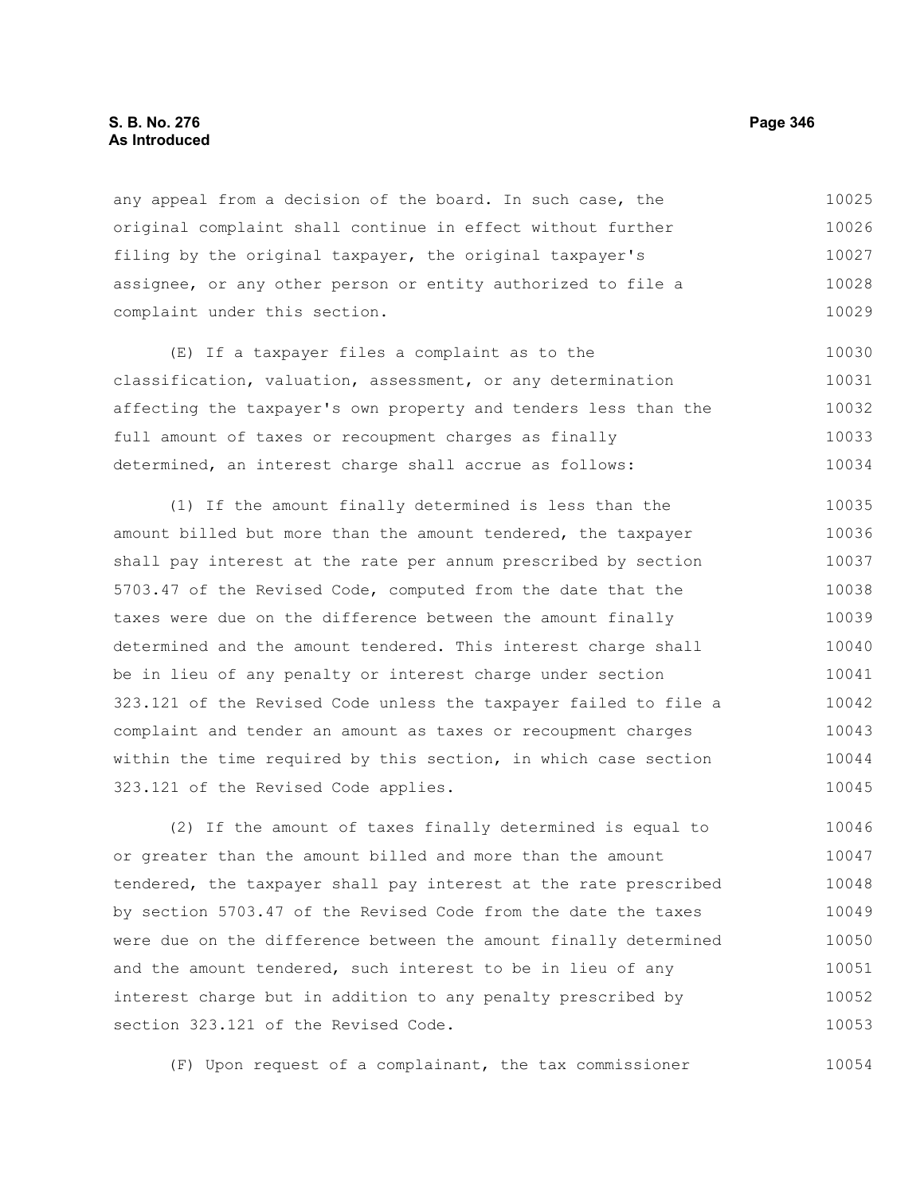any appeal from a decision of the board. In such case, the original complaint shall continue in effect without further filing by the original taxpayer, the original taxpayer's assignee, or any other person or entity authorized to file a complaint under this section.

(E) If a taxpayer files a complaint as to the classification, valuation, assessment, or any determination affecting the taxpayer's own property and tenders less than the full amount of taxes or recoupment charges as finally determined, an interest charge shall accrue as follows:

(1) If the amount finally determined is less than the amount billed but more than the amount tendered, the taxpayer shall pay interest at the rate per annum prescribed by section 5703.47 of the Revised Code, computed from the date that the taxes were due on the difference between the amount finally determined and the amount tendered. This interest charge shall be in lieu of any penalty or interest charge under section 323.121 of the Revised Code unless the taxpayer failed to file a complaint and tender an amount as taxes or recoupment charges within the time required by this section, in which case section 323.121 of the Revised Code applies.

(2) If the amount of taxes finally determined is equal to or greater than the amount billed and more than the amount tendered, the taxpayer shall pay interest at the rate prescribed by section 5703.47 of the Revised Code from the date the taxes were due on the difference between the amount finally determined and the amount tendered, such interest to be in lieu of any interest charge but in addition to any penalty prescribed by section 323.121 of the Revised Code.

(F) Upon request of a complainant, the tax commissioner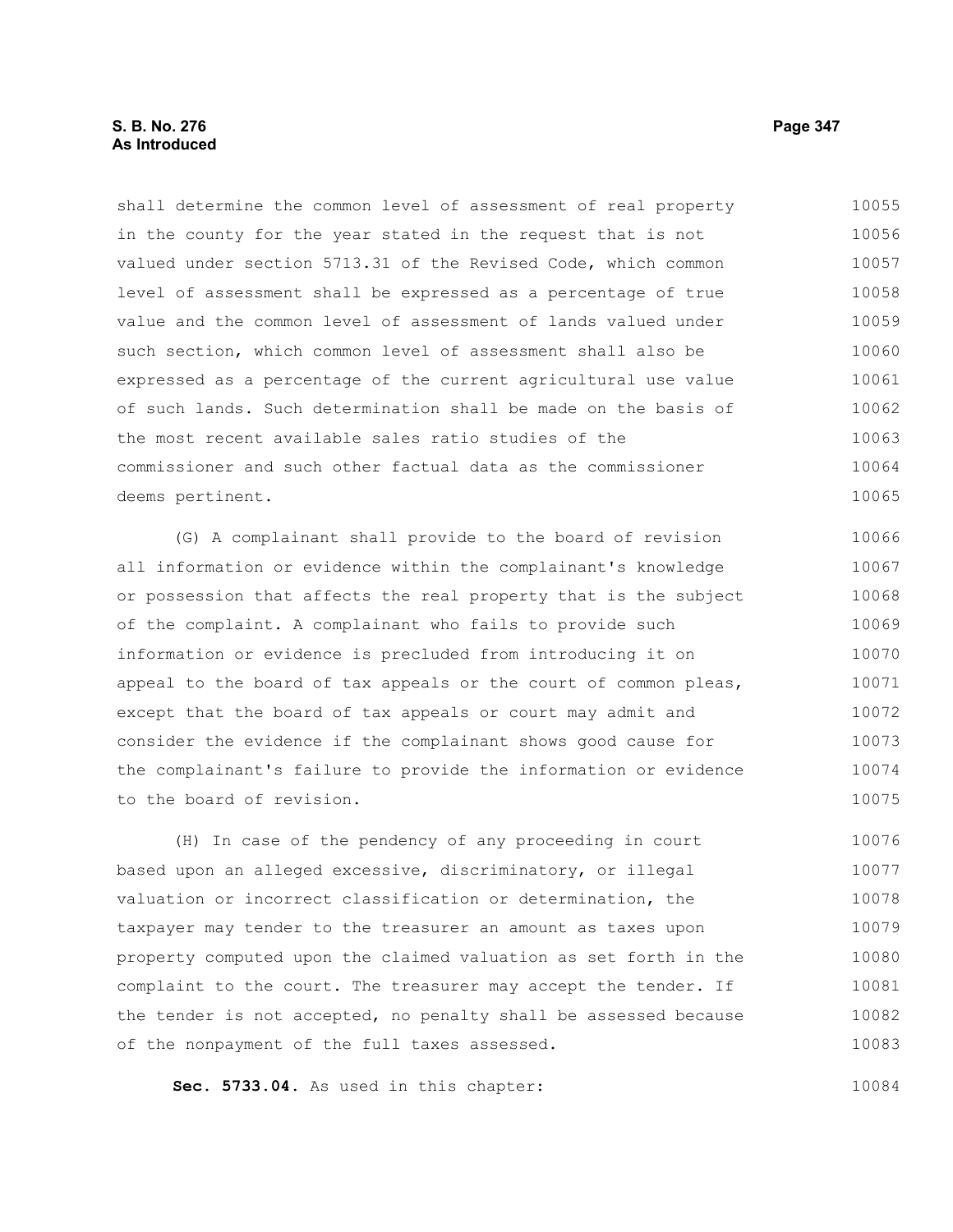shall determine the common level of assessment of real property in the county for the year stated in the request that is not valued under section 5713.31 of the Revised Code, which common level of assessment shall be expressed as a percentage of true value and the common level of assessment of lands valued under such section, which common level of assessment shall also be expressed as a percentage of the current agricultural use value of such lands. Such determination shall be made on the basis of the most recent available sales ratio studies of the commissioner and such other factual data as the commissioner deems pertinent.

(G) A complainant shall provide to the board of revision all information or evidence within the complainant's knowledge or possession that affects the real property that is the subject of the complaint. A complainant who fails to provide such information or evidence is precluded from introducing it on appeal to the board of tax appeals or the court of common pleas, except that the board of tax appeals or court may admit and consider the evidence if the complainant shows good cause for the complainant's failure to provide the information or evidence to the board of revision.

(H) In case of the pendency of any proceeding in court based upon an alleged excessive, discriminatory, or illegal valuation or incorrect classification or determination, the taxpayer may tender to the treasurer an amount as taxes upon property computed upon the claimed valuation as set forth in the complaint to the court. The treasurer may accept the tender. If the tender is not accepted, no penalty shall be assessed because of the nonpayment of the full taxes assessed.

**Sec. 5733.04.** As used in this chapter: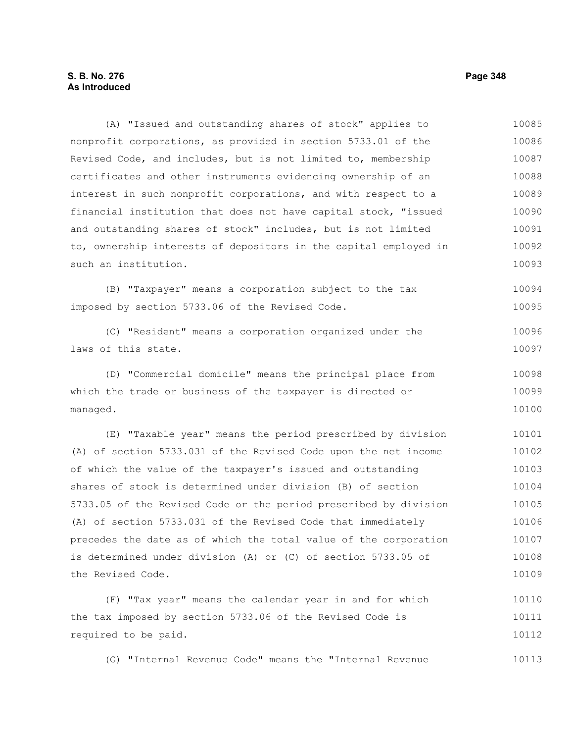(A) "Issued and outstanding shares of stock" applies to nonprofit corporations, as provided in section 5733.01 of the Revised Code, and includes, but is not limited to, membership certificates and other instruments evidencing ownership of an interest in such nonprofit corporations, and with respect to a financial institution that does not have capital stock, "issued and outstanding shares of stock" includes, but is not limited to, ownership interests of depositors in the capital employed in such an institution.

(B) "Taxpayer" means a corporation subject to the tax imposed by section 5733.06 of the Revised Code.

(C) "Resident" means a corporation organized under the laws of this state.

(D) "Commercial domicile" means the principal place from which the trade or business of the taxpayer is directed or managed.

(E) "Taxable year" means the period prescribed by division (A) of section 5733.031 of the Revised Code upon the net income of which the value of the taxpayer's issued and outstanding shares of stock is determined under division (B) of section 5733.05 of the Revised Code or the period prescribed by division (A) of section 5733.031 of the Revised Code that immediately precedes the date as of which the total value of the corporation is determined under division (A) or (C) of section 5733.05 of the Revised Code.

(F) "Tax year" means the calendar year in and for which the tax imposed by section 5733.06 of the Revised Code is required to be paid.

(G) "Internal Revenue Code" means the "Internal Revenue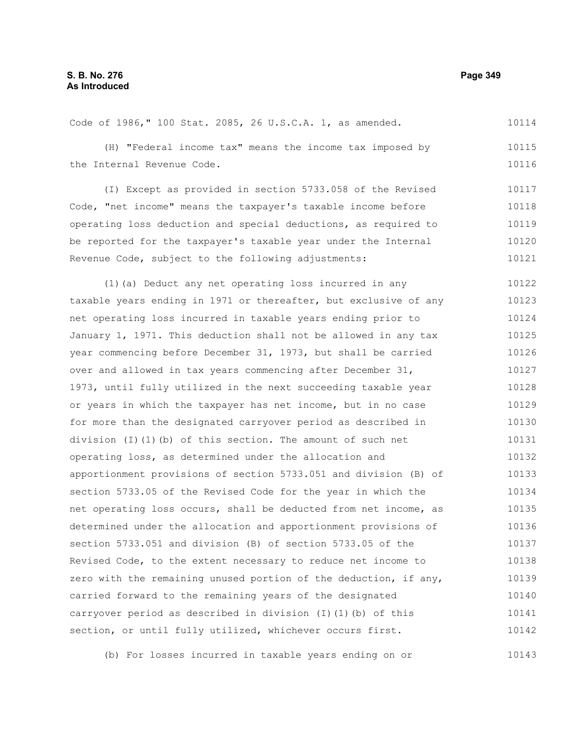Code of 1986," 100 Stat. 2085, 26 U.S.C.A. 1, as amended.

(H) "Federal income tax" means the income tax imposed by the Internal Revenue Code.

(I) Except as provided in section 5733.058 of the Revised Code, "net income" means the taxpayer's taxable income before operating loss deduction and special deductions, as required to be reported for the taxpayer's taxable year under the Internal Revenue Code, subject to the following adjustments:

(1)(a) Deduct any net operating loss incurred in any taxable years ending in 1971 or thereafter, but exclusive of any net operating loss incurred in taxable years ending prior to January 1, 1971. This deduction shall not be allowed in any tax year commencing before December 31, 1973, but shall be carried over and allowed in tax years commencing after December 31, 1973, until fully utilized in the next succeeding taxable year or years in which the taxpayer has net income, but in no case for more than the designated carryover period as described in division (I)(1)(b) of this section. The amount of such net operating loss, as determined under the allocation and apportionment provisions of section 5733.051 and division (B) of section 5733.05 of the Revised Code for the year in which the net operating loss occurs, shall be deducted from net income, as determined under the allocation and apportionment provisions of section 5733.051 and division (B) of section 5733.05 of the Revised Code, to the extent necessary to reduce net income to zero with the remaining unused portion of the deduction, if any, carried forward to the remaining years of the designated carryover period as described in division (I)(1)(b) of this section, or until fully utilized, whichever occurs first.

(b) For losses incurred in taxable years ending on or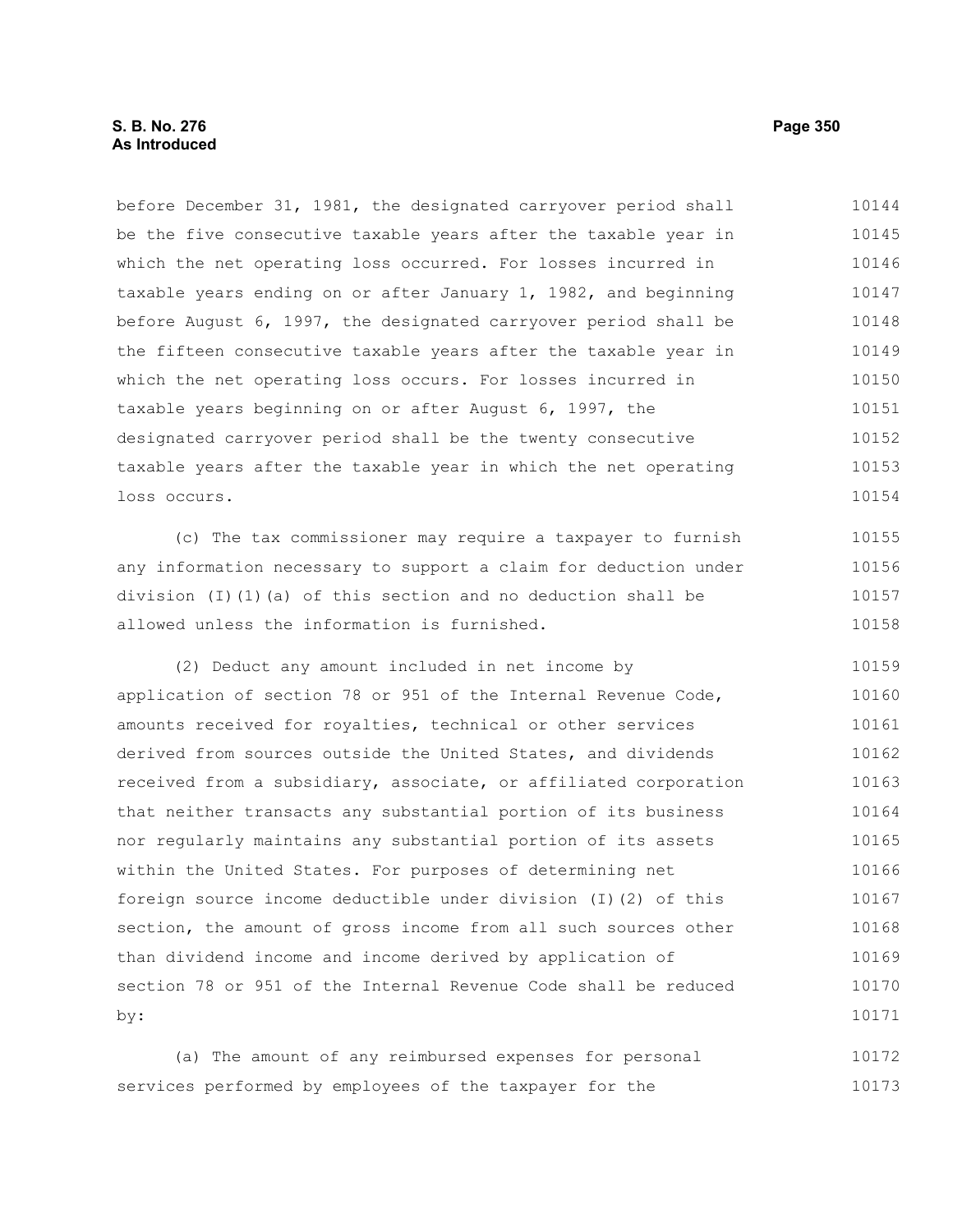before December 31, 1981, the designated carryover period shall be the five consecutive taxable years after the taxable year in which the net operating loss occurred. For losses incurred in taxable years ending on or after January 1, 1982, and beginning before August 6, 1997, the designated carryover period shall be the fifteen consecutive taxable years after the taxable year in which the net operating loss occurs. For losses incurred in taxable years beginning on or after August 6, 1997, the designated carryover period shall be the twenty consecutive taxable years after the taxable year in which the net operating loss occurs.

(c) The tax commissioner may require a taxpayer to furnish any information necessary to support a claim for deduction under division (I)(1)(a) of this section and no deduction shall be allowed unless the information is furnished.

(2) Deduct any amount included in net income by application of section 78 or 951 of the Internal Revenue Code, amounts received for royalties, technical or other services derived from sources outside the United States, and dividends received from a subsidiary, associate, or affiliated corporation that neither transacts any substantial portion of its business nor regularly maintains any substantial portion of its assets within the United States. For purposes of determining net foreign source income deductible under division (I)(2) of this section, the amount of gross income from all such sources other than dividend income and income derived by application of section 78 or 951 of the Internal Revenue Code shall be reduced by:

(a) The amount of any reimbursed expenses for personal services performed by employees of the taxpayer for the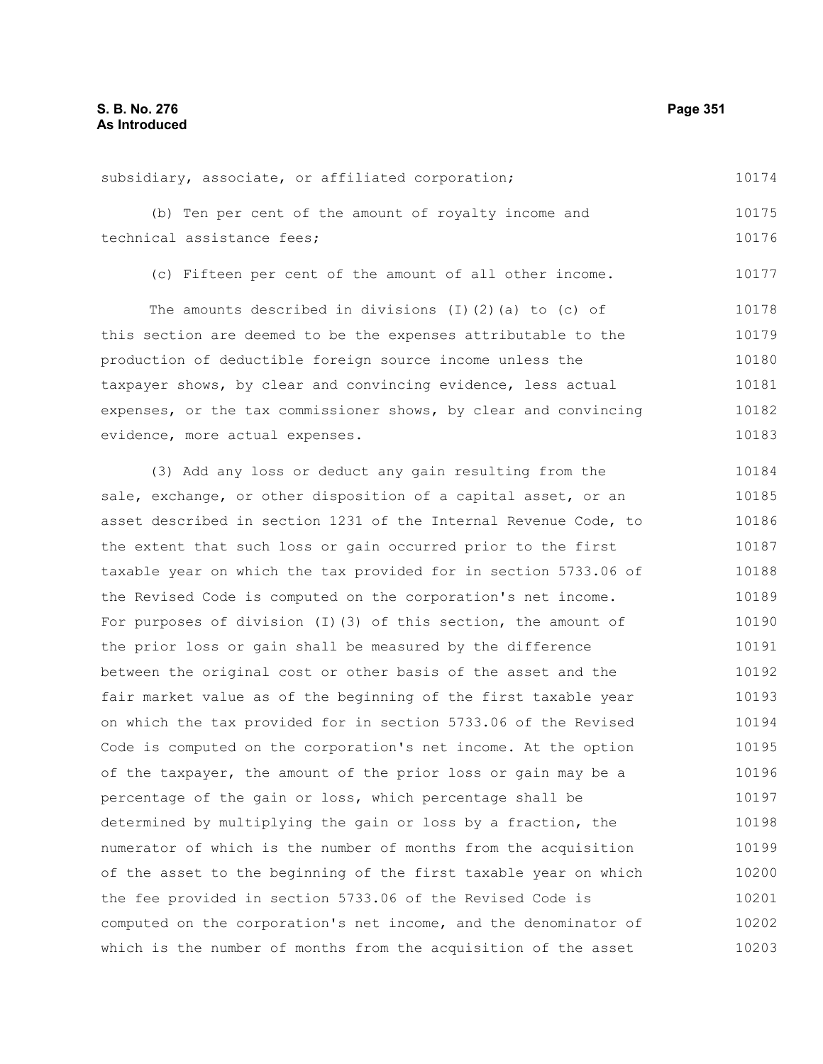subsidiary, associate, or affiliated corporation;

(b) Ten per cent of the amount of royalty income and technical assistance fees;

(c) Fifteen per cent of the amount of all other income.

The amounts described in divisions (I)(2)(a) to (c) of this section are deemed to be the expenses attributable to the production of deductible foreign source income unless the taxpayer shows, by clear and convincing evidence, less actual expenses, or the tax commissioner shows, by clear and convincing evidence, more actual expenses.

(3) Add any loss or deduct any gain resulting from the sale, exchange, or other disposition of a capital asset, or an asset described in section 1231 of the Internal Revenue Code, to the extent that such loss or gain occurred prior to the first taxable year on which the tax provided for in section 5733.06 of the Revised Code is computed on the corporation's net income. For purposes of division (I)(3) of this section, the amount of the prior loss or gain shall be measured by the difference between the original cost or other basis of the asset and the fair market value as of the beginning of the first taxable year on which the tax provided for in section 5733.06 of the Revised Code is computed on the corporation's net income. At the option of the taxpayer, the amount of the prior loss or gain may be a percentage of the gain or loss, which percentage shall be determined by multiplying the gain or loss by a fraction, the numerator of which is the number of months from the acquisition of the asset to the beginning of the first taxable year on which the fee provided in section 5733.06 of the Revised Code is computed on the corporation's net income, and the denominator of which is the number of months from the acquisition of the asset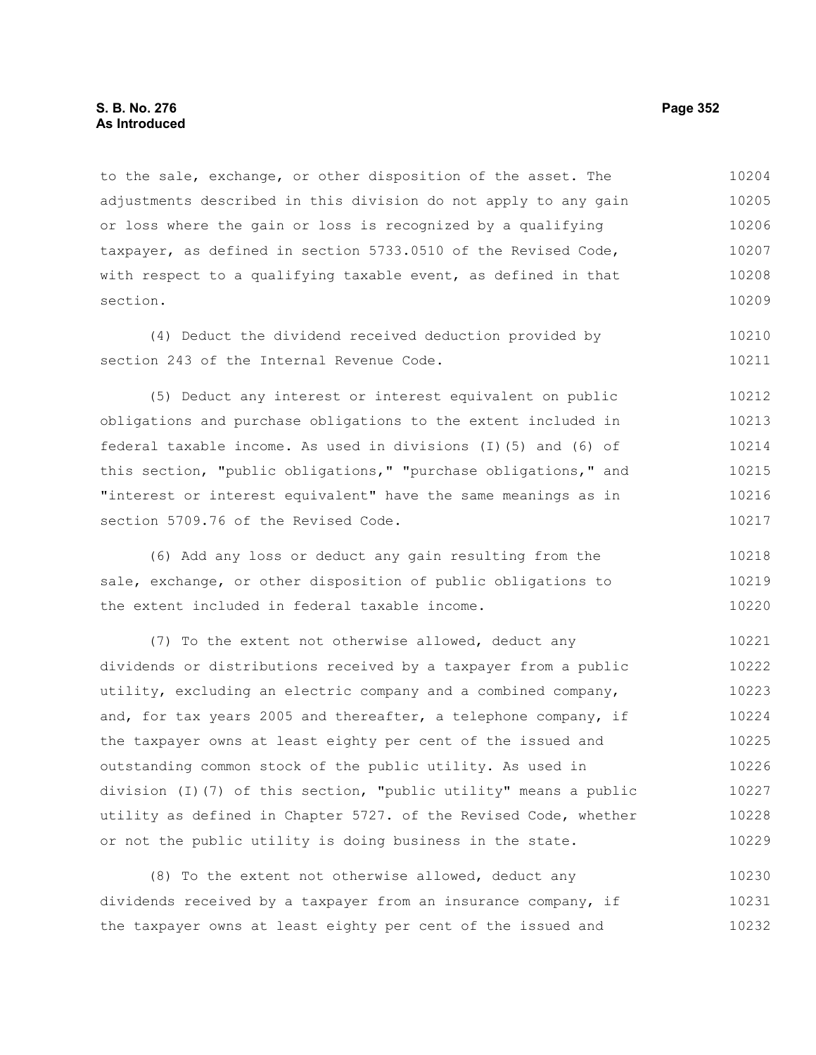to the sale, exchange, or other disposition of the asset. The adjustments described in this division do not apply to any gain or loss where the gain or loss is recognized by a qualifying taxpayer, as defined in section 5733.0510 of the Revised Code, with respect to a qualifying taxable event, as defined in that section.

(4) Deduct the dividend received deduction provided by section 243 of the Internal Revenue Code.

(5) Deduct any interest or interest equivalent on public obligations and purchase obligations to the extent included in federal taxable income. As used in divisions (I)(5) and (6) of this section, "public obligations," "purchase obligations," and "interest or interest equivalent" have the same meanings as in section 5709.76 of the Revised Code.

(6) Add any loss or deduct any gain resulting from the sale, exchange, or other disposition of public obligations to the extent included in federal taxable income.

(7) To the extent not otherwise allowed, deduct any dividends or distributions received by a taxpayer from a public utility, excluding an electric company and a combined company, and, for tax years 2005 and thereafter, a telephone company, if the taxpayer owns at least eighty per cent of the issued and outstanding common stock of the public utility. As used in division (I)(7) of this section, "public utility" means a public utility as defined in Chapter 5727. of the Revised Code, whether or not the public utility is doing business in the state.

(8) To the extent not otherwise allowed, deduct any dividends received by a taxpayer from an insurance company, if the taxpayer owns at least eighty per cent of the issued and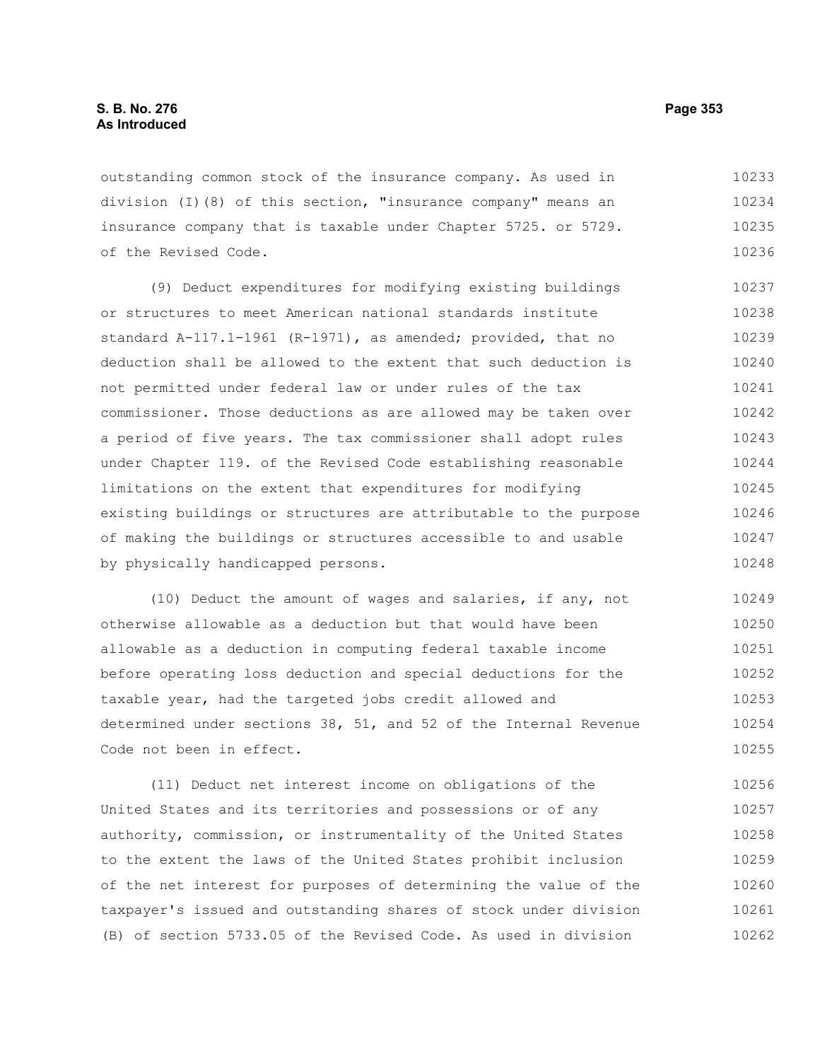outstanding common stock of the insurance company. As used in division (I)(8) of this section, "insurance company" means an insurance company that is taxable under Chapter 5725. or 5729. of the Revised Code.

(9) Deduct expenditures for modifying existing buildings or structures to meet American national standards institute standard A-117.1-1961 (R-1971), as amended; provided, that no deduction shall be allowed to the extent that such deduction is not permitted under federal law or under rules of the tax commissioner. Those deductions as are allowed may be taken over a period of five years. The tax commissioner shall adopt rules under Chapter 119. of the Revised Code establishing reasonable limitations on the extent that expenditures for modifying existing buildings or structures are attributable to the purpose of making the buildings or structures accessible to and usable by physically handicapped persons.

(10) Deduct the amount of wages and salaries, if any, not otherwise allowable as a deduction but that would have been allowable as a deduction in computing federal taxable income before operating loss deduction and special deductions for the taxable year, had the targeted jobs credit allowed and determined under sections 38, 51, and 52 of the Internal Revenue Code not been in effect.

(11) Deduct net interest income on obligations of the United States and its territories and possessions or of any authority, commission, or instrumentality of the United States to the extent the laws of the United States prohibit inclusion of the net interest for purposes of determining the value of the taxpayer's issued and outstanding shares of stock under division (B) of section 5733.05 of the Revised Code. As used in division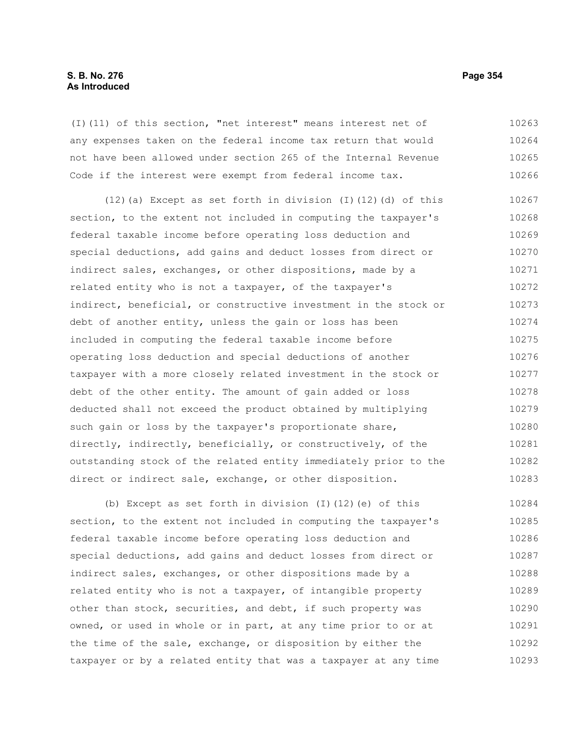(I)(11) of this section, "net interest" means interest net of any expenses taken on the federal income tax return that would not have been allowed under section 265 of the Internal Revenue Code if the interest were exempt from federal income tax.

(12)(a) Except as set forth in division (I)(12)(d) of this section, to the extent not included in computing the taxpayer's federal taxable income before operating loss deduction and special deductions, add gains and deduct losses from direct or indirect sales, exchanges, or other dispositions, made by a related entity who is not a taxpayer, of the taxpayer's indirect, beneficial, or constructive investment in the stock or debt of another entity, unless the gain or loss has been included in computing the federal taxable income before operating loss deduction and special deductions of another taxpayer with a more closely related investment in the stock or debt of the other entity. The amount of gain added or loss deducted shall not exceed the product obtained by multiplying such gain or loss by the taxpayer's proportionate share, directly, indirectly, beneficially, or constructively, of the outstanding stock of the related entity immediately prior to the direct or indirect sale, exchange, or other disposition.

(b) Except as set forth in division (I)(12)(e) of this section, to the extent not included in computing the taxpayer's federal taxable income before operating loss deduction and special deductions, add gains and deduct losses from direct or indirect sales, exchanges, or other dispositions made by a related entity who is not a taxpayer, of intangible property other than stock, securities, and debt, if such property was owned, or used in whole or in part, at any time prior to or at the time of the sale, exchange, or disposition by either the taxpayer or by a related entity that was a taxpayer at any time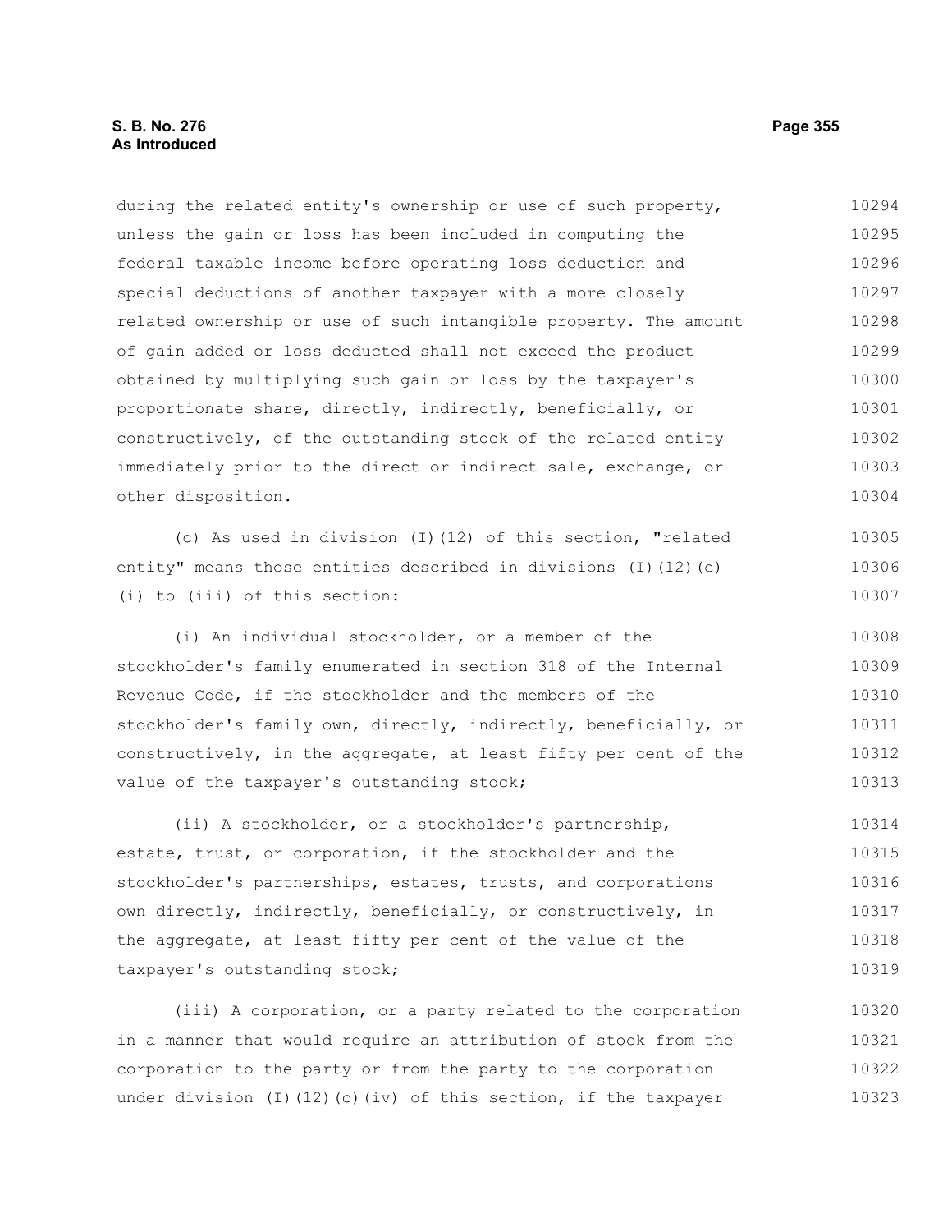during the related entity's ownership or use of such property, unless the gain or loss has been included in computing the federal taxable income before operating loss deduction and special deductions of another taxpayer with a more closely related ownership or use of such intangible property. The amount of gain added or loss deducted shall not exceed the product obtained by multiplying such gain or loss by the taxpayer's proportionate share, directly, indirectly, beneficially, or constructively, of the outstanding stock of the related entity immediately prior to the direct or indirect sale, exchange, or other disposition.

(c) As used in division (I)(12) of this section, "related entity" means those entities described in divisions (I)(12)(c)(i) to (iii) of this section:

(i) An individual stockholder, or a member of the stockholder's family enumerated in section 318 of the Internal Revenue Code, if the stockholder and the members of the stockholder's family own, directly, indirectly, beneficially, or constructively, in the aggregate, at least fifty per cent of the value of the taxpayer's outstanding stock;

(ii) A stockholder, or a stockholder's partnership, estate, trust, or corporation, if the stockholder and the stockholder's partnerships, estates, trusts, and corporations own directly, indirectly, beneficially, or constructively, in the aggregate, at least fifty per cent of the value of the taxpayer's outstanding stock;

(iii) A corporation, or a party related to the corporation in a manner that would require an attribution of stock from the corporation to the party or from the party to the corporation under division (I)(12)(c)(iv) of this section, if the taxpayer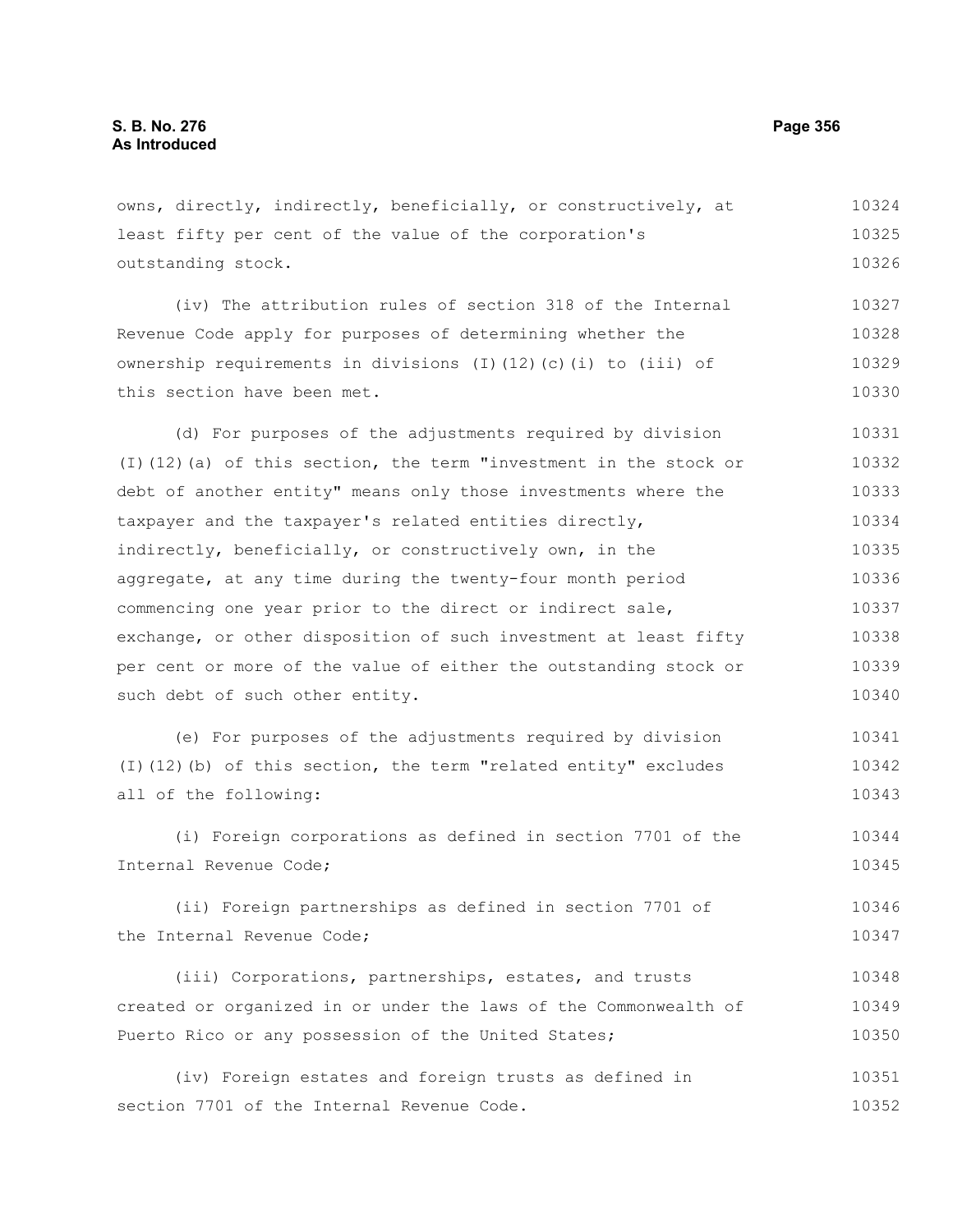owns, directly, indirectly, beneficially, or constructively, at least fifty per cent of the value of the corporation's outstanding stock.

(iv) The attribution rules of section 318 of the Internal Revenue Code apply for purposes of determining whether the ownership requirements in divisions (I)(12)(c)(i) to (iii) of this section have been met.

(d) For purposes of the adjustments required by division (I)(12)(a) of this section, the term "investment in the stock or debt of another entity" means only those investments where the taxpayer and the taxpayer's related entities directly, indirectly, beneficially, or constructively own, in the aggregate, at any time during the twenty-four month period commencing one year prior to the direct or indirect sale, exchange, or other disposition of such investment at least fifty per cent or more of the value of either the outstanding stock or such debt of such other entity.

(e) For purposes of the adjustments required by division (I)(12)(b) of this section, the term "related entity" excludes all of the following:

(i) Foreign corporations as defined in section 7701 of the Internal Revenue Code;

(ii) Foreign partnerships as defined in section 7701 of the Internal Revenue Code;

(iii) Corporations, partnerships, estates, and trusts created or organized in or under the laws of the Commonwealth of Puerto Rico or any possession of the United States;

(iv) Foreign estates and foreign trusts as defined in section 7701 of the Internal Revenue Code.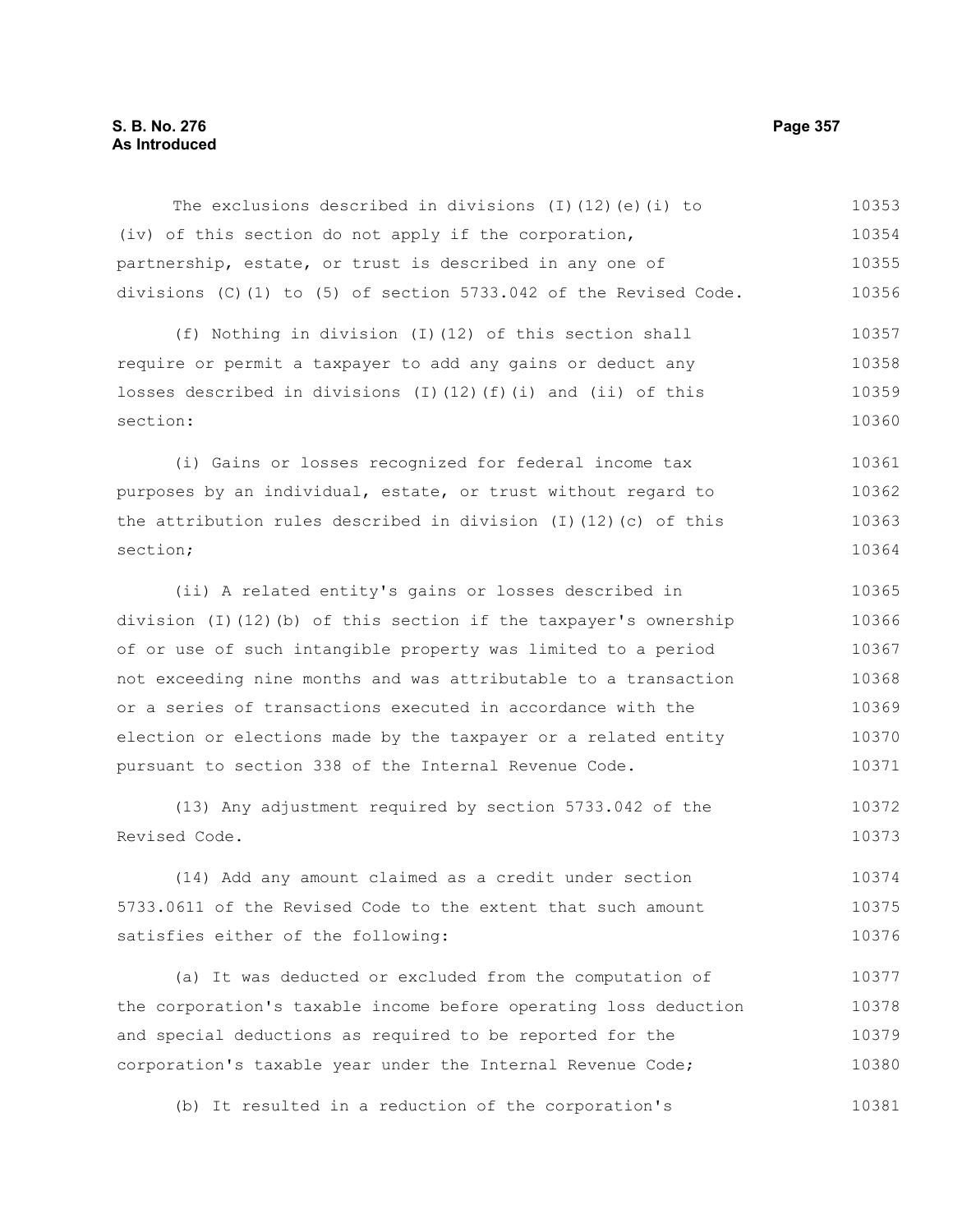The exclusions described in divisions (I)(12)(e)(i) to (iv) of this section do not apply if the corporation, partnership, estate, or trust is described in any one of divisions (C)(1) to (5) of section 5733.042 of the Revised Code.

(f) Nothing in division (I)(12) of this section shall require or permit a taxpayer to add any gains or deduct any losses described in divisions (I)(12)(f)(i) and (ii) of this section:

(i) Gains or losses recognized for federal income tax purposes by an individual, estate, or trust without regard to the attribution rules described in division (I)(12)(c) of this section;

(ii) A related entity's gains or losses described in division (I)(12)(b) of this section if the taxpayer's ownership of or use of such intangible property was limited to a period not exceeding nine months and was attributable to a transaction or a series of transactions executed in accordance with the election or elections made by the taxpayer or a related entity pursuant to section 338 of the Internal Revenue Code.

(13) Any adjustment required by section 5733.042 of the Revised Code.

(14) Add any amount claimed as a credit under section 5733.0611 of the Revised Code to the extent that such amount satisfies either of the following:

(a) It was deducted or excluded from the computation of the corporation's taxable income before operating loss deduction and special deductions as required to be reported for the corporation's taxable year under the Internal Revenue Code;

(b) It resulted in a reduction of the corporation's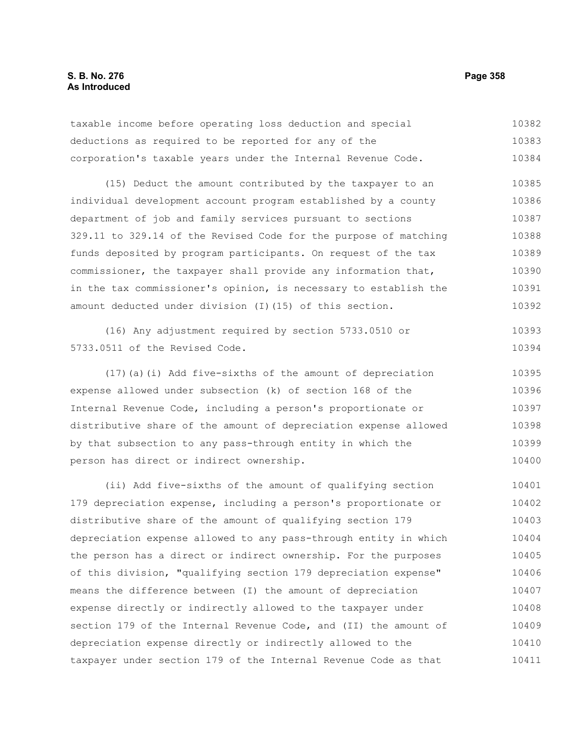taxable income before operating loss deduction and special deductions as required to be reported for any of the corporation's taxable years under the Internal Revenue Code.

(15) Deduct the amount contributed by the taxpayer to an individual development account program established by a county department of job and family services pursuant to sections 329.11 to 329.14 of the Revised Code for the purpose of matching funds deposited by program participants. On request of the tax commissioner, the taxpayer shall provide any information that, in the tax commissioner's opinion, is necessary to establish the amount deducted under division (I)(15) of this section.

(16) Any adjustment required by section 5733.0510 or 5733.0511 of the Revised Code.

(17)(a)(i) Add five-sixths of the amount of depreciation expense allowed under subsection (k) of section 168 of the Internal Revenue Code, including a person's proportionate or distributive share of the amount of depreciation expense allowed by that subsection to any pass-through entity in which the person has direct or indirect ownership.

(ii) Add five-sixths of the amount of qualifying section 179 depreciation expense, including a person's proportionate or distributive share of the amount of qualifying section 179 depreciation expense allowed to any pass-through entity in which the person has a direct or indirect ownership. For the purposes of this division, "qualifying section 179 depreciation expense" means the difference between (I) the amount of depreciation expense directly or indirectly allowed to the taxpayer under section 179 of the Internal Revenue Code, and (II) the amount of depreciation expense directly or indirectly allowed to the taxpayer under section 179 of the Internal Revenue Code as that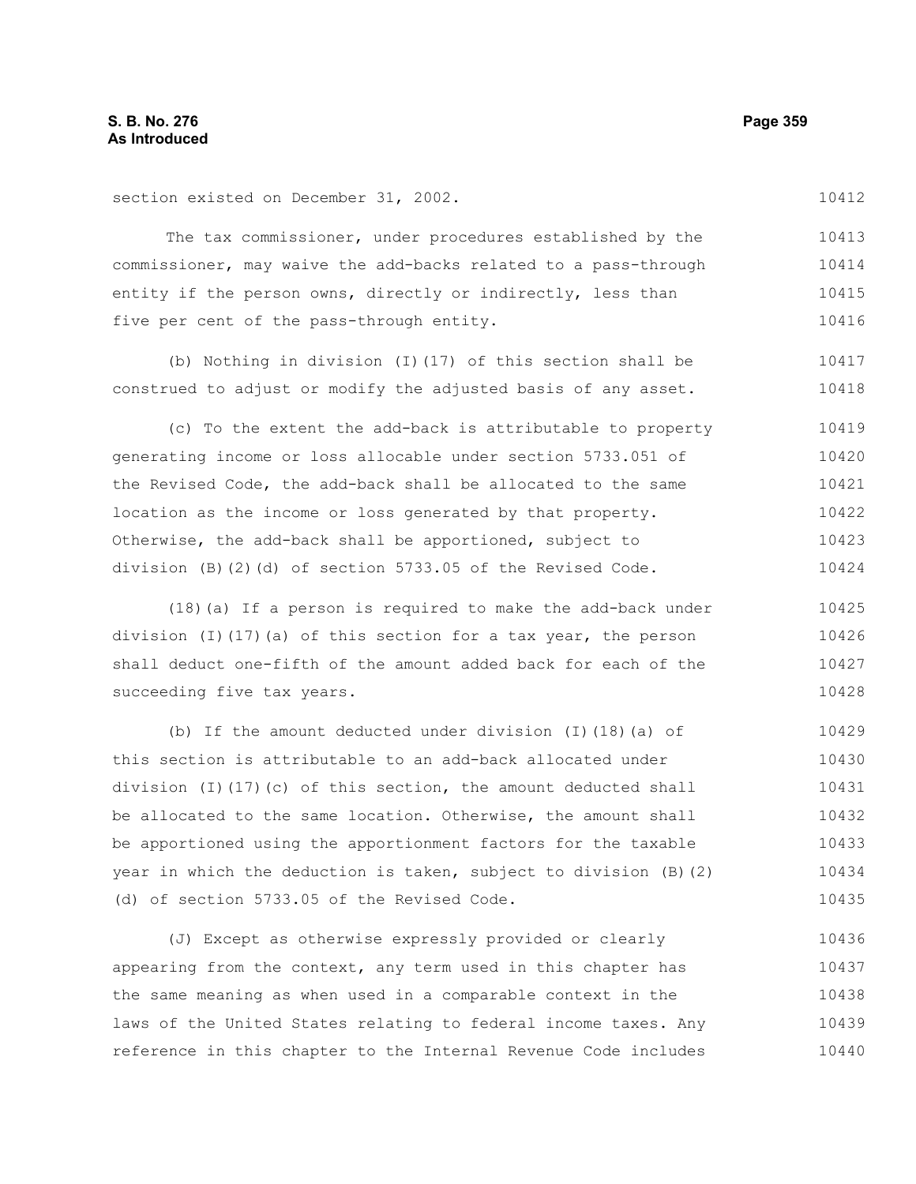section existed on December 31, 2002.

The tax commissioner, under procedures established by the commissioner, may waive the add-backs related to a pass-through entity if the person owns, directly or indirectly, less than five per cent of the pass-through entity.

(b) Nothing in division (I)(17) of this section shall be construed to adjust or modify the adjusted basis of any asset.

(c) To the extent the add-back is attributable to property generating income or loss allocable under section 5733.051 of the Revised Code, the add-back shall be allocated to the same location as the income or loss generated by that property. Otherwise, the add-back shall be apportioned, subject to division (B)(2)(d) of section 5733.05 of the Revised Code.

(18)(a) If a person is required to make the add-back under division (I)(17)(a) of this section for a tax year, the person shall deduct one-fifth of the amount added back for each of the succeeding five tax years.

(b) If the amount deducted under division (I)(18)(a) of this section is attributable to an add-back allocated under division (I)(17)(c) of this section, the amount deducted shall be allocated to the same location. Otherwise, the amount shall be apportioned using the apportionment factors for the taxable year in which the deduction is taken, subject to division (B)(2)(d) of section 5733.05 of the Revised Code.

(J) Except as otherwise expressly provided or clearly appearing from the context, any term used in this chapter has the same meaning as when used in a comparable context in the laws of the United States relating to federal income taxes. Any reference in this chapter to the Internal Revenue Code includes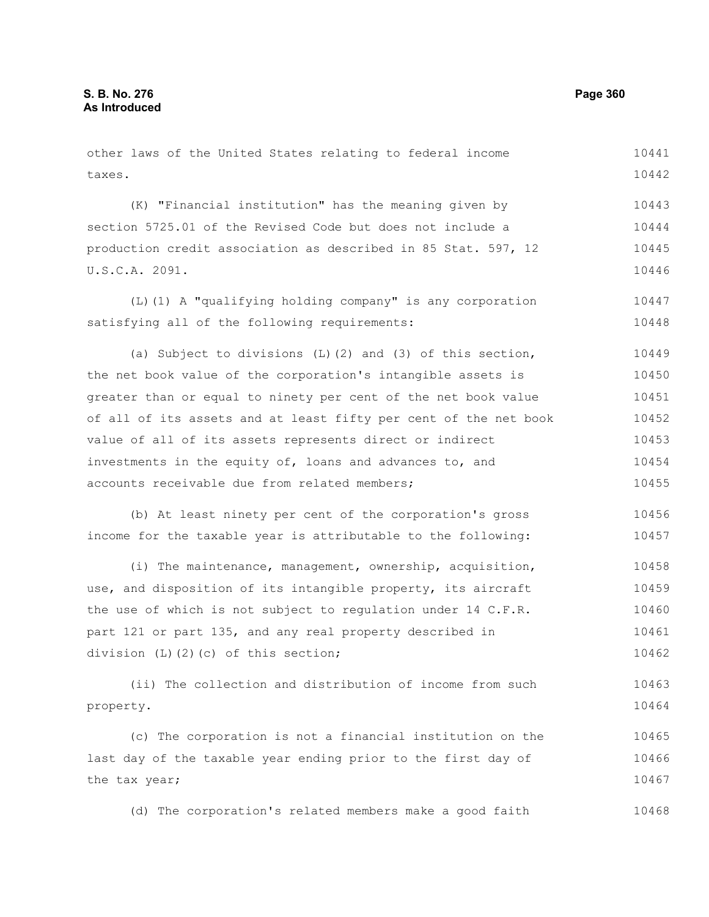other laws of the United States relating to federal income taxes.

(K) "Financial institution" has the meaning given by section 5725.01 of the Revised Code but does not include a production credit association as described in 85 Stat. 597, 12 U.S.C.A. 2091.

(L)(1) A "qualifying holding company" is any corporation satisfying all of the following requirements:

(a) Subject to divisions (L)(2) and (3) of this section, the net book value of the corporation's intangible assets is greater than or equal to ninety per cent of the net book value of all of its assets and at least fifty per cent of the net book value of all of its assets represents direct or indirect investments in the equity of, loans and advances to, and accounts receivable due from related members;

(b) At least ninety per cent of the corporation's gross income for the taxable year is attributable to the following:

(i) The maintenance, management, ownership, acquisition, use, and disposition of its intangible property, its aircraft the use of which is not subject to regulation under 14 C.F.R. part 121 or part 135, and any real property described in division (L)(2)(c) of this section;

(ii) The collection and distribution of income from such property.

(c) The corporation is not a financial institution on the last day of the taxable year ending prior to the first day of the tax year;

(d) The corporation's related members make a good faith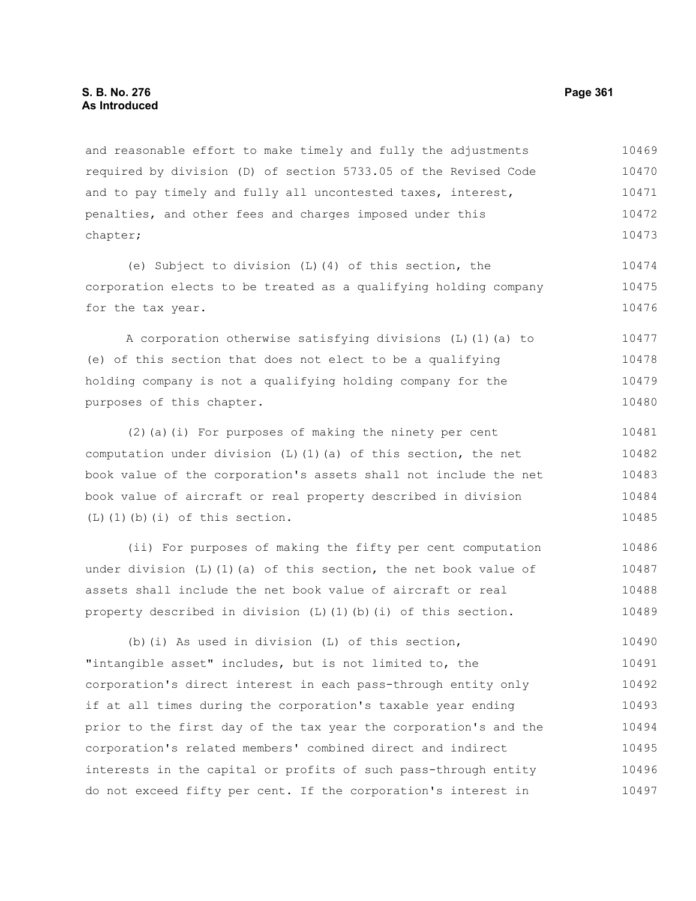and reasonable effort to make timely and fully the adjustments required by division (D) of section 5733.05 of the Revised Code and to pay timely and fully all uncontested taxes, interest, penalties, and other fees and charges imposed under this chapter;

(e) Subject to division (L)(4) of this section, the corporation elects to be treated as a qualifying holding company for the tax year.

A corporation otherwise satisfying divisions (L)(1)(a) to (e) of this section that does not elect to be a qualifying holding company is not a qualifying holding company for the purposes of this chapter.

(2)(a)(i) For purposes of making the ninety per cent computation under division (L)(1)(a) of this section, the net book value of the corporation's assets shall not include the net book value of aircraft or real property described in division (L)(1)(b)(i) of this section.

(ii) For purposes of making the fifty per cent computation under division (L)(1)(a) of this section, the net book value of assets shall include the net book value of aircraft or real property described in division (L)(1)(b)(i) of this section.

(b)(i) As used in division (L) of this section, "intangible asset" includes, but is not limited to, the corporation's direct interest in each pass-through entity only if at all times during the corporation's taxable year ending prior to the first day of the tax year the corporation's and the corporation's related members' combined direct and indirect interests in the capital or profits of such pass-through entity do not exceed fifty per cent. If the corporation's interest in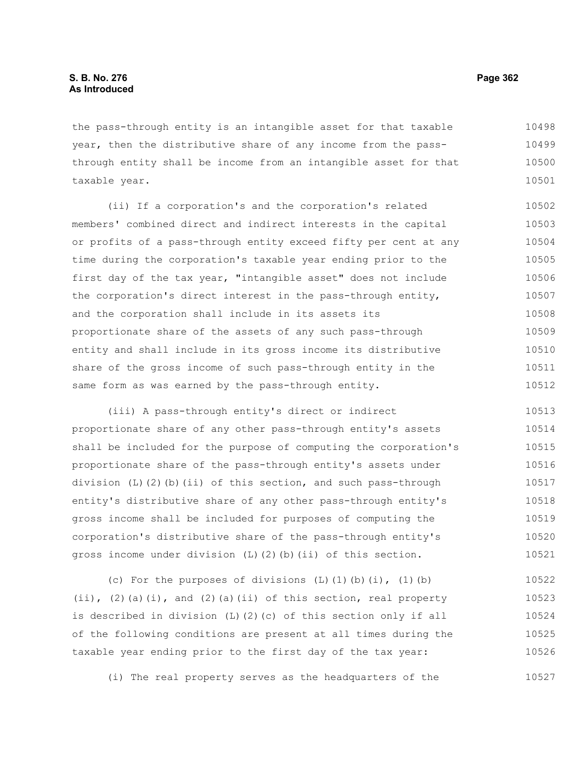the pass-through entity is an intangible asset for that taxable year, then the distributive share of any income from the pass-through entity shall be income from an intangible asset for that taxable year.

(ii) If a corporation's and the corporation's related members' combined direct and indirect interests in the capital or profits of a pass-through entity exceed fifty per cent at any time during the corporation's taxable year ending prior to the first day of the tax year, "intangible asset" does not include the corporation's direct interest in the pass-through entity, and the corporation shall include in its assets its proportionate share of the assets of any such pass-through entity and shall include in its gross income its distributive share of the gross income of such pass-through entity in the same form as was earned by the pass-through entity.

(iii) A pass-through entity's direct or indirect proportionate share of any other pass-through entity's assets shall be included for the purpose of computing the corporation's proportionate share of the pass-through entity's assets under division (L)(2)(b)(ii) of this section, and such pass-through entity's distributive share of any other pass-through entity's gross income shall be included for purposes of computing the corporation's distributive share of the pass-through entity's gross income under division (L)(2)(b)(ii) of this section.

(c) For the purposes of divisions (L)(1)(b)(i), (1)(b)(ii), (2)(a)(i), and (2)(a)(ii) of this section, real property is described in division (L)(2)(c) of this section only if all of the following conditions are present at all times during the taxable year ending prior to the first day of the tax year:

(i) The real property serves as the headquarters of the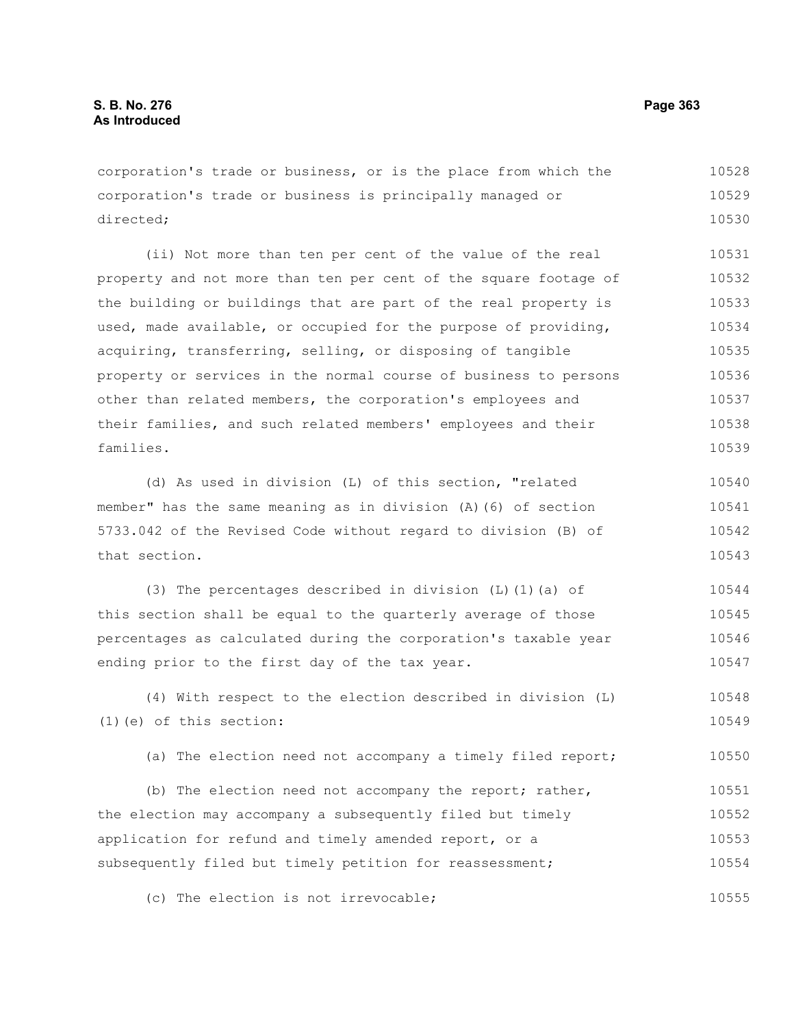corporation's trade or business, or is the place from which the corporation's trade or business is principally managed or directed;

(ii) Not more than ten per cent of the value of the real property and not more than ten per cent of the square footage of the building or buildings that are part of the real property is used, made available, or occupied for the purpose of providing, acquiring, transferring, selling, or disposing of tangible property or services in the normal course of business to persons other than related members, the corporation's employees and their families, and such related members' employees and their families.

(d) As used in division (L) of this section, "related member" has the same meaning as in division (A)(6) of section 5733.042 of the Revised Code without regard to division (B) of that section.

(3) The percentages described in division (L)(1)(a) of this section shall be equal to the quarterly average of those percentages as calculated during the corporation's taxable year ending prior to the first day of the tax year.

(4) With respect to the election described in division (L)(1)(e) of this section:

(a) The election need not accompany a timely filed report;

(b) The election need not accompany the report; rather, the election may accompany a subsequently filed but timely application for refund and timely amended report, or a subsequently filed but timely petition for reassessment;

(c) The election is not irrevocable;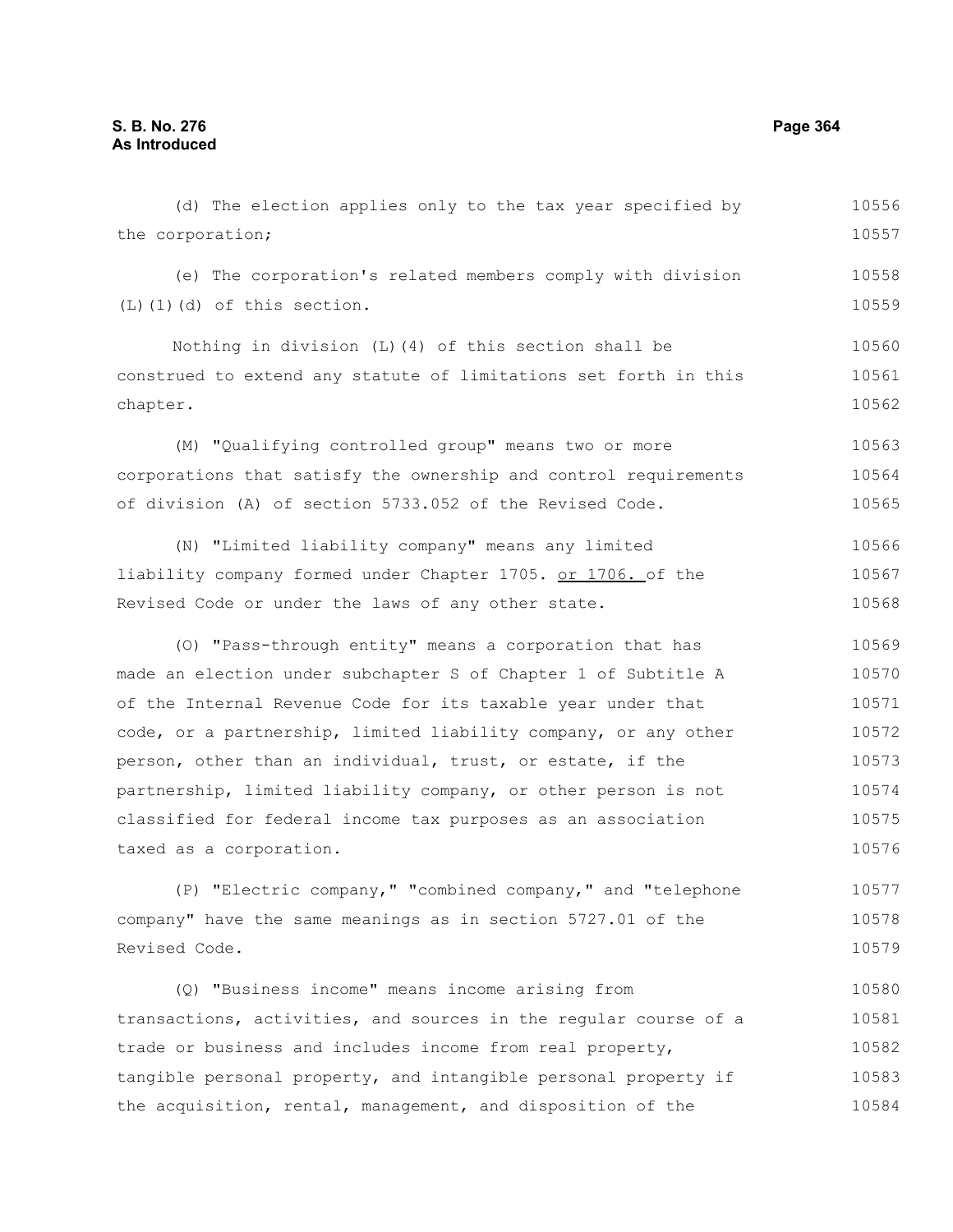(d) The election applies only to the tax year specified by the corporation;

(e) The corporation's related members comply with division (L)(1)(d) of this section.

Nothing in division (L)(4) of this section shall be construed to extend any statute of limitations set forth in this chapter.

(M) "Qualifying controlled group" means two or more corporations that satisfy the ownership and control requirements of division (A) of section 5733.052 of the Revised Code.

(N) "Limited liability company" means any limited liability company formed under Chapter 1705. or 1706. of the Revised Code or under the laws of any other state.

(O) "Pass-through entity" means a corporation that has made an election under subchapter S of Chapter 1 of Subtitle A of the Internal Revenue Code for its taxable year under that code, or a partnership, limited liability company, or any other person, other than an individual, trust, or estate, if the partnership, limited liability company, or other person is not classified for federal income tax purposes as an association taxed as a corporation.

(P) "Electric company," "combined company," and "telephone company" have the same meanings as in section 5727.01 of the Revised Code.

(Q) "Business income" means income arising from transactions, activities, and sources in the regular course of a trade or business and includes income from real property, tangible personal property, and intangible personal property if the acquisition, rental, management, and disposition of the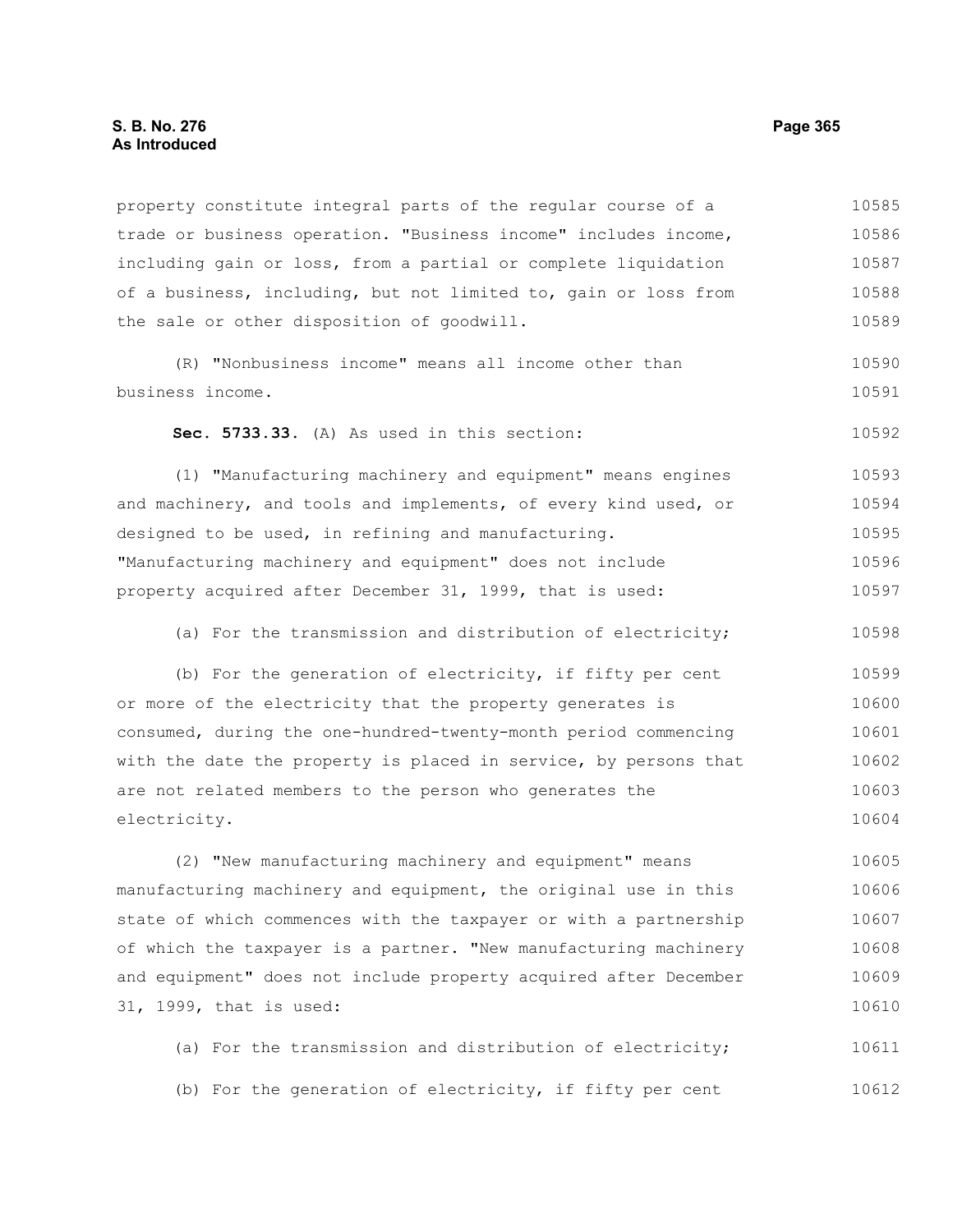property constitute integral parts of the regular course of a trade or business operation. "Business income" includes income, including gain or loss, from a partial or complete liquidation of a business, including, but not limited to, gain or loss from the sale or other disposition of goodwill.

(R) "Nonbusiness income" means all income other than business income.

**Sec. 5733.33.** (A) As used in this section:

(1) "Manufacturing machinery and equipment" means engines and machinery, and tools and implements, of every kind used, or designed to be used, in refining and manufacturing. "Manufacturing machinery and equipment" does not include property acquired after December 31, 1999, that is used:

(a) For the transmission and distribution of electricity;

(b) For the generation of electricity, if fifty per cent or more of the electricity that the property generates is consumed, during the one-hundred-twenty-month period commencing with the date the property is placed in service, by persons that are not related members to the person who generates the electricity.

(2) "New manufacturing machinery and equipment" means manufacturing machinery and equipment, the original use in this state of which commences with the taxpayer or with a partnership of which the taxpayer is a partner. "New manufacturing machinery and equipment" does not include property acquired after December 31, 1999, that is used:

(a) For the transmission and distribution of electricity;

(b) For the generation of electricity, if fifty per cent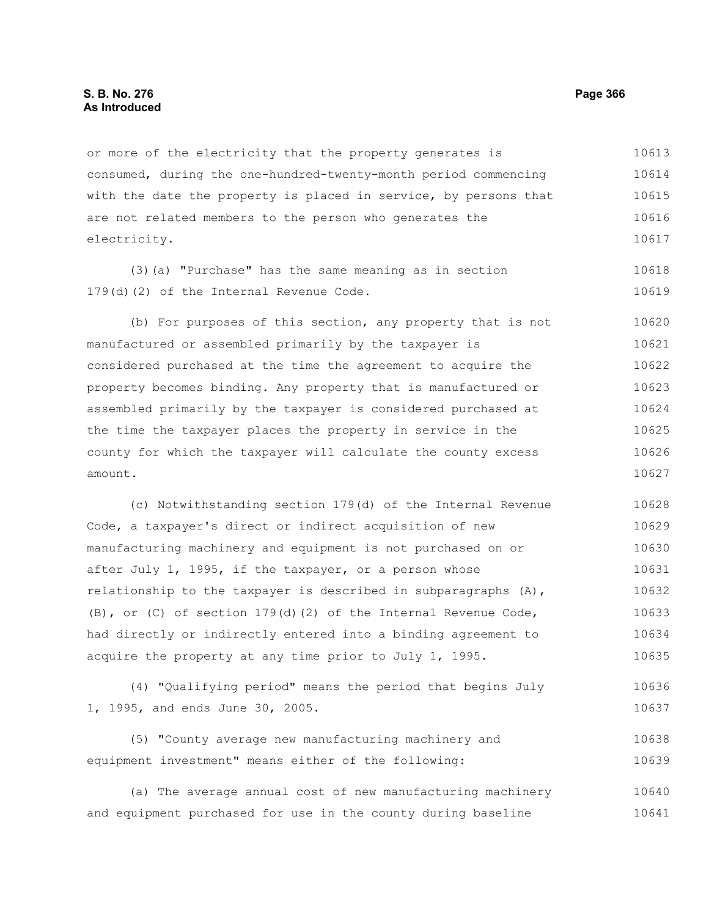or more of the electricity that the property generates is consumed, during the one-hundred-twenty-month period commencing with the date the property is placed in service, by persons that are not related members to the person who generates the electricity.

(3)(a) "Purchase" has the same meaning as in section 179(d)(2) of the Internal Revenue Code.

(b) For purposes of this section, any property that is not manufactured or assembled primarily by the taxpayer is considered purchased at the time the agreement to acquire the property becomes binding. Any property that is manufactured or assembled primarily by the taxpayer is considered purchased at the time the taxpayer places the property in service in the county for which the taxpayer will calculate the county excess amount.

(c) Notwithstanding section 179(d) of the Internal Revenue Code, a taxpayer's direct or indirect acquisition of new manufacturing machinery and equipment is not purchased on or after July 1, 1995, if the taxpayer, or a person whose relationship to the taxpayer is described in subparagraphs (A), (B), or (C) of section 179(d)(2) of the Internal Revenue Code, had directly or indirectly entered into a binding agreement to acquire the property at any time prior to July 1, 1995.

(4) "Qualifying period" means the period that begins July 1, 1995, and ends June 30, 2005.

(5) "County average new manufacturing machinery and equipment investment" means either of the following:

(a) The average annual cost of new manufacturing machinery and equipment purchased for use in the county during baseline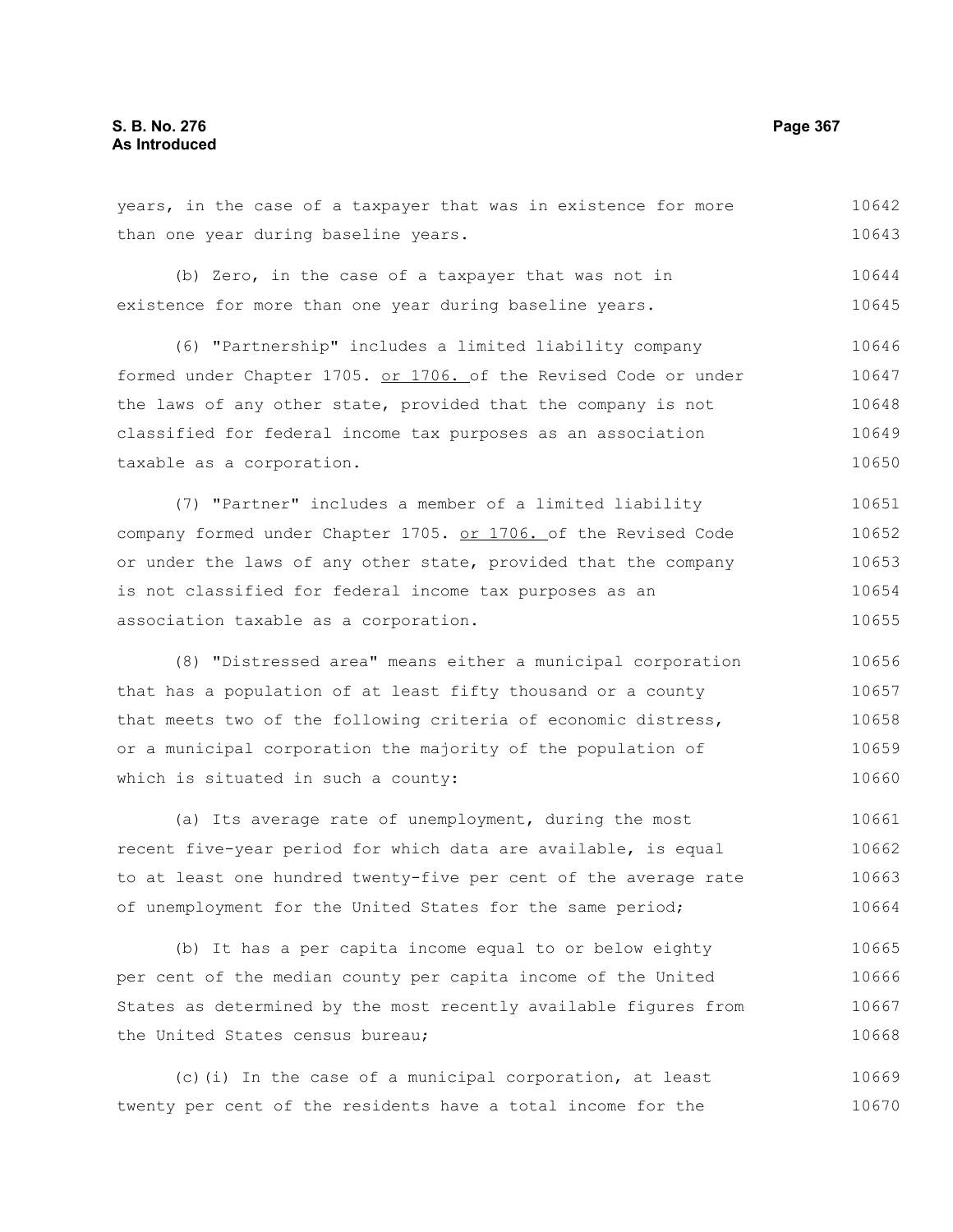years, in the case of a taxpayer that was in existence for more than one year during baseline years.

(b) Zero, in the case of a taxpayer that was not in existence for more than one year during baseline years.

(6) "Partnership" includes a limited liability company formed under Chapter 1705. or 1706. of the Revised Code or under the laws of any other state, provided that the company is not classified for federal income tax purposes as an association taxable as a corporation.

(7) "Partner" includes a member of a limited liability company formed under Chapter 1705. or 1706. of the Revised Code or under the laws of any other state, provided that the company is not classified for federal income tax purposes as an association taxable as a corporation.

(8) "Distressed area" means either a municipal corporation that has a population of at least fifty thousand or a county that meets two of the following criteria of economic distress, or a municipal corporation the majority of the population of which is situated in such a county:

(a) Its average rate of unemployment, during the most recent five-year period for which data are available, is equal to at least one hundred twenty-five per cent of the average rate of unemployment for the United States for the same period;

(b) It has a per capita income equal to or below eighty per cent of the median county per capita income of the United States as determined by the most recently available figures from the United States census bureau;

(c)(i) In the case of a municipal corporation, at least twenty per cent of the residents have a total income for the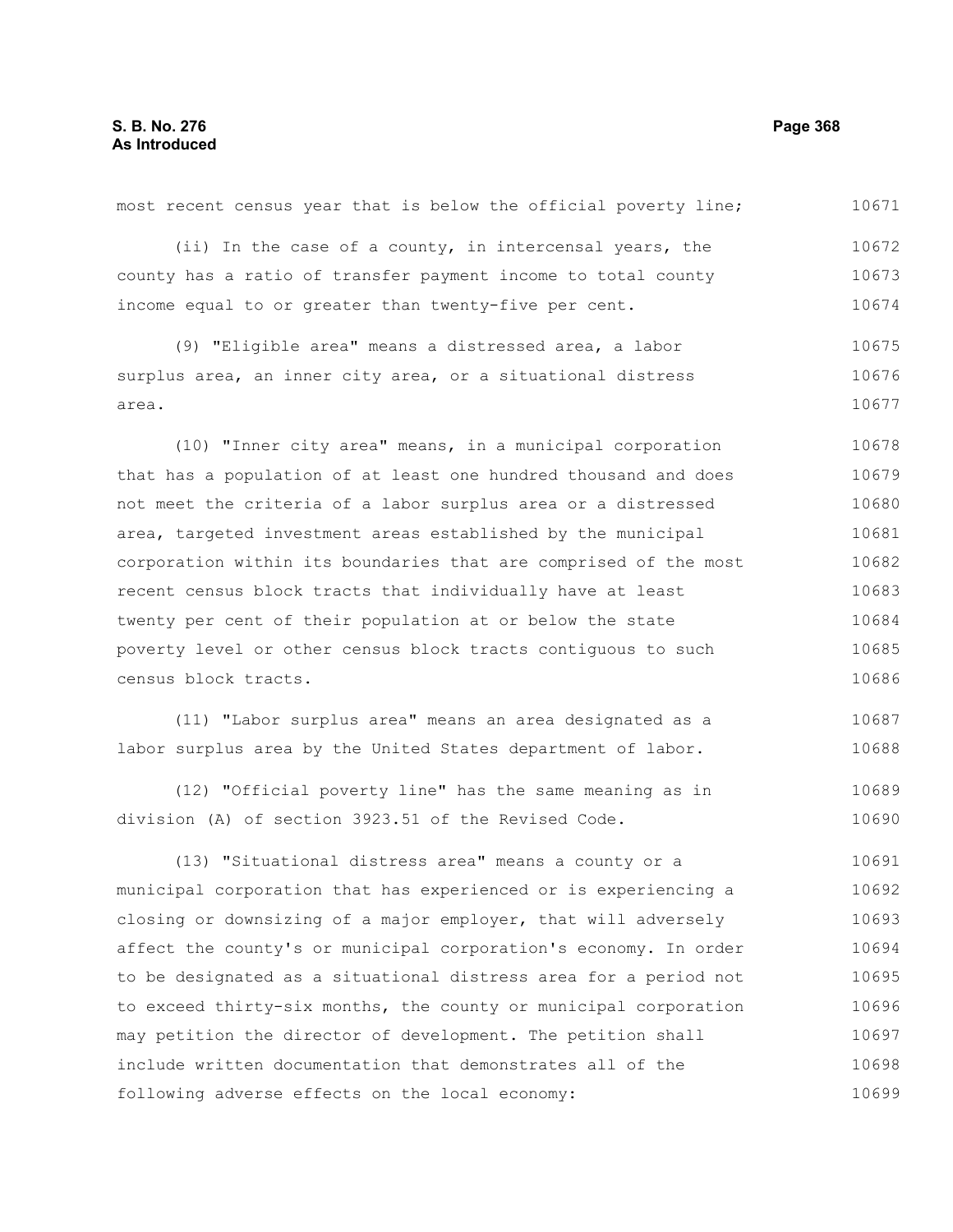most recent census year that is below the official poverty line;

(ii) In the case of a county, in intercensal years, the county has a ratio of transfer payment income to total county income equal to or greater than twenty-five per cent.

(9) "Eligible area" means a distressed area, a labor surplus area, an inner city area, or a situational distress area.

(10) "Inner city area" means, in a municipal corporation that has a population of at least one hundred thousand and does not meet the criteria of a labor surplus area or a distressed area, targeted investment areas established by the municipal corporation within its boundaries that are comprised of the most recent census block tracts that individually have at least twenty per cent of their population at or below the state poverty level or other census block tracts contiguous to such census block tracts.

(11) "Labor surplus area" means an area designated as a labor surplus area by the United States department of labor.

(12) "Official poverty line" has the same meaning as in division (A) of section 3923.51 of the Revised Code.

(13) "Situational distress area" means a county or a municipal corporation that has experienced or is experiencing a closing or downsizing of a major employer, that will adversely affect the county's or municipal corporation's economy. In order to be designated as a situational distress area for a period not to exceed thirty-six months, the county or municipal corporation may petition the director of development. The petition shall include written documentation that demonstrates all of the following adverse effects on the local economy: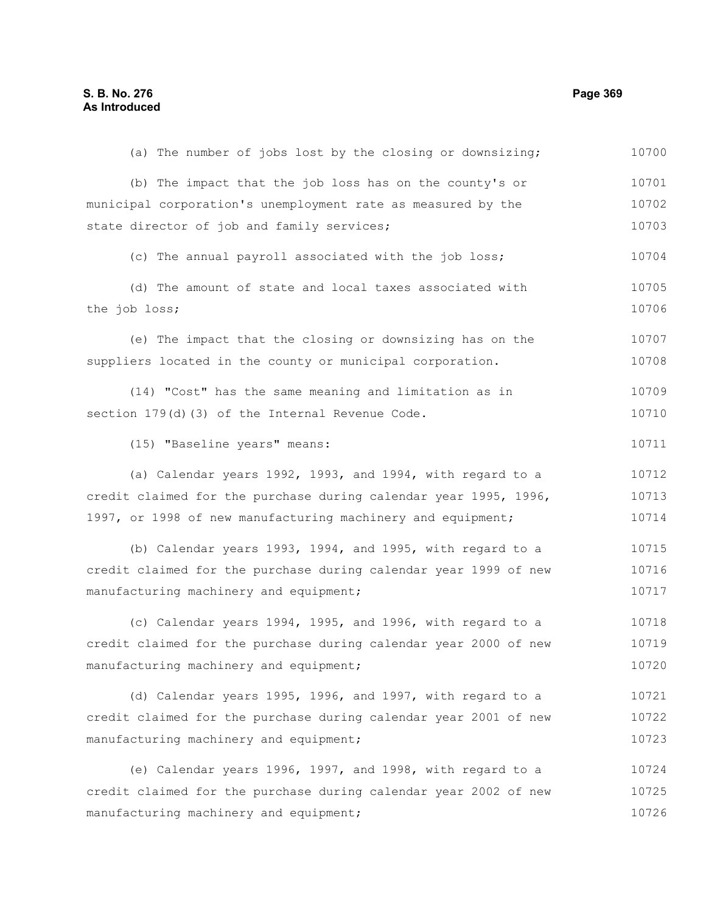(a) The number of jobs lost by the closing or downsizing;

(b) The impact that the job loss has on the county's or municipal corporation's unemployment rate as measured by the state director of job and family services;

(c) The annual payroll associated with the job loss;

(d) The amount of state and local taxes associated with the job loss;

(e) The impact that the closing or downsizing has on the suppliers located in the county or municipal corporation.

(14) "Cost" has the same meaning and limitation as in section 179(d)(3) of the Internal Revenue Code.

(15) "Baseline years" means:

(a) Calendar years 1992, 1993, and 1994, with regard to a credit claimed for the purchase during calendar year 1995, 1996, 1997, or 1998 of new manufacturing machinery and equipment;

(b) Calendar years 1993, 1994, and 1995, with regard to a credit claimed for the purchase during calendar year 1999 of new manufacturing machinery and equipment;

(c) Calendar years 1994, 1995, and 1996, with regard to a credit claimed for the purchase during calendar year 2000 of new manufacturing machinery and equipment;

(d) Calendar years 1995, 1996, and 1997, with regard to a credit claimed for the purchase during calendar year 2001 of new manufacturing machinery and equipment;

(e) Calendar years 1996, 1997, and 1998, with regard to a credit claimed for the purchase during calendar year 2002 of new manufacturing machinery and equipment;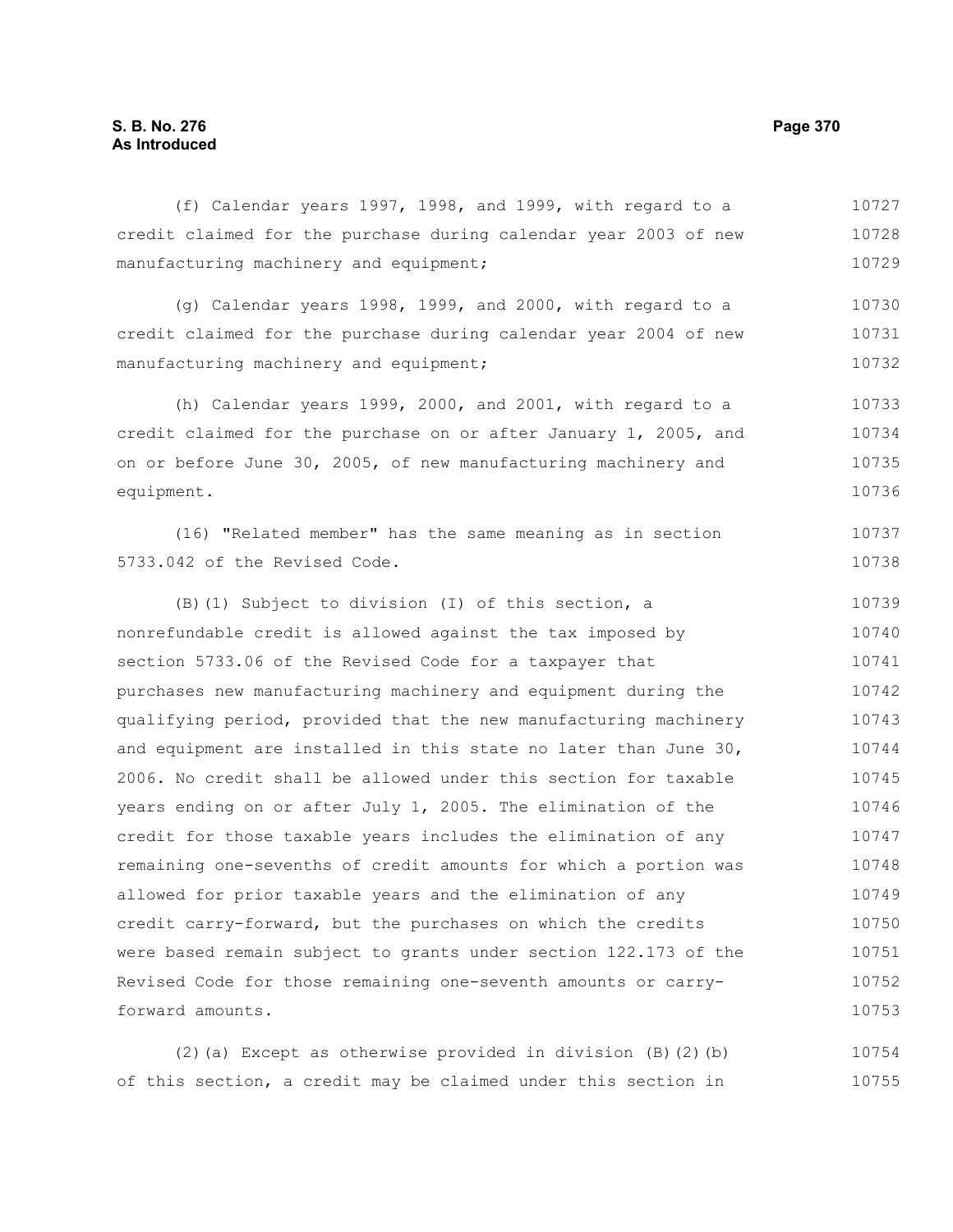(f) Calendar years 1997, 1998, and 1999, with regard to a credit claimed for the purchase during calendar year 2003 of new manufacturing machinery and equipment;

(g) Calendar years 1998, 1999, and 2000, with regard to a credit claimed for the purchase during calendar year 2004 of new manufacturing machinery and equipment;

(h) Calendar years 1999, 2000, and 2001, with regard to a credit claimed for the purchase on or after January 1, 2005, and on or before June 30, 2005, of new manufacturing machinery and equipment.

(16) "Related member" has the same meaning as in section 5733.042 of the Revised Code.

(B)(1) Subject to division (I) of this section, a nonrefundable credit is allowed against the tax imposed by section 5733.06 of the Revised Code for a taxpayer that purchases new manufacturing machinery and equipment during the qualifying period, provided that the new manufacturing machinery and equipment are installed in this state no later than June 30, 2006. No credit shall be allowed under this section for taxable years ending on or after July 1, 2005. The elimination of the credit for those taxable years includes the elimination of any remaining one-sevenths of credit amounts for which a portion was allowed for prior taxable years and the elimination of any credit carry-forward, but the purchases on which the credits were based remain subject to grants under section 122.173 of the Revised Code for those remaining one-seventh amounts or carry-forward amounts.

(2)(a) Except as otherwise provided in division (B)(2)(b) of this section, a credit may be claimed under this section in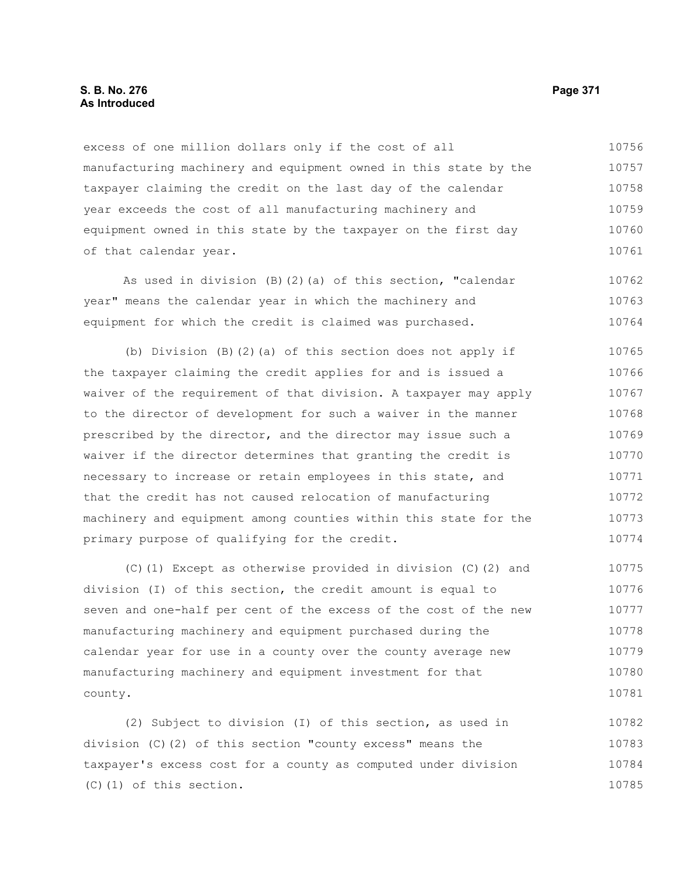excess of one million dollars only if the cost of all manufacturing machinery and equipment owned in this state by the taxpayer claiming the credit on the last day of the calendar year exceeds the cost of all manufacturing machinery and equipment owned in this state by the taxpayer on the first day of that calendar year.

As used in division (B)(2)(a) of this section, "calendar year" means the calendar year in which the machinery and equipment for which the credit is claimed was purchased.

(b) Division (B)(2)(a) of this section does not apply if the taxpayer claiming the credit applies for and is issued a waiver of the requirement of that division. A taxpayer may apply to the director of development for such a waiver in the manner prescribed by the director, and the director may issue such a waiver if the director determines that granting the credit is necessary to increase or retain employees in this state, and that the credit has not caused relocation of manufacturing machinery and equipment among counties within this state for the primary purpose of qualifying for the credit.

(C)(1) Except as otherwise provided in division (C)(2) and division (I) of this section, the credit amount is equal to seven and one-half per cent of the excess of the cost of the new manufacturing machinery and equipment purchased during the calendar year for use in a county over the county average new manufacturing machinery and equipment investment for that county.

(2) Subject to division (I) of this section, as used in division (C)(2) of this section "county excess" means the taxpayer's excess cost for a county as computed under division (C)(1) of this section.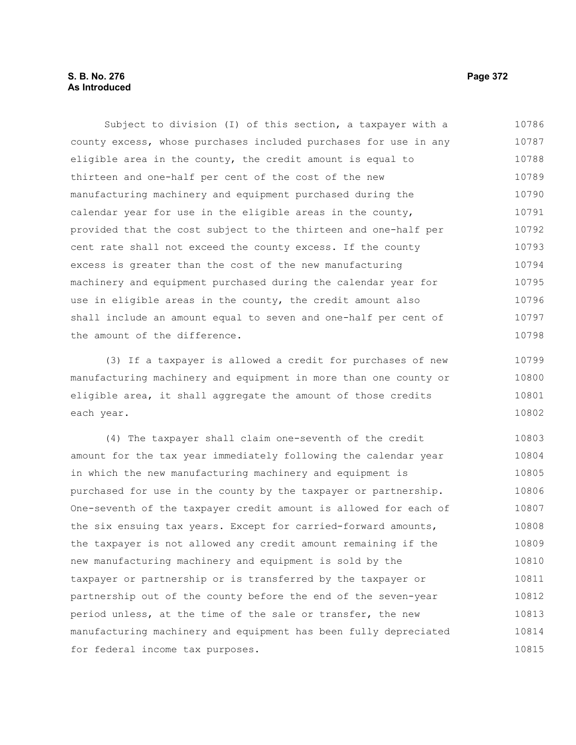Subject to division (I) of this section, a taxpayer with a county excess, whose purchases included purchases for use in any eligible area in the county, the credit amount is equal to thirteen and one-half per cent of the cost of the new manufacturing machinery and equipment purchased during the calendar year for use in the eligible areas in the county, provided that the cost subject to the thirteen and one-half per cent rate shall not exceed the county excess. If the county excess is greater than the cost of the new manufacturing machinery and equipment purchased during the calendar year for use in eligible areas in the county, the credit amount also shall include an amount equal to seven and one-half per cent of the amount of the difference.

(3) If a taxpayer is allowed a credit for purchases of new manufacturing machinery and equipment in more than one county or eligible area, it shall aggregate the amount of those credits each year.

(4) The taxpayer shall claim one-seventh of the credit amount for the tax year immediately following the calendar year in which the new manufacturing machinery and equipment is purchased for use in the county by the taxpayer or partnership. One-seventh of the taxpayer credit amount is allowed for each of the six ensuing tax years. Except for carried-forward amounts, the taxpayer is not allowed any credit amount remaining if the new manufacturing machinery and equipment is sold by the taxpayer or partnership or is transferred by the taxpayer or partnership out of the county before the end of the seven-year period unless, at the time of the sale or transfer, the new manufacturing machinery and equipment has been fully depreciated for federal income tax purposes.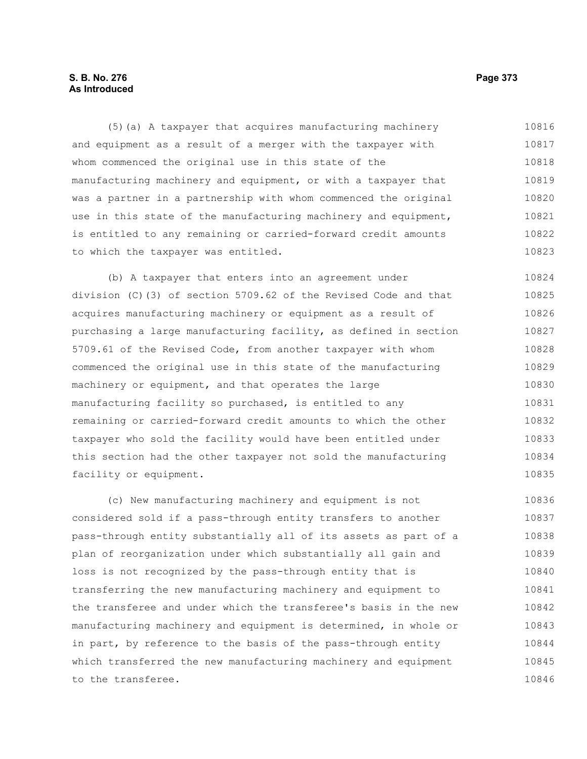(5)(a) A taxpayer that acquires manufacturing machinery and equipment as a result of a merger with the taxpayer with whom commenced the original use in this state of the manufacturing machinery and equipment, or with a taxpayer that was a partner in a partnership with whom commenced the original use in this state of the manufacturing machinery and equipment, is entitled to any remaining or carried-forward credit amounts to which the taxpayer was entitled.

(b) A taxpayer that enters into an agreement under division (C)(3) of section 5709.62 of the Revised Code and that acquires manufacturing machinery or equipment as a result of purchasing a large manufacturing facility, as defined in section 5709.61 of the Revised Code, from another taxpayer with whom commenced the original use in this state of the manufacturing machinery or equipment, and that operates the large manufacturing facility so purchased, is entitled to any remaining or carried-forward credit amounts to which the other taxpayer who sold the facility would have been entitled under this section had the other taxpayer not sold the manufacturing facility or equipment.

(c) New manufacturing machinery and equipment is not considered sold if a pass-through entity transfers to another pass-through entity substantially all of its assets as part of a plan of reorganization under which substantially all gain and loss is not recognized by the pass-through entity that is transferring the new manufacturing machinery and equipment to the transferee and under which the transferee's basis in the new manufacturing machinery and equipment is determined, in whole or in part, by reference to the basis of the pass-through entity which transferred the new manufacturing machinery and equipment to the transferee.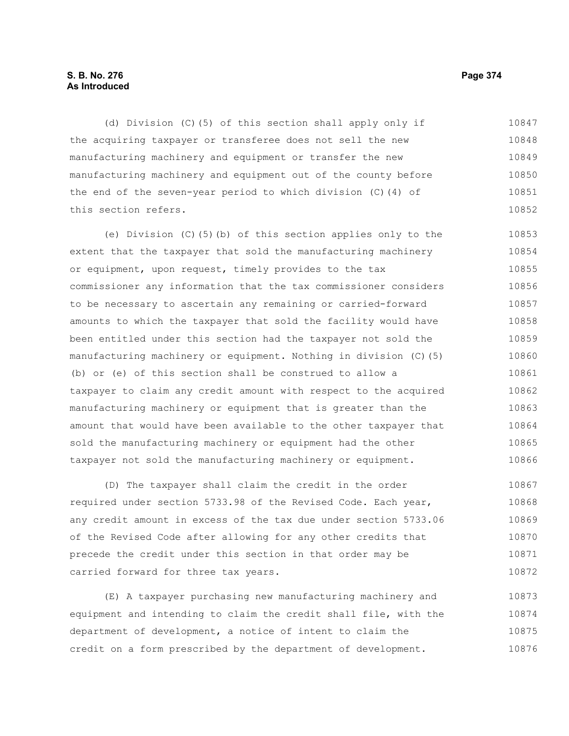(d) Division (C)(5) of this section shall apply only if the acquiring taxpayer or transferee does not sell the new manufacturing machinery and equipment or transfer the new manufacturing machinery and equipment out of the county before the end of the seven-year period to which division (C)(4) of this section refers.

(e) Division (C)(5)(b) of this section applies only to the extent that the taxpayer that sold the manufacturing machinery or equipment, upon request, timely provides to the tax commissioner any information that the tax commissioner considers to be necessary to ascertain any remaining or carried-forward amounts to which the taxpayer that sold the facility would have been entitled under this section had the taxpayer not sold the manufacturing machinery or equipment. Nothing in division (C)(5)(b) or (e) of this section shall be construed to allow a taxpayer to claim any credit amount with respect to the acquired manufacturing machinery or equipment that is greater than the amount that would have been available to the other taxpayer that sold the manufacturing machinery or equipment had the other taxpayer not sold the manufacturing machinery or equipment.

(D) The taxpayer shall claim the credit in the order required under section 5733.98 of the Revised Code. Each year, any credit amount in excess of the tax due under section 5733.06 of the Revised Code after allowing for any other credits that precede the credit under this section in that order may be carried forward for three tax years.

(E) A taxpayer purchasing new manufacturing machinery and equipment and intending to claim the credit shall file, with the department of development, a notice of intent to claim the credit on a form prescribed by the department of development.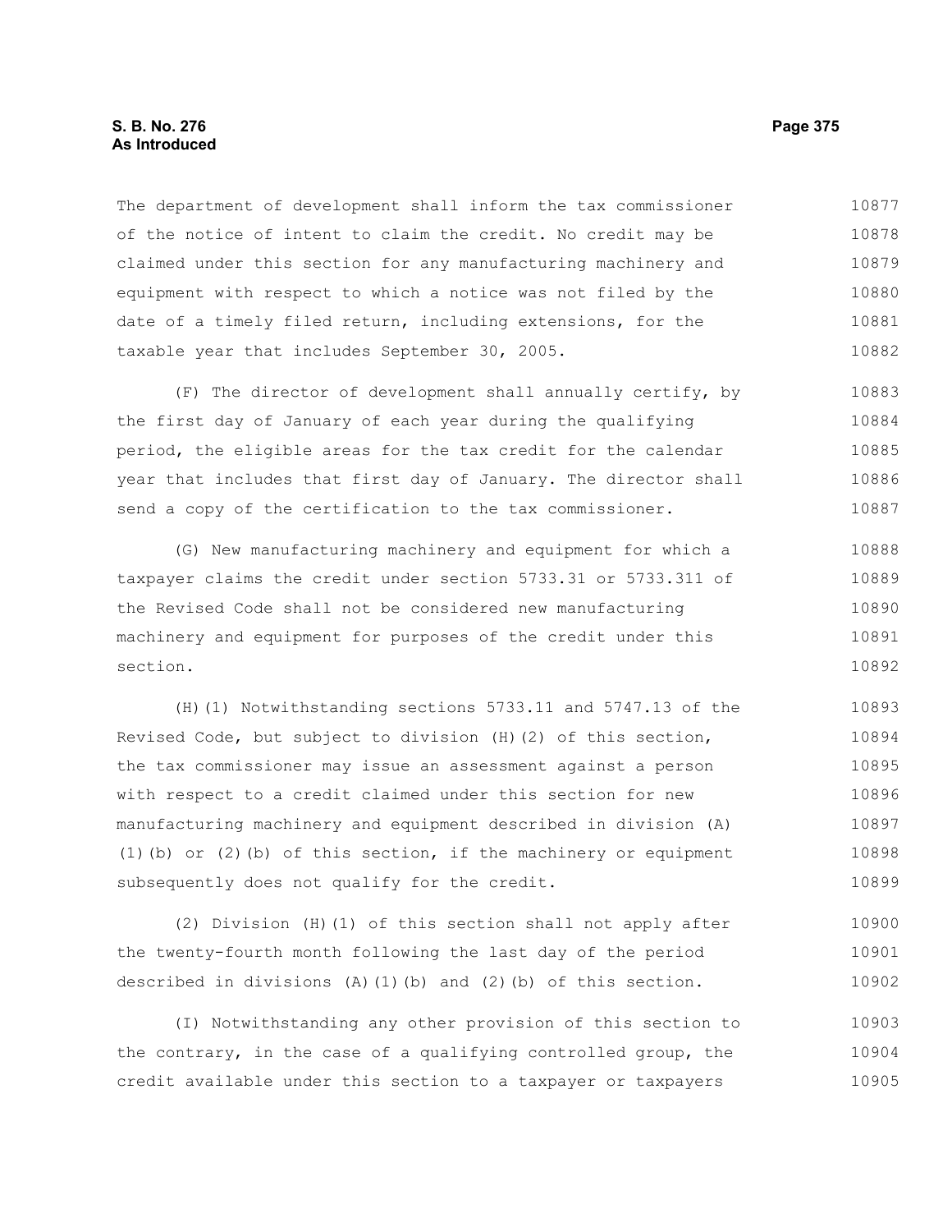The department of development shall inform the tax commissioner of the notice of intent to claim the credit. No credit may be claimed under this section for any manufacturing machinery and equipment with respect to which a notice was not filed by the date of a timely filed return, including extensions, for the taxable year that includes September 30, 2005.

(F) The director of development shall annually certify, by the first day of January of each year during the qualifying period, the eligible areas for the tax credit for the calendar year that includes that first day of January. The director shall send a copy of the certification to the tax commissioner.

(G) New manufacturing machinery and equipment for which a taxpayer claims the credit under section 5733.31 or 5733.311 of the Revised Code shall not be considered new manufacturing machinery and equipment for purposes of the credit under this section.

(H)(1) Notwithstanding sections 5733.11 and 5747.13 of the Revised Code, but subject to division (H)(2) of this section, the tax commissioner may issue an assessment against a person with respect to a credit claimed under this section for new manufacturing machinery and equipment described in division (A)(1)(b) or (2)(b) of this section, if the machinery or equipment subsequently does not qualify for the credit.

(2) Division (H)(1) of this section shall not apply after the twenty-fourth month following the last day of the period described in divisions (A)(1)(b) and (2)(b) of this section.

(I) Notwithstanding any other provision of this section to the contrary, in the case of a qualifying controlled group, the credit available under this section to a taxpayer or taxpayers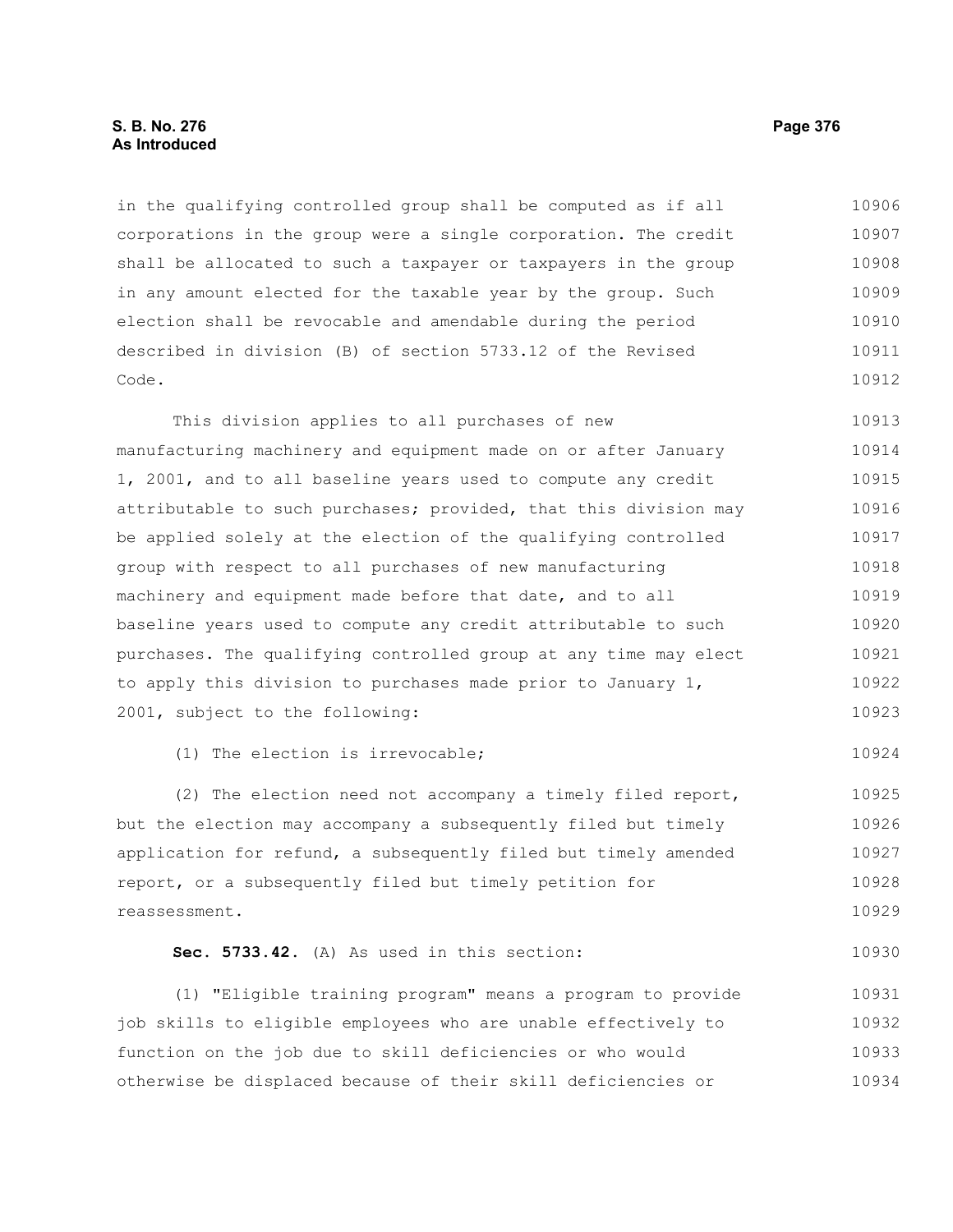in the qualifying controlled group shall be computed as if all corporations in the group were a single corporation. The credit shall be allocated to such a taxpayer or taxpayers in the group in any amount elected for the taxable year by the group. Such election shall be revocable and amendable during the period described in division (B) of section 5733.12 of the Revised Code.

This division applies to all purchases of new manufacturing machinery and equipment made on or after January 1, 2001, and to all baseline years used to compute any credit attributable to such purchases; provided, that this division may be applied solely at the election of the qualifying controlled group with respect to all purchases of new manufacturing machinery and equipment made before that date, and to all baseline years used to compute any credit attributable to such purchases. The qualifying controlled group at any time may elect to apply this division to purchases made prior to January 1, 2001, subject to the following:

(1) The election is irrevocable;

(2) The election need not accompany a timely filed report, but the election may accompany a subsequently filed but timely application for refund, a subsequently filed but timely amended report, or a subsequently filed but timely petition for reassessment.

**Sec. 5733.42.** (A) As used in this section:

(1) "Eligible training program" means a program to provide job skills to eligible employees who are unable effectively to function on the job due to skill deficiencies or who would otherwise be displaced because of their skill deficiencies or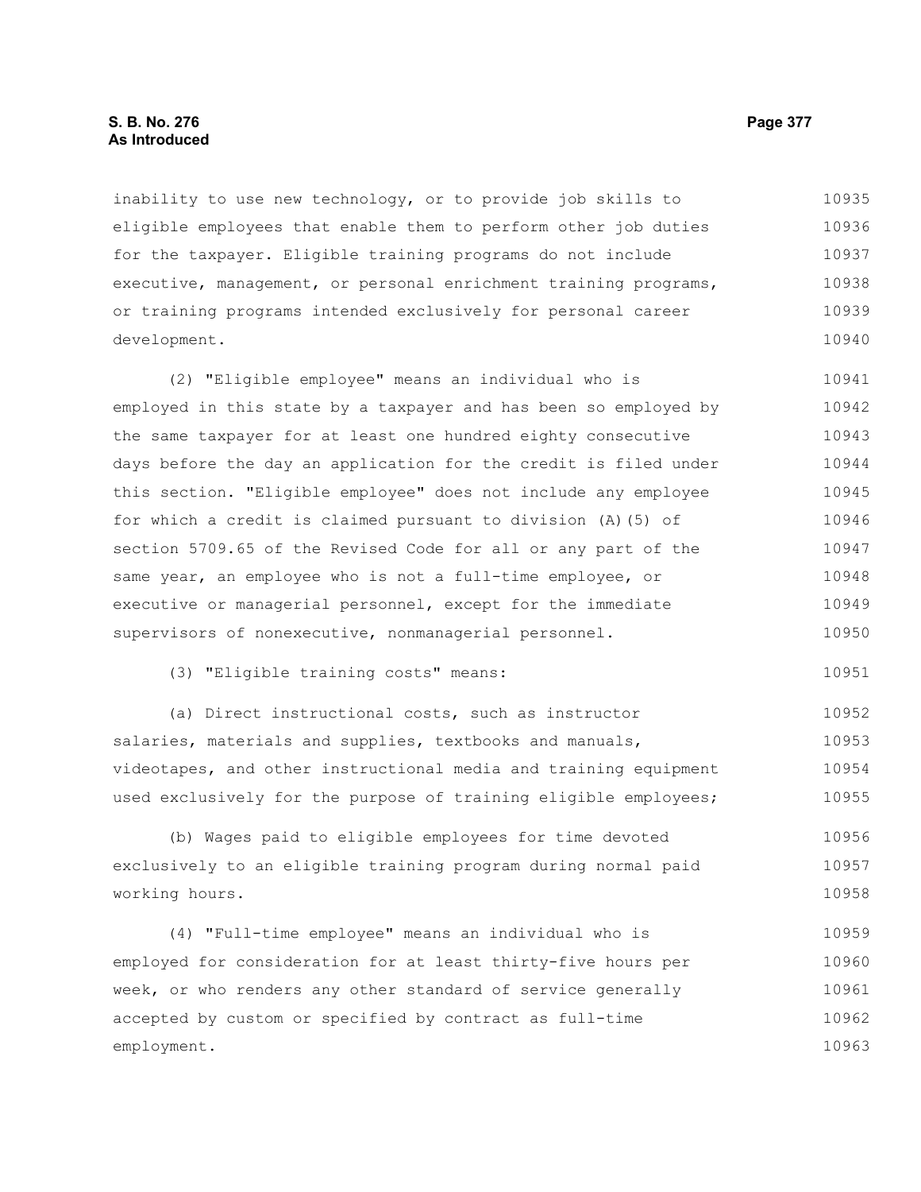inability to use new technology, or to provide job skills to eligible employees that enable them to perform other job duties for the taxpayer. Eligible training programs do not include executive, management, or personal enrichment training programs, or training programs intended exclusively for personal career development.

(2) "Eligible employee" means an individual who is employed in this state by a taxpayer and has been so employed by the same taxpayer for at least one hundred eighty consecutive days before the day an application for the credit is filed under this section. "Eligible employee" does not include any employee for which a credit is claimed pursuant to division (A)(5) of section 5709.65 of the Revised Code for all or any part of the same year, an employee who is not a full-time employee, or executive or managerial personnel, except for the immediate supervisors of nonexecutive, nonmanagerial personnel.

(3) "Eligible training costs" means:

(a) Direct instructional costs, such as instructor salaries, materials and supplies, textbooks and manuals, videotapes, and other instructional media and training equipment used exclusively for the purpose of training eligible employees;

(b) Wages paid to eligible employees for time devoted exclusively to an eligible training program during normal paid working hours.

(4) "Full-time employee" means an individual who is employed for consideration for at least thirty-five hours per week, or who renders any other standard of service generally accepted by custom or specified by contract as full-time employment.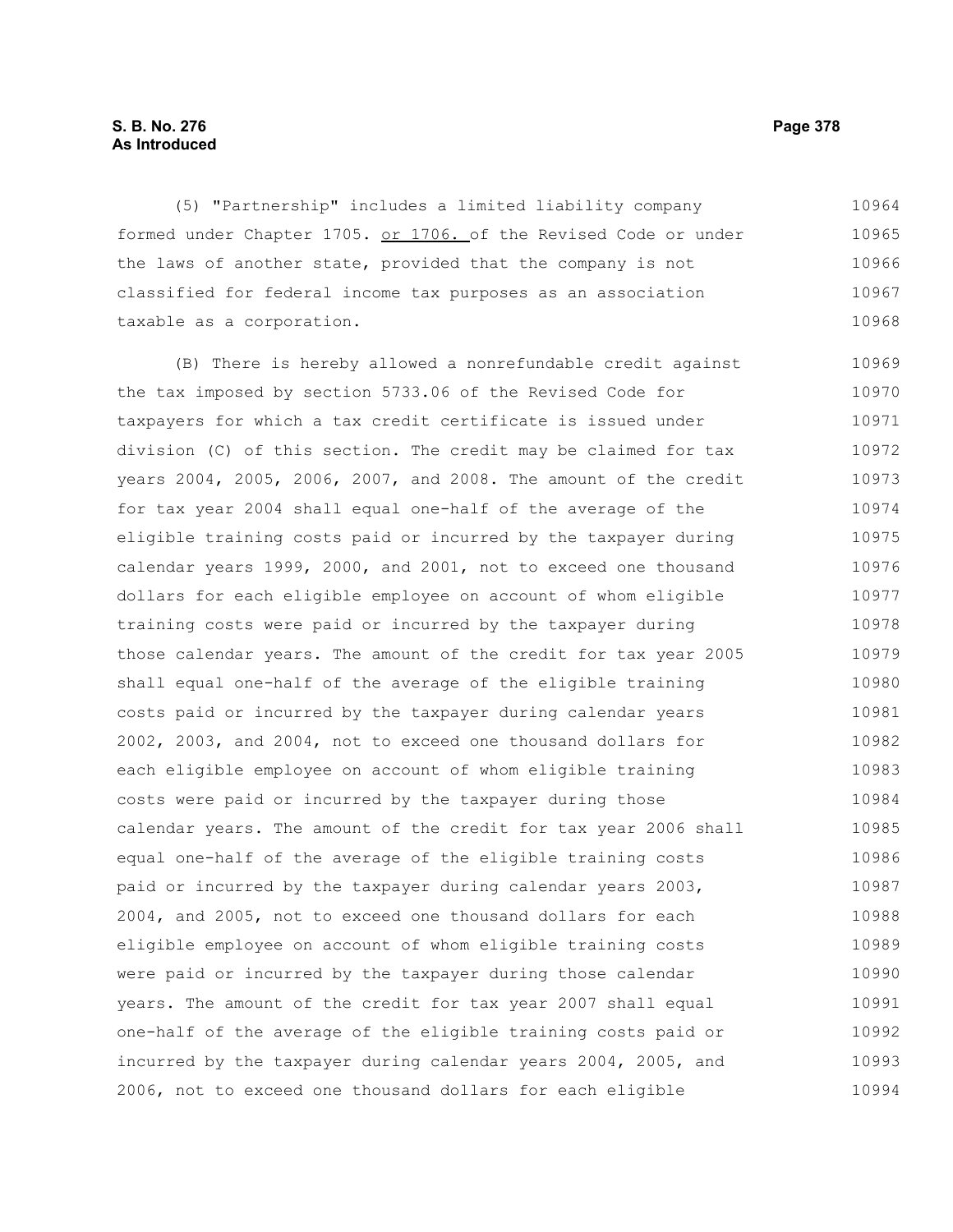(5) "Partnership" includes a limited liability company formed under Chapter 1705. <u>or 1706.</u> of the Revised Code or under the laws of another state, provided that the company is not classified for federal income tax purposes as an association taxable as a corporation.

(B) There is hereby allowed a nonrefundable credit against the tax imposed by section 5733.06 of the Revised Code for taxpayers for which a tax credit certificate is issued under division (C) of this section. The credit may be claimed for tax years 2004, 2005, 2006, 2007, and 2008. The amount of the credit for tax year 2004 shall equal one-half of the average of the eligible training costs paid or incurred by the taxpayer during calendar years 1999, 2000, and 2001, not to exceed one thousand dollars for each eligible employee on account of whom eligible training costs were paid or incurred by the taxpayer during those calendar years. The amount of the credit for tax year 2005 shall equal one-half of the average of the eligible training costs paid or incurred by the taxpayer during calendar years 2002, 2003, and 2004, not to exceed one thousand dollars for each eligible employee on account of whom eligible training costs were paid or incurred by the taxpayer during those calendar years. The amount of the credit for tax year 2006 shall equal one-half of the average of the eligible training costs paid or incurred by the taxpayer during calendar years 2003, 2004, and 2005, not to exceed one thousand dollars for each eligible employee on account of whom eligible training costs were paid or incurred by the taxpayer during those calendar years. The amount of the credit for tax year 2007 shall equal one-half of the average of the eligible training costs paid or incurred by the taxpayer during calendar years 2004, 2005, and 2006, not to exceed one thousand dollars for each eligible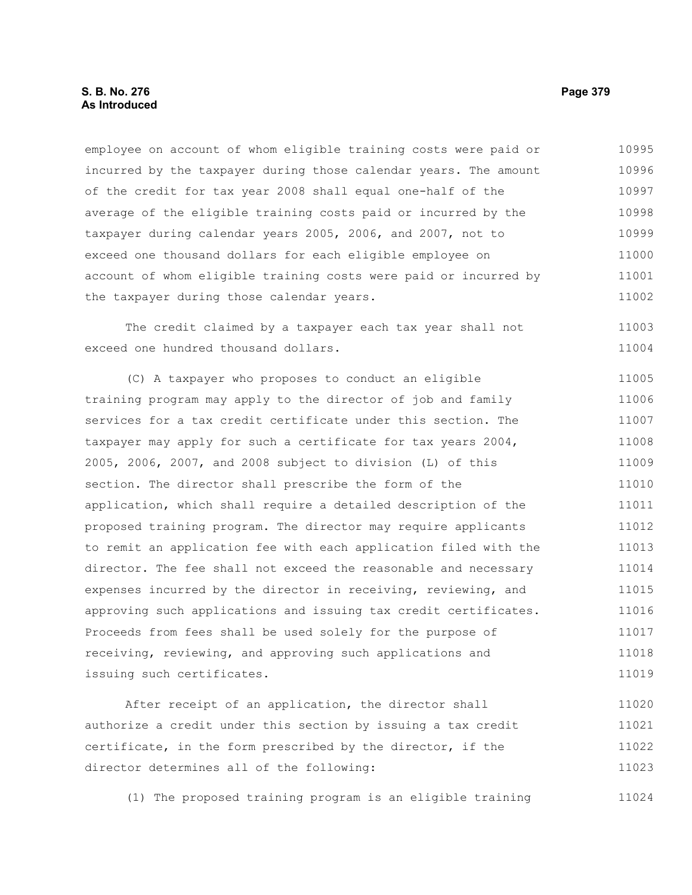employee on account of whom eligible training costs were paid or incurred by the taxpayer during those calendar years. The amount of the credit for tax year 2008 shall equal one-half of the average of the eligible training costs paid or incurred by the taxpayer during calendar years 2005, 2006, and 2007, not to exceed one thousand dollars for each eligible employee on account of whom eligible training costs were paid or incurred by the taxpayer during those calendar years.

The credit claimed by a taxpayer each tax year shall not exceed one hundred thousand dollars.

(C) A taxpayer who proposes to conduct an eligible training program may apply to the director of job and family services for a tax credit certificate under this section. The taxpayer may apply for such a certificate for tax years 2004, 2005, 2006, 2007, and 2008 subject to division (L) of this section. The director shall prescribe the form of the application, which shall require a detailed description of the proposed training program. The director may require applicants to remit an application fee with each application filed with the director. The fee shall not exceed the reasonable and necessary expenses incurred by the director in receiving, reviewing, and approving such applications and issuing tax credit certificates. Proceeds from fees shall be used solely for the purpose of receiving, reviewing, and approving such applications and issuing such certificates.

After receipt of an application, the director shall authorize a credit under this section by issuing a tax credit certificate, in the form prescribed by the director, if the director determines all of the following:

(1) The proposed training program is an eligible training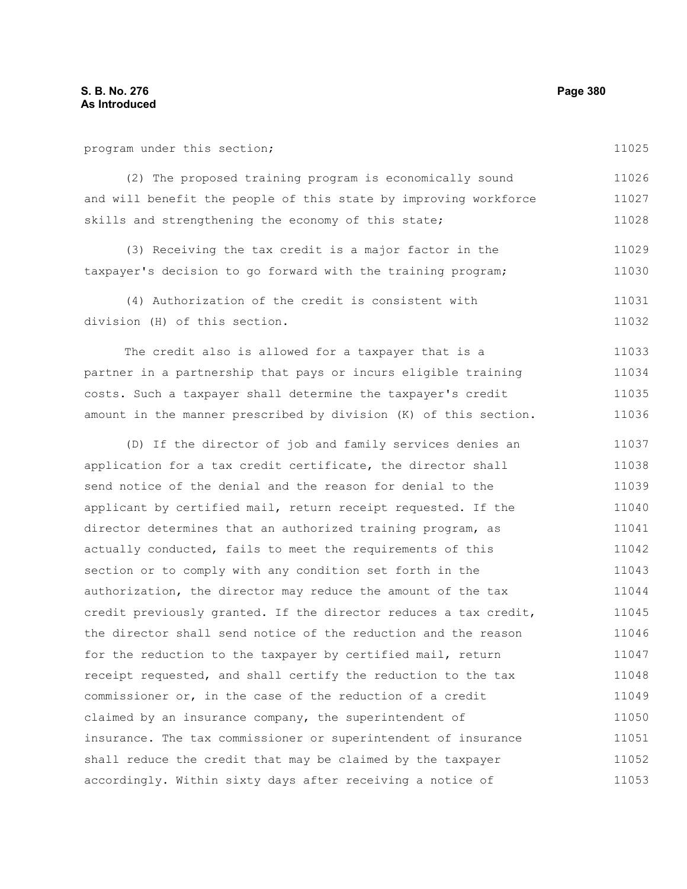program under this section;

(2) The proposed training program is economically sound and will benefit the people of this state by improving workforce skills and strengthening the economy of this state;

(3) Receiving the tax credit is a major factor in the taxpayer's decision to go forward with the training program;

(4) Authorization of the credit is consistent with division (H) of this section.

The credit also is allowed for a taxpayer that is a partner in a partnership that pays or incurs eligible training costs. Such a taxpayer shall determine the taxpayer's credit amount in the manner prescribed by division (K) of this section.

(D) If the director of job and family services denies an application for a tax credit certificate, the director shall send notice of the denial and the reason for denial to the applicant by certified mail, return receipt requested. If the director determines that an authorized training program, as actually conducted, fails to meet the requirements of this section or to comply with any condition set forth in the authorization, the director may reduce the amount of the tax credit previously granted. If the director reduces a tax credit, the director shall send notice of the reduction and the reason for the reduction to the taxpayer by certified mail, return receipt requested, and shall certify the reduction to the tax commissioner or, in the case of the reduction of a credit claimed by an insurance company, the superintendent of insurance. The tax commissioner or superintendent of insurance shall reduce the credit that may be claimed by the taxpayer accordingly. Within sixty days after receiving a notice of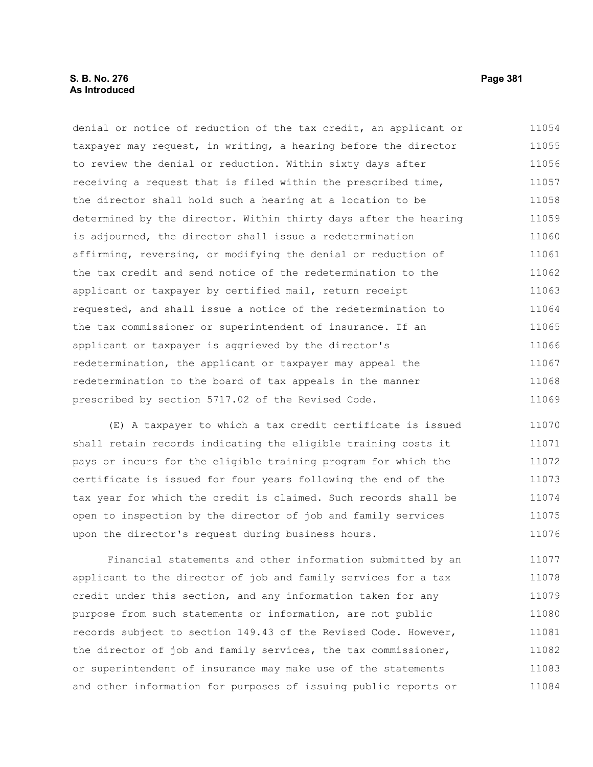denial or notice of reduction of the tax credit, an applicant or taxpayer may request, in writing, a hearing before the director to review the denial or reduction. Within sixty days after receiving a request that is filed within the prescribed time, the director shall hold such a hearing at a location to be determined by the director. Within thirty days after the hearing is adjourned, the director shall issue a redetermination affirming, reversing, or modifying the denial or reduction of the tax credit and send notice of the redetermination to the applicant or taxpayer by certified mail, return receipt requested, and shall issue a notice of the redetermination to the tax commissioner or superintendent of insurance. If an applicant or taxpayer is aggrieved by the director's redetermination, the applicant or taxpayer may appeal the redetermination to the board of tax appeals in the manner prescribed by section 5717.02 of the Revised Code.

(E) A taxpayer to which a tax credit certificate is issued shall retain records indicating the eligible training costs it pays or incurs for the eligible training program for which the certificate is issued for four years following the end of the tax year for which the credit is claimed. Such records shall be open to inspection by the director of job and family services upon the director's request during business hours.

Financial statements and other information submitted by an applicant to the director of job and family services for a tax credit under this section, and any information taken for any purpose from such statements or information, are not public records subject to section 149.43 of the Revised Code. However, the director of job and family services, the tax commissioner, or superintendent of insurance may make use of the statements and other information for purposes of issuing public reports or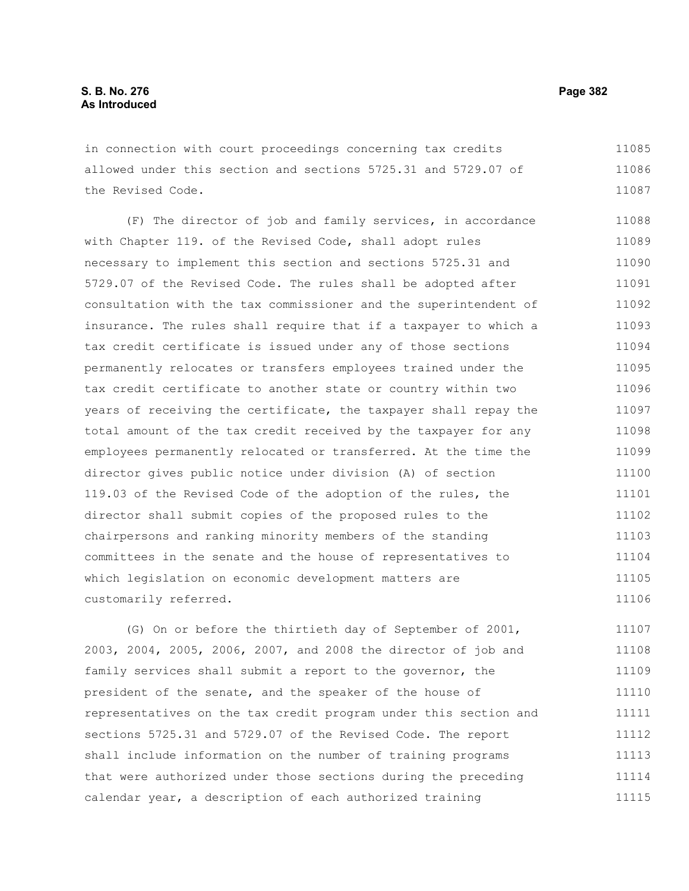in connection with court proceedings concerning tax credits allowed under this section and sections 5725.31 and 5729.07 of the Revised Code.

(F) The director of job and family services, in accordance with Chapter 119. of the Revised Code, shall adopt rules necessary to implement this section and sections 5725.31 and 5729.07 of the Revised Code. The rules shall be adopted after consultation with the tax commissioner and the superintendent of insurance. The rules shall require that if a taxpayer to which a tax credit certificate is issued under any of those sections permanently relocates or transfers employees trained under the tax credit certificate to another state or country within two years of receiving the certificate, the taxpayer shall repay the total amount of the tax credit received by the taxpayer for any employees permanently relocated or transferred. At the time the director gives public notice under division (A) of section 119.03 of the Revised Code of the adoption of the rules, the director shall submit copies of the proposed rules to the chairpersons and ranking minority members of the standing committees in the senate and the house of representatives to which legislation on economic development matters are customarily referred.

(G) On or before the thirtieth day of September of 2001, 2003, 2004, 2005, 2006, 2007, and 2008 the director of job and family services shall submit a report to the governor, the president of the senate, and the speaker of the house of representatives on the tax credit program under this section and sections 5725.31 and 5729.07 of the Revised Code. The report shall include information on the number of training programs that were authorized under those sections during the preceding calendar year, a description of each authorized training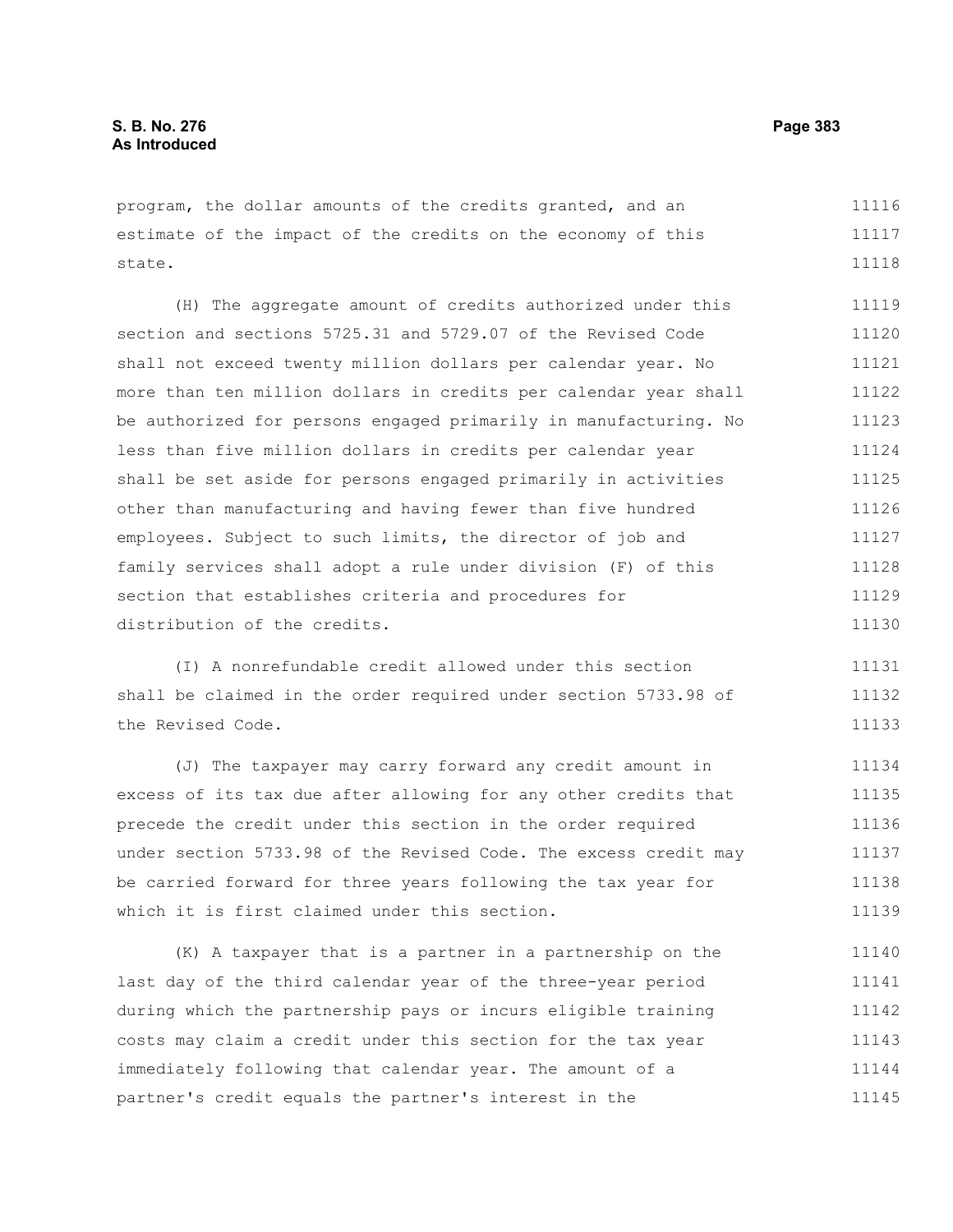program, the dollar amounts of the credits granted, and an estimate of the impact of the credits on the economy of this state.

(H) The aggregate amount of credits authorized under this section and sections 5725.31 and 5729.07 of the Revised Code shall not exceed twenty million dollars per calendar year. No more than ten million dollars in credits per calendar year shall be authorized for persons engaged primarily in manufacturing. No less than five million dollars in credits per calendar year shall be set aside for persons engaged primarily in activities other than manufacturing and having fewer than five hundred employees. Subject to such limits, the director of job and family services shall adopt a rule under division (F) of this section that establishes criteria and procedures for distribution of the credits.

(I) A nonrefundable credit allowed under this section shall be claimed in the order required under section 5733.98 of the Revised Code.

(J) The taxpayer may carry forward any credit amount in excess of its tax due after allowing for any other credits that precede the credit under this section in the order required under section 5733.98 of the Revised Code. The excess credit may be carried forward for three years following the tax year for which it is first claimed under this section.

(K) A taxpayer that is a partner in a partnership on the last day of the third calendar year of the three-year period during which the partnership pays or incurs eligible training costs may claim a credit under this section for the tax year immediately following that calendar year. The amount of a partner's credit equals the partner's interest in the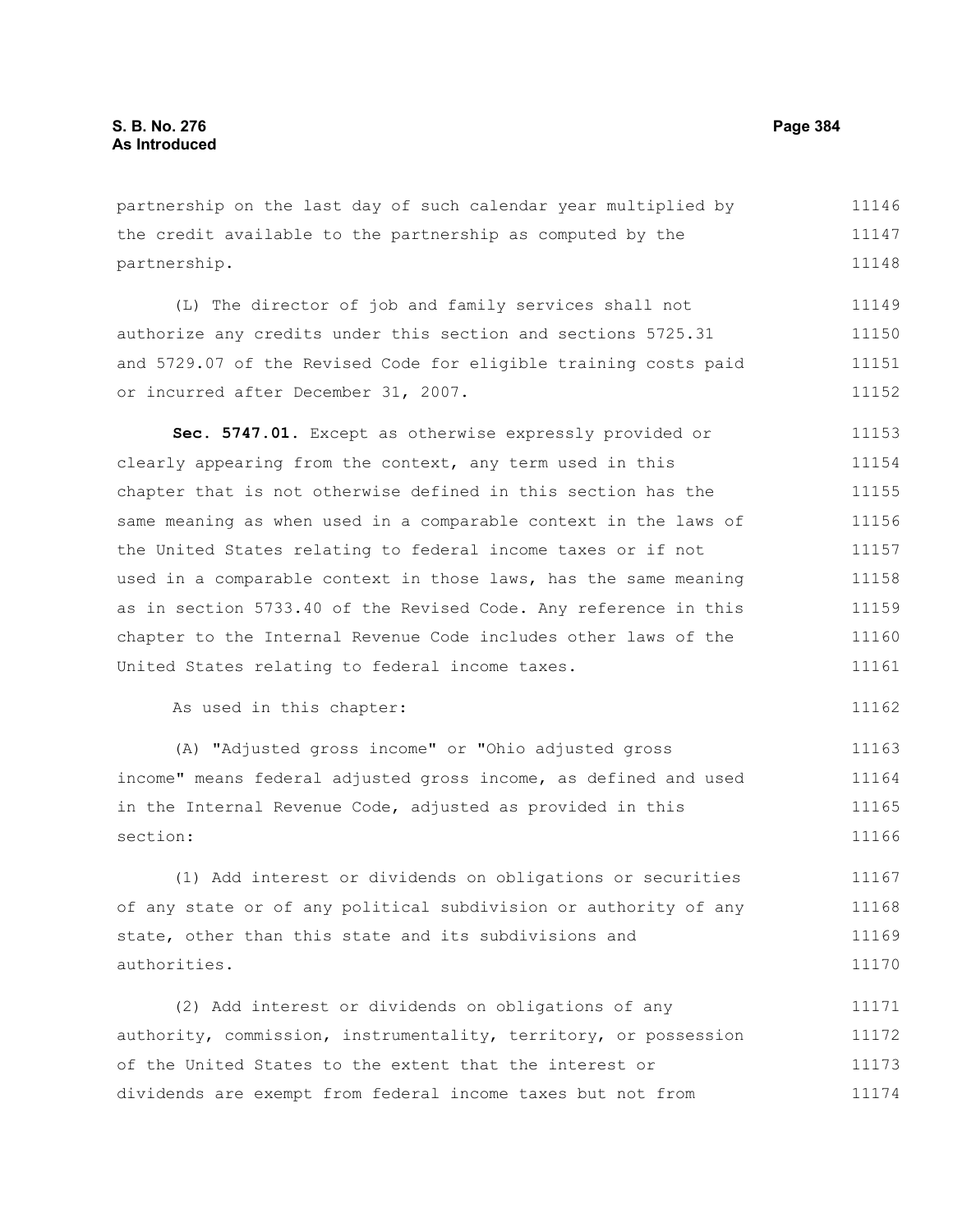partnership on the last day of such calendar year multiplied by the credit available to the partnership as computed by the partnership.

(L) The director of job and family services shall not authorize any credits under this section and sections 5725.31 and 5729.07 of the Revised Code for eligible training costs paid or incurred after December 31, 2007.

**Sec. 5747.01.** Except as otherwise expressly provided or clearly appearing from the context, any term used in this chapter that is not otherwise defined in this section has the same meaning as when used in a comparable context in the laws of the United States relating to federal income taxes or if not used in a comparable context in those laws, has the same meaning as in section 5733.40 of the Revised Code. Any reference in this chapter to the Internal Revenue Code includes other laws of the United States relating to federal income taxes.

As used in this chapter:

(A) "Adjusted gross income" or "Ohio adjusted gross income" means federal adjusted gross income, as defined and used in the Internal Revenue Code, adjusted as provided in this section:

(1) Add interest or dividends on obligations or securities of any state or of any political subdivision or authority of any state, other than this state and its subdivisions and authorities.

(2) Add interest or dividends on obligations of any authority, commission, instrumentality, territory, or possession of the United States to the extent that the interest or dividends are exempt from federal income taxes but not from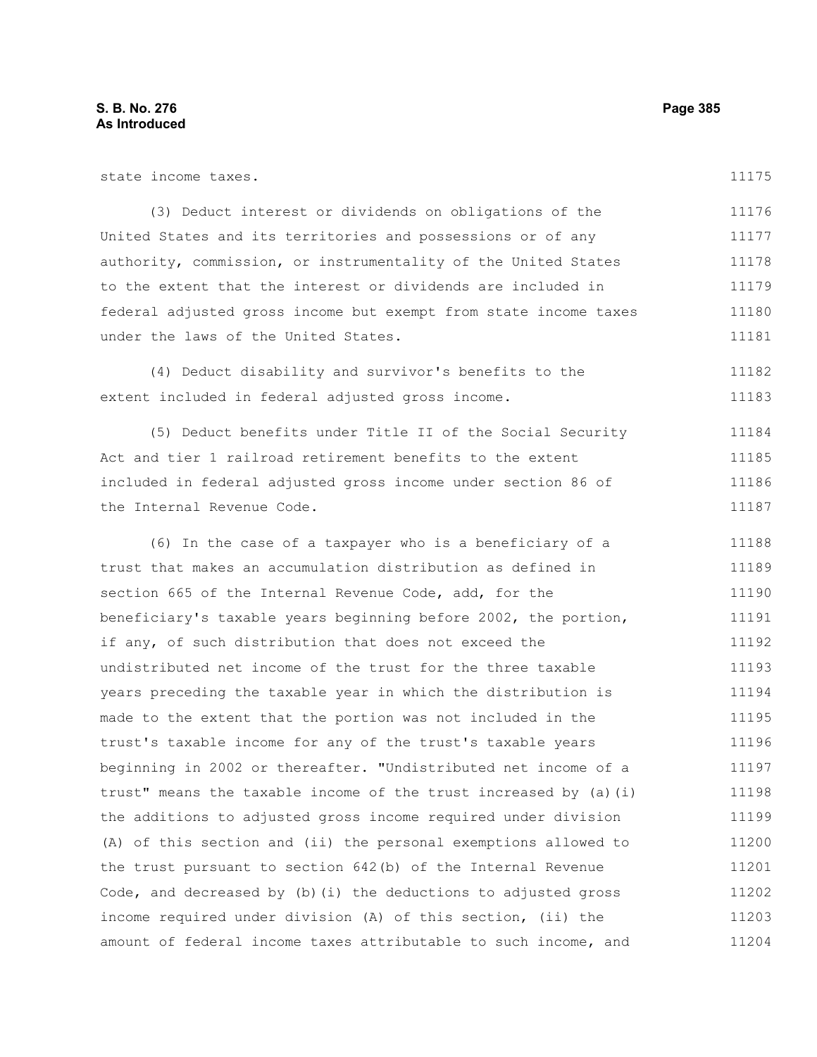state income taxes.

(3) Deduct interest or dividends on obligations of the United States and its territories and possessions or of any authority, commission, or instrumentality of the United States to the extent that the interest or dividends are included in federal adjusted gross income but exempt from state income taxes under the laws of the United States.

(4) Deduct disability and survivor's benefits to the extent included in federal adjusted gross income.

(5) Deduct benefits under Title II of the Social Security Act and tier 1 railroad retirement benefits to the extent included in federal adjusted gross income under section 86 of the Internal Revenue Code.

(6) In the case of a taxpayer who is a beneficiary of a trust that makes an accumulation distribution as defined in section 665 of the Internal Revenue Code, add, for the beneficiary's taxable years beginning before 2002, the portion, if any, of such distribution that does not exceed the undistributed net income of the trust for the three taxable years preceding the taxable year in which the distribution is made to the extent that the portion was not included in the trust's taxable income for any of the trust's taxable years beginning in 2002 or thereafter. "Undistributed net income of a trust" means the taxable income of the trust increased by (a)(i) the additions to adjusted gross income required under division (A) of this section and (ii) the personal exemptions allowed to the trust pursuant to section 642(b) of the Internal Revenue Code, and decreased by (b)(i) the deductions to adjusted gross income required under division (A) of this section, (ii) the amount of federal income taxes attributable to such income, and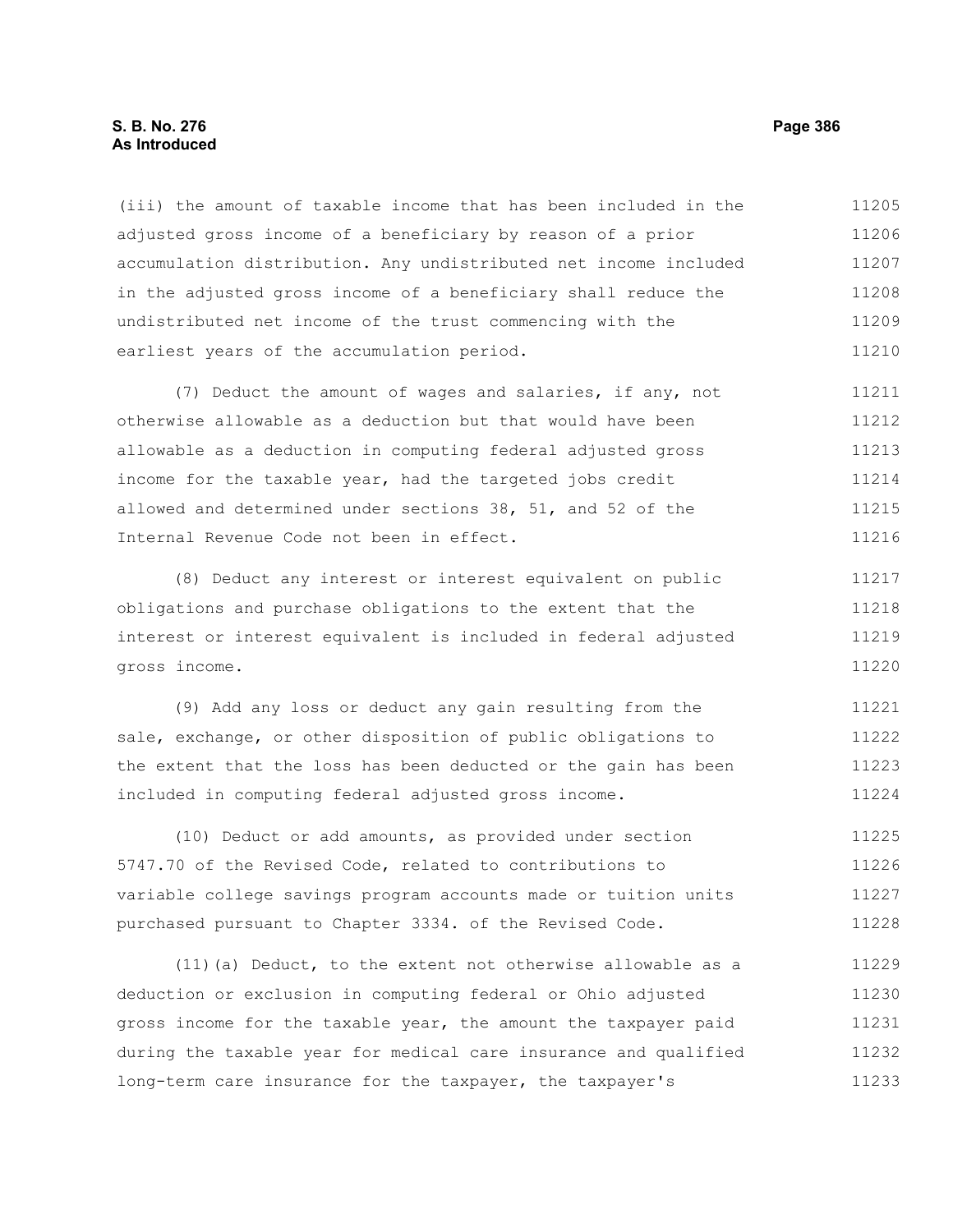(iii) the amount of taxable income that has been included in the adjusted gross income of a beneficiary by reason of a prior accumulation distribution. Any undistributed net income included in the adjusted gross income of a beneficiary shall reduce the undistributed net income of the trust commencing with the earliest years of the accumulation period.

(7) Deduct the amount of wages and salaries, if any, not otherwise allowable as a deduction but that would have been allowable as a deduction in computing federal adjusted gross income for the taxable year, had the targeted jobs credit allowed and determined under sections 38, 51, and 52 of the Internal Revenue Code not been in effect.

(8) Deduct any interest or interest equivalent on public obligations and purchase obligations to the extent that the interest or interest equivalent is included in federal adjusted gross income.

(9) Add any loss or deduct any gain resulting from the sale, exchange, or other disposition of public obligations to the extent that the loss has been deducted or the gain has been included in computing federal adjusted gross income.

(10) Deduct or add amounts, as provided under section 5747.70 of the Revised Code, related to contributions to variable college savings program accounts made or tuition units purchased pursuant to Chapter 3334. of the Revised Code.

(11)(a) Deduct, to the extent not otherwise allowable as a deduction or exclusion in computing federal or Ohio adjusted gross income for the taxable year, the amount the taxpayer paid during the taxable year for medical care insurance and qualified long-term care insurance for the taxpayer, the taxpayer's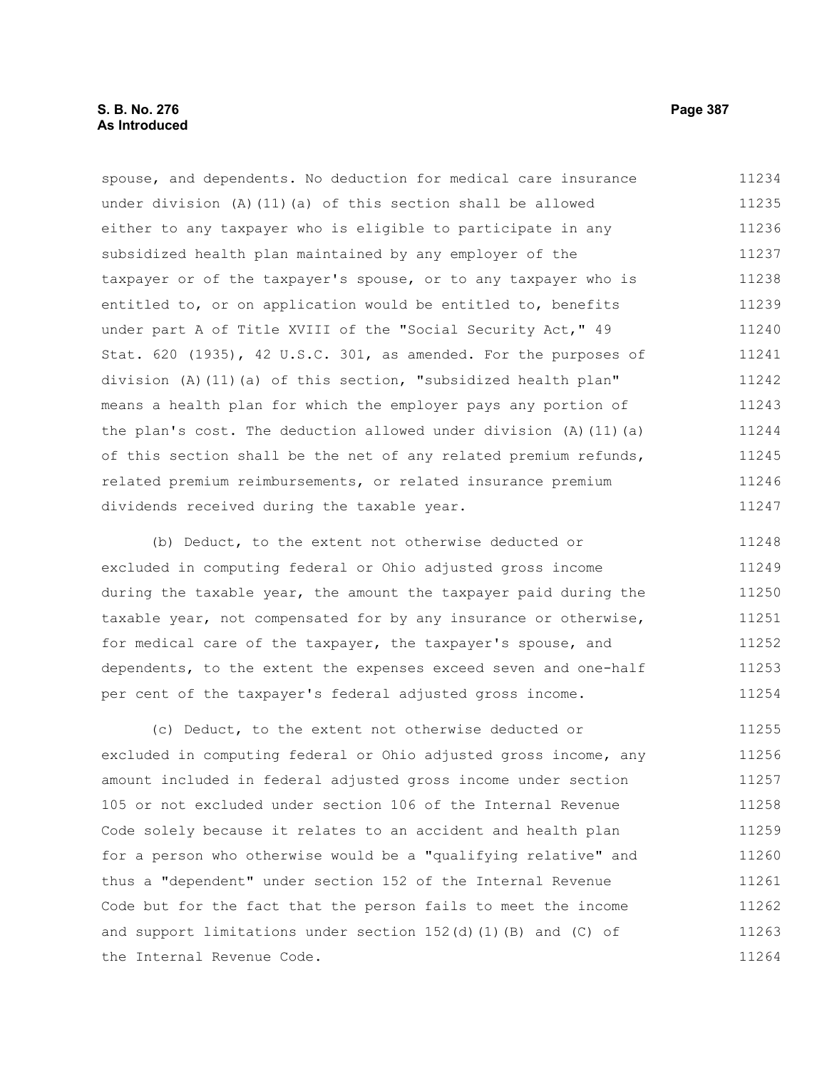spouse, and dependents. No deduction for medical care insurance under division (A)(11)(a) of this section shall be allowed either to any taxpayer who is eligible to participate in any subsidized health plan maintained by any employer of the taxpayer or of the taxpayer's spouse, or to any taxpayer who is entitled to, or on application would be entitled to, benefits under part A of Title XVIII of the "Social Security Act," 49 Stat. 620 (1935), 42 U.S.C. 301, as amended. For the purposes of division (A)(11)(a) of this section, "subsidized health plan" means a health plan for which the employer pays any portion of the plan's cost. The deduction allowed under division (A)(11)(a) of this section shall be the net of any related premium refunds, related premium reimbursements, or related insurance premium dividends received during the taxable year.

(b) Deduct, to the extent not otherwise deducted or excluded in computing federal or Ohio adjusted gross income during the taxable year, the amount the taxpayer paid during the taxable year, not compensated for by any insurance or otherwise, for medical care of the taxpayer, the taxpayer's spouse, and dependents, to the extent the expenses exceed seven and one-half per cent of the taxpayer's federal adjusted gross income.

(c) Deduct, to the extent not otherwise deducted or excluded in computing federal or Ohio adjusted gross income, any amount included in federal adjusted gross income under section 105 or not excluded under section 106 of the Internal Revenue Code solely because it relates to an accident and health plan for a person who otherwise would be a "qualifying relative" and thus a "dependent" under section 152 of the Internal Revenue Code but for the fact that the person fails to meet the income and support limitations under section 152(d)(1)(B) and (C) of the Internal Revenue Code.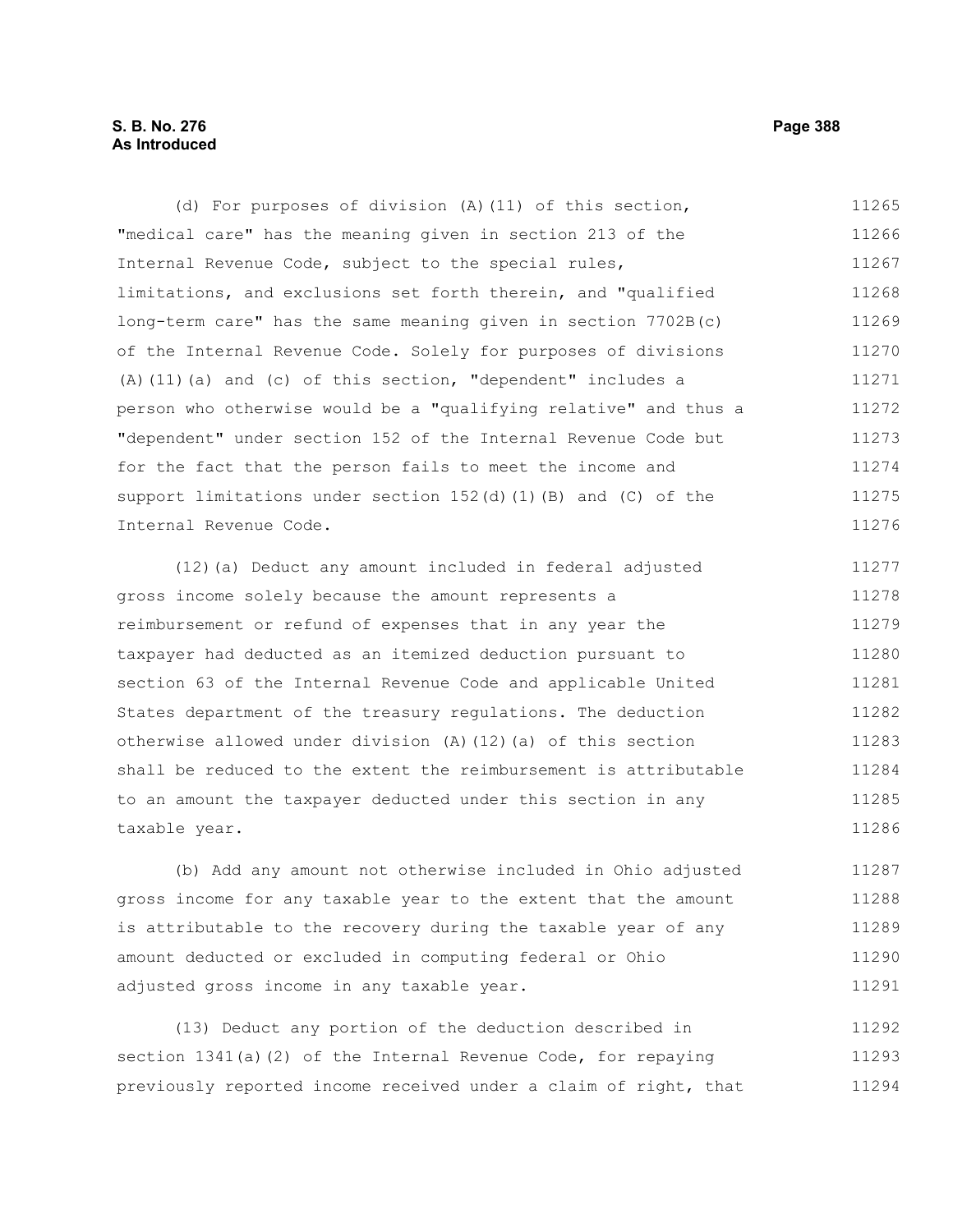(d) For purposes of division (A)(11) of this section, "medical care" has the meaning given in section 213 of the Internal Revenue Code, subject to the special rules, limitations, and exclusions set forth therein, and "qualified long-term care" has the same meaning given in section 7702B(c) of the Internal Revenue Code. Solely for purposes of divisions (A)(11)(a) and (c) of this section, "dependent" includes a person who otherwise would be a "qualifying relative" and thus a "dependent" under section 152 of the Internal Revenue Code but for the fact that the person fails to meet the income and support limitations under section 152(d)(1)(B) and (C) of the Internal Revenue Code.

(12)(a) Deduct any amount included in federal adjusted gross income solely because the amount represents a reimbursement or refund of expenses that in any year the taxpayer had deducted as an itemized deduction pursuant to section 63 of the Internal Revenue Code and applicable United States department of the treasury regulations. The deduction otherwise allowed under division (A)(12)(a) of this section shall be reduced to the extent the reimbursement is attributable to an amount the taxpayer deducted under this section in any taxable year.

(b) Add any amount not otherwise included in Ohio adjusted gross income for any taxable year to the extent that the amount is attributable to the recovery during the taxable year of any amount deducted or excluded in computing federal or Ohio adjusted gross income in any taxable year.

(13) Deduct any portion of the deduction described in section 1341(a)(2) of the Internal Revenue Code, for repaying previously reported income received under a claim of right, that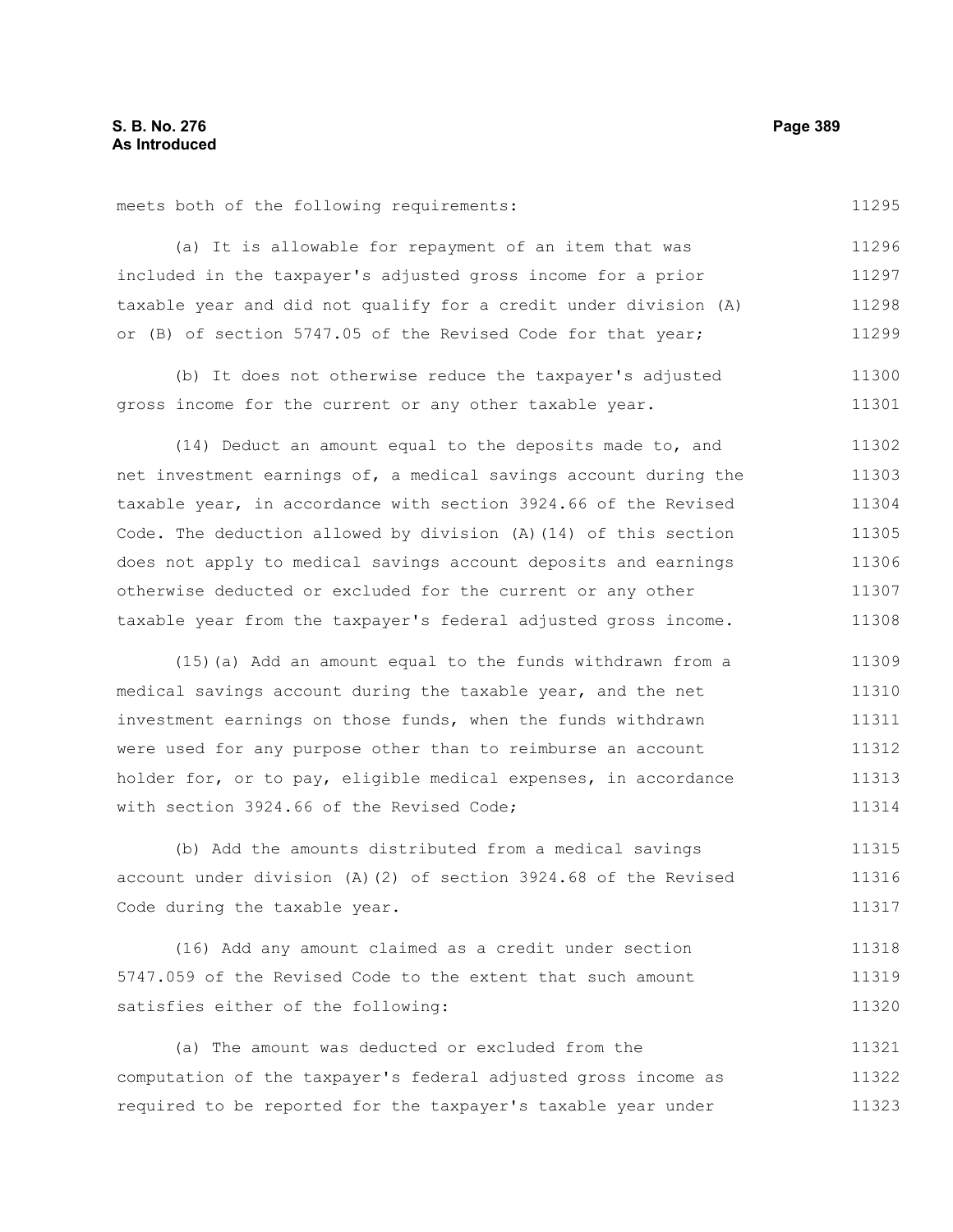meets both of the following requirements:

(a) It is allowable for repayment of an item that was included in the taxpayer's adjusted gross income for a prior taxable year and did not qualify for a credit under division (A) or (B) of section 5747.05 of the Revised Code for that year;

(b) It does not otherwise reduce the taxpayer's adjusted gross income for the current or any other taxable year.

(14) Deduct an amount equal to the deposits made to, and net investment earnings of, a medical savings account during the taxable year, in accordance with section 3924.66 of the Revised Code. The deduction allowed by division (A)(14) of this section does not apply to medical savings account deposits and earnings otherwise deducted or excluded for the current or any other taxable year from the taxpayer's federal adjusted gross income.

(15)(a) Add an amount equal to the funds withdrawn from a medical savings account during the taxable year, and the net investment earnings on those funds, when the funds withdrawn were used for any purpose other than to reimburse an account holder for, or to pay, eligible medical expenses, in accordance with section 3924.66 of the Revised Code;

(b) Add the amounts distributed from a medical savings account under division (A)(2) of section 3924.68 of the Revised Code during the taxable year.

(16) Add any amount claimed as a credit under section 5747.059 of the Revised Code to the extent that such amount satisfies either of the following:

(a) The amount was deducted or excluded from the computation of the taxpayer's federal adjusted gross income as required to be reported for the taxpayer's taxable year under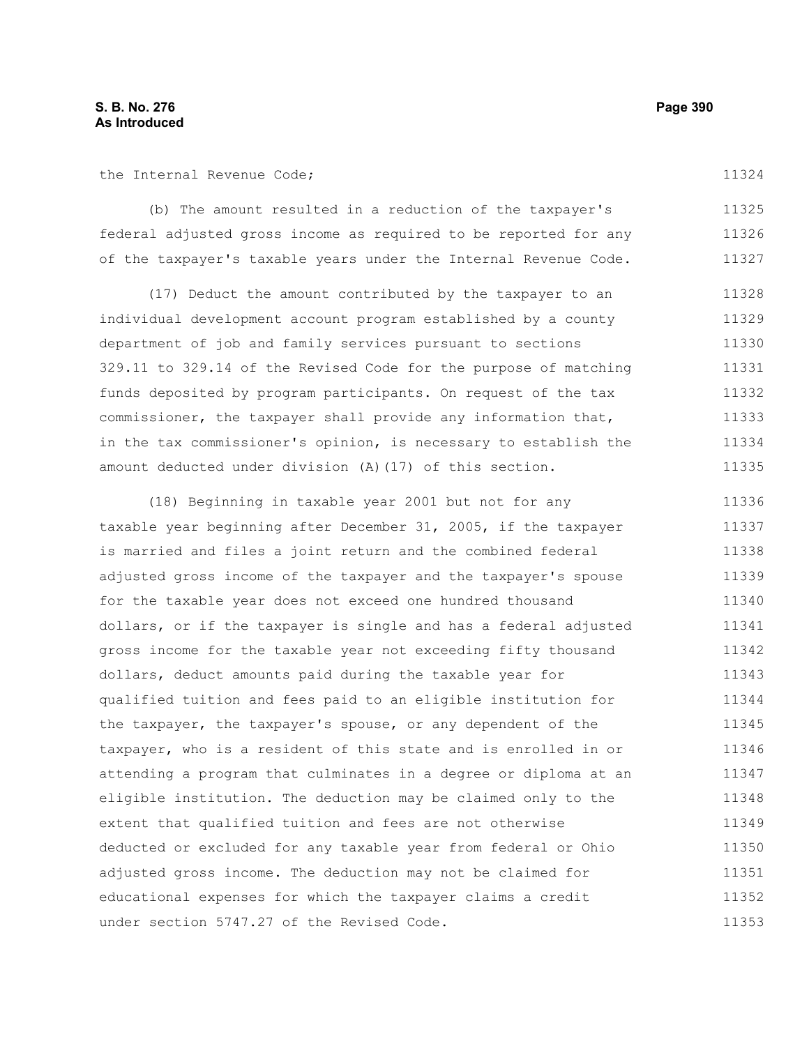the Internal Revenue Code;

(b) The amount resulted in a reduction of the taxpayer's federal adjusted gross income as required to be reported for any of the taxpayer's taxable years under the Internal Revenue Code.

(17) Deduct the amount contributed by the taxpayer to an individual development account program established by a county department of job and family services pursuant to sections 329.11 to 329.14 of the Revised Code for the purpose of matching funds deposited by program participants. On request of the tax commissioner, the taxpayer shall provide any information that, in the tax commissioner's opinion, is necessary to establish the amount deducted under division (A)(17) of this section.

(18) Beginning in taxable year 2001 but not for any taxable year beginning after December 31, 2005, if the taxpayer is married and files a joint return and the combined federal adjusted gross income of the taxpayer and the taxpayer's spouse for the taxable year does not exceed one hundred thousand dollars, or if the taxpayer is single and has a federal adjusted gross income for the taxable year not exceeding fifty thousand dollars, deduct amounts paid during the taxable year for qualified tuition and fees paid to an eligible institution for the taxpayer, the taxpayer's spouse, or any dependent of the taxpayer, who is a resident of this state and is enrolled in or attending a program that culminates in a degree or diploma at an eligible institution. The deduction may be claimed only to the extent that qualified tuition and fees are not otherwise deducted or excluded for any taxable year from federal or Ohio adjusted gross income. The deduction may not be claimed for educational expenses for which the taxpayer claims a credit under section 5747.27 of the Revised Code.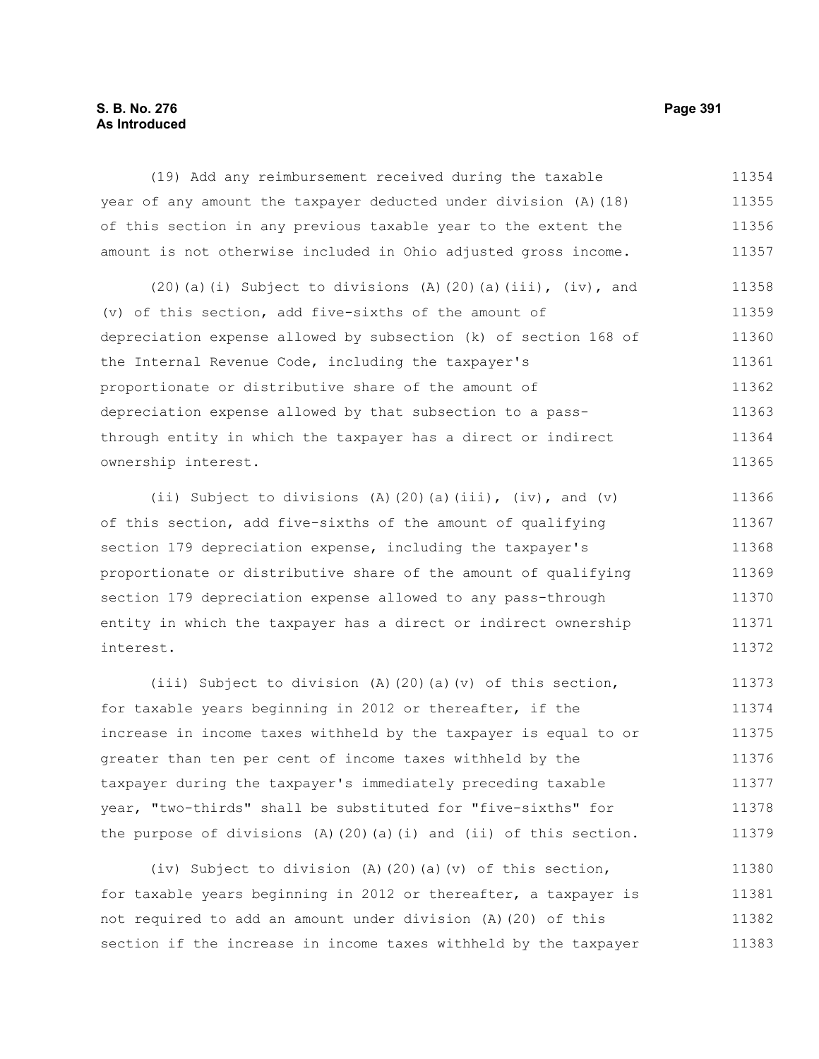(19) Add any reimbursement received during the taxable year of any amount the taxpayer deducted under division (A)(18) of this section in any previous taxable year to the extent the amount is not otherwise included in Ohio adjusted gross income.

(20)(a)(i) Subject to divisions (A)(20)(a)(iii), (iv), and (v) of this section, add five-sixths of the amount of depreciation expense allowed by subsection (k) of section 168 of the Internal Revenue Code, including the taxpayer's proportionate or distributive share of the amount of depreciation expense allowed by that subsection to a pass-through entity in which the taxpayer has a direct or indirect ownership interest.

(ii) Subject to divisions (A)(20)(a)(iii), (iv), and (v) of this section, add five-sixths of the amount of qualifying section 179 depreciation expense, including the taxpayer's proportionate or distributive share of the amount of qualifying section 179 depreciation expense allowed to any pass-through entity in which the taxpayer has a direct or indirect ownership interest.

(iii) Subject to division (A)(20)(a)(v) of this section, for taxable years beginning in 2012 or thereafter, if the increase in income taxes withheld by the taxpayer is equal to or greater than ten per cent of income taxes withheld by the taxpayer during the taxpayer's immediately preceding taxable year, "two-thirds" shall be substituted for "five-sixths" for the purpose of divisions (A)(20)(a)(i) and (ii) of this section.

(iv) Subject to division (A)(20)(a)(v) of this section, for taxable years beginning in 2012 or thereafter, a taxpayer is not required to add an amount under division (A)(20) of this section if the increase in income taxes withheld by the taxpayer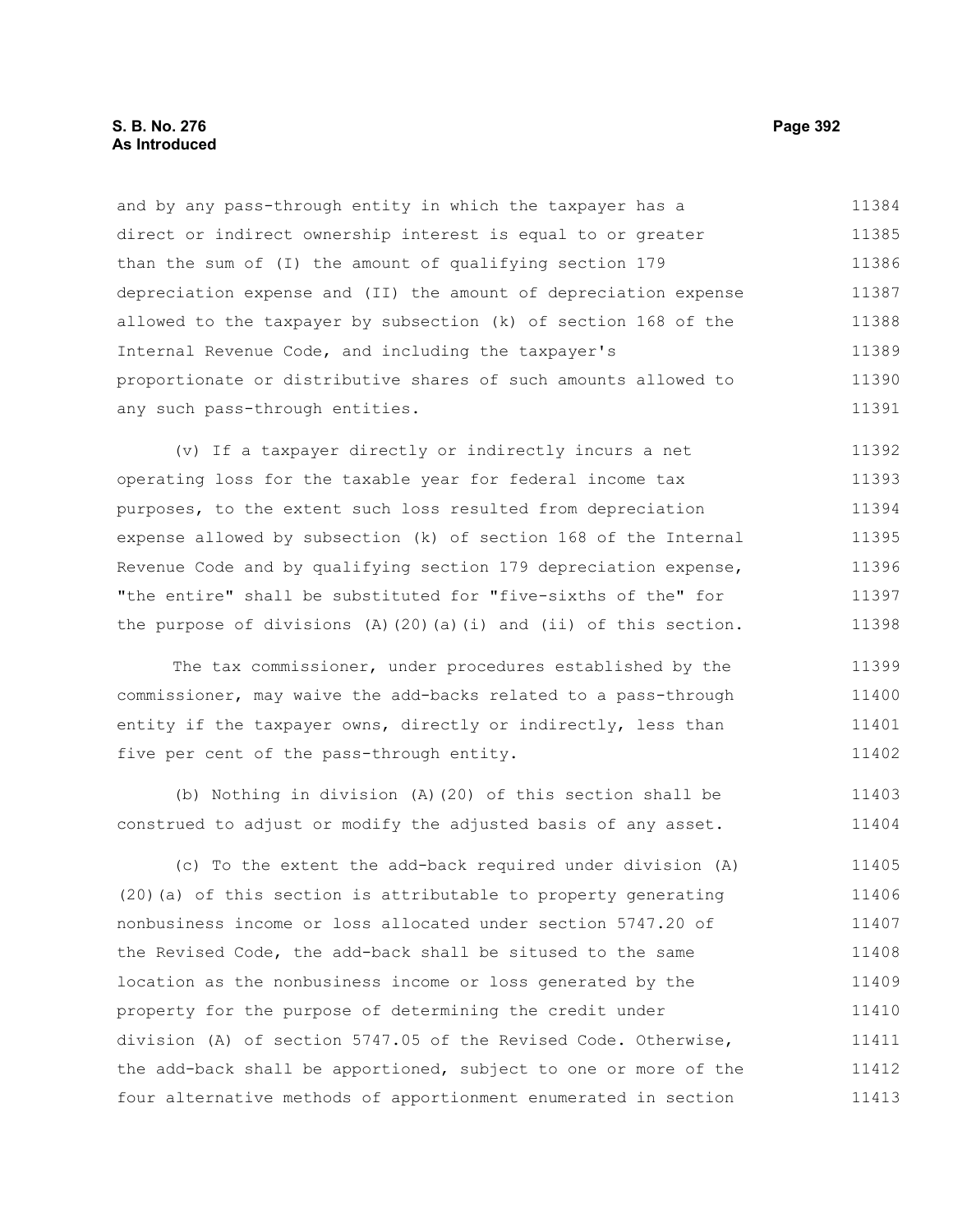and by any pass-through entity in which the taxpayer has a direct or indirect ownership interest is equal to or greater than the sum of (I) the amount of qualifying section 179 depreciation expense and (II) the amount of depreciation expense allowed to the taxpayer by subsection (k) of section 168 of the Internal Revenue Code, and including the taxpayer's proportionate or distributive shares of such amounts allowed to any such pass-through entities.

(v) If a taxpayer directly or indirectly incurs a net operating loss for the taxable year for federal income tax purposes, to the extent such loss resulted from depreciation expense allowed by subsection (k) of section 168 of the Internal Revenue Code and by qualifying section 179 depreciation expense, "the entire" shall be substituted for "five-sixths of the" for the purpose of divisions (A)(20)(a)(i) and (ii) of this section.

The tax commissioner, under procedures established by the commissioner, may waive the add-backs related to a pass-through entity if the taxpayer owns, directly or indirectly, less than five per cent of the pass-through entity.

(b) Nothing in division (A)(20) of this section shall be construed to adjust or modify the adjusted basis of any asset.

(c) To the extent the add-back required under division (A)(20)(a) of this section is attributable to property generating nonbusiness income or loss allocated under section 5747.20 of the Revised Code, the add-back shall be sitused to the same location as the nonbusiness income or loss generated by the property for the purpose of determining the credit under division (A) of section 5747.05 of the Revised Code. Otherwise, the add-back shall be apportioned, subject to one or more of the four alternative methods of apportionment enumerated in section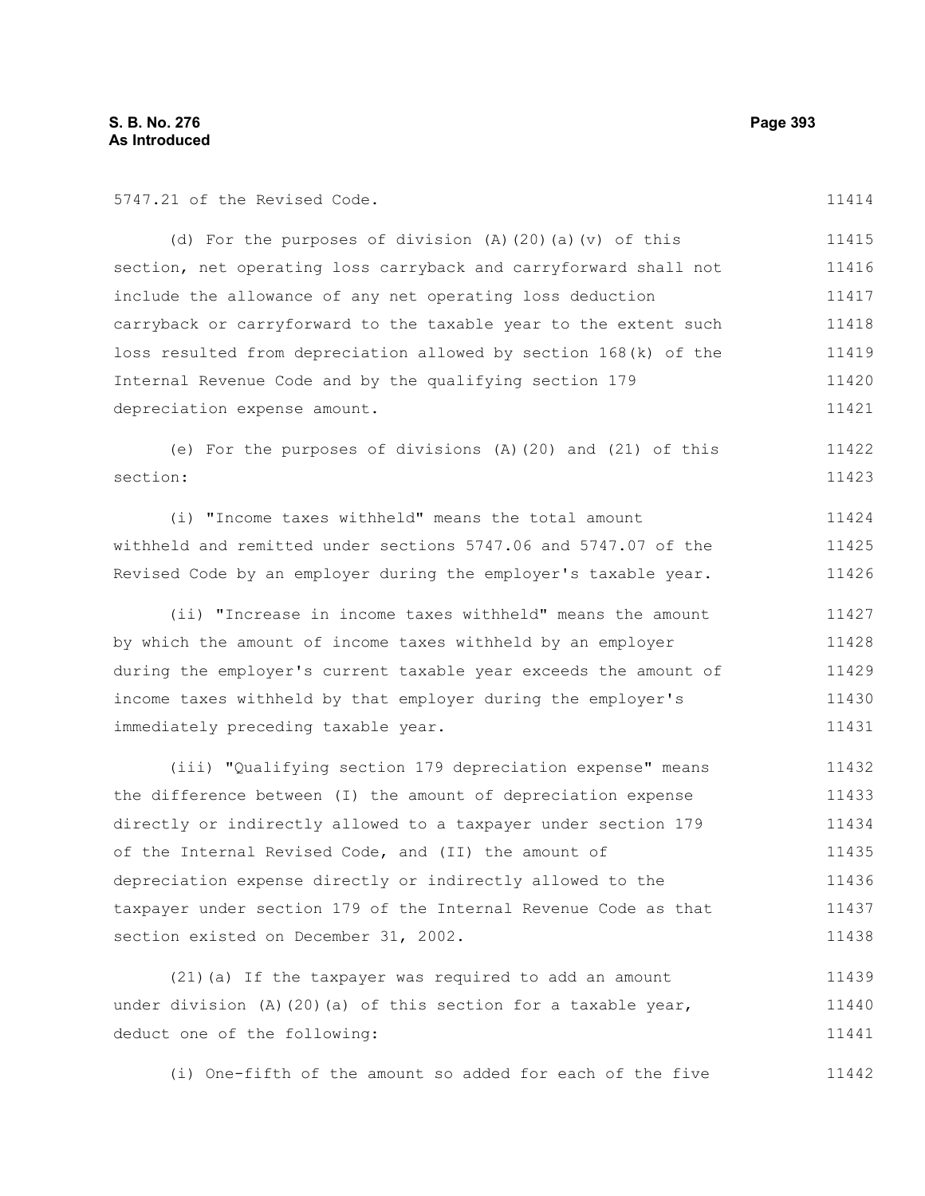5747.21 of the Revised Code.

(d) For the purposes of division (A)(20)(a)(v) of this section, net operating loss carryback and carryforward shall not include the allowance of any net operating loss deduction carryback or carryforward to the taxable year to the extent such loss resulted from depreciation allowed by section 168(k) of the Internal Revenue Code and by the qualifying section 179 depreciation expense amount.

(e) For the purposes of divisions (A)(20) and (21) of this section:

(i) "Income taxes withheld" means the total amount withheld and remitted under sections 5747.06 and 5747.07 of the Revised Code by an employer during the employer's taxable year.

(ii) "Increase in income taxes withheld" means the amount by which the amount of income taxes withheld by an employer during the employer's current taxable year exceeds the amount of income taxes withheld by that employer during the employer's immediately preceding taxable year.

(iii) "Qualifying section 179 depreciation expense" means the difference between (I) the amount of depreciation expense directly or indirectly allowed to a taxpayer under section 179 of the Internal Revised Code, and (II) the amount of depreciation expense directly or indirectly allowed to the taxpayer under section 179 of the Internal Revenue Code as that section existed on December 31, 2002.

(21)(a) If the taxpayer was required to add an amount under division (A)(20)(a) of this section for a taxable year, deduct one of the following:

(i) One-fifth of the amount so added for each of the five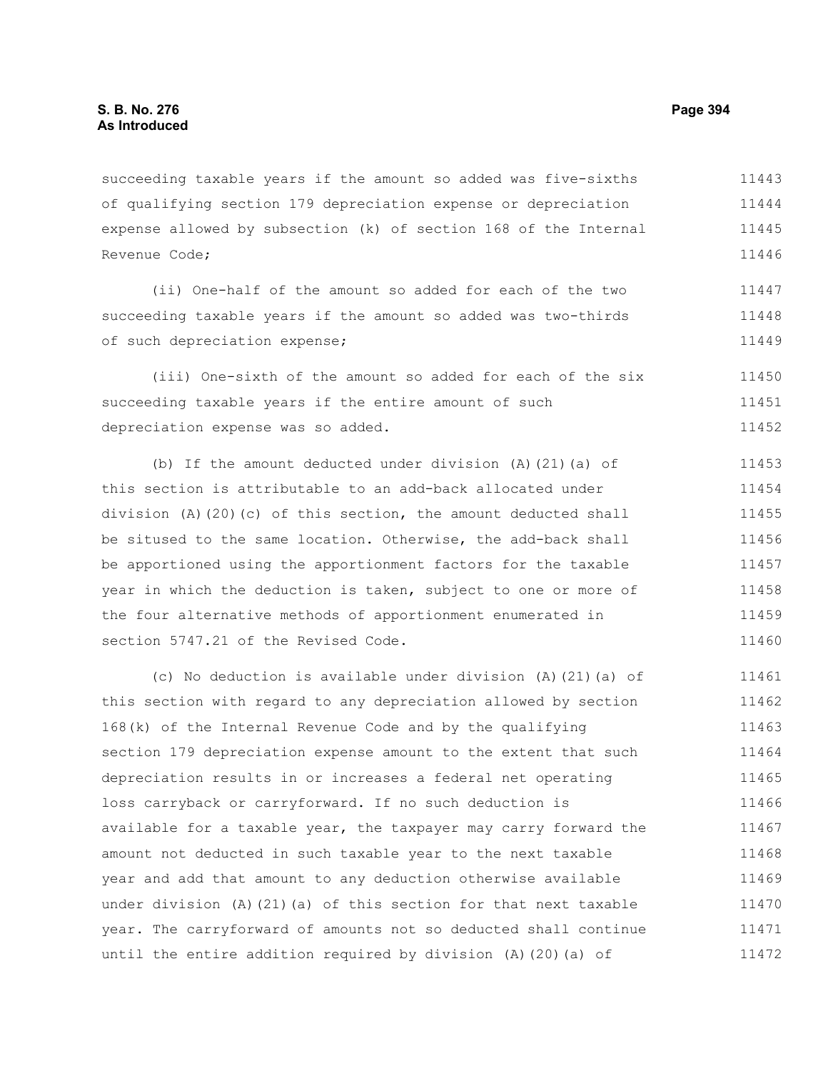succeeding taxable years if the amount so added was five-sixths of qualifying section 179 depreciation expense or depreciation expense allowed by subsection (k) of section 168 of the Internal Revenue Code;

(ii) One-half of the amount so added for each of the two succeeding taxable years if the amount so added was two-thirds of such depreciation expense;

(iii) One-sixth of the amount so added for each of the six succeeding taxable years if the entire amount of such depreciation expense was so added.

(b) If the amount deducted under division (A)(21)(a) of this section is attributable to an add-back allocated under division (A)(20)(c) of this section, the amount deducted shall be sitused to the same location. Otherwise, the add-back shall be apportioned using the apportionment factors for the taxable year in which the deduction is taken, subject to one or more of the four alternative methods of apportionment enumerated in section 5747.21 of the Revised Code.

(c) No deduction is available under division (A)(21)(a) of this section with regard to any depreciation allowed by section 168(k) of the Internal Revenue Code and by the qualifying section 179 depreciation expense amount to the extent that such depreciation results in or increases a federal net operating loss carryback or carryforward. If no such deduction is available for a taxable year, the taxpayer may carry forward the amount not deducted in such taxable year to the next taxable year and add that amount to any deduction otherwise available under division (A)(21)(a) of this section for that next taxable year. The carryforward of amounts not so deducted shall continue until the entire addition required by division (A)(20)(a) of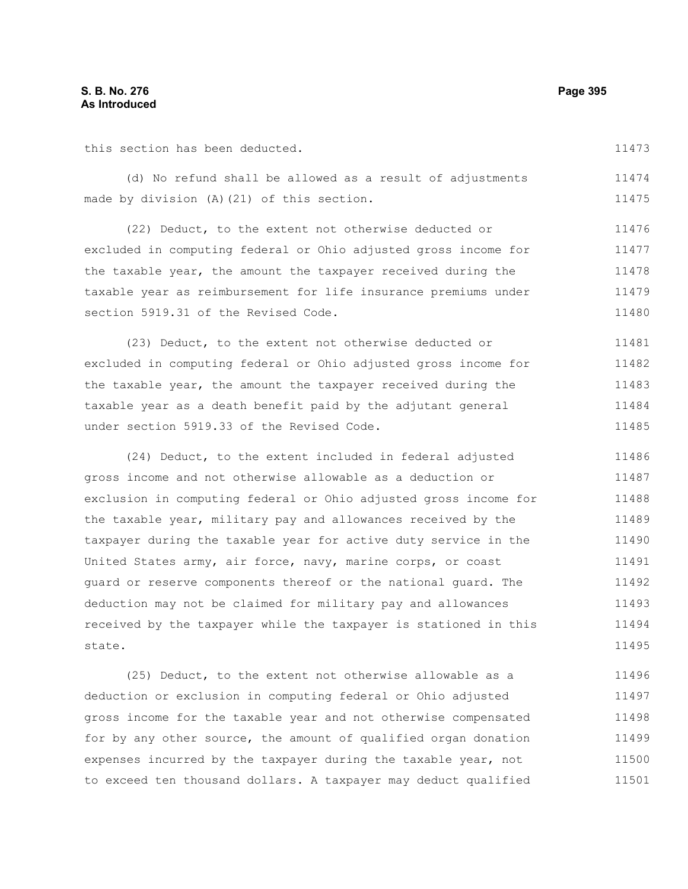this section has been deducted.

(d) No refund shall be allowed as a result of adjustments made by division (A)(21) of this section.

(22) Deduct, to the extent not otherwise deducted or excluded in computing federal or Ohio adjusted gross income for the taxable year, the amount the taxpayer received during the taxable year as reimbursement for life insurance premiums under section 5919.31 of the Revised Code.

(23) Deduct, to the extent not otherwise deducted or excluded in computing federal or Ohio adjusted gross income for the taxable year, the amount the taxpayer received during the taxable year as a death benefit paid by the adjutant general under section 5919.33 of the Revised Code.

(24) Deduct, to the extent included in federal adjusted gross income and not otherwise allowable as a deduction or exclusion in computing federal or Ohio adjusted gross income for the taxable year, military pay and allowances received by the taxpayer during the taxable year for active duty service in the United States army, air force, navy, marine corps, or coast guard or reserve components thereof or the national guard. The deduction may not be claimed for military pay and allowances received by the taxpayer while the taxpayer is stationed in this state.

(25) Deduct, to the extent not otherwise allowable as a deduction or exclusion in computing federal or Ohio adjusted gross income for the taxable year and not otherwise compensated for by any other source, the amount of qualified organ donation expenses incurred by the taxpayer during the taxable year, not to exceed ten thousand dollars. A taxpayer may deduct qualified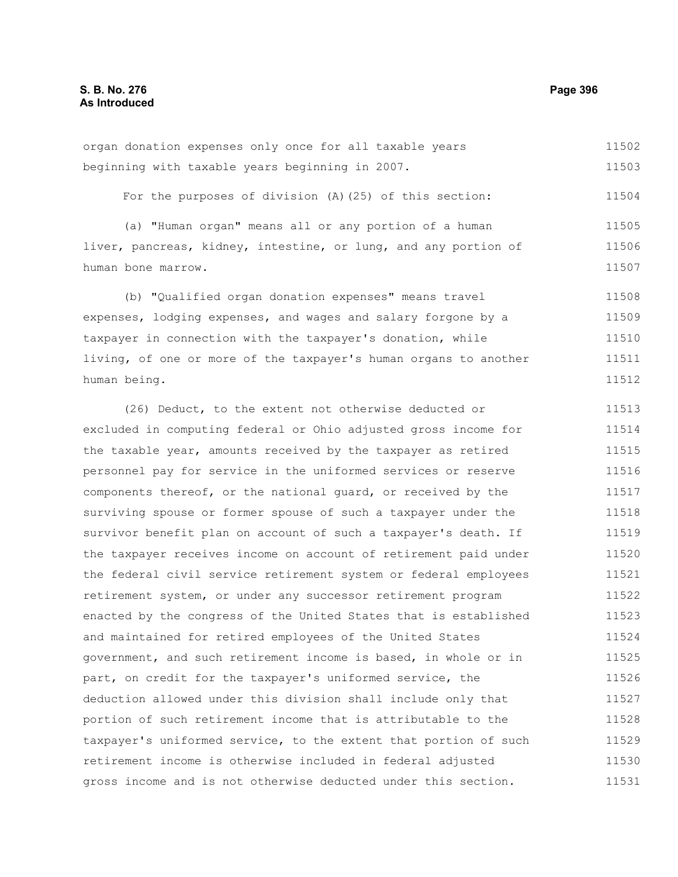organ donation expenses only once for all taxable years beginning with taxable years beginning in 2007.

For the purposes of division (A)(25) of this section:

(a) "Human organ" means all or any portion of a human liver, pancreas, kidney, intestine, or lung, and any portion of human bone marrow.

(b) "Qualified organ donation expenses" means travel expenses, lodging expenses, and wages and salary forgone by a taxpayer in connection with the taxpayer's donation, while living, of one or more of the taxpayer's human organs to another human being.

(26) Deduct, to the extent not otherwise deducted or excluded in computing federal or Ohio adjusted gross income for the taxable year, amounts received by the taxpayer as retired personnel pay for service in the uniformed services or reserve components thereof, or the national guard, or received by the surviving spouse or former spouse of such a taxpayer under the survivor benefit plan on account of such a taxpayer's death. If the taxpayer receives income on account of retirement paid under the federal civil service retirement system or federal employees retirement system, or under any successor retirement program enacted by the congress of the United States that is established and maintained for retired employees of the United States government, and such retirement income is based, in whole or in part, on credit for the taxpayer's uniformed service, the deduction allowed under this division shall include only that portion of such retirement income that is attributable to the taxpayer's uniformed service, to the extent that portion of such retirement income is otherwise included in federal adjusted gross income and is not otherwise deducted under this section.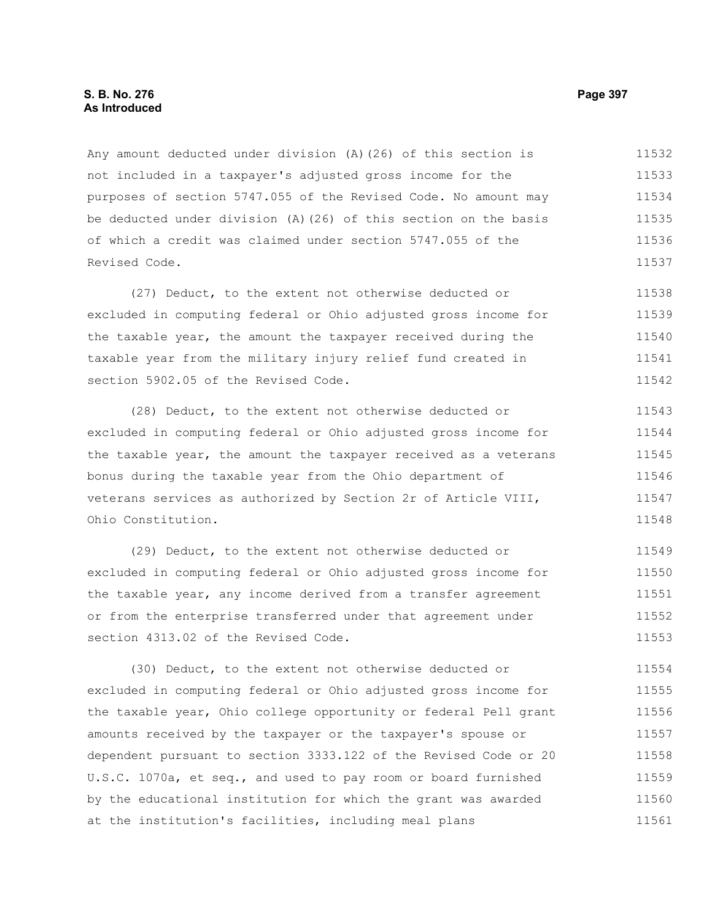Any amount deducted under division (A)(26) of this section is not included in a taxpayer's adjusted gross income for the purposes of section 5747.055 of the Revised Code. No amount may be deducted under division (A)(26) of this section on the basis of which a credit was claimed under section 5747.055 of the Revised Code.

(27) Deduct, to the extent not otherwise deducted or excluded in computing federal or Ohio adjusted gross income for the taxable year, the amount the taxpayer received during the taxable year from the military injury relief fund created in section 5902.05 of the Revised Code.

(28) Deduct, to the extent not otherwise deducted or excluded in computing federal or Ohio adjusted gross income for the taxable year, the amount the taxpayer received as a veterans bonus during the taxable year from the Ohio department of veterans services as authorized by Section 2r of Article VIII, Ohio Constitution.

(29) Deduct, to the extent not otherwise deducted or excluded in computing federal or Ohio adjusted gross income for the taxable year, any income derived from a transfer agreement or from the enterprise transferred under that agreement under section 4313.02 of the Revised Code.

(30) Deduct, to the extent not otherwise deducted or excluded in computing federal or Ohio adjusted gross income for the taxable year, Ohio college opportunity or federal Pell grant amounts received by the taxpayer or the taxpayer's spouse or dependent pursuant to section 3333.122 of the Revised Code or 20 U.S.C. 1070a, et seq., and used to pay room or board furnished by the educational institution for which the grant was awarded at the institution's facilities, including meal plans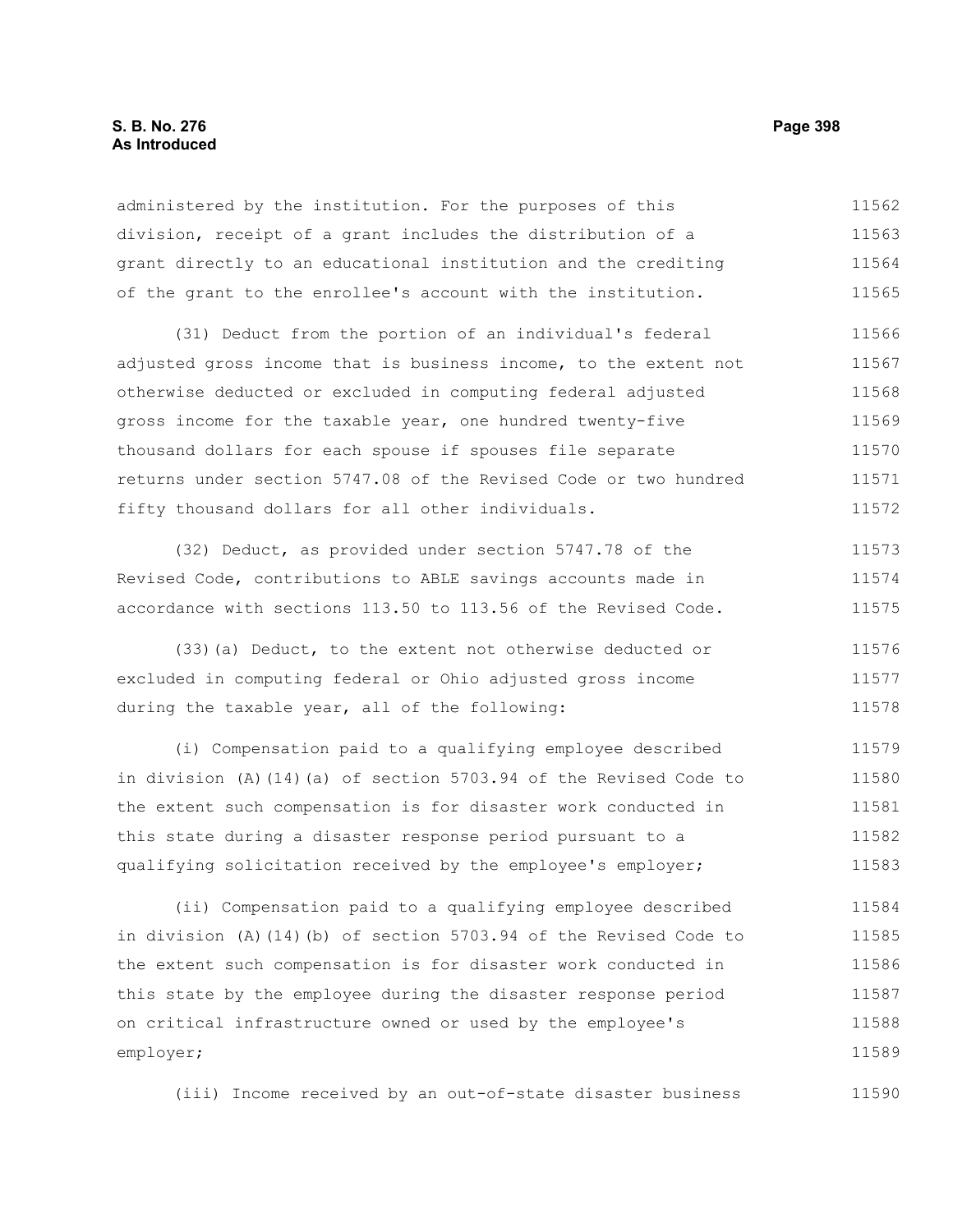administered by the institution. For the purposes of this division, receipt of a grant includes the distribution of a grant directly to an educational institution and the crediting of the grant to the enrollee's account with the institution.

(31) Deduct from the portion of an individual's federal adjusted gross income that is business income, to the extent not otherwise deducted or excluded in computing federal adjusted gross income for the taxable year, one hundred twenty-five thousand dollars for each spouse if spouses file separate returns under section 5747.08 of the Revised Code or two hundred fifty thousand dollars for all other individuals.

(32) Deduct, as provided under section 5747.78 of the Revised Code, contributions to ABLE savings accounts made in accordance with sections 113.50 to 113.56 of the Revised Code.

(33)(a) Deduct, to the extent not otherwise deducted or excluded in computing federal or Ohio adjusted gross income during the taxable year, all of the following:

(i) Compensation paid to a qualifying employee described in division (A)(14)(a) of section 5703.94 of the Revised Code to the extent such compensation is for disaster work conducted in this state during a disaster response period pursuant to a qualifying solicitation received by the employee's employer;

(ii) Compensation paid to a qualifying employee described in division (A)(14)(b) of section 5703.94 of the Revised Code to the extent such compensation is for disaster work conducted in this state by the employee during the disaster response period on critical infrastructure owned or used by the employee's employer;

(iii) Income received by an out-of-state disaster business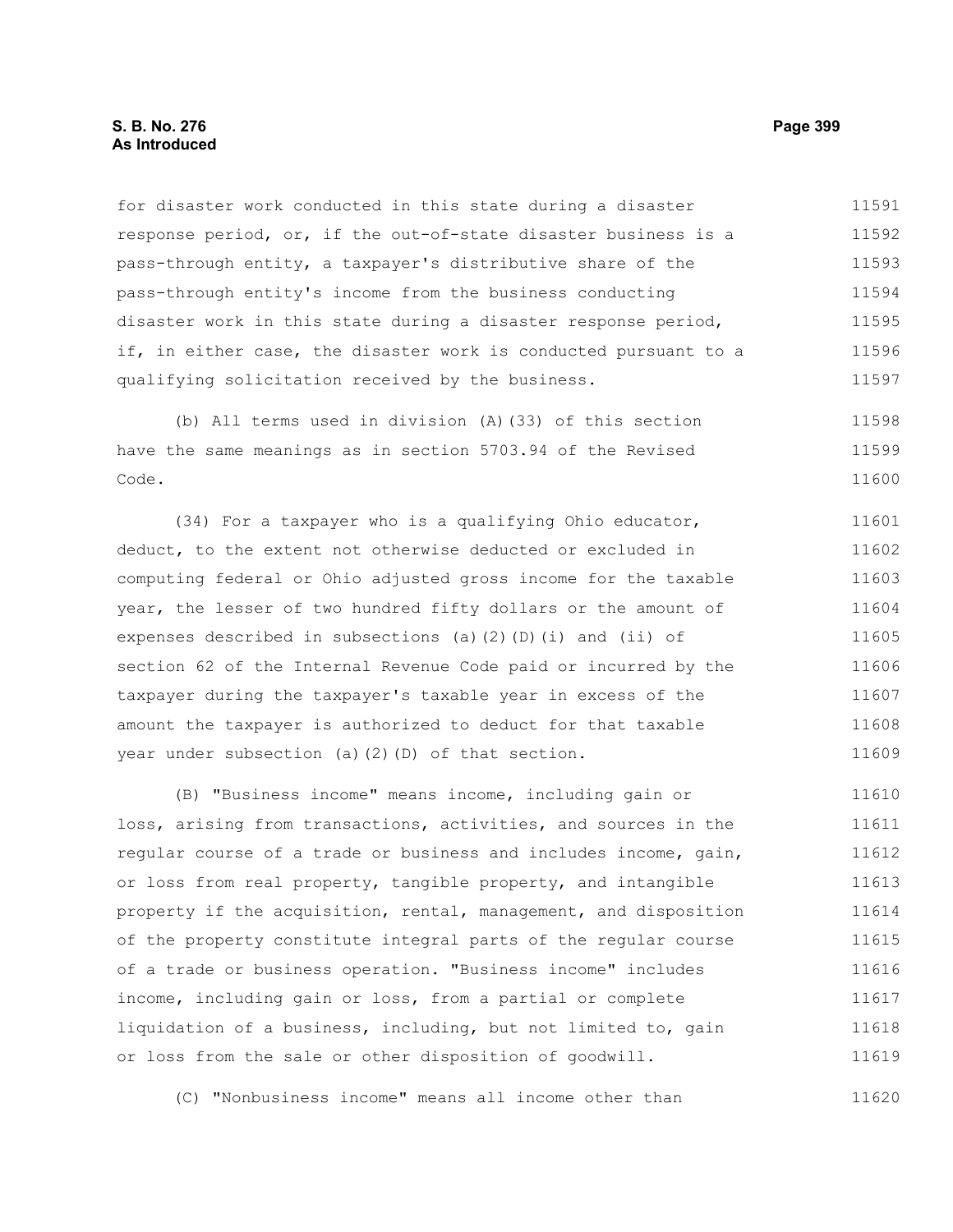for disaster work conducted in this state during a disaster response period, or, if the out-of-state disaster business is a pass-through entity, a taxpayer's distributive share of the pass-through entity's income from the business conducting disaster work in this state during a disaster response period, if, in either case, the disaster work is conducted pursuant to a qualifying solicitation received by the business.

(b) All terms used in division (A)(33) of this section have the same meanings as in section 5703.94 of the Revised Code.

(34) For a taxpayer who is a qualifying Ohio educator, deduct, to the extent not otherwise deducted or excluded in computing federal or Ohio adjusted gross income for the taxable year, the lesser of two hundred fifty dollars or the amount of expenses described in subsections (a)(2)(D)(i) and (ii) of section 62 of the Internal Revenue Code paid or incurred by the taxpayer during the taxpayer's taxable year in excess of the amount the taxpayer is authorized to deduct for that taxable year under subsection (a)(2)(D) of that section.

(B) "Business income" means income, including gain or loss, arising from transactions, activities, and sources in the regular course of a trade or business and includes income, gain, or loss from real property, tangible property, and intangible property if the acquisition, rental, management, and disposition of the property constitute integral parts of the regular course of a trade or business operation. "Business income" includes income, including gain or loss, from a partial or complete liquidation of a business, including, but not limited to, gain or loss from the sale or other disposition of goodwill.

(C) "Nonbusiness income" means all income other than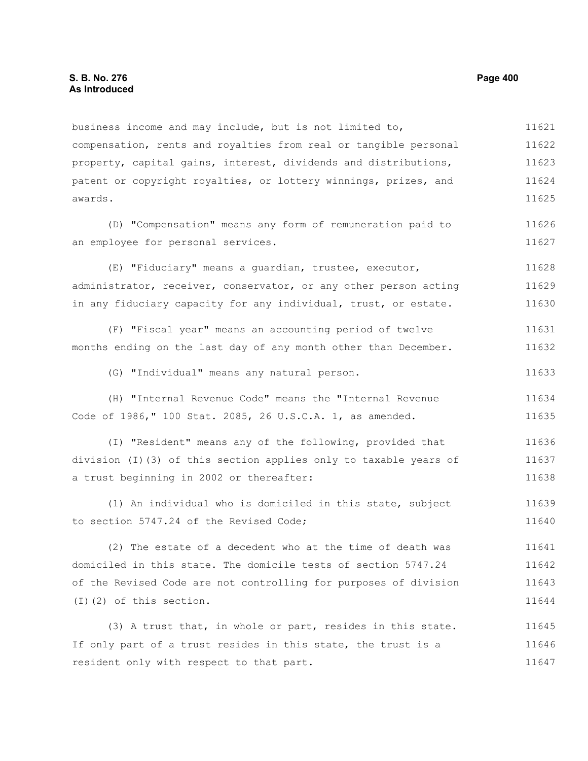business income and may include, but is not limited to, compensation, rents and royalties from real or tangible personal property, capital gains, interest, dividends and distributions, patent or copyright royalties, or lottery winnings, prizes, and awards.

(D) "Compensation" means any form of remuneration paid to an employee for personal services.

(E) "Fiduciary" means a guardian, trustee, executor, administrator, receiver, conservator, or any other person acting in any fiduciary capacity for any individual, trust, or estate.

(F) "Fiscal year" means an accounting period of twelve months ending on the last day of any month other than December.

(G) "Individual" means any natural person.

(H) "Internal Revenue Code" means the "Internal Revenue Code of 1986," 100 Stat. 2085, 26 U.S.C.A. 1, as amended.

(I) "Resident" means any of the following, provided that division (I)(3) of this section applies only to taxable years of a trust beginning in 2002 or thereafter:

(1) An individual who is domiciled in this state, subject to section 5747.24 of the Revised Code;

(2) The estate of a decedent who at the time of death was domiciled in this state. The domicile tests of section 5747.24 of the Revised Code are not controlling for purposes of division (I)(2) of this section.

(3) A trust that, in whole or part, resides in this state. If only part of a trust resides in this state, the trust is a resident only with respect to that part.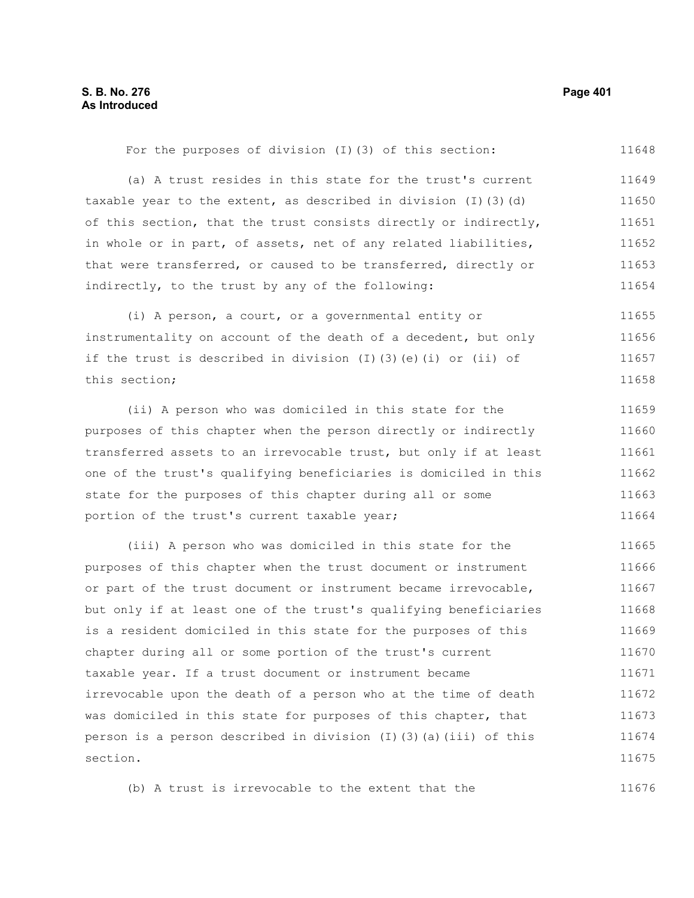For the purposes of division (I)(3) of this section:

(a) A trust resides in this state for the trust's current taxable year to the extent, as described in division (I)(3)(d) of this section, that the trust consists directly or indirectly, in whole or in part, of assets, net of any related liabilities, that were transferred, or caused to be transferred, directly or indirectly, to the trust by any of the following:

(i) A person, a court, or a governmental entity or instrumentality on account of the death of a decedent, but only if the trust is described in division (I)(3)(e)(i) or (ii) of this section;

(ii) A person who was domiciled in this state for the purposes of this chapter when the person directly or indirectly transferred assets to an irrevocable trust, but only if at least one of the trust's qualifying beneficiaries is domiciled in this state for the purposes of this chapter during all or some portion of the trust's current taxable year;

(iii) A person who was domiciled in this state for the purposes of this chapter when the trust document or instrument or part of the trust document or instrument became irrevocable, but only if at least one of the trust's qualifying beneficiaries is a resident domiciled in this state for the purposes of this chapter during all or some portion of the trust's current taxable year. If a trust document or instrument became irrevocable upon the death of a person who at the time of death was domiciled in this state for purposes of this chapter, that person is a person described in division (I)(3)(a)(iii) of this section.

(b) A trust is irrevocable to the extent that the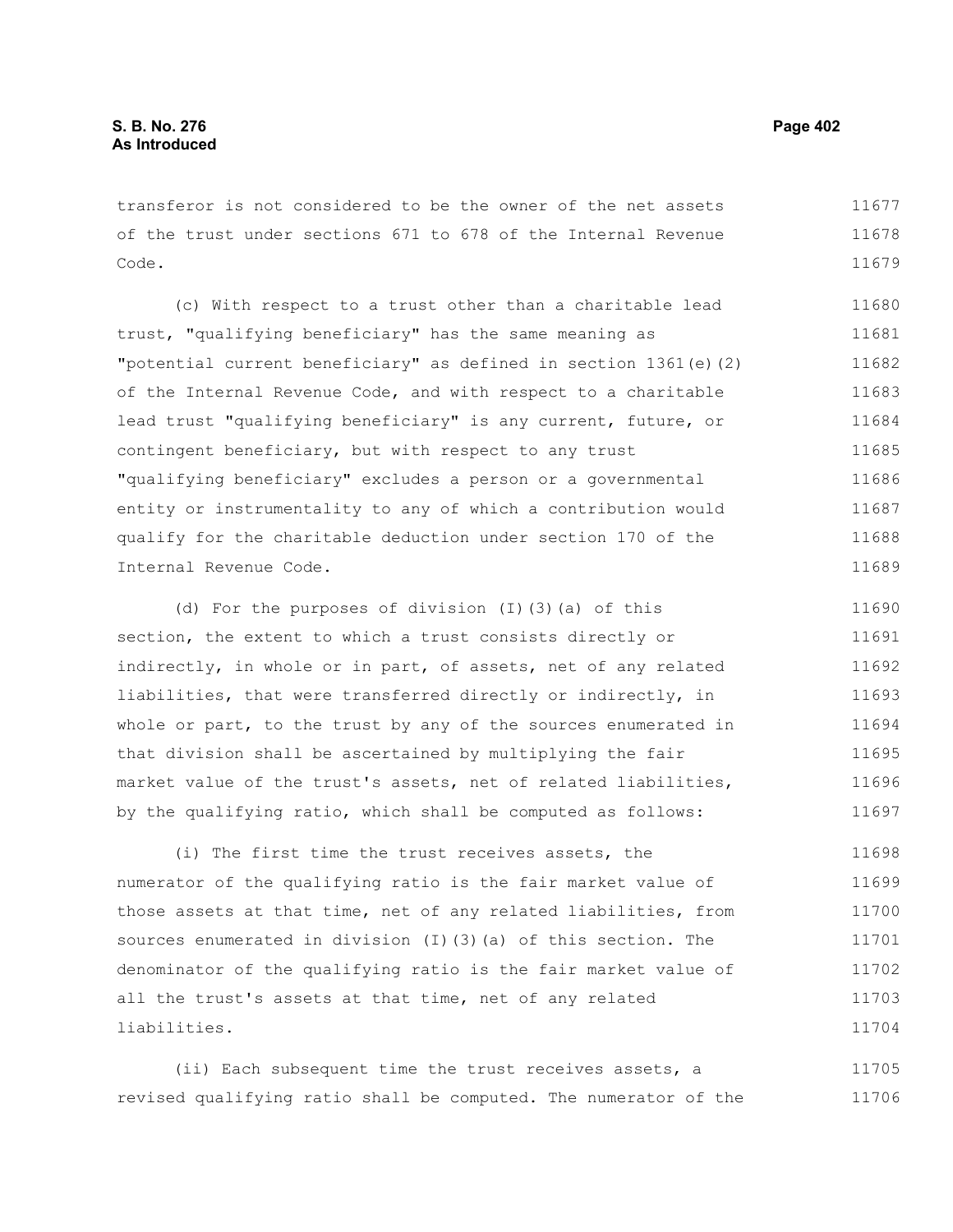transferor is not considered to be the owner of the net assets of the trust under sections 671 to 678 of the Internal Revenue Code.

(c) With respect to a trust other than a charitable lead trust, "qualifying beneficiary" has the same meaning as "potential current beneficiary" as defined in section 1361(e)(2) of the Internal Revenue Code, and with respect to a charitable lead trust "qualifying beneficiary" is any current, future, or contingent beneficiary, but with respect to any trust "qualifying beneficiary" excludes a person or a governmental entity or instrumentality to any of which a contribution would qualify for the charitable deduction under section 170 of the Internal Revenue Code.

(d) For the purposes of division (I)(3)(a) of this section, the extent to which a trust consists directly or indirectly, in whole or in part, of assets, net of any related liabilities, that were transferred directly or indirectly, in whole or part, to the trust by any of the sources enumerated in that division shall be ascertained by multiplying the fair market value of the trust's assets, net of related liabilities, by the qualifying ratio, which shall be computed as follows:

(i) The first time the trust receives assets, the numerator of the qualifying ratio is the fair market value of those assets at that time, net of any related liabilities, from sources enumerated in division (I)(3)(a) of this section. The denominator of the qualifying ratio is the fair market value of all the trust's assets at that time, net of any related liabilities.

(ii) Each subsequent time the trust receives assets, a revised qualifying ratio shall be computed. The numerator of the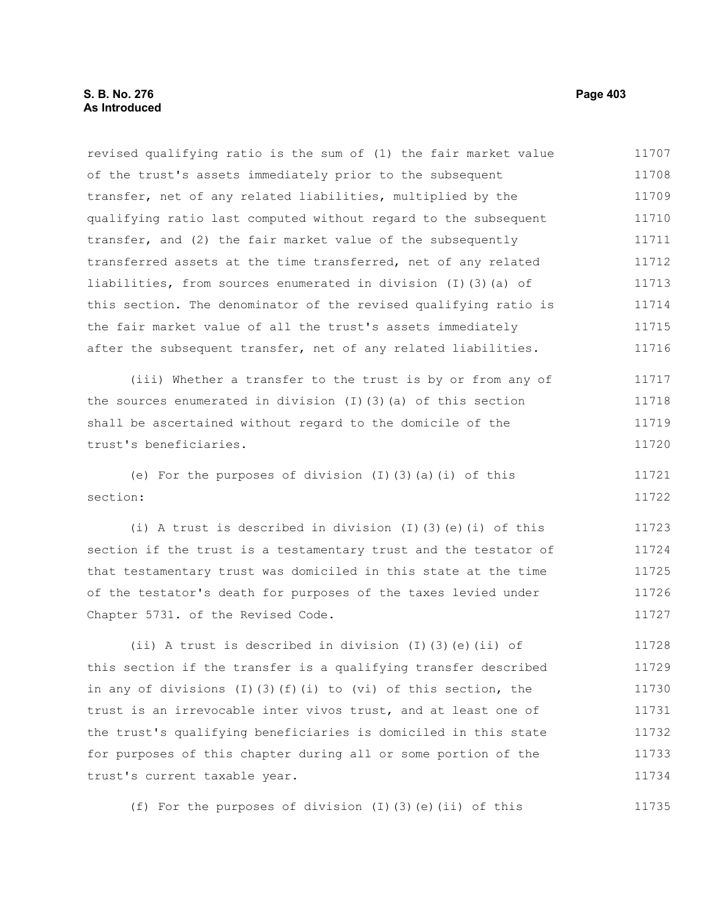revised qualifying ratio is the sum of (1) the fair market value of the trust's assets immediately prior to the subsequent transfer, net of any related liabilities, multiplied by the qualifying ratio last computed without regard to the subsequent transfer, and (2) the fair market value of the subsequently transferred assets at the time transferred, net of any related liabilities, from sources enumerated in division (I)(3)(a) of this section. The denominator of the revised qualifying ratio is the fair market value of all the trust's assets immediately after the subsequent transfer, net of any related liabilities.

(iii) Whether a transfer to the trust is by or from any of the sources enumerated in division (I)(3)(a) of this section shall be ascertained without regard to the domicile of the trust's beneficiaries.

(e) For the purposes of division (I)(3)(a)(i) of this section:

(i) A trust is described in division (I)(3)(e)(i) of this section if the trust is a testamentary trust and the testator of that testamentary trust was domiciled in this state at the time of the testator's death for purposes of the taxes levied under Chapter 5731. of the Revised Code.

(ii) A trust is described in division (I)(3)(e)(ii) of this section if the transfer is a qualifying transfer described in any of divisions (I)(3)(f)(i) to (vi) of this section, the trust is an irrevocable inter vivos trust, and at least one of the trust's qualifying beneficiaries is domiciled in this state for purposes of this chapter during all or some portion of the trust's current taxable year.

(f) For the purposes of division (I)(3)(e)(ii) of this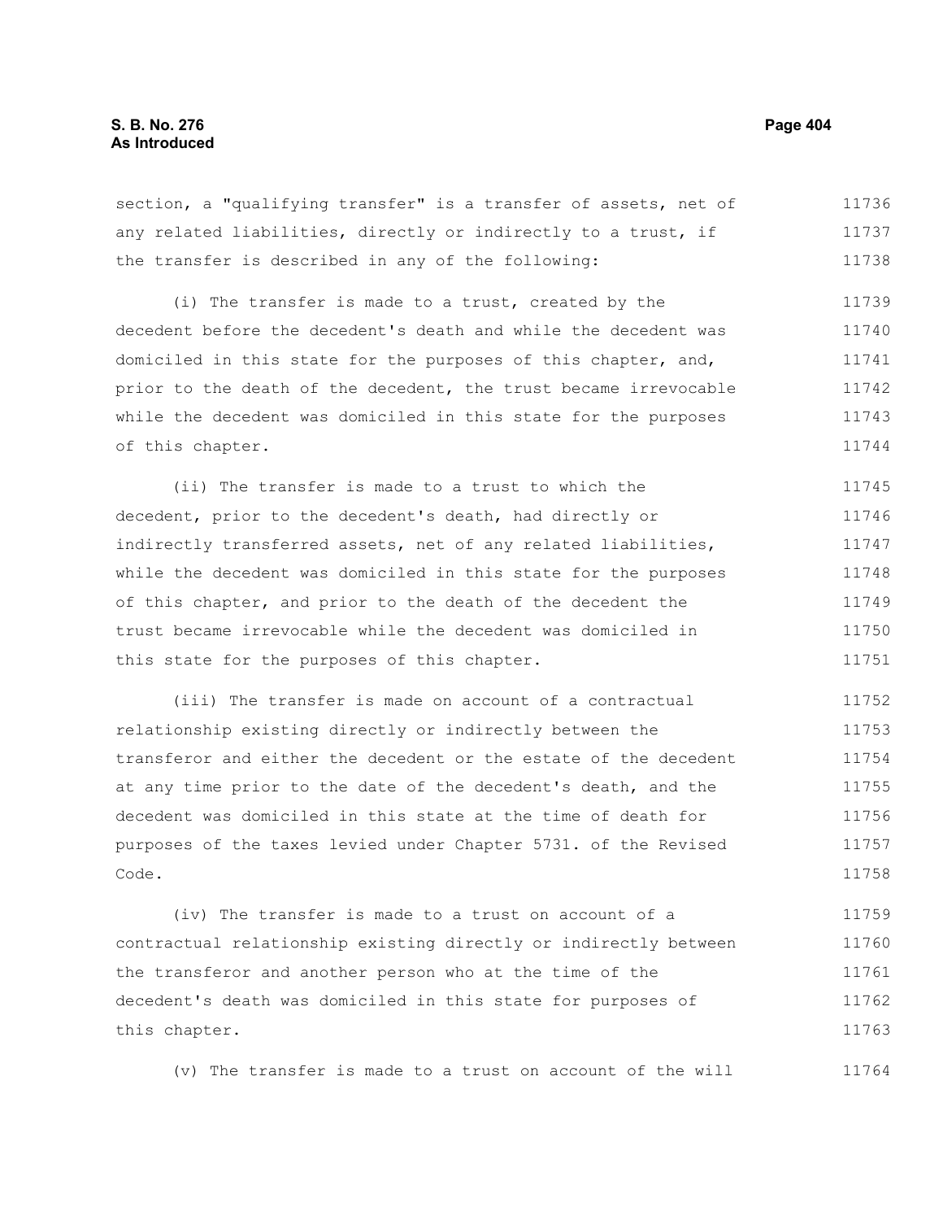section, a "qualifying transfer" is a transfer of assets, net of any related liabilities, directly or indirectly to a trust, if the transfer is described in any of the following:

(i) The transfer is made to a trust, created by the decedent before the decedent's death and while the decedent was domiciled in this state for the purposes of this chapter, and, prior to the death of the decedent, the trust became irrevocable while the decedent was domiciled in this state for the purposes of this chapter.

(ii) The transfer is made to a trust to which the decedent, prior to the decedent's death, had directly or indirectly transferred assets, net of any related liabilities, while the decedent was domiciled in this state for the purposes of this chapter, and prior to the death of the decedent the trust became irrevocable while the decedent was domiciled in this state for the purposes of this chapter.

(iii) The transfer is made on account of a contractual relationship existing directly or indirectly between the transferor and either the decedent or the estate of the decedent at any time prior to the date of the decedent's death, and the decedent was domiciled in this state at the time of death for purposes of the taxes levied under Chapter 5731. of the Revised Code.

(iv) The transfer is made to a trust on account of a contractual relationship existing directly or indirectly between the transferor and another person who at the time of the decedent's death was domiciled in this state for purposes of this chapter.

(v) The transfer is made to a trust on account of the will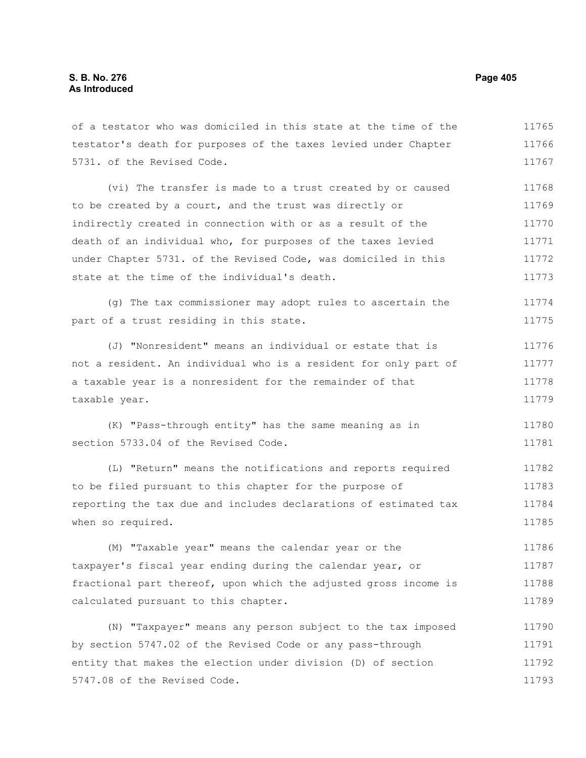of a testator who was domiciled in this state at the time of the testator's death for purposes of the taxes levied under Chapter 5731. of the Revised Code.

(vi) The transfer is made to a trust created by or caused to be created by a court, and the trust was directly or indirectly created in connection with or as a result of the death of an individual who, for purposes of the taxes levied under Chapter 5731. of the Revised Code, was domiciled in this state at the time of the individual's death.

(g) The tax commissioner may adopt rules to ascertain the part of a trust residing in this state.

(J) "Nonresident" means an individual or estate that is not a resident. An individual who is a resident for only part of a taxable year is a nonresident for the remainder of that taxable year.

(K) "Pass-through entity" has the same meaning as in section 5733.04 of the Revised Code.

(L) "Return" means the notifications and reports required to be filed pursuant to this chapter for the purpose of reporting the tax due and includes declarations of estimated tax when so required.

(M) "Taxable year" means the calendar year or the taxpayer's fiscal year ending during the calendar year, or fractional part thereof, upon which the adjusted gross income is calculated pursuant to this chapter.

(N) "Taxpayer" means any person subject to the tax imposed by section 5747.02 of the Revised Code or any pass-through entity that makes the election under division (D) of section 5747.08 of the Revised Code.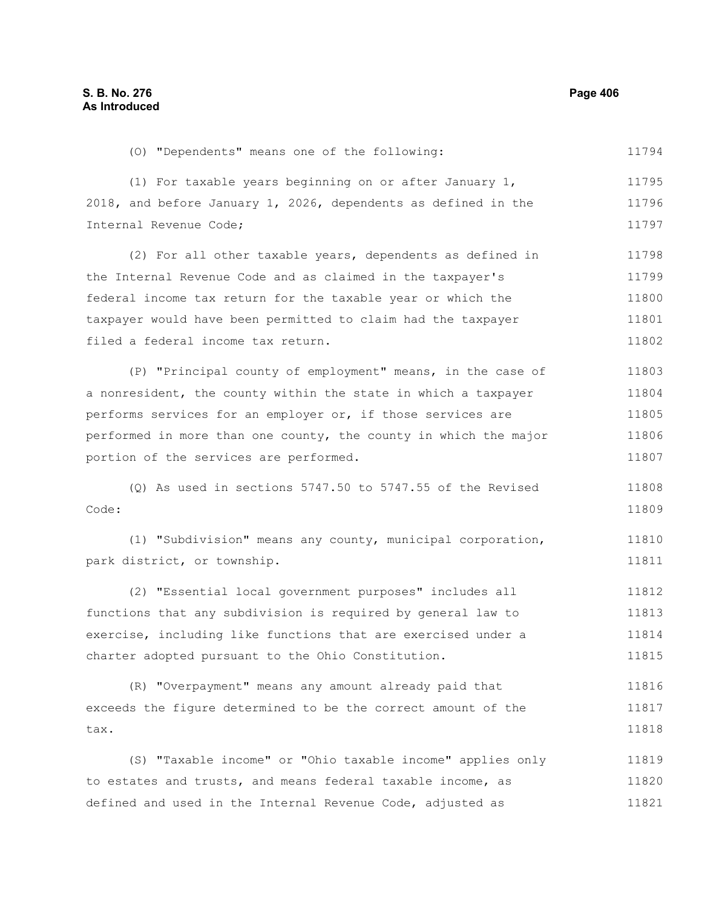(O) "Dependents" means one of the following:

(1) For taxable years beginning on or after January 1, 2018, and before January 1, 2026, dependents as defined in the Internal Revenue Code;

(2) For all other taxable years, dependents as defined in the Internal Revenue Code and as claimed in the taxpayer's federal income tax return for the taxable year or which the taxpayer would have been permitted to claim had the taxpayer filed a federal income tax return.

(P) "Principal county of employment" means, in the case of a nonresident, the county within the state in which a taxpayer performs services for an employer or, if those services are performed in more than one county, the county in which the major portion of the services are performed.

(Q) As used in sections 5747.50 to 5747.55 of the Revised Code:

(1) "Subdivision" means any county, municipal corporation, park district, or township.

(2) "Essential local government purposes" includes all functions that any subdivision is required by general law to exercise, including like functions that are exercised under a charter adopted pursuant to the Ohio Constitution.

(R) "Overpayment" means any amount already paid that exceeds the figure determined to be the correct amount of the tax.

(S) "Taxable income" or "Ohio taxable income" applies only to estates and trusts, and means federal taxable income, as defined and used in the Internal Revenue Code, adjusted as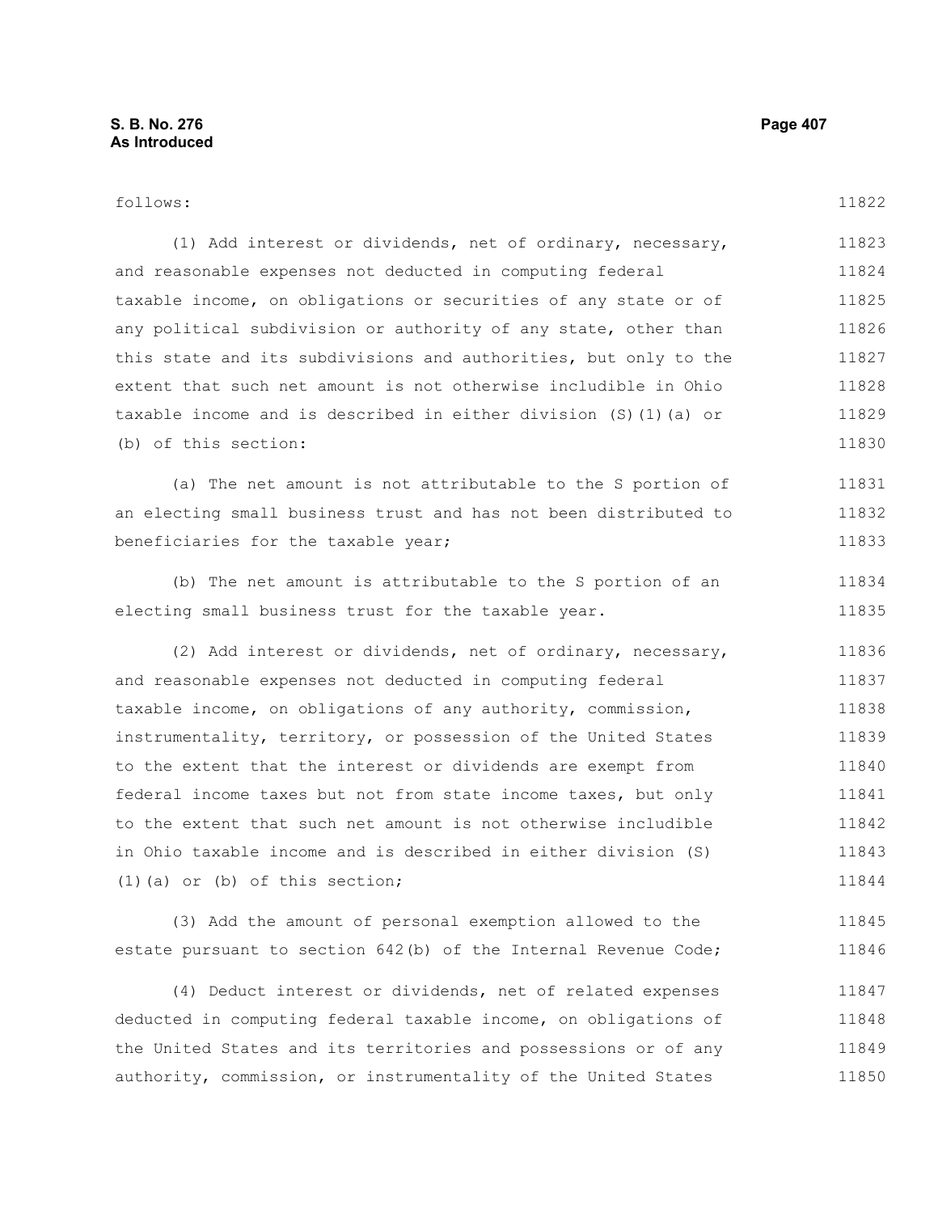follows:

(1) Add interest or dividends, net of ordinary, necessary, and reasonable expenses not deducted in computing federal taxable income, on obligations or securities of any state or of any political subdivision or authority of any state, other than this state and its subdivisions and authorities, but only to the extent that such net amount is not otherwise includible in Ohio taxable income and is described in either division (S)(1)(a) or (b) of this section:

(a) The net amount is not attributable to the S portion of an electing small business trust and has not been distributed to beneficiaries for the taxable year;

(b) The net amount is attributable to the S portion of an electing small business trust for the taxable year.

(2) Add interest or dividends, net of ordinary, necessary, and reasonable expenses not deducted in computing federal taxable income, on obligations of any authority, commission, instrumentality, territory, or possession of the United States to the extent that the interest or dividends are exempt from federal income taxes but not from state income taxes, but only to the extent that such net amount is not otherwise includible in Ohio taxable income and is described in either division (S)(1)(a) or (b) of this section;

(3) Add the amount of personal exemption allowed to the estate pursuant to section 642(b) of the Internal Revenue Code;

(4) Deduct interest or dividends, net of related expenses deducted in computing federal taxable income, on obligations of the United States and its territories and possessions or of any authority, commission, or instrumentality of the United States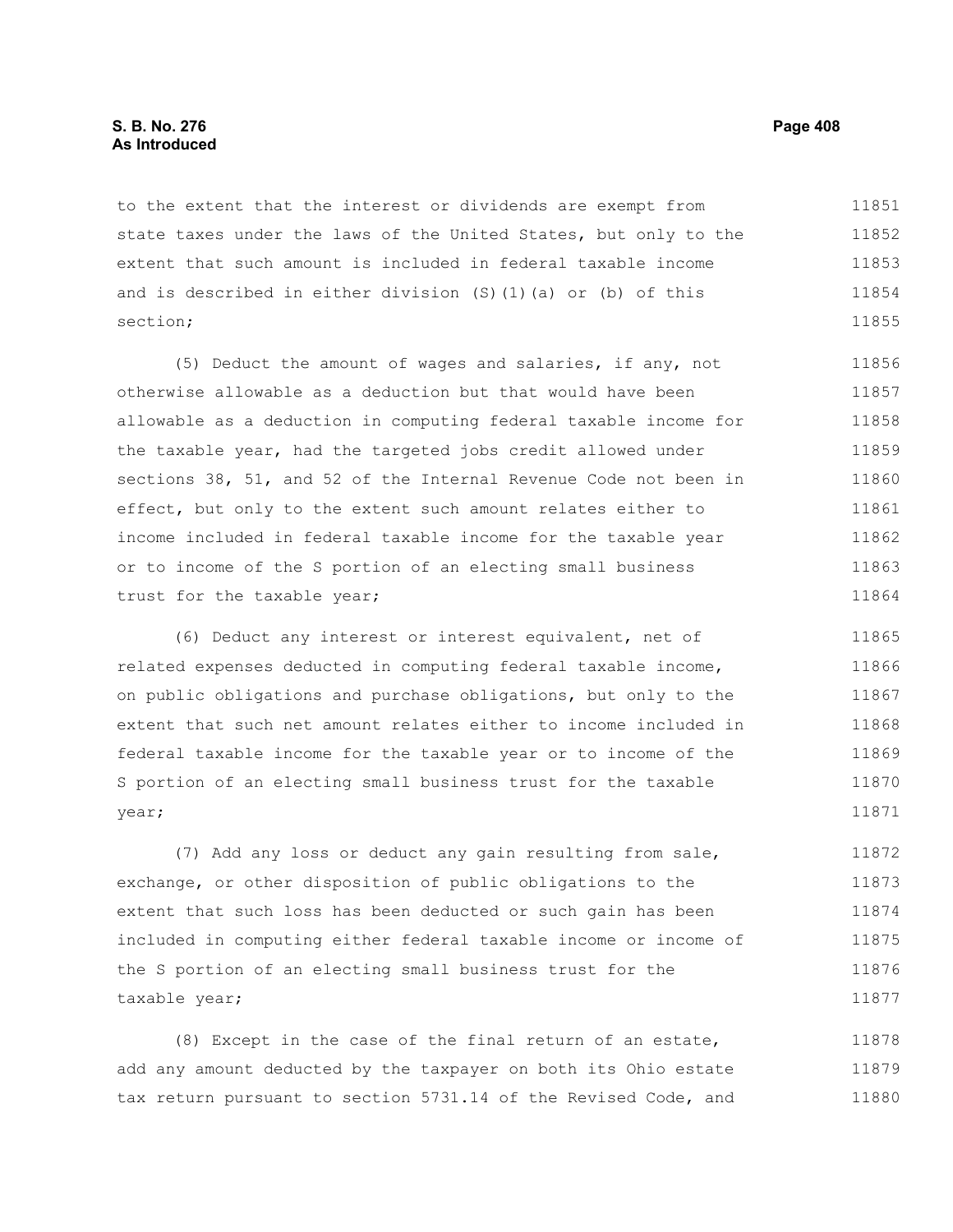to the extent that the interest or dividends are exempt from state taxes under the laws of the United States, but only to the extent that such amount is included in federal taxable income and is described in either division (S)(1)(a) or (b) of this section;

(5) Deduct the amount of wages and salaries, if any, not otherwise allowable as a deduction but that would have been allowable as a deduction in computing federal taxable income for the taxable year, had the targeted jobs credit allowed under sections 38, 51, and 52 of the Internal Revenue Code not been in effect, but only to the extent such amount relates either to income included in federal taxable income for the taxable year or to income of the S portion of an electing small business trust for the taxable year;

(6) Deduct any interest or interest equivalent, net of related expenses deducted in computing federal taxable income, on public obligations and purchase obligations, but only to the extent that such net amount relates either to income included in federal taxable income for the taxable year or to income of the S portion of an electing small business trust for the taxable year;

(7) Add any loss or deduct any gain resulting from sale, exchange, or other disposition of public obligations to the extent that such loss has been deducted or such gain has been included in computing either federal taxable income or income of the S portion of an electing small business trust for the taxable year;

(8) Except in the case of the final return of an estate, add any amount deducted by the taxpayer on both its Ohio estate tax return pursuant to section 5731.14 of the Revised Code, and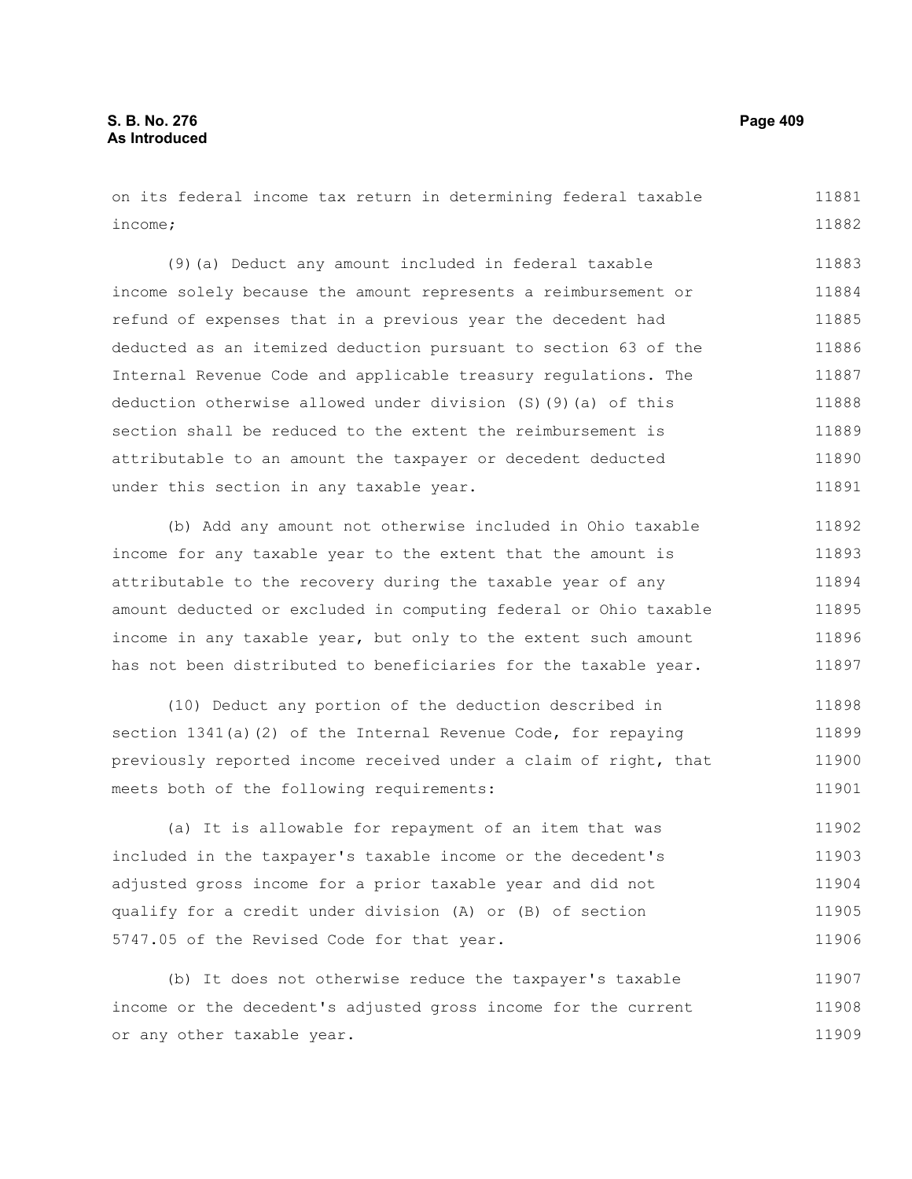on its federal income tax return in determining federal taxable income;

(9)(a) Deduct any amount included in federal taxable income solely because the amount represents a reimbursement or refund of expenses that in a previous year the decedent had deducted as an itemized deduction pursuant to section 63 of the Internal Revenue Code and applicable treasury regulations. The deduction otherwise allowed under division (S)(9)(a) of this section shall be reduced to the extent the reimbursement is attributable to an amount the taxpayer or decedent deducted under this section in any taxable year.

(b) Add any amount not otherwise included in Ohio taxable income for any taxable year to the extent that the amount is attributable to the recovery during the taxable year of any amount deducted or excluded in computing federal or Ohio taxable income in any taxable year, but only to the extent such amount has not been distributed to beneficiaries for the taxable year.

(10) Deduct any portion of the deduction described in section 1341(a)(2) of the Internal Revenue Code, for repaying previously reported income received under a claim of right, that meets both of the following requirements:

(a) It is allowable for repayment of an item that was included in the taxpayer's taxable income or the decedent's adjusted gross income for a prior taxable year and did not qualify for a credit under division (A) or (B) of section 5747.05 of the Revised Code for that year.

(b) It does not otherwise reduce the taxpayer's taxable income or the decedent's adjusted gross income for the current or any other taxable year.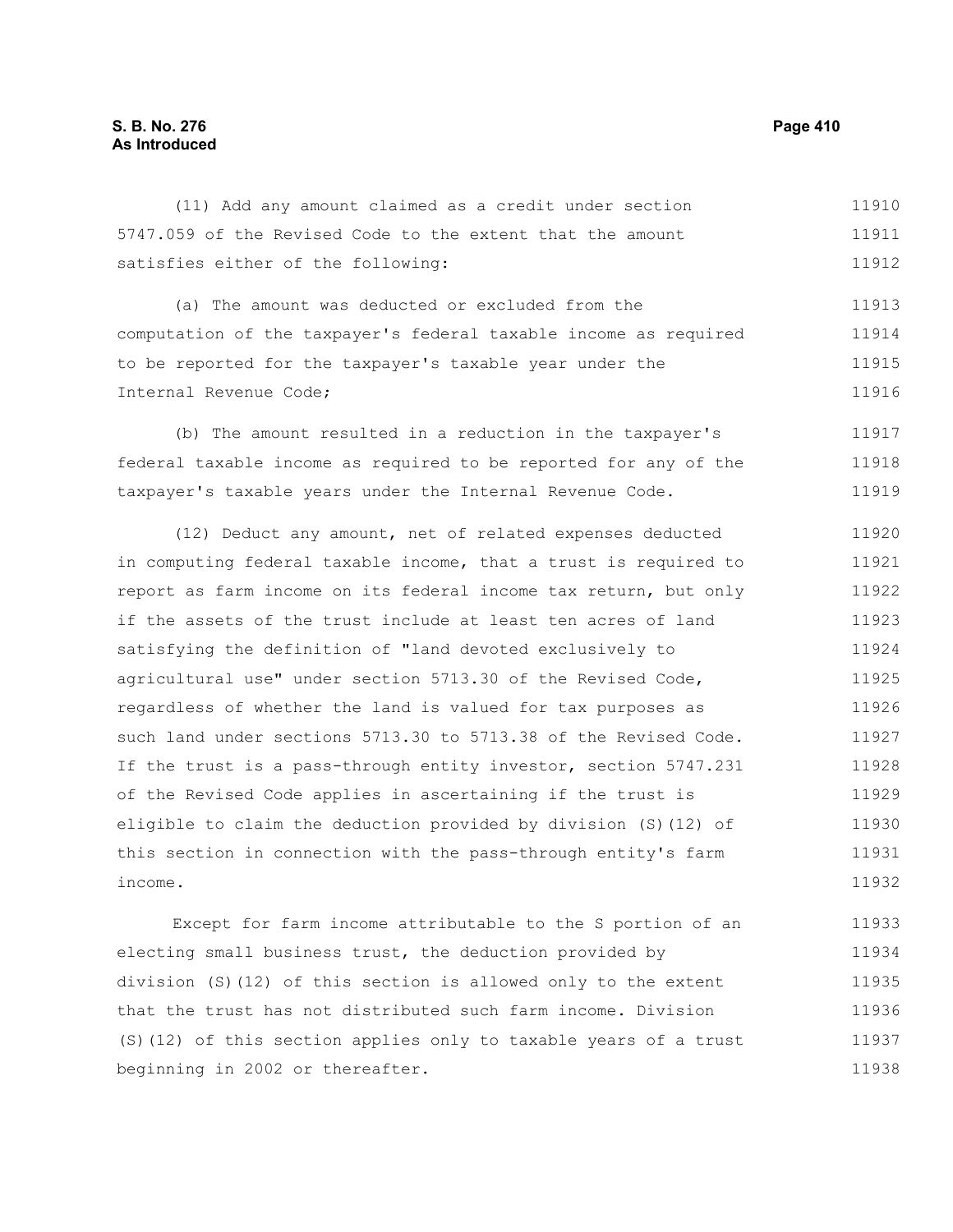(11) Add any amount claimed as a credit under section 5747.059 of the Revised Code to the extent that the amount satisfies either of the following:

(a) The amount was deducted or excluded from the computation of the taxpayer's federal taxable income as required to be reported for the taxpayer's taxable year under the Internal Revenue Code;

(b) The amount resulted in a reduction in the taxpayer's federal taxable income as required to be reported for any of the taxpayer's taxable years under the Internal Revenue Code.

(12) Deduct any amount, net of related expenses deducted in computing federal taxable income, that a trust is required to report as farm income on its federal income tax return, but only if the assets of the trust include at least ten acres of land satisfying the definition of "land devoted exclusively to agricultural use" under section 5713.30 of the Revised Code, regardless of whether the land is valued for tax purposes as such land under sections 5713.30 to 5713.38 of the Revised Code. If the trust is a pass-through entity investor, section 5747.231 of the Revised Code applies in ascertaining if the trust is eligible to claim the deduction provided by division (S)(12) of this section in connection with the pass-through entity's farm income.

Except for farm income attributable to the S portion of an electing small business trust, the deduction provided by division (S)(12) of this section is allowed only to the extent that the trust has not distributed such farm income. Division (S)(12) of this section applies only to taxable years of a trust beginning in 2002 or thereafter.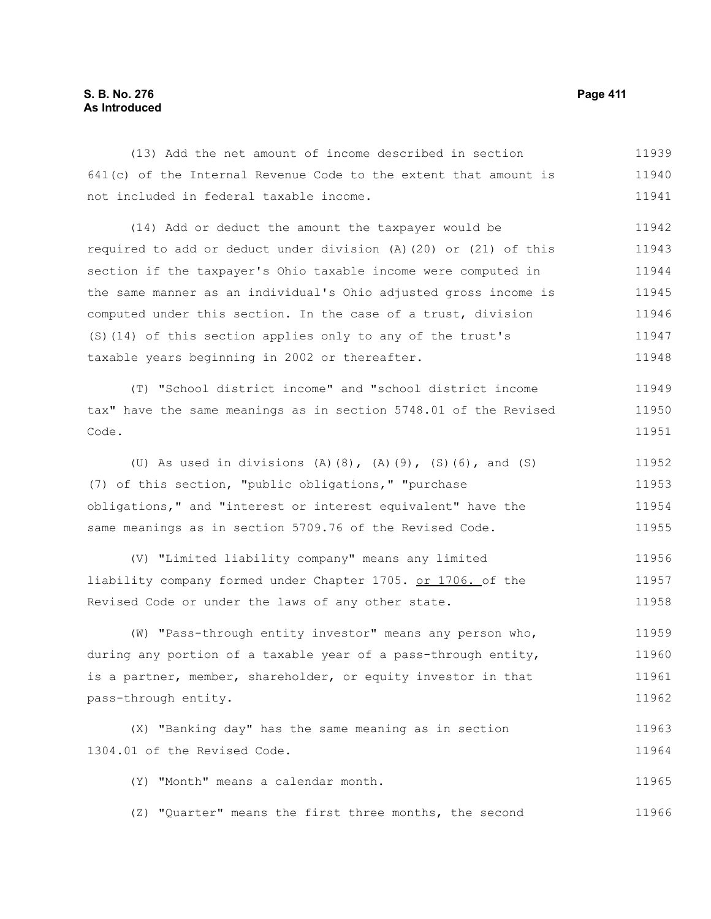(13) Add the net amount of income described in section 641(c) of the Internal Revenue Code to the extent that amount is not included in federal taxable income.

(14) Add or deduct the amount the taxpayer would be required to add or deduct under division (A)(20) or (21) of this section if the taxpayer's Ohio taxable income were computed in the same manner as an individual's Ohio adjusted gross income is computed under this section. In the case of a trust, division (S)(14) of this section applies only to any of the trust's taxable years beginning in 2002 or thereafter.

(T) "School district income" and "school district income tax" have the same meanings as in section 5748.01 of the Revised Code.

(U) As used in divisions (A)(8), (A)(9), (S)(6), and (S)(7) of this section, "public obligations," "purchase obligations," and "interest or interest equivalent" have the same meanings as in section 5709.76 of the Revised Code.

(V) "Limited liability company" means any limited liability company formed under Chapter 1705. <u>or 1706.</u> of the Revised Code or under the laws of any other state.

(W) "Pass-through entity investor" means any person who, during any portion of a taxable year of a pass-through entity, is a partner, member, shareholder, or equity investor in that pass-through entity.

(X) "Banking day" has the same meaning as in section 1304.01 of the Revised Code.

(Y) "Month" means a calendar month.

(Z) "Quarter" means the first three months, the second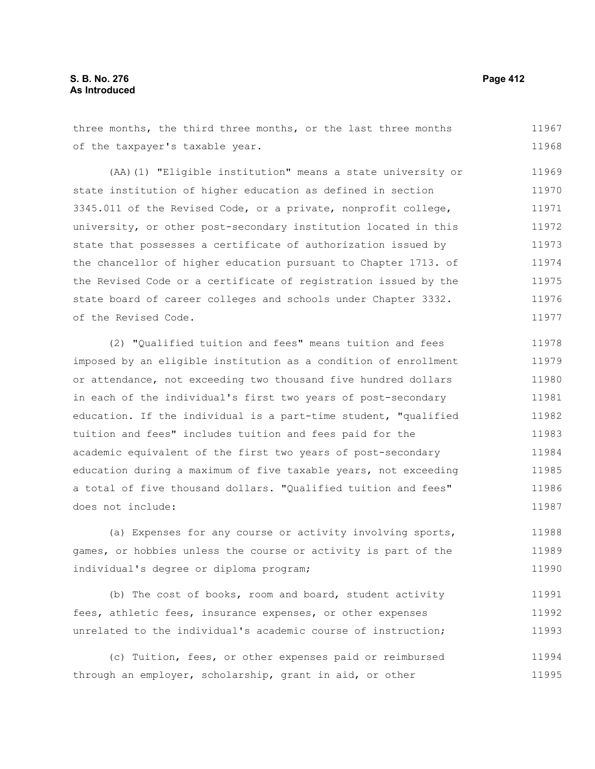three months, the third three months, or the last three months of the taxpayer's taxable year.

(AA)(1) "Eligible institution" means a state university or state institution of higher education as defined in section 3345.011 of the Revised Code, or a private, nonprofit college, university, or other post-secondary institution located in this state that possesses a certificate of authorization issued by the chancellor of higher education pursuant to Chapter 1713. of the Revised Code or a certificate of registration issued by the state board of career colleges and schools under Chapter 3332. of the Revised Code.

(2) "Qualified tuition and fees" means tuition and fees imposed by an eligible institution as a condition of enrollment or attendance, not exceeding two thousand five hundred dollars in each of the individual's first two years of post-secondary education. If the individual is a part-time student, "qualified tuition and fees" includes tuition and fees paid for the academic equivalent of the first two years of post-secondary education during a maximum of five taxable years, not exceeding a total of five thousand dollars. "Qualified tuition and fees" does not include:

(a) Expenses for any course or activity involving sports, games, or hobbies unless the course or activity is part of the individual's degree or diploma program;

(b) The cost of books, room and board, student activity fees, athletic fees, insurance expenses, or other expenses unrelated to the individual's academic course of instruction;

(c) Tuition, fees, or other expenses paid or reimbursed through an employer, scholarship, grant in aid, or other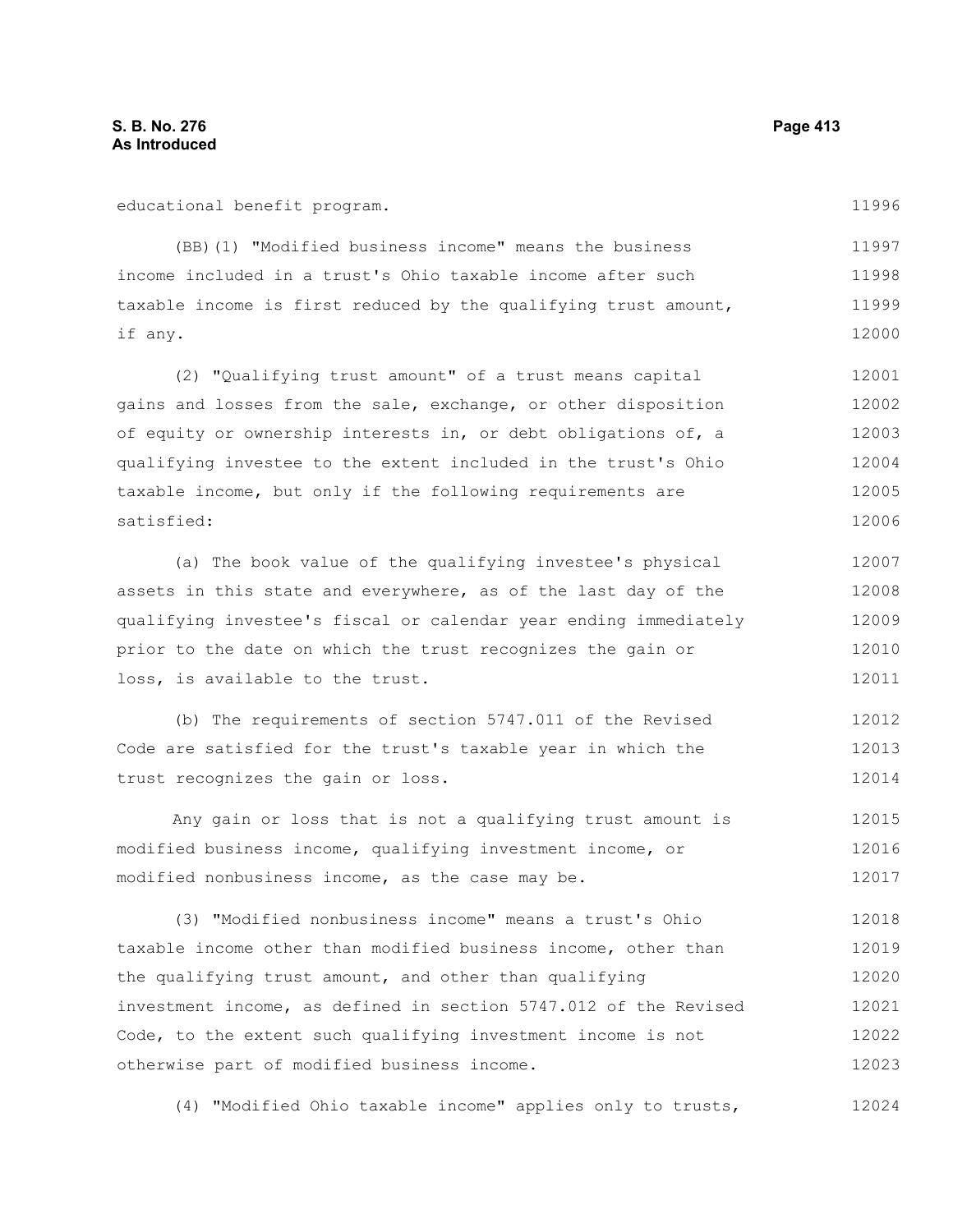educational benefit program.

(BB)(1) "Modified business income" means the business income included in a trust's Ohio taxable income after such taxable income is first reduced by the qualifying trust amount, if any.

(2) "Qualifying trust amount" of a trust means capital gains and losses from the sale, exchange, or other disposition of equity or ownership interests in, or debt obligations of, a qualifying investee to the extent included in the trust's Ohio taxable income, but only if the following requirements are satisfied:

(a) The book value of the qualifying investee's physical assets in this state and everywhere, as of the last day of the qualifying investee's fiscal or calendar year ending immediately prior to the date on which the trust recognizes the gain or loss, is available to the trust.

(b) The requirements of section 5747.011 of the Revised Code are satisfied for the trust's taxable year in which the trust recognizes the gain or loss.

Any gain or loss that is not a qualifying trust amount is modified business income, qualifying investment income, or modified nonbusiness income, as the case may be.

(3) "Modified nonbusiness income" means a trust's Ohio taxable income other than modified business income, other than the qualifying trust amount, and other than qualifying investment income, as defined in section 5747.012 of the Revised Code, to the extent such qualifying investment income is not otherwise part of modified business income.

(4) "Modified Ohio taxable income" applies only to trusts,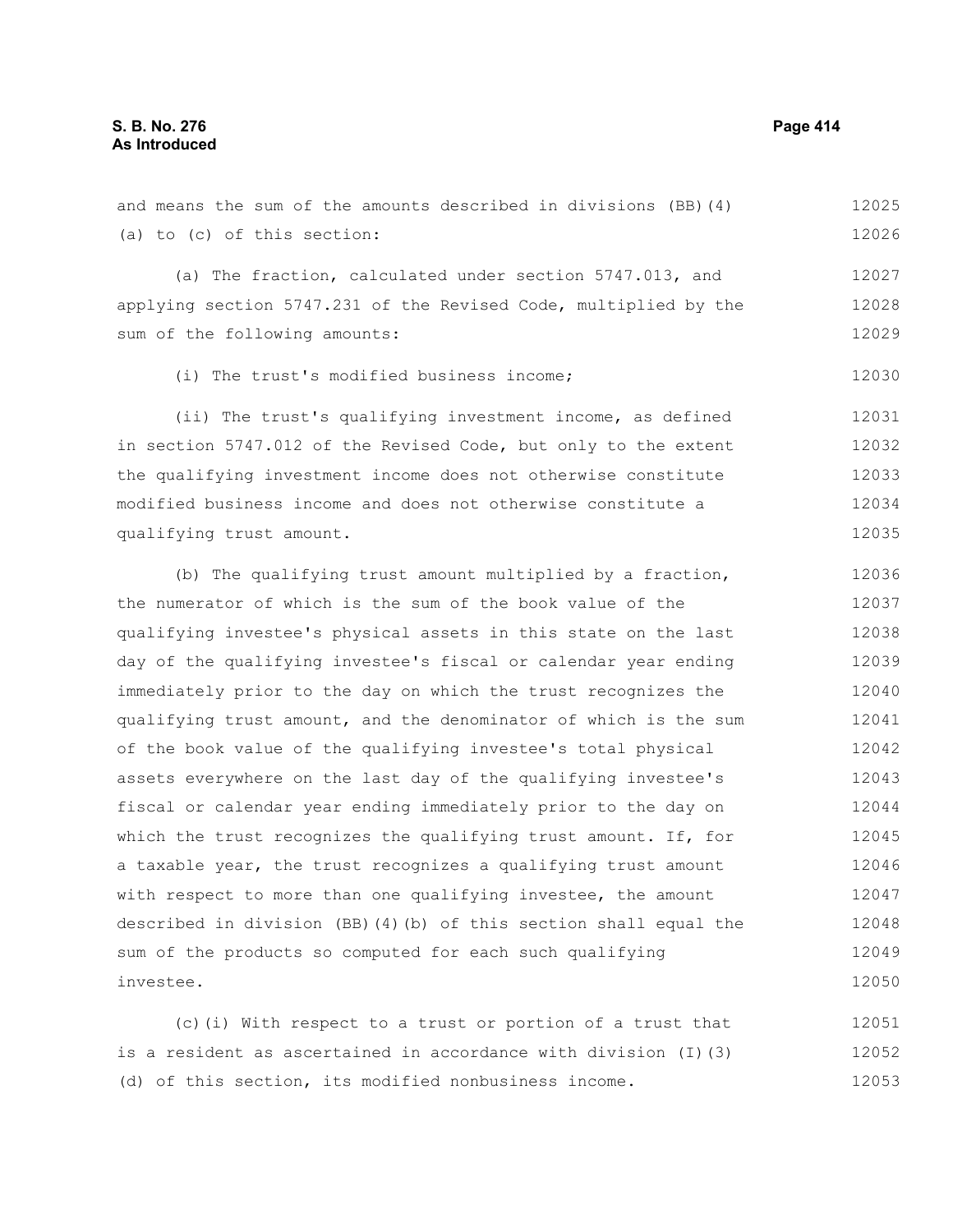and means the sum of the amounts described in divisions (BB)(4)(a) to (c) of this section:

(a) The fraction, calculated under section 5747.013, and applying section 5747.231 of the Revised Code, multiplied by the sum of the following amounts:

(i) The trust's modified business income;

(ii) The trust's qualifying investment income, as defined in section 5747.012 of the Revised Code, but only to the extent the qualifying investment income does not otherwise constitute modified business income and does not otherwise constitute a qualifying trust amount.

(b) The qualifying trust amount multiplied by a fraction, the numerator of which is the sum of the book value of the qualifying investee's physical assets in this state on the last day of the qualifying investee's fiscal or calendar year ending immediately prior to the day on which the trust recognizes the qualifying trust amount, and the denominator of which is the sum of the book value of the qualifying investee's total physical assets everywhere on the last day of the qualifying investee's fiscal or calendar year ending immediately prior to the day on which the trust recognizes the qualifying trust amount. If, for a taxable year, the trust recognizes a qualifying trust amount with respect to more than one qualifying investee, the amount described in division (BB)(4)(b) of this section shall equal the sum of the products so computed for each such qualifying investee.

(c)(i) With respect to a trust or portion of a trust that is a resident as ascertained in accordance with division (I)(3)(d) of this section, its modified nonbusiness income.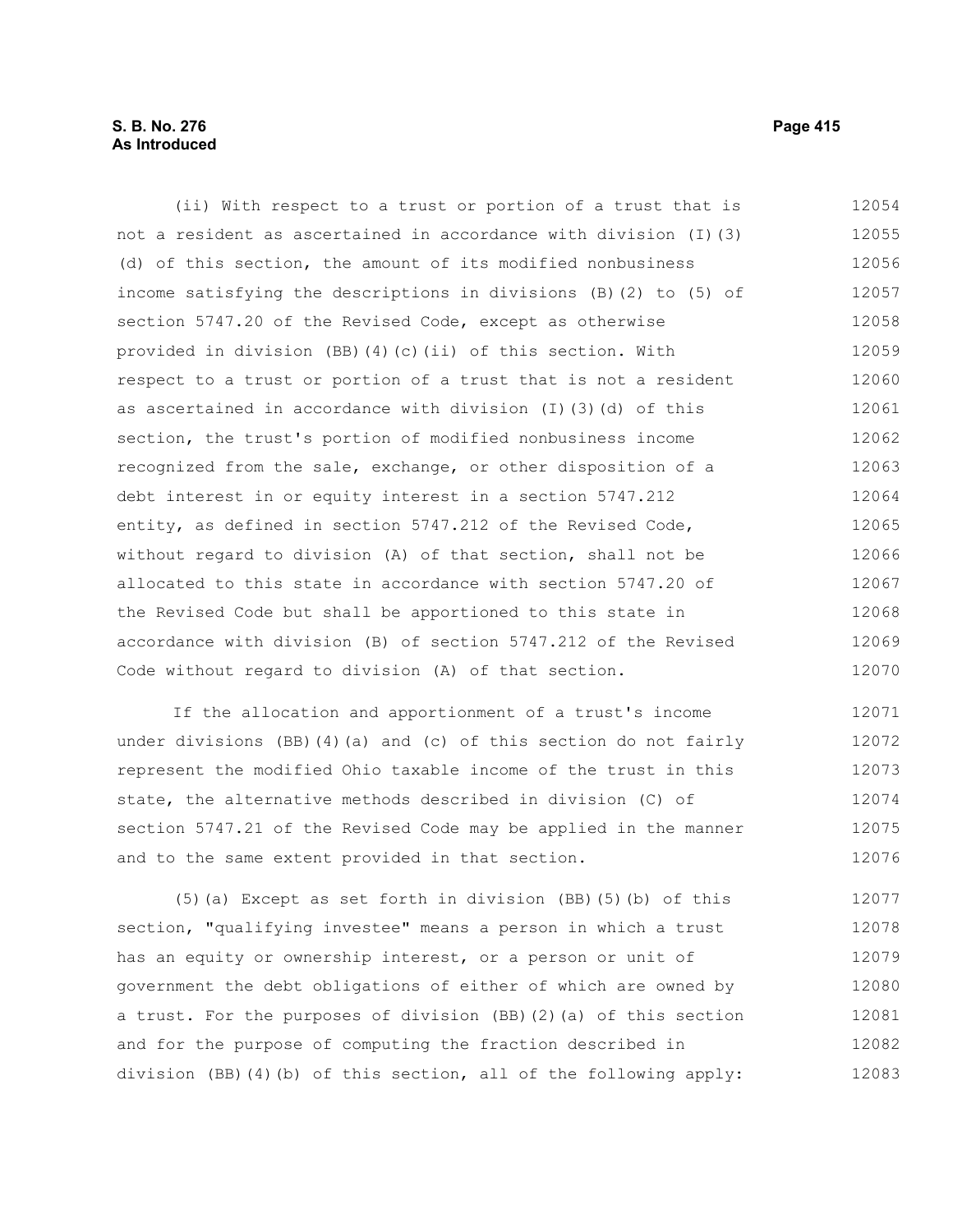(ii) With respect to a trust or portion of a trust that is not a resident as ascertained in accordance with division (I)(3)(d) of this section, the amount of its modified nonbusiness income satisfying the descriptions in divisions (B)(2) to (5) of section 5747.20 of the Revised Code, except as otherwise provided in division (BB)(4)(c)(ii) of this section. With respect to a trust or portion of a trust that is not a resident as ascertained in accordance with division (I)(3)(d) of this section, the trust's portion of modified nonbusiness income recognized from the sale, exchange, or other disposition of a debt interest in or equity interest in a section 5747.212 entity, as defined in section 5747.212 of the Revised Code, without regard to division (A) of that section, shall not be allocated to this state in accordance with section 5747.20 of the Revised Code but shall be apportioned to this state in accordance with division (B) of section 5747.212 of the Revised Code without regard to division (A) of that section.

If the allocation and apportionment of a trust's income under divisions (BB)(4)(a) and (c) of this section do not fairly represent the modified Ohio taxable income of the trust in this state, the alternative methods described in division (C) of section 5747.21 of the Revised Code may be applied in the manner and to the same extent provided in that section.

(5)(a) Except as set forth in division (BB)(5)(b) of this section, "qualifying investee" means a person in which a trust has an equity or ownership interest, or a person or unit of government the debt obligations of either of which are owned by a trust. For the purposes of division (BB)(2)(a) of this section and for the purpose of computing the fraction described in division (BB)(4)(b) of this section, all of the following apply: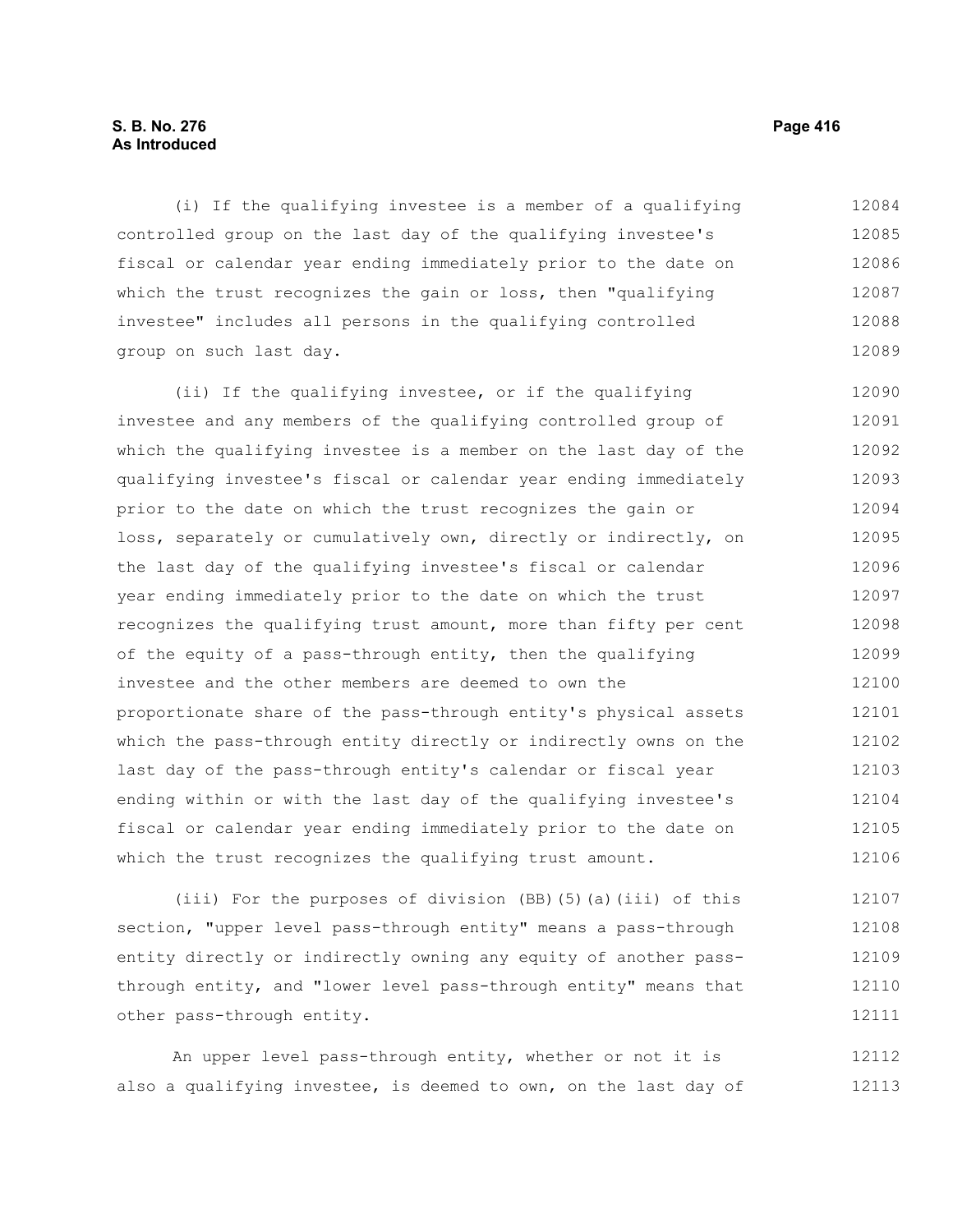(i) If the qualifying investee is a member of a qualifying controlled group on the last day of the qualifying investee's fiscal or calendar year ending immediately prior to the date on which the trust recognizes the gain or loss, then "qualifying investee" includes all persons in the qualifying controlled group on such last day.

(ii) If the qualifying investee, or if the qualifying investee and any members of the qualifying controlled group of which the qualifying investee is a member on the last day of the qualifying investee's fiscal or calendar year ending immediately prior to the date on which the trust recognizes the gain or loss, separately or cumulatively own, directly or indirectly, on the last day of the qualifying investee's fiscal or calendar year ending immediately prior to the date on which the trust recognizes the qualifying trust amount, more than fifty per cent of the equity of a pass-through entity, then the qualifying investee and the other members are deemed to own the proportionate share of the pass-through entity's physical assets which the pass-through entity directly or indirectly owns on the last day of the pass-through entity's calendar or fiscal year ending within or with the last day of the qualifying investee's fiscal or calendar year ending immediately prior to the date on which the trust recognizes the qualifying trust amount.

(iii) For the purposes of division (BB)(5)(a)(iii) of this section, "upper level pass-through entity" means a pass-through entity directly or indirectly owning any equity of another pass-through entity, and "lower level pass-through entity" means that other pass-through entity.

An upper level pass-through entity, whether or not it is also a qualifying investee, is deemed to own, on the last day of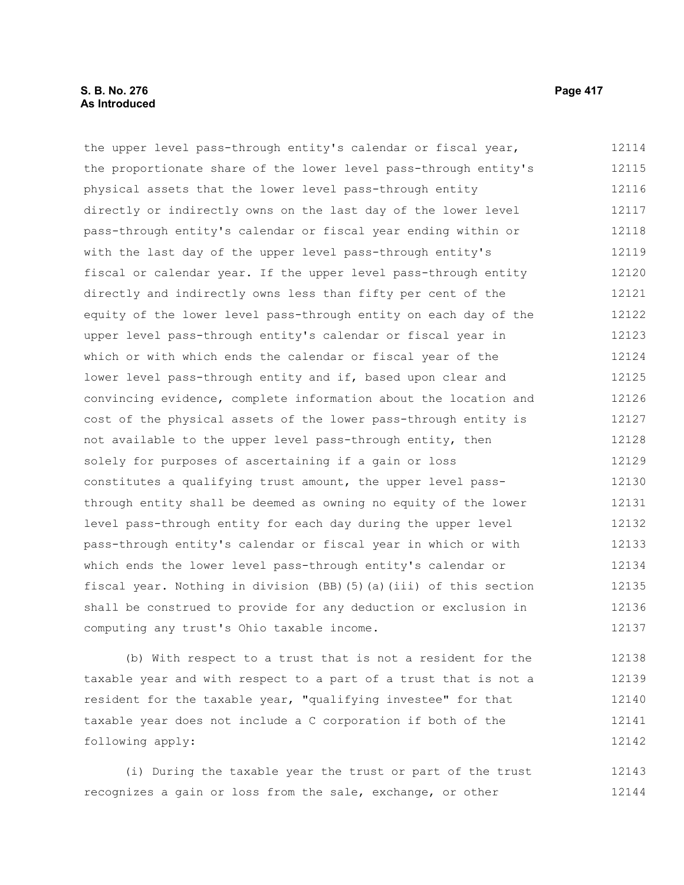the upper level pass-through entity's calendar or fiscal year, the proportionate share of the lower level pass-through entity's physical assets that the lower level pass-through entity directly or indirectly owns on the last day of the lower level pass-through entity's calendar or fiscal year ending within or with the last day of the upper level pass-through entity's fiscal or calendar year. If the upper level pass-through entity directly and indirectly owns less than fifty per cent of the equity of the lower level pass-through entity on each day of the upper level pass-through entity's calendar or fiscal year in which or with which ends the calendar or fiscal year of the lower level pass-through entity and if, based upon clear and convincing evidence, complete information about the location and cost of the physical assets of the lower pass-through entity is not available to the upper level pass-through entity, then solely for purposes of ascertaining if a gain or loss constitutes a qualifying trust amount, the upper level pass-through entity shall be deemed as owning no equity of the lower level pass-through entity for each day during the upper level pass-through entity's calendar or fiscal year in which or with which ends the lower level pass-through entity's calendar or fiscal year. Nothing in division (BB)(5)(a)(iii) of this section shall be construed to provide for any deduction or exclusion in computing any trust's Ohio taxable income.

(b) With respect to a trust that is not a resident for the taxable year and with respect to a part of a trust that is not a resident for the taxable year, "qualifying investee" for that taxable year does not include a C corporation if both of the following apply:

(i) During the taxable year the trust or part of the trust recognizes a gain or loss from the sale, exchange, or other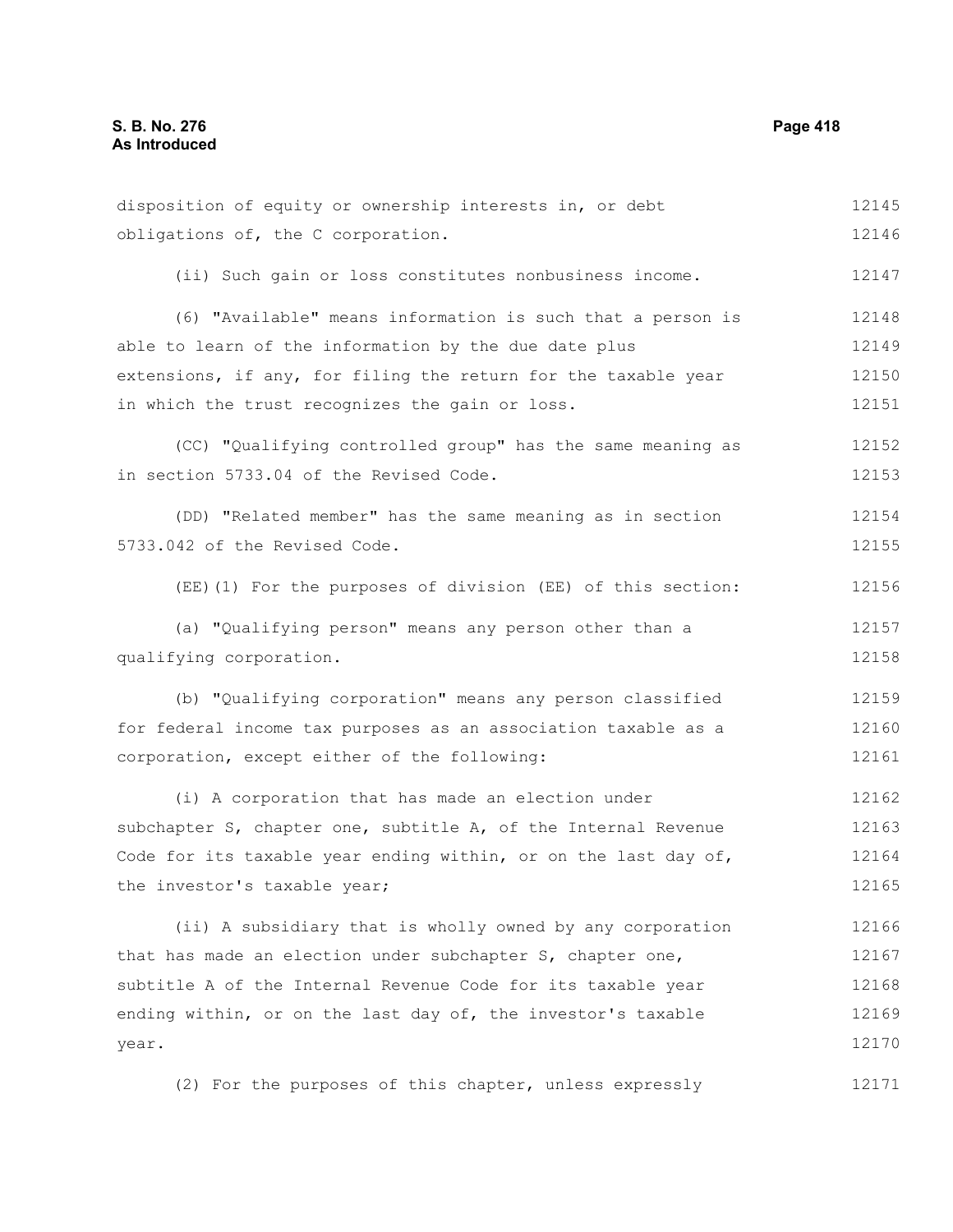disposition of equity or ownership interests in, or debt obligations of, the C corporation.

(ii) Such gain or loss constitutes nonbusiness income.

(6) "Available" means information is such that a person is able to learn of the information by the due date plus extensions, if any, for filing the return for the taxable year in which the trust recognizes the gain or loss.

(CC) "Qualifying controlled group" has the same meaning as in section 5733.04 of the Revised Code.

(DD) "Related member" has the same meaning as in section 5733.042 of the Revised Code.

(EE)(1) For the purposes of division (EE) of this section:

(a) "Qualifying person" means any person other than a qualifying corporation.

(b) "Qualifying corporation" means any person classified for federal income tax purposes as an association taxable as a corporation, except either of the following:

(i) A corporation that has made an election under subchapter S, chapter one, subtitle A, of the Internal Revenue Code for its taxable year ending within, or on the last day of, the investor's taxable year;

(ii) A subsidiary that is wholly owned by any corporation that has made an election under subchapter S, chapter one, subtitle A of the Internal Revenue Code for its taxable year ending within, or on the last day of, the investor's taxable year.

(2) For the purposes of this chapter, unless expressly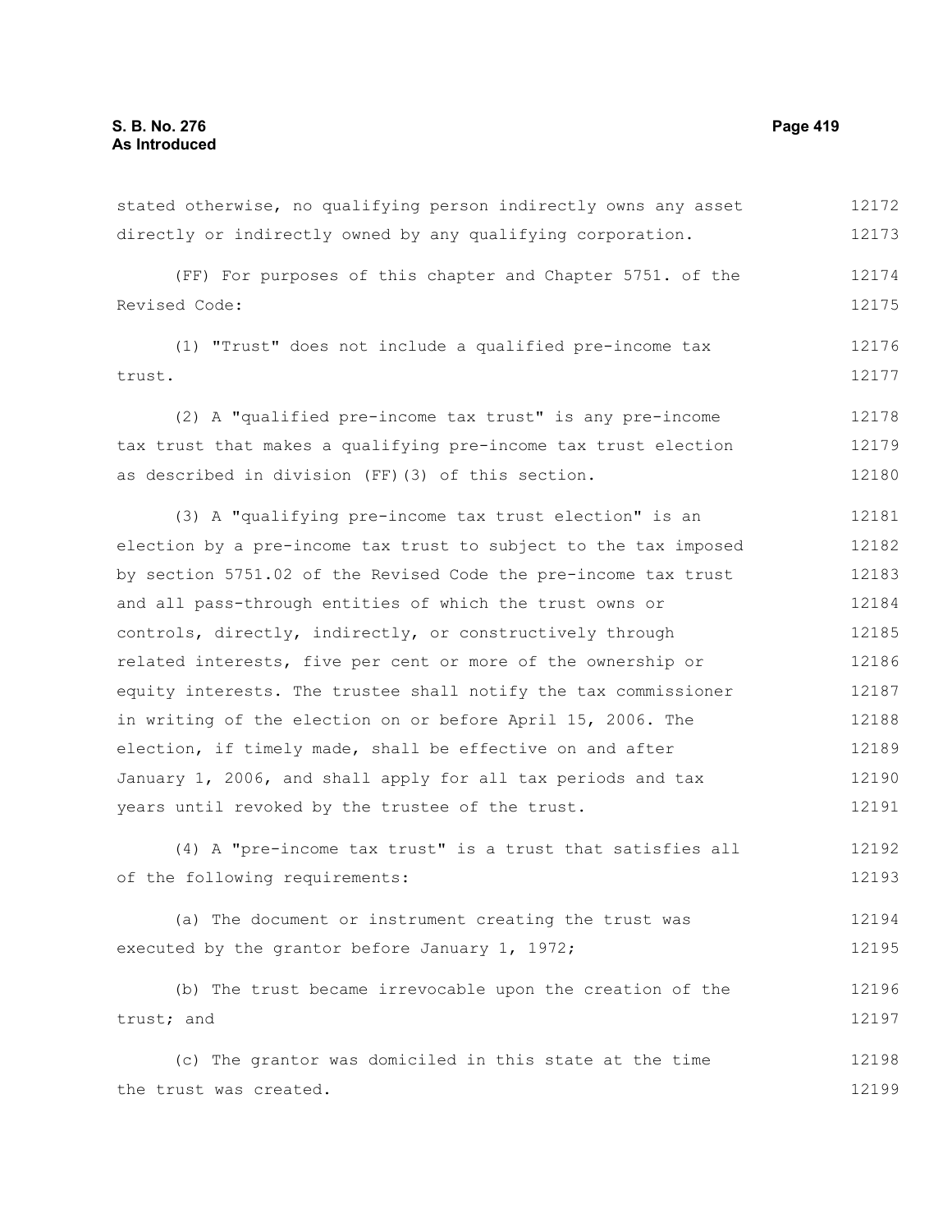stated otherwise, no qualifying person indirectly owns any asset directly or indirectly owned by any qualifying corporation.

(FF) For purposes of this chapter and Chapter 5751. of the Revised Code:

(1) "Trust" does not include a qualified pre-income tax trust.

(2) A "qualified pre-income tax trust" is any pre-income tax trust that makes a qualifying pre-income tax trust election as described in division (FF)(3) of this section.

(3) A "qualifying pre-income tax trust election" is an election by a pre-income tax trust to subject to the tax imposed by section 5751.02 of the Revised Code the pre-income tax trust and all pass-through entities of which the trust owns or controls, directly, indirectly, or constructively through related interests, five per cent or more of the ownership or equity interests. The trustee shall notify the tax commissioner in writing of the election on or before April 15, 2006. The election, if timely made, shall be effective on and after January 1, 2006, and shall apply for all tax periods and tax years until revoked by the trustee of the trust.

(4) A "pre-income tax trust" is a trust that satisfies all of the following requirements:

(a) The document or instrument creating the trust was executed by the grantor before January 1, 1972;

(b) The trust became irrevocable upon the creation of the trust; and

(c) The grantor was domiciled in this state at the time the trust was created.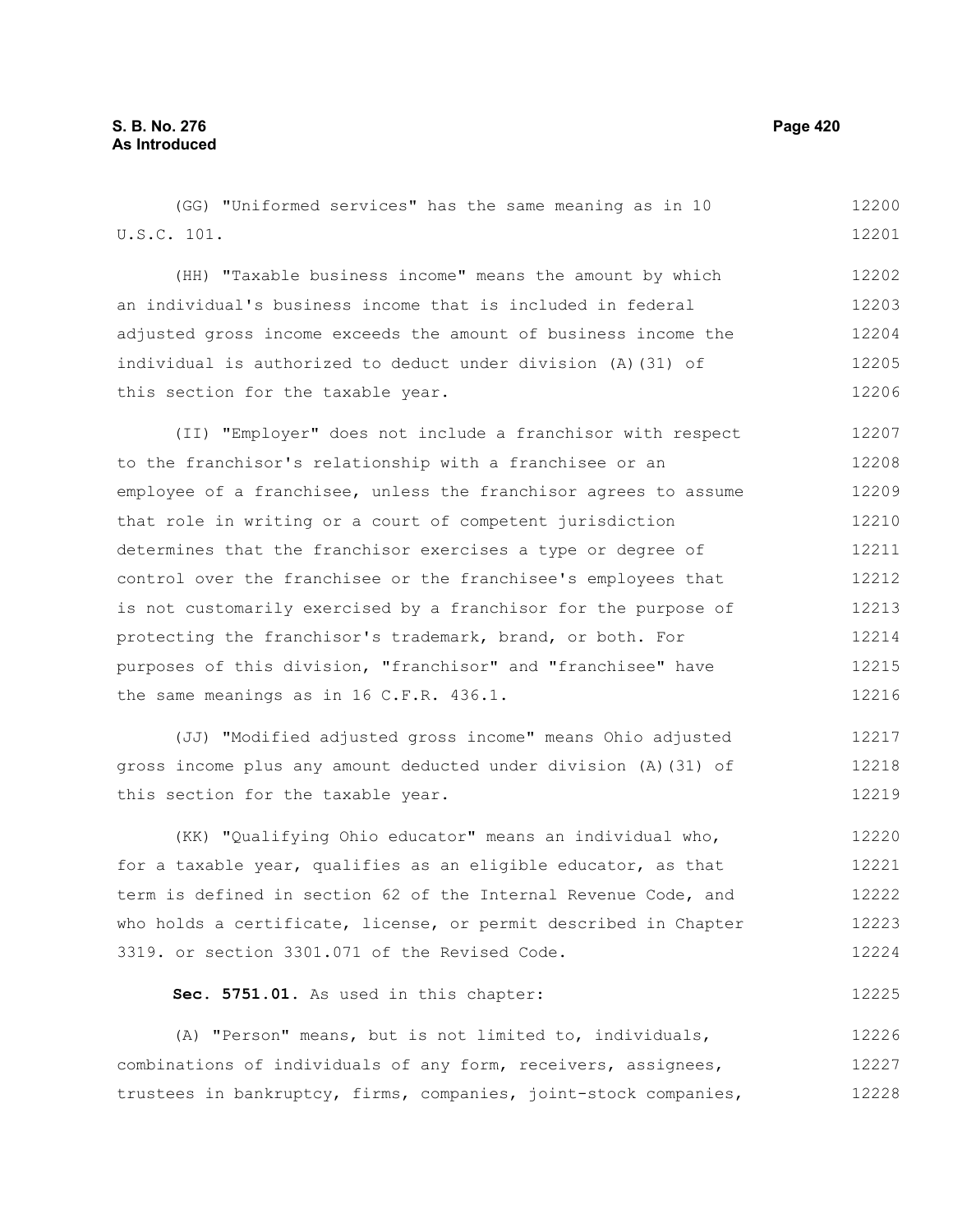(GG) "Uniformed services" has the same meaning as in 10 U.S.C. 101.

(HH) "Taxable business income" means the amount by which an individual's business income that is included in federal adjusted gross income exceeds the amount of business income the individual is authorized to deduct under division (A)(31) of this section for the taxable year.

(II) "Employer" does not include a franchisor with respect to the franchisor's relationship with a franchisee or an employee of a franchisee, unless the franchisor agrees to assume that role in writing or a court of competent jurisdiction determines that the franchisor exercises a type or degree of control over the franchisee or the franchisee's employees that is not customarily exercised by a franchisor for the purpose of protecting the franchisor's trademark, brand, or both. For purposes of this division, "franchisor" and "franchisee" have the same meanings as in 16 C.F.R. 436.1.

(JJ) "Modified adjusted gross income" means Ohio adjusted gross income plus any amount deducted under division (A)(31) of this section for the taxable year.

(KK) "Qualifying Ohio educator" means an individual who, for a taxable year, qualifies as an eligible educator, as that term is defined in section 62 of the Internal Revenue Code, and who holds a certificate, license, or permit described in Chapter 3319. or section 3301.071 of the Revised Code.

**Sec. 5751.01.** As used in this chapter:

(A) "Person" means, but is not limited to, individuals, combinations of individuals of any form, receivers, assignees, trustees in bankruptcy, firms, companies, joint-stock companies,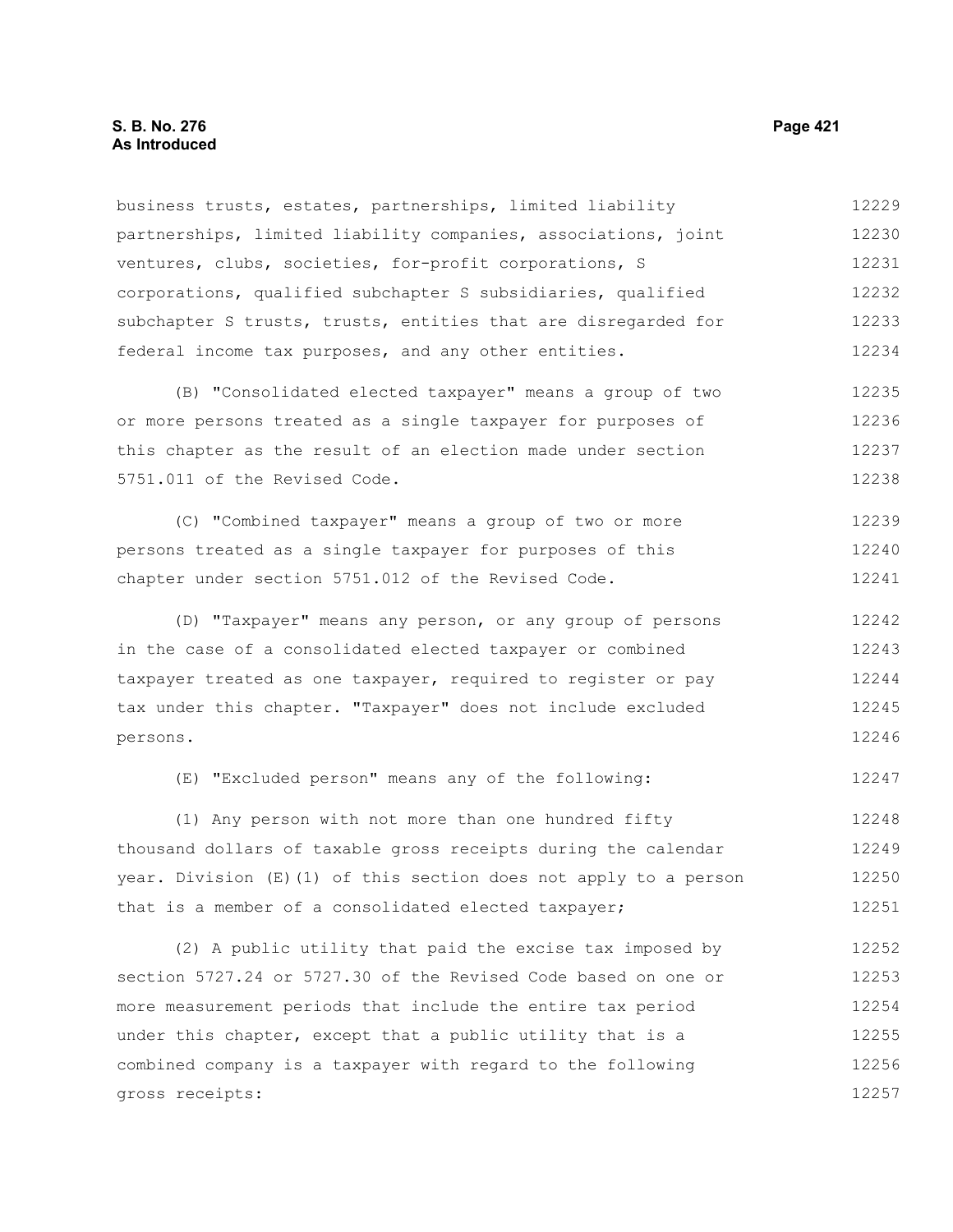business trusts, estates, partnerships, limited liability partnerships, limited liability companies, associations, joint ventures, clubs, societies, for-profit corporations, S corporations, qualified subchapter S subsidiaries, qualified subchapter S trusts, trusts, entities that are disregarded for federal income tax purposes, and any other entities.

(B) "Consolidated elected taxpayer" means a group of two or more persons treated as a single taxpayer for purposes of this chapter as the result of an election made under section 5751.011 of the Revised Code.

(C) "Combined taxpayer" means a group of two or more persons treated as a single taxpayer for purposes of this chapter under section 5751.012 of the Revised Code.

(D) "Taxpayer" means any person, or any group of persons in the case of a consolidated elected taxpayer or combined taxpayer treated as one taxpayer, required to register or pay tax under this chapter. "Taxpayer" does not include excluded persons.

(E) "Excluded person" means any of the following:

(1) Any person with not more than one hundred fifty thousand dollars of taxable gross receipts during the calendar year. Division (E)(1) of this section does not apply to a person that is a member of a consolidated elected taxpayer;

(2) A public utility that paid the excise tax imposed by section 5727.24 or 5727.30 of the Revised Code based on one or more measurement periods that include the entire tax period under this chapter, except that a public utility that is a combined company is a taxpayer with regard to the following gross receipts: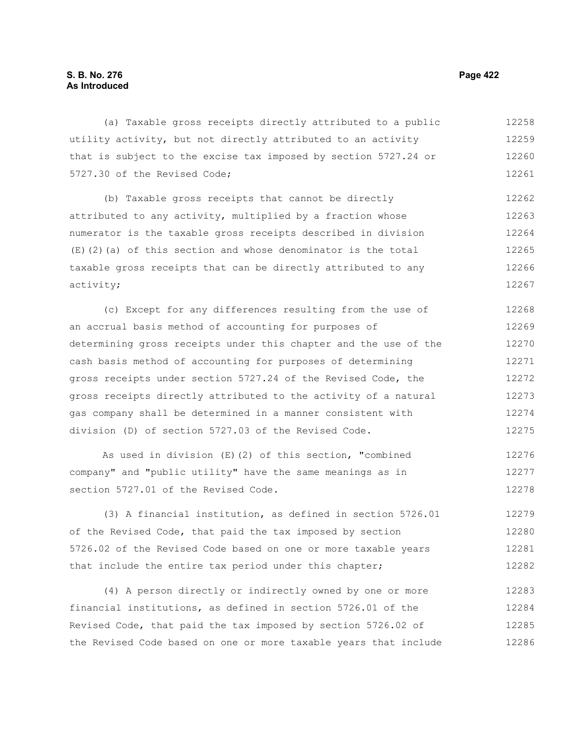(a) Taxable gross receipts directly attributed to a public utility activity, but not directly attributed to an activity that is subject to the excise tax imposed by section 5727.24 or 5727.30 of the Revised Code;

(b) Taxable gross receipts that cannot be directly attributed to any activity, multiplied by a fraction whose numerator is the taxable gross receipts described in division (E)(2)(a) of this section and whose denominator is the total taxable gross receipts that can be directly attributed to any activity;

(c) Except for any differences resulting from the use of an accrual basis method of accounting for purposes of determining gross receipts under this chapter and the use of the cash basis method of accounting for purposes of determining gross receipts under section 5727.24 of the Revised Code, the gross receipts directly attributed to the activity of a natural gas company shall be determined in a manner consistent with division (D) of section 5727.03 of the Revised Code.

As used in division (E)(2) of this section, "combined company" and "public utility" have the same meanings as in section 5727.01 of the Revised Code.

(3) A financial institution, as defined in section 5726.01 of the Revised Code, that paid the tax imposed by section 5726.02 of the Revised Code based on one or more taxable years that include the entire tax period under this chapter;

(4) A person directly or indirectly owned by one or more financial institutions, as defined in section 5726.01 of the Revised Code, that paid the tax imposed by section 5726.02 of the Revised Code based on one or more taxable years that include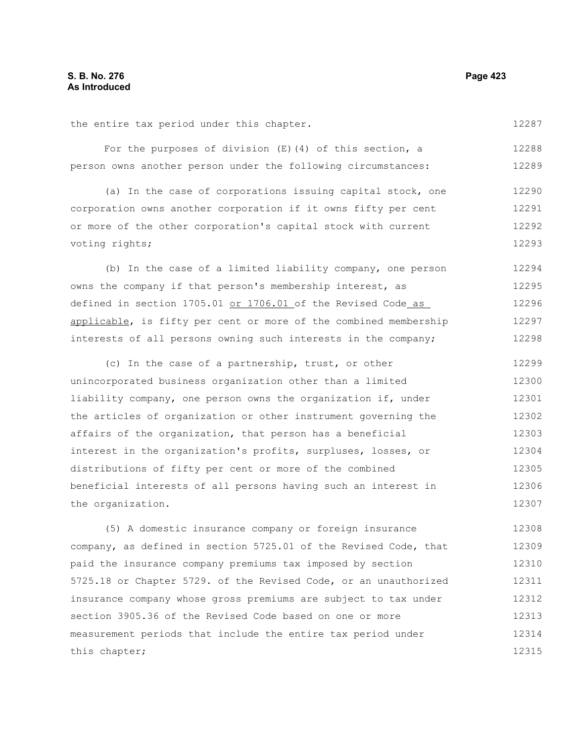the entire tax period under this chapter.

For the purposes of division (E)(4) of this section, a person owns another person under the following circumstances:

(a) In the case of corporations issuing capital stock, one corporation owns another corporation if it owns fifty per cent or more of the other corporation's capital stock with current voting rights;

(b) In the case of a limited liability company, one person owns the company if that person's membership interest, as defined in section 1705.01 or 1706.01 of the Revised Code as applicable, is fifty per cent or more of the combined membership interests of all persons owning such interests in the company;

(c) In the case of a partnership, trust, or other unincorporated business organization other than a limited liability company, one person owns the organization if, under the articles of organization or other instrument governing the affairs of the organization, that person has a beneficial interest in the organization's profits, surpluses, losses, or distributions of fifty per cent or more of the combined beneficial interests of all persons having such an interest in the organization.

(5) A domestic insurance company or foreign insurance company, as defined in section 5725.01 of the Revised Code, that paid the insurance company premiums tax imposed by section 5725.18 or Chapter 5729. of the Revised Code, or an unauthorized insurance company whose gross premiums are subject to tax under section 3905.36 of the Revised Code based on one or more measurement periods that include the entire tax period under this chapter;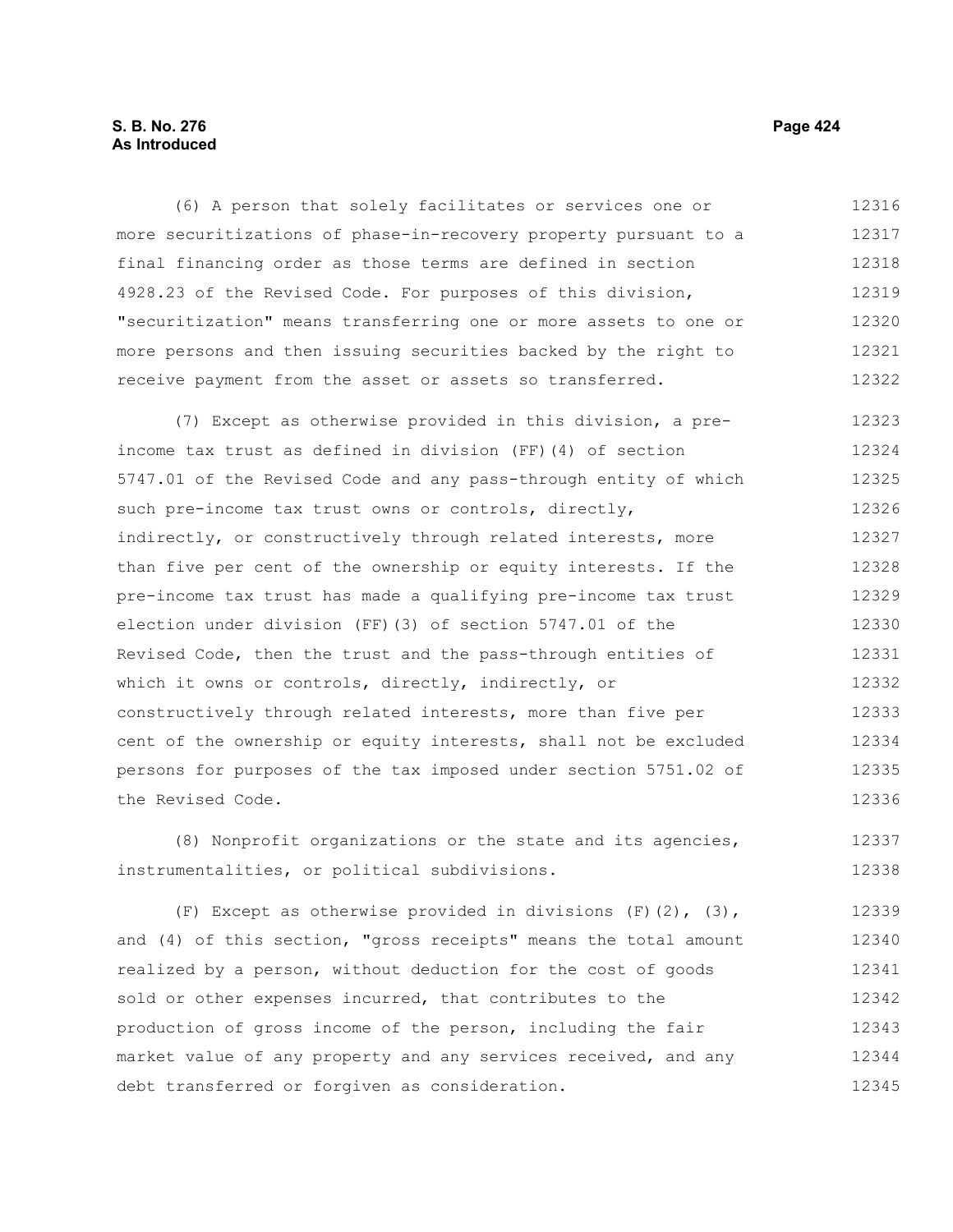(6) A person that solely facilitates or services one or more securitizations of phase-in-recovery property pursuant to a final financing order as those terms are defined in section 4928.23 of the Revised Code. For purposes of this division, "securitization" means transferring one or more assets to one or more persons and then issuing securities backed by the right to receive payment from the asset or assets so transferred.

(7) Except as otherwise provided in this division, a pre-income tax trust as defined in division (FF)(4) of section 5747.01 of the Revised Code and any pass-through entity of which such pre-income tax trust owns or controls, directly, indirectly, or constructively through related interests, more than five per cent of the ownership or equity interests. If the pre-income tax trust has made a qualifying pre-income tax trust election under division (FF)(3) of section 5747.01 of the Revised Code, then the trust and the pass-through entities of which it owns or controls, directly, indirectly, or constructively through related interests, more than five per cent of the ownership or equity interests, shall not be excluded persons for purposes of the tax imposed under section 5751.02 of the Revised Code.

(8) Nonprofit organizations or the state and its agencies, instrumentalities, or political subdivisions.

(F) Except as otherwise provided in divisions (F)(2), (3), and (4) of this section, "gross receipts" means the total amount realized by a person, without deduction for the cost of goods sold or other expenses incurred, that contributes to the production of gross income of the person, including the fair market value of any property and any services received, and any debt transferred or forgiven as consideration.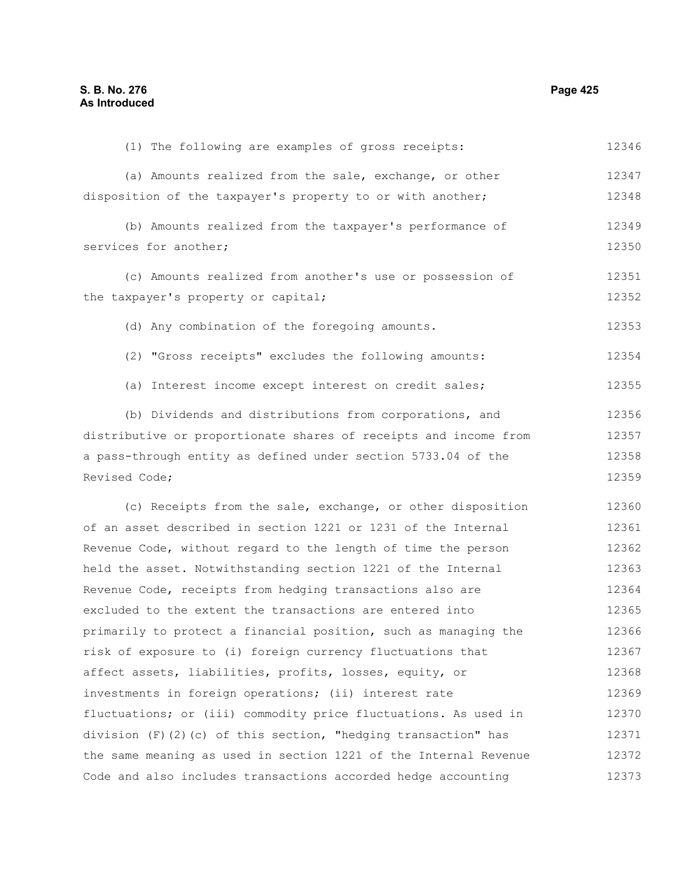(1) The following are examples of gross receipts:

(a) Amounts realized from the sale, exchange, or other disposition of the taxpayer's property to or with another;

(b) Amounts realized from the taxpayer's performance of services for another;

(c) Amounts realized from another's use or possession of the taxpayer's property or capital;

(d) Any combination of the foregoing amounts.

(2) "Gross receipts" excludes the following amounts:

(a) Interest income except interest on credit sales;

(b) Dividends and distributions from corporations, and distributive or proportionate shares of receipts and income from a pass-through entity as defined under section 5733.04 of the Revised Code;

(c) Receipts from the sale, exchange, or other disposition of an asset described in section 1221 or 1231 of the Internal Revenue Code, without regard to the length of time the person held the asset. Notwithstanding section 1221 of the Internal Revenue Code, receipts from hedging transactions also are excluded to the extent the transactions are entered into primarily to protect a financial position, such as managing the risk of exposure to (i) foreign currency fluctuations that affect assets, liabilities, profits, losses, equity, or investments in foreign operations; (ii) interest rate fluctuations; or (iii) commodity price fluctuations. As used in division (F)(2)(c) of this section, "hedging transaction" has the same meaning as used in section 1221 of the Internal Revenue Code and also includes transactions accorded hedge accounting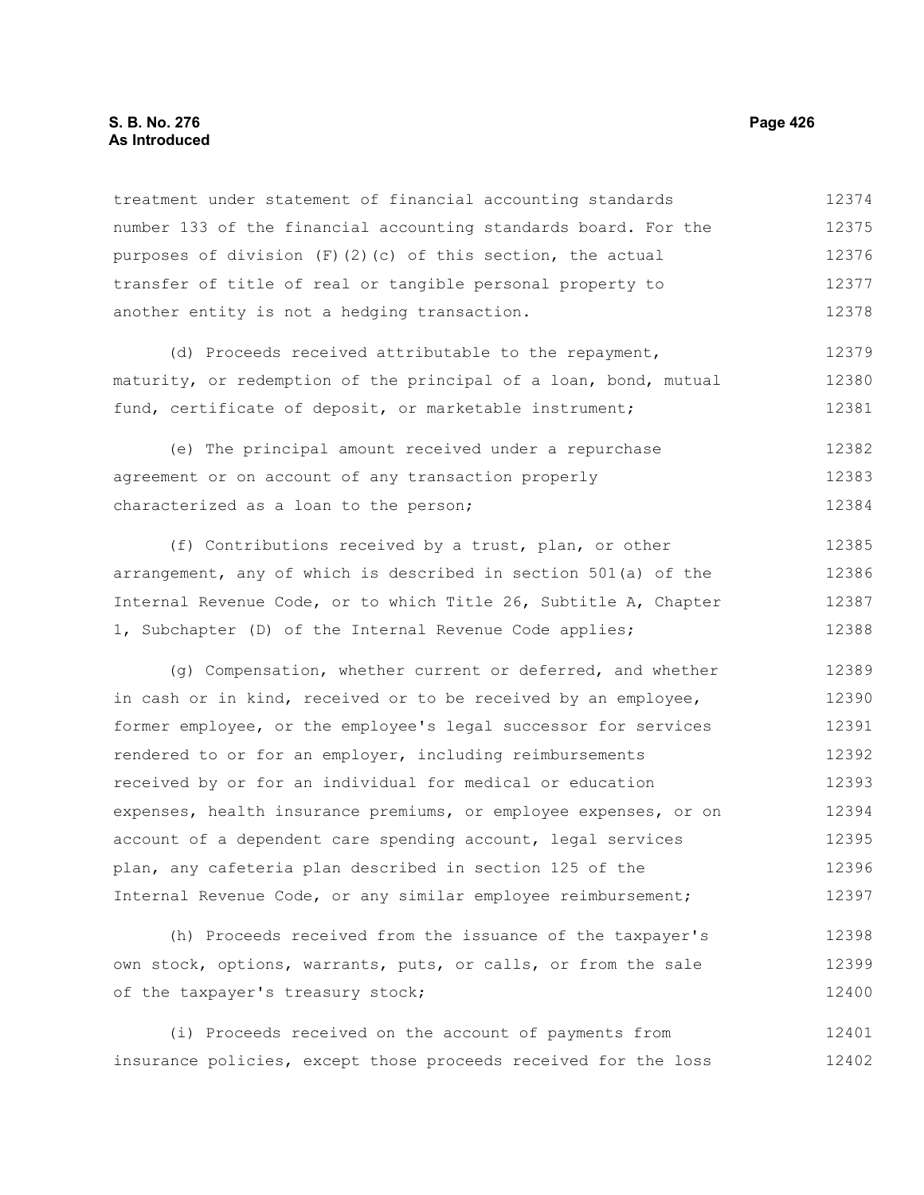treatment under statement of financial accounting standards number 133 of the financial accounting standards board. For the purposes of division (F)(2)(c) of this section, the actual transfer of title of real or tangible personal property to another entity is not a hedging transaction.

(d) Proceeds received attributable to the repayment, maturity, or redemption of the principal of a loan, bond, mutual fund, certificate of deposit, or marketable instrument;

(e) The principal amount received under a repurchase agreement or on account of any transaction properly characterized as a loan to the person;

(f) Contributions received by a trust, plan, or other arrangement, any of which is described in section 501(a) of the Internal Revenue Code, or to which Title 26, Subtitle A, Chapter 1, Subchapter (D) of the Internal Revenue Code applies;

(g) Compensation, whether current or deferred, and whether in cash or in kind, received or to be received by an employee, former employee, or the employee's legal successor for services rendered to or for an employer, including reimbursements received by or for an individual for medical or education expenses, health insurance premiums, or employee expenses, or on account of a dependent care spending account, legal services plan, any cafeteria plan described in section 125 of the Internal Revenue Code, or any similar employee reimbursement;

(h) Proceeds received from the issuance of the taxpayer's own stock, options, warrants, puts, or calls, or from the sale of the taxpayer's treasury stock;

(i) Proceeds received on the account of payments from insurance policies, except those proceeds received for the loss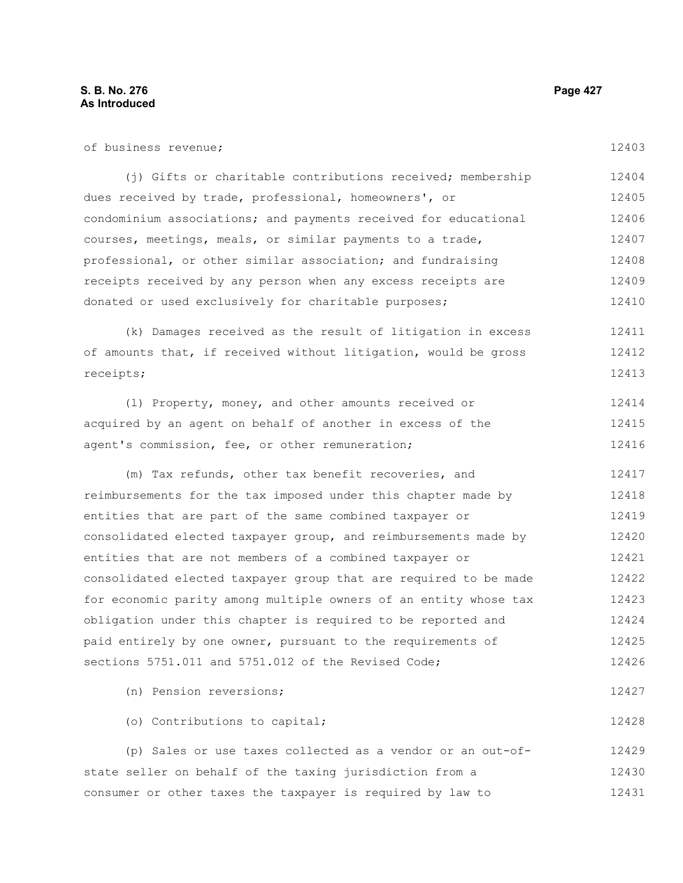of business revenue;

(j) Gifts or charitable contributions received; membership dues received by trade, professional, homeowners', or condominium associations; and payments received for educational courses, meetings, meals, or similar payments to a trade, professional, or other similar association; and fundraising receipts received by any person when any excess receipts are donated or used exclusively for charitable purposes;

(k) Damages received as the result of litigation in excess of amounts that, if received without litigation, would be gross receipts;

(l) Property, money, and other amounts received or acquired by an agent on behalf of another in excess of the agent's commission, fee, or other remuneration;

(m) Tax refunds, other tax benefit recoveries, and reimbursements for the tax imposed under this chapter made by entities that are part of the same combined taxpayer or consolidated elected taxpayer group, and reimbursements made by entities that are not members of a combined taxpayer or consolidated elected taxpayer group that are required to be made for economic parity among multiple owners of an entity whose tax obligation under this chapter is required to be reported and paid entirely by one owner, pursuant to the requirements of sections 5751.011 and 5751.012 of the Revised Code;

(n) Pension reversions;

(o) Contributions to capital;

(p) Sales or use taxes collected as a vendor or an out-of-state seller on behalf of the taxing jurisdiction from a consumer or other taxes the taxpayer is required by law to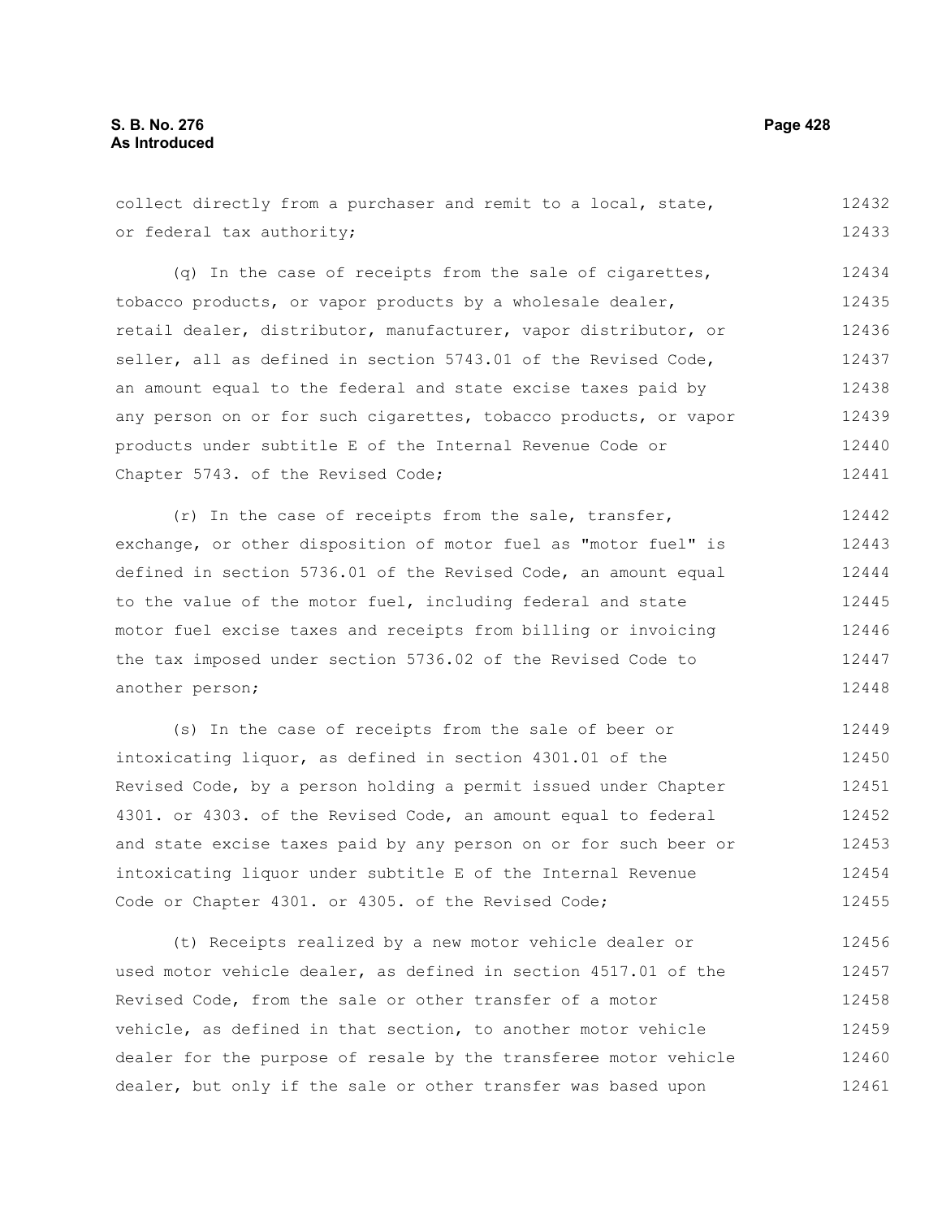collect directly from a purchaser and remit to a local, state, or federal tax authority;

(q) In the case of receipts from the sale of cigarettes, tobacco products, or vapor products by a wholesale dealer, retail dealer, distributor, manufacturer, vapor distributor, or seller, all as defined in section 5743.01 of the Revised Code, an amount equal to the federal and state excise taxes paid by any person on or for such cigarettes, tobacco products, or vapor products under subtitle E of the Internal Revenue Code or Chapter 5743. of the Revised Code;

(r) In the case of receipts from the sale, transfer, exchange, or other disposition of motor fuel as "motor fuel" is defined in section 5736.01 of the Revised Code, an amount equal to the value of the motor fuel, including federal and state motor fuel excise taxes and receipts from billing or invoicing the tax imposed under section 5736.02 of the Revised Code to another person;

(s) In the case of receipts from the sale of beer or intoxicating liquor, as defined in section 4301.01 of the Revised Code, by a person holding a permit issued under Chapter 4301. or 4303. of the Revised Code, an amount equal to federal and state excise taxes paid by any person on or for such beer or intoxicating liquor under subtitle E of the Internal Revenue Code or Chapter 4301. or 4305. of the Revised Code;

(t) Receipts realized by a new motor vehicle dealer or used motor vehicle dealer, as defined in section 4517.01 of the Revised Code, from the sale or other transfer of a motor vehicle, as defined in that section, to another motor vehicle dealer for the purpose of resale by the transferee motor vehicle dealer, but only if the sale or other transfer was based upon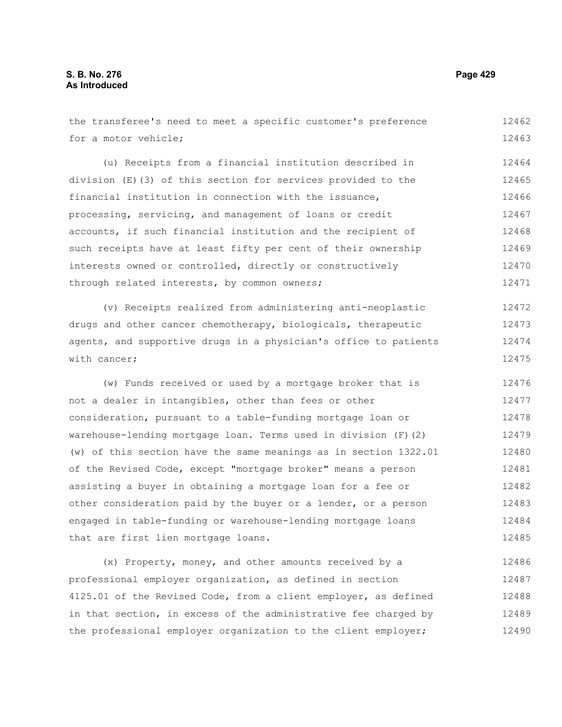the transferee's need to meet a specific customer's preference for a motor vehicle;

(u) Receipts from a financial institution described in division (E)(3) of this section for services provided to the financial institution in connection with the issuance, processing, servicing, and management of loans or credit accounts, if such financial institution and the recipient of such receipts have at least fifty per cent of their ownership interests owned or controlled, directly or constructively through related interests, by common owners;

(v) Receipts realized from administering anti-neoplastic drugs and other cancer chemotherapy, biologicals, therapeutic agents, and supportive drugs in a physician's office to patients with cancer;

(w) Funds received or used by a mortgage broker that is not a dealer in intangibles, other than fees or other consideration, pursuant to a table-funding mortgage loan or warehouse-lending mortgage loan. Terms used in division (F)(2)(w) of this section have the same meanings as in section 1322.01 of the Revised Code, except "mortgage broker" means a person assisting a buyer in obtaining a mortgage loan for a fee or other consideration paid by the buyer or a lender, or a person engaged in table-funding or warehouse-lending mortgage loans that are first lien mortgage loans.

(x) Property, money, and other amounts received by a professional employer organization, as defined in section 4125.01 of the Revised Code, from a client employer, as defined in that section, in excess of the administrative fee charged by the professional employer organization to the client employer;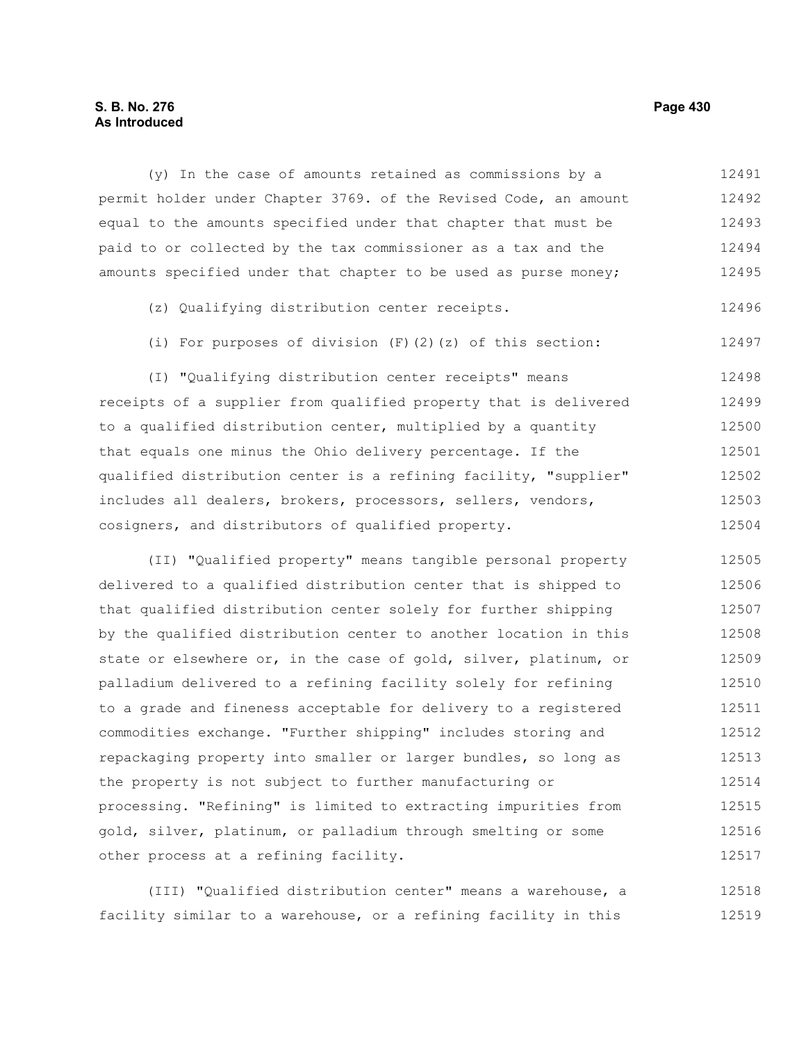(y) In the case of amounts retained as commissions by a permit holder under Chapter 3769. of the Revised Code, an amount equal to the amounts specified under that chapter that must be paid to or collected by the tax commissioner as a tax and the amounts specified under that chapter to be used as purse money;

(z) Qualifying distribution center receipts.

(i) For purposes of division (F)(2)(z) of this section:

(I) "Qualifying distribution center receipts" means receipts of a supplier from qualified property that is delivered to a qualified distribution center, multiplied by a quantity that equals one minus the Ohio delivery percentage. If the qualified distribution center is a refining facility, "supplier" includes all dealers, brokers, processors, sellers, vendors, cosigners, and distributors of qualified property.

(II) "Qualified property" means tangible personal property delivered to a qualified distribution center that is shipped to that qualified distribution center solely for further shipping by the qualified distribution center to another location in this state or elsewhere or, in the case of gold, silver, platinum, or palladium delivered to a refining facility solely for refining to a grade and fineness acceptable for delivery to a registered commodities exchange. "Further shipping" includes storing and repackaging property into smaller or larger bundles, so long as the property is not subject to further manufacturing or processing. "Refining" is limited to extracting impurities from gold, silver, platinum, or palladium through smelting or some other process at a refining facility.

(III) "Qualified distribution center" means a warehouse, a facility similar to a warehouse, or a refining facility in this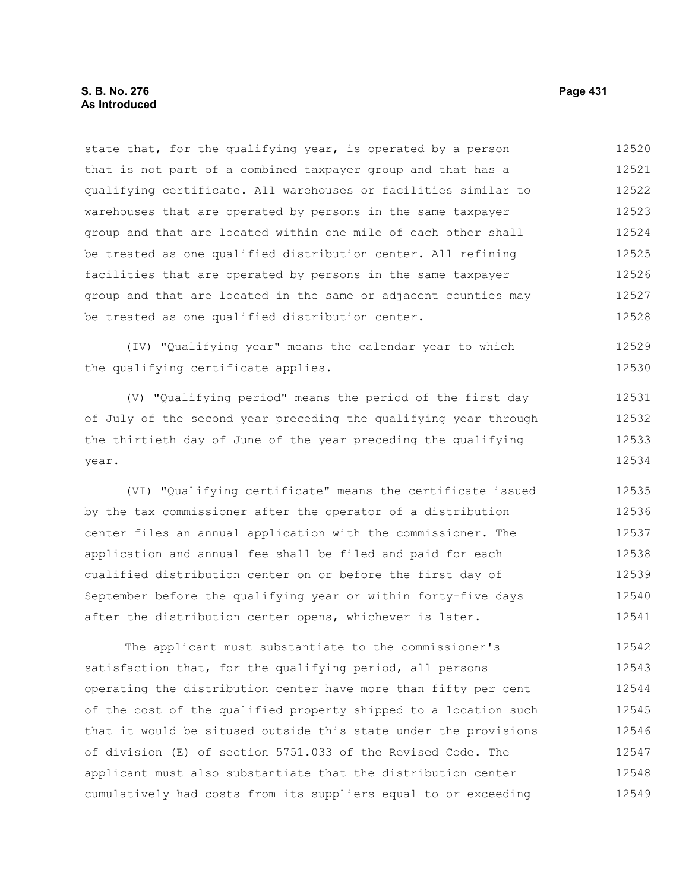state that, for the qualifying year, is operated by a person that is not part of a combined taxpayer group and that has a qualifying certificate. All warehouses or facilities similar to warehouses that are operated by persons in the same taxpayer group and that are located within one mile of each other shall be treated as one qualified distribution center. All refining facilities that are operated by persons in the same taxpayer group and that are located in the same or adjacent counties may be treated as one qualified distribution center.

(IV) "Qualifying year" means the calendar year to which the qualifying certificate applies.

(V) "Qualifying period" means the period of the first day of July of the second year preceding the qualifying year through the thirtieth day of June of the year preceding the qualifying year.

(VI) "Qualifying certificate" means the certificate issued by the tax commissioner after the operator of a distribution center files an annual application with the commissioner. The application and annual fee shall be filed and paid for each qualified distribution center on or before the first day of September before the qualifying year or within forty-five days after the distribution center opens, whichever is later.

The applicant must substantiate to the commissioner's satisfaction that, for the qualifying period, all persons operating the distribution center have more than fifty per cent of the cost of the qualified property shipped to a location such that it would be sitused outside this state under the provisions of division (E) of section 5751.033 of the Revised Code. The applicant must also substantiate that the distribution center cumulatively had costs from its suppliers equal to or exceeding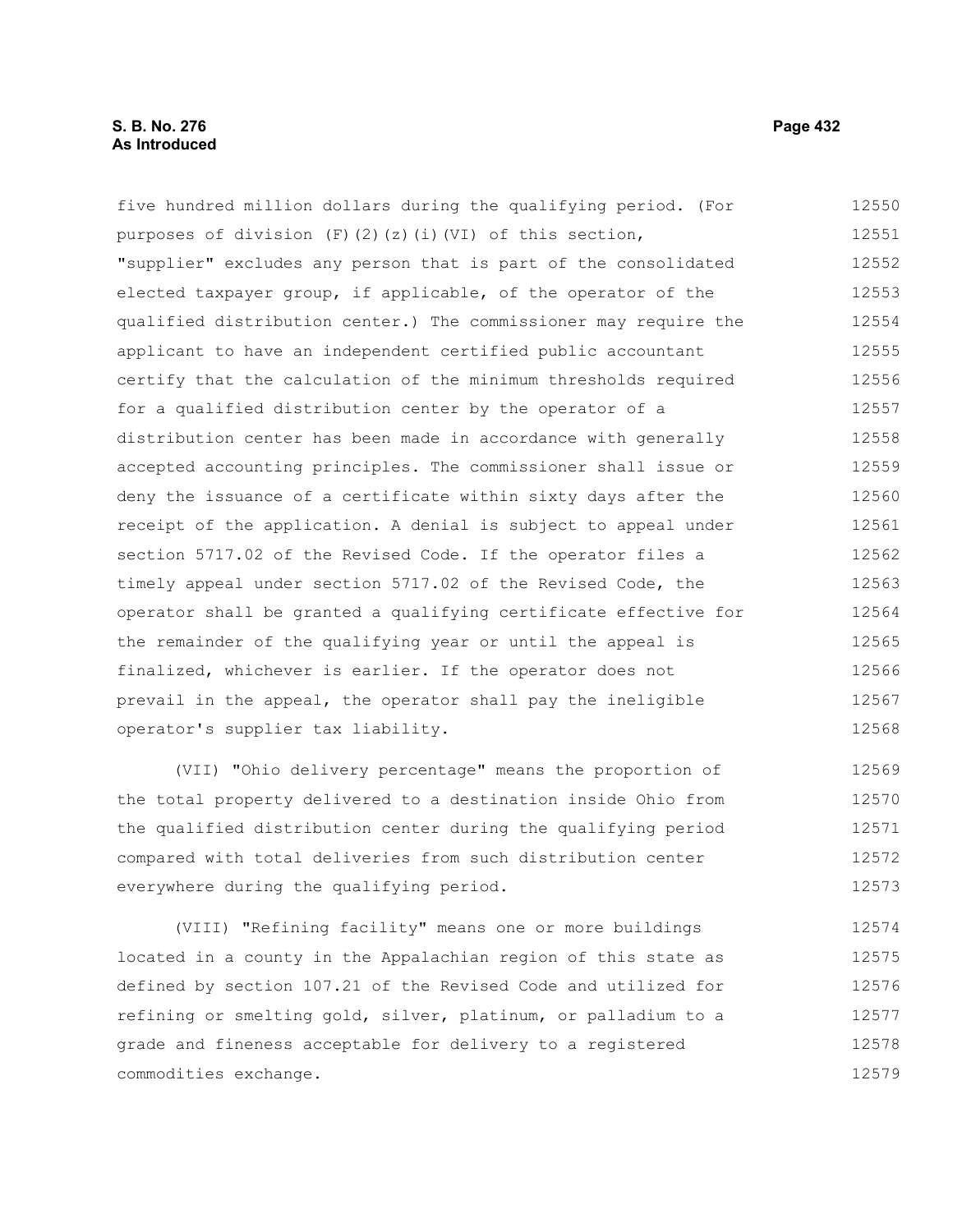five hundred million dollars during the qualifying period. (For purposes of division (F)(2)(z)(i)(VI) of this section, "supplier" excludes any person that is part of the consolidated elected taxpayer group, if applicable, of the operator of the qualified distribution center.) The commissioner may require the applicant to have an independent certified public accountant certify that the calculation of the minimum thresholds required for a qualified distribution center by the operator of a distribution center has been made in accordance with generally accepted accounting principles. The commissioner shall issue or deny the issuance of a certificate within sixty days after the receipt of the application. A denial is subject to appeal under section 5717.02 of the Revised Code. If the operator files a timely appeal under section 5717.02 of the Revised Code, the operator shall be granted a qualifying certificate effective for the remainder of the qualifying year or until the appeal is finalized, whichever is earlier. If the operator does not prevail in the appeal, the operator shall pay the ineligible operator's supplier tax liability.

(VII) "Ohio delivery percentage" means the proportion of the total property delivered to a destination inside Ohio from the qualified distribution center during the qualifying period compared with total deliveries from such distribution center everywhere during the qualifying period.

(VIII) "Refining facility" means one or more buildings located in a county in the Appalachian region of this state as defined by section 107.21 of the Revised Code and utilized for refining or smelting gold, silver, platinum, or palladium to a grade and fineness acceptable for delivery to a registered commodities exchange.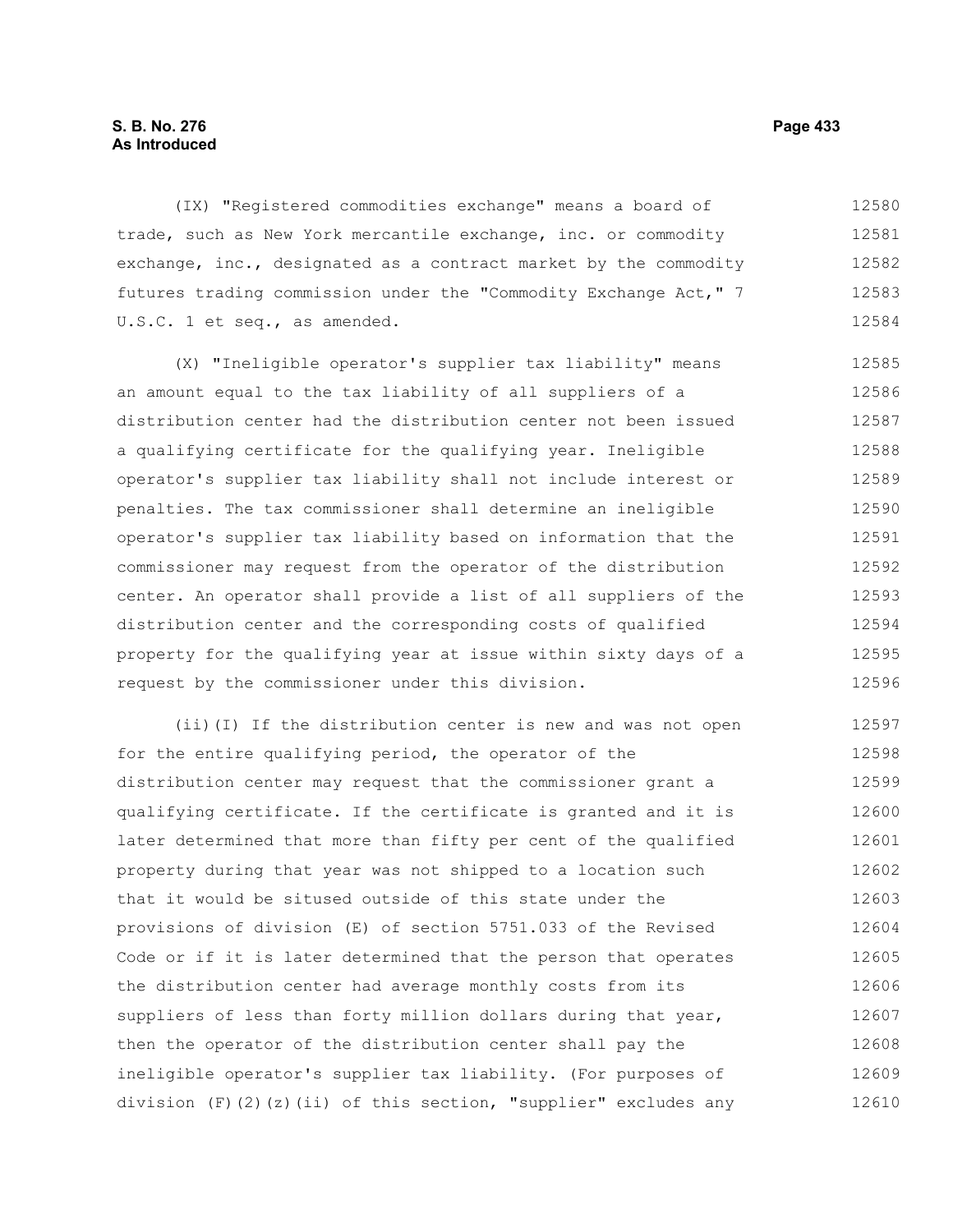(IX) "Registered commodities exchange" means a board of trade, such as New York mercantile exchange, inc. or commodity exchange, inc., designated as a contract market by the commodity futures trading commission under the "Commodity Exchange Act," 7 U.S.C. 1 et seq., as amended.

(X) "Ineligible operator's supplier tax liability" means an amount equal to the tax liability of all suppliers of a distribution center had the distribution center not been issued a qualifying certificate for the qualifying year. Ineligible operator's supplier tax liability shall not include interest or penalties. The tax commissioner shall determine an ineligible operator's supplier tax liability based on information that the commissioner may request from the operator of the distribution center. An operator shall provide a list of all suppliers of the distribution center and the corresponding costs of qualified property for the qualifying year at issue within sixty days of a request by the commissioner under this division.

(ii)(I) If the distribution center is new and was not open for the entire qualifying period, the operator of the distribution center may request that the commissioner grant a qualifying certificate. If the certificate is granted and it is later determined that more than fifty per cent of the qualified property during that year was not shipped to a location such that it would be sitused outside of this state under the provisions of division (E) of section 5751.033 of the Revised Code or if it is later determined that the person that operates the distribution center had average monthly costs from its suppliers of less than forty million dollars during that year, then the operator of the distribution center shall pay the ineligible operator's supplier tax liability. (For purposes of division (F)(2)(z)(ii) of this section, "supplier" excludes any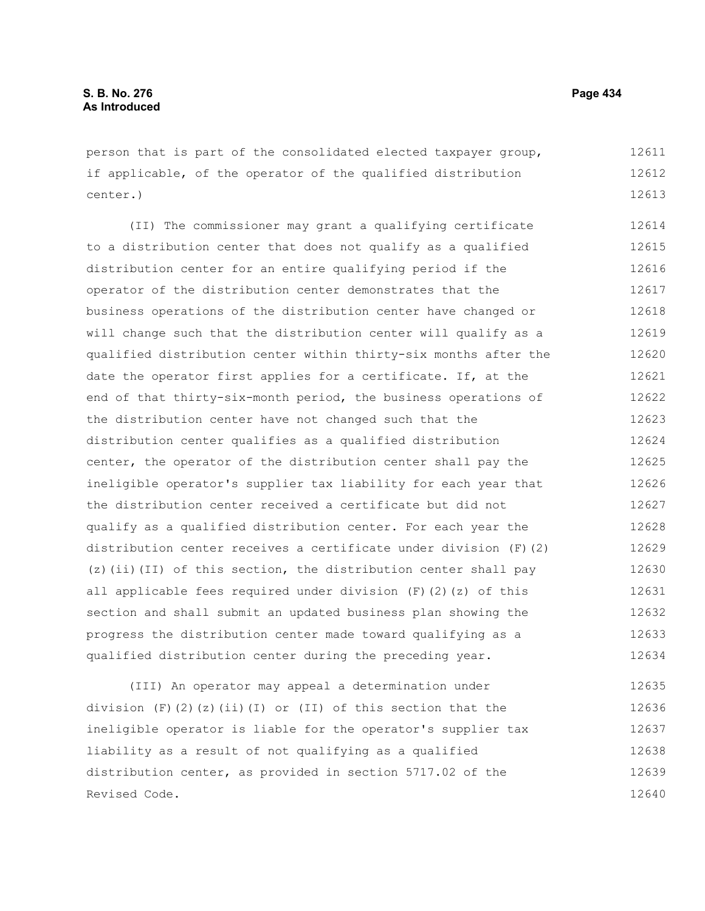person that is part of the consolidated elected taxpayer group, if applicable, of the operator of the qualified distribution center.)

(II) The commissioner may grant a qualifying certificate to a distribution center that does not qualify as a qualified distribution center for an entire qualifying period if the operator of the distribution center demonstrates that the business operations of the distribution center have changed or will change such that the distribution center will qualify as a qualified distribution center within thirty-six months after the date the operator first applies for a certificate. If, at the end of that thirty-six-month period, the business operations of the distribution center have not changed such that the distribution center qualifies as a qualified distribution center, the operator of the distribution center shall pay the ineligible operator's supplier tax liability for each year that the distribution center received a certificate but did not qualify as a qualified distribution center. For each year the distribution center receives a certificate under division (F)(2)(z)(ii)(II) of this section, the distribution center shall pay all applicable fees required under division (F)(2)(z) of this section and shall submit an updated business plan showing the progress the distribution center made toward qualifying as a qualified distribution center during the preceding year.

(III) An operator may appeal a determination under division (F)(2)(z)(ii)(I) or (II) of this section that the ineligible operator is liable for the operator's supplier tax liability as a result of not qualifying as a qualified distribution center, as provided in section 5717.02 of the Revised Code.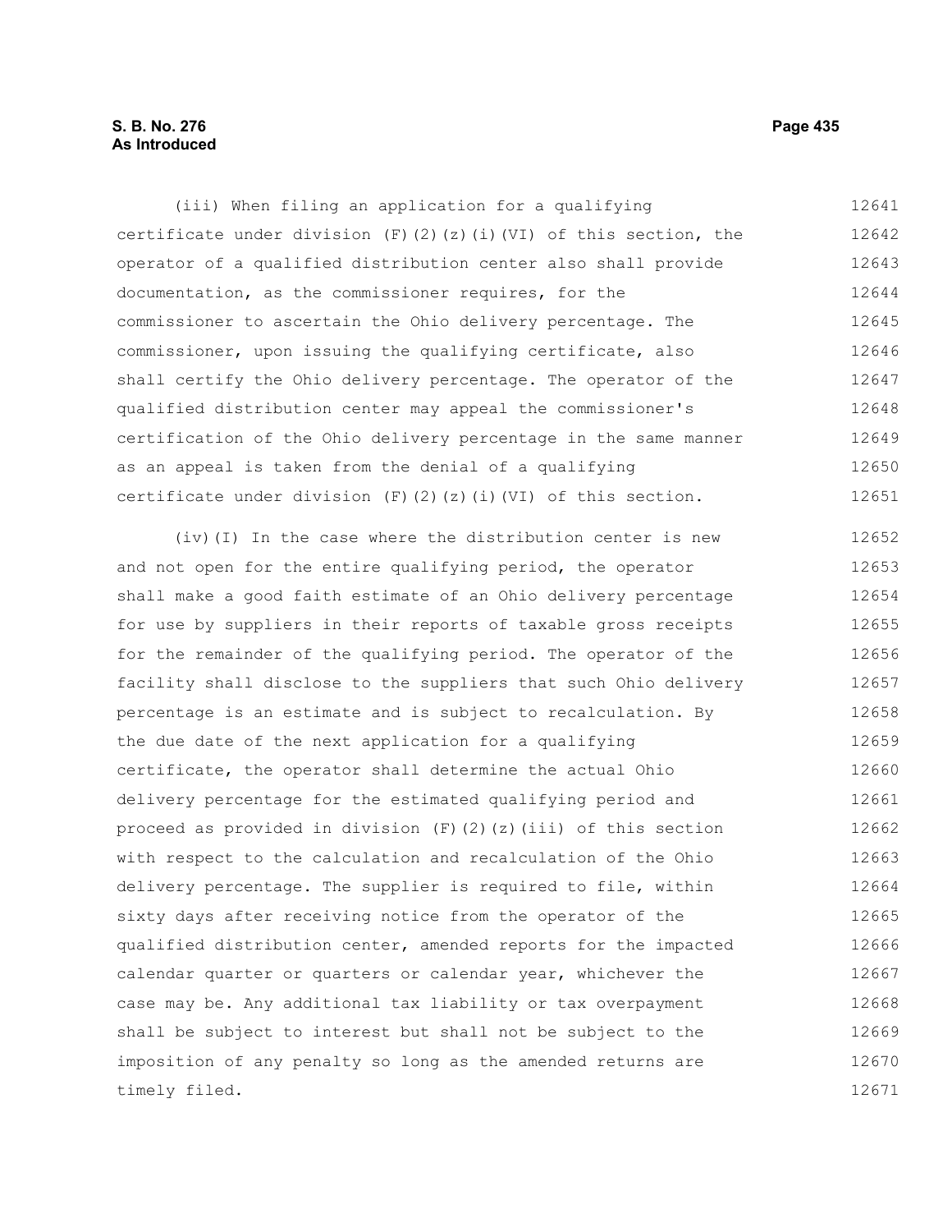(iii) When filing an application for a qualifying certificate under division (F)(2)(z)(i)(VI) of this section, the operator of a qualified distribution center also shall provide documentation, as the commissioner requires, for the commissioner to ascertain the Ohio delivery percentage. The commissioner, upon issuing the qualifying certificate, also shall certify the Ohio delivery percentage. The operator of the qualified distribution center may appeal the commissioner's certification of the Ohio delivery percentage in the same manner as an appeal is taken from the denial of a qualifying certificate under division (F)(2)(z)(i)(VI) of this section.

(iv)(I) In the case where the distribution center is new and not open for the entire qualifying period, the operator shall make a good faith estimate of an Ohio delivery percentage for use by suppliers in their reports of taxable gross receipts for the remainder of the qualifying period. The operator of the facility shall disclose to the suppliers that such Ohio delivery percentage is an estimate and is subject to recalculation. By the due date of the next application for a qualifying certificate, the operator shall determine the actual Ohio delivery percentage for the estimated qualifying period and proceed as provided in division (F)(2)(z)(iii) of this section with respect to the calculation and recalculation of the Ohio delivery percentage. The supplier is required to file, within sixty days after receiving notice from the operator of the qualified distribution center, amended reports for the impacted calendar quarter or quarters or calendar year, whichever the case may be. Any additional tax liability or tax overpayment shall be subject to interest but shall not be subject to the imposition of any penalty so long as the amended returns are timely filed.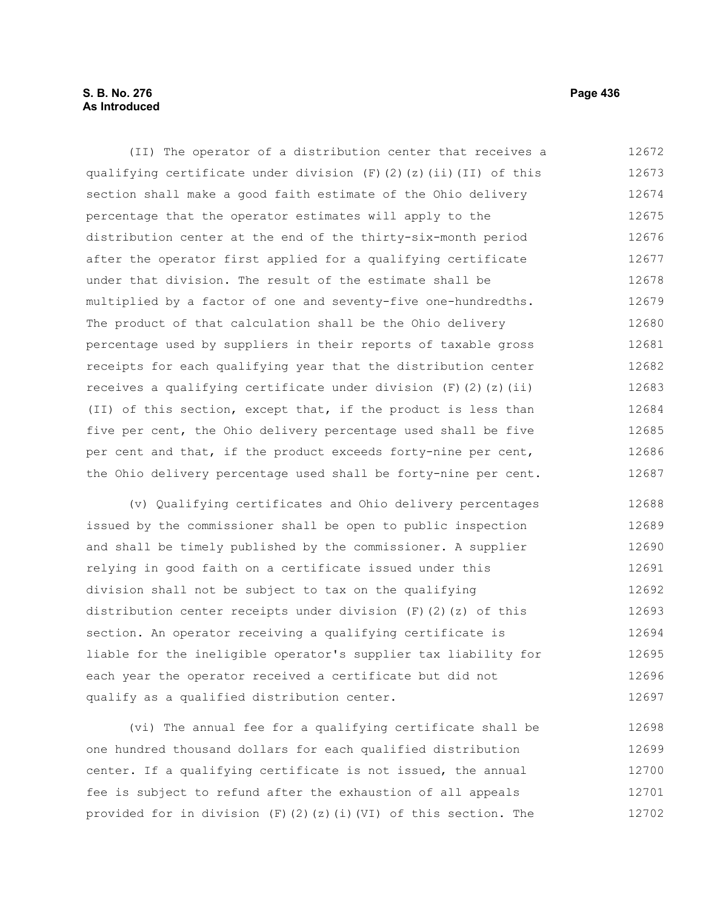(II) The operator of a distribution center that receives a qualifying certificate under division (F)(2)(z)(ii)(II) of this section shall make a good faith estimate of the Ohio delivery percentage that the operator estimates will apply to the distribution center at the end of the thirty-six-month period after the operator first applied for a qualifying certificate under that division. The result of the estimate shall be multiplied by a factor of one and seventy-five one-hundredths. The product of that calculation shall be the Ohio delivery percentage used by suppliers in their reports of taxable gross receipts for each qualifying year that the distribution center receives a qualifying certificate under division (F)(2)(z)(ii)(II) of this section, except that, if the product is less than five per cent, the Ohio delivery percentage used shall be five per cent and that, if the product exceeds forty-nine per cent, the Ohio delivery percentage used shall be forty-nine per cent.

(v) Qualifying certificates and Ohio delivery percentages issued by the commissioner shall be open to public inspection and shall be timely published by the commissioner. A supplier relying in good faith on a certificate issued under this division shall not be subject to tax on the qualifying distribution center receipts under division (F)(2)(z) of this section. An operator receiving a qualifying certificate is liable for the ineligible operator's supplier tax liability for each year the operator received a certificate but did not qualify as a qualified distribution center.

(vi) The annual fee for a qualifying certificate shall be one hundred thousand dollars for each qualified distribution center. If a qualifying certificate is not issued, the annual fee is subject to refund after the exhaustion of all appeals provided for in division (F)(2)(z)(i)(VI) of this section. The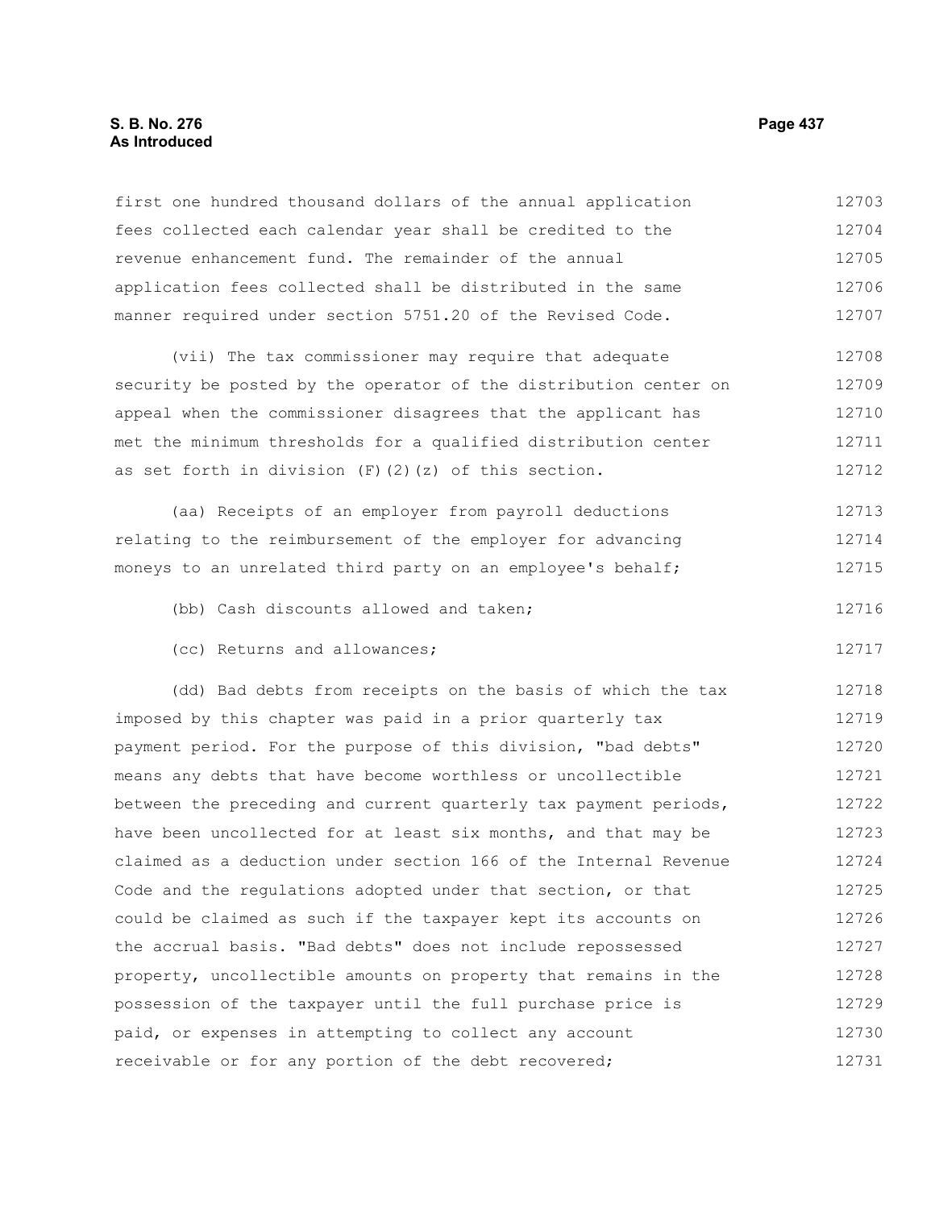first one hundred thousand dollars of the annual application fees collected each calendar year shall be credited to the revenue enhancement fund. The remainder of the annual application fees collected shall be distributed in the same manner required under section 5751.20 of the Revised Code.

(vii) The tax commissioner may require that adequate security be posted by the operator of the distribution center on appeal when the commissioner disagrees that the applicant has met the minimum thresholds for a qualified distribution center as set forth in division (F)(2)(z) of this section.

(aa) Receipts of an employer from payroll deductions relating to the reimbursement of the employer for advancing moneys to an unrelated third party on an employee's behalf;

(bb) Cash discounts allowed and taken;

(cc) Returns and allowances;

(dd) Bad debts from receipts on the basis of which the tax imposed by this chapter was paid in a prior quarterly tax payment period. For the purpose of this division, "bad debts" means any debts that have become worthless or uncollectible between the preceding and current quarterly tax payment periods, have been uncollected for at least six months, and that may be claimed as a deduction under section 166 of the Internal Revenue Code and the regulations adopted under that section, or that could be claimed as such if the taxpayer kept its accounts on the accrual basis. "Bad debts" does not include repossessed property, uncollectible amounts on property that remains in the possession of the taxpayer until the full purchase price is paid, or expenses in attempting to collect any account receivable or for any portion of the debt recovered;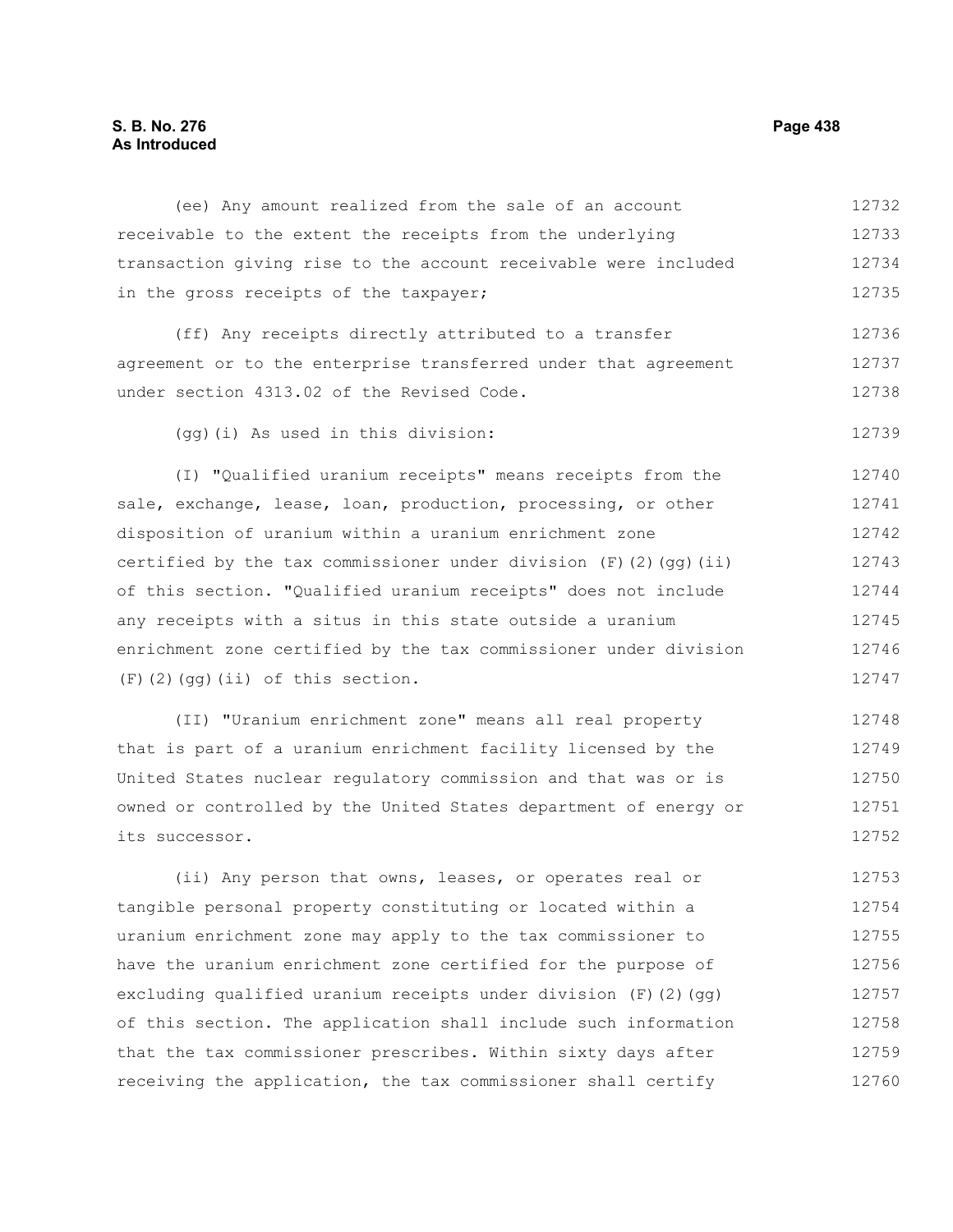(ee) Any amount realized from the sale of an account receivable to the extent the receipts from the underlying transaction giving rise to the account receivable were included in the gross receipts of the taxpayer;

(ff) Any receipts directly attributed to a transfer agreement or to the enterprise transferred under that agreement under section 4313.02 of the Revised Code.

(gg)(i) As used in this division:

(I) "Qualified uranium receipts" means receipts from the sale, exchange, lease, loan, production, processing, or other disposition of uranium within a uranium enrichment zone certified by the tax commissioner under division (F)(2)(gg)(ii) of this section. "Qualified uranium receipts" does not include any receipts with a situs in this state outside a uranium enrichment zone certified by the tax commissioner under division (F)(2)(gg)(ii) of this section.

(II) "Uranium enrichment zone" means all real property that is part of a uranium enrichment facility licensed by the United States nuclear regulatory commission and that was or is owned or controlled by the United States department of energy or its successor.

(ii) Any person that owns, leases, or operates real or tangible personal property constituting or located within a uranium enrichment zone may apply to the tax commissioner to have the uranium enrichment zone certified for the purpose of excluding qualified uranium receipts under division (F)(2)(gg) of this section. The application shall include such information that the tax commissioner prescribes. Within sixty days after receiving the application, the tax commissioner shall certify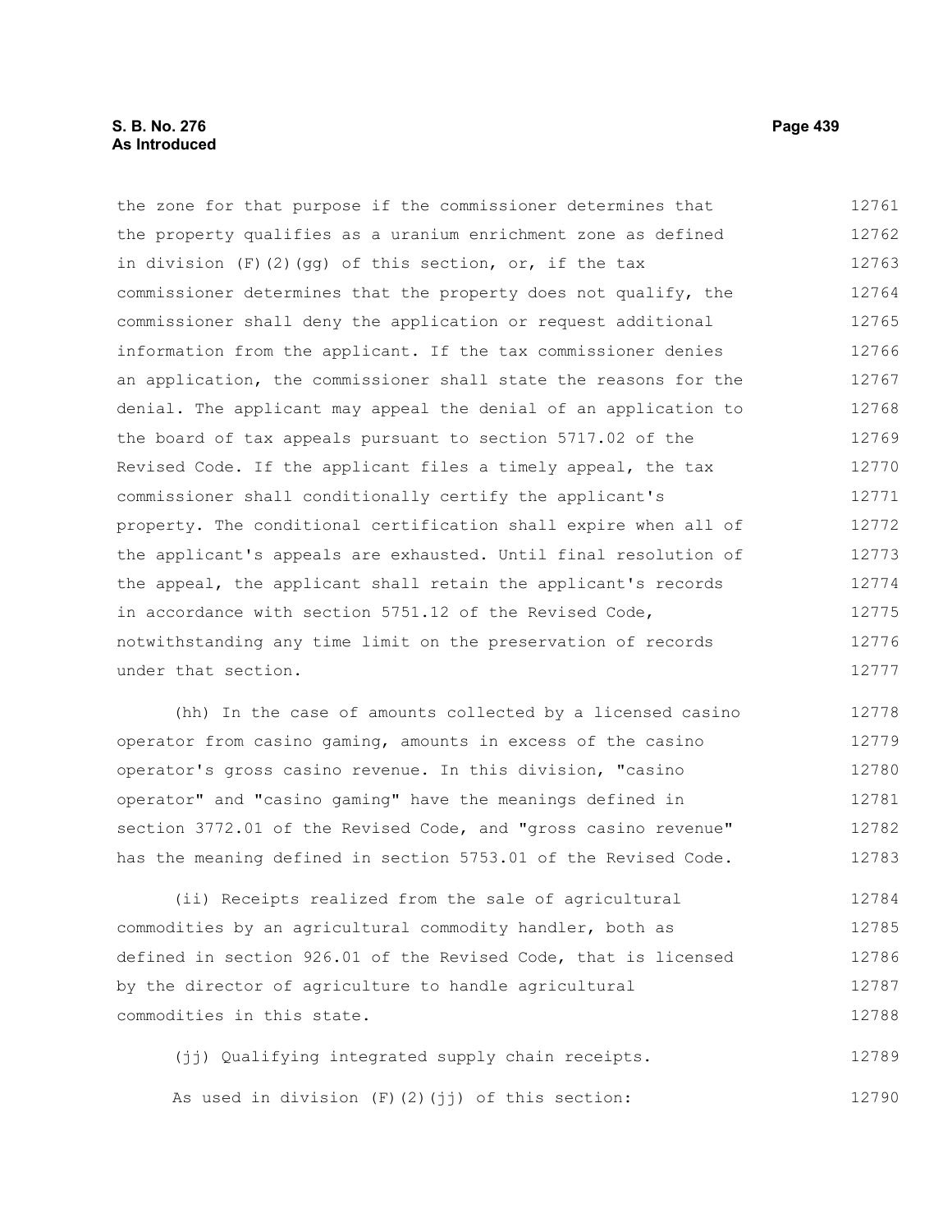the zone for that purpose if the commissioner determines that the property qualifies as a uranium enrichment zone as defined in division (F)(2)(gg) of this section, or, if the tax commissioner determines that the property does not qualify, the commissioner shall deny the application or request additional information from the applicant. If the tax commissioner denies an application, the commissioner shall state the reasons for the denial. The applicant may appeal the denial of an application to the board of tax appeals pursuant to section 5717.02 of the Revised Code. If the applicant files a timely appeal, the tax commissioner shall conditionally certify the applicant's property. The conditional certification shall expire when all of the applicant's appeals are exhausted. Until final resolution of the appeal, the applicant shall retain the applicant's records in accordance with section 5751.12 of the Revised Code, notwithstanding any time limit on the preservation of records under that section.

(hh) In the case of amounts collected by a licensed casino operator from casino gaming, amounts in excess of the casino operator's gross casino revenue. In this division, "casino operator" and "casino gaming" have the meanings defined in section 3772.01 of the Revised Code, and "gross casino revenue" has the meaning defined in section 5753.01 of the Revised Code.

(ii) Receipts realized from the sale of agricultural commodities by an agricultural commodity handler, both as defined in section 926.01 of the Revised Code, that is licensed by the director of agriculture to handle agricultural commodities in this state.

(jj) Qualifying integrated supply chain receipts.

As used in division (F)(2)(jj) of this section: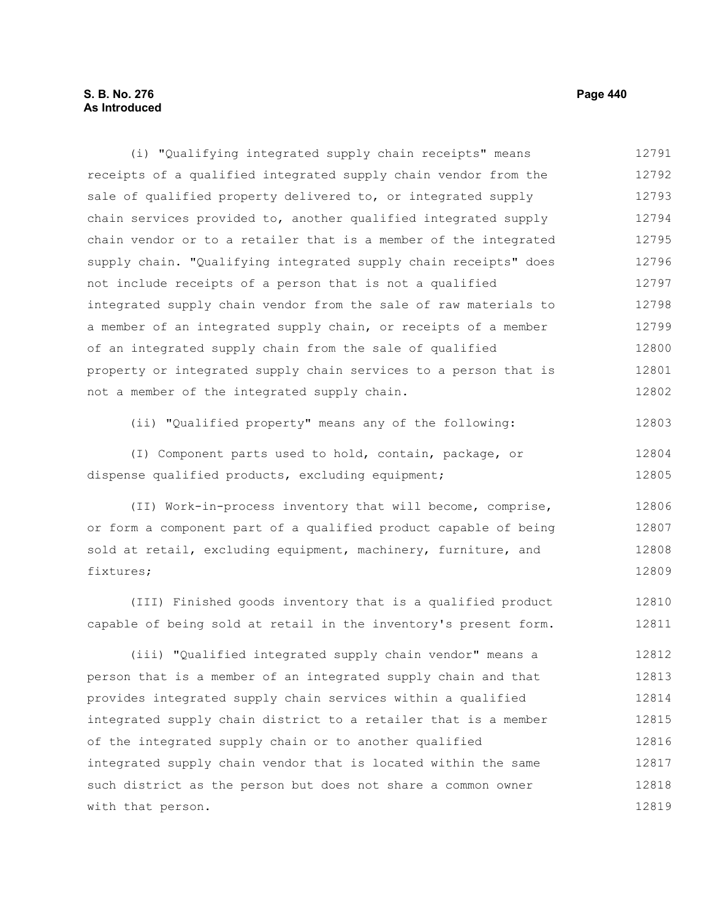(i) "Qualifying integrated supply chain receipts" means receipts of a qualified integrated supply chain vendor from the sale of qualified property delivered to, or integrated supply chain services provided to, another qualified integrated supply chain vendor or to a retailer that is a member of the integrated supply chain. "Qualifying integrated supply chain receipts" does not include receipts of a person that is not a qualified integrated supply chain vendor from the sale of raw materials to a member of an integrated supply chain, or receipts of a member of an integrated supply chain from the sale of qualified property or integrated supply chain services to a person that is not a member of the integrated supply chain.

(ii) "Qualified property" means any of the following:

(I) Component parts used to hold, contain, package, or dispense qualified products, excluding equipment;

(II) Work-in-process inventory that will become, comprise, or form a component part of a qualified product capable of being sold at retail, excluding equipment, machinery, furniture, and fixtures;

(III) Finished goods inventory that is a qualified product capable of being sold at retail in the inventory's present form.

(iii) "Qualified integrated supply chain vendor" means a person that is a member of an integrated supply chain and that provides integrated supply chain services within a qualified integrated supply chain district to a retailer that is a member of the integrated supply chain or to another qualified integrated supply chain vendor that is located within the same such district as the person but does not share a common owner with that person.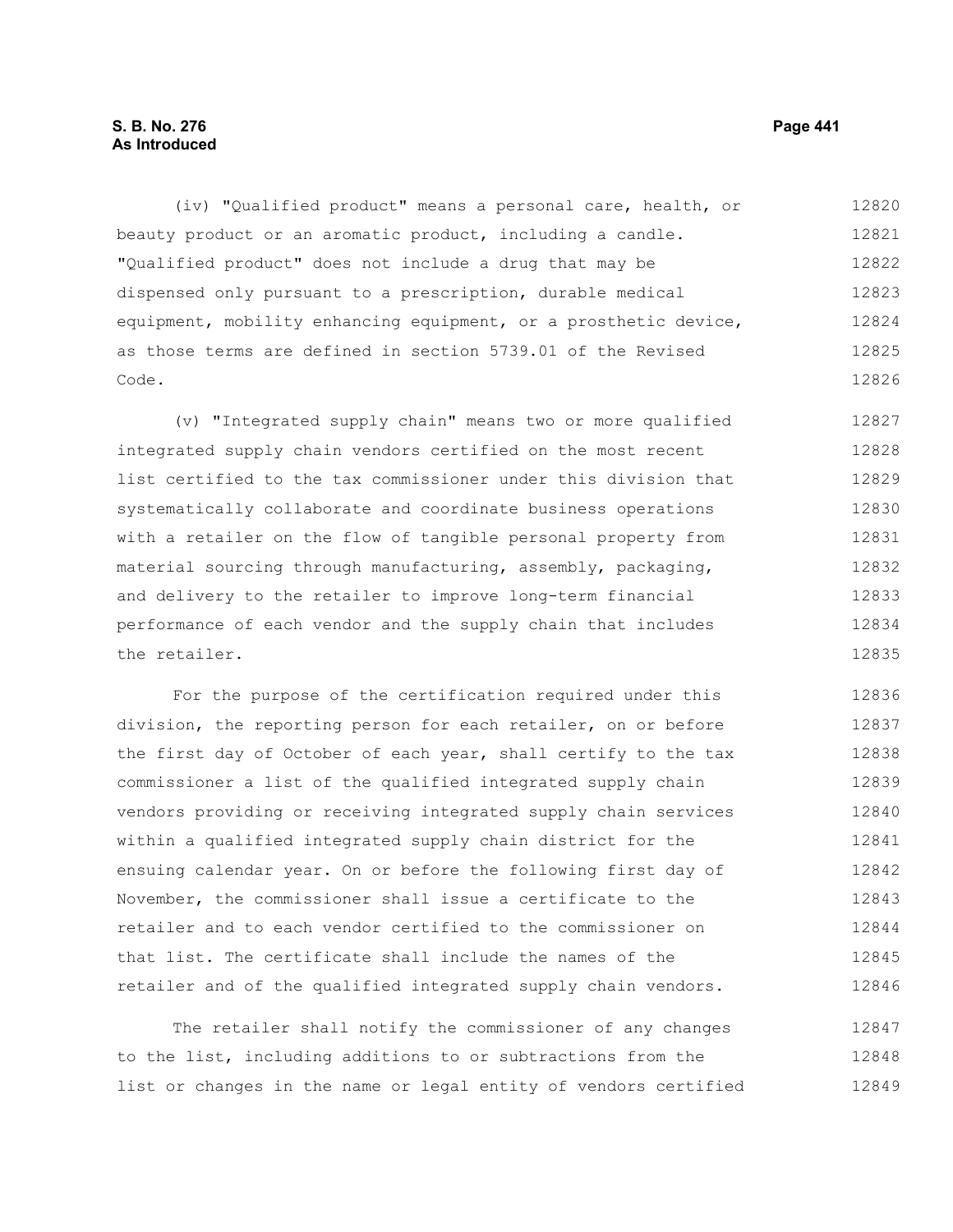(iv) "Qualified product" means a personal care, health, or beauty product or an aromatic product, including a candle. "Qualified product" does not include a drug that may be dispensed only pursuant to a prescription, durable medical equipment, mobility enhancing equipment, or a prosthetic device, as those terms are defined in section 5739.01 of the Revised Code.

(v) "Integrated supply chain" means two or more qualified integrated supply chain vendors certified on the most recent list certified to the tax commissioner under this division that systematically collaborate and coordinate business operations with a retailer on the flow of tangible personal property from material sourcing through manufacturing, assembly, packaging, and delivery to the retailer to improve long-term financial performance of each vendor and the supply chain that includes the retailer.

For the purpose of the certification required under this division, the reporting person for each retailer, on or before the first day of October of each year, shall certify to the tax commissioner a list of the qualified integrated supply chain vendors providing or receiving integrated supply chain services within a qualified integrated supply chain district for the ensuing calendar year. On or before the following first day of November, the commissioner shall issue a certificate to the retailer and to each vendor certified to the commissioner on that list. The certificate shall include the names of the retailer and of the qualified integrated supply chain vendors.

The retailer shall notify the commissioner of any changes to the list, including additions to or subtractions from the list or changes in the name or legal entity of vendors certified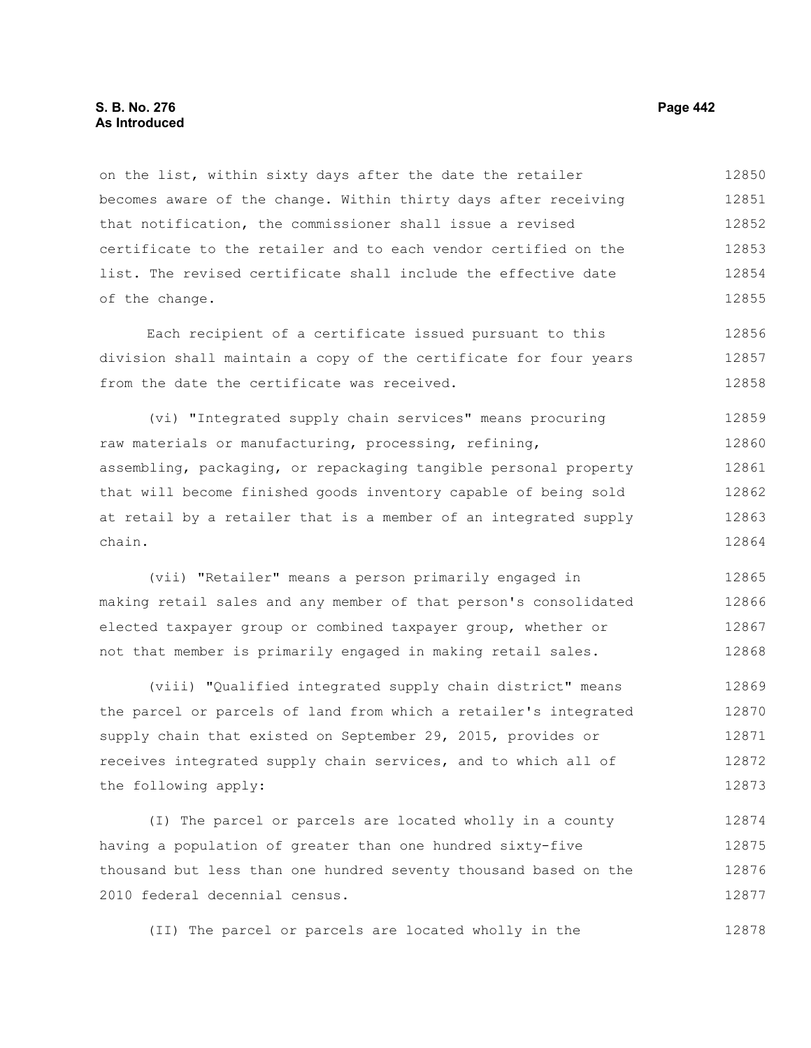on the list, within sixty days after the date the retailer becomes aware of the change. Within thirty days after receiving that notification, the commissioner shall issue a revised certificate to the retailer and to each vendor certified on the list. The revised certificate shall include the effective date of the change.

Each recipient of a certificate issued pursuant to this division shall maintain a copy of the certificate for four years from the date the certificate was received.

(vi) "Integrated supply chain services" means procuring raw materials or manufacturing, processing, refining, assembling, packaging, or repackaging tangible personal property that will become finished goods inventory capable of being sold at retail by a retailer that is a member of an integrated supply chain.

(vii) "Retailer" means a person primarily engaged in making retail sales and any member of that person's consolidated elected taxpayer group or combined taxpayer group, whether or not that member is primarily engaged in making retail sales.

(viii) "Qualified integrated supply chain district" means the parcel or parcels of land from which a retailer's integrated supply chain that existed on September 29, 2015, provides or receives integrated supply chain services, and to which all of the following apply:

(I) The parcel or parcels are located wholly in a county having a population of greater than one hundred sixty-five thousand but less than one hundred seventy thousand based on the 2010 federal decennial census.

(II) The parcel or parcels are located wholly in the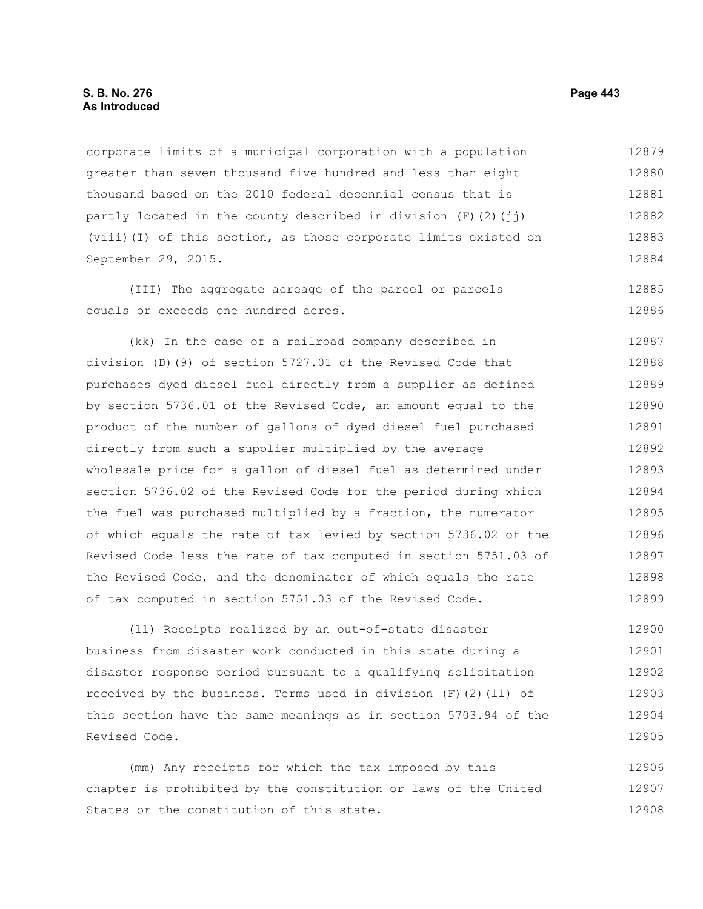corporate limits of a municipal corporation with a population greater than seven thousand five hundred and less than eight thousand based on the 2010 federal decennial census that is partly located in the county described in division (F)(2)(jj)(viii)(I) of this section, as those corporate limits existed on September 29, 2015.

(III) The aggregate acreage of the parcel or parcels equals or exceeds one hundred acres.

(kk) In the case of a railroad company described in division (D)(9) of section 5727.01 of the Revised Code that purchases dyed diesel fuel directly from a supplier as defined by section 5736.01 of the Revised Code, an amount equal to the product of the number of gallons of dyed diesel fuel purchased directly from such a supplier multiplied by the average wholesale price for a gallon of diesel fuel as determined under section 5736.02 of the Revised Code for the period during which the fuel was purchased multiplied by a fraction, the numerator of which equals the rate of tax levied by section 5736.02 of the Revised Code less the rate of tax computed in section 5751.03 of the Revised Code, and the denominator of which equals the rate of tax computed in section 5751.03 of the Revised Code.

(ll) Receipts realized by an out-of-state disaster business from disaster work conducted in this state during a disaster response period pursuant to a qualifying solicitation received by the business. Terms used in division (F)(2)(ll) of this section have the same meanings as in section 5703.94 of the Revised Code.

(mm) Any receipts for which the tax imposed by this chapter is prohibited by the constitution or laws of the United States or the constitution of this state.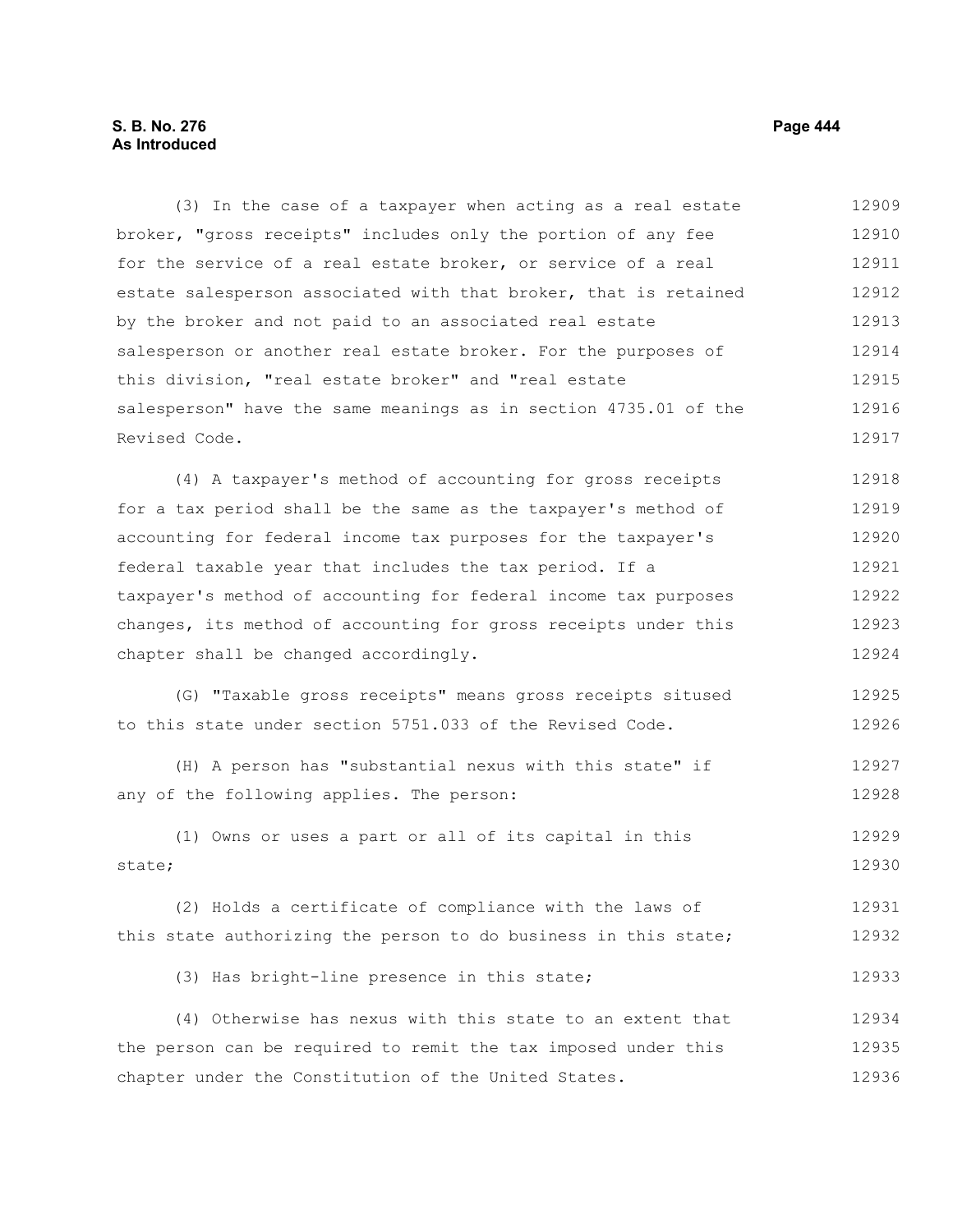(3) In the case of a taxpayer when acting as a real estate broker, "gross receipts" includes only the portion of any fee for the service of a real estate broker, or service of a real estate salesperson associated with that broker, that is retained by the broker and not paid to an associated real estate salesperson or another real estate broker. For the purposes of this division, "real estate broker" and "real estate salesperson" have the same meanings as in section 4735.01 of the Revised Code.

(4) A taxpayer's method of accounting for gross receipts for a tax period shall be the same as the taxpayer's method of accounting for federal income tax purposes for the taxpayer's federal taxable year that includes the tax period. If a taxpayer's method of accounting for federal income tax purposes changes, its method of accounting for gross receipts under this chapter shall be changed accordingly.

(G) "Taxable gross receipts" means gross receipts sitused to this state under section 5751.033 of the Revised Code.

(H) A person has "substantial nexus with this state" if any of the following applies. The person:

(1) Owns or uses a part or all of its capital in this state;

(2) Holds a certificate of compliance with the laws of this state authorizing the person to do business in this state;

(3) Has bright-line presence in this state;

(4) Otherwise has nexus with this state to an extent that the person can be required to remit the tax imposed under this chapter under the Constitution of the United States.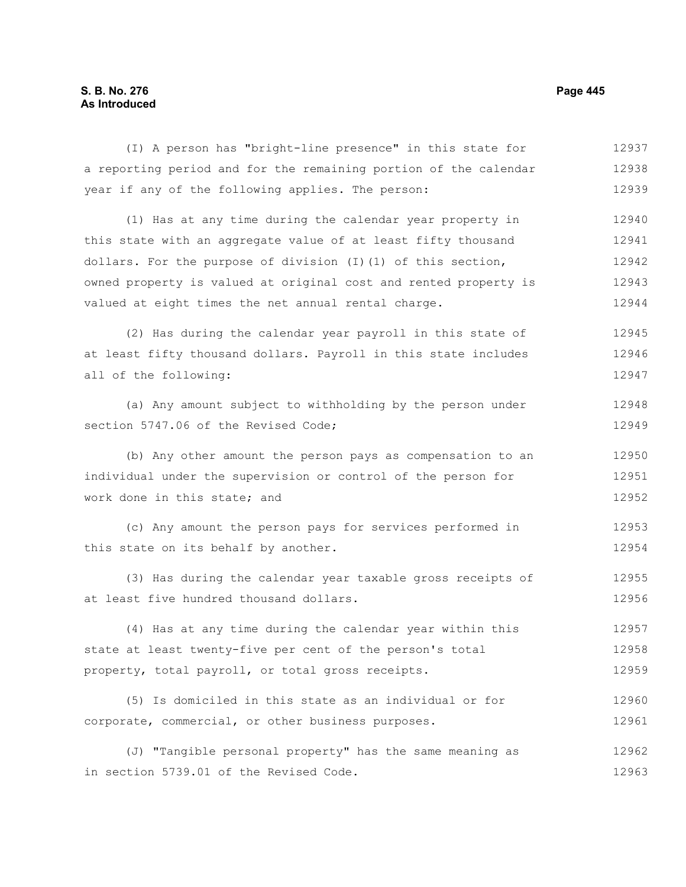(I) A person has "bright-line presence" in this state for a reporting period and for the remaining portion of the calendar year if any of the following applies. The person:

(1) Has at any time during the calendar year property in this state with an aggregate value of at least fifty thousand dollars. For the purpose of division (I)(1) of this section, owned property is valued at original cost and rented property is valued at eight times the net annual rental charge.

(2) Has during the calendar year payroll in this state of at least fifty thousand dollars. Payroll in this state includes all of the following:

(a) Any amount subject to withholding by the person under section 5747.06 of the Revised Code;

(b) Any other amount the person pays as compensation to an individual under the supervision or control of the person for work done in this state; and

(c) Any amount the person pays for services performed in this state on its behalf by another.

(3) Has during the calendar year taxable gross receipts of at least five hundred thousand dollars.

(4) Has at any time during the calendar year within this state at least twenty-five per cent of the person's total property, total payroll, or total gross receipts.

(5) Is domiciled in this state as an individual or for corporate, commercial, or other business purposes.

(J) "Tangible personal property" has the same meaning as in section 5739.01 of the Revised Code.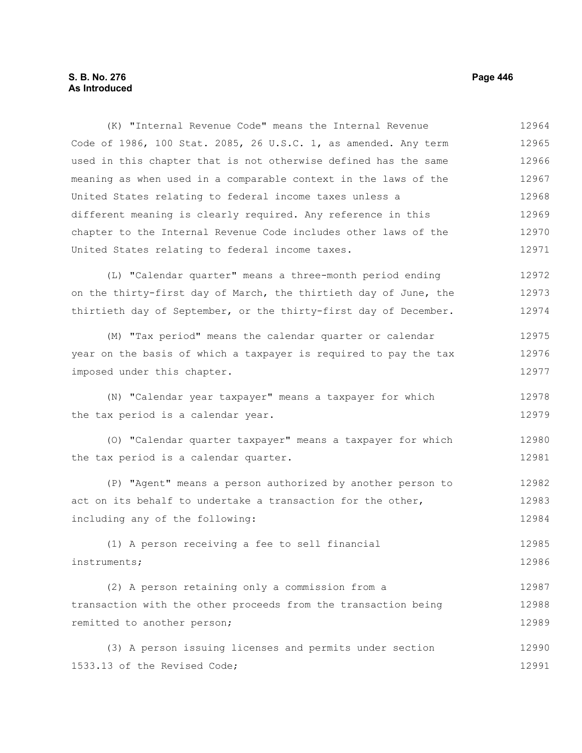(K) "Internal Revenue Code" means the Internal Revenue Code of 1986, 100 Stat. 2085, 26 U.S.C. 1, as amended. Any term used in this chapter that is not otherwise defined has the same meaning as when used in a comparable context in the laws of the United States relating to federal income taxes unless a different meaning is clearly required. Any reference in this chapter to the Internal Revenue Code includes other laws of the United States relating to federal income taxes.

(L) "Calendar quarter" means a three-month period ending on the thirty-first day of March, the thirtieth day of June, the thirtieth day of September, or the thirty-first day of December.

(M) "Tax period" means the calendar quarter or calendar year on the basis of which a taxpayer is required to pay the tax imposed under this chapter.

(N) "Calendar year taxpayer" means a taxpayer for which the tax period is a calendar year.

(O) "Calendar quarter taxpayer" means a taxpayer for which the tax period is a calendar quarter.

(P) "Agent" means a person authorized by another person to act on its behalf to undertake a transaction for the other, including any of the following:

(1) A person receiving a fee to sell financial instruments;

(2) A person retaining only a commission from a transaction with the other proceeds from the transaction being remitted to another person;

(3) A person issuing licenses and permits under section 1533.13 of the Revised Code;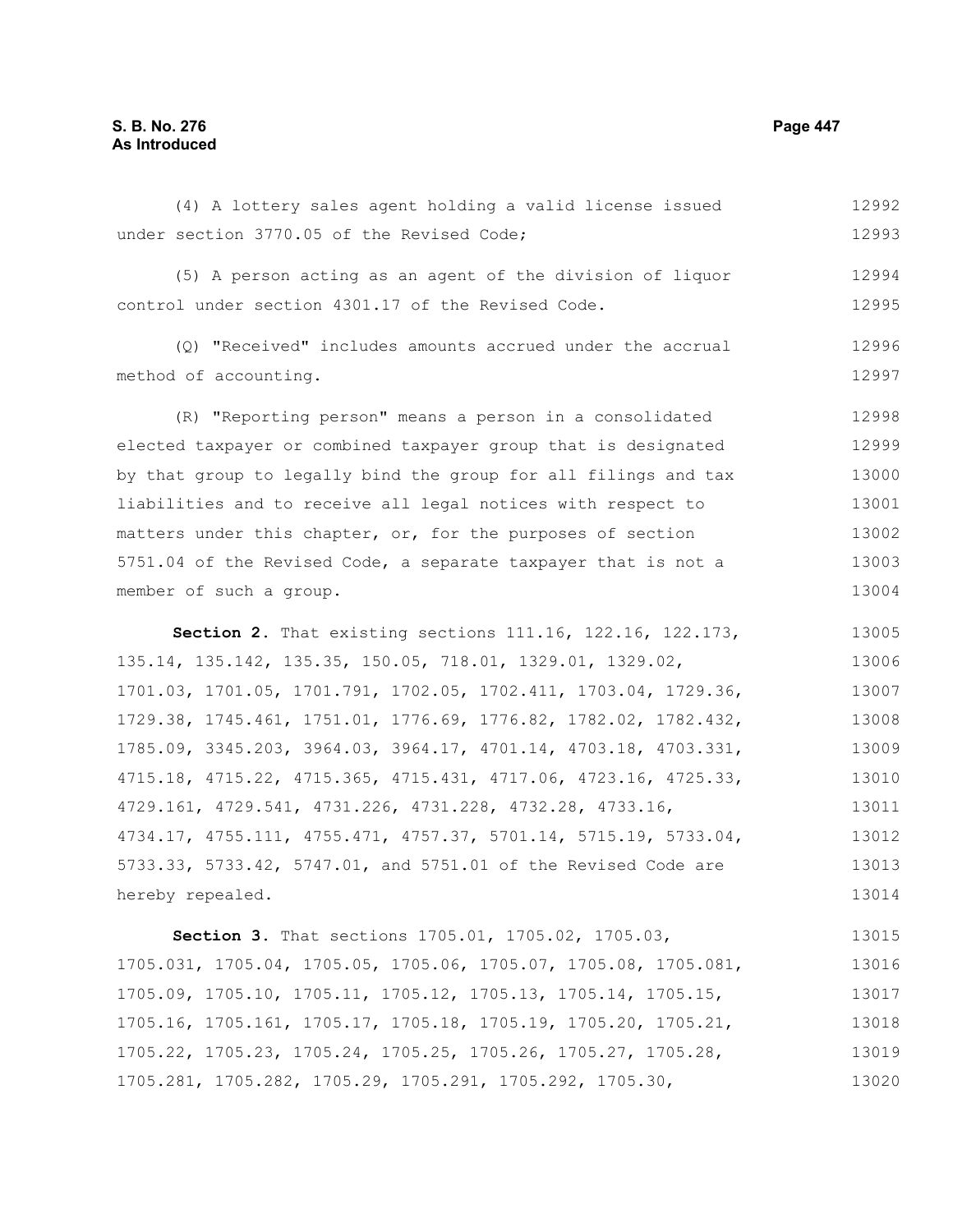(4) A lottery sales agent holding a valid license issued under section 3770.05 of the Revised Code;

(5) A person acting as an agent of the division of liquor control under section 4301.17 of the Revised Code.

(Q) "Received" includes amounts accrued under the accrual method of accounting.

(R) "Reporting person" means a person in a consolidated elected taxpayer or combined taxpayer group that is designated by that group to legally bind the group for all filings and tax liabilities and to receive all legal notices with respect to matters under this chapter, or, for the purposes of section 5751.04 of the Revised Code, a separate taxpayer that is not a member of such a group.

**Section 2.** That existing sections 111.16, 122.16, 122.173, 135.14, 135.142, 135.35, 150.05, 718.01, 1329.01, 1329.02, 1701.03, 1701.05, 1701.791, 1702.05, 1702.411, 1703.04, 1729.36, 1729.38, 1745.461, 1751.01, 1776.69, 1776.82, 1782.02, 1782.432, 1785.09, 3345.203, 3964.03, 3964.17, 4701.14, 4703.18, 4703.331, 4715.18, 4715.22, 4715.365, 4715.431, 4717.06, 4723.16, 4725.33, 4729.161, 4729.541, 4731.226, 4731.228, 4732.28, 4733.16, 4734.17, 4755.111, 4755.471, 4757.37, 5701.14, 5715.19, 5733.04, 5733.33, 5733.42, 5747.01, and 5751.01 of the Revised Code are hereby repealed.

**Section 3.** That sections 1705.01, 1705.02, 1705.03, 1705.031, 1705.04, 1705.05, 1705.06, 1705.07, 1705.08, 1705.081, 1705.09, 1705.10, 1705.11, 1705.12, 1705.13, 1705.14, 1705.15, 1705.16, 1705.161, 1705.17, 1705.18, 1705.19, 1705.20, 1705.21, 1705.22, 1705.23, 1705.24, 1705.25, 1705.26, 1705.27, 1705.28, 1705.281, 1705.282, 1705.29, 1705.291, 1705.292, 1705.30,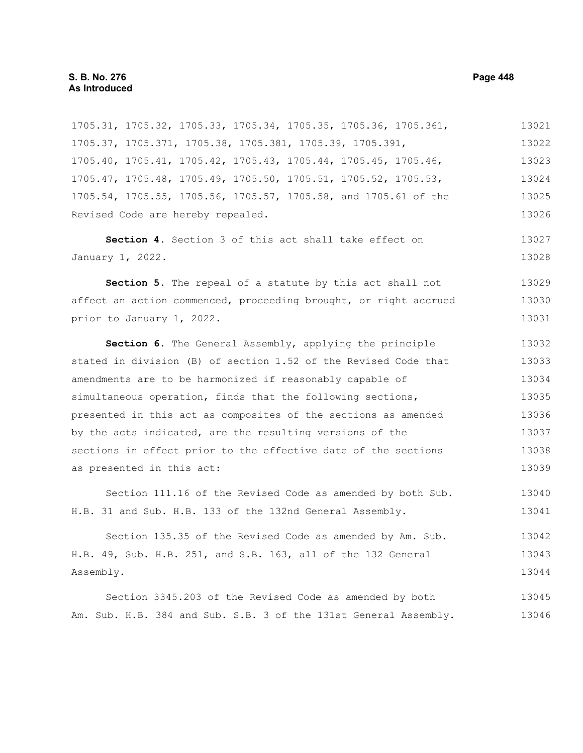1705.31, 1705.32, 1705.33, 1705.34, 1705.35, 1705.36, 1705.361, 1705.37, 1705.371, 1705.38, 1705.381, 1705.39, 1705.391, 1705.40, 1705.41, 1705.42, 1705.43, 1705.44, 1705.45, 1705.46, 1705.47, 1705.48, 1705.49, 1705.50, 1705.51, 1705.52, 1705.53, 1705.54, 1705.55, 1705.56, 1705.57, 1705.58, and 1705.61 of the Revised Code are hereby repealed.

**Section 4.** Section 3 of this act shall take effect on January 1, 2022.

**Section 5.** The repeal of a statute by this act shall not affect an action commenced, proceeding brought, or right accrued prior to January 1, 2022.

**Section 6.** The General Assembly, applying the principle stated in division (B) of section 1.52 of the Revised Code that amendments are to be harmonized if reasonably capable of simultaneous operation, finds that the following sections, presented in this act as composites of the sections as amended by the acts indicated, are the resulting versions of the sections in effect prior to the effective date of the sections as presented in this act:

Section 111.16 of the Revised Code as amended by both Sub. H.B. 31 and Sub. H.B. 133 of the 132nd General Assembly.

Section 135.35 of the Revised Code as amended by Am. Sub. H.B. 49, Sub. H.B. 251, and S.B. 163, all of the 132 General Assembly.

Section 3345.203 of the Revised Code as amended by both Am. Sub. H.B. 384 and Sub. S.B. 3 of the 131st General Assembly.